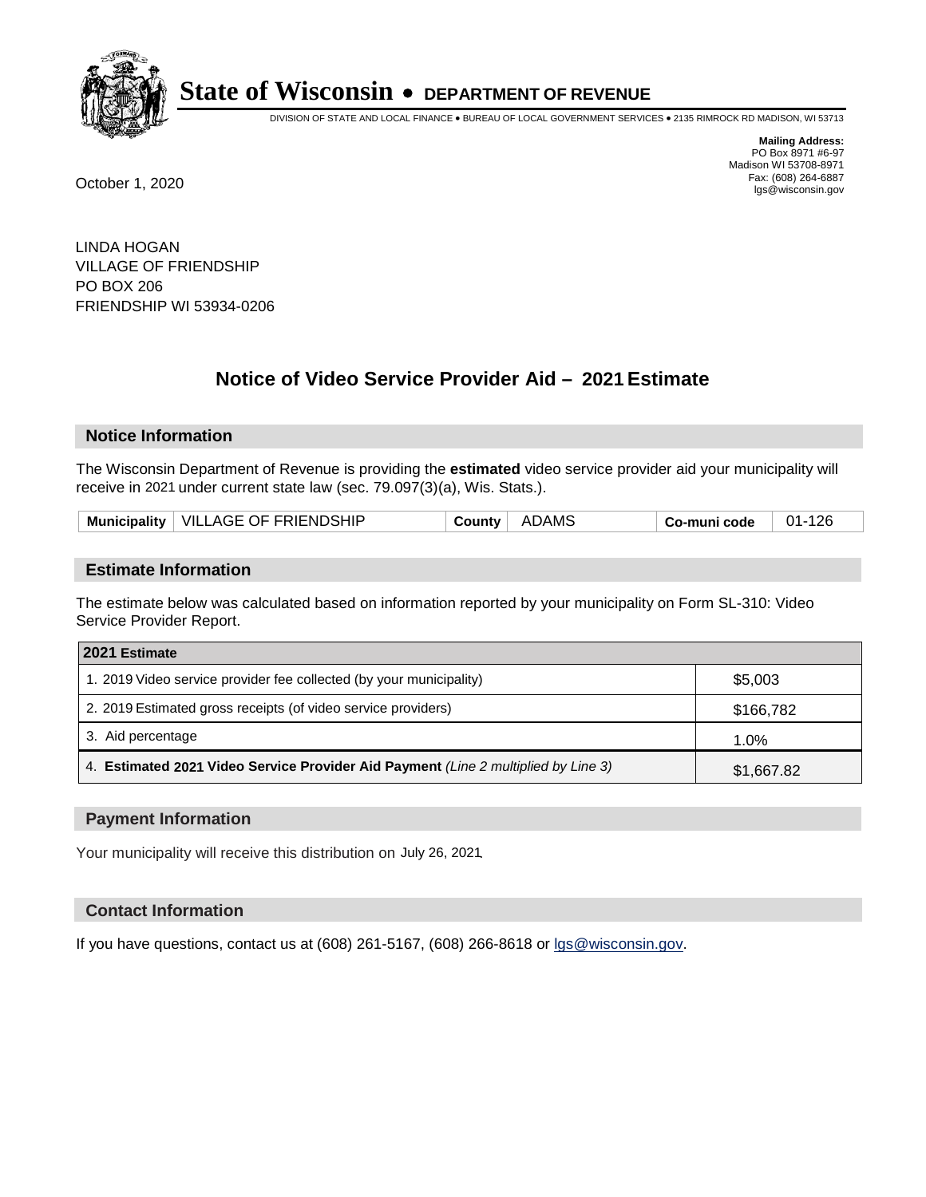# State of Wisconsin • DEPARTMENT OF REVENUE

DIVISION OF STATE AND LOCAL FINANCE • BUREAU OF LOCAL GOVERNMENT SERVICES • 2135 RIMROCK RD MADISON, WI 53713

**Mailing Address:**
PO Box 8971 #6-97
Madison WI 53708-8971
Fax: (608) 264-6887
lgs@wisconsin.gov

October 1, 2020

LINDA HOGAN
VILLAGE OF FRIENDSHIP
PO BOX 206
FRIENDSHIP WI 53934-0206

## Notice of Video Service Provider Aid – 2021 Estimate

### Notice Information

The Wisconsin Department of Revenue is providing the **estimated** video service provider aid your municipality will receive in 2021 under current state law (sec. 79.097(3)(a), Wis. Stats.).

| Municipality | VILLAGE OF FRIENDSHIP | County | ADAMS | Co-muni code | 01-126 |
|---|---|---|---|---|---|

### Estimate Information

The estimate below was calculated based on information reported by your municipality on Form SL-310: Video Service Provider Report.

| 2021 Estimate | |
|---|---|
| 1. 2019 Video service provider fee collected (by your municipality) | $5,003 |
| 2. 2019 Estimated gross receipts (of video service providers) | $166,782 |
| 3. Aid percentage | 1.0% |
| 4. **Estimated 2021 Video Service Provider Aid Payment** *(Line 2 multiplied by Line 3)* | $1,667.82 |

### Payment Information

Your municipality will receive this distribution on July 26, 2021.

### Contact Information

If you have questions, contact us at (608) 261-5167, (608) 266-8618 or lgs@wisconsin.gov.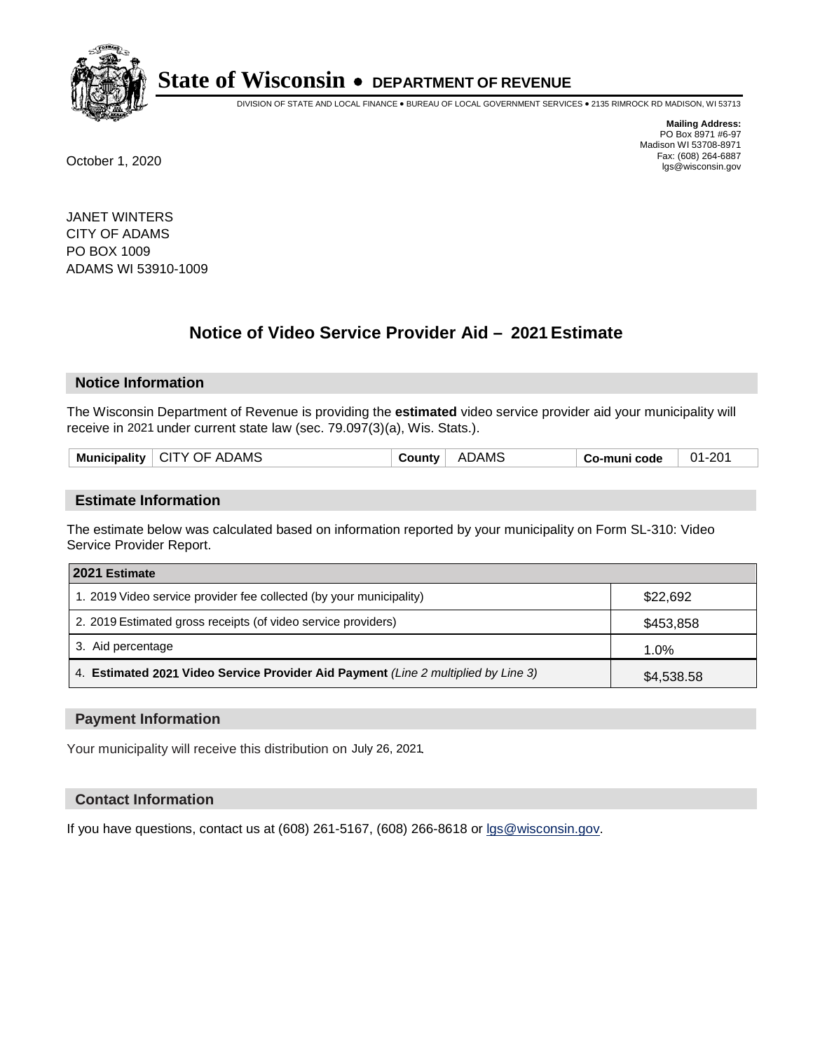# State of Wisconsin • DEPARTMENT OF REVENUE

DIVISION OF STATE AND LOCAL FINANCE • BUREAU OF LOCAL GOVERNMENT SERVICES • 2135 RIMROCK RD MADISON, WI 53713

**Mailing Address:**
PO Box 8971 #6-97
Madison WI 53708-8971
Fax: (608) 264-6887
lgs@wisconsin.gov

October 1, 2020

JANET WINTERS
CITY OF ADAMS
PO BOX 1009
ADAMS WI 53910-1009

## Notice of Video Service Provider Aid – 2021 Estimate

### Notice Information

The Wisconsin Department of Revenue is providing the **estimated** video service provider aid your municipality will receive in 2021 under current state law (sec. 79.097(3)(a), Wis. Stats.).

| Municipality | CITY OF ADAMS | County | ADAMS | Co-muni code | 01-201 |
|---|---|---|---|---|---|

### Estimate Information

The estimate below was calculated based on information reported by your municipality on Form SL-310: Video Service Provider Report.

| 2021 Estimate | |
|---|---|
| 1. 2019 Video service provider fee collected (by your municipality) | $22,692 |
| 2. 2019 Estimated gross receipts (of video service providers) | $453,858 |
| 3. Aid percentage | 1.0% |
| 4. **Estimated 2021 Video Service Provider Aid Payment** *(Line 2 multiplied by Line 3)* | $4,538.58 |

### Payment Information

Your municipality will receive this distribution on July 26, 2021.

### Contact Information

If you have questions, contact us at (608) 261-5167, (608) 266-8618 or lgs@wisconsin.gov.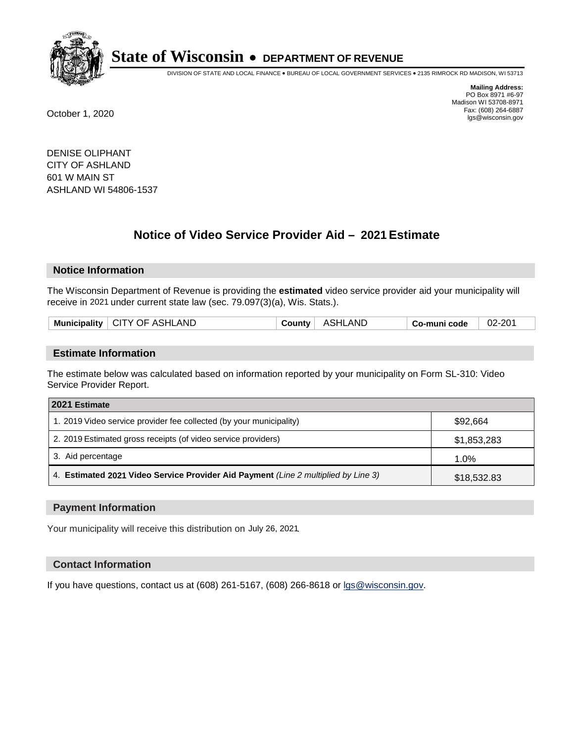# State of Wisconsin • DEPARTMENT OF REVENUE

DIVISION OF STATE AND LOCAL FINANCE • BUREAU OF LOCAL GOVERNMENT SERVICES • 2135 RIMROCK RD MADISON, WI 53713

**Mailing Address:**
PO Box 8971 #6-97
Madison WI 53708-8971
Fax: (608) 264-6887
lgs@wisconsin.gov

October 1, 2020

DENISE OLIPHANT
CITY OF ASHLAND
601 W MAIN ST
ASHLAND WI 54806-1537

## Notice of Video Service Provider Aid – 2021 Estimate

### Notice Information

The Wisconsin Department of Revenue is providing the **estimated** video service provider aid your municipality will receive in 2021 under current state law (sec. 79.097(3)(a), Wis. Stats.).

| **Municipality** | CITY OF ASHLAND | **County** | ASHLAND | **Co-muni code** | 02-201 |
|---|---|---|---|---|---|

### Estimate Information

The estimate below was calculated based on information reported by your municipality on Form SL-310: Video Service Provider Report.

| **2021 Estimate** | |
|---|---|
| 1. 2019 Video service provider fee collected (by your municipality) | $92,664 |
| 2. 2019 Estimated gross receipts (of video service providers) | $1,853,283 |
| 3. Aid percentage | 1.0% |
| 4. **Estimated 2021 Video Service Provider Aid Payment** *(Line 2 multiplied by Line 3)* | $18,532.83 |

### Payment Information

Your municipality will receive this distribution on July 26, 2021.

### Contact Information

If you have questions, contact us at (608) 261-5167, (608) 266-8618 or lgs@wisconsin.gov.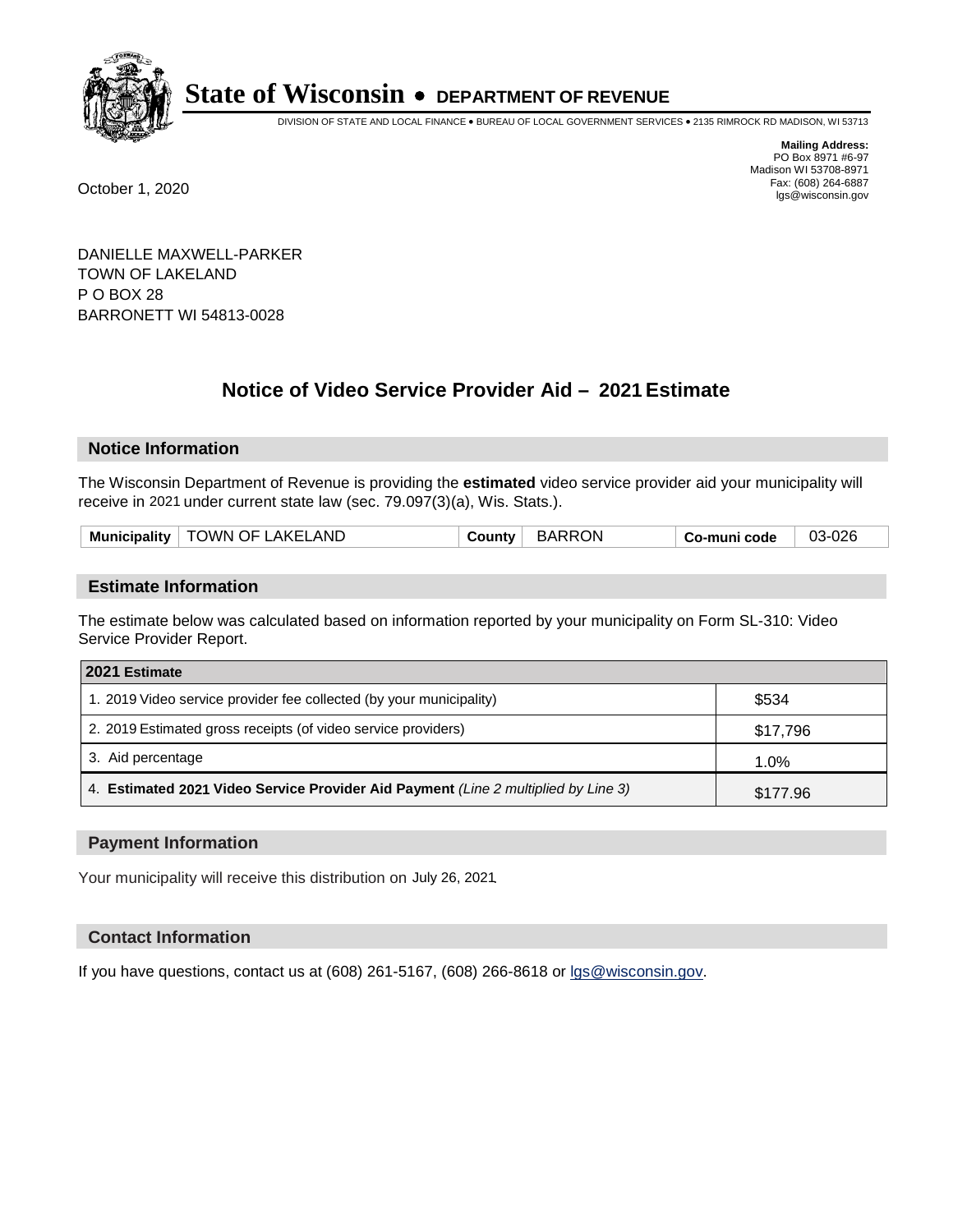# State of Wisconsin • DEPARTMENT OF REVENUE

DIVISION OF STATE AND LOCAL FINANCE • BUREAU OF LOCAL GOVERNMENT SERVICES • 2135 RIMROCK RD MADISON, WI 53713

**Mailing Address:**
PO Box 8971 #6-97
Madison WI 53708-8971
Fax: (608) 264-6887
lgs@wisconsin.gov

October 1, 2020

DANIELLE MAXWELL-PARKER
TOWN OF LAKELAND
P O BOX 28
BARRONETT WI 54813-0028

## Notice of Video Service Provider Aid – 2021 Estimate

### Notice Information

The Wisconsin Department of Revenue is providing the **estimated** video service provider aid your municipality will receive in 2021 under current state law (sec. 79.097(3)(a), Wis. Stats.).

| Municipality | TOWN OF LAKELAND | County | BARRON | Co-muni code | 03-026 |
|---|---|---|---|---|---|

### Estimate Information

The estimate below was calculated based on information reported by your municipality on Form SL-310: Video Service Provider Report.

| 2021 Estimate | |
|---|---|
| 1. 2019 Video service provider fee collected (by your municipality) | $534 |
| 2. 2019 Estimated gross receipts (of video service providers) | $17,796 |
| 3. Aid percentage | 1.0% |
| 4. **Estimated 2021 Video Service Provider Aid Payment** *(Line 2 multiplied by Line 3)* | $177.96 |

### Payment Information

Your municipality will receive this distribution on July 26, 2021.

### Contact Information

If you have questions, contact us at (608) 261-5167, (608) 266-8618 or lgs@wisconsin.gov.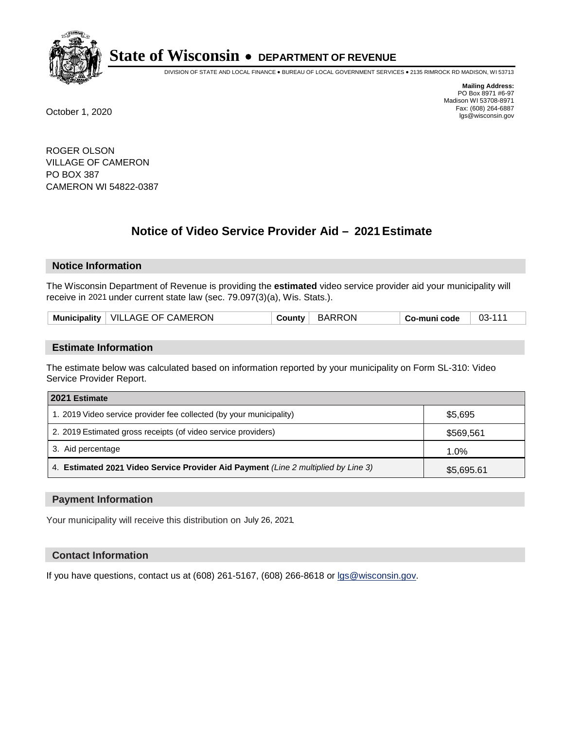# State of Wisconsin • DEPARTMENT OF REVENUE

DIVISION OF STATE AND LOCAL FINANCE • BUREAU OF LOCAL GOVERNMENT SERVICES • 2135 RIMROCK RD MADISON, WI 53713

**Mailing Address:**
PO Box 8971 #6-97
Madison WI 53708-8971
Fax: (608) 264-6887
lgs@wisconsin.gov

October 1, 2020

ROGER OLSON
VILLAGE OF CAMERON
PO BOX 387
CAMERON WI 54822-0387

## Notice of Video Service Provider Aid – 2021 Estimate

### Notice Information

The Wisconsin Department of Revenue is providing the **estimated** video service provider aid your municipality will receive in 2021 under current state law (sec. 79.097(3)(a), Wis. Stats.).

| Municipality | VILLAGE OF CAMERON | County | BARRON | Co-muni code | 03-111 |
|---|---|---|---|---|---|

### Estimate Information

The estimate below was calculated based on information reported by your municipality on Form SL-310: Video Service Provider Report.

| 2021 Estimate | |
|---|---|
| 1. 2019 Video service provider fee collected (by your municipality) | $5,695 |
| 2. 2019 Estimated gross receipts (of video service providers) | $569,561 |
| 3. Aid percentage | 1.0% |
| 4. **Estimated 2021 Video Service Provider Aid Payment** *(Line 2 multiplied by Line 3)* | $5,695.61 |

### Payment Information

Your municipality will receive this distribution on July 26, 2021.

### Contact Information

If you have questions, contact us at (608) 261-5167, (608) 266-8618 or lgs@wisconsin.gov.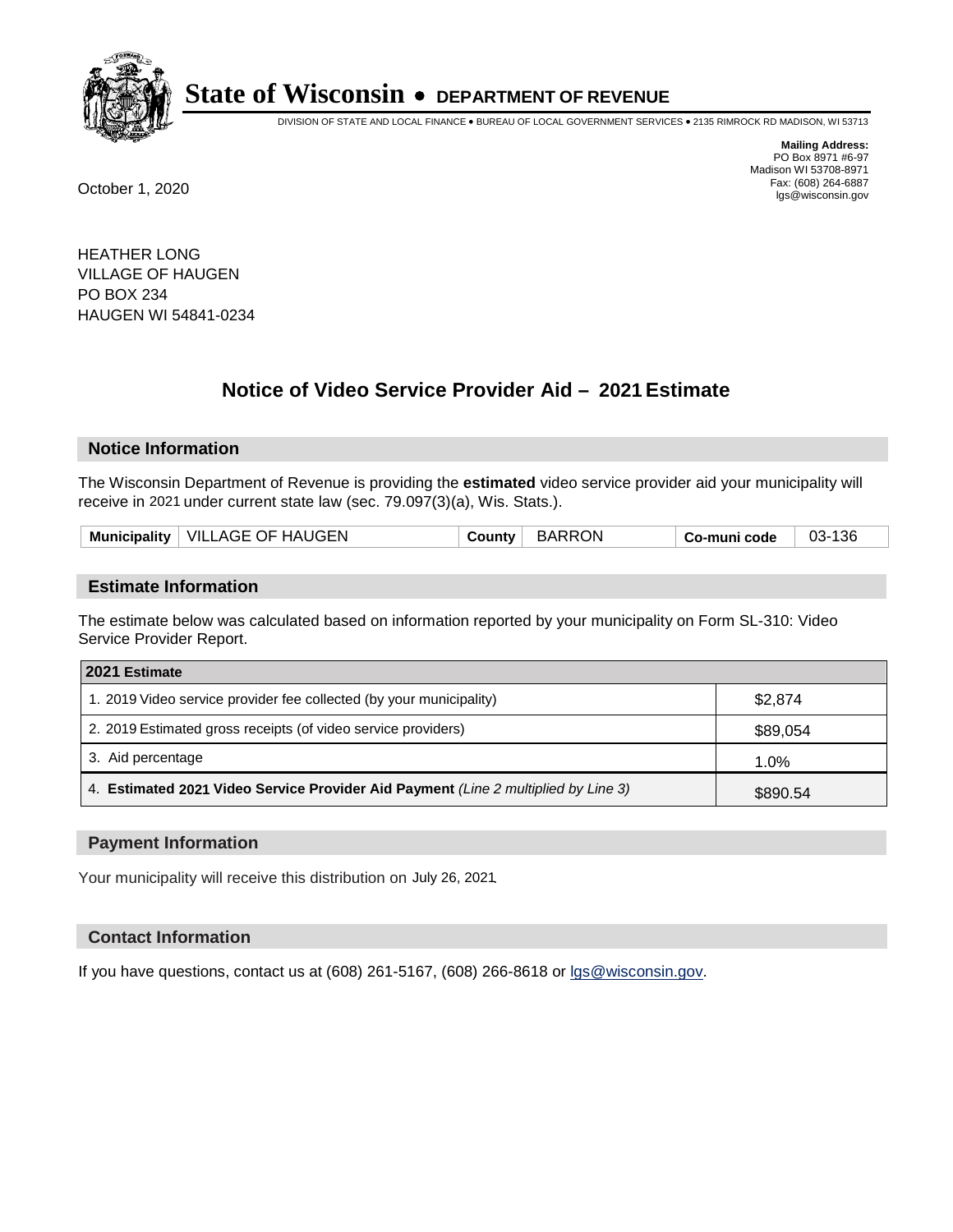# State of Wisconsin • DEPARTMENT OF REVENUE

DIVISION OF STATE AND LOCAL FINANCE • BUREAU OF LOCAL GOVERNMENT SERVICES • 2135 RIMROCK RD MADISON, WI 53713

**Mailing Address:**
PO Box 8971 #6-97
Madison WI 53708-8971
Fax: (608) 264-6887
lgs@wisconsin.gov

October 1, 2020

HEATHER LONG
VILLAGE OF HAUGEN
PO BOX 234
HAUGEN WI 54841-0234

## Notice of Video Service Provider Aid – 2021 Estimate

### Notice Information

The Wisconsin Department of Revenue is providing the **estimated** video service provider aid your municipality will receive in 2021 under current state law (sec. 79.097(3)(a), Wis. Stats.).

| Municipality | VILLAGE OF HAUGEN | County | BARRON | Co-muni code | 03-136 |
|---|---|---|---|---|---|

### Estimate Information

The estimate below was calculated based on information reported by your municipality on Form SL-310: Video Service Provider Report.

| 2021 Estimate | |
|---|---|
| 1. 2019 Video service provider fee collected (by your municipality) | $2,874 |
| 2. 2019 Estimated gross receipts (of video service providers) | $89,054 |
| 3. Aid percentage | 1.0% |
| 4. **Estimated 2021 Video Service Provider Aid Payment** *(Line 2 multiplied by Line 3)* | $890.54 |

### Payment Information

Your municipality will receive this distribution on July 26, 2021.

### Contact Information

If you have questions, contact us at (608) 261-5167, (608) 266-8618 or lgs@wisconsin.gov.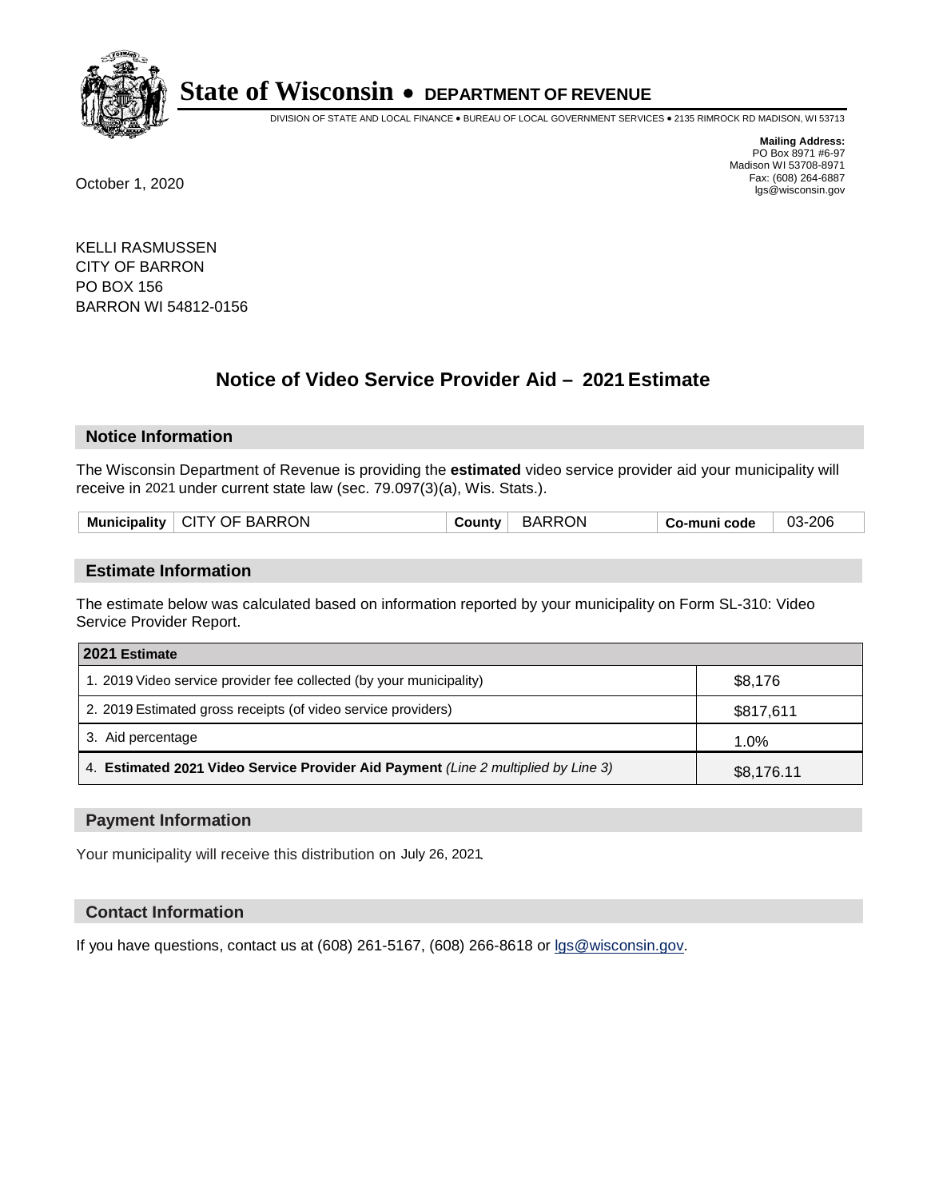# State of Wisconsin • DEPARTMENT OF REVENUE

DIVISION OF STATE AND LOCAL FINANCE • BUREAU OF LOCAL GOVERNMENT SERVICES • 2135 RIMROCK RD MADISON, WI 53713

**Mailing Address:**
PO Box 8971 #6-97
Madison WI 53708-8971
Fax: (608) 264-6887
lgs@wisconsin.gov

October 1, 2020

KELLI RASMUSSEN
CITY OF BARRON
PO BOX 156
BARRON WI 54812-0156

## Notice of Video Service Provider Aid – 2021 Estimate

### Notice Information

The Wisconsin Department of Revenue is providing the **estimated** video service provider aid your municipality will receive in 2021 under current state law (sec. 79.097(3)(a), Wis. Stats.).

| Municipality | CITY OF BARRON | County | BARRON | Co-muni code | 03-206 |
|---|---|---|---|---|---|

### Estimate Information

The estimate below was calculated based on information reported by your municipality on Form SL-310: Video Service Provider Report.

| 2021 Estimate | |
|---|---|
| 1. 2019 Video service provider fee collected (by your municipality) | $8,176 |
| 2. 2019 Estimated gross receipts (of video service providers) | $817,611 |
| 3. Aid percentage | 1.0% |
| 4. **Estimated 2021 Video Service Provider Aid Payment** *(Line 2 multiplied by Line 3)* | $8,176.11 |

### Payment Information

Your municipality will receive this distribution on July 26, 2021.

### Contact Information

If you have questions, contact us at (608) 261-5167, (608) 266-8618 or lgs@wisconsin.gov.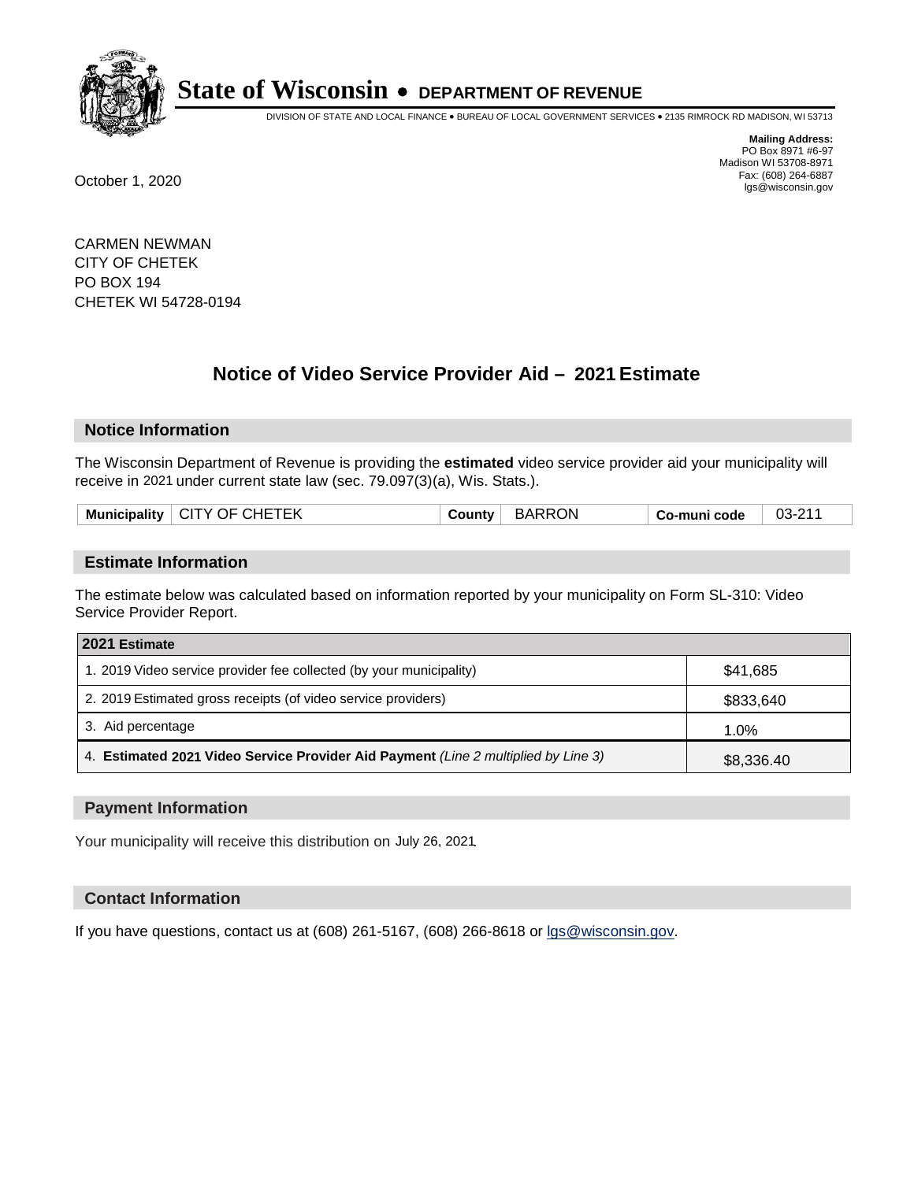# State of Wisconsin • DEPARTMENT OF REVENUE

DIVISION OF STATE AND LOCAL FINANCE • BUREAU OF LOCAL GOVERNMENT SERVICES • 2135 RIMROCK RD MADISON, WI 53713

**Mailing Address:**
PO Box 8971 #6-97
Madison WI 53708-8971
Fax: (608) 264-6887
lgs@wisconsin.gov

October 1, 2020

CARMEN NEWMAN
CITY OF CHETEK
PO BOX 194
CHETEK WI 54728-0194

## Notice of Video Service Provider Aid – 2021 Estimate

### Notice Information

The Wisconsin Department of Revenue is providing the **estimated** video service provider aid your municipality will receive in 2021 under current state law (sec. 79.097(3)(a), Wis. Stats.).

| Municipality | CITY OF CHETEK | County | BARRON | Co-muni code | 03-211 |
|---|---|---|---|---|---|

### Estimate Information

The estimate below was calculated based on information reported by your municipality on Form SL-310: Video Service Provider Report.

| 2021 Estimate | |
|---|---|
| 1. 2019 Video service provider fee collected (by your municipality) | $41,685 |
| 2. 2019 Estimated gross receipts (of video service providers) | $833,640 |
| 3. Aid percentage | 1.0% |
| 4. **Estimated 2021 Video Service Provider Aid Payment** *(Line 2 multiplied by Line 3)* | $8,336.40 |

### Payment Information

Your municipality will receive this distribution on July 26, 2021.

### Contact Information

If you have questions, contact us at (608) 261-5167, (608) 266-8618 or lgs@wisconsin.gov.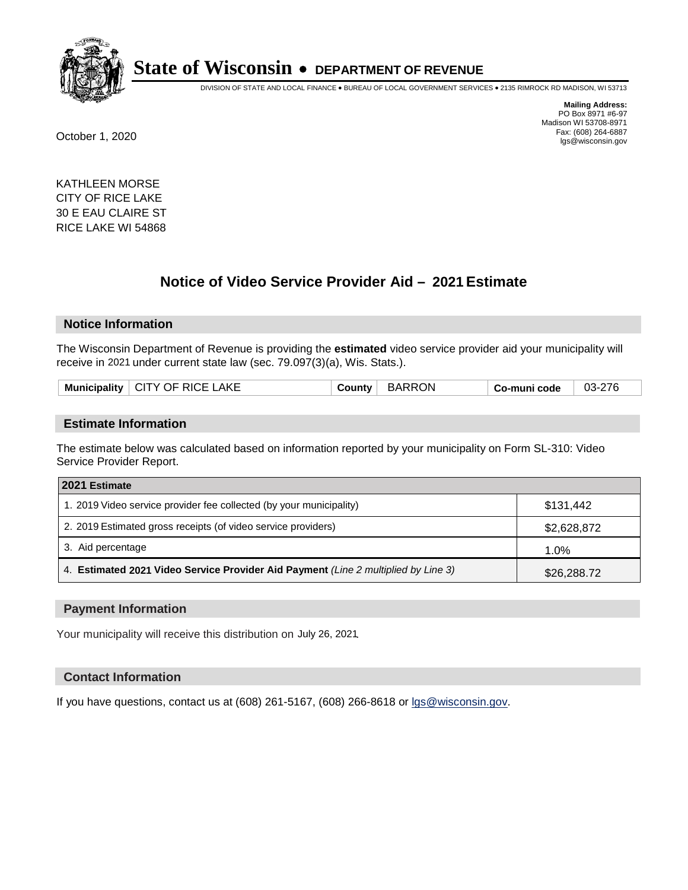# State of Wisconsin • DEPARTMENT OF REVENUE

DIVISION OF STATE AND LOCAL FINANCE • BUREAU OF LOCAL GOVERNMENT SERVICES • 2135 RIMROCK RD MADISON, WI 53713

**Mailing Address:**
PO Box 8971 #6-97
Madison WI 53708-8971
Fax: (608) 264-6887
lgs@wisconsin.gov

October 1, 2020

KATHLEEN MORSE
CITY OF RICE LAKE
30 E EAU CLAIRE ST
RICE LAKE WI 54868

## Notice of Video Service Provider Aid – 2021 Estimate

### Notice Information

The Wisconsin Department of Revenue is providing the **estimated** video service provider aid your municipality will receive in 2021 under current state law (sec. 79.097(3)(a), Wis. Stats.).

| Municipality | CITY OF RICE LAKE | County | BARRON | Co-muni code | 03-276 |
|---|---|---|---|---|---|

### Estimate Information

The estimate below was calculated based on information reported by your municipality on Form SL-310: Video Service Provider Report.

| 2021 Estimate | |
|---|---|
| 1. 2019 Video service provider fee collected (by your municipality) | $131,442 |
| 2. 2019 Estimated gross receipts (of video service providers) | $2,628,872 |
| 3. Aid percentage | 1.0% |
| 4. **Estimated 2021 Video Service Provider Aid Payment** *(Line 2 multiplied by Line 3)* | $26,288.72 |

### Payment Information

Your municipality will receive this distribution on July 26, 2021.

### Contact Information

If you have questions, contact us at (608) 261-5167, (608) 266-8618 or lgs@wisconsin.gov.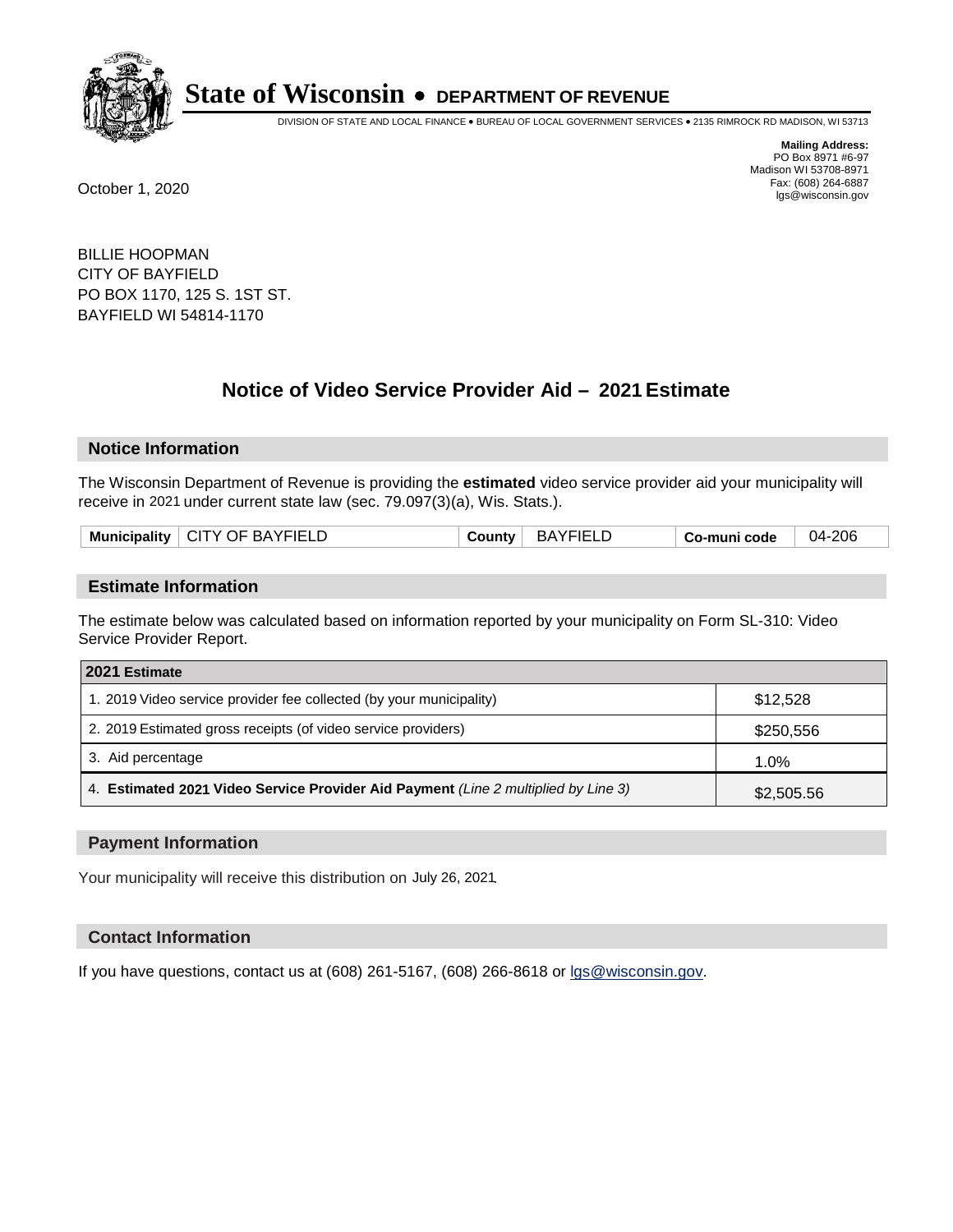# State of Wisconsin • DEPARTMENT OF REVENUE

DIVISION OF STATE AND LOCAL FINANCE • BUREAU OF LOCAL GOVERNMENT SERVICES • 2135 RIMROCK RD MADISON, WI 53713

**Mailing Address:**
PO Box 8971 #6-97
Madison WI 53708-8971
Fax: (608) 264-6887
lgs@wisconsin.gov

October 1, 2020

BILLIE HOOPMAN
CITY OF BAYFIELD
PO BOX 1170, 125 S. 1ST ST.
BAYFIELD WI 54814-1170

## Notice of Video Service Provider Aid – 2021 Estimate

### Notice Information

The Wisconsin Department of Revenue is providing the **estimated** video service provider aid your municipality will receive in 2021 under current state law (sec. 79.097(3)(a), Wis. Stats.).

| Municipality | CITY OF BAYFIELD | County | BAYFIELD | Co-muni code | 04-206 |
|---|---|---|---|---|---|

### Estimate Information

The estimate below was calculated based on information reported by your municipality on Form SL-310: Video Service Provider Report.

| 2021 Estimate | |
|---|---|
| 1. 2019 Video service provider fee collected (by your municipality) | $12,528 |
| 2. 2019 Estimated gross receipts (of video service providers) | $250,556 |
| 3. Aid percentage | 1.0% |
| 4. **Estimated 2021 Video Service Provider Aid Payment** *(Line 2 multiplied by Line 3)* | $2,505.56 |

### Payment Information

Your municipality will receive this distribution on July 26, 2021.

### Contact Information

If you have questions, contact us at (608) 261-5167, (608) 266-8618 or lgs@wisconsin.gov.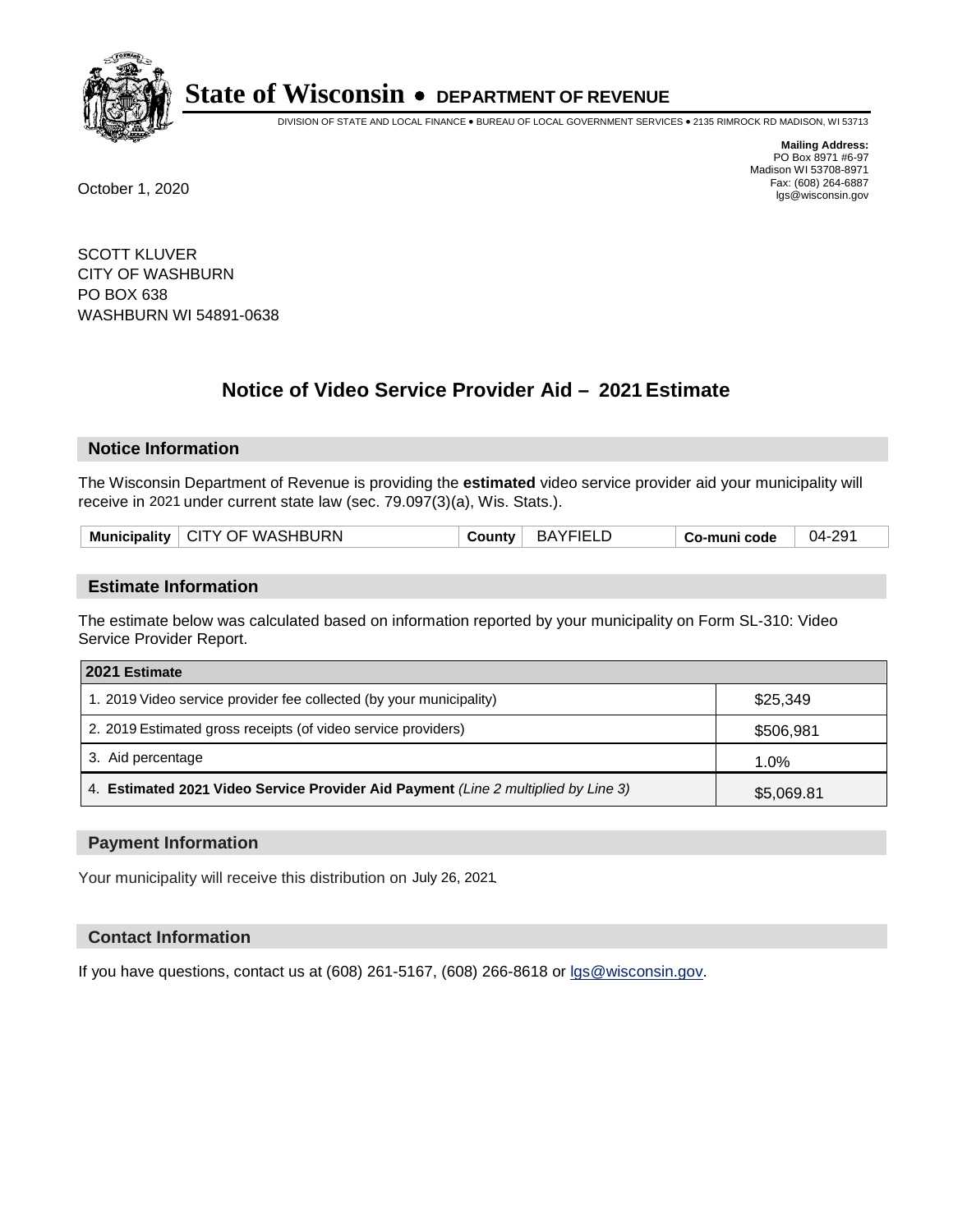# State of Wisconsin • DEPARTMENT OF REVENUE

DIVISION OF STATE AND LOCAL FINANCE • BUREAU OF LOCAL GOVERNMENT SERVICES • 2135 RIMROCK RD MADISON, WI 53713

**Mailing Address:**
PO Box 8971 #6-97
Madison WI 53708-8971
Fax: (608) 264-6887
lgs@wisconsin.gov

October 1, 2020

SCOTT KLUVER
CITY OF WASHBURN
PO BOX 638
WASHBURN WI 54891-0638

## Notice of Video Service Provider Aid – 2021 Estimate

### Notice Information

The Wisconsin Department of Revenue is providing the **estimated** video service provider aid your municipality will receive in 2021 under current state law (sec. 79.097(3)(a), Wis. Stats.).

| Municipality | CITY OF WASHBURN | County | BAYFIELD | Co-muni code | 04-291 |
|---|---|---|---|---|---|

### Estimate Information

The estimate below was calculated based on information reported by your municipality on Form SL-310: Video Service Provider Report.

| 2021 Estimate | |
|---|---|
| 1. 2019 Video service provider fee collected (by your municipality) | $25,349 |
| 2. 2019 Estimated gross receipts (of video service providers) | $506,981 |
| 3. Aid percentage | 1.0% |
| 4. **Estimated 2021 Video Service Provider Aid Payment** *(Line 2 multiplied by Line 3)* | $5,069.81 |

### Payment Information

Your municipality will receive this distribution on July 26, 2021.

### Contact Information

If you have questions, contact us at (608) 261-5167, (608) 266-8618 or lgs@wisconsin.gov.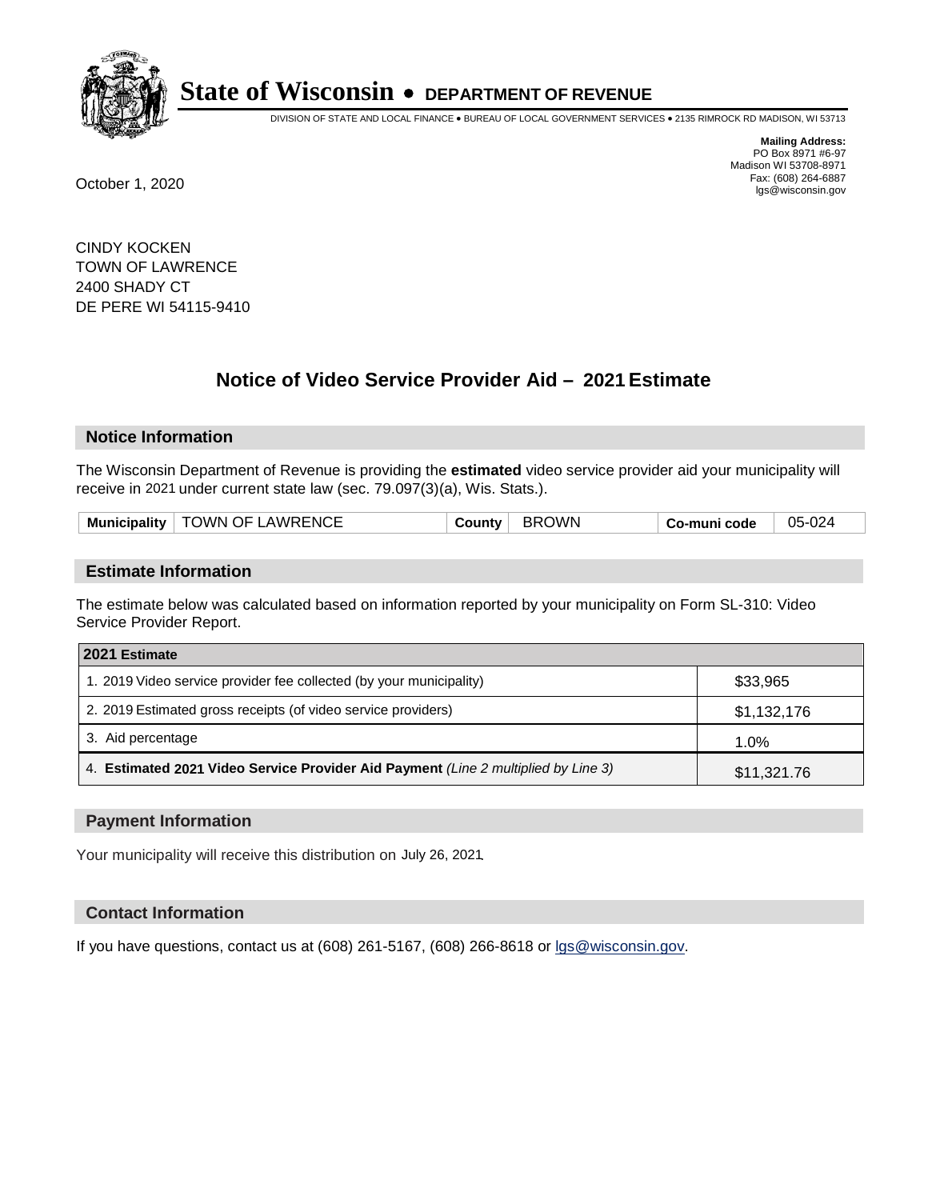# State of Wisconsin • DEPARTMENT OF REVENUE

DIVISION OF STATE AND LOCAL FINANCE • BUREAU OF LOCAL GOVERNMENT SERVICES • 2135 RIMROCK RD MADISON, WI 53713

**Mailing Address:**
PO Box 8971 #6-97
Madison WI 53708-8971
Fax: (608) 264-6887
lgs@wisconsin.gov

October 1, 2020

CINDY KOCKEN
TOWN OF LAWRENCE
2400 SHADY CT
DE PERE WI 54115-9410

## Notice of Video Service Provider Aid – 2021 Estimate

### Notice Information

The Wisconsin Department of Revenue is providing the **estimated** video service provider aid your municipality will receive in 2021 under current state law (sec. 79.097(3)(a), Wis. Stats.).

| Municipality | TOWN OF LAWRENCE | County | BROWN | Co-muni code | 05-024 |
|---|---|---|---|---|---|

### Estimate Information

The estimate below was calculated based on information reported by your municipality on Form SL-310: Video Service Provider Report.

| 2021 Estimate | |
|---|---|
| 1. 2019 Video service provider fee collected (by your municipality) | $33,965 |
| 2. 2019 Estimated gross receipts (of video service providers) | $1,132,176 |
| 3. Aid percentage | 1.0% |
| 4. **Estimated 2021 Video Service Provider Aid Payment** *(Line 2 multiplied by Line 3)* | $11,321.76 |

### Payment Information

Your municipality will receive this distribution on July 26, 2021.

### Contact Information

If you have questions, contact us at (608) 261-5167, (608) 266-8618 or lgs@wisconsin.gov.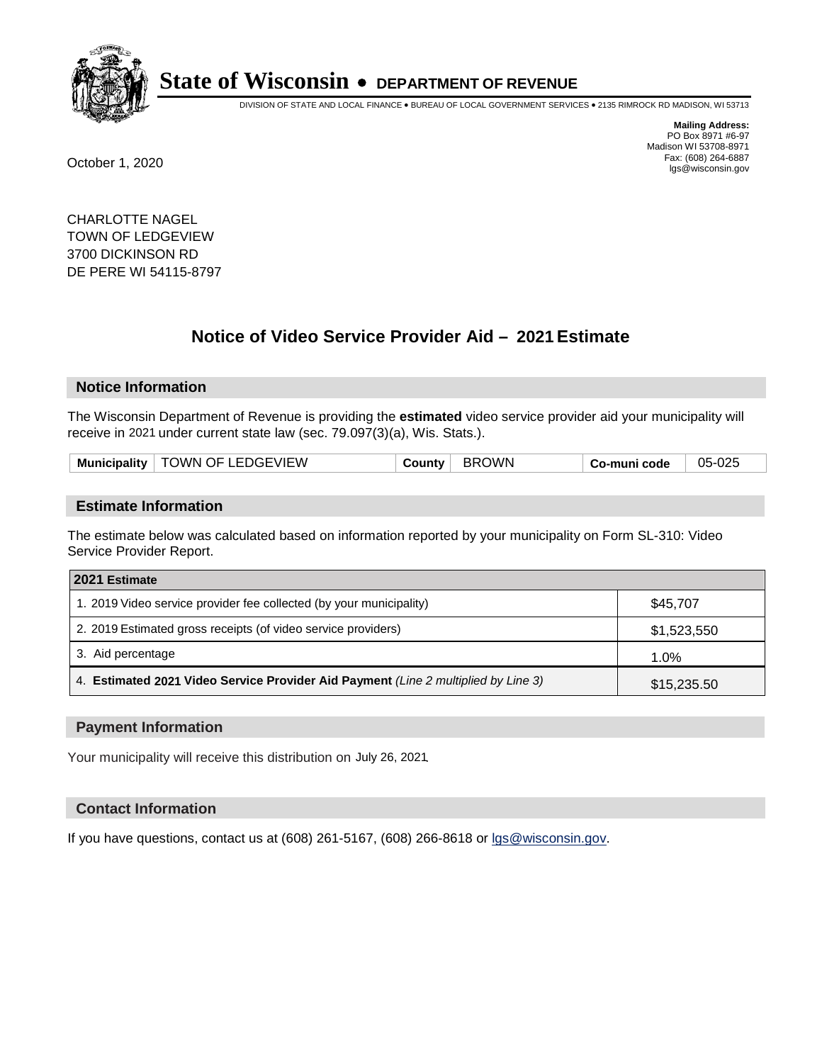# State of Wisconsin • DEPARTMENT OF REVENUE

DIVISION OF STATE AND LOCAL FINANCE • BUREAU OF LOCAL GOVERNMENT SERVICES • 2135 RIMROCK RD MADISON, WI 53713

**Mailing Address:**
PO Box 8971 #6-97
Madison WI 53708-8971
Fax: (608) 264-6887
lgs@wisconsin.gov

October 1, 2020

CHARLOTTE NAGEL
TOWN OF LEDGEVIEW
3700 DICKINSON RD
DE PERE WI 54115-8797

## Notice of Video Service Provider Aid – 2021 Estimate

### Notice Information

The Wisconsin Department of Revenue is providing the **estimated** video service provider aid your municipality will receive in 2021 under current state law (sec. 79.097(3)(a), Wis. Stats.).

| Municipality | TOWN OF LEDGEVIEW | County | BROWN | Co-muni code | 05-025 |
|---|---|---|---|---|---|

### Estimate Information

The estimate below was calculated based on information reported by your municipality on Form SL-310: Video Service Provider Report.

| 2021 Estimate | |
|---|---|
| 1. 2019 Video service provider fee collected (by your municipality) | $45,707 |
| 2. 2019 Estimated gross receipts (of video service providers) | $1,523,550 |
| 3. Aid percentage | 1.0% |
| 4. **Estimated 2021 Video Service Provider Aid Payment** *(Line 2 multiplied by Line 3)* | $15,235.50 |

### Payment Information

Your municipality will receive this distribution on July 26, 2021.

### Contact Information

If you have questions, contact us at (608) 261-5167, (608) 266-8618 or lgs@wisconsin.gov.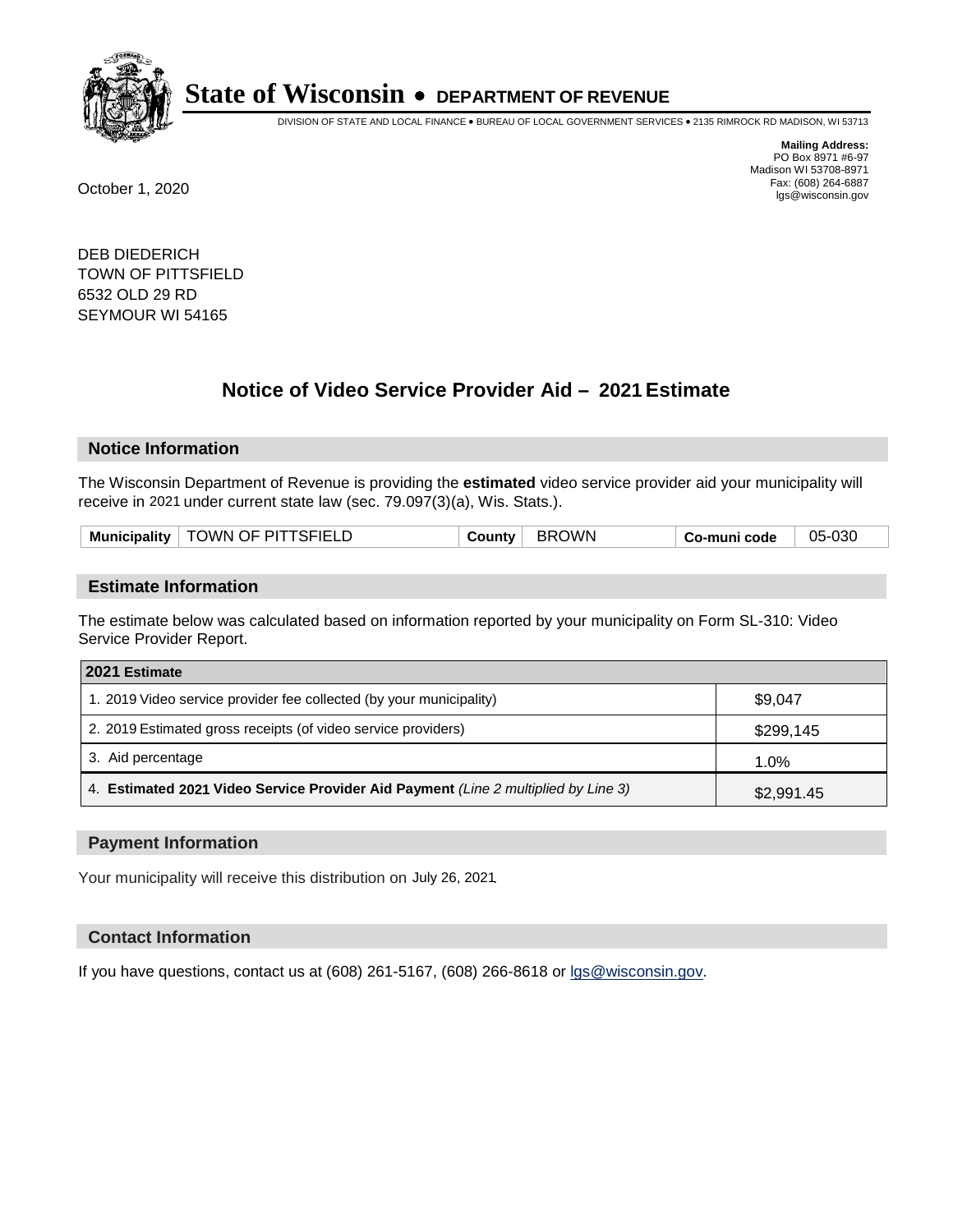# State of Wisconsin • DEPARTMENT OF REVENUE

DIVISION OF STATE AND LOCAL FINANCE • BUREAU OF LOCAL GOVERNMENT SERVICES • 2135 RIMROCK RD MADISON, WI 53713

**Mailing Address:**
PO Box 8971 #6-97
Madison WI 53708-8971
Fax: (608) 264-6887
lgs@wisconsin.gov

October 1, 2020

DEB DIEDERICH
TOWN OF PITTSFIELD
6532 OLD 29 RD
SEYMOUR WI 54165

## Notice of Video Service Provider Aid – 2021 Estimate

### Notice Information

The Wisconsin Department of Revenue is providing the **estimated** video service provider aid your municipality will receive in 2021 under current state law (sec. 79.097(3)(a), Wis. Stats.).

| Municipality | TOWN OF PITTSFIELD | County | BROWN | Co-muni code | 05-030 |
|---|---|---|---|---|---|

### Estimate Information

The estimate below was calculated based on information reported by your municipality on Form SL-310: Video Service Provider Report.

| 2021 Estimate | |
|---|---|
| 1. 2019 Video service provider fee collected (by your municipality) | $9,047 |
| 2. 2019 Estimated gross receipts (of video service providers) | $299,145 |
| 3. Aid percentage | 1.0% |
| 4. **Estimated 2021 Video Service Provider Aid Payment** *(Line 2 multiplied by Line 3)* | $2,991.45 |

### Payment Information

Your municipality will receive this distribution on July 26, 2021.

### Contact Information

If you have questions, contact us at (608) 261-5167, (608) 266-8618 or lgs@wisconsin.gov.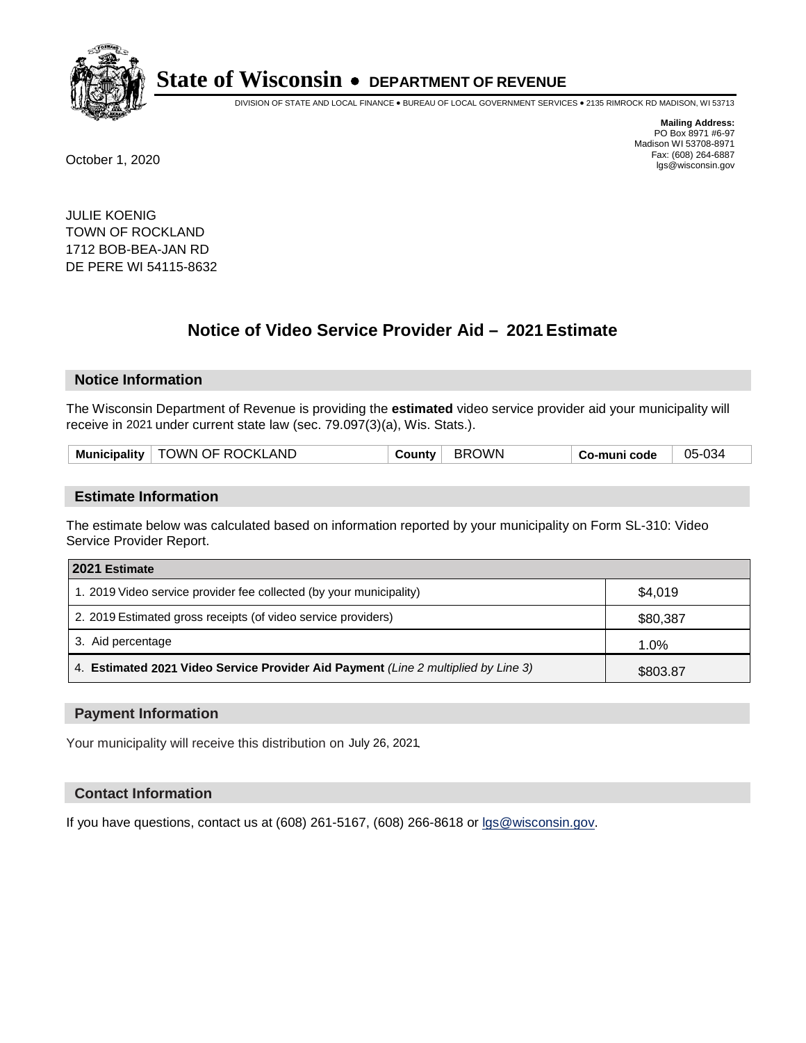# State of Wisconsin • DEPARTMENT OF REVENUE

DIVISION OF STATE AND LOCAL FINANCE • BUREAU OF LOCAL GOVERNMENT SERVICES • 2135 RIMROCK RD MADISON, WI 53713

**Mailing Address:**
PO Box 8971 #6-97
Madison WI 53708-8971
Fax: (608) 264-6887
lgs@wisconsin.gov

October 1, 2020

JULIE KOENIG
TOWN OF ROCKLAND
1712 BOB-BEA-JAN RD
DE PERE WI 54115-8632

## Notice of Video Service Provider Aid – 2021 Estimate

### Notice Information

The Wisconsin Department of Revenue is providing the **estimated** video service provider aid your municipality will receive in 2021 under current state law (sec. 79.097(3)(a), Wis. Stats.).

| Municipality | TOWN OF ROCKLAND | County | BROWN | Co-muni code | 05-034 |
|---|---|---|---|---|---|

### Estimate Information

The estimate below was calculated based on information reported by your municipality on Form SL-310: Video Service Provider Report.

| 2021 Estimate | |
|---|---|
| 1. 2019 Video service provider fee collected (by your municipality) | $4,019 |
| 2. 2019 Estimated gross receipts (of video service providers) | $80,387 |
| 3. Aid percentage | 1.0% |
| 4. **Estimated 2021 Video Service Provider Aid Payment** *(Line 2 multiplied by Line 3)* | $803.87 |

### Payment Information

Your municipality will receive this distribution on July 26, 2021.

### Contact Information

If you have questions, contact us at (608) 261-5167, (608) 266-8618 or lgs@wisconsin.gov.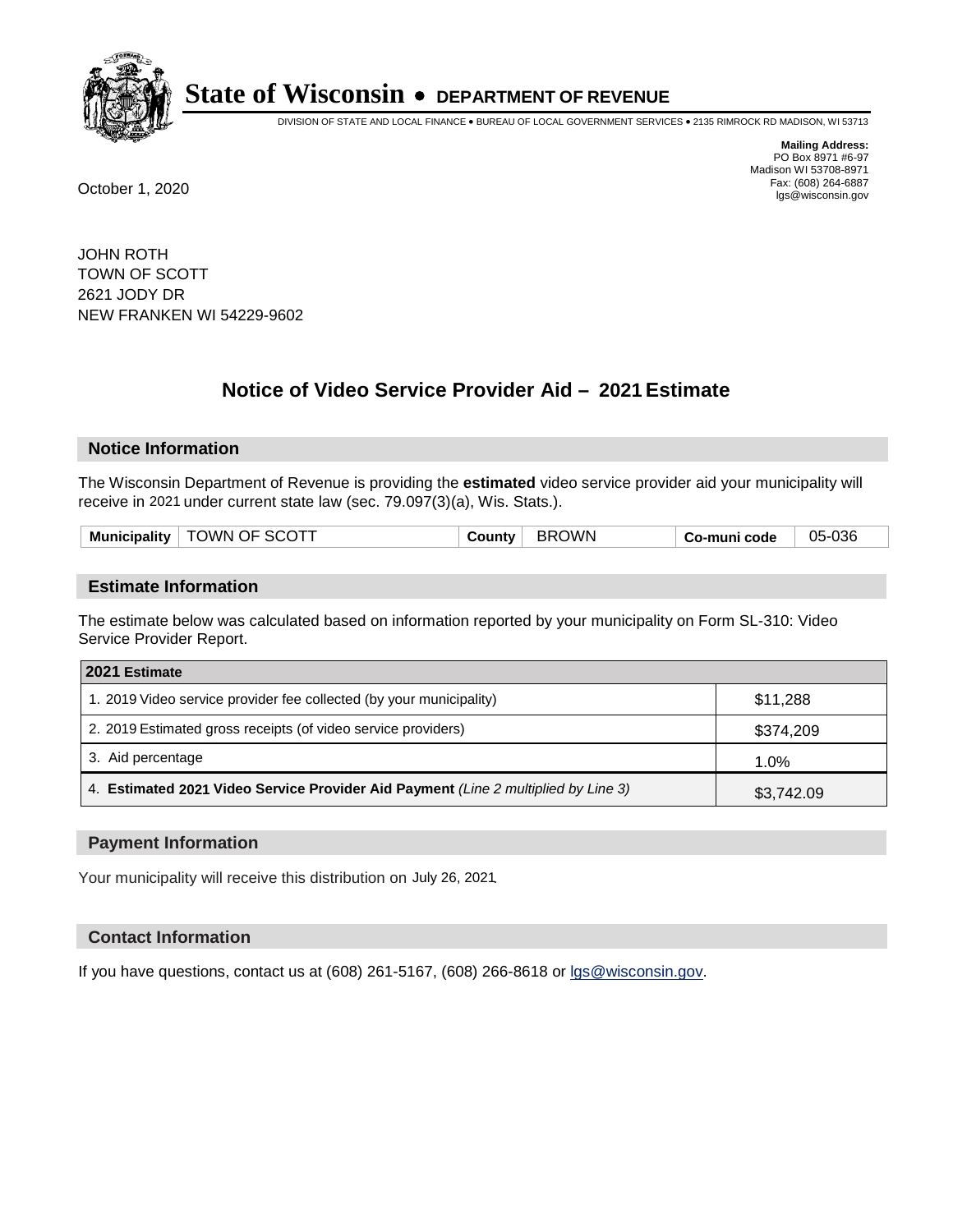# State of Wisconsin • DEPARTMENT OF REVENUE

DIVISION OF STATE AND LOCAL FINANCE • BUREAU OF LOCAL GOVERNMENT SERVICES • 2135 RIMROCK RD MADISON, WI 53713

**Mailing Address:**
PO Box 8971 #6-97
Madison WI 53708-8971
Fax: (608) 264-6887
lgs@wisconsin.gov

October 1, 2020

JOHN ROTH
TOWN OF SCOTT
2621 JODY DR
NEW FRANKEN WI 54229-9602

## Notice of Video Service Provider Aid – 2021 Estimate

### Notice Information

The Wisconsin Department of Revenue is providing the **estimated** video service provider aid your municipality will receive in 2021 under current state law (sec. 79.097(3)(a), Wis. Stats.).

| Municipality | TOWN OF SCOTT | County | BROWN | Co-muni code | 05-036 |
|---|---|---|---|---|---|

### Estimate Information

The estimate below was calculated based on information reported by your municipality on Form SL-310: Video Service Provider Report.

| 2021 Estimate | |
|---|---|
| 1. 2019 Video service provider fee collected (by your municipality) | $11,288 |
| 2. 2019 Estimated gross receipts (of video service providers) | $374,209 |
| 3. Aid percentage | 1.0% |
| 4. **Estimated 2021 Video Service Provider Aid Payment** *(Line 2 multiplied by Line 3)* | $3,742.09 |

### Payment Information

Your municipality will receive this distribution on July 26, 2021.

### Contact Information

If you have questions, contact us at (608) 261-5167, (608) 266-8618 or lgs@wisconsin.gov.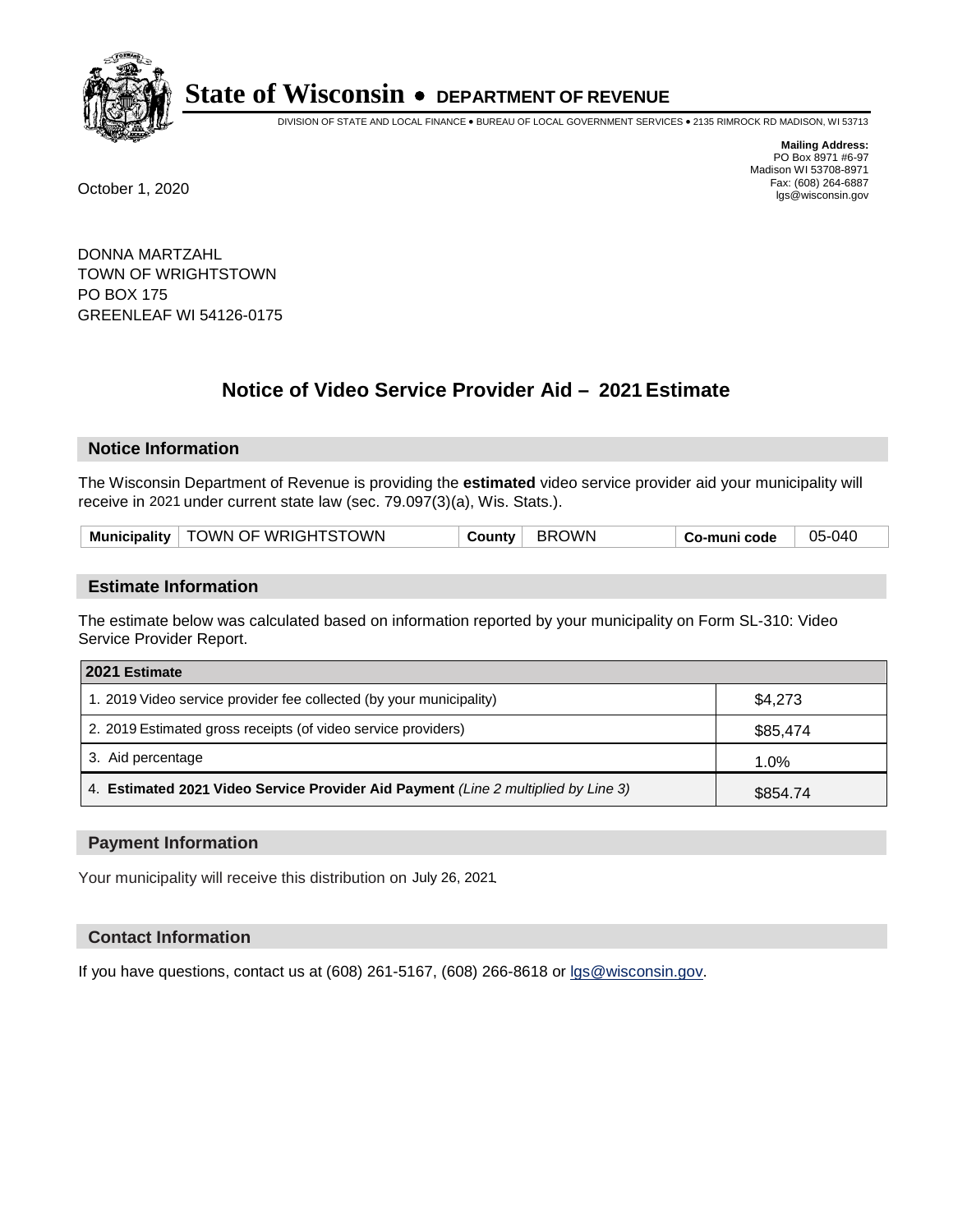# State of Wisconsin • DEPARTMENT OF REVENUE

DIVISION OF STATE AND LOCAL FINANCE • BUREAU OF LOCAL GOVERNMENT SERVICES • 2135 RIMROCK RD MADISON, WI 53713

**Mailing Address:**
PO Box 8971 #6-97
Madison WI 53708-8971
Fax: (608) 264-6887
lgs@wisconsin.gov

October 1, 2020

DONNA MARTZAHL
TOWN OF WRIGHTSTOWN
PO BOX 175
GREENLEAF WI 54126-0175

## Notice of Video Service Provider Aid – 2021 Estimate

### Notice Information

The Wisconsin Department of Revenue is providing the **estimated** video service provider aid your municipality will receive in 2021 under current state law (sec. 79.097(3)(a), Wis. Stats.).

| Municipality | TOWN OF WRIGHTSTOWN | County | BROWN | Co-muni code | 05-040 |
|---|---|---|---|---|---|

### Estimate Information

The estimate below was calculated based on information reported by your municipality on Form SL-310: Video Service Provider Report.

| 2021 Estimate | |
|---|---|
| 1. 2019 Video service provider fee collected (by your municipality) | $4,273 |
| 2. 2019 Estimated gross receipts (of video service providers) | $85,474 |
| 3. Aid percentage | 1.0% |
| 4. **Estimated 2021 Video Service Provider Aid Payment** *(Line 2 multiplied by Line 3)* | $854.74 |

### Payment Information

Your municipality will receive this distribution on July 26, 2021.

### Contact Information

If you have questions, contact us at (608) 261-5167, (608) 266-8618 or lgs@wisconsin.gov.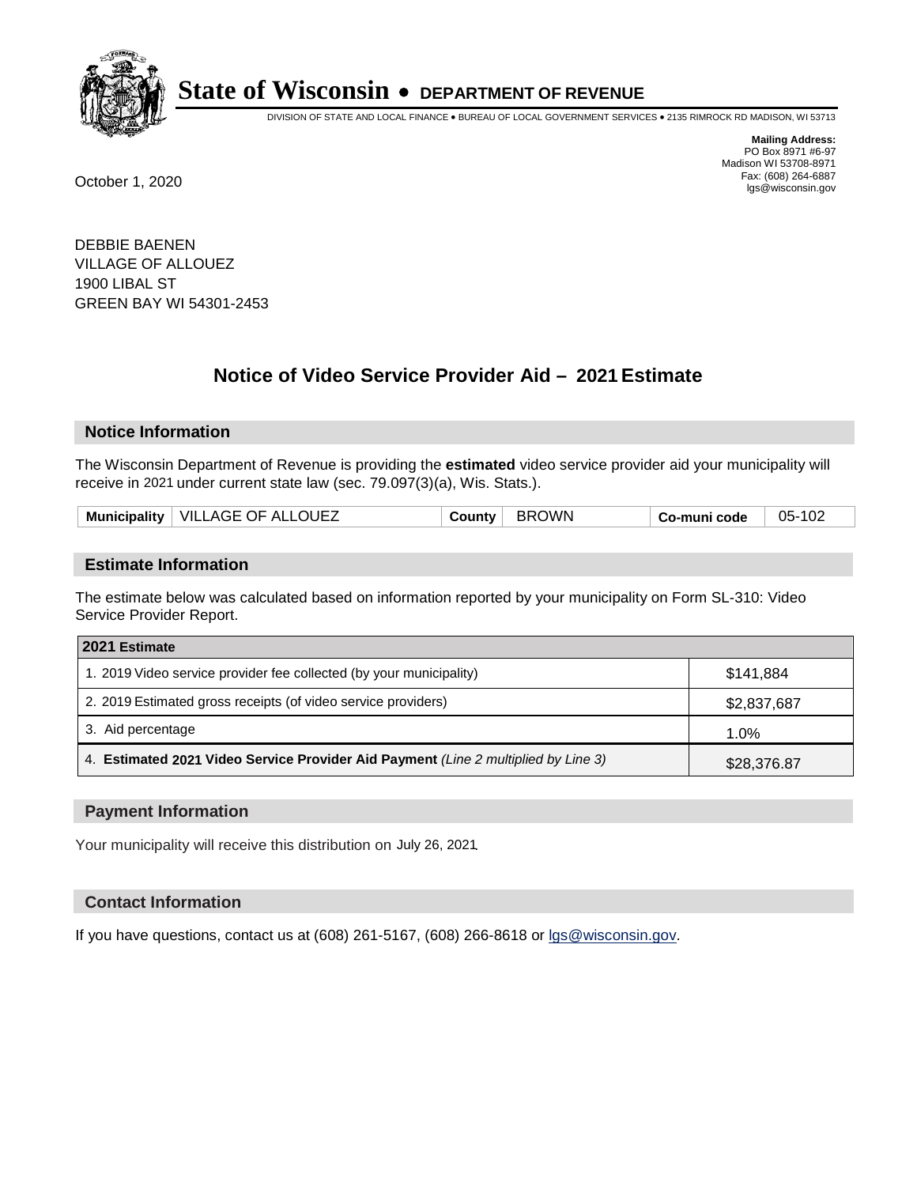# State of Wisconsin • DEPARTMENT OF REVENUE

DIVISION OF STATE AND LOCAL FINANCE • BUREAU OF LOCAL GOVERNMENT SERVICES • 2135 RIMROCK RD MADISON, WI 53713

**Mailing Address:**
PO Box 8971 #6-97
Madison WI 53708-8971
Fax: (608) 264-6887
lgs@wisconsin.gov

October 1, 2020

DEBBIE BAENEN
VILLAGE OF ALLOUEZ
1900 LIBAL ST
GREEN BAY WI 54301-2453

## Notice of Video Service Provider Aid – 2021 Estimate

### Notice Information

The Wisconsin Department of Revenue is providing the **estimated** video service provider aid your municipality will receive in 2021 under current state law (sec. 79.097(3)(a), Wis. Stats.).

| Municipality | VILLAGE OF ALLOUEZ | County | BROWN | Co-muni code | 05-102 |
|---|---|---|---|---|---|

### Estimate Information

The estimate below was calculated based on information reported by your municipality on Form SL-310: Video Service Provider Report.

| 2021 Estimate | |
|---|---|
| 1. 2019 Video service provider fee collected (by your municipality) | $141,884 |
| 2. 2019 Estimated gross receipts (of video service providers) | $2,837,687 |
| 3. Aid percentage | 1.0% |
| 4. **Estimated 2021 Video Service Provider Aid Payment** *(Line 2 multiplied by Line 3)* | $28,376.87 |

### Payment Information

Your municipality will receive this distribution on July 26, 2021.

### Contact Information

If you have questions, contact us at (608) 261-5167, (608) 266-8618 or lgs@wisconsin.gov.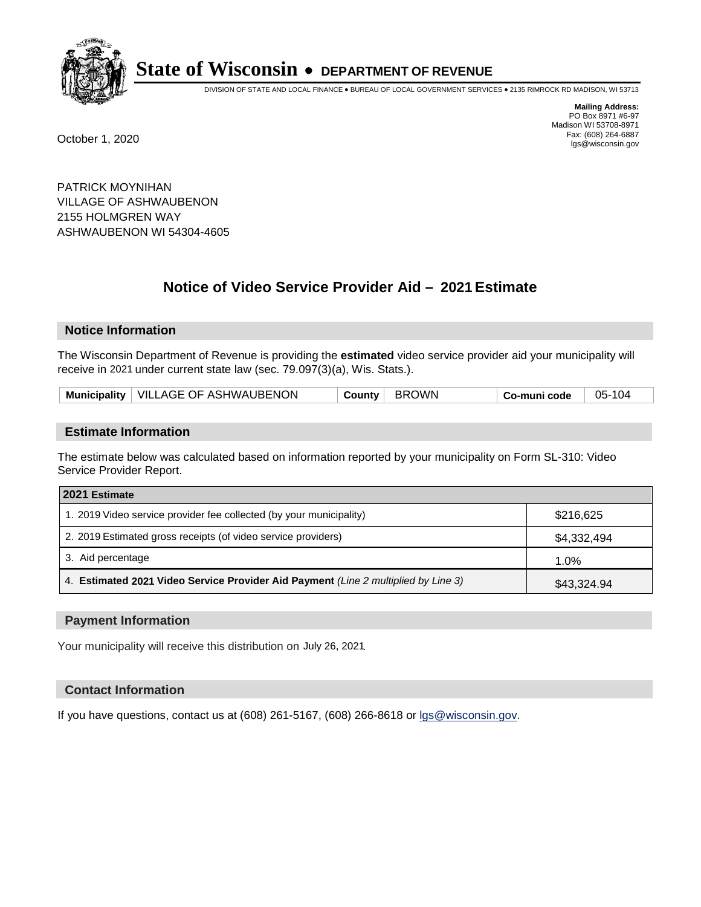# State of Wisconsin • DEPARTMENT OF REVENUE

DIVISION OF STATE AND LOCAL FINANCE • BUREAU OF LOCAL GOVERNMENT SERVICES • 2135 RIMROCK RD MADISON, WI 53713

**Mailing Address:**
PO Box 8971 #6-97
Madison WI 53708-8971
Fax: (608) 264-6887
lgs@wisconsin.gov

October 1, 2020

PATRICK MOYNIHAN
VILLAGE OF ASHWAUBENON
2155 HOLMGREN WAY
ASHWAUBENON WI 54304-4605

## Notice of Video Service Provider Aid – 2021 Estimate

### Notice Information

The Wisconsin Department of Revenue is providing the **estimated** video service provider aid your municipality will receive in 2021 under current state law (sec. 79.097(3)(a), Wis. Stats.).

| Municipality | VILLAGE OF ASHWAUBENON | County | BROWN | Co-muni code | 05-104 |
|---|---|---|---|---|---|

### Estimate Information

The estimate below was calculated based on information reported by your municipality on Form SL-310: Video Service Provider Report.

| 2021 Estimate | |
|---|---|
| 1. 2019 Video service provider fee collected (by your municipality) | $216,625 |
| 2. 2019 Estimated gross receipts (of video service providers) | $4,332,494 |
| 3. Aid percentage | 1.0% |
| 4. **Estimated 2021 Video Service Provider Aid Payment** *(Line 2 multiplied by Line 3)* | $43,324.94 |

### Payment Information

Your municipality will receive this distribution on July 26, 2021.

### Contact Information

If you have questions, contact us at (608) 261-5167, (608) 266-8618 or lgs@wisconsin.gov.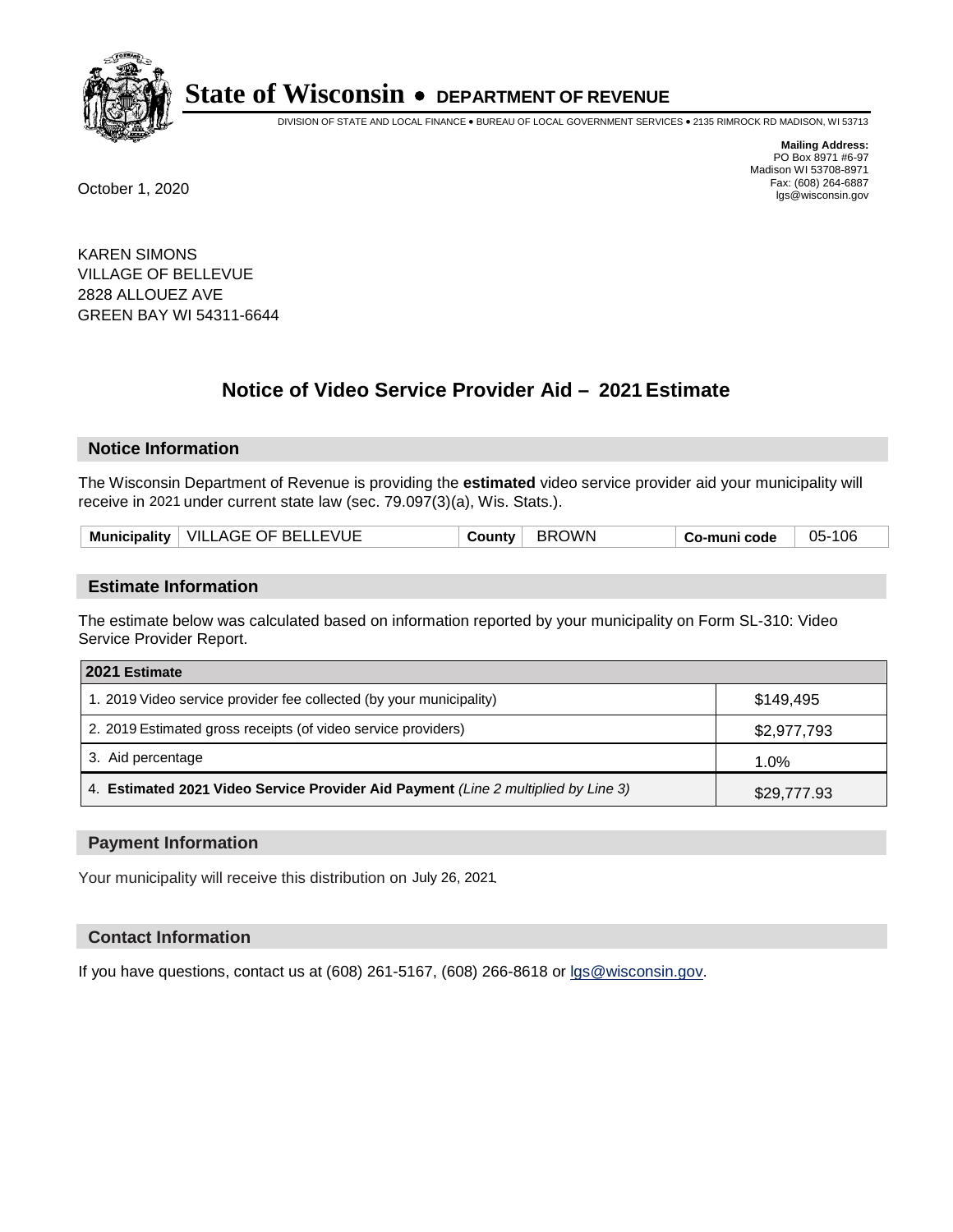# State of Wisconsin • DEPARTMENT OF REVENUE

DIVISION OF STATE AND LOCAL FINANCE • BUREAU OF LOCAL GOVERNMENT SERVICES • 2135 RIMROCK RD MADISON, WI 53713

**Mailing Address:**
PO Box 8971 #6-97
Madison WI 53708-8971
Fax: (608) 264-6887
lgs@wisconsin.gov

October 1, 2020

KAREN SIMONS
VILLAGE OF BELLEVUE
2828 ALLOUEZ AVE
GREEN BAY WI 54311-6644

## Notice of Video Service Provider Aid – 2021 Estimate

### Notice Information

The Wisconsin Department of Revenue is providing the **estimated** video service provider aid your municipality will receive in 2021 under current state law (sec. 79.097(3)(a), Wis. Stats.).

| Municipality | VILLAGE OF BELLEVUE | County | BROWN | Co-muni code | 05-106 |
|---|---|---|---|---|---|

### Estimate Information

The estimate below was calculated based on information reported by your municipality on Form SL-310: Video Service Provider Report.

| 2021 Estimate | |
|---|---|
| 1. 2019 Video service provider fee collected (by your municipality) | $149,495 |
| 2. 2019 Estimated gross receipts (of video service providers) | $2,977,793 |
| 3. Aid percentage | 1.0% |
| 4. **Estimated 2021 Video Service Provider Aid Payment** *(Line 2 multiplied by Line 3)* | $29,777.93 |

### Payment Information

Your municipality will receive this distribution on July 26, 2021.

### Contact Information

If you have questions, contact us at (608) 261-5167, (608) 266-8618 or lgs@wisconsin.gov.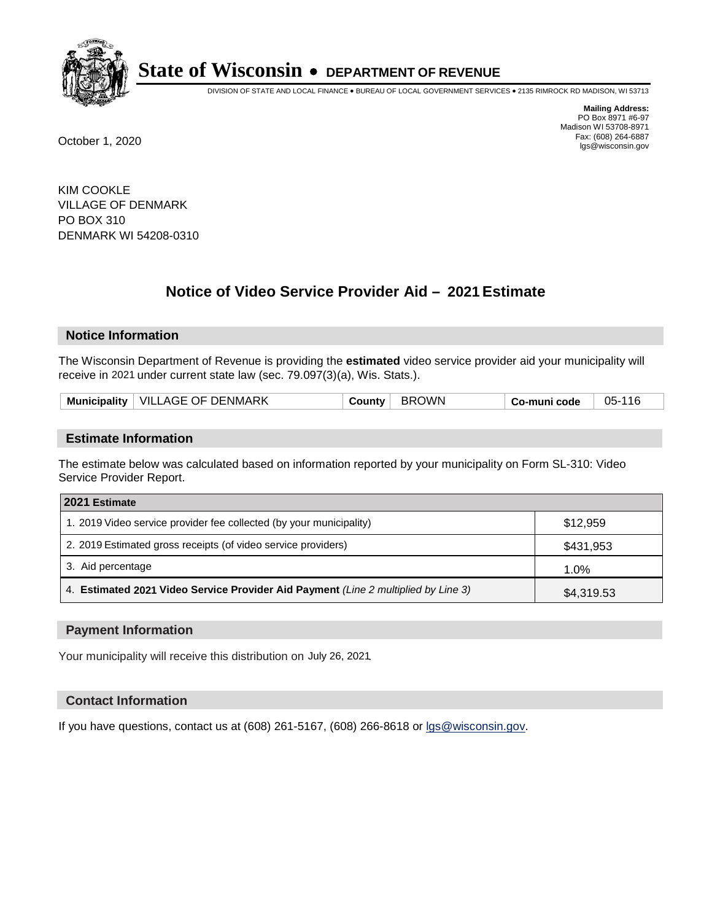# State of Wisconsin • DEPARTMENT OF REVENUE

DIVISION OF STATE AND LOCAL FINANCE • BUREAU OF LOCAL GOVERNMENT SERVICES • 2135 RIMROCK RD MADISON, WI 53713

**Mailing Address:**
PO Box 8971 #6-97
Madison WI 53708-8971
Fax: (608) 264-6887
lgs@wisconsin.gov

October 1, 2020

KIM COOKLE
VILLAGE OF DENMARK
PO BOX 310
DENMARK WI 54208-0310

## Notice of Video Service Provider Aid – 2021 Estimate

### Notice Information

The Wisconsin Department of Revenue is providing the **estimated** video service provider aid your municipality will receive in 2021 under current state law (sec. 79.097(3)(a), Wis. Stats.).

| **Municipality** | VILLAGE OF DENMARK | **County** | BROWN | **Co-muni code** | 05-116 |
|---|---|---|---|---|---|

### Estimate Information

The estimate below was calculated based on information reported by your municipality on Form SL-310: Video Service Provider Report.

| **2021 Estimate** | |
|---|---|
| 1. 2019 Video service provider fee collected (by your municipality) | $12,959 |
| 2. 2019 Estimated gross receipts (of video service providers) | $431,953 |
| 3. Aid percentage | 1.0% |
| 4. **Estimated 2021 Video Service Provider Aid Payment** *(Line 2 multiplied by Line 3)* | $4,319.53 |

### Payment Information

Your municipality will receive this distribution on July 26, 2021.

### Contact Information

If you have questions, contact us at (608) 261-5167, (608) 266-8618 or lgs@wisconsin.gov.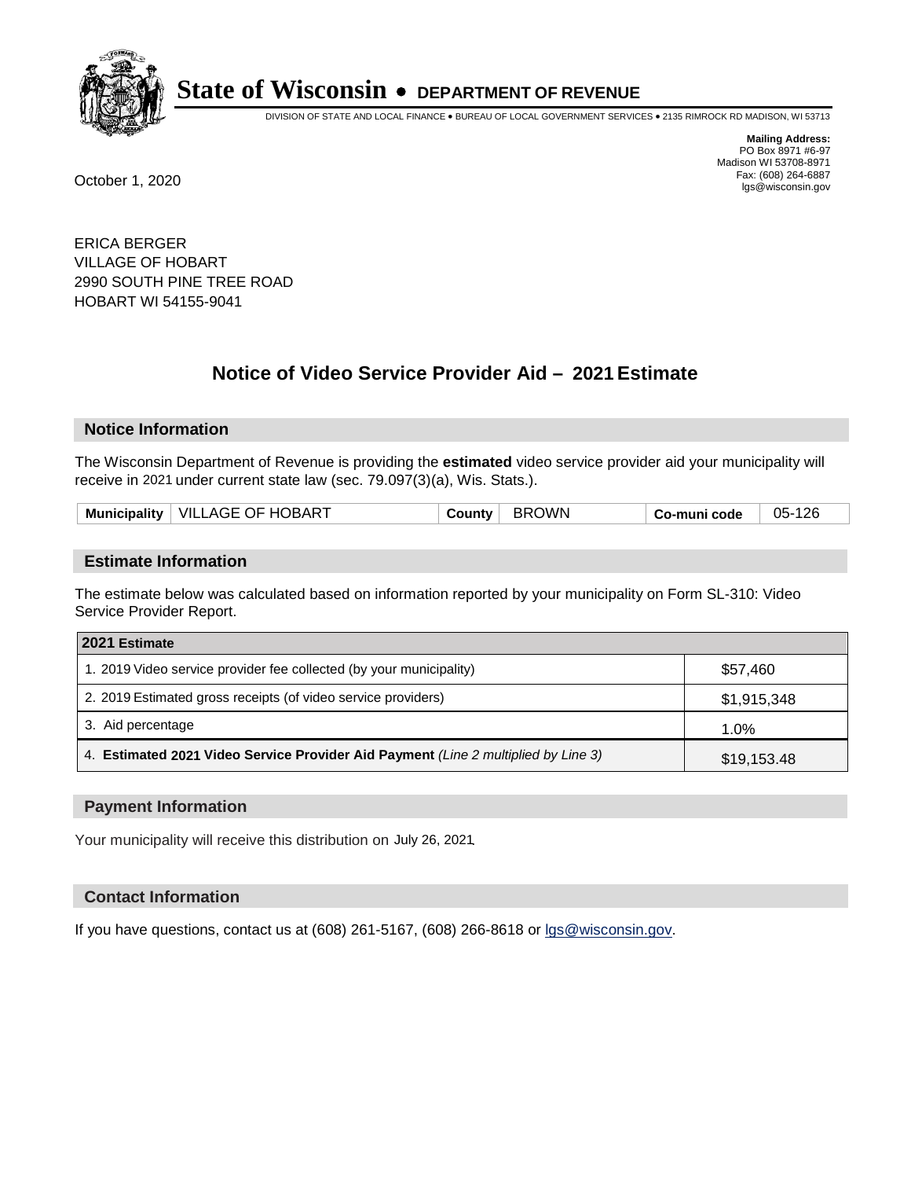# State of Wisconsin • DEPARTMENT OF REVENUE

DIVISION OF STATE AND LOCAL FINANCE • BUREAU OF LOCAL GOVERNMENT SERVICES • 2135 RIMROCK RD MADISON, WI 53713

**Mailing Address:**
PO Box 8971 #6-97
Madison WI 53708-8971
Fax: (608) 264-6887
lgs@wisconsin.gov

October 1, 2020

ERICA BERGER
VILLAGE OF HOBART
2990 SOUTH PINE TREE ROAD
HOBART WI 54155-9041

## Notice of Video Service Provider Aid – 2021 Estimate

### Notice Information

The Wisconsin Department of Revenue is providing the **estimated** video service provider aid your municipality will receive in 2021 under current state law (sec. 79.097(3)(a), Wis. Stats.).

| Municipality | VILLAGE OF HOBART | County | BROWN | Co-muni code | 05-126 |
|---|---|---|---|---|---|

### Estimate Information

The estimate below was calculated based on information reported by your municipality on Form SL-310: Video Service Provider Report.

| 2021 Estimate | |
|---|---|
| 1. 2019 Video service provider fee collected (by your municipality) | $57,460 |
| 2. 2019 Estimated gross receipts (of video service providers) | $1,915,348 |
| 3. Aid percentage | 1.0% |
| 4. **Estimated 2021 Video Service Provider Aid Payment** *(Line 2 multiplied by Line 3)* | $19,153.48 |

### Payment Information

Your municipality will receive this distribution on July 26, 2021.

### Contact Information

If you have questions, contact us at (608) 261-5167, (608) 266-8618 or lgs@wisconsin.gov.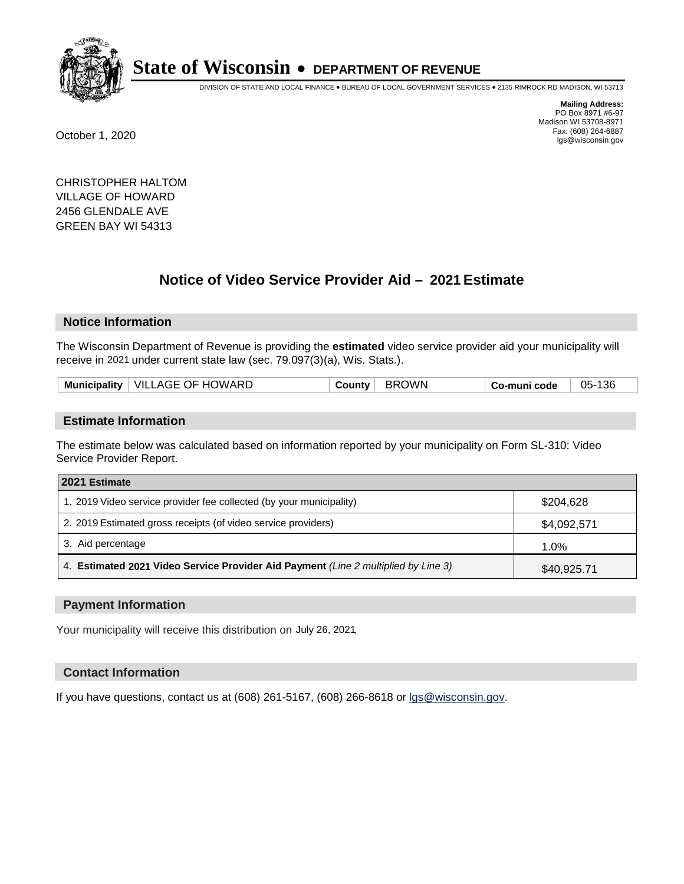# State of Wisconsin • DEPARTMENT OF REVENUE

DIVISION OF STATE AND LOCAL FINANCE • BUREAU OF LOCAL GOVERNMENT SERVICES • 2135 RIMROCK RD MADISON, WI 53713

**Mailing Address:**
PO Box 8971 #6-97
Madison WI 53708-8971
Fax: (608) 264-6887
lgs@wisconsin.gov

October 1, 2020

CHRISTOPHER HALTOM
VILLAGE OF HOWARD
2456 GLENDALE AVE
GREEN BAY WI 54313

## Notice of Video Service Provider Aid – 2021 Estimate

### Notice Information

The Wisconsin Department of Revenue is providing the **estimated** video service provider aid your municipality will receive in 2021 under current state law (sec. 79.097(3)(a), Wis. Stats.).

| **Municipality** | VILLAGE OF HOWARD | **County** | BROWN | **Co-muni code** | 05-136 |
|---|---|---|---|---|---|

### Estimate Information

The estimate below was calculated based on information reported by your municipality on Form SL-310: Video Service Provider Report.

| **2021 Estimate** | |
|---|---|
| 1. 2019 Video service provider fee collected (by your municipality) | $204,628 |
| 2. 2019 Estimated gross receipts (of video service providers) | $4,092,571 |
| 3. Aid percentage | 1.0% |
| 4. **Estimated 2021 Video Service Provider Aid Payment** *(Line 2 multiplied by Line 3)* | $40,925.71 |

### Payment Information

Your municipality will receive this distribution on July 26, 2021.

### Contact Information

If you have questions, contact us at (608) 261-5167, (608) 266-8618 or lgs@wisconsin.gov.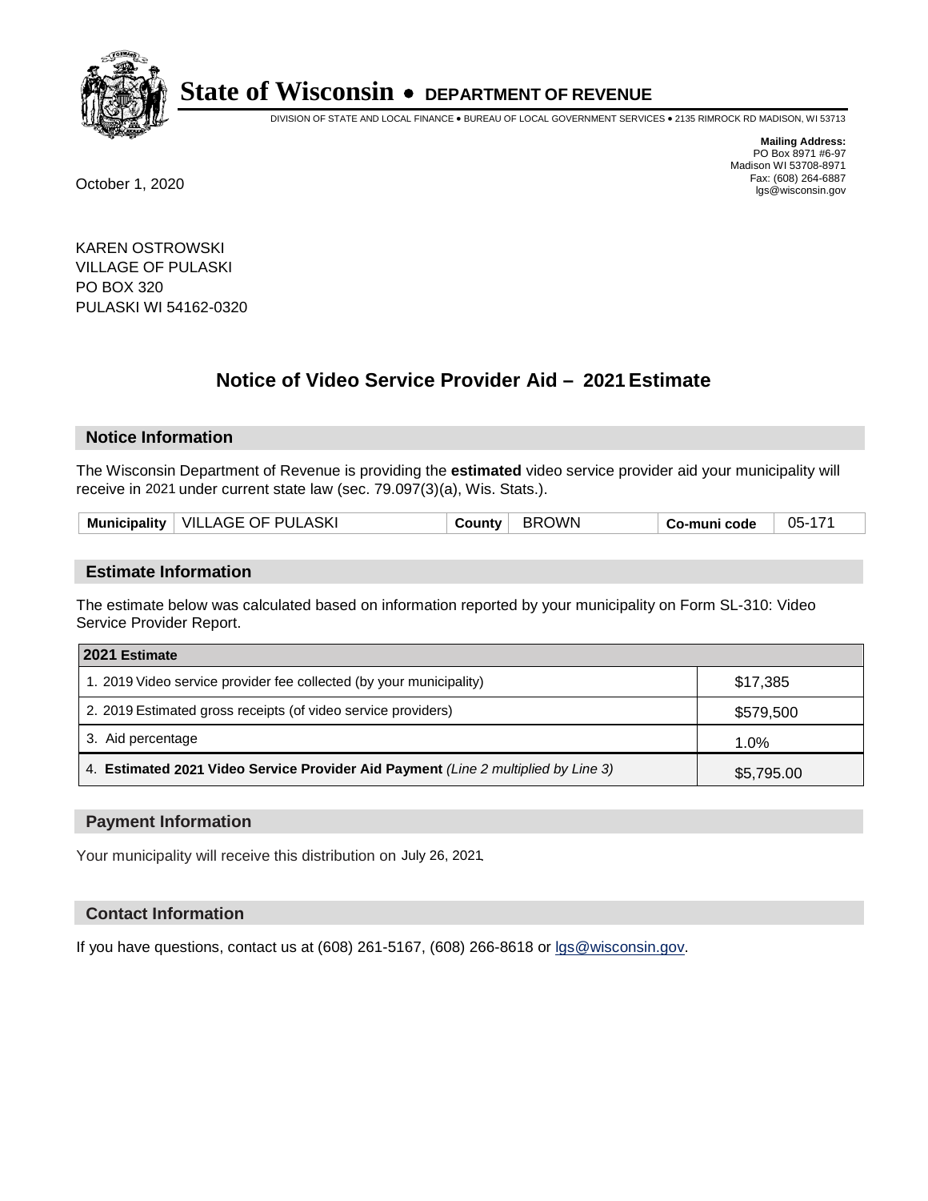# State of Wisconsin • DEPARTMENT OF REVENUE

DIVISION OF STATE AND LOCAL FINANCE • BUREAU OF LOCAL GOVERNMENT SERVICES • 2135 RIMROCK RD MADISON, WI 53713

**Mailing Address:**
PO Box 8971 #6-97
Madison WI 53708-8971
Fax: (608) 264-6887
lgs@wisconsin.gov

October 1, 2020

KAREN OSTROWSKI
VILLAGE OF PULASKI
PO BOX 320
PULASKI WI 54162-0320

## Notice of Video Service Provider Aid – 2021 Estimate

### Notice Information

The Wisconsin Department of Revenue is providing the **estimated** video service provider aid your municipality will receive in 2021 under current state law (sec. 79.097(3)(a), Wis. Stats.).

| Municipality | VILLAGE OF PULASKI | County | BROWN | Co-muni code | 05-171 |
|---|---|---|---|---|---|

### Estimate Information

The estimate below was calculated based on information reported by your municipality on Form SL-310: Video Service Provider Report.

| 2021 Estimate | |
|---|---|
| 1. 2019 Video service provider fee collected (by your municipality) | $17,385 |
| 2. 2019 Estimated gross receipts (of video service providers) | $579,500 |
| 3. Aid percentage | 1.0% |
| 4. **Estimated 2021 Video Service Provider Aid Payment** *(Line 2 multiplied by Line 3)* | $5,795.00 |

### Payment Information

Your municipality will receive this distribution on July 26, 2021.

### Contact Information

If you have questions, contact us at (608) 261-5167, (608) 266-8618 or lgs@wisconsin.gov.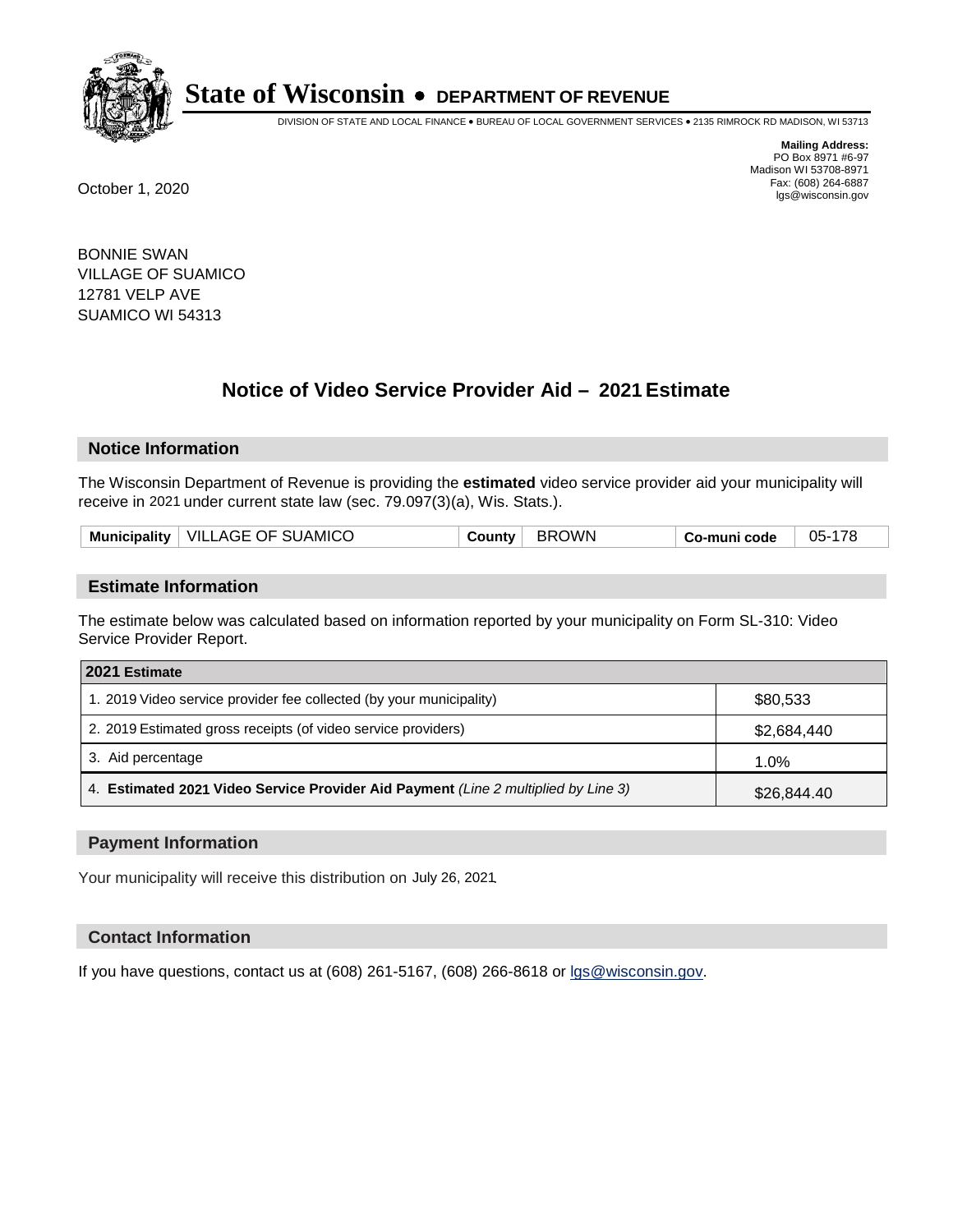# State of Wisconsin • DEPARTMENT OF REVENUE

DIVISION OF STATE AND LOCAL FINANCE • BUREAU OF LOCAL GOVERNMENT SERVICES • 2135 RIMROCK RD MADISON, WI 53713

**Mailing Address:**
PO Box 8971 #6-97
Madison WI 53708-8971
Fax: (608) 264-6887
lgs@wisconsin.gov

October 1, 2020

BONNIE SWAN
VILLAGE OF SUAMICO
12781 VELP AVE
SUAMICO WI 54313

## Notice of Video Service Provider Aid – 2021 Estimate

### Notice Information

The Wisconsin Department of Revenue is providing the **estimated** video service provider aid your municipality will receive in 2021 under current state law (sec. 79.097(3)(a), Wis. Stats.).

| Municipality | VILLAGE OF SUAMICO | County | BROWN | Co-muni code | 05-178 |
|---|---|---|---|---|---|

### Estimate Information

The estimate below was calculated based on information reported by your municipality on Form SL-310: Video Service Provider Report.

| 2021 Estimate | |
|---|---|
| 1. 2019 Video service provider fee collected (by your municipality) | $80,533 |
| 2. 2019 Estimated gross receipts (of video service providers) | $2,684,440 |
| 3. Aid percentage | 1.0% |
| 4. **Estimated 2021 Video Service Provider Aid Payment** *(Line 2 multiplied by Line 3)* | $26,844.40 |

### Payment Information

Your municipality will receive this distribution on July 26, 2021.

### Contact Information

If you have questions, contact us at (608) 261-5167, (608) 266-8618 or lgs@wisconsin.gov.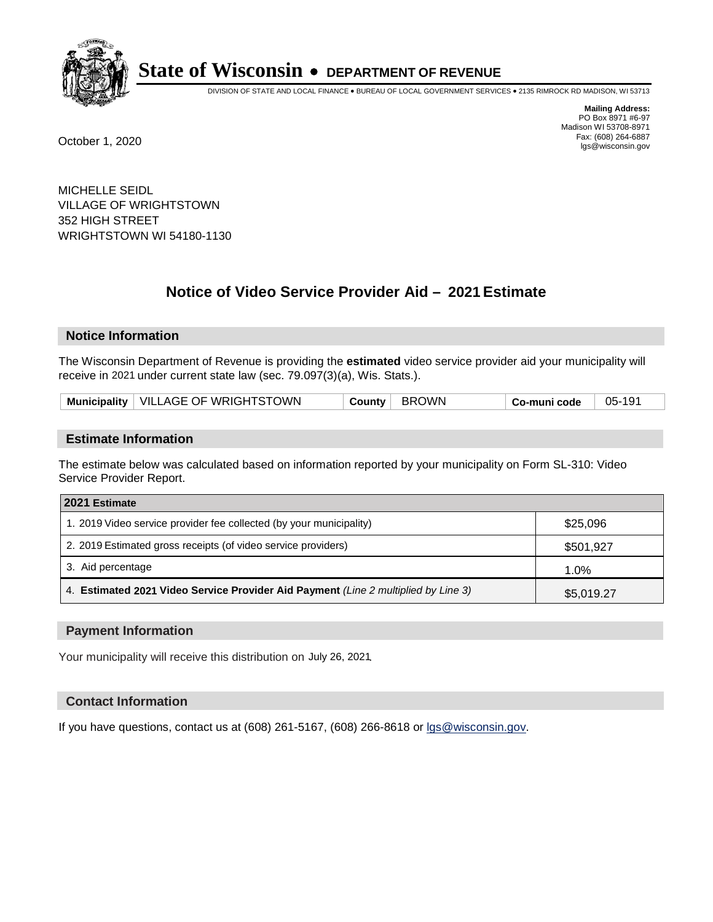# State of Wisconsin • DEPARTMENT OF REVENUE

DIVISION OF STATE AND LOCAL FINANCE • BUREAU OF LOCAL GOVERNMENT SERVICES • 2135 RIMROCK RD MADISON, WI 53713

**Mailing Address:**
PO Box 8971 #6-97
Madison WI 53708-8971
Fax: (608) 264-6887
lgs@wisconsin.gov

October 1, 2020

MICHELLE SEIDL
VILLAGE OF WRIGHTSTOWN
352 HIGH STREET
WRIGHTSTOWN WI 54180-1130

## Notice of Video Service Provider Aid – 2021 Estimate

### Notice Information

The Wisconsin Department of Revenue is providing the **estimated** video service provider aid your municipality will receive in 2021 under current state law (sec. 79.097(3)(a), Wis. Stats.).

| Municipality | VILLAGE OF WRIGHTSTOWN | County | BROWN | Co-muni code | 05-191 |
|---|---|---|---|---|---|

### Estimate Information

The estimate below was calculated based on information reported by your municipality on Form SL-310: Video Service Provider Report.

| 2021 Estimate | |
|---|---|
| 1. 2019 Video service provider fee collected (by your municipality) | $25,096 |
| 2. 2019 Estimated gross receipts (of video service providers) | $501,927 |
| 3. Aid percentage | 1.0% |
| 4. **Estimated 2021 Video Service Provider Aid Payment** *(Line 2 multiplied by Line 3)* | $5,019.27 |

### Payment Information

Your municipality will receive this distribution on July 26, 2021.

### Contact Information

If you have questions, contact us at (608) 261-5167, (608) 266-8618 or lgs@wisconsin.gov.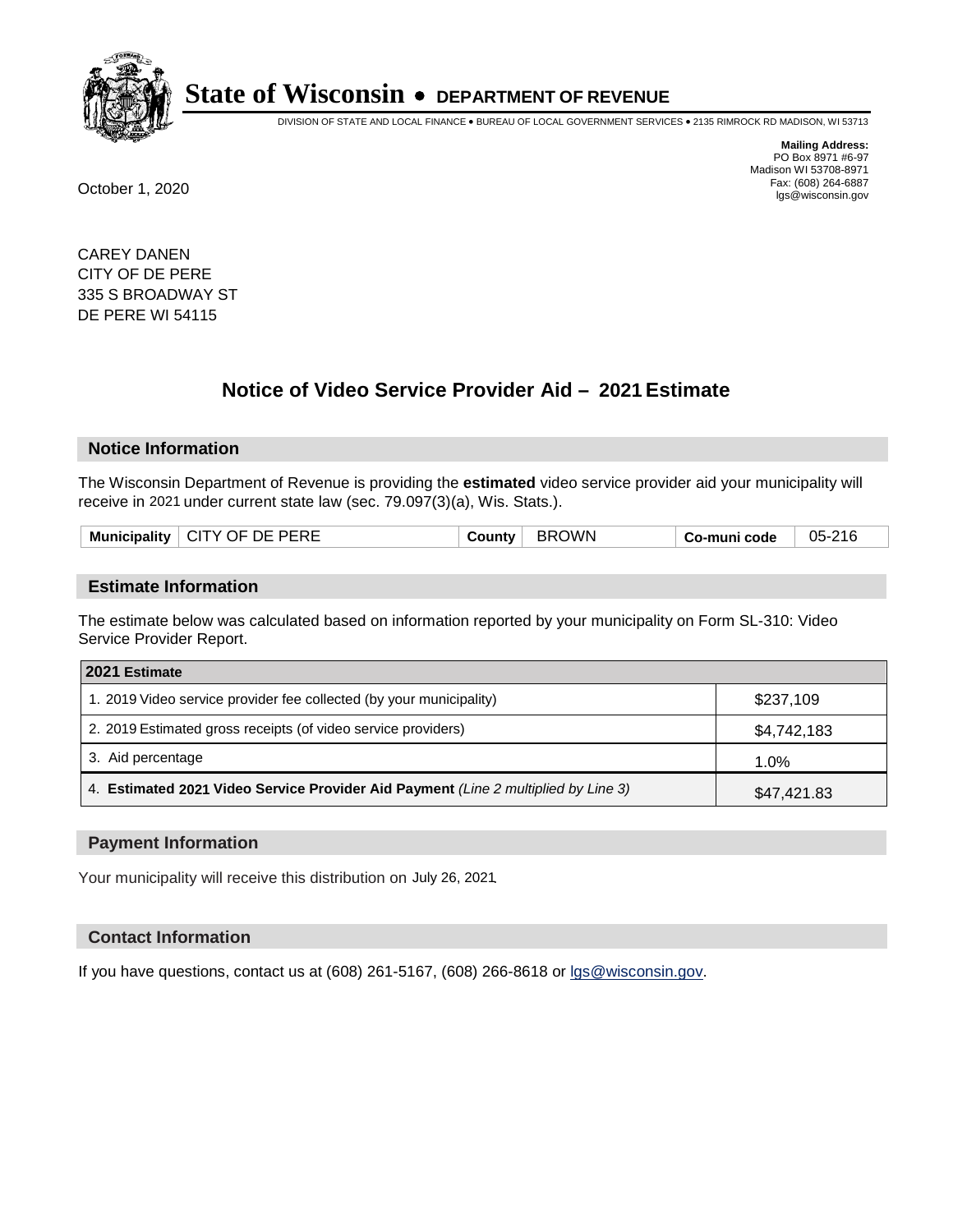# State of Wisconsin • DEPARTMENT OF REVENUE

DIVISION OF STATE AND LOCAL FINANCE • BUREAU OF LOCAL GOVERNMENT SERVICES • 2135 RIMROCK RD MADISON, WI 53713

**Mailing Address:**
PO Box 8971 #6-97
Madison WI 53708-8971
Fax: (608) 264-6887
lgs@wisconsin.gov

October 1, 2020

CAREY DANEN
CITY OF DE PERE
335 S BROADWAY ST
DE PERE WI 54115

## Notice of Video Service Provider Aid – 2021 Estimate

### Notice Information

The Wisconsin Department of Revenue is providing the **estimated** video service provider aid your municipality will receive in 2021 under current state law (sec. 79.097(3)(a), Wis. Stats.).

| **Municipality** | CITY OF DE PERE | **County** | BROWN | **Co-muni code** | 05-216 |
|---|---|---|---|---|---|

### Estimate Information

The estimate below was calculated based on information reported by your municipality on Form SL-310: Video Service Provider Report.

| **2021 Estimate** | |
|---|---|
| 1. 2019 Video service provider fee collected (by your municipality) | $237,109 |
| 2. 2019 Estimated gross receipts (of video service providers) | $4,742,183 |
| 3. Aid percentage | 1.0% |
| 4. **Estimated 2021 Video Service Provider Aid Payment** *(Line 2 multiplied by Line 3)* | $47,421.83 |

### Payment Information

Your municipality will receive this distribution on July 26, 2021.

### Contact Information

If you have questions, contact us at (608) 261-5167, (608) 266-8618 or lgs@wisconsin.gov.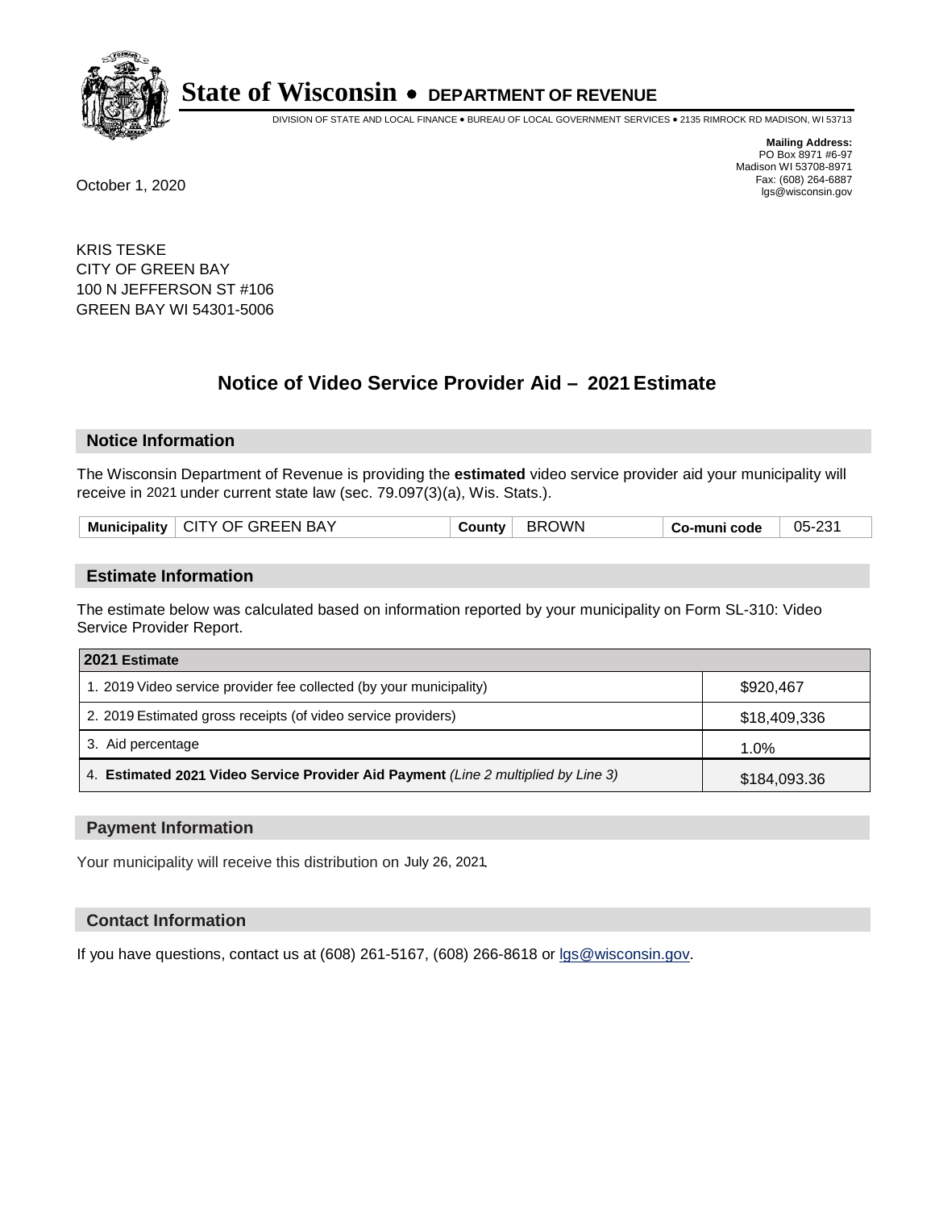# State of Wisconsin • DEPARTMENT OF REVENUE

DIVISION OF STATE AND LOCAL FINANCE • BUREAU OF LOCAL GOVERNMENT SERVICES • 2135 RIMROCK RD MADISON, WI 53713

**Mailing Address:**
PO Box 8971 #6-97
Madison WI 53708-8971
Fax: (608) 264-6887
lgs@wisconsin.gov

October 1, 2020

KRIS TESKE
CITY OF GREEN BAY
100 N JEFFERSON ST #106
GREEN BAY WI 54301-5006

## Notice of Video Service Provider Aid – 2021 Estimate

### Notice Information

The Wisconsin Department of Revenue is providing the **estimated** video service provider aid your municipality will receive in 2021 under current state law (sec. 79.097(3)(a), Wis. Stats.).

| Municipality | CITY OF GREEN BAY | County | BROWN | Co-muni code | 05-231 |
|---|---|---|---|---|---|

### Estimate Information

The estimate below was calculated based on information reported by your municipality on Form SL-310: Video Service Provider Report.

| 2021 Estimate | |
|---|---|
| 1. 2019 Video service provider fee collected (by your municipality) | $920,467 |
| 2. 2019 Estimated gross receipts (of video service providers) | $18,409,336 |
| 3. Aid percentage | 1.0% |
| 4. **Estimated 2021 Video Service Provider Aid Payment** *(Line 2 multiplied by Line 3)* | $184,093.36 |

### Payment Information

Your municipality will receive this distribution on July 26, 2021.

### Contact Information

If you have questions, contact us at (608) 261-5167, (608) 266-8618 or lgs@wisconsin.gov.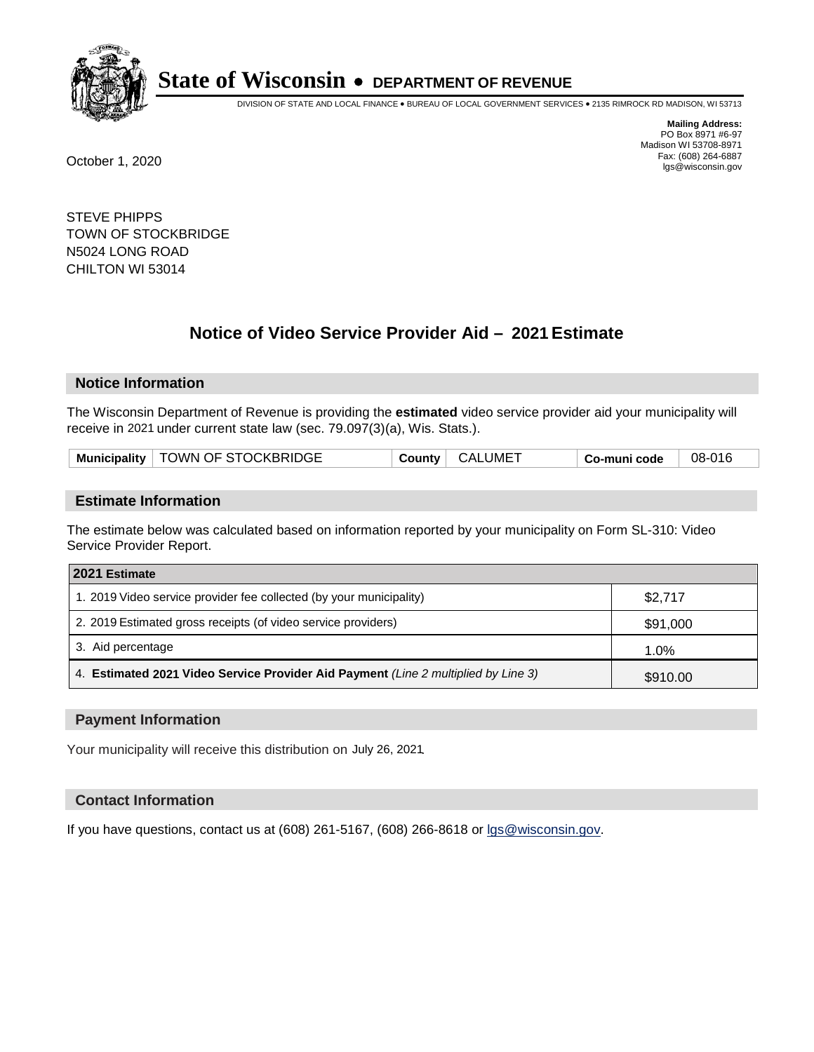# State of Wisconsin • DEPARTMENT OF REVENUE

DIVISION OF STATE AND LOCAL FINANCE • BUREAU OF LOCAL GOVERNMENT SERVICES • 2135 RIMROCK RD MADISON, WI 53713

**Mailing Address:**
PO Box 8971 #6-97
Madison WI 53708-8971
Fax: (608) 264-6887
lgs@wisconsin.gov

October 1, 2020

STEVE PHIPPS
TOWN OF STOCKBRIDGE
N5024 LONG ROAD
CHILTON WI 53014

## Notice of Video Service Provider Aid – 2021 Estimate

### Notice Information

The Wisconsin Department of Revenue is providing the **estimated** video service provider aid your municipality will receive in 2021 under current state law (sec. 79.097(3)(a), Wis. Stats.).

| Municipality | TOWN OF STOCKBRIDGE | County | CALUMET | Co-muni code | 08-016 |
|---|---|---|---|---|---|

### Estimate Information

The estimate below was calculated based on information reported by your municipality on Form SL-310: Video Service Provider Report.

| 2021 Estimate | |
|---|---|
| 1. 2019 Video service provider fee collected (by your municipality) | $2,717 |
| 2. 2019 Estimated gross receipts (of video service providers) | $91,000 |
| 3. Aid percentage | 1.0% |
| 4. **Estimated 2021 Video Service Provider Aid Payment** *(Line 2 multiplied by Line 3)* | $910.00 |

### Payment Information

Your municipality will receive this distribution on July 26, 2021.

### Contact Information

If you have questions, contact us at (608) 261-5167, (608) 266-8618 or lgs@wisconsin.gov.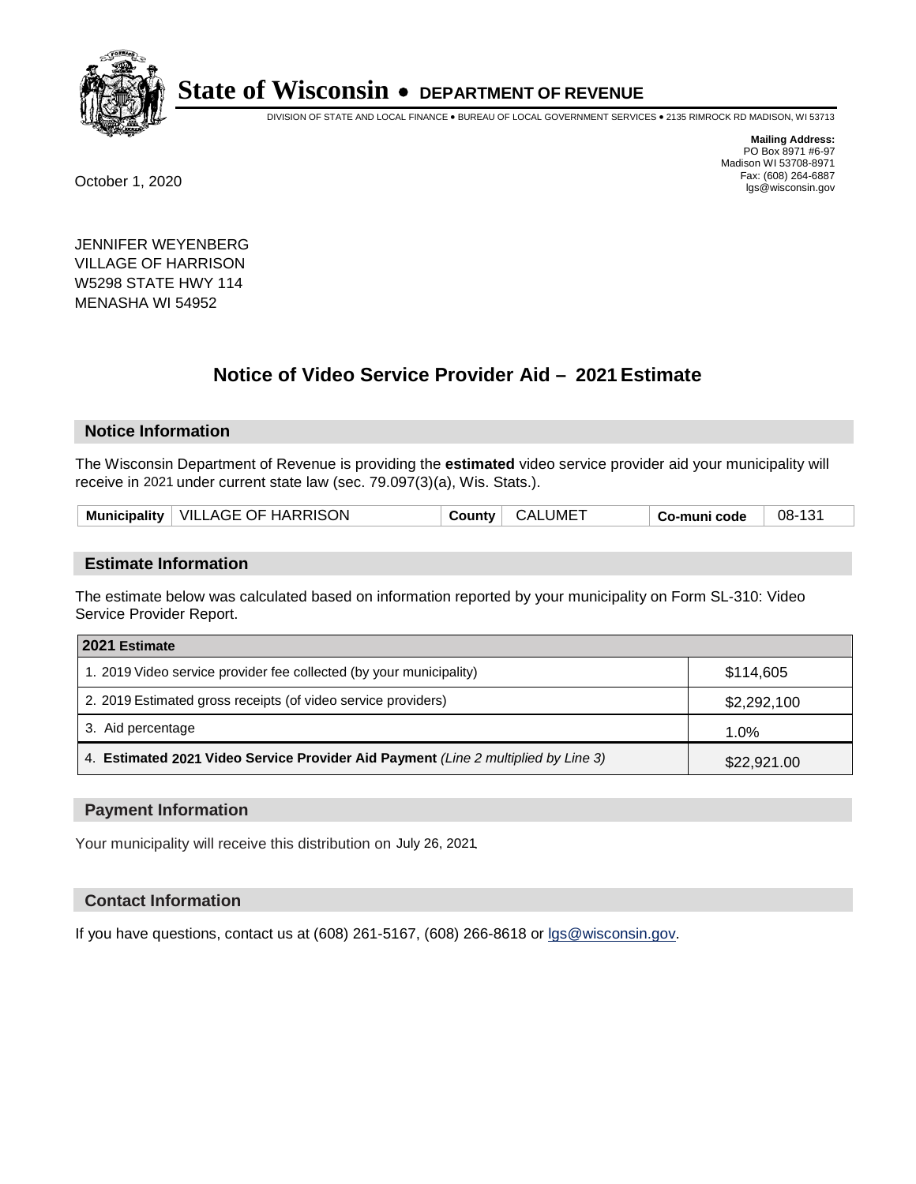# State of Wisconsin • DEPARTMENT OF REVENUE

DIVISION OF STATE AND LOCAL FINANCE • BUREAU OF LOCAL GOVERNMENT SERVICES • 2135 RIMROCK RD MADISON, WI 53713

**Mailing Address:**
PO Box 8971 #6-97
Madison WI 53708-8971
Fax: (608) 264-6887
lgs@wisconsin.gov

October 1, 2020

JENNIFER WEYENBERG
VILLAGE OF HARRISON
W5298 STATE HWY 114
MENASHA WI 54952

## Notice of Video Service Provider Aid – 2021 Estimate

### Notice Information

The Wisconsin Department of Revenue is providing the **estimated** video service provider aid your municipality will receive in 2021 under current state law (sec. 79.097(3)(a), Wis. Stats.).

| **Municipality** | VILLAGE OF HARRISON | **County** | CALUMET | **Co-muni code** | 08-131 |
|---|---|---|---|---|---|

### Estimate Information

The estimate below was calculated based on information reported by your municipality on Form SL-310: Video Service Provider Report.

| **2021 Estimate** | |
|---|---|
| 1. 2019 Video service provider fee collected (by your municipality) | $114,605 |
| 2. 2019 Estimated gross receipts (of video service providers) | $2,292,100 |
| 3. Aid percentage | 1.0% |
| 4. **Estimated 2021 Video Service Provider Aid Payment** *(Line 2 multiplied by Line 3)* | $22,921.00 |

### Payment Information

Your municipality will receive this distribution on July 26, 2021.

### Contact Information

If you have questions, contact us at (608) 261-5167, (608) 266-8618 or lgs@wisconsin.gov.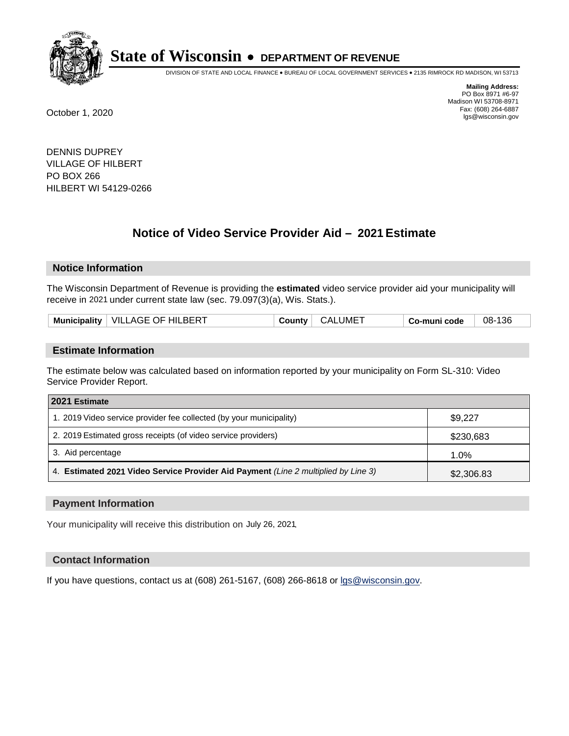# State of Wisconsin • DEPARTMENT OF REVENUE

DIVISION OF STATE AND LOCAL FINANCE • BUREAU OF LOCAL GOVERNMENT SERVICES • 2135 RIMROCK RD MADISON, WI 53713

**Mailing Address:**
PO Box 8971 #6-97
Madison WI 53708-8971
Fax: (608) 264-6887
lgs@wisconsin.gov

October 1, 2020

DENNIS DUPREY
VILLAGE OF HILBERT
PO BOX 266
HILBERT WI 54129-0266

## Notice of Video Service Provider Aid – 2021 Estimate

### Notice Information

The Wisconsin Department of Revenue is providing the **estimated** video service provider aid your municipality will receive in 2021 under current state law (sec. 79.097(3)(a), Wis. Stats.).

| Municipality | VILLAGE OF HILBERT | County | CALUMET | Co-muni code | 08-136 |
|---|---|---|---|---|---|

### Estimate Information

The estimate below was calculated based on information reported by your municipality on Form SL-310: Video Service Provider Report.

| 2021 Estimate | |
|---|---|
| 1. 2019 Video service provider fee collected (by your municipality) | $9,227 |
| 2. 2019 Estimated gross receipts (of video service providers) | $230,683 |
| 3. Aid percentage | 1.0% |
| 4. **Estimated 2021 Video Service Provider Aid Payment** *(Line 2 multiplied by Line 3)* | $2,306.83 |

### Payment Information

Your municipality will receive this distribution on July 26, 2021.

### Contact Information

If you have questions, contact us at (608) 261-5167, (608) 266-8618 or lgs@wisconsin.gov.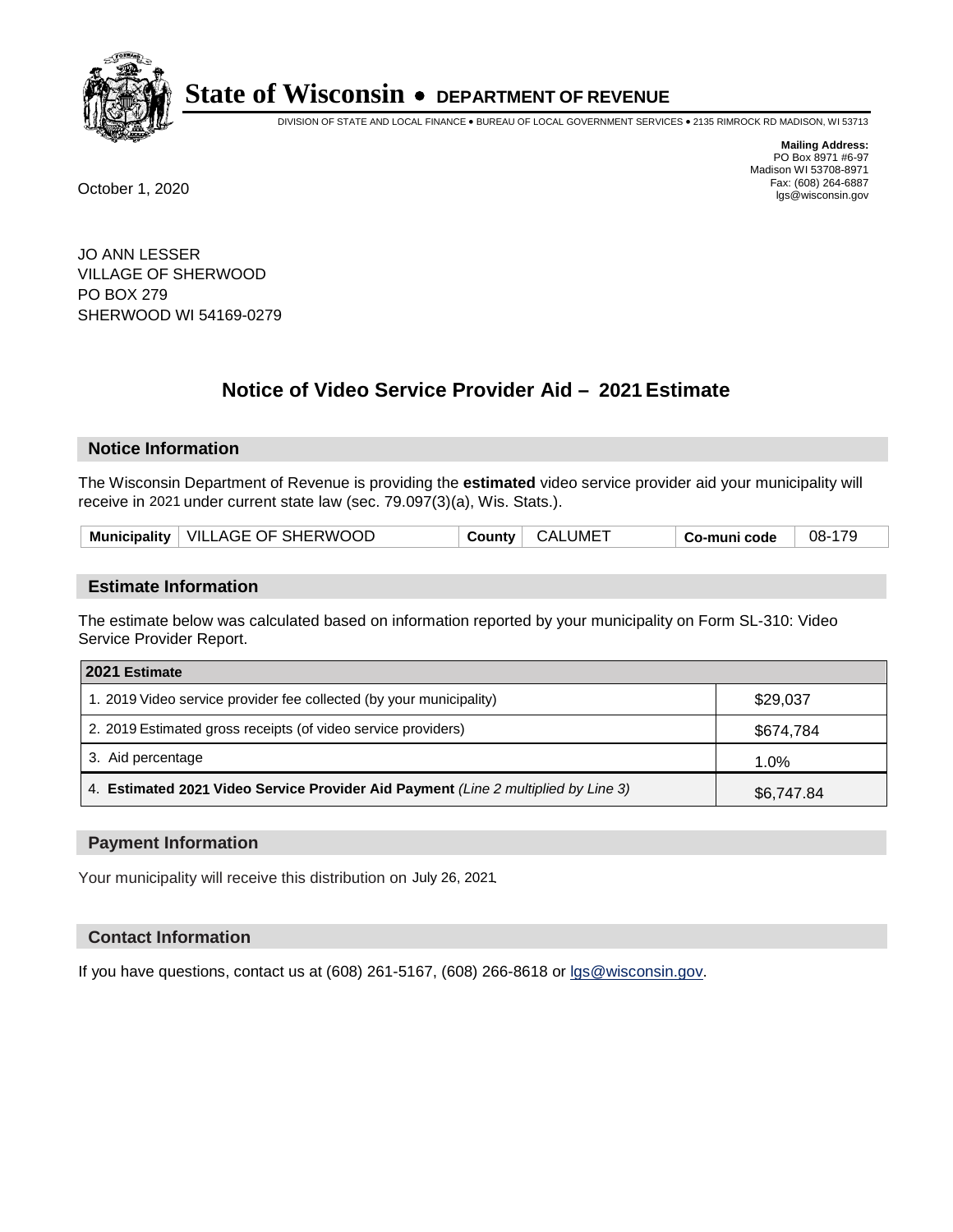# State of Wisconsin • DEPARTMENT OF REVENUE

DIVISION OF STATE AND LOCAL FINANCE • BUREAU OF LOCAL GOVERNMENT SERVICES • 2135 RIMROCK RD MADISON, WI 53713

**Mailing Address:**
PO Box 8971 #6-97
Madison WI 53708-8971
Fax: (608) 264-6887
lgs@wisconsin.gov

October 1, 2020

JO ANN LESSER
VILLAGE OF SHERWOOD
PO BOX 279
SHERWOOD WI 54169-0279

## Notice of Video Service Provider Aid – 2021 Estimate

### Notice Information

The Wisconsin Department of Revenue is providing the **estimated** video service provider aid your municipality will receive in 2021 under current state law (sec. 79.097(3)(a), Wis. Stats.).

| Municipality | VILLAGE OF SHERWOOD | County | CALUMET | Co-muni code | 08-179 |
|---|---|---|---|---|---|

### Estimate Information

The estimate below was calculated based on information reported by your municipality on Form SL-310: Video Service Provider Report.

| 2021 Estimate | |
|---|---|
| 1. 2019 Video service provider fee collected (by your municipality) | $29,037 |
| 2. 2019 Estimated gross receipts (of video service providers) | $674,784 |
| 3. Aid percentage | 1.0% |
| 4. **Estimated 2021 Video Service Provider Aid Payment** *(Line 2 multiplied by Line 3)* | $6,747.84 |

### Payment Information

Your municipality will receive this distribution on July 26, 2021.

### Contact Information

If you have questions, contact us at (608) 261-5167, (608) 266-8618 or lgs@wisconsin.gov.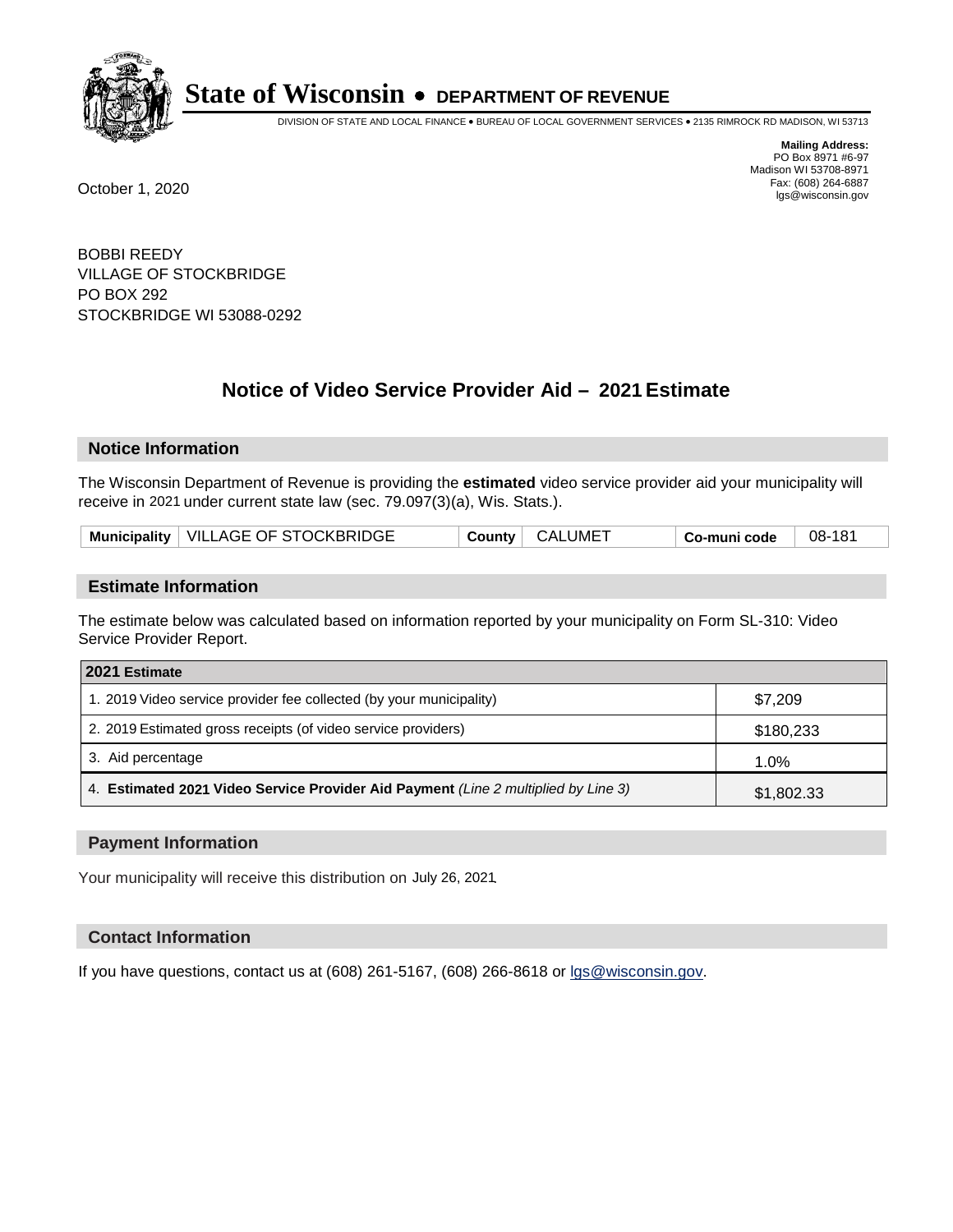# State of Wisconsin • DEPARTMENT OF REVENUE

DIVISION OF STATE AND LOCAL FINANCE • BUREAU OF LOCAL GOVERNMENT SERVICES • 2135 RIMROCK RD MADISON, WI 53713

**Mailing Address:**
PO Box 8971 #6-97
Madison WI 53708-8971
Fax: (608) 264-6887
lgs@wisconsin.gov

October 1, 2020

BOBBI REEDY
VILLAGE OF STOCKBRIDGE
PO BOX 292
STOCKBRIDGE WI 53088-0292

## Notice of Video Service Provider Aid – 2021 Estimate

### Notice Information

The Wisconsin Department of Revenue is providing the **estimated** video service provider aid your municipality will receive in 2021 under current state law (sec. 79.097(3)(a), Wis. Stats.).

| Municipality | VILLAGE OF STOCKBRIDGE | County | CALUMET | Co-muni code | 08-181 |
|---|---|---|---|---|---|

### Estimate Information

The estimate below was calculated based on information reported by your municipality on Form SL-310: Video Service Provider Report.

| 2021 Estimate | |
|---|---|
| 1. 2019 Video service provider fee collected (by your municipality) | $7,209 |
| 2. 2019 Estimated gross receipts (of video service providers) | $180,233 |
| 3. Aid percentage | 1.0% |
| 4. **Estimated 2021 Video Service Provider Aid Payment** *(Line 2 multiplied by Line 3)* | $1,802.33 |

### Payment Information

Your municipality will receive this distribution on July 26, 2021.

### Contact Information

If you have questions, contact us at (608) 261-5167, (608) 266-8618 or lgs@wisconsin.gov.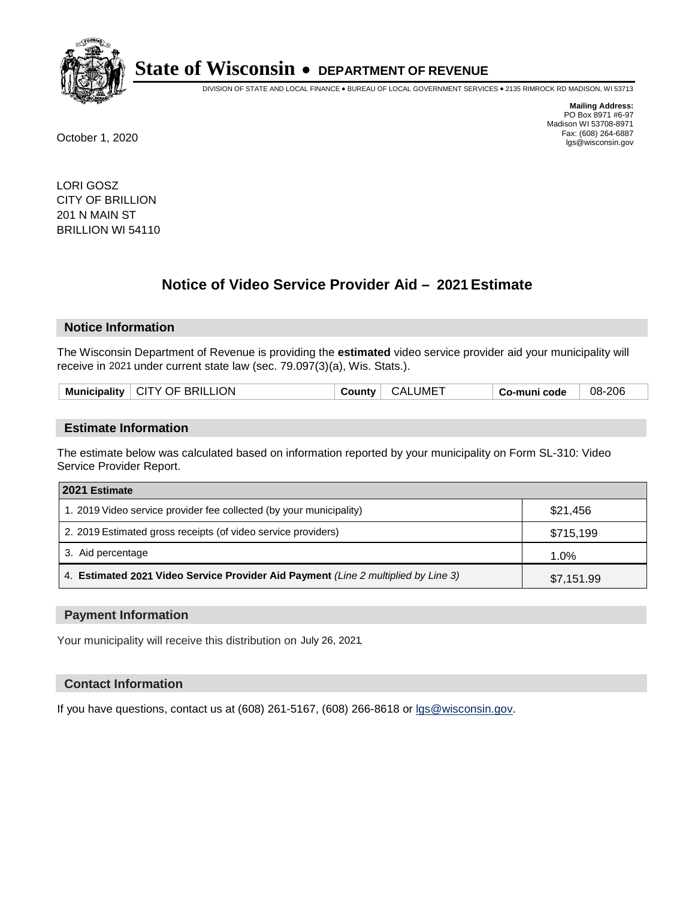# State of Wisconsin • DEPARTMENT OF REVENUE

DIVISION OF STATE AND LOCAL FINANCE • BUREAU OF LOCAL GOVERNMENT SERVICES • 2135 RIMROCK RD MADISON, WI 53713

**Mailing Address:**
PO Box 8971 #6-97
Madison WI 53708-8971
Fax: (608) 264-6887
lgs@wisconsin.gov

October 1, 2020

LORI GOSZ
CITY OF BRILLION
201 N MAIN ST
BRILLION WI 54110

## Notice of Video Service Provider Aid – 2021 Estimate

### Notice Information

The Wisconsin Department of Revenue is providing the **estimated** video service provider aid your municipality will receive in 2021 under current state law (sec. 79.097(3)(a), Wis. Stats.).

| Municipality | CITY OF BRILLION | County | CALUMET | Co-muni code | 08-206 |
|---|---|---|---|---|---|

### Estimate Information

The estimate below was calculated based on information reported by your municipality on Form SL-310: Video Service Provider Report.

| 2021 Estimate | |
|---|---|
| 1. 2019 Video service provider fee collected (by your municipality) | $21,456 |
| 2. 2019 Estimated gross receipts (of video service providers) | $715,199 |
| 3. Aid percentage | 1.0% |
| 4. **Estimated 2021 Video Service Provider Aid Payment** *(Line 2 multiplied by Line 3)* | $7,151.99 |

### Payment Information

Your municipality will receive this distribution on July 26, 2021.

### Contact Information

If you have questions, contact us at (608) 261-5167, (608) 266-8618 or lgs@wisconsin.gov.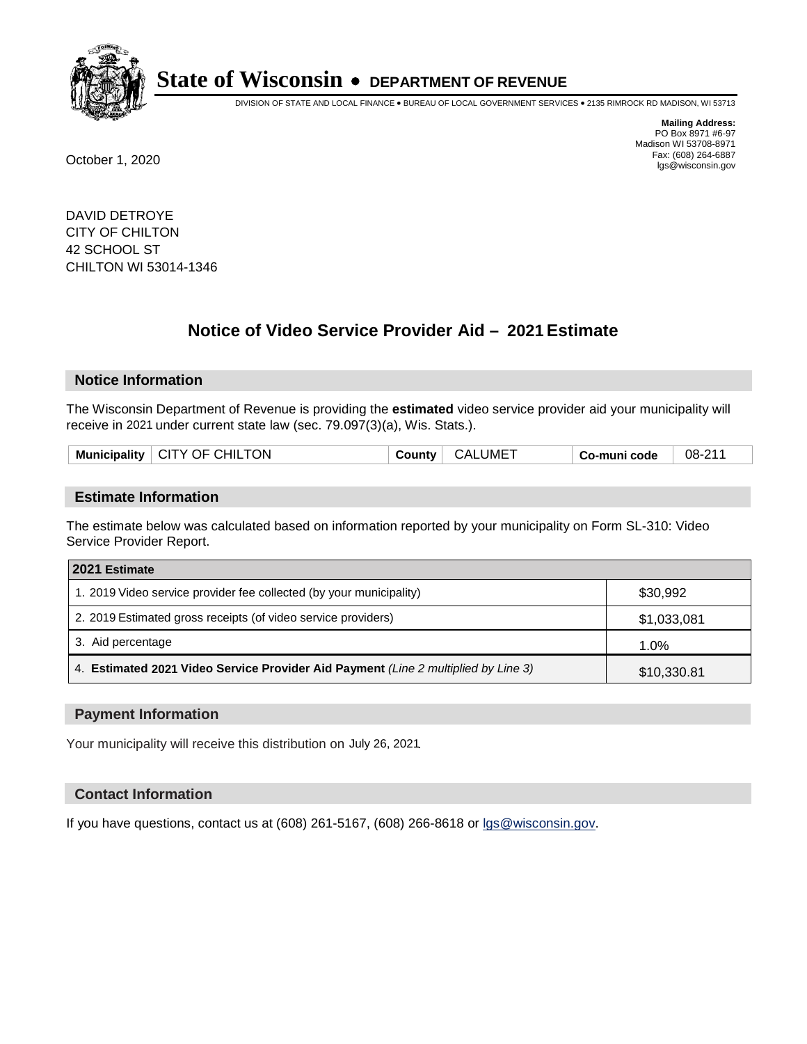# State of Wisconsin • DEPARTMENT OF REVENUE

DIVISION OF STATE AND LOCAL FINANCE • BUREAU OF LOCAL GOVERNMENT SERVICES • 2135 RIMROCK RD MADISON, WI 53713

**Mailing Address:**
PO Box 8971 #6-97
Madison WI 53708-8971
Fax: (608) 264-6887
lgs@wisconsin.gov

October 1, 2020

DAVID DETROYE
CITY OF CHILTON
42 SCHOOL ST
CHILTON WI 53014-1346

## Notice of Video Service Provider Aid – 2021 Estimate

### Notice Information

The Wisconsin Department of Revenue is providing the **estimated** video service provider aid your municipality will receive in 2021 under current state law (sec. 79.097(3)(a), Wis. Stats.).

| Municipality | CITY OF CHILTON | County | CALUMET | Co-muni code | 08-211 |
|---|---|---|---|---|---|

### Estimate Information

The estimate below was calculated based on information reported by your municipality on Form SL-310: Video Service Provider Report.

| 2021 Estimate | |
|---|---|
| 1. 2019 Video service provider fee collected (by your municipality) | $30,992 |
| 2. 2019 Estimated gross receipts (of video service providers) | $1,033,081 |
| 3. Aid percentage | 1.0% |
| 4. **Estimated 2021 Video Service Provider Aid Payment** *(Line 2 multiplied by Line 3)* | $10,330.81 |

### Payment Information

Your municipality will receive this distribution on July 26, 2021.

### Contact Information

If you have questions, contact us at (608) 261-5167, (608) 266-8618 or lgs@wisconsin.gov.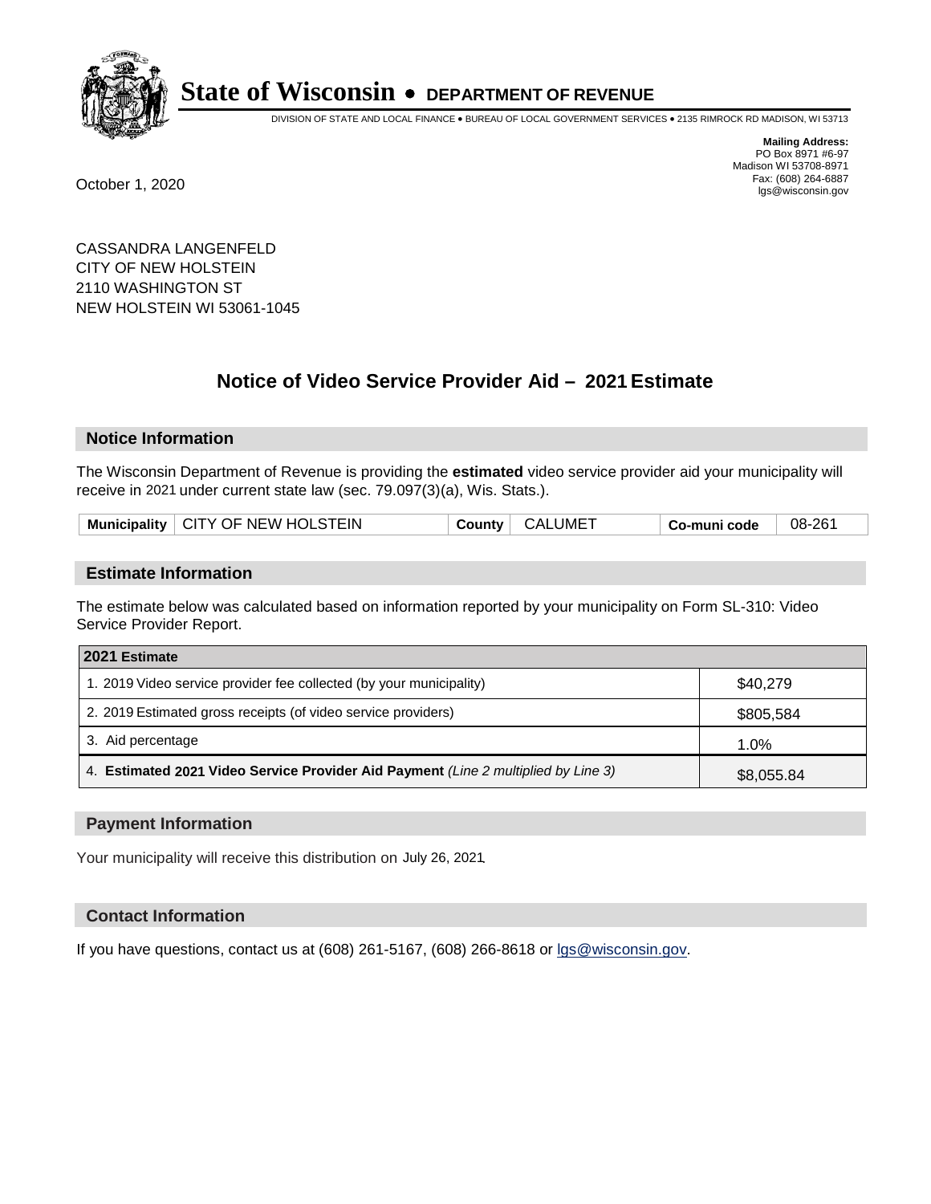# State of Wisconsin • DEPARTMENT OF REVENUE

DIVISION OF STATE AND LOCAL FINANCE • BUREAU OF LOCAL GOVERNMENT SERVICES • 2135 RIMROCK RD MADISON, WI 53713

**Mailing Address:**
PO Box 8971 #6-97
Madison WI 53708-8971
Fax: (608) 264-6887
lgs@wisconsin.gov

October 1, 2020

CASSANDRA LANGENFELD
CITY OF NEW HOLSTEIN
2110 WASHINGTON ST
NEW HOLSTEIN WI 53061-1045

## Notice of Video Service Provider Aid – 2021 Estimate

### Notice Information

The Wisconsin Department of Revenue is providing the **estimated** video service provider aid your municipality will receive in 2021 under current state law (sec. 79.097(3)(a), Wis. Stats.).

| Municipality | CITY OF NEW HOLSTEIN | County | CALUMET | Co-muni code | 08-261 |
|---|---|---|---|---|---|

### Estimate Information

The estimate below was calculated based on information reported by your municipality on Form SL-310: Video Service Provider Report.

| 2021 Estimate | |
|---|---|
| 1. 2019 Video service provider fee collected (by your municipality) | $40,279 |
| 2. 2019 Estimated gross receipts (of video service providers) | $805,584 |
| 3. Aid percentage | 1.0% |
| 4. **Estimated 2021 Video Service Provider Aid Payment** *(Line 2 multiplied by Line 3)* | $8,055.84 |

### Payment Information

Your municipality will receive this distribution on July 26, 2021.

### Contact Information

If you have questions, contact us at (608) 261-5167, (608) 266-8618 or lgs@wisconsin.gov.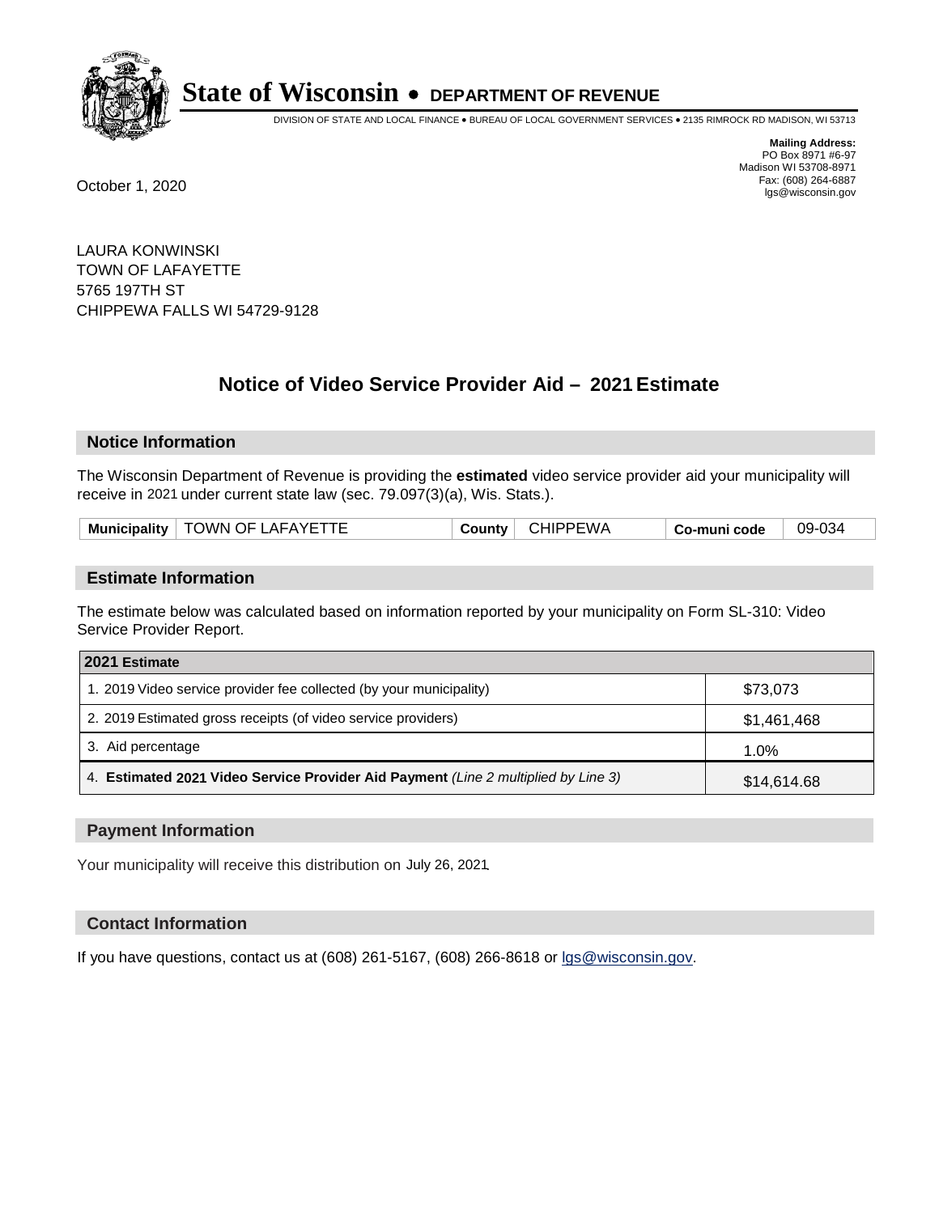# State of Wisconsin • DEPARTMENT OF REVENUE

DIVISION OF STATE AND LOCAL FINANCE • BUREAU OF LOCAL GOVERNMENT SERVICES • 2135 RIMROCK RD MADISON, WI 53713

**Mailing Address:**
PO Box 8971 #6-97
Madison WI 53708-8971
Fax: (608) 264-6887
lgs@wisconsin.gov

October 1, 2020

LAURA KONWINSKI
TOWN OF LAFAYETTE
5765 197TH ST
CHIPPEWA FALLS WI 54729-9128

## Notice of Video Service Provider Aid – 2021 Estimate

### Notice Information

The Wisconsin Department of Revenue is providing the **estimated** video service provider aid your municipality will receive in 2021 under current state law (sec. 79.097(3)(a), Wis. Stats.).

| **Municipality** | TOWN OF LAFAYETTE | **County** | CHIPPEWA | **Co-muni code** | 09-034 |
|---|---|---|---|---|---|

### Estimate Information

The estimate below was calculated based on information reported by your municipality on Form SL-310: Video Service Provider Report.

| 2021 Estimate | |
|---|---|
| 1. 2019 Video service provider fee collected (by your municipality) | $73,073 |
| 2. 2019 Estimated gross receipts (of video service providers) | $1,461,468 |
| 3. Aid percentage | 1.0% |
| 4. **Estimated 2021 Video Service Provider Aid Payment** *(Line 2 multiplied by Line 3)* | $14,614.68 |

### Payment Information

Your municipality will receive this distribution on July 26, 2021.

### Contact Information

If you have questions, contact us at (608) 261-5167, (608) 266-8618 or lgs@wisconsin.gov.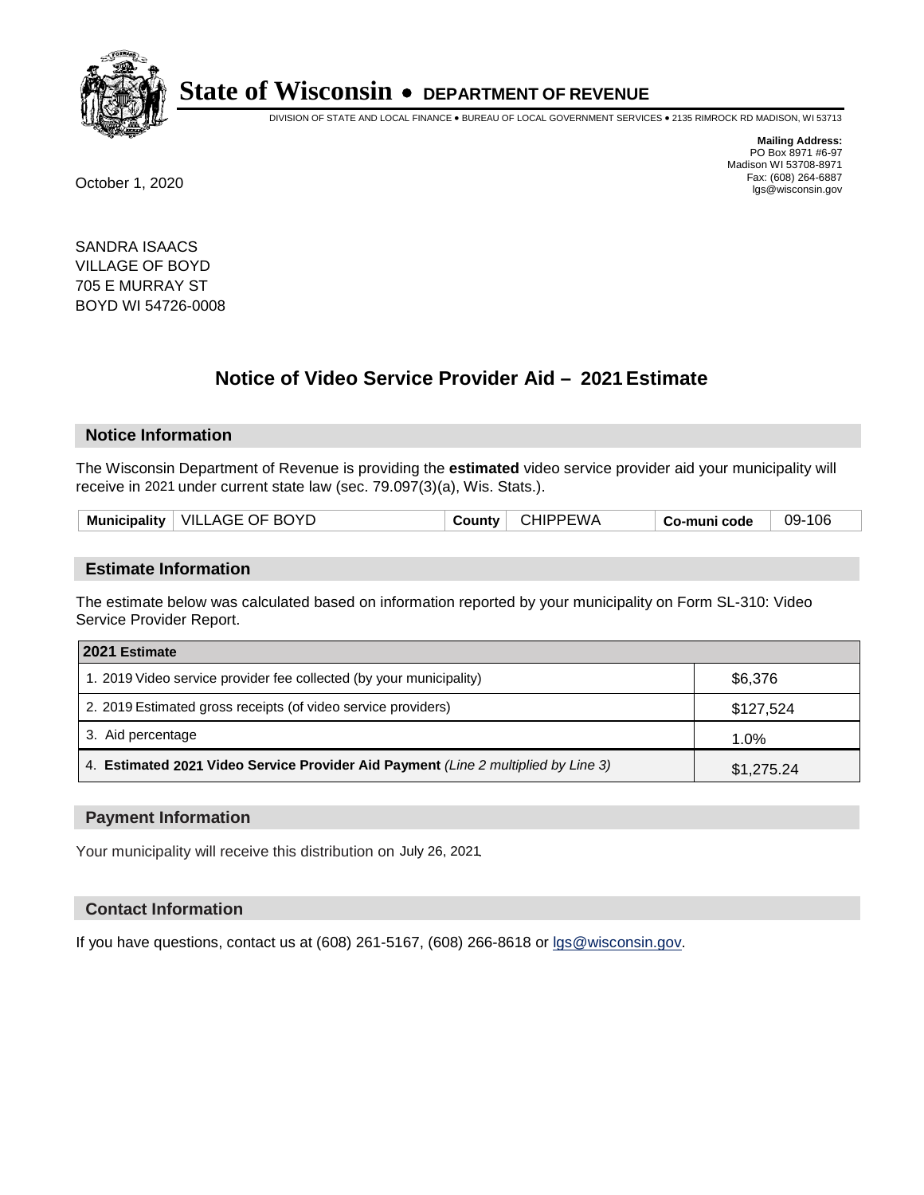**State of Wisconsin • DEPARTMENT OF REVENUE**

DIVISION OF STATE AND LOCAL FINANCE • BUREAU OF LOCAL GOVERNMENT SERVICES • 2135 RIMROCK RD MADISON, WI 53713

**Mailing Address:**
PO Box 8971 #6-97
Madison WI 53708-8971
Fax: (608) 264-6887
lgs@wisconsin.gov

October 1, 2020

SANDRA ISAACS
VILLAGE OF BOYD
705 E MURRAY ST
BOYD WI 54726-0008

## Notice of Video Service Provider Aid – 2021 Estimate

### Notice Information

The Wisconsin Department of Revenue is providing the **estimated** video service provider aid your municipality will receive in 2021 under current state law (sec. 79.097(3)(a), Wis. Stats.).

| Municipality | VILLAGE OF BOYD | County | CHIPPEWA | Co-muni code | 09-106 |
|---|---|---|---|---|---|

### Estimate Information

The estimate below was calculated based on information reported by your municipality on Form SL-310: Video Service Provider Report.

| 2021 Estimate | |
|---|---|
| 1. 2019 Video service provider fee collected (by your municipality) | $6,376 |
| 2. 2019 Estimated gross receipts (of video service providers) | $127,524 |
| 3. Aid percentage | 1.0% |
| 4. **Estimated 2021 Video Service Provider Aid Payment** *(Line 2 multiplied by Line 3)* | $1,275.24 |

### Payment Information

Your municipality will receive this distribution on July 26, 2021.

### Contact Information

If you have questions, contact us at (608) 261-5167, (608) 266-8618 or lgs@wisconsin.gov.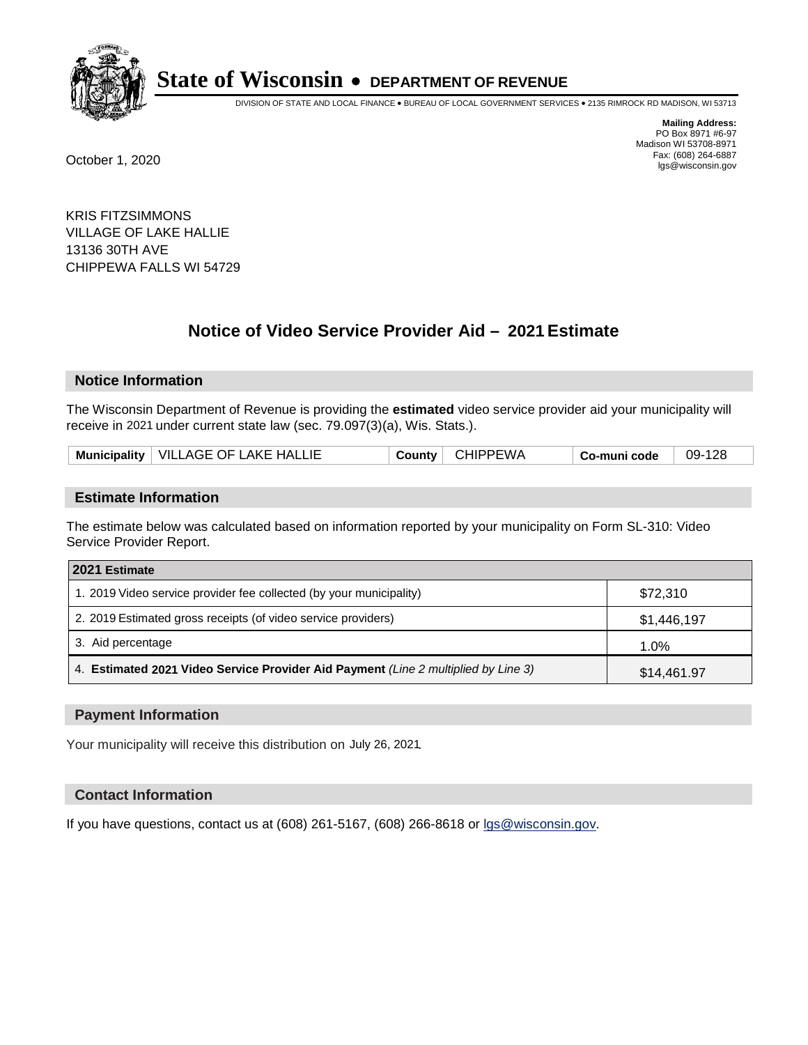# State of Wisconsin • DEPARTMENT OF REVENUE

DIVISION OF STATE AND LOCAL FINANCE • BUREAU OF LOCAL GOVERNMENT SERVICES • 2135 RIMROCK RD MADISON, WI 53713

**Mailing Address:**
PO Box 8971 #6-97
Madison WI 53708-8971
Fax: (608) 264-6887
lgs@wisconsin.gov

October 1, 2020

KRIS FITZSIMMONS
VILLAGE OF LAKE HALLIE
13136 30TH AVE
CHIPPEWA FALLS WI 54729

## Notice of Video Service Provider Aid – 2021 Estimate

### Notice Information

The Wisconsin Department of Revenue is providing the **estimated** video service provider aid your municipality will receive in 2021 under current state law (sec. 79.097(3)(a), Wis. Stats.).

| Municipality | VILLAGE OF LAKE HALLIE | County | CHIPPEWA | Co-muni code | 09-128 |
|---|---|---|---|---|---|

### Estimate Information

The estimate below was calculated based on information reported by your municipality on Form SL-310: Video Service Provider Report.

| 2021 Estimate | |
|---|---|
| 1. 2019 Video service provider fee collected (by your municipality) | $72,310 |
| 2. 2019 Estimated gross receipts (of video service providers) | $1,446,197 |
| 3. Aid percentage | 1.0% |
| 4. **Estimated 2021 Video Service Provider Aid Payment** *(Line 2 multiplied by Line 3)* | $14,461.97 |

### Payment Information

Your municipality will receive this distribution on July 26, 2021.

### Contact Information

If you have questions, contact us at (608) 261-5167, (608) 266-8618 or lgs@wisconsin.gov.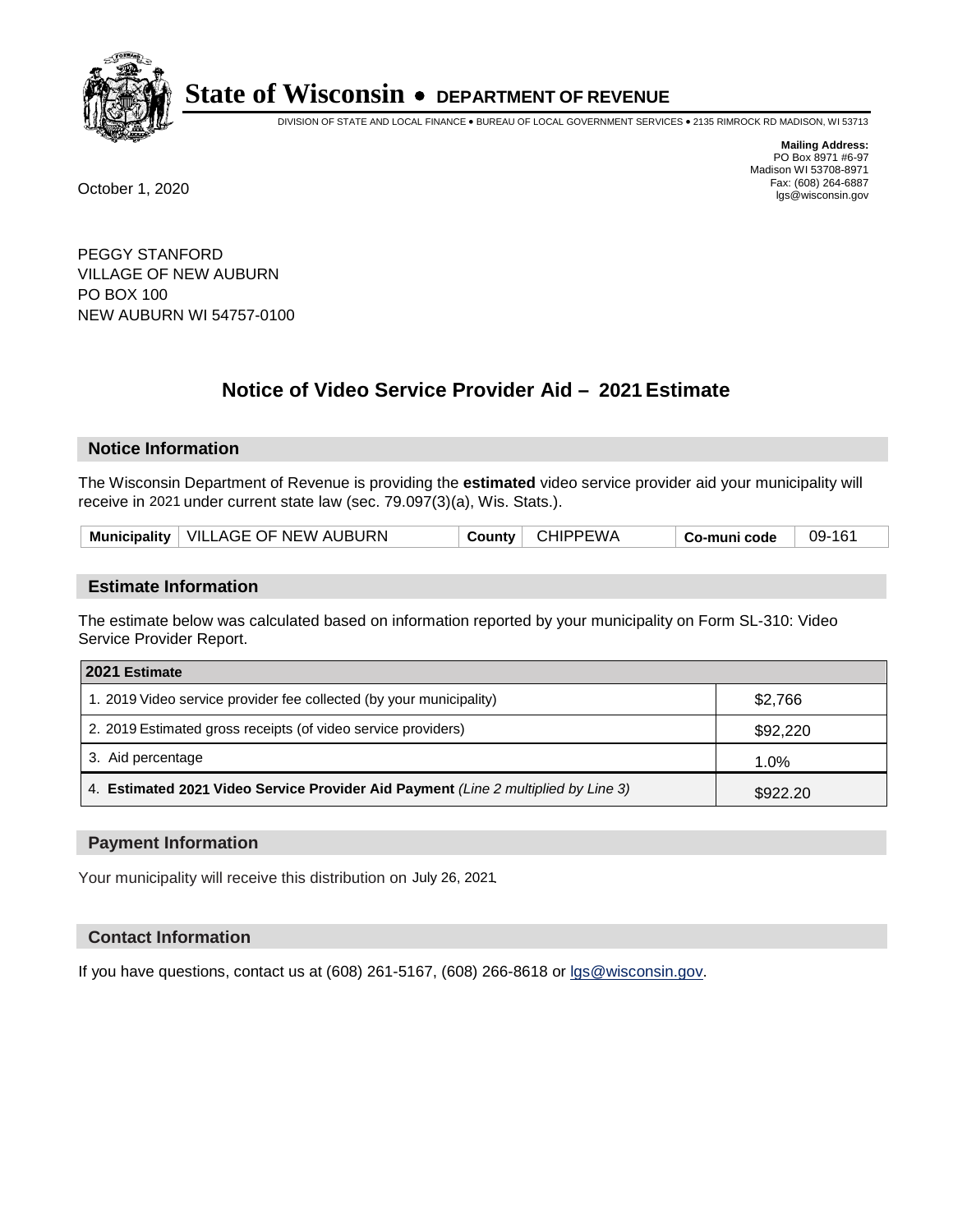# State of Wisconsin • DEPARTMENT OF REVENUE

DIVISION OF STATE AND LOCAL FINANCE • BUREAU OF LOCAL GOVERNMENT SERVICES • 2135 RIMROCK RD MADISON, WI 53713

**Mailing Address:**
PO Box 8971 #6-97
Madison WI 53708-8971
Fax: (608) 264-6887
lgs@wisconsin.gov

October 1, 2020

PEGGY STANFORD
VILLAGE OF NEW AUBURN
PO BOX 100
NEW AUBURN WI 54757-0100

## Notice of Video Service Provider Aid – 2021 Estimate

### Notice Information

The Wisconsin Department of Revenue is providing the **estimated** video service provider aid your municipality will receive in 2021 under current state law (sec. 79.097(3)(a), Wis. Stats.).

| Municipality | VILLAGE OF NEW AUBURN | County | CHIPPEWA | Co-muni code | 09-161 |
|---|---|---|---|---|---|

### Estimate Information

The estimate below was calculated based on information reported by your municipality on Form SL-310: Video Service Provider Report.

| 2021 Estimate | |
|---|---|
| 1. 2019 Video service provider fee collected (by your municipality) | $2,766 |
| 2. 2019 Estimated gross receipts (of video service providers) | $92,220 |
| 3. Aid percentage | 1.0% |
| 4. **Estimated 2021 Video Service Provider Aid Payment** *(Line 2 multiplied by Line 3)* | $922.20 |

### Payment Information

Your municipality will receive this distribution on July 26, 2021.

### Contact Information

If you have questions, contact us at (608) 261-5167, (608) 266-8618 or lgs@wisconsin.gov.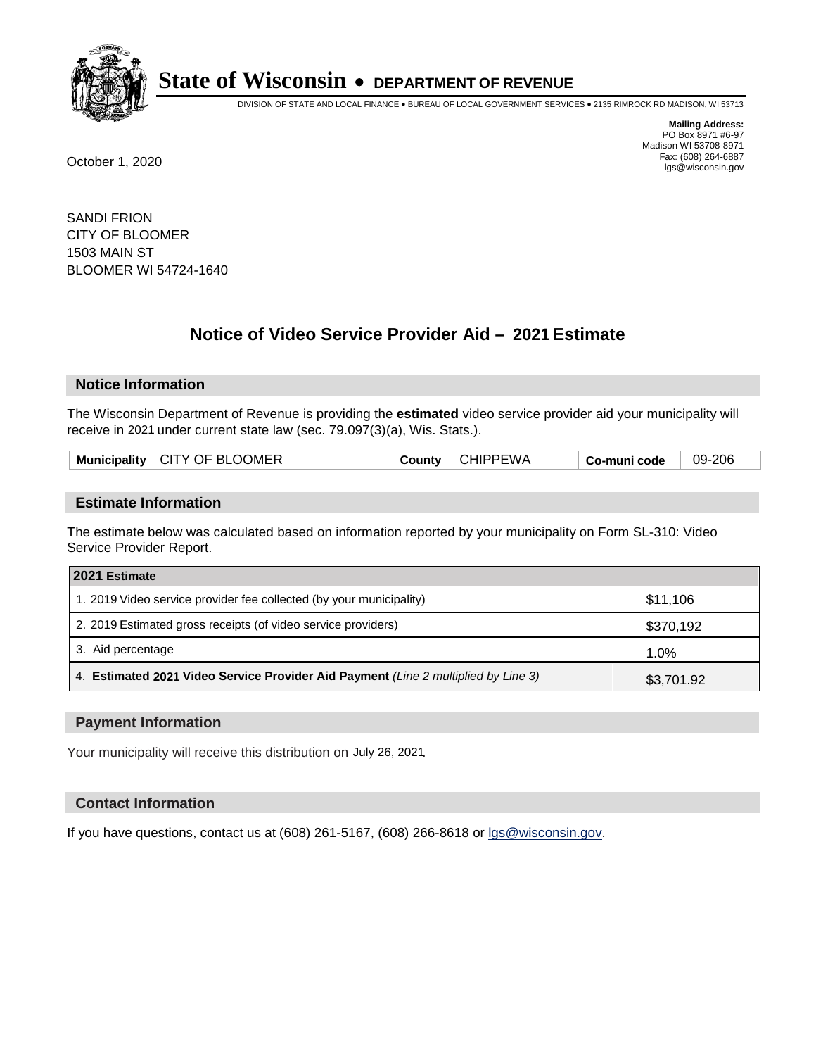# State of Wisconsin • DEPARTMENT OF REVENUE

DIVISION OF STATE AND LOCAL FINANCE • BUREAU OF LOCAL GOVERNMENT SERVICES • 2135 RIMROCK RD MADISON, WI 53713

**Mailing Address:**
PO Box 8971 #6-97
Madison WI 53708-8971
Fax: (608) 264-6887
lgs@wisconsin.gov

October 1, 2020

SANDI FRION
CITY OF BLOOMER
1503 MAIN ST
BLOOMER WI 54724-1640

## Notice of Video Service Provider Aid – 2021 Estimate

### Notice Information

The Wisconsin Department of Revenue is providing the **estimated** video service provider aid your municipality will receive in 2021 under current state law (sec. 79.097(3)(a), Wis. Stats.).

| Municipality | CITY OF BLOOMER | County | CHIPPEWA | Co-muni code | 09-206 |
|---|---|---|---|---|---|

### Estimate Information

The estimate below was calculated based on information reported by your municipality on Form SL-310: Video Service Provider Report.

| 2021 Estimate | |
|---|---|
| 1. 2019 Video service provider fee collected (by your municipality) | $11,106 |
| 2. 2019 Estimated gross receipts (of video service providers) | $370,192 |
| 3. Aid percentage | 1.0% |
| 4. **Estimated 2021 Video Service Provider Aid Payment** *(Line 2 multiplied by Line 3)* | $3,701.92 |

### Payment Information

Your municipality will receive this distribution on July 26, 2021.

### Contact Information

If you have questions, contact us at (608) 261-5167, (608) 266-8618 or lgs@wisconsin.gov.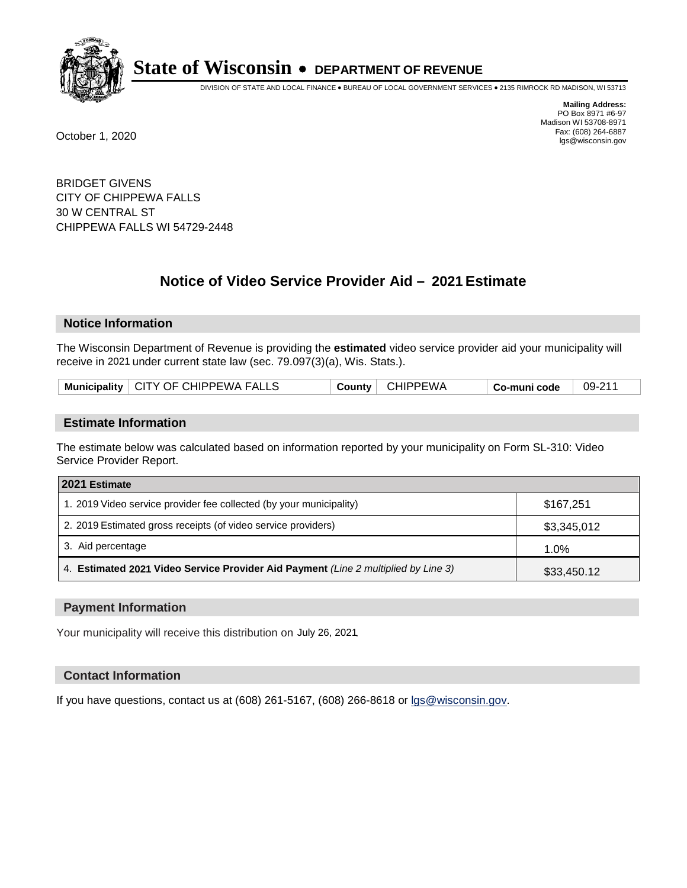# State of Wisconsin • DEPARTMENT OF REVENUE

DIVISION OF STATE AND LOCAL FINANCE • BUREAU OF LOCAL GOVERNMENT SERVICES • 2135 RIMROCK RD MADISON, WI 53713

**Mailing Address:**
PO Box 8971 #6-97
Madison WI 53708-8971
Fax: (608) 264-6887
lgs@wisconsin.gov

October 1, 2020

BRIDGET GIVENS
CITY OF CHIPPEWA FALLS
30 W CENTRAL ST
CHIPPEWA FALLS WI 54729-2448

## Notice of Video Service Provider Aid – 2021 Estimate

### Notice Information

The Wisconsin Department of Revenue is providing the **estimated** video service provider aid your municipality will receive in 2021 under current state law (sec. 79.097(3)(a), Wis. Stats.).

| Municipality | CITY OF CHIPPEWA FALLS | County | CHIPPEWA | Co-muni code | 09-211 |
|---|---|---|---|---|---|

### Estimate Information

The estimate below was calculated based on information reported by your municipality on Form SL-310: Video Service Provider Report.

| 2021 Estimate | |
|---|---|
| 1. 2019 Video service provider fee collected (by your municipality) | $167,251 |
| 2. 2019 Estimated gross receipts (of video service providers) | $3,345,012 |
| 3. Aid percentage | 1.0% |
| 4. **Estimated 2021 Video Service Provider Aid Payment** *(Line 2 multiplied by Line 3)* | $33,450.12 |

### Payment Information

Your municipality will receive this distribution on July 26, 2021.

### Contact Information

If you have questions, contact us at (608) 261-5167, (608) 266-8618 or lgs@wisconsin.gov.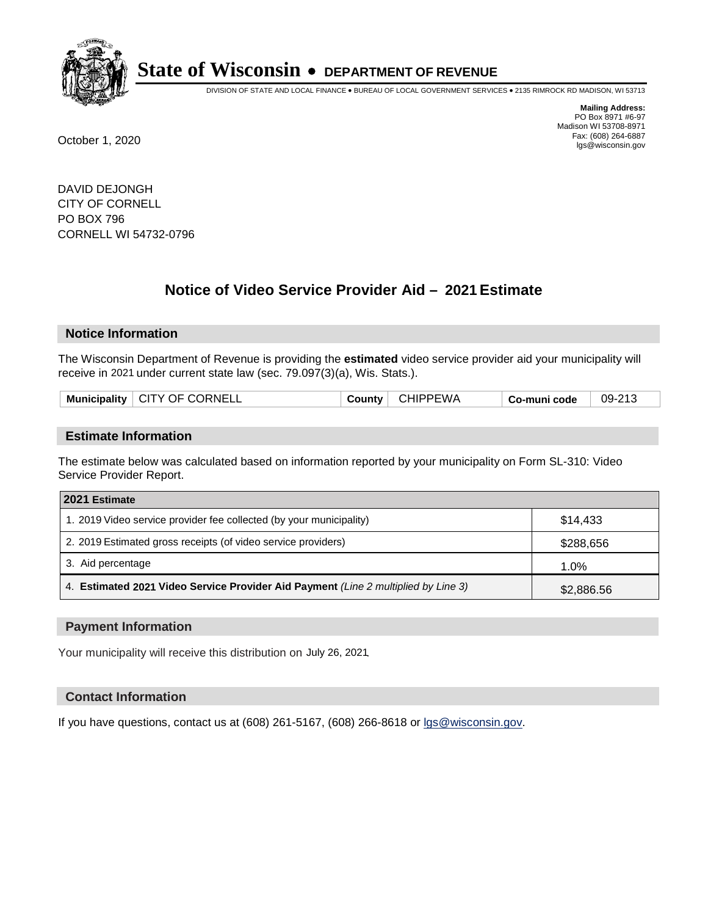# State of Wisconsin • DEPARTMENT OF REVENUE

DIVISION OF STATE AND LOCAL FINANCE • BUREAU OF LOCAL GOVERNMENT SERVICES • 2135 RIMROCK RD MADISON, WI 53713

**Mailing Address:**
PO Box 8971 #6-97
Madison WI 53708-8971
Fax: (608) 264-6887
lgs@wisconsin.gov

October 1, 2020

DAVID DEJONGH
CITY OF CORNELL
PO BOX 796
CORNELL WI 54732-0796

## Notice of Video Service Provider Aid – 2021 Estimate

### Notice Information

The Wisconsin Department of Revenue is providing the **estimated** video service provider aid your municipality will receive in 2021 under current state law (sec. 79.097(3)(a), Wis. Stats.).

| Municipality | CITY OF CORNELL | County | CHIPPEWA | Co-muni code | 09-213 |
|---|---|---|---|---|---|

### Estimate Information

The estimate below was calculated based on information reported by your municipality on Form SL-310: Video Service Provider Report.

| 2021 Estimate | |
|---|---|
| 1. 2019 Video service provider fee collected (by your municipality) | $14,433 |
| 2. 2019 Estimated gross receipts (of video service providers) | $288,656 |
| 3. Aid percentage | 1.0% |
| 4. **Estimated 2021 Video Service Provider Aid Payment** *(Line 2 multiplied by Line 3)* | $2,886.56 |

### Payment Information

Your municipality will receive this distribution on July 26, 2021.

### Contact Information

If you have questions, contact us at (608) 261-5167, (608) 266-8618 or lgs@wisconsin.gov.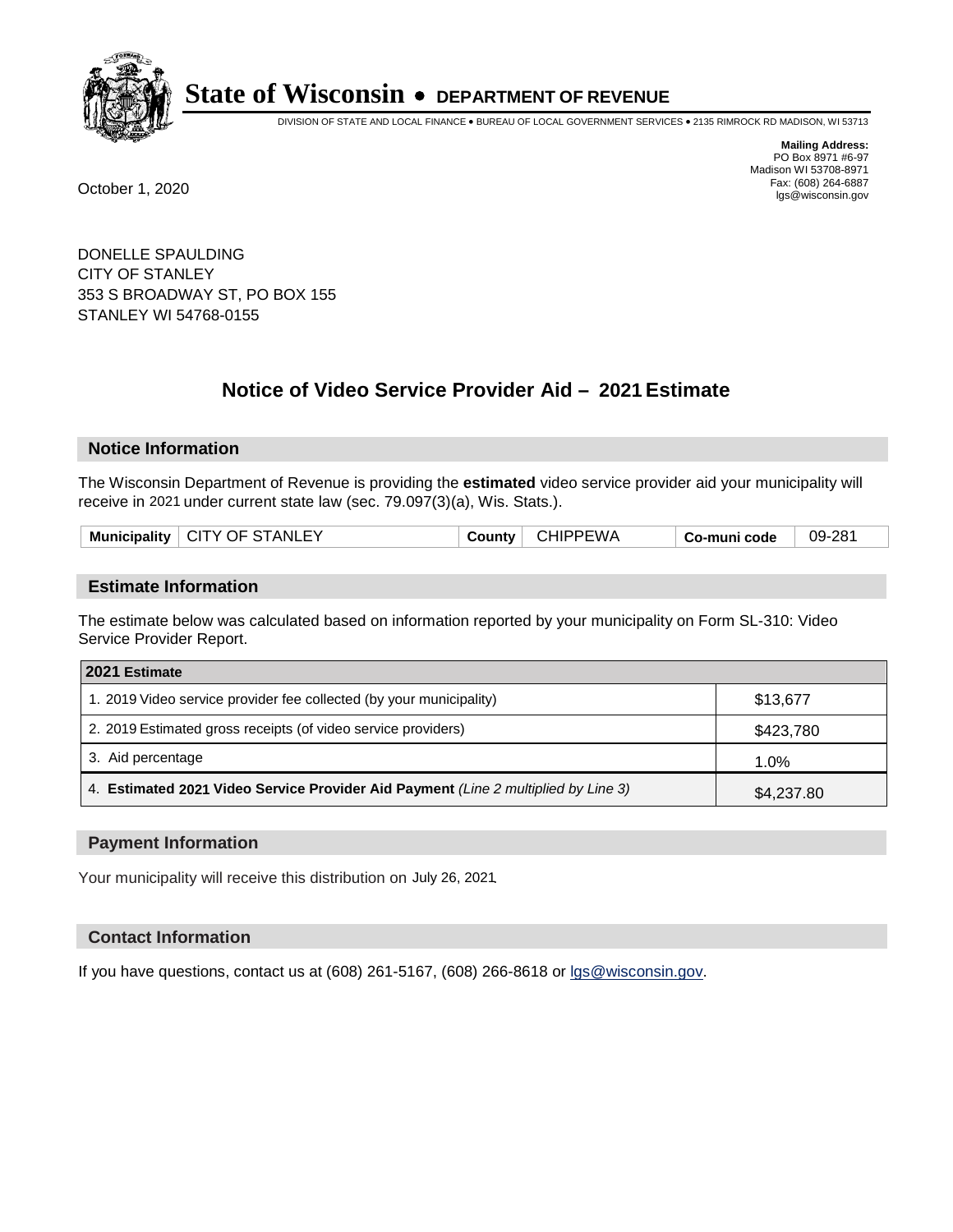# State of Wisconsin • DEPARTMENT OF REVENUE

DIVISION OF STATE AND LOCAL FINANCE • BUREAU OF LOCAL GOVERNMENT SERVICES • 2135 RIMROCK RD MADISON, WI 53713

**Mailing Address:**
PO Box 8971 #6-97
Madison WI 53708-8971
Fax: (608) 264-6887
lgs@wisconsin.gov

October 1, 2020

DONELLE SPAULDING
CITY OF STANLEY
353 S BROADWAY ST, PO BOX 155
STANLEY WI 54768-0155

## Notice of Video Service Provider Aid – 2021 Estimate

### Notice Information

The Wisconsin Department of Revenue is providing the **estimated** video service provider aid your municipality will receive in 2021 under current state law (sec. 79.097(3)(a), Wis. Stats.).

| Municipality | CITY OF STANLEY | County | CHIPPEWA | Co-muni code | 09-281 |
|---|---|---|---|---|---|

### Estimate Information

The estimate below was calculated based on information reported by your municipality on Form SL-310: Video Service Provider Report.

| 2021 Estimate | |
|---|---|
| 1. 2019 Video service provider fee collected (by your municipality) | $13,677 |
| 2. 2019 Estimated gross receipts (of video service providers) | $423,780 |
| 3. Aid percentage | 1.0% |
| 4. **Estimated 2021 Video Service Provider Aid Payment** *(Line 2 multiplied by Line 3)* | $4,237.80 |

### Payment Information

Your municipality will receive this distribution on July 26, 2021.

### Contact Information

If you have questions, contact us at (608) 261-5167, (608) 266-8618 or lgs@wisconsin.gov.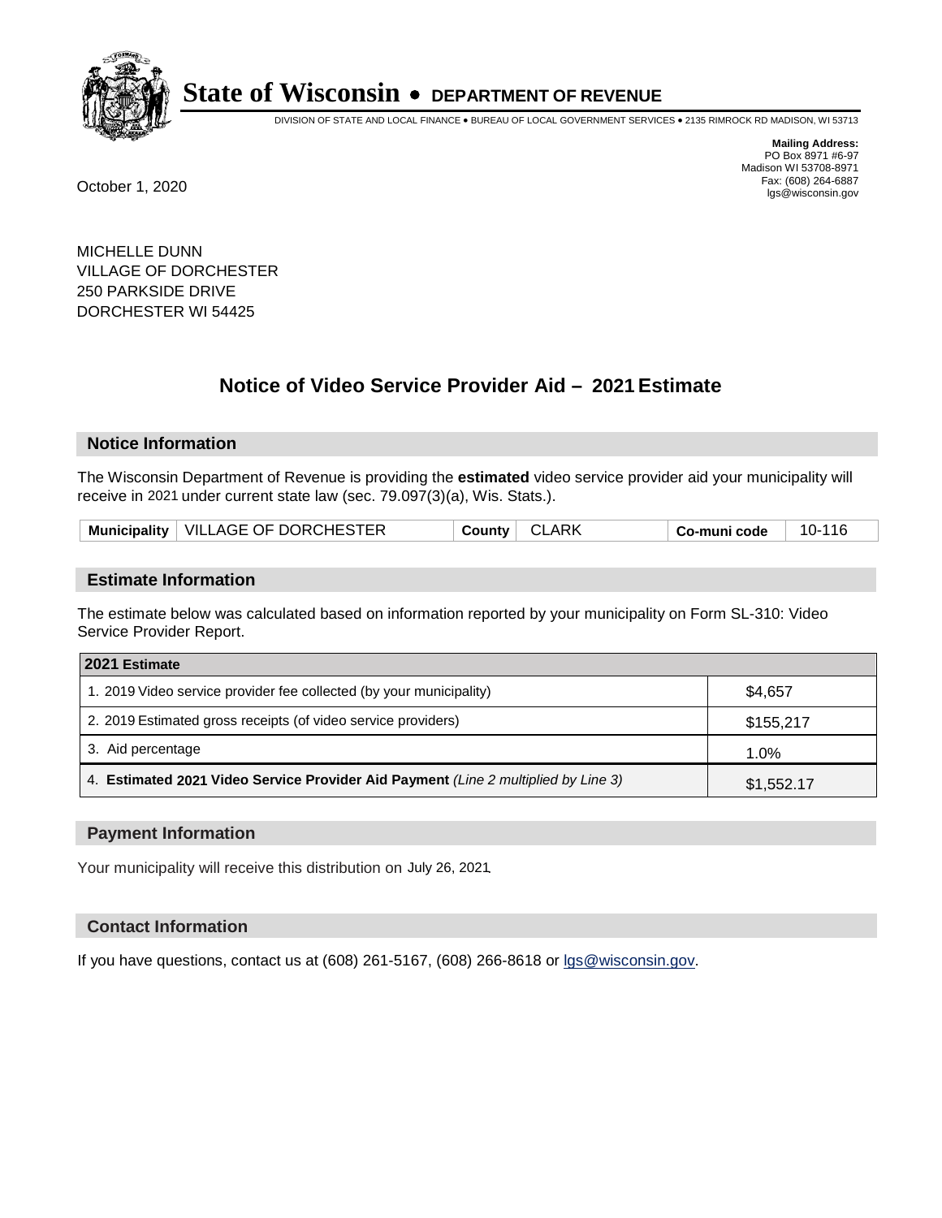**State of Wisconsin • DEPARTMENT OF REVENUE**

DIVISION OF STATE AND LOCAL FINANCE • BUREAU OF LOCAL GOVERNMENT SERVICES • 2135 RIMROCK RD MADISON, WI 53713

**Mailing Address:**
PO Box 8971 #6-97
Madison WI 53708-8971
Fax: (608) 264-6887
lgs@wisconsin.gov

October 1, 2020

MICHELLE DUNN
VILLAGE OF DORCHESTER
250 PARKSIDE DRIVE
DORCHESTER WI 54425

## Notice of Video Service Provider Aid – 2021 Estimate

### Notice Information

The Wisconsin Department of Revenue is providing the **estimated** video service provider aid your municipality will receive in 2021 under current state law (sec. 79.097(3)(a), Wis. Stats.).

| Municipality | VILLAGE OF DORCHESTER | County | CLARK | Co-muni code | 10-116 |
|---|---|---|---|---|---|

### Estimate Information

The estimate below was calculated based on information reported by your municipality on Form SL-310: Video Service Provider Report.

| 2021 Estimate | |
|---|---|
| 1. 2019 Video service provider fee collected (by your municipality) | $4,657 |
| 2. 2019 Estimated gross receipts (of video service providers) | $155,217 |
| 3. Aid percentage | 1.0% |
| 4. **Estimated 2021 Video Service Provider Aid Payment** *(Line 2 multiplied by Line 3)* | $1,552.17 |

### Payment Information

Your municipality will receive this distribution on July 26, 2021.

### Contact Information

If you have questions, contact us at (608) 261-5167, (608) 266-8618 or lgs@wisconsin.gov.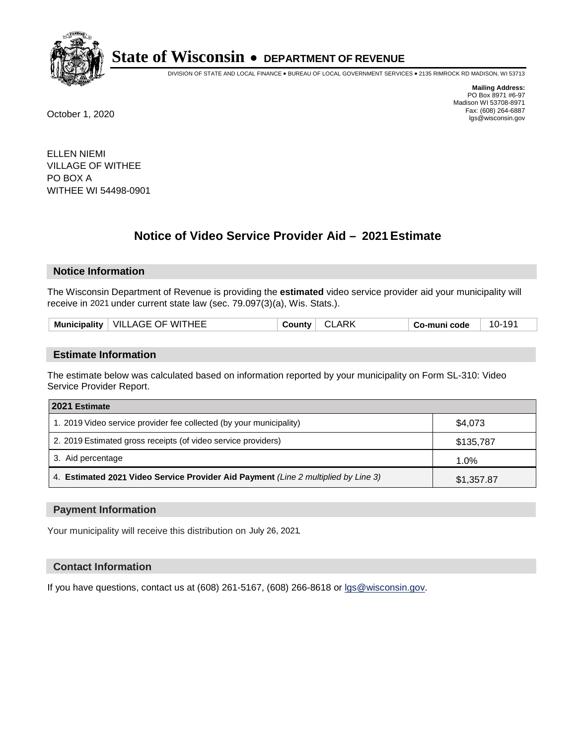# State of Wisconsin • DEPARTMENT OF REVENUE

DIVISION OF STATE AND LOCAL FINANCE • BUREAU OF LOCAL GOVERNMENT SERVICES • 2135 RIMROCK RD MADISON, WI 53713

**Mailing Address:**
PO Box 8971 #6-97
Madison WI 53708-8971
Fax: (608) 264-6887
lgs@wisconsin.gov

October 1, 2020

ELLEN NIEMI
VILLAGE OF WITHEE
PO BOX A
WITHEE WI 54498-0901

## Notice of Video Service Provider Aid – 2021 Estimate

### Notice Information

The Wisconsin Department of Revenue is providing the **estimated** video service provider aid your municipality will receive in 2021 under current state law (sec. 79.097(3)(a), Wis. Stats.).

| Municipality | VILLAGE OF WITHEE | County | CLARK | Co-muni code | 10-191 |
|---|---|---|---|---|---|

### Estimate Information

The estimate below was calculated based on information reported by your municipality on Form SL-310: Video Service Provider Report.

| 2021 Estimate | |
|---|---|
| 1. 2019 Video service provider fee collected (by your municipality) | $4,073 |
| 2. 2019 Estimated gross receipts (of video service providers) | $135,787 |
| 3. Aid percentage | 1.0% |
| 4. **Estimated 2021 Video Service Provider Aid Payment** *(Line 2 multiplied by Line 3)* | $1,357.87 |

### Payment Information

Your municipality will receive this distribution on July 26, 2021.

### Contact Information

If you have questions, contact us at (608) 261-5167, (608) 266-8618 or lgs@wisconsin.gov.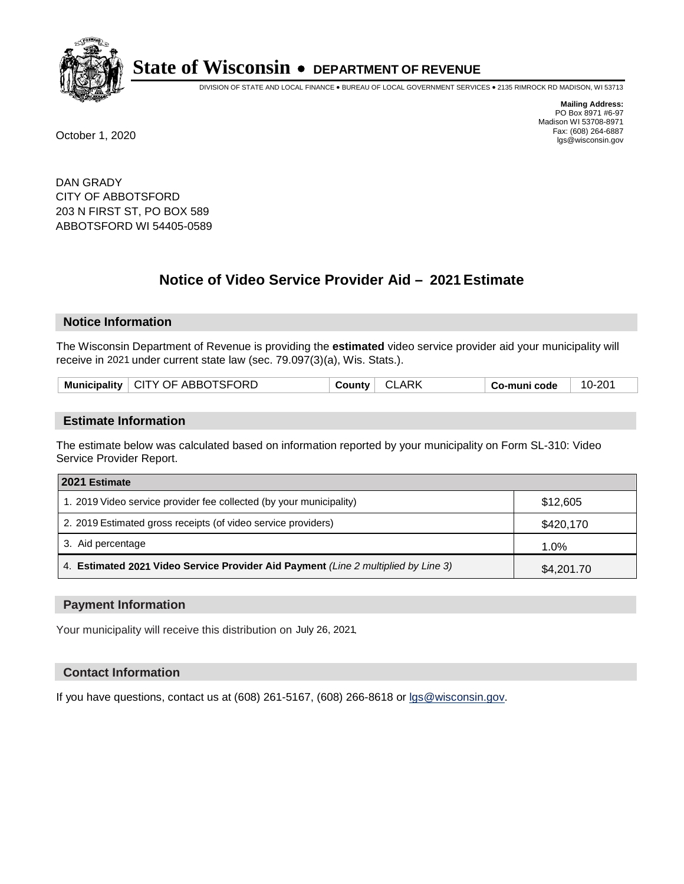**State of Wisconsin • DEPARTMENT OF REVENUE**

DIVISION OF STATE AND LOCAL FINANCE • BUREAU OF LOCAL GOVERNMENT SERVICES • 2135 RIMROCK RD MADISON, WI 53713

**Mailing Address:**
PO Box 8971 #6-97
Madison WI 53708-8971
Fax: (608) 264-6887
lgs@wisconsin.gov

October 1, 2020

DAN GRADY
CITY OF ABBOTSFORD
203 N FIRST ST, PO BOX 589
ABBOTSFORD WI 54405-0589

## Notice of Video Service Provider Aid – 2021 Estimate

### Notice Information

The Wisconsin Department of Revenue is providing the **estimated** video service provider aid your municipality will receive in 2021 under current state law (sec. 79.097(3)(a), Wis. Stats.).

| Municipality | CITY OF ABBOTSFORD | County | CLARK | Co-muni code | 10-201 |
|---|---|---|---|---|---|

### Estimate Information

The estimate below was calculated based on information reported by your municipality on Form SL-310: Video Service Provider Report.

| 2021 Estimate | |
|---|---|
| 1. 2019 Video service provider fee collected (by your municipality) | $12,605 |
| 2. 2019 Estimated gross receipts (of video service providers) | $420,170 |
| 3. Aid percentage | 1.0% |
| 4. **Estimated 2021 Video Service Provider Aid Payment** *(Line 2 multiplied by Line 3)* | $4,201.70 |

### Payment Information

Your municipality will receive this distribution on July 26, 2021.

### Contact Information

If you have questions, contact us at (608) 261-5167, (608) 266-8618 or lgs@wisconsin.gov.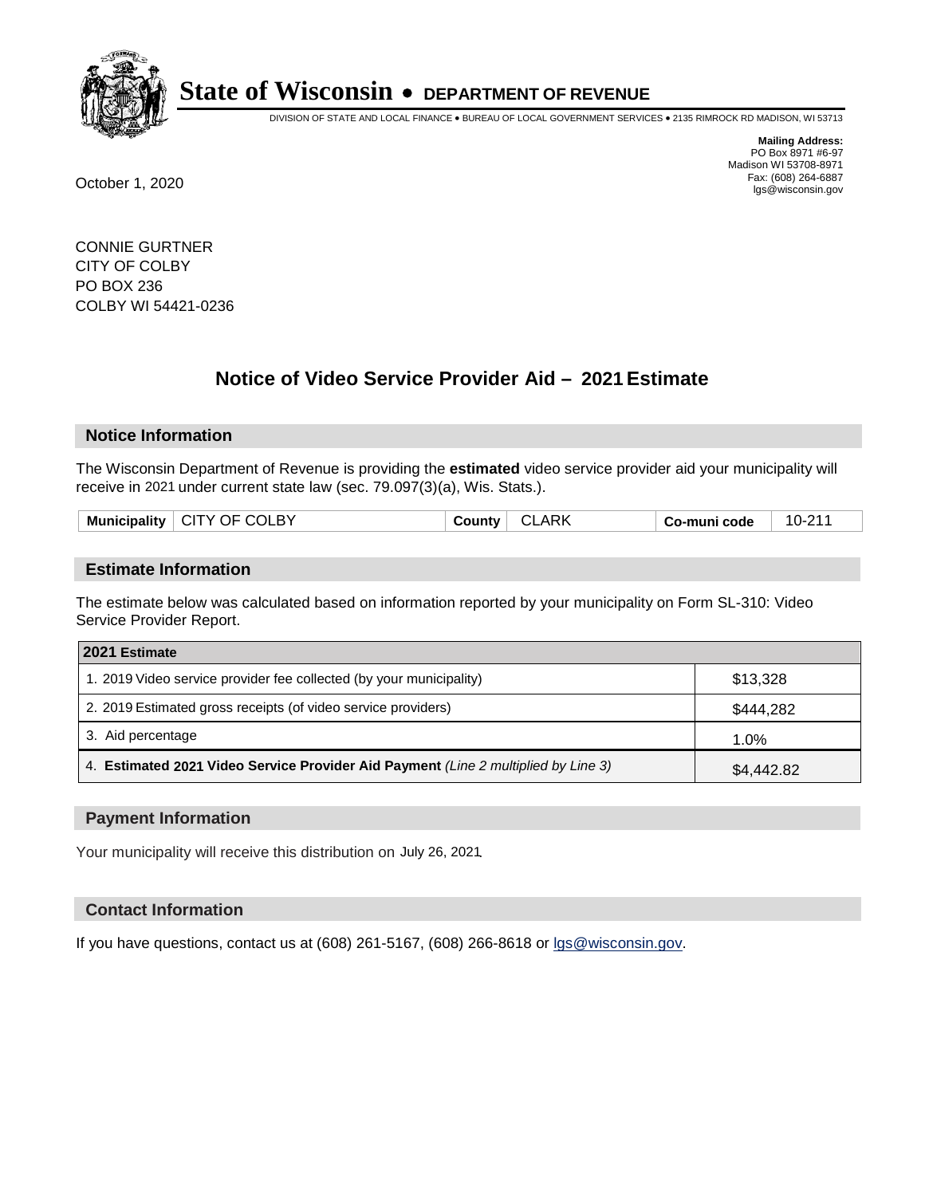# State of Wisconsin • DEPARTMENT OF REVENUE

DIVISION OF STATE AND LOCAL FINANCE • BUREAU OF LOCAL GOVERNMENT SERVICES • 2135 RIMROCK RD MADISON, WI 53713

**Mailing Address:**
PO Box 8971 #6-97
Madison WI 53708-8971
Fax: (608) 264-6887
lgs@wisconsin.gov

October 1, 2020

CONNIE GURTNER
CITY OF COLBY
PO BOX 236
COLBY WI 54421-0236

## Notice of Video Service Provider Aid – 2021 Estimate

### Notice Information

The Wisconsin Department of Revenue is providing the **estimated** video service provider aid your municipality will receive in 2021 under current state law (sec. 79.097(3)(a), Wis. Stats.).

| Municipality | CITY OF COLBY | County | CLARK | Co-muni code | 10-211 |
|---|---|---|---|---|---|

### Estimate Information

The estimate below was calculated based on information reported by your municipality on Form SL-310: Video Service Provider Report.

| 2021 Estimate | |
|---|---|
| 1. 2019 Video service provider fee collected (by your municipality) | $13,328 |
| 2. 2019 Estimated gross receipts (of video service providers) | $444,282 |
| 3. Aid percentage | 1.0% |
| 4. **Estimated 2021 Video Service Provider Aid Payment** *(Line 2 multiplied by Line 3)* | $4,442.82 |

### Payment Information

Your municipality will receive this distribution on July 26, 2021.

### Contact Information

If you have questions, contact us at (608) 261-5167, (608) 266-8618 or lgs@wisconsin.gov.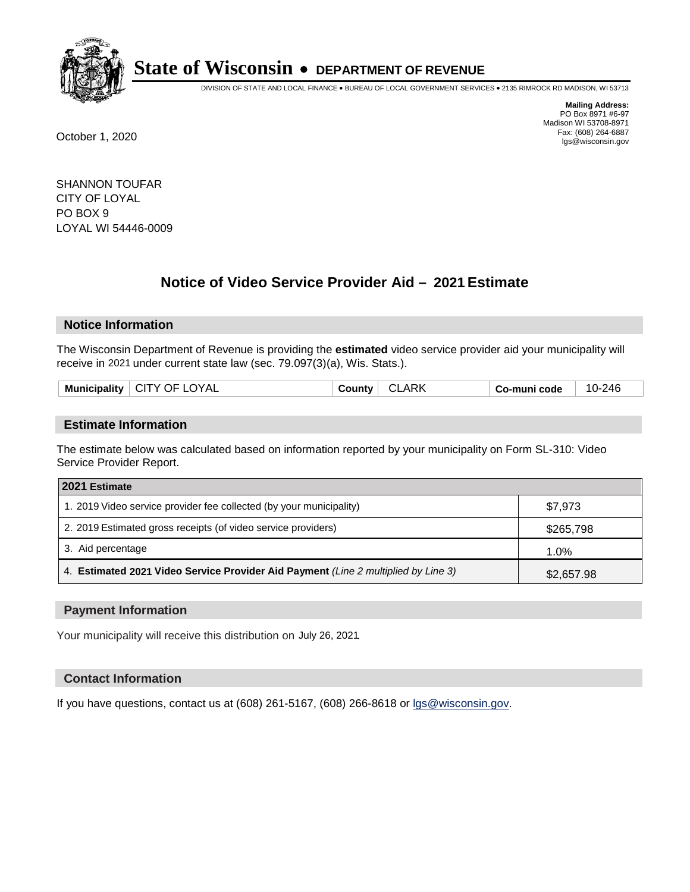# State of Wisconsin • DEPARTMENT OF REVENUE

DIVISION OF STATE AND LOCAL FINANCE • BUREAU OF LOCAL GOVERNMENT SERVICES • 2135 RIMROCK RD MADISON, WI 53713

**Mailing Address:**
PO Box 8971 #6-97
Madison WI 53708-8971
Fax: (608) 264-6887
lgs@wisconsin.gov

October 1, 2020

SHANNON TOUFAR
CITY OF LOYAL
PO BOX 9
LOYAL WI 54446-0009

## Notice of Video Service Provider Aid – 2021 Estimate

### Notice Information

The Wisconsin Department of Revenue is providing the **estimated** video service provider aid your municipality will receive in 2021 under current state law (sec. 79.097(3)(a), Wis. Stats.).

| Municipality | CITY OF LOYAL | County | CLARK | Co-muni code | 10-246 |
|---|---|---|---|---|---|

### Estimate Information

The estimate below was calculated based on information reported by your municipality on Form SL-310: Video Service Provider Report.

| 2021 Estimate | |
|---|---|
| 1. 2019 Video service provider fee collected (by your municipality) | $7,973 |
| 2. 2019 Estimated gross receipts (of video service providers) | $265,798 |
| 3. Aid percentage | 1.0% |
| 4. **Estimated 2021 Video Service Provider Aid Payment** *(Line 2 multiplied by Line 3)* | $2,657.98 |

### Payment Information

Your municipality will receive this distribution on July 26, 2021.

### Contact Information

If you have questions, contact us at (608) 261-5167, (608) 266-8618 or lgs@wisconsin.gov.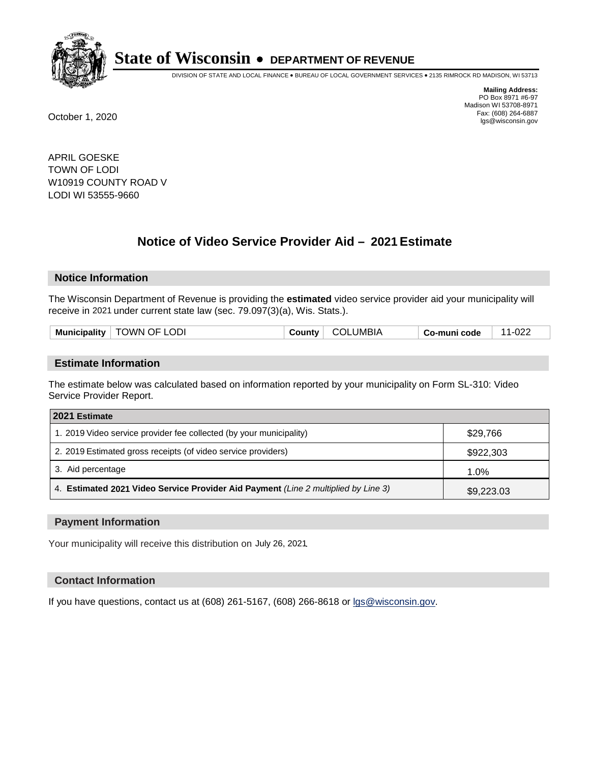# State of Wisconsin • DEPARTMENT OF REVENUE

DIVISION OF STATE AND LOCAL FINANCE • BUREAU OF LOCAL GOVERNMENT SERVICES • 2135 RIMROCK RD MADISON, WI 53713

**Mailing Address:**
PO Box 8971 #6-97
Madison WI 53708-8971
Fax: (608) 264-6887
lgs@wisconsin.gov

October 1, 2020

APRIL GOESKE
TOWN OF LODI
W10919 COUNTY ROAD V
LODI WI 53555-9660

## Notice of Video Service Provider Aid – 2021 Estimate

### Notice Information

The Wisconsin Department of Revenue is providing the **estimated** video service provider aid your municipality will receive in 2021 under current state law (sec. 79.097(3)(a), Wis. Stats.).

| Municipality | TOWN OF LODI | County | COLUMBIA | Co-muni code | 11-022 |
|---|---|---|---|---|---|

### Estimate Information

The estimate below was calculated based on information reported by your municipality on Form SL-310: Video Service Provider Report.

| 2021 Estimate | |
|---|---|
| 1. 2019 Video service provider fee collected (by your municipality) | $29,766 |
| 2. 2019 Estimated gross receipts (of video service providers) | $922,303 |
| 3. Aid percentage | 1.0% |
| 4. **Estimated 2021 Video Service Provider Aid Payment** *(Line 2 multiplied by Line 3)* | $9,223.03 |

### Payment Information

Your municipality will receive this distribution on July 26, 2021.

### Contact Information

If you have questions, contact us at (608) 261-5167, (608) 266-8618 or lgs@wisconsin.gov.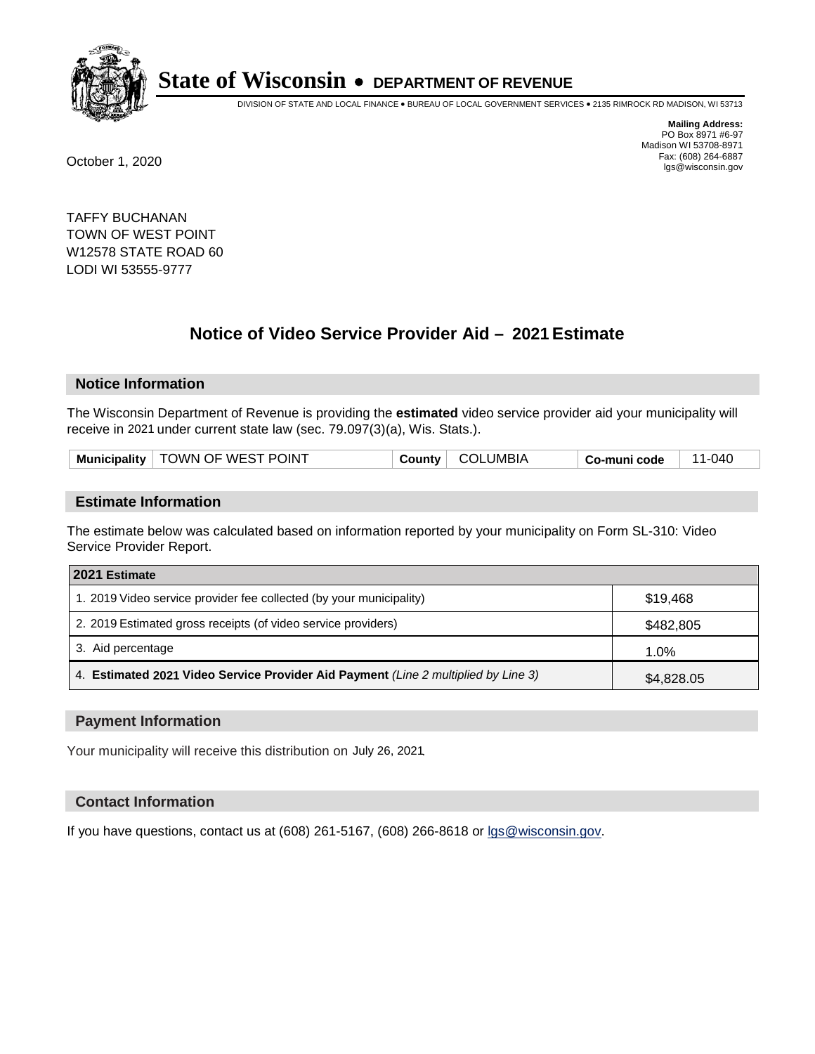# State of Wisconsin • DEPARTMENT OF REVENUE

DIVISION OF STATE AND LOCAL FINANCE • BUREAU OF LOCAL GOVERNMENT SERVICES • 2135 RIMROCK RD MADISON, WI 53713

**Mailing Address:**
PO Box 8971 #6-97
Madison WI 53708-8971
Fax: (608) 264-6887
lgs@wisconsin.gov

October 1, 2020

TAFFY BUCHANAN
TOWN OF WEST POINT
W12578 STATE ROAD 60
LODI WI 53555-9777

## Notice of Video Service Provider Aid – 2021 Estimate

### Notice Information

The Wisconsin Department of Revenue is providing the **estimated** video service provider aid your municipality will receive in 2021 under current state law (sec. 79.097(3)(a), Wis. Stats.).

| Municipality | TOWN OF WEST POINT | County | COLUMBIA | Co-muni code | 11-040 |
|---|---|---|---|---|---|

### Estimate Information

The estimate below was calculated based on information reported by your municipality on Form SL-310: Video Service Provider Report.

| 2021 Estimate | |
|---|---|
| 1. 2019 Video service provider fee collected (by your municipality) | $19,468 |
| 2. 2019 Estimated gross receipts (of video service providers) | $482,805 |
| 3. Aid percentage | 1.0% |
| 4. **Estimated 2021 Video Service Provider Aid Payment** *(Line 2 multiplied by Line 3)* | $4,828.05 |

### Payment Information

Your municipality will receive this distribution on July 26, 2021.

### Contact Information

If you have questions, contact us at (608) 261-5167, (608) 266-8618 or lgs@wisconsin.gov.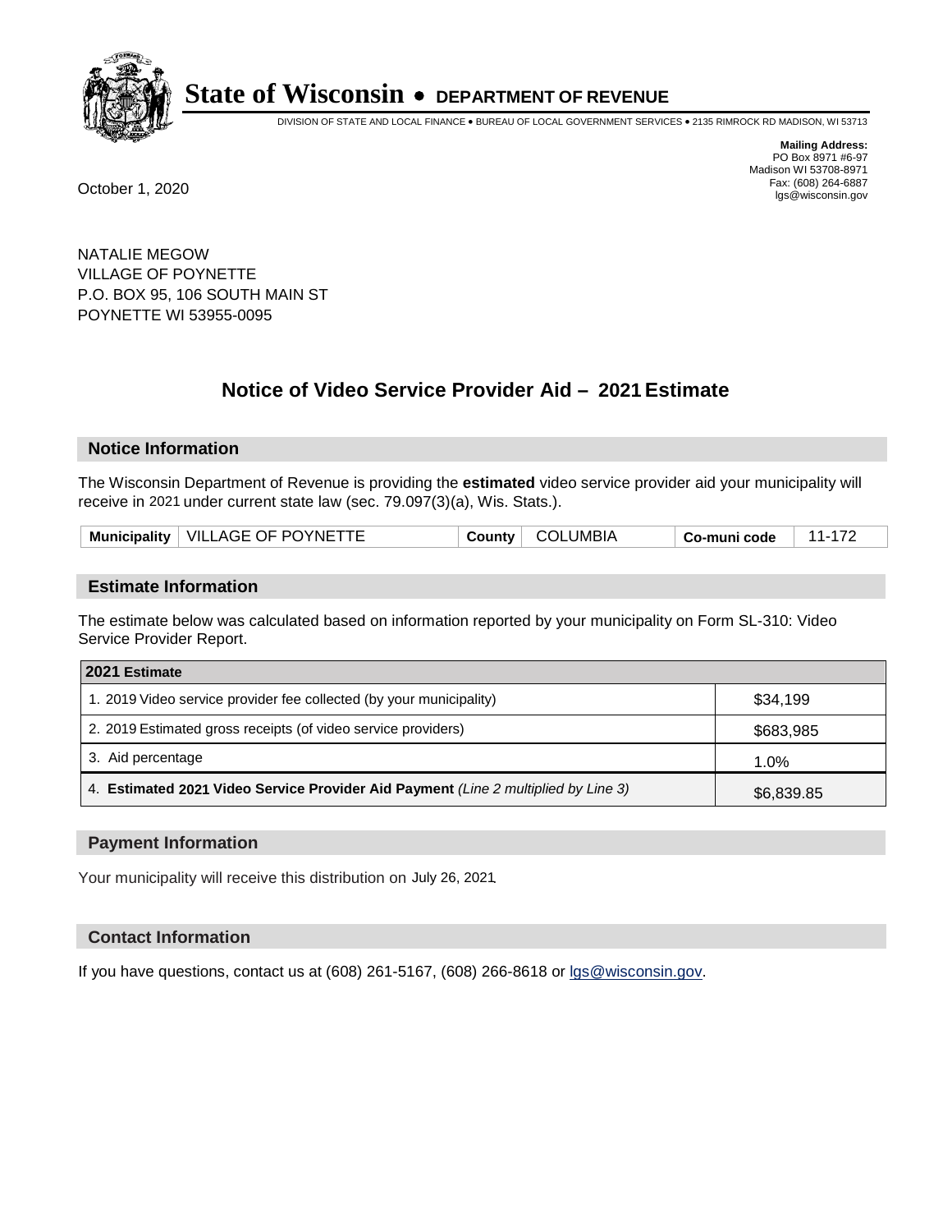# State of Wisconsin • DEPARTMENT OF REVENUE

DIVISION OF STATE AND LOCAL FINANCE • BUREAU OF LOCAL GOVERNMENT SERVICES • 2135 RIMROCK RD MADISON, WI 53713

**Mailing Address:**
PO Box 8971 #6-97
Madison WI 53708-8971
Fax: (608) 264-6887
lgs@wisconsin.gov

October 1, 2020

NATALIE MEGOW
VILLAGE OF POYNETTE
P.O. BOX 95, 106 SOUTH MAIN ST
POYNETTE WI 53955-0095

## Notice of Video Service Provider Aid – 2021 Estimate

### Notice Information

The Wisconsin Department of Revenue is providing the **estimated** video service provider aid your municipality will receive in 2021 under current state law (sec. 79.097(3)(a), Wis. Stats.).

| Municipality | VILLAGE OF POYNETTE | County | COLUMBIA | Co-muni code | 11-172 |
|---|---|---|---|---|---|

### Estimate Information

The estimate below was calculated based on information reported by your municipality on Form SL-310: Video Service Provider Report.

| 2021 Estimate | |
|---|---|
| 1. 2019 Video service provider fee collected (by your municipality) | $34,199 |
| 2. 2019 Estimated gross receipts (of video service providers) | $683,985 |
| 3. Aid percentage | 1.0% |
| 4. **Estimated 2021 Video Service Provider Aid Payment** *(Line 2 multiplied by Line 3)* | $6,839.85 |

### Payment Information

Your municipality will receive this distribution on July 26, 2021.

### Contact Information

If you have questions, contact us at (608) 261-5167, (608) 266-8618 or lgs@wisconsin.gov.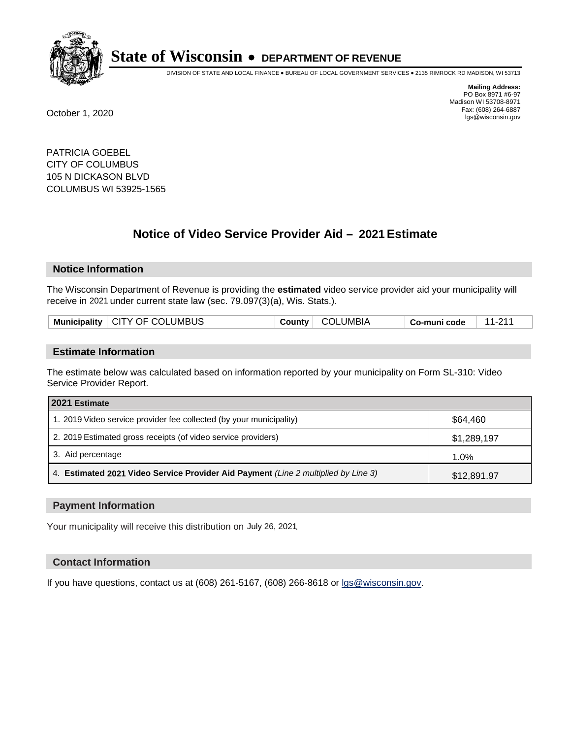# State of Wisconsin • DEPARTMENT OF REVENUE

DIVISION OF STATE AND LOCAL FINANCE • BUREAU OF LOCAL GOVERNMENT SERVICES • 2135 RIMROCK RD MADISON, WI 53713

**Mailing Address:**
PO Box 8971 #6-97
Madison WI 53708-8971
Fax: (608) 264-6887
lgs@wisconsin.gov

October 1, 2020

PATRICIA GOEBEL
CITY OF COLUMBUS
105 N DICKASON BLVD
COLUMBUS WI 53925-1565

## Notice of Video Service Provider Aid – 2021 Estimate

### Notice Information

The Wisconsin Department of Revenue is providing the **estimated** video service provider aid your municipality will receive in 2021 under current state law (sec. 79.097(3)(a), Wis. Stats.).

| Municipality | CITY OF COLUMBUS | County | COLUMBIA | Co-muni code | 11-211 |
|---|---|---|---|---|---|

### Estimate Information

The estimate below was calculated based on information reported by your municipality on Form SL-310: Video Service Provider Report.

| 2021 Estimate | |
|---|---|
| 1. 2019 Video service provider fee collected (by your municipality) | $64,460 |
| 2. 2019 Estimated gross receipts (of video service providers) | $1,289,197 |
| 3. Aid percentage | 1.0% |
| 4. **Estimated 2021 Video Service Provider Aid Payment** *(Line 2 multiplied by Line 3)* | $12,891.97 |

### Payment Information

Your municipality will receive this distribution on July 26, 2021.

### Contact Information

If you have questions, contact us at (608) 261-5167, (608) 266-8618 or lgs@wisconsin.gov.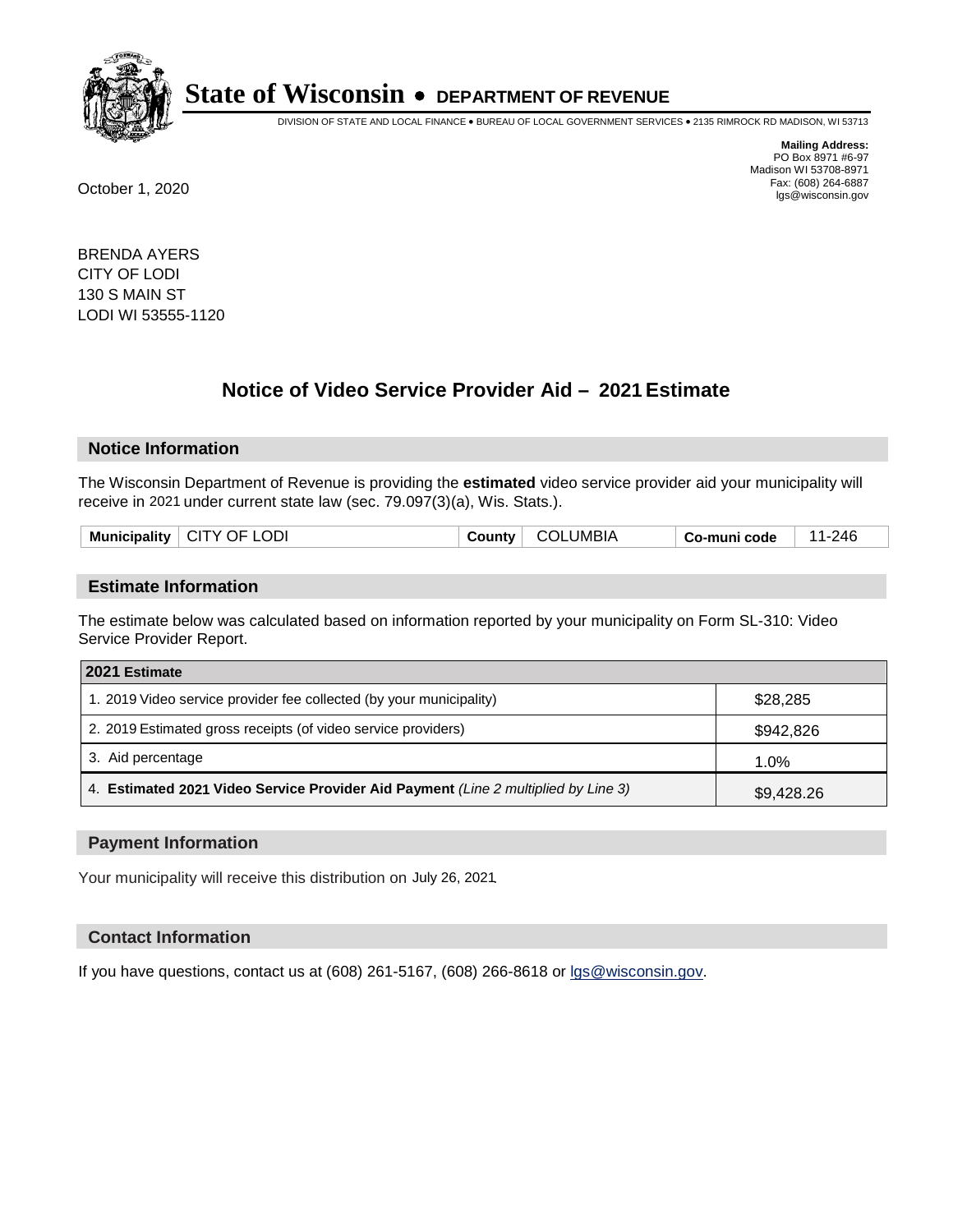# State of Wisconsin • DEPARTMENT OF REVENUE

DIVISION OF STATE AND LOCAL FINANCE • BUREAU OF LOCAL GOVERNMENT SERVICES • 2135 RIMROCK RD MADISON, WI 53713

**Mailing Address:**
PO Box 8971 #6-97
Madison WI 53708-8971
Fax: (608) 264-6887
lgs@wisconsin.gov

October 1, 2020

BRENDA AYERS
CITY OF LODI
130 S MAIN ST
LODI WI 53555-1120

## Notice of Video Service Provider Aid – 2021 Estimate

### Notice Information

The Wisconsin Department of Revenue is providing the **estimated** video service provider aid your municipality will receive in 2021 under current state law (sec. 79.097(3)(a), Wis. Stats.).

| Municipality | CITY OF LODI | County | COLUMBIA | Co-muni code | 11-246 |
|---|---|---|---|---|---|

### Estimate Information

The estimate below was calculated based on information reported by your municipality on Form SL-310: Video Service Provider Report.

| 2021 Estimate | |
|---|---|
| 1. 2019 Video service provider fee collected (by your municipality) | $28,285 |
| 2. 2019 Estimated gross receipts (of video service providers) | $942,826 |
| 3. Aid percentage | 1.0% |
| 4. **Estimated 2021 Video Service Provider Aid Payment** *(Line 2 multiplied by Line 3)* | $9,428.26 |

### Payment Information

Your municipality will receive this distribution on July 26, 2021.

### Contact Information

If you have questions, contact us at (608) 261-5167, (608) 266-8618 or lgs@wisconsin.gov.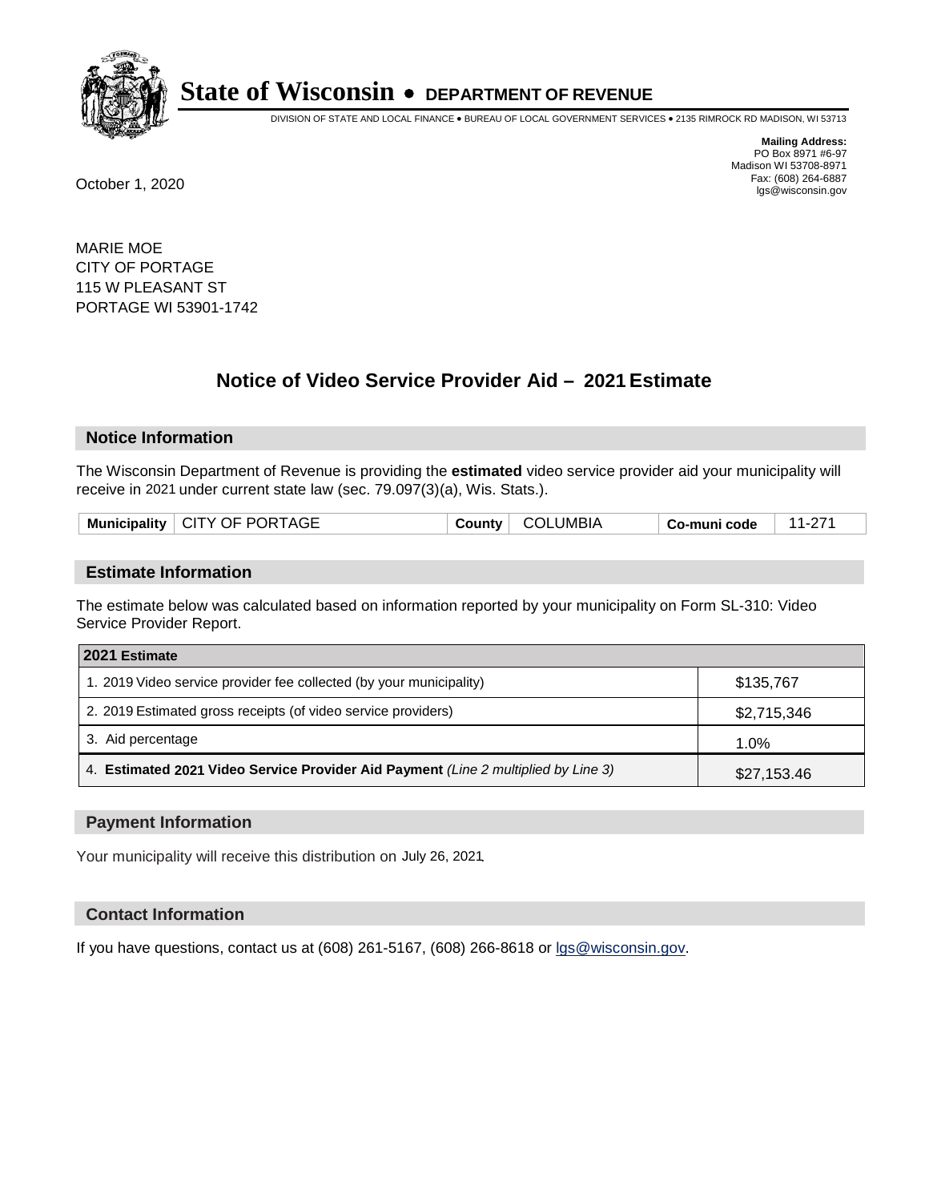# State of Wisconsin • DEPARTMENT OF REVENUE

DIVISION OF STATE AND LOCAL FINANCE • BUREAU OF LOCAL GOVERNMENT SERVICES • 2135 RIMROCK RD MADISON, WI 53713

**Mailing Address:**
PO Box 8971 #6-97
Madison WI 53708-8971
Fax: (608) 264-6887
lgs@wisconsin.gov

October 1, 2020

MARIE MOE
CITY OF PORTAGE
115 W PLEASANT ST
PORTAGE WI 53901-1742

## Notice of Video Service Provider Aid – 2021 Estimate

### Notice Information

The Wisconsin Department of Revenue is providing the **estimated** video service provider aid your municipality will receive in 2021 under current state law (sec. 79.097(3)(a), Wis. Stats.).

| Municipality | CITY OF PORTAGE | County | COLUMBIA | Co-muni code | 11-271 |
|---|---|---|---|---|---|

### Estimate Information

The estimate below was calculated based on information reported by your municipality on Form SL-310: Video Service Provider Report.

| 2021 Estimate | |
|---|---|
| 1. 2019 Video service provider fee collected (by your municipality) | $135,767 |
| 2. 2019 Estimated gross receipts (of video service providers) | $2,715,346 |
| 3. Aid percentage | 1.0% |
| 4. **Estimated 2021 Video Service Provider Aid Payment** *(Line 2 multiplied by Line 3)* | $27,153.46 |

### Payment Information

Your municipality will receive this distribution on July 26, 2021.

### Contact Information

If you have questions, contact us at (608) 261-5167, (608) 266-8618 or lgs@wisconsin.gov.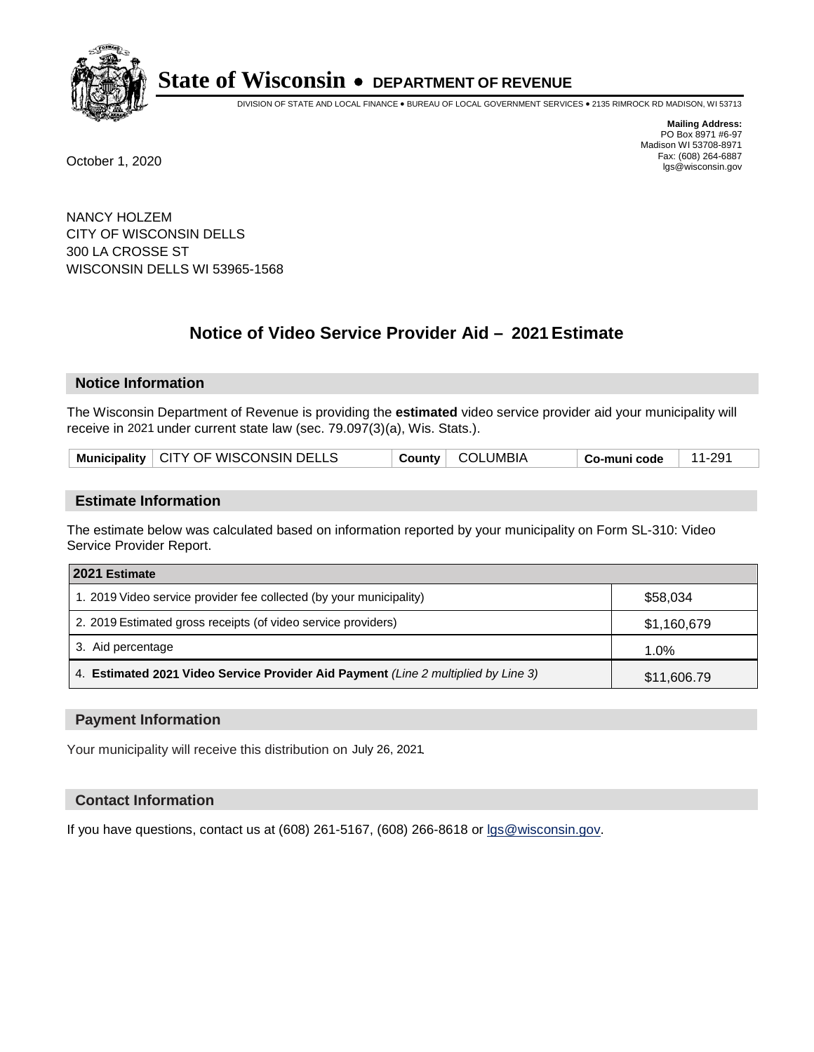# State of Wisconsin • DEPARTMENT OF REVENUE

DIVISION OF STATE AND LOCAL FINANCE • BUREAU OF LOCAL GOVERNMENT SERVICES • 2135 RIMROCK RD MADISON, WI 53713

**Mailing Address:**
PO Box 8971 #6-97
Madison WI 53708-8971
Fax: (608) 264-6887
lgs@wisconsin.gov

October 1, 2020

NANCY HOLZEM
CITY OF WISCONSIN DELLS
300 LA CROSSE ST
WISCONSIN DELLS WI 53965-1568

## Notice of Video Service Provider Aid – 2021 Estimate

### Notice Information

The Wisconsin Department of Revenue is providing the **estimated** video service provider aid your municipality will receive in 2021 under current state law (sec. 79.097(3)(a), Wis. Stats.).

| **Municipality** | CITY OF WISCONSIN DELLS | **County** | COLUMBIA | **Co-muni code** | 11-291 |
|---|---|---|---|---|---|

### Estimate Information

The estimate below was calculated based on information reported by your municipality on Form SL-310: Video Service Provider Report.

| **2021 Estimate** | |
|---|---|
| 1. 2019 Video service provider fee collected (by your municipality) | $58,034 |
| 2. 2019 Estimated gross receipts (of video service providers) | $1,160,679 |
| 3. Aid percentage | 1.0% |
| 4. **Estimated 2021 Video Service Provider Aid Payment** *(Line 2 multiplied by Line 3)* | $11,606.79 |

### Payment Information

Your municipality will receive this distribution on July 26, 2021.

### Contact Information

If you have questions, contact us at (608) 261-5167, (608) 266-8618 or lgs@wisconsin.gov.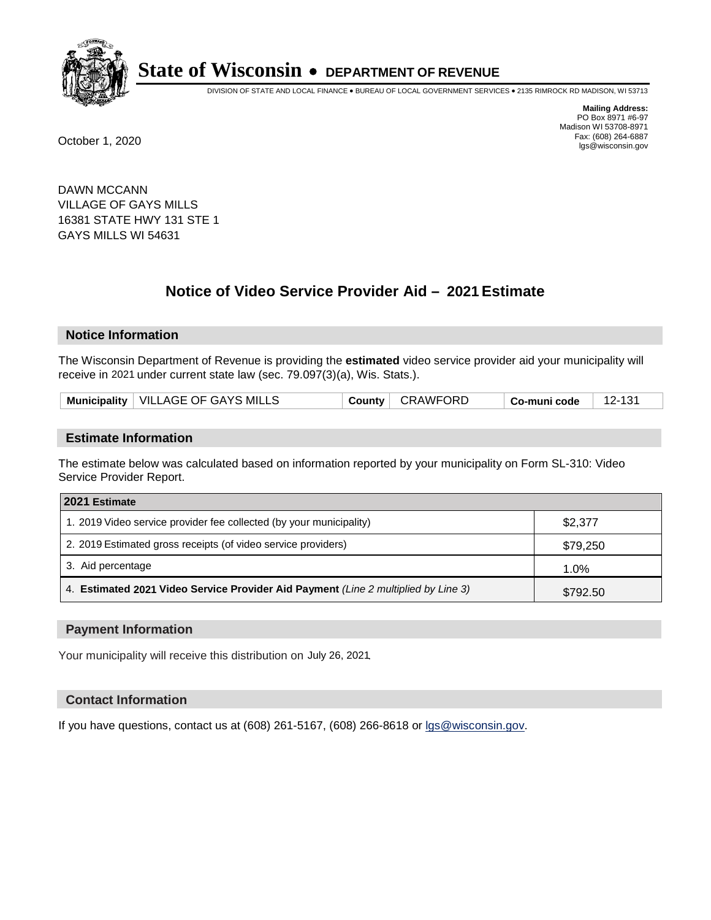# State of Wisconsin • DEPARTMENT OF REVENUE

DIVISION OF STATE AND LOCAL FINANCE • BUREAU OF LOCAL GOVERNMENT SERVICES • 2135 RIMROCK RD MADISON, WI 53713

**Mailing Address:**
PO Box 8971 #6-97
Madison WI 53708-8971
Fax: (608) 264-6887
lgs@wisconsin.gov

October 1, 2020

DAWN MCCANN
VILLAGE OF GAYS MILLS
16381 STATE HWY 131 STE 1
GAYS MILLS WI 54631

## Notice of Video Service Provider Aid – 2021 Estimate

### Notice Information

The Wisconsin Department of Revenue is providing the **estimated** video service provider aid your municipality will receive in 2021 under current state law (sec. 79.097(3)(a), Wis. Stats.).

| Municipality | VILLAGE OF GAYS MILLS | County | CRAWFORD | Co-muni code | 12-131 |
|---|---|---|---|---|---|

### Estimate Information

The estimate below was calculated based on information reported by your municipality on Form SL-310: Video Service Provider Report.

| 2021 Estimate | |
|---|---|
| 1. 2019 Video service provider fee collected (by your municipality) | $2,377 |
| 2. 2019 Estimated gross receipts (of video service providers) | $79,250 |
| 3. Aid percentage | 1.0% |
| 4. **Estimated 2021 Video Service Provider Aid Payment** *(Line 2 multiplied by Line 3)* | $792.50 |

### Payment Information

Your municipality will receive this distribution on July 26, 2021.

### Contact Information

If you have questions, contact us at (608) 261-5167, (608) 266-8618 or lgs@wisconsin.gov.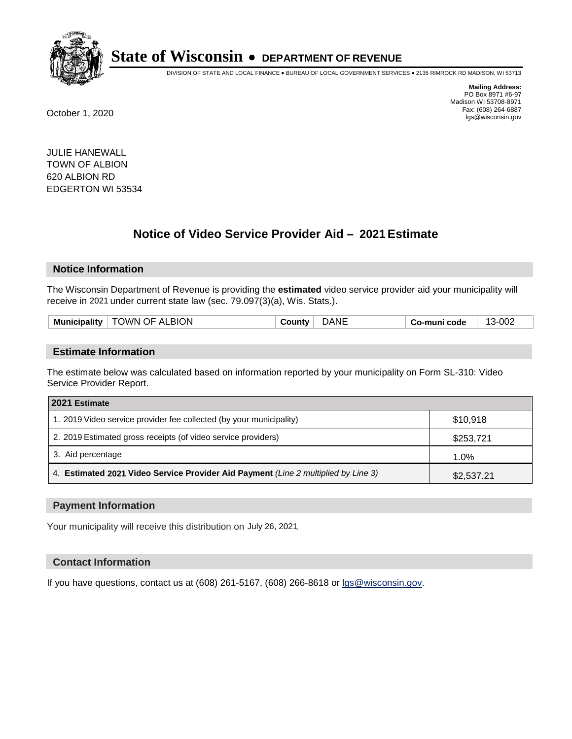# State of Wisconsin • DEPARTMENT OF REVENUE

DIVISION OF STATE AND LOCAL FINANCE • BUREAU OF LOCAL GOVERNMENT SERVICES • 2135 RIMROCK RD MADISON, WI 53713

**Mailing Address:**
PO Box 8971 #6-97
Madison WI 53708-8971
Fax: (608) 264-6887
lgs@wisconsin.gov

October 1, 2020

JULIE HANEWALL
TOWN OF ALBION
620 ALBION RD
EDGERTON WI 53534

## Notice of Video Service Provider Aid – 2021 Estimate

### Notice Information

The Wisconsin Department of Revenue is providing the **estimated** video service provider aid your municipality will receive in 2021 under current state law (sec. 79.097(3)(a), Wis. Stats.).

| Municipality | TOWN OF ALBION | County | DANE | Co-muni code | 13-002 |
|---|---|---|---|---|---|

### Estimate Information

The estimate below was calculated based on information reported by your municipality on Form SL-310: Video Service Provider Report.

| 2021 Estimate | |
|---|---|
| 1. 2019 Video service provider fee collected (by your municipality) | $10,918 |
| 2. 2019 Estimated gross receipts (of video service providers) | $253,721 |
| 3. Aid percentage | 1.0% |
| 4. **Estimated 2021 Video Service Provider Aid Payment** *(Line 2 multiplied by Line 3)* | $2,537.21 |

### Payment Information

Your municipality will receive this distribution on July 26, 2021.

### Contact Information

If you have questions, contact us at (608) 261-5167, (608) 266-8618 or lgs@wisconsin.gov.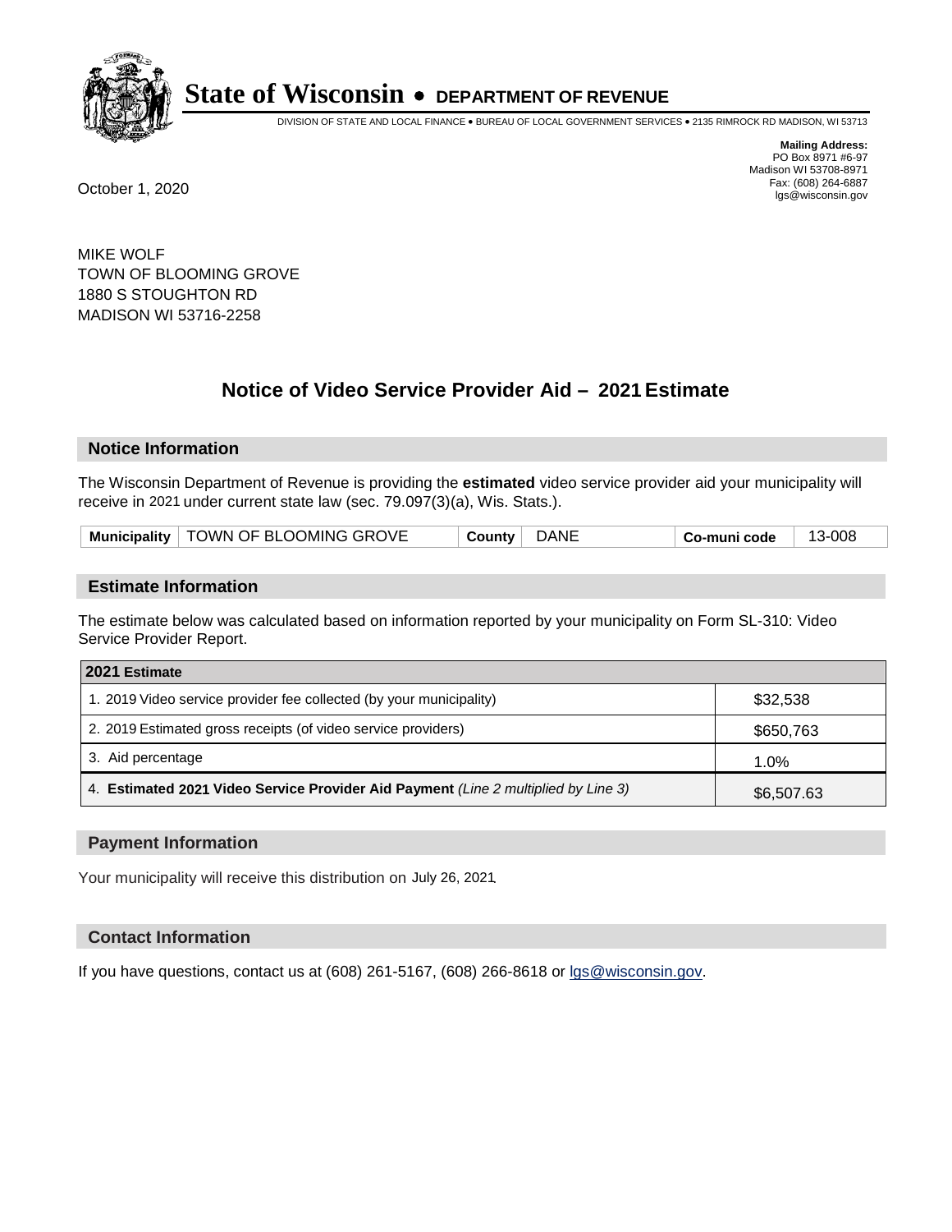# State of Wisconsin • DEPARTMENT OF REVENUE

DIVISION OF STATE AND LOCAL FINANCE • BUREAU OF LOCAL GOVERNMENT SERVICES • 2135 RIMROCK RD MADISON, WI 53713

**Mailing Address:**
PO Box 8971 #6-97
Madison WI 53708-8971
Fax: (608) 264-6887
lgs@wisconsin.gov

October 1, 2020

MIKE WOLF
TOWN OF BLOOMING GROVE
1880 S STOUGHTON RD
MADISON WI 53716-2258

## Notice of Video Service Provider Aid – 2021 Estimate

### Notice Information

The Wisconsin Department of Revenue is providing the **estimated** video service provider aid your municipality will receive in 2021 under current state law (sec. 79.097(3)(a), Wis. Stats.).

| Municipality | TOWN OF BLOOMING GROVE | County | DANE | Co-muni code | 13-008 |
|---|---|---|---|---|---|

### Estimate Information

The estimate below was calculated based on information reported by your municipality on Form SL-310: Video Service Provider Report.

| 2021 Estimate | |
|---|---|
| 1. 2019 Video service provider fee collected (by your municipality) | $32,538 |
| 2. 2019 Estimated gross receipts (of video service providers) | $650,763 |
| 3. Aid percentage | 1.0% |
| 4. **Estimated 2021 Video Service Provider Aid Payment** *(Line 2 multiplied by Line 3)* | $6,507.63 |

### Payment Information

Your municipality will receive this distribution on July 26, 2021.

### Contact Information

If you have questions, contact us at (608) 261-5167, (608) 266-8618 or lgs@wisconsin.gov.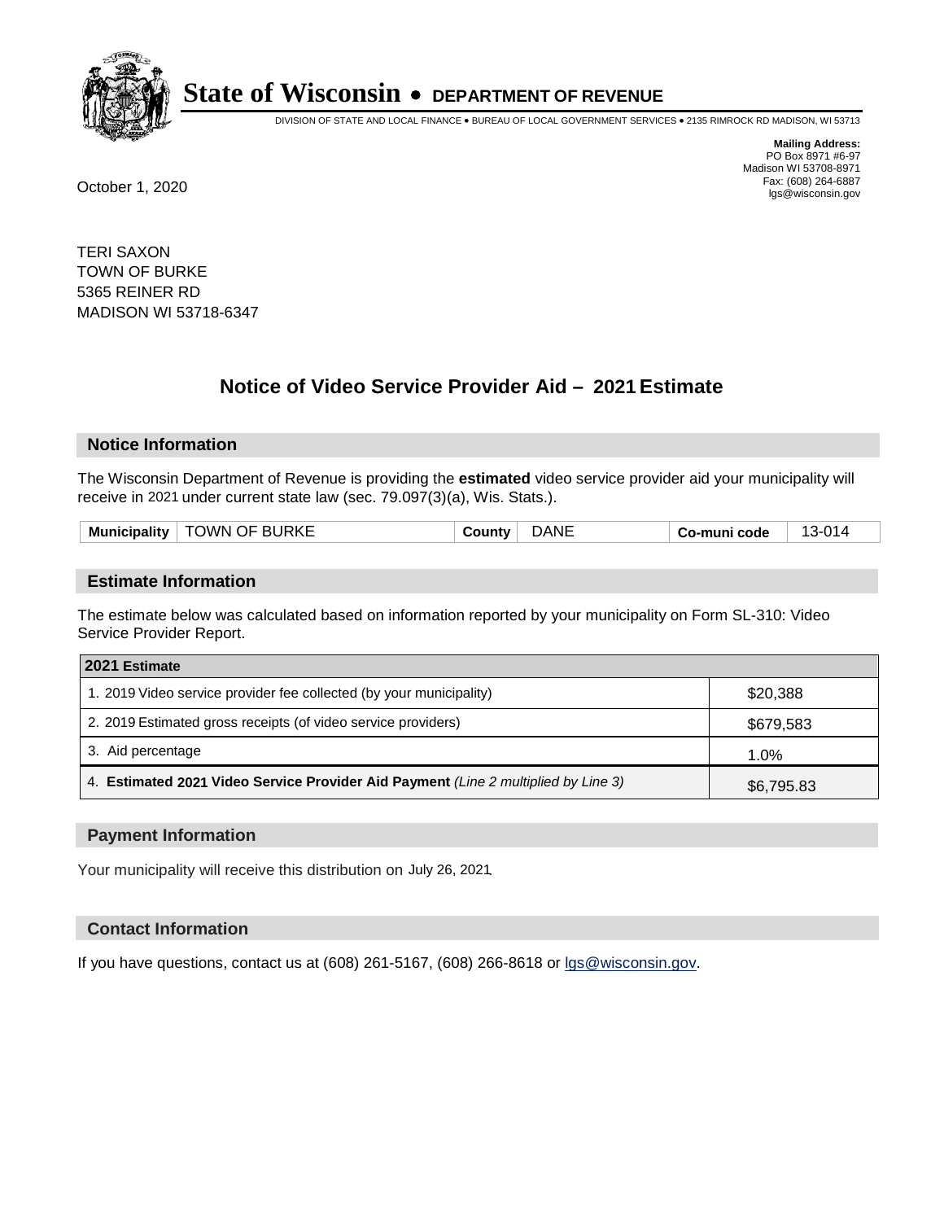# State of Wisconsin • DEPARTMENT OF REVENUE

DIVISION OF STATE AND LOCAL FINANCE • BUREAU OF LOCAL GOVERNMENT SERVICES • 2135 RIMROCK RD MADISON, WI 53713

**Mailing Address:**
PO Box 8971 #6-97
Madison WI 53708-8971
Fax: (608) 264-6887
lgs@wisconsin.gov

October 1, 2020

TERI SAXON
TOWN OF BURKE
5365 REINER RD
MADISON WI 53718-6347

## Notice of Video Service Provider Aid – 2021 Estimate

### Notice Information

The Wisconsin Department of Revenue is providing the **estimated** video service provider aid your municipality will receive in 2021 under current state law (sec. 79.097(3)(a), Wis. Stats.).

| Municipality | TOWN OF BURKE | County | DANE | Co-muni code | 13-014 |
|---|---|---|---|---|---|

### Estimate Information

The estimate below was calculated based on information reported by your municipality on Form SL-310: Video Service Provider Report.

| 2021 Estimate | |
|---|---|
| 1. 2019 Video service provider fee collected (by your municipality) | $20,388 |
| 2. 2019 Estimated gross receipts (of video service providers) | $679,583 |
| 3. Aid percentage | 1.0% |
| 4. **Estimated 2021 Video Service Provider Aid Payment** *(Line 2 multiplied by Line 3)* | $6,795.83 |

### Payment Information

Your municipality will receive this distribution on July 26, 2021.

### Contact Information

If you have questions, contact us at (608) 261-5167, (608) 266-8618 or lgs@wisconsin.gov.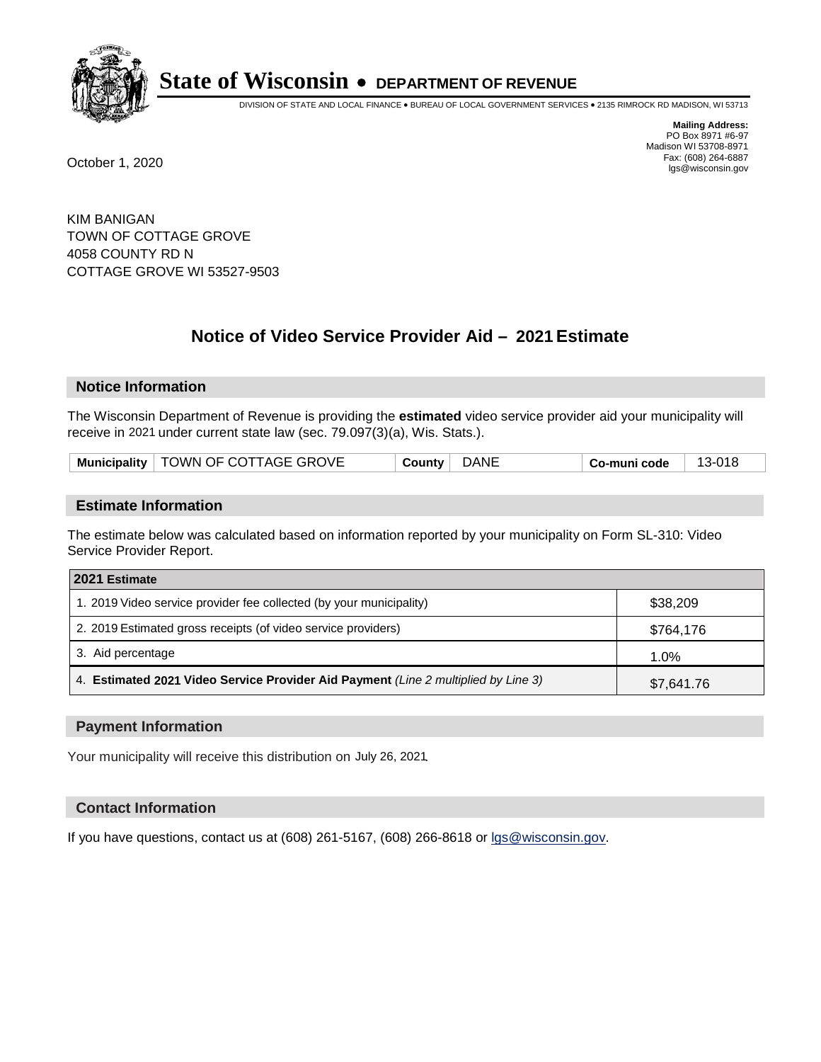# State of Wisconsin • DEPARTMENT OF REVENUE

DIVISION OF STATE AND LOCAL FINANCE • BUREAU OF LOCAL GOVERNMENT SERVICES • 2135 RIMROCK RD MADISON, WI 53713

**Mailing Address:**
PO Box 8971 #6-97
Madison WI 53708-8971
Fax: (608) 264-6887
lgs@wisconsin.gov

October 1, 2020

KIM BANIGAN
TOWN OF COTTAGE GROVE
4058 COUNTY RD N
COTTAGE GROVE WI 53527-9503

## Notice of Video Service Provider Aid – 2021 Estimate

### Notice Information

The Wisconsin Department of Revenue is providing the **estimated** video service provider aid your municipality will receive in 2021 under current state law (sec. 79.097(3)(a), Wis. Stats.).

| Municipality | TOWN OF COTTAGE GROVE | County | DANE | Co-muni code | 13-018 |
|---|---|---|---|---|---|

### Estimate Information

The estimate below was calculated based on information reported by your municipality on Form SL-310: Video Service Provider Report.

| 2021 Estimate | |
|---|---|
| 1. 2019 Video service provider fee collected (by your municipality) | $38,209 |
| 2. 2019 Estimated gross receipts (of video service providers) | $764,176 |
| 3. Aid percentage | 1.0% |
| 4. **Estimated 2021 Video Service Provider Aid Payment** *(Line 2 multiplied by Line 3)* | $7,641.76 |

### Payment Information

Your municipality will receive this distribution on July 26, 2021.

### Contact Information

If you have questions, contact us at (608) 261-5167, (608) 266-8618 or lgs@wisconsin.gov.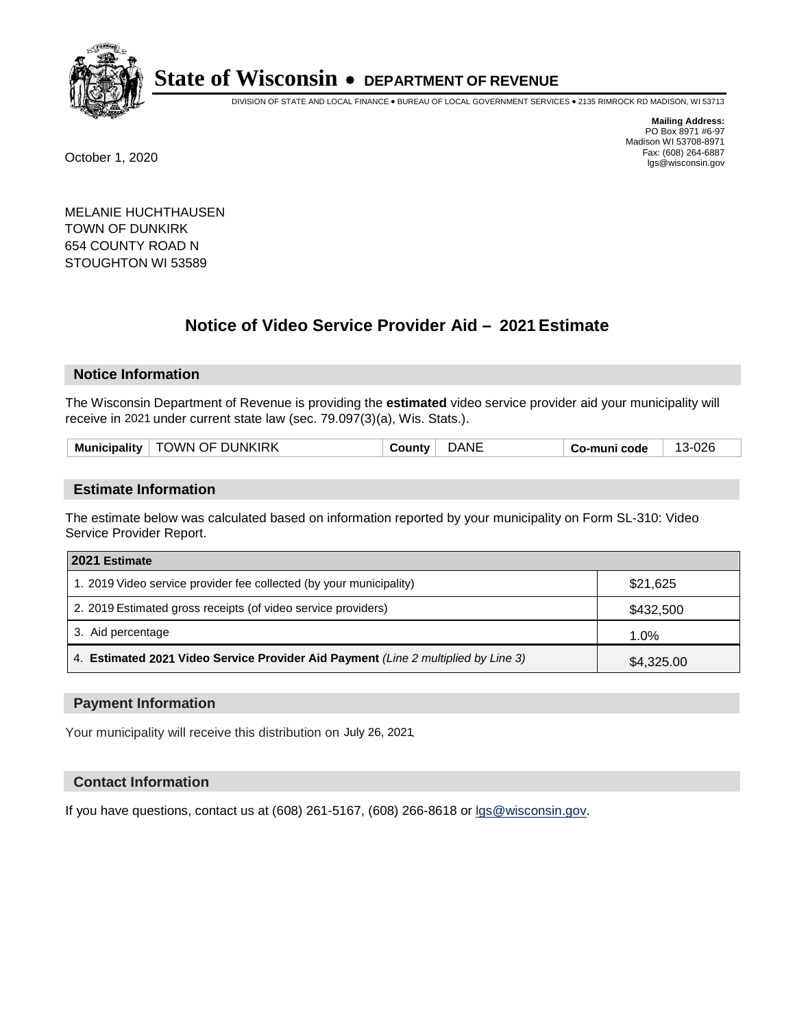**State of Wisconsin • DEPARTMENT OF REVENUE**

DIVISION OF STATE AND LOCAL FINANCE • BUREAU OF LOCAL GOVERNMENT SERVICES • 2135 RIMROCK RD MADISON, WI 53713

**Mailing Address:**
PO Box 8971 #6-97
Madison WI 53708-8971
Fax: (608) 264-6887
lgs@wisconsin.gov

October 1, 2020

MELANIE HUCHTHAUSEN
TOWN OF DUNKIRK
654 COUNTY ROAD N
STOUGHTON WI 53589

## Notice of Video Service Provider Aid – 2021 Estimate

### Notice Information

The Wisconsin Department of Revenue is providing the **estimated** video service provider aid your municipality will receive in 2021 under current state law (sec. 79.097(3)(a), Wis. Stats.).

| Municipality | TOWN OF DUNKIRK | County | DANE | Co-muni code | 13-026 |
|---|---|---|---|---|---|

### Estimate Information

The estimate below was calculated based on information reported by your municipality on Form SL-310: Video Service Provider Report.

| 2021 Estimate | |
|---|---|
| 1. 2019 Video service provider fee collected (by your municipality) | $21,625 |
| 2. 2019 Estimated gross receipts (of video service providers) | $432,500 |
| 3. Aid percentage | 1.0% |
| 4. **Estimated 2021 Video Service Provider Aid Payment** *(Line 2 multiplied by Line 3)* | $4,325.00 |

### Payment Information

Your municipality will receive this distribution on July 26, 2021.

### Contact Information

If you have questions, contact us at (608) 261-5167, (608) 266-8618 or lgs@wisconsin.gov.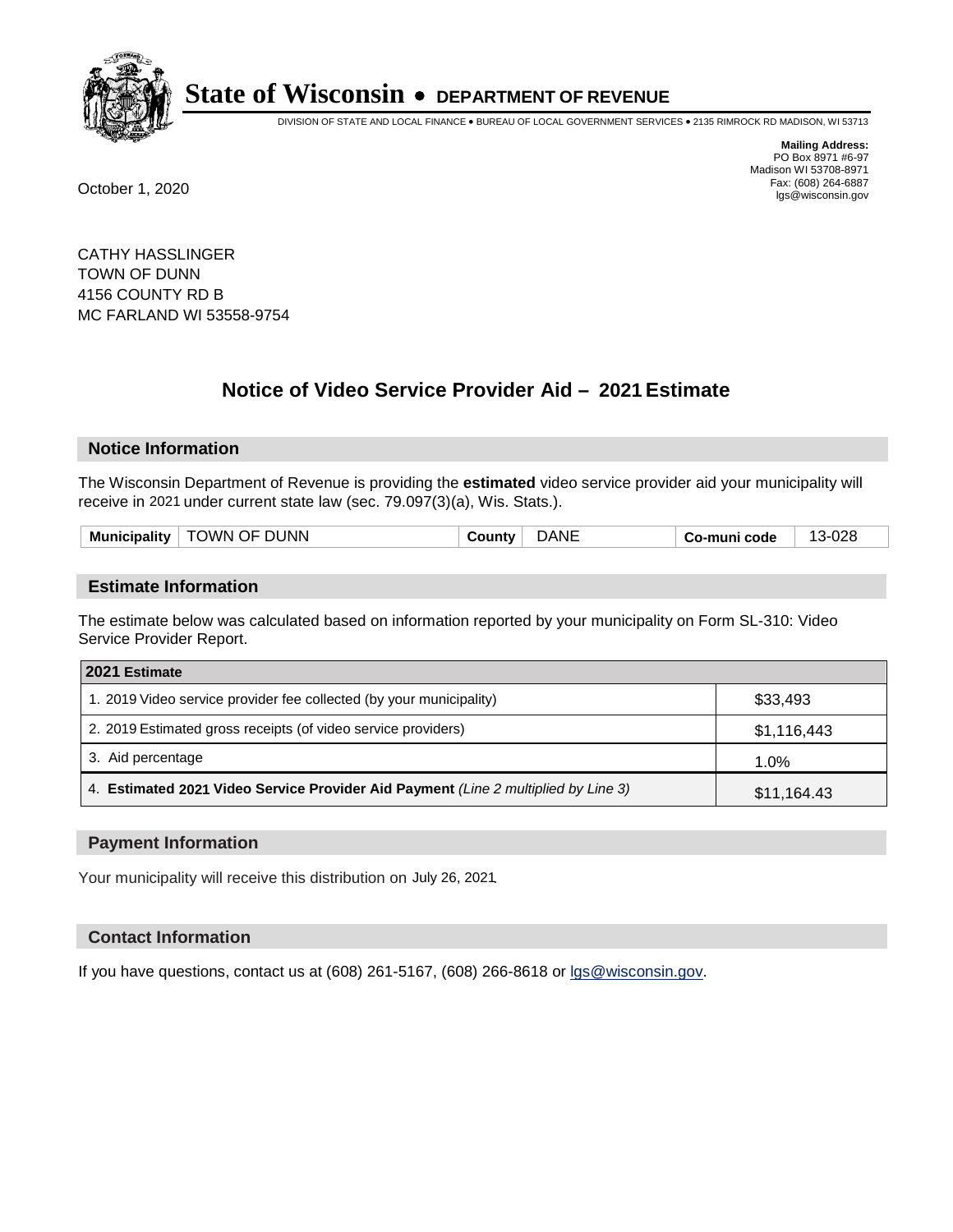# State of Wisconsin • DEPARTMENT OF REVENUE

DIVISION OF STATE AND LOCAL FINANCE • BUREAU OF LOCAL GOVERNMENT SERVICES • 2135 RIMROCK RD MADISON, WI 53713

**Mailing Address:**
PO Box 8971 #6-97
Madison WI 53708-8971
Fax: (608) 264-6887
lgs@wisconsin.gov

October 1, 2020

CATHY HASSLINGER
TOWN OF DUNN
4156 COUNTY RD B
MC FARLAND WI 53558-9754

## Notice of Video Service Provider Aid – 2021 Estimate

### Notice Information

The Wisconsin Department of Revenue is providing the **estimated** video service provider aid your municipality will receive in 2021 under current state law (sec. 79.097(3)(a), Wis. Stats.).

| Municipality | TOWN OF DUNN | County | DANE | Co-muni code | 13-028 |
|---|---|---|---|---|---|

### Estimate Information

The estimate below was calculated based on information reported by your municipality on Form SL-310: Video Service Provider Report.

| 2021 Estimate | |
|---|---|
| 1. 2019 Video service provider fee collected (by your municipality) | $33,493 |
| 2. 2019 Estimated gross receipts (of video service providers) | $1,116,443 |
| 3. Aid percentage | 1.0% |
| 4. **Estimated 2021 Video Service Provider Aid Payment** *(Line 2 multiplied by Line 3)* | $11,164.43 |

### Payment Information

Your municipality will receive this distribution on July 26, 2021.

### Contact Information

If you have questions, contact us at (608) 261-5167, (608) 266-8618 or lgs@wisconsin.gov.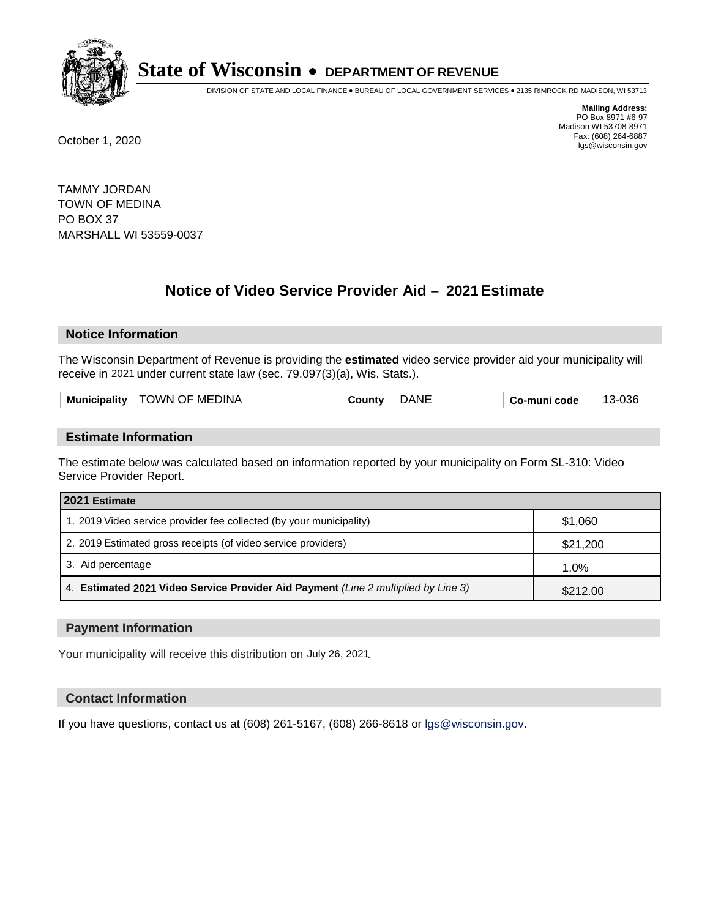# State of Wisconsin • DEPARTMENT OF REVENUE

DIVISION OF STATE AND LOCAL FINANCE • BUREAU OF LOCAL GOVERNMENT SERVICES • 2135 RIMROCK RD MADISON, WI 53713

**Mailing Address:**
PO Box 8971 #6-97
Madison WI 53708-8971
Fax: (608) 264-6887
lgs@wisconsin.gov

October 1, 2020

TAMMY JORDAN
TOWN OF MEDINA
PO BOX 37
MARSHALL WI 53559-0037

## Notice of Video Service Provider Aid – 2021 Estimate

### Notice Information

The Wisconsin Department of Revenue is providing the **estimated** video service provider aid your municipality will receive in 2021 under current state law (sec. 79.097(3)(a), Wis. Stats.).

| Municipality | TOWN OF MEDINA | County | DANE | Co-muni code | 13-036 |
|---|---|---|---|---|---|

### Estimate Information

The estimate below was calculated based on information reported by your municipality on Form SL-310: Video Service Provider Report.

| 2021 Estimate | |
|---|---|
| 1. 2019 Video service provider fee collected (by your municipality) | $1,060 |
| 2. 2019 Estimated gross receipts (of video service providers) | $21,200 |
| 3. Aid percentage | 1.0% |
| 4. **Estimated 2021 Video Service Provider Aid Payment** *(Line 2 multiplied by Line 3)* | $212.00 |

### Payment Information

Your municipality will receive this distribution on July 26, 2021.

### Contact Information

If you have questions, contact us at (608) 261-5167, (608) 266-8618 or lgs@wisconsin.gov.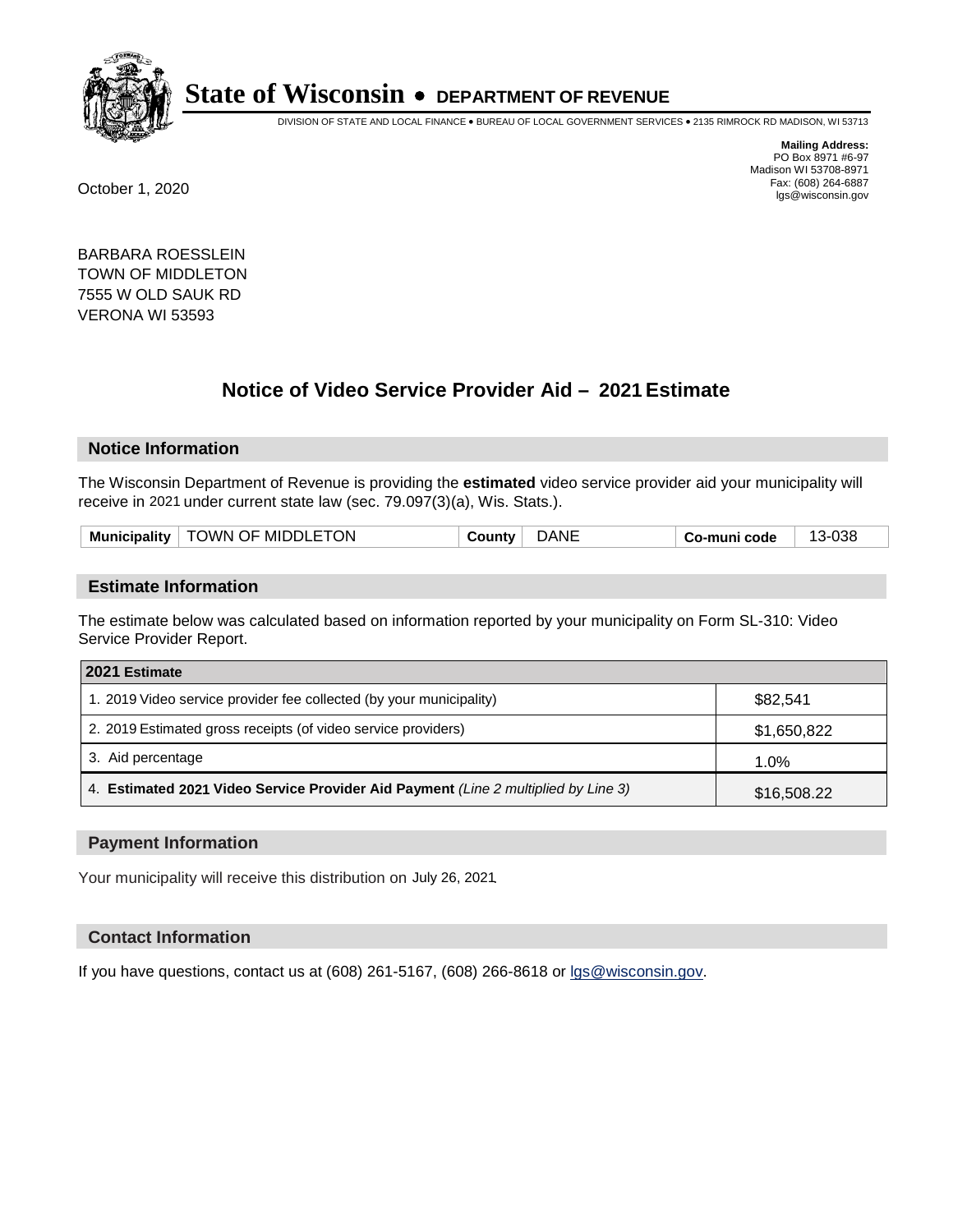# State of Wisconsin • DEPARTMENT OF REVENUE

DIVISION OF STATE AND LOCAL FINANCE • BUREAU OF LOCAL GOVERNMENT SERVICES • 2135 RIMROCK RD MADISON, WI 53713

**Mailing Address:**
PO Box 8971 #6-97
Madison WI 53708-8971
Fax: (608) 264-6887
lgs@wisconsin.gov

October 1, 2020

BARBARA ROESSLEIN
TOWN OF MIDDLETON
7555 W OLD SAUK RD
VERONA WI 53593

## Notice of Video Service Provider Aid – 2021 Estimate

### Notice Information

The Wisconsin Department of Revenue is providing the **estimated** video service provider aid your municipality will receive in 2021 under current state law (sec. 79.097(3)(a), Wis. Stats.).

| **Municipality** | TOWN OF MIDDLETON | **County** | DANE | **Co-muni code** | 13-038 |
|---|---|---|---|---|---|

### Estimate Information

The estimate below was calculated based on information reported by your municipality on Form SL-310: Video Service Provider Report.

| **2021 Estimate** | |
|---|---|
| 1. 2019 Video service provider fee collected (by your municipality) | $82,541 |
| 2. 2019 Estimated gross receipts (of video service providers) | $1,650,822 |
| 3. Aid percentage | 1.0% |
| 4. **Estimated 2021 Video Service Provider Aid Payment** *(Line 2 multiplied by Line 3)* | $16,508.22 |

### Payment Information

Your municipality will receive this distribution on July 26, 2021.

### Contact Information

If you have questions, contact us at (608) 261-5167, (608) 266-8618 or lgs@wisconsin.gov.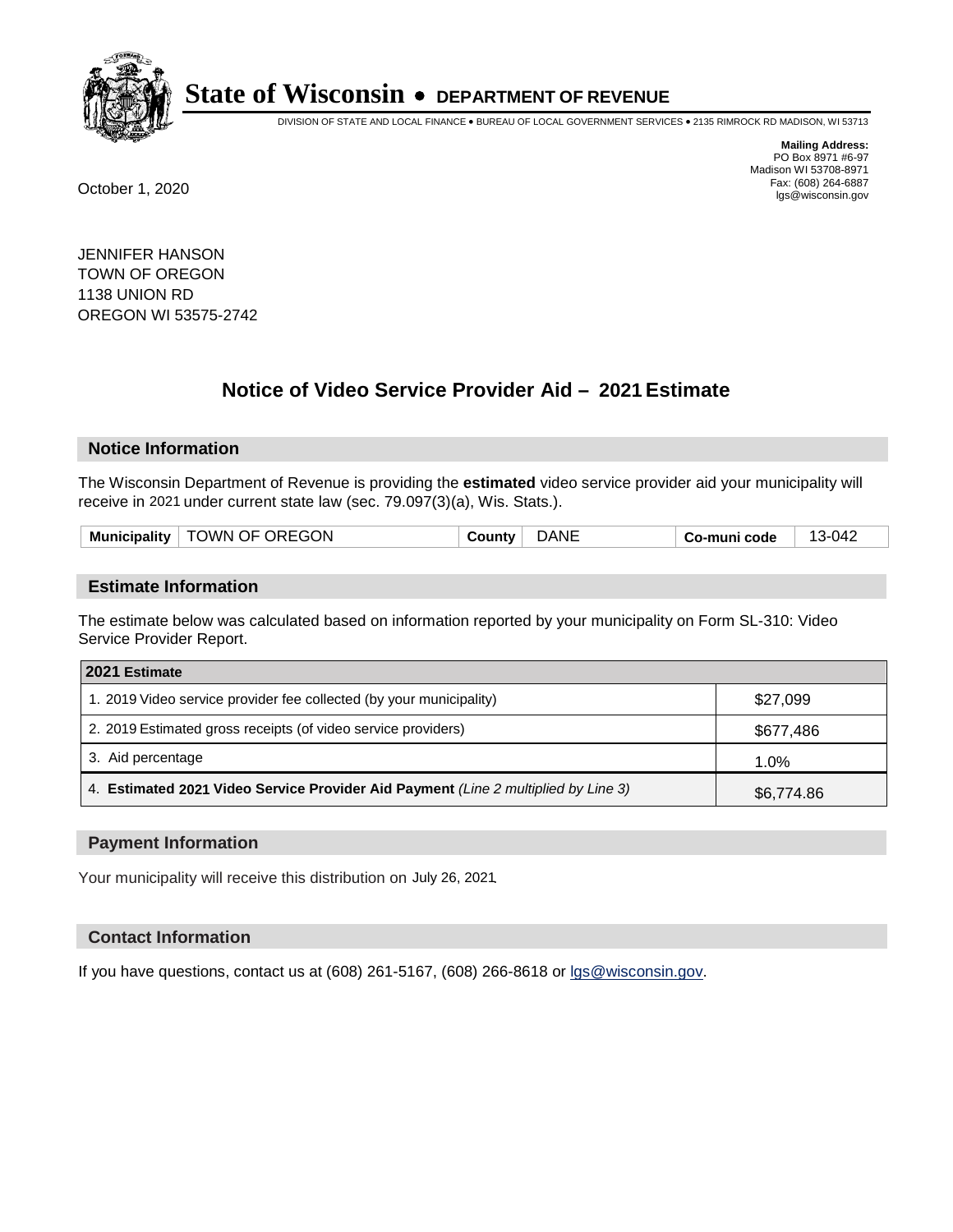# State of Wisconsin • DEPARTMENT OF REVENUE

DIVISION OF STATE AND LOCAL FINANCE • BUREAU OF LOCAL GOVERNMENT SERVICES • 2135 RIMROCK RD MADISON, WI 53713

**Mailing Address:**
PO Box 8971 #6-97
Madison WI 53708-8971
Fax: (608) 264-6887
lgs@wisconsin.gov

October 1, 2020

JENNIFER HANSON
TOWN OF OREGON
1138 UNION RD
OREGON WI 53575-2742

## Notice of Video Service Provider Aid – 2021 Estimate

### Notice Information

The Wisconsin Department of Revenue is providing the **estimated** video service provider aid your municipality will receive in 2021 under current state law (sec. 79.097(3)(a), Wis. Stats.).

| Municipality | TOWN OF OREGON | County | DANE | Co-muni code | 13-042 |
|---|---|---|---|---|---|

### Estimate Information

The estimate below was calculated based on information reported by your municipality on Form SL-310: Video Service Provider Report.

| 2021 Estimate | |
|---|---|
| 1. 2019 Video service provider fee collected (by your municipality) | $27,099 |
| 2. 2019 Estimated gross receipts (of video service providers) | $677,486 |
| 3. Aid percentage | 1.0% |
| 4. **Estimated 2021 Video Service Provider Aid Payment** *(Line 2 multiplied by Line 3)* | $6,774.86 |

### Payment Information

Your municipality will receive this distribution on July 26, 2021.

### Contact Information

If you have questions, contact us at (608) 261-5167, (608) 266-8618 or lgs@wisconsin.gov.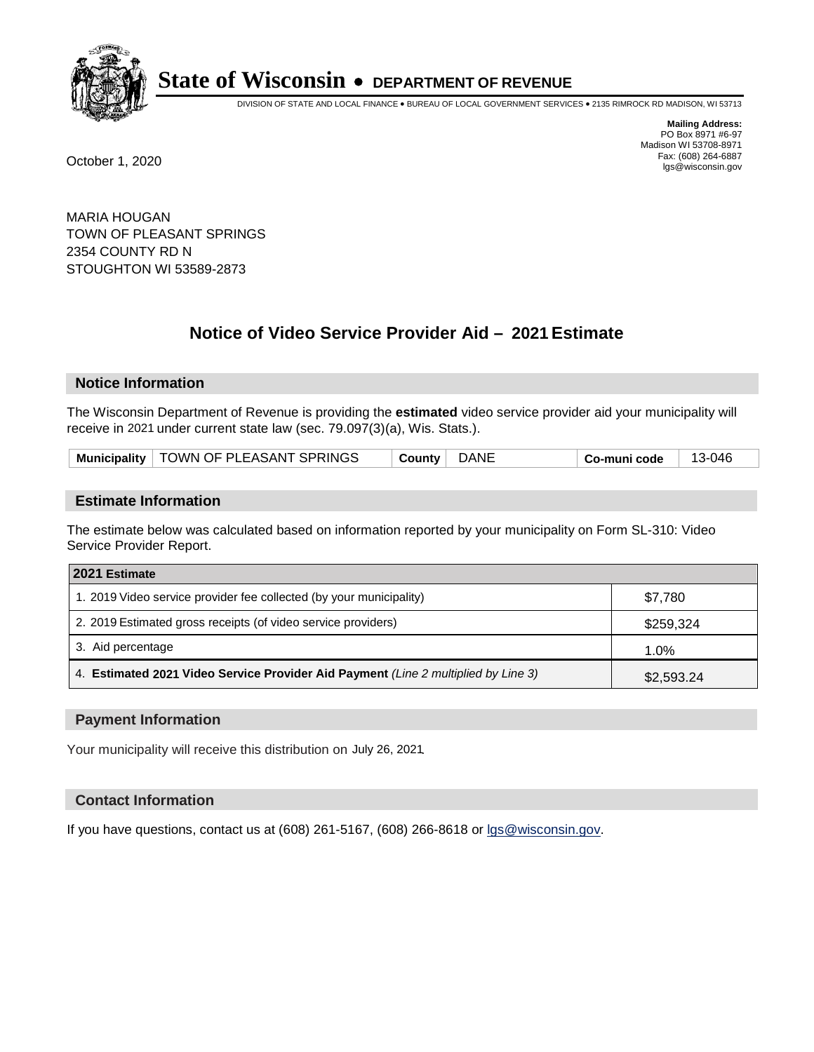# State of Wisconsin • DEPARTMENT OF REVENUE

DIVISION OF STATE AND LOCAL FINANCE • BUREAU OF LOCAL GOVERNMENT SERVICES • 2135 RIMROCK RD MADISON, WI 53713

**Mailing Address:**
PO Box 8971 #6-97
Madison WI 53708-8971
Fax: (608) 264-6887
lgs@wisconsin.gov

October 1, 2020

MARIA HOUGAN
TOWN OF PLEASANT SPRINGS
2354 COUNTY RD N
STOUGHTON WI 53589-2873

## Notice of Video Service Provider Aid – 2021 Estimate

### Notice Information

The Wisconsin Department of Revenue is providing the **estimated** video service provider aid your municipality will receive in 2021 under current state law (sec. 79.097(3)(a), Wis. Stats.).

| Municipality | TOWN OF PLEASANT SPRINGS | County | DANE | Co-muni code | 13-046 |
|---|---|---|---|---|---|

### Estimate Information

The estimate below was calculated based on information reported by your municipality on Form SL-310: Video Service Provider Report.

| 2021 Estimate | |
|---|---|
| 1. 2019 Video service provider fee collected (by your municipality) | $7,780 |
| 2. 2019 Estimated gross receipts (of video service providers) | $259,324 |
| 3. Aid percentage | 1.0% |
| 4. **Estimated 2021 Video Service Provider Aid Payment** *(Line 2 multiplied by Line 3)* | $2,593.24 |

### Payment Information

Your municipality will receive this distribution on July 26, 2021.

### Contact Information

If you have questions, contact us at (608) 261-5167, (608) 266-8618 or lgs@wisconsin.gov.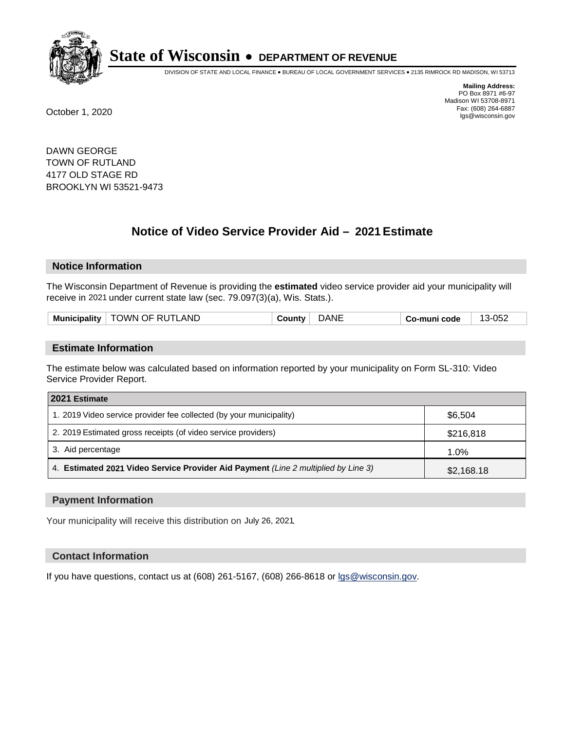# State of Wisconsin • DEPARTMENT OF REVENUE

DIVISION OF STATE AND LOCAL FINANCE • BUREAU OF LOCAL GOVERNMENT SERVICES • 2135 RIMROCK RD MADISON, WI 53713

**Mailing Address:**
PO Box 8971 #6-97
Madison WI 53708-8971
Fax: (608) 264-6887
lgs@wisconsin.gov

October 1, 2020

DAWN GEORGE
TOWN OF RUTLAND
4177 OLD STAGE RD
BROOKLYN WI 53521-9473

## Notice of Video Service Provider Aid – 2021 Estimate

### Notice Information

The Wisconsin Department of Revenue is providing the **estimated** video service provider aid your municipality will receive in 2021 under current state law (sec. 79.097(3)(a), Wis. Stats.).

| Municipality | TOWN OF RUTLAND | County | DANE | Co-muni code | 13-052 |
|---|---|---|---|---|---|

### Estimate Information

The estimate below was calculated based on information reported by your municipality on Form SL-310: Video Service Provider Report.

| 2021 Estimate | |
|---|---|
| 1. 2019 Video service provider fee collected (by your municipality) | $6,504 |
| 2. 2019 Estimated gross receipts (of video service providers) | $216,818 |
| 3. Aid percentage | 1.0% |
| 4. **Estimated 2021 Video Service Provider Aid Payment** *(Line 2 multiplied by Line 3)* | $2,168.18 |

### Payment Information

Your municipality will receive this distribution on July 26, 2021.

### Contact Information

If you have questions, contact us at (608) 261-5167, (608) 266-8618 or lgs@wisconsin.gov.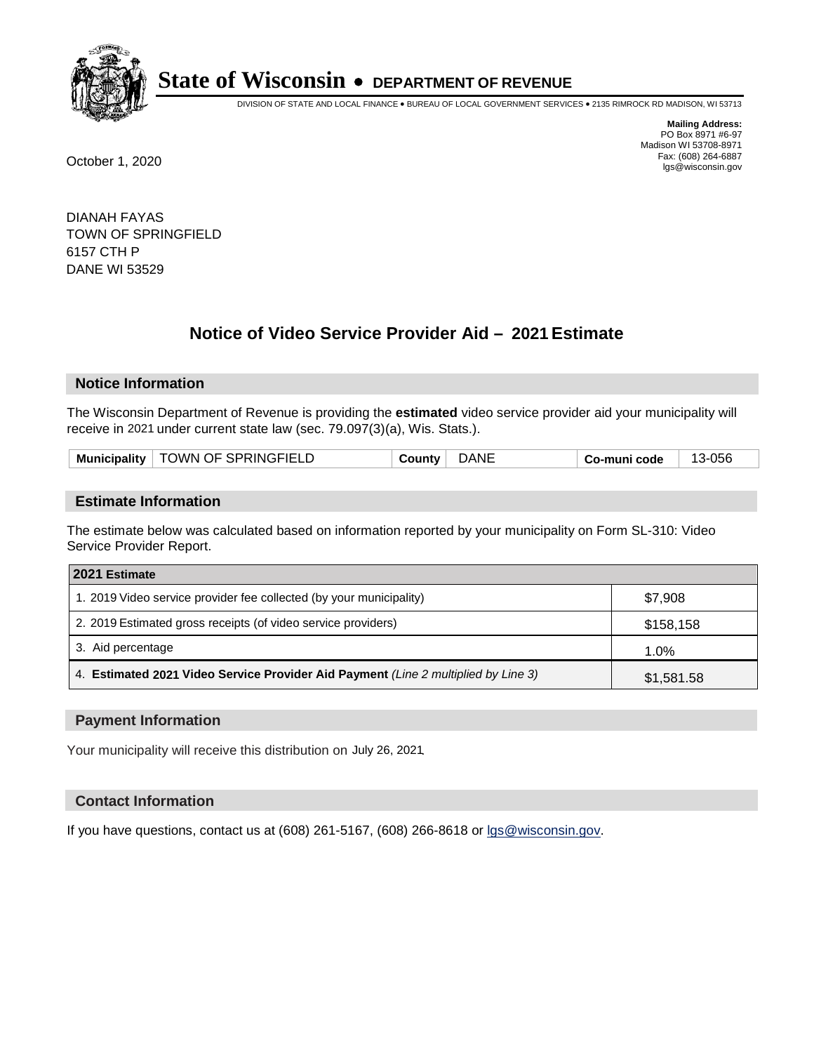# State of Wisconsin • DEPARTMENT OF REVENUE

DIVISION OF STATE AND LOCAL FINANCE • BUREAU OF LOCAL GOVERNMENT SERVICES • 2135 RIMROCK RD MADISON, WI 53713

**Mailing Address:**
PO Box 8971 #6-97
Madison WI 53708-8971
Fax: (608) 264-6887
lgs@wisconsin.gov

October 1, 2020

DIANAH FAYAS
TOWN OF SPRINGFIELD
6157 CTH P
DANE WI 53529

## Notice of Video Service Provider Aid – 2021 Estimate

### Notice Information

The Wisconsin Department of Revenue is providing the **estimated** video service provider aid your municipality will receive in 2021 under current state law (sec. 79.097(3)(a), Wis. Stats.).

| Municipality | TOWN OF SPRINGFIELD | County | DANE | Co-muni code | 13-056 |
|---|---|---|---|---|---|

### Estimate Information

The estimate below was calculated based on information reported by your municipality on Form SL-310: Video Service Provider Report.

| 2021 Estimate | |
|---|---|
| 1. 2019 Video service provider fee collected (by your municipality) | $7,908 |
| 2. 2019 Estimated gross receipts (of video service providers) | $158,158 |
| 3. Aid percentage | 1.0% |
| 4. **Estimated 2021 Video Service Provider Aid Payment** *(Line 2 multiplied by Line 3)* | $1,581.58 |

### Payment Information

Your municipality will receive this distribution on July 26, 2021.

### Contact Information

If you have questions, contact us at (608) 261-5167, (608) 266-8618 or lgs@wisconsin.gov.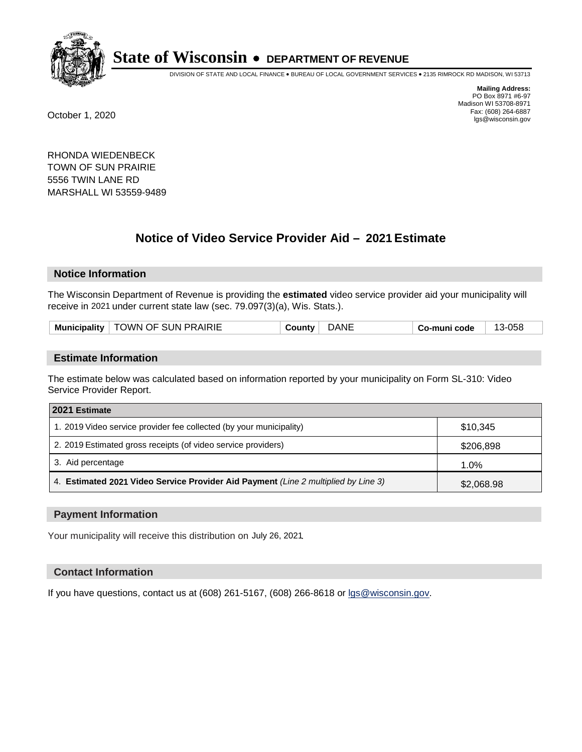# State of Wisconsin • DEPARTMENT OF REVENUE

DIVISION OF STATE AND LOCAL FINANCE • BUREAU OF LOCAL GOVERNMENT SERVICES • 2135 RIMROCK RD MADISON, WI 53713

**Mailing Address:**
PO Box 8971 #6-97
Madison WI 53708-8971
Fax: (608) 264-6887
lgs@wisconsin.gov

October 1, 2020

RHONDA WIEDENBECK
TOWN OF SUN PRAIRIE
5556 TWIN LANE RD
MARSHALL WI 53559-9489

## Notice of Video Service Provider Aid – 2021 Estimate

### Notice Information

The Wisconsin Department of Revenue is providing the **estimated** video service provider aid your municipality will receive in 2021 under current state law (sec. 79.097(3)(a), Wis. Stats.).

| **Municipality** | TOWN OF SUN PRAIRIE | **County** | DANE | **Co-muni code** | 13-058 |
|---|---|---|---|---|---|

### Estimate Information

The estimate below was calculated based on information reported by your municipality on Form SL-310: Video Service Provider Report.

| 2021 Estimate | |
|---|---|
| 1. 2019 Video service provider fee collected (by your municipality) | $10,345 |
| 2. 2019 Estimated gross receipts (of video service providers) | $206,898 |
| 3. Aid percentage | 1.0% |
| 4. **Estimated 2021 Video Service Provider Aid Payment** *(Line 2 multiplied by Line 3)* | $2,068.98 |

### Payment Information

Your municipality will receive this distribution on July 26, 2021.

### Contact Information

If you have questions, contact us at (608) 261-5167, (608) 266-8618 or lgs@wisconsin.gov.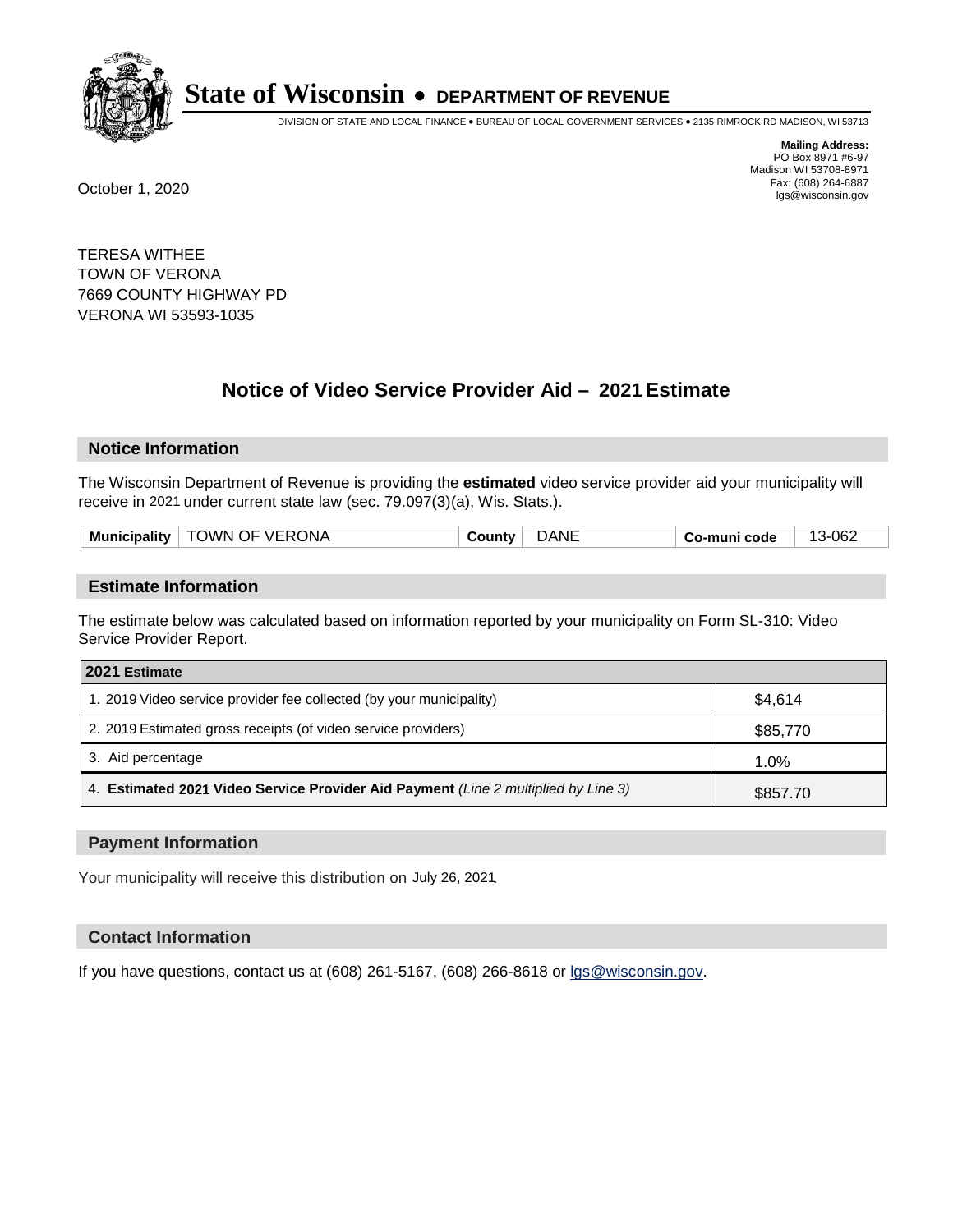# State of Wisconsin • DEPARTMENT OF REVENUE

DIVISION OF STATE AND LOCAL FINANCE • BUREAU OF LOCAL GOVERNMENT SERVICES • 2135 RIMROCK RD MADISON, WI 53713

**Mailing Address:**
PO Box 8971 #6-97
Madison WI 53708-8971
Fax: (608) 264-6887
lgs@wisconsin.gov

October 1, 2020

TERESA WITHEE
TOWN OF VERONA
7669 COUNTY HIGHWAY PD
VERONA WI 53593-1035

## Notice of Video Service Provider Aid – 2021 Estimate

### Notice Information

The Wisconsin Department of Revenue is providing the **estimated** video service provider aid your municipality will receive in 2021 under current state law (sec. 79.097(3)(a), Wis. Stats.).

| Municipality | TOWN OF VERONA | County | DANE | Co-muni code | 13-062 |
|---|---|---|---|---|---|

### Estimate Information

The estimate below was calculated based on information reported by your municipality on Form SL-310: Video Service Provider Report.

| 2021 Estimate | |
|---|---|
| 1. 2019 Video service provider fee collected (by your municipality) | $4,614 |
| 2. 2019 Estimated gross receipts (of video service providers) | $85,770 |
| 3. Aid percentage | 1.0% |
| 4. **Estimated 2021 Video Service Provider Aid Payment** *(Line 2 multiplied by Line 3)* | $857.70 |

### Payment Information

Your municipality will receive this distribution on July 26, 2021.

### Contact Information

If you have questions, contact us at (608) 261-5167, (608) 266-8618 or lgs@wisconsin.gov.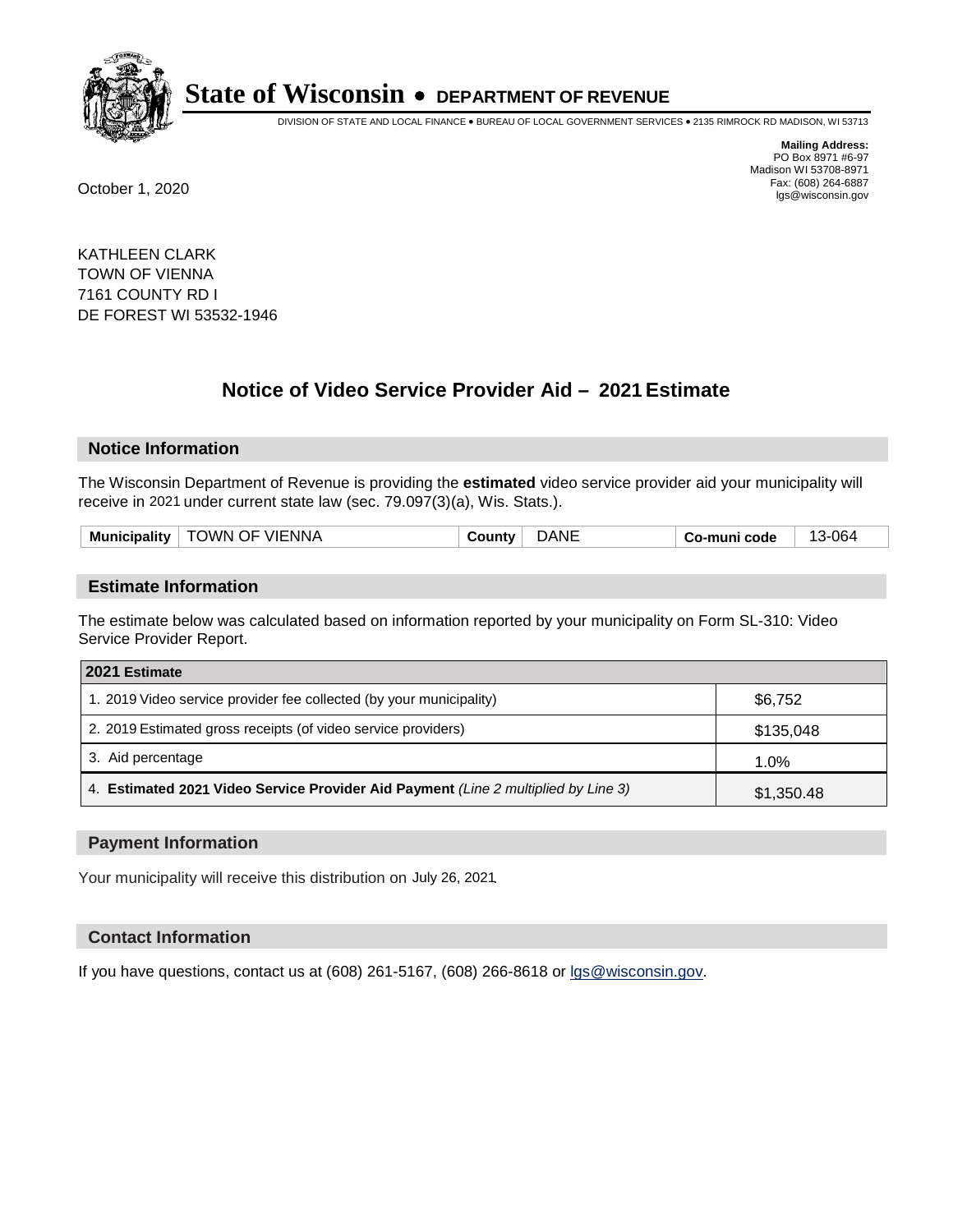# State of Wisconsin • DEPARTMENT OF REVENUE

DIVISION OF STATE AND LOCAL FINANCE • BUREAU OF LOCAL GOVERNMENT SERVICES • 2135 RIMROCK RD MADISON, WI 53713

**Mailing Address:**
PO Box 8971 #6-97
Madison WI 53708-8971
Fax: (608) 264-6887
lgs@wisconsin.gov

October 1, 2020

KATHLEEN CLARK
TOWN OF VIENNA
7161 COUNTY RD I
DE FOREST WI 53532-1946

## Notice of Video Service Provider Aid – 2021 Estimate

### Notice Information

The Wisconsin Department of Revenue is providing the **estimated** video service provider aid your municipality will receive in 2021 under current state law (sec. 79.097(3)(a), Wis. Stats.).

| Municipality | TOWN OF VIENNA | County | DANE | Co-muni code | 13-064 |
|---|---|---|---|---|---|

### Estimate Information

The estimate below was calculated based on information reported by your municipality on Form SL-310: Video Service Provider Report.

| 2021 Estimate | |
|---|---|
| 1. 2019 Video service provider fee collected (by your municipality) | $6,752 |
| 2. 2019 Estimated gross receipts (of video service providers) | $135,048 |
| 3. Aid percentage | 1.0% |
| 4. **Estimated 2021 Video Service Provider Aid Payment** *(Line 2 multiplied by Line 3)* | $1,350.48 |

### Payment Information

Your municipality will receive this distribution on July 26, 2021.

### Contact Information

If you have questions, contact us at (608) 261-5167, (608) 266-8618 or lgs@wisconsin.gov.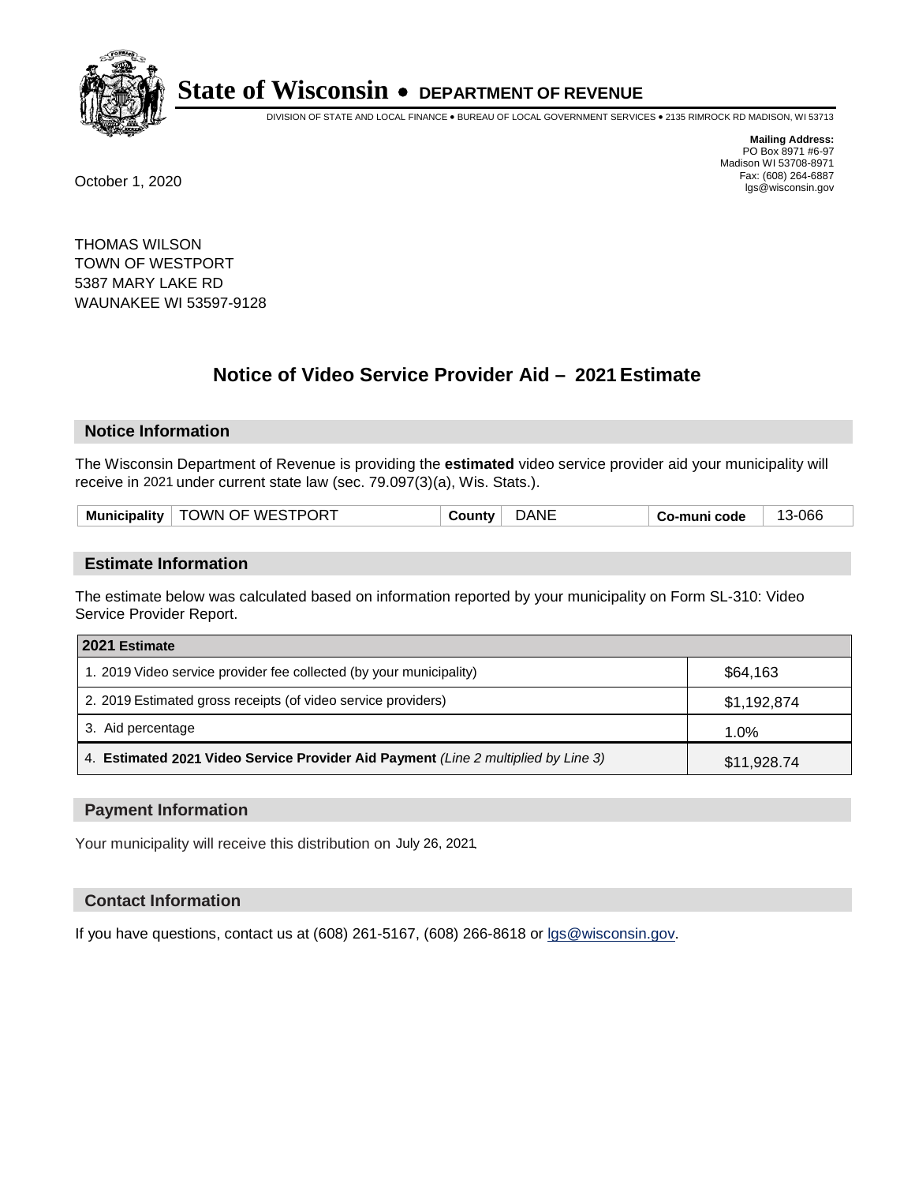# State of Wisconsin • DEPARTMENT OF REVENUE

DIVISION OF STATE AND LOCAL FINANCE • BUREAU OF LOCAL GOVERNMENT SERVICES • 2135 RIMROCK RD MADISON, WI 53713

**Mailing Address:**
PO Box 8971 #6-97
Madison WI 53708-8971
Fax: (608) 264-6887
lgs@wisconsin.gov

October 1, 2020

THOMAS WILSON
TOWN OF WESTPORT
5387 MARY LAKE RD
WAUNAKEE WI 53597-9128

## Notice of Video Service Provider Aid – 2021 Estimate

### Notice Information

The Wisconsin Department of Revenue is providing the **estimated** video service provider aid your municipality will receive in 2021 under current state law (sec. 79.097(3)(a), Wis. Stats.).

| Municipality | TOWN OF WESTPORT | County | DANE | Co-muni code | 13-066 |
|---|---|---|---|---|---|

### Estimate Information

The estimate below was calculated based on information reported by your municipality on Form SL-310: Video Service Provider Report.

| 2021 Estimate | |
|---|---|
| 1. 2019 Video service provider fee collected (by your municipality) | $64,163 |
| 2. 2019 Estimated gross receipts (of video service providers) | $1,192,874 |
| 3. Aid percentage | 1.0% |
| 4. **Estimated 2021 Video Service Provider Aid Payment** *(Line 2 multiplied by Line 3)* | $11,928.74 |

### Payment Information

Your municipality will receive this distribution on July 26, 2021.

### Contact Information

If you have questions, contact us at (608) 261-5167, (608) 266-8618 or lgs@wisconsin.gov.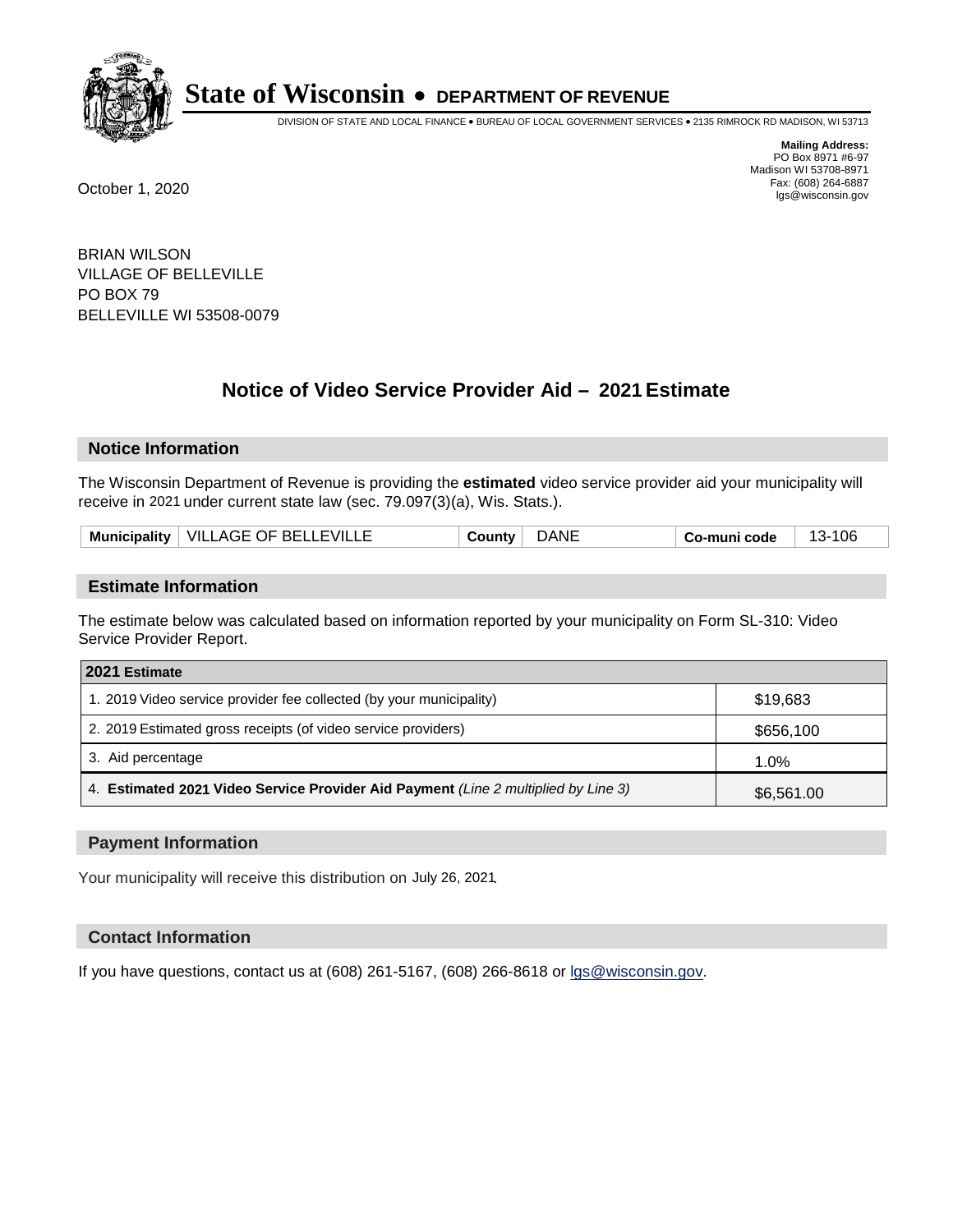# State of Wisconsin • DEPARTMENT OF REVENUE

DIVISION OF STATE AND LOCAL FINANCE • BUREAU OF LOCAL GOVERNMENT SERVICES • 2135 RIMROCK RD MADISON, WI 53713

**Mailing Address:**
PO Box 8971 #6-97
Madison WI 53708-8971
Fax: (608) 264-6887
lgs@wisconsin.gov

October 1, 2020

BRIAN WILSON
VILLAGE OF BELLEVILLE
PO BOX 79
BELLEVILLE WI 53508-0079

## Notice of Video Service Provider Aid – 2021 Estimate

### Notice Information

The Wisconsin Department of Revenue is providing the **estimated** video service provider aid your municipality will receive in 2021 under current state law (sec. 79.097(3)(a), Wis. Stats.).

| Municipality | VILLAGE OF BELLEVILLE | County | DANE | Co-muni code | 13-106 |
|---|---|---|---|---|---|

### Estimate Information

The estimate below was calculated based on information reported by your municipality on Form SL-310: Video Service Provider Report.

| 2021 Estimate | |
|---|---|
| 1. 2019 Video service provider fee collected (by your municipality) | $19,683 |
| 2. 2019 Estimated gross receipts (of video service providers) | $656,100 |
| 3. Aid percentage | 1.0% |
| 4. **Estimated 2021 Video Service Provider Aid Payment** *(Line 2 multiplied by Line 3)* | $6,561.00 |

### Payment Information

Your municipality will receive this distribution on July 26, 2021.

### Contact Information

If you have questions, contact us at (608) 261-5167, (608) 266-8618 or lgs@wisconsin.gov.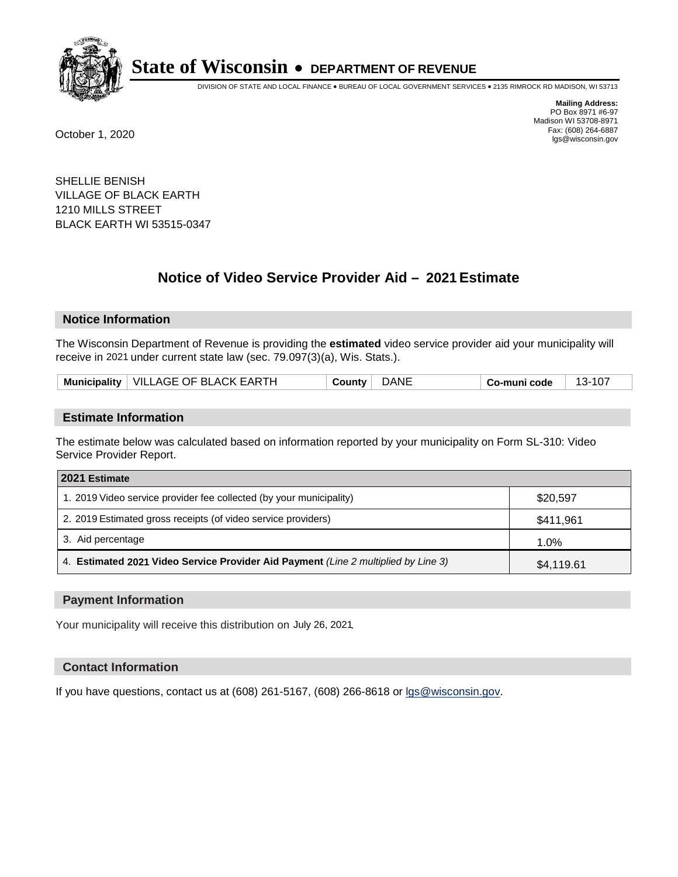# State of Wisconsin • DEPARTMENT OF REVENUE

DIVISION OF STATE AND LOCAL FINANCE • BUREAU OF LOCAL GOVERNMENT SERVICES • 2135 RIMROCK RD MADISON, WI 53713

**Mailing Address:**
PO Box 8971 #6-97
Madison WI 53708-8971
Fax: (608) 264-6887
lgs@wisconsin.gov

October 1, 2020

SHELLIE BENISH
VILLAGE OF BLACK EARTH
1210 MILLS STREET
BLACK EARTH WI 53515-0347

## Notice of Video Service Provider Aid – 2021 Estimate

### Notice Information

The Wisconsin Department of Revenue is providing the **estimated** video service provider aid your municipality will receive in 2021 under current state law (sec. 79.097(3)(a), Wis. Stats.).

| Municipality | VILLAGE OF BLACK EARTH | County | DANE | Co-muni code | 13-107 |
|---|---|---|---|---|---|

### Estimate Information

The estimate below was calculated based on information reported by your municipality on Form SL-310: Video Service Provider Report.

| 2021 Estimate | |
|---|---|
| 1. 2019 Video service provider fee collected (by your municipality) | $20,597 |
| 2. 2019 Estimated gross receipts (of video service providers) | $411,961 |
| 3. Aid percentage | 1.0% |
| 4. **Estimated 2021 Video Service Provider Aid Payment** *(Line 2 multiplied by Line 3)* | $4,119.61 |

### Payment Information

Your municipality will receive this distribution on July 26, 2021.

### Contact Information

If you have questions, contact us at (608) 261-5167, (608) 266-8618 or lgs@wisconsin.gov.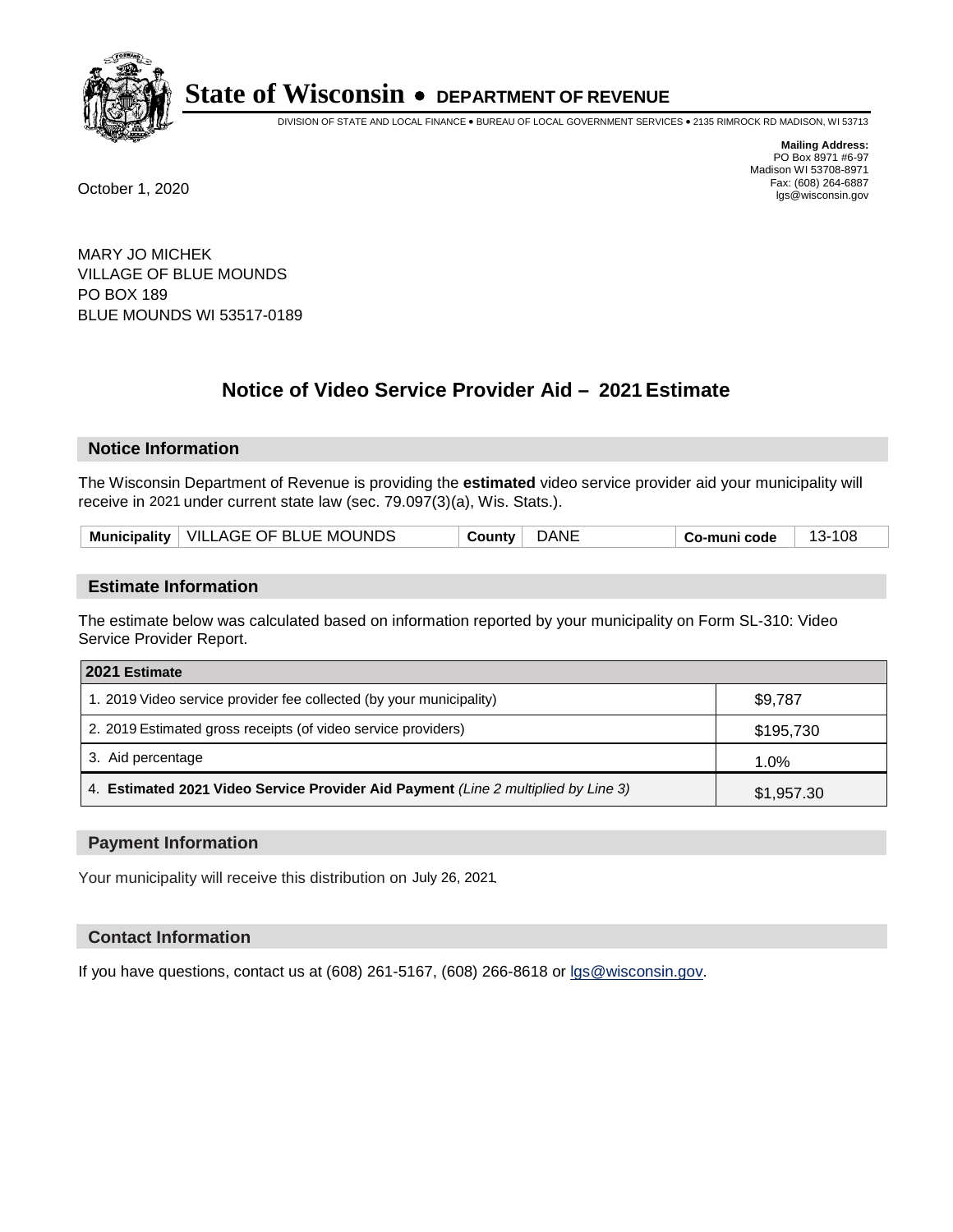# State of Wisconsin • DEPARTMENT OF REVENUE

DIVISION OF STATE AND LOCAL FINANCE • BUREAU OF LOCAL GOVERNMENT SERVICES • 2135 RIMROCK RD MADISON, WI 53713

**Mailing Address:**
PO Box 8971 #6-97
Madison WI 53708-8971
Fax: (608) 264-6887
lgs@wisconsin.gov

October 1, 2020

MARY JO MICHEK
VILLAGE OF BLUE MOUNDS
PO BOX 189
BLUE MOUNDS WI 53517-0189

## Notice of Video Service Provider Aid – 2021 Estimate

### Notice Information

The Wisconsin Department of Revenue is providing the **estimated** video service provider aid your municipality will receive in 2021 under current state law (sec. 79.097(3)(a), Wis. Stats.).

| **Municipality** | VILLAGE OF BLUE MOUNDS | **County** | DANE | **Co-muni code** | 13-108 |
|---|---|---|---|---|---|

### Estimate Information

The estimate below was calculated based on information reported by your municipality on Form SL-310: Video Service Provider Report.

| 2021 Estimate | |
|---|---|
| 1. 2019 Video service provider fee collected (by your municipality) | $9,787 |
| 2. 2019 Estimated gross receipts (of video service providers) | $195,730 |
| 3. Aid percentage | 1.0% |
| 4. **Estimated 2021 Video Service Provider Aid Payment** *(Line 2 multiplied by Line 3)* | $1,957.30 |

### Payment Information

Your municipality will receive this distribution on July 26, 2021.

### Contact Information

If you have questions, contact us at (608) 261-5167, (608) 266-8618 or lgs@wisconsin.gov.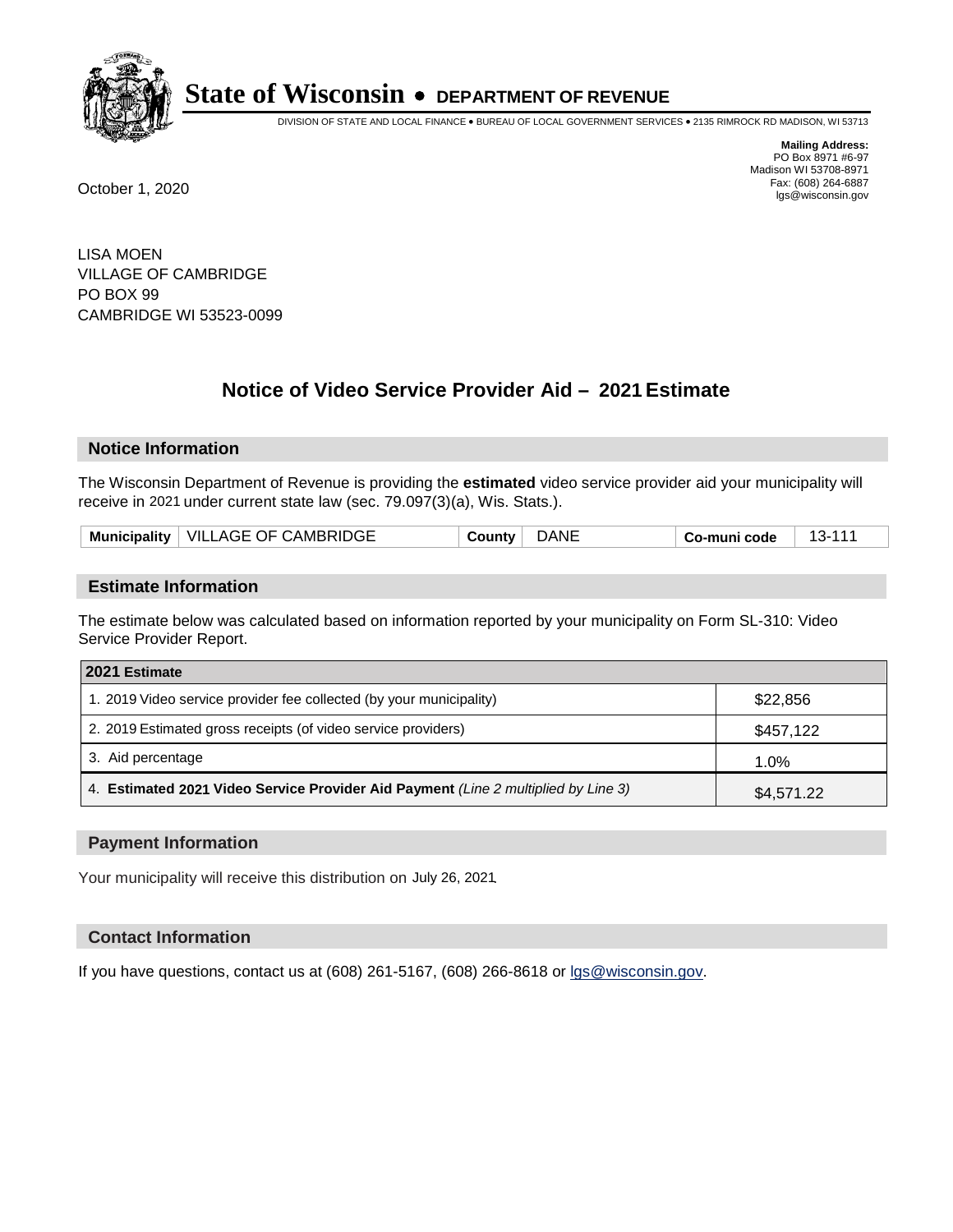# State of Wisconsin • DEPARTMENT OF REVENUE

DIVISION OF STATE AND LOCAL FINANCE • BUREAU OF LOCAL GOVERNMENT SERVICES • 2135 RIMROCK RD MADISON, WI 53713

**Mailing Address:**
PO Box 8971 #6-97
Madison WI 53708-8971
Fax: (608) 264-6887
lgs@wisconsin.gov

October 1, 2020

LISA MOEN
VILLAGE OF CAMBRIDGE
PO BOX 99
CAMBRIDGE WI 53523-0099

## Notice of Video Service Provider Aid – 2021 Estimate

### Notice Information

The Wisconsin Department of Revenue is providing the **estimated** video service provider aid your municipality will receive in 2021 under current state law (sec. 79.097(3)(a), Wis. Stats.).

| Municipality | VILLAGE OF CAMBRIDGE | County | DANE | Co-muni code | 13-111 |
|---|---|---|---|---|---|

### Estimate Information

The estimate below was calculated based on information reported by your municipality on Form SL-310: Video Service Provider Report.

| 2021 Estimate | |
|---|---|
| 1. 2019 Video service provider fee collected (by your municipality) | $22,856 |
| 2. 2019 Estimated gross receipts (of video service providers) | $457,122 |
| 3. Aid percentage | 1.0% |
| 4. **Estimated 2021 Video Service Provider Aid Payment** *(Line 2 multiplied by Line 3)* | $4,571.22 |

### Payment Information

Your municipality will receive this distribution on July 26, 2021.

### Contact Information

If you have questions, contact us at (608) 261-5167, (608) 266-8618 or lgs@wisconsin.gov.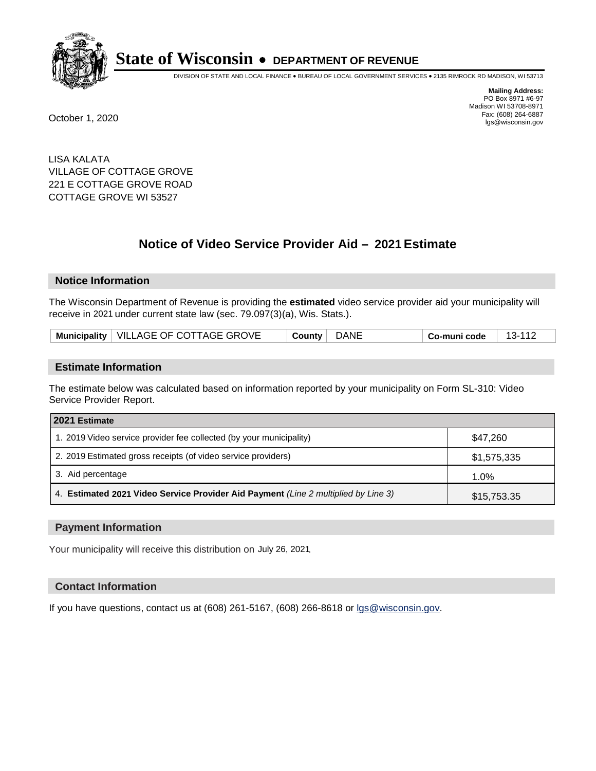**State of Wisconsin • DEPARTMENT OF REVENUE**

DIVISION OF STATE AND LOCAL FINANCE • BUREAU OF LOCAL GOVERNMENT SERVICES • 2135 RIMROCK RD MADISON, WI 53713

**Mailing Address:**
PO Box 8971 #6-97
Madison WI 53708-8971
Fax: (608) 264-6887
lgs@wisconsin.gov

October 1, 2020

LISA KALATA
VILLAGE OF COTTAGE GROVE
221 E COTTAGE GROVE ROAD
COTTAGE GROVE WI 53527

## Notice of Video Service Provider Aid – 2021 Estimate

### Notice Information

The Wisconsin Department of Revenue is providing the **estimated** video service provider aid your municipality will receive in 2021 under current state law (sec. 79.097(3)(a), Wis. Stats.).

| Municipality | VILLAGE OF COTTAGE GROVE | County | DANE | Co-muni code | 13-112 |
|---|---|---|---|---|---|

### Estimate Information

The estimate below was calculated based on information reported by your municipality on Form SL-310: Video Service Provider Report.

| 2021 Estimate | |
|---|---|
| 1. 2019 Video service provider fee collected (by your municipality) | $47,260 |
| 2. 2019 Estimated gross receipts (of video service providers) | $1,575,335 |
| 3. Aid percentage | 1.0% |
| 4. **Estimated 2021 Video Service Provider Aid Payment** *(Line 2 multiplied by Line 3)* | $15,753.35 |

### Payment Information

Your municipality will receive this distribution on July 26, 2021.

### Contact Information

If you have questions, contact us at (608) 261-5167, (608) 266-8618 or lgs@wisconsin.gov.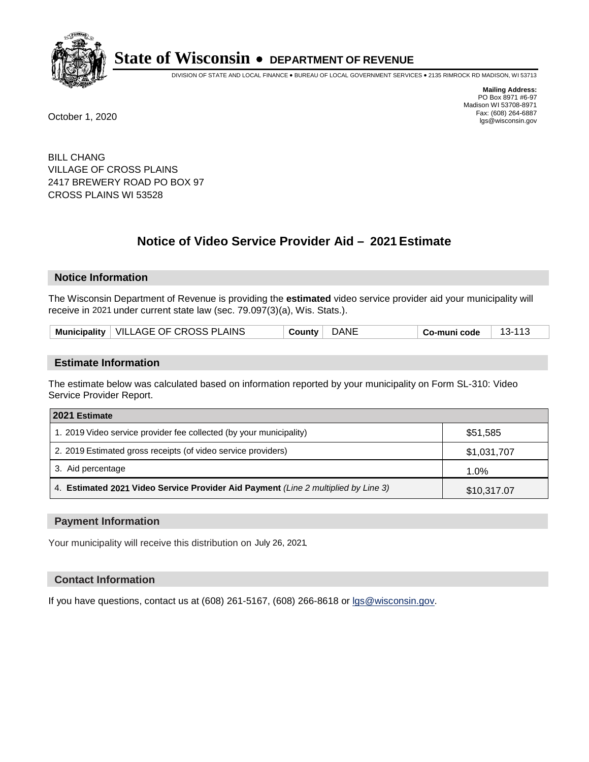# State of Wisconsin • DEPARTMENT OF REVENUE

DIVISION OF STATE AND LOCAL FINANCE • BUREAU OF LOCAL GOVERNMENT SERVICES • 2135 RIMROCK RD MADISON, WI 53713

**Mailing Address:**
PO Box 8971 #6-97
Madison WI 53708-8971
Fax: (608) 264-6887
lgs@wisconsin.gov

October 1, 2020

BILL CHANG
VILLAGE OF CROSS PLAINS
2417 BREWERY ROAD PO BOX 97
CROSS PLAINS WI 53528

## Notice of Video Service Provider Aid – 2021 Estimate

### Notice Information

The Wisconsin Department of Revenue is providing the **estimated** video service provider aid your municipality will receive in 2021 under current state law (sec. 79.097(3)(a), Wis. Stats.).

| Municipality | VILLAGE OF CROSS PLAINS | County | DANE | Co-muni code | 13-113 |
|---|---|---|---|---|---|

### Estimate Information

The estimate below was calculated based on information reported by your municipality on Form SL-310: Video Service Provider Report.

| 2021 Estimate | |
|---|---|
| 1. 2019 Video service provider fee collected (by your municipality) | $51,585 |
| 2. 2019 Estimated gross receipts (of video service providers) | $1,031,707 |
| 3. Aid percentage | 1.0% |
| 4. **Estimated 2021 Video Service Provider Aid Payment** *(Line 2 multiplied by Line 3)* | $10,317.07 |

### Payment Information

Your municipality will receive this distribution on July 26, 2021.

### Contact Information

If you have questions, contact us at (608) 261-5167, (608) 266-8618 or lgs@wisconsin.gov.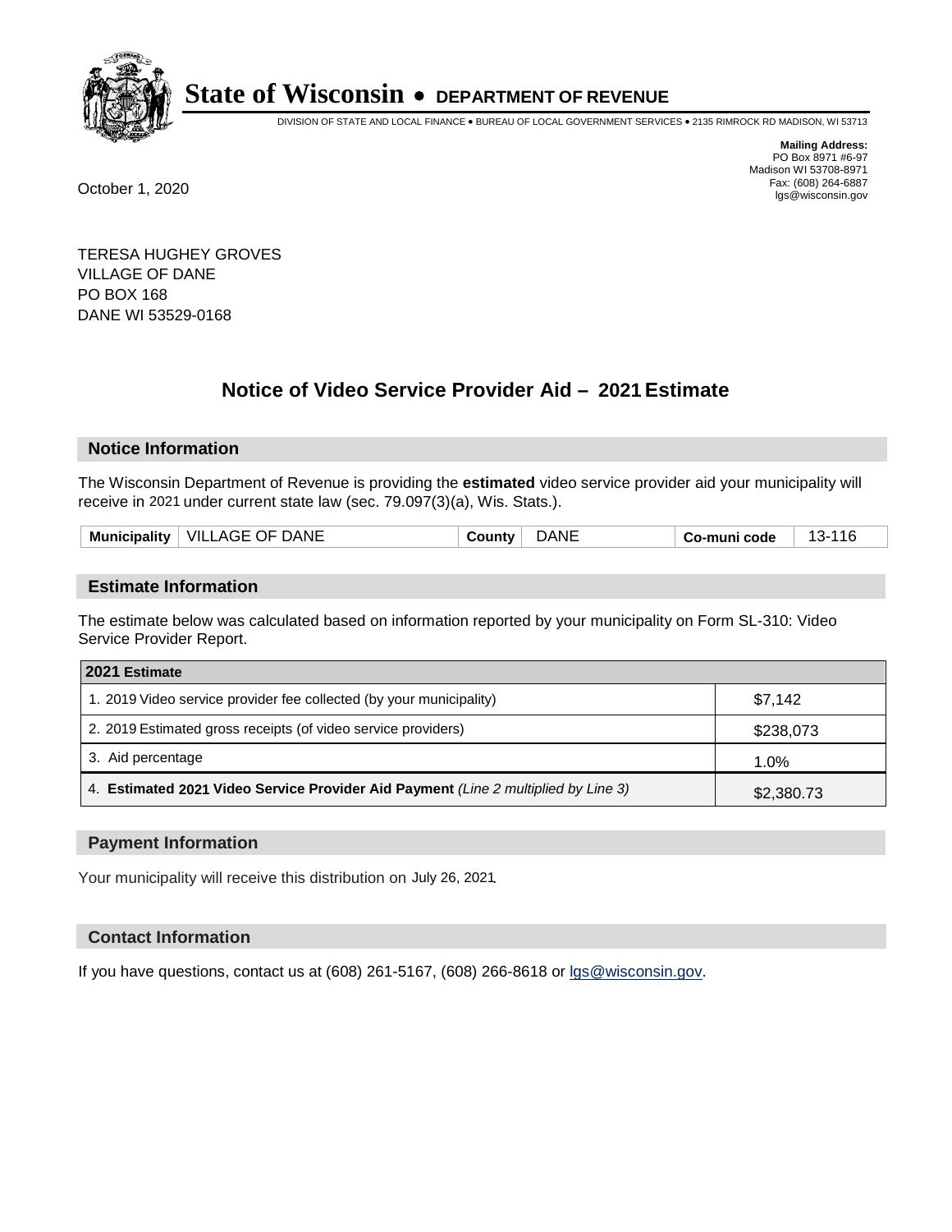# State of Wisconsin • DEPARTMENT OF REVENUE

DIVISION OF STATE AND LOCAL FINANCE • BUREAU OF LOCAL GOVERNMENT SERVICES • 2135 RIMROCK RD MADISON, WI 53713

**Mailing Address:**
PO Box 8971 #6-97
Madison WI 53708-8971
Fax: (608) 264-6887
lgs@wisconsin.gov

October 1, 2020

TERESA HUGHEY GROVES
VILLAGE OF DANE
PO BOX 168
DANE WI 53529-0168

## Notice of Video Service Provider Aid – 2021 Estimate

### Notice Information

The Wisconsin Department of Revenue is providing the **estimated** video service provider aid your municipality will receive in 2021 under current state law (sec. 79.097(3)(a), Wis. Stats.).

| Municipality | VILLAGE OF DANE | County | DANE | Co-muni code | 13-116 |
|---|---|---|---|---|---|

### Estimate Information

The estimate below was calculated based on information reported by your municipality on Form SL-310: Video Service Provider Report.

| 2021 Estimate | |
|---|---|
| 1. 2019 Video service provider fee collected (by your municipality) | $7,142 |
| 2. 2019 Estimated gross receipts (of video service providers) | $238,073 |
| 3. Aid percentage | 1.0% |
| 4. **Estimated 2021 Video Service Provider Aid Payment** *(Line 2 multiplied by Line 3)* | $2,380.73 |

### Payment Information

Your municipality will receive this distribution on July 26, 2021.

### Contact Information

If you have questions, contact us at (608) 261-5167, (608) 266-8618 or lgs@wisconsin.gov.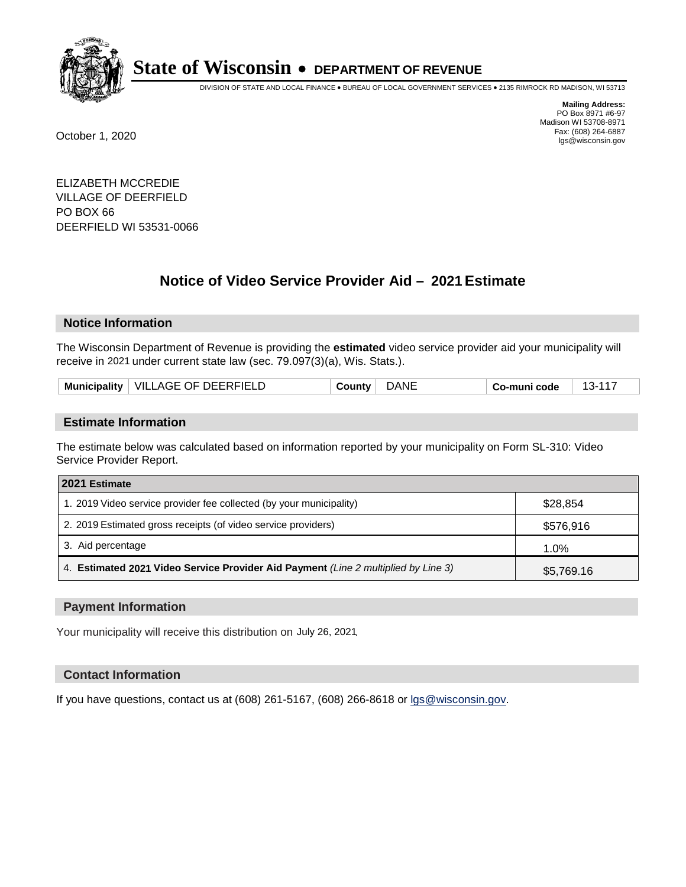# State of Wisconsin • DEPARTMENT OF REVENUE

DIVISION OF STATE AND LOCAL FINANCE • BUREAU OF LOCAL GOVERNMENT SERVICES • 2135 RIMROCK RD MADISON, WI 53713

**Mailing Address:**
PO Box 8971 #6-97
Madison WI 53708-8971
Fax: (608) 264-6887
lgs@wisconsin.gov

October 1, 2020

ELIZABETH MCCREDIE
VILLAGE OF DEERFIELD
PO BOX 66
DEERFIELD WI 53531-0066

## Notice of Video Service Provider Aid – 2021 Estimate

### Notice Information

The Wisconsin Department of Revenue is providing the **estimated** video service provider aid your municipality will receive in 2021 under current state law (sec. 79.097(3)(a), Wis. Stats.).

| Municipality | VILLAGE OF DEERFIELD | County | DANE | Co-muni code | 13-117 |
|---|---|---|---|---|---|

### Estimate Information

The estimate below was calculated based on information reported by your municipality on Form SL-310: Video Service Provider Report.

| 2021 Estimate | |
|---|---|
| 1. 2019 Video service provider fee collected (by your municipality) | $28,854 |
| 2. 2019 Estimated gross receipts (of video service providers) | $576,916 |
| 3. Aid percentage | 1.0% |
| 4. **Estimated 2021 Video Service Provider Aid Payment** *(Line 2 multiplied by Line 3)* | $5,769.16 |

### Payment Information

Your municipality will receive this distribution on July 26, 2021.

### Contact Information

If you have questions, contact us at (608) 261-5167, (608) 266-8618 or lgs@wisconsin.gov.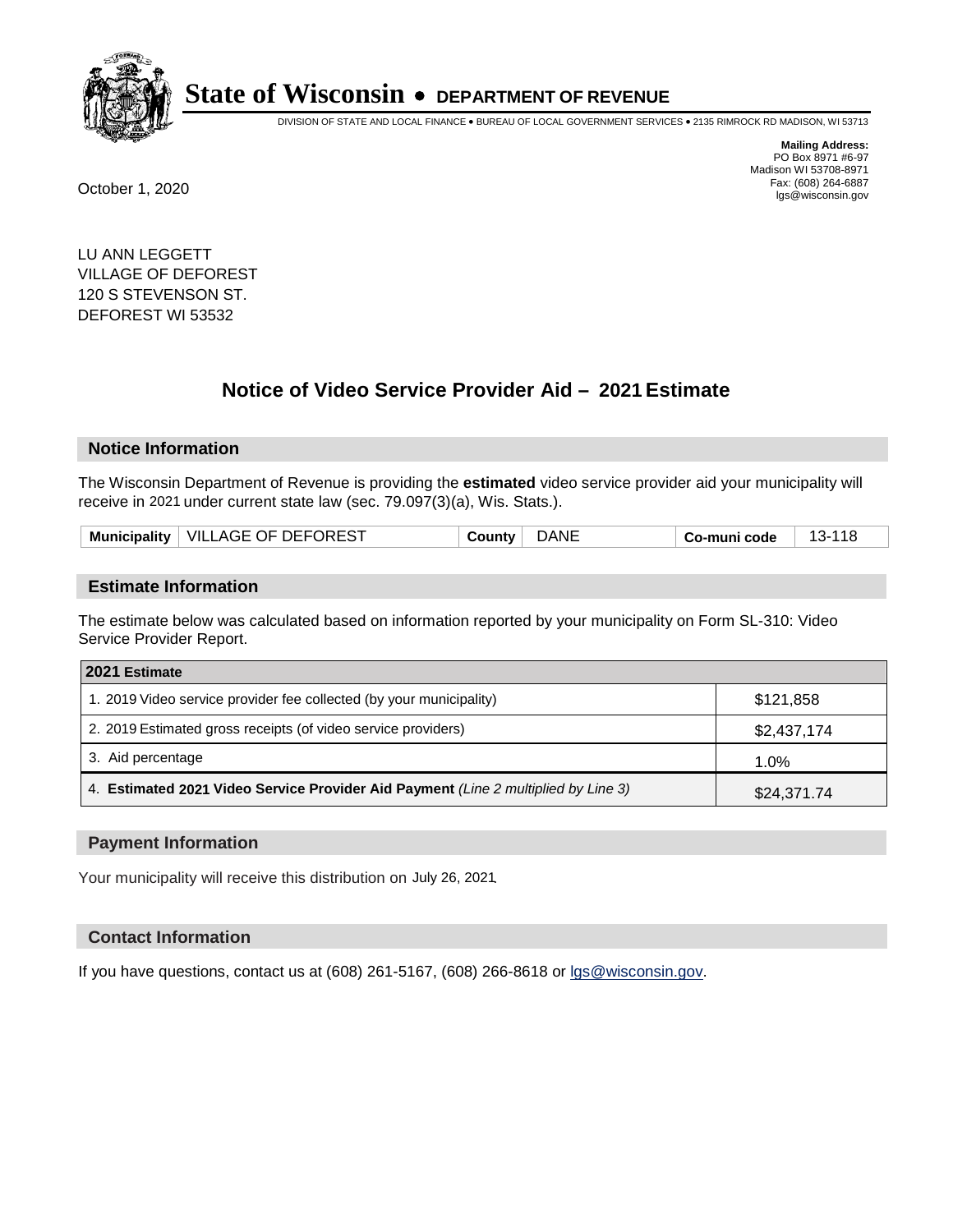# State of Wisconsin • DEPARTMENT OF REVENUE

DIVISION OF STATE AND LOCAL FINANCE • BUREAU OF LOCAL GOVERNMENT SERVICES • 2135 RIMROCK RD MADISON, WI 53713

**Mailing Address:**
PO Box 8971 #6-97
Madison WI 53708-8971
Fax: (608) 264-6887
lgs@wisconsin.gov

October 1, 2020

LU ANN LEGGETT
VILLAGE OF DEFOREST
120 S STEVENSON ST.
DEFOREST WI 53532

## Notice of Video Service Provider Aid – 2021 Estimate

### Notice Information

The Wisconsin Department of Revenue is providing the **estimated** video service provider aid your municipality will receive in 2021 under current state law (sec. 79.097(3)(a), Wis. Stats.).

| Municipality | VILLAGE OF DEFOREST | County | DANE | Co-muni code | 13-118 |
|---|---|---|---|---|---|

### Estimate Information

The estimate below was calculated based on information reported by your municipality on Form SL-310: Video Service Provider Report.

| 2021 Estimate | |
|---|---|
| 1. 2019 Video service provider fee collected (by your municipality) | $121,858 |
| 2. 2019 Estimated gross receipts (of video service providers) | $2,437,174 |
| 3. Aid percentage | 1.0% |
| 4. **Estimated 2021 Video Service Provider Aid Payment** *(Line 2 multiplied by Line 3)* | $24,371.74 |

### Payment Information

Your municipality will receive this distribution on July 26, 2021.

### Contact Information

If you have questions, contact us at (608) 261-5167, (608) 266-8618 or lgs@wisconsin.gov.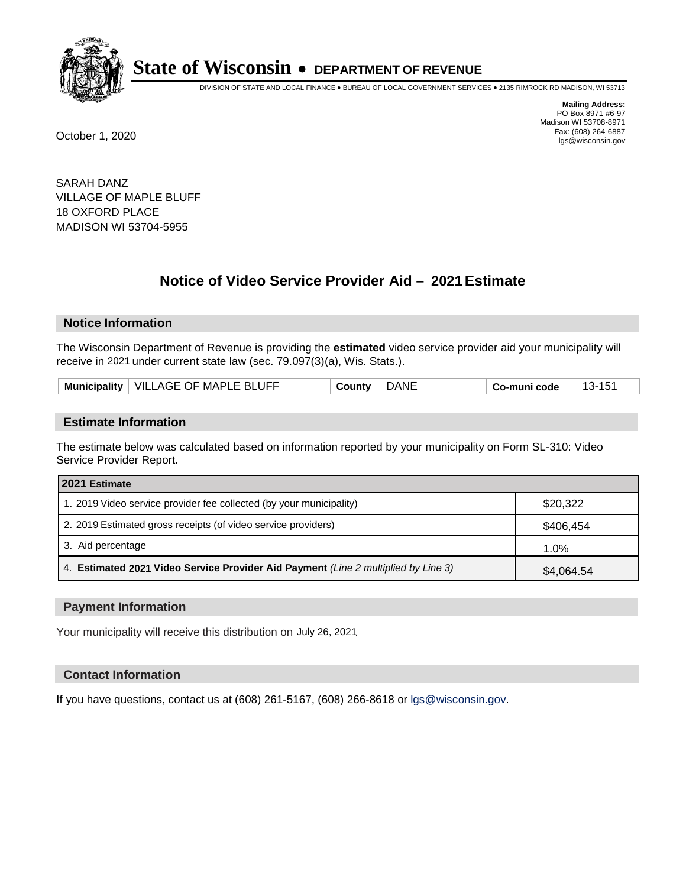# State of Wisconsin • DEPARTMENT OF REVENUE

DIVISION OF STATE AND LOCAL FINANCE • BUREAU OF LOCAL GOVERNMENT SERVICES • 2135 RIMROCK RD MADISON, WI 53713

**Mailing Address:**
PO Box 8971 #6-97
Madison WI 53708-8971
Fax: (608) 264-6887
lgs@wisconsin.gov

October 1, 2020

SARAH DANZ
VILLAGE OF MAPLE BLUFF
18 OXFORD PLACE
MADISON WI 53704-5955

## Notice of Video Service Provider Aid – 2021 Estimate

### Notice Information

The Wisconsin Department of Revenue is providing the **estimated** video service provider aid your municipality will receive in 2021 under current state law (sec. 79.097(3)(a), Wis. Stats.).

| Municipality | VILLAGE OF MAPLE BLUFF | County | DANE | Co-muni code | 13-151 |
|---|---|---|---|---|---|

### Estimate Information

The estimate below was calculated based on information reported by your municipality on Form SL-310: Video Service Provider Report.

| 2021 Estimate | |
|---|---|
| 1. 2019 Video service provider fee collected (by your municipality) | $20,322 |
| 2. 2019 Estimated gross receipts (of video service providers) | $406,454 |
| 3. Aid percentage | 1.0% |
| 4. **Estimated 2021 Video Service Provider Aid Payment** *(Line 2 multiplied by Line 3)* | $4,064.54 |

### Payment Information

Your municipality will receive this distribution on July 26, 2021.

### Contact Information

If you have questions, contact us at (608) 261-5167, (608) 266-8618 or lgs@wisconsin.gov.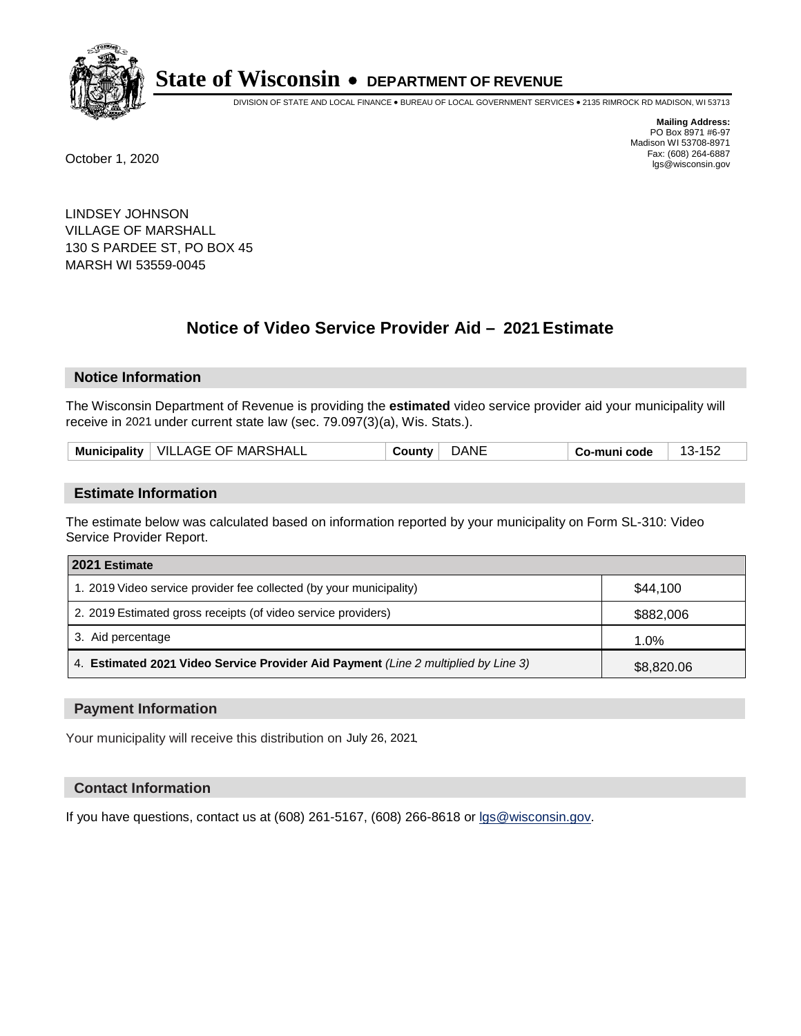# State of Wisconsin • DEPARTMENT OF REVENUE

DIVISION OF STATE AND LOCAL FINANCE • BUREAU OF LOCAL GOVERNMENT SERVICES • 2135 RIMROCK RD MADISON, WI 53713

**Mailing Address:**
PO Box 8971 #6-97
Madison WI 53708-8971
Fax: (608) 264-6887
lgs@wisconsin.gov

October 1, 2020

LINDSEY JOHNSON
VILLAGE OF MARSHALL
130 S PARDEE ST, PO BOX 45
MARSH WI 53559-0045

## Notice of Video Service Provider Aid – 2021 Estimate

### Notice Information

The Wisconsin Department of Revenue is providing the **estimated** video service provider aid your municipality will receive in 2021 under current state law (sec. 79.097(3)(a), Wis. Stats.).

| Municipality | VILLAGE OF MARSHALL | County | DANE | Co-muni code | 13-152 |
|---|---|---|---|---|---|

### Estimate Information

The estimate below was calculated based on information reported by your municipality on Form SL-310: Video Service Provider Report.

| 2021 Estimate | |
|---|---|
| 1. 2019 Video service provider fee collected (by your municipality) | $44,100 |
| 2. 2019 Estimated gross receipts (of video service providers) | $882,006 |
| 3. Aid percentage | 1.0% |
| 4. **Estimated 2021 Video Service Provider Aid Payment** *(Line 2 multiplied by Line 3)* | $8,820.06 |

### Payment Information

Your municipality will receive this distribution on July 26, 2021.

### Contact Information

If you have questions, contact us at (608) 261-5167, (608) 266-8618 or lgs@wisconsin.gov.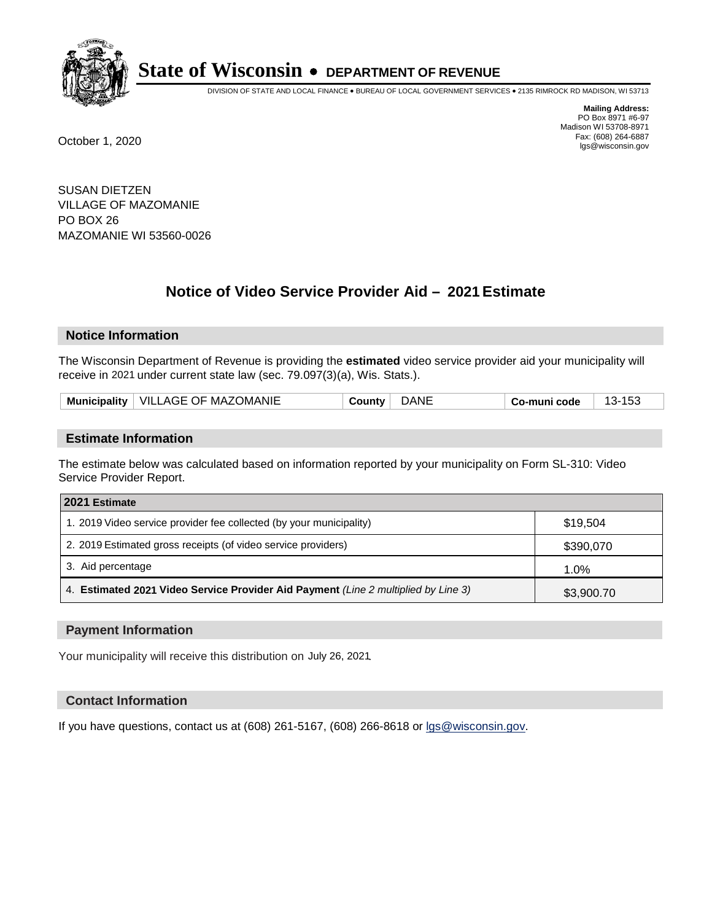# State of Wisconsin • DEPARTMENT OF REVENUE

DIVISION OF STATE AND LOCAL FINANCE • BUREAU OF LOCAL GOVERNMENT SERVICES • 2135 RIMROCK RD MADISON, WI 53713

**Mailing Address:**
PO Box 8971 #6-97
Madison WI 53708-8971
Fax: (608) 264-6887
lgs@wisconsin.gov

October 1, 2020

SUSAN DIETZEN
VILLAGE OF MAZOMANIE
PO BOX 26
MAZOMANIE WI 53560-0026

## Notice of Video Service Provider Aid – 2021 Estimate

### Notice Information

The Wisconsin Department of Revenue is providing the **estimated** video service provider aid your municipality will receive in 2021 under current state law (sec. 79.097(3)(a), Wis. Stats.).

| Municipality | VILLAGE OF MAZOMANIE | County | DANE | Co-muni code | 13-153 |
|---|---|---|---|---|---|

### Estimate Information

The estimate below was calculated based on information reported by your municipality on Form SL-310: Video Service Provider Report.

| 2021 Estimate | |
|---|---|
| 1. 2019 Video service provider fee collected (by your municipality) | $19,504 |
| 2. 2019 Estimated gross receipts (of video service providers) | $390,070 |
| 3. Aid percentage | 1.0% |
| 4. **Estimated 2021 Video Service Provider Aid Payment** *(Line 2 multiplied by Line 3)* | $3,900.70 |

### Payment Information

Your municipality will receive this distribution on July 26, 2021.

### Contact Information

If you have questions, contact us at (608) 261-5167, (608) 266-8618 or lgs@wisconsin.gov.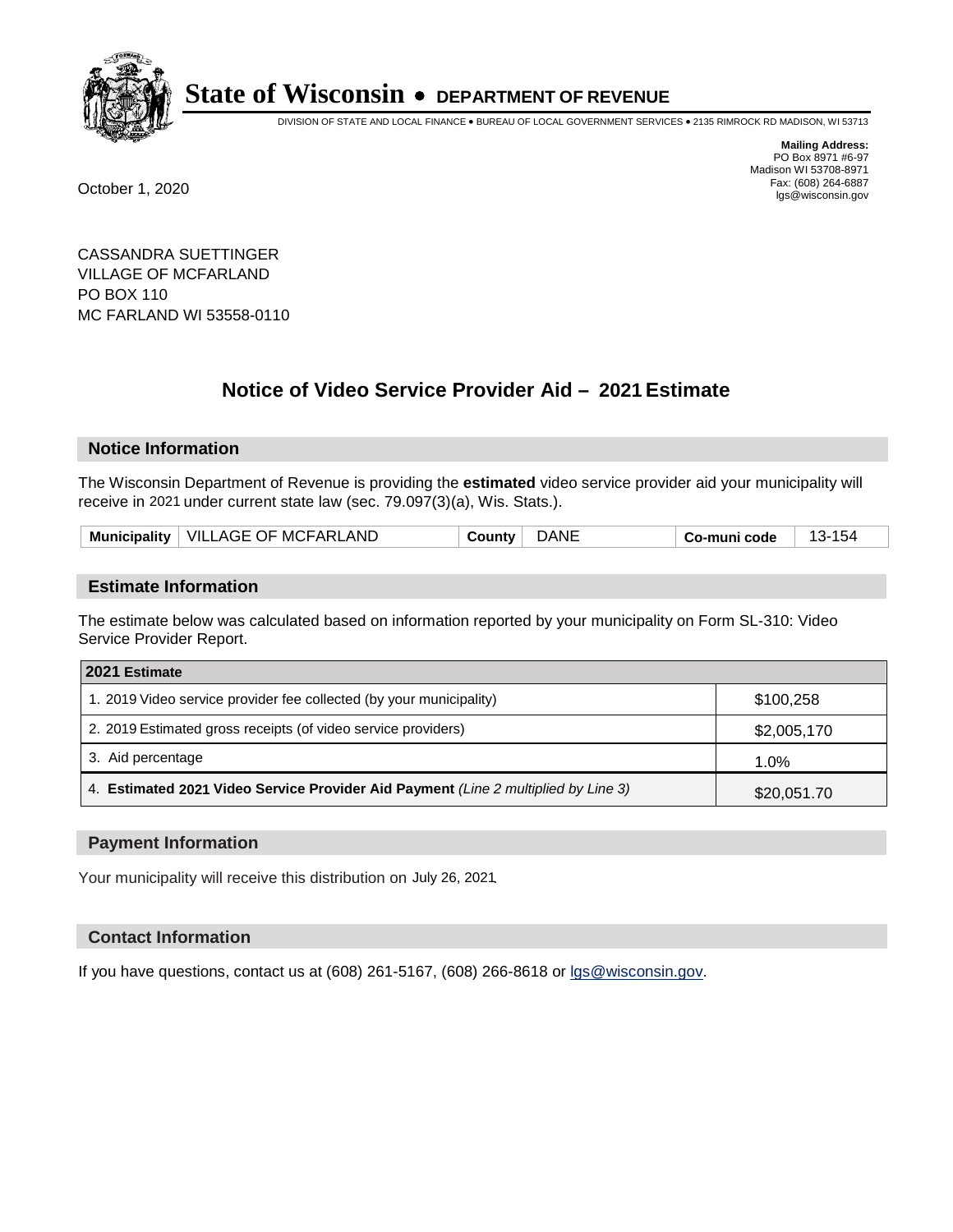# State of Wisconsin • DEPARTMENT OF REVENUE

DIVISION OF STATE AND LOCAL FINANCE • BUREAU OF LOCAL GOVERNMENT SERVICES • 2135 RIMROCK RD MADISON, WI 53713

**Mailing Address:**
PO Box 8971 #6-97
Madison WI 53708-8971
Fax: (608) 264-6887
lgs@wisconsin.gov

October 1, 2020

CASSANDRA SUETTINGER
VILLAGE OF MCFARLAND
PO BOX 110
MC FARLAND WI 53558-0110

## Notice of Video Service Provider Aid – 2021 Estimate

### Notice Information

The Wisconsin Department of Revenue is providing the **estimated** video service provider aid your municipality will receive in 2021 under current state law (sec. 79.097(3)(a), Wis. Stats.).

| Municipality | VILLAGE OF MCFARLAND | County | DANE | Co-muni code | 13-154 |
|---|---|---|---|---|---|

### Estimate Information

The estimate below was calculated based on information reported by your municipality on Form SL-310: Video Service Provider Report.

| 2021 Estimate | |
|---|---|
| 1. 2019 Video service provider fee collected (by your municipality) | $100,258 |
| 2. 2019 Estimated gross receipts (of video service providers) | $2,005,170 |
| 3. Aid percentage | 1.0% |
| 4. **Estimated 2021 Video Service Provider Aid Payment** *(Line 2 multiplied by Line 3)* | $20,051.70 |

### Payment Information

Your municipality will receive this distribution on July 26, 2021.

### Contact Information

If you have questions, contact us at (608) 261-5167, (608) 266-8618 or lgs@wisconsin.gov.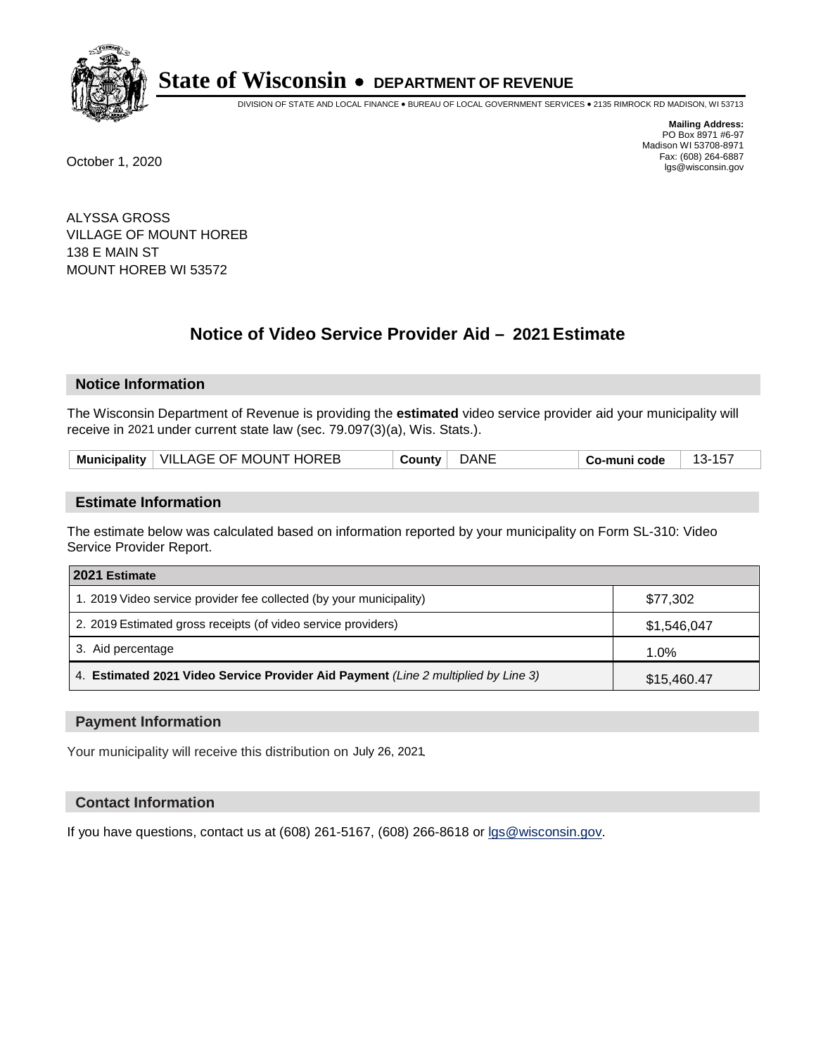# State of Wisconsin • DEPARTMENT OF REVENUE

DIVISION OF STATE AND LOCAL FINANCE • BUREAU OF LOCAL GOVERNMENT SERVICES • 2135 RIMROCK RD MADISON, WI 53713

**Mailing Address:**
PO Box 8971 #6-97
Madison WI 53708-8971
Fax: (608) 264-6887
lgs@wisconsin.gov

October 1, 2020

ALYSSA GROSS
VILLAGE OF MOUNT HOREB
138 E MAIN ST
MOUNT HOREB WI 53572

## Notice of Video Service Provider Aid – 2021 Estimate

### Notice Information

The Wisconsin Department of Revenue is providing the **estimated** video service provider aid your municipality will receive in 2021 under current state law (sec. 79.097(3)(a), Wis. Stats.).

| Municipality | VILLAGE OF MOUNT HOREB | County | DANE | Co-muni code | 13-157 |
|---|---|---|---|---|---|

### Estimate Information

The estimate below was calculated based on information reported by your municipality on Form SL-310: Video Service Provider Report.

| 2021 Estimate | |
|---|---|
| 1. 2019 Video service provider fee collected (by your municipality) | $77,302 |
| 2. 2019 Estimated gross receipts (of video service providers) | $1,546,047 |
| 3. Aid percentage | 1.0% |
| 4. **Estimated 2021 Video Service Provider Aid Payment** *(Line 2 multiplied by Line 3)* | $15,460.47 |

### Payment Information

Your municipality will receive this distribution on July 26, 2021.

### Contact Information

If you have questions, contact us at (608) 261-5167, (608) 266-8618 or lgs@wisconsin.gov.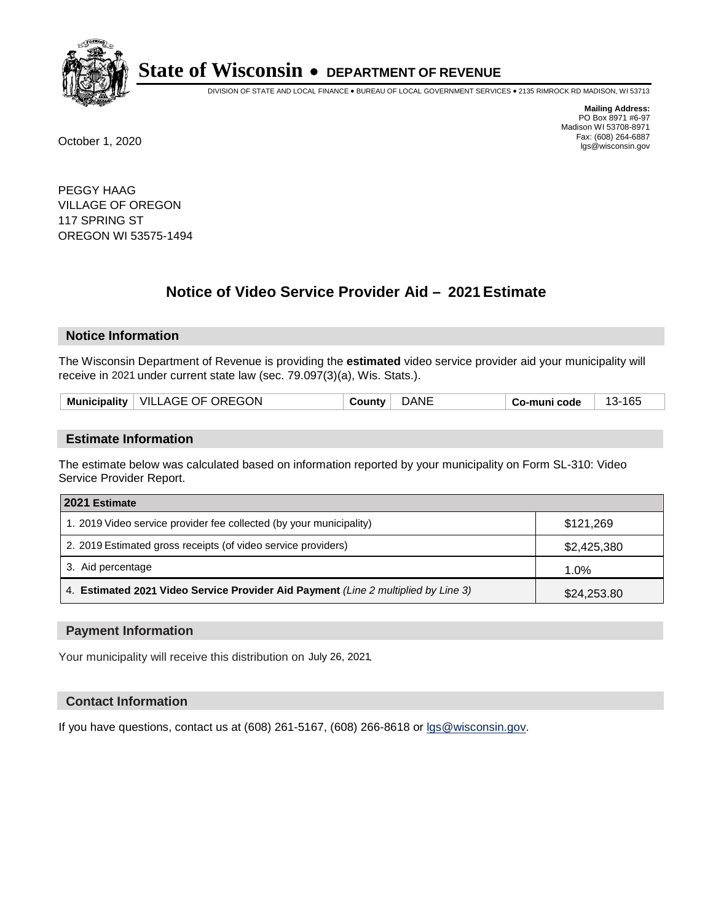# State of Wisconsin • DEPARTMENT OF REVENUE

DIVISION OF STATE AND LOCAL FINANCE • BUREAU OF LOCAL GOVERNMENT SERVICES • 2135 RIMROCK RD MADISON, WI 53713

**Mailing Address:**
PO Box 8971 #6-97
Madison WI 53708-8971
Fax: (608) 264-6887
lgs@wisconsin.gov

October 1, 2020

PEGGY HAAG
VILLAGE OF OREGON
117 SPRING ST
OREGON WI 53575-1494

## Notice of Video Service Provider Aid – 2021 Estimate

### Notice Information

The Wisconsin Department of Revenue is providing the **estimated** video service provider aid your municipality will receive in 2021 under current state law (sec. 79.097(3)(a), Wis. Stats.).

| Municipality | VILLAGE OF OREGON | County | DANE | Co-muni code | 13-165 |
|---|---|---|---|---|---|

### Estimate Information

The estimate below was calculated based on information reported by your municipality on Form SL-310: Video Service Provider Report.

| 2021 Estimate | |
|---|---|
| 1. 2019 Video service provider fee collected (by your municipality) | $121,269 |
| 2. 2019 Estimated gross receipts (of video service providers) | $2,425,380 |
| 3. Aid percentage | 1.0% |
| 4. **Estimated 2021 Video Service Provider Aid Payment** *(Line 2 multiplied by Line 3)* | $24,253.80 |

### Payment Information

Your municipality will receive this distribution on July 26, 2021.

### Contact Information

If you have questions, contact us at (608) 261-5167, (608) 266-8618 or lgs@wisconsin.gov.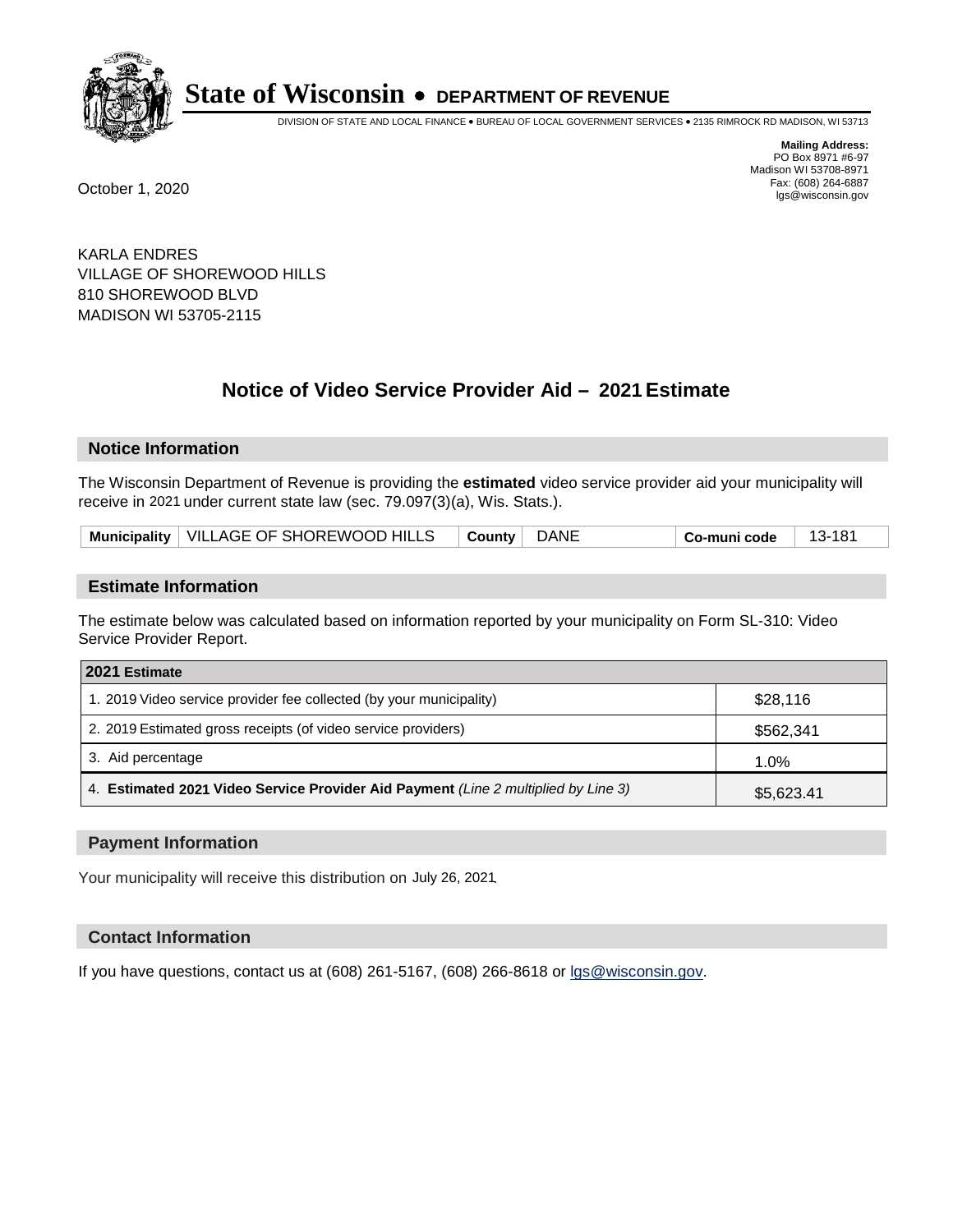# State of Wisconsin • DEPARTMENT OF REVENUE

DIVISION OF STATE AND LOCAL FINANCE • BUREAU OF LOCAL GOVERNMENT SERVICES • 2135 RIMROCK RD MADISON, WI 53713

**Mailing Address:**
PO Box 8971 #6-97
Madison WI 53708-8971
Fax: (608) 264-6887
lgs@wisconsin.gov

October 1, 2020

KARLA ENDRES
VILLAGE OF SHOREWOOD HILLS
810 SHOREWOOD BLVD
MADISON WI 53705-2115

## Notice of Video Service Provider Aid – 2021 Estimate

### Notice Information

The Wisconsin Department of Revenue is providing the **estimated** video service provider aid your municipality will receive in 2021 under current state law (sec. 79.097(3)(a), Wis. Stats.).

| Municipality | VILLAGE OF SHOREWOOD HILLS | County | DANE | Co-muni code | 13-181 |
|---|---|---|---|---|---|

### Estimate Information

The estimate below was calculated based on information reported by your municipality on Form SL-310: Video Service Provider Report.

| 2021 Estimate | |
|---|---|
| 1. 2019 Video service provider fee collected (by your municipality) | $28,116 |
| 2. 2019 Estimated gross receipts (of video service providers) | $562,341 |
| 3. Aid percentage | 1.0% |
| 4. **Estimated 2021 Video Service Provider Aid Payment** *(Line 2 multiplied by Line 3)* | $5,623.41 |

### Payment Information

Your municipality will receive this distribution on July 26, 2021.

### Contact Information

If you have questions, contact us at (608) 261-5167, (608) 266-8618 or lgs@wisconsin.gov.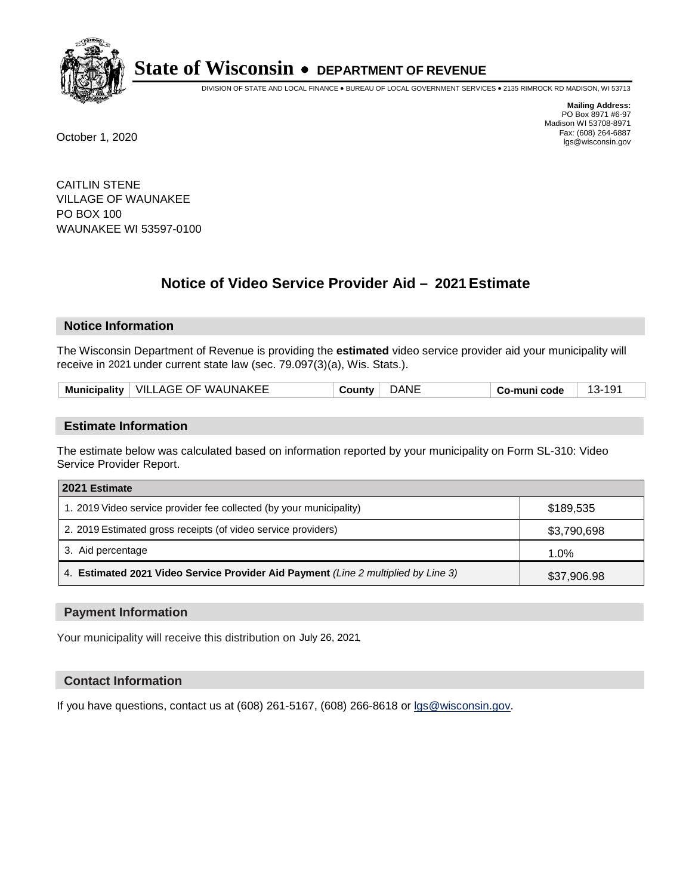# State of Wisconsin • DEPARTMENT OF REVENUE

DIVISION OF STATE AND LOCAL FINANCE • BUREAU OF LOCAL GOVERNMENT SERVICES • 2135 RIMROCK RD MADISON, WI 53713

**Mailing Address:**
PO Box 8971 #6-97
Madison WI 53708-8971
Fax: (608) 264-6887
lgs@wisconsin.gov

October 1, 2020

CAITLIN STENE
VILLAGE OF WAUNAKEE
PO BOX 100
WAUNAKEE WI 53597-0100

## Notice of Video Service Provider Aid – 2021 Estimate

### Notice Information

The Wisconsin Department of Revenue is providing the **estimated** video service provider aid your municipality will receive in 2021 under current state law (sec. 79.097(3)(a), Wis. Stats.).

| Municipality | VILLAGE OF WAUNAKEE | County | DANE | Co-muni code | 13-191 |
|---|---|---|---|---|---|

### Estimate Information

The estimate below was calculated based on information reported by your municipality on Form SL-310: Video Service Provider Report.

| 2021 Estimate | |
|---|---|
| 1. 2019 Video service provider fee collected (by your municipality) | $189,535 |
| 2. 2019 Estimated gross receipts (of video service providers) | $3,790,698 |
| 3. Aid percentage | 1.0% |
| 4. **Estimated 2021 Video Service Provider Aid Payment** *(Line 2 multiplied by Line 3)* | $37,906.98 |

### Payment Information

Your municipality will receive this distribution on July 26, 2021.

### Contact Information

If you have questions, contact us at (608) 261-5167, (608) 266-8618 or lgs@wisconsin.gov.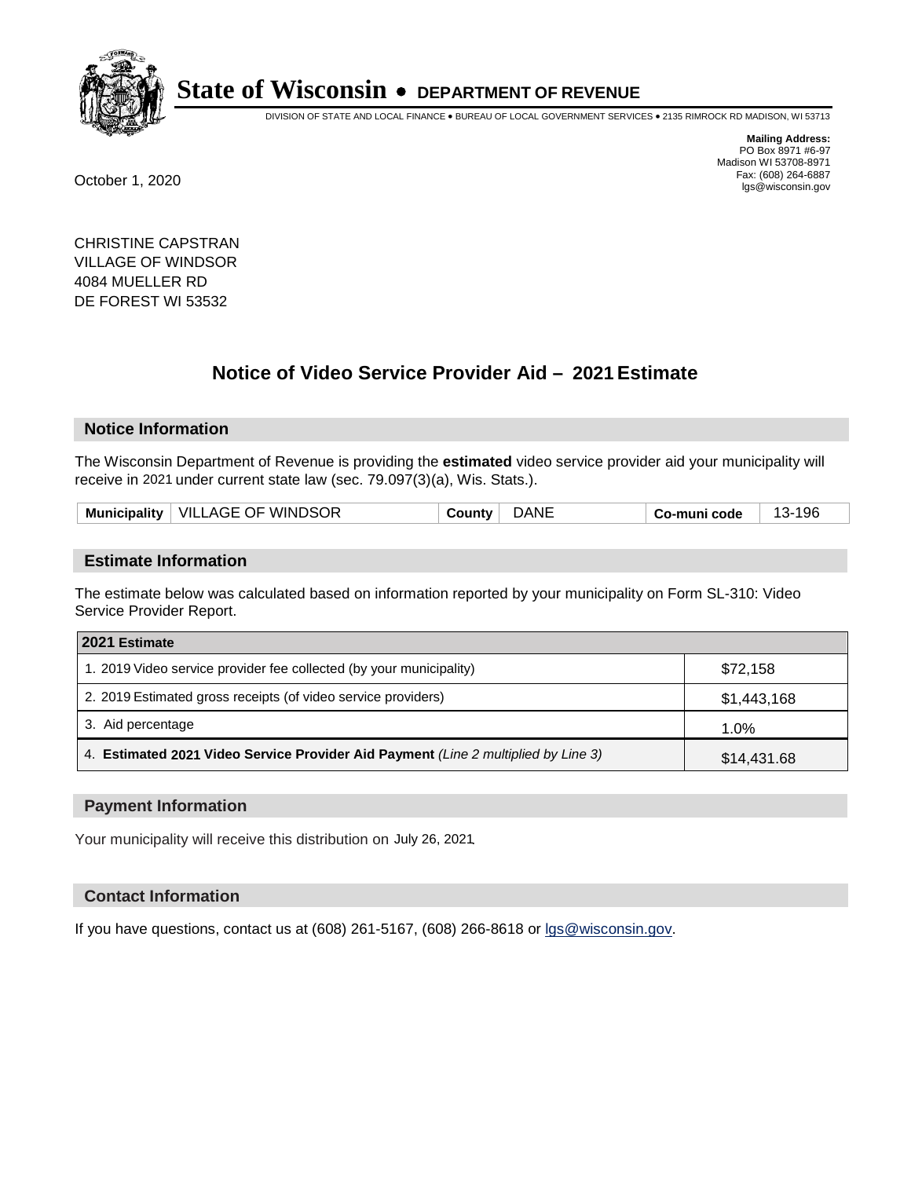# State of Wisconsin • DEPARTMENT OF REVENUE

DIVISION OF STATE AND LOCAL FINANCE • BUREAU OF LOCAL GOVERNMENT SERVICES • 2135 RIMROCK RD MADISON, WI 53713

**Mailing Address:**
PO Box 8971 #6-97
Madison WI 53708-8971
Fax: (608) 264-6887
lgs@wisconsin.gov

October 1, 2020

CHRISTINE CAPSTRAN
VILLAGE OF WINDSOR
4084 MUELLER RD
DE FOREST WI 53532

## Notice of Video Service Provider Aid – 2021 Estimate

### Notice Information

The Wisconsin Department of Revenue is providing the **estimated** video service provider aid your municipality will receive in 2021 under current state law (sec. 79.097(3)(a), Wis. Stats.).

| Municipality | VILLAGE OF WINDSOR | County | DANE | Co-muni code | 13-196 |
|---|---|---|---|---|---|

### Estimate Information

The estimate below was calculated based on information reported by your municipality on Form SL-310: Video Service Provider Report.

| 2021 Estimate | |
|---|---|
| 1. 2019 Video service provider fee collected (by your municipality) | $72,158 |
| 2. 2019 Estimated gross receipts (of video service providers) | $1,443,168 |
| 3. Aid percentage | 1.0% |
| 4. **Estimated 2021 Video Service Provider Aid Payment** *(Line 2 multiplied by Line 3)* | $14,431.68 |

### Payment Information

Your municipality will receive this distribution on July 26, 2021.

### Contact Information

If you have questions, contact us at (608) 261-5167, (608) 266-8618 or lgs@wisconsin.gov.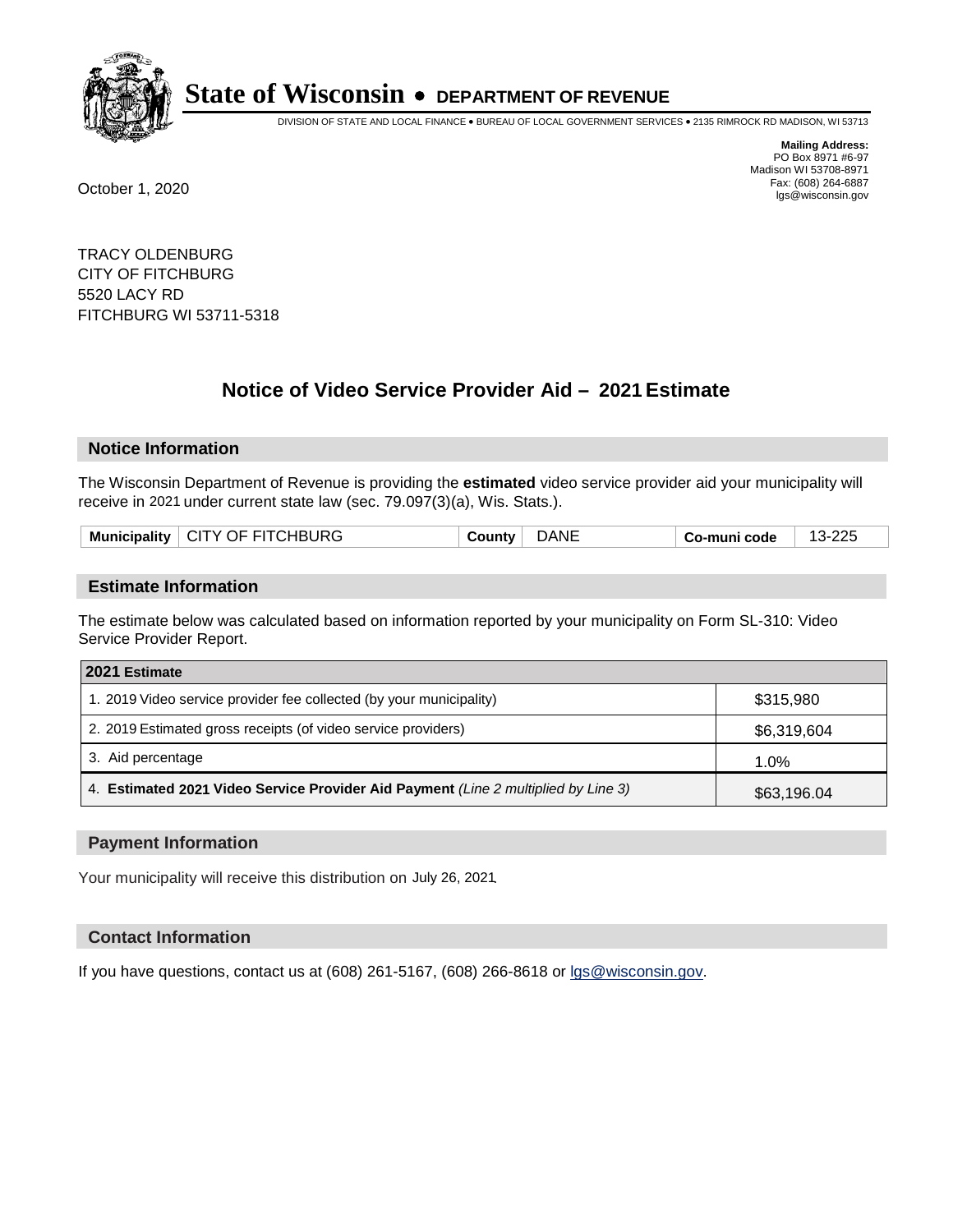# State of Wisconsin • DEPARTMENT OF REVENUE

DIVISION OF STATE AND LOCAL FINANCE • BUREAU OF LOCAL GOVERNMENT SERVICES • 2135 RIMROCK RD MADISON, WI 53713

**Mailing Address:**
PO Box 8971 #6-97
Madison WI 53708-8971
Fax: (608) 264-6887
lgs@wisconsin.gov

October 1, 2020

TRACY OLDENBURG
CITY OF FITCHBURG
5520 LACY RD
FITCHBURG WI 53711-5318

## Notice of Video Service Provider Aid – 2021 Estimate

### Notice Information

The Wisconsin Department of Revenue is providing the **estimated** video service provider aid your municipality will receive in 2021 under current state law (sec. 79.097(3)(a), Wis. Stats.).

| Municipality | CITY OF FITCHBURG | County | DANE | Co-muni code | 13-225 |
|---|---|---|---|---|---|

### Estimate Information

The estimate below was calculated based on information reported by your municipality on Form SL-310: Video Service Provider Report.

| 2021 Estimate | |
|---|---|
| 1. 2019 Video service provider fee collected (by your municipality) | $315,980 |
| 2. 2019 Estimated gross receipts (of video service providers) | $6,319,604 |
| 3. Aid percentage | 1.0% |
| 4. **Estimated 2021 Video Service Provider Aid Payment** *(Line 2 multiplied by Line 3)* | $63,196.04 |

### Payment Information

Your municipality will receive this distribution on July 26, 2021.

### Contact Information

If you have questions, contact us at (608) 261-5167, (608) 266-8618 or lgs@wisconsin.gov.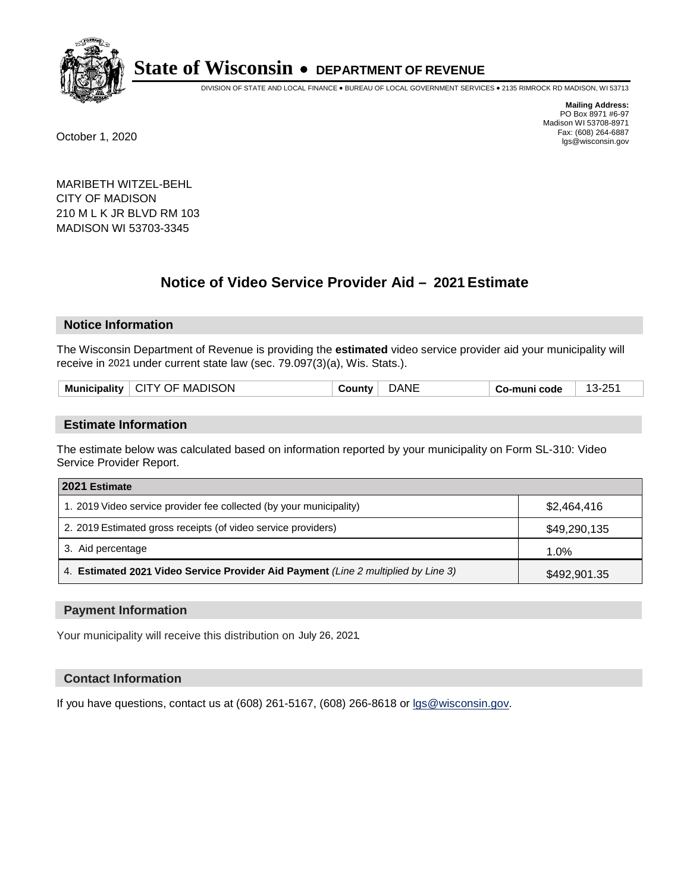# State of Wisconsin • DEPARTMENT OF REVENUE

DIVISION OF STATE AND LOCAL FINANCE • BUREAU OF LOCAL GOVERNMENT SERVICES • 2135 RIMROCK RD MADISON, WI 53713

**Mailing Address:**
PO Box 8971 #6-97
Madison WI 53708-8971
Fax: (608) 264-6887
lgs@wisconsin.gov

October 1, 2020

MARIBETH WITZEL-BEHL
CITY OF MADISON
210 M L K JR BLVD RM 103
MADISON WI 53703-3345

## Notice of Video Service Provider Aid – 2021 Estimate

### Notice Information

The Wisconsin Department of Revenue is providing the **estimated** video service provider aid your municipality will receive in 2021 under current state law (sec. 79.097(3)(a), Wis. Stats.).

| Municipality | CITY OF MADISON | County | DANE | Co-muni code | 13-251 |
|---|---|---|---|---|---|

### Estimate Information

The estimate below was calculated based on information reported by your municipality on Form SL-310: Video Service Provider Report.

| 2021 Estimate | |
|---|---|
| 1. 2019 Video service provider fee collected (by your municipality) | $2,464,416 |
| 2. 2019 Estimated gross receipts (of video service providers) | $49,290,135 |
| 3. Aid percentage | 1.0% |
| 4. **Estimated 2021 Video Service Provider Aid Payment** *(Line 2 multiplied by Line 3)* | $492,901.35 |

### Payment Information

Your municipality will receive this distribution on July 26, 2021.

### Contact Information

If you have questions, contact us at (608) 261-5167, (608) 266-8618 or lgs@wisconsin.gov.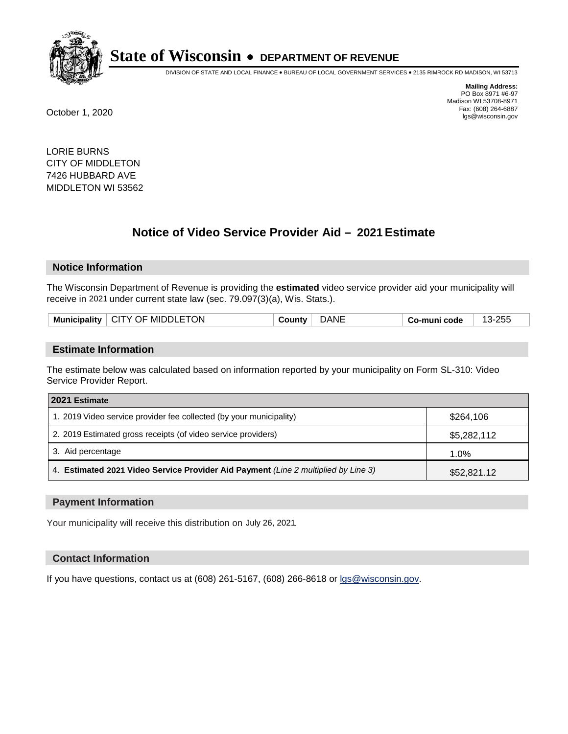# State of Wisconsin • DEPARTMENT OF REVENUE

DIVISION OF STATE AND LOCAL FINANCE • BUREAU OF LOCAL GOVERNMENT SERVICES • 2135 RIMROCK RD MADISON, WI 53713

**Mailing Address:**
PO Box 8971 #6-97
Madison WI 53708-8971
Fax: (608) 264-6887
lgs@wisconsin.gov

October 1, 2020

LORIE BURNS
CITY OF MIDDLETON
7426 HUBBARD AVE
MIDDLETON WI 53562

## Notice of Video Service Provider Aid – 2021 Estimate

### Notice Information

The Wisconsin Department of Revenue is providing the **estimated** video service provider aid your municipality will receive in 2021 under current state law (sec. 79.097(3)(a), Wis. Stats.).

| Municipality | CITY OF MIDDLETON | County | DANE | Co-muni code | 13-255 |
|---|---|---|---|---|---|

### Estimate Information

The estimate below was calculated based on information reported by your municipality on Form SL-310: Video Service Provider Report.

| 2021 Estimate | |
|---|---|
| 1. 2019 Video service provider fee collected (by your municipality) | $264,106 |
| 2. 2019 Estimated gross receipts (of video service providers) | $5,282,112 |
| 3. Aid percentage | 1.0% |
| 4. **Estimated 2021 Video Service Provider Aid Payment** *(Line 2 multiplied by Line 3)* | $52,821.12 |

### Payment Information

Your municipality will receive this distribution on July 26, 2021.

### Contact Information

If you have questions, contact us at (608) 261-5167, (608) 266-8618 or lgs@wisconsin.gov.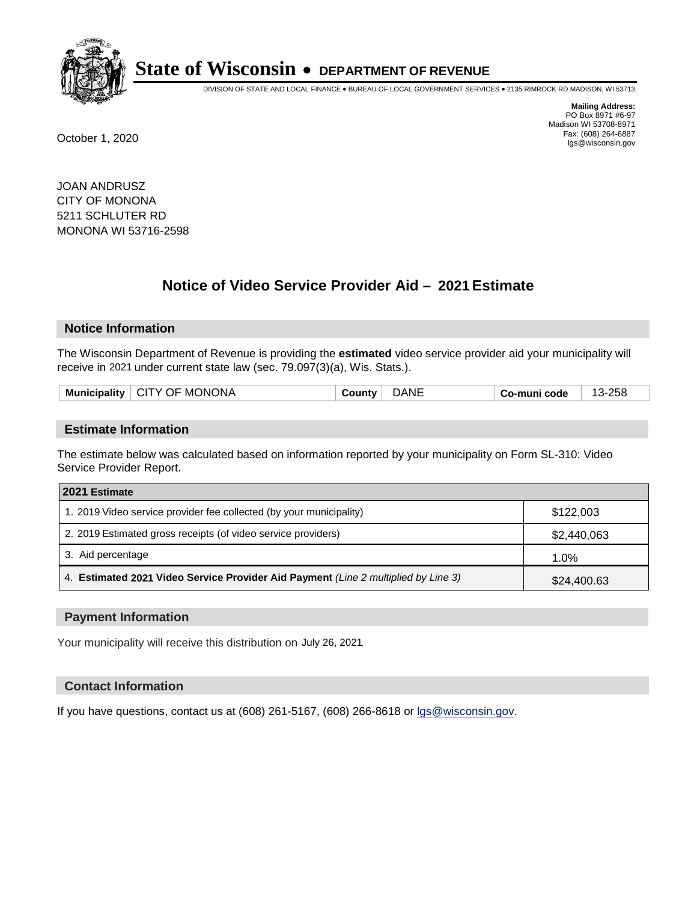# State of Wisconsin • DEPARTMENT OF REVENUE

DIVISION OF STATE AND LOCAL FINANCE • BUREAU OF LOCAL GOVERNMENT SERVICES • 2135 RIMROCK RD MADISON, WI 53713

**Mailing Address:**
PO Box 8971 #6-97
Madison WI 53708-8971
Fax: (608) 264-6887
lgs@wisconsin.gov

October 1, 2020

JOAN ANDRUSZ
CITY OF MONONA
5211 SCHLUTER RD
MONONA WI 53716-2598

## Notice of Video Service Provider Aid – 2021 Estimate

### Notice Information

The Wisconsin Department of Revenue is providing the **estimated** video service provider aid your municipality will receive in 2021 under current state law (sec. 79.097(3)(a), Wis. Stats.).

| Municipality | CITY OF MONONA | County | DANE | Co-muni code | 13-258 |
|---|---|---|---|---|---|

### Estimate Information

The estimate below was calculated based on information reported by your municipality on Form SL-310: Video Service Provider Report.

| 2021 Estimate | |
|---|---|
| 1. 2019 Video service provider fee collected (by your municipality) | $122,003 |
| 2. 2019 Estimated gross receipts (of video service providers) | $2,440,063 |
| 3. Aid percentage | 1.0% |
| 4. **Estimated 2021 Video Service Provider Aid Payment** *(Line 2 multiplied by Line 3)* | $24,400.63 |

### Payment Information

Your municipality will receive this distribution on July 26, 2021.

### Contact Information

If you have questions, contact us at (608) 261-5167, (608) 266-8618 or lgs@wisconsin.gov.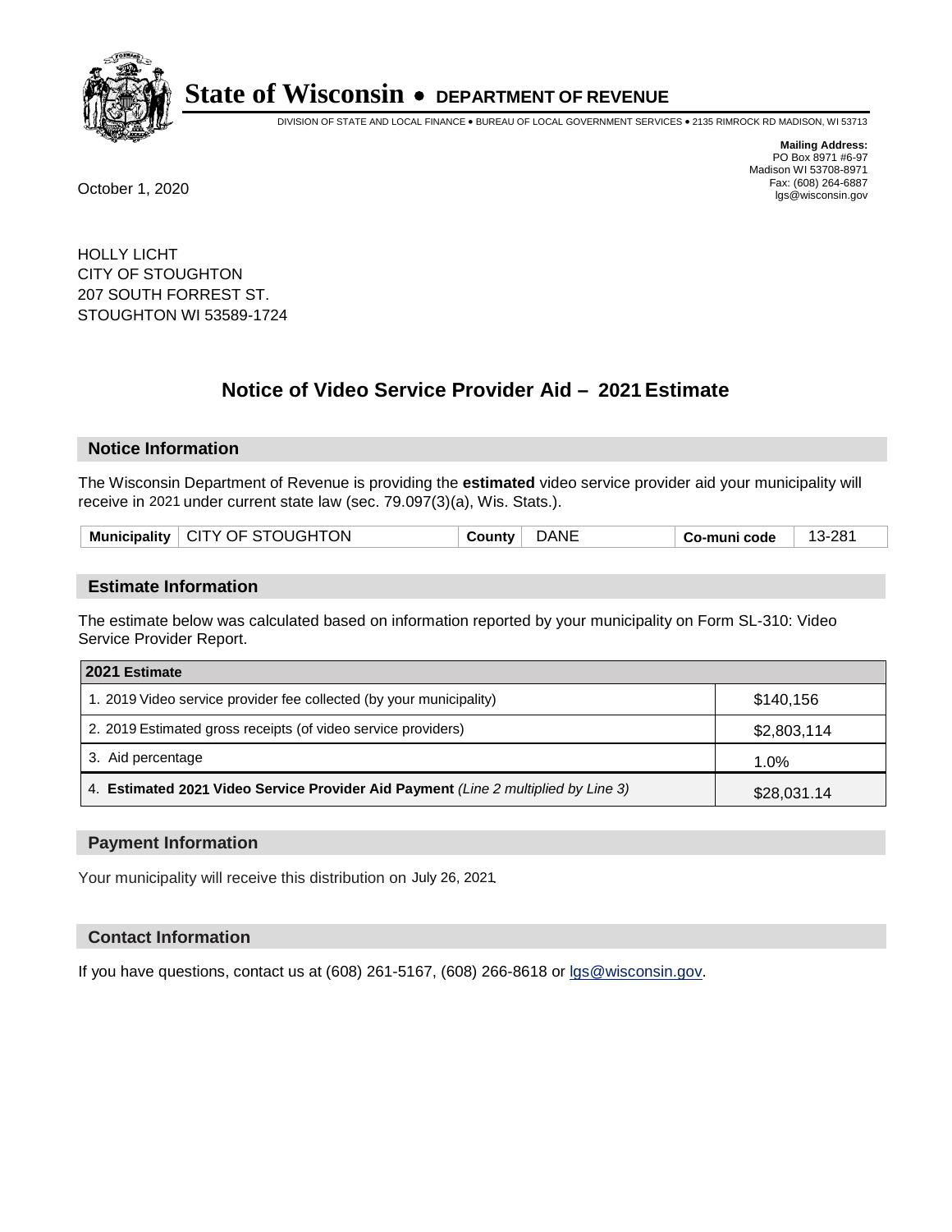# State of Wisconsin • DEPARTMENT OF REVENUE

DIVISION OF STATE AND LOCAL FINANCE • BUREAU OF LOCAL GOVERNMENT SERVICES • 2135 RIMROCK RD MADISON, WI 53713

**Mailing Address:**
PO Box 8971 #6-97
Madison WI 53708-8971
Fax: (608) 264-6887
lgs@wisconsin.gov

October 1, 2020

HOLLY LICHT
CITY OF STOUGHTON
207 SOUTH FORREST ST.
STOUGHTON WI 53589-1724

## Notice of Video Service Provider Aid – 2021 Estimate

### Notice Information

The Wisconsin Department of Revenue is providing the **estimated** video service provider aid your municipality will receive in 2021 under current state law (sec. 79.097(3)(a), Wis. Stats.).

| Municipality | CITY OF STOUGHTON | County | DANE | Co-muni code | 13-281 |
|---|---|---|---|---|---|

### Estimate Information

The estimate below was calculated based on information reported by your municipality on Form SL-310: Video Service Provider Report.

| 2021 Estimate | |
|---|---|
| 1. 2019 Video service provider fee collected (by your municipality) | $140,156 |
| 2. 2019 Estimated gross receipts (of video service providers) | $2,803,114 |
| 3. Aid percentage | 1.0% |
| 4. **Estimated 2021 Video Service Provider Aid Payment** *(Line 2 multiplied by Line 3)* | $28,031.14 |

### Payment Information

Your municipality will receive this distribution on July 26, 2021.

### Contact Information

If you have questions, contact us at (608) 261-5167, (608) 266-8618 or lgs@wisconsin.gov.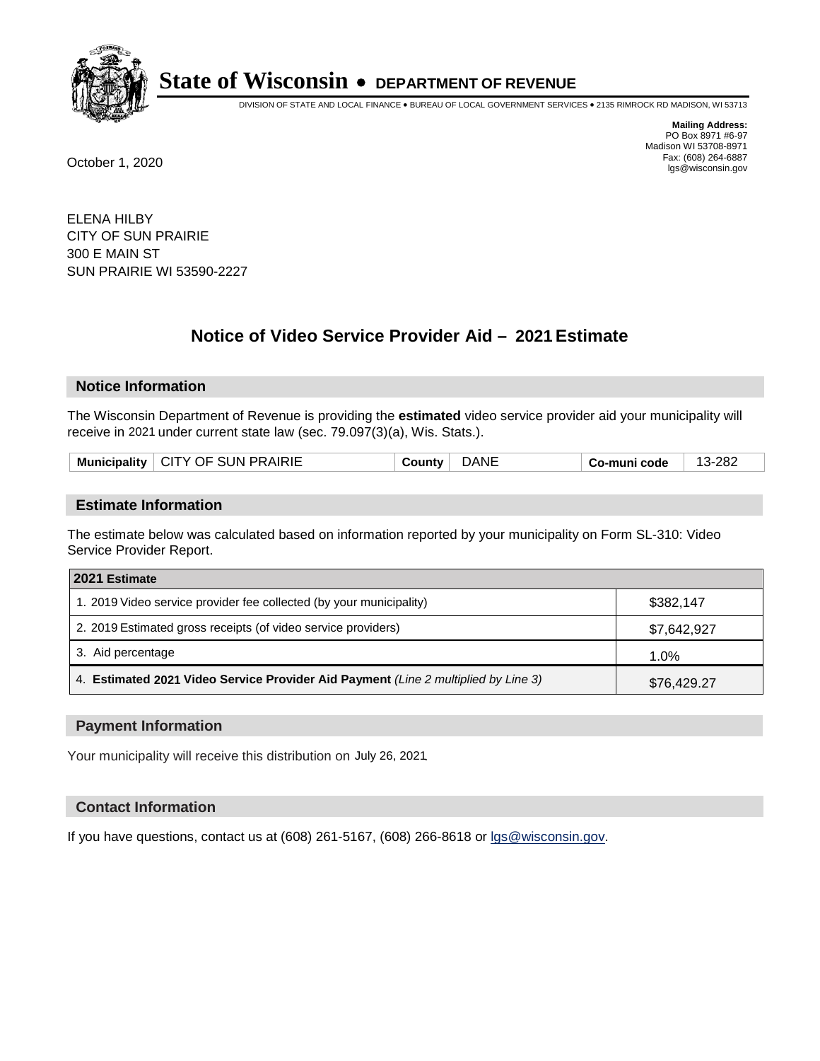# State of Wisconsin • DEPARTMENT OF REVENUE

DIVISION OF STATE AND LOCAL FINANCE • BUREAU OF LOCAL GOVERNMENT SERVICES • 2135 RIMROCK RD MADISON, WI 53713

**Mailing Address:**
PO Box 8971 #6-97
Madison WI 53708-8971
Fax: (608) 264-6887
lgs@wisconsin.gov

October 1, 2020

ELENA HILBY
CITY OF SUN PRAIRIE
300 E MAIN ST
SUN PRAIRIE WI 53590-2227

## Notice of Video Service Provider Aid – 2021 Estimate

### Notice Information

The Wisconsin Department of Revenue is providing the **estimated** video service provider aid your municipality will receive in 2021 under current state law (sec. 79.097(3)(a), Wis. Stats.).

| Municipality | CITY OF SUN PRAIRIE | County | DANE | Co-muni code | 13-282 |
|---|---|---|---|---|---|

### Estimate Information

The estimate below was calculated based on information reported by your municipality on Form SL-310: Video Service Provider Report.

| 2021 Estimate | |
|---|---|
| 1. 2019 Video service provider fee collected (by your municipality) | $382,147 |
| 2. 2019 Estimated gross receipts (of video service providers) | $7,642,927 |
| 3. Aid percentage | 1.0% |
| 4. **Estimated 2021 Video Service Provider Aid Payment** *(Line 2 multiplied by Line 3)* | $76,429.27 |

### Payment Information

Your municipality will receive this distribution on July 26, 2021.

### Contact Information

If you have questions, contact us at (608) 261-5167, (608) 266-8618 or lgs@wisconsin.gov.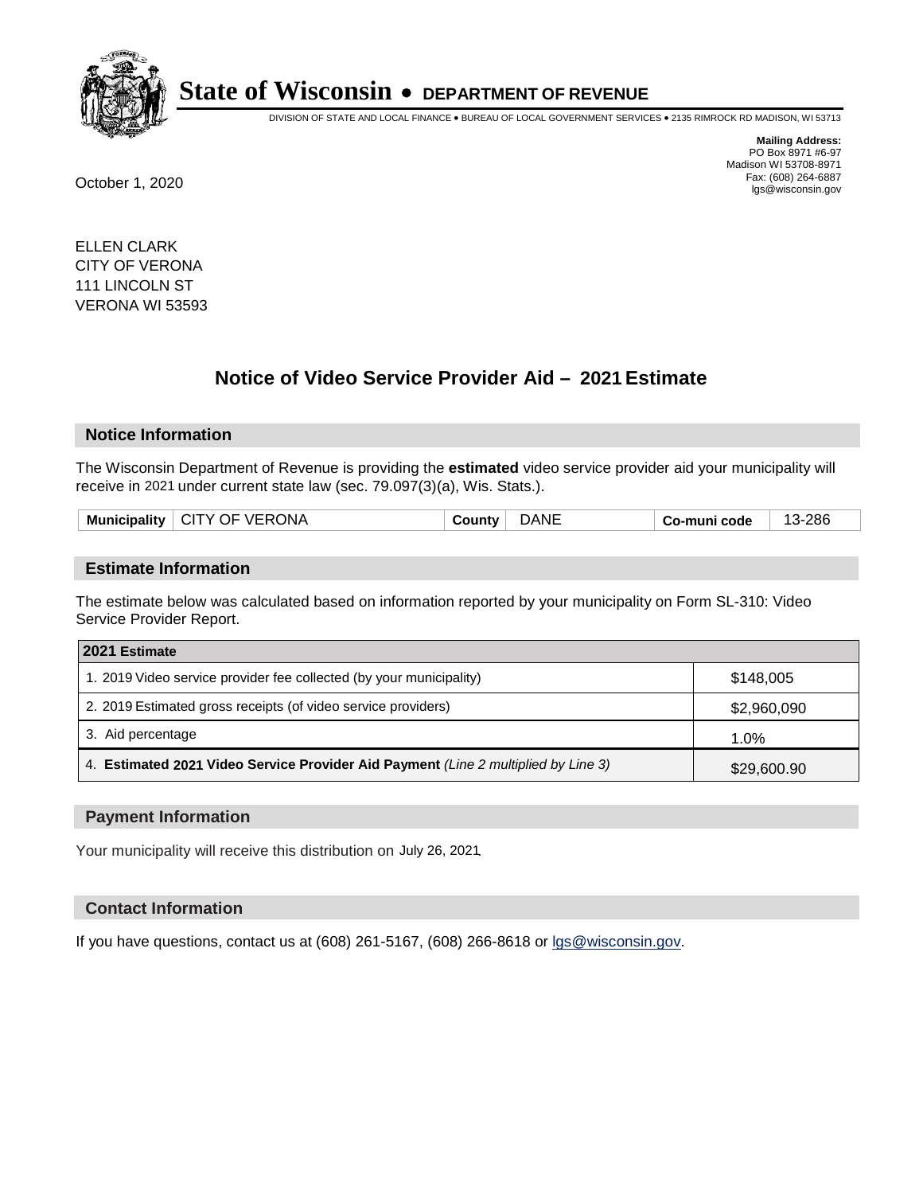# State of Wisconsin • DEPARTMENT OF REVENUE

DIVISION OF STATE AND LOCAL FINANCE • BUREAU OF LOCAL GOVERNMENT SERVICES • 2135 RIMROCK RD MADISON, WI 53713

**Mailing Address:**
PO Box 8971 #6-97
Madison WI 53708-8971
Fax: (608) 264-6887
lgs@wisconsin.gov

October 1, 2020

ELLEN CLARK
CITY OF VERONA
111 LINCOLN ST
VERONA WI 53593

## Notice of Video Service Provider Aid – 2021 Estimate

### Notice Information

The Wisconsin Department of Revenue is providing the **estimated** video service provider aid your municipality will receive in 2021 under current state law (sec. 79.097(3)(a), Wis. Stats.).

| Municipality | CITY OF VERONA | County | DANE | Co-muni code | 13-286 |
|---|---|---|---|---|---|

### Estimate Information

The estimate below was calculated based on information reported by your municipality on Form SL-310: Video Service Provider Report.

| 2021 Estimate | |
|---|---|
| 1. 2019 Video service provider fee collected (by your municipality) | $148,005 |
| 2. 2019 Estimated gross receipts (of video service providers) | $2,960,090 |
| 3. Aid percentage | 1.0% |
| 4. **Estimated 2021 Video Service Provider Aid Payment** *(Line 2 multiplied by Line 3)* | $29,600.90 |

### Payment Information

Your municipality will receive this distribution on July 26, 2021.

### Contact Information

If you have questions, contact us at (608) 261-5167, (608) 266-8618 or lgs@wisconsin.gov.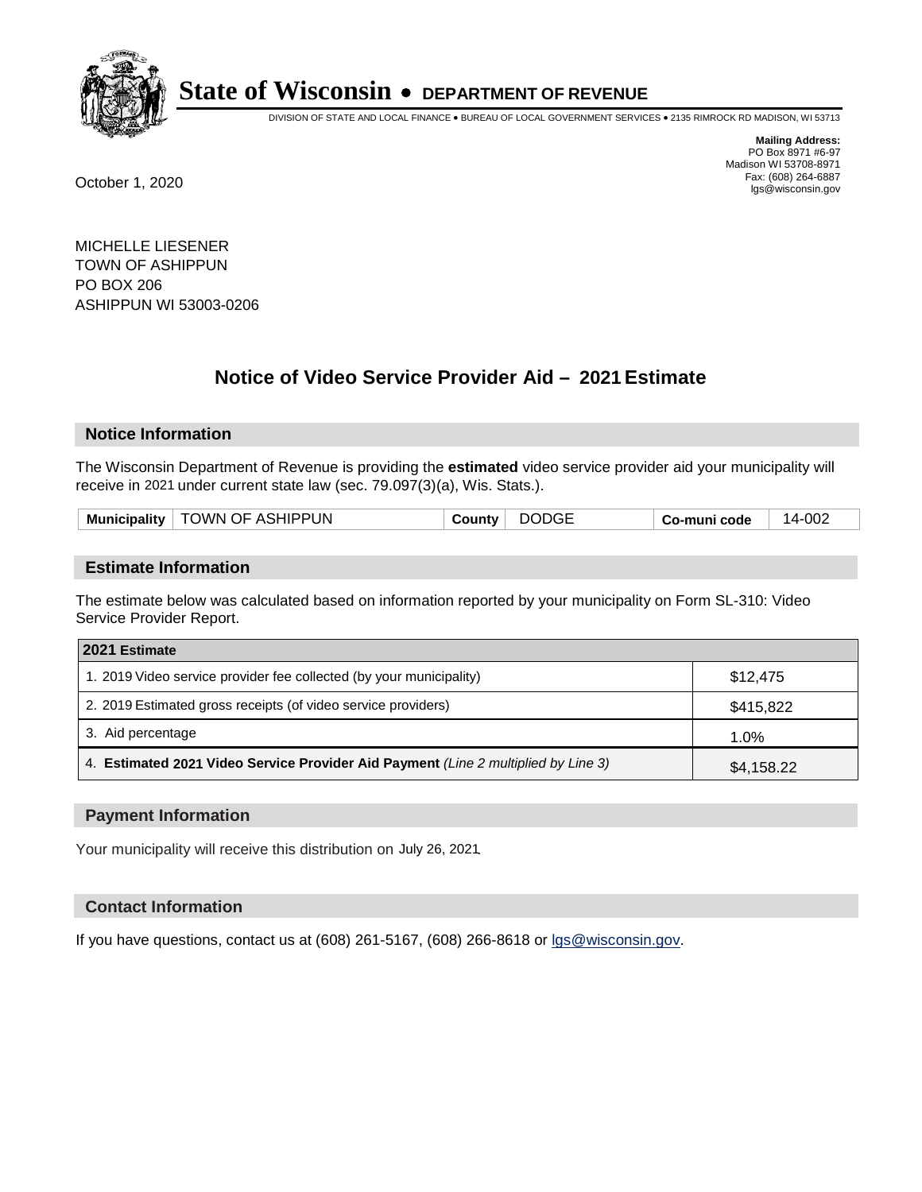# State of Wisconsin • DEPARTMENT OF REVENUE

DIVISION OF STATE AND LOCAL FINANCE • BUREAU OF LOCAL GOVERNMENT SERVICES • 2135 RIMROCK RD MADISON, WI 53713

**Mailing Address:**
PO Box 8971 #6-97
Madison WI 53708-8971
Fax: (608) 264-6887
lgs@wisconsin.gov

October 1, 2020

MICHELLE LIESENER
TOWN OF ASHIPPUN
PO BOX 206
ASHIPPUN WI 53003-0206

## Notice of Video Service Provider Aid – 2021 Estimate

### Notice Information

The Wisconsin Department of Revenue is providing the **estimated** video service provider aid your municipality will receive in 2021 under current state law (sec. 79.097(3)(a), Wis. Stats.).

| Municipality | TOWN OF ASHIPPUN | County | DODGE | Co-muni code | 14-002 |
|---|---|---|---|---|---|

### Estimate Information

The estimate below was calculated based on information reported by your municipality on Form SL-310: Video Service Provider Report.

| 2021 Estimate | |
|---|---|
| 1. 2019 Video service provider fee collected (by your municipality) | $12,475 |
| 2. 2019 Estimated gross receipts (of video service providers) | $415,822 |
| 3. Aid percentage | 1.0% |
| 4. **Estimated 2021 Video Service Provider Aid Payment** *(Line 2 multiplied by Line 3)* | $4,158.22 |

### Payment Information

Your municipality will receive this distribution on July 26, 2021.

### Contact Information

If you have questions, contact us at (608) 261-5167, (608) 266-8618 or lgs@wisconsin.gov.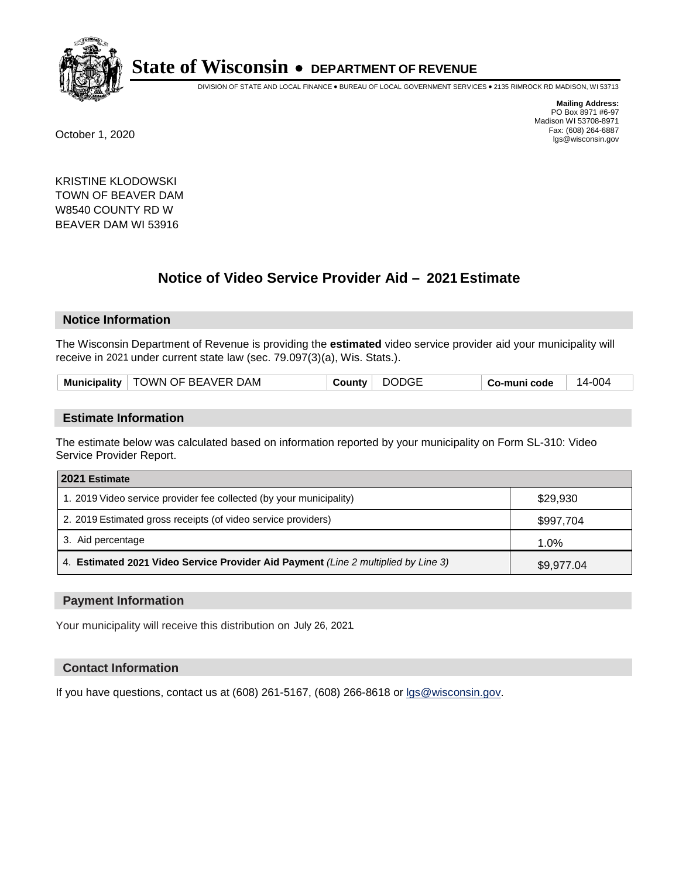# State of Wisconsin • DEPARTMENT OF REVENUE

DIVISION OF STATE AND LOCAL FINANCE • BUREAU OF LOCAL GOVERNMENT SERVICES • 2135 RIMROCK RD MADISON, WI 53713

**Mailing Address:**
PO Box 8971 #6-97
Madison WI 53708-8971
Fax: (608) 264-6887
lgs@wisconsin.gov

October 1, 2020

KRISTINE KLODOWSKI
TOWN OF BEAVER DAM
W8540 COUNTY RD W
BEAVER DAM WI 53916

## Notice of Video Service Provider Aid – 2021 Estimate

### Notice Information

The Wisconsin Department of Revenue is providing the **estimated** video service provider aid your municipality will receive in 2021 under current state law (sec. 79.097(3)(a), Wis. Stats.).

| Municipality | TOWN OF BEAVER DAM | County | DODGE | Co-muni code | 14-004 |
|---|---|---|---|---|---|

### Estimate Information

The estimate below was calculated based on information reported by your municipality on Form SL-310: Video Service Provider Report.

| 2021 Estimate | |
|---|---|
| 1. 2019 Video service provider fee collected (by your municipality) | $29,930 |
| 2. 2019 Estimated gross receipts (of video service providers) | $997,704 |
| 3. Aid percentage | 1.0% |
| 4. **Estimated 2021 Video Service Provider Aid Payment** *(Line 2 multiplied by Line 3)* | $9,977.04 |

### Payment Information

Your municipality will receive this distribution on July 26, 2021.

### Contact Information

If you have questions, contact us at (608) 261-5167, (608) 266-8618 or lgs@wisconsin.gov.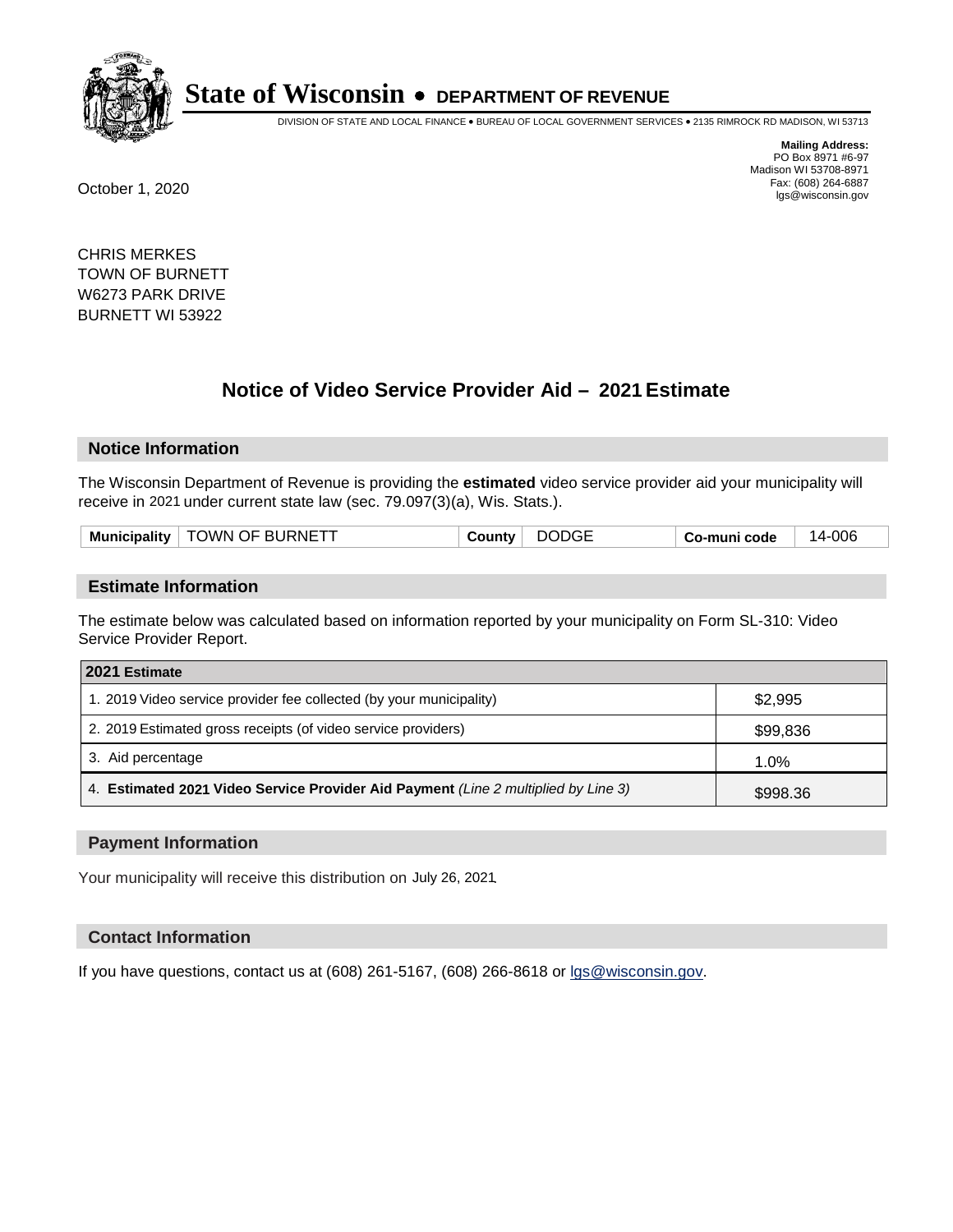# State of Wisconsin • DEPARTMENT OF REVENUE

DIVISION OF STATE AND LOCAL FINANCE • BUREAU OF LOCAL GOVERNMENT SERVICES • 2135 RIMROCK RD MADISON, WI 53713

**Mailing Address:**
PO Box 8971 #6-97
Madison WI 53708-8971
Fax: (608) 264-6887
lgs@wisconsin.gov

October 1, 2020

CHRIS MERKES
TOWN OF BURNETT
W6273 PARK DRIVE
BURNETT WI 53922

## Notice of Video Service Provider Aid – 2021 Estimate

### Notice Information

The Wisconsin Department of Revenue is providing the **estimated** video service provider aid your municipality will receive in 2021 under current state law (sec. 79.097(3)(a), Wis. Stats.).

| Municipality | TOWN OF BURNETT | County | DODGE | Co-muni code | 14-006 |
|---|---|---|---|---|---|

### Estimate Information

The estimate below was calculated based on information reported by your municipality on Form SL-310: Video Service Provider Report.

| 2021 Estimate | |
|---|---|
| 1. 2019 Video service provider fee collected (by your municipality) | $2,995 |
| 2. 2019 Estimated gross receipts (of video service providers) | $99,836 |
| 3. Aid percentage | 1.0% |
| 4. **Estimated 2021 Video Service Provider Aid Payment** *(Line 2 multiplied by Line 3)* | $998.36 |

### Payment Information

Your municipality will receive this distribution on July 26, 2021.

### Contact Information

If you have questions, contact us at (608) 261-5167, (608) 266-8618 or lgs@wisconsin.gov.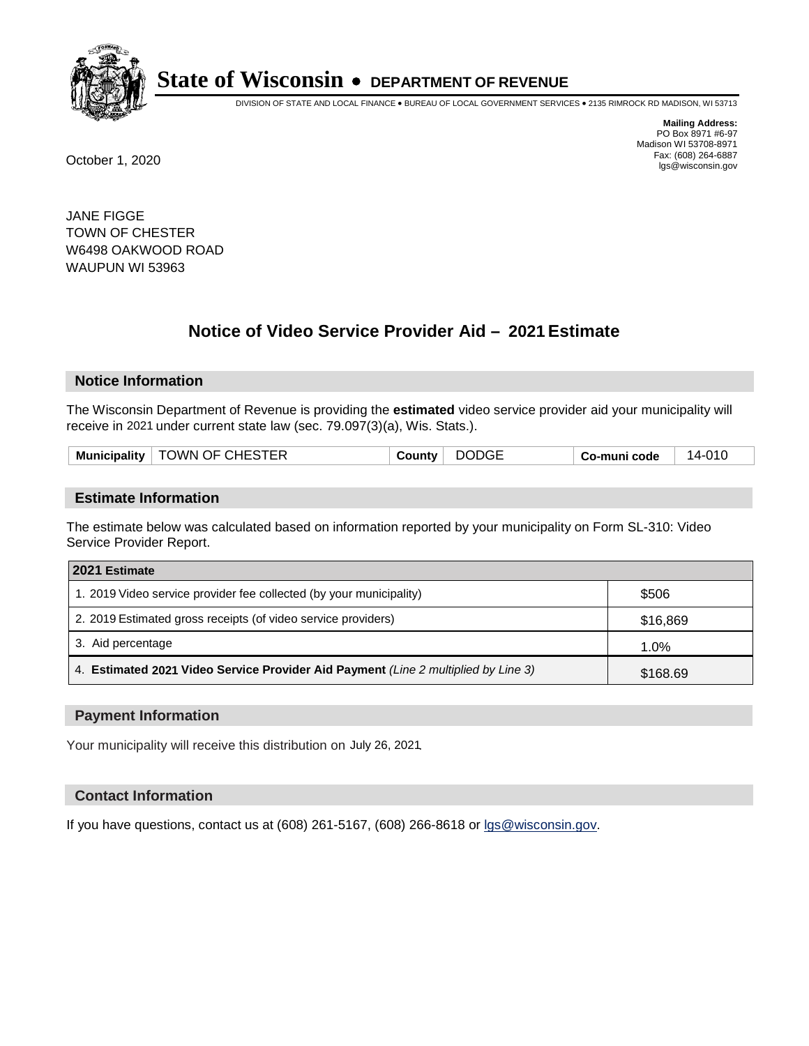# State of Wisconsin • DEPARTMENT OF REVENUE

DIVISION OF STATE AND LOCAL FINANCE • BUREAU OF LOCAL GOVERNMENT SERVICES • 2135 RIMROCK RD MADISON, WI 53713

**Mailing Address:**
PO Box 8971 #6-97
Madison WI 53708-8971
Fax: (608) 264-6887
lgs@wisconsin.gov

October 1, 2020

JANE FIGGE
TOWN OF CHESTER
W6498 OAKWOOD ROAD
WAUPUN WI 53963

## Notice of Video Service Provider Aid – 2021 Estimate

### Notice Information

The Wisconsin Department of Revenue is providing the **estimated** video service provider aid your municipality will receive in 2021 under current state law (sec. 79.097(3)(a), Wis. Stats.).

| Municipality | TOWN OF CHESTER | County | DODGE | Co-muni code | 14-010 |
|---|---|---|---|---|---|

### Estimate Information

The estimate below was calculated based on information reported by your municipality on Form SL-310: Video Service Provider Report.

| 2021 Estimate | |
|---|---|
| 1. 2019 Video service provider fee collected (by your municipality) | $506 |
| 2. 2019 Estimated gross receipts (of video service providers) | $16,869 |
| 3. Aid percentage | 1.0% |
| 4. **Estimated 2021 Video Service Provider Aid Payment** *(Line 2 multiplied by Line 3)* | $168.69 |

### Payment Information

Your municipality will receive this distribution on July 26, 2021.

### Contact Information

If you have questions, contact us at (608) 261-5167, (608) 266-8618 or lgs@wisconsin.gov.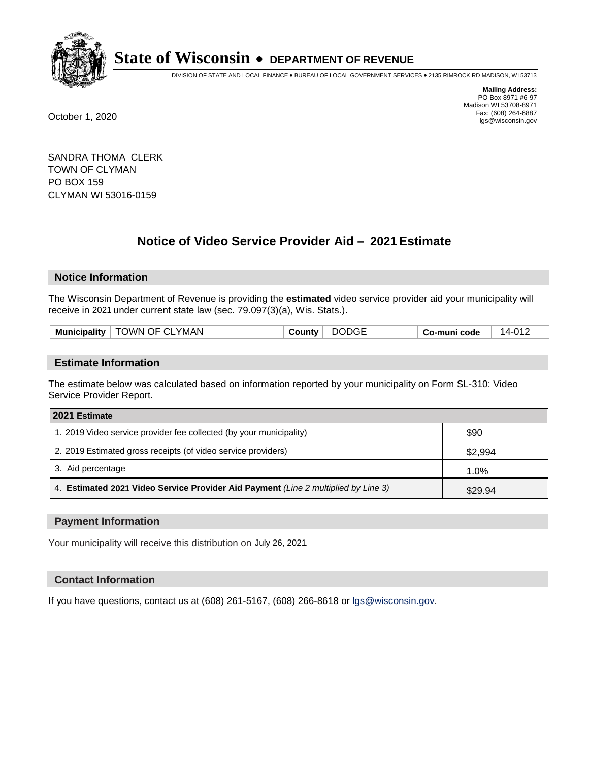# State of Wisconsin • DEPARTMENT OF REVENUE

DIVISION OF STATE AND LOCAL FINANCE • BUREAU OF LOCAL GOVERNMENT SERVICES • 2135 RIMROCK RD MADISON, WI 53713

**Mailing Address:**
PO Box 8971 #6-97
Madison WI 53708-8971
Fax: (608) 264-6887
lgs@wisconsin.gov

October 1, 2020

SANDRA THOMA CLERK
TOWN OF CLYMAN
PO BOX 159
CLYMAN WI 53016-0159

## Notice of Video Service Provider Aid – 2021 Estimate

### Notice Information

The Wisconsin Department of Revenue is providing the **estimated** video service provider aid your municipality will receive in 2021 under current state law (sec. 79.097(3)(a), Wis. Stats.).

| Municipality | TOWN OF CLYMAN | County | DODGE | Co-muni code | 14-012 |
|---|---|---|---|---|---|

### Estimate Information

The estimate below was calculated based on information reported by your municipality on Form SL-310: Video Service Provider Report.

| 2021 Estimate | |
|---|---|
| 1. 2019 Video service provider fee collected (by your municipality) | $90 |
| 2. 2019 Estimated gross receipts (of video service providers) | $2,994 |
| 3. Aid percentage | 1.0% |
| 4. **Estimated 2021 Video Service Provider Aid Payment** *(Line 2 multiplied by Line 3)* | $29.94 |

### Payment Information

Your municipality will receive this distribution on July 26, 2021.

### Contact Information

If you have questions, contact us at (608) 261-5167, (608) 266-8618 or lgs@wisconsin.gov.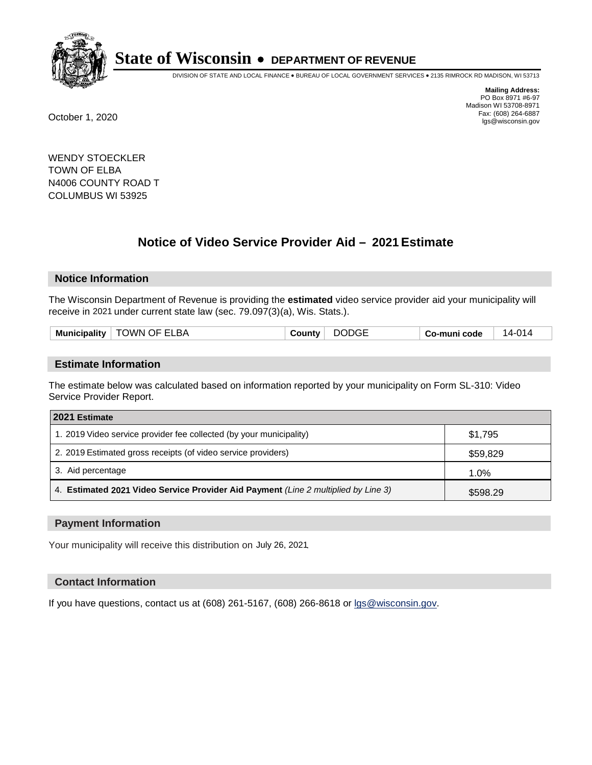# State of Wisconsin • DEPARTMENT OF REVENUE

DIVISION OF STATE AND LOCAL FINANCE • BUREAU OF LOCAL GOVERNMENT SERVICES • 2135 RIMROCK RD MADISON, WI 53713

**Mailing Address:**
PO Box 8971 #6-97
Madison WI 53708-8971
Fax: (608) 264-6887
lgs@wisconsin.gov

October 1, 2020

WENDY STOECKLER
TOWN OF ELBA
N4006 COUNTY ROAD T
COLUMBUS WI 53925

## Notice of Video Service Provider Aid – 2021 Estimate

### Notice Information

The Wisconsin Department of Revenue is providing the **estimated** video service provider aid your municipality will receive in 2021 under current state law (sec. 79.097(3)(a), Wis. Stats.).

| Municipality | TOWN OF ELBA | County | DODGE | Co-muni code | 14-014 |
|---|---|---|---|---|---|

### Estimate Information

The estimate below was calculated based on information reported by your municipality on Form SL-310: Video Service Provider Report.

| 2021 Estimate | |
|---|---|
| 1. 2019 Video service provider fee collected (by your municipality) | $1,795 |
| 2. 2019 Estimated gross receipts (of video service providers) | $59,829 |
| 3. Aid percentage | 1.0% |
| 4. **Estimated 2021 Video Service Provider Aid Payment** *(Line 2 multiplied by Line 3)* | $598.29 |

### Payment Information

Your municipality will receive this distribution on July 26, 2021.

### Contact Information

If you have questions, contact us at (608) 261-5167, (608) 266-8618 or lgs@wisconsin.gov.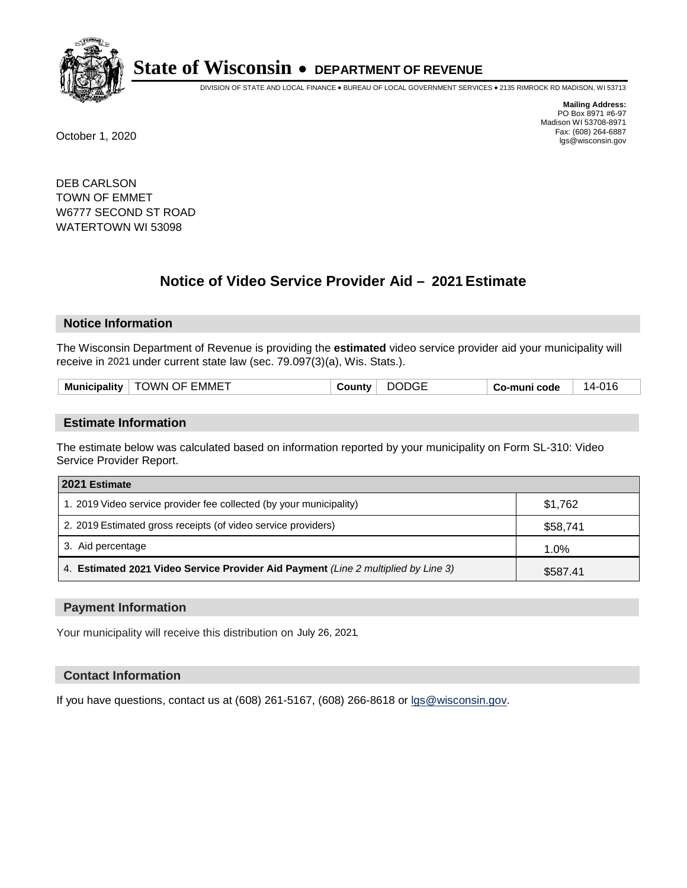# State of Wisconsin • DEPARTMENT OF REVENUE

DIVISION OF STATE AND LOCAL FINANCE • BUREAU OF LOCAL GOVERNMENT SERVICES • 2135 RIMROCK RD MADISON, WI 53713

**Mailing Address:**
PO Box 8971 #6-97
Madison WI 53708-8971
Fax: (608) 264-6887
lgs@wisconsin.gov

October 1, 2020

DEB CARLSON
TOWN OF EMMET
W6777 SECOND ST ROAD
WATERTOWN WI 53098

## Notice of Video Service Provider Aid – 2021 Estimate

### Notice Information

The Wisconsin Department of Revenue is providing the **estimated** video service provider aid your municipality will receive in 2021 under current state law (sec. 79.097(3)(a), Wis. Stats.).

| Municipality | TOWN OF EMMET | County | DODGE | Co-muni code | 14-016 |
|---|---|---|---|---|---|

### Estimate Information

The estimate below was calculated based on information reported by your municipality on Form SL-310: Video Service Provider Report.

| 2021 Estimate | |
|---|---|
| 1. 2019 Video service provider fee collected (by your municipality) | $1,762 |
| 2. 2019 Estimated gross receipts (of video service providers) | $58,741 |
| 3. Aid percentage | 1.0% |
| 4. **Estimated 2021 Video Service Provider Aid Payment** *(Line 2 multiplied by Line 3)* | $587.41 |

### Payment Information

Your municipality will receive this distribution on July 26, 2021.

### Contact Information

If you have questions, contact us at (608) 261-5167, (608) 266-8618 or lgs@wisconsin.gov.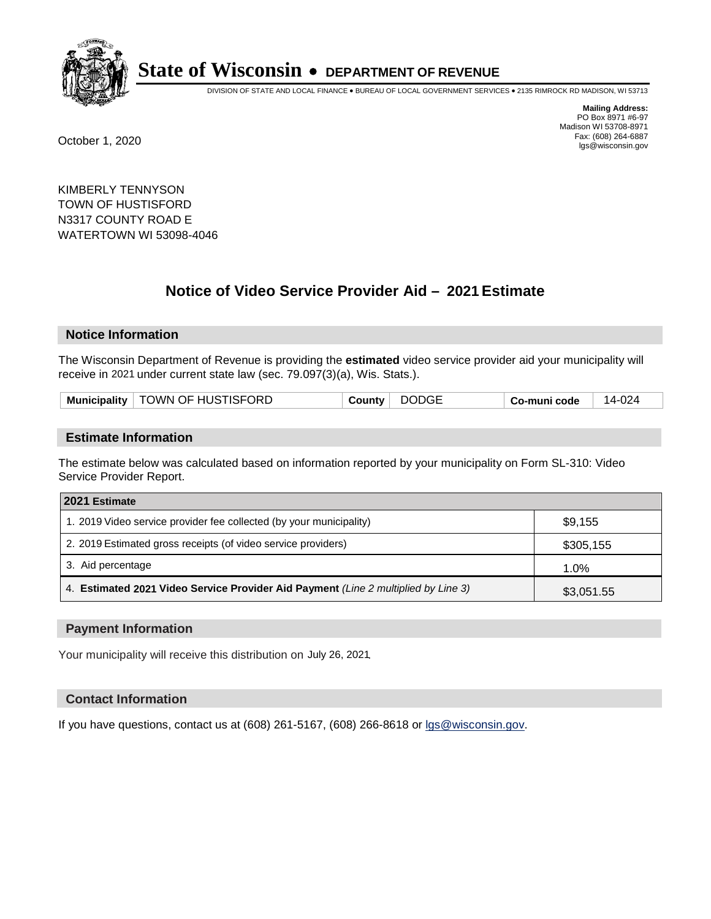**State of Wisconsin • DEPARTMENT OF REVENUE**

DIVISION OF STATE AND LOCAL FINANCE • BUREAU OF LOCAL GOVERNMENT SERVICES • 2135 RIMROCK RD MADISON, WI 53713

**Mailing Address:**
PO Box 8971 #6-97
Madison WI 53708-8971
Fax: (608) 264-6887
lgs@wisconsin.gov

October 1, 2020

KIMBERLY TENNYSON
TOWN OF HUSTISFORD
N3317 COUNTY ROAD E
WATERTOWN WI 53098-4046

## Notice of Video Service Provider Aid – 2021 Estimate

### Notice Information

The Wisconsin Department of Revenue is providing the **estimated** video service provider aid your municipality will receive in 2021 under current state law (sec. 79.097(3)(a), Wis. Stats.).

| Municipality | TOWN OF HUSTISFORD | County | DODGE | Co-muni code | 14-024 |
|---|---|---|---|---|---|

### Estimate Information

The estimate below was calculated based on information reported by your municipality on Form SL-310: Video Service Provider Report.

| 2021 Estimate | |
|---|---|
| 1. 2019 Video service provider fee collected (by your municipality) | $9,155 |
| 2. 2019 Estimated gross receipts (of video service providers) | $305,155 |
| 3. Aid percentage | 1.0% |
| 4. **Estimated 2021 Video Service Provider Aid Payment** *(Line 2 multiplied by Line 3)* | $3,051.55 |

### Payment Information

Your municipality will receive this distribution on July 26, 2021.

### Contact Information

If you have questions, contact us at (608) 261-5167, (608) 266-8618 or lgs@wisconsin.gov.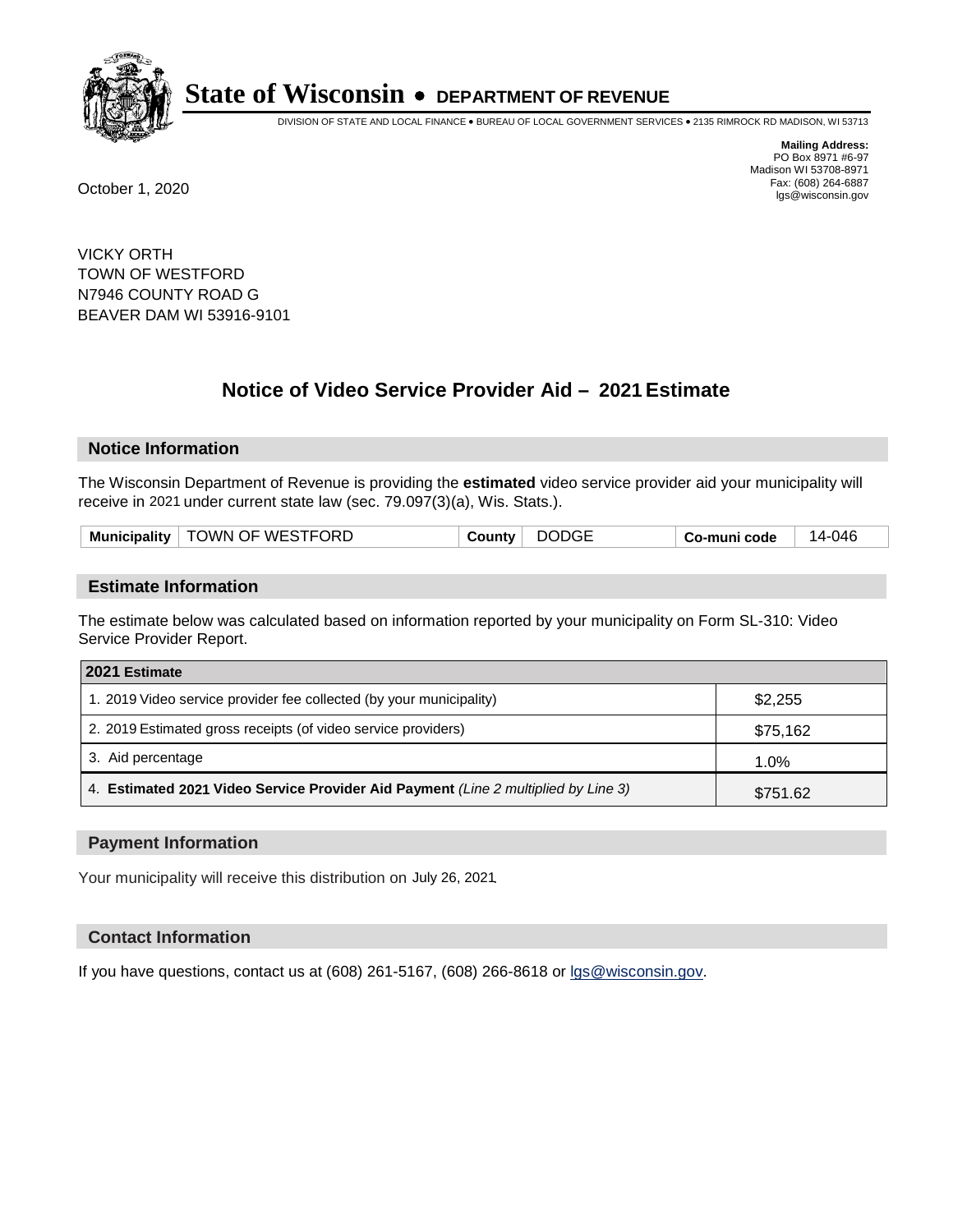# State of Wisconsin • DEPARTMENT OF REVENUE

DIVISION OF STATE AND LOCAL FINANCE • BUREAU OF LOCAL GOVERNMENT SERVICES • 2135 RIMROCK RD MADISON, WI 53713

**Mailing Address:**
PO Box 8971 #6-97
Madison WI 53708-8971
Fax: (608) 264-6887
lgs@wisconsin.gov

October 1, 2020

VICKY ORTH
TOWN OF WESTFORD
N7946 COUNTY ROAD G
BEAVER DAM WI 53916-9101

## Notice of Video Service Provider Aid – 2021 Estimate

### Notice Information

The Wisconsin Department of Revenue is providing the **estimated** video service provider aid your municipality will receive in 2021 under current state law (sec. 79.097(3)(a), Wis. Stats.).

| Municipality | TOWN OF WESTFORD | County | DODGE | Co-muni code | 14-046 |
|---|---|---|---|---|---|

### Estimate Information

The estimate below was calculated based on information reported by your municipality on Form SL-310: Video Service Provider Report.

| 2021 Estimate | |
|---|---|
| 1. 2019 Video service provider fee collected (by your municipality) | $2,255 |
| 2. 2019 Estimated gross receipts (of video service providers) | $75,162 |
| 3. Aid percentage | 1.0% |
| 4. **Estimated 2021 Video Service Provider Aid Payment** *(Line 2 multiplied by Line 3)* | $751.62 |

### Payment Information

Your municipality will receive this distribution on July 26, 2021.

### Contact Information

If you have questions, contact us at (608) 261-5167, (608) 266-8618 or lgs@wisconsin.gov.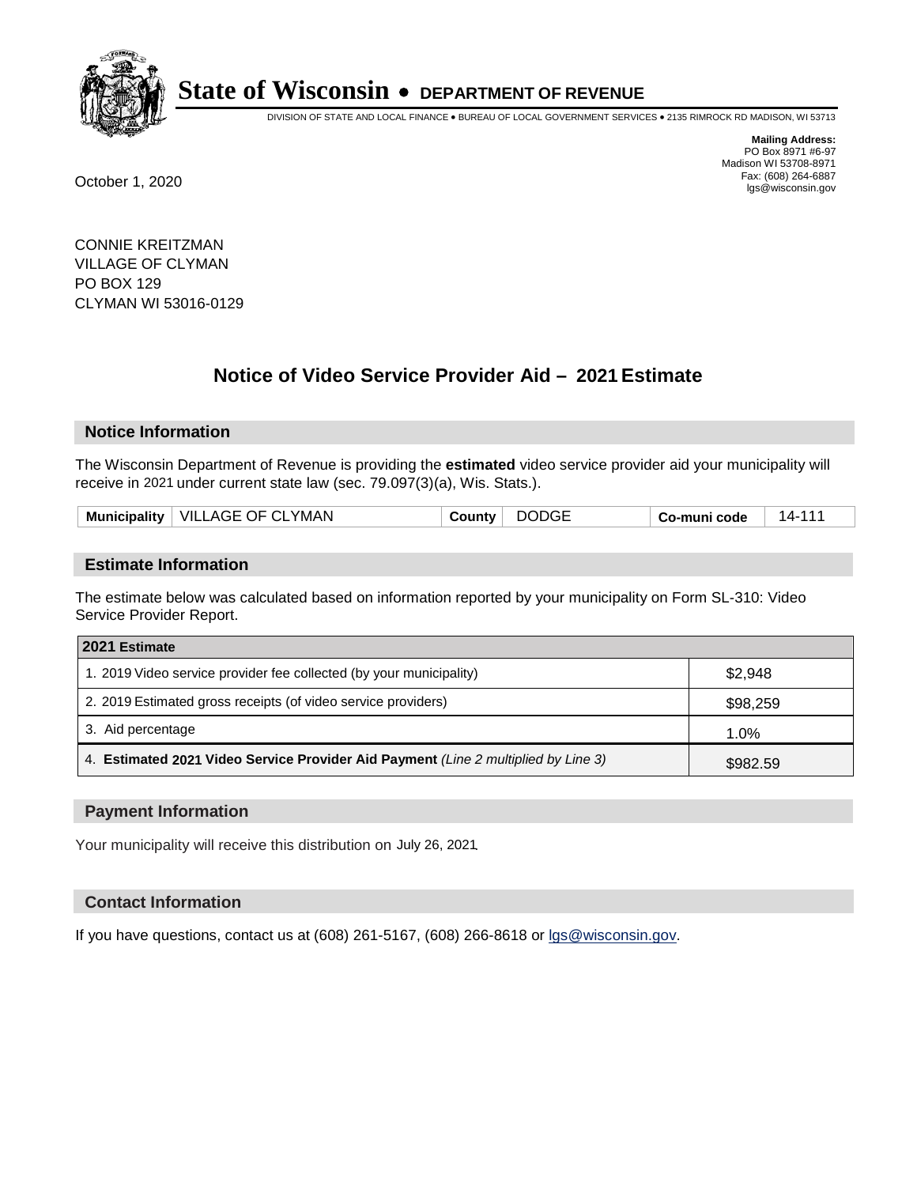# State of Wisconsin • DEPARTMENT OF REVENUE

DIVISION OF STATE AND LOCAL FINANCE • BUREAU OF LOCAL GOVERNMENT SERVICES • 2135 RIMROCK RD MADISON, WI 53713

**Mailing Address:**
PO Box 8971 #6-97
Madison WI 53708-8971
Fax: (608) 264-6887
lgs@wisconsin.gov

October 1, 2020

CONNIE KREITZMAN
VILLAGE OF CLYMAN
PO BOX 129
CLYMAN WI 53016-0129

## Notice of Video Service Provider Aid – 2021 Estimate

### Notice Information

The Wisconsin Department of Revenue is providing the **estimated** video service provider aid your municipality will receive in 2021 under current state law (sec. 79.097(3)(a), Wis. Stats.).

| Municipality | VILLAGE OF CLYMAN | County | DODGE | Co-muni code | 14-111 |
|---|---|---|---|---|---|

### Estimate Information

The estimate below was calculated based on information reported by your municipality on Form SL-310: Video Service Provider Report.

| 2021 Estimate | |
|---|---|
| 1. 2019 Video service provider fee collected (by your municipality) | $2,948 |
| 2. 2019 Estimated gross receipts (of video service providers) | $98,259 |
| 3. Aid percentage | 1.0% |
| 4. **Estimated 2021 Video Service Provider Aid Payment** *(Line 2 multiplied by Line 3)* | $982.59 |

### Payment Information

Your municipality will receive this distribution on July 26, 2021.

### Contact Information

If you have questions, contact us at (608) 261-5167, (608) 266-8618 or lgs@wisconsin.gov.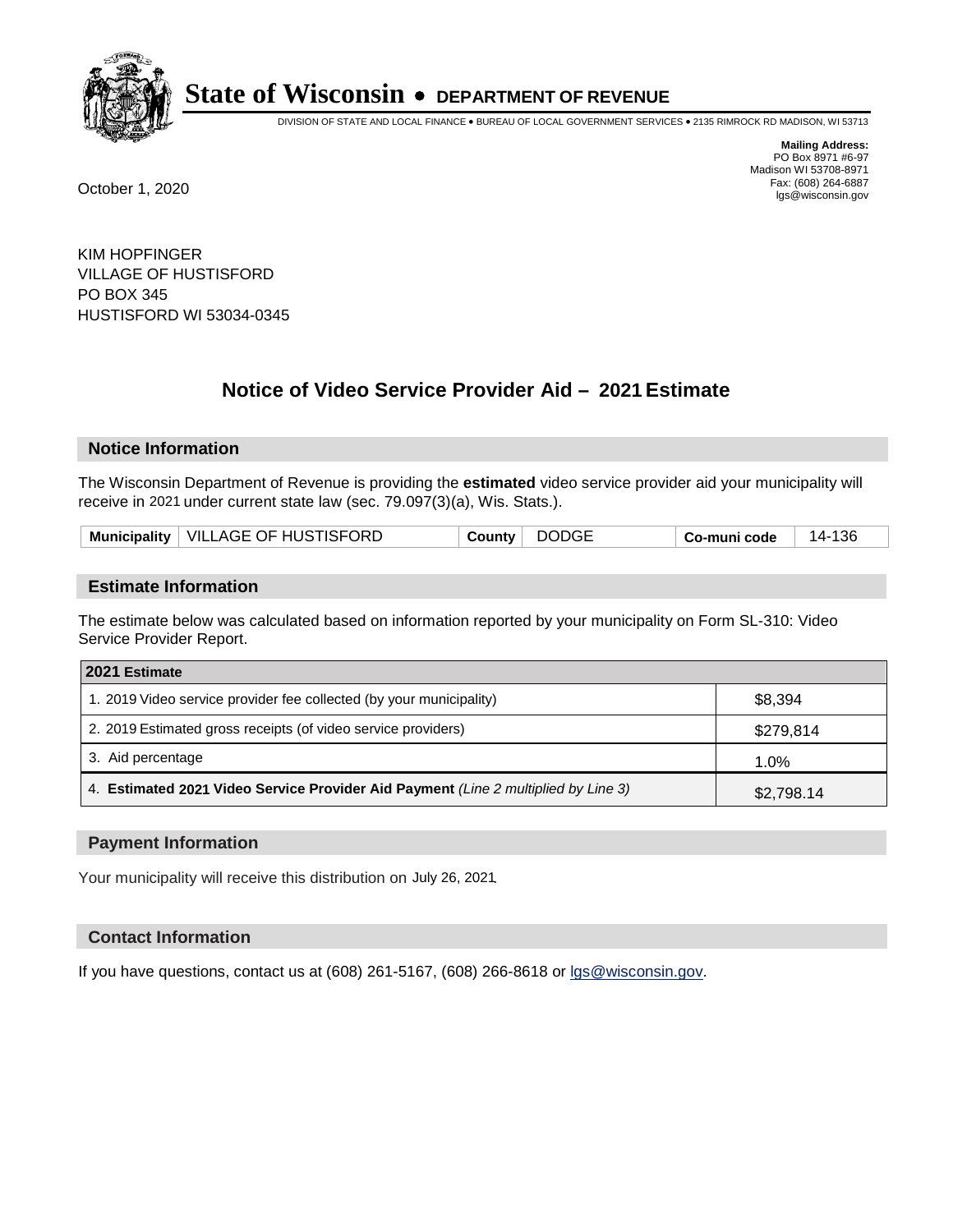# State of Wisconsin • DEPARTMENT OF REVENUE

DIVISION OF STATE AND LOCAL FINANCE • BUREAU OF LOCAL GOVERNMENT SERVICES • 2135 RIMROCK RD MADISON, WI 53713

**Mailing Address:**
PO Box 8971 #6-97
Madison WI 53708-8971
Fax: (608) 264-6887
lgs@wisconsin.gov

October 1, 2020

KIM HOPFINGER
VILLAGE OF HUSTISFORD
PO BOX 345
HUSTISFORD WI 53034-0345

## Notice of Video Service Provider Aid – 2021 Estimate

### Notice Information

The Wisconsin Department of Revenue is providing the **estimated** video service provider aid your municipality will receive in 2021 under current state law (sec. 79.097(3)(a), Wis. Stats.).

| Municipality | VILLAGE OF HUSTISFORD | County | DODGE | Co-muni code | 14-136 |
|---|---|---|---|---|---|

### Estimate Information

The estimate below was calculated based on information reported by your municipality on Form SL-310: Video Service Provider Report.

| 2021 Estimate | |
|---|---|
| 1. 2019 Video service provider fee collected (by your municipality) | $8,394 |
| 2. 2019 Estimated gross receipts (of video service providers) | $279,814 |
| 3. Aid percentage | 1.0% |
| 4. **Estimated 2021 Video Service Provider Aid Payment** *(Line 2 multiplied by Line 3)* | $2,798.14 |

### Payment Information

Your municipality will receive this distribution on July 26, 2021.

### Contact Information

If you have questions, contact us at (608) 261-5167, (608) 266-8618 or lgs@wisconsin.gov.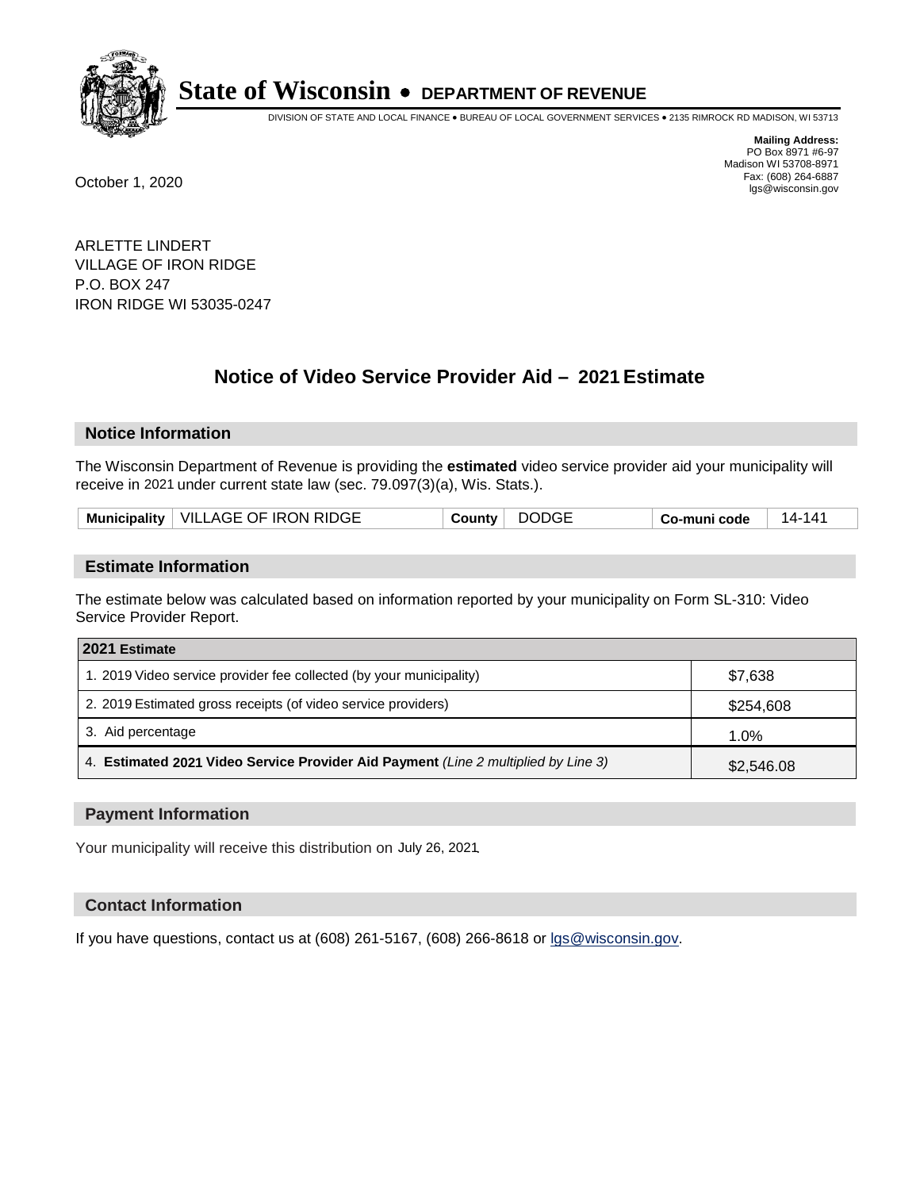# State of Wisconsin • DEPARTMENT OF REVENUE

DIVISION OF STATE AND LOCAL FINANCE • BUREAU OF LOCAL GOVERNMENT SERVICES • 2135 RIMROCK RD MADISON, WI 53713

**Mailing Address:**
PO Box 8971 #6-97
Madison WI 53708-8971
Fax: (608) 264-6887
lgs@wisconsin.gov

October 1, 2020

ARLETTE LINDERT
VILLAGE OF IRON RIDGE
P.O. BOX 247
IRON RIDGE WI 53035-0247

## Notice of Video Service Provider Aid – 2021 Estimate

### Notice Information

The Wisconsin Department of Revenue is providing the **estimated** video service provider aid your municipality will receive in 2021 under current state law (sec. 79.097(3)(a), Wis. Stats.).

| Municipality | VILLAGE OF IRON RIDGE | County | DODGE | Co-muni code | 14-141 |
|---|---|---|---|---|---|

### Estimate Information

The estimate below was calculated based on information reported by your municipality on Form SL-310: Video Service Provider Report.

| 2021 Estimate | |
|---|---|
| 1. 2019 Video service provider fee collected (by your municipality) | $7,638 |
| 2. 2019 Estimated gross receipts (of video service providers) | $254,608 |
| 3. Aid percentage | 1.0% |
| 4. **Estimated 2021 Video Service Provider Aid Payment** *(Line 2 multiplied by Line 3)* | $2,546.08 |

### Payment Information

Your municipality will receive this distribution on July 26, 2021.

### Contact Information

If you have questions, contact us at (608) 261-5167, (608) 266-8618 or lgs@wisconsin.gov.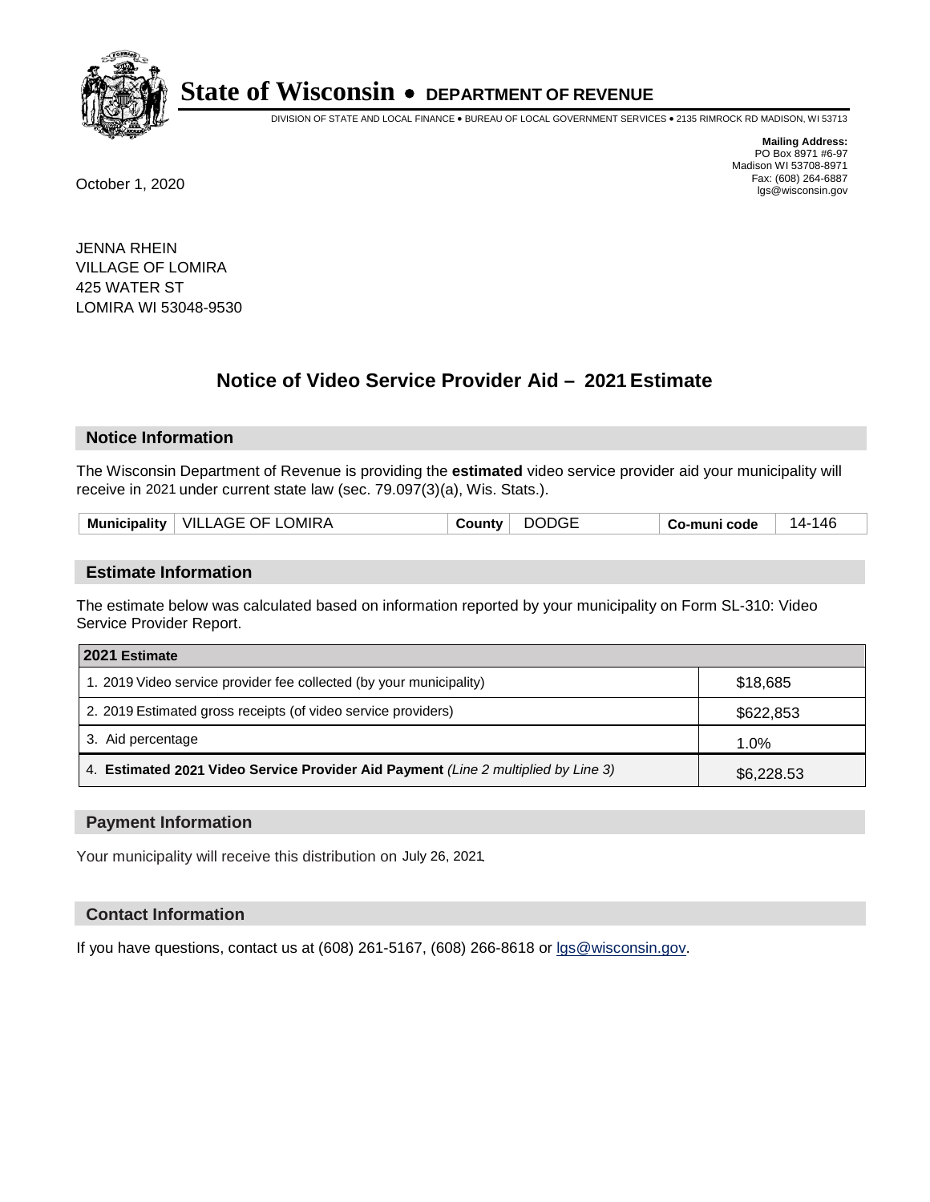# State of Wisconsin • DEPARTMENT OF REVENUE

DIVISION OF STATE AND LOCAL FINANCE • BUREAU OF LOCAL GOVERNMENT SERVICES • 2135 RIMROCK RD MADISON, WI 53713

**Mailing Address:**
PO Box 8971 #6-97
Madison WI 53708-8971
Fax: (608) 264-6887
lgs@wisconsin.gov

October 1, 2020

JENNA RHEIN
VILLAGE OF LOMIRA
425 WATER ST
LOMIRA WI 53048-9530

## Notice of Video Service Provider Aid – 2021 Estimate

### Notice Information

The Wisconsin Department of Revenue is providing the **estimated** video service provider aid your municipality will receive in 2021 under current state law (sec. 79.097(3)(a), Wis. Stats.).

| Municipality | VILLAGE OF LOMIRA | County | DODGE | Co-muni code | 14-146 |
|---|---|---|---|---|---|

### Estimate Information

The estimate below was calculated based on information reported by your municipality on Form SL-310: Video Service Provider Report.

| 2021 Estimate | |
|---|---|
| 1. 2019 Video service provider fee collected (by your municipality) | $18,685 |
| 2. 2019 Estimated gross receipts (of video service providers) | $622,853 |
| 3. Aid percentage | 1.0% |
| 4. **Estimated 2021 Video Service Provider Aid Payment** *(Line 2 multiplied by Line 3)* | $6,228.53 |

### Payment Information

Your municipality will receive this distribution on July 26, 2021.

### Contact Information

If you have questions, contact us at (608) 261-5167, (608) 266-8618 or lgs@wisconsin.gov.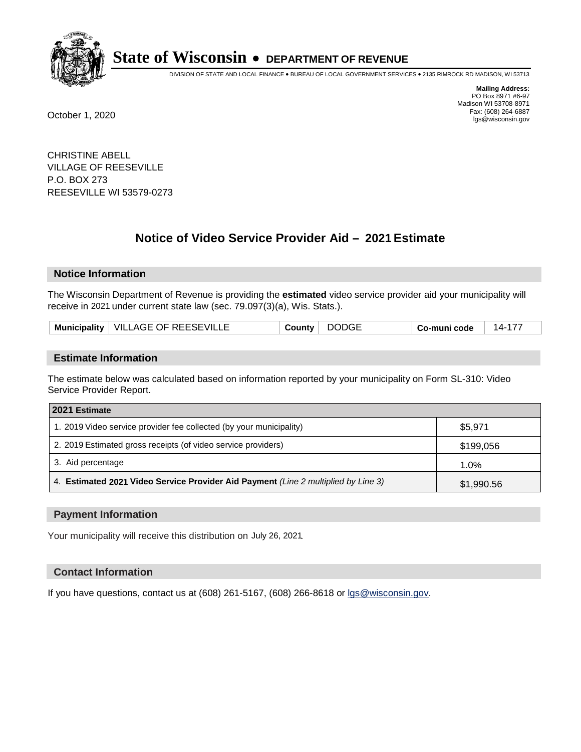# State of Wisconsin • DEPARTMENT OF REVENUE

DIVISION OF STATE AND LOCAL FINANCE • BUREAU OF LOCAL GOVERNMENT SERVICES • 2135 RIMROCK RD MADISON, WI 53713

**Mailing Address:**
PO Box 8971 #6-97
Madison WI 53708-8971
Fax: (608) 264-6887
lgs@wisconsin.gov

October 1, 2020

CHRISTINE ABELL
VILLAGE OF REESEVILLE
P.O. BOX 273
REESEVILLE WI 53579-0273

## Notice of Video Service Provider Aid – 2021 Estimate

### Notice Information

The Wisconsin Department of Revenue is providing the **estimated** video service provider aid your municipality will receive in 2021 under current state law (sec. 79.097(3)(a), Wis. Stats.).

| Municipality | VILLAGE OF REESEVILLE | County | DODGE | Co-muni code | 14-177 |
|---|---|---|---|---|---|

### Estimate Information

The estimate below was calculated based on information reported by your municipality on Form SL-310: Video Service Provider Report.

| 2021 Estimate | |
|---|---|
| 1. 2019 Video service provider fee collected (by your municipality) | $5,971 |
| 2. 2019 Estimated gross receipts (of video service providers) | $199,056 |
| 3. Aid percentage | 1.0% |
| 4. **Estimated 2021 Video Service Provider Aid Payment** *(Line 2 multiplied by Line 3)* | $1,990.56 |

### Payment Information

Your municipality will receive this distribution on July 26, 2021.

### Contact Information

If you have questions, contact us at (608) 261-5167, (608) 266-8618 or lgs@wisconsin.gov.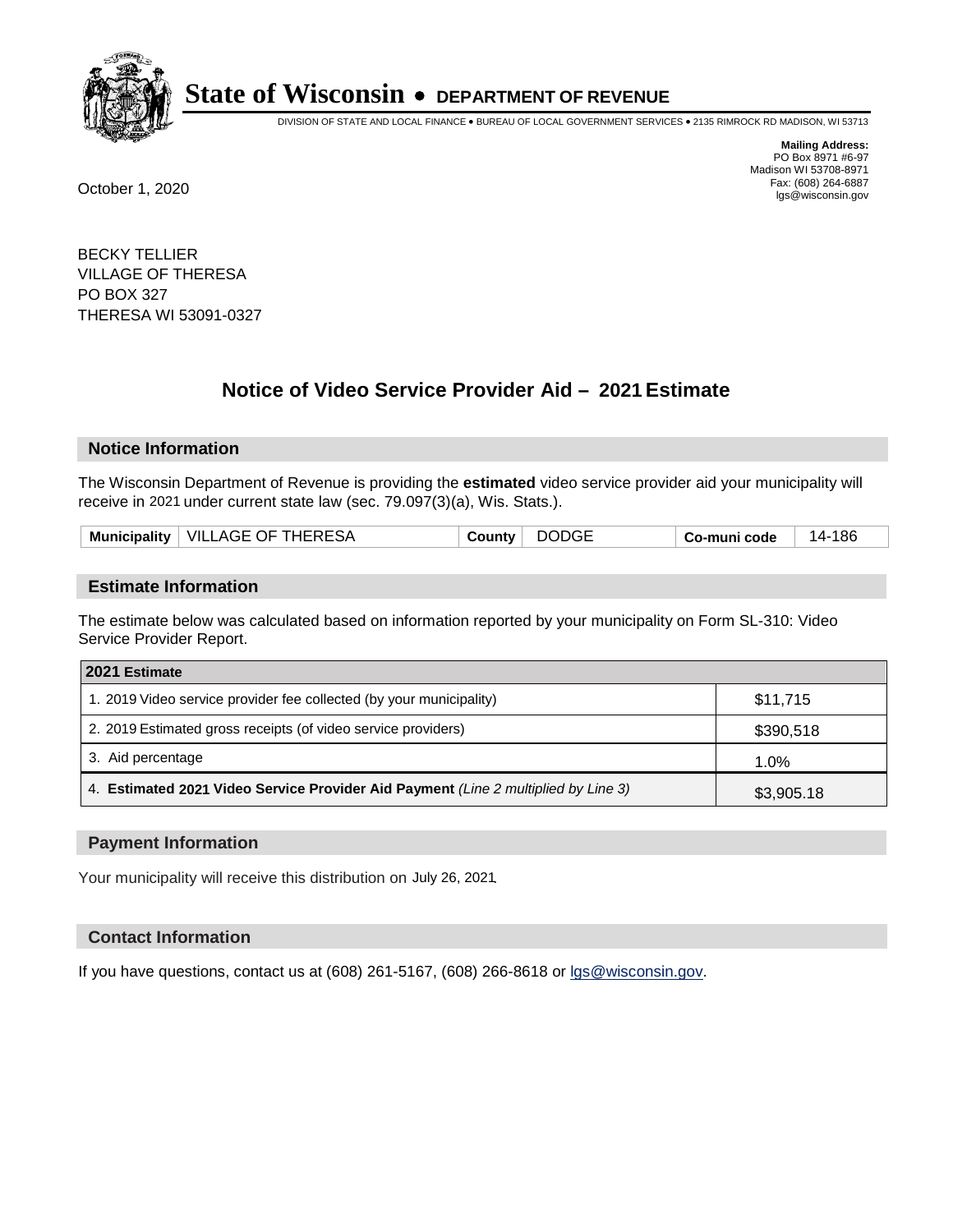# State of Wisconsin • DEPARTMENT OF REVENUE

DIVISION OF STATE AND LOCAL FINANCE • BUREAU OF LOCAL GOVERNMENT SERVICES • 2135 RIMROCK RD MADISON, WI 53713

**Mailing Address:**
PO Box 8971 #6-97
Madison WI 53708-8971
Fax: (608) 264-6887
lgs@wisconsin.gov

October 1, 2020

BECKY TELLIER
VILLAGE OF THERESA
PO BOX 327
THERESA WI 53091-0327

## Notice of Video Service Provider Aid – 2021 Estimate

### Notice Information

The Wisconsin Department of Revenue is providing the **estimated** video service provider aid your municipality will receive in 2021 under current state law (sec. 79.097(3)(a), Wis. Stats.).

| **Municipality** | VILLAGE OF THERESA | **County** | DODGE | **Co-muni code** | 14-186 |
|---|---|---|---|---|---|

### Estimate Information

The estimate below was calculated based on information reported by your municipality on Form SL-310: Video Service Provider Report.

| 2021 Estimate | |
|---|---|
| 1. 2019 Video service provider fee collected (by your municipality) | $11,715 |
| 2. 2019 Estimated gross receipts (of video service providers) | $390,518 |
| 3. Aid percentage | 1.0% |
| 4. **Estimated 2021 Video Service Provider Aid Payment** *(Line 2 multiplied by Line 3)* | $3,905.18 |

### Payment Information

Your municipality will receive this distribution on July 26, 2021.

### Contact Information

If you have questions, contact us at (608) 261-5167, (608) 266-8618 or lgs@wisconsin.gov.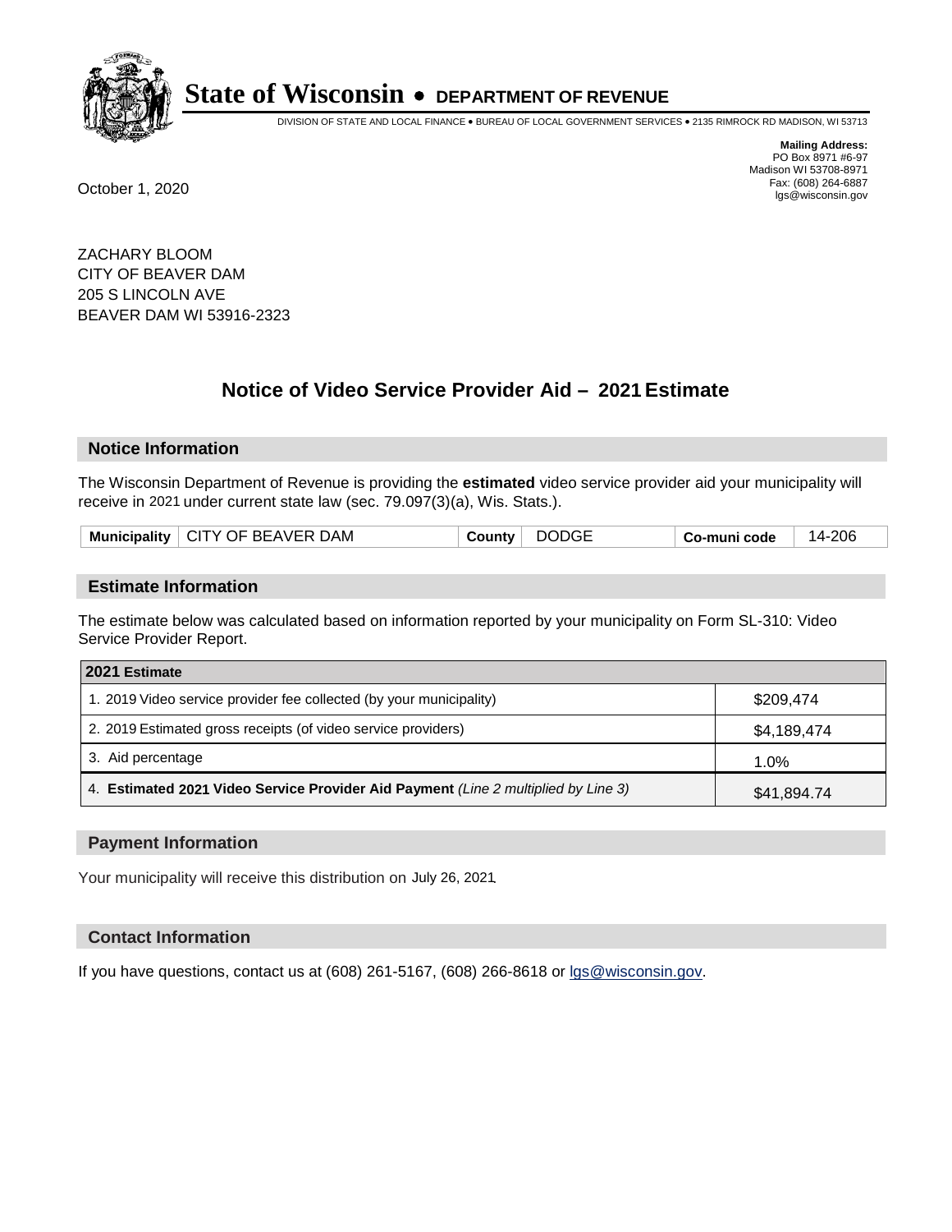**State of Wisconsin • DEPARTMENT OF REVENUE**

DIVISION OF STATE AND LOCAL FINANCE • BUREAU OF LOCAL GOVERNMENT SERVICES • 2135 RIMROCK RD MADISON, WI 53713

**Mailing Address:**
PO Box 8971 #6-97
Madison WI 53708-8971
Fax: (608) 264-6887
lgs@wisconsin.gov

October 1, 2020

ZACHARY BLOOM
CITY OF BEAVER DAM
205 S LINCOLN AVE
BEAVER DAM WI 53916-2323

## Notice of Video Service Provider Aid – 2021 Estimate

### Notice Information

The Wisconsin Department of Revenue is providing the **estimated** video service provider aid your municipality will receive in 2021 under current state law (sec. 79.097(3)(a), Wis. Stats.).

| Municipality | CITY OF BEAVER DAM | County | DODGE | Co-muni code | 14-206 |
|---|---|---|---|---|---|

### Estimate Information

The estimate below was calculated based on information reported by your municipality on Form SL-310: Video Service Provider Report.

| 2021 Estimate | |
|---|---|
| 1. 2019 Video service provider fee collected (by your municipality) | $209,474 |
| 2. 2019 Estimated gross receipts (of video service providers) | $4,189,474 |
| 3. Aid percentage | 1.0% |
| 4. **Estimated 2021 Video Service Provider Aid Payment** *(Line 2 multiplied by Line 3)* | $41,894.74 |

### Payment Information

Your municipality will receive this distribution on July 26, 2021.

### Contact Information

If you have questions, contact us at (608) 261-5167, (608) 266-8618 or lgs@wisconsin.gov.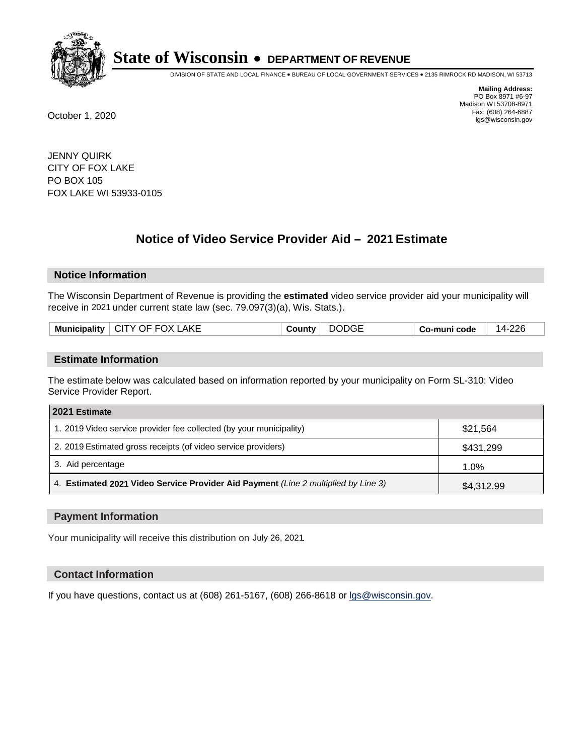# State of Wisconsin • DEPARTMENT OF REVENUE

DIVISION OF STATE AND LOCAL FINANCE • BUREAU OF LOCAL GOVERNMENT SERVICES • 2135 RIMROCK RD MADISON, WI 53713

**Mailing Address:**
PO Box 8971 #6-97
Madison WI 53708-8971
Fax: (608) 264-6887
lgs@wisconsin.gov

October 1, 2020

JENNY QUIRK
CITY OF FOX LAKE
PO BOX 105
FOX LAKE WI 53933-0105

## Notice of Video Service Provider Aid – 2021 Estimate

### Notice Information

The Wisconsin Department of Revenue is providing the **estimated** video service provider aid your municipality will receive in 2021 under current state law (sec. 79.097(3)(a), Wis. Stats.).

| Municipality | CITY OF FOX LAKE | County | DODGE | Co-muni code | 14-226 |
|---|---|---|---|---|---|

### Estimate Information

The estimate below was calculated based on information reported by your municipality on Form SL-310: Video Service Provider Report.

| 2021 Estimate | |
|---|---|
| 1. 2019 Video service provider fee collected (by your municipality) | $21,564 |
| 2. 2019 Estimated gross receipts (of video service providers) | $431,299 |
| 3. Aid percentage | 1.0% |
| 4. **Estimated 2021 Video Service Provider Aid Payment** *(Line 2 multiplied by Line 3)* | $4,312.99 |

### Payment Information

Your municipality will receive this distribution on July 26, 2021.

### Contact Information

If you have questions, contact us at (608) 261-5167, (608) 266-8618 or lgs@wisconsin.gov.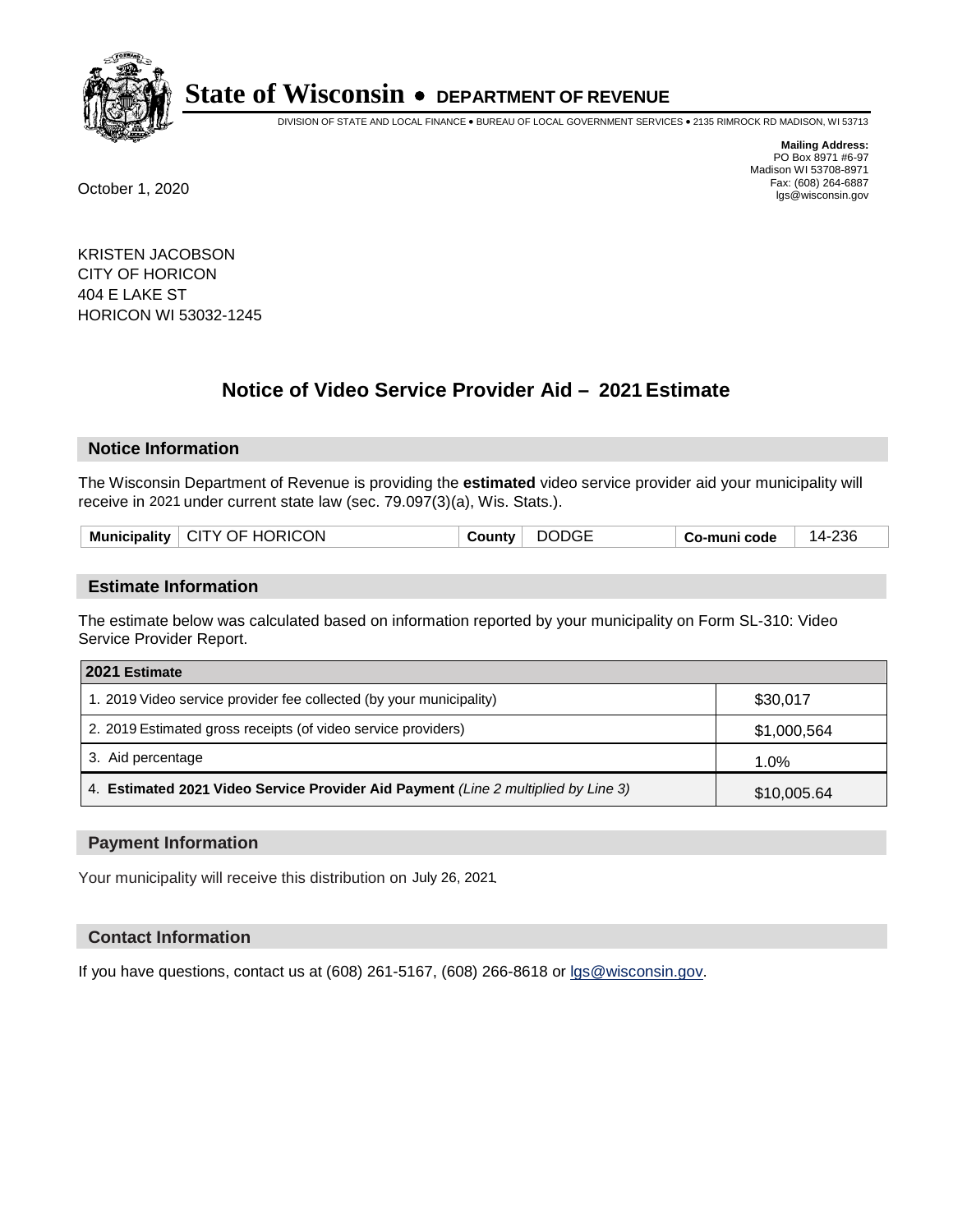# State of Wisconsin • DEPARTMENT OF REVENUE

DIVISION OF STATE AND LOCAL FINANCE • BUREAU OF LOCAL GOVERNMENT SERVICES • 2135 RIMROCK RD MADISON, WI 53713

**Mailing Address:**
PO Box 8971 #6-97
Madison WI 53708-8971
Fax: (608) 264-6887
lgs@wisconsin.gov

October 1, 2020

KRISTEN JACOBSON
CITY OF HORICON
404 E LAKE ST
HORICON WI 53032-1245

## Notice of Video Service Provider Aid – 2021 Estimate

### Notice Information

The Wisconsin Department of Revenue is providing the **estimated** video service provider aid your municipality will receive in 2021 under current state law (sec. 79.097(3)(a), Wis. Stats.).

| Municipality | CITY OF HORICON | County | DODGE | Co-muni code | 14-236 |
|---|---|---|---|---|---|

### Estimate Information

The estimate below was calculated based on information reported by your municipality on Form SL-310: Video Service Provider Report.

| 2021 Estimate | |
|---|---|
| 1. 2019 Video service provider fee collected (by your municipality) | $30,017 |
| 2. 2019 Estimated gross receipts (of video service providers) | $1,000,564 |
| 3. Aid percentage | 1.0% |
| 4. **Estimated 2021 Video Service Provider Aid Payment** *(Line 2 multiplied by Line 3)* | $10,005.64 |

### Payment Information

Your municipality will receive this distribution on July 26, 2021.

### Contact Information

If you have questions, contact us at (608) 261-5167, (608) 266-8618 or lgs@wisconsin.gov.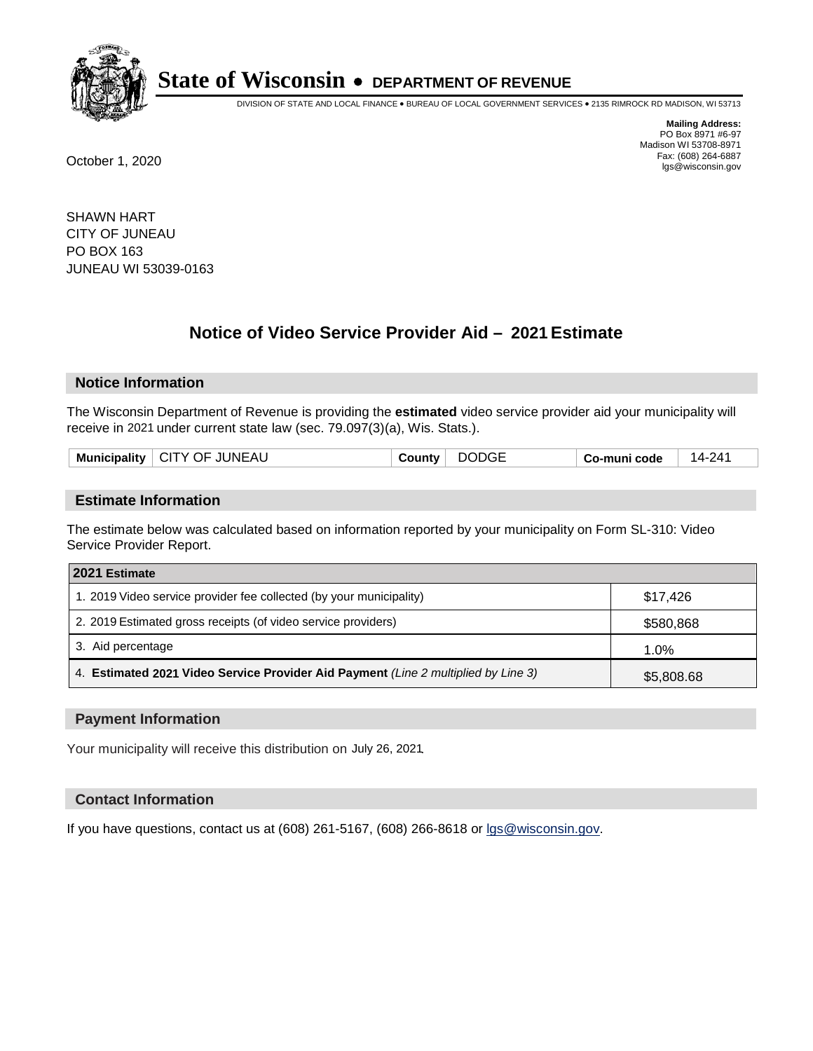# State of Wisconsin • DEPARTMENT OF REVENUE

DIVISION OF STATE AND LOCAL FINANCE • BUREAU OF LOCAL GOVERNMENT SERVICES • 2135 RIMROCK RD MADISON, WI 53713

**Mailing Address:**
PO Box 8971 #6-97
Madison WI 53708-8971
Fax: (608) 264-6887
lgs@wisconsin.gov

October 1, 2020

SHAWN HART
CITY OF JUNEAU
PO BOX 163
JUNEAU WI 53039-0163

## Notice of Video Service Provider Aid – 2021 Estimate

### Notice Information

The Wisconsin Department of Revenue is providing the **estimated** video service provider aid your municipality will receive in 2021 under current state law (sec. 79.097(3)(a), Wis. Stats.).

| Municipality | CITY OF JUNEAU | County | DODGE | Co-muni code | 14-241 |
|---|---|---|---|---|---|

### Estimate Information

The estimate below was calculated based on information reported by your municipality on Form SL-310: Video Service Provider Report.

| 2021 Estimate | |
|---|---|
| 1. 2019 Video service provider fee collected (by your municipality) | $17,426 |
| 2. 2019 Estimated gross receipts (of video service providers) | $580,868 |
| 3. Aid percentage | 1.0% |
| 4. **Estimated 2021 Video Service Provider Aid Payment** *(Line 2 multiplied by Line 3)* | $5,808.68 |

### Payment Information

Your municipality will receive this distribution on July 26, 2021.

### Contact Information

If you have questions, contact us at (608) 261-5167, (608) 266-8618 or lgs@wisconsin.gov.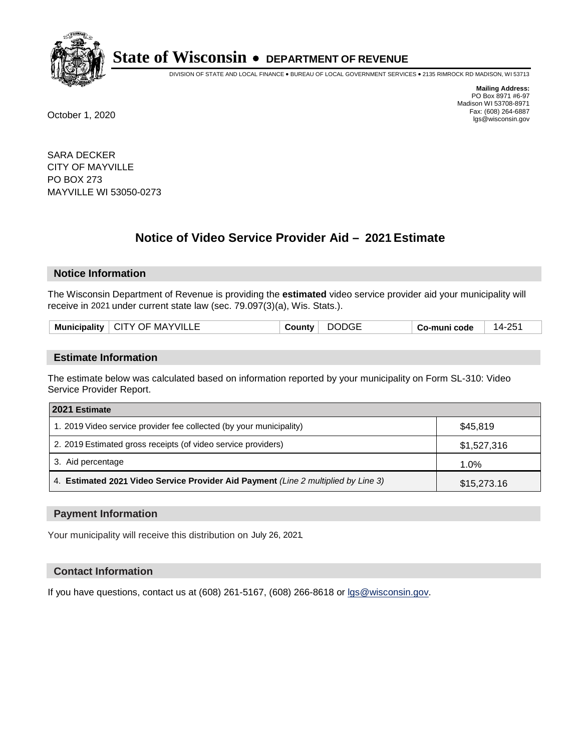**State of Wisconsin • DEPARTMENT OF REVENUE**

DIVISION OF STATE AND LOCAL FINANCE • BUREAU OF LOCAL GOVERNMENT SERVICES • 2135 RIMROCK RD MADISON, WI 53713

**Mailing Address:**
PO Box 8971 #6-97
Madison WI 53708-8971
Fax: (608) 264-6887
lgs@wisconsin.gov

October 1, 2020

SARA DECKER
CITY OF MAYVILLE
PO BOX 273
MAYVILLE WI 53050-0273

## Notice of Video Service Provider Aid – 2021 Estimate

### Notice Information

The Wisconsin Department of Revenue is providing the **estimated** video service provider aid your municipality will receive in 2021 under current state law (sec. 79.097(3)(a), Wis. Stats.).

| Municipality | CITY OF MAYVILLE | County | DODGE | Co-muni code | 14-251 |
|---|---|---|---|---|---|

### Estimate Information

The estimate below was calculated based on information reported by your municipality on Form SL-310: Video Service Provider Report.

| 2021 Estimate | |
|---|---|
| 1. 2019 Video service provider fee collected (by your municipality) | $45,819 |
| 2. 2019 Estimated gross receipts (of video service providers) | $1,527,316 |
| 3. Aid percentage | 1.0% |
| 4. **Estimated 2021 Video Service Provider Aid Payment** *(Line 2 multiplied by Line 3)* | $15,273.16 |

### Payment Information

Your municipality will receive this distribution on July 26, 2021.

### Contact Information

If you have questions, contact us at (608) 261-5167, (608) 266-8618 or lgs@wisconsin.gov.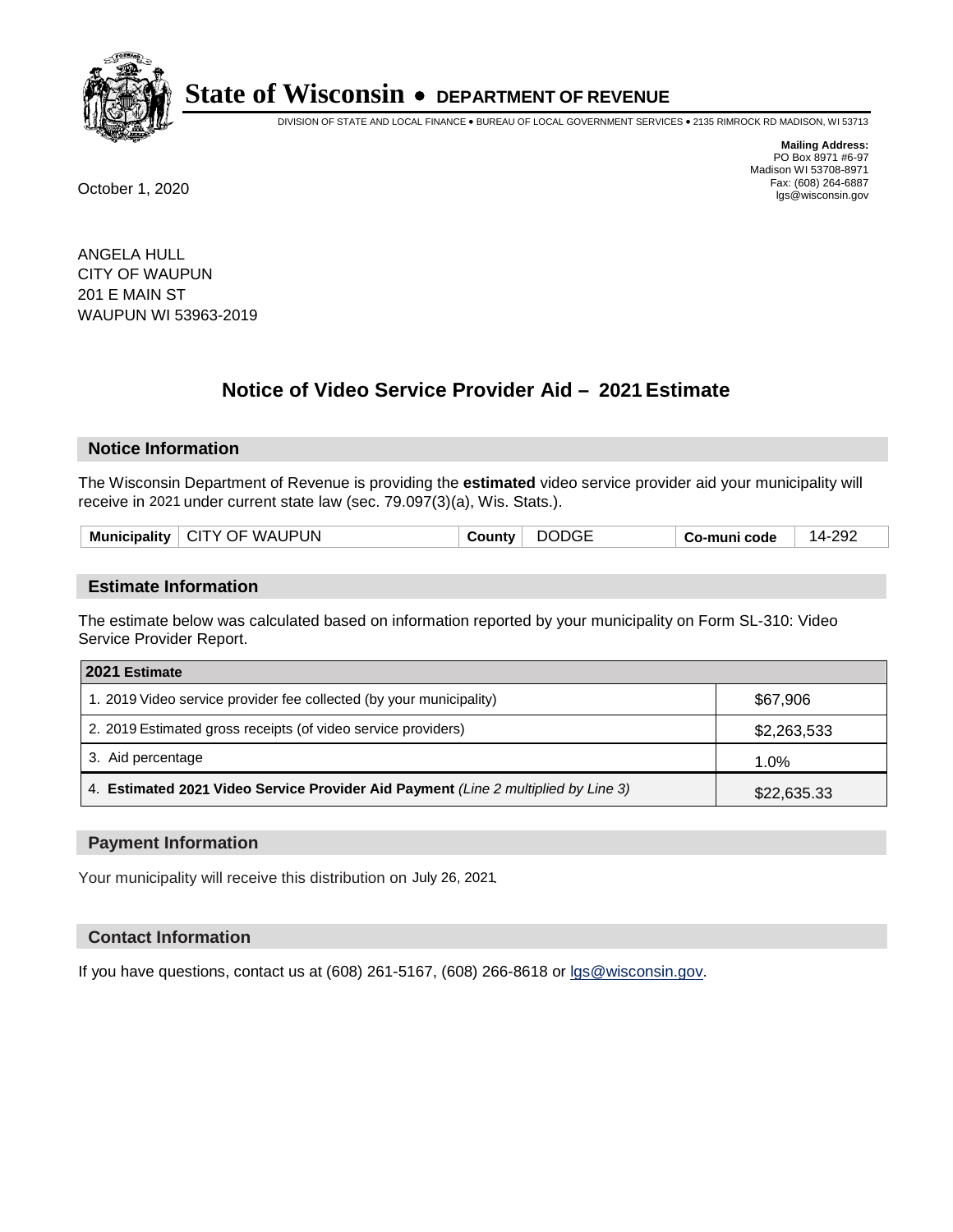# State of Wisconsin • DEPARTMENT OF REVENUE

DIVISION OF STATE AND LOCAL FINANCE • BUREAU OF LOCAL GOVERNMENT SERVICES • 2135 RIMROCK RD MADISON, WI 53713

**Mailing Address:**
PO Box 8971 #6-97
Madison WI 53708-8971
Fax: (608) 264-6887
lgs@wisconsin.gov

October 1, 2020

ANGELA HULL
CITY OF WAUPUN
201 E MAIN ST
WAUPUN WI 53963-2019

## Notice of Video Service Provider Aid – 2021 Estimate

### Notice Information

The Wisconsin Department of Revenue is providing the **estimated** video service provider aid your municipality will receive in 2021 under current state law (sec. 79.097(3)(a), Wis. Stats.).

| Municipality | CITY OF WAUPUN | County | DODGE | Co-muni code | 14-292 |
|---|---|---|---|---|---|

### Estimate Information

The estimate below was calculated based on information reported by your municipality on Form SL-310: Video Service Provider Report.

| 2021 Estimate | |
|---|---|
| 1. 2019 Video service provider fee collected (by your municipality) | $67,906 |
| 2. 2019 Estimated gross receipts (of video service providers) | $2,263,533 |
| 3. Aid percentage | 1.0% |
| 4. **Estimated 2021 Video Service Provider Aid Payment** *(Line 2 multiplied by Line 3)* | $22,635.33 |

### Payment Information

Your municipality will receive this distribution on July 26, 2021.

### Contact Information

If you have questions, contact us at (608) 261-5167, (608) 266-8618 or lgs@wisconsin.gov.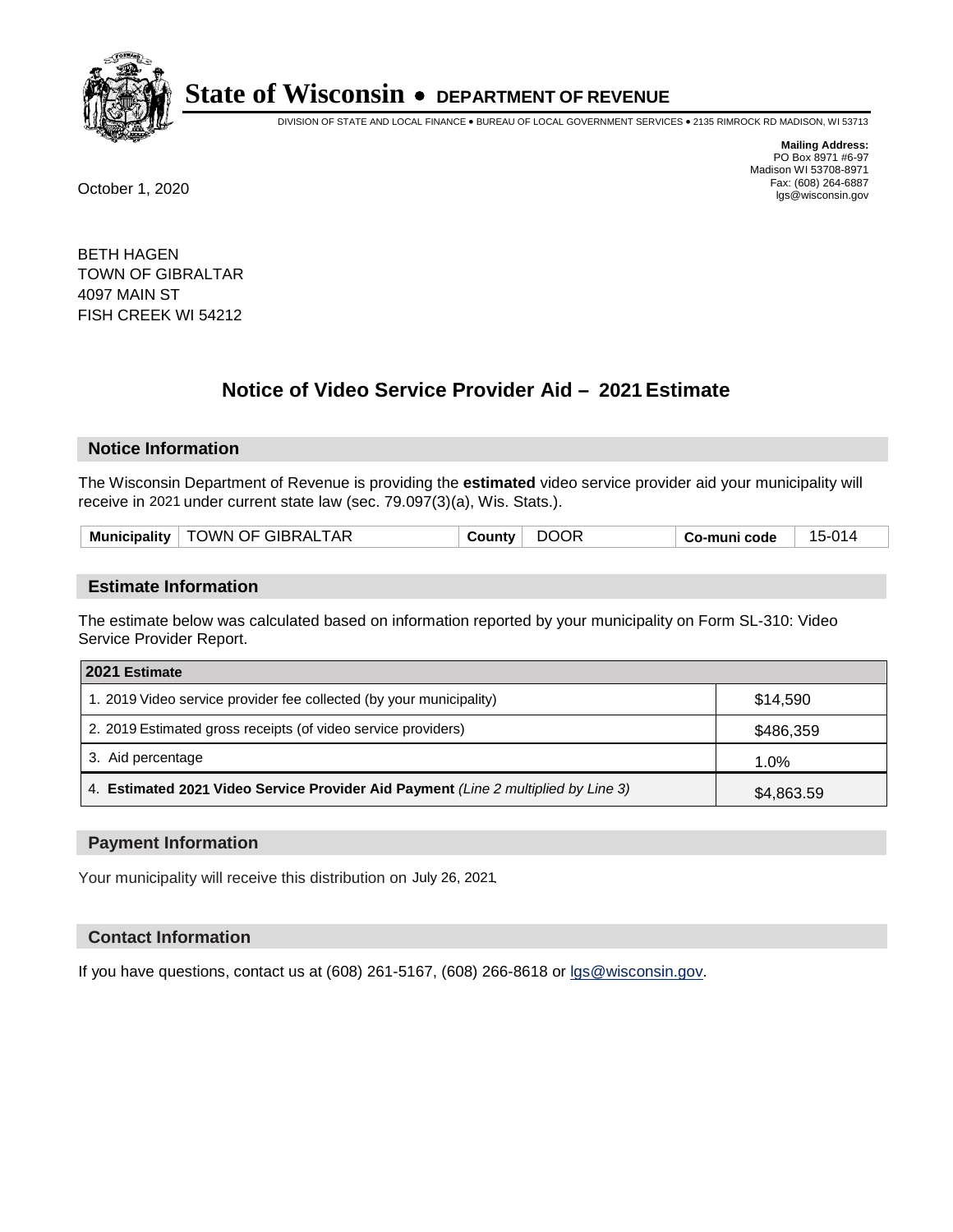# State of Wisconsin • DEPARTMENT OF REVENUE

DIVISION OF STATE AND LOCAL FINANCE • BUREAU OF LOCAL GOVERNMENT SERVICES • 2135 RIMROCK RD MADISON, WI 53713

**Mailing Address:**
PO Box 8971 #6-97
Madison WI 53708-8971
Fax: (608) 264-6887
lgs@wisconsin.gov

October 1, 2020

BETH HAGEN
TOWN OF GIBRALTAR
4097 MAIN ST
FISH CREEK WI 54212

## Notice of Video Service Provider Aid – 2021 Estimate

### Notice Information

The Wisconsin Department of Revenue is providing the **estimated** video service provider aid your municipality will receive in 2021 under current state law (sec. 79.097(3)(a), Wis. Stats.).

| Municipality | TOWN OF GIBRALTAR | County | DOOR | Co-muni code | 15-014 |
|---|---|---|---|---|---|

### Estimate Information

The estimate below was calculated based on information reported by your municipality on Form SL-310: Video Service Provider Report.

| 2021 Estimate | |
|---|---|
| 1. 2019 Video service provider fee collected (by your municipality) | $14,590 |
| 2. 2019 Estimated gross receipts (of video service providers) | $486,359 |
| 3. Aid percentage | 1.0% |
| 4. **Estimated 2021 Video Service Provider Aid Payment** *(Line 2 multiplied by Line 3)* | $4,863.59 |

### Payment Information

Your municipality will receive this distribution on July 26, 2021.

### Contact Information

If you have questions, contact us at (608) 261-5167, (608) 266-8618 or lgs@wisconsin.gov.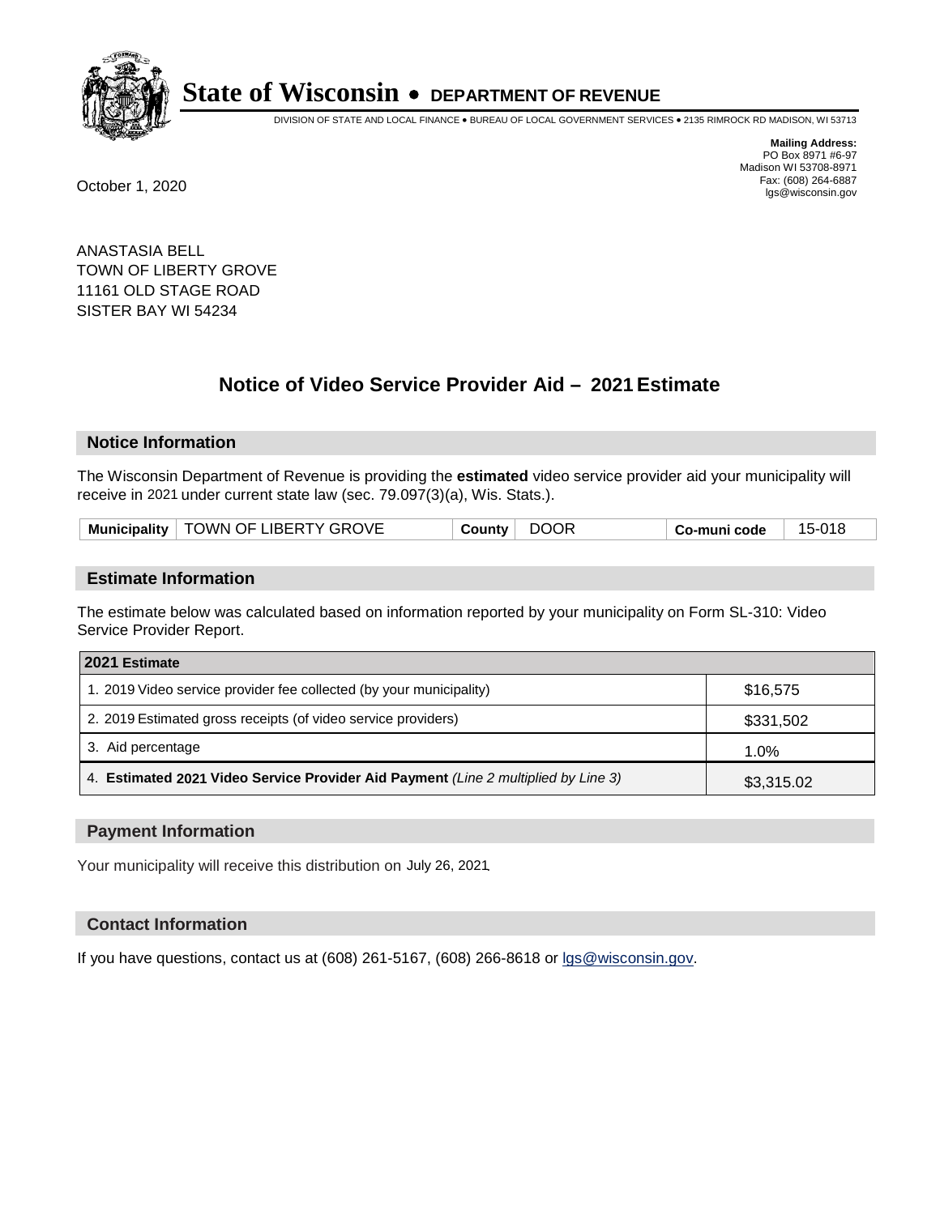# State of Wisconsin • DEPARTMENT OF REVENUE

DIVISION OF STATE AND LOCAL FINANCE • BUREAU OF LOCAL GOVERNMENT SERVICES • 2135 RIMROCK RD MADISON, WI 53713

**Mailing Address:**
PO Box 8971 #6-97
Madison WI 53708-8971
Fax: (608) 264-6887
lgs@wisconsin.gov

October 1, 2020

ANASTASIA BELL
TOWN OF LIBERTY GROVE
11161 OLD STAGE ROAD
SISTER BAY WI 54234

## Notice of Video Service Provider Aid – 2021 Estimate

### Notice Information

The Wisconsin Department of Revenue is providing the **estimated** video service provider aid your municipality will receive in 2021 under current state law (sec. 79.097(3)(a), Wis. Stats.).

| Municipality | TOWN OF LIBERTY GROVE | County | DOOR | Co-muni code | 15-018 |
|---|---|---|---|---|---|

### Estimate Information

The estimate below was calculated based on information reported by your municipality on Form SL-310: Video Service Provider Report.

| 2021 Estimate | |
|---|---|
| 1. 2019 Video service provider fee collected (by your municipality) | $16,575 |
| 2. 2019 Estimated gross receipts (of video service providers) | $331,502 |
| 3. Aid percentage | 1.0% |
| 4. **Estimated 2021 Video Service Provider Aid Payment** *(Line 2 multiplied by Line 3)* | $3,315.02 |

### Payment Information

Your municipality will receive this distribution on July 26, 2021.

### Contact Information

If you have questions, contact us at (608) 261-5167, (608) 266-8618 or lgs@wisconsin.gov.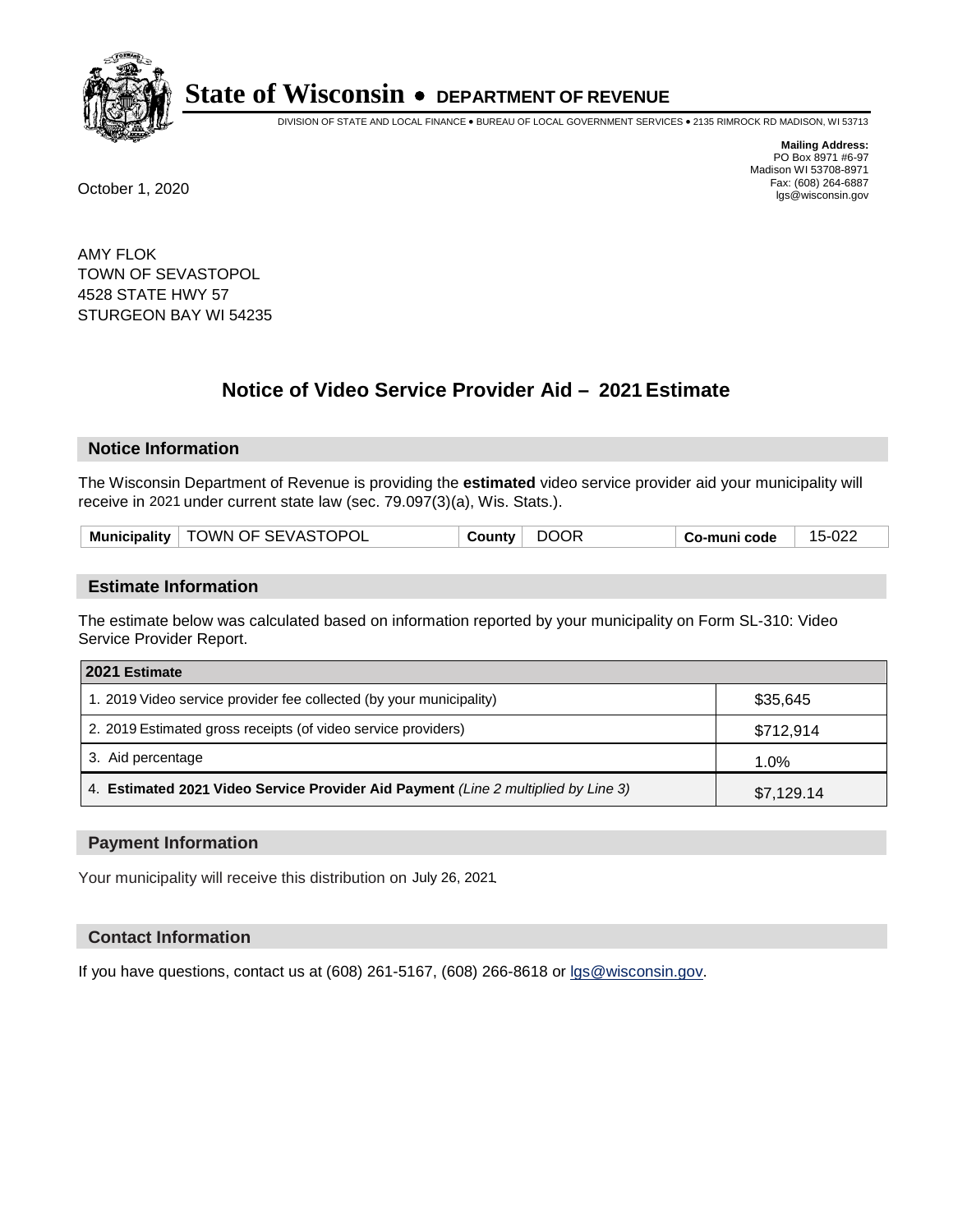# State of Wisconsin • DEPARTMENT OF REVENUE

DIVISION OF STATE AND LOCAL FINANCE • BUREAU OF LOCAL GOVERNMENT SERVICES • 2135 RIMROCK RD MADISON, WI 53713

**Mailing Address:**
PO Box 8971 #6-97
Madison WI 53708-8971
Fax: (608) 264-6887
lgs@wisconsin.gov

October 1, 2020

AMY FLOK
TOWN OF SEVASTOPOL
4528 STATE HWY 57
STURGEON BAY WI 54235

## Notice of Video Service Provider Aid – 2021 Estimate

### Notice Information

The Wisconsin Department of Revenue is providing the **estimated** video service provider aid your municipality will receive in 2021 under current state law (sec. 79.097(3)(a), Wis. Stats.).

| Municipality | TOWN OF SEVASTOPOL | County | DOOR | Co-muni code | 15-022 |
|---|---|---|---|---|---|

### Estimate Information

The estimate below was calculated based on information reported by your municipality on Form SL-310: Video Service Provider Report.

| 2021 Estimate | |
|---|---|
| 1. 2019 Video service provider fee collected (by your municipality) | $35,645 |
| 2. 2019 Estimated gross receipts (of video service providers) | $712,914 |
| 3. Aid percentage | 1.0% |
| 4. **Estimated 2021 Video Service Provider Aid Payment** *(Line 2 multiplied by Line 3)* | $7,129.14 |

### Payment Information

Your municipality will receive this distribution on July 26, 2021.

### Contact Information

If you have questions, contact us at (608) 261-5167, (608) 266-8618 or lgs@wisconsin.gov.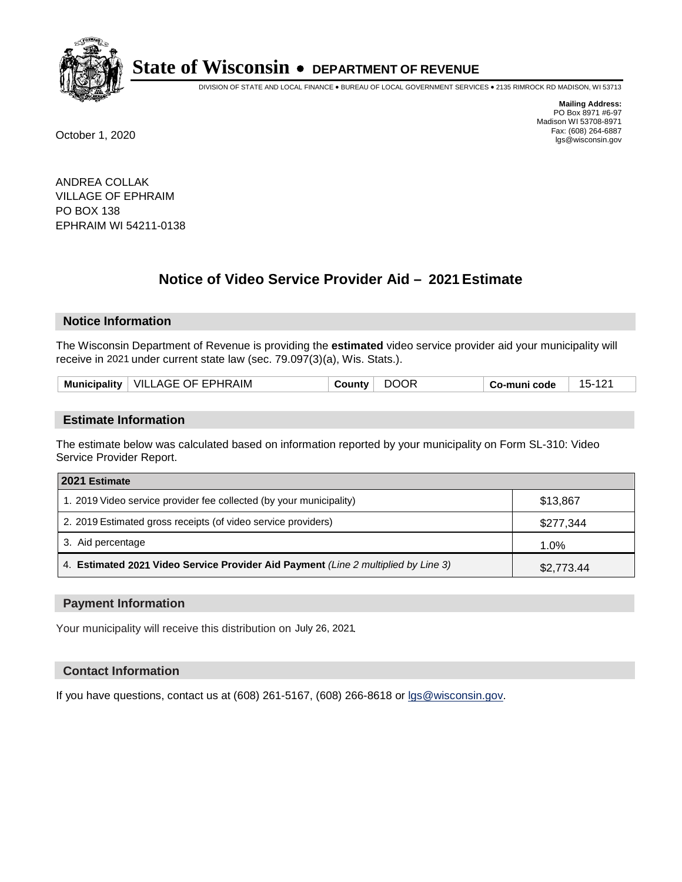**State of Wisconsin • DEPARTMENT OF REVENUE**

DIVISION OF STATE AND LOCAL FINANCE • BUREAU OF LOCAL GOVERNMENT SERVICES • 2135 RIMROCK RD MADISON, WI 53713

**Mailing Address:**
PO Box 8971 #6-97
Madison WI 53708-8971
Fax: (608) 264-6887
lgs@wisconsin.gov

October 1, 2020

ANDREA COLLAK
VILLAGE OF EPHRAIM
PO BOX 138
EPHRAIM WI 54211-0138

## Notice of Video Service Provider Aid – 2021 Estimate

### Notice Information

The Wisconsin Department of Revenue is providing the **estimated** video service provider aid your municipality will receive in 2021 under current state law (sec. 79.097(3)(a), Wis. Stats.).

| Municipality | VILLAGE OF EPHRAIM | County | DOOR | Co-muni code | 15-121 |
|---|---|---|---|---|---|

### Estimate Information

The estimate below was calculated based on information reported by your municipality on Form SL-310: Video Service Provider Report.

| 2021 Estimate | |
|---|---|
| 1. 2019 Video service provider fee collected (by your municipality) | $13,867 |
| 2. 2019 Estimated gross receipts (of video service providers) | $277,344 |
| 3. Aid percentage | 1.0% |
| 4. **Estimated 2021 Video Service Provider Aid Payment** *(Line 2 multiplied by Line 3)* | $2,773.44 |

### Payment Information

Your municipality will receive this distribution on July 26, 2021.

### Contact Information

If you have questions, contact us at (608) 261-5167, (608) 266-8618 or lgs@wisconsin.gov.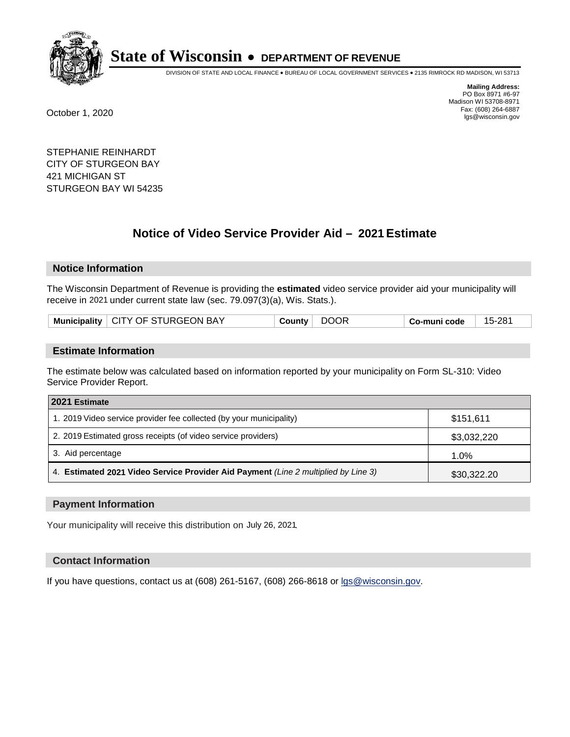# State of Wisconsin • DEPARTMENT OF REVENUE

DIVISION OF STATE AND LOCAL FINANCE • BUREAU OF LOCAL GOVERNMENT SERVICES • 2135 RIMROCK RD MADISON, WI 53713

**Mailing Address:**
PO Box 8971 #6-97
Madison WI 53708-8971
Fax: (608) 264-6887
lgs@wisconsin.gov

October 1, 2020

STEPHANIE REINHARDT
CITY OF STURGEON BAY
421 MICHIGAN ST
STURGEON BAY WI 54235

## Notice of Video Service Provider Aid – 2021 Estimate

### Notice Information

The Wisconsin Department of Revenue is providing the **estimated** video service provider aid your municipality will receive in 2021 under current state law (sec. 79.097(3)(a), Wis. Stats.).

| Municipality | CITY OF STURGEON BAY | County | DOOR | Co-muni code | 15-281 |
|---|---|---|---|---|---|

### Estimate Information

The estimate below was calculated based on information reported by your municipality on Form SL-310: Video Service Provider Report.

| 2021 Estimate | |
|---|---|
| 1. 2019 Video service provider fee collected (by your municipality) | $151,611 |
| 2. 2019 Estimated gross receipts (of video service providers) | $3,032,220 |
| 3. Aid percentage | 1.0% |
| 4. **Estimated 2021 Video Service Provider Aid Payment** *(Line 2 multiplied by Line 3)* | $30,322.20 |

### Payment Information

Your municipality will receive this distribution on July 26, 2021.

### Contact Information

If you have questions, contact us at (608) 261-5167, (608) 266-8618 or lgs@wisconsin.gov.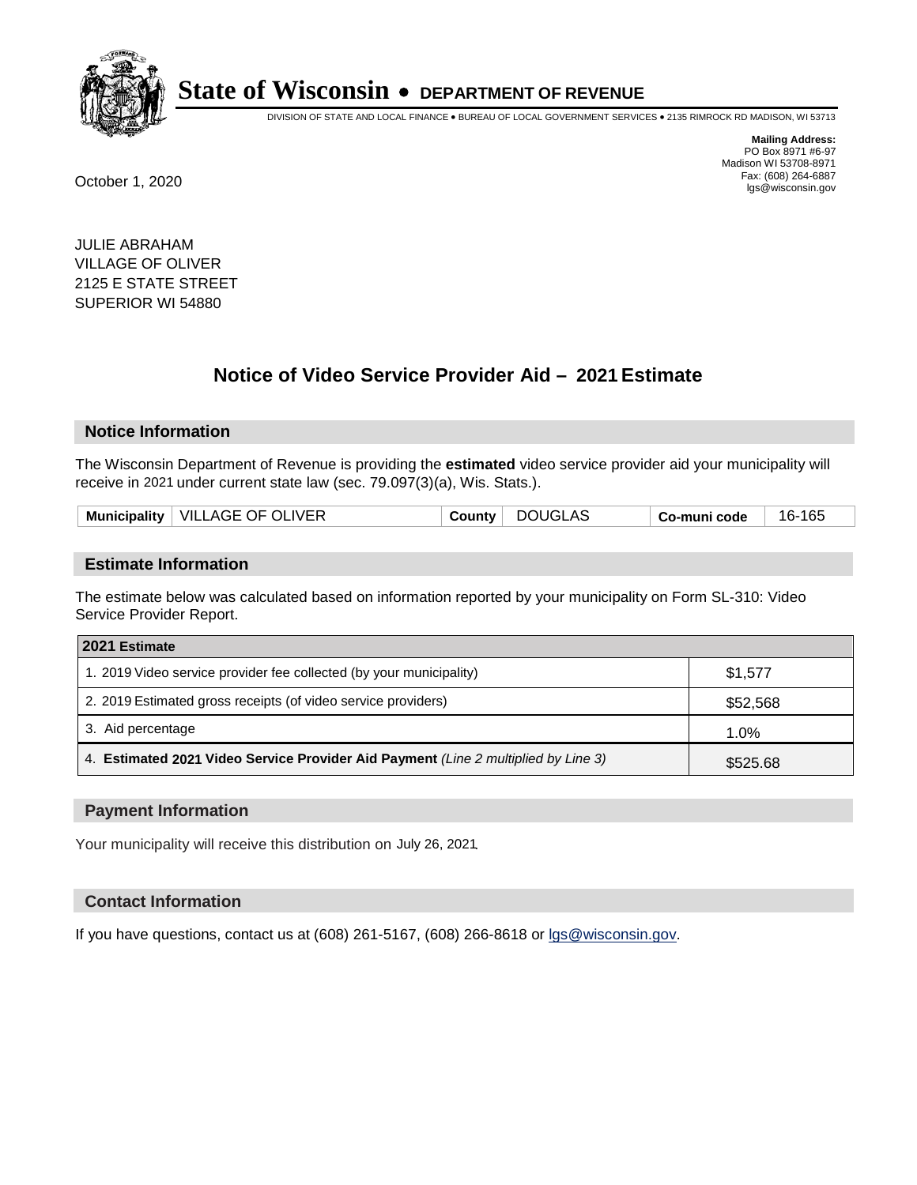# State of Wisconsin • DEPARTMENT OF REVENUE

DIVISION OF STATE AND LOCAL FINANCE • BUREAU OF LOCAL GOVERNMENT SERVICES • 2135 RIMROCK RD MADISON, WI 53713

**Mailing Address:**
PO Box 8971 #6-97
Madison WI 53708-8971
Fax: (608) 264-6887
lgs@wisconsin.gov

October 1, 2020

JULIE ABRAHAM
VILLAGE OF OLIVER
2125 E STATE STREET
SUPERIOR WI 54880

## Notice of Video Service Provider Aid – 2021 Estimate

### Notice Information

The Wisconsin Department of Revenue is providing the **estimated** video service provider aid your municipality will receive in 2021 under current state law (sec. 79.097(3)(a), Wis. Stats.).

| Municipality | VILLAGE OF OLIVER | County | DOUGLAS | Co-muni code | 16-165 |
|---|---|---|---|---|---|

### Estimate Information

The estimate below was calculated based on information reported by your municipality on Form SL-310: Video Service Provider Report.

| 2021 Estimate | |
|---|---|
| 1. 2019 Video service provider fee collected (by your municipality) | $1,577 |
| 2. 2019 Estimated gross receipts (of video service providers) | $52,568 |
| 3. Aid percentage | 1.0% |
| 4. **Estimated 2021 Video Service Provider Aid Payment** *(Line 2 multiplied by Line 3)* | $525.68 |

### Payment Information

Your municipality will receive this distribution on July 26, 2021.

### Contact Information

If you have questions, contact us at (608) 261-5167, (608) 266-8618 or lgs@wisconsin.gov.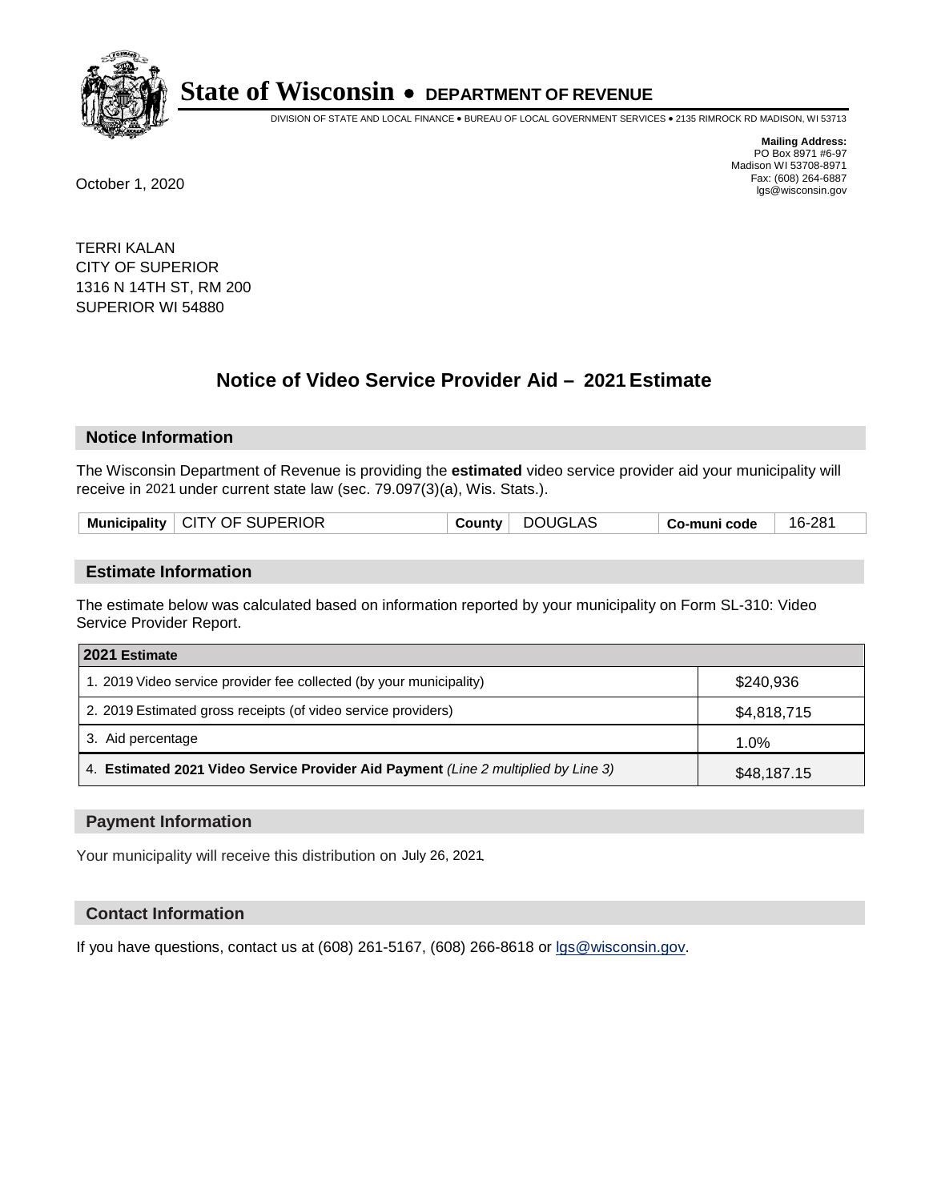# State of Wisconsin • DEPARTMENT OF REVENUE

DIVISION OF STATE AND LOCAL FINANCE • BUREAU OF LOCAL GOVERNMENT SERVICES • 2135 RIMROCK RD MADISON, WI 53713

**Mailing Address:**
PO Box 8971 #6-97
Madison WI 53708-8971
Fax: (608) 264-6887
lgs@wisconsin.gov

October 1, 2020

TERRI KALAN
CITY OF SUPERIOR
1316 N 14TH ST, RM 200
SUPERIOR WI 54880

## Notice of Video Service Provider Aid – 2021 Estimate

### Notice Information

The Wisconsin Department of Revenue is providing the **estimated** video service provider aid your municipality will receive in 2021 under current state law (sec. 79.097(3)(a), Wis. Stats.).

| **Municipality** | CITY OF SUPERIOR | **County** | DOUGLAS | **Co-muni code** | 16-281 |
|---|---|---|---|---|---|

### Estimate Information

The estimate below was calculated based on information reported by your municipality on Form SL-310: Video Service Provider Report.

| **2021 Estimate** | |
|---|---|
| 1. 2019 Video service provider fee collected (by your municipality) | $240,936 |
| 2. 2019 Estimated gross receipts (of video service providers) | $4,818,715 |
| 3. Aid percentage | 1.0% |
| 4. **Estimated 2021 Video Service Provider Aid Payment** *(Line 2 multiplied by Line 3)* | $48,187.15 |

### Payment Information

Your municipality will receive this distribution on July 26, 2021.

### Contact Information

If you have questions, contact us at (608) 261-5167, (608) 266-8618 or lgs@wisconsin.gov.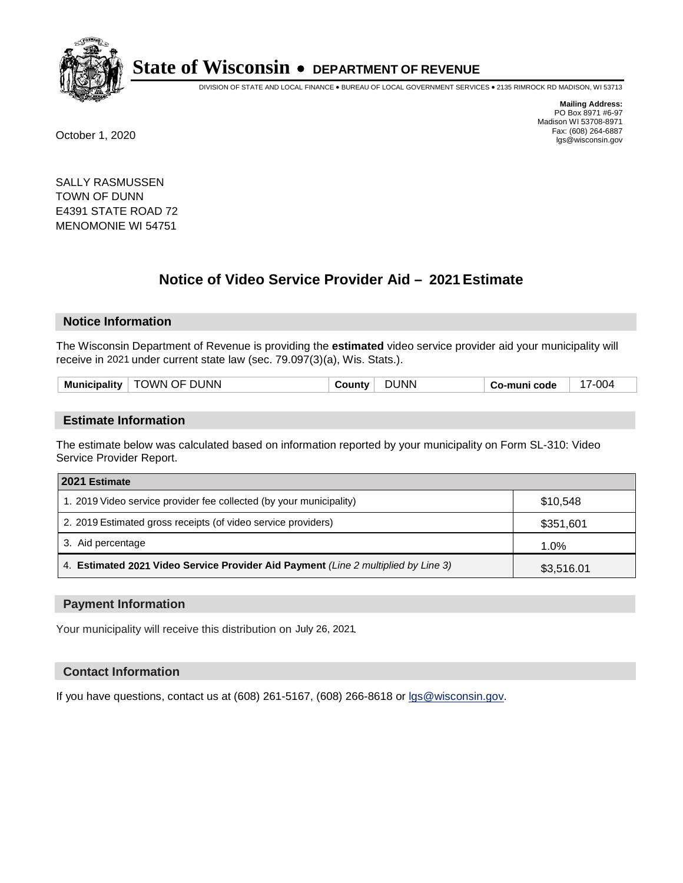# State of Wisconsin • DEPARTMENT OF REVENUE

DIVISION OF STATE AND LOCAL FINANCE • BUREAU OF LOCAL GOVERNMENT SERVICES • 2135 RIMROCK RD MADISON, WI 53713

**Mailing Address:**
PO Box 8971 #6-97
Madison WI 53708-8971
Fax: (608) 264-6887
lgs@wisconsin.gov

October 1, 2020

SALLY RASMUSSEN
TOWN OF DUNN
E4391 STATE ROAD 72
MENOMONIE WI 54751

## Notice of Video Service Provider Aid – 2021 Estimate

### Notice Information

The Wisconsin Department of Revenue is providing the **estimated** video service provider aid your municipality will receive in 2021 under current state law (sec. 79.097(3)(a), Wis. Stats.).

| Municipality | TOWN OF DUNN | County | DUNN | Co-muni code | 17-004 |
|---|---|---|---|---|---|

### Estimate Information

The estimate below was calculated based on information reported by your municipality on Form SL-310: Video Service Provider Report.

| 2021 Estimate | |
|---|---|
| 1. 2019 Video service provider fee collected (by your municipality) | $10,548 |
| 2. 2019 Estimated gross receipts (of video service providers) | $351,601 |
| 3. Aid percentage | 1.0% |
| 4. **Estimated 2021 Video Service Provider Aid Payment** *(Line 2 multiplied by Line 3)* | $3,516.01 |

### Payment Information

Your municipality will receive this distribution on July 26, 2021.

### Contact Information

If you have questions, contact us at (608) 261-5167, (608) 266-8618 or lgs@wisconsin.gov.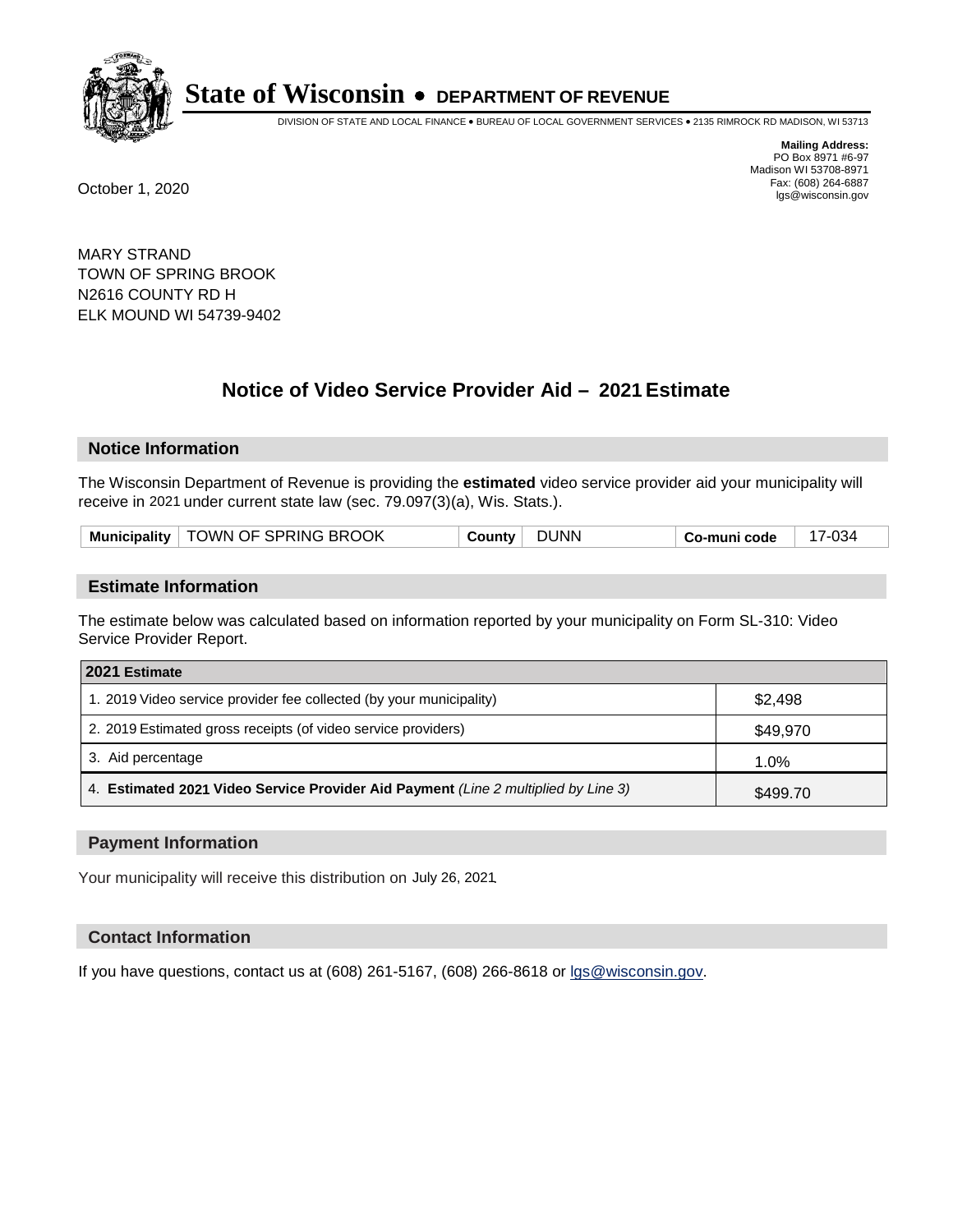# State of Wisconsin • DEPARTMENT OF REVENUE

DIVISION OF STATE AND LOCAL FINANCE • BUREAU OF LOCAL GOVERNMENT SERVICES • 2135 RIMROCK RD MADISON, WI 53713

**Mailing Address:**
PO Box 8971 #6-97
Madison WI 53708-8971
Fax: (608) 264-6887
lgs@wisconsin.gov

October 1, 2020

MARY STRAND
TOWN OF SPRING BROOK
N2616 COUNTY RD H
ELK MOUND WI 54739-9402

## Notice of Video Service Provider Aid – 2021 Estimate

### Notice Information

The Wisconsin Department of Revenue is providing the **estimated** video service provider aid your municipality will receive in 2021 under current state law (sec. 79.097(3)(a), Wis. Stats.).

| Municipality | TOWN OF SPRING BROOK | County | DUNN | Co-muni code | 17-034 |
|---|---|---|---|---|---|

### Estimate Information

The estimate below was calculated based on information reported by your municipality on Form SL-310: Video Service Provider Report.

| 2021 Estimate | |
|---|---|
| 1. 2019 Video service provider fee collected (by your municipality) | $2,498 |
| 2. 2019 Estimated gross receipts (of video service providers) | $49,970 |
| 3. Aid percentage | 1.0% |
| 4. **Estimated 2021 Video Service Provider Aid Payment** *(Line 2 multiplied by Line 3)* | $499.70 |

### Payment Information

Your municipality will receive this distribution on July 26, 2021.

### Contact Information

If you have questions, contact us at (608) 261-5167, (608) 266-8618 or lgs@wisconsin.gov.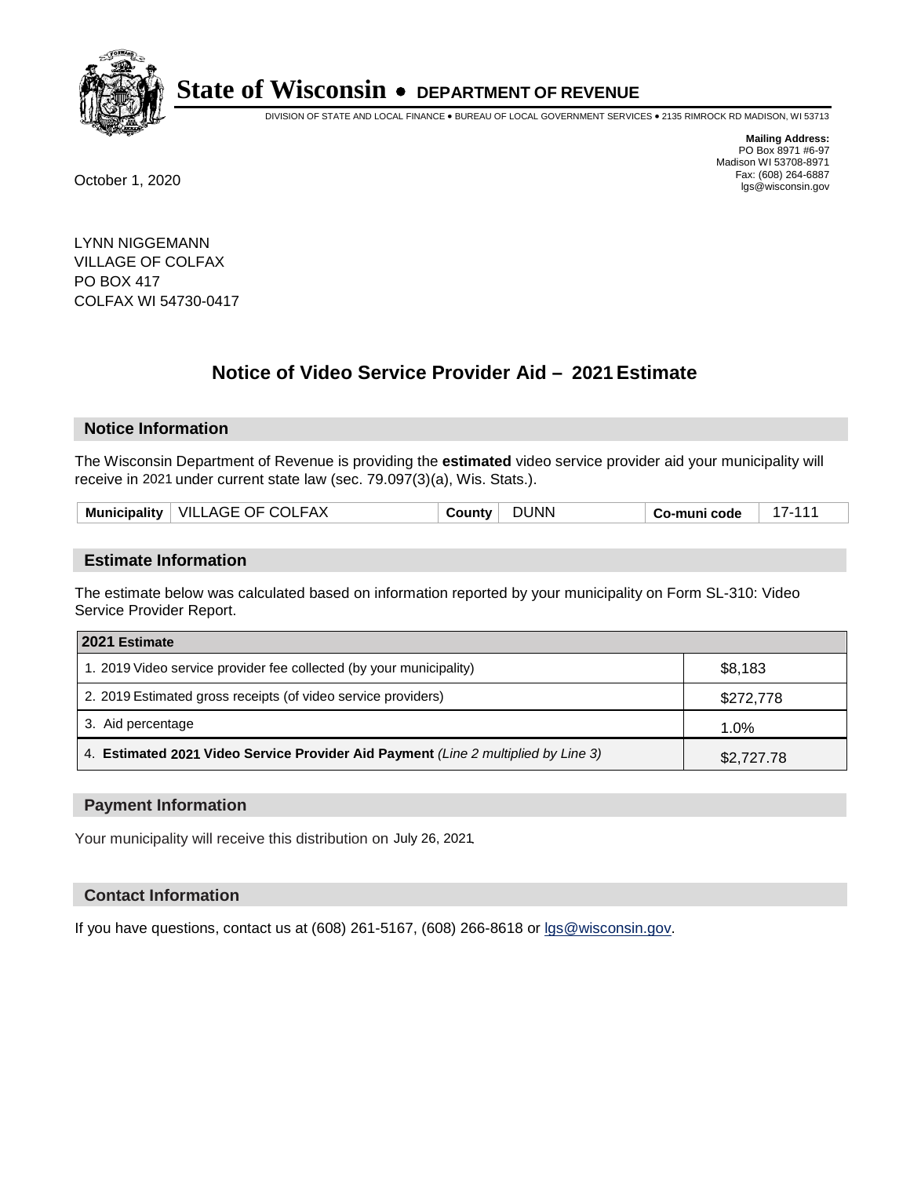# State of Wisconsin • DEPARTMENT OF REVENUE

DIVISION OF STATE AND LOCAL FINANCE • BUREAU OF LOCAL GOVERNMENT SERVICES • 2135 RIMROCK RD MADISON, WI 53713

**Mailing Address:**
PO Box 8971 #6-97
Madison WI 53708-8971
Fax: (608) 264-6887
lgs@wisconsin.gov

October 1, 2020

LYNN NIGGEMANN
VILLAGE OF COLFAX
PO BOX 417
COLFAX WI 54730-0417

## Notice of Video Service Provider Aid – 2021 Estimate

### Notice Information

The Wisconsin Department of Revenue is providing the **estimated** video service provider aid your municipality will receive in 2021 under current state law (sec. 79.097(3)(a), Wis. Stats.).

| Municipality | VILLAGE OF COLFAX | County | DUNN | Co-muni code | 17-111 |
|---|---|---|---|---|---|

### Estimate Information

The estimate below was calculated based on information reported by your municipality on Form SL-310: Video Service Provider Report.

| 2021 Estimate | |
|---|---|
| 1. 2019 Video service provider fee collected (by your municipality) | $8,183 |
| 2. 2019 Estimated gross receipts (of video service providers) | $272,778 |
| 3. Aid percentage | 1.0% |
| 4. **Estimated 2021 Video Service Provider Aid Payment** *(Line 2 multiplied by Line 3)* | $2,727.78 |

### Payment Information

Your municipality will receive this distribution on July 26, 2021.

### Contact Information

If you have questions, contact us at (608) 261-5167, (608) 266-8618 or lgs@wisconsin.gov.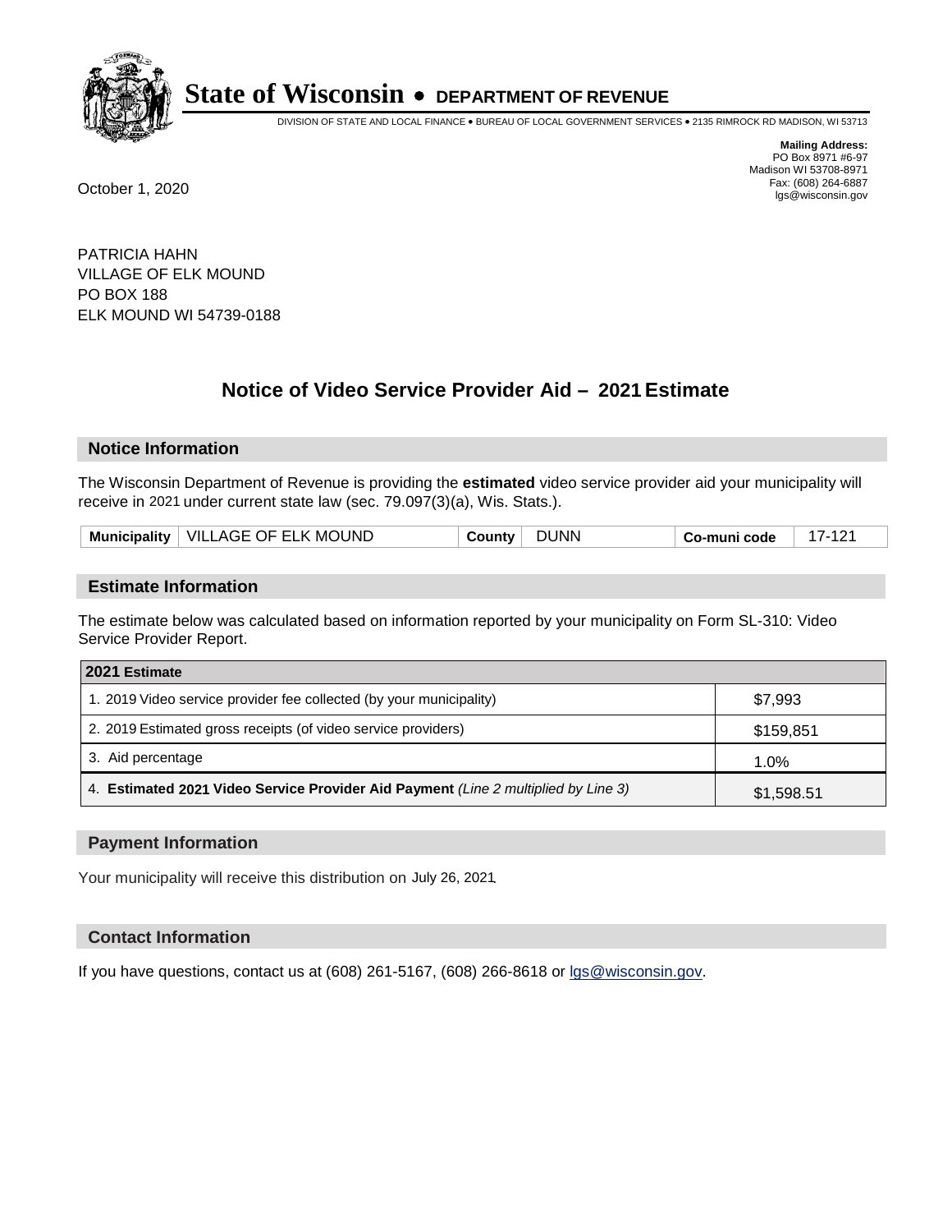# State of Wisconsin • DEPARTMENT OF REVENUE

DIVISION OF STATE AND LOCAL FINANCE • BUREAU OF LOCAL GOVERNMENT SERVICES • 2135 RIMROCK RD MADISON, WI 53713

**Mailing Address:**
PO Box 8971 #6-97
Madison WI 53708-8971
Fax: (608) 264-6887
lgs@wisconsin.gov

October 1, 2020

PATRICIA HAHN
VILLAGE OF ELK MOUND
PO BOX 188
ELK MOUND WI 54739-0188

## Notice of Video Service Provider Aid – 2021 Estimate

### Notice Information

The Wisconsin Department of Revenue is providing the **estimated** video service provider aid your municipality will receive in 2021 under current state law (sec. 79.097(3)(a), Wis. Stats.).

| Municipality | VILLAGE OF ELK MOUND | County | DUNN | Co-muni code | 17-121 |
|---|---|---|---|---|---|

### Estimate Information

The estimate below was calculated based on information reported by your municipality on Form SL-310: Video Service Provider Report.

| 2021 Estimate | |
|---|---|
| 1. 2019 Video service provider fee collected (by your municipality) | $7,993 |
| 2. 2019 Estimated gross receipts (of video service providers) | $159,851 |
| 3. Aid percentage | 1.0% |
| 4. **Estimated 2021 Video Service Provider Aid Payment** *(Line 2 multiplied by Line 3)* | $1,598.51 |

### Payment Information

Your municipality will receive this distribution on July 26, 2021.

### Contact Information

If you have questions, contact us at (608) 261-5167, (608) 266-8618 or lgs@wisconsin.gov.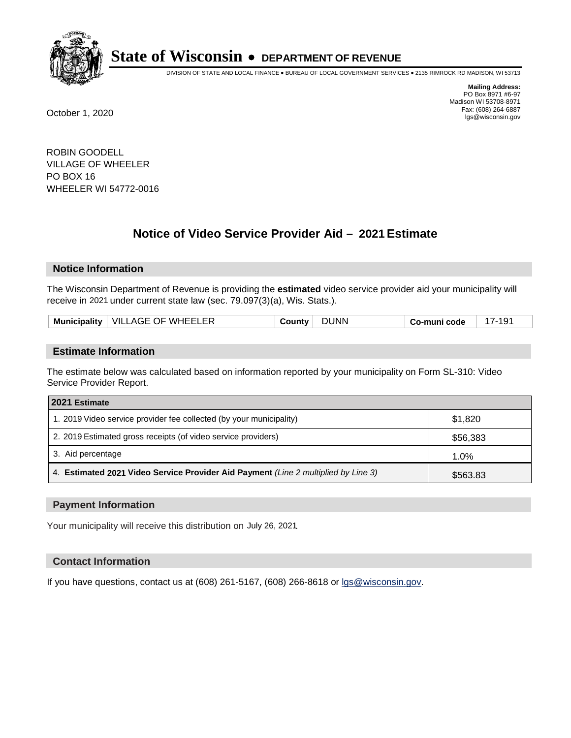# State of Wisconsin • DEPARTMENT OF REVENUE

DIVISION OF STATE AND LOCAL FINANCE • BUREAU OF LOCAL GOVERNMENT SERVICES • 2135 RIMROCK RD MADISON, WI 53713

**Mailing Address:**
PO Box 8971 #6-97
Madison WI 53708-8971
Fax: (608) 264-6887
lgs@wisconsin.gov

October 1, 2020

ROBIN GOODELL
VILLAGE OF WHEELER
PO BOX 16
WHEELER WI 54772-0016

## Notice of Video Service Provider Aid – 2021 Estimate

### Notice Information

The Wisconsin Department of Revenue is providing the **estimated** video service provider aid your municipality will receive in 2021 under current state law (sec. 79.097(3)(a), Wis. Stats.).

| Municipality | VILLAGE OF WHEELER | County | DUNN | Co-muni code | 17-191 |
|---|---|---|---|---|---|

### Estimate Information

The estimate below was calculated based on information reported by your municipality on Form SL-310: Video Service Provider Report.

| 2021 Estimate | |
|---|---|
| 1. 2019 Video service provider fee collected (by your municipality) | $1,820 |
| 2. 2019 Estimated gross receipts (of video service providers) | $56,383 |
| 3. Aid percentage | 1.0% |
| 4. **Estimated 2021 Video Service Provider Aid Payment** *(Line 2 multiplied by Line 3)* | $563.83 |

### Payment Information

Your municipality will receive this distribution on July 26, 2021.

### Contact Information

If you have questions, contact us at (608) 261-5167, (608) 266-8618 or lgs@wisconsin.gov.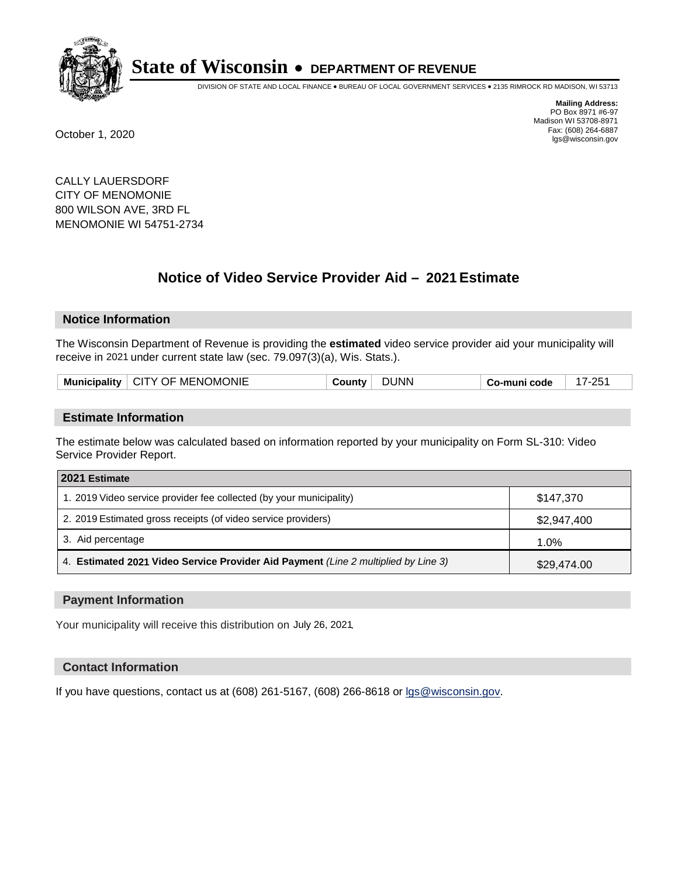# State of Wisconsin • DEPARTMENT OF REVENUE

DIVISION OF STATE AND LOCAL FINANCE • BUREAU OF LOCAL GOVERNMENT SERVICES • 2135 RIMROCK RD MADISON, WI 53713

**Mailing Address:**
PO Box 8971 #6-97
Madison WI 53708-8971
Fax: (608) 264-6887
lgs@wisconsin.gov

October 1, 2020

CALLY LAUERSDORF
CITY OF MENOMONIE
800 WILSON AVE, 3RD FL
MENOMONIE WI 54751-2734

## Notice of Video Service Provider Aid – 2021 Estimate

### Notice Information

The Wisconsin Department of Revenue is providing the **estimated** video service provider aid your municipality will receive in 2021 under current state law (sec. 79.097(3)(a), Wis. Stats.).

| **Municipality** | CITY OF MENOMONIE | **County** | DUNN | **Co-muni code** | 17-251 |
|---|---|---|---|---|---|

### Estimate Information

The estimate below was calculated based on information reported by your municipality on Form SL-310: Video Service Provider Report.

| **2021 Estimate** | |
|---|---|
| 1. 2019 Video service provider fee collected (by your municipality) | $147,370 |
| 2. 2019 Estimated gross receipts (of video service providers) | $2,947,400 |
| 3. Aid percentage | 1.0% |
| 4. **Estimated 2021 Video Service Provider Aid Payment** *(Line 2 multiplied by Line 3)* | $29,474.00 |

### Payment Information

Your municipality will receive this distribution on July 26, 2021.

### Contact Information

If you have questions, contact us at (608) 261-5167, (608) 266-8618 or lgs@wisconsin.gov.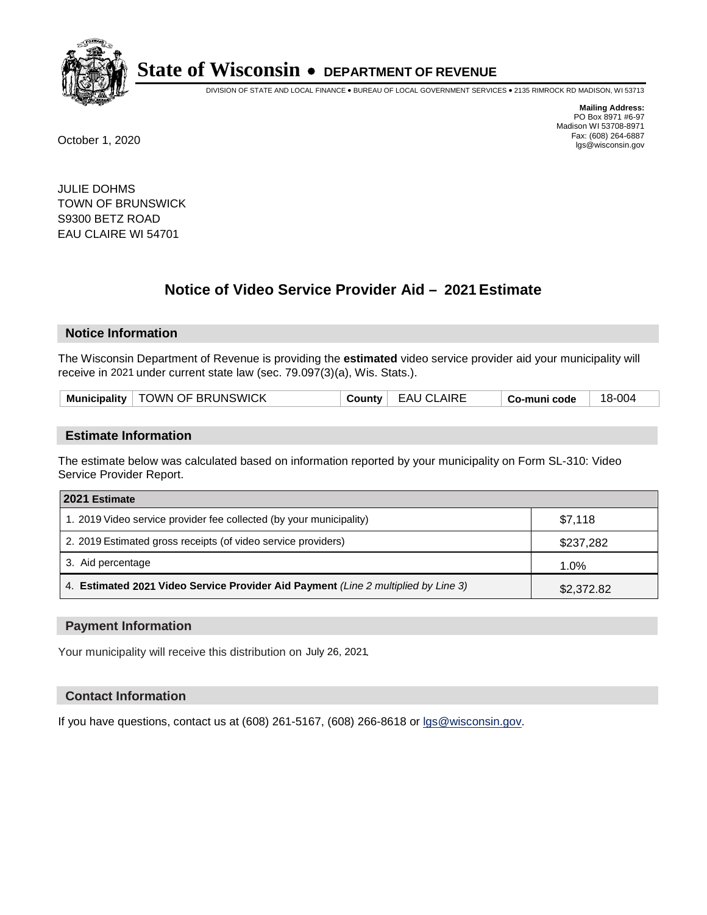# State of Wisconsin • DEPARTMENT OF REVENUE

DIVISION OF STATE AND LOCAL FINANCE • BUREAU OF LOCAL GOVERNMENT SERVICES • 2135 RIMROCK RD MADISON, WI 53713

**Mailing Address:**
PO Box 8971 #6-97
Madison WI 53708-8971
Fax: (608) 264-6887
lgs@wisconsin.gov

October 1, 2020

JULIE DOHMS
TOWN OF BRUNSWICK
S9300 BETZ ROAD
EAU CLAIRE WI 54701

## Notice of Video Service Provider Aid – 2021 Estimate

### Notice Information

The Wisconsin Department of Revenue is providing the **estimated** video service provider aid your municipality will receive in 2021 under current state law (sec. 79.097(3)(a), Wis. Stats.).

| Municipality | TOWN OF BRUNSWICK | County | EAU CLAIRE | Co-muni code | 18-004 |
|---|---|---|---|---|---|

### Estimate Information

The estimate below was calculated based on information reported by your municipality on Form SL-310: Video Service Provider Report.

| 2021 Estimate | |
|---|---|
| 1. 2019 Video service provider fee collected (by your municipality) | $7,118 |
| 2. 2019 Estimated gross receipts (of video service providers) | $237,282 |
| 3. Aid percentage | 1.0% |
| 4. **Estimated 2021 Video Service Provider Aid Payment** *(Line 2 multiplied by Line 3)* | $2,372.82 |

### Payment Information

Your municipality will receive this distribution on July 26, 2021.

### Contact Information

If you have questions, contact us at (608) 261-5167, (608) 266-8618 or lgs@wisconsin.gov.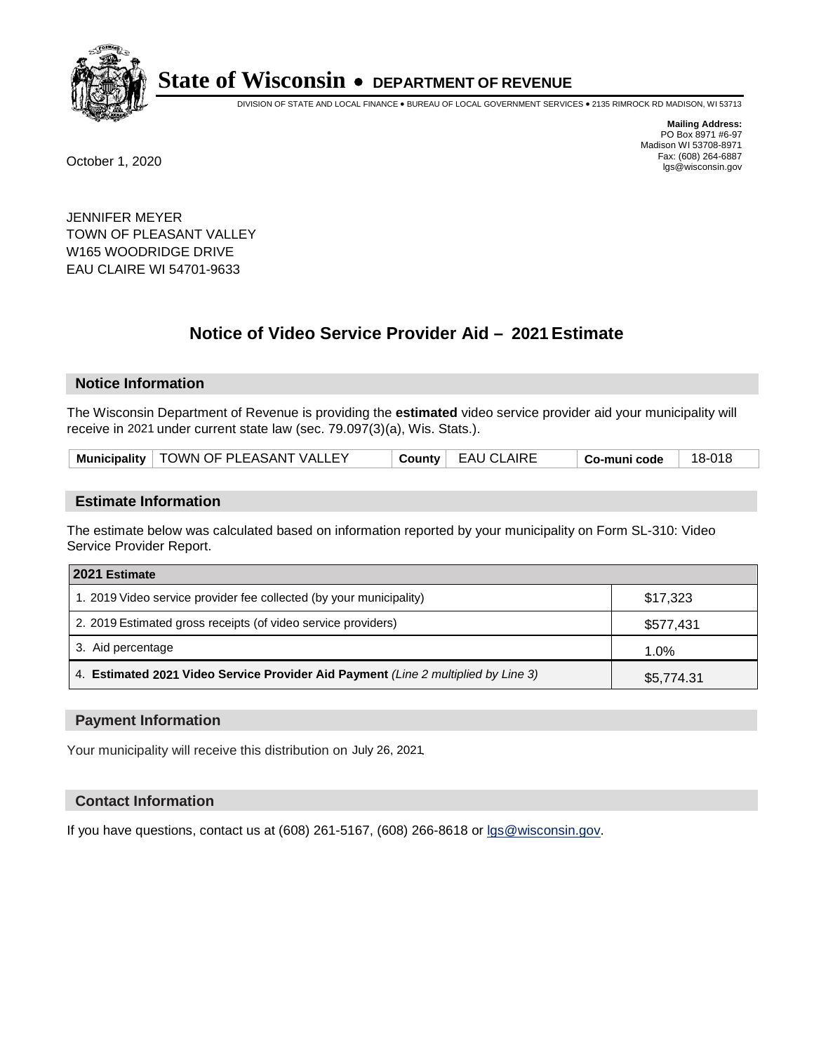# State of Wisconsin • DEPARTMENT OF REVENUE

DIVISION OF STATE AND LOCAL FINANCE • BUREAU OF LOCAL GOVERNMENT SERVICES • 2135 RIMROCK RD MADISON, WI 53713

**Mailing Address:**
PO Box 8971 #6-97
Madison WI 53708-8971
Fax: (608) 264-6887
lgs@wisconsin.gov

October 1, 2020

JENNIFER MEYER
TOWN OF PLEASANT VALLEY
W165 WOODRIDGE DRIVE
EAU CLAIRE WI 54701-9633

## Notice of Video Service Provider Aid – 2021 Estimate

### Notice Information

The Wisconsin Department of Revenue is providing the **estimated** video service provider aid your municipality will receive in 2021 under current state law (sec. 79.097(3)(a), Wis. Stats.).

| Municipality | TOWN OF PLEASANT VALLEY | County | EAU CLAIRE | Co-muni code | 18-018 |
|---|---|---|---|---|---|

### Estimate Information

The estimate below was calculated based on information reported by your municipality on Form SL-310: Video Service Provider Report.

| 2021 Estimate | |
|---|---|
| 1. 2019 Video service provider fee collected (by your municipality) | $17,323 |
| 2. 2019 Estimated gross receipts (of video service providers) | $577,431 |
| 3. Aid percentage | 1.0% |
| 4. **Estimated 2021 Video Service Provider Aid Payment** *(Line 2 multiplied by Line 3)* | $5,774.31 |

### Payment Information

Your municipality will receive this distribution on July 26, 2021.

### Contact Information

If you have questions, contact us at (608) 261-5167, (608) 266-8618 or lgs@wisconsin.gov.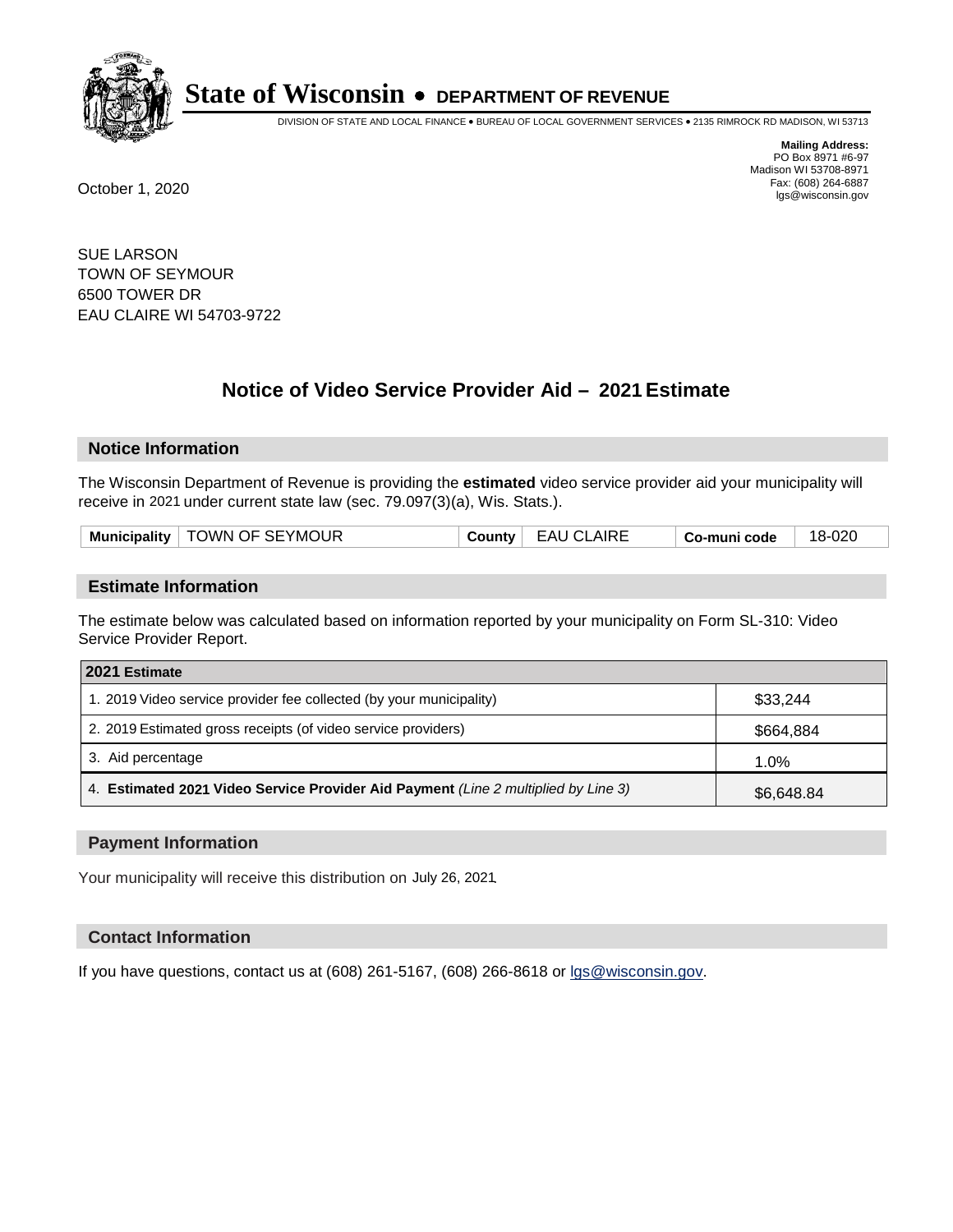# State of Wisconsin • DEPARTMENT OF REVENUE

DIVISION OF STATE AND LOCAL FINANCE • BUREAU OF LOCAL GOVERNMENT SERVICES • 2135 RIMROCK RD MADISON, WI 53713

**Mailing Address:**
PO Box 8971 #6-97
Madison WI 53708-8971
Fax: (608) 264-6887
lgs@wisconsin.gov

October 1, 2020

SUE LARSON
TOWN OF SEYMOUR
6500 TOWER DR
EAU CLAIRE WI 54703-9722

## Notice of Video Service Provider Aid – 2021 Estimate

### Notice Information

The Wisconsin Department of Revenue is providing the **estimated** video service provider aid your municipality will receive in 2021 under current state law (sec. 79.097(3)(a), Wis. Stats.).

| Municipality | TOWN OF SEYMOUR | County | EAU CLAIRE | Co-muni code | 18-020 |
|---|---|---|---|---|---|

### Estimate Information

The estimate below was calculated based on information reported by your municipality on Form SL-310: Video Service Provider Report.

| 2021 Estimate | |
|---|---|
| 1. 2019 Video service provider fee collected (by your municipality) | $33,244 |
| 2. 2019 Estimated gross receipts (of video service providers) | $664,884 |
| 3. Aid percentage | 1.0% |
| 4. **Estimated 2021 Video Service Provider Aid Payment** *(Line 2 multiplied by Line 3)* | $6,648.84 |

### Payment Information

Your municipality will receive this distribution on July 26, 2021.

### Contact Information

If you have questions, contact us at (608) 261-5167, (608) 266-8618 or lgs@wisconsin.gov.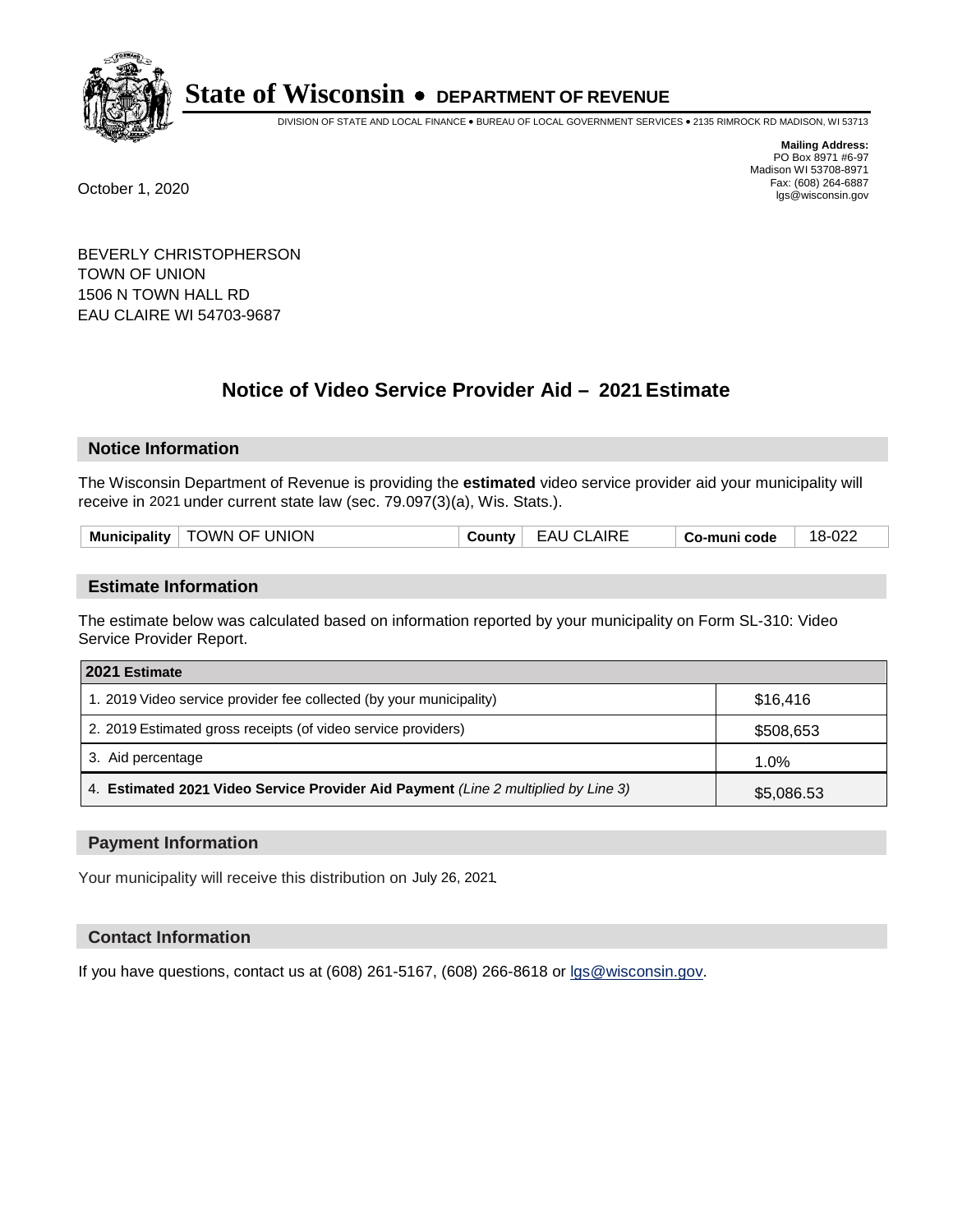# State of Wisconsin • DEPARTMENT OF REVENUE

DIVISION OF STATE AND LOCAL FINANCE • BUREAU OF LOCAL GOVERNMENT SERVICES • 2135 RIMROCK RD MADISON, WI 53713

**Mailing Address:**
PO Box 8971 #6-97
Madison WI 53708-8971
Fax: (608) 264-6887
lgs@wisconsin.gov

October 1, 2020

BEVERLY CHRISTOPHERSON
TOWN OF UNION
1506 N TOWN HALL RD
EAU CLAIRE WI 54703-9687

## Notice of Video Service Provider Aid – 2021 Estimate

### Notice Information

The Wisconsin Department of Revenue is providing the **estimated** video service provider aid your municipality will receive in 2021 under current state law (sec. 79.097(3)(a), Wis. Stats.).

| Municipality | TOWN OF UNION | County | EAU CLAIRE | Co-muni code | 18-022 |
|---|---|---|---|---|---|

### Estimate Information

The estimate below was calculated based on information reported by your municipality on Form SL-310: Video Service Provider Report.

| 2021 Estimate | |
|---|---|
| 1. 2019 Video service provider fee collected (by your municipality) | $16,416 |
| 2. 2019 Estimated gross receipts (of video service providers) | $508,653 |
| 3. Aid percentage | 1.0% |
| 4. **Estimated 2021 Video Service Provider Aid Payment** *(Line 2 multiplied by Line 3)* | $5,086.53 |

### Payment Information

Your municipality will receive this distribution on July 26, 2021.

### Contact Information

If you have questions, contact us at (608) 261-5167, (608) 266-8618 or lgs@wisconsin.gov.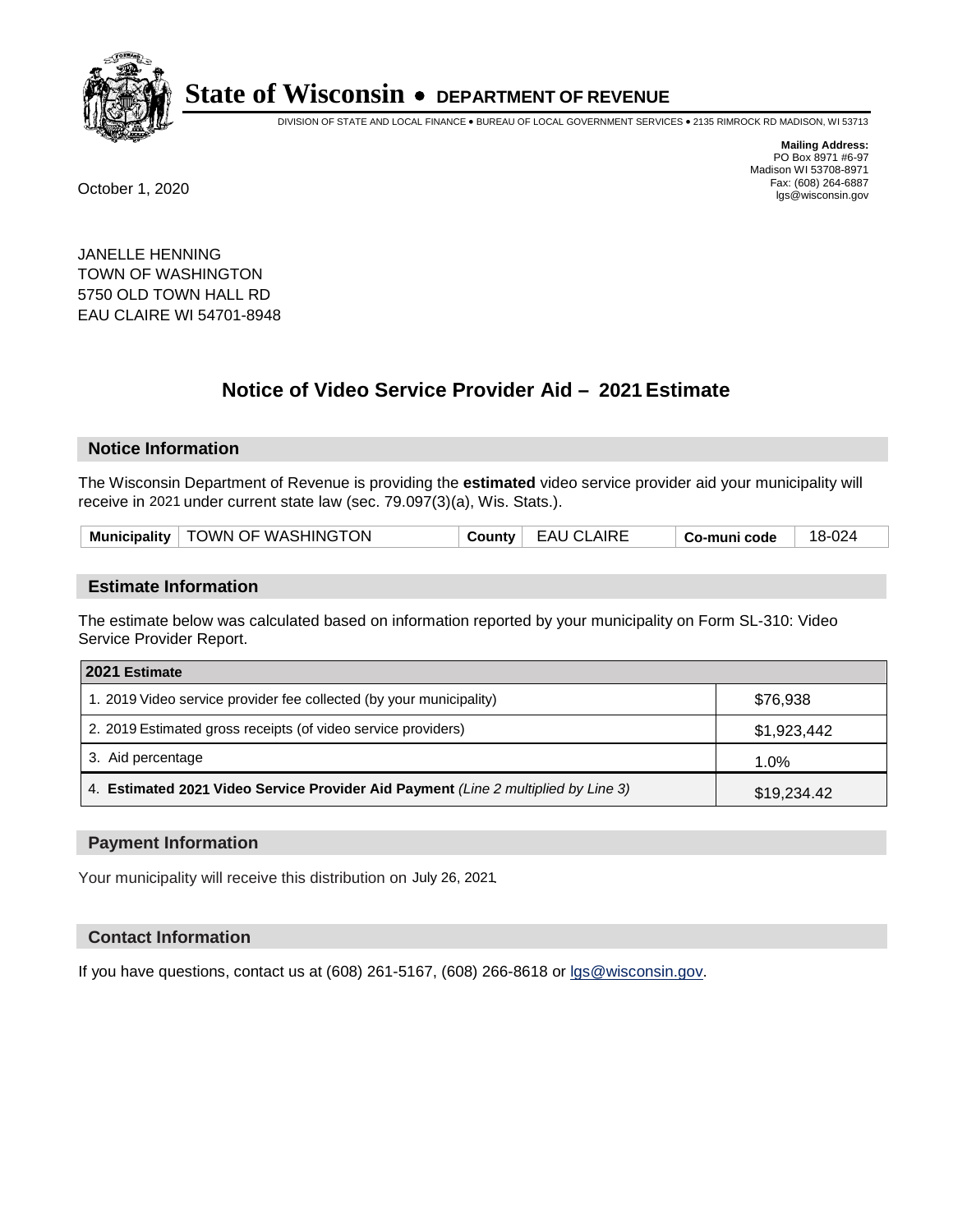# State of Wisconsin • DEPARTMENT OF REVENUE

DIVISION OF STATE AND LOCAL FINANCE • BUREAU OF LOCAL GOVERNMENT SERVICES • 2135 RIMROCK RD MADISON, WI 53713

**Mailing Address:**
PO Box 8971 #6-97
Madison WI 53708-8971
Fax: (608) 264-6887
lgs@wisconsin.gov

October 1, 2020

JANELLE HENNING
TOWN OF WASHINGTON
5750 OLD TOWN HALL RD
EAU CLAIRE WI 54701-8948

## Notice of Video Service Provider Aid – 2021 Estimate

### Notice Information

The Wisconsin Department of Revenue is providing the **estimated** video service provider aid your municipality will receive in 2021 under current state law (sec. 79.097(3)(a), Wis. Stats.).

| Municipality | TOWN OF WASHINGTON | County | EAU CLAIRE | Co-muni code | 18-024 |
|---|---|---|---|---|---|

### Estimate Information

The estimate below was calculated based on information reported by your municipality on Form SL-310: Video Service Provider Report.

| 2021 Estimate | |
|---|---|
| 1. 2019 Video service provider fee collected (by your municipality) | $76,938 |
| 2. 2019 Estimated gross receipts (of video service providers) | $1,923,442 |
| 3. Aid percentage | 1.0% |
| 4. **Estimated 2021 Video Service Provider Aid Payment** *(Line 2 multiplied by Line 3)* | $19,234.42 |

### Payment Information

Your municipality will receive this distribution on July 26, 2021.

### Contact Information

If you have questions, contact us at (608) 261-5167, (608) 266-8618 or lgs@wisconsin.gov.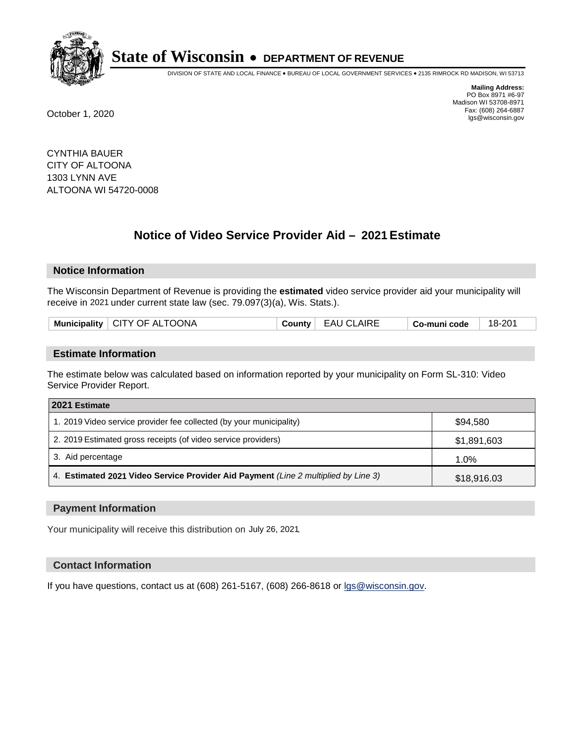**State of Wisconsin • DEPARTMENT OF REVENUE**

DIVISION OF STATE AND LOCAL FINANCE • BUREAU OF LOCAL GOVERNMENT SERVICES • 2135 RIMROCK RD MADISON, WI 53713

**Mailing Address:**
PO Box 8971 #6-97
Madison WI 53708-8971
Fax: (608) 264-6887
lgs@wisconsin.gov

October 1, 2020

CYNTHIA BAUER
CITY OF ALTOONA
1303 LYNN AVE
ALTOONA WI 54720-0008

## Notice of Video Service Provider Aid – 2021 Estimate

### Notice Information

The Wisconsin Department of Revenue is providing the **estimated** video service provider aid your municipality will receive in 2021 under current state law (sec. 79.097(3)(a), Wis. Stats.).

| **Municipality** | CITY OF ALTOONA | **County** | EAU CLAIRE | **Co-muni code** | 18-201 |
|---|---|---|---|---|---|

### Estimate Information

The estimate below was calculated based on information reported by your municipality on Form SL-310: Video Service Provider Report.

| **2021 Estimate** | |
|---|---|
| 1. 2019 Video service provider fee collected (by your municipality) | $94,580 |
| 2. 2019 Estimated gross receipts (of video service providers) | $1,891,603 |
| 3. Aid percentage | 1.0% |
| 4. **Estimated 2021 Video Service Provider Aid Payment** *(Line 2 multiplied by Line 3)* | $18,916.03 |

### Payment Information

Your municipality will receive this distribution on July 26, 2021.

### Contact Information

If you have questions, contact us at (608) 261-5167, (608) 266-8618 or lgs@wisconsin.gov.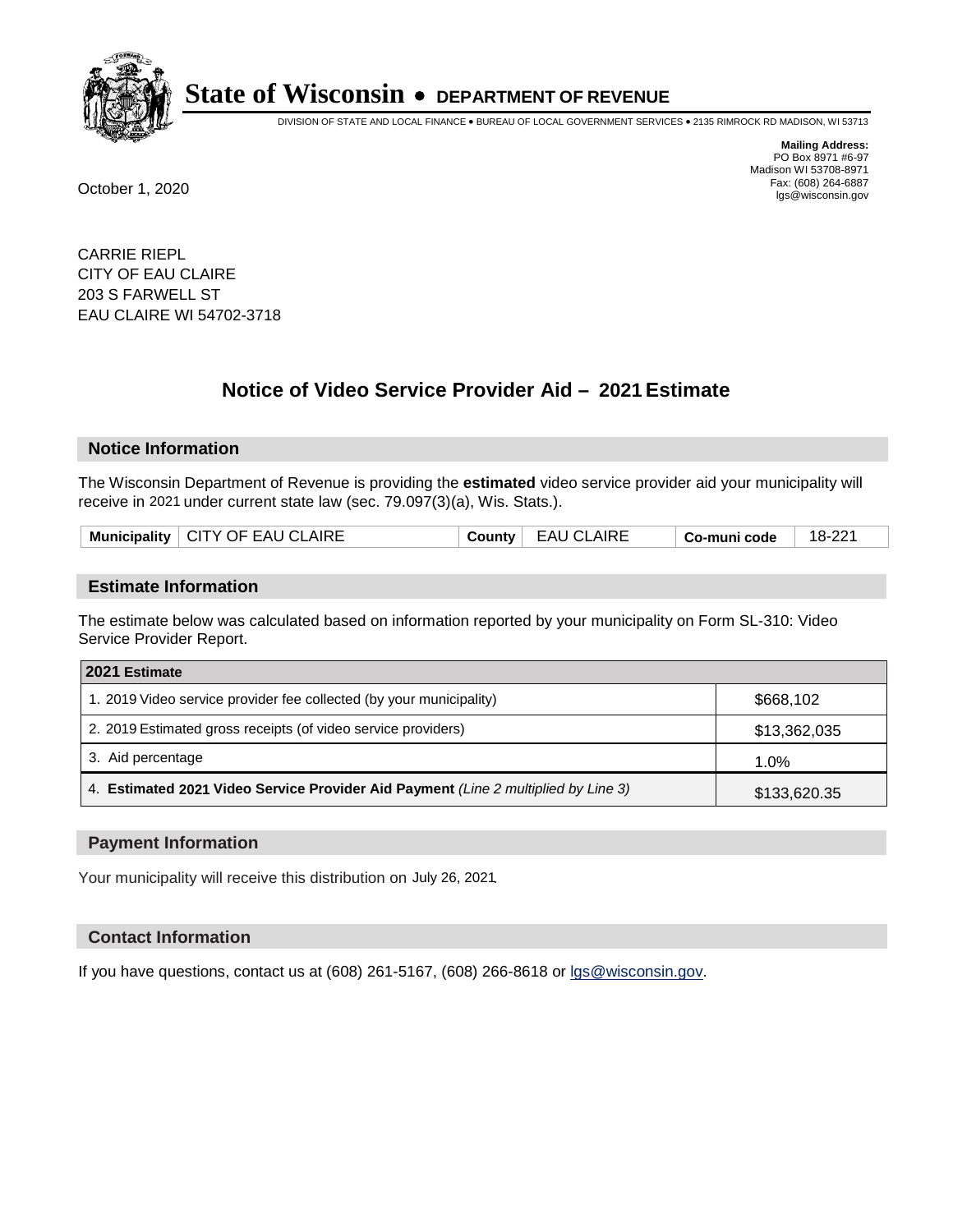# State of Wisconsin • DEPARTMENT OF REVENUE

DIVISION OF STATE AND LOCAL FINANCE • BUREAU OF LOCAL GOVERNMENT SERVICES • 2135 RIMROCK RD MADISON, WI 53713

**Mailing Address:**
PO Box 8971 #6-97
Madison WI 53708-8971
Fax: (608) 264-6887
lgs@wisconsin.gov

October 1, 2020

CARRIE RIEPL
CITY OF EAU CLAIRE
203 S FARWELL ST
EAU CLAIRE WI 54702-3718

## Notice of Video Service Provider Aid – 2021 Estimate

### Notice Information

The Wisconsin Department of Revenue is providing the **estimated** video service provider aid your municipality will receive in 2021 under current state law (sec. 79.097(3)(a), Wis. Stats.).

| Municipality | CITY OF EAU CLAIRE | County | EAU CLAIRE | Co-muni code | 18-221 |
|---|---|---|---|---|---|

### Estimate Information

The estimate below was calculated based on information reported by your municipality on Form SL-310: Video Service Provider Report.

| 2021 Estimate | |
|---|---|
| 1. 2019 Video service provider fee collected (by your municipality) | $668,102 |
| 2. 2019 Estimated gross receipts (of video service providers) | $13,362,035 |
| 3. Aid percentage | 1.0% |
| 4. **Estimated 2021 Video Service Provider Aid Payment** *(Line 2 multiplied by Line 3)* | $133,620.35 |

### Payment Information

Your municipality will receive this distribution on July 26, 2021.

### Contact Information

If you have questions, contact us at (608) 261-5167, (608) 266-8618 or lgs@wisconsin.gov.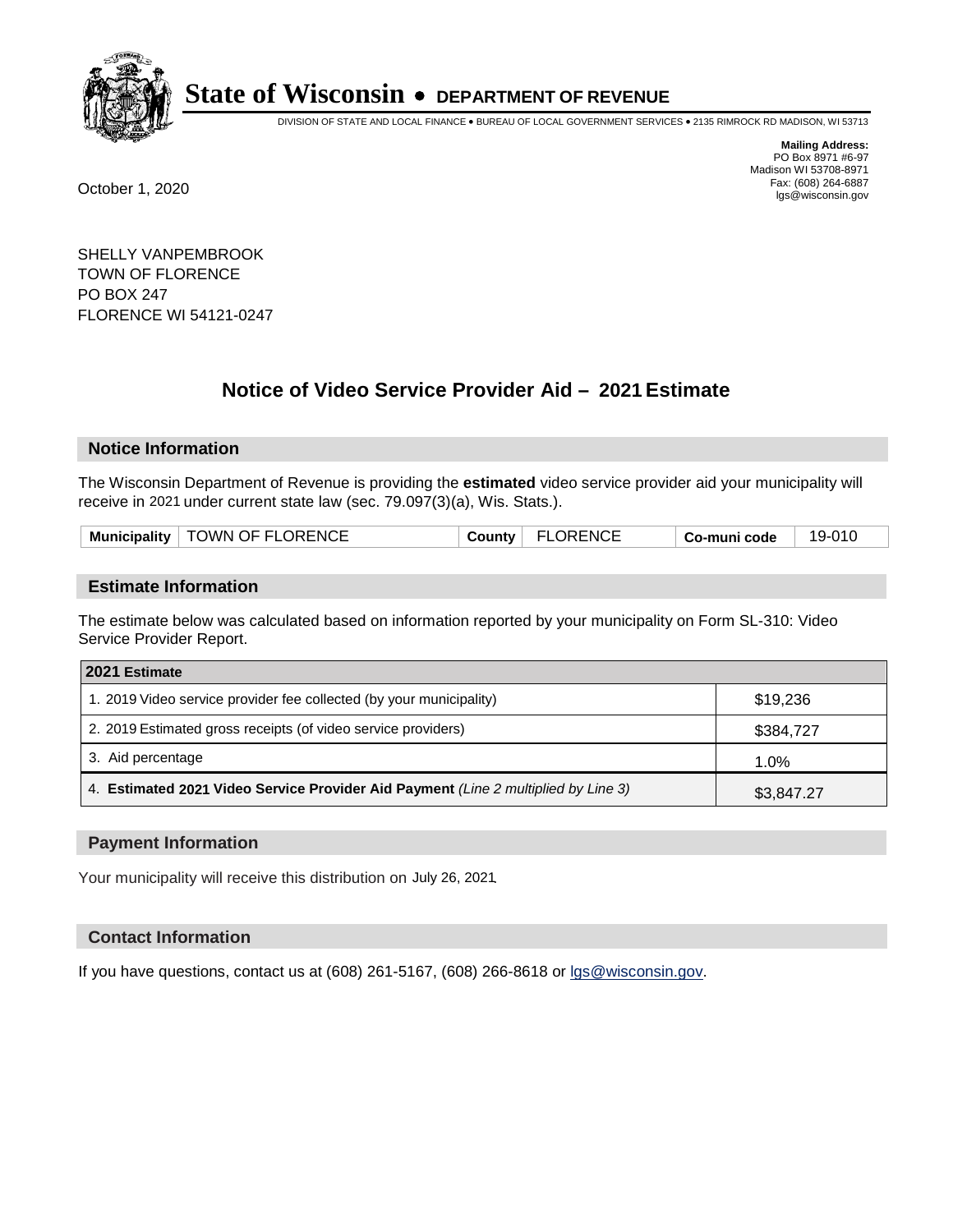# State of Wisconsin • DEPARTMENT OF REVENUE

DIVISION OF STATE AND LOCAL FINANCE • BUREAU OF LOCAL GOVERNMENT SERVICES • 2135 RIMROCK RD MADISON, WI 53713

**Mailing Address:**
PO Box 8971 #6-97
Madison WI 53708-8971
Fax: (608) 264-6887
lgs@wisconsin.gov

October 1, 2020

SHELLY VANPEMBROOK
TOWN OF FLORENCE
PO BOX 247
FLORENCE WI 54121-0247

## Notice of Video Service Provider Aid – 2021 Estimate

### Notice Information

The Wisconsin Department of Revenue is providing the **estimated** video service provider aid your municipality will receive in 2021 under current state law (sec. 79.097(3)(a), Wis. Stats.).

| Municipality | TOWN OF FLORENCE | County | FLORENCE | Co-muni code | 19-010 |
|---|---|---|---|---|---|

### Estimate Information

The estimate below was calculated based on information reported by your municipality on Form SL-310: Video Service Provider Report.

| 2021 Estimate | |
|---|---|
| 1. 2019 Video service provider fee collected (by your municipality) | $19,236 |
| 2. 2019 Estimated gross receipts (of video service providers) | $384,727 |
| 3. Aid percentage | 1.0% |
| 4. **Estimated 2021 Video Service Provider Aid Payment** *(Line 2 multiplied by Line 3)* | $3,847.27 |

### Payment Information

Your municipality will receive this distribution on July 26, 2021.

### Contact Information

If you have questions, contact us at (608) 261-5167, (608) 266-8618 or lgs@wisconsin.gov.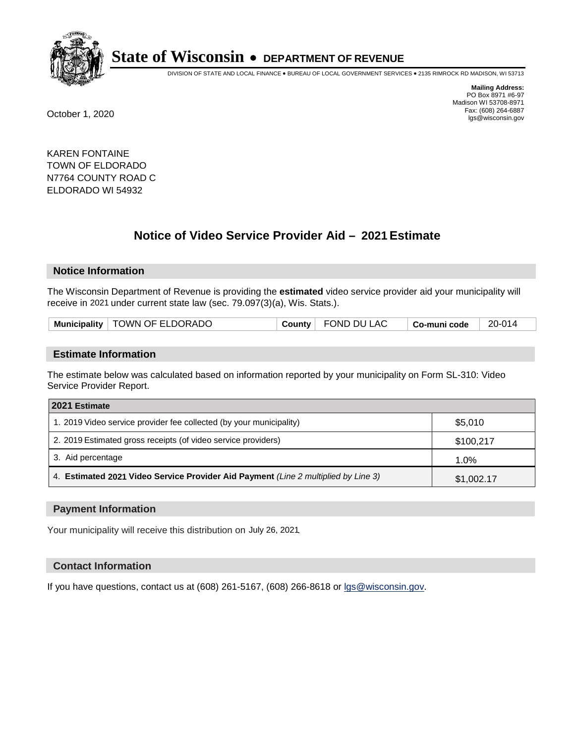# State of Wisconsin • DEPARTMENT OF REVENUE

DIVISION OF STATE AND LOCAL FINANCE • BUREAU OF LOCAL GOVERNMENT SERVICES • 2135 RIMROCK RD MADISON, WI 53713

**Mailing Address:**
PO Box 8971 #6-97
Madison WI 53708-8971
Fax: (608) 264-6887
lgs@wisconsin.gov

October 1, 2020

KAREN FONTAINE
TOWN OF ELDORADO
N7764 COUNTY ROAD C
ELDORADO WI 54932

## Notice of Video Service Provider Aid – 2021 Estimate

### Notice Information

The Wisconsin Department of Revenue is providing the **estimated** video service provider aid your municipality will receive in 2021 under current state law (sec. 79.097(3)(a), Wis. Stats.).

| Municipality | TOWN OF ELDORADO | County | FOND DU LAC | Co-muni code | 20-014 |
|---|---|---|---|---|---|

### Estimate Information

The estimate below was calculated based on information reported by your municipality on Form SL-310: Video Service Provider Report.

| 2021 Estimate | |
|---|---|
| 1. 2019 Video service provider fee collected (by your municipality) | $5,010 |
| 2. 2019 Estimated gross receipts (of video service providers) | $100,217 |
| 3. Aid percentage | 1.0% |
| 4. **Estimated 2021 Video Service Provider Aid Payment** *(Line 2 multiplied by Line 3)* | $1,002.17 |

### Payment Information

Your municipality will receive this distribution on July 26, 2021.

### Contact Information

If you have questions, contact us at (608) 261-5167, (608) 266-8618 or lgs@wisconsin.gov.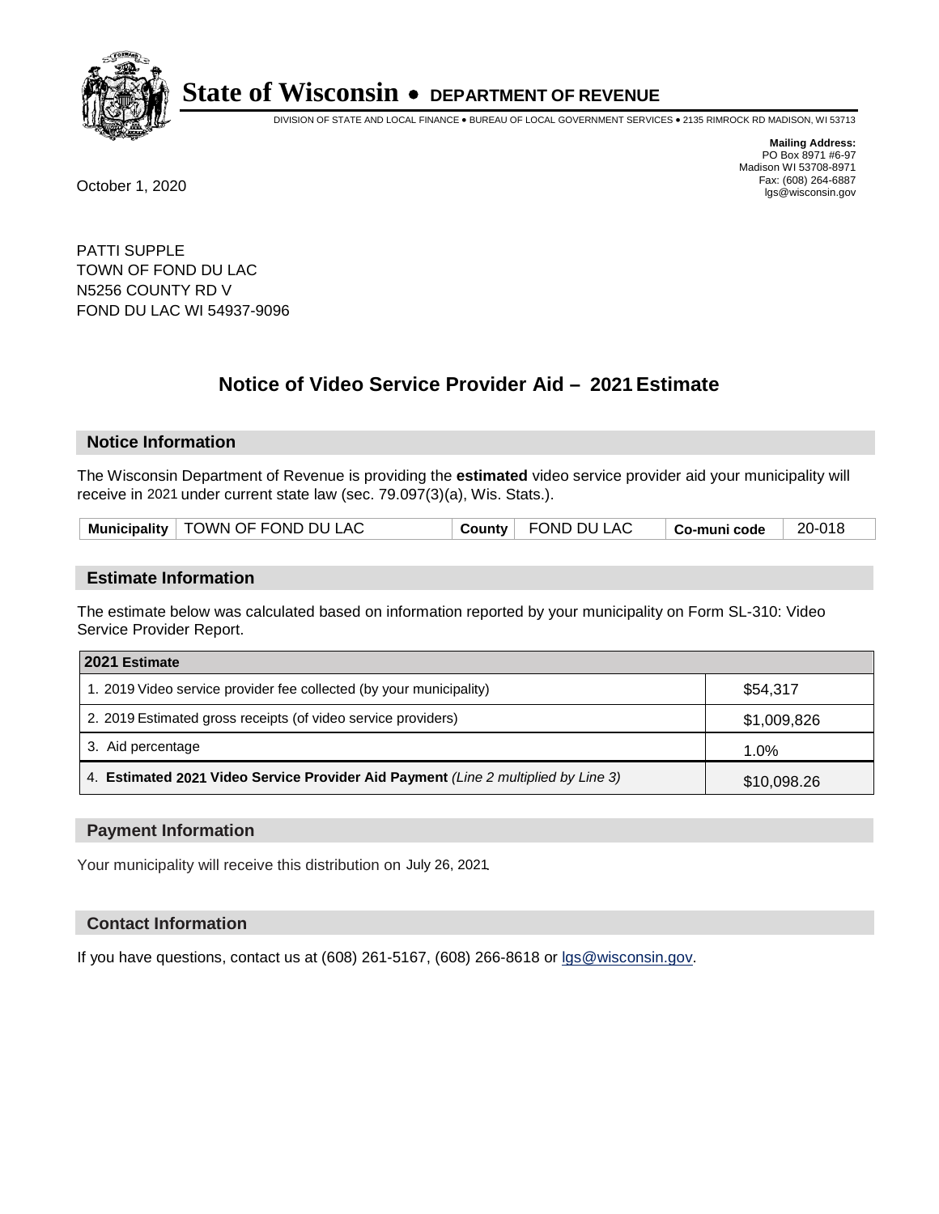# State of Wisconsin • DEPARTMENT OF REVENUE

DIVISION OF STATE AND LOCAL FINANCE • BUREAU OF LOCAL GOVERNMENT SERVICES • 2135 RIMROCK RD MADISON, WI 53713

**Mailing Address:**
PO Box 8971 #6-97
Madison WI 53708-8971
Fax: (608) 264-6887
lgs@wisconsin.gov

October 1, 2020

PATTI SUPPLE
TOWN OF FOND DU LAC
N5256 COUNTY RD V
FOND DU LAC WI 54937-9096

## Notice of Video Service Provider Aid – 2021 Estimate

### Notice Information

The Wisconsin Department of Revenue is providing the **estimated** video service provider aid your municipality will receive in 2021 under current state law (sec. 79.097(3)(a), Wis. Stats.).

| Municipality | TOWN OF FOND DU LAC | County | FOND DU LAC | Co-muni code | 20-018 |
|---|---|---|---|---|---|

### Estimate Information

The estimate below was calculated based on information reported by your municipality on Form SL-310: Video Service Provider Report.

| 2021 Estimate | |
|---|---|
| 1. 2019 Video service provider fee collected (by your municipality) | $54,317 |
| 2. 2019 Estimated gross receipts (of video service providers) | $1,009,826 |
| 3. Aid percentage | 1.0% |
| 4. **Estimated 2021 Video Service Provider Aid Payment** *(Line 2 multiplied by Line 3)* | $10,098.26 |

### Payment Information

Your municipality will receive this distribution on July 26, 2021.

### Contact Information

If you have questions, contact us at (608) 261-5167, (608) 266-8618 or lgs@wisconsin.gov.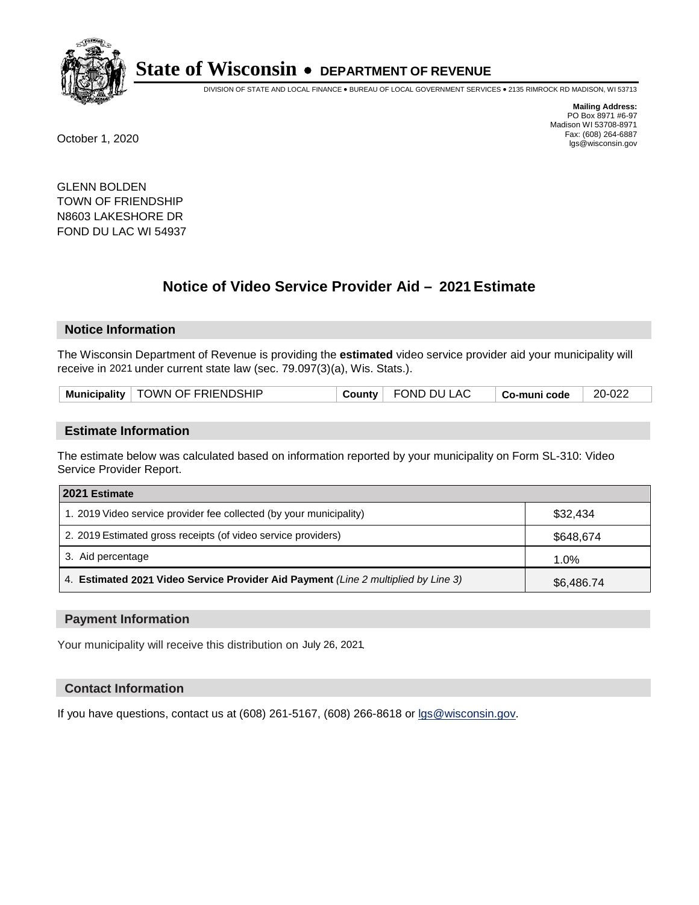# State of Wisconsin • DEPARTMENT OF REVENUE

DIVISION OF STATE AND LOCAL FINANCE • BUREAU OF LOCAL GOVERNMENT SERVICES • 2135 RIMROCK RD MADISON, WI 53713

**Mailing Address:**
PO Box 8971 #6-97
Madison WI 53708-8971
Fax: (608) 264-6887
lgs@wisconsin.gov

October 1, 2020

GLENN BOLDEN
TOWN OF FRIENDSHIP
N8603 LAKESHORE DR
FOND DU LAC WI 54937

## Notice of Video Service Provider Aid – 2021 Estimate

### Notice Information

The Wisconsin Department of Revenue is providing the **estimated** video service provider aid your municipality will receive in 2021 under current state law (sec. 79.097(3)(a), Wis. Stats.).

| Municipality | TOWN OF FRIENDSHIP | County | FOND DU LAC | Co-muni code | 20-022 |
|---|---|---|---|---|---|

### Estimate Information

The estimate below was calculated based on information reported by your municipality on Form SL-310: Video Service Provider Report.

| 2021 Estimate | |
|---|---|
| 1. 2019 Video service provider fee collected (by your municipality) | $32,434 |
| 2. 2019 Estimated gross receipts (of video service providers) | $648,674 |
| 3. Aid percentage | 1.0% |
| 4. **Estimated 2021 Video Service Provider Aid Payment** *(Line 2 multiplied by Line 3)* | $6,486.74 |

### Payment Information

Your municipality will receive this distribution on July 26, 2021.

### Contact Information

If you have questions, contact us at (608) 261-5167, (608) 266-8618 or lgs@wisconsin.gov.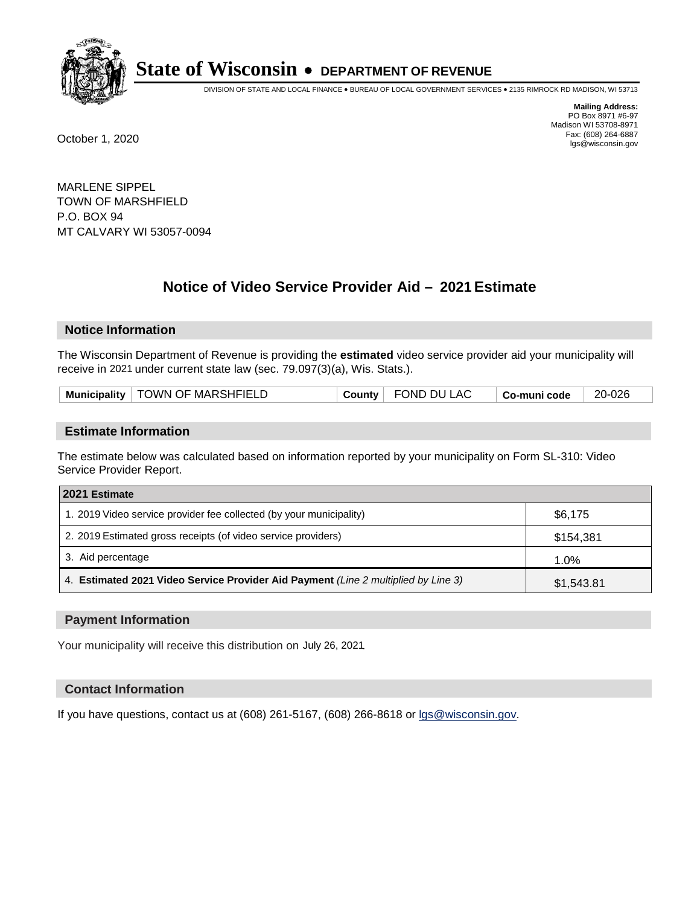# State of Wisconsin • DEPARTMENT OF REVENUE

DIVISION OF STATE AND LOCAL FINANCE • BUREAU OF LOCAL GOVERNMENT SERVICES • 2135 RIMROCK RD MADISON, WI 53713

**Mailing Address:**
PO Box 8971 #6-97
Madison WI 53708-8971
Fax: (608) 264-6887
lgs@wisconsin.gov

October 1, 2020

MARLENE SIPPEL
TOWN OF MARSHFIELD
P.O. BOX 94
MT CALVARY WI 53057-0094

## Notice of Video Service Provider Aid – 2021 Estimate

### Notice Information

The Wisconsin Department of Revenue is providing the **estimated** video service provider aid your municipality will receive in 2021 under current state law (sec. 79.097(3)(a), Wis. Stats.).

| Municipality | TOWN OF MARSHFIELD | County | FOND DU LAC | Co-muni code | 20-026 |
|---|---|---|---|---|---|

### Estimate Information

The estimate below was calculated based on information reported by your municipality on Form SL-310: Video Service Provider Report.

| 2021 Estimate | |
|---|---|
| 1. 2019 Video service provider fee collected (by your municipality) | $6,175 |
| 2. 2019 Estimated gross receipts (of video service providers) | $154,381 |
| 3. Aid percentage | 1.0% |
| 4. **Estimated 2021 Video Service Provider Aid Payment** *(Line 2 multiplied by Line 3)* | $1,543.81 |

### Payment Information

Your municipality will receive this distribution on July 26, 2021.

### Contact Information

If you have questions, contact us at (608) 261-5167, (608) 266-8618 or lgs@wisconsin.gov.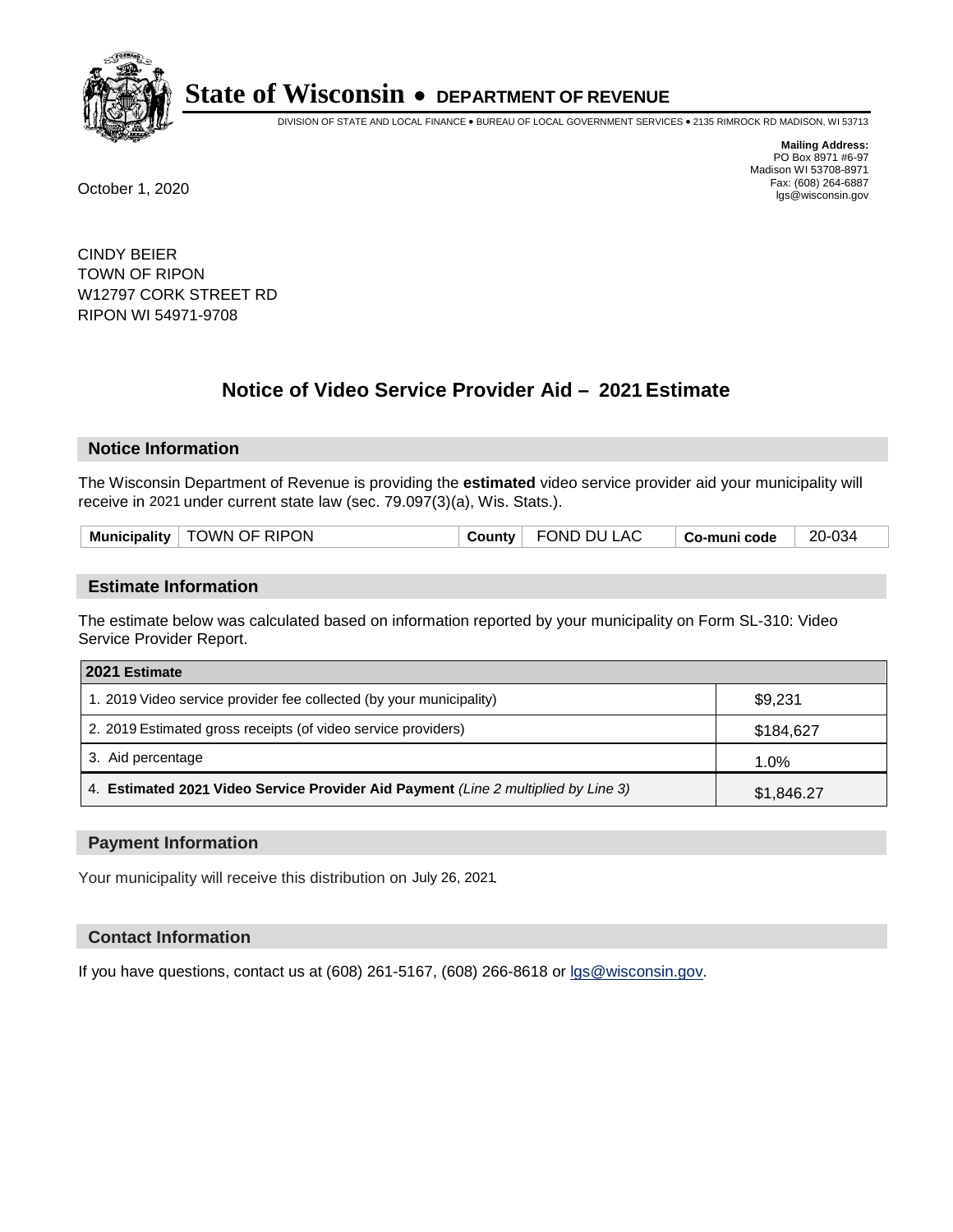# State of Wisconsin • DEPARTMENT OF REVENUE

DIVISION OF STATE AND LOCAL FINANCE • BUREAU OF LOCAL GOVERNMENT SERVICES • 2135 RIMROCK RD MADISON, WI 53713

**Mailing Address:**
PO Box 8971 #6-97
Madison WI 53708-8971
Fax: (608) 264-6887
lgs@wisconsin.gov

October 1, 2020

CINDY BEIER
TOWN OF RIPON
W12797 CORK STREET RD
RIPON WI 54971-9708

## Notice of Video Service Provider Aid – 2021 Estimate

### Notice Information

The Wisconsin Department of Revenue is providing the **estimated** video service provider aid your municipality will receive in 2021 under current state law (sec. 79.097(3)(a), Wis. Stats.).

| Municipality | TOWN OF RIPON | County | FOND DU LAC | Co-muni code | 20-034 |
|---|---|---|---|---|---|

### Estimate Information

The estimate below was calculated based on information reported by your municipality on Form SL-310: Video Service Provider Report.

| 2021 Estimate | |
|---|---|
| 1. 2019 Video service provider fee collected (by your municipality) | $9,231 |
| 2. 2019 Estimated gross receipts (of video service providers) | $184,627 |
| 3. Aid percentage | 1.0% |
| 4. **Estimated 2021 Video Service Provider Aid Payment** *(Line 2 multiplied by Line 3)* | $1,846.27 |

### Payment Information

Your municipality will receive this distribution on July 26, 2021.

### Contact Information

If you have questions, contact us at (608) 261-5167, (608) 266-8618 or lgs@wisconsin.gov.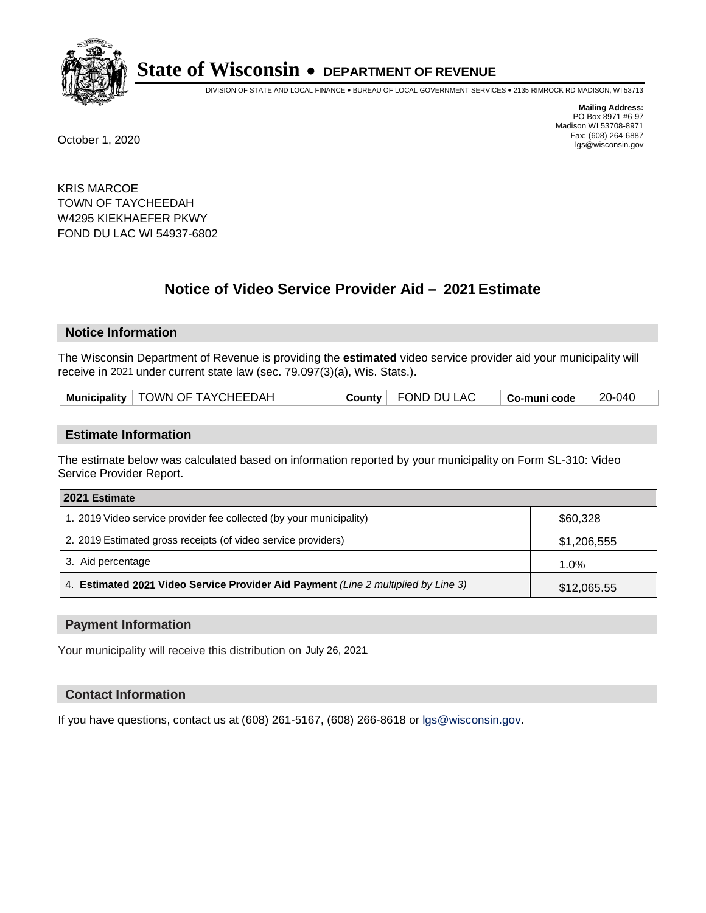# State of Wisconsin • DEPARTMENT OF REVENUE

DIVISION OF STATE AND LOCAL FINANCE • BUREAU OF LOCAL GOVERNMENT SERVICES • 2135 RIMROCK RD MADISON, WI 53713

**Mailing Address:**
PO Box 8971 #6-97
Madison WI 53708-8971
Fax: (608) 264-6887
lgs@wisconsin.gov

October 1, 2020

KRIS MARCOE
TOWN OF TAYCHEEDAH
W4295 KIEKHAEFER PKWY
FOND DU LAC WI 54937-6802

## Notice of Video Service Provider Aid – 2021 Estimate

### Notice Information

The Wisconsin Department of Revenue is providing the **estimated** video service provider aid your municipality will receive in 2021 under current state law (sec. 79.097(3)(a), Wis. Stats.).

| Municipality | TOWN OF TAYCHEEDAH | County | FOND DU LAC | Co-muni code | 20-040 |
|---|---|---|---|---|---|

### Estimate Information

The estimate below was calculated based on information reported by your municipality on Form SL-310: Video Service Provider Report.

| 2021 Estimate | |
|---|---|
| 1. 2019 Video service provider fee collected (by your municipality) | $60,328 |
| 2. 2019 Estimated gross receipts (of video service providers) | $1,206,555 |
| 3. Aid percentage | 1.0% |
| 4. **Estimated 2021 Video Service Provider Aid Payment** *(Line 2 multiplied by Line 3)* | $12,065.55 |

### Payment Information

Your municipality will receive this distribution on July 26, 2021.

### Contact Information

If you have questions, contact us at (608) 261-5167, (608) 266-8618 or lgs@wisconsin.gov.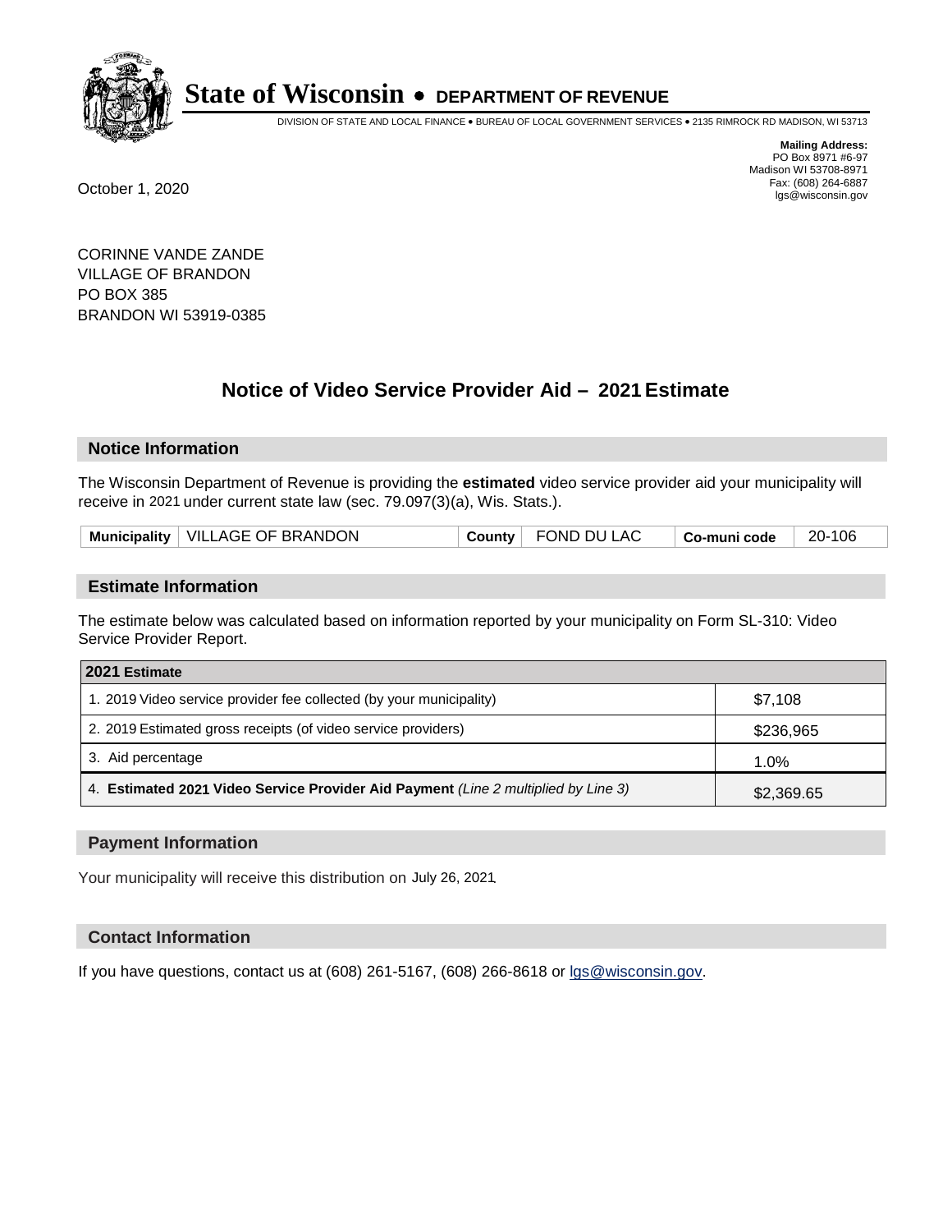# State of Wisconsin • DEPARTMENT OF REVENUE

DIVISION OF STATE AND LOCAL FINANCE • BUREAU OF LOCAL GOVERNMENT SERVICES • 2135 RIMROCK RD MADISON, WI 53713

**Mailing Address:**
PO Box 8971 #6-97
Madison WI 53708-8971
Fax: (608) 264-6887
lgs@wisconsin.gov

October 1, 2020

CORINNE VANDE ZANDE
VILLAGE OF BRANDON
PO BOX 385
BRANDON WI 53919-0385

## Notice of Video Service Provider Aid – 2021 Estimate

### Notice Information

The Wisconsin Department of Revenue is providing the **estimated** video service provider aid your municipality will receive in 2021 under current state law (sec. 79.097(3)(a), Wis. Stats.).

| Municipality | VILLAGE OF BRANDON | County | FOND DU LAC | Co-muni code | 20-106 |
|---|---|---|---|---|---|

### Estimate Information

The estimate below was calculated based on information reported by your municipality on Form SL-310: Video Service Provider Report.

| 2021 Estimate | |
|---|---|
| 1. 2019 Video service provider fee collected (by your municipality) | $7,108 |
| 2. 2019 Estimated gross receipts (of video service providers) | $236,965 |
| 3. Aid percentage | 1.0% |
| 4. **Estimated 2021 Video Service Provider Aid Payment** *(Line 2 multiplied by Line 3)* | $2,369.65 |

### Payment Information

Your municipality will receive this distribution on July 26, 2021.

### Contact Information

If you have questions, contact us at (608) 261-5167, (608) 266-8618 or lgs@wisconsin.gov.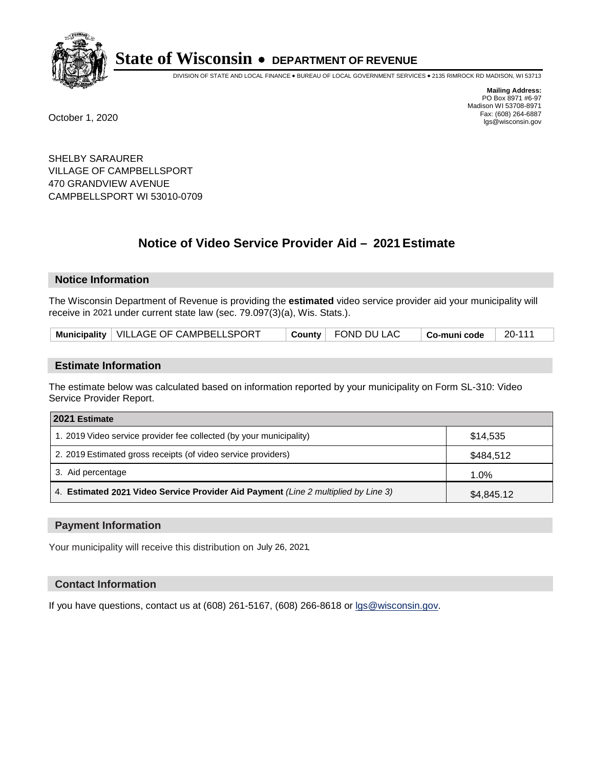# State of Wisconsin • DEPARTMENT OF REVENUE

DIVISION OF STATE AND LOCAL FINANCE • BUREAU OF LOCAL GOVERNMENT SERVICES • 2135 RIMROCK RD MADISON, WI 53713

**Mailing Address:**
PO Box 8971 #6-97
Madison WI 53708-8971
Fax: (608) 264-6887
lgs@wisconsin.gov

October 1, 2020

SHELBY SARAURER
VILLAGE OF CAMPBELLSPORT
470 GRANDVIEW AVENUE
CAMPBELLSPORT WI 53010-0709

## Notice of Video Service Provider Aid – 2021 Estimate

### Notice Information

The Wisconsin Department of Revenue is providing the **estimated** video service provider aid your municipality will receive in 2021 under current state law (sec. 79.097(3)(a), Wis. Stats.).

| Municipality | VILLAGE OF CAMPBELLSPORT | County | FOND DU LAC | Co-muni code | 20-111 |
|---|---|---|---|---|---|

### Estimate Information

The estimate below was calculated based on information reported by your municipality on Form SL-310: Video Service Provider Report.

| 2021 Estimate | |
|---|---|
| 1. 2019 Video service provider fee collected (by your municipality) | $14,535 |
| 2. 2019 Estimated gross receipts (of video service providers) | $484,512 |
| 3. Aid percentage | 1.0% |
| 4. **Estimated 2021 Video Service Provider Aid Payment** *(Line 2 multiplied by Line 3)* | $4,845.12 |

### Payment Information

Your municipality will receive this distribution on July 26, 2021.

### Contact Information

If you have questions, contact us at (608) 261-5167, (608) 266-8618 or lgs@wisconsin.gov.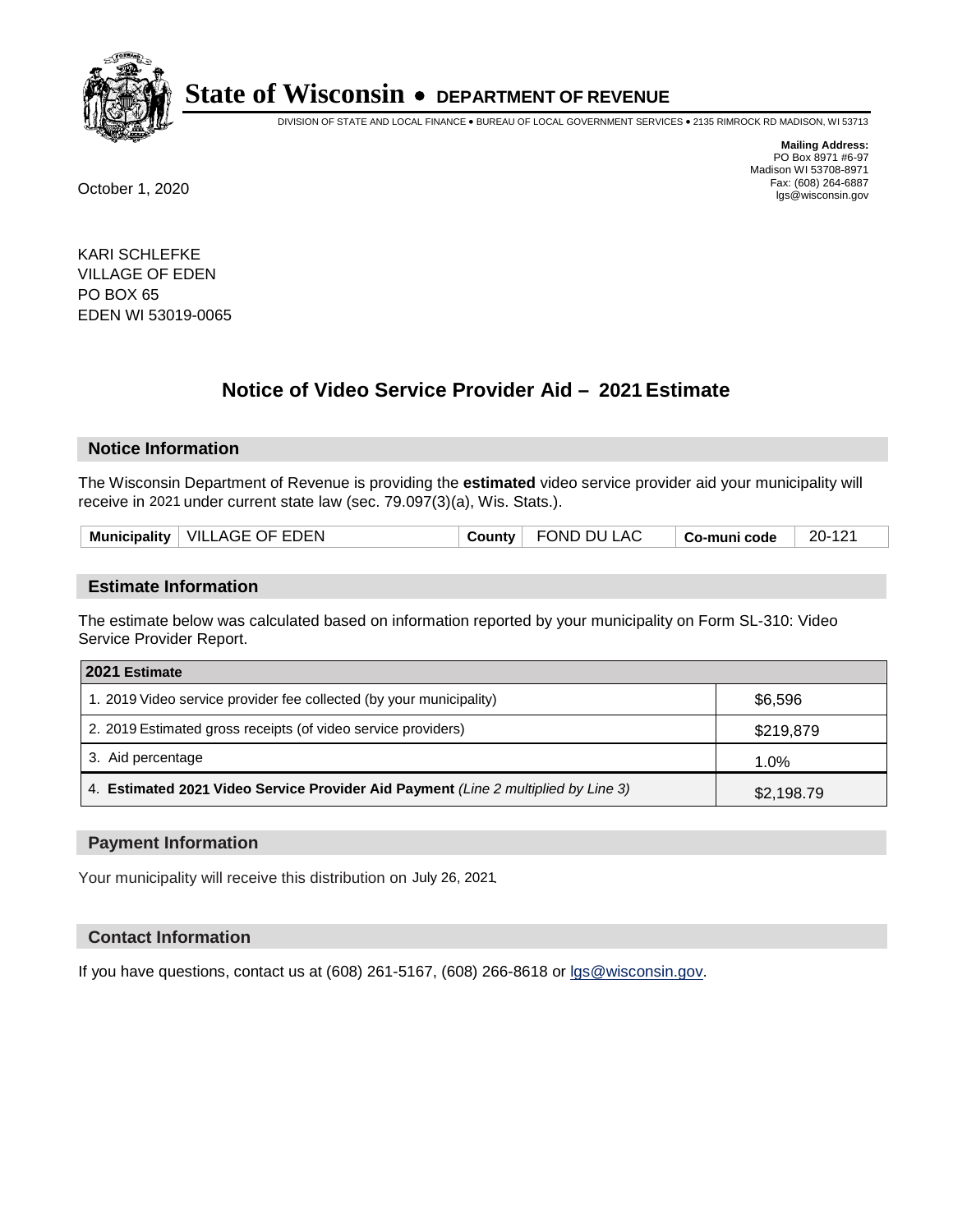# State of Wisconsin • DEPARTMENT OF REVENUE

DIVISION OF STATE AND LOCAL FINANCE • BUREAU OF LOCAL GOVERNMENT SERVICES • 2135 RIMROCK RD MADISON, WI 53713

**Mailing Address:**
PO Box 8971 #6-97
Madison WI 53708-8971
Fax: (608) 264-6887
lgs@wisconsin.gov

October 1, 2020

KARI SCHLEFKE
VILLAGE OF EDEN
PO BOX 65
EDEN WI 53019-0065

## Notice of Video Service Provider Aid – 2021 Estimate

### Notice Information

The Wisconsin Department of Revenue is providing the **estimated** video service provider aid your municipality will receive in 2021 under current state law (sec. 79.097(3)(a), Wis. Stats.).

| Municipality | VILLAGE OF EDEN | County | FOND DU LAC | Co-muni code | 20-121 |
|---|---|---|---|---|---|

### Estimate Information

The estimate below was calculated based on information reported by your municipality on Form SL-310: Video Service Provider Report.

| 2021 Estimate | |
|---|---|
| 1. 2019 Video service provider fee collected (by your municipality) | $6,596 |
| 2. 2019 Estimated gross receipts (of video service providers) | $219,879 |
| 3. Aid percentage | 1.0% |
| 4. **Estimated 2021 Video Service Provider Aid Payment** *(Line 2 multiplied by Line 3)* | $2,198.79 |

### Payment Information

Your municipality will receive this distribution on July 26, 2021.

### Contact Information

If you have questions, contact us at (608) 261-5167, (608) 266-8618 or lgs@wisconsin.gov.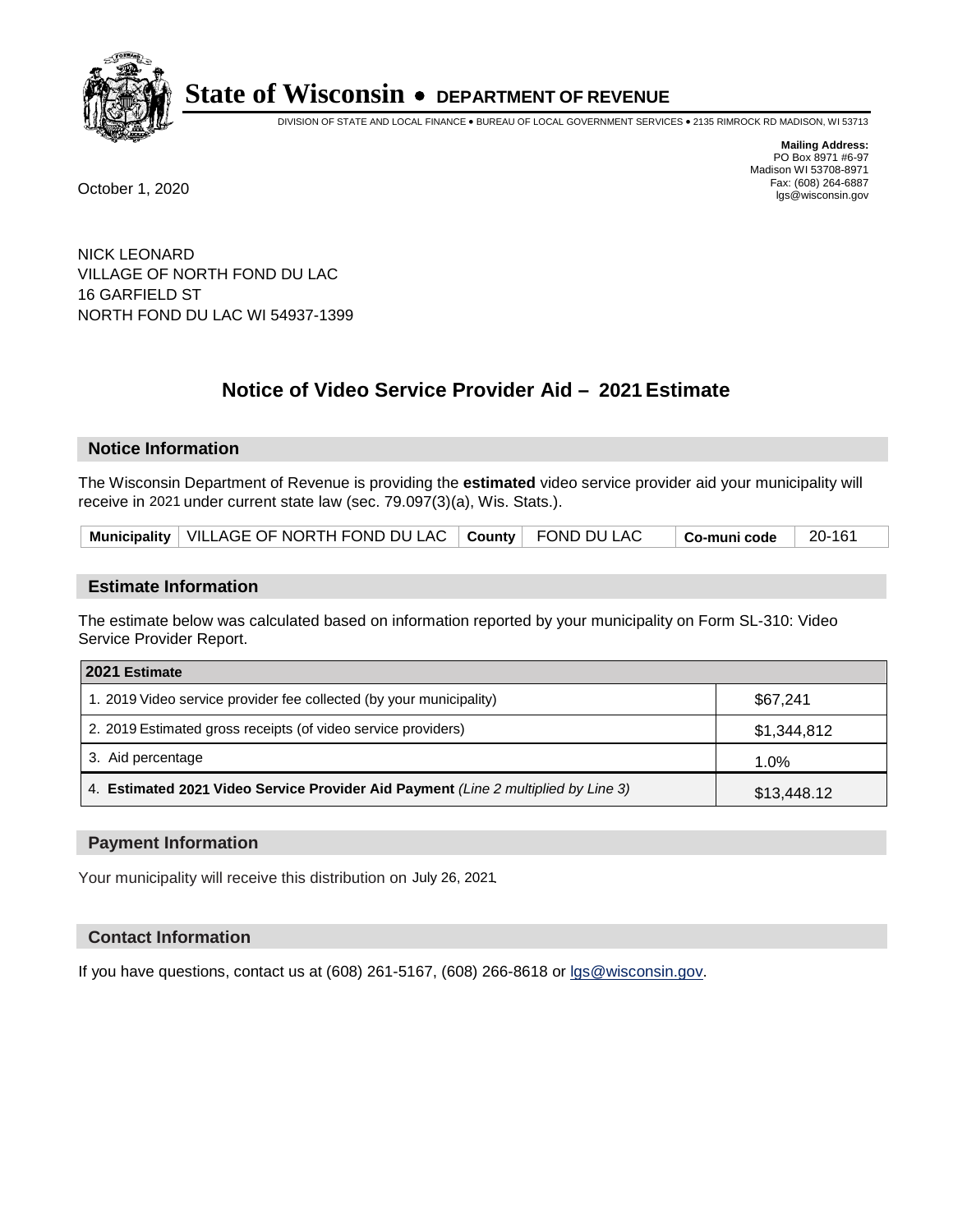# State of Wisconsin • DEPARTMENT OF REVENUE

DIVISION OF STATE AND LOCAL FINANCE • BUREAU OF LOCAL GOVERNMENT SERVICES • 2135 RIMROCK RD MADISON, WI 53713

**Mailing Address:**
PO Box 8971 #6-97
Madison WI 53708-8971
Fax: (608) 264-6887
lgs@wisconsin.gov

October 1, 2020

NICK LEONARD
VILLAGE OF NORTH FOND DU LAC
16 GARFIELD ST
NORTH FOND DU LAC WI 54937-1399

## Notice of Video Service Provider Aid – 2021 Estimate

### Notice Information

The Wisconsin Department of Revenue is providing the **estimated** video service provider aid your municipality will receive in 2021 under current state law (sec. 79.097(3)(a), Wis. Stats.).

| Municipality | VILLAGE OF NORTH FOND DU LAC | County | FOND DU LAC | Co-muni code | 20-161 |
|---|---|---|---|---|---|

### Estimate Information

The estimate below was calculated based on information reported by your municipality on Form SL-310: Video Service Provider Report.

| 2021 Estimate | |
|---|---|
| 1. 2019 Video service provider fee collected (by your municipality) | $67,241 |
| 2. 2019 Estimated gross receipts (of video service providers) | $1,344,812 |
| 3. Aid percentage | 1.0% |
| 4. **Estimated 2021 Video Service Provider Aid Payment** *(Line 2 multiplied by Line 3)* | $13,448.12 |

### Payment Information

Your municipality will receive this distribution on July 26, 2021.

### Contact Information

If you have questions, contact us at (608) 261-5167, (608) 266-8618 or lgs@wisconsin.gov.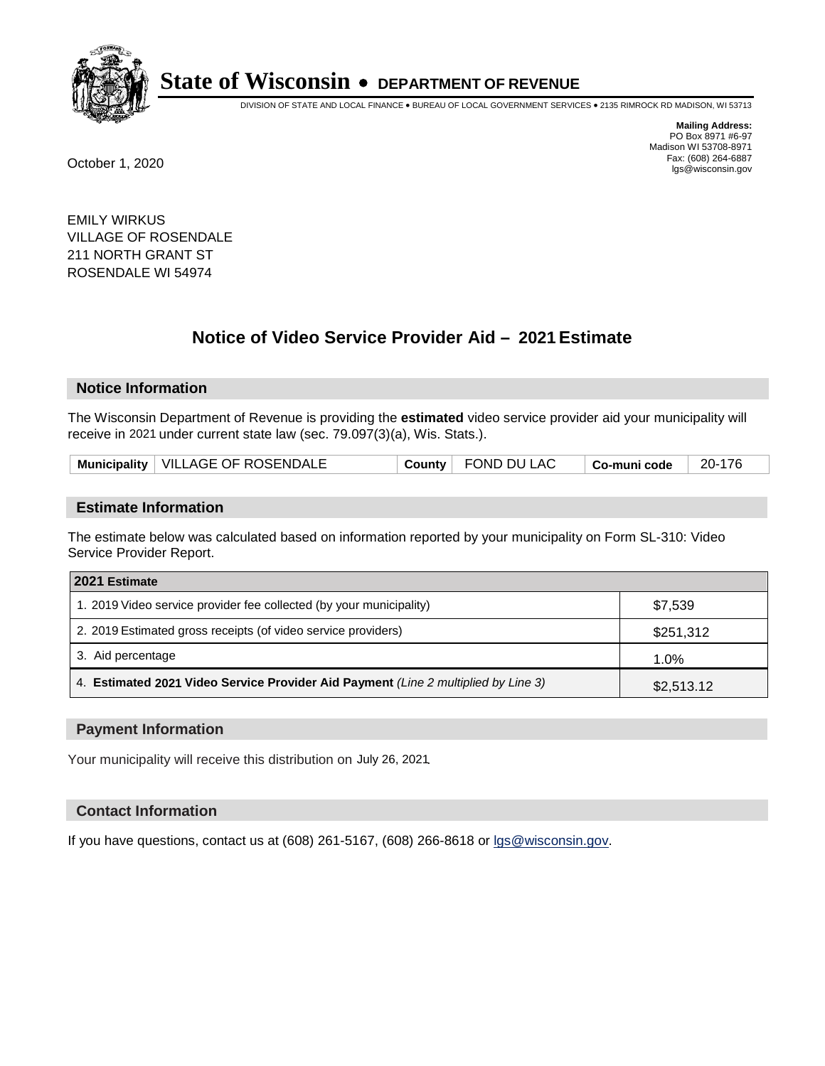# State of Wisconsin • DEPARTMENT OF REVENUE

DIVISION OF STATE AND LOCAL FINANCE • BUREAU OF LOCAL GOVERNMENT SERVICES • 2135 RIMROCK RD MADISON, WI 53713

**Mailing Address:**
PO Box 8971 #6-97
Madison WI 53708-8971
Fax: (608) 264-6887
lgs@wisconsin.gov

October 1, 2020

EMILY WIRKUS
VILLAGE OF ROSENDALE
211 NORTH GRANT ST
ROSENDALE WI 54974

## Notice of Video Service Provider Aid – 2021 Estimate

### Notice Information

The Wisconsin Department of Revenue is providing the **estimated** video service provider aid your municipality will receive in 2021 under current state law (sec. 79.097(3)(a), Wis. Stats.).

| Municipality | VILLAGE OF ROSENDALE | County | FOND DU LAC | Co-muni code | 20-176 |
|---|---|---|---|---|---|

### Estimate Information

The estimate below was calculated based on information reported by your municipality on Form SL-310: Video Service Provider Report.

| 2021 Estimate | |
|---|---|
| 1. 2019 Video service provider fee collected (by your municipality) | $7,539 |
| 2. 2019 Estimated gross receipts (of video service providers) | $251,312 |
| 3. Aid percentage | 1.0% |
| 4. **Estimated 2021 Video Service Provider Aid Payment** *(Line 2 multiplied by Line 3)* | $2,513.12 |

### Payment Information

Your municipality will receive this distribution on July 26, 2021.

### Contact Information

If you have questions, contact us at (608) 261-5167, (608) 266-8618 or lgs@wisconsin.gov.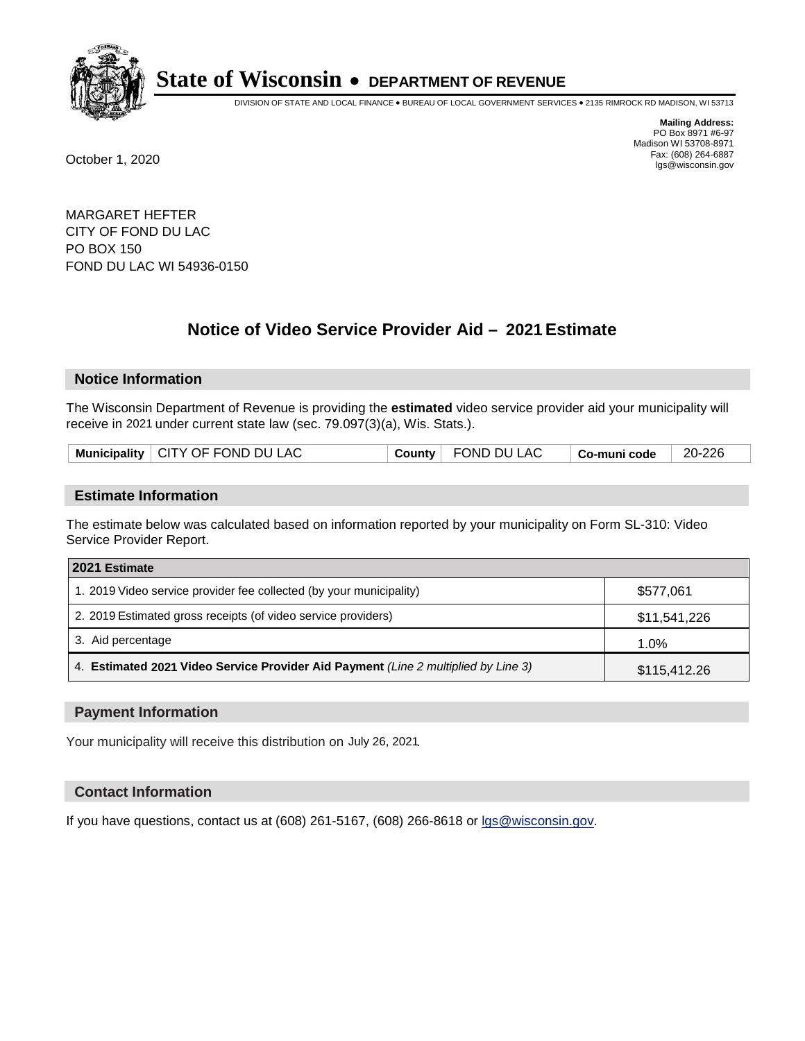**State of Wisconsin • DEPARTMENT OF REVENUE**

DIVISION OF STATE AND LOCAL FINANCE • BUREAU OF LOCAL GOVERNMENT SERVICES • 2135 RIMROCK RD MADISON, WI 53713

**Mailing Address:**
PO Box 8971 #6-97
Madison WI 53708-8971
Fax: (608) 264-6887
lgs@wisconsin.gov

October 1, 2020

MARGARET HEFTER
CITY OF FOND DU LAC
PO BOX 150
FOND DU LAC WI 54936-0150

## Notice of Video Service Provider Aid – 2021 Estimate

### Notice Information

The Wisconsin Department of Revenue is providing the **estimated** video service provider aid your municipality will receive in 2021 under current state law (sec. 79.097(3)(a), Wis. Stats.).

| Municipality | CITY OF FOND DU LAC | County | FOND DU LAC | Co-muni code | 20-226 |
|---|---|---|---|---|---|

### Estimate Information

The estimate below was calculated based on information reported by your municipality on Form SL-310: Video Service Provider Report.

| 2021 Estimate | |
|---|---|
| 1. 2019 Video service provider fee collected (by your municipality) | $577,061 |
| 2. 2019 Estimated gross receipts (of video service providers) | $11,541,226 |
| 3. Aid percentage | 1.0% |
| 4. **Estimated 2021 Video Service Provider Aid Payment** *(Line 2 multiplied by Line 3)* | $115,412.26 |

### Payment Information

Your municipality will receive this distribution on July 26, 2021.

### Contact Information

If you have questions, contact us at (608) 261-5167, (608) 266-8618 or lgs@wisconsin.gov.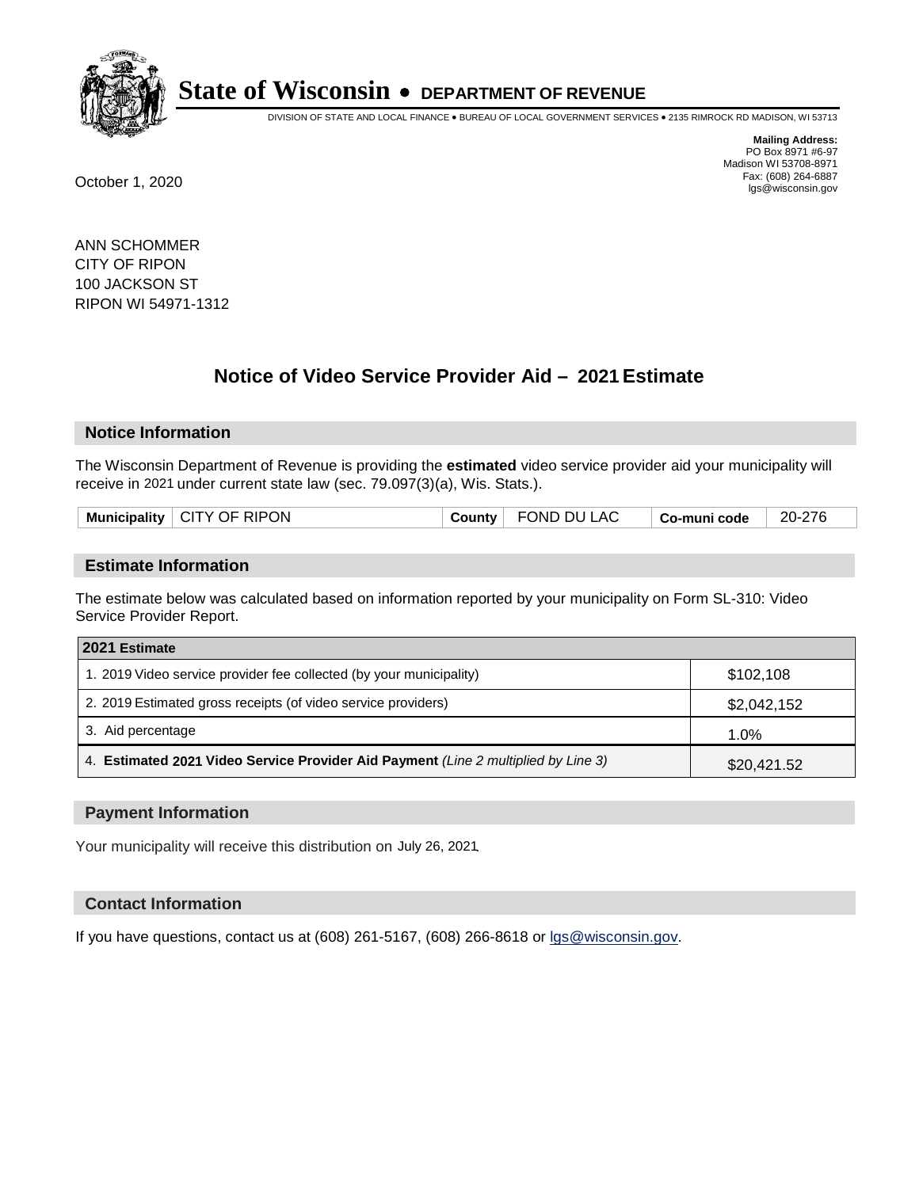# State of Wisconsin • DEPARTMENT OF REVENUE

DIVISION OF STATE AND LOCAL FINANCE • BUREAU OF LOCAL GOVERNMENT SERVICES • 2135 RIMROCK RD MADISON, WI 53713

**Mailing Address:**
PO Box 8971 #6-97
Madison WI 53708-8971
Fax: (608) 264-6887
lgs@wisconsin.gov

October 1, 2020

ANN SCHOMMER
CITY OF RIPON
100 JACKSON ST
RIPON WI 54971-1312

## Notice of Video Service Provider Aid – 2021 Estimate

### Notice Information

The Wisconsin Department of Revenue is providing the **estimated** video service provider aid your municipality will receive in 2021 under current state law (sec. 79.097(3)(a), Wis. Stats.).

| Municipality | CITY OF RIPON | County | FOND DU LAC | Co-muni code | 20-276 |
|---|---|---|---|---|---|

### Estimate Information

The estimate below was calculated based on information reported by your municipality on Form SL-310: Video Service Provider Report.

| 2021 Estimate | |
|---|---|
| 1. 2019 Video service provider fee collected (by your municipality) | $102,108 |
| 2. 2019 Estimated gross receipts (of video service providers) | $2,042,152 |
| 3. Aid percentage | 1.0% |
| 4. **Estimated 2021 Video Service Provider Aid Payment** *(Line 2 multiplied by Line 3)* | $20,421.52 |

### Payment Information

Your municipality will receive this distribution on July 26, 2021.

### Contact Information

If you have questions, contact us at (608) 261-5167, (608) 266-8618 or lgs@wisconsin.gov.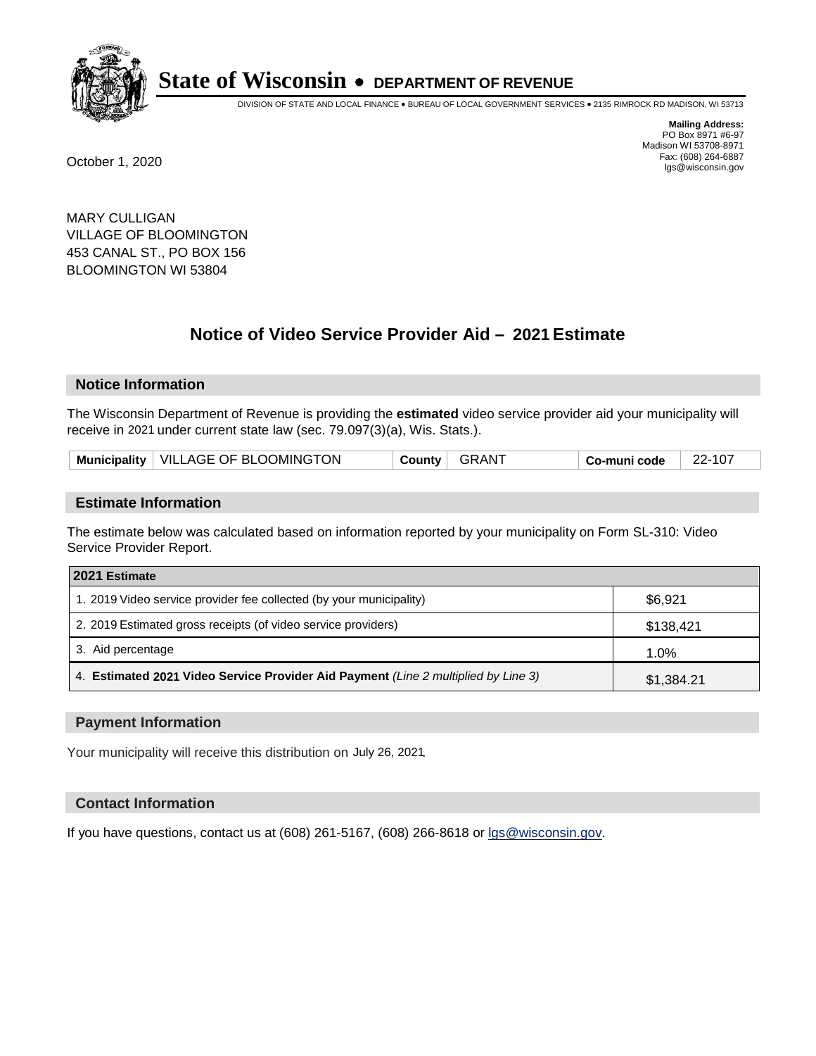**State of Wisconsin • DEPARTMENT OF REVENUE**

DIVISION OF STATE AND LOCAL FINANCE • BUREAU OF LOCAL GOVERNMENT SERVICES • 2135 RIMROCK RD MADISON, WI 53713

**Mailing Address:**
PO Box 8971 #6-97
Madison WI 53708-8971
Fax: (608) 264-6887
lgs@wisconsin.gov

October 1, 2020

MARY CULLIGAN
VILLAGE OF BLOOMINGTON
453 CANAL ST., PO BOX 156
BLOOMINGTON WI 53804

## Notice of Video Service Provider Aid – 2021 Estimate

### Notice Information

The Wisconsin Department of Revenue is providing the **estimated** video service provider aid your municipality will receive in 2021 under current state law (sec. 79.097(3)(a), Wis. Stats.).

| Municipality | VILLAGE OF BLOOMINGTON | County | GRANT | Co-muni code | 22-107 |
|---|---|---|---|---|---|

### Estimate Information

The estimate below was calculated based on information reported by your municipality on Form SL-310: Video Service Provider Report.

| 2021 Estimate | |
|---|---|
| 1. 2019 Video service provider fee collected (by your municipality) | $6,921 |
| 2. 2019 Estimated gross receipts (of video service providers) | $138,421 |
| 3. Aid percentage | 1.0% |
| 4. **Estimated 2021 Video Service Provider Aid Payment** *(Line 2 multiplied by Line 3)* | $1,384.21 |

### Payment Information

Your municipality will receive this distribution on July 26, 2021.

### Contact Information

If you have questions, contact us at (608) 261-5167, (608) 266-8618 or lgs@wisconsin.gov.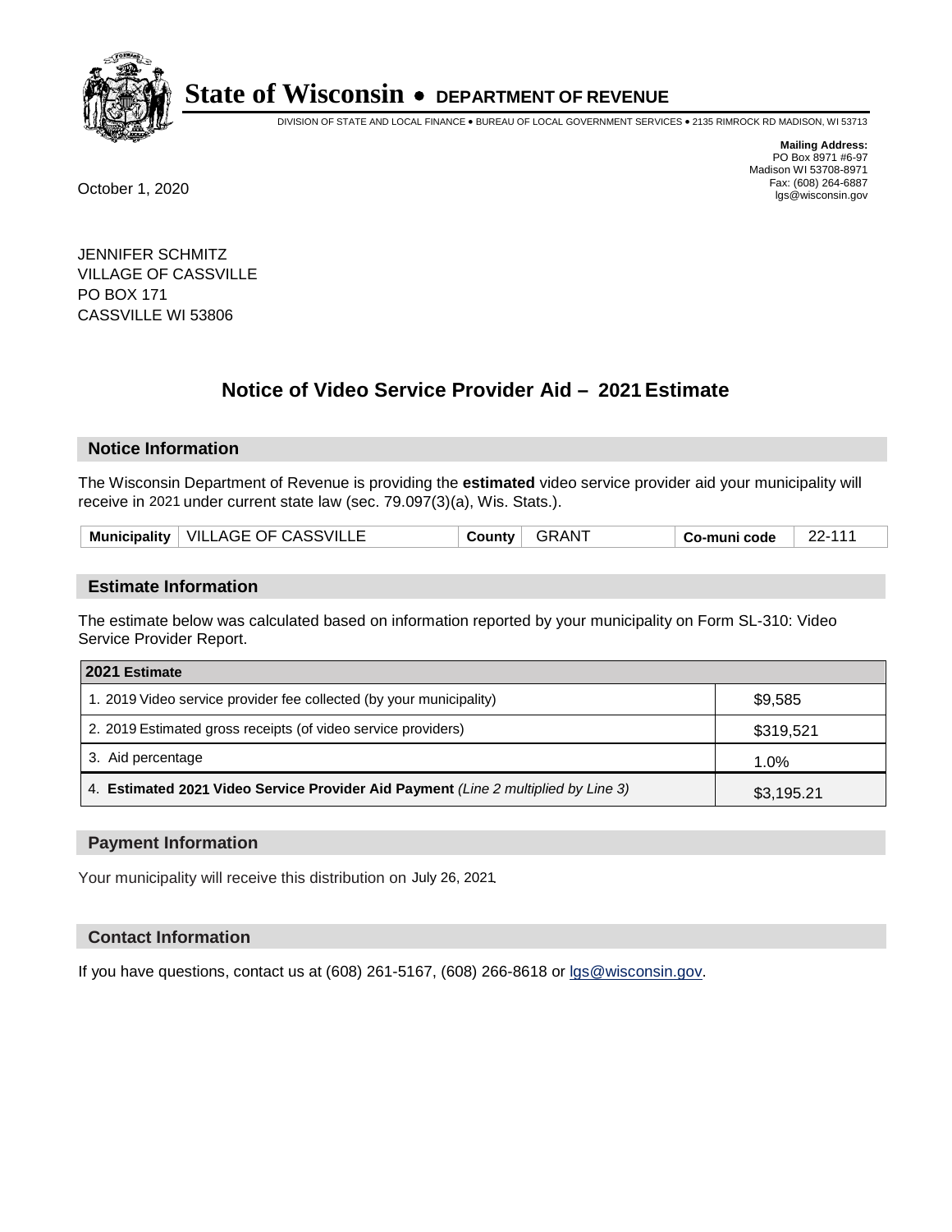# State of Wisconsin • DEPARTMENT OF REVENUE

DIVISION OF STATE AND LOCAL FINANCE • BUREAU OF LOCAL GOVERNMENT SERVICES • 2135 RIMROCK RD MADISON, WI 53713

**Mailing Address:**
PO Box 8971 #6-97
Madison WI 53708-8971
Fax: (608) 264-6887
lgs@wisconsin.gov

October 1, 2020

JENNIFER SCHMITZ
VILLAGE OF CASSVILLE
PO BOX 171
CASSVILLE WI 53806

## Notice of Video Service Provider Aid – 2021 Estimate

### Notice Information

The Wisconsin Department of Revenue is providing the **estimated** video service provider aid your municipality will receive in 2021 under current state law (sec. 79.097(3)(a), Wis. Stats.).

| Municipality | VILLAGE OF CASSVILLE | County | GRANT | Co-muni code | 22-111 |
|---|---|---|---|---|---|

### Estimate Information

The estimate below was calculated based on information reported by your municipality on Form SL-310: Video Service Provider Report.

| 2021 Estimate | |
|---|---|
| 1. 2019 Video service provider fee collected (by your municipality) | $9,585 |
| 2. 2019 Estimated gross receipts (of video service providers) | $319,521 |
| 3. Aid percentage | 1.0% |
| 4. **Estimated 2021 Video Service Provider Aid Payment** *(Line 2 multiplied by Line 3)* | $3,195.21 |

### Payment Information

Your municipality will receive this distribution on July 26, 2021.

### Contact Information

If you have questions, contact us at (608) 261-5167, (608) 266-8618 or lgs@wisconsin.gov.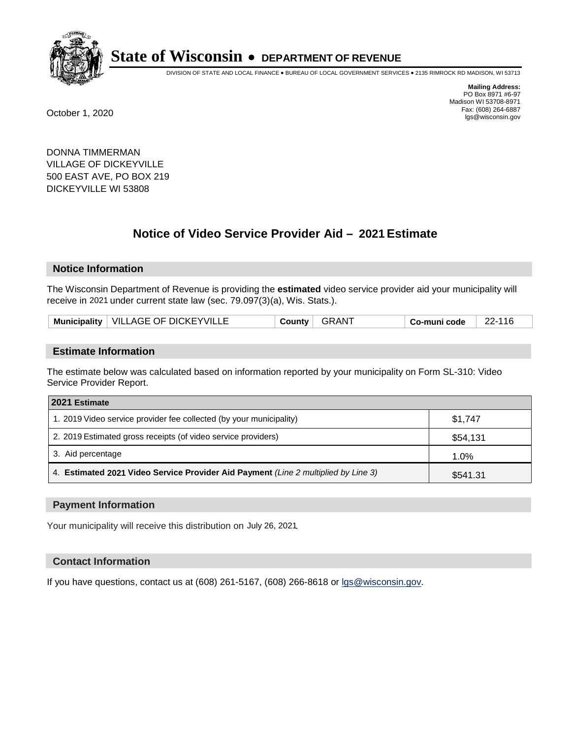# State of Wisconsin • DEPARTMENT OF REVENUE

DIVISION OF STATE AND LOCAL FINANCE • BUREAU OF LOCAL GOVERNMENT SERVICES • 2135 RIMROCK RD MADISON, WI 53713

**Mailing Address:**
PO Box 8971 #6-97
Madison WI 53708-8971
Fax: (608) 264-6887
lgs@wisconsin.gov

October 1, 2020

DONNA TIMMERMAN
VILLAGE OF DICKEYVILLE
500 EAST AVE, PO BOX 219
DICKEYVILLE WI 53808

## Notice of Video Service Provider Aid – 2021 Estimate

### Notice Information

The Wisconsin Department of Revenue is providing the **estimated** video service provider aid your municipality will receive in 2021 under current state law (sec. 79.097(3)(a), Wis. Stats.).

| Municipality | VILLAGE OF DICKEYVILLE | County | GRANT | Co-muni code | 22-116 |
|---|---|---|---|---|---|

### Estimate Information

The estimate below was calculated based on information reported by your municipality on Form SL-310: Video Service Provider Report.

| 2021 Estimate | |
|---|---|
| 1. 2019 Video service provider fee collected (by your municipality) | $1,747 |
| 2. 2019 Estimated gross receipts (of video service providers) | $54,131 |
| 3. Aid percentage | 1.0% |
| 4. **Estimated 2021 Video Service Provider Aid Payment** *(Line 2 multiplied by Line 3)* | $541.31 |

### Payment Information

Your municipality will receive this distribution on July 26, 2021.

### Contact Information

If you have questions, contact us at (608) 261-5167, (608) 266-8618 or lgs@wisconsin.gov.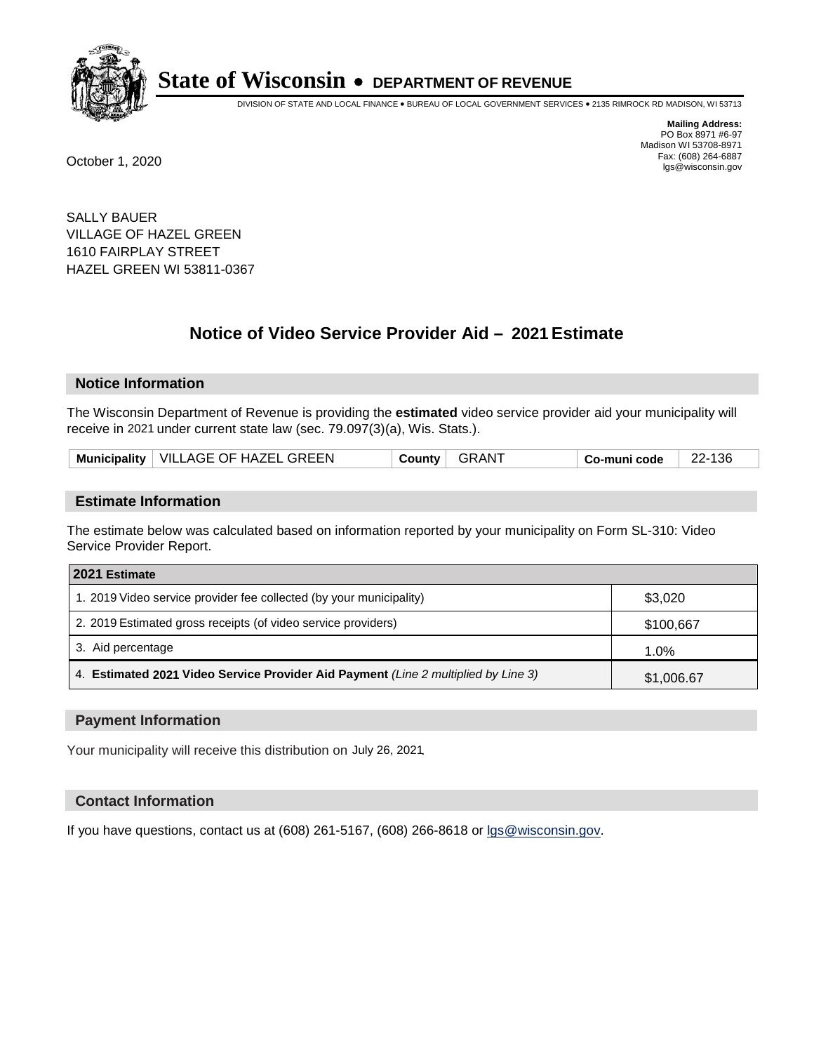# State of Wisconsin • DEPARTMENT OF REVENUE

DIVISION OF STATE AND LOCAL FINANCE • BUREAU OF LOCAL GOVERNMENT SERVICES • 2135 RIMROCK RD MADISON, WI 53713

**Mailing Address:**
PO Box 8971 #6-97
Madison WI 53708-8971
Fax: (608) 264-6887
lgs@wisconsin.gov

October 1, 2020

SALLY BAUER
VILLAGE OF HAZEL GREEN
1610 FAIRPLAY STREET
HAZEL GREEN WI 53811-0367

## Notice of Video Service Provider Aid – 2021 Estimate

### Notice Information

The Wisconsin Department of Revenue is providing the **estimated** video service provider aid your municipality will receive in 2021 under current state law (sec. 79.097(3)(a), Wis. Stats.).

| Municipality | VILLAGE OF HAZEL GREEN | County | GRANT | Co-muni code | 22-136 |
|---|---|---|---|---|---|

### Estimate Information

The estimate below was calculated based on information reported by your municipality on Form SL-310: Video Service Provider Report.

| 2021 Estimate | |
|---|---|
| 1. 2019 Video service provider fee collected (by your municipality) | $3,020 |
| 2. 2019 Estimated gross receipts (of video service providers) | $100,667 |
| 3. Aid percentage | 1.0% |
| 4. **Estimated 2021 Video Service Provider Aid Payment** *(Line 2 multiplied by Line 3)* | $1,006.67 |

### Payment Information

Your municipality will receive this distribution on July 26, 2021.

### Contact Information

If you have questions, contact us at (608) 261-5167, (608) 266-8618 or lgs@wisconsin.gov.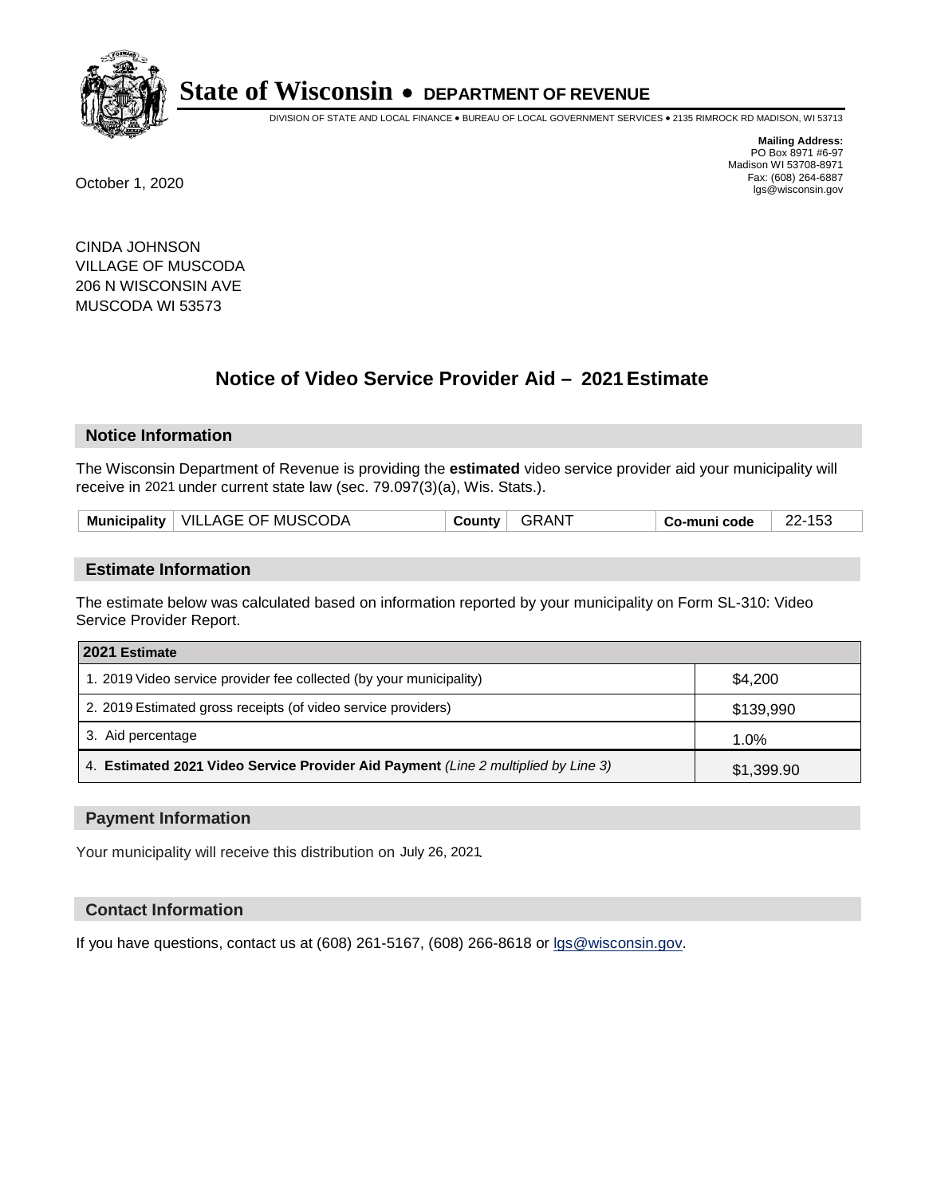# State of Wisconsin • DEPARTMENT OF REVENUE

DIVISION OF STATE AND LOCAL FINANCE • BUREAU OF LOCAL GOVERNMENT SERVICES • 2135 RIMROCK RD MADISON, WI 53713

**Mailing Address:**
PO Box 8971 #6-97
Madison WI 53708-8971
Fax: (608) 264-6887
lgs@wisconsin.gov

October 1, 2020

CINDA JOHNSON
VILLAGE OF MUSCODA
206 N WISCONSIN AVE
MUSCODA WI 53573

## Notice of Video Service Provider Aid – 2021 Estimate

### Notice Information

The Wisconsin Department of Revenue is providing the **estimated** video service provider aid your municipality will receive in 2021 under current state law (sec. 79.097(3)(a), Wis. Stats.).

| Municipality | VILLAGE OF MUSCODA | County | GRANT | Co-muni code | 22-153 |
|---|---|---|---|---|---|

### Estimate Information

The estimate below was calculated based on information reported by your municipality on Form SL-310: Video Service Provider Report.

| 2021 Estimate | |
|---|---|
| 1. 2019 Video service provider fee collected (by your municipality) | $4,200 |
| 2. 2019 Estimated gross receipts (of video service providers) | $139,990 |
| 3. Aid percentage | 1.0% |
| 4. **Estimated 2021 Video Service Provider Aid Payment** *(Line 2 multiplied by Line 3)* | $1,399.90 |

### Payment Information

Your municipality will receive this distribution on July 26, 2021.

### Contact Information

If you have questions, contact us at (608) 261-5167, (608) 266-8618 or lgs@wisconsin.gov.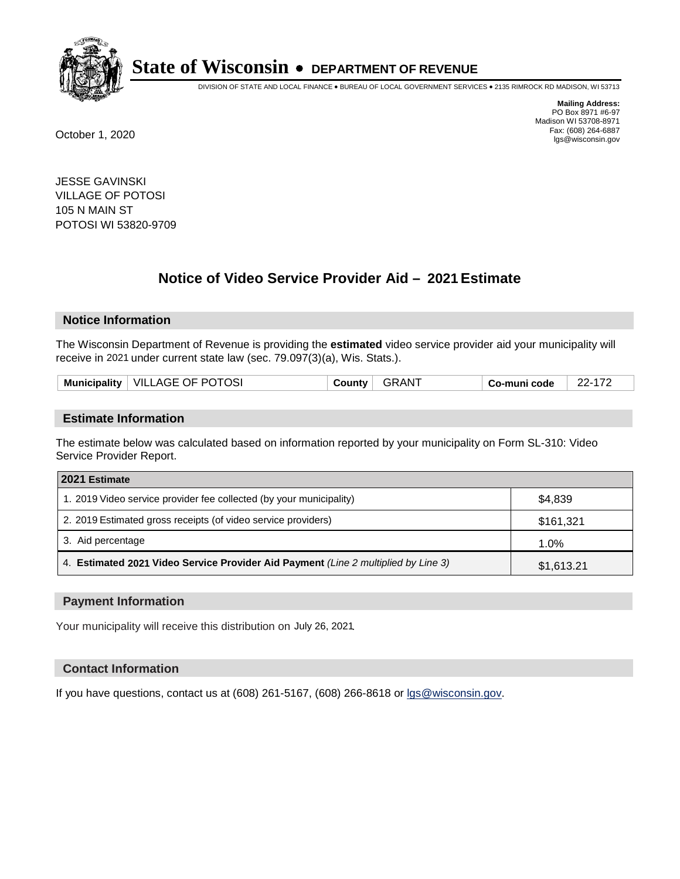# State of Wisconsin • DEPARTMENT OF REVENUE

DIVISION OF STATE AND LOCAL FINANCE • BUREAU OF LOCAL GOVERNMENT SERVICES • 2135 RIMROCK RD MADISON, WI 53713

**Mailing Address:**
PO Box 8971 #6-97
Madison WI 53708-8971
Fax: (608) 264-6887
lgs@wisconsin.gov

October 1, 2020

JESSE GAVINSKI
VILLAGE OF POTOSI
105 N MAIN ST
POTOSI WI 53820-9709

## Notice of Video Service Provider Aid – 2021 Estimate

### Notice Information

The Wisconsin Department of Revenue is providing the **estimated** video service provider aid your municipality will receive in 2021 under current state law (sec. 79.097(3)(a), Wis. Stats.).

| Municipality | VILLAGE OF POTOSI | County | GRANT | Co-muni code | 22-172 |
|---|---|---|---|---|---|

### Estimate Information

The estimate below was calculated based on information reported by your municipality on Form SL-310: Video Service Provider Report.

| 2021 Estimate | |
|---|---|
| 1. 2019 Video service provider fee collected (by your municipality) | $4,839 |
| 2. 2019 Estimated gross receipts (of video service providers) | $161,321 |
| 3. Aid percentage | 1.0% |
| 4. **Estimated 2021 Video Service Provider Aid Payment** *(Line 2 multiplied by Line 3)* | $1,613.21 |

### Payment Information

Your municipality will receive this distribution on July 26, 2021.

### Contact Information

If you have questions, contact us at (608) 261-5167, (608) 266-8618 or lgs@wisconsin.gov.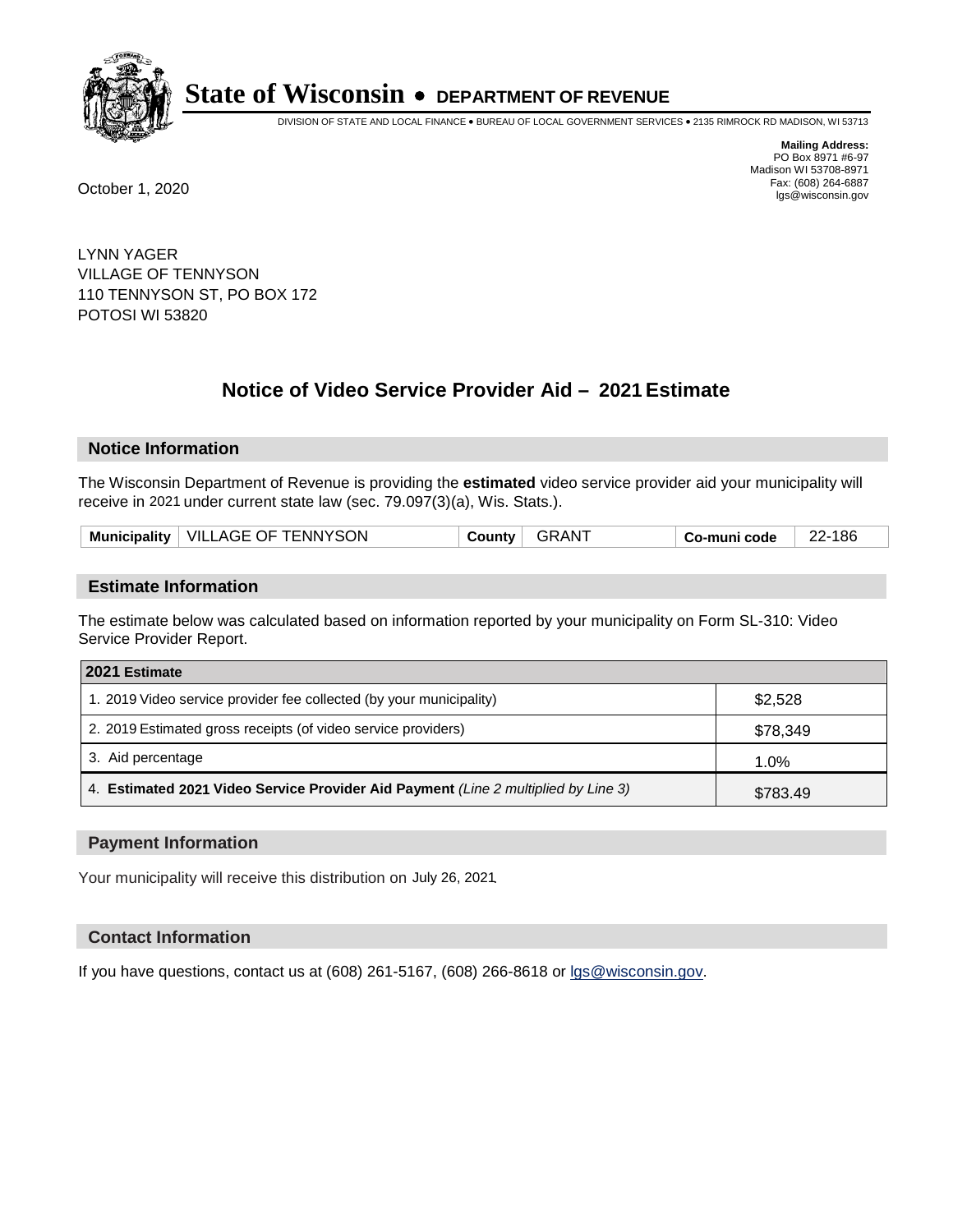# State of Wisconsin • DEPARTMENT OF REVENUE

DIVISION OF STATE AND LOCAL FINANCE • BUREAU OF LOCAL GOVERNMENT SERVICES • 2135 RIMROCK RD MADISON, WI 53713

**Mailing Address:**
PO Box 8971 #6-97
Madison WI 53708-8971
Fax: (608) 264-6887
lgs@wisconsin.gov

October 1, 2020

LYNN YAGER
VILLAGE OF TENNYSON
110 TENNYSON ST, PO BOX 172
POTOSI WI 53820

## Notice of Video Service Provider Aid – 2021 Estimate

### Notice Information

The Wisconsin Department of Revenue is providing the **estimated** video service provider aid your municipality will receive in 2021 under current state law (sec. 79.097(3)(a), Wis. Stats.).

| Municipality | VILLAGE OF TENNYSON | County | GRANT | Co-muni code | 22-186 |
|---|---|---|---|---|---|

### Estimate Information

The estimate below was calculated based on information reported by your municipality on Form SL-310: Video Service Provider Report.

| 2021 Estimate | |
|---|---|
| 1. 2019 Video service provider fee collected (by your municipality) | $2,528 |
| 2. 2019 Estimated gross receipts (of video service providers) | $78,349 |
| 3. Aid percentage | 1.0% |
| 4. **Estimated 2021 Video Service Provider Aid Payment** *(Line 2 multiplied by Line 3)* | $783.49 |

### Payment Information

Your municipality will receive this distribution on July 26, 2021.

### Contact Information

If you have questions, contact us at (608) 261-5167, (608) 266-8618 or lgs@wisconsin.gov.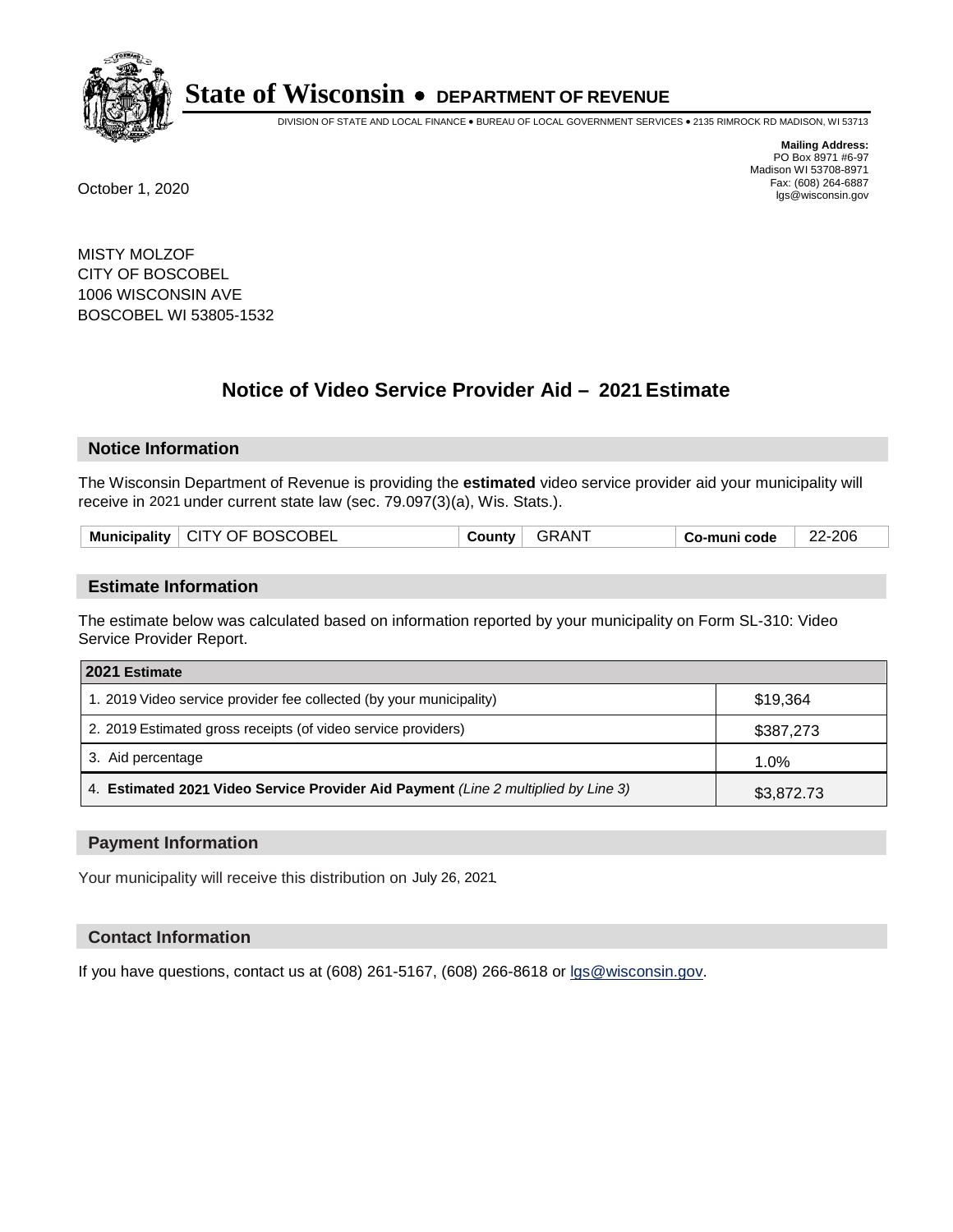# State of Wisconsin • DEPARTMENT OF REVENUE

DIVISION OF STATE AND LOCAL FINANCE • BUREAU OF LOCAL GOVERNMENT SERVICES • 2135 RIMROCK RD MADISON, WI 53713

**Mailing Address:**
PO Box 8971 #6-97
Madison WI 53708-8971
Fax: (608) 264-6887
lgs@wisconsin.gov

October 1, 2020

MISTY MOLZOF
CITY OF BOSCOBEL
1006 WISCONSIN AVE
BOSCOBEL WI 53805-1532

## Notice of Video Service Provider Aid – 2021 Estimate

### Notice Information

The Wisconsin Department of Revenue is providing the **estimated** video service provider aid your municipality will receive in 2021 under current state law (sec. 79.097(3)(a), Wis. Stats.).

| Municipality | CITY OF BOSCOBEL | County | GRANT | Co-muni code | 22-206 |
|---|---|---|---|---|---|

### Estimate Information

The estimate below was calculated based on information reported by your municipality on Form SL-310: Video Service Provider Report.

| 2021 Estimate | |
|---|---|
| 1. 2019 Video service provider fee collected (by your municipality) | $19,364 |
| 2. 2019 Estimated gross receipts (of video service providers) | $387,273 |
| 3. Aid percentage | 1.0% |
| 4. **Estimated 2021 Video Service Provider Aid Payment** *(Line 2 multiplied by Line 3)* | $3,872.73 |

### Payment Information

Your municipality will receive this distribution on July 26, 2021.

### Contact Information

If you have questions, contact us at (608) 261-5167, (608) 266-8618 or lgs@wisconsin.gov.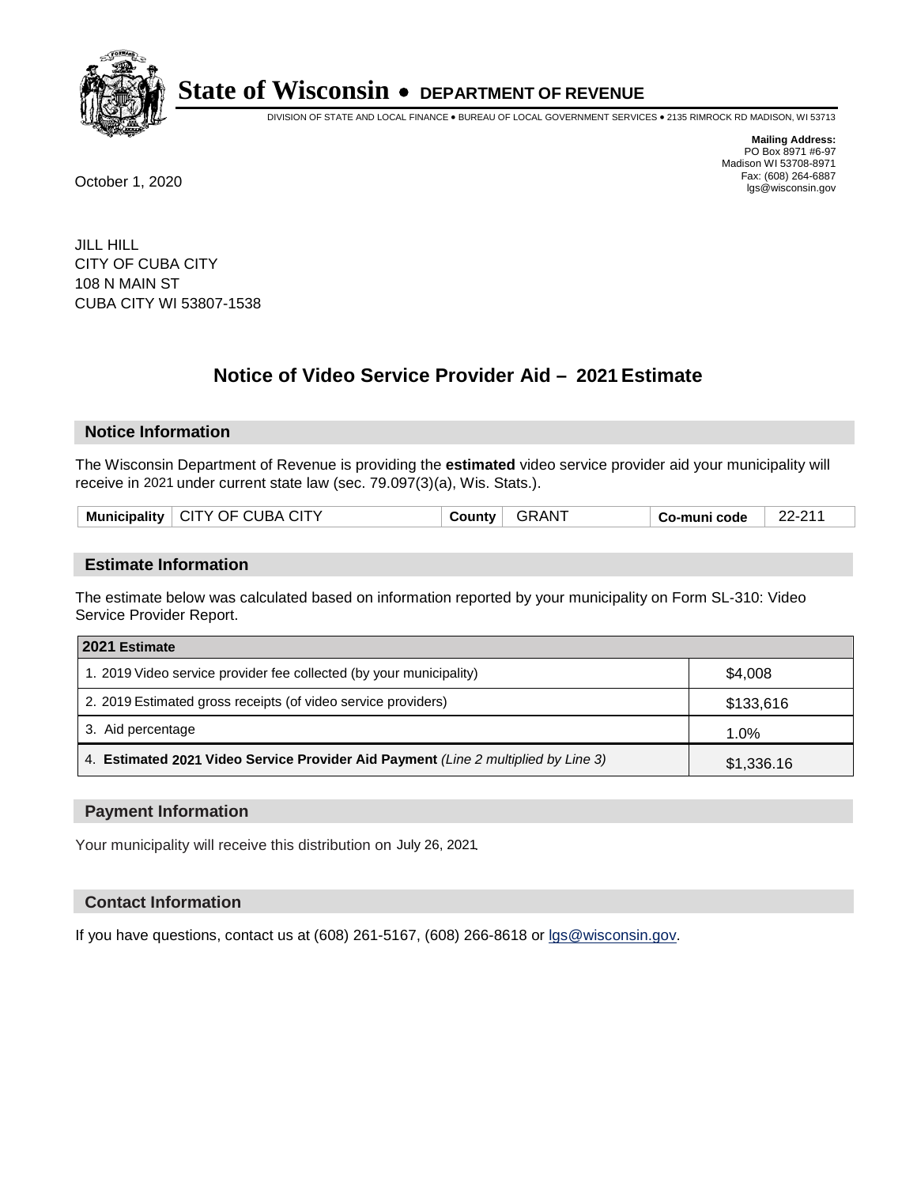# State of Wisconsin • DEPARTMENT OF REVENUE

DIVISION OF STATE AND LOCAL FINANCE • BUREAU OF LOCAL GOVERNMENT SERVICES • 2135 RIMROCK RD MADISON, WI 53713

**Mailing Address:**
PO Box 8971 #6-97
Madison WI 53708-8971
Fax: (608) 264-6887
lgs@wisconsin.gov

October 1, 2020

JILL HILL
CITY OF CUBA CITY
108 N MAIN ST
CUBA CITY WI 53807-1538

## Notice of Video Service Provider Aid – 2021 Estimate

### Notice Information

The Wisconsin Department of Revenue is providing the **estimated** video service provider aid your municipality will receive in 2021 under current state law (sec. 79.097(3)(a), Wis. Stats.).

| Municipality | CITY OF CUBA CITY | County | GRANT | Co-muni code | 22-211 |
|---|---|---|---|---|---|

### Estimate Information

The estimate below was calculated based on information reported by your municipality on Form SL-310: Video Service Provider Report.

| 2021 Estimate | |
|---|---|
| 1. 2019 Video service provider fee collected (by your municipality) | $4,008 |
| 2. 2019 Estimated gross receipts (of video service providers) | $133,616 |
| 3. Aid percentage | 1.0% |
| 4. **Estimated 2021 Video Service Provider Aid Payment** *(Line 2 multiplied by Line 3)* | $1,336.16 |

### Payment Information

Your municipality will receive this distribution on July 26, 2021.

### Contact Information

If you have questions, contact us at (608) 261-5167, (608) 266-8618 or lgs@wisconsin.gov.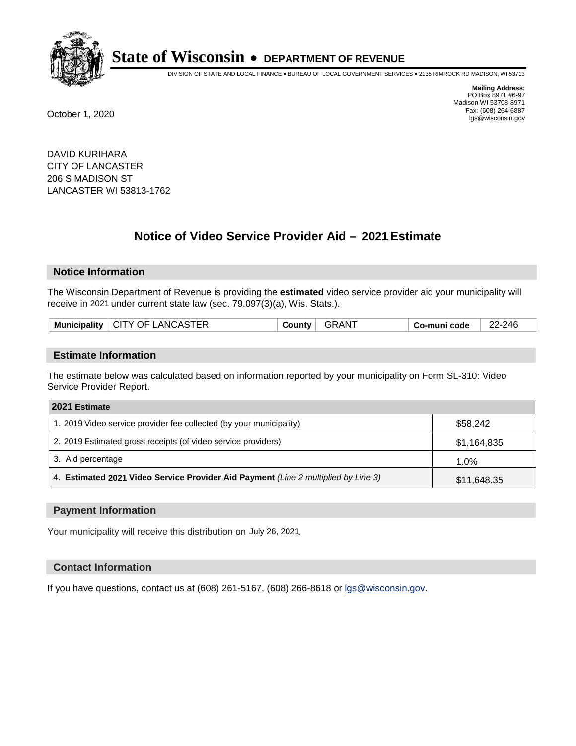# State of Wisconsin • DEPARTMENT OF REVENUE

DIVISION OF STATE AND LOCAL FINANCE • BUREAU OF LOCAL GOVERNMENT SERVICES • 2135 RIMROCK RD MADISON, WI 53713

**Mailing Address:**
PO Box 8971 #6-97
Madison WI 53708-8971
Fax: (608) 264-6887
lgs@wisconsin.gov

October 1, 2020

DAVID KURIHARA
CITY OF LANCASTER
206 S MADISON ST
LANCASTER WI 53813-1762

## Notice of Video Service Provider Aid – 2021 Estimate

### Notice Information

The Wisconsin Department of Revenue is providing the **estimated** video service provider aid your municipality will receive in 2021 under current state law (sec. 79.097(3)(a), Wis. Stats.).

| Municipality | CITY OF LANCASTER | County | GRANT | Co-muni code | 22-246 |
|---|---|---|---|---|---|

### Estimate Information

The estimate below was calculated based on information reported by your municipality on Form SL-310: Video Service Provider Report.

| 2021 Estimate | |
|---|---|
| 1. 2019 Video service provider fee collected (by your municipality) | $58,242 |
| 2. 2019 Estimated gross receipts (of video service providers) | $1,164,835 |
| 3. Aid percentage | 1.0% |
| 4. **Estimated 2021 Video Service Provider Aid Payment** *(Line 2 multiplied by Line 3)* | $11,648.35 |

### Payment Information

Your municipality will receive this distribution on July 26, 2021.

### Contact Information

If you have questions, contact us at (608) 261-5167, (608) 266-8618 or lgs@wisconsin.gov.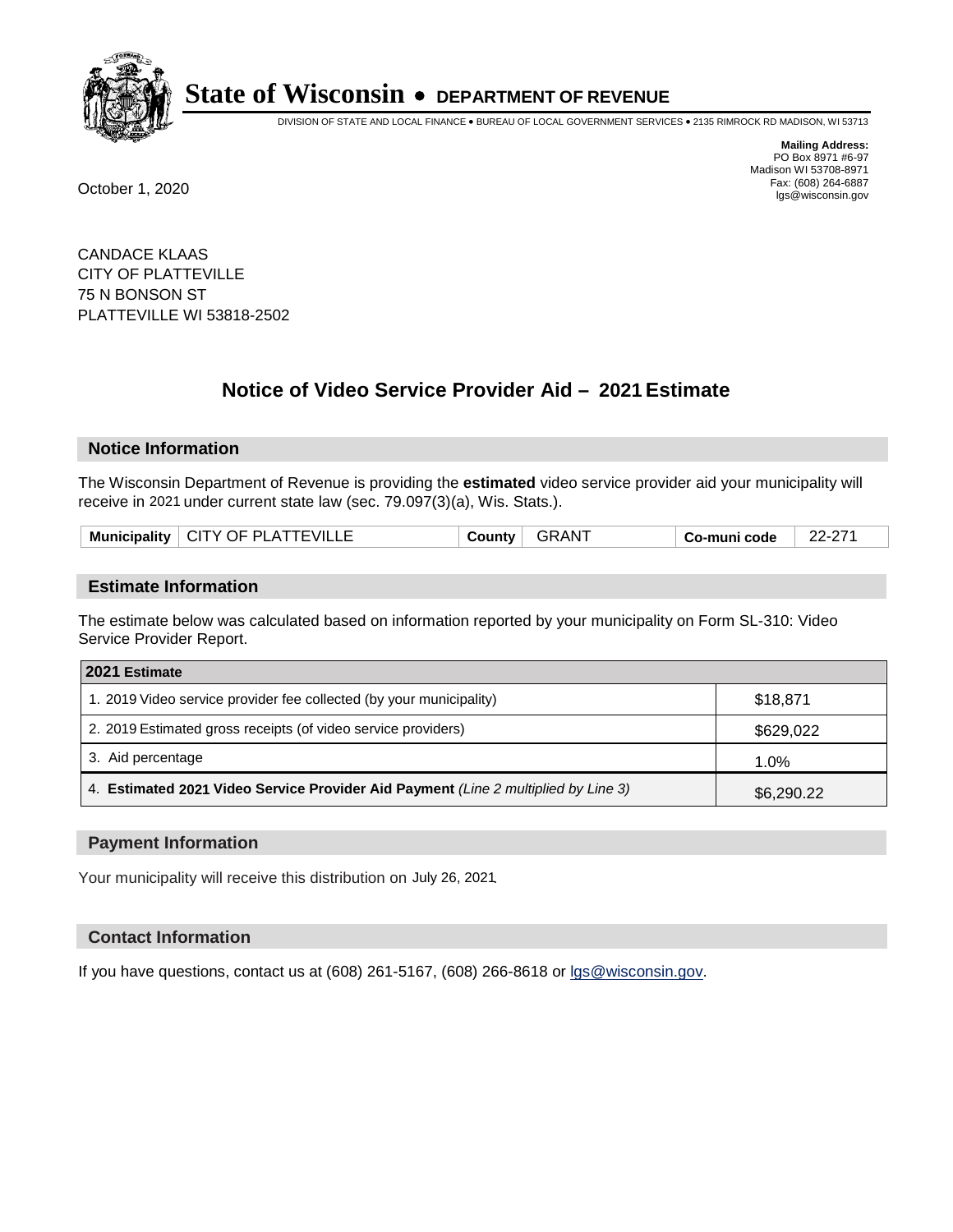# State of Wisconsin • DEPARTMENT OF REVENUE

DIVISION OF STATE AND LOCAL FINANCE • BUREAU OF LOCAL GOVERNMENT SERVICES • 2135 RIMROCK RD MADISON, WI 53713

**Mailing Address:**
PO Box 8971 #6-97
Madison WI 53708-8971
Fax: (608) 264-6887
lgs@wisconsin.gov

October 1, 2020

CANDACE KLAAS
CITY OF PLATTEVILLE
75 N BONSON ST
PLATTEVILLE WI 53818-2502

## Notice of Video Service Provider Aid – 2021 Estimate

### Notice Information

The Wisconsin Department of Revenue is providing the **estimated** video service provider aid your municipality will receive in 2021 under current state law (sec. 79.097(3)(a), Wis. Stats.).

| Municipality | CITY OF PLATTEVILLE | County | GRANT | Co-muni code | 22-271 |
|---|---|---|---|---|---|

### Estimate Information

The estimate below was calculated based on information reported by your municipality on Form SL-310: Video Service Provider Report.

| 2021 Estimate | |
|---|---|
| 1. 2019 Video service provider fee collected (by your municipality) | $18,871 |
| 2. 2019 Estimated gross receipts (of video service providers) | $629,022 |
| 3. Aid percentage | 1.0% |
| 4. **Estimated 2021 Video Service Provider Aid Payment** *(Line 2 multiplied by Line 3)* | $6,290.22 |

### Payment Information

Your municipality will receive this distribution on July 26, 2021.

### Contact Information

If you have questions, contact us at (608) 261-5167, (608) 266-8618 or lgs@wisconsin.gov.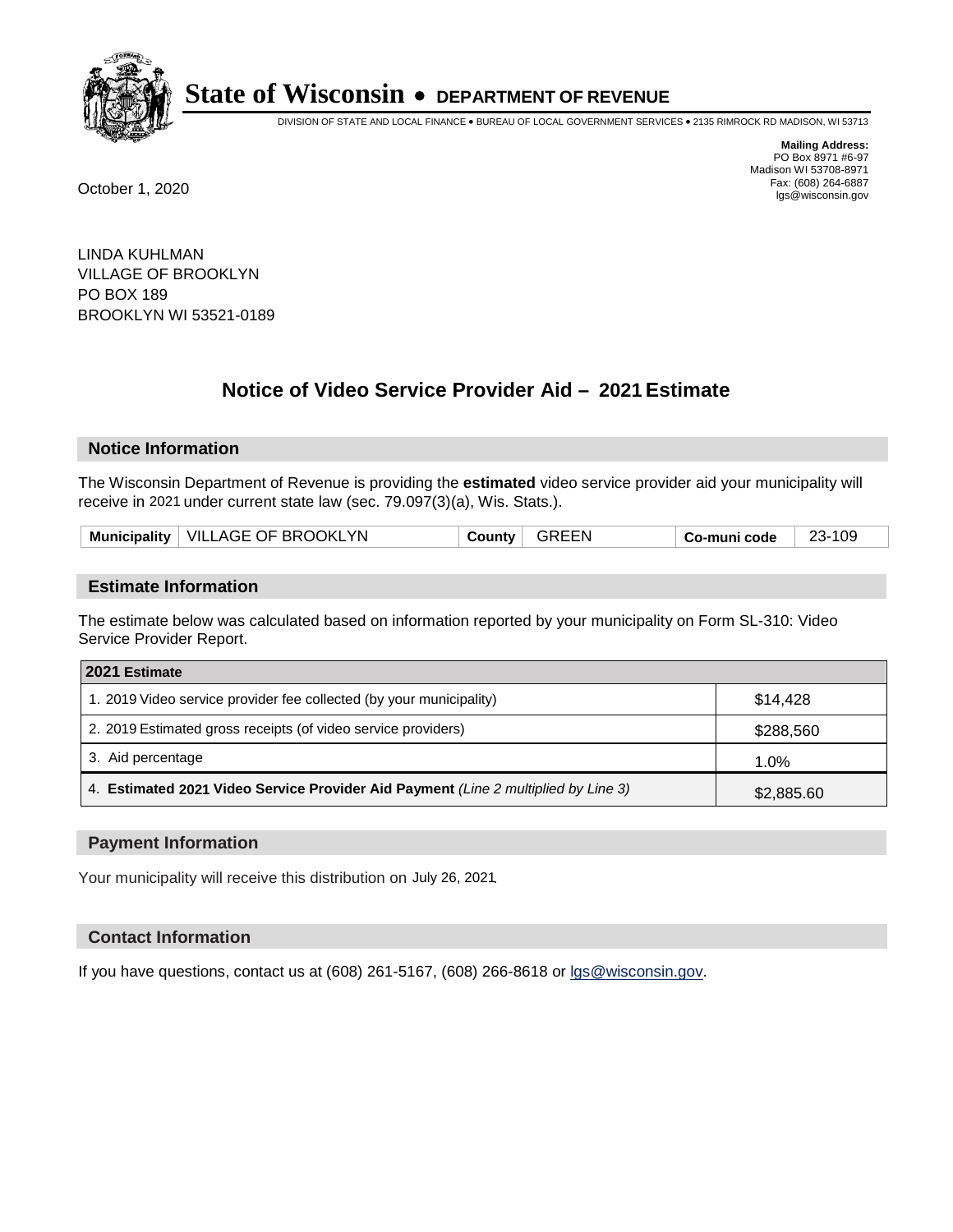**State of Wisconsin • DEPARTMENT OF REVENUE**

DIVISION OF STATE AND LOCAL FINANCE • BUREAU OF LOCAL GOVERNMENT SERVICES • 2135 RIMROCK RD MADISON, WI 53713

**Mailing Address:**
PO Box 8971 #6-97
Madison WI 53708-8971
Fax: (608) 264-6887
lgs@wisconsin.gov

October 1, 2020

LINDA KUHLMAN
VILLAGE OF BROOKLYN
PO BOX 189
BROOKLYN WI 53521-0189

## Notice of Video Service Provider Aid – 2021 Estimate

### Notice Information

The Wisconsin Department of Revenue is providing the **estimated** video service provider aid your municipality will receive in 2021 under current state law (sec. 79.097(3)(a), Wis. Stats.).

| Municipality | VILLAGE OF BROOKLYN | County | GREEN | Co-muni code | 23-109 |
|---|---|---|---|---|---|

### Estimate Information

The estimate below was calculated based on information reported by your municipality on Form SL-310: Video Service Provider Report.

| 2021 Estimate | |
|---|---|
| 1. 2019 Video service provider fee collected (by your municipality) | $14,428 |
| 2. 2019 Estimated gross receipts (of video service providers) | $288,560 |
| 3. Aid percentage | 1.0% |
| 4. **Estimated 2021 Video Service Provider Aid Payment** *(Line 2 multiplied by Line 3)* | $2,885.60 |

### Payment Information

Your municipality will receive this distribution on July 26, 2021.

### Contact Information

If you have questions, contact us at (608) 261-5167, (608) 266-8618 or lgs@wisconsin.gov.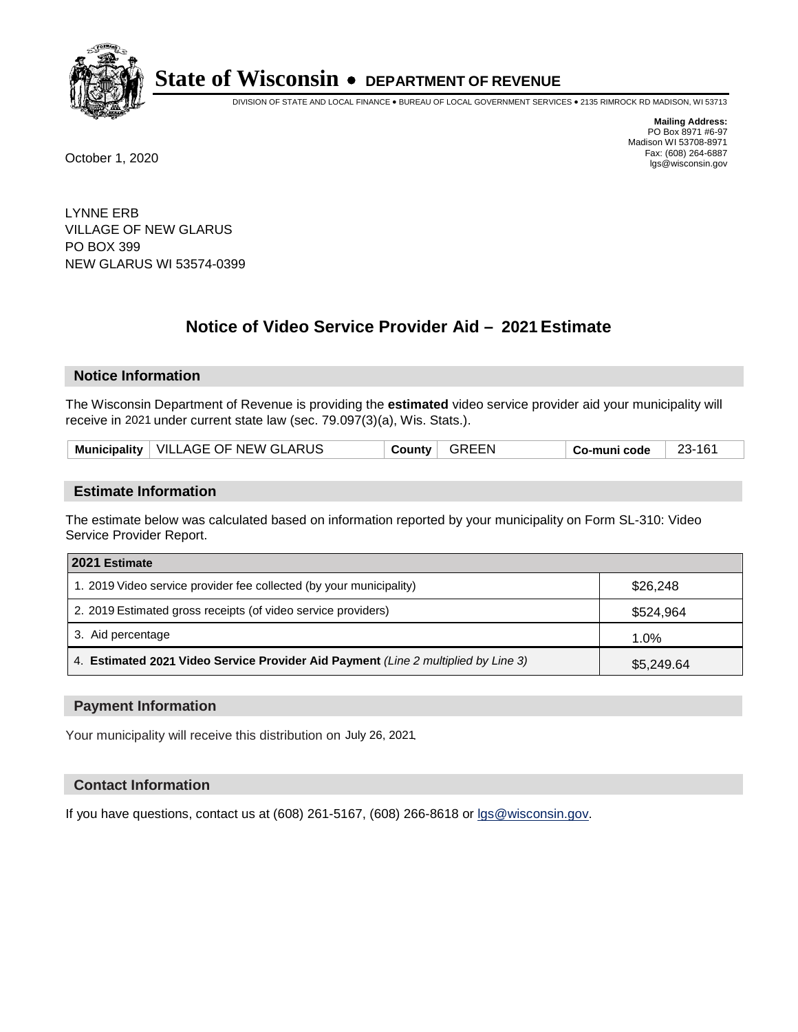# State of Wisconsin • DEPARTMENT OF REVENUE

DIVISION OF STATE AND LOCAL FINANCE • BUREAU OF LOCAL GOVERNMENT SERVICES • 2135 RIMROCK RD MADISON, WI 53713

**Mailing Address:**
PO Box 8971 #6-97
Madison WI 53708-8971
Fax: (608) 264-6887
lgs@wisconsin.gov

October 1, 2020

LYNNE ERB
VILLAGE OF NEW GLARUS
PO BOX 399
NEW GLARUS WI 53574-0399

## Notice of Video Service Provider Aid – 2021 Estimate

### Notice Information

The Wisconsin Department of Revenue is providing the **estimated** video service provider aid your municipality will receive in 2021 under current state law (sec. 79.097(3)(a), Wis. Stats.).

| Municipality | VILLAGE OF NEW GLARUS | County | GREEN | Co-muni code | 23-161 |
|---|---|---|---|---|---|

### Estimate Information

The estimate below was calculated based on information reported by your municipality on Form SL-310: Video Service Provider Report.

| 2021 Estimate | |
|---|---|
| 1. 2019 Video service provider fee collected (by your municipality) | $26,248 |
| 2. 2019 Estimated gross receipts (of video service providers) | $524,964 |
| 3. Aid percentage | 1.0% |
| 4. **Estimated 2021 Video Service Provider Aid Payment** *(Line 2 multiplied by Line 3)* | $5,249.64 |

### Payment Information

Your municipality will receive this distribution on July 26, 2021.

### Contact Information

If you have questions, contact us at (608) 261-5167, (608) 266-8618 or lgs@wisconsin.gov.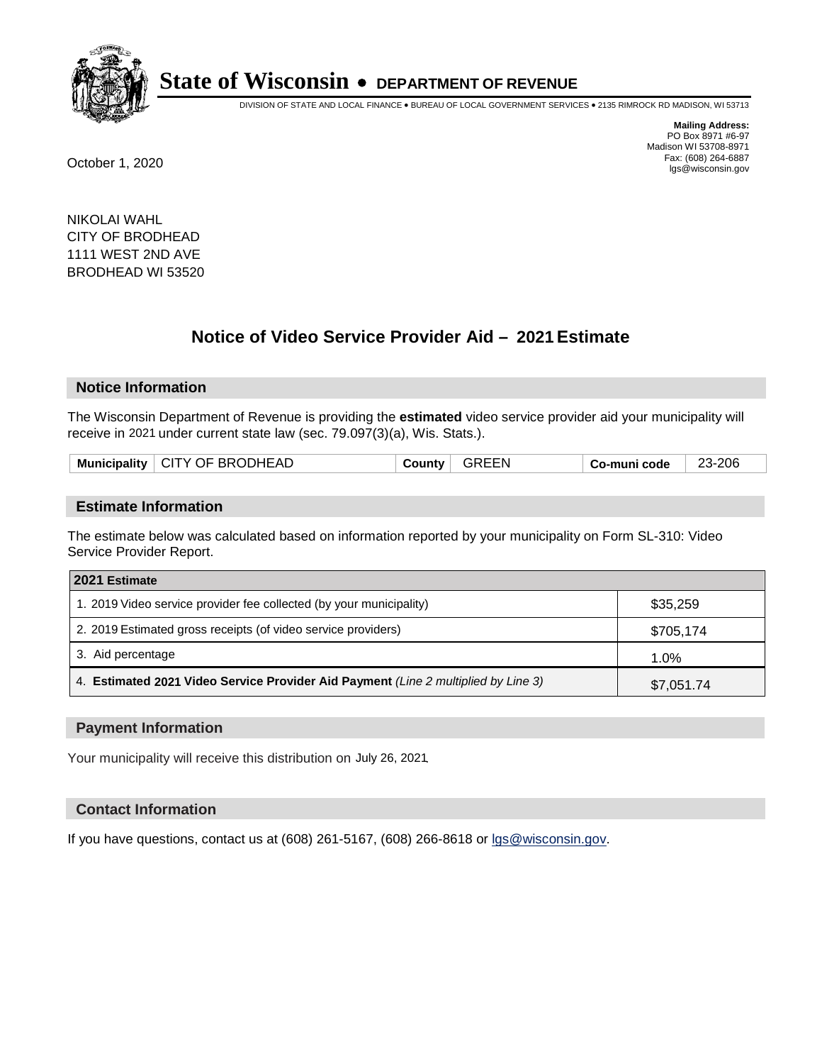# State of Wisconsin • DEPARTMENT OF REVENUE

DIVISION OF STATE AND LOCAL FINANCE • BUREAU OF LOCAL GOVERNMENT SERVICES • 2135 RIMROCK RD MADISON, WI 53713

**Mailing Address:**
PO Box 8971 #6-97
Madison WI 53708-8971
Fax: (608) 264-6887
lgs@wisconsin.gov

October 1, 2020

NIKOLAI WAHL
CITY OF BRODHEAD
1111 WEST 2ND AVE
BRODHEAD WI 53520

## Notice of Video Service Provider Aid – 2021 Estimate

### Notice Information

The Wisconsin Department of Revenue is providing the **estimated** video service provider aid your municipality will receive in 2021 under current state law (sec. 79.097(3)(a), Wis. Stats.).

| Municipality | CITY OF BRODHEAD | County | GREEN | Co-muni code | 23-206 |
|---|---|---|---|---|---|

### Estimate Information

The estimate below was calculated based on information reported by your municipality on Form SL-310: Video Service Provider Report.

| 2021 Estimate | |
|---|---|
| 1. 2019 Video service provider fee collected (by your municipality) | $35,259 |
| 2. 2019 Estimated gross receipts (of video service providers) | $705,174 |
| 3. Aid percentage | 1.0% |
| 4. **Estimated 2021 Video Service Provider Aid Payment** *(Line 2 multiplied by Line 3)* | $7,051.74 |

### Payment Information

Your municipality will receive this distribution on July 26, 2021.

### Contact Information

If you have questions, contact us at (608) 261-5167, (608) 266-8618 or lgs@wisconsin.gov.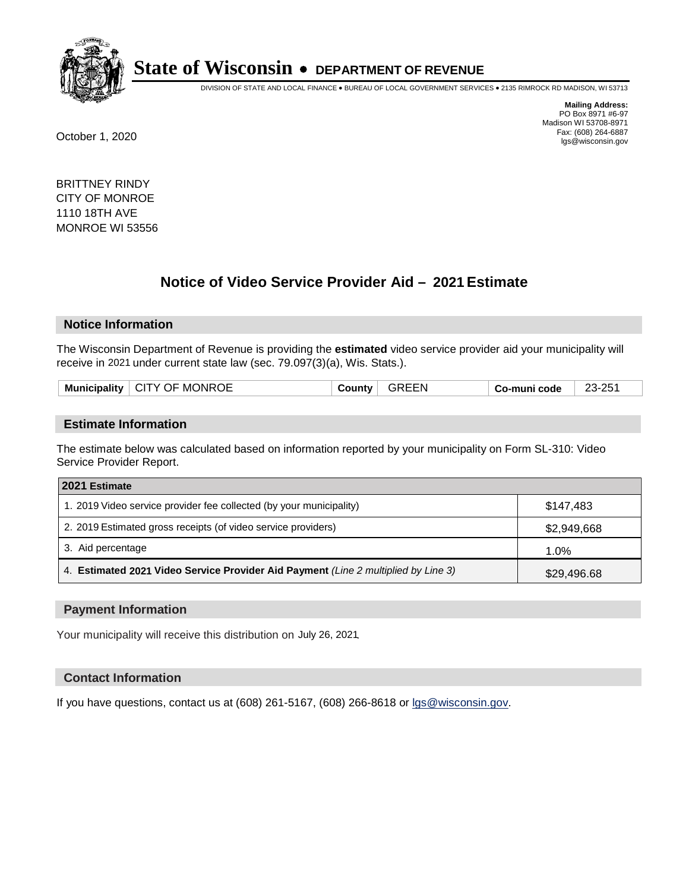# State of Wisconsin • DEPARTMENT OF REVENUE

DIVISION OF STATE AND LOCAL FINANCE • BUREAU OF LOCAL GOVERNMENT SERVICES • 2135 RIMROCK RD MADISON, WI 53713

**Mailing Address:**
PO Box 8971 #6-97
Madison WI 53708-8971
Fax: (608) 264-6887
lgs@wisconsin.gov

October 1, 2020

BRITTNEY RINDY
CITY OF MONROE
1110 18TH AVE
MONROE WI 53556

## Notice of Video Service Provider Aid – 2021 Estimate

### Notice Information

The Wisconsin Department of Revenue is providing the **estimated** video service provider aid your municipality will receive in 2021 under current state law (sec. 79.097(3)(a), Wis. Stats.).

| Municipality | CITY OF MONROE | County | GREEN | Co-muni code | 23-251 |
|---|---|---|---|---|---|

### Estimate Information

The estimate below was calculated based on information reported by your municipality on Form SL-310: Video Service Provider Report.

| 2021 Estimate | |
|---|---|
| 1. 2019 Video service provider fee collected (by your municipality) | $147,483 |
| 2. 2019 Estimated gross receipts (of video service providers) | $2,949,668 |
| 3. Aid percentage | 1.0% |
| 4. **Estimated 2021 Video Service Provider Aid Payment** *(Line 2 multiplied by Line 3)* | $29,496.68 |

### Payment Information

Your municipality will receive this distribution on July 26, 2021.

### Contact Information

If you have questions, contact us at (608) 261-5167, (608) 266-8618 or lgs@wisconsin.gov.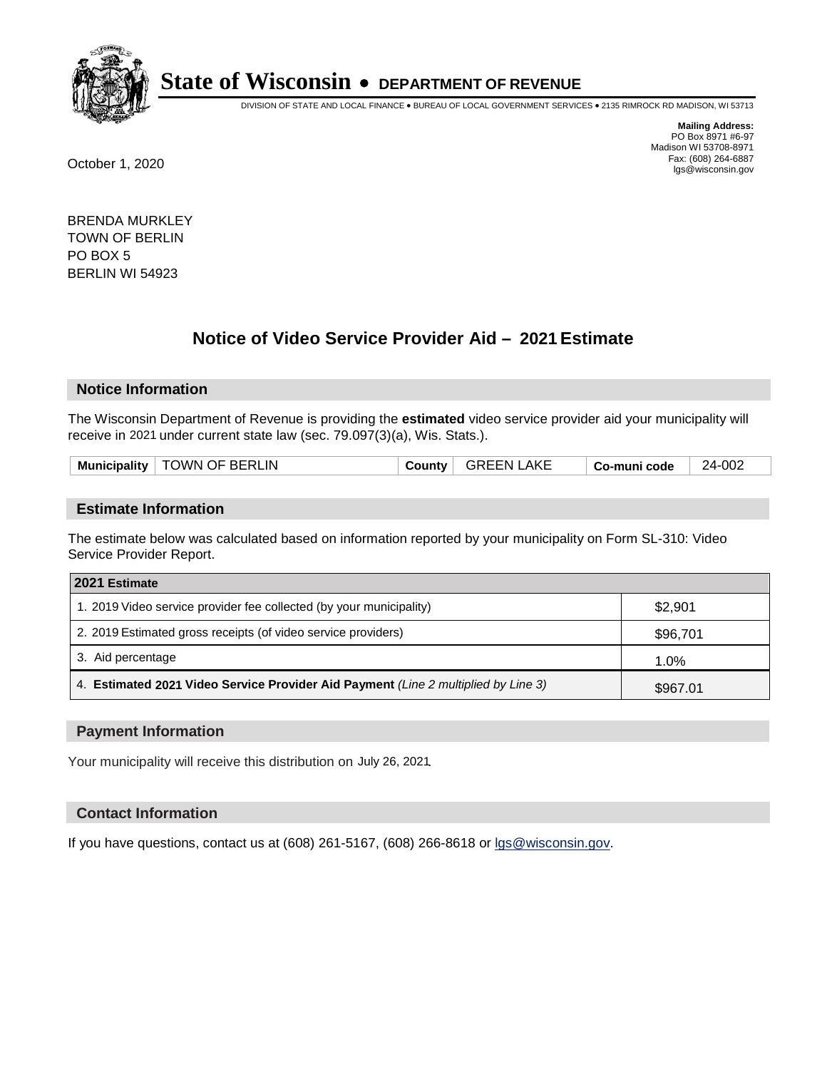# State of Wisconsin • DEPARTMENT OF REVENUE

DIVISION OF STATE AND LOCAL FINANCE • BUREAU OF LOCAL GOVERNMENT SERVICES • 2135 RIMROCK RD MADISON, WI 53713

**Mailing Address:**
PO Box 8971 #6-97
Madison WI 53708-8971
Fax: (608) 264-6887
lgs@wisconsin.gov

October 1, 2020

BRENDA MURKLEY
TOWN OF BERLIN
PO BOX 5
BERLIN WI 54923

## Notice of Video Service Provider Aid – 2021 Estimate

### Notice Information

The Wisconsin Department of Revenue is providing the **estimated** video service provider aid your municipality will receive in 2021 under current state law (sec. 79.097(3)(a), Wis. Stats.).

| Municipality | TOWN OF BERLIN | County | GREEN LAKE | Co-muni code | 24-002 |
|---|---|---|---|---|---|

### Estimate Information

The estimate below was calculated based on information reported by your municipality on Form SL-310: Video Service Provider Report.

| 2021 Estimate | |
|---|---|
| 1. 2019 Video service provider fee collected (by your municipality) | $2,901 |
| 2. 2019 Estimated gross receipts (of video service providers) | $96,701 |
| 3. Aid percentage | 1.0% |
| 4. **Estimated 2021 Video Service Provider Aid Payment** *(Line 2 multiplied by Line 3)* | $967.01 |

### Payment Information

Your municipality will receive this distribution on July 26, 2021.

### Contact Information

If you have questions, contact us at (608) 261-5167, (608) 266-8618 or lgs@wisconsin.gov.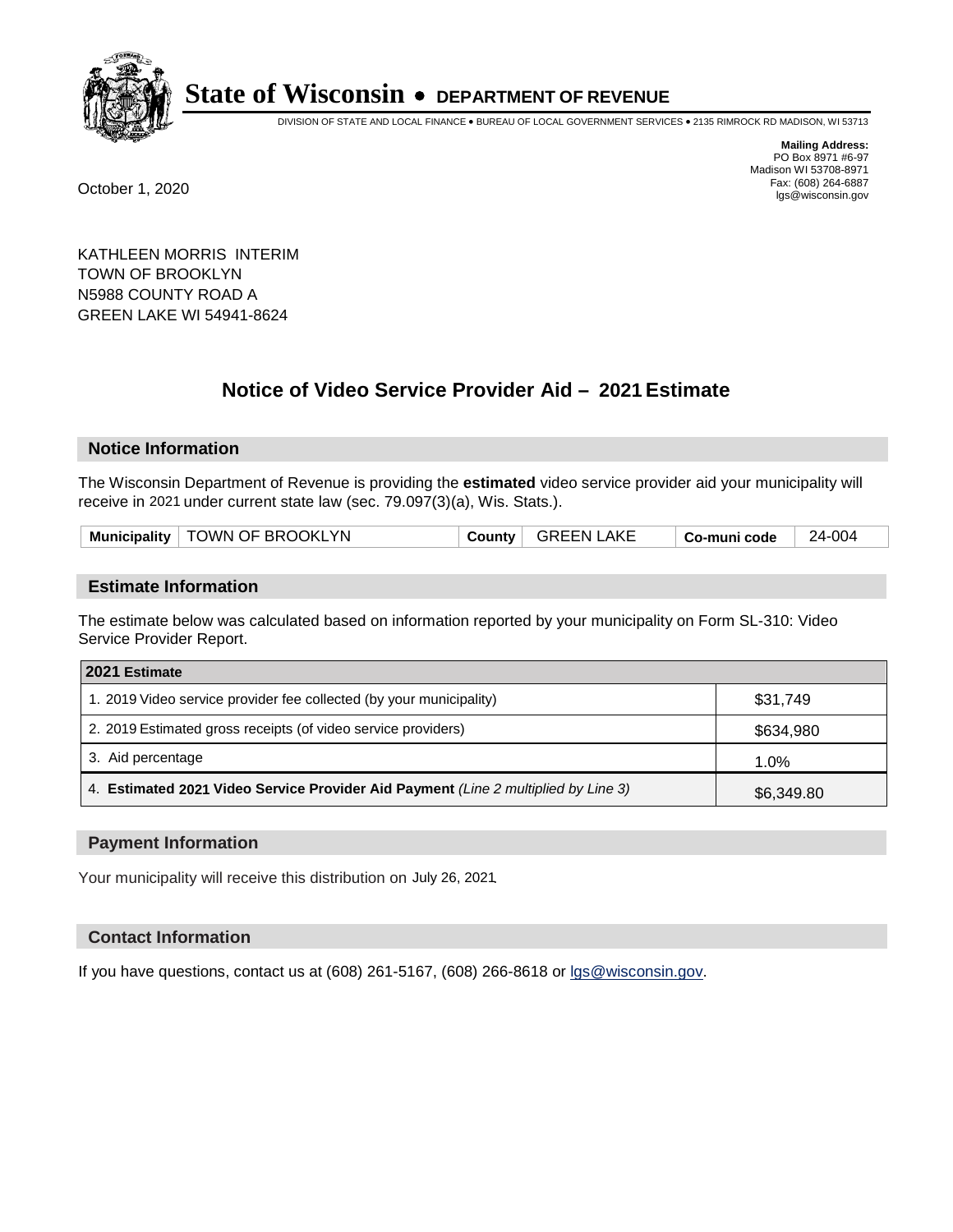# State of Wisconsin • DEPARTMENT OF REVENUE

DIVISION OF STATE AND LOCAL FINANCE • BUREAU OF LOCAL GOVERNMENT SERVICES • 2135 RIMROCK RD MADISON, WI 53713

**Mailing Address:**
PO Box 8971 #6-97
Madison WI 53708-8971
Fax: (608) 264-6887
lgs@wisconsin.gov

October 1, 2020

KATHLEEN MORRIS INTERIM
TOWN OF BROOKLYN
N5988 COUNTY ROAD A
GREEN LAKE WI 54941-8624

## Notice of Video Service Provider Aid – 2021 Estimate

### Notice Information

The Wisconsin Department of Revenue is providing the **estimated** video service provider aid your municipality will receive in 2021 under current state law (sec. 79.097(3)(a), Wis. Stats.).

| Municipality | TOWN OF BROOKLYN | County | GREEN LAKE | Co-muni code | 24-004 |
|---|---|---|---|---|---|

### Estimate Information

The estimate below was calculated based on information reported by your municipality on Form SL-310: Video Service Provider Report.

| 2021 Estimate | |
|---|---|
| 1. 2019 Video service provider fee collected (by your municipality) | $31,749 |
| 2. 2019 Estimated gross receipts (of video service providers) | $634,980 |
| 3. Aid percentage | 1.0% |
| 4. **Estimated 2021 Video Service Provider Aid Payment** *(Line 2 multiplied by Line 3)* | $6,349.80 |

### Payment Information

Your municipality will receive this distribution on July 26, 2021.

### Contact Information

If you have questions, contact us at (608) 261-5167, (608) 266-8618 or lgs@wisconsin.gov.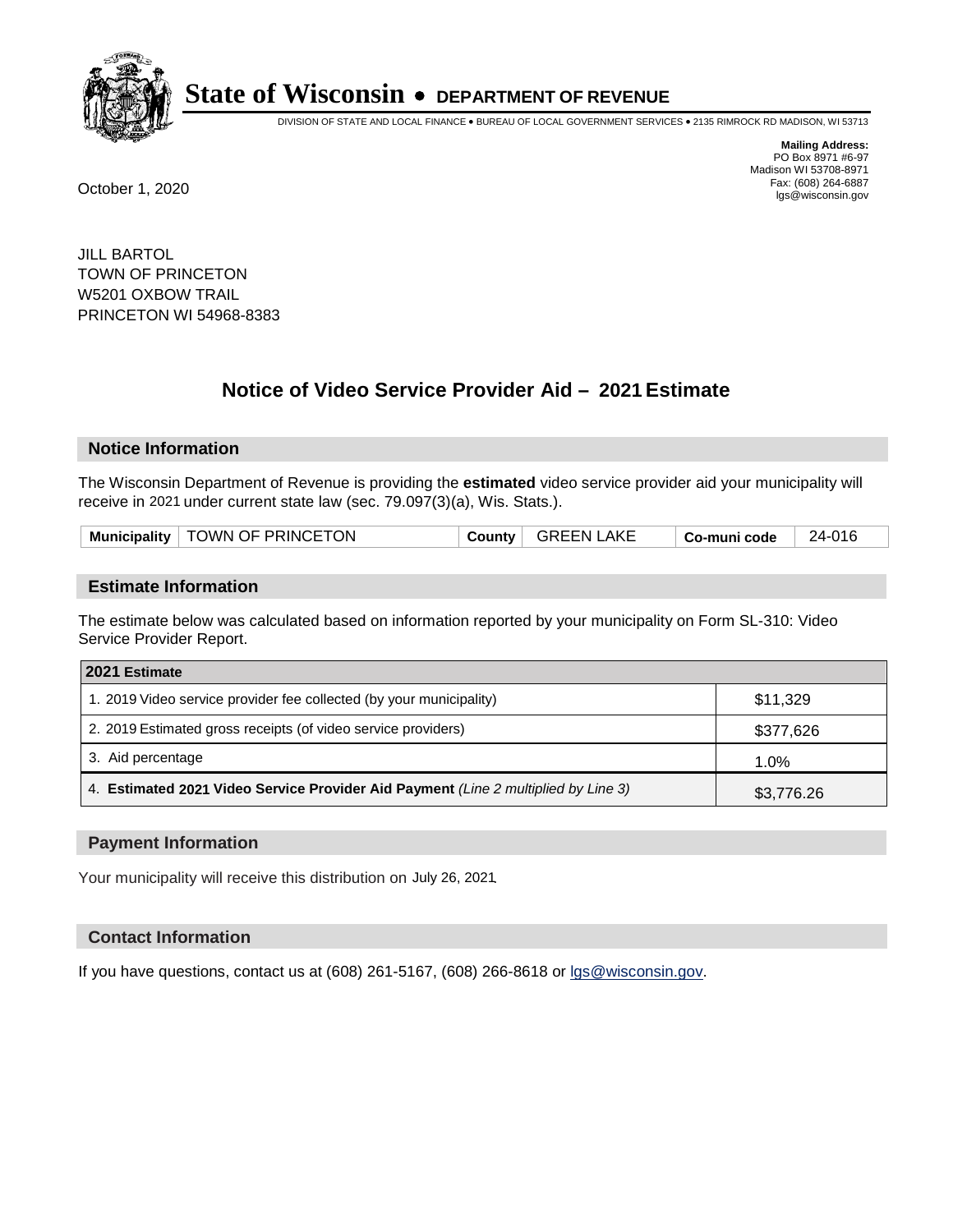# State of Wisconsin • DEPARTMENT OF REVENUE

DIVISION OF STATE AND LOCAL FINANCE • BUREAU OF LOCAL GOVERNMENT SERVICES • 2135 RIMROCK RD MADISON, WI 53713

**Mailing Address:**
PO Box 8971 #6-97
Madison WI 53708-8971
Fax: (608) 264-6887
lgs@wisconsin.gov

October 1, 2020

JILL BARTOL
TOWN OF PRINCETON
W5201 OXBOW TRAIL
PRINCETON WI 54968-8383

## Notice of Video Service Provider Aid – 2021 Estimate

### Notice Information

The Wisconsin Department of Revenue is providing the **estimated** video service provider aid your municipality will receive in 2021 under current state law (sec. 79.097(3)(a), Wis. Stats.).

| Municipality | TOWN OF PRINCETON | County | GREEN LAKE | Co-muni code | 24-016 |
|---|---|---|---|---|---|

### Estimate Information

The estimate below was calculated based on information reported by your municipality on Form SL-310: Video Service Provider Report.

| 2021 Estimate | |
|---|---|
| 1. 2019 Video service provider fee collected (by your municipality) | $11,329 |
| 2. 2019 Estimated gross receipts (of video service providers) | $377,626 |
| 3. Aid percentage | 1.0% |
| 4. **Estimated 2021 Video Service Provider Aid Payment** *(Line 2 multiplied by Line 3)* | $3,776.26 |

### Payment Information

Your municipality will receive this distribution on July 26, 2021.

### Contact Information

If you have questions, contact us at (608) 261-5167, (608) 266-8618 or lgs@wisconsin.gov.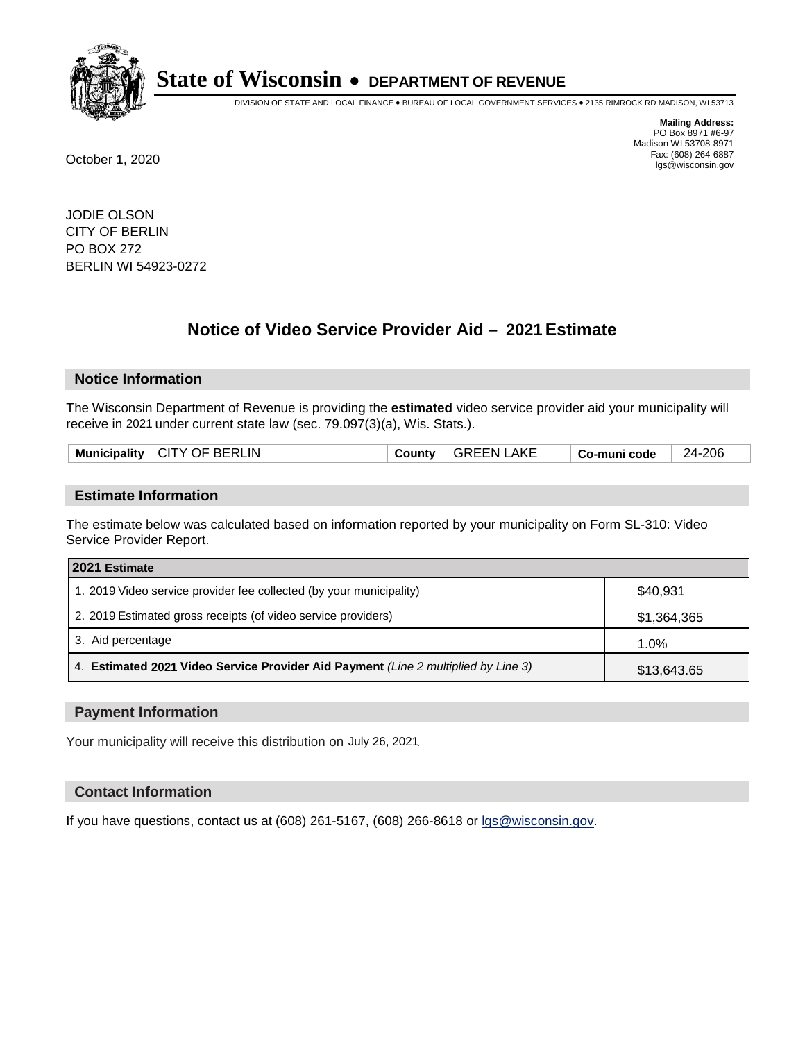# State of Wisconsin • DEPARTMENT OF REVENUE

DIVISION OF STATE AND LOCAL FINANCE • BUREAU OF LOCAL GOVERNMENT SERVICES • 2135 RIMROCK RD MADISON, WI 53713

**Mailing Address:**
PO Box 8971 #6-97
Madison WI 53708-8971
Fax: (608) 264-6887
lgs@wisconsin.gov

October 1, 2020

JODIE OLSON
CITY OF BERLIN
PO BOX 272
BERLIN WI 54923-0272

## Notice of Video Service Provider Aid – 2021 Estimate

### Notice Information

The Wisconsin Department of Revenue is providing the **estimated** video service provider aid your municipality will receive in 2021 under current state law (sec. 79.097(3)(a), Wis. Stats.).

| Municipality | CITY OF BERLIN | County | GREEN LAKE | Co-muni code | 24-206 |
|---|---|---|---|---|---|

### Estimate Information

The estimate below was calculated based on information reported by your municipality on Form SL-310: Video Service Provider Report.

| 2021 Estimate | |
|---|---|
| 1. 2019 Video service provider fee collected (by your municipality) | $40,931 |
| 2. 2019 Estimated gross receipts (of video service providers) | $1,364,365 |
| 3. Aid percentage | 1.0% |
| 4. **Estimated 2021 Video Service Provider Aid Payment** *(Line 2 multiplied by Line 3)* | $13,643.65 |

### Payment Information

Your municipality will receive this distribution on July 26, 2021.

### Contact Information

If you have questions, contact us at (608) 261-5167, (608) 266-8618 or lgs@wisconsin.gov.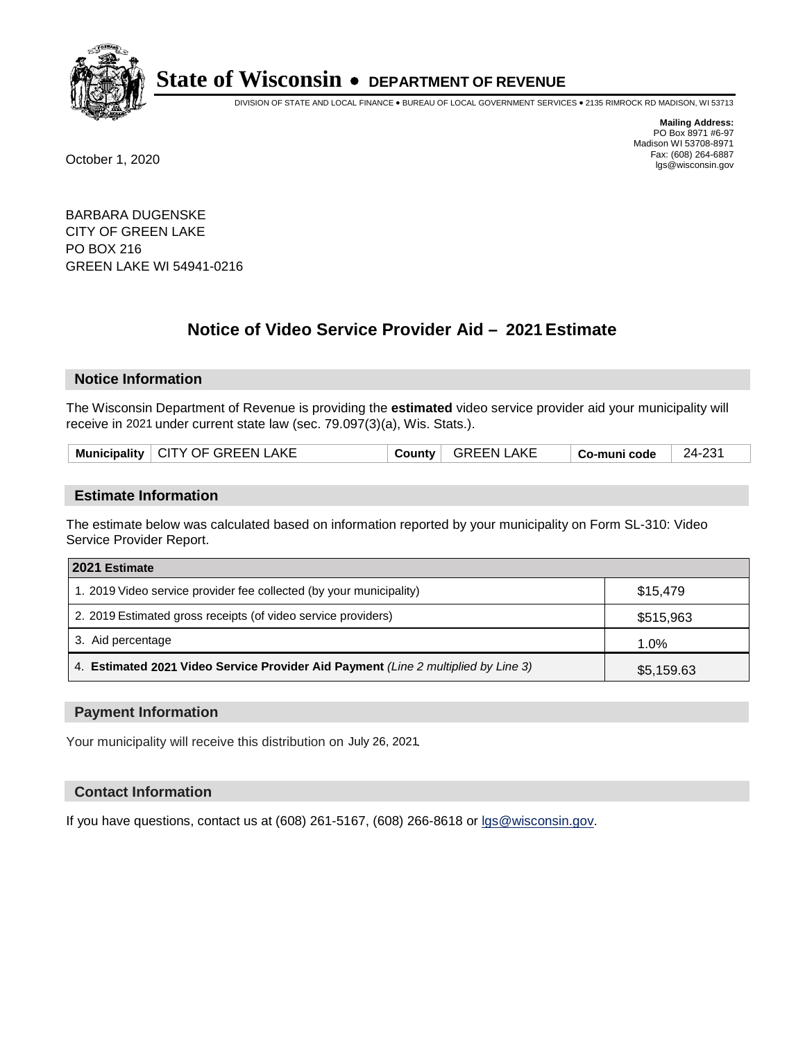# State of Wisconsin • DEPARTMENT OF REVENUE

DIVISION OF STATE AND LOCAL FINANCE • BUREAU OF LOCAL GOVERNMENT SERVICES • 2135 RIMROCK RD MADISON, WI 53713

**Mailing Address:**
PO Box 8971 #6-97
Madison WI 53708-8971
Fax: (608) 264-6887
lgs@wisconsin.gov

October 1, 2020

BARBARA DUGENSKE
CITY OF GREEN LAKE
PO BOX 216
GREEN LAKE WI 54941-0216

## Notice of Video Service Provider Aid – 2021 Estimate

### Notice Information

The Wisconsin Department of Revenue is providing the **estimated** video service provider aid your municipality will receive in 2021 under current state law (sec. 79.097(3)(a), Wis. Stats.).

| Municipality | CITY OF GREEN LAKE | County | GREEN LAKE | Co-muni code | 24-231 |
|---|---|---|---|---|---|

### Estimate Information

The estimate below was calculated based on information reported by your municipality on Form SL-310: Video Service Provider Report.

| 2021 Estimate | |
|---|---|
| 1. 2019 Video service provider fee collected (by your municipality) | $15,479 |
| 2. 2019 Estimated gross receipts (of video service providers) | $515,963 |
| 3. Aid percentage | 1.0% |
| 4. **Estimated 2021 Video Service Provider Aid Payment** *(Line 2 multiplied by Line 3)* | $5,159.63 |

### Payment Information

Your municipality will receive this distribution on July 26, 2021.

### Contact Information

If you have questions, contact us at (608) 261-5167, (608) 266-8618 or lgs@wisconsin.gov.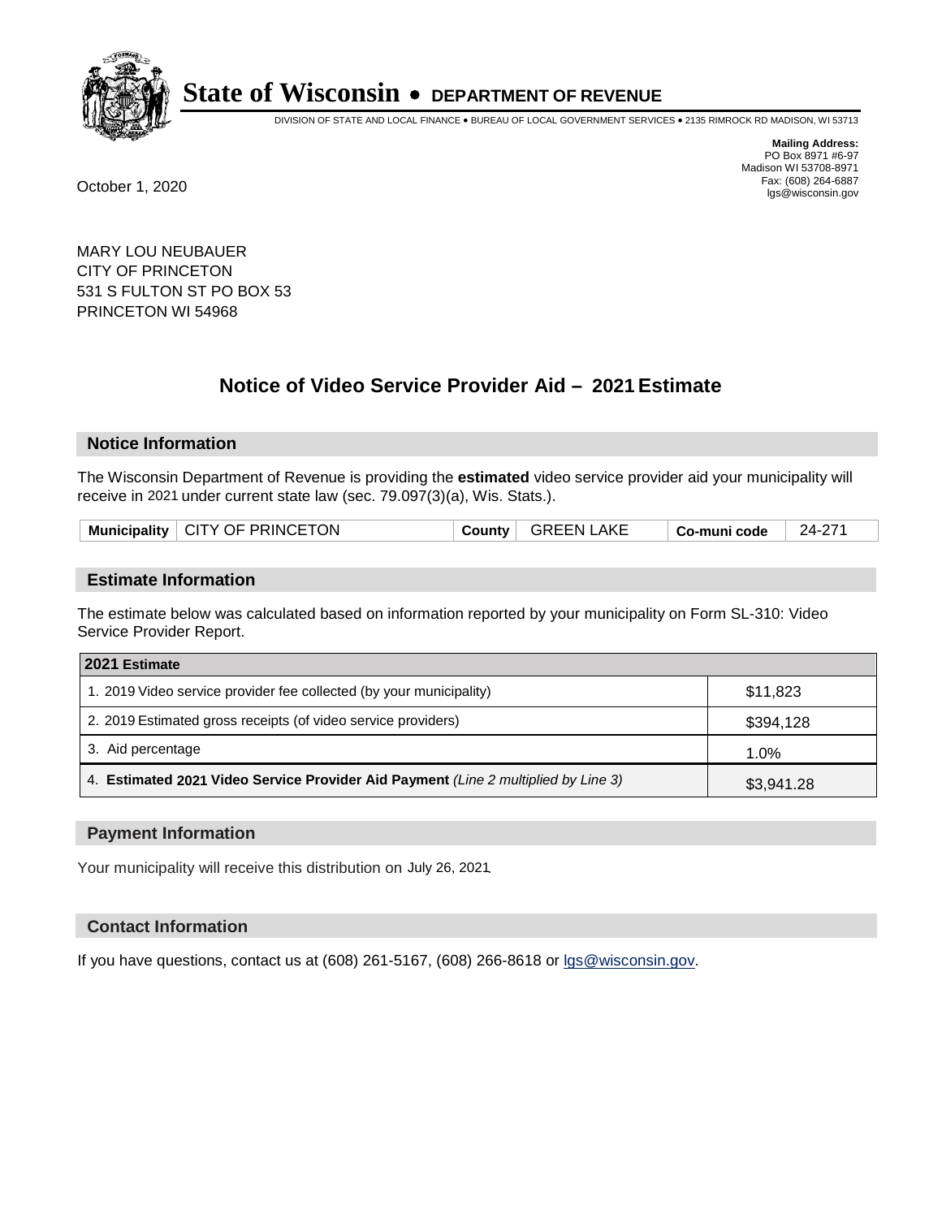# State of Wisconsin • DEPARTMENT OF REVENUE

DIVISION OF STATE AND LOCAL FINANCE • BUREAU OF LOCAL GOVERNMENT SERVICES • 2135 RIMROCK RD MADISON, WI 53713

**Mailing Address:**
PO Box 8971 #6-97
Madison WI 53708-8971
Fax: (608) 264-6887
lgs@wisconsin.gov

October 1, 2020

MARY LOU NEUBAUER
CITY OF PRINCETON
531 S FULTON ST PO BOX 53
PRINCETON WI 54968

## Notice of Video Service Provider Aid – 2021 Estimate

### Notice Information

The Wisconsin Department of Revenue is providing the **estimated** video service provider aid your municipality will receive in 2021 under current state law (sec. 79.097(3)(a), Wis. Stats.).

| Municipality | CITY OF PRINCETON | County | GREEN LAKE | Co-muni code | 24-271 |
|---|---|---|---|---|---|

### Estimate Information

The estimate below was calculated based on information reported by your municipality on Form SL-310: Video Service Provider Report.

| 2021 Estimate | |
|---|---|
| 1. 2019 Video service provider fee collected (by your municipality) | $11,823 |
| 2. 2019 Estimated gross receipts (of video service providers) | $394,128 |
| 3. Aid percentage | 1.0% |
| 4. **Estimated 2021 Video Service Provider Aid Payment** *(Line 2 multiplied by Line 3)* | $3,941.28 |

### Payment Information

Your municipality will receive this distribution on July 26, 2021.

### Contact Information

If you have questions, contact us at (608) 261-5167, (608) 266-8618 or lgs@wisconsin.gov.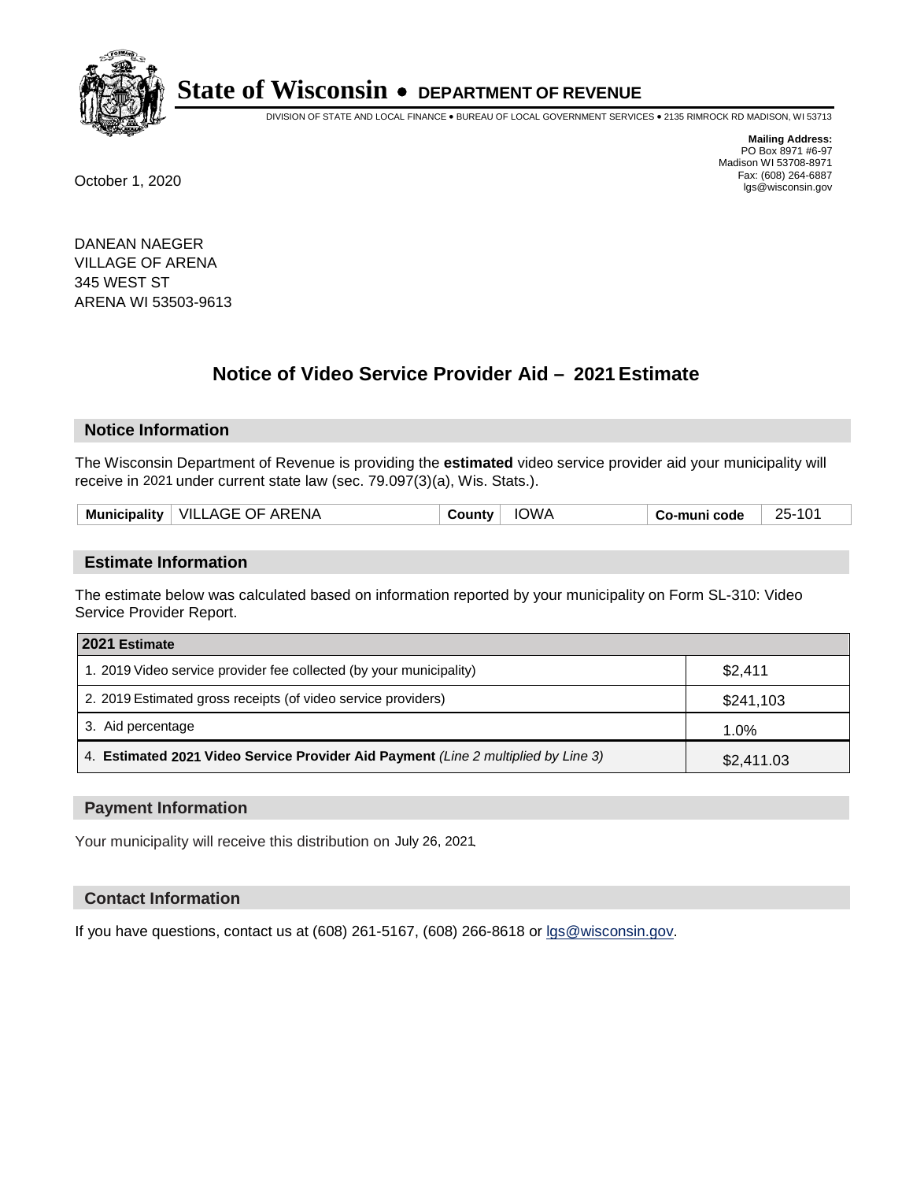# State of Wisconsin • DEPARTMENT OF REVENUE

DIVISION OF STATE AND LOCAL FINANCE • BUREAU OF LOCAL GOVERNMENT SERVICES • 2135 RIMROCK RD MADISON, WI 53713

**Mailing Address:**
PO Box 8971 #6-97
Madison WI 53708-8971
Fax: (608) 264-6887
lgs@wisconsin.gov

October 1, 2020

DANEAN NAEGER
VILLAGE OF ARENA
345 WEST ST
ARENA WI 53503-9613

## Notice of Video Service Provider Aid – 2021 Estimate

### Notice Information

The Wisconsin Department of Revenue is providing the **estimated** video service provider aid your municipality will receive in 2021 under current state law (sec. 79.097(3)(a), Wis. Stats.).

| Municipality | VILLAGE OF ARENA | County | IOWA | Co-muni code | 25-101 |
|---|---|---|---|---|---|

### Estimate Information

The estimate below was calculated based on information reported by your municipality on Form SL-310: Video Service Provider Report.

| 2021 Estimate | |
|---|---|
| 1. 2019 Video service provider fee collected (by your municipality) | $2,411 |
| 2. 2019 Estimated gross receipts (of video service providers) | $241,103 |
| 3. Aid percentage | 1.0% |
| 4. **Estimated 2021 Video Service Provider Aid Payment** *(Line 2 multiplied by Line 3)* | $2,411.03 |

### Payment Information

Your municipality will receive this distribution on July 26, 2021.

### Contact Information

If you have questions, contact us at (608) 261-5167, (608) 266-8618 or lgs@wisconsin.gov.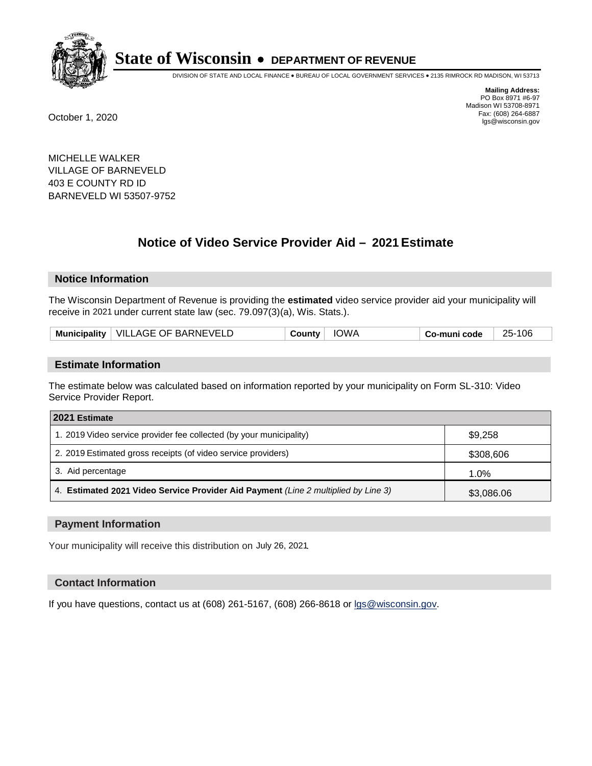# State of Wisconsin • DEPARTMENT OF REVENUE

DIVISION OF STATE AND LOCAL FINANCE • BUREAU OF LOCAL GOVERNMENT SERVICES • 2135 RIMROCK RD MADISON, WI 53713

**Mailing Address:**
PO Box 8971 #6-97
Madison WI 53708-8971
Fax: (608) 264-6887
lgs@wisconsin.gov

October 1, 2020

MICHELLE WALKER
VILLAGE OF BARNEVELD
403 E COUNTY RD ID
BARNEVELD WI 53507-9752

## Notice of Video Service Provider Aid – 2021 Estimate

### Notice Information

The Wisconsin Department of Revenue is providing the **estimated** video service provider aid your municipality will receive in 2021 under current state law (sec. 79.097(3)(a), Wis. Stats.).

| Municipality | VILLAGE OF BARNEVELD | County | IOWA | Co-muni code | 25-106 |
|---|---|---|---|---|---|

### Estimate Information

The estimate below was calculated based on information reported by your municipality on Form SL-310: Video Service Provider Report.

| 2021 Estimate | |
|---|---|
| 1. 2019 Video service provider fee collected (by your municipality) | $9,258 |
| 2. 2019 Estimated gross receipts (of video service providers) | $308,606 |
| 3. Aid percentage | 1.0% |
| 4. **Estimated 2021 Video Service Provider Aid Payment** *(Line 2 multiplied by Line 3)* | $3,086.06 |

### Payment Information

Your municipality will receive this distribution on July 26, 2021.

### Contact Information

If you have questions, contact us at (608) 261-5167, (608) 266-8618 or lgs@wisconsin.gov.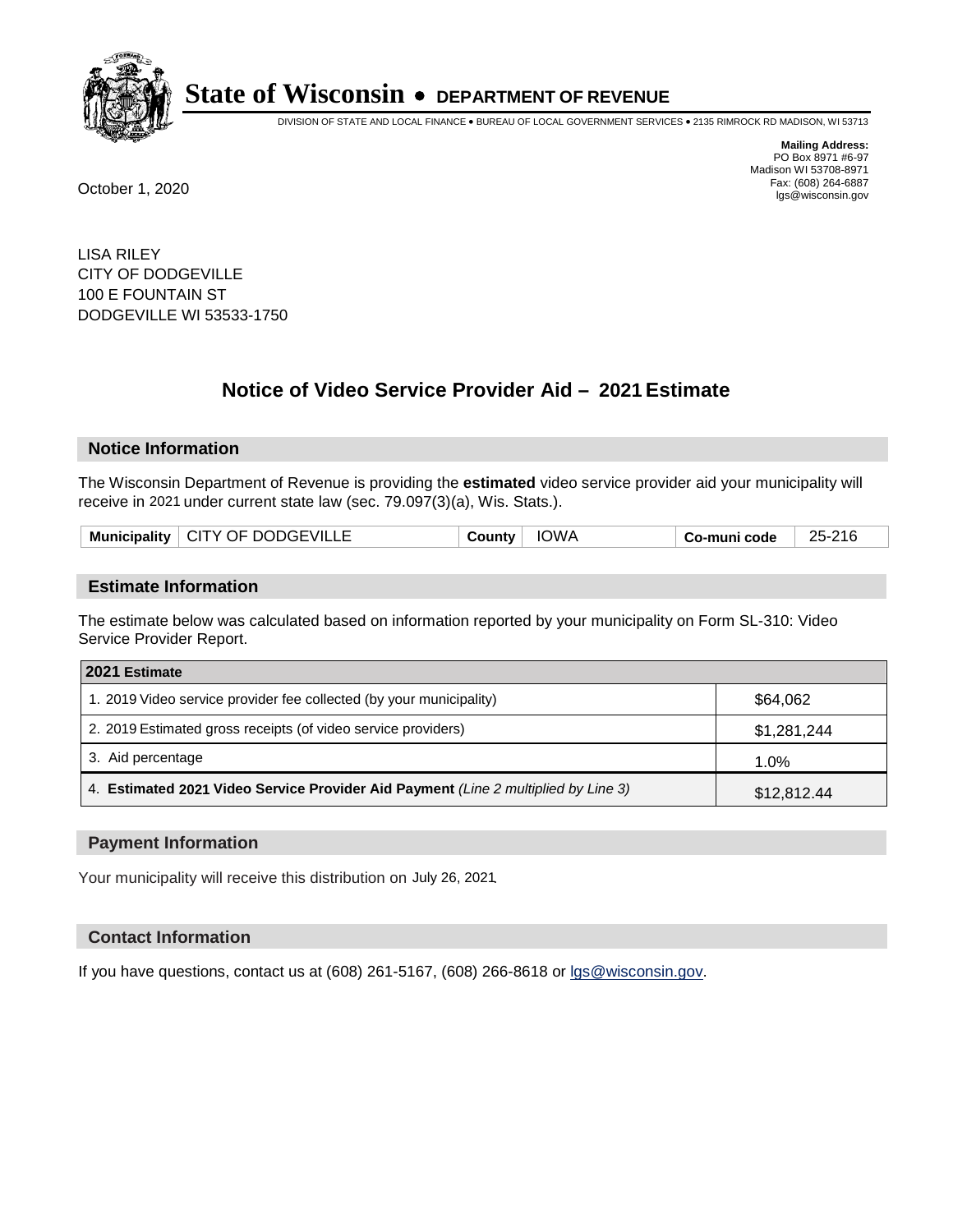# State of Wisconsin • DEPARTMENT OF REVENUE

DIVISION OF STATE AND LOCAL FINANCE • BUREAU OF LOCAL GOVERNMENT SERVICES • 2135 RIMROCK RD MADISON, WI 53713

**Mailing Address:**
PO Box 8971 #6-97
Madison WI 53708-8971
Fax: (608) 264-6887
lgs@wisconsin.gov

October 1, 2020

LISA RILEY
CITY OF DODGEVILLE
100 E FOUNTAIN ST
DODGEVILLE WI 53533-1750

## Notice of Video Service Provider Aid – 2021 Estimate

### Notice Information

The Wisconsin Department of Revenue is providing the **estimated** video service provider aid your municipality will receive in 2021 under current state law (sec. 79.097(3)(a), Wis. Stats.).

| Municipality | CITY OF DODGEVILLE | County | IOWA | Co-muni code | 25-216 |
|---|---|---|---|---|---|

### Estimate Information

The estimate below was calculated based on information reported by your municipality on Form SL-310: Video Service Provider Report.

| 2021 Estimate | |
|---|---|
| 1. 2019 Video service provider fee collected (by your municipality) | $64,062 |
| 2. 2019 Estimated gross receipts (of video service providers) | $1,281,244 |
| 3. Aid percentage | 1.0% |
| 4. **Estimated 2021 Video Service Provider Aid Payment** *(Line 2 multiplied by Line 3)* | $12,812.44 |

### Payment Information

Your municipality will receive this distribution on July 26, 2021.

### Contact Information

If you have questions, contact us at (608) 261-5167, (608) 266-8618 or lgs@wisconsin.gov.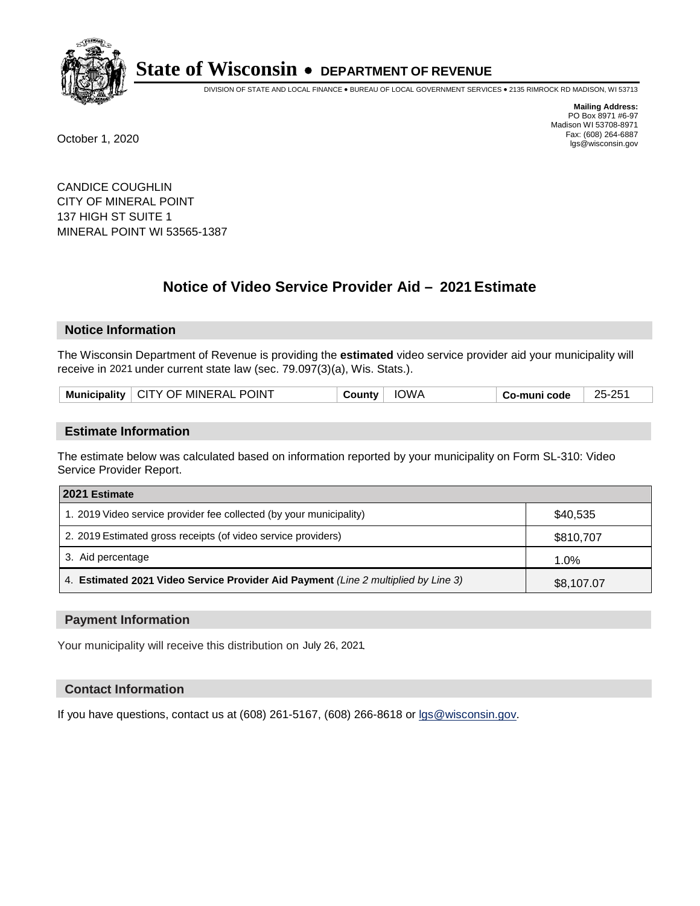# State of Wisconsin • DEPARTMENT OF REVENUE

DIVISION OF STATE AND LOCAL FINANCE • BUREAU OF LOCAL GOVERNMENT SERVICES • 2135 RIMROCK RD MADISON, WI 53713

**Mailing Address:**
PO Box 8971 #6-97
Madison WI 53708-8971
Fax: (608) 264-6887
lgs@wisconsin.gov

October 1, 2020

CANDICE COUGHLIN
CITY OF MINERAL POINT
137 HIGH ST SUITE 1
MINERAL POINT WI 53565-1387

## Notice of Video Service Provider Aid – 2021 Estimate

### Notice Information

The Wisconsin Department of Revenue is providing the **estimated** video service provider aid your municipality will receive in 2021 under current state law (sec. 79.097(3)(a), Wis. Stats.).

| Municipality | CITY OF MINERAL POINT | County | IOWA | Co-muni code | 25-251 |
|---|---|---|---|---|---|

### Estimate Information

The estimate below was calculated based on information reported by your municipality on Form SL-310: Video Service Provider Report.

| 2021 Estimate | |
|---|---|
| 1. 2019 Video service provider fee collected (by your municipality) | $40,535 |
| 2. 2019 Estimated gross receipts (of video service providers) | $810,707 |
| 3. Aid percentage | 1.0% |
| 4. **Estimated 2021 Video Service Provider Aid Payment** *(Line 2 multiplied by Line 3)* | $8,107.07 |

### Payment Information

Your municipality will receive this distribution on July 26, 2021.

### Contact Information

If you have questions, contact us at (608) 261-5167, (608) 266-8618 or lgs@wisconsin.gov.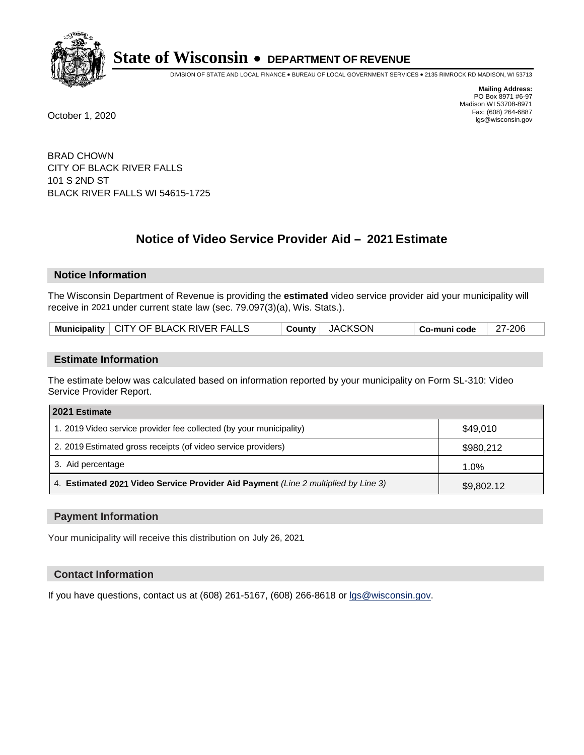# State of Wisconsin • DEPARTMENT OF REVENUE

DIVISION OF STATE AND LOCAL FINANCE • BUREAU OF LOCAL GOVERNMENT SERVICES • 2135 RIMROCK RD MADISON, WI 53713

**Mailing Address:**
PO Box 8971 #6-97
Madison WI 53708-8971
Fax: (608) 264-6887
lgs@wisconsin.gov

October 1, 2020

BRAD CHOWN
CITY OF BLACK RIVER FALLS
101 S 2ND ST
BLACK RIVER FALLS WI 54615-1725

## Notice of Video Service Provider Aid – 2021 Estimate

### Notice Information

The Wisconsin Department of Revenue is providing the **estimated** video service provider aid your municipality will receive in 2021 under current state law (sec. 79.097(3)(a), Wis. Stats.).

| Municipality | CITY OF BLACK RIVER FALLS | County | JACKSON | Co-muni code | 27-206 |
|---|---|---|---|---|---|

### Estimate Information

The estimate below was calculated based on information reported by your municipality on Form SL-310: Video Service Provider Report.

| 2021 Estimate | |
|---|---|
| 1. 2019 Video service provider fee collected (by your municipality) | $49,010 |
| 2. 2019 Estimated gross receipts (of video service providers) | $980,212 |
| 3. Aid percentage | 1.0% |
| 4. **Estimated 2021 Video Service Provider Aid Payment** *(Line 2 multiplied by Line 3)* | $9,802.12 |

### Payment Information

Your municipality will receive this distribution on July 26, 2021.

### Contact Information

If you have questions, contact us at (608) 261-5167, (608) 266-8618 or lgs@wisconsin.gov.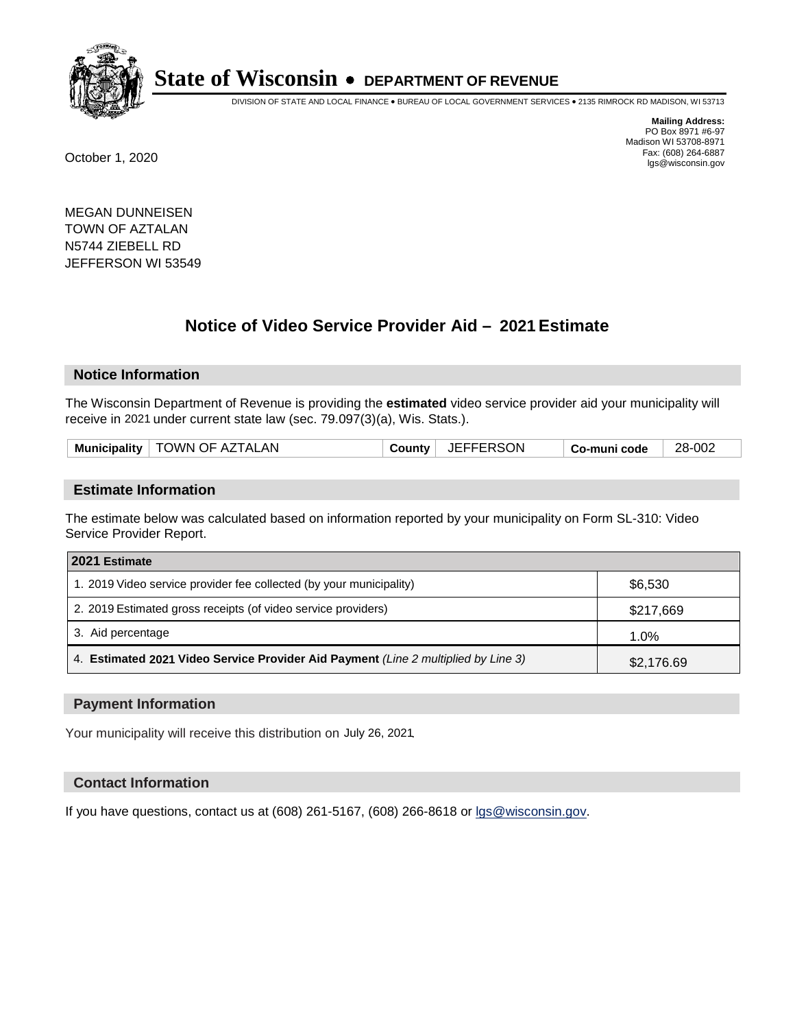# State of Wisconsin • DEPARTMENT OF REVENUE

DIVISION OF STATE AND LOCAL FINANCE • BUREAU OF LOCAL GOVERNMENT SERVICES • 2135 RIMROCK RD MADISON, WI 53713

**Mailing Address:**
PO Box 8971 #6-97
Madison WI 53708-8971
Fax: (608) 264-6887
lgs@wisconsin.gov

October 1, 2020

MEGAN DUNNEISEN
TOWN OF AZTALAN
N5744 ZIEBELL RD
JEFFERSON WI 53549

## Notice of Video Service Provider Aid – 2021 Estimate

### Notice Information

The Wisconsin Department of Revenue is providing the **estimated** video service provider aid your municipality will receive in 2021 under current state law (sec. 79.097(3)(a), Wis. Stats.).

| Municipality | TOWN OF AZTALAN | County | JEFFERSON | Co-muni code | 28-002 |
|---|---|---|---|---|---|

### Estimate Information

The estimate below was calculated based on information reported by your municipality on Form SL-310: Video Service Provider Report.

| 2021 Estimate | |
|---|---|
| 1. 2019 Video service provider fee collected (by your municipality) | $6,530 |
| 2. 2019 Estimated gross receipts (of video service providers) | $217,669 |
| 3. Aid percentage | 1.0% |
| 4. **Estimated 2021 Video Service Provider Aid Payment** *(Line 2 multiplied by Line 3)* | $2,176.69 |

### Payment Information

Your municipality will receive this distribution on July 26, 2021.

### Contact Information

If you have questions, contact us at (608) 261-5167, (608) 266-8618 or lgs@wisconsin.gov.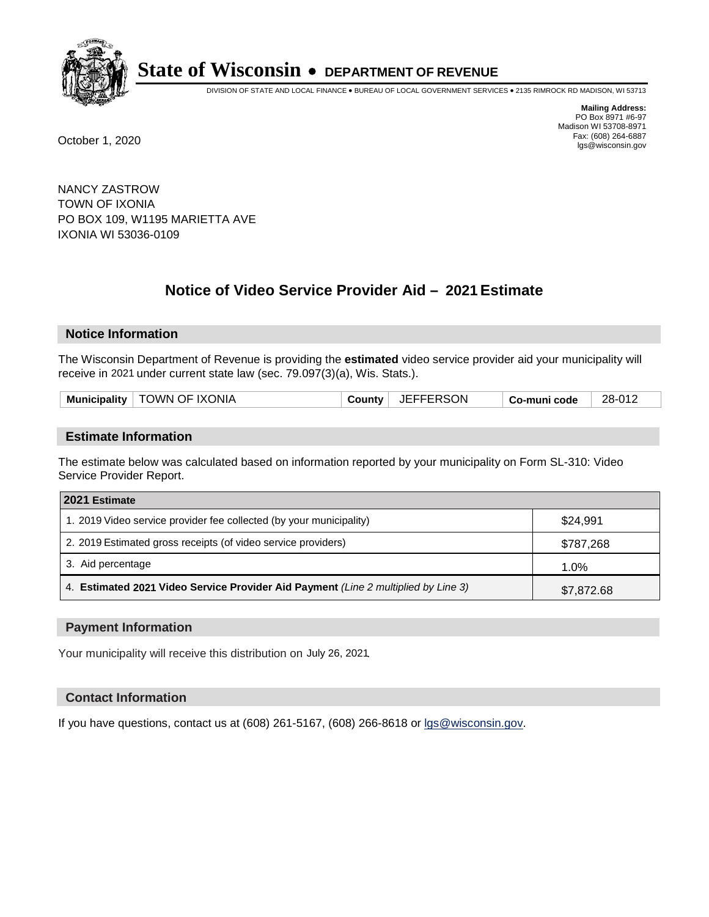# State of Wisconsin • DEPARTMENT OF REVENUE

DIVISION OF STATE AND LOCAL FINANCE • BUREAU OF LOCAL GOVERNMENT SERVICES • 2135 RIMROCK RD MADISON, WI 53713

**Mailing Address:**
PO Box 8971 #6-97
Madison WI 53708-8971
Fax: (608) 264-6887
lgs@wisconsin.gov

October 1, 2020

NANCY ZASTROW
TOWN OF IXONIA
PO BOX 109, W1195 MARIETTA AVE
IXONIA WI 53036-0109

## Notice of Video Service Provider Aid – 2021 Estimate

### Notice Information

The Wisconsin Department of Revenue is providing the **estimated** video service provider aid your municipality will receive in 2021 under current state law (sec. 79.097(3)(a), Wis. Stats.).

| Municipality | TOWN OF IXONIA | County | JEFFERSON | Co-muni code | 28-012 |
|---|---|---|---|---|---|

### Estimate Information

The estimate below was calculated based on information reported by your municipality on Form SL-310: Video Service Provider Report.

| 2021 Estimate | |
|---|---|
| 1. 2019 Video service provider fee collected (by your municipality) | $24,991 |
| 2. 2019 Estimated gross receipts (of video service providers) | $787,268 |
| 3. Aid percentage | 1.0% |
| 4. **Estimated 2021 Video Service Provider Aid Payment** *(Line 2 multiplied by Line 3)* | $7,872.68 |

### Payment Information

Your municipality will receive this distribution on July 26, 2021.

### Contact Information

If you have questions, contact us at (608) 261-5167, (608) 266-8618 or lgs@wisconsin.gov.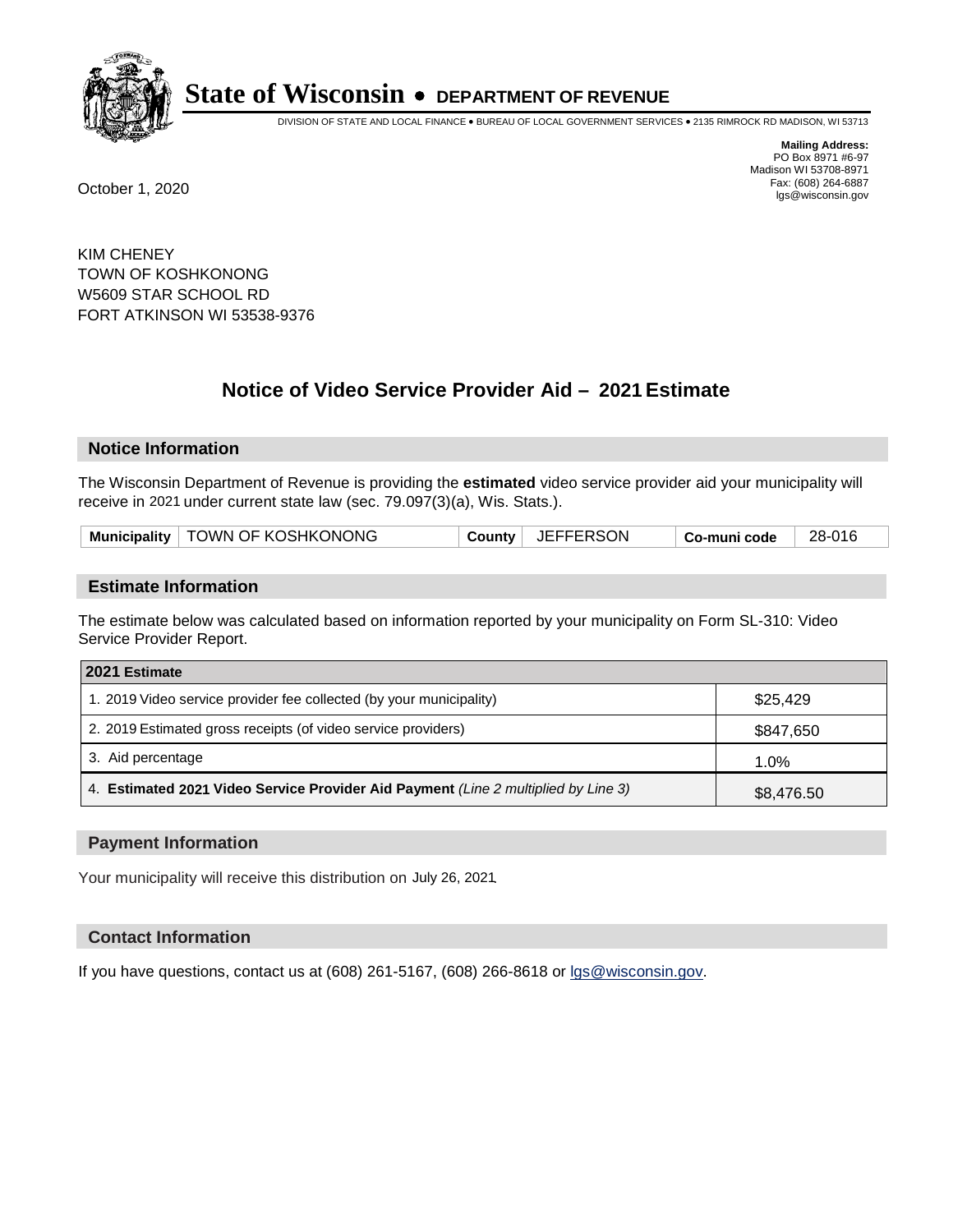**State of Wisconsin • DEPARTMENT OF REVENUE**

DIVISION OF STATE AND LOCAL FINANCE • BUREAU OF LOCAL GOVERNMENT SERVICES • 2135 RIMROCK RD MADISON, WI 53713

**Mailing Address:**
PO Box 8971 #6-97
Madison WI 53708-8971
Fax: (608) 264-6887
lgs@wisconsin.gov

October 1, 2020

KIM CHENEY
TOWN OF KOSHKONONG
W5609 STAR SCHOOL RD
FORT ATKINSON WI 53538-9376

## Notice of Video Service Provider Aid – 2021 Estimate

### Notice Information

The Wisconsin Department of Revenue is providing the **estimated** video service provider aid your municipality will receive in 2021 under current state law (sec. 79.097(3)(a), Wis. Stats.).

| Municipality | TOWN OF KOSHKONONG | County | JEFFERSON | Co-muni code | 28-016 |
|---|---|---|---|---|---|

### Estimate Information

The estimate below was calculated based on information reported by your municipality on Form SL-310: Video Service Provider Report.

| 2021 Estimate | |
|---|---|
| 1. 2019 Video service provider fee collected (by your municipality) | $25,429 |
| 2. 2019 Estimated gross receipts (of video service providers) | $847,650 |
| 3. Aid percentage | 1.0% |
| 4. **Estimated 2021 Video Service Provider Aid Payment** *(Line 2 multiplied by Line 3)* | $8,476.50 |

### Payment Information

Your municipality will receive this distribution on July 26, 2021.

### Contact Information

If you have questions, contact us at (608) 261-5167, (608) 266-8618 or lgs@wisconsin.gov.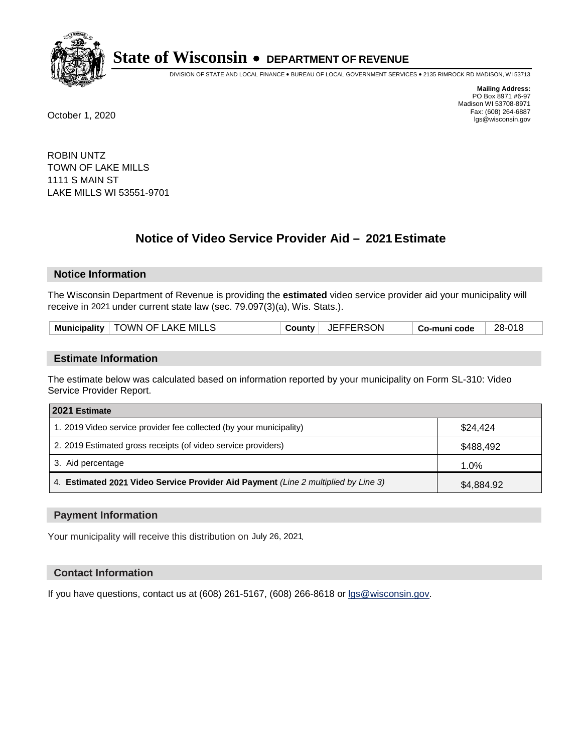# State of Wisconsin • DEPARTMENT OF REVENUE

DIVISION OF STATE AND LOCAL FINANCE • BUREAU OF LOCAL GOVERNMENT SERVICES • 2135 RIMROCK RD MADISON, WI 53713

**Mailing Address:**
PO Box 8971 #6-97
Madison WI 53708-8971
Fax: (608) 264-6887
lgs@wisconsin.gov

October 1, 2020

ROBIN UNTZ
TOWN OF LAKE MILLS
1111 S MAIN ST
LAKE MILLS WI 53551-9701

## Notice of Video Service Provider Aid – 2021 Estimate

### Notice Information

The Wisconsin Department of Revenue is providing the **estimated** video service provider aid your municipality will receive in 2021 under current state law (sec. 79.097(3)(a), Wis. Stats.).

| Municipality | TOWN OF LAKE MILLS | County | JEFFERSON | Co-muni code | 28-018 |
|---|---|---|---|---|---|

### Estimate Information

The estimate below was calculated based on information reported by your municipality on Form SL-310: Video Service Provider Report.

| 2021 Estimate | |
|---|---|
| 1. 2019 Video service provider fee collected (by your municipality) | $24,424 |
| 2. 2019 Estimated gross receipts (of video service providers) | $488,492 |
| 3. Aid percentage | 1.0% |
| 4. **Estimated 2021 Video Service Provider Aid Payment** *(Line 2 multiplied by Line 3)* | $4,884.92 |

### Payment Information

Your municipality will receive this distribution on July 26, 2021.

### Contact Information

If you have questions, contact us at (608) 261-5167, (608) 266-8618 or lgs@wisconsin.gov.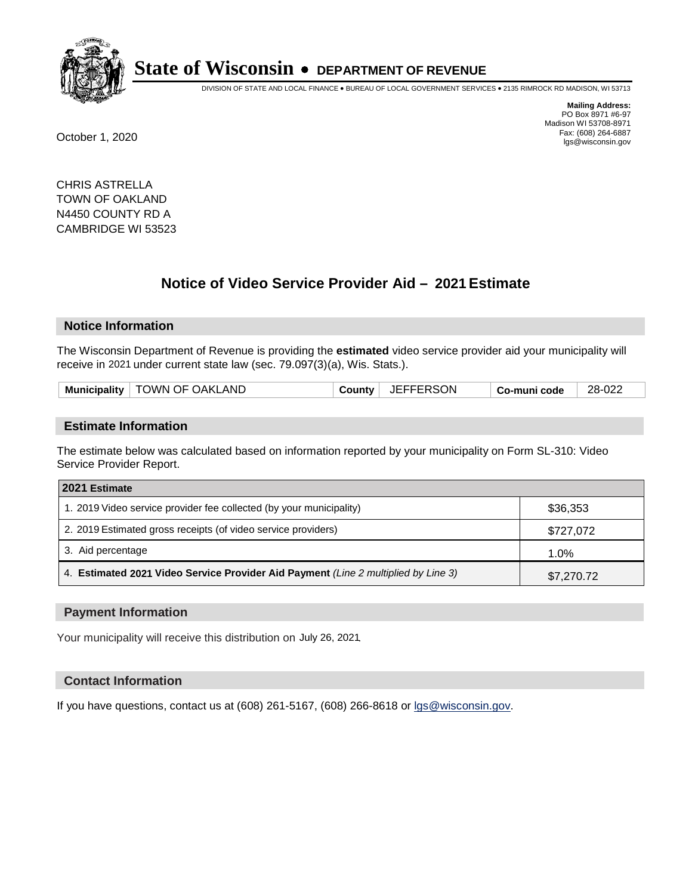# State of Wisconsin • DEPARTMENT OF REVENUE

DIVISION OF STATE AND LOCAL FINANCE • BUREAU OF LOCAL GOVERNMENT SERVICES • 2135 RIMROCK RD MADISON, WI 53713

**Mailing Address:**
PO Box 8971 #6-97
Madison WI 53708-8971
Fax: (608) 264-6887
lgs@wisconsin.gov

October 1, 2020

CHRIS ASTRELLA
TOWN OF OAKLAND
N4450 COUNTY RD A
CAMBRIDGE WI 53523

## Notice of Video Service Provider Aid – 2021 Estimate

### Notice Information

The Wisconsin Department of Revenue is providing the **estimated** video service provider aid your municipality will receive in 2021 under current state law (sec. 79.097(3)(a), Wis. Stats.).

| Municipality | TOWN OF OAKLAND | County | JEFFERSON | Co-muni code | 28-022 |
|---|---|---|---|---|---|

### Estimate Information

The estimate below was calculated based on information reported by your municipality on Form SL-310: Video Service Provider Report.

| 2021 Estimate | |
|---|---|
| 1. 2019 Video service provider fee collected (by your municipality) | $36,353 |
| 2. 2019 Estimated gross receipts (of video service providers) | $727,072 |
| 3. Aid percentage | 1.0% |
| 4. **Estimated 2021 Video Service Provider Aid Payment** *(Line 2 multiplied by Line 3)* | $7,270.72 |

### Payment Information

Your municipality will receive this distribution on July 26, 2021.

### Contact Information

If you have questions, contact us at (608) 261-5167, (608) 266-8618 or lgs@wisconsin.gov.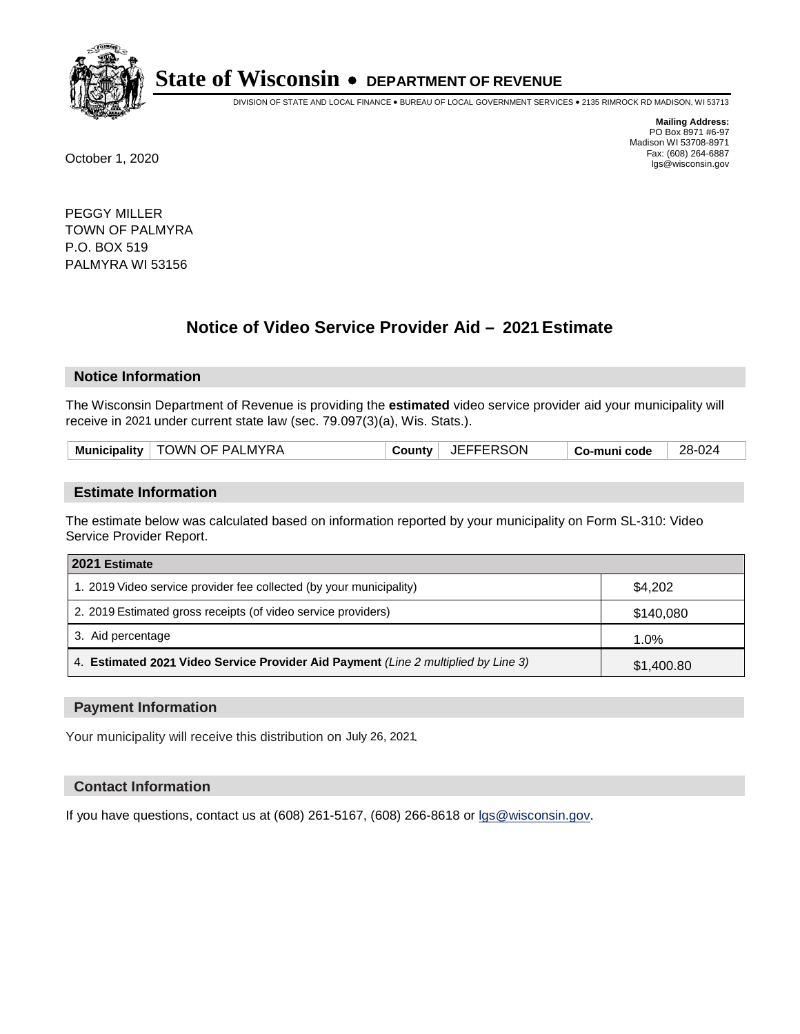# State of Wisconsin • DEPARTMENT OF REVENUE

DIVISION OF STATE AND LOCAL FINANCE • BUREAU OF LOCAL GOVERNMENT SERVICES • 2135 RIMROCK RD MADISON, WI 53713

**Mailing Address:**
PO Box 8971 #6-97
Madison WI 53708-8971
Fax: (608) 264-6887
lgs@wisconsin.gov

October 1, 2020

PEGGY MILLER
TOWN OF PALMYRA
P.O. BOX 519
PALMYRA WI 53156

## Notice of Video Service Provider Aid – 2021 Estimate

### Notice Information

The Wisconsin Department of Revenue is providing the **estimated** video service provider aid your municipality will receive in 2021 under current state law (sec. 79.097(3)(a), Wis. Stats.).

| Municipality | TOWN OF PALMYRA | County | JEFFERSON | Co-muni code | 28-024 |
|---|---|---|---|---|---|

### Estimate Information

The estimate below was calculated based on information reported by your municipality on Form SL-310: Video Service Provider Report.

| 2021 Estimate | |
|---|---|
| 1. 2019 Video service provider fee collected (by your municipality) | $4,202 |
| 2. 2019 Estimated gross receipts (of video service providers) | $140,080 |
| 3. Aid percentage | 1.0% |
| 4. **Estimated 2021 Video Service Provider Aid Payment** *(Line 2 multiplied by Line 3)* | $1,400.80 |

### Payment Information

Your municipality will receive this distribution on July 26, 2021.

### Contact Information

If you have questions, contact us at (608) 261-5167, (608) 266-8618 or lgs@wisconsin.gov.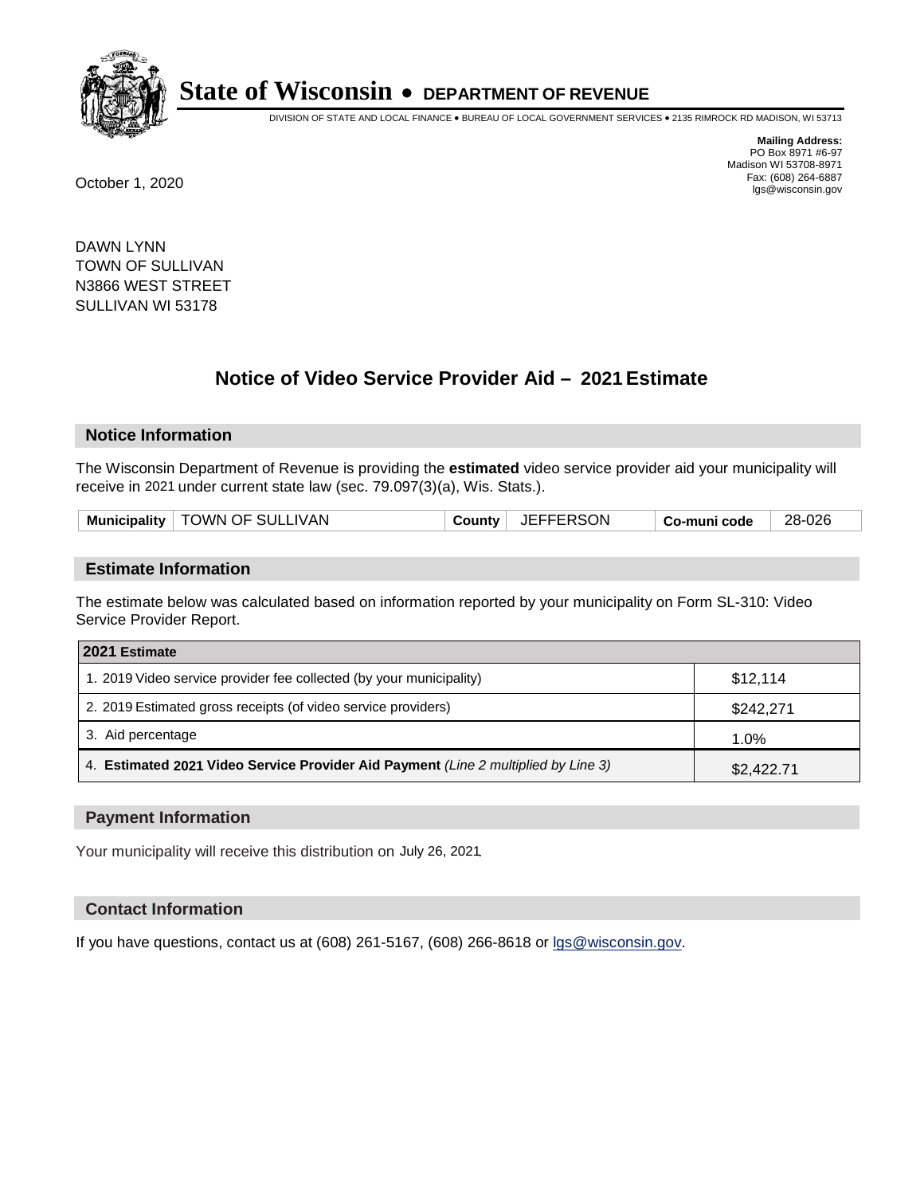**State of Wisconsin • DEPARTMENT OF REVENUE**

DIVISION OF STATE AND LOCAL FINANCE • BUREAU OF LOCAL GOVERNMENT SERVICES • 2135 RIMROCK RD MADISON, WI 53713

**Mailing Address:**
PO Box 8971 #6-97
Madison WI 53708-8971
Fax: (608) 264-6887
lgs@wisconsin.gov

October 1, 2020

DAWN LYNN
TOWN OF SULLIVAN
N3866 WEST STREET
SULLIVAN WI 53178

## Notice of Video Service Provider Aid – 2021 Estimate

### Notice Information

The Wisconsin Department of Revenue is providing the **estimated** video service provider aid your municipality will receive in 2021 under current state law (sec. 79.097(3)(a), Wis. Stats.).

| Municipality | TOWN OF SULLIVAN | County | JEFFERSON | Co-muni code | 28-026 |
|---|---|---|---|---|---|

### Estimate Information

The estimate below was calculated based on information reported by your municipality on Form SL-310: Video Service Provider Report.

| 2021 Estimate | |
|---|---|
| 1. 2019 Video service provider fee collected (by your municipality) | $12,114 |
| 2. 2019 Estimated gross receipts (of video service providers) | $242,271 |
| 3. Aid percentage | 1.0% |
| 4. **Estimated 2021 Video Service Provider Aid Payment** *(Line 2 multiplied by Line 3)* | $2,422.71 |

### Payment Information

Your municipality will receive this distribution on July 26, 2021.

### Contact Information

If you have questions, contact us at (608) 261-5167, (608) 266-8618 or lgs@wisconsin.gov.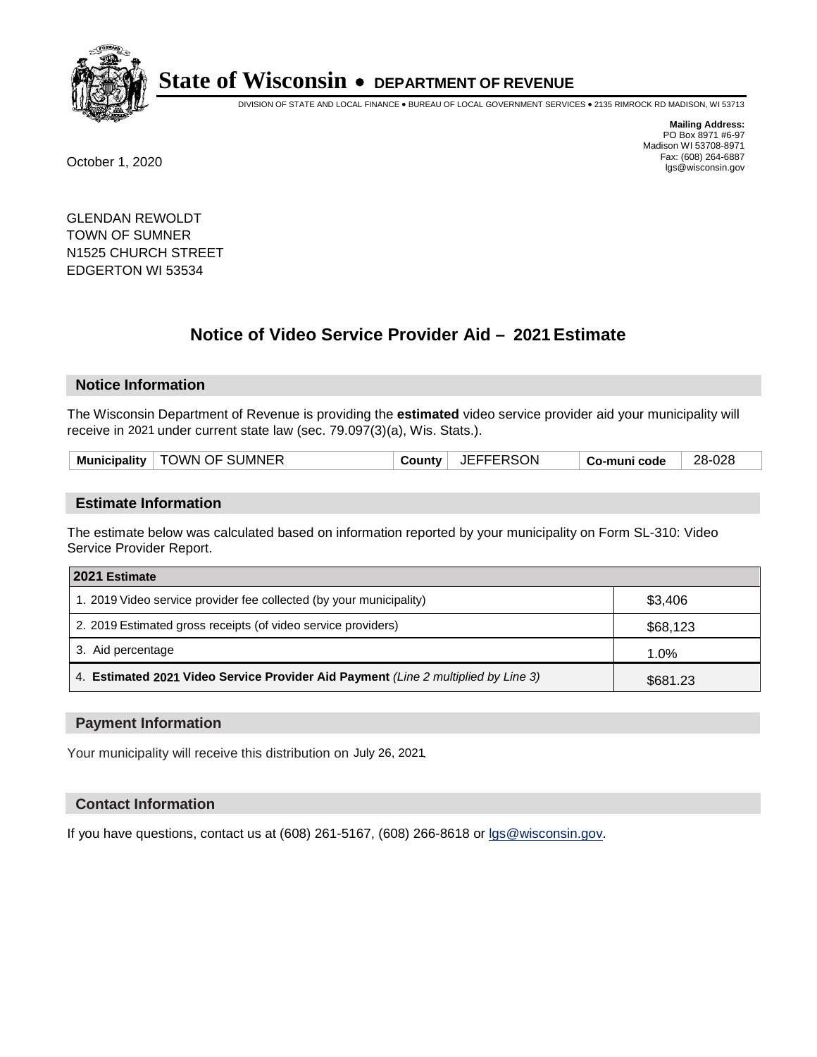# State of Wisconsin • DEPARTMENT OF REVENUE

DIVISION OF STATE AND LOCAL FINANCE • BUREAU OF LOCAL GOVERNMENT SERVICES • 2135 RIMROCK RD MADISON, WI 53713

**Mailing Address:**
PO Box 8971 #6-97
Madison WI 53708-8971
Fax: (608) 264-6887
lgs@wisconsin.gov

October 1, 2020

GLENDAN REWOLDT
TOWN OF SUMNER
N1525 CHURCH STREET
EDGERTON WI 53534

## Notice of Video Service Provider Aid – 2021 Estimate

### Notice Information

The Wisconsin Department of Revenue is providing the **estimated** video service provider aid your municipality will receive in 2021 under current state law (sec. 79.097(3)(a), Wis. Stats.).

| Municipality | TOWN OF SUMNER | County | JEFFERSON | Co-muni code | 28-028 |
|---|---|---|---|---|---|

### Estimate Information

The estimate below was calculated based on information reported by your municipality on Form SL-310: Video Service Provider Report.

| 2021 Estimate | |
|---|---|
| 1. 2019 Video service provider fee collected (by your municipality) | $3,406 |
| 2. 2019 Estimated gross receipts (of video service providers) | $68,123 |
| 3. Aid percentage | 1.0% |
| 4. **Estimated 2021 Video Service Provider Aid Payment** *(Line 2 multiplied by Line 3)* | $681.23 |

### Payment Information

Your municipality will receive this distribution on July 26, 2021.

### Contact Information

If you have questions, contact us at (608) 261-5167, (608) 266-8618 or lgs@wisconsin.gov.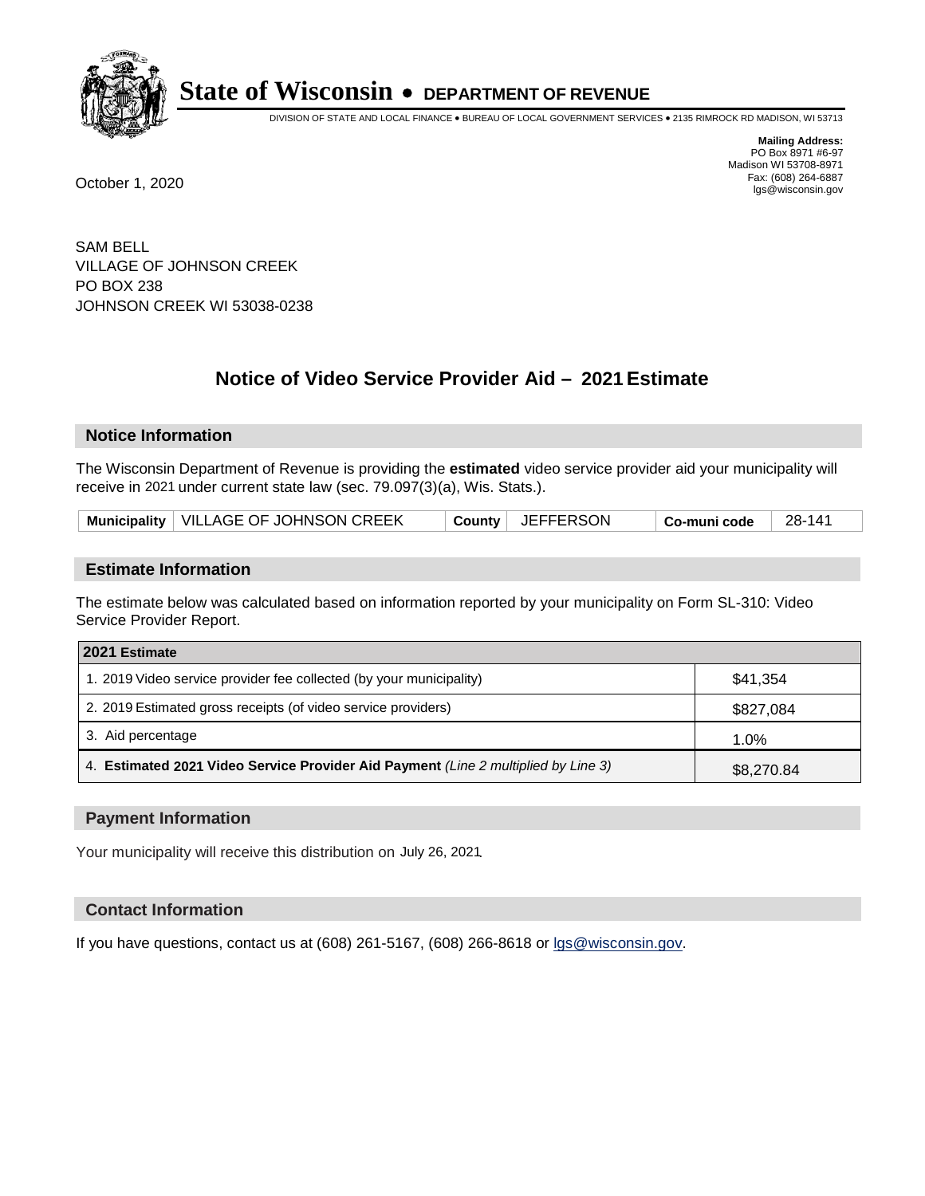# State of Wisconsin • DEPARTMENT OF REVENUE

DIVISION OF STATE AND LOCAL FINANCE • BUREAU OF LOCAL GOVERNMENT SERVICES • 2135 RIMROCK RD MADISON, WI 53713

**Mailing Address:**
PO Box 8971 #6-97
Madison WI 53708-8971
Fax: (608) 264-6887
lgs@wisconsin.gov

October 1, 2020

SAM BELL
VILLAGE OF JOHNSON CREEK
PO BOX 238
JOHNSON CREEK WI 53038-0238

## Notice of Video Service Provider Aid – 2021 Estimate

### Notice Information

The Wisconsin Department of Revenue is providing the **estimated** video service provider aid your municipality will receive in 2021 under current state law (sec. 79.097(3)(a), Wis. Stats.).

| Municipality | VILLAGE OF JOHNSON CREEK | County | JEFFERSON | Co-muni code | 28-141 |
|---|---|---|---|---|---|

### Estimate Information

The estimate below was calculated based on information reported by your municipality on Form SL-310: Video Service Provider Report.

| 2021 Estimate | |
|---|---|
| 1. 2019 Video service provider fee collected (by your municipality) | $41,354 |
| 2. 2019 Estimated gross receipts (of video service providers) | $827,084 |
| 3. Aid percentage | 1.0% |
| 4. **Estimated 2021 Video Service Provider Aid Payment** *(Line 2 multiplied by Line 3)* | $8,270.84 |

### Payment Information

Your municipality will receive this distribution on July 26, 2021.

### Contact Information

If you have questions, contact us at (608) 261-5167, (608) 266-8618 or lgs@wisconsin.gov.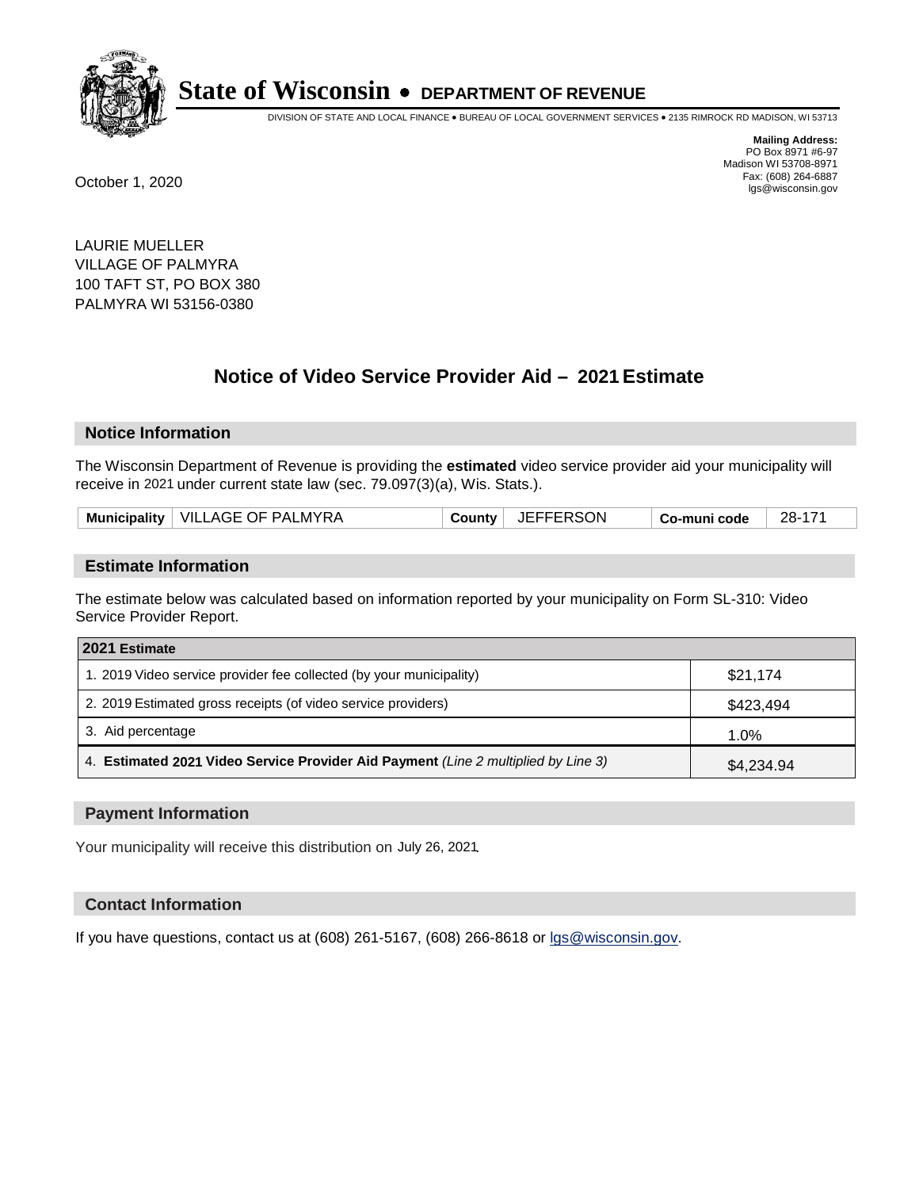# State of Wisconsin • DEPARTMENT OF REVENUE

DIVISION OF STATE AND LOCAL FINANCE • BUREAU OF LOCAL GOVERNMENT SERVICES • 2135 RIMROCK RD MADISON, WI 53713

**Mailing Address:**
PO Box 8971 #6-97
Madison WI 53708-8971
Fax: (608) 264-6887
lgs@wisconsin.gov

October 1, 2020

LAURIE MUELLER
VILLAGE OF PALMYRA
100 TAFT ST, PO BOX 380
PALMYRA WI 53156-0380

## Notice of Video Service Provider Aid – 2021 Estimate

### Notice Information

The Wisconsin Department of Revenue is providing the **estimated** video service provider aid your municipality will receive in 2021 under current state law (sec. 79.097(3)(a), Wis. Stats.).

| Municipality | VILLAGE OF PALMYRA | County | JEFFERSON | Co-muni code | 28-171 |
|---|---|---|---|---|---|

### Estimate Information

The estimate below was calculated based on information reported by your municipality on Form SL-310: Video Service Provider Report.

| 2021 Estimate | |
|---|---|
| 1. 2019 Video service provider fee collected (by your municipality) | $21,174 |
| 2. 2019 Estimated gross receipts (of video service providers) | $423,494 |
| 3. Aid percentage | 1.0% |
| 4. **Estimated 2021 Video Service Provider Aid Payment** *(Line 2 multiplied by Line 3)* | $4,234.94 |

### Payment Information

Your municipality will receive this distribution on July 26, 2021.

### Contact Information

If you have questions, contact us at (608) 261-5167, (608) 266-8618 or lgs@wisconsin.gov.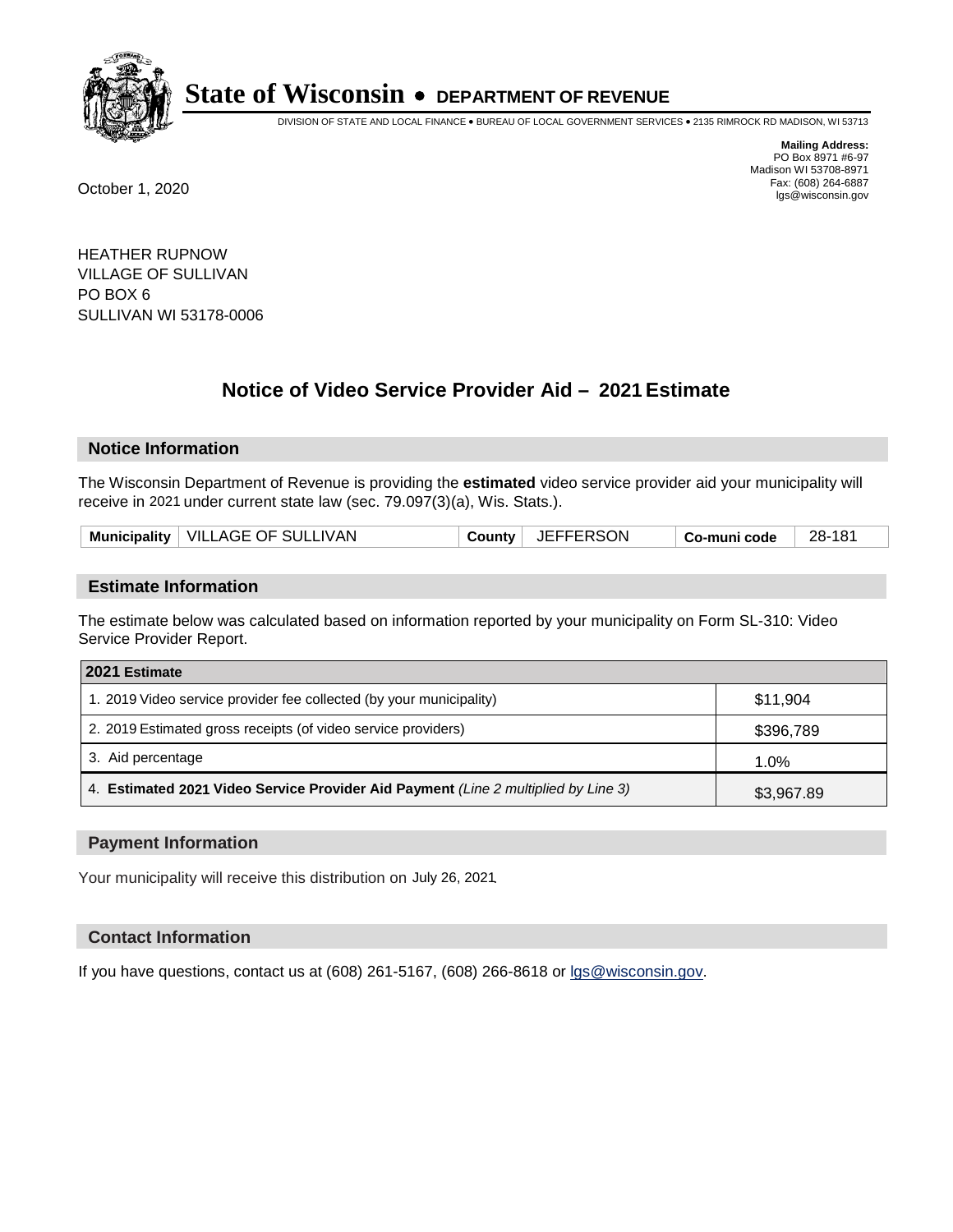# State of Wisconsin • DEPARTMENT OF REVENUE

DIVISION OF STATE AND LOCAL FINANCE • BUREAU OF LOCAL GOVERNMENT SERVICES • 2135 RIMROCK RD MADISON, WI 53713

**Mailing Address:**
PO Box 8971 #6-97
Madison WI 53708-8971
Fax: (608) 264-6887
lgs@wisconsin.gov

October 1, 2020

HEATHER RUPNOW
VILLAGE OF SULLIVAN
PO BOX 6
SULLIVAN WI 53178-0006

## Notice of Video Service Provider Aid – 2021 Estimate

### Notice Information

The Wisconsin Department of Revenue is providing the **estimated** video service provider aid your municipality will receive in 2021 under current state law (sec. 79.097(3)(a), Wis. Stats.).

| Municipality | VILLAGE OF SULLIVAN | County | JEFFERSON | Co-muni code | 28-181 |
|---|---|---|---|---|---|

### Estimate Information

The estimate below was calculated based on information reported by your municipality on Form SL-310: Video Service Provider Report.

| 2021 Estimate | |
|---|---|
| 1. 2019 Video service provider fee collected (by your municipality) | $11,904 |
| 2. 2019 Estimated gross receipts (of video service providers) | $396,789 |
| 3. Aid percentage | 1.0% |
| 4. **Estimated 2021 Video Service Provider Aid Payment** *(Line 2 multiplied by Line 3)* | $3,967.89 |

### Payment Information

Your municipality will receive this distribution on July 26, 2021.

### Contact Information

If you have questions, contact us at (608) 261-5167, (608) 266-8618 or lgs@wisconsin.gov.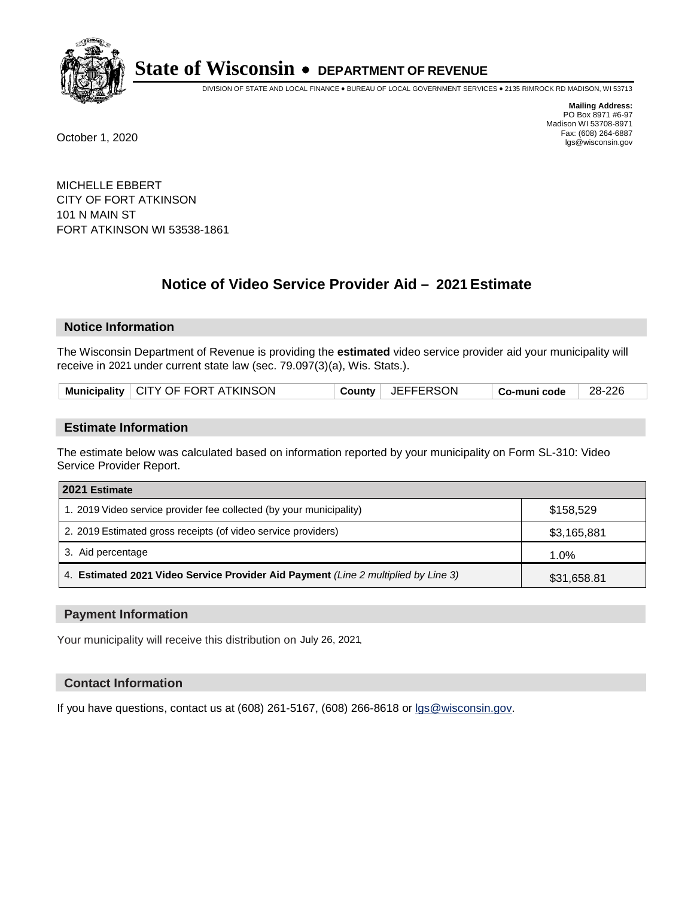# State of Wisconsin • DEPARTMENT OF REVENUE

DIVISION OF STATE AND LOCAL FINANCE • BUREAU OF LOCAL GOVERNMENT SERVICES • 2135 RIMROCK RD MADISON, WI 53713

**Mailing Address:**
PO Box 8971 #6-97
Madison WI 53708-8971
Fax: (608) 264-6887
lgs@wisconsin.gov

October 1, 2020

MICHELLE EBBERT
CITY OF FORT ATKINSON
101 N MAIN ST
FORT ATKINSON WI 53538-1861

## Notice of Video Service Provider Aid – 2021 Estimate

### Notice Information

The Wisconsin Department of Revenue is providing the **estimated** video service provider aid your municipality will receive in 2021 under current state law (sec. 79.097(3)(a), Wis. Stats.).

| Municipality | CITY OF FORT ATKINSON | County | JEFFERSON | Co-muni code | 28-226 |
|---|---|---|---|---|---|

### Estimate Information

The estimate below was calculated based on information reported by your municipality on Form SL-310: Video Service Provider Report.

| 2021 Estimate | |
|---|---|
| 1. 2019 Video service provider fee collected (by your municipality) | $158,529 |
| 2. 2019 Estimated gross receipts (of video service providers) | $3,165,881 |
| 3. Aid percentage | 1.0% |
| 4. **Estimated 2021 Video Service Provider Aid Payment** *(Line 2 multiplied by Line 3)* | $31,658.81 |

### Payment Information

Your municipality will receive this distribution on July 26, 2021.

### Contact Information

If you have questions, contact us at (608) 261-5167, (608) 266-8618 or lgs@wisconsin.gov.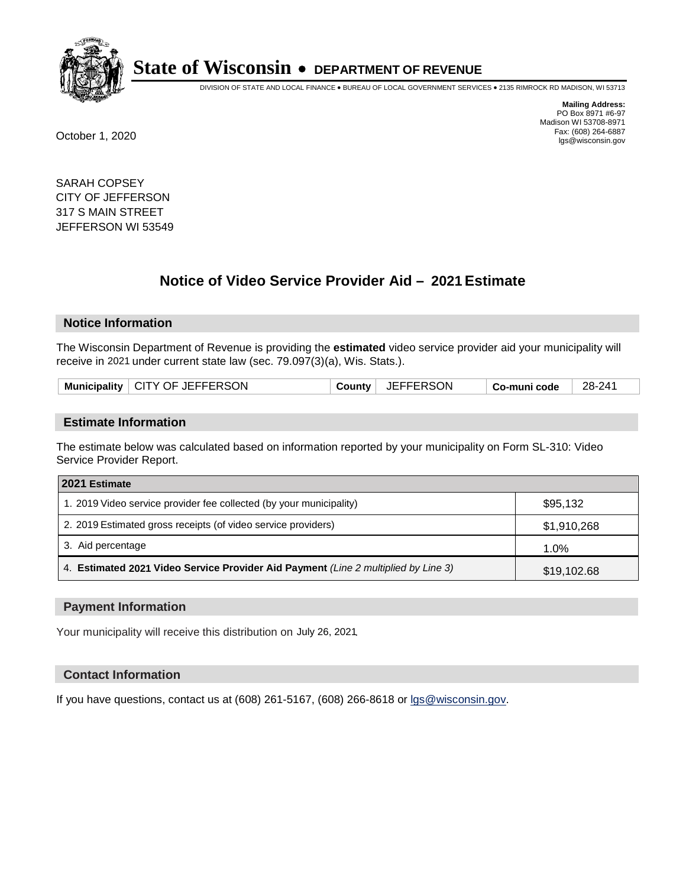**State of Wisconsin • DEPARTMENT OF REVENUE**

DIVISION OF STATE AND LOCAL FINANCE • BUREAU OF LOCAL GOVERNMENT SERVICES • 2135 RIMROCK RD MADISON, WI 53713

**Mailing Address:**
PO Box 8971 #6-97
Madison WI 53708-8971
Fax: (608) 264-6887
lgs@wisconsin.gov

October 1, 2020

SARAH COPSEY
CITY OF JEFFERSON
317 S MAIN STREET
JEFFERSON WI 53549

## Notice of Video Service Provider Aid – 2021 Estimate

### Notice Information

The Wisconsin Department of Revenue is providing the **estimated** video service provider aid your municipality will receive in 2021 under current state law (sec. 79.097(3)(a), Wis. Stats.).

| Municipality | CITY OF JEFFERSON | County | JEFFERSON | Co-muni code | 28-241 |
|---|---|---|---|---|---|

### Estimate Information

The estimate below was calculated based on information reported by your municipality on Form SL-310: Video Service Provider Report.

| 2021 Estimate | |
|---|---|
| 1. 2019 Video service provider fee collected (by your municipality) | $95,132 |
| 2. 2019 Estimated gross receipts (of video service providers) | $1,910,268 |
| 3. Aid percentage | 1.0% |
| 4. **Estimated 2021 Video Service Provider Aid Payment** *(Line 2 multiplied by Line 3)* | $19,102.68 |

### Payment Information

Your municipality will receive this distribution on July 26, 2021.

### Contact Information

If you have questions, contact us at (608) 261-5167, (608) 266-8618 or lgs@wisconsin.gov.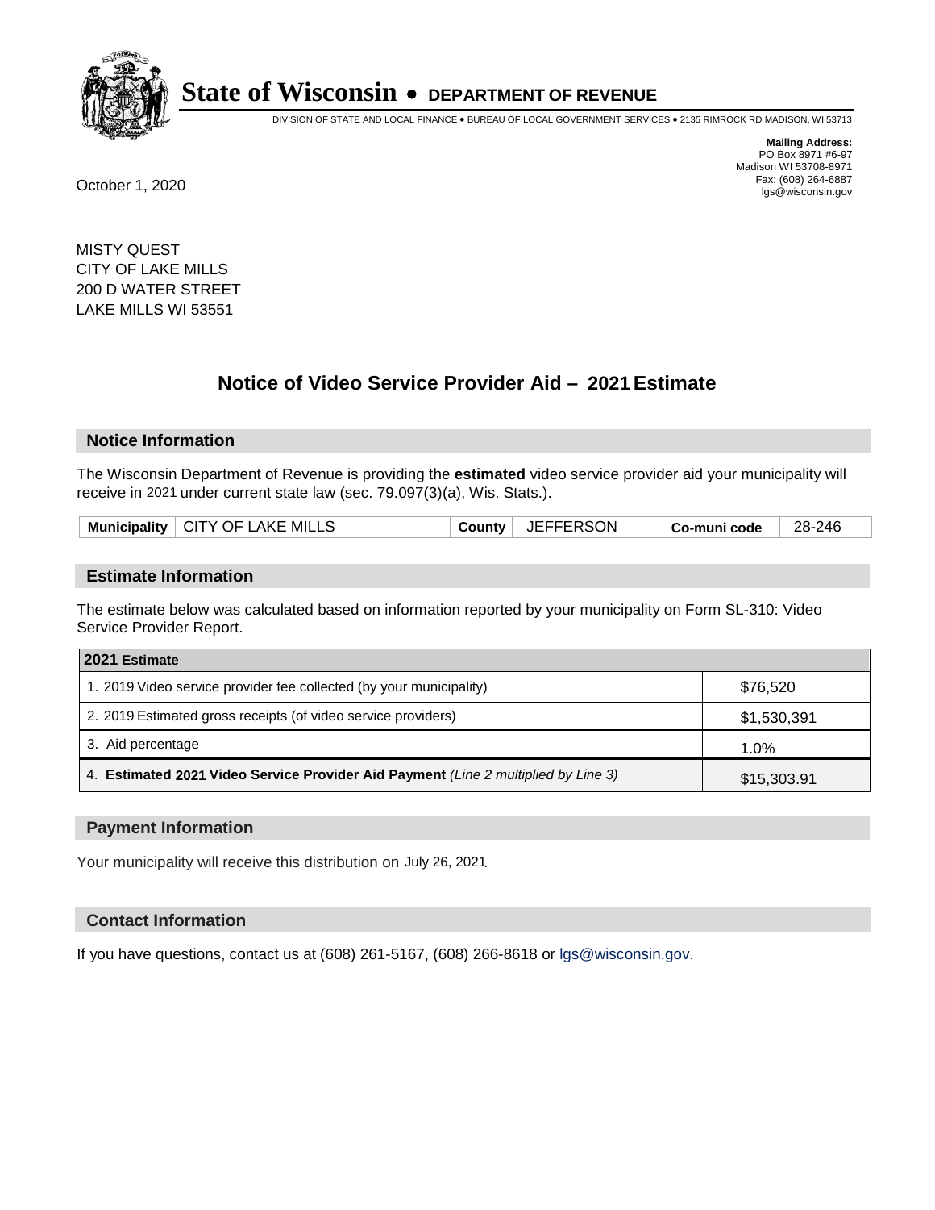# State of Wisconsin • DEPARTMENT OF REVENUE

DIVISION OF STATE AND LOCAL FINANCE • BUREAU OF LOCAL GOVERNMENT SERVICES • 2135 RIMROCK RD MADISON, WI 53713

**Mailing Address:**
PO Box 8971 #6-97
Madison WI 53708-8971
Fax: (608) 264-6887
lgs@wisconsin.gov

October 1, 2020

MISTY QUEST
CITY OF LAKE MILLS
200 D WATER STREET
LAKE MILLS WI 53551

## Notice of Video Service Provider Aid – 2021 Estimate

### Notice Information

The Wisconsin Department of Revenue is providing the **estimated** video service provider aid your municipality will receive in 2021 under current state law (sec. 79.097(3)(a), Wis. Stats.).

| Municipality | CITY OF LAKE MILLS | County | JEFFERSON | Co-muni code | 28-246 |
|---|---|---|---|---|---|

### Estimate Information

The estimate below was calculated based on information reported by your municipality on Form SL-310: Video Service Provider Report.

| 2021 Estimate | |
|---|---|
| 1. 2019 Video service provider fee collected (by your municipality) | $76,520 |
| 2. 2019 Estimated gross receipts (of video service providers) | $1,530,391 |
| 3. Aid percentage | 1.0% |
| 4. **Estimated 2021 Video Service Provider Aid Payment** *(Line 2 multiplied by Line 3)* | $15,303.91 |

### Payment Information

Your municipality will receive this distribution on July 26, 2021.

### Contact Information

If you have questions, contact us at (608) 261-5167, (608) 266-8618 or lgs@wisconsin.gov.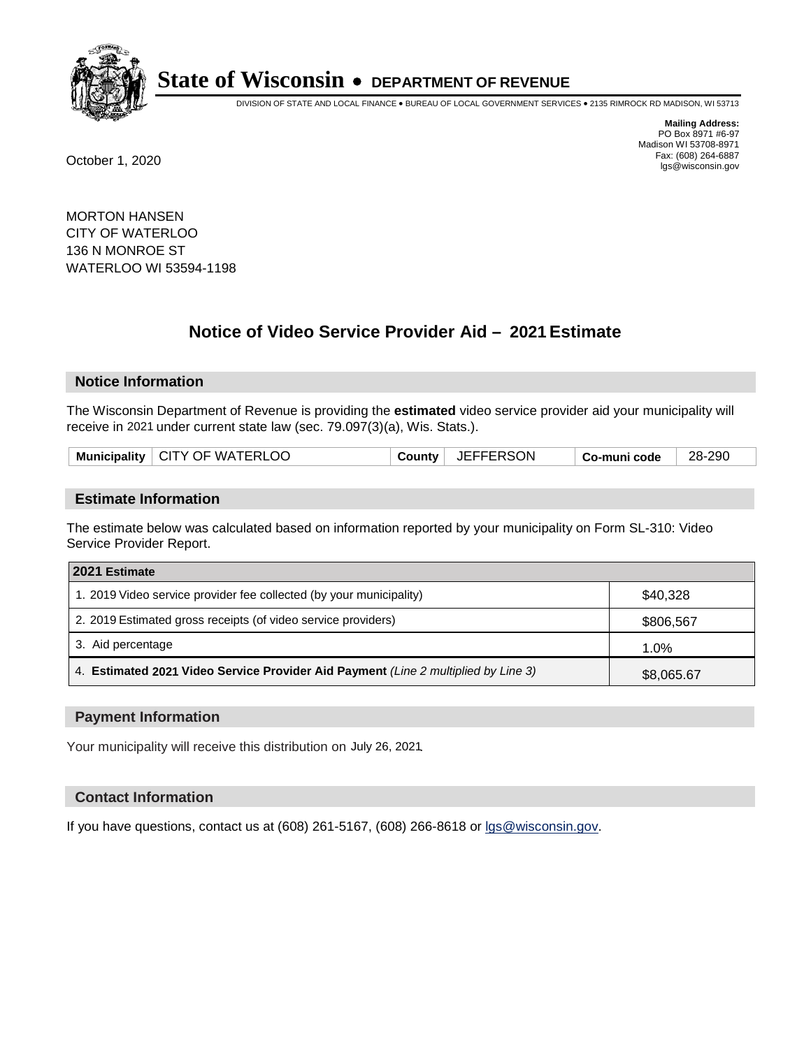# State of Wisconsin • DEPARTMENT OF REVENUE

DIVISION OF STATE AND LOCAL FINANCE • BUREAU OF LOCAL GOVERNMENT SERVICES • 2135 RIMROCK RD MADISON, WI 53713

**Mailing Address:**
PO Box 8971 #6-97
Madison WI 53708-8971
Fax: (608) 264-6887
lgs@wisconsin.gov

October 1, 2020

MORTON HANSEN
CITY OF WATERLOO
136 N MONROE ST
WATERLOO WI 53594-1198

## Notice of Video Service Provider Aid – 2021 Estimate

### Notice Information

The Wisconsin Department of Revenue is providing the **estimated** video service provider aid your municipality will receive in 2021 under current state law (sec. 79.097(3)(a), Wis. Stats.).

| Municipality | CITY OF WATERLOO | County | JEFFERSON | Co-muni code | 28-290 |
|---|---|---|---|---|---|

### Estimate Information

The estimate below was calculated based on information reported by your municipality on Form SL-310: Video Service Provider Report.

| 2021 Estimate | |
|---|---|
| 1. 2019 Video service provider fee collected (by your municipality) | $40,328 |
| 2. 2019 Estimated gross receipts (of video service providers) | $806,567 |
| 3. Aid percentage | 1.0% |
| 4. **Estimated 2021 Video Service Provider Aid Payment** *(Line 2 multiplied by Line 3)* | $8,065.67 |

### Payment Information

Your municipality will receive this distribution on July 26, 2021.

### Contact Information

If you have questions, contact us at (608) 261-5167, (608) 266-8618 or lgs@wisconsin.gov.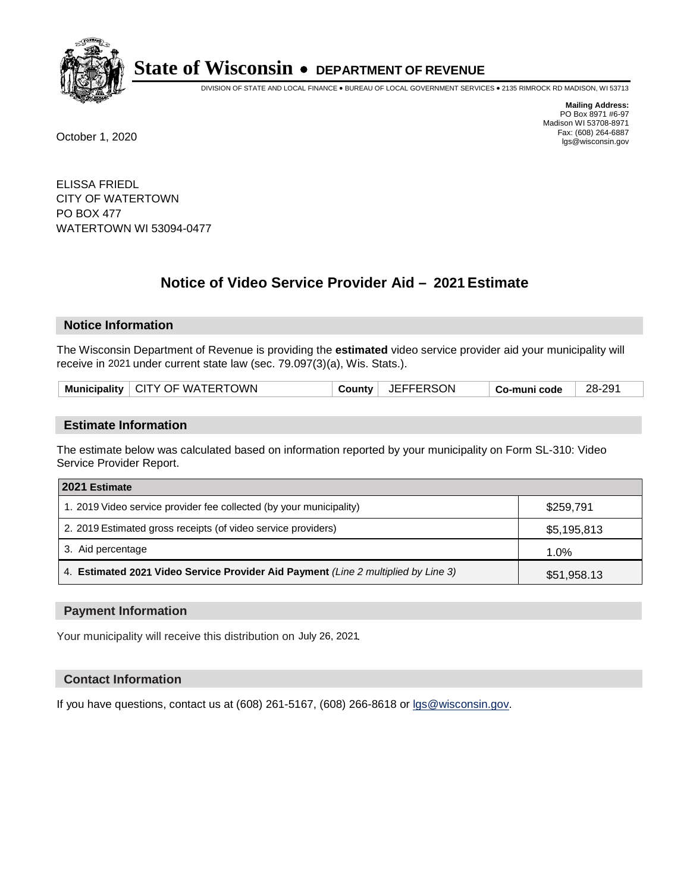# State of Wisconsin • DEPARTMENT OF REVENUE

DIVISION OF STATE AND LOCAL FINANCE • BUREAU OF LOCAL GOVERNMENT SERVICES • 2135 RIMROCK RD MADISON, WI 53713

**Mailing Address:**
PO Box 8971 #6-97
Madison WI 53708-8971
Fax: (608) 264-6887
lgs@wisconsin.gov

October 1, 2020

ELISSA FRIEDL
CITY OF WATERTOWN
PO BOX 477
WATERTOWN WI 53094-0477

## Notice of Video Service Provider Aid – 2021 Estimate

### Notice Information

The Wisconsin Department of Revenue is providing the **estimated** video service provider aid your municipality will receive in 2021 under current state law (sec. 79.097(3)(a), Wis. Stats.).

| Municipality | CITY OF WATERTOWN | County | JEFFERSON | Co-muni code | 28-291 |
|---|---|---|---|---|---|

### Estimate Information

The estimate below was calculated based on information reported by your municipality on Form SL-310: Video Service Provider Report.

| 2021 Estimate | |
|---|---|
| 1. 2019 Video service provider fee collected (by your municipality) | $259,791 |
| 2. 2019 Estimated gross receipts (of video service providers) | $5,195,813 |
| 3. Aid percentage | 1.0% |
| 4. **Estimated 2021 Video Service Provider Aid Payment** *(Line 2 multiplied by Line 3)* | $51,958.13 |

### Payment Information

Your municipality will receive this distribution on July 26, 2021.

### Contact Information

If you have questions, contact us at (608) 261-5167, (608) 266-8618 or lgs@wisconsin.gov.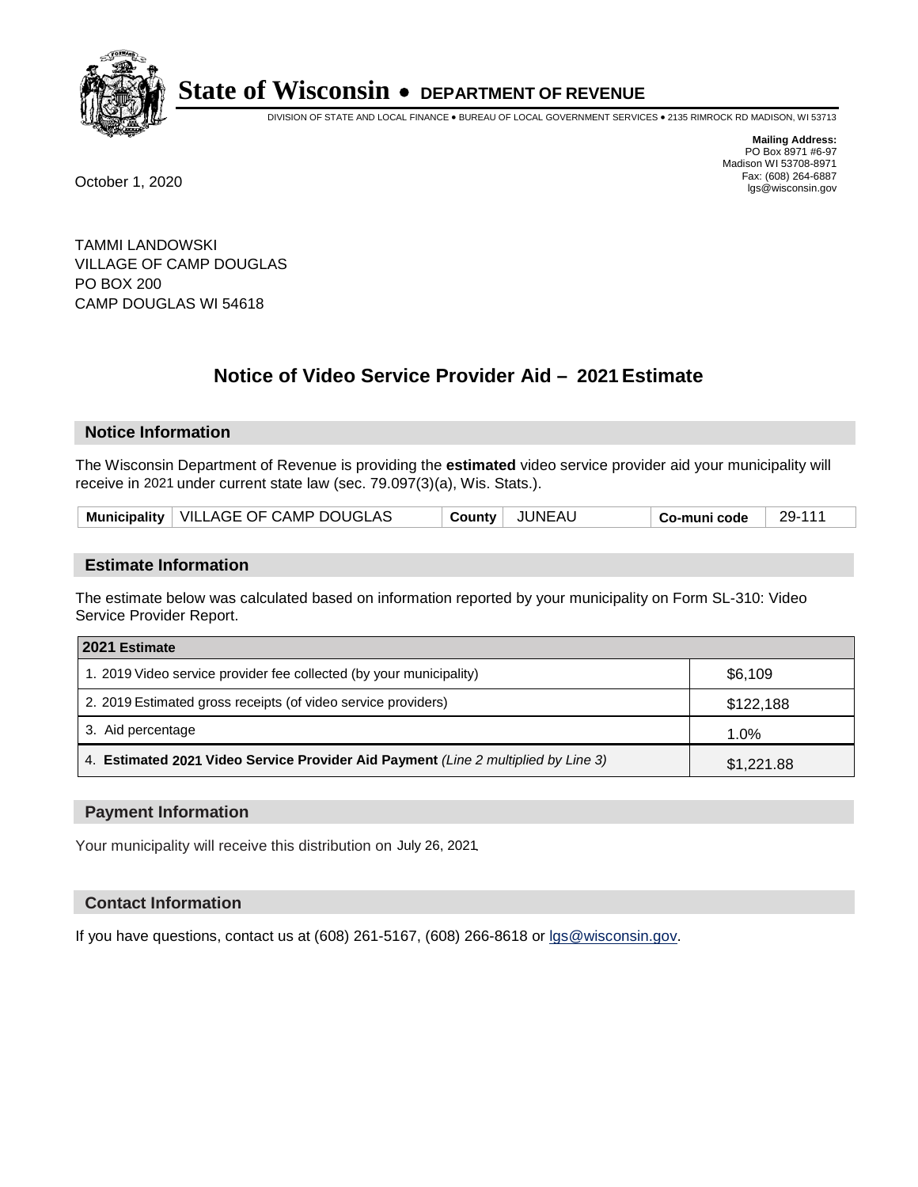# State of Wisconsin • DEPARTMENT OF REVENUE

DIVISION OF STATE AND LOCAL FINANCE • BUREAU OF LOCAL GOVERNMENT SERVICES • 2135 RIMROCK RD MADISON, WI 53713

**Mailing Address:**
PO Box 8971 #6-97
Madison WI 53708-8971
Fax: (608) 264-6887
lgs@wisconsin.gov

October 1, 2020

TAMMI LANDOWSKI
VILLAGE OF CAMP DOUGLAS
PO BOX 200
CAMP DOUGLAS WI 54618

## Notice of Video Service Provider Aid – 2021 Estimate

### Notice Information

The Wisconsin Department of Revenue is providing the **estimated** video service provider aid your municipality will receive in 2021 under current state law (sec. 79.097(3)(a), Wis. Stats.).

| Municipality | VILLAGE OF CAMP DOUGLAS | County | JUNEAU | Co-muni code | 29-111 |
|---|---|---|---|---|---|

### Estimate Information

The estimate below was calculated based on information reported by your municipality on Form SL-310: Video Service Provider Report.

| 2021 Estimate | |
|---|---|
| 1. 2019 Video service provider fee collected (by your municipality) | $6,109 |
| 2. 2019 Estimated gross receipts (of video service providers) | $122,188 |
| 3. Aid percentage | 1.0% |
| 4. **Estimated 2021 Video Service Provider Aid Payment** *(Line 2 multiplied by Line 3)* | $1,221.88 |

### Payment Information

Your municipality will receive this distribution on July 26, 2021.

### Contact Information

If you have questions, contact us at (608) 261-5167, (608) 266-8618 or lgs@wisconsin.gov.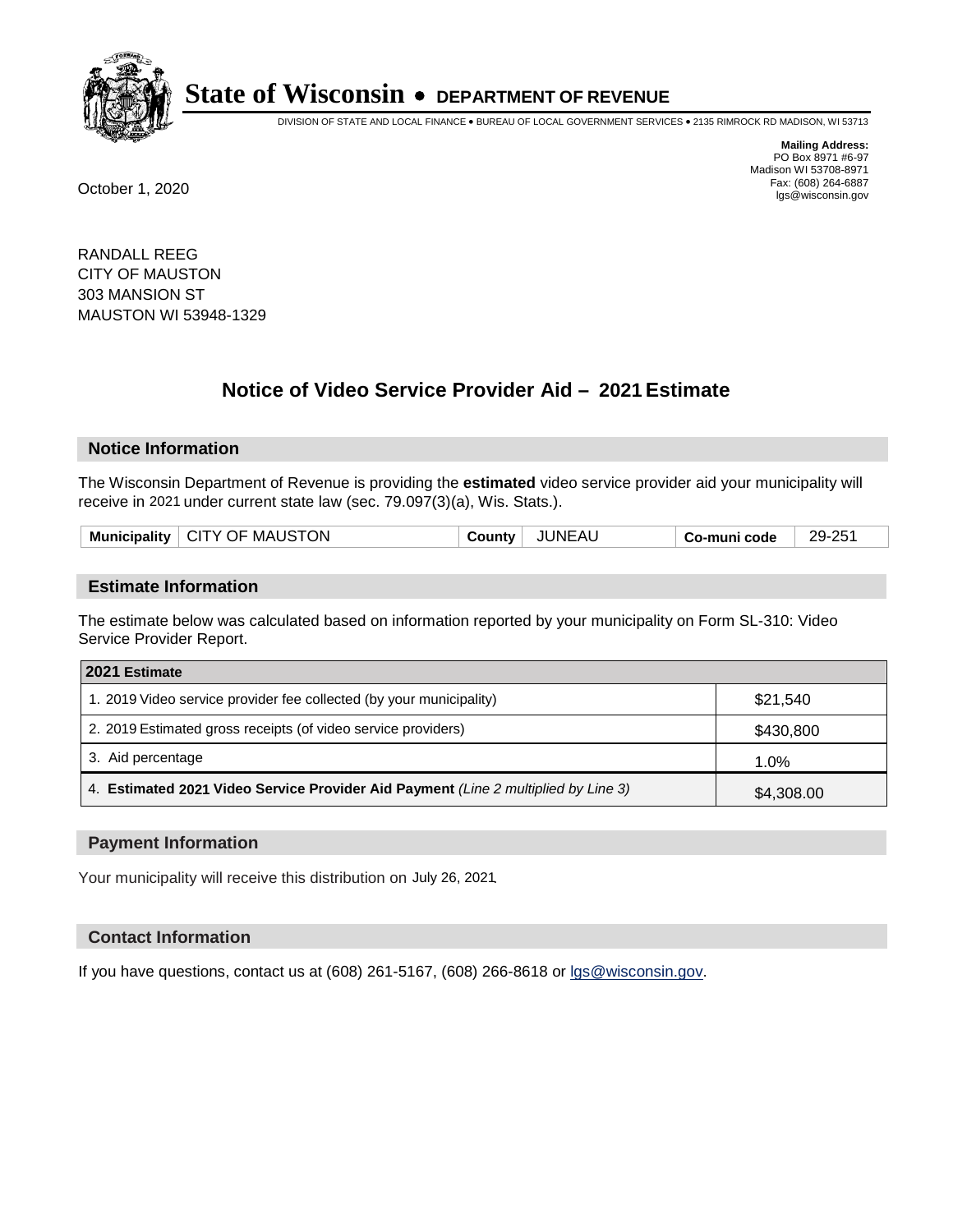# State of Wisconsin • DEPARTMENT OF REVENUE

DIVISION OF STATE AND LOCAL FINANCE • BUREAU OF LOCAL GOVERNMENT SERVICES • 2135 RIMROCK RD MADISON, WI 53713

**Mailing Address:**
PO Box 8971 #6-97
Madison WI 53708-8971
Fax: (608) 264-6887
lgs@wisconsin.gov

October 1, 2020

RANDALL REEG
CITY OF MAUSTON
303 MANSION ST
MAUSTON WI 53948-1329

## Notice of Video Service Provider Aid – 2021 Estimate

### Notice Information

The Wisconsin Department of Revenue is providing the **estimated** video service provider aid your municipality will receive in 2021 under current state law (sec. 79.097(3)(a), Wis. Stats.).

| Municipality | CITY OF MAUSTON | County | JUNEAU | Co-muni code | 29-251 |
|---|---|---|---|---|---|

### Estimate Information

The estimate below was calculated based on information reported by your municipality on Form SL-310: Video Service Provider Report.

| 2021 Estimate | |
|---|---|
| 1. 2019 Video service provider fee collected (by your municipality) | $21,540 |
| 2. 2019 Estimated gross receipts (of video service providers) | $430,800 |
| 3. Aid percentage | 1.0% |
| 4. **Estimated 2021 Video Service Provider Aid Payment** *(Line 2 multiplied by Line 3)* | $4,308.00 |

### Payment Information

Your municipality will receive this distribution on July 26, 2021.

### Contact Information

If you have questions, contact us at (608) 261-5167, (608) 266-8618 or lgs@wisconsin.gov.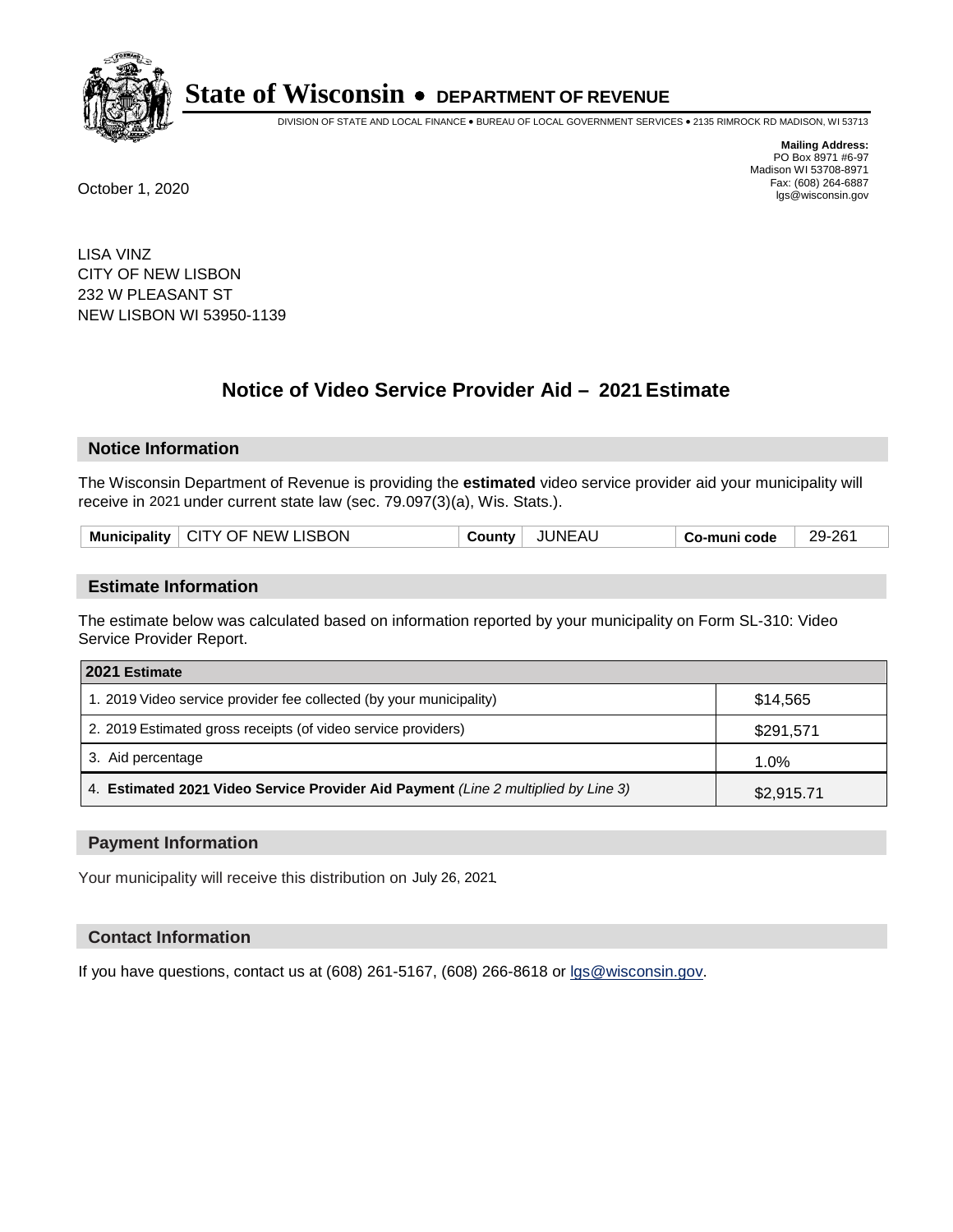# State of Wisconsin • DEPARTMENT OF REVENUE

DIVISION OF STATE AND LOCAL FINANCE • BUREAU OF LOCAL GOVERNMENT SERVICES • 2135 RIMROCK RD MADISON, WI 53713

**Mailing Address:**
PO Box 8971 #6-97
Madison WI 53708-8971
Fax: (608) 264-6887
lgs@wisconsin.gov

October 1, 2020

LISA VINZ
CITY OF NEW LISBON
232 W PLEASANT ST
NEW LISBON WI 53950-1139

## Notice of Video Service Provider Aid – 2021 Estimate

### Notice Information

The Wisconsin Department of Revenue is providing the **estimated** video service provider aid your municipality will receive in 2021 under current state law (sec. 79.097(3)(a), Wis. Stats.).

| Municipality | CITY OF NEW LISBON | County | JUNEAU | Co-muni code | 29-261 |
|---|---|---|---|---|---|

### Estimate Information

The estimate below was calculated based on information reported by your municipality on Form SL-310: Video Service Provider Report.

| 2021 Estimate | |
|---|---|
| 1. 2019 Video service provider fee collected (by your municipality) | $14,565 |
| 2. 2019 Estimated gross receipts (of video service providers) | $291,571 |
| 3. Aid percentage | 1.0% |
| 4. **Estimated 2021 Video Service Provider Aid Payment** *(Line 2 multiplied by Line 3)* | $2,915.71 |

### Payment Information

Your municipality will receive this distribution on July 26, 2021.

### Contact Information

If you have questions, contact us at (608) 261-5167, (608) 266-8618 or lgs@wisconsin.gov.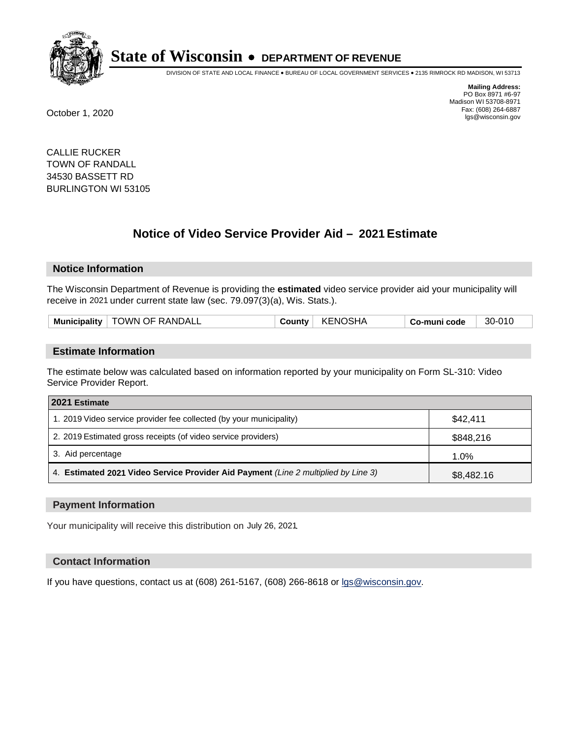# State of Wisconsin • DEPARTMENT OF REVENUE

DIVISION OF STATE AND LOCAL FINANCE • BUREAU OF LOCAL GOVERNMENT SERVICES • 2135 RIMROCK RD MADISON, WI 53713

**Mailing Address:**
PO Box 8971 #6-97
Madison WI 53708-8971
Fax: (608) 264-6887
lgs@wisconsin.gov

October 1, 2020

CALLIE RUCKER
TOWN OF RANDALL
34530 BASSETT RD
BURLINGTON WI 53105

## Notice of Video Service Provider Aid – 2021 Estimate

### Notice Information

The Wisconsin Department of Revenue is providing the **estimated** video service provider aid your municipality will receive in 2021 under current state law (sec. 79.097(3)(a), Wis. Stats.).

| Municipality | TOWN OF RANDALL | County | KENOSHA | Co-muni code | 30-010 |
|---|---|---|---|---|---|

### Estimate Information

The estimate below was calculated based on information reported by your municipality on Form SL-310: Video Service Provider Report.

| 2021 Estimate | |
|---|---|
| 1. 2019 Video service provider fee collected (by your municipality) | $42,411 |
| 2. 2019 Estimated gross receipts (of video service providers) | $848,216 |
| 3. Aid percentage | 1.0% |
| 4. **Estimated 2021 Video Service Provider Aid Payment** *(Line 2 multiplied by Line 3)* | $8,482.16 |

### Payment Information

Your municipality will receive this distribution on July 26, 2021.

### Contact Information

If you have questions, contact us at (608) 261-5167, (608) 266-8618 or lgs@wisconsin.gov.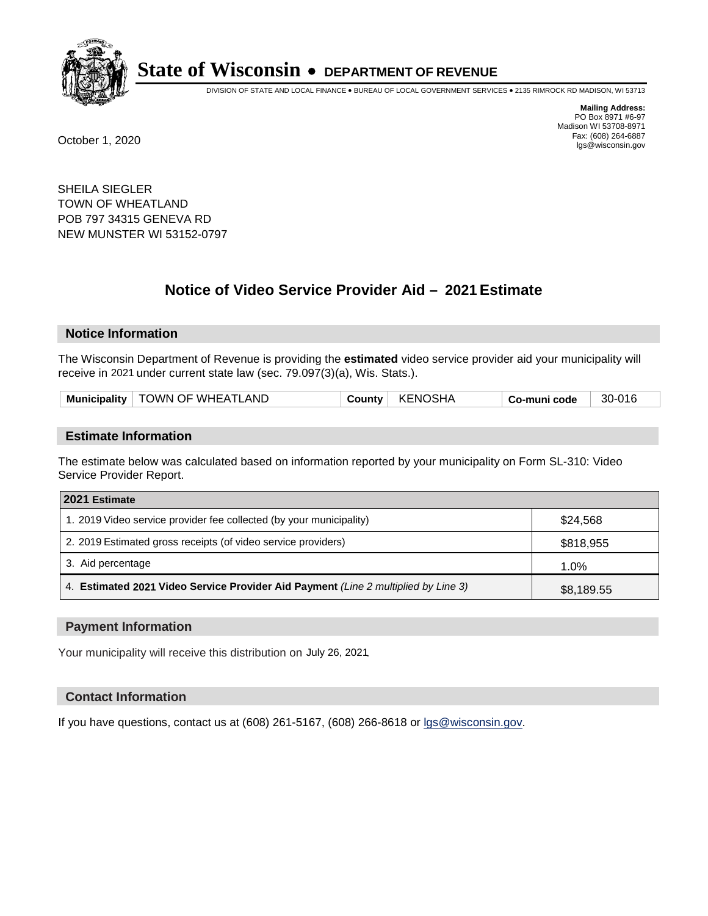# State of Wisconsin • DEPARTMENT OF REVENUE

DIVISION OF STATE AND LOCAL FINANCE • BUREAU OF LOCAL GOVERNMENT SERVICES • 2135 RIMROCK RD MADISON, WI 53713

**Mailing Address:**
PO Box 8971 #6-97
Madison WI 53708-8971
Fax: (608) 264-6887
lgs@wisconsin.gov

October 1, 2020

SHEILA SIEGLER
TOWN OF WHEATLAND
POB 797 34315 GENEVA RD
NEW MUNSTER WI 53152-0797

## Notice of Video Service Provider Aid – 2021 Estimate

### Notice Information

The Wisconsin Department of Revenue is providing the **estimated** video service provider aid your municipality will receive in 2021 under current state law (sec. 79.097(3)(a), Wis. Stats.).

| Municipality | TOWN OF WHEATLAND | County | KENOSHA | Co-muni code | 30-016 |
|---|---|---|---|---|---|

### Estimate Information

The estimate below was calculated based on information reported by your municipality on Form SL-310: Video Service Provider Report.

| 2021 Estimate | |
|---|---|
| 1. 2019 Video service provider fee collected (by your municipality) | $24,568 |
| 2. 2019 Estimated gross receipts (of video service providers) | $818,955 |
| 3. Aid percentage | 1.0% |
| 4. **Estimated 2021 Video Service Provider Aid Payment** *(Line 2 multiplied by Line 3)* | $8,189.55 |

### Payment Information

Your municipality will receive this distribution on July 26, 2021.

### Contact Information

If you have questions, contact us at (608) 261-5167, (608) 266-8618 or lgs@wisconsin.gov.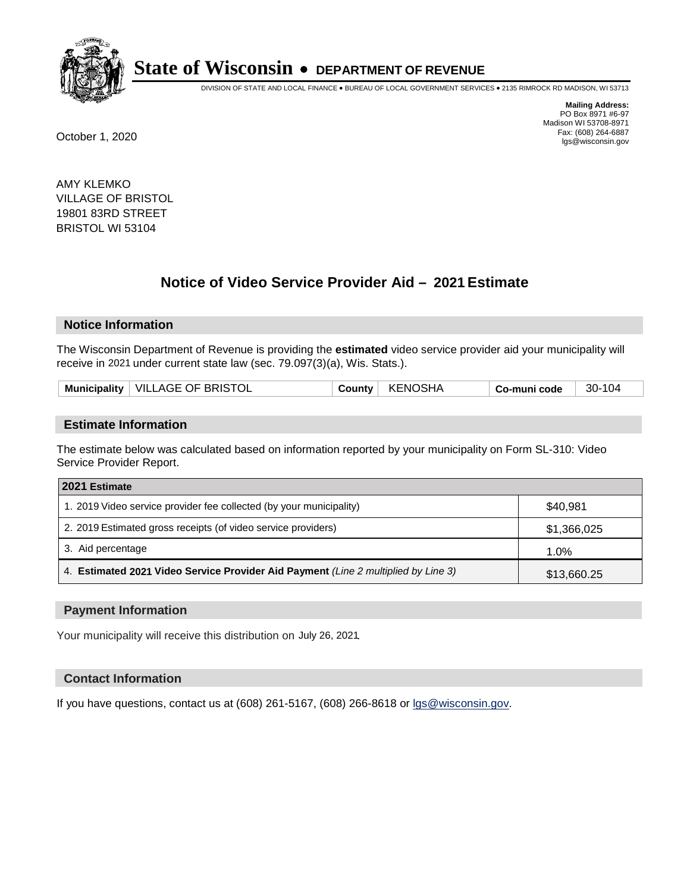# State of Wisconsin • DEPARTMENT OF REVENUE

DIVISION OF STATE AND LOCAL FINANCE • BUREAU OF LOCAL GOVERNMENT SERVICES • 2135 RIMROCK RD MADISON, WI 53713

**Mailing Address:**
PO Box 8971 #6-97
Madison WI 53708-8971
Fax: (608) 264-6887
lgs@wisconsin.gov

October 1, 2020

AMY KLEMKO
VILLAGE OF BRISTOL
19801 83RD STREET
BRISTOL WI 53104

## Notice of Video Service Provider Aid – 2021 Estimate

### Notice Information

The Wisconsin Department of Revenue is providing the **estimated** video service provider aid your municipality will receive in 2021 under current state law (sec. 79.097(3)(a), Wis. Stats.).

| Municipality | VILLAGE OF BRISTOL | County | KENOSHA | Co-muni code | 30-104 |
|---|---|---|---|---|---|

### Estimate Information

The estimate below was calculated based on information reported by your municipality on Form SL-310: Video Service Provider Report.

| 2021 Estimate | |
|---|---|
| 1. 2019 Video service provider fee collected (by your municipality) | $40,981 |
| 2. 2019 Estimated gross receipts (of video service providers) | $1,366,025 |
| 3. Aid percentage | 1.0% |
| 4. **Estimated 2021 Video Service Provider Aid Payment** *(Line 2 multiplied by Line 3)* | $13,660.25 |

### Payment Information

Your municipality will receive this distribution on July 26, 2021.

### Contact Information

If you have questions, contact us at (608) 261-5167, (608) 266-8618 or lgs@wisconsin.gov.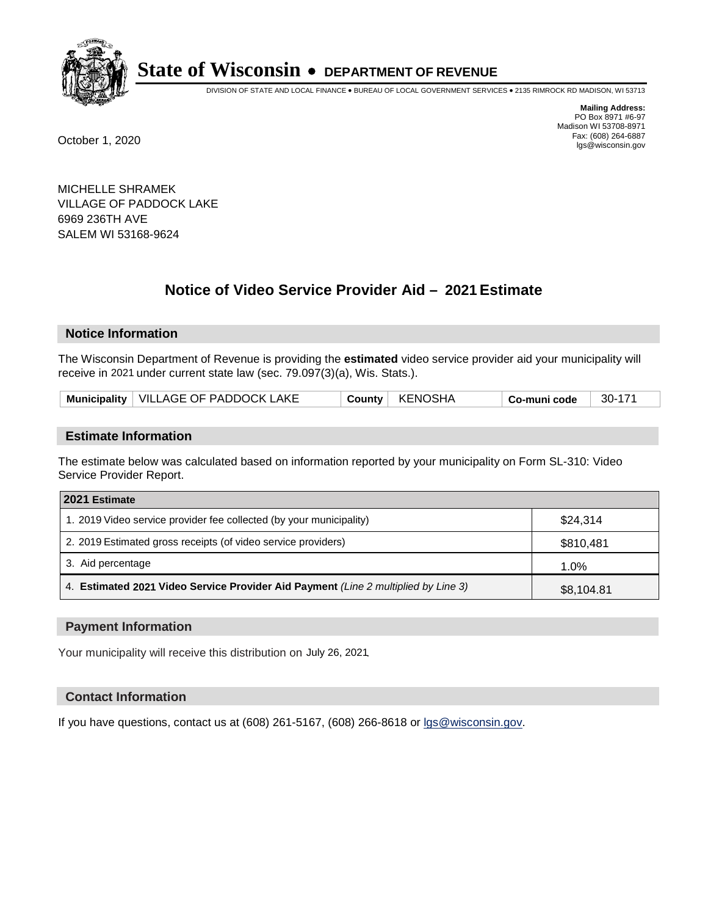# State of Wisconsin • DEPARTMENT OF REVENUE

DIVISION OF STATE AND LOCAL FINANCE • BUREAU OF LOCAL GOVERNMENT SERVICES • 2135 RIMROCK RD MADISON, WI 53713

**Mailing Address:**
PO Box 8971 #6-97
Madison WI 53708-8971
Fax: (608) 264-6887
lgs@wisconsin.gov

October 1, 2020

MICHELLE SHRAMEK
VILLAGE OF PADDOCK LAKE
6969 236TH AVE
SALEM WI 53168-9624

## Notice of Video Service Provider Aid – 2021 Estimate

### Notice Information

The Wisconsin Department of Revenue is providing the **estimated** video service provider aid your municipality will receive in 2021 under current state law (sec. 79.097(3)(a), Wis. Stats.).

| Municipality | VILLAGE OF PADDOCK LAKE | County | KENOSHA | Co-muni code | 30-171 |
|---|---|---|---|---|---|

### Estimate Information

The estimate below was calculated based on information reported by your municipality on Form SL-310: Video Service Provider Report.

| 2021 Estimate | |
|---|---|
| 1. 2019 Video service provider fee collected (by your municipality) | $24,314 |
| 2. 2019 Estimated gross receipts (of video service providers) | $810,481 |
| 3. Aid percentage | 1.0% |
| 4. **Estimated 2021 Video Service Provider Aid Payment** *(Line 2 multiplied by Line 3)* | $8,104.81 |

### Payment Information

Your municipality will receive this distribution on July 26, 2021.

### Contact Information

If you have questions, contact us at (608) 261-5167, (608) 266-8618 or lgs@wisconsin.gov.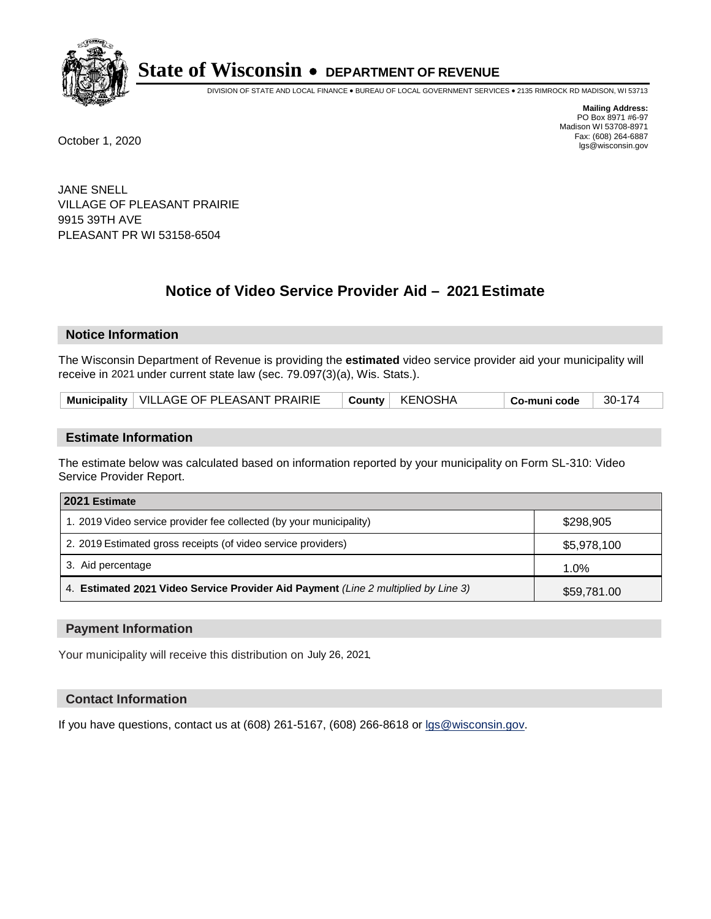# State of Wisconsin • DEPARTMENT OF REVENUE

DIVISION OF STATE AND LOCAL FINANCE • BUREAU OF LOCAL GOVERNMENT SERVICES • 2135 RIMROCK RD MADISON, WI 53713

**Mailing Address:**
PO Box 8971 #6-97
Madison WI 53708-8971
Fax: (608) 264-6887
lgs@wisconsin.gov

October 1, 2020

JANE SNELL
VILLAGE OF PLEASANT PRAIRIE
9915 39TH AVE
PLEASANT PR WI 53158-6504

## Notice of Video Service Provider Aid – 2021 Estimate

### Notice Information

The Wisconsin Department of Revenue is providing the **estimated** video service provider aid your municipality will receive in 2021 under current state law (sec. 79.097(3)(a), Wis. Stats.).

| Municipality | VILLAGE OF PLEASANT PRAIRIE | County | KENOSHA | Co-muni code | 30-174 |
|---|---|---|---|---|---|

### Estimate Information

The estimate below was calculated based on information reported by your municipality on Form SL-310: Video Service Provider Report.

| 2021 Estimate | |
|---|---|
| 1. 2019 Video service provider fee collected (by your municipality) | $298,905 |
| 2. 2019 Estimated gross receipts (of video service providers) | $5,978,100 |
| 3. Aid percentage | 1.0% |
| 4. **Estimated 2021 Video Service Provider Aid Payment** *(Line 2 multiplied by Line 3)* | $59,781.00 |

### Payment Information

Your municipality will receive this distribution on July 26, 2021.

### Contact Information

If you have questions, contact us at (608) 261-5167, (608) 266-8618 or lgs@wisconsin.gov.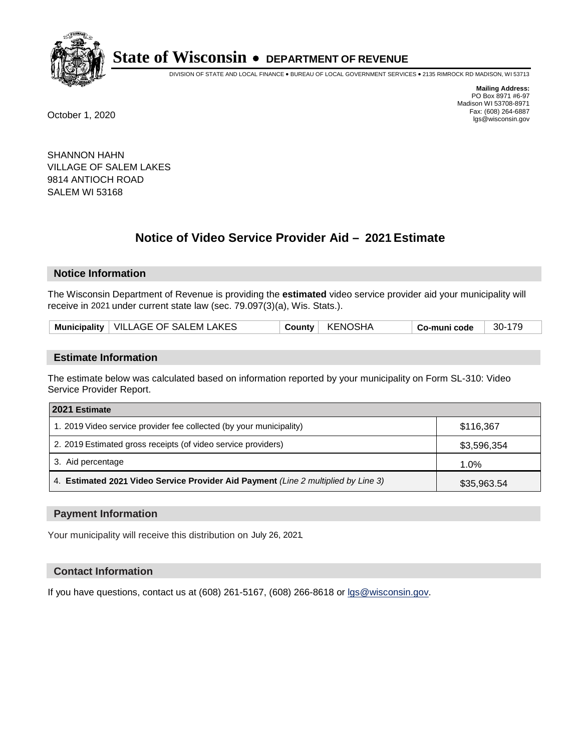# State of Wisconsin • DEPARTMENT OF REVENUE

DIVISION OF STATE AND LOCAL FINANCE • BUREAU OF LOCAL GOVERNMENT SERVICES • 2135 RIMROCK RD MADISON, WI 53713

**Mailing Address:**
PO Box 8971 #6-97
Madison WI 53708-8971
Fax: (608) 264-6887
lgs@wisconsin.gov

October 1, 2020

SHANNON HAHN
VILLAGE OF SALEM LAKES
9814 ANTIOCH ROAD
SALEM WI 53168

## Notice of Video Service Provider Aid – 2021 Estimate

### Notice Information

The Wisconsin Department of Revenue is providing the **estimated** video service provider aid your municipality will receive in 2021 under current state law (sec. 79.097(3)(a), Wis. Stats.).

| Municipality | VILLAGE OF SALEM LAKES | County | KENOSHA | Co-muni code | 30-179 |
|---|---|---|---|---|---|

### Estimate Information

The estimate below was calculated based on information reported by your municipality on Form SL-310: Video Service Provider Report.

| 2021 Estimate | |
|---|---|
| 1. 2019 Video service provider fee collected (by your municipality) | $116,367 |
| 2. 2019 Estimated gross receipts (of video service providers) | $3,596,354 |
| 3. Aid percentage | 1.0% |
| 4. **Estimated 2021 Video Service Provider Aid Payment** *(Line 2 multiplied by Line 3)* | $35,963.54 |

### Payment Information

Your municipality will receive this distribution on July 26, 2021.

### Contact Information

If you have questions, contact us at (608) 261-5167, (608) 266-8618 or lgs@wisconsin.gov.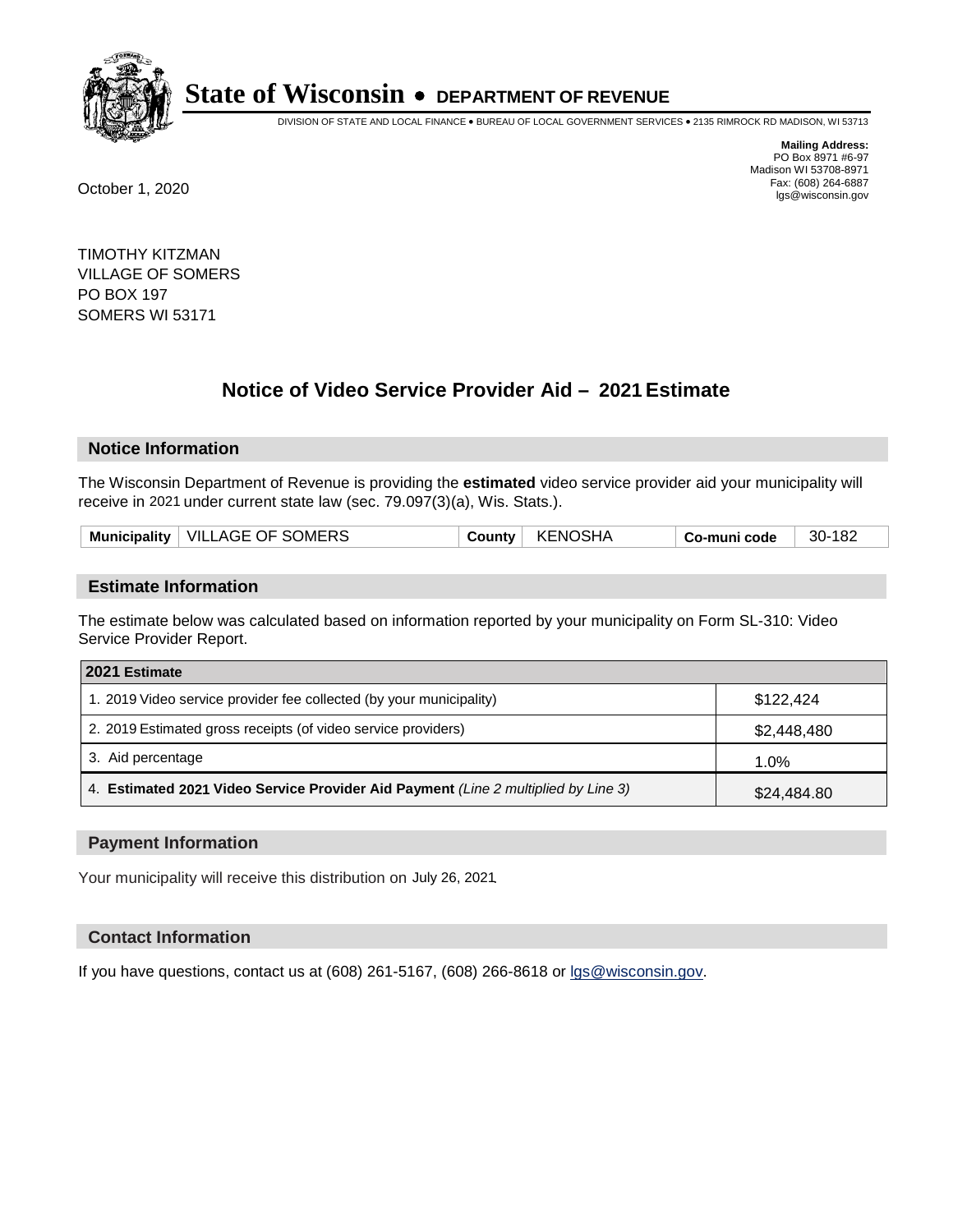# State of Wisconsin • DEPARTMENT OF REVENUE

DIVISION OF STATE AND LOCAL FINANCE • BUREAU OF LOCAL GOVERNMENT SERVICES • 2135 RIMROCK RD MADISON, WI 53713

**Mailing Address:**
PO Box 8971 #6-97
Madison WI 53708-8971
Fax: (608) 264-6887
lgs@wisconsin.gov

October 1, 2020

TIMOTHY KITZMAN
VILLAGE OF SOMERS
PO BOX 197
SOMERS WI 53171

## Notice of Video Service Provider Aid – 2021 Estimate

### Notice Information

The Wisconsin Department of Revenue is providing the **estimated** video service provider aid your municipality will receive in 2021 under current state law (sec. 79.097(3)(a), Wis. Stats.).

| Municipality | VILLAGE OF SOMERS | County | KENOSHA | Co-muni code | 30-182 |
|---|---|---|---|---|---|

### Estimate Information

The estimate below was calculated based on information reported by your municipality on Form SL-310: Video Service Provider Report.

| 2021 Estimate | |
|---|---|
| 1. 2019 Video service provider fee collected (by your municipality) | $122,424 |
| 2. 2019 Estimated gross receipts (of video service providers) | $2,448,480 |
| 3. Aid percentage | 1.0% |
| 4. **Estimated 2021 Video Service Provider Aid Payment** *(Line 2 multiplied by Line 3)* | $24,484.80 |

### Payment Information

Your municipality will receive this distribution on July 26, 2021.

### Contact Information

If you have questions, contact us at (608) 261-5167, (608) 266-8618 or lgs@wisconsin.gov.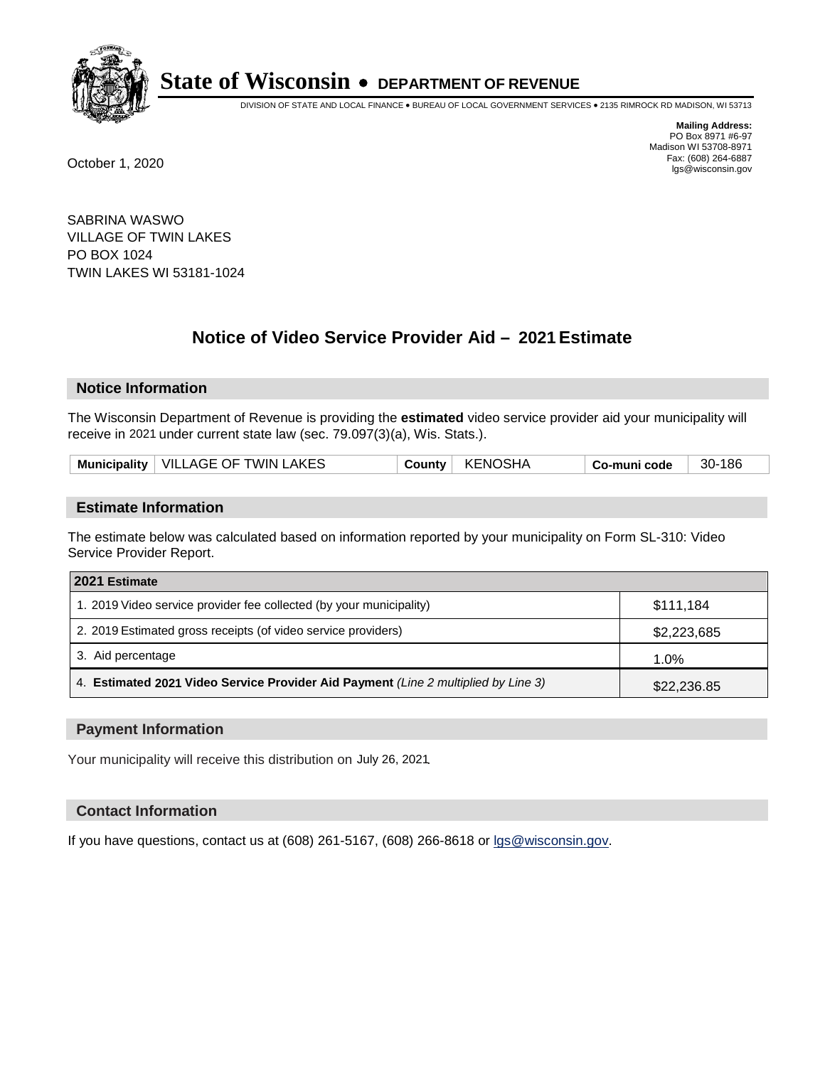# State of Wisconsin • DEPARTMENT OF REVENUE

DIVISION OF STATE AND LOCAL FINANCE • BUREAU OF LOCAL GOVERNMENT SERVICES • 2135 RIMROCK RD MADISON, WI 53713

**Mailing Address:**
PO Box 8971 #6-97
Madison WI 53708-8971
Fax: (608) 264-6887
lgs@wisconsin.gov

October 1, 2020

SABRINA WASWO
VILLAGE OF TWIN LAKES
PO BOX 1024
TWIN LAKES WI 53181-1024

## Notice of Video Service Provider Aid – 2021 Estimate

### Notice Information

The Wisconsin Department of Revenue is providing the **estimated** video service provider aid your municipality will receive in 2021 under current state law (sec. 79.097(3)(a), Wis. Stats.).

| Municipality | VILLAGE OF TWIN LAKES | County | KENOSHA | Co-muni code | 30-186 |
|---|---|---|---|---|---|

### Estimate Information

The estimate below was calculated based on information reported by your municipality on Form SL-310: Video Service Provider Report.

| 2021 Estimate | |
|---|---|
| 1. 2019 Video service provider fee collected (by your municipality) | $111,184 |
| 2. 2019 Estimated gross receipts (of video service providers) | $2,223,685 |
| 3. Aid percentage | 1.0% |
| 4. **Estimated 2021 Video Service Provider Aid Payment** *(Line 2 multiplied by Line 3)* | $22,236.85 |

### Payment Information

Your municipality will receive this distribution on July 26, 2021.

### Contact Information

If you have questions, contact us at (608) 261-5167, (608) 266-8618 or lgs@wisconsin.gov.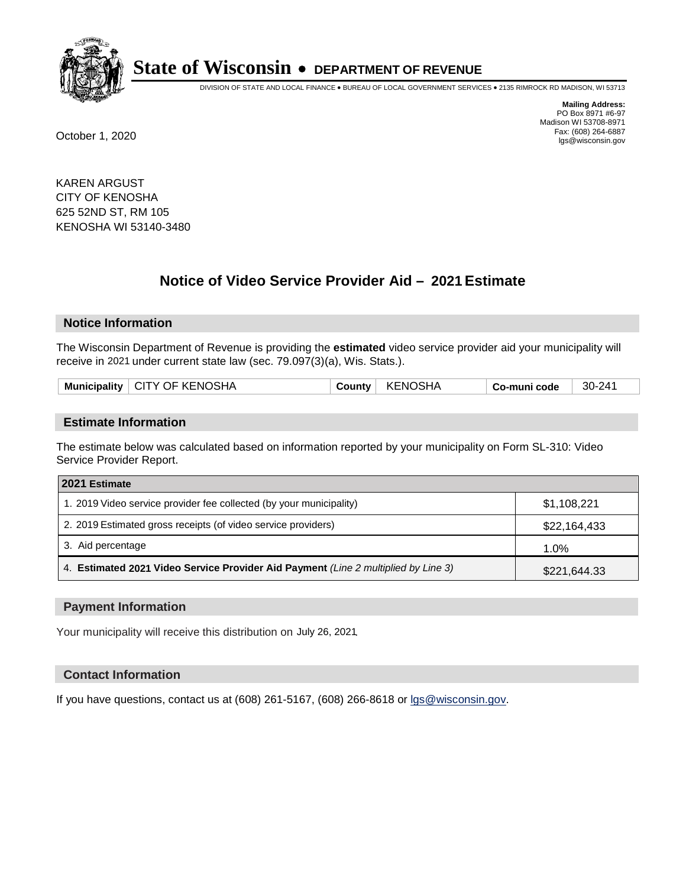# State of Wisconsin • DEPARTMENT OF REVENUE

DIVISION OF STATE AND LOCAL FINANCE • BUREAU OF LOCAL GOVERNMENT SERVICES • 2135 RIMROCK RD MADISON, WI 53713

**Mailing Address:**
PO Box 8971 #6-97
Madison WI 53708-8971
Fax: (608) 264-6887
lgs@wisconsin.gov

October 1, 2020

KAREN ARGUST
CITY OF KENOSHA
625 52ND ST, RM 105
KENOSHA WI 53140-3480

## Notice of Video Service Provider Aid – 2021 Estimate

### Notice Information

The Wisconsin Department of Revenue is providing the **estimated** video service provider aid your municipality will receive in 2021 under current state law (sec. 79.097(3)(a), Wis. Stats.).

| Municipality | CITY OF KENOSHA | County | KENOSHA | Co-muni code | 30-241 |
|---|---|---|---|---|---|

### Estimate Information

The estimate below was calculated based on information reported by your municipality on Form SL-310: Video Service Provider Report.

| 2021 Estimate | |
|---|---|
| 1. 2019 Video service provider fee collected (by your municipality) | $1,108,221 |
| 2. 2019 Estimated gross receipts (of video service providers) | $22,164,433 |
| 3. Aid percentage | 1.0% |
| 4. **Estimated 2021 Video Service Provider Aid Payment** *(Line 2 multiplied by Line 3)* | $221,644.33 |

### Payment Information

Your municipality will receive this distribution on July 26, 2021.

### Contact Information

If you have questions, contact us at (608) 261-5167, (608) 266-8618 or lgs@wisconsin.gov.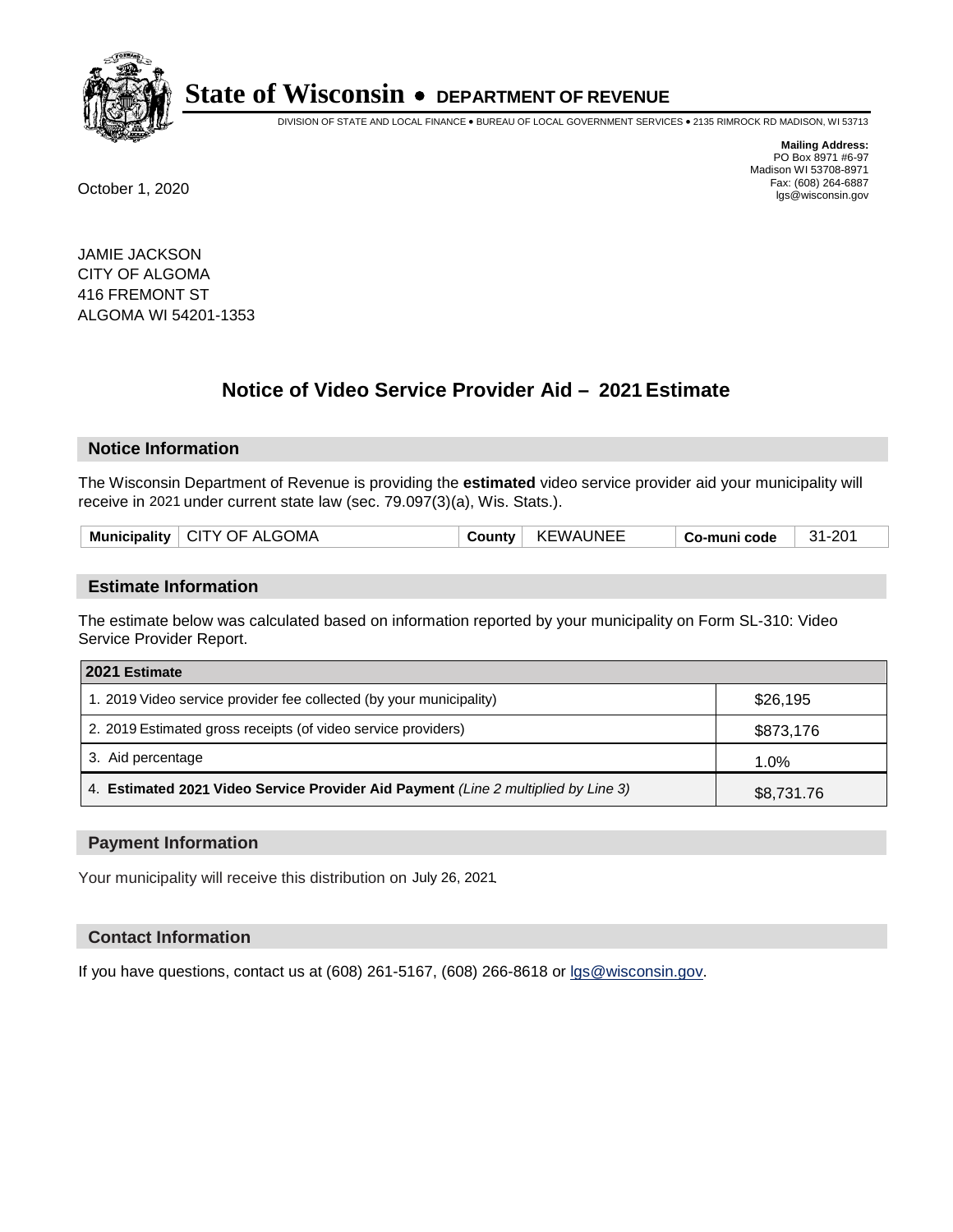# State of Wisconsin • DEPARTMENT OF REVENUE

DIVISION OF STATE AND LOCAL FINANCE • BUREAU OF LOCAL GOVERNMENT SERVICES • 2135 RIMROCK RD MADISON, WI 53713

**Mailing Address:**
PO Box 8971 #6-97
Madison WI 53708-8971
Fax: (608) 264-6887
lgs@wisconsin.gov

October 1, 2020

JAMIE JACKSON
CITY OF ALGOMA
416 FREMONT ST
ALGOMA WI 54201-1353

## Notice of Video Service Provider Aid – 2021 Estimate

### Notice Information

The Wisconsin Department of Revenue is providing the **estimated** video service provider aid your municipality will receive in 2021 under current state law (sec. 79.097(3)(a), Wis. Stats.).

| Municipality | CITY OF ALGOMA | County | KEWAUNEE | Co-muni code | 31-201 |
|---|---|---|---|---|---|

### Estimate Information

The estimate below was calculated based on information reported by your municipality on Form SL-310: Video Service Provider Report.

| 2021 Estimate | |
|---|---|
| 1. 2019 Video service provider fee collected (by your municipality) | $26,195 |
| 2. 2019 Estimated gross receipts (of video service providers) | $873,176 |
| 3. Aid percentage | 1.0% |
| 4. **Estimated 2021 Video Service Provider Aid Payment** *(Line 2 multiplied by Line 3)* | $8,731.76 |

### Payment Information

Your municipality will receive this distribution on July 26, 2021.

### Contact Information

If you have questions, contact us at (608) 261-5167, (608) 266-8618 or lgs@wisconsin.gov.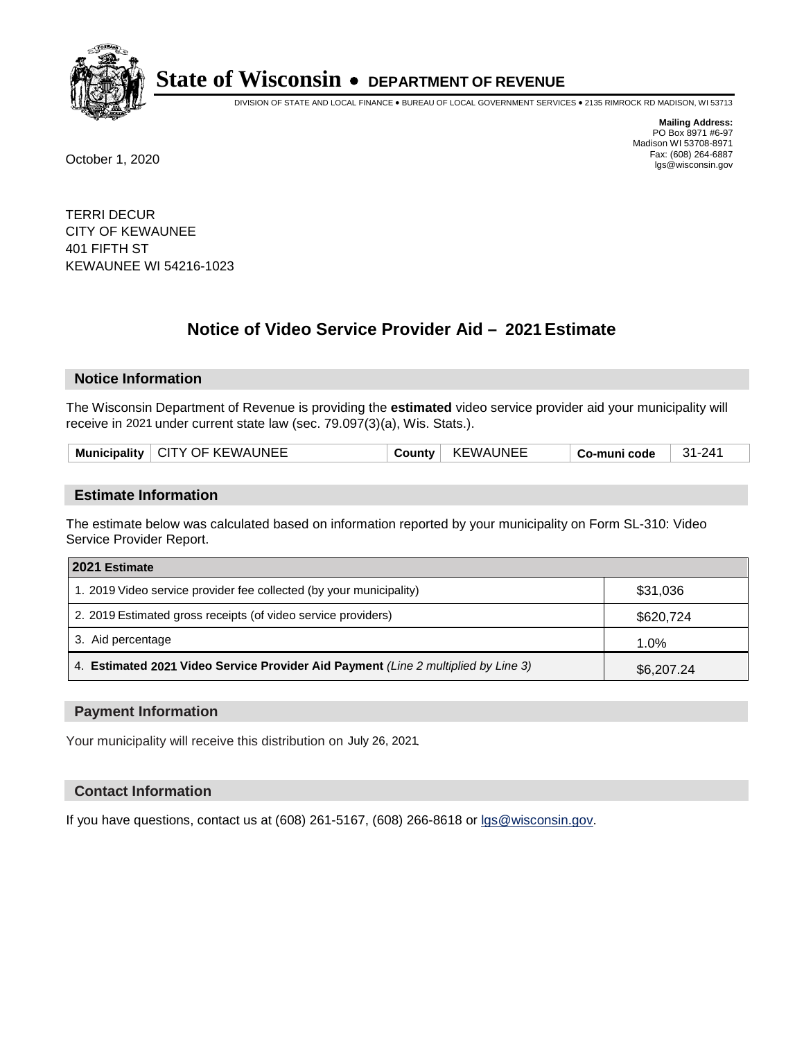# State of Wisconsin • DEPARTMENT OF REVENUE

DIVISION OF STATE AND LOCAL FINANCE • BUREAU OF LOCAL GOVERNMENT SERVICES • 2135 RIMROCK RD MADISON, WI 53713

**Mailing Address:**
PO Box 8971 #6-97
Madison WI 53708-8971
Fax: (608) 264-6887
lgs@wisconsin.gov

October 1, 2020

TERRI DECUR
CITY OF KEWAUNEE
401 FIFTH ST
KEWAUNEE WI 54216-1023

## Notice of Video Service Provider Aid – 2021 Estimate

### Notice Information

The Wisconsin Department of Revenue is providing the **estimated** video service provider aid your municipality will receive in 2021 under current state law (sec. 79.097(3)(a), Wis. Stats.).

| Municipality | CITY OF KEWAUNEE | County | KEWAUNEE | Co-muni code | 31-241 |
|---|---|---|---|---|---|

### Estimate Information

The estimate below was calculated based on information reported by your municipality on Form SL-310: Video Service Provider Report.

| 2021 Estimate | |
|---|---|
| 1. 2019 Video service provider fee collected (by your municipality) | $31,036 |
| 2. 2019 Estimated gross receipts (of video service providers) | $620,724 |
| 3. Aid percentage | 1.0% |
| 4. **Estimated 2021 Video Service Provider Aid Payment** *(Line 2 multiplied by Line 3)* | $6,207.24 |

### Payment Information

Your municipality will receive this distribution on July 26, 2021.

### Contact Information

If you have questions, contact us at (608) 261-5167, (608) 266-8618 or lgs@wisconsin.gov.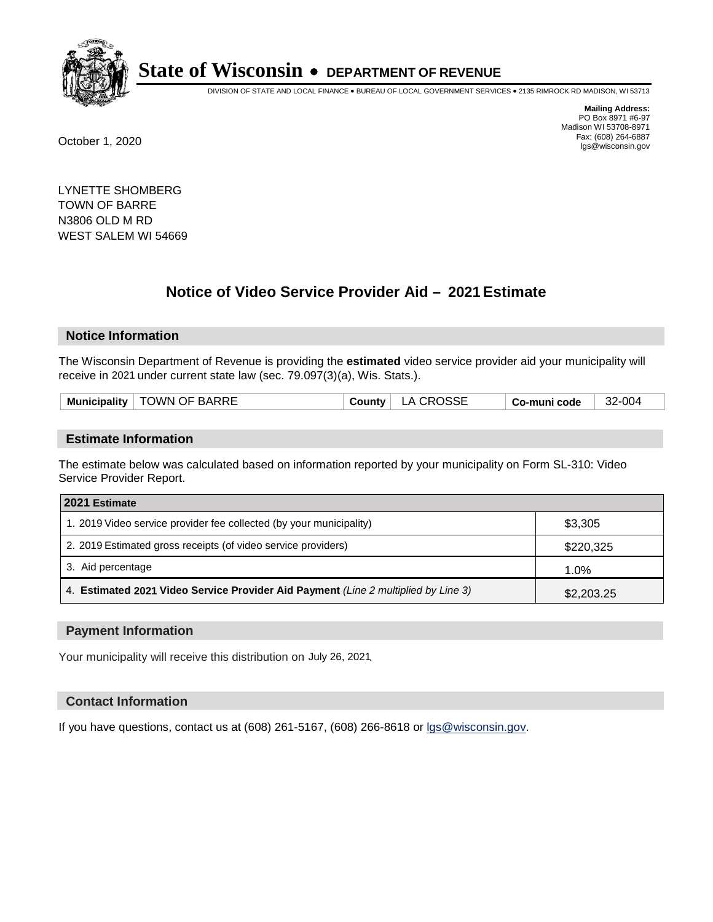# State of Wisconsin • DEPARTMENT OF REVENUE

DIVISION OF STATE AND LOCAL FINANCE • BUREAU OF LOCAL GOVERNMENT SERVICES • 2135 RIMROCK RD MADISON, WI 53713

**Mailing Address:**
PO Box 8971 #6-97
Madison WI 53708-8971
Fax: (608) 264-6887
lgs@wisconsin.gov

October 1, 2020

LYNETTE SHOMBERG
TOWN OF BARRE
N3806 OLD M RD
WEST SALEM WI 54669

## Notice of Video Service Provider Aid – 2021 Estimate

### Notice Information

The Wisconsin Department of Revenue is providing the **estimated** video service provider aid your municipality will receive in 2021 under current state law (sec. 79.097(3)(a), Wis. Stats.).

| Municipality | TOWN OF BARRE | County | LA CROSSE | Co-muni code | 32-004 |
|---|---|---|---|---|---|

### Estimate Information

The estimate below was calculated based on information reported by your municipality on Form SL-310: Video Service Provider Report.

| 2021 Estimate | |
|---|---|
| 1. 2019 Video service provider fee collected (by your municipality) | $3,305 |
| 2. 2019 Estimated gross receipts (of video service providers) | $220,325 |
| 3. Aid percentage | 1.0% |
| 4. **Estimated 2021 Video Service Provider Aid Payment** *(Line 2 multiplied by Line 3)* | $2,203.25 |

### Payment Information

Your municipality will receive this distribution on July 26, 2021.

### Contact Information

If you have questions, contact us at (608) 261-5167, (608) 266-8618 or lgs@wisconsin.gov.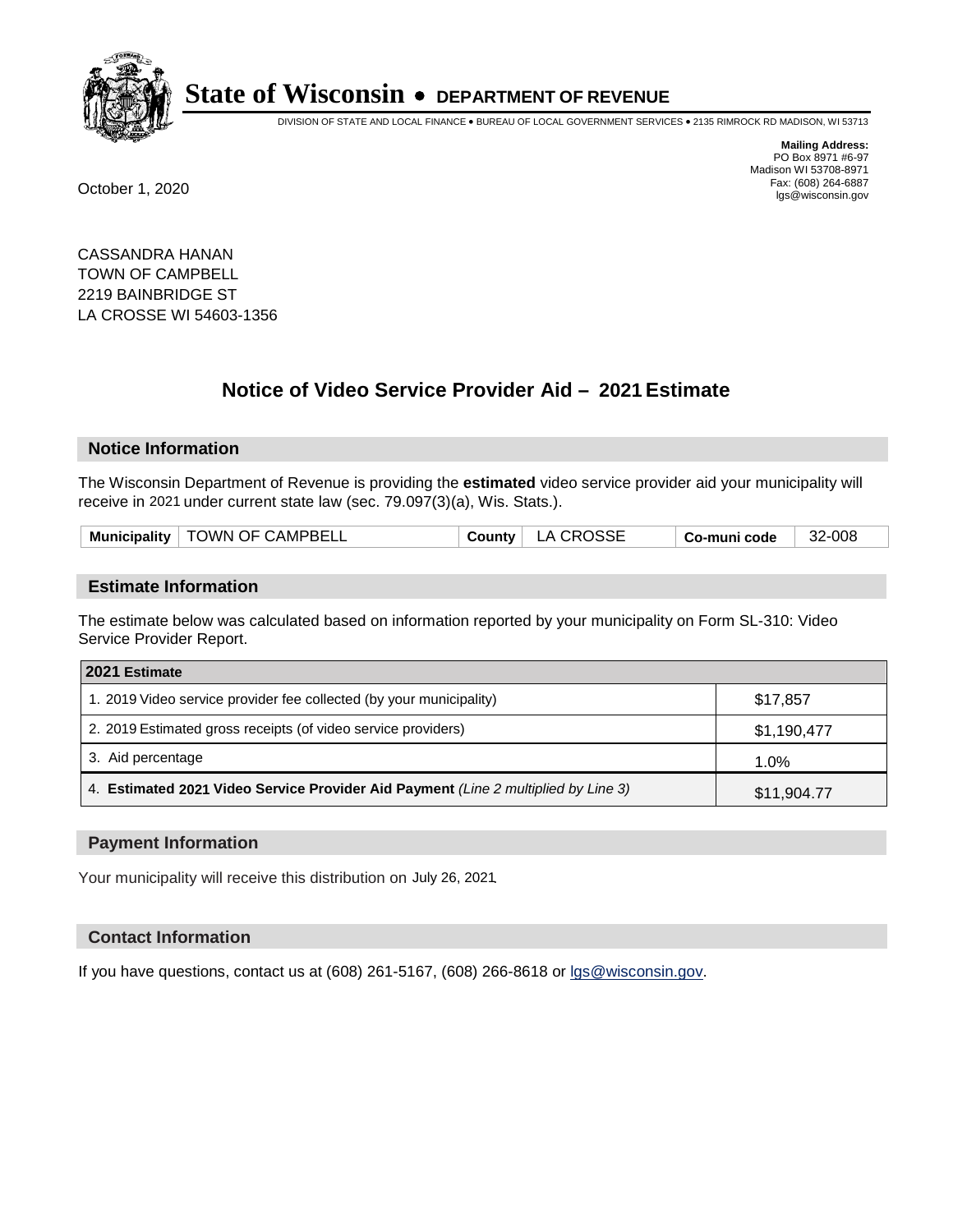# State of Wisconsin • DEPARTMENT OF REVENUE

DIVISION OF STATE AND LOCAL FINANCE • BUREAU OF LOCAL GOVERNMENT SERVICES • 2135 RIMROCK RD MADISON, WI 53713

**Mailing Address:**
PO Box 8971 #6-97
Madison WI 53708-8971
Fax: (608) 264-6887
lgs@wisconsin.gov

October 1, 2020

CASSANDRA HANAN
TOWN OF CAMPBELL
2219 BAINBRIDGE ST
LA CROSSE WI 54603-1356

## Notice of Video Service Provider Aid – 2021 Estimate

### Notice Information

The Wisconsin Department of Revenue is providing the **estimated** video service provider aid your municipality will receive in 2021 under current state law (sec. 79.097(3)(a), Wis. Stats.).

| Municipality | TOWN OF CAMPBELL | County | LA CROSSE | Co-muni code | 32-008 |
|---|---|---|---|---|---|

### Estimate Information

The estimate below was calculated based on information reported by your municipality on Form SL-310: Video Service Provider Report.

| 2021 Estimate | |
|---|---|
| 1. 2019 Video service provider fee collected (by your municipality) | $17,857 |
| 2. 2019 Estimated gross receipts (of video service providers) | $1,190,477 |
| 3. Aid percentage | 1.0% |
| 4. **Estimated 2021 Video Service Provider Aid Payment** *(Line 2 multiplied by Line 3)* | $11,904.77 |

### Payment Information

Your municipality will receive this distribution on July 26, 2021.

### Contact Information

If you have questions, contact us at (608) 261-5167, (608) 266-8618 or lgs@wisconsin.gov.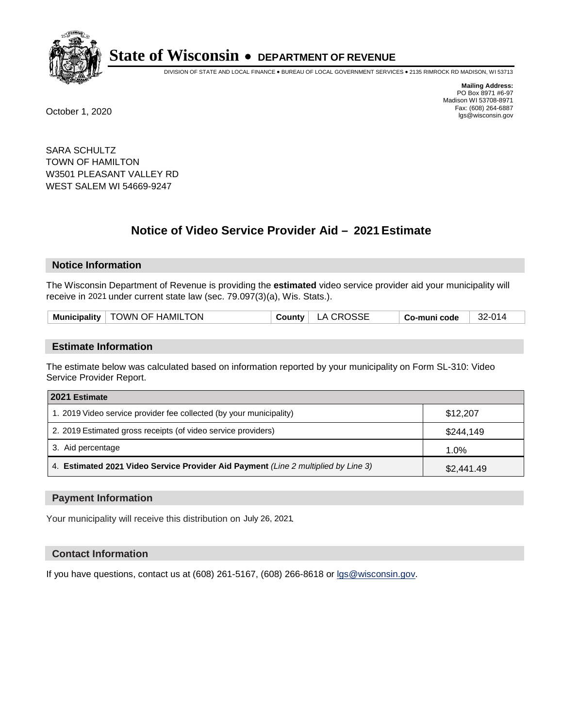# State of Wisconsin • DEPARTMENT OF REVENUE

DIVISION OF STATE AND LOCAL FINANCE • BUREAU OF LOCAL GOVERNMENT SERVICES • 2135 RIMROCK RD MADISON, WI 53713

**Mailing Address:**
PO Box 8971 #6-97
Madison WI 53708-8971
Fax: (608) 264-6887
lgs@wisconsin.gov

October 1, 2020

SARA SCHULTZ
TOWN OF HAMILTON
W3501 PLEASANT VALLEY RD
WEST SALEM WI 54669-9247

## Notice of Video Service Provider Aid – 2021 Estimate

### Notice Information

The Wisconsin Department of Revenue is providing the **estimated** video service provider aid your municipality will receive in 2021 under current state law (sec. 79.097(3)(a), Wis. Stats.).

| Municipality | TOWN OF HAMILTON | County | LA CROSSE | Co-muni code | 32-014 |
|---|---|---|---|---|---|

### Estimate Information

The estimate below was calculated based on information reported by your municipality on Form SL-310: Video Service Provider Report.

| 2021 Estimate | |
|---|---|
| 1. 2019 Video service provider fee collected (by your municipality) | $12,207 |
| 2. 2019 Estimated gross receipts (of video service providers) | $244,149 |
| 3. Aid percentage | 1.0% |
| 4. **Estimated 2021 Video Service Provider Aid Payment** *(Line 2 multiplied by Line 3)* | $2,441.49 |

### Payment Information

Your municipality will receive this distribution on July 26, 2021.

### Contact Information

If you have questions, contact us at (608) 261-5167, (608) 266-8618 or lgs@wisconsin.gov.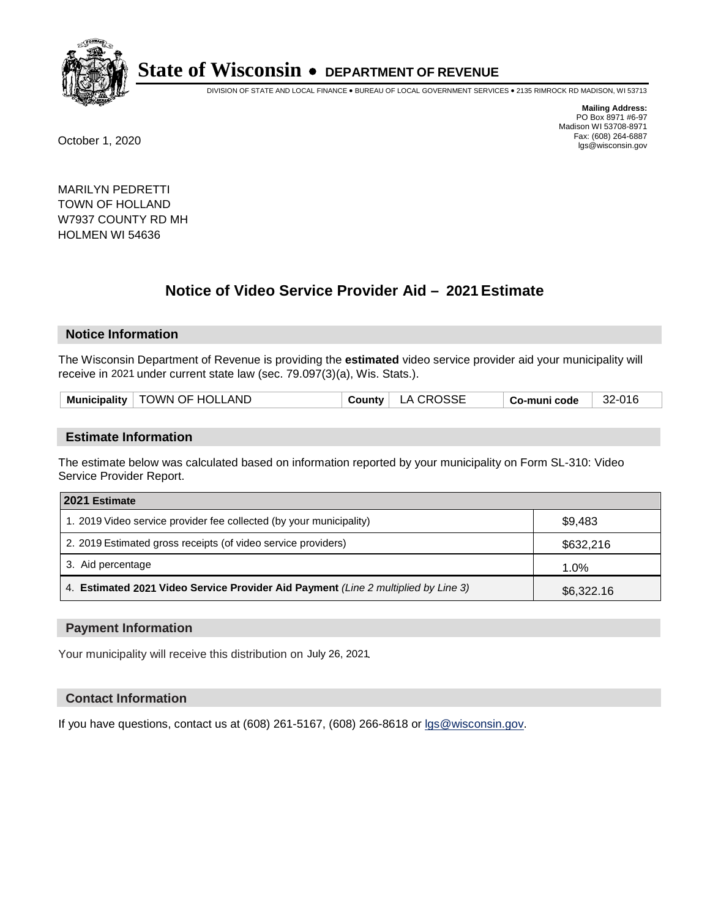# State of Wisconsin • DEPARTMENT OF REVENUE

DIVISION OF STATE AND LOCAL FINANCE • BUREAU OF LOCAL GOVERNMENT SERVICES • 2135 RIMROCK RD MADISON, WI 53713

**Mailing Address:**
PO Box 8971 #6-97
Madison WI 53708-8971
Fax: (608) 264-6887
lgs@wisconsin.gov

October 1, 2020

MARILYN PEDRETTI
TOWN OF HOLLAND
W7937 COUNTY RD MH
HOLMEN WI 54636

## Notice of Video Service Provider Aid – 2021 Estimate

### Notice Information

The Wisconsin Department of Revenue is providing the **estimated** video service provider aid your municipality will receive in 2021 under current state law (sec. 79.097(3)(a), Wis. Stats.).

| Municipality | TOWN OF HOLLAND | County | LA CROSSE | Co-muni code | 32-016 |
|---|---|---|---|---|---|

### Estimate Information

The estimate below was calculated based on information reported by your municipality on Form SL-310: Video Service Provider Report.

| 2021 Estimate | |
|---|---|
| 1. 2019 Video service provider fee collected (by your municipality) | $9,483 |
| 2. 2019 Estimated gross receipts (of video service providers) | $632,216 |
| 3. Aid percentage | 1.0% |
| 4. **Estimated 2021 Video Service Provider Aid Payment** *(Line 2 multiplied by Line 3)* | $6,322.16 |

### Payment Information

Your municipality will receive this distribution on July 26, 2021.

### Contact Information

If you have questions, contact us at (608) 261-5167, (608) 266-8618 or lgs@wisconsin.gov.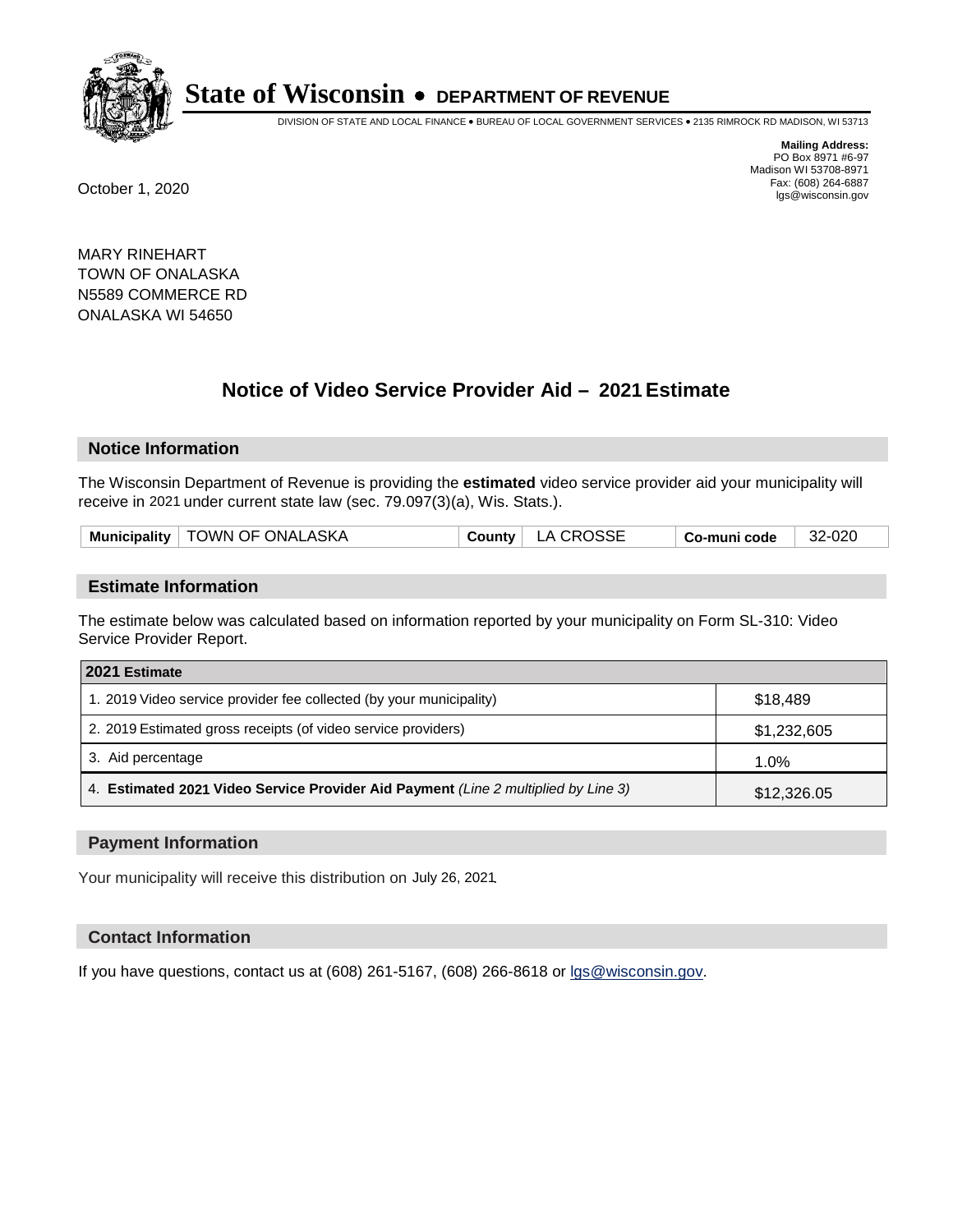# State of Wisconsin • DEPARTMENT OF REVENUE

DIVISION OF STATE AND LOCAL FINANCE • BUREAU OF LOCAL GOVERNMENT SERVICES • 2135 RIMROCK RD MADISON, WI 53713

**Mailing Address:**
PO Box 8971 #6-97
Madison WI 53708-8971
Fax: (608) 264-6887
lgs@wisconsin.gov

October 1, 2020

MARY RINEHART
TOWN OF ONALASKA
N5589 COMMERCE RD
ONALASKA WI 54650

## Notice of Video Service Provider Aid – 2021 Estimate

### Notice Information

The Wisconsin Department of Revenue is providing the **estimated** video service provider aid your municipality will receive in 2021 under current state law (sec. 79.097(3)(a), Wis. Stats.).

| Municipality | TOWN OF ONALASKA | County | LA CROSSE | Co-muni code | 32-020 |
|---|---|---|---|---|---|

### Estimate Information

The estimate below was calculated based on information reported by your municipality on Form SL-310: Video Service Provider Report.

| 2021 Estimate | |
|---|---|
| 1. 2019 Video service provider fee collected (by your municipality) | $18,489 |
| 2. 2019 Estimated gross receipts (of video service providers) | $1,232,605 |
| 3. Aid percentage | 1.0% |
| 4. **Estimated 2021 Video Service Provider Aid Payment** *(Line 2 multiplied by Line 3)* | $12,326.05 |

### Payment Information

Your municipality will receive this distribution on July 26, 2021.

### Contact Information

If you have questions, contact us at (608) 261-5167, (608) 266-8618 or lgs@wisconsin.gov.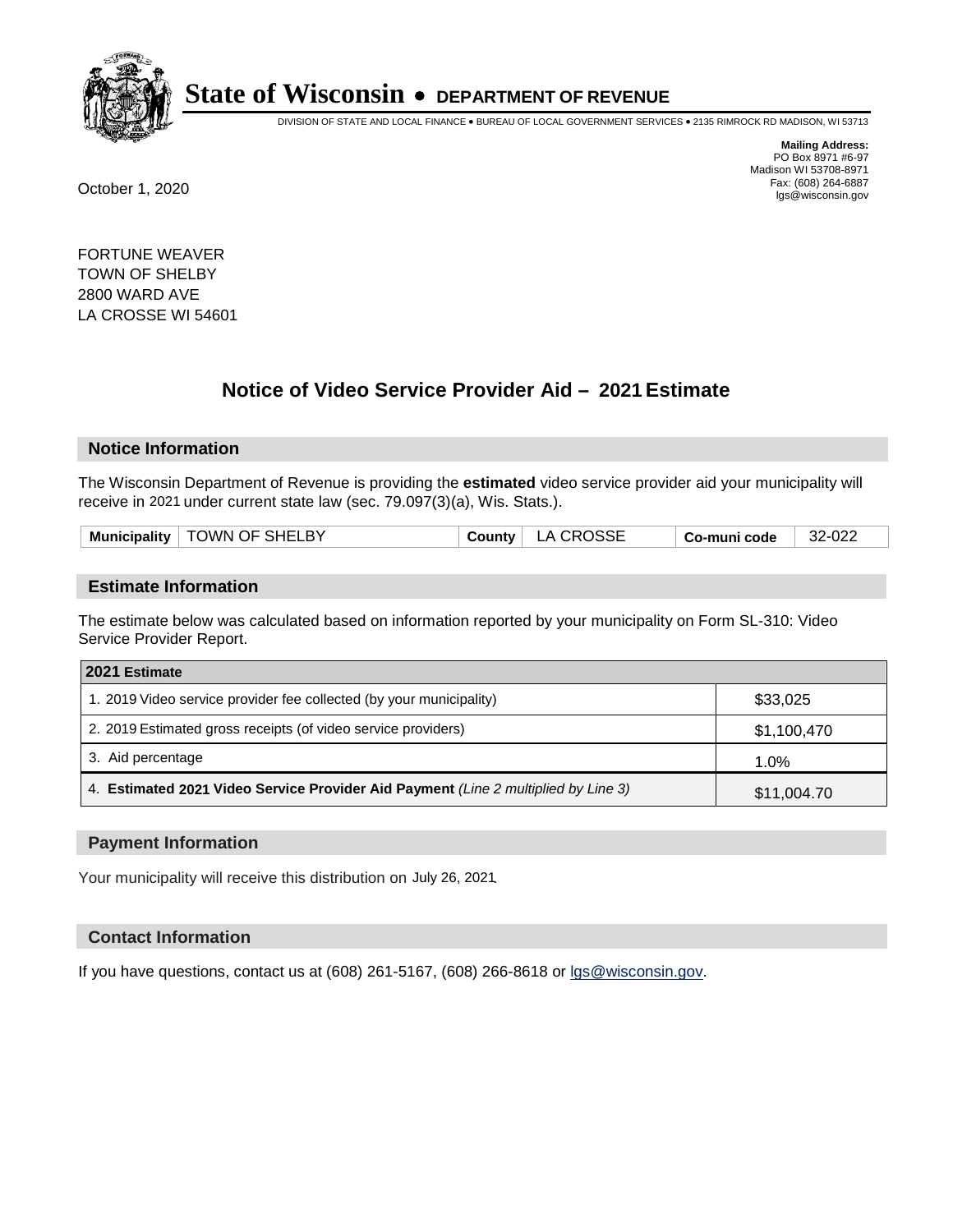# State of Wisconsin • DEPARTMENT OF REVENUE

DIVISION OF STATE AND LOCAL FINANCE • BUREAU OF LOCAL GOVERNMENT SERVICES • 2135 RIMROCK RD MADISON, WI 53713

**Mailing Address:**
PO Box 8971 #6-97
Madison WI 53708-8971
Fax: (608) 264-6887
lgs@wisconsin.gov

October 1, 2020

FORTUNE WEAVER
TOWN OF SHELBY
2800 WARD AVE
LA CROSSE WI 54601

## Notice of Video Service Provider Aid – 2021 Estimate

### Notice Information

The Wisconsin Department of Revenue is providing the **estimated** video service provider aid your municipality will receive in 2021 under current state law (sec. 79.097(3)(a), Wis. Stats.).

| Municipality | TOWN OF SHELBY | County | LA CROSSE | Co-muni code | 32-022 |
|---|---|---|---|---|---|

### Estimate Information

The estimate below was calculated based on information reported by your municipality on Form SL-310: Video Service Provider Report.

| 2021 Estimate | |
|---|---|
| 1. 2019 Video service provider fee collected (by your municipality) | $33,025 |
| 2. 2019 Estimated gross receipts (of video service providers) | $1,100,470 |
| 3. Aid percentage | 1.0% |
| 4. **Estimated 2021 Video Service Provider Aid Payment** *(Line 2 multiplied by Line 3)* | $11,004.70 |

### Payment Information

Your municipality will receive this distribution on July 26, 2021.

### Contact Information

If you have questions, contact us at (608) 261-5167, (608) 266-8618 or lgs@wisconsin.gov.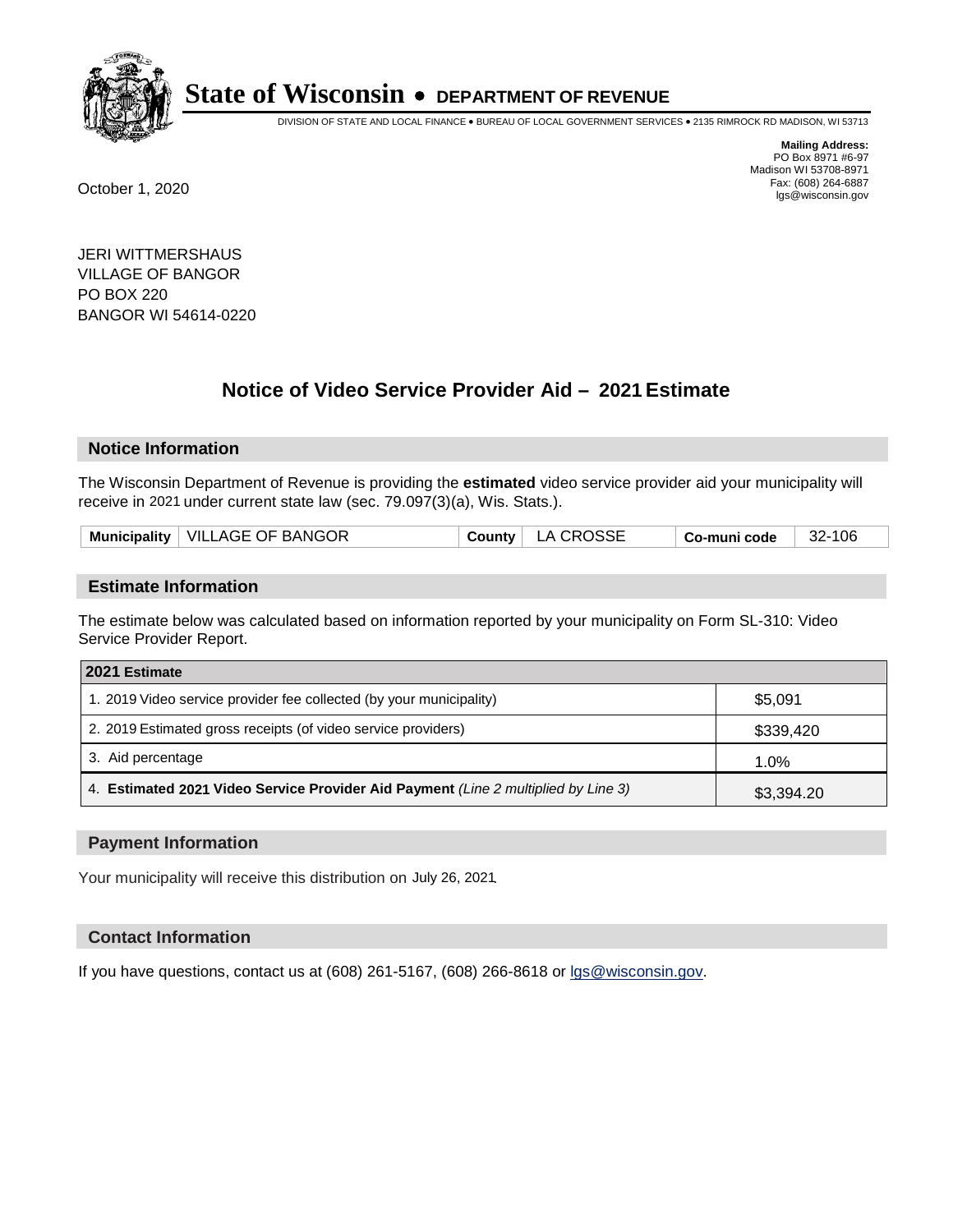# State of Wisconsin • DEPARTMENT OF REVENUE

DIVISION OF STATE AND LOCAL FINANCE • BUREAU OF LOCAL GOVERNMENT SERVICES • 2135 RIMROCK RD MADISON, WI 53713

**Mailing Address:**
PO Box 8971 #6-97
Madison WI 53708-8971
Fax: (608) 264-6887
lgs@wisconsin.gov

October 1, 2020

JERI WITTMERSHAUS
VILLAGE OF BANGOR
PO BOX 220
BANGOR WI 54614-0220

## Notice of Video Service Provider Aid – 2021 Estimate

### Notice Information

The Wisconsin Department of Revenue is providing the **estimated** video service provider aid your municipality will receive in 2021 under current state law (sec. 79.097(3)(a), Wis. Stats.).

| Municipality | VILLAGE OF BANGOR | County | LA CROSSE | Co-muni code | 32-106 |
|---|---|---|---|---|---|

### Estimate Information

The estimate below was calculated based on information reported by your municipality on Form SL-310: Video Service Provider Report.

| 2021 Estimate | |
|---|---|
| 1. 2019 Video service provider fee collected (by your municipality) | $5,091 |
| 2. 2019 Estimated gross receipts (of video service providers) | $339,420 |
| 3. Aid percentage | 1.0% |
| 4. **Estimated 2021 Video Service Provider Aid Payment** *(Line 2 multiplied by Line 3)* | $3,394.20 |

### Payment Information

Your municipality will receive this distribution on July 26, 2021.

### Contact Information

If you have questions, contact us at (608) 261-5167, (608) 266-8618 or lgs@wisconsin.gov.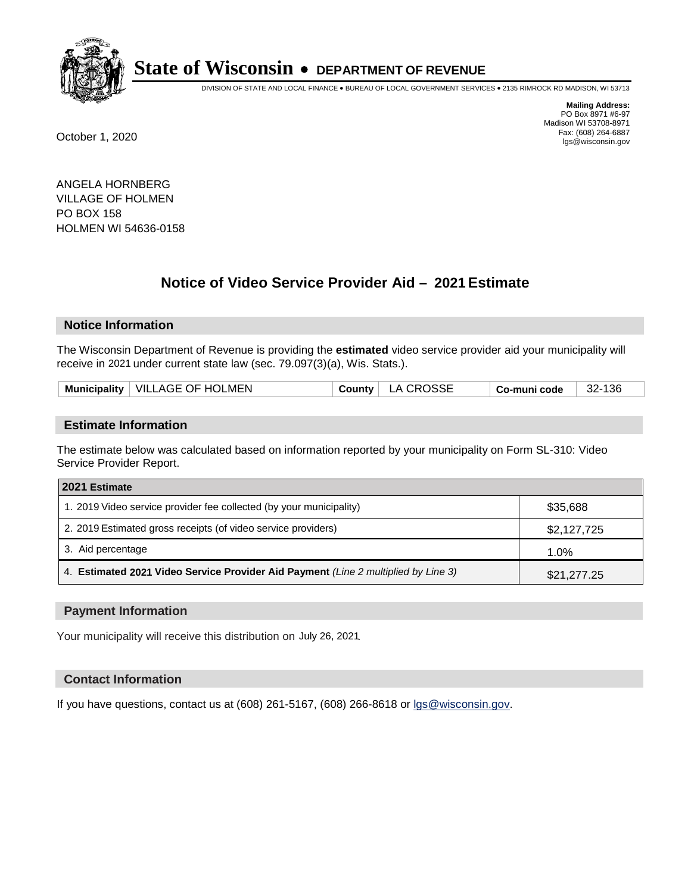# State of Wisconsin • DEPARTMENT OF REVENUE

DIVISION OF STATE AND LOCAL FINANCE • BUREAU OF LOCAL GOVERNMENT SERVICES • 2135 RIMROCK RD MADISON, WI 53713

**Mailing Address:**
PO Box 8971 #6-97
Madison WI 53708-8971
Fax: (608) 264-6887
lgs@wisconsin.gov

October 1, 2020

ANGELA HORNBERG
VILLAGE OF HOLMEN
PO BOX 158
HOLMEN WI 54636-0158

## Notice of Video Service Provider Aid – 2021 Estimate

### Notice Information

The Wisconsin Department of Revenue is providing the **estimated** video service provider aid your municipality will receive in 2021 under current state law (sec. 79.097(3)(a), Wis. Stats.).

| Municipality | VILLAGE OF HOLMEN | County | LA CROSSE | Co-muni code | 32-136 |
|---|---|---|---|---|---|

### Estimate Information

The estimate below was calculated based on information reported by your municipality on Form SL-310: Video Service Provider Report.

| 2021 Estimate | |
|---|---|
| 1. 2019 Video service provider fee collected (by your municipality) | $35,688 |
| 2. 2019 Estimated gross receipts (of video service providers) | $2,127,725 |
| 3. Aid percentage | 1.0% |
| 4. **Estimated 2021 Video Service Provider Aid Payment** *(Line 2 multiplied by Line 3)* | $21,277.25 |

### Payment Information

Your municipality will receive this distribution on July 26, 2021.

### Contact Information

If you have questions, contact us at (608) 261-5167, (608) 266-8618 or lgs@wisconsin.gov.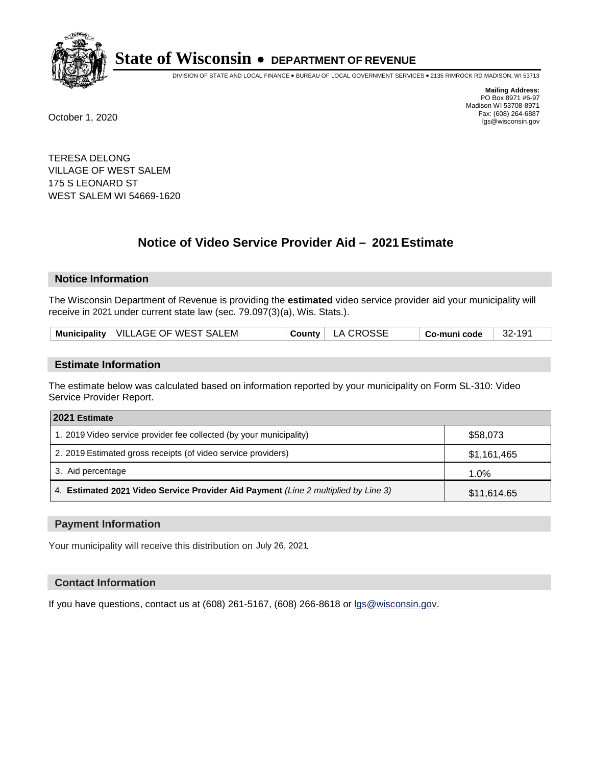# State of Wisconsin • DEPARTMENT OF REVENUE

DIVISION OF STATE AND LOCAL FINANCE • BUREAU OF LOCAL GOVERNMENT SERVICES • 2135 RIMROCK RD MADISON, WI 53713

**Mailing Address:**
PO Box 8971 #6-97
Madison WI 53708-8971
Fax: (608) 264-6887
lgs@wisconsin.gov

October 1, 2020

TERESA DELONG
VILLAGE OF WEST SALEM
175 S LEONARD ST
WEST SALEM WI 54669-1620

## Notice of Video Service Provider Aid – 2021 Estimate

### Notice Information

The Wisconsin Department of Revenue is providing the **estimated** video service provider aid your municipality will receive in 2021 under current state law (sec. 79.097(3)(a), Wis. Stats.).

| Municipality | VILLAGE OF WEST SALEM | County | LA CROSSE | Co-muni code | 32-191 |
|---|---|---|---|---|---|

### Estimate Information

The estimate below was calculated based on information reported by your municipality on Form SL-310: Video Service Provider Report.

| 2021 Estimate | |
|---|---|
| 1. 2019 Video service provider fee collected (by your municipality) | $58,073 |
| 2. 2019 Estimated gross receipts (of video service providers) | $1,161,465 |
| 3. Aid percentage | 1.0% |
| 4. **Estimated 2021 Video Service Provider Aid Payment** *(Line 2 multiplied by Line 3)* | $11,614.65 |

### Payment Information

Your municipality will receive this distribution on July 26, 2021.

### Contact Information

If you have questions, contact us at (608) 261-5167, (608) 266-8618 or lgs@wisconsin.gov.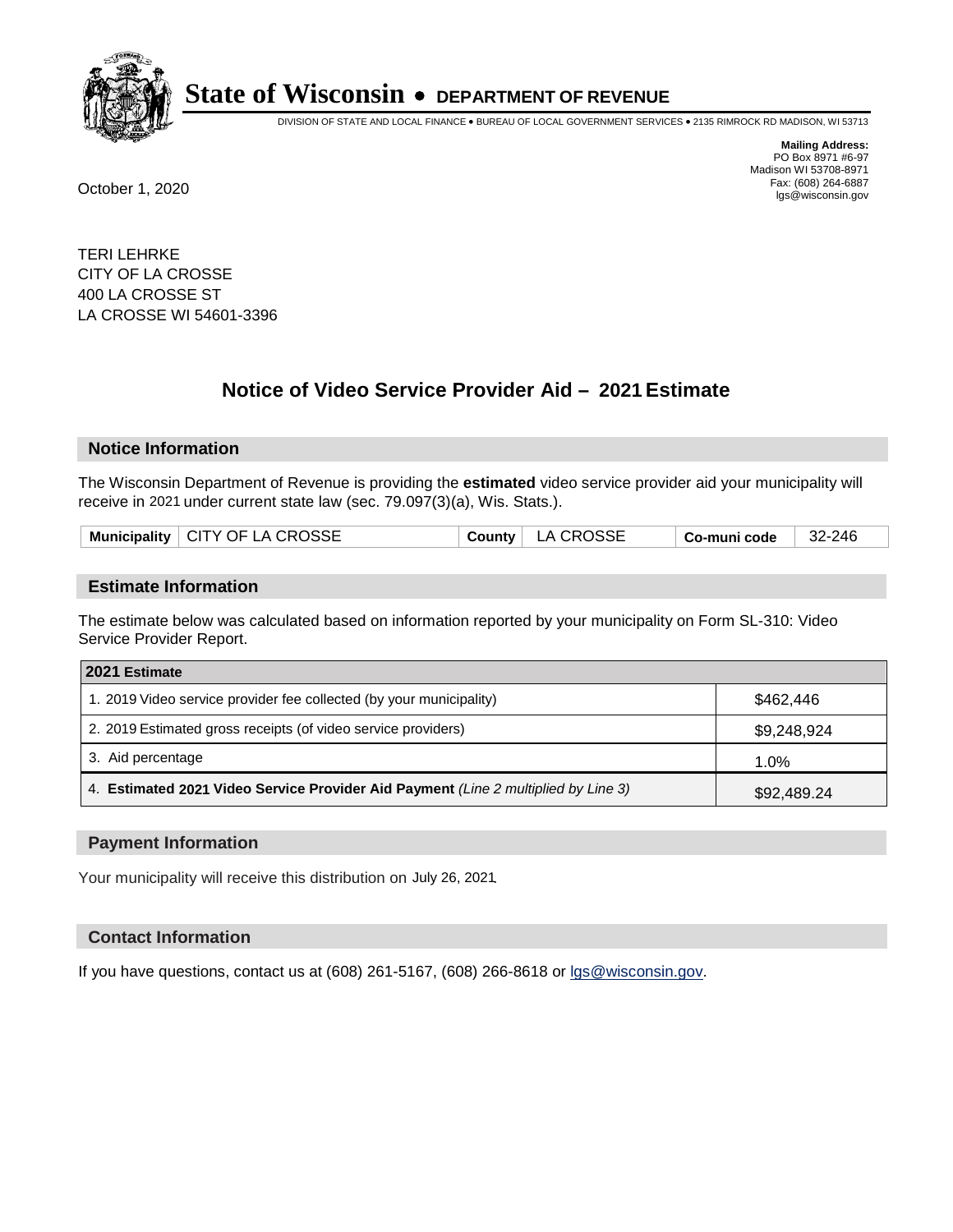# State of Wisconsin • DEPARTMENT OF REVENUE

DIVISION OF STATE AND LOCAL FINANCE • BUREAU OF LOCAL GOVERNMENT SERVICES • 2135 RIMROCK RD MADISON, WI 53713

**Mailing Address:**
PO Box 8971 #6-97
Madison WI 53708-8971
Fax: (608) 264-6887
lgs@wisconsin.gov

October 1, 2020

TERI LEHRKE
CITY OF LA CROSSE
400 LA CROSSE ST
LA CROSSE WI 54601-3396

## Notice of Video Service Provider Aid – 2021 Estimate

### Notice Information

The Wisconsin Department of Revenue is providing the **estimated** video service provider aid your municipality will receive in 2021 under current state law (sec. 79.097(3)(a), Wis. Stats.).

| Municipality | CITY OF LA CROSSE | County | LA CROSSE | Co-muni code | 32-246 |
|---|---|---|---|---|---|

### Estimate Information

The estimate below was calculated based on information reported by your municipality on Form SL-310: Video Service Provider Report.

| 2021 Estimate | |
|---|---|
| 1. 2019 Video service provider fee collected (by your municipality) | $462,446 |
| 2. 2019 Estimated gross receipts (of video service providers) | $9,248,924 |
| 3. Aid percentage | 1.0% |
| 4. **Estimated 2021 Video Service Provider Aid Payment** *(Line 2 multiplied by Line 3)* | $92,489.24 |

### Payment Information

Your municipality will receive this distribution on July 26, 2021.

### Contact Information

If you have questions, contact us at (608) 261-5167, (608) 266-8618 or lgs@wisconsin.gov.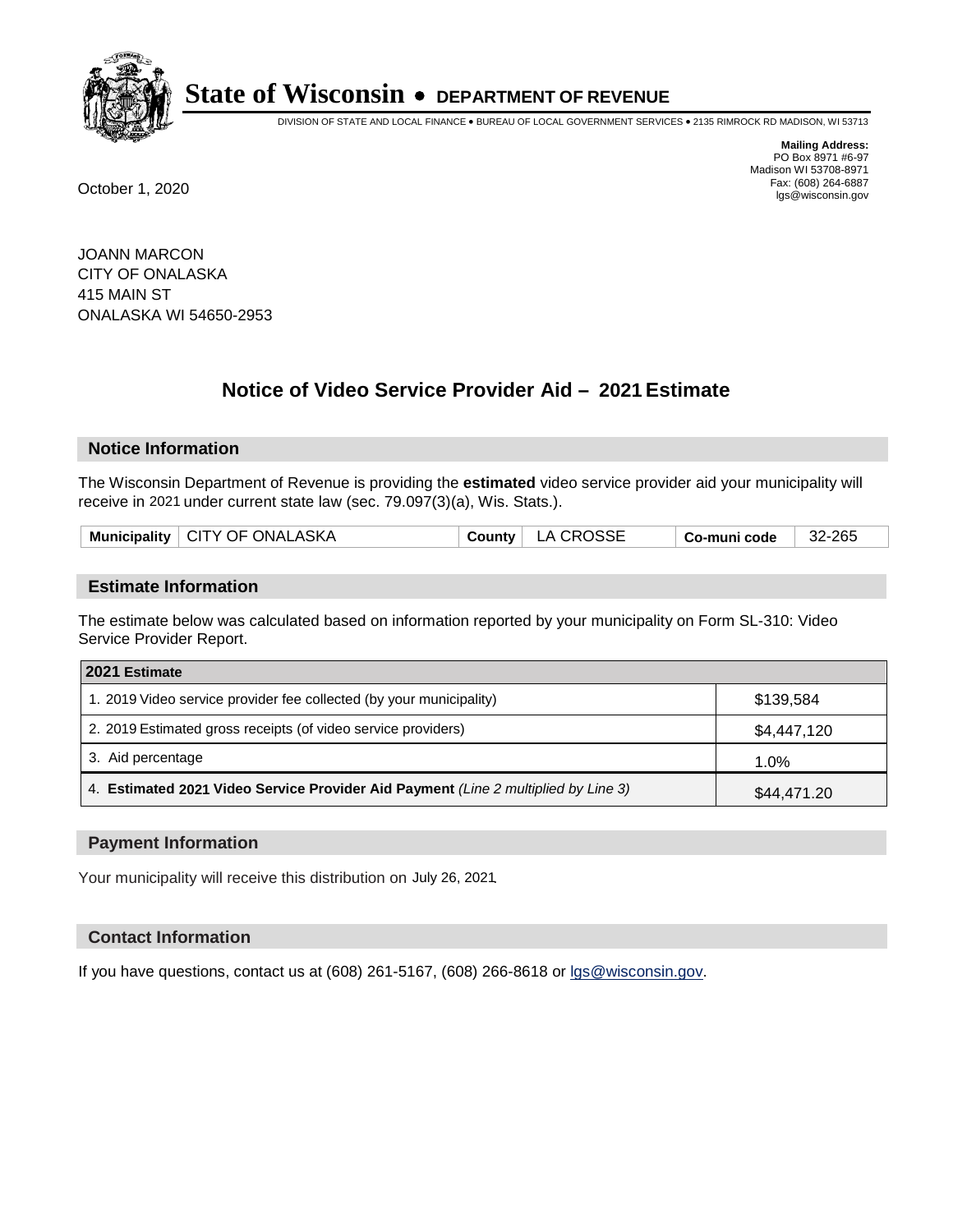# State of Wisconsin • DEPARTMENT OF REVENUE

DIVISION OF STATE AND LOCAL FINANCE • BUREAU OF LOCAL GOVERNMENT SERVICES • 2135 RIMROCK RD MADISON, WI 53713

**Mailing Address:**
PO Box 8971 #6-97
Madison WI 53708-8971
Fax: (608) 264-6887
lgs@wisconsin.gov

October 1, 2020

JOANN MARCON
CITY OF ONALASKA
415 MAIN ST
ONALASKA WI 54650-2953

## Notice of Video Service Provider Aid – 2021 Estimate

### Notice Information

The Wisconsin Department of Revenue is providing the **estimated** video service provider aid your municipality will receive in 2021 under current state law (sec. 79.097(3)(a), Wis. Stats.).

| Municipality | CITY OF ONALASKA | County | LA CROSSE | Co-muni code | 32-265 |
|---|---|---|---|---|---|

### Estimate Information

The estimate below was calculated based on information reported by your municipality on Form SL-310: Video Service Provider Report.

| 2021 Estimate | |
|---|---|
| 1. 2019 Video service provider fee collected (by your municipality) | $139,584 |
| 2. 2019 Estimated gross receipts (of video service providers) | $4,447,120 |
| 3. Aid percentage | 1.0% |
| 4. **Estimated 2021 Video Service Provider Aid Payment** *(Line 2 multiplied by Line 3)* | $44,471.20 |

### Payment Information

Your municipality will receive this distribution on July 26, 2021.

### Contact Information

If you have questions, contact us at (608) 261-5167, (608) 266-8618 or lgs@wisconsin.gov.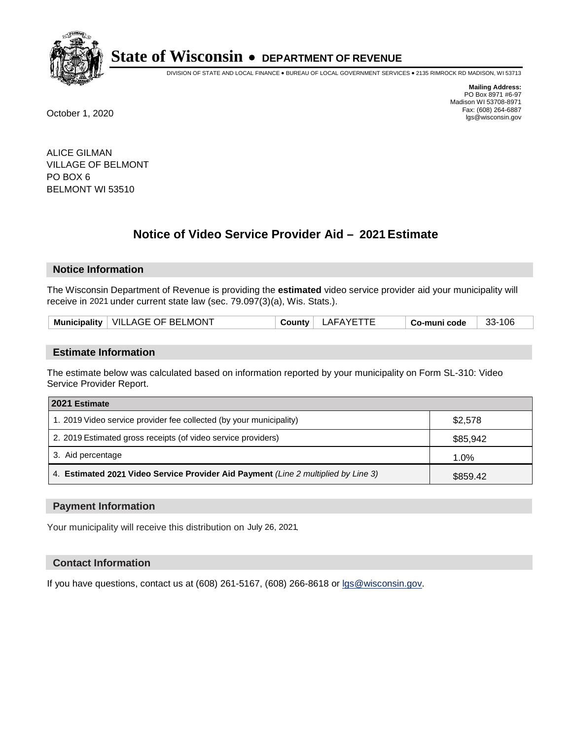# State of Wisconsin • DEPARTMENT OF REVENUE

DIVISION OF STATE AND LOCAL FINANCE • BUREAU OF LOCAL GOVERNMENT SERVICES • 2135 RIMROCK RD MADISON, WI 53713

**Mailing Address:**
PO Box 8971 #6-97
Madison WI 53708-8971
Fax: (608) 264-6887
lgs@wisconsin.gov

October 1, 2020

ALICE GILMAN
VILLAGE OF BELMONT
PO BOX 6
BELMONT WI 53510

## Notice of Video Service Provider Aid – 2021 Estimate

### Notice Information

The Wisconsin Department of Revenue is providing the **estimated** video service provider aid your municipality will receive in 2021 under current state law (sec. 79.097(3)(a), Wis. Stats.).

| Municipality | VILLAGE OF BELMONT | County | LAFAYETTE | Co-muni code | 33-106 |
|---|---|---|---|---|---|

### Estimate Information

The estimate below was calculated based on information reported by your municipality on Form SL-310: Video Service Provider Report.

| 2021 Estimate | |
|---|---|
| 1. 2019 Video service provider fee collected (by your municipality) | $2,578 |
| 2. 2019 Estimated gross receipts (of video service providers) | $85,942 |
| 3. Aid percentage | 1.0% |
| 4. **Estimated 2021 Video Service Provider Aid Payment** *(Line 2 multiplied by Line 3)* | $859.42 |

### Payment Information

Your municipality will receive this distribution on July 26, 2021.

### Contact Information

If you have questions, contact us at (608) 261-5167, (608) 266-8618 or lgs@wisconsin.gov.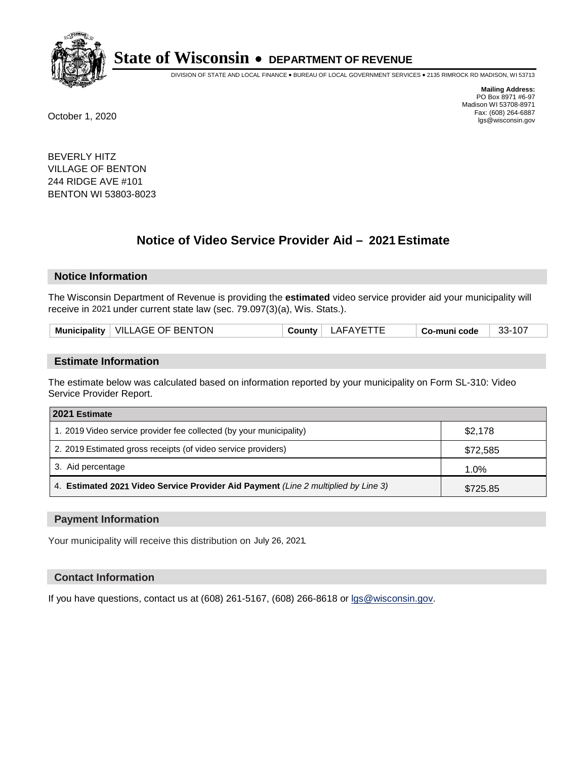# State of Wisconsin • DEPARTMENT OF REVENUE

DIVISION OF STATE AND LOCAL FINANCE • BUREAU OF LOCAL GOVERNMENT SERVICES • 2135 RIMROCK RD MADISON, WI 53713

**Mailing Address:**
PO Box 8971 #6-97
Madison WI 53708-8971
Fax: (608) 264-6887
lgs@wisconsin.gov

October 1, 2020

BEVERLY HITZ
VILLAGE OF BENTON
244 RIDGE AVE #101
BENTON WI 53803-8023

## Notice of Video Service Provider Aid – 2021 Estimate

### Notice Information

The Wisconsin Department of Revenue is providing the **estimated** video service provider aid your municipality will receive in 2021 under current state law (sec. 79.097(3)(a), Wis. Stats.).

| Municipality | VILLAGE OF BENTON | County | LAFAYETTE | Co-muni code | 33-107 |
|---|---|---|---|---|---|

### Estimate Information

The estimate below was calculated based on information reported by your municipality on Form SL-310: Video Service Provider Report.

| 2021 Estimate | |
|---|---|
| 1. 2019 Video service provider fee collected (by your municipality) | $2,178 |
| 2. 2019 Estimated gross receipts (of video service providers) | $72,585 |
| 3. Aid percentage | 1.0% |
| 4. **Estimated 2021 Video Service Provider Aid Payment** *(Line 2 multiplied by Line 3)* | $725.85 |

### Payment Information

Your municipality will receive this distribution on July 26, 2021.

### Contact Information

If you have questions, contact us at (608) 261-5167, (608) 266-8618 or lgs@wisconsin.gov.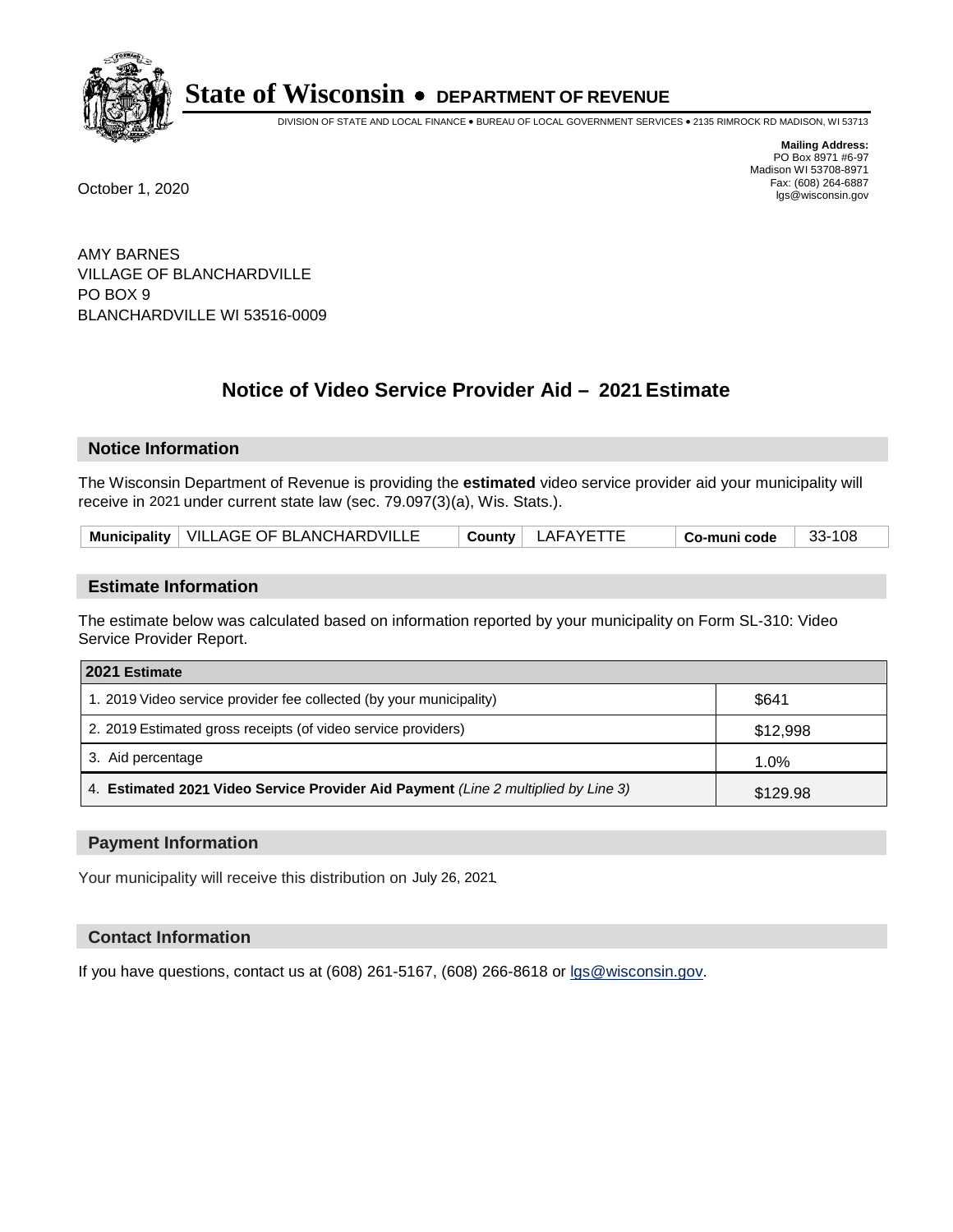# State of Wisconsin • DEPARTMENT OF REVENUE

DIVISION OF STATE AND LOCAL FINANCE • BUREAU OF LOCAL GOVERNMENT SERVICES • 2135 RIMROCK RD MADISON, WI 53713

**Mailing Address:**
PO Box 8971 #6-97
Madison WI 53708-8971
Fax: (608) 264-6887
lgs@wisconsin.gov

October 1, 2020

AMY BARNES
VILLAGE OF BLANCHARDVILLE
PO BOX 9
BLANCHARDVILLE WI 53516-0009

## Notice of Video Service Provider Aid – 2021 Estimate

### Notice Information

The Wisconsin Department of Revenue is providing the **estimated** video service provider aid your municipality will receive in 2021 under current state law (sec. 79.097(3)(a), Wis. Stats.).

| Municipality | VILLAGE OF BLANCHARDVILLE | County | LAFAYETTE | Co-muni code | 33-108 |
|---|---|---|---|---|---|

### Estimate Information

The estimate below was calculated based on information reported by your municipality on Form SL-310: Video Service Provider Report.

| 2021 Estimate | |
|---|---|
| 1. 2019 Video service provider fee collected (by your municipality) | $641 |
| 2. 2019 Estimated gross receipts (of video service providers) | $12,998 |
| 3. Aid percentage | 1.0% |
| 4. **Estimated 2021 Video Service Provider Aid Payment** *(Line 2 multiplied by Line 3)* | $129.98 |

### Payment Information

Your municipality will receive this distribution on July 26, 2021.

### Contact Information

If you have questions, contact us at (608) 261-5167, (608) 266-8618 or lgs@wisconsin.gov.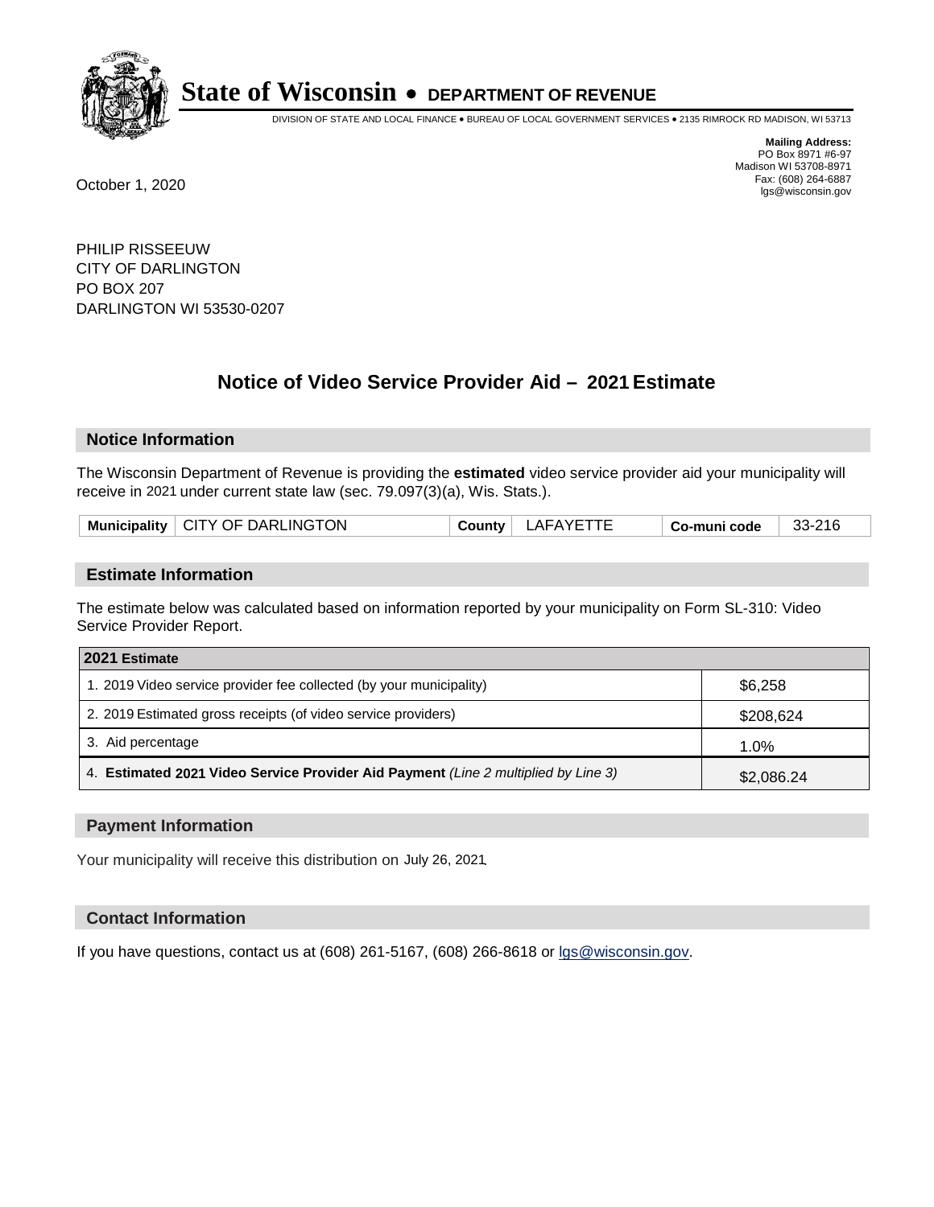# State of Wisconsin • DEPARTMENT OF REVENUE

DIVISION OF STATE AND LOCAL FINANCE • BUREAU OF LOCAL GOVERNMENT SERVICES • 2135 RIMROCK RD MADISON, WI 53713

**Mailing Address:**
PO Box 8971 #6-97
Madison WI 53708-8971
Fax: (608) 264-6887
lgs@wisconsin.gov

October 1, 2020

PHILIP RISSEEUW
CITY OF DARLINGTON
PO BOX 207
DARLINGTON WI 53530-0207

## Notice of Video Service Provider Aid – 2021 Estimate

### Notice Information

The Wisconsin Department of Revenue is providing the **estimated** video service provider aid your municipality will receive in 2021 under current state law (sec. 79.097(3)(a), Wis. Stats.).

| Municipality | CITY OF DARLINGTON | County | LAFAYETTE | Co-muni code | 33-216 |
|---|---|---|---|---|---|

### Estimate Information

The estimate below was calculated based on information reported by your municipality on Form SL-310: Video Service Provider Report.

| 2021 Estimate | |
|---|---|
| 1. 2019 Video service provider fee collected (by your municipality) | $6,258 |
| 2. 2019 Estimated gross receipts (of video service providers) | $208,624 |
| 3. Aid percentage | 1.0% |
| 4. **Estimated 2021 Video Service Provider Aid Payment** *(Line 2 multiplied by Line 3)* | $2,086.24 |

### Payment Information

Your municipality will receive this distribution on July 26, 2021.

### Contact Information

If you have questions, contact us at (608) 261-5167, (608) 266-8618 or lgs@wisconsin.gov.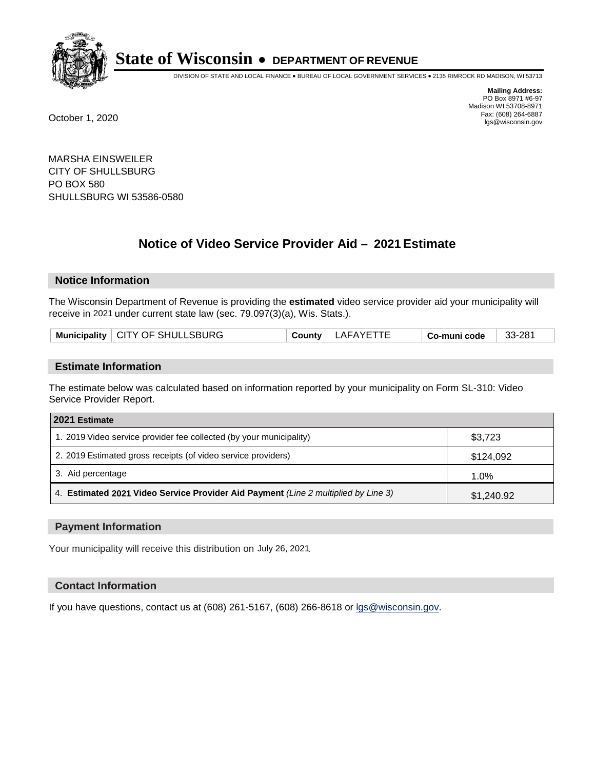# State of Wisconsin • DEPARTMENT OF REVENUE

DIVISION OF STATE AND LOCAL FINANCE • BUREAU OF LOCAL GOVERNMENT SERVICES • 2135 RIMROCK RD MADISON, WI 53713

**Mailing Address:**
PO Box 8971 #6-97
Madison WI 53708-8971
Fax: (608) 264-6887
lgs@wisconsin.gov

October 1, 2020

MARSHA EINSWEILER
CITY OF SHULLSBURG
PO BOX 580
SHULLSBURG WI 53586-0580

## Notice of Video Service Provider Aid – 2021 Estimate

### Notice Information

The Wisconsin Department of Revenue is providing the **estimated** video service provider aid your municipality will receive in 2021 under current state law (sec. 79.097(3)(a), Wis. Stats.).

| Municipality | CITY OF SHULLSBURG | County | LAFAYETTE | Co-muni code | 33-281 |
|---|---|---|---|---|---|

### Estimate Information

The estimate below was calculated based on information reported by your municipality on Form SL-310: Video Service Provider Report.

| 2021 Estimate | |
|---|---|
| 1. 2019 Video service provider fee collected (by your municipality) | $3,723 |
| 2. 2019 Estimated gross receipts (of video service providers) | $124,092 |
| 3. Aid percentage | 1.0% |
| 4. **Estimated 2021 Video Service Provider Aid Payment** *(Line 2 multiplied by Line 3)* | $1,240.92 |

### Payment Information

Your municipality will receive this distribution on July 26, 2021.

### Contact Information

If you have questions, contact us at (608) 261-5167, (608) 266-8618 or lgs@wisconsin.gov.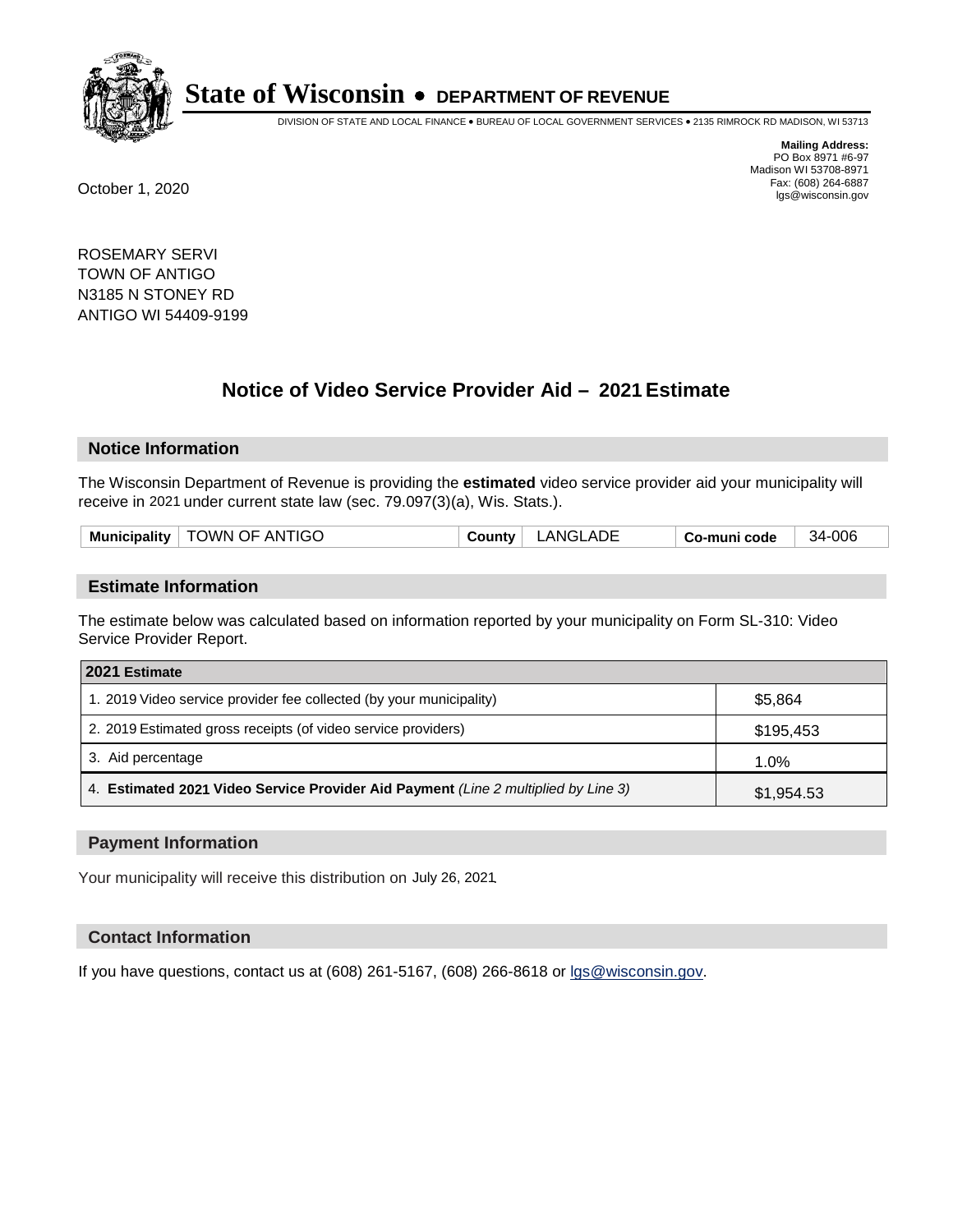# State of Wisconsin • DEPARTMENT OF REVENUE

DIVISION OF STATE AND LOCAL FINANCE • BUREAU OF LOCAL GOVERNMENT SERVICES • 2135 RIMROCK RD MADISON, WI 53713

**Mailing Address:**
PO Box 8971 #6-97
Madison WI 53708-8971
Fax: (608) 264-6887
lgs@wisconsin.gov

October 1, 2020

ROSEMARY SERVI
TOWN OF ANTIGO
N3185 N STONEY RD
ANTIGO WI 54409-9199

## Notice of Video Service Provider Aid – 2021 Estimate

### Notice Information

The Wisconsin Department of Revenue is providing the **estimated** video service provider aid your municipality will receive in 2021 under current state law (sec. 79.097(3)(a), Wis. Stats.).

| Municipality | TOWN OF ANTIGO | County | LANGLADE | Co-muni code | 34-006 |
|---|---|---|---|---|---|

### Estimate Information

The estimate below was calculated based on information reported by your municipality on Form SL-310: Video Service Provider Report.

| 2021 Estimate | |
|---|---|
| 1. 2019 Video service provider fee collected (by your municipality) | $5,864 |
| 2. 2019 Estimated gross receipts (of video service providers) | $195,453 |
| 3. Aid percentage | 1.0% |
| 4. **Estimated 2021 Video Service Provider Aid Payment** *(Line 2 multiplied by Line 3)* | $1,954.53 |

### Payment Information

Your municipality will receive this distribution on July 26, 2021.

### Contact Information

If you have questions, contact us at (608) 261-5167, (608) 266-8618 or lgs@wisconsin.gov.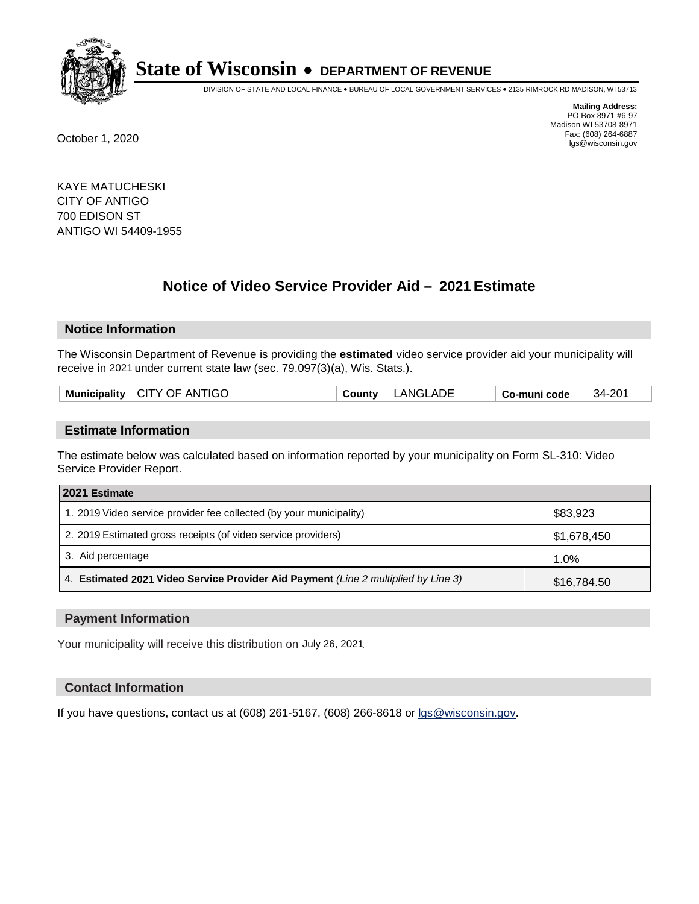# State of Wisconsin • DEPARTMENT OF REVENUE

DIVISION OF STATE AND LOCAL FINANCE • BUREAU OF LOCAL GOVERNMENT SERVICES • 2135 RIMROCK RD MADISON, WI 53713

**Mailing Address:**
PO Box 8971 #6-97
Madison WI 53708-8971
Fax: (608) 264-6887
lgs@wisconsin.gov

October 1, 2020

KAYE MATUCHESKI
CITY OF ANTIGO
700 EDISON ST
ANTIGO WI 54409-1955

## Notice of Video Service Provider Aid – 2021 Estimate

### Notice Information

The Wisconsin Department of Revenue is providing the **estimated** video service provider aid your municipality will receive in 2021 under current state law (sec. 79.097(3)(a), Wis. Stats.).

| Municipality | CITY OF ANTIGO | County | LANGLADE | Co-muni code | 34-201 |
|---|---|---|---|---|---|

### Estimate Information

The estimate below was calculated based on information reported by your municipality on Form SL-310: Video Service Provider Report.

| 2021 Estimate | |
|---|---|
| 1. 2019 Video service provider fee collected (by your municipality) | $83,923 |
| 2. 2019 Estimated gross receipts (of video service providers) | $1,678,450 |
| 3. Aid percentage | 1.0% |
| 4. **Estimated 2021 Video Service Provider Aid Payment** *(Line 2 multiplied by Line 3)* | $16,784.50 |

### Payment Information

Your municipality will receive this distribution on July 26, 2021.

### Contact Information

If you have questions, contact us at (608) 261-5167, (608) 266-8618 or lgs@wisconsin.gov.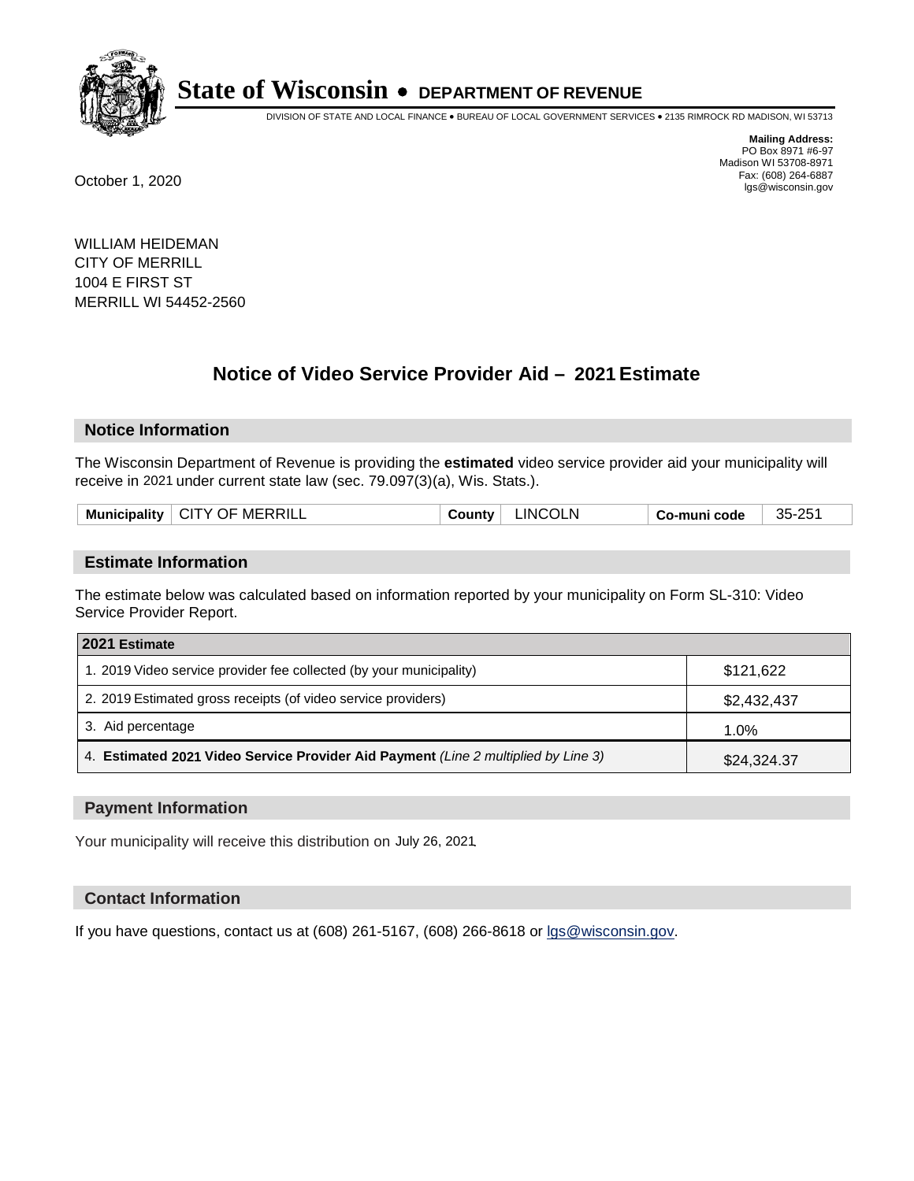# State of Wisconsin • DEPARTMENT OF REVENUE

DIVISION OF STATE AND LOCAL FINANCE • BUREAU OF LOCAL GOVERNMENT SERVICES • 2135 RIMROCK RD MADISON, WI 53713

**Mailing Address:**
PO Box 8971 #6-97
Madison WI 53708-8971
Fax: (608) 264-6887
lgs@wisconsin.gov

October 1, 2020

WILLIAM HEIDEMAN
CITY OF MERRILL
1004 E FIRST ST
MERRILL WI 54452-2560

## Notice of Video Service Provider Aid – 2021 Estimate

### Notice Information

The Wisconsin Department of Revenue is providing the **estimated** video service provider aid your municipality will receive in 2021 under current state law (sec. 79.097(3)(a), Wis. Stats.).

| Municipality | CITY OF MERRILL | County | LINCOLN | Co-muni code | 35-251 |
|---|---|---|---|---|---|

### Estimate Information

The estimate below was calculated based on information reported by your municipality on Form SL-310: Video Service Provider Report.

| 2021 Estimate | |
|---|---|
| 1. 2019 Video service provider fee collected (by your municipality) | $121,622 |
| 2. 2019 Estimated gross receipts (of video service providers) | $2,432,437 |
| 3. Aid percentage | 1.0% |
| 4. **Estimated 2021 Video Service Provider Aid Payment** *(Line 2 multiplied by Line 3)* | $24,324.37 |

### Payment Information

Your municipality will receive this distribution on July 26, 2021.

### Contact Information

If you have questions, contact us at (608) 261-5167, (608) 266-8618 or lgs@wisconsin.gov.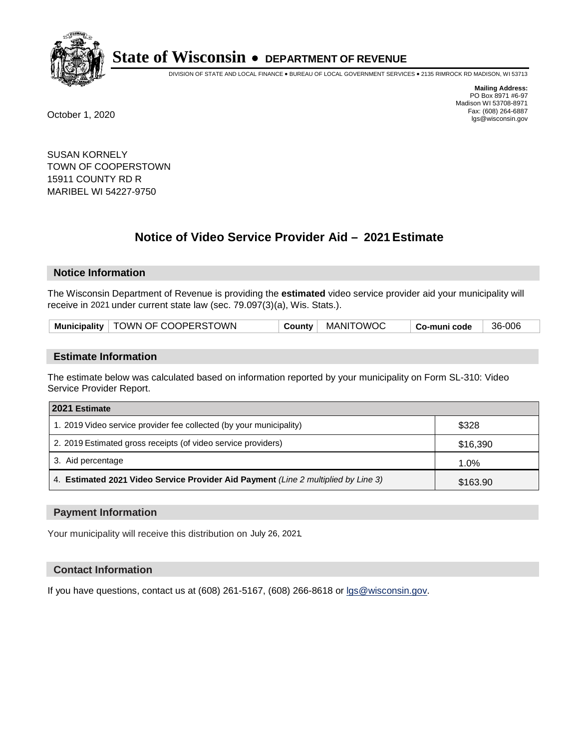# State of Wisconsin • DEPARTMENT OF REVENUE

DIVISION OF STATE AND LOCAL FINANCE • BUREAU OF LOCAL GOVERNMENT SERVICES • 2135 RIMROCK RD MADISON, WI 53713

**Mailing Address:**
PO Box 8971 #6-97
Madison WI 53708-8971
Fax: (608) 264-6887
lgs@wisconsin.gov

October 1, 2020

SUSAN KORNELY
TOWN OF COOPERSTOWN
15911 COUNTY RD R
MARIBEL WI 54227-9750

## Notice of Video Service Provider Aid – 2021 Estimate

### Notice Information

The Wisconsin Department of Revenue is providing the **estimated** video service provider aid your municipality will receive in 2021 under current state law (sec. 79.097(3)(a), Wis. Stats.).

| Municipality | TOWN OF COOPERSTOWN | County | MANITOWOC | Co-muni code | 36-006 |
|---|---|---|---|---|---|

### Estimate Information

The estimate below was calculated based on information reported by your municipality on Form SL-310: Video Service Provider Report.

| 2021 Estimate | |
|---|---|
| 1. 2019 Video service provider fee collected (by your municipality) | $328 |
| 2. 2019 Estimated gross receipts (of video service providers) | $16,390 |
| 3. Aid percentage | 1.0% |
| 4. **Estimated 2021 Video Service Provider Aid Payment** *(Line 2 multiplied by Line 3)* | $163.90 |

### Payment Information

Your municipality will receive this distribution on July 26, 2021.

### Contact Information

If you have questions, contact us at (608) 261-5167, (608) 266-8618 or lgs@wisconsin.gov.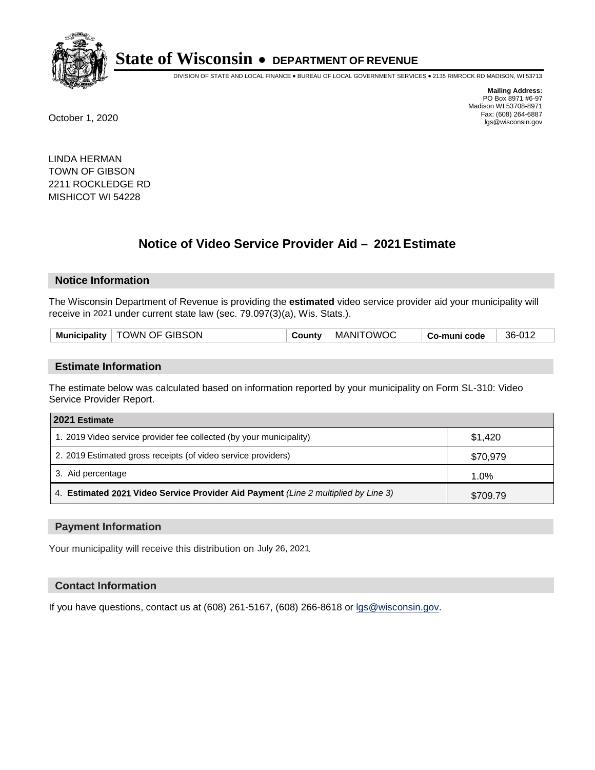# State of Wisconsin • DEPARTMENT OF REVENUE

DIVISION OF STATE AND LOCAL FINANCE • BUREAU OF LOCAL GOVERNMENT SERVICES • 2135 RIMROCK RD MADISON, WI 53713

**Mailing Address:**
PO Box 8971 #6-97
Madison WI 53708-8971
Fax: (608) 264-6887
lgs@wisconsin.gov

October 1, 2020

LINDA HERMAN
TOWN OF GIBSON
2211 ROCKLEDGE RD
MISHICOT WI 54228

## Notice of Video Service Provider Aid – 2021 Estimate

### Notice Information

The Wisconsin Department of Revenue is providing the **estimated** video service provider aid your municipality will receive in 2021 under current state law (sec. 79.097(3)(a), Wis. Stats.).

| Municipality | TOWN OF GIBSON | County | MANITOWOC | Co-muni code | 36-012 |
|---|---|---|---|---|---|

### Estimate Information

The estimate below was calculated based on information reported by your municipality on Form SL-310: Video Service Provider Report.

| 2021 Estimate | |
|---|---|
| 1. 2019 Video service provider fee collected (by your municipality) | $1,420 |
| 2. 2019 Estimated gross receipts (of video service providers) | $70,979 |
| 3. Aid percentage | 1.0% |
| 4. **Estimated 2021 Video Service Provider Aid Payment** *(Line 2 multiplied by Line 3)* | $709.79 |

### Payment Information

Your municipality will receive this distribution on July 26, 2021.

### Contact Information

If you have questions, contact us at (608) 261-5167, (608) 266-8618 or lgs@wisconsin.gov.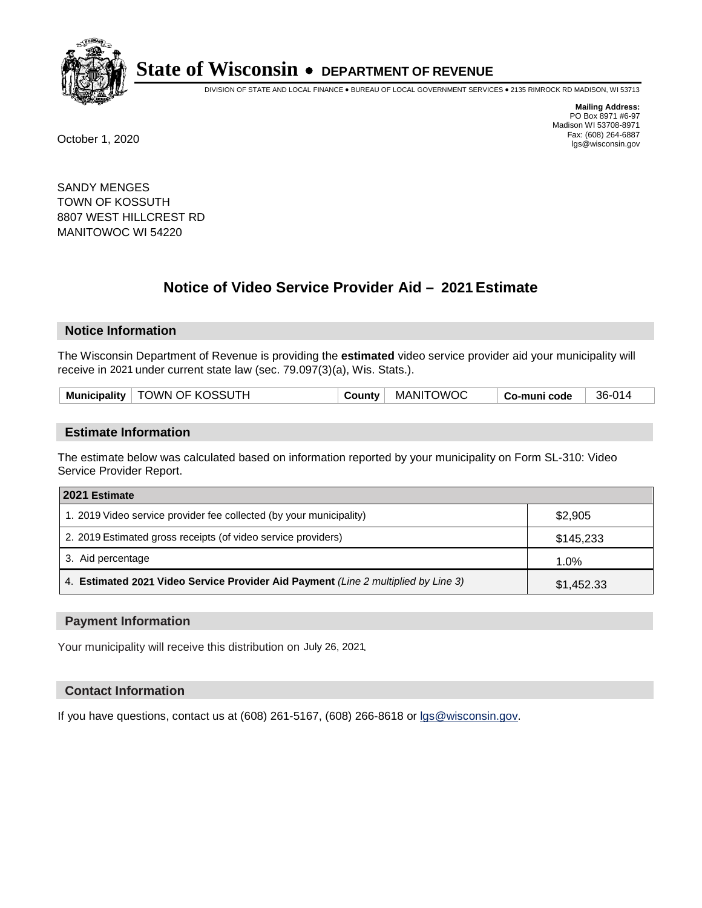# State of Wisconsin • DEPARTMENT OF REVENUE

DIVISION OF STATE AND LOCAL FINANCE • BUREAU OF LOCAL GOVERNMENT SERVICES • 2135 RIMROCK RD MADISON, WI 53713

**Mailing Address:**
PO Box 8971 #6-97
Madison WI 53708-8971
Fax: (608) 264-6887
lgs@wisconsin.gov

October 1, 2020

SANDY MENGES
TOWN OF KOSSUTH
8807 WEST HILLCREST RD
MANITOWOC WI 54220

## Notice of Video Service Provider Aid – 2021 Estimate

### Notice Information

The Wisconsin Department of Revenue is providing the **estimated** video service provider aid your municipality will receive in 2021 under current state law (sec. 79.097(3)(a), Wis. Stats.).

| Municipality | TOWN OF KOSSUTH | County | MANITOWOC | Co-muni code | 36-014 |
|---|---|---|---|---|---|

### Estimate Information

The estimate below was calculated based on information reported by your municipality on Form SL-310: Video Service Provider Report.

| 2021 Estimate | |
|---|---|
| 1. 2019 Video service provider fee collected (by your municipality) | $2,905 |
| 2. 2019 Estimated gross receipts (of video service providers) | $145,233 |
| 3. Aid percentage | 1.0% |
| 4. **Estimated 2021 Video Service Provider Aid Payment** *(Line 2 multiplied by Line 3)* | $1,452.33 |

### Payment Information

Your municipality will receive this distribution on July 26, 2021.

### Contact Information

If you have questions, contact us at (608) 261-5167, (608) 266-8618 or lgs@wisconsin.gov.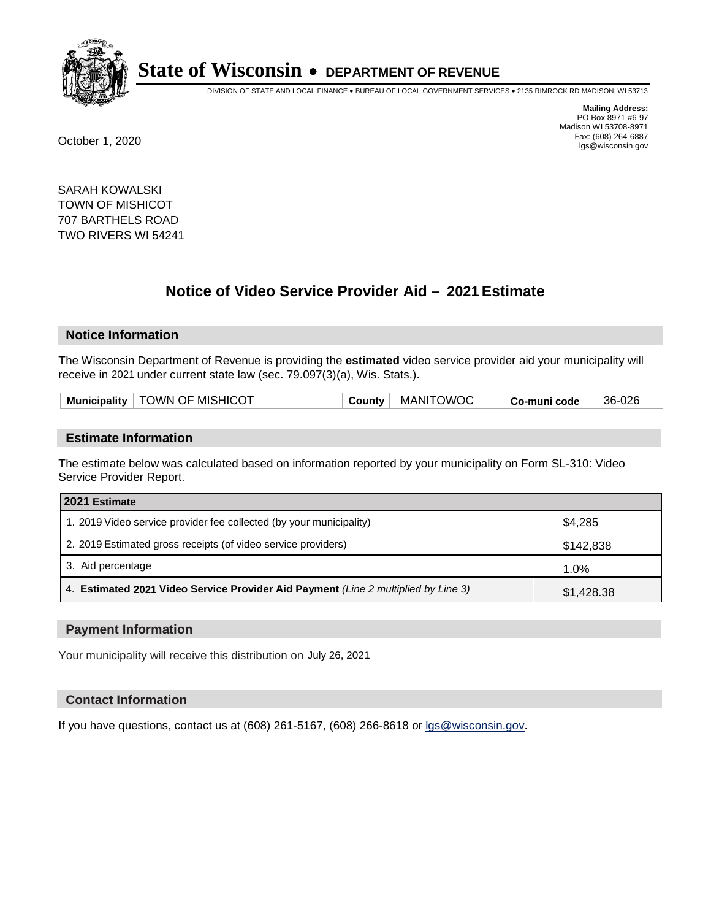# State of Wisconsin • DEPARTMENT OF REVENUE

DIVISION OF STATE AND LOCAL FINANCE • BUREAU OF LOCAL GOVERNMENT SERVICES • 2135 RIMROCK RD MADISON, WI 53713

**Mailing Address:**
PO Box 8971 #6-97
Madison WI 53708-8971
Fax: (608) 264-6887
lgs@wisconsin.gov

October 1, 2020

SARAH KOWALSKI
TOWN OF MISHICOT
707 BARTHELS ROAD
TWO RIVERS WI 54241

## Notice of Video Service Provider Aid – 2021 Estimate

### Notice Information

The Wisconsin Department of Revenue is providing the **estimated** video service provider aid your municipality will receive in 2021 under current state law (sec. 79.097(3)(a), Wis. Stats.).

| Municipality | TOWN OF MISHICOT | County | MANITOWOC | Co-muni code | 36-026 |
|---|---|---|---|---|---|

### Estimate Information

The estimate below was calculated based on information reported by your municipality on Form SL-310: Video Service Provider Report.

| 2021 Estimate | |
|---|---|
| 1. 2019 Video service provider fee collected (by your municipality) | $4,285 |
| 2. 2019 Estimated gross receipts (of video service providers) | $142,838 |
| 3. Aid percentage | 1.0% |
| 4. **Estimated 2021 Video Service Provider Aid Payment** *(Line 2 multiplied by Line 3)* | $1,428.38 |

### Payment Information

Your municipality will receive this distribution on July 26, 2021.

### Contact Information

If you have questions, contact us at (608) 261-5167, (608) 266-8618 or lgs@wisconsin.gov.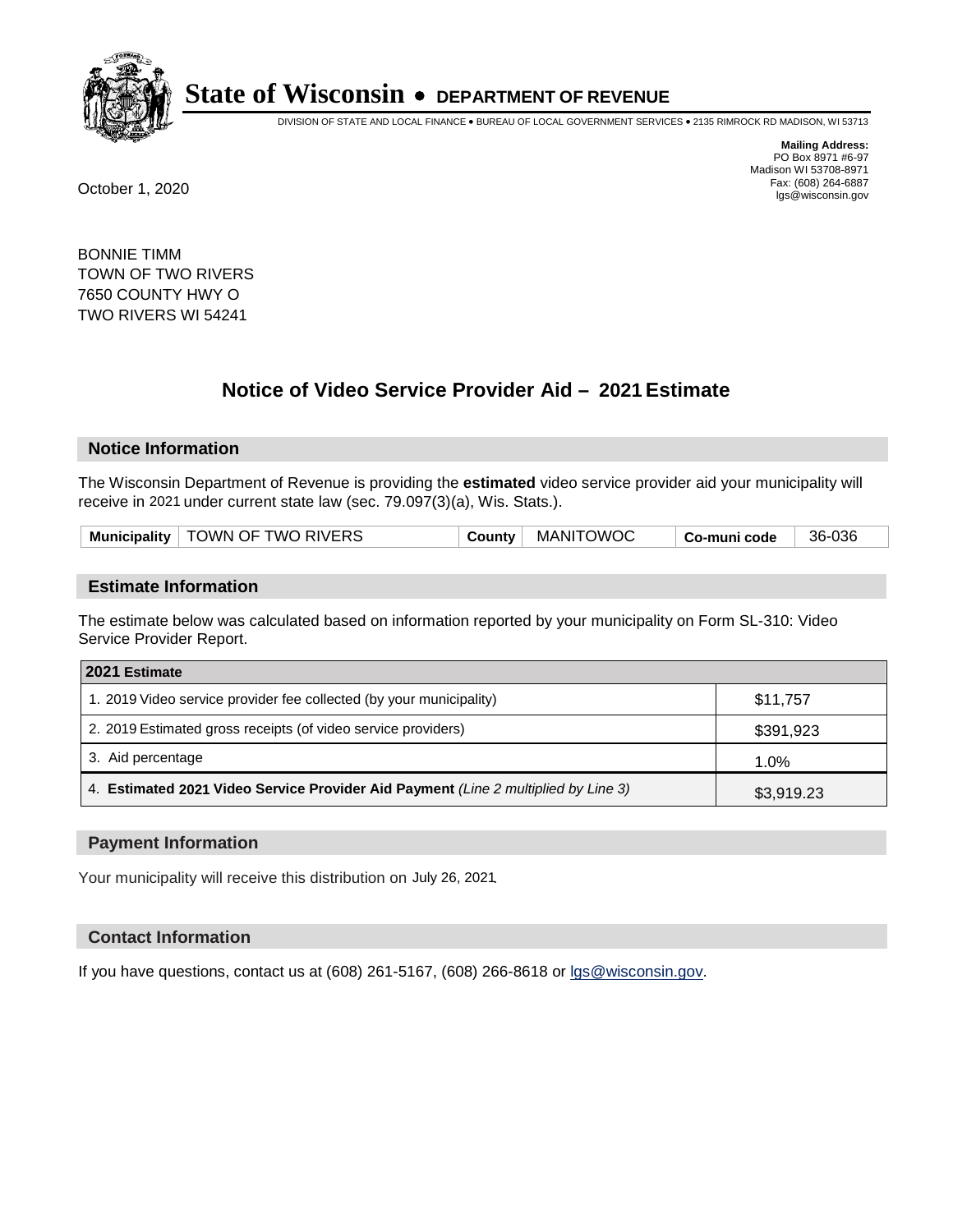# State of Wisconsin • DEPARTMENT OF REVENUE

DIVISION OF STATE AND LOCAL FINANCE • BUREAU OF LOCAL GOVERNMENT SERVICES • 2135 RIMROCK RD MADISON, WI 53713

**Mailing Address:**
PO Box 8971 #6-97
Madison WI 53708-8971
Fax: (608) 264-6887
lgs@wisconsin.gov

October 1, 2020

BONNIE TIMM
TOWN OF TWO RIVERS
7650 COUNTY HWY O
TWO RIVERS WI 54241

## Notice of Video Service Provider Aid – 2021 Estimate

### Notice Information

The Wisconsin Department of Revenue is providing the **estimated** video service provider aid your municipality will receive in 2021 under current state law (sec. 79.097(3)(a), Wis. Stats.).

| Municipality | TOWN OF TWO RIVERS | County | MANITOWOC | Co-muni code | 36-036 |
|---|---|---|---|---|---|

### Estimate Information

The estimate below was calculated based on information reported by your municipality on Form SL-310: Video Service Provider Report.

| 2021 Estimate | |
|---|---|
| 1. 2019 Video service provider fee collected (by your municipality) | $11,757 |
| 2. 2019 Estimated gross receipts (of video service providers) | $391,923 |
| 3. Aid percentage | 1.0% |
| 4. **Estimated 2021 Video Service Provider Aid Payment** *(Line 2 multiplied by Line 3)* | $3,919.23 |

### Payment Information

Your municipality will receive this distribution on July 26, 2021.

### Contact Information

If you have questions, contact us at (608) 261-5167, (608) 266-8618 or lgs@wisconsin.gov.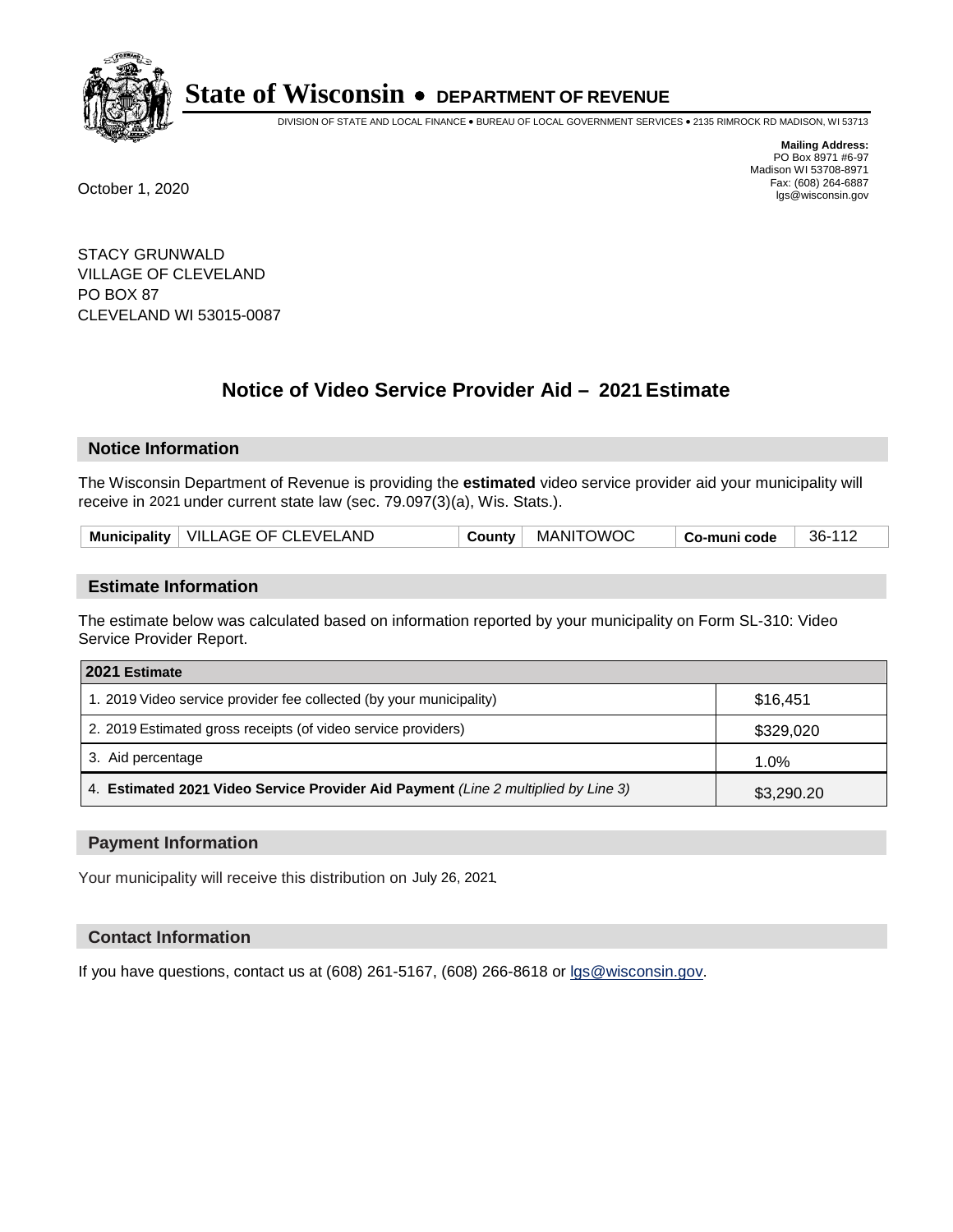# State of Wisconsin • DEPARTMENT OF REVENUE

DIVISION OF STATE AND LOCAL FINANCE • BUREAU OF LOCAL GOVERNMENT SERVICES • 2135 RIMROCK RD MADISON, WI 53713

**Mailing Address:**
PO Box 8971 #6-97
Madison WI 53708-8971
Fax: (608) 264-6887
lgs@wisconsin.gov

October 1, 2020

STACY GRUNWALD
VILLAGE OF CLEVELAND
PO BOX 87
CLEVELAND WI 53015-0087

## Notice of Video Service Provider Aid – 2021 Estimate

### Notice Information

The Wisconsin Department of Revenue is providing the **estimated** video service provider aid your municipality will receive in 2021 under current state law (sec. 79.097(3)(a), Wis. Stats.).

| Municipality | VILLAGE OF CLEVELAND | County | MANITOWOC | Co-muni code | 36-112 |
|---|---|---|---|---|---|

### Estimate Information

The estimate below was calculated based on information reported by your municipality on Form SL-310: Video Service Provider Report.

| 2021 Estimate | |
|---|---|
| 1. 2019 Video service provider fee collected (by your municipality) | $16,451 |
| 2. 2019 Estimated gross receipts (of video service providers) | $329,020 |
| 3. Aid percentage | 1.0% |
| 4. **Estimated 2021 Video Service Provider Aid Payment** *(Line 2 multiplied by Line 3)* | $3,290.20 |

### Payment Information

Your municipality will receive this distribution on July 26, 2021.

### Contact Information

If you have questions, contact us at (608) 261-5167, (608) 266-8618 or lgs@wisconsin.gov.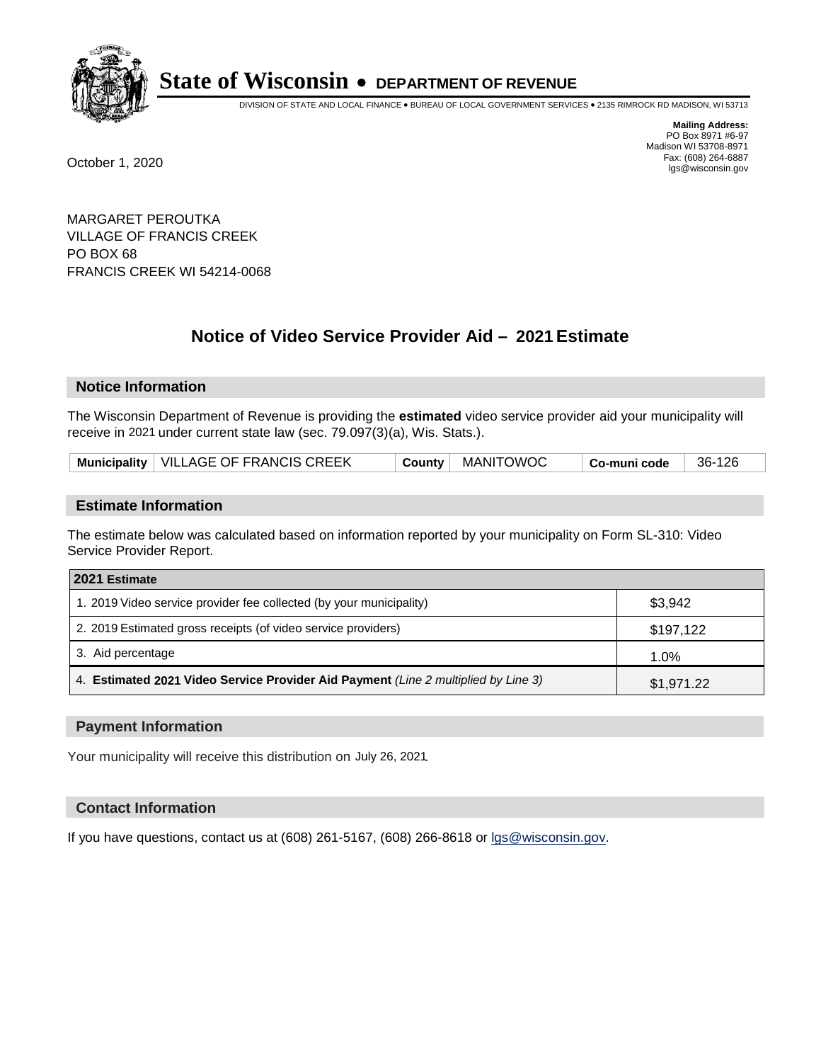# State of Wisconsin • DEPARTMENT OF REVENUE

DIVISION OF STATE AND LOCAL FINANCE • BUREAU OF LOCAL GOVERNMENT SERVICES • 2135 RIMROCK RD MADISON, WI 53713

**Mailing Address:**
PO Box 8971 #6-97
Madison WI 53708-8971
Fax: (608) 264-6887
lgs@wisconsin.gov

October 1, 2020

MARGARET PEROUTKA
VILLAGE OF FRANCIS CREEK
PO BOX 68
FRANCIS CREEK WI 54214-0068

## Notice of Video Service Provider Aid – 2021 Estimate

### Notice Information

The Wisconsin Department of Revenue is providing the **estimated** video service provider aid your municipality will receive in 2021 under current state law (sec. 79.097(3)(a), Wis. Stats.).

| Municipality | VILLAGE OF FRANCIS CREEK | County | MANITOWOC | Co-muni code | 36-126 |
|---|---|---|---|---|---|

### Estimate Information

The estimate below was calculated based on information reported by your municipality on Form SL-310: Video Service Provider Report.

| 2021 Estimate | |
|---|---|
| 1. 2019 Video service provider fee collected (by your municipality) | $3,942 |
| 2. 2019 Estimated gross receipts (of video service providers) | $197,122 |
| 3. Aid percentage | 1.0% |
| 4. **Estimated 2021 Video Service Provider Aid Payment** *(Line 2 multiplied by Line 3)* | $1,971.22 |

### Payment Information

Your municipality will receive this distribution on July 26, 2021.

### Contact Information

If you have questions, contact us at (608) 261-5167, (608) 266-8618 or lgs@wisconsin.gov.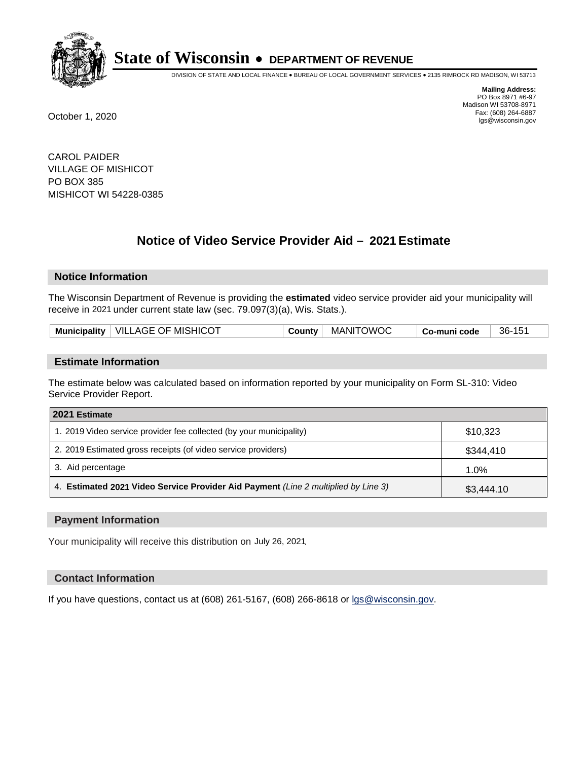# State of Wisconsin • DEPARTMENT OF REVENUE

DIVISION OF STATE AND LOCAL FINANCE • BUREAU OF LOCAL GOVERNMENT SERVICES • 2135 RIMROCK RD MADISON, WI 53713

**Mailing Address:**
PO Box 8971 #6-97
Madison WI 53708-8971
Fax: (608) 264-6887
lgs@wisconsin.gov

October 1, 2020

CAROL PAIDER
VILLAGE OF MISHICOT
PO BOX 385
MISHICOT WI 54228-0385

## Notice of Video Service Provider Aid – 2021 Estimate

### Notice Information

The Wisconsin Department of Revenue is providing the **estimated** video service provider aid your municipality will receive in 2021 under current state law (sec. 79.097(3)(a), Wis. Stats.).

| Municipality | VILLAGE OF MISHICOT | County | MANITOWOC | Co-muni code | 36-151 |
|---|---|---|---|---|---|

### Estimate Information

The estimate below was calculated based on information reported by your municipality on Form SL-310: Video Service Provider Report.

| 2021 Estimate | |
|---|---|
| 1. 2019 Video service provider fee collected (by your municipality) | $10,323 |
| 2. 2019 Estimated gross receipts (of video service providers) | $344,410 |
| 3. Aid percentage | 1.0% |
| 4. **Estimated 2021 Video Service Provider Aid Payment** *(Line 2 multiplied by Line 3)* | $3,444.10 |

### Payment Information

Your municipality will receive this distribution on July 26, 2021.

### Contact Information

If you have questions, contact us at (608) 261-5167, (608) 266-8618 or lgs@wisconsin.gov.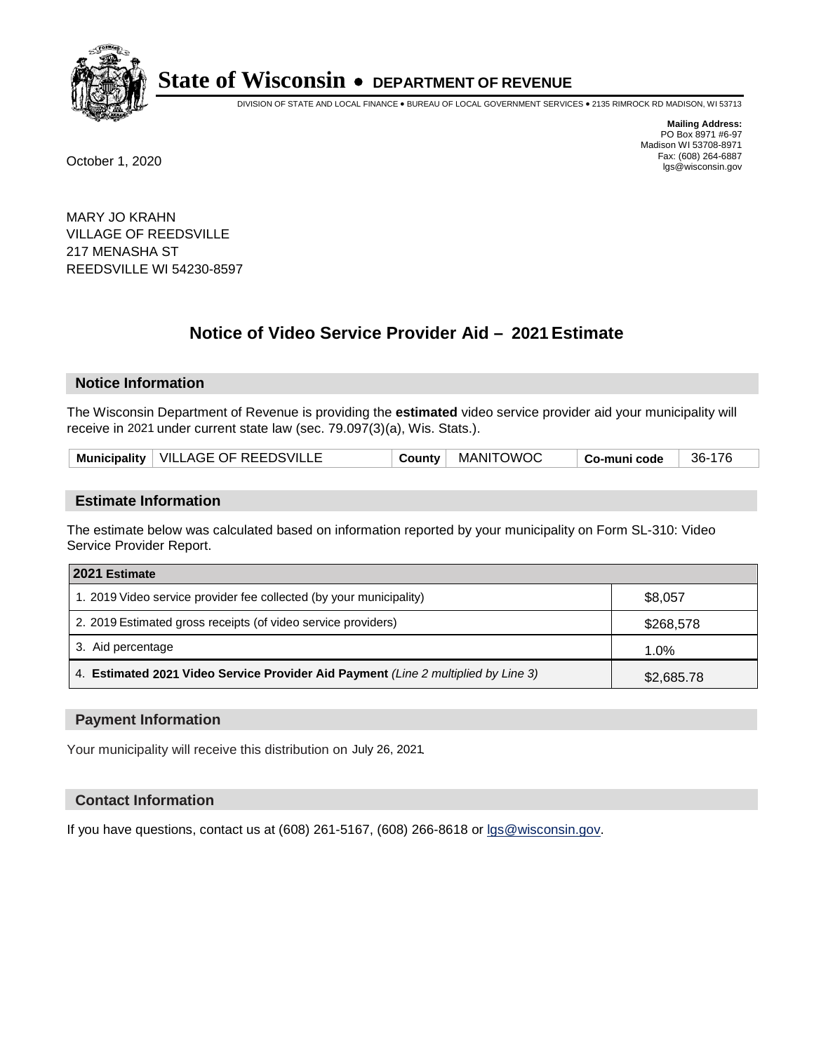# State of Wisconsin • DEPARTMENT OF REVENUE

DIVISION OF STATE AND LOCAL FINANCE • BUREAU OF LOCAL GOVERNMENT SERVICES • 2135 RIMROCK RD MADISON, WI 53713

**Mailing Address:**
PO Box 8971 #6-97
Madison WI 53708-8971
Fax: (608) 264-6887
lgs@wisconsin.gov

October 1, 2020

MARY JO KRAHN
VILLAGE OF REEDSVILLE
217 MENASHA ST
REEDSVILLE WI 54230-8597

## Notice of Video Service Provider Aid – 2021 Estimate

### Notice Information

The Wisconsin Department of Revenue is providing the **estimated** video service provider aid your municipality will receive in 2021 under current state law (sec. 79.097(3)(a), Wis. Stats.).

| Municipality | VILLAGE OF REEDSVILLE | County | MANITOWOC | Co-muni code | 36-176 |
|---|---|---|---|---|---|

### Estimate Information

The estimate below was calculated based on information reported by your municipality on Form SL-310: Video Service Provider Report.

| 2021 Estimate | |
|---|---|
| 1. 2019 Video service provider fee collected (by your municipality) | $8,057 |
| 2. 2019 Estimated gross receipts (of video service providers) | $268,578 |
| 3. Aid percentage | 1.0% |
| 4. **Estimated 2021 Video Service Provider Aid Payment** *(Line 2 multiplied by Line 3)* | $2,685.78 |

### Payment Information

Your municipality will receive this distribution on July 26, 2021.

### Contact Information

If you have questions, contact us at (608) 261-5167, (608) 266-8618 or lgs@wisconsin.gov.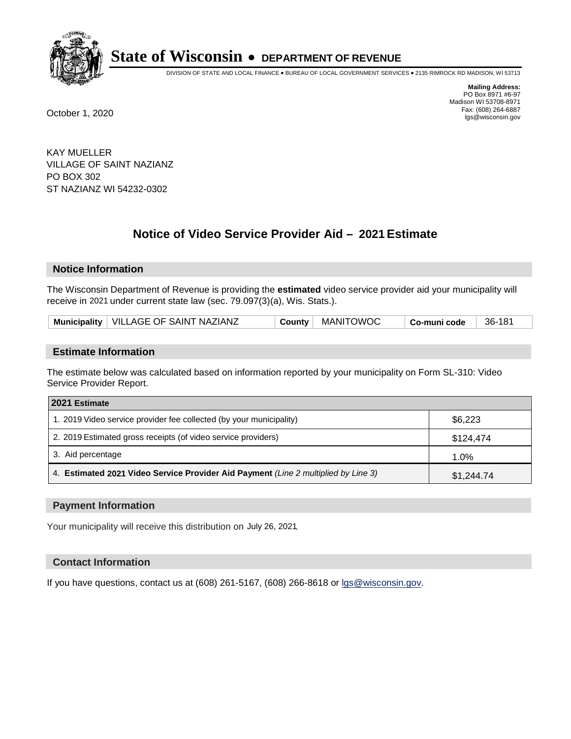# State of Wisconsin • DEPARTMENT OF REVENUE

DIVISION OF STATE AND LOCAL FINANCE • BUREAU OF LOCAL GOVERNMENT SERVICES • 2135 RIMROCK RD MADISON, WI 53713

**Mailing Address:**
PO Box 8971 #6-97
Madison WI 53708-8971
Fax: (608) 264-6887
lgs@wisconsin.gov

October 1, 2020

KAY MUELLER
VILLAGE OF SAINT NAZIANZ
PO BOX 302
ST NAZIANZ WI 54232-0302

## Notice of Video Service Provider Aid – 2021 Estimate

### Notice Information

The Wisconsin Department of Revenue is providing the **estimated** video service provider aid your municipality will receive in 2021 under current state law (sec. 79.097(3)(a), Wis. Stats.).

| Municipality | VILLAGE OF SAINT NAZIANZ | County | MANITOWOC | Co-muni code | 36-181 |
|---|---|---|---|---|---|

### Estimate Information

The estimate below was calculated based on information reported by your municipality on Form SL-310: Video Service Provider Report.

| 2021 Estimate | |
|---|---|
| 1. 2019 Video service provider fee collected (by your municipality) | $6,223 |
| 2. 2019 Estimated gross receipts (of video service providers) | $124,474 |
| 3. Aid percentage | 1.0% |
| 4. **Estimated 2021 Video Service Provider Aid Payment** *(Line 2 multiplied by Line 3)* | $1,244.74 |

### Payment Information

Your municipality will receive this distribution on July 26, 2021.

### Contact Information

If you have questions, contact us at (608) 261-5167, (608) 266-8618 or lgs@wisconsin.gov.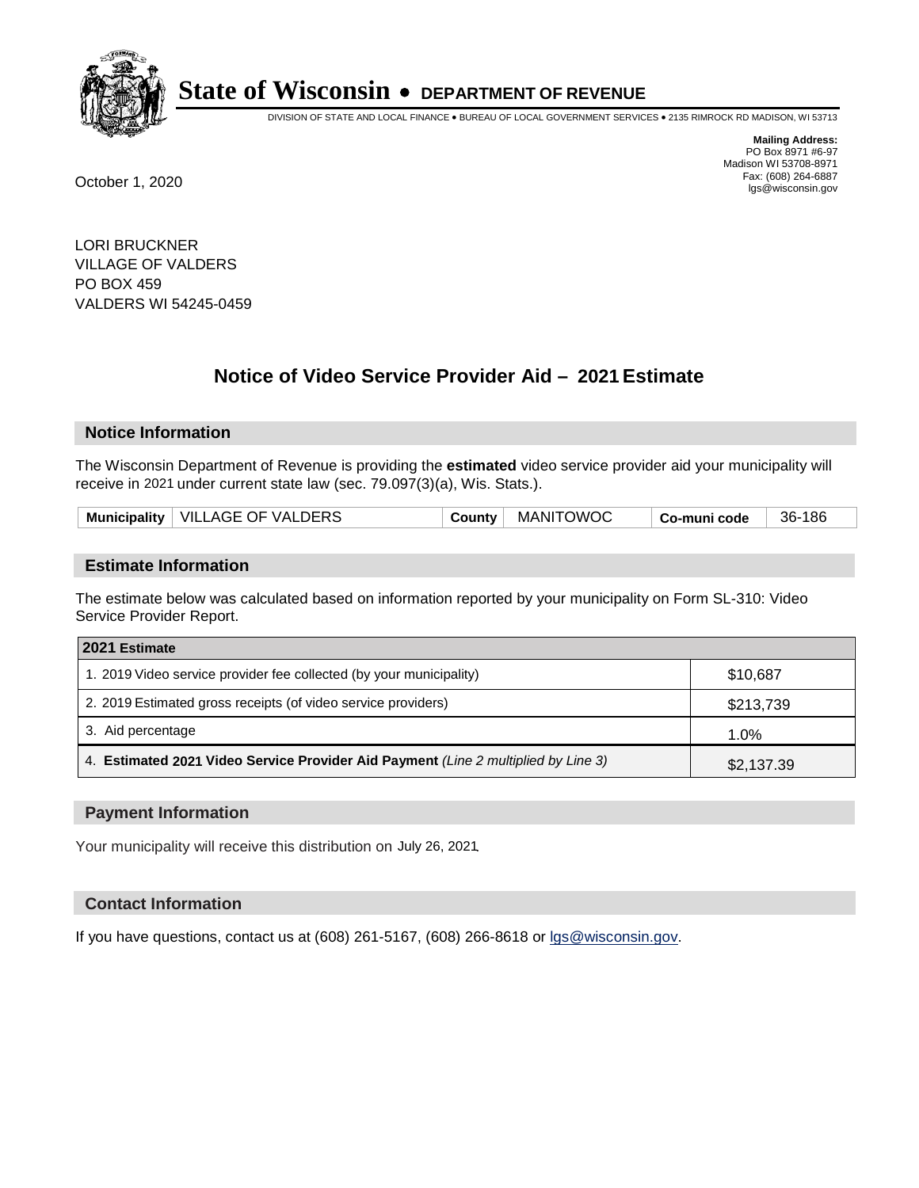# State of Wisconsin • DEPARTMENT OF REVENUE

DIVISION OF STATE AND LOCAL FINANCE • BUREAU OF LOCAL GOVERNMENT SERVICES • 2135 RIMROCK RD MADISON, WI 53713

**Mailing Address:**
PO Box 8971 #6-97
Madison WI 53708-8971
Fax: (608) 264-6887
lgs@wisconsin.gov

October 1, 2020

LORI BRUCKNER
VILLAGE OF VALDERS
PO BOX 459
VALDERS WI 54245-0459

## Notice of Video Service Provider Aid – 2021 Estimate

### Notice Information

The Wisconsin Department of Revenue is providing the **estimated** video service provider aid your municipality will receive in 2021 under current state law (sec. 79.097(3)(a), Wis. Stats.).

| Municipality | VILLAGE OF VALDERS | County | MANITOWOC | Co-muni code | 36-186 |
|---|---|---|---|---|---|

### Estimate Information

The estimate below was calculated based on information reported by your municipality on Form SL-310: Video Service Provider Report.

| 2021 Estimate | |
|---|---|
| 1. 2019 Video service provider fee collected (by your municipality) | $10,687 |
| 2. 2019 Estimated gross receipts (of video service providers) | $213,739 |
| 3. Aid percentage | 1.0% |
| 4. **Estimated 2021 Video Service Provider Aid Payment** *(Line 2 multiplied by Line 3)* | $2,137.39 |

### Payment Information

Your municipality will receive this distribution on July 26, 2021.

### Contact Information

If you have questions, contact us at (608) 261-5167, (608) 266-8618 or lgs@wisconsin.gov.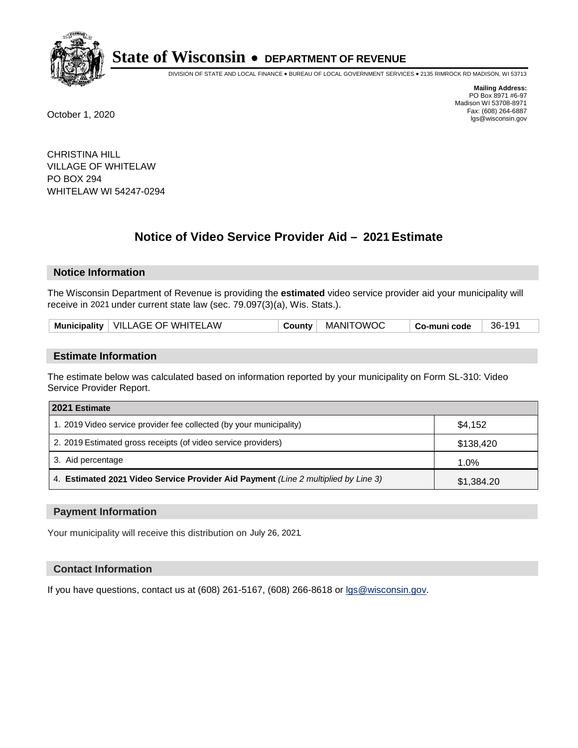# State of Wisconsin • DEPARTMENT OF REVENUE

DIVISION OF STATE AND LOCAL FINANCE • BUREAU OF LOCAL GOVERNMENT SERVICES • 2135 RIMROCK RD MADISON, WI 53713

**Mailing Address:**
PO Box 8971 #6-97
Madison WI 53708-8971
Fax: (608) 264-6887
lgs@wisconsin.gov

October 1, 2020

CHRISTINA HILL
VILLAGE OF WHITELAW
PO BOX 294
WHITELAW WI 54247-0294

## Notice of Video Service Provider Aid – 2021 Estimate

### Notice Information

The Wisconsin Department of Revenue is providing the **estimated** video service provider aid your municipality will receive in 2021 under current state law (sec. 79.097(3)(a), Wis. Stats.).

| Municipality | VILLAGE OF WHITELAW | County | MANITOWOC | Co-muni code | 36-191 |
|---|---|---|---|---|---|

### Estimate Information

The estimate below was calculated based on information reported by your municipality on Form SL-310: Video Service Provider Report.

| 2021 Estimate | |
|---|---|
| 1. 2019 Video service provider fee collected (by your municipality) | $4,152 |
| 2. 2019 Estimated gross receipts (of video service providers) | $138,420 |
| 3. Aid percentage | 1.0% |
| 4. **Estimated 2021 Video Service Provider Aid Payment** *(Line 2 multiplied by Line 3)* | $1,384.20 |

### Payment Information

Your municipality will receive this distribution on July 26, 2021.

### Contact Information

If you have questions, contact us at (608) 261-5167, (608) 266-8618 or lgs@wisconsin.gov.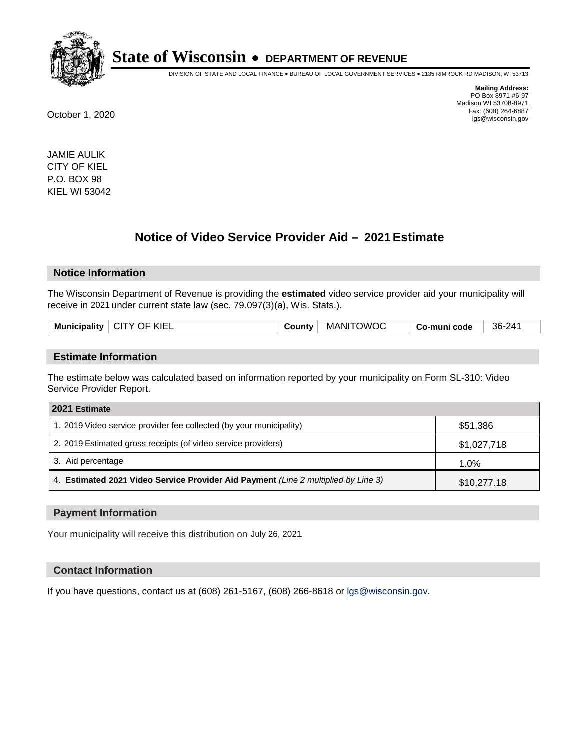# State of Wisconsin • DEPARTMENT OF REVENUE

DIVISION OF STATE AND LOCAL FINANCE • BUREAU OF LOCAL GOVERNMENT SERVICES • 2135 RIMROCK RD MADISON, WI 53713

**Mailing Address:**
PO Box 8971 #6-97
Madison WI 53708-8971
Fax: (608) 264-6887
lgs@wisconsin.gov

October 1, 2020

JAMIE AULIK
CITY OF KIEL
P.O. BOX 98
KIEL WI 53042

## Notice of Video Service Provider Aid – 2021 Estimate

### Notice Information

The Wisconsin Department of Revenue is providing the **estimated** video service provider aid your municipality will receive in 2021 under current state law (sec. 79.097(3)(a), Wis. Stats.).

| Municipality | CITY OF KIEL | County | MANITOWOC | Co-muni code | 36-241 |
|---|---|---|---|---|---|

### Estimate Information

The estimate below was calculated based on information reported by your municipality on Form SL-310: Video Service Provider Report.

| 2021 Estimate | |
|---|---|
| 1. 2019 Video service provider fee collected (by your municipality) | $51,386 |
| 2. 2019 Estimated gross receipts (of video service providers) | $1,027,718 |
| 3. Aid percentage | 1.0% |
| 4. **Estimated 2021 Video Service Provider Aid Payment** *(Line 2 multiplied by Line 3)* | $10,277.18 |

### Payment Information

Your municipality will receive this distribution on July 26, 2021.

### Contact Information

If you have questions, contact us at (608) 261-5167, (608) 266-8618 or lgs@wisconsin.gov.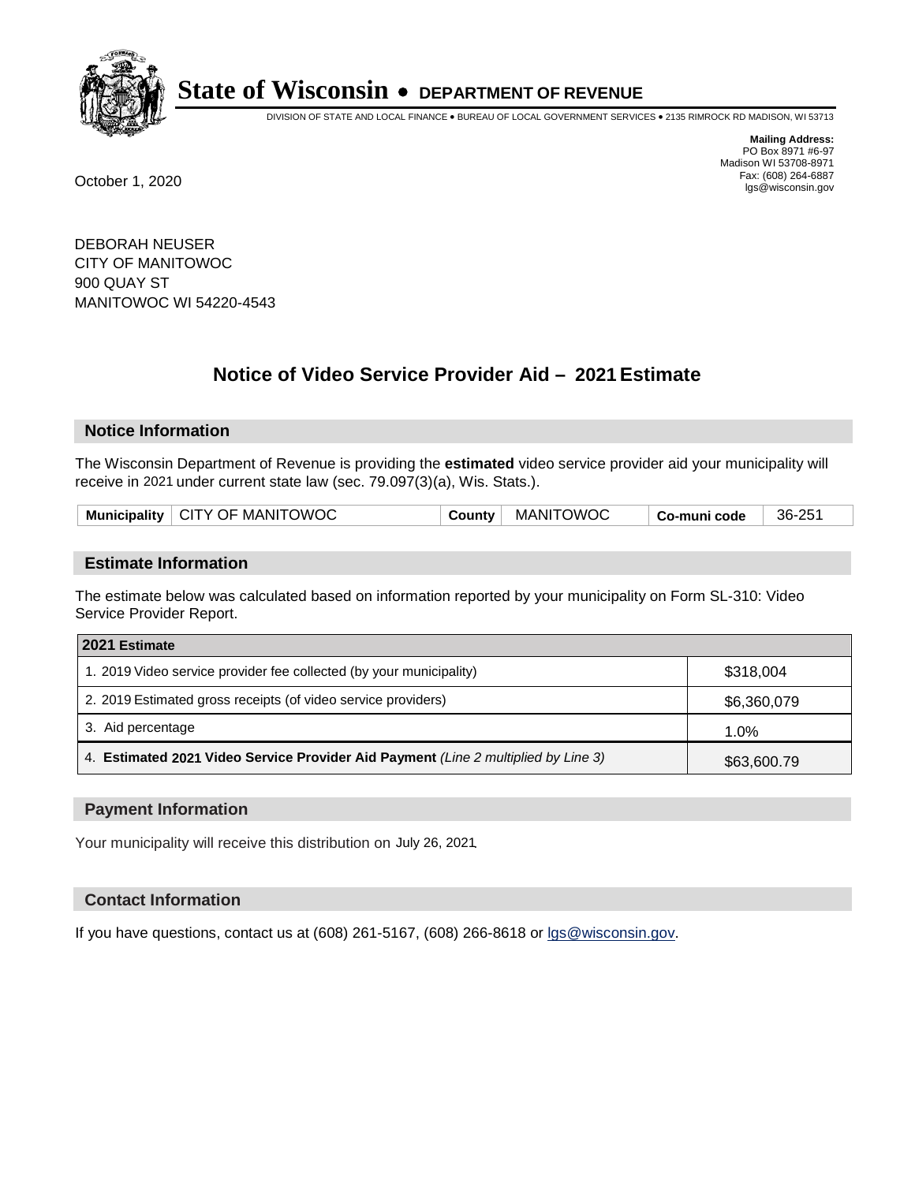# State of Wisconsin • DEPARTMENT OF REVENUE

DIVISION OF STATE AND LOCAL FINANCE • BUREAU OF LOCAL GOVERNMENT SERVICES • 2135 RIMROCK RD MADISON, WI 53713

**Mailing Address:**
PO Box 8971 #6-97
Madison WI 53708-8971
Fax: (608) 264-6887
lgs@wisconsin.gov

October 1, 2020

DEBORAH NEUSER
CITY OF MANITOWOC
900 QUAY ST
MANITOWOC WI 54220-4543

## Notice of Video Service Provider Aid – 2021 Estimate

### Notice Information

The Wisconsin Department of Revenue is providing the **estimated** video service provider aid your municipality will receive in 2021 under current state law (sec. 79.097(3)(a), Wis. Stats.).

| Municipality | CITY OF MANITOWOC | County | MANITOWOC | Co-muni code | 36-251 |
|---|---|---|---|---|---|

### Estimate Information

The estimate below was calculated based on information reported by your municipality on Form SL-310: Video Service Provider Report.

| 2021 Estimate | |
|---|---|
| 1. 2019 Video service provider fee collected (by your municipality) | $318,004 |
| 2. 2019 Estimated gross receipts (of video service providers) | $6,360,079 |
| 3. Aid percentage | 1.0% |
| 4. **Estimated 2021 Video Service Provider Aid Payment** *(Line 2 multiplied by Line 3)* | $63,600.79 |

### Payment Information

Your municipality will receive this distribution on July 26, 2021.

### Contact Information

If you have questions, contact us at (608) 261-5167, (608) 266-8618 or lgs@wisconsin.gov.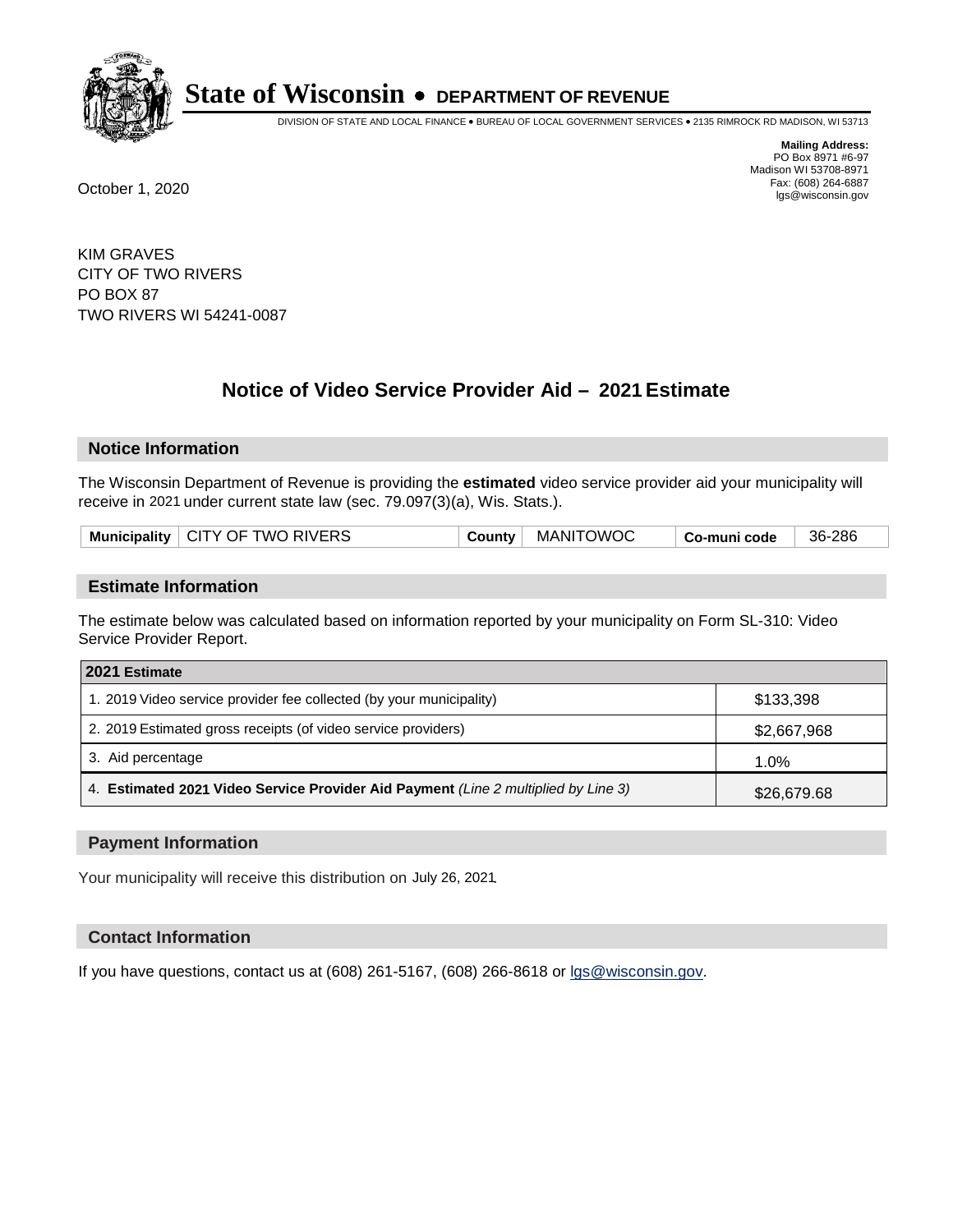# State of Wisconsin • DEPARTMENT OF REVENUE

DIVISION OF STATE AND LOCAL FINANCE • BUREAU OF LOCAL GOVERNMENT SERVICES • 2135 RIMROCK RD MADISON, WI 53713

**Mailing Address:**
PO Box 8971 #6-97
Madison WI 53708-8971
Fax: (608) 264-6887
lgs@wisconsin.gov

October 1, 2020

KIM GRAVES
CITY OF TWO RIVERS
PO BOX 87
TWO RIVERS WI 54241-0087

## Notice of Video Service Provider Aid – 2021 Estimate

### Notice Information

The Wisconsin Department of Revenue is providing the **estimated** video service provider aid your municipality will receive in 2021 under current state law (sec. 79.097(3)(a), Wis. Stats.).

| Municipality | CITY OF TWO RIVERS | County | MANITOWOC | Co-muni code | 36-286 |
|---|---|---|---|---|---|

### Estimate Information

The estimate below was calculated based on information reported by your municipality on Form SL-310: Video Service Provider Report.

| 2021 Estimate | |
|---|---|
| 1. 2019 Video service provider fee collected (by your municipality) | $133,398 |
| 2. 2019 Estimated gross receipts (of video service providers) | $2,667,968 |
| 3. Aid percentage | 1.0% |
| 4. **Estimated 2021 Video Service Provider Aid Payment** *(Line 2 multiplied by Line 3)* | $26,679.68 |

### Payment Information

Your municipality will receive this distribution on July 26, 2021.

### Contact Information

If you have questions, contact us at (608) 261-5167, (608) 266-8618 or lgs@wisconsin.gov.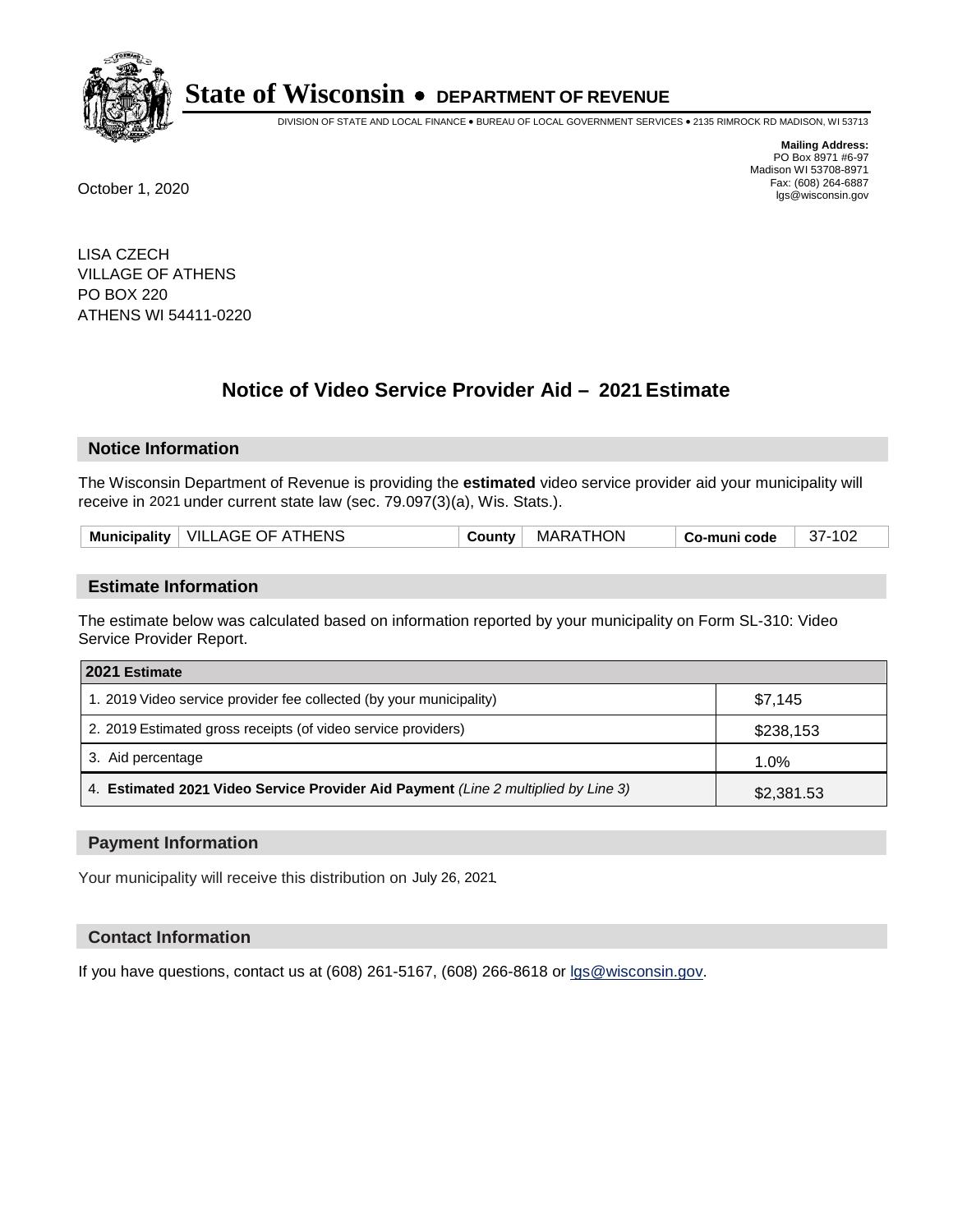# State of Wisconsin • DEPARTMENT OF REVENUE

DIVISION OF STATE AND LOCAL FINANCE • BUREAU OF LOCAL GOVERNMENT SERVICES • 2135 RIMROCK RD MADISON, WI 53713

**Mailing Address:**
PO Box 8971 #6-97
Madison WI 53708-8971
Fax: (608) 264-6887
lgs@wisconsin.gov

October 1, 2020

LISA CZECH
VILLAGE OF ATHENS
PO BOX 220
ATHENS WI 54411-0220

## Notice of Video Service Provider Aid – 2021 Estimate

### Notice Information

The Wisconsin Department of Revenue is providing the **estimated** video service provider aid your municipality will receive in 2021 under current state law (sec. 79.097(3)(a), Wis. Stats.).

| Municipality | VILLAGE OF ATHENS | County | MARATHON | Co-muni code | 37-102 |
|---|---|---|---|---|---|

### Estimate Information

The estimate below was calculated based on information reported by your municipality on Form SL-310: Video Service Provider Report.

| 2021 Estimate | |
|---|---|
| 1. 2019 Video service provider fee collected (by your municipality) | $7,145 |
| 2. 2019 Estimated gross receipts (of video service providers) | $238,153 |
| 3. Aid percentage | 1.0% |
| 4. **Estimated 2021 Video Service Provider Aid Payment** *(Line 2 multiplied by Line 3)* | $2,381.53 |

### Payment Information

Your municipality will receive this distribution on July 26, 2021.

### Contact Information

If you have questions, contact us at (608) 261-5167, (608) 266-8618 or lgs@wisconsin.gov.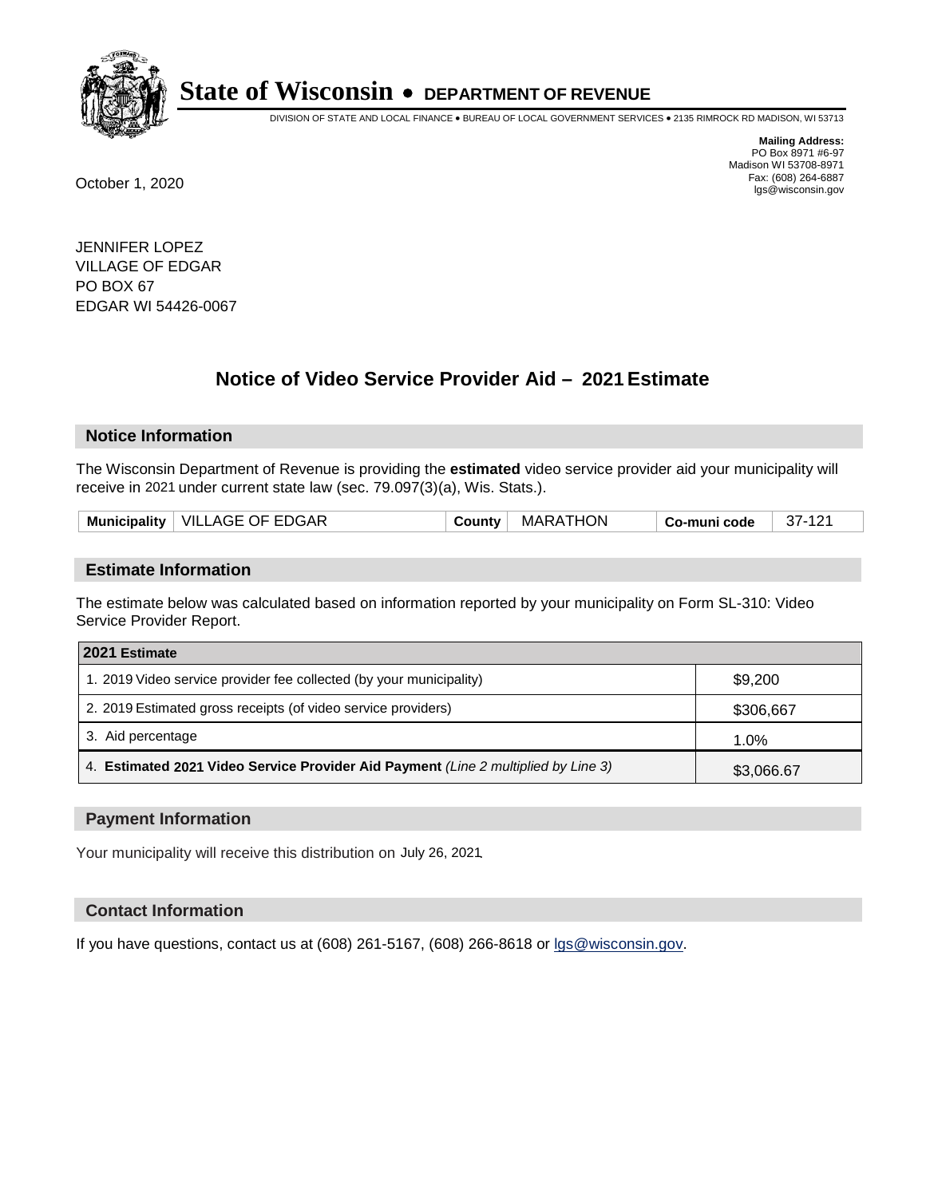# State of Wisconsin • DEPARTMENT OF REVENUE

DIVISION OF STATE AND LOCAL FINANCE • BUREAU OF LOCAL GOVERNMENT SERVICES • 2135 RIMROCK RD MADISON, WI 53713

**Mailing Address:**
PO Box 8971 #6-97
Madison WI 53708-8971
Fax: (608) 264-6887
lgs@wisconsin.gov

October 1, 2020

JENNIFER LOPEZ
VILLAGE OF EDGAR
PO BOX 67
EDGAR WI 54426-0067

## Notice of Video Service Provider Aid – 2021 Estimate

### Notice Information

The Wisconsin Department of Revenue is providing the **estimated** video service provider aid your municipality will receive in 2021 under current state law (sec. 79.097(3)(a), Wis. Stats.).

| Municipality | VILLAGE OF EDGAR | County | MARATHON | Co-muni code | 37-121 |
|---|---|---|---|---|---|

### Estimate Information

The estimate below was calculated based on information reported by your municipality on Form SL-310: Video Service Provider Report.

| 2021 Estimate | |
|---|---|
| 1. 2019 Video service provider fee collected (by your municipality) | $9,200 |
| 2. 2019 Estimated gross receipts (of video service providers) | $306,667 |
| 3. Aid percentage | 1.0% |
| 4. **Estimated 2021 Video Service Provider Aid Payment** *(Line 2 multiplied by Line 3)* | $3,066.67 |

### Payment Information

Your municipality will receive this distribution on July 26, 2021.

### Contact Information

If you have questions, contact us at (608) 261-5167, (608) 266-8618 or lgs@wisconsin.gov.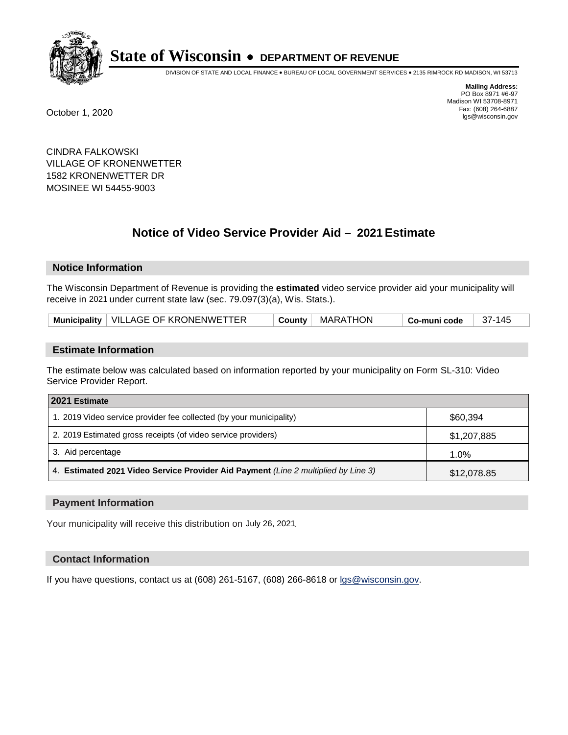# State of Wisconsin • DEPARTMENT OF REVENUE

DIVISION OF STATE AND LOCAL FINANCE • BUREAU OF LOCAL GOVERNMENT SERVICES • 2135 RIMROCK RD MADISON, WI 53713

**Mailing Address:**
PO Box 8971 #6-97
Madison WI 53708-8971
Fax: (608) 264-6887
lgs@wisconsin.gov

October 1, 2020

CINDRA FALKOWSKI
VILLAGE OF KRONENWETTER
1582 KRONENWETTER DR
MOSINEE WI 54455-9003

## Notice of Video Service Provider Aid – 2021 Estimate

### Notice Information

The Wisconsin Department of Revenue is providing the **estimated** video service provider aid your municipality will receive in 2021 under current state law (sec. 79.097(3)(a), Wis. Stats.).

| Municipality | VILLAGE OF KRONENWETTER | County | MARATHON | Co-muni code | 37-145 |
|---|---|---|---|---|---|

### Estimate Information

The estimate below was calculated based on information reported by your municipality on Form SL-310: Video Service Provider Report.

| 2021 Estimate | |
|---|---|
| 1. 2019 Video service provider fee collected (by your municipality) | $60,394 |
| 2. 2019 Estimated gross receipts (of video service providers) | $1,207,885 |
| 3. Aid percentage | 1.0% |
| 4. **Estimated 2021 Video Service Provider Aid Payment** *(Line 2 multiplied by Line 3)* | $12,078.85 |

### Payment Information

Your municipality will receive this distribution on July 26, 2021.

### Contact Information

If you have questions, contact us at (608) 261-5167, (608) 266-8618 or lgs@wisconsin.gov.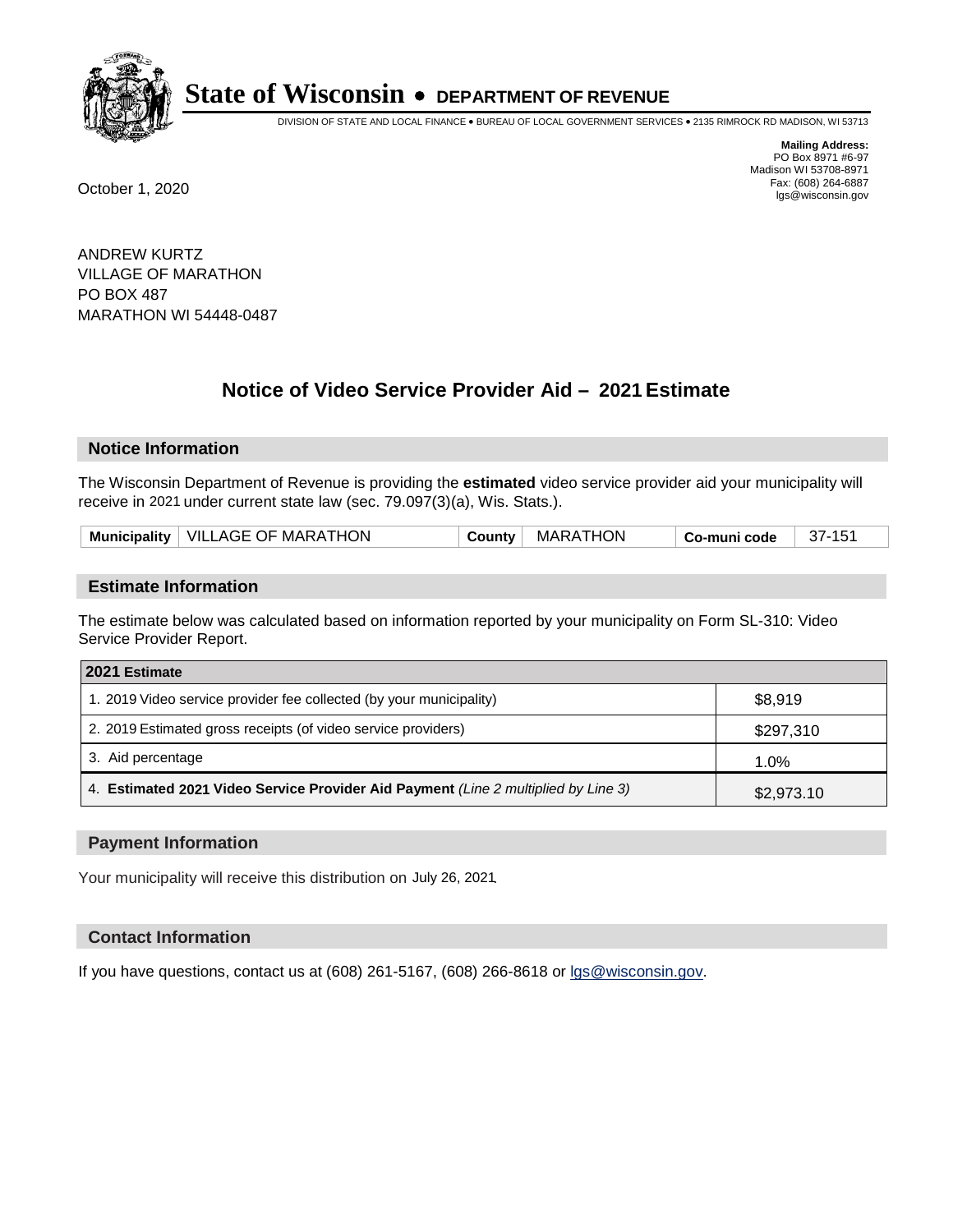# State of Wisconsin • DEPARTMENT OF REVENUE

DIVISION OF STATE AND LOCAL FINANCE • BUREAU OF LOCAL GOVERNMENT SERVICES • 2135 RIMROCK RD MADISON, WI 53713

**Mailing Address:**
PO Box 8971 #6-97
Madison WI 53708-8971
Fax: (608) 264-6887
lgs@wisconsin.gov

October 1, 2020

ANDREW KURTZ
VILLAGE OF MARATHON
PO BOX 487
MARATHON WI 54448-0487

## Notice of Video Service Provider Aid – 2021 Estimate

### Notice Information

The Wisconsin Department of Revenue is providing the **estimated** video service provider aid your municipality will receive in 2021 under current state law (sec. 79.097(3)(a), Wis. Stats.).

| Municipality | VILLAGE OF MARATHON | County | MARATHON | Co-muni code | 37-151 |
|---|---|---|---|---|---|

### Estimate Information

The estimate below was calculated based on information reported by your municipality on Form SL-310: Video Service Provider Report.

| 2021 Estimate | |
|---|---|
| 1. 2019 Video service provider fee collected (by your municipality) | $8,919 |
| 2. 2019 Estimated gross receipts (of video service providers) | $297,310 |
| 3. Aid percentage | 1.0% |
| 4. **Estimated 2021 Video Service Provider Aid Payment** *(Line 2 multiplied by Line 3)* | $2,973.10 |

### Payment Information

Your municipality will receive this distribution on July 26, 2021.

### Contact Information

If you have questions, contact us at (608) 261-5167, (608) 266-8618 or lgs@wisconsin.gov.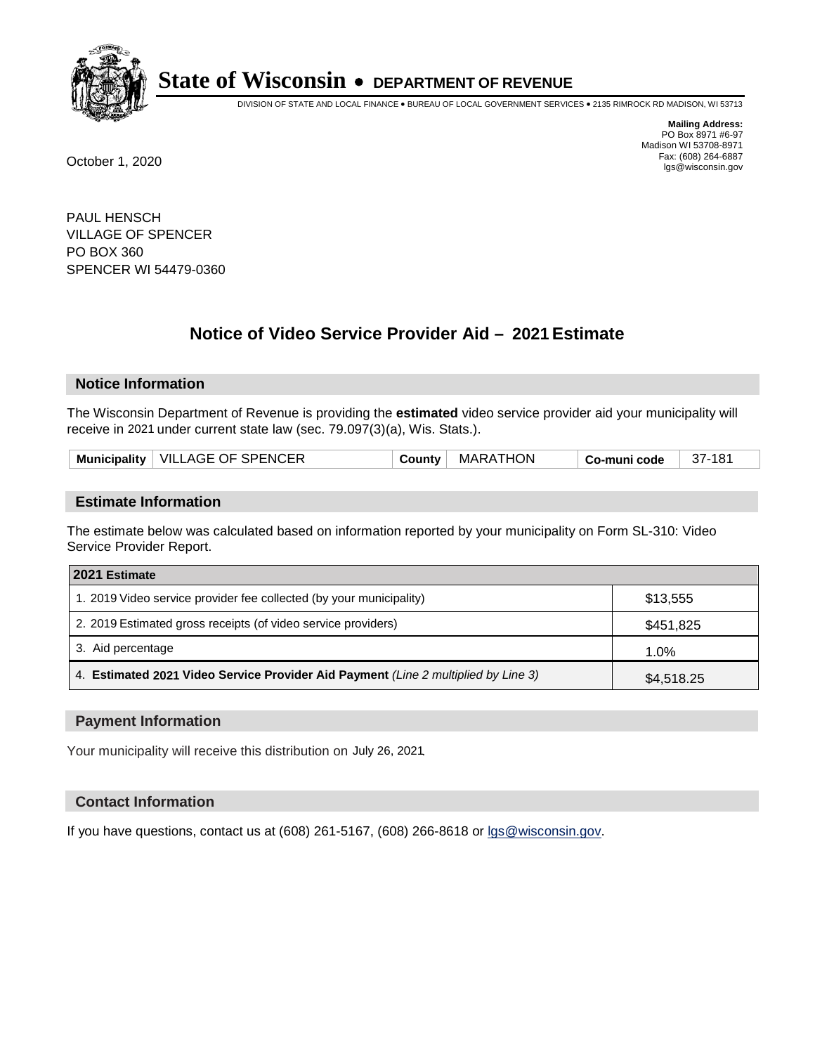# State of Wisconsin • DEPARTMENT OF REVENUE

DIVISION OF STATE AND LOCAL FINANCE • BUREAU OF LOCAL GOVERNMENT SERVICES • 2135 RIMROCK RD MADISON, WI 53713

**Mailing Address:**
PO Box 8971 #6-97
Madison WI 53708-8971
Fax: (608) 264-6887
lgs@wisconsin.gov

October 1, 2020

PAUL HENSCH
VILLAGE OF SPENCER
PO BOX 360
SPENCER WI 54479-0360

## Notice of Video Service Provider Aid – 2021 Estimate

### Notice Information

The Wisconsin Department of Revenue is providing the **estimated** video service provider aid your municipality will receive in 2021 under current state law (sec. 79.097(3)(a), Wis. Stats.).

| Municipality | VILLAGE OF SPENCER | County | MARATHON | Co-muni code | 37-181 |
|---|---|---|---|---|---|

### Estimate Information

The estimate below was calculated based on information reported by your municipality on Form SL-310: Video Service Provider Report.

| 2021 Estimate | |
|---|---|
| 1. 2019 Video service provider fee collected (by your municipality) | $13,555 |
| 2. 2019 Estimated gross receipts (of video service providers) | $451,825 |
| 3. Aid percentage | 1.0% |
| 4. **Estimated 2021 Video Service Provider Aid Payment** *(Line 2 multiplied by Line 3)* | $4,518.25 |

### Payment Information

Your municipality will receive this distribution on July 26, 2021.

### Contact Information

If you have questions, contact us at (608) 261-5167, (608) 266-8618 or lgs@wisconsin.gov.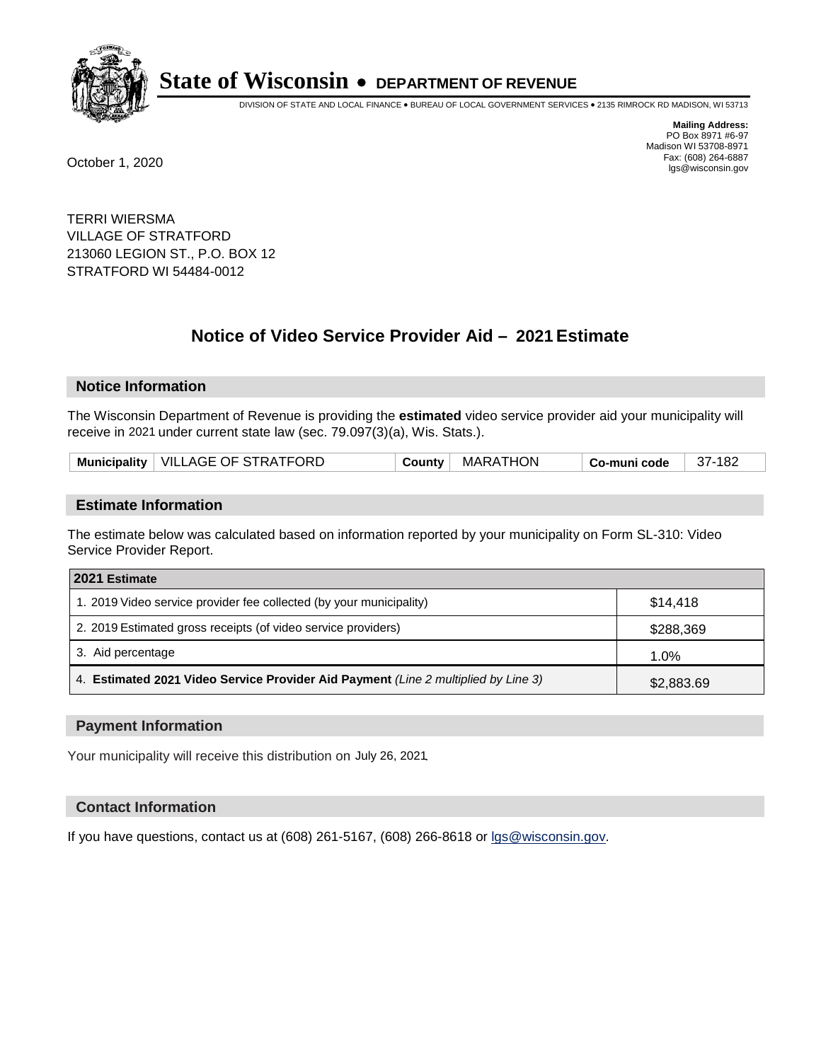# State of Wisconsin • DEPARTMENT OF REVENUE

DIVISION OF STATE AND LOCAL FINANCE • BUREAU OF LOCAL GOVERNMENT SERVICES • 2135 RIMROCK RD MADISON, WI 53713

**Mailing Address:**
PO Box 8971 #6-97
Madison WI 53708-8971
Fax: (608) 264-6887
lgs@wisconsin.gov

October 1, 2020

TERRI WIERSMA
VILLAGE OF STRATFORD
213060 LEGION ST., P.O. BOX 12
STRATFORD WI 54484-0012

## Notice of Video Service Provider Aid – 2021 Estimate

### Notice Information

The Wisconsin Department of Revenue is providing the **estimated** video service provider aid your municipality will receive in 2021 under current state law (sec. 79.097(3)(a), Wis. Stats.).

| **Municipality** | VILLAGE OF STRATFORD | **County** | MARATHON | **Co-muni code** | 37-182 |
|---|---|---|---|---|---|

### Estimate Information

The estimate below was calculated based on information reported by your municipality on Form SL-310: Video Service Provider Report.

| **2021 Estimate** | |
|---|---|
| 1. 2019 Video service provider fee collected (by your municipality) | $14,418 |
| 2. 2019 Estimated gross receipts (of video service providers) | $288,369 |
| 3. Aid percentage | 1.0% |
| 4. **Estimated 2021 Video Service Provider Aid Payment** *(Line 2 multiplied by Line 3)* | $2,883.69 |

### Payment Information

Your municipality will receive this distribution on July 26, 2021.

### Contact Information

If you have questions, contact us at (608) 261-5167, (608) 266-8618 or lgs@wisconsin.gov.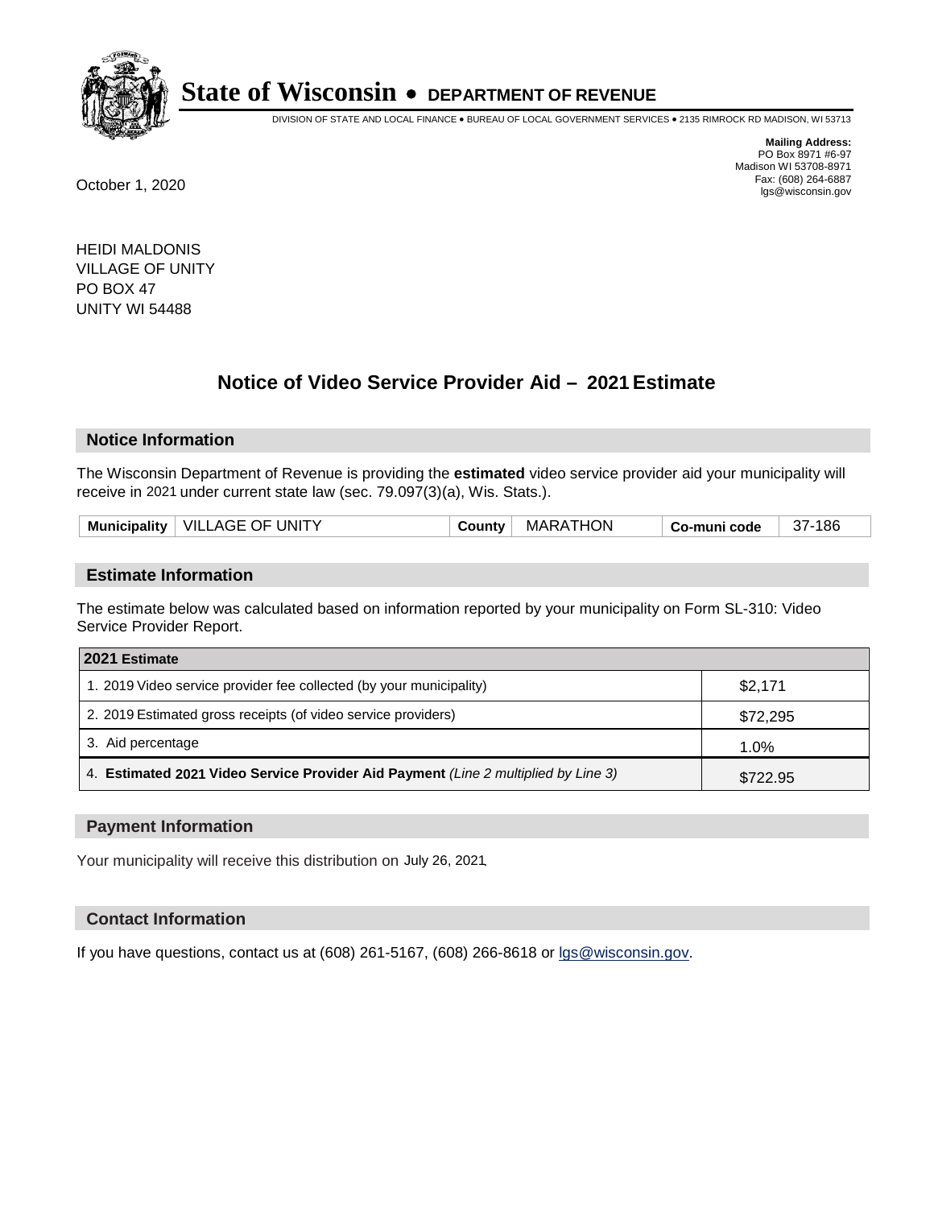# State of Wisconsin • DEPARTMENT OF REVENUE

DIVISION OF STATE AND LOCAL FINANCE • BUREAU OF LOCAL GOVERNMENT SERVICES • 2135 RIMROCK RD MADISON, WI 53713

**Mailing Address:**
PO Box 8971 #6-97
Madison WI 53708-8971
Fax: (608) 264-6887
lgs@wisconsin.gov

October 1, 2020

HEIDI MALDONIS
VILLAGE OF UNITY
PO BOX 47
UNITY WI 54488

## Notice of Video Service Provider Aid – 2021 Estimate

### Notice Information

The Wisconsin Department of Revenue is providing the **estimated** video service provider aid your municipality will receive in 2021 under current state law (sec. 79.097(3)(a), Wis. Stats.).

| Municipality | VILLAGE OF UNITY | County | MARATHON | Co-muni code | 37-186 |
|---|---|---|---|---|---|

### Estimate Information

The estimate below was calculated based on information reported by your municipality on Form SL-310: Video Service Provider Report.

| 2021 Estimate | |
|---|---|
| 1. 2019 Video service provider fee collected (by your municipality) | $2,171 |
| 2. 2019 Estimated gross receipts (of video service providers) | $72,295 |
| 3. Aid percentage | 1.0% |
| 4. **Estimated 2021 Video Service Provider Aid Payment** *(Line 2 multiplied by Line 3)* | $722.95 |

### Payment Information

Your municipality will receive this distribution on July 26, 2021.

### Contact Information

If you have questions, contact us at (608) 261-5167, (608) 266-8618 or lgs@wisconsin.gov.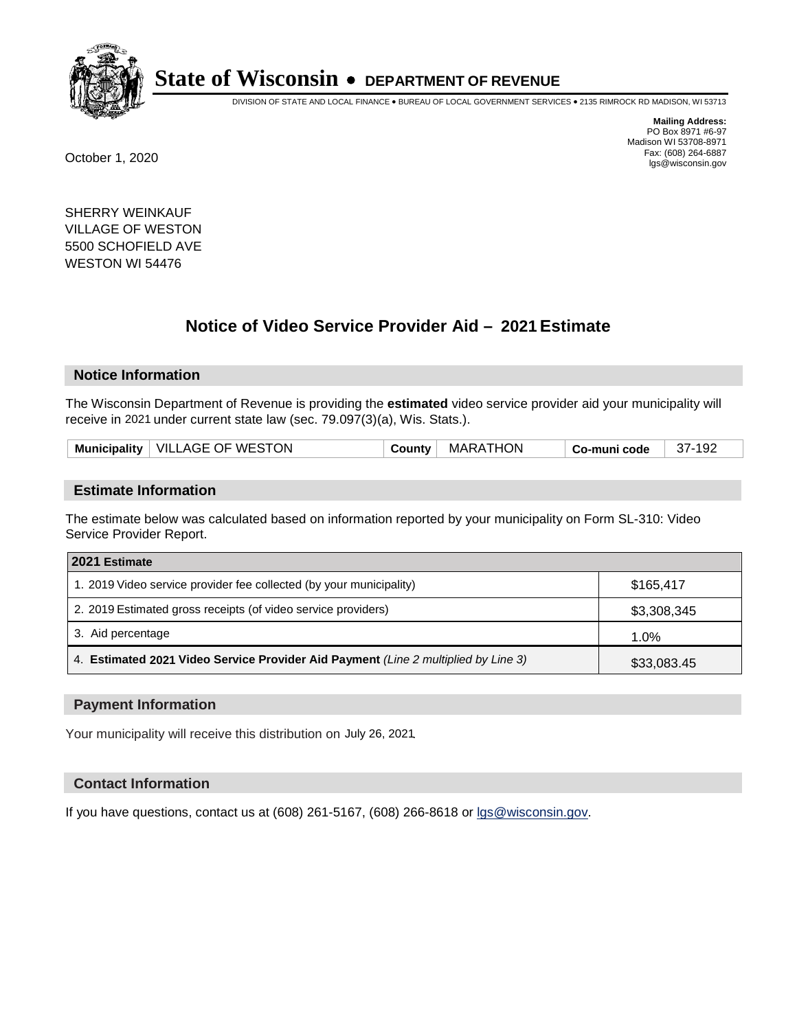# State of Wisconsin • DEPARTMENT OF REVENUE

DIVISION OF STATE AND LOCAL FINANCE • BUREAU OF LOCAL GOVERNMENT SERVICES • 2135 RIMROCK RD MADISON, WI 53713

**Mailing Address:**
PO Box 8971 #6-97
Madison WI 53708-8971
Fax: (608) 264-6887
lgs@wisconsin.gov

October 1, 2020

SHERRY WEINKAUF
VILLAGE OF WESTON
5500 SCHOFIELD AVE
WESTON WI 54476

## Notice of Video Service Provider Aid – 2021 Estimate

### Notice Information

The Wisconsin Department of Revenue is providing the **estimated** video service provider aid your municipality will receive in 2021 under current state law (sec. 79.097(3)(a), Wis. Stats.).

| Municipality | VILLAGE OF WESTON | County | MARATHON | Co-muni code | 37-192 |
|---|---|---|---|---|---|

### Estimate Information

The estimate below was calculated based on information reported by your municipality on Form SL-310: Video Service Provider Report.

| 2021 Estimate | |
|---|---|
| 1. 2019 Video service provider fee collected (by your municipality) | $165,417 |
| 2. 2019 Estimated gross receipts (of video service providers) | $3,308,345 |
| 3. Aid percentage | 1.0% |
| 4. **Estimated 2021 Video Service Provider Aid Payment** *(Line 2 multiplied by Line 3)* | $33,083.45 |

### Payment Information

Your municipality will receive this distribution on July 26, 2021.

### Contact Information

If you have questions, contact us at (608) 261-5167, (608) 266-8618 or lgs@wisconsin.gov.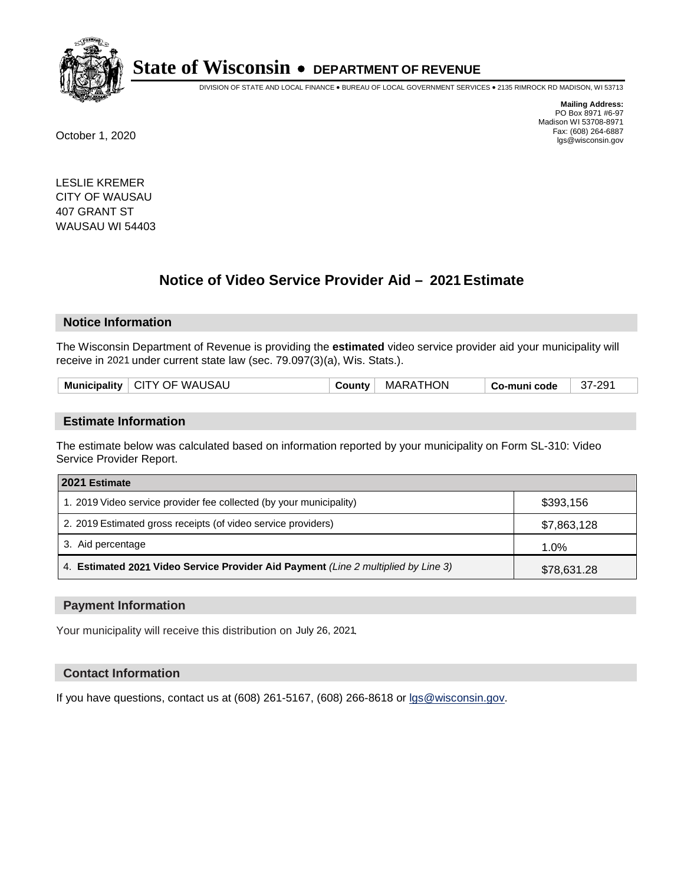# State of Wisconsin • DEPARTMENT OF REVENUE

DIVISION OF STATE AND LOCAL FINANCE • BUREAU OF LOCAL GOVERNMENT SERVICES • 2135 RIMROCK RD MADISON, WI 53713

**Mailing Address:**
PO Box 8971 #6-97
Madison WI 53708-8971
Fax: (608) 264-6887
lgs@wisconsin.gov

October 1, 2020

LESLIE KREMER
CITY OF WAUSAU
407 GRANT ST
WAUSAU WI 54403

## Notice of Video Service Provider Aid – 2021 Estimate

### Notice Information

The Wisconsin Department of Revenue is providing the **estimated** video service provider aid your municipality will receive in 2021 under current state law (sec. 79.097(3)(a), Wis. Stats.).

| Municipality | CITY OF WAUSAU | County | MARATHON | Co-muni code | 37-291 |
|---|---|---|---|---|---|

### Estimate Information

The estimate below was calculated based on information reported by your municipality on Form SL-310: Video Service Provider Report.

| 2021 Estimate | |
|---|---|
| 1. 2019 Video service provider fee collected (by your municipality) | $393,156 |
| 2. 2019 Estimated gross receipts (of video service providers) | $7,863,128 |
| 3. Aid percentage | 1.0% |
| 4. **Estimated 2021 Video Service Provider Aid Payment** *(Line 2 multiplied by Line 3)* | $78,631.28 |

### Payment Information

Your municipality will receive this distribution on July 26, 2021.

### Contact Information

If you have questions, contact us at (608) 261-5167, (608) 266-8618 or lgs@wisconsin.gov.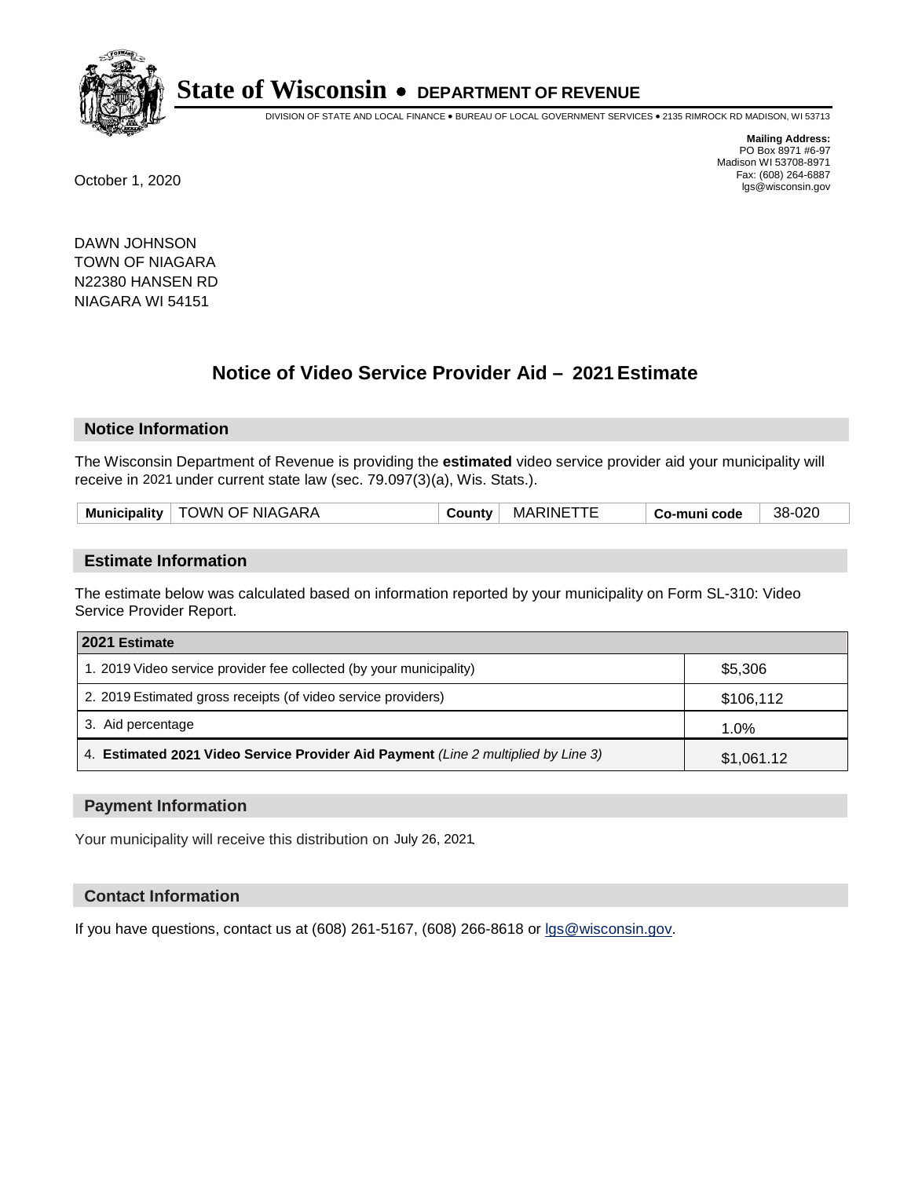# State of Wisconsin • DEPARTMENT OF REVENUE

DIVISION OF STATE AND LOCAL FINANCE • BUREAU OF LOCAL GOVERNMENT SERVICES • 2135 RIMROCK RD MADISON, WI 53713

**Mailing Address:**
PO Box 8971 #6-97
Madison WI 53708-8971
Fax: (608) 264-6887
lgs@wisconsin.gov

October 1, 2020

DAWN JOHNSON
TOWN OF NIAGARA
N22380 HANSEN RD
NIAGARA WI 54151

## Notice of Video Service Provider Aid – 2021 Estimate

### Notice Information

The Wisconsin Department of Revenue is providing the **estimated** video service provider aid your municipality will receive in 2021 under current state law (sec. 79.097(3)(a), Wis. Stats.).

| Municipality | TOWN OF NIAGARA | County | MARINETTE | Co-muni code | 38-020 |
|---|---|---|---|---|---|

### Estimate Information

The estimate below was calculated based on information reported by your municipality on Form SL-310: Video Service Provider Report.

| 2021 Estimate | |
|---|---|
| 1. 2019 Video service provider fee collected (by your municipality) | $5,306 |
| 2. 2019 Estimated gross receipts (of video service providers) | $106,112 |
| 3. Aid percentage | 1.0% |
| 4. **Estimated 2021 Video Service Provider Aid Payment** *(Line 2 multiplied by Line 3)* | $1,061.12 |

### Payment Information

Your municipality will receive this distribution on July 26, 2021.

### Contact Information

If you have questions, contact us at (608) 261-5167, (608) 266-8618 or lgs@wisconsin.gov.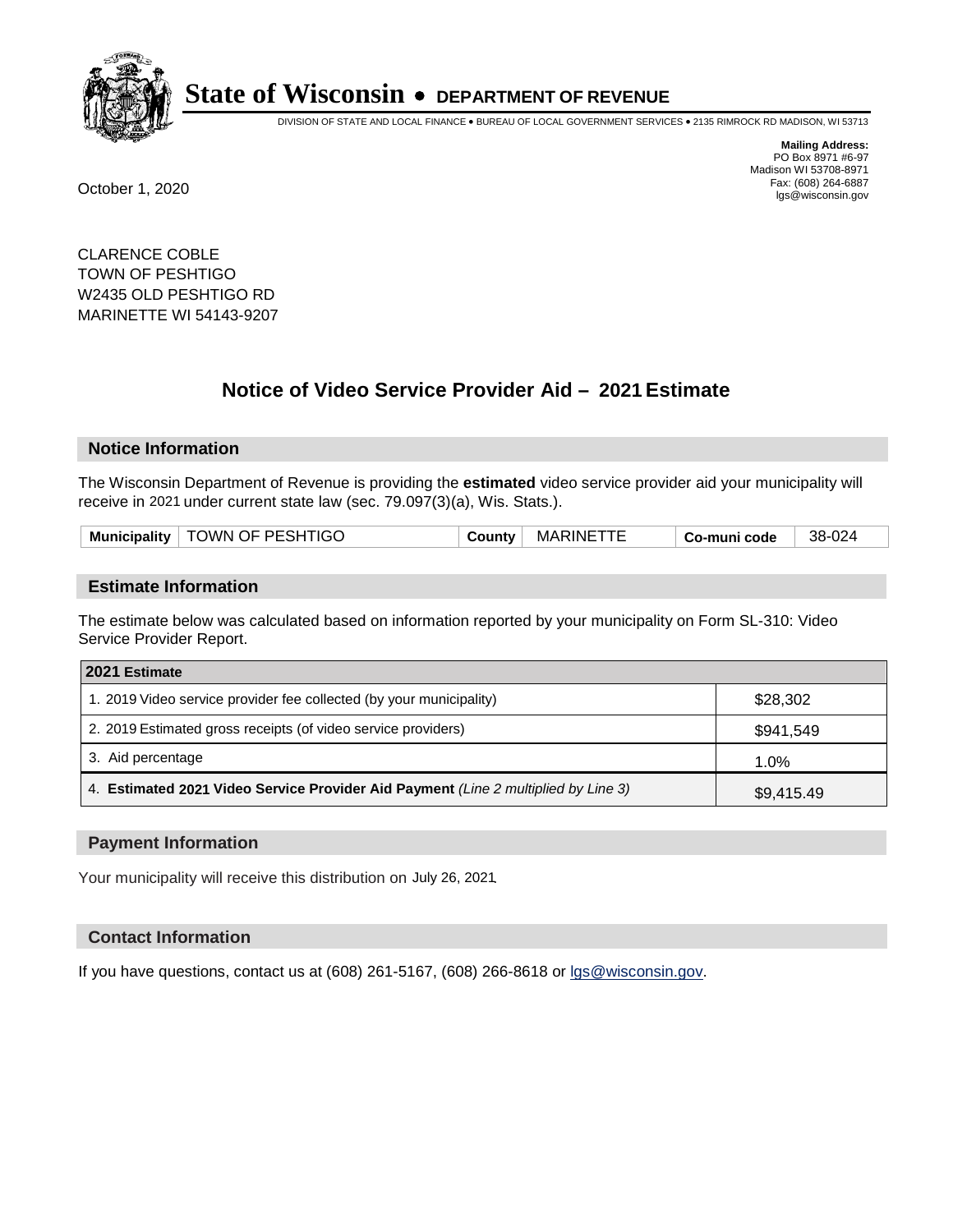# State of Wisconsin • DEPARTMENT OF REVENUE

DIVISION OF STATE AND LOCAL FINANCE • BUREAU OF LOCAL GOVERNMENT SERVICES • 2135 RIMROCK RD MADISON, WI 53713

**Mailing Address:**
PO Box 8971 #6-97
Madison WI 53708-8971
Fax: (608) 264-6887
lgs@wisconsin.gov

October 1, 2020

CLARENCE COBLE
TOWN OF PESHTIGO
W2435 OLD PESHTIGO RD
MARINETTE WI 54143-9207

## Notice of Video Service Provider Aid – 2021 Estimate

### Notice Information

The Wisconsin Department of Revenue is providing the **estimated** video service provider aid your municipality will receive in 2021 under current state law (sec. 79.097(3)(a), Wis. Stats.).

| Municipality | TOWN OF PESHTIGO | County | MARINETTE | Co-muni code | 38-024 |
|---|---|---|---|---|---|

### Estimate Information

The estimate below was calculated based on information reported by your municipality on Form SL-310: Video Service Provider Report.

| 2021 Estimate | |
|---|---|
| 1. 2019 Video service provider fee collected (by your municipality) | $28,302 |
| 2. 2019 Estimated gross receipts (of video service providers) | $941,549 |
| 3. Aid percentage | 1.0% |
| 4. **Estimated 2021 Video Service Provider Aid Payment** *(Line 2 multiplied by Line 3)* | $9,415.49 |

### Payment Information

Your municipality will receive this distribution on July 26, 2021.

### Contact Information

If you have questions, contact us at (608) 261-5167, (608) 266-8618 or lgs@wisconsin.gov.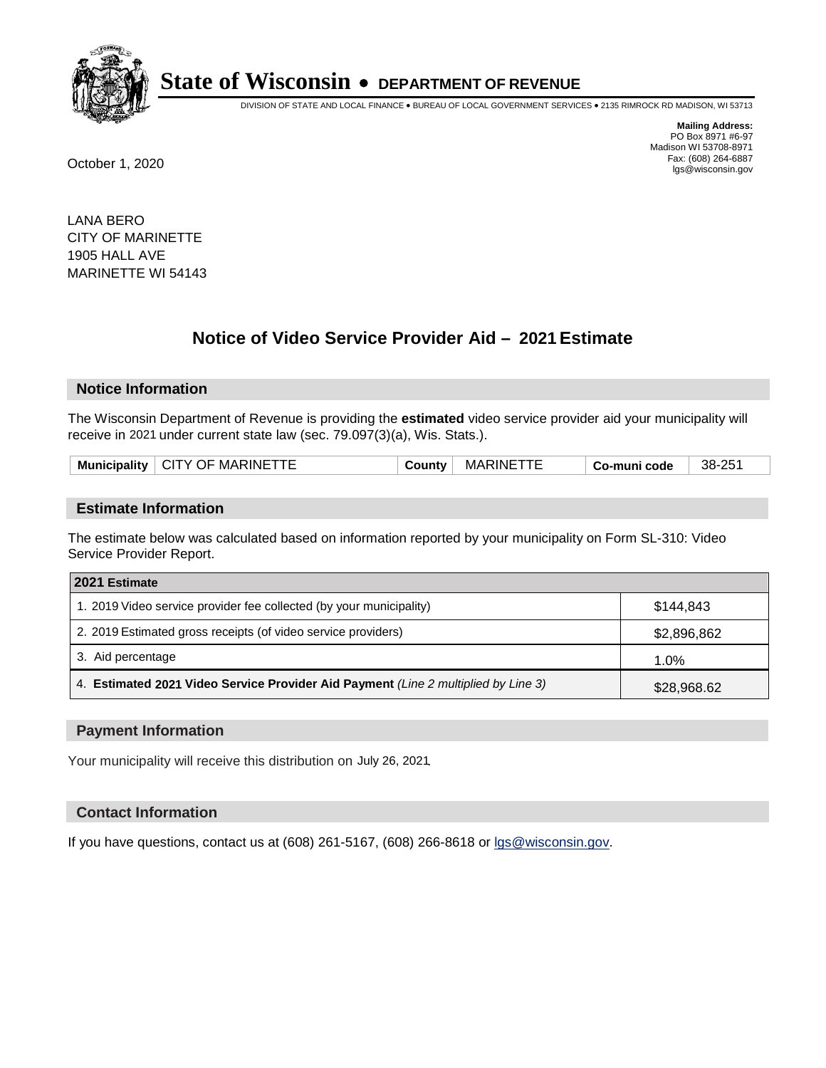# State of Wisconsin • DEPARTMENT OF REVENUE

DIVISION OF STATE AND LOCAL FINANCE • BUREAU OF LOCAL GOVERNMENT SERVICES • 2135 RIMROCK RD MADISON, WI 53713

**Mailing Address:**
PO Box 8971 #6-97
Madison WI 53708-8971
Fax: (608) 264-6887
lgs@wisconsin.gov

October 1, 2020

LANA BERO
CITY OF MARINETTE
1905 HALL AVE
MARINETTE WI 54143

## Notice of Video Service Provider Aid – 2021 Estimate

### Notice Information

The Wisconsin Department of Revenue is providing the **estimated** video service provider aid your municipality will receive in 2021 under current state law (sec. 79.097(3)(a), Wis. Stats.).

| Municipality | CITY OF MARINETTE | County | MARINETTE | Co-muni code | 38-251 |
|---|---|---|---|---|---|

### Estimate Information

The estimate below was calculated based on information reported by your municipality on Form SL-310: Video Service Provider Report.

| 2021 Estimate | |
|---|---|
| 1. 2019 Video service provider fee collected (by your municipality) | $144,843 |
| 2. 2019 Estimated gross receipts (of video service providers) | $2,896,862 |
| 3. Aid percentage | 1.0% |
| 4. **Estimated 2021 Video Service Provider Aid Payment** *(Line 2 multiplied by Line 3)* | $28,968.62 |

### Payment Information

Your municipality will receive this distribution on July 26, 2021.

### Contact Information

If you have questions, contact us at (608) 261-5167, (608) 266-8618 or lgs@wisconsin.gov.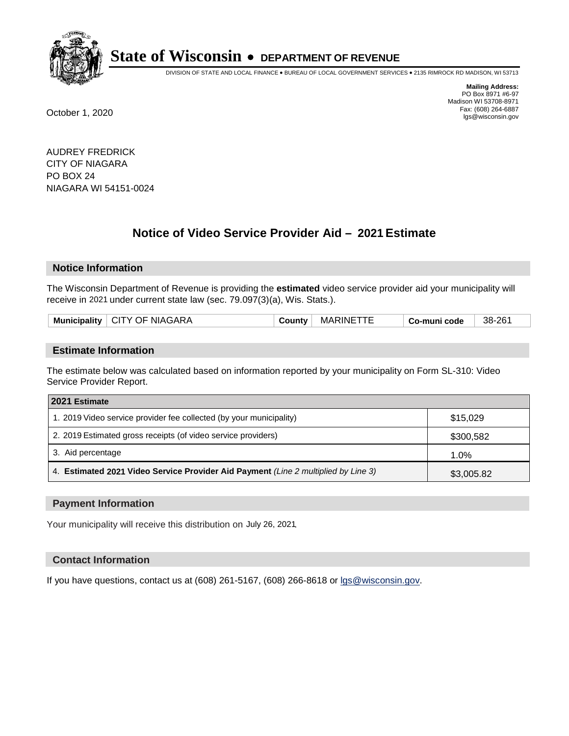# State of Wisconsin • DEPARTMENT OF REVENUE

DIVISION OF STATE AND LOCAL FINANCE • BUREAU OF LOCAL GOVERNMENT SERVICES • 2135 RIMROCK RD MADISON, WI 53713

**Mailing Address:**
PO Box 8971 #6-97
Madison WI 53708-8971
Fax: (608) 264-6887
lgs@wisconsin.gov

October 1, 2020

AUDREY FREDRICK
CITY OF NIAGARA
PO BOX 24
NIAGARA WI 54151-0024

## Notice of Video Service Provider Aid – 2021 Estimate

### Notice Information

The Wisconsin Department of Revenue is providing the **estimated** video service provider aid your municipality will receive in 2021 under current state law (sec. 79.097(3)(a), Wis. Stats.).

| Municipality | CITY OF NIAGARA | County | MARINETTE | Co-muni code | 38-261 |
|---|---|---|---|---|---|

### Estimate Information

The estimate below was calculated based on information reported by your municipality on Form SL-310: Video Service Provider Report.

| 2021 Estimate | |
|---|---|
| 1. 2019 Video service provider fee collected (by your municipality) | $15,029 |
| 2. 2019 Estimated gross receipts (of video service providers) | $300,582 |
| 3. Aid percentage | 1.0% |
| 4. **Estimated 2021 Video Service Provider Aid Payment** *(Line 2 multiplied by Line 3)* | $3,005.82 |

### Payment Information

Your municipality will receive this distribution on July 26, 2021.

### Contact Information

If you have questions, contact us at (608) 261-5167, (608) 266-8618 or lgs@wisconsin.gov.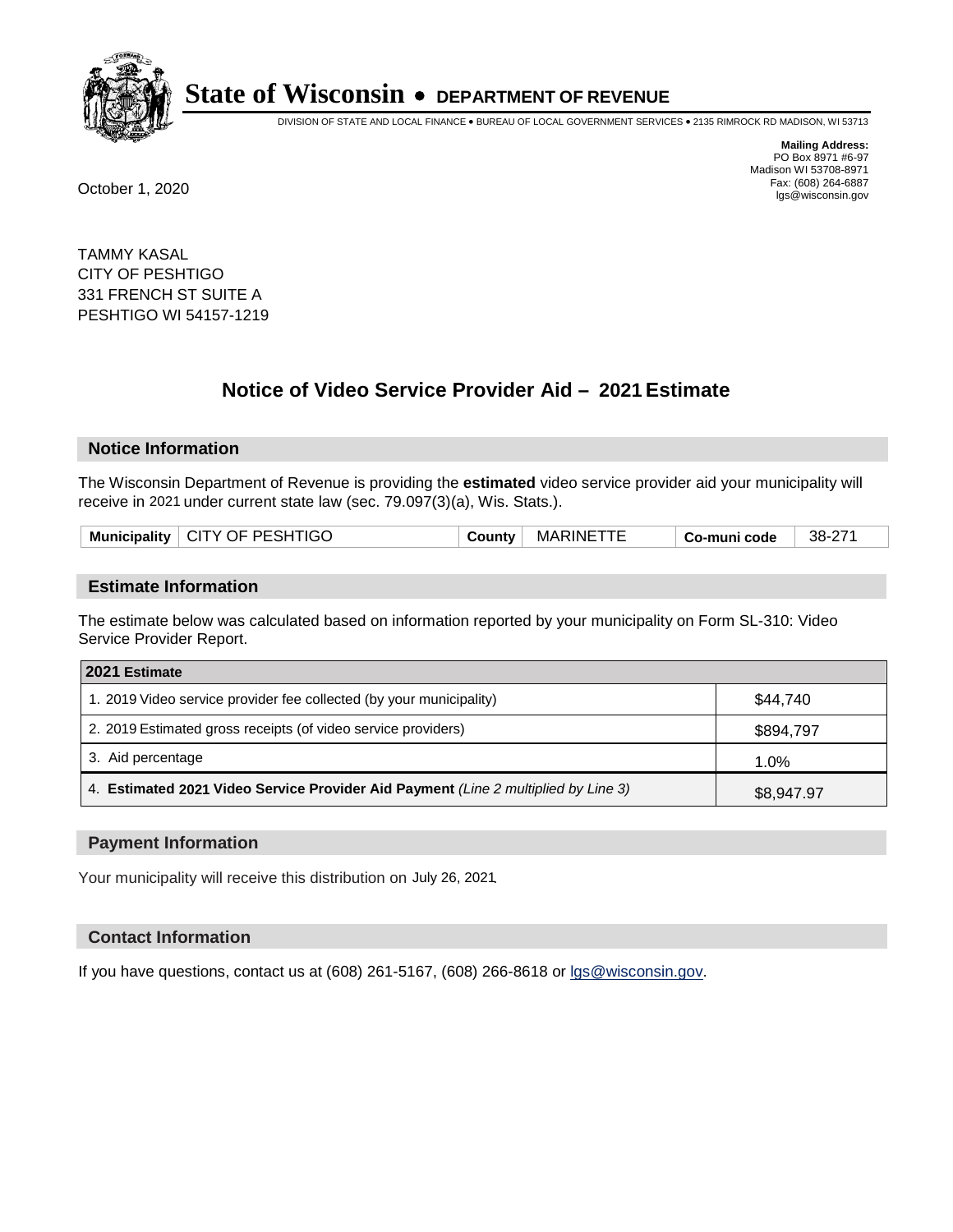# State of Wisconsin • DEPARTMENT OF REVENUE

DIVISION OF STATE AND LOCAL FINANCE • BUREAU OF LOCAL GOVERNMENT SERVICES • 2135 RIMROCK RD MADISON, WI 53713

**Mailing Address:**
PO Box 8971 #6-97
Madison WI 53708-8971
Fax: (608) 264-6887
lgs@wisconsin.gov

October 1, 2020

TAMMY KASAL
CITY OF PESHTIGO
331 FRENCH ST SUITE A
PESHTIGO WI 54157-1219

## Notice of Video Service Provider Aid – 2021 Estimate

### Notice Information

The Wisconsin Department of Revenue is providing the **estimated** video service provider aid your municipality will receive in 2021 under current state law (sec. 79.097(3)(a), Wis. Stats.).

| Municipality | CITY OF PESHTIGO | County | MARINETTE | Co-muni code | 38-271 |
|---|---|---|---|---|---|

### Estimate Information

The estimate below was calculated based on information reported by your municipality on Form SL-310: Video Service Provider Report.

| 2021 Estimate | |
|---|---|
| 1. 2019 Video service provider fee collected (by your municipality) | $44,740 |
| 2. 2019 Estimated gross receipts (of video service providers) | $894,797 |
| 3. Aid percentage | 1.0% |
| 4. **Estimated 2021 Video Service Provider Aid Payment** *(Line 2 multiplied by Line 3)* | $8,947.97 |

### Payment Information

Your municipality will receive this distribution on July 26, 2021.

### Contact Information

If you have questions, contact us at (608) 261-5167, (608) 266-8618 or lgs@wisconsin.gov.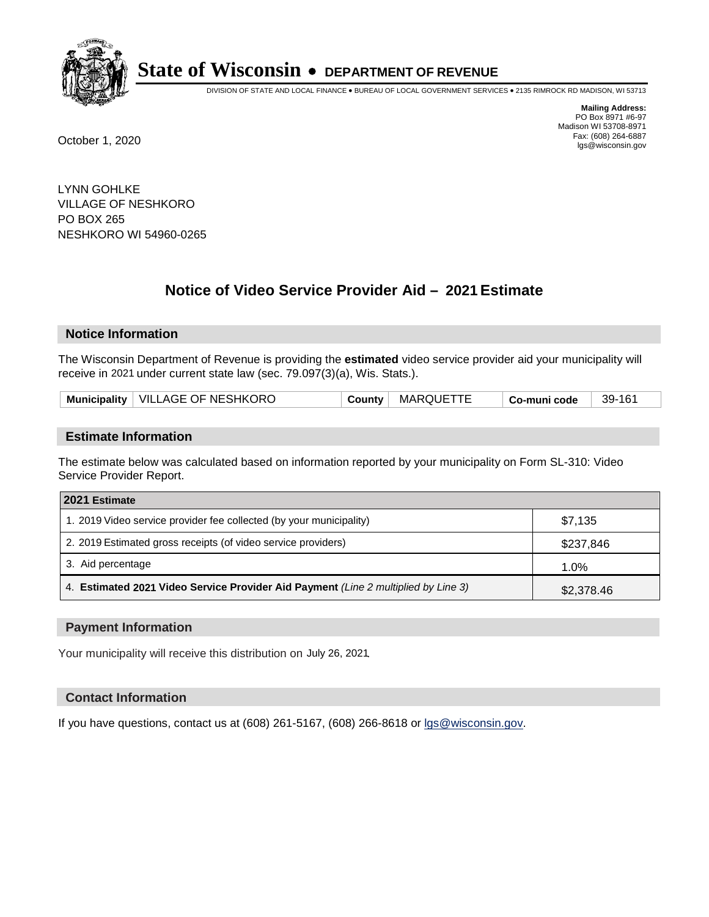# State of Wisconsin • DEPARTMENT OF REVENUE

DIVISION OF STATE AND LOCAL FINANCE • BUREAU OF LOCAL GOVERNMENT SERVICES • 2135 RIMROCK RD MADISON, WI 53713

**Mailing Address:**
PO Box 8971 #6-97
Madison WI 53708-8971
Fax: (608) 264-6887
lgs@wisconsin.gov

October 1, 2020

LYNN GOHLKE
VILLAGE OF NESHKORO
PO BOX 265
NESHKORO WI 54960-0265

## Notice of Video Service Provider Aid – 2021 Estimate

### Notice Information

The Wisconsin Department of Revenue is providing the **estimated** video service provider aid your municipality will receive in 2021 under current state law (sec. 79.097(3)(a), Wis. Stats.).

| Municipality | VILLAGE OF NESHKORO | County | MARQUETTE | Co-muni code | 39-161 |
|---|---|---|---|---|---|

### Estimate Information

The estimate below was calculated based on information reported by your municipality on Form SL-310: Video Service Provider Report.

| 2021 Estimate | |
|---|---|
| 1. 2019 Video service provider fee collected (by your municipality) | $7,135 |
| 2. 2019 Estimated gross receipts (of video service providers) | $237,846 |
| 3. Aid percentage | 1.0% |
| 4. **Estimated 2021 Video Service Provider Aid Payment** *(Line 2 multiplied by Line 3)* | $2,378.46 |

### Payment Information

Your municipality will receive this distribution on July 26, 2021.

### Contact Information

If you have questions, contact us at (608) 261-5167, (608) 266-8618 or lgs@wisconsin.gov.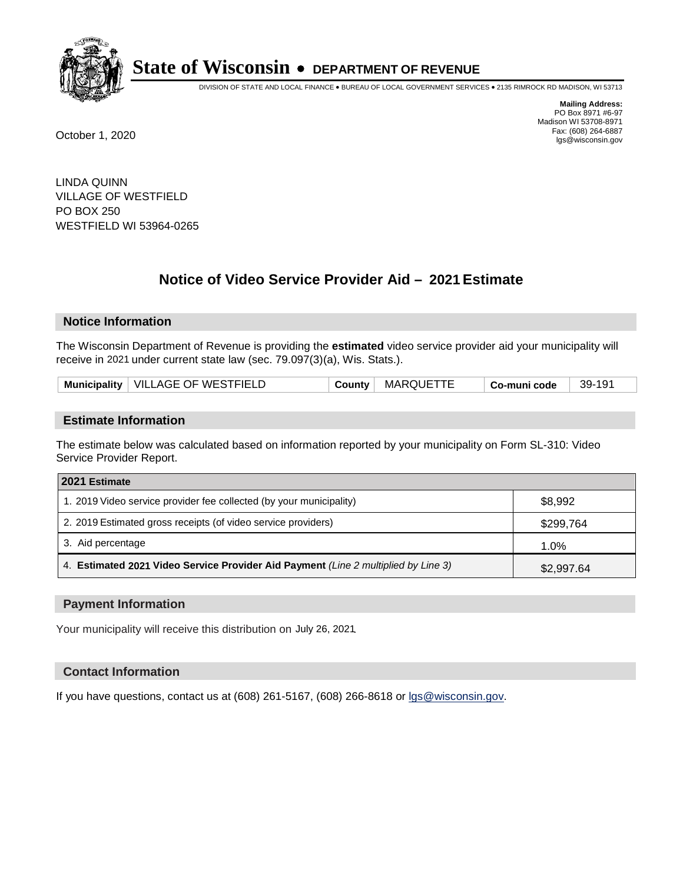# State of Wisconsin • DEPARTMENT OF REVENUE

DIVISION OF STATE AND LOCAL FINANCE • BUREAU OF LOCAL GOVERNMENT SERVICES • 2135 RIMROCK RD MADISON, WI 53713

**Mailing Address:**
PO Box 8971 #6-97
Madison WI 53708-8971
Fax: (608) 264-6887
lgs@wisconsin.gov

October 1, 2020

LINDA QUINN
VILLAGE OF WESTFIELD
PO BOX 250
WESTFIELD WI 53964-0265

## Notice of Video Service Provider Aid – 2021 Estimate

### Notice Information

The Wisconsin Department of Revenue is providing the **estimated** video service provider aid your municipality will receive in 2021 under current state law (sec. 79.097(3)(a), Wis. Stats.).

| **Municipality** | VILLAGE OF WESTFIELD | **County** | MARQUETTE | **Co-muni code** | 39-191 |
|---|---|---|---|---|---|

### Estimate Information

The estimate below was calculated based on information reported by your municipality on Form SL-310: Video Service Provider Report.

| **2021 Estimate** | |
|---|---|
| 1. 2019 Video service provider fee collected (by your municipality) | $8,992 |
| 2. 2019 Estimated gross receipts (of video service providers) | $299,764 |
| 3. Aid percentage | 1.0% |
| 4. **Estimated 2021 Video Service Provider Aid Payment** *(Line 2 multiplied by Line 3)* | $2,997.64 |

### Payment Information

Your municipality will receive this distribution on July 26, 2021.

### Contact Information

If you have questions, contact us at (608) 261-5167, (608) 266-8618 or lgs@wisconsin.gov.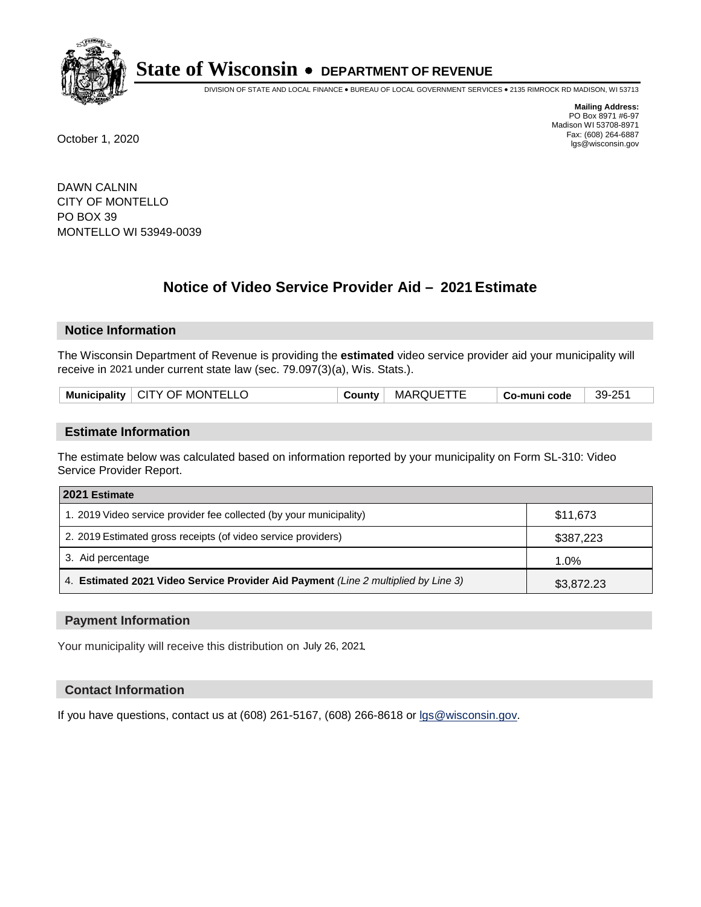# State of Wisconsin • DEPARTMENT OF REVENUE

DIVISION OF STATE AND LOCAL FINANCE • BUREAU OF LOCAL GOVERNMENT SERVICES • 2135 RIMROCK RD MADISON, WI 53713

**Mailing Address:**
PO Box 8971 #6-97
Madison WI 53708-8971
Fax: (608) 264-6887
lgs@wisconsin.gov

October 1, 2020

DAWN CALNIN
CITY OF MONTELLO
PO BOX 39
MONTELLO WI 53949-0039

## Notice of Video Service Provider Aid – 2021 Estimate

### Notice Information

The Wisconsin Department of Revenue is providing the **estimated** video service provider aid your municipality will receive in 2021 under current state law (sec. 79.097(3)(a), Wis. Stats.).

| Municipality | CITY OF MONTELLO | County | MARQUETTE | Co-muni code | 39-251 |
|---|---|---|---|---|---|

### Estimate Information

The estimate below was calculated based on information reported by your municipality on Form SL-310: Video Service Provider Report.

| 2021 Estimate | |
|---|---|
| 1. 2019 Video service provider fee collected (by your municipality) | $11,673 |
| 2. 2019 Estimated gross receipts (of video service providers) | $387,223 |
| 3. Aid percentage | 1.0% |
| 4. **Estimated 2021 Video Service Provider Aid Payment** *(Line 2 multiplied by Line 3)* | $3,872.23 |

### Payment Information

Your municipality will receive this distribution on July 26, 2021.

### Contact Information

If you have questions, contact us at (608) 261-5167, (608) 266-8618 or lgs@wisconsin.gov.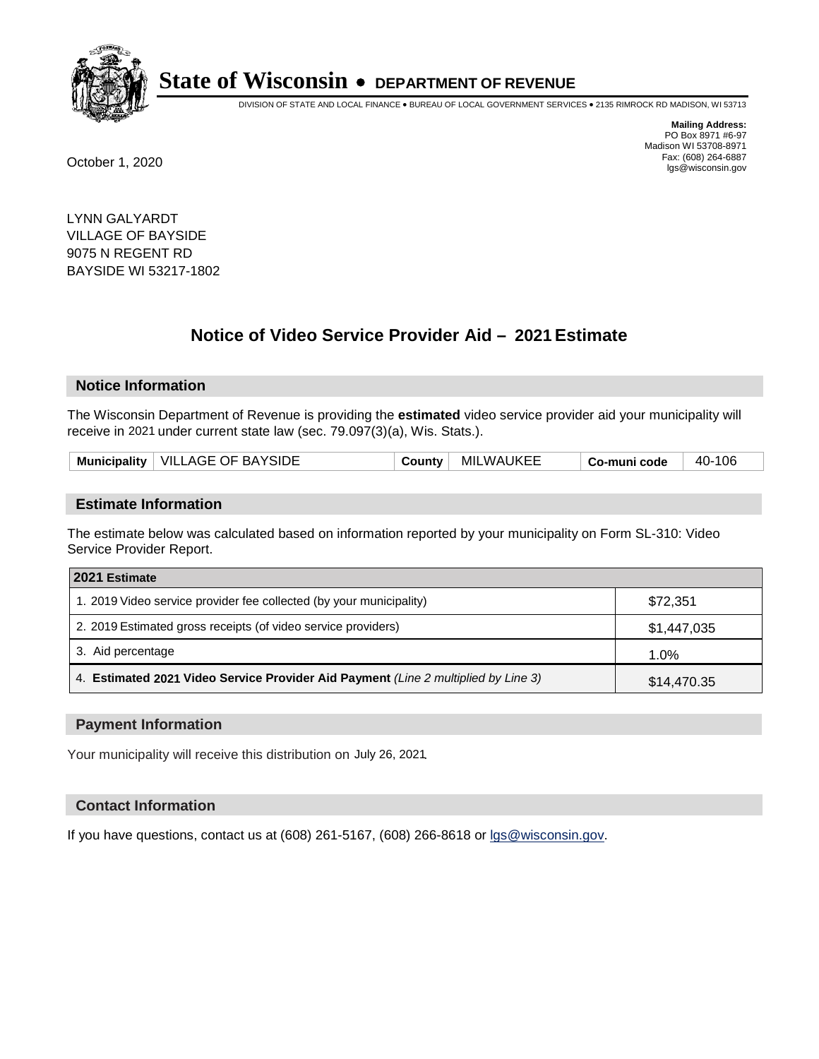# State of Wisconsin • DEPARTMENT OF REVENUE

DIVISION OF STATE AND LOCAL FINANCE • BUREAU OF LOCAL GOVERNMENT SERVICES • 2135 RIMROCK RD MADISON, WI 53713

**Mailing Address:**
PO Box 8971 #6-97
Madison WI 53708-8971
Fax: (608) 264-6887
lgs@wisconsin.gov

October 1, 2020

LYNN GALYARDT
VILLAGE OF BAYSIDE
9075 N REGENT RD
BAYSIDE WI 53217-1802

## Notice of Video Service Provider Aid – 2021 Estimate

### Notice Information

The Wisconsin Department of Revenue is providing the **estimated** video service provider aid your municipality will receive in 2021 under current state law (sec. 79.097(3)(a), Wis. Stats.).

| Municipality | VILLAGE OF BAYSIDE | County | MILWAUKEE | Co-muni code | 40-106 |
|---|---|---|---|---|---|

### Estimate Information

The estimate below was calculated based on information reported by your municipality on Form SL-310: Video Service Provider Report.

| 2021 Estimate | |
|---|---|
| 1. 2019 Video service provider fee collected (by your municipality) | $72,351 |
| 2. 2019 Estimated gross receipts (of video service providers) | $1,447,035 |
| 3. Aid percentage | 1.0% |
| 4. **Estimated 2021 Video Service Provider Aid Payment** *(Line 2 multiplied by Line 3)* | $14,470.35 |

### Payment Information

Your municipality will receive this distribution on July 26, 2021.

### Contact Information

If you have questions, contact us at (608) 261-5167, (608) 266-8618 or lgs@wisconsin.gov.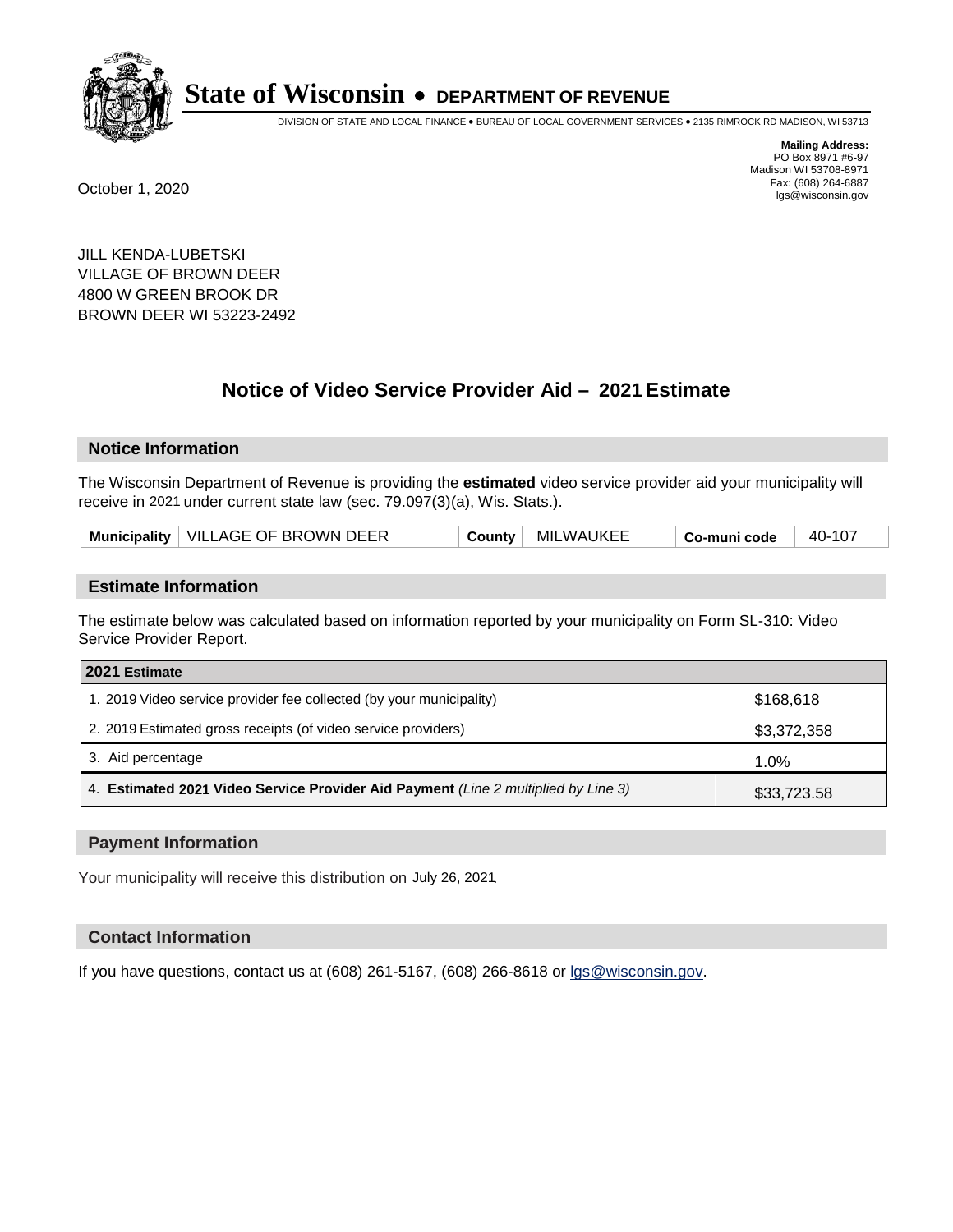# State of Wisconsin • DEPARTMENT OF REVENUE

DIVISION OF STATE AND LOCAL FINANCE • BUREAU OF LOCAL GOVERNMENT SERVICES • 2135 RIMROCK RD MADISON, WI 53713

**Mailing Address:**
PO Box 8971 #6-97
Madison WI 53708-8971
Fax: (608) 264-6887
lgs@wisconsin.gov

October 1, 2020

JILL KENDA-LUBETSKI
VILLAGE OF BROWN DEER
4800 W GREEN BROOK DR
BROWN DEER WI 53223-2492

## Notice of Video Service Provider Aid – 2021 Estimate

### Notice Information

The Wisconsin Department of Revenue is providing the **estimated** video service provider aid your municipality will receive in 2021 under current state law (sec. 79.097(3)(a), Wis. Stats.).

| Municipality | VILLAGE OF BROWN DEER | County | MILWAUKEE | Co-muni code | 40-107 |
|---|---|---|---|---|---|

### Estimate Information

The estimate below was calculated based on information reported by your municipality on Form SL-310: Video Service Provider Report.

| 2021 Estimate | |
|---|---|
| 1. 2019 Video service provider fee collected (by your municipality) | $168,618 |
| 2. 2019 Estimated gross receipts (of video service providers) | $3,372,358 |
| 3. Aid percentage | 1.0% |
| 4. **Estimated 2021 Video Service Provider Aid Payment** *(Line 2 multiplied by Line 3)* | $33,723.58 |

### Payment Information

Your municipality will receive this distribution on July 26, 2021.

### Contact Information

If you have questions, contact us at (608) 261-5167, (608) 266-8618 or lgs@wisconsin.gov.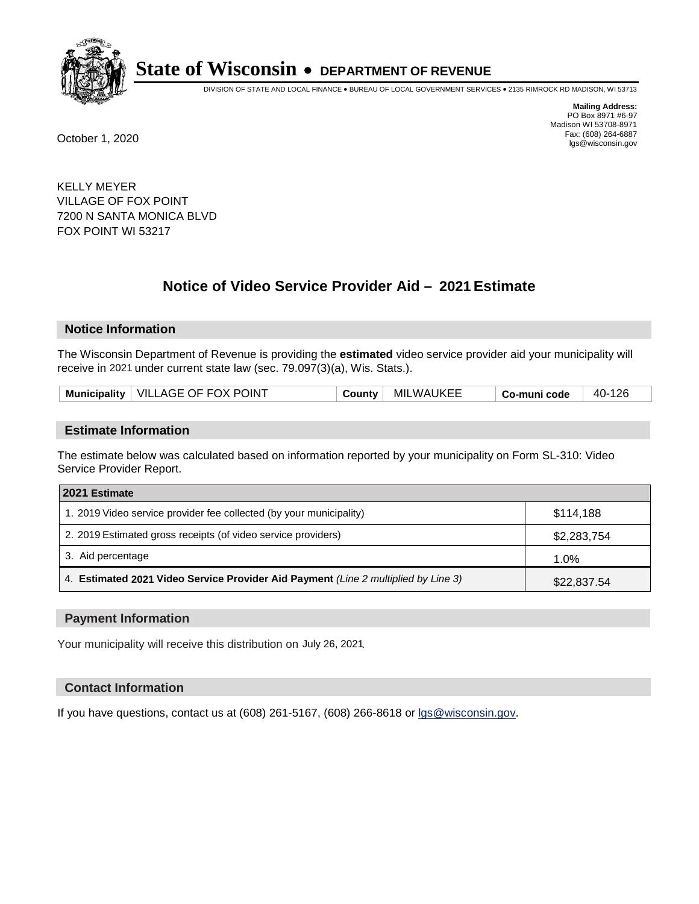# State of Wisconsin • DEPARTMENT OF REVENUE

DIVISION OF STATE AND LOCAL FINANCE • BUREAU OF LOCAL GOVERNMENT SERVICES • 2135 RIMROCK RD MADISON, WI 53713

**Mailing Address:**
PO Box 8971 #6-97
Madison WI 53708-8971
Fax: (608) 264-6887
lgs@wisconsin.gov

October 1, 2020

KELLY MEYER
VILLAGE OF FOX POINT
7200 N SANTA MONICA BLVD
FOX POINT WI 53217

## Notice of Video Service Provider Aid – 2021 Estimate

### Notice Information

The Wisconsin Department of Revenue is providing the **estimated** video service provider aid your municipality will receive in 2021 under current state law (sec. 79.097(3)(a), Wis. Stats.).

| Municipality | VILLAGE OF FOX POINT | County | MILWAUKEE | Co-muni code | 40-126 |
|---|---|---|---|---|---|

### Estimate Information

The estimate below was calculated based on information reported by your municipality on Form SL-310: Video Service Provider Report.

| 2021 Estimate | |
|---|---|
| 1. 2019 Video service provider fee collected (by your municipality) | $114,188 |
| 2. 2019 Estimated gross receipts (of video service providers) | $2,283,754 |
| 3. Aid percentage | 1.0% |
| 4. **Estimated 2021 Video Service Provider Aid Payment** *(Line 2 multiplied by Line 3)* | $22,837.54 |

### Payment Information

Your municipality will receive this distribution on July 26, 2021.

### Contact Information

If you have questions, contact us at (608) 261-5167, (608) 266-8618 or lgs@wisconsin.gov.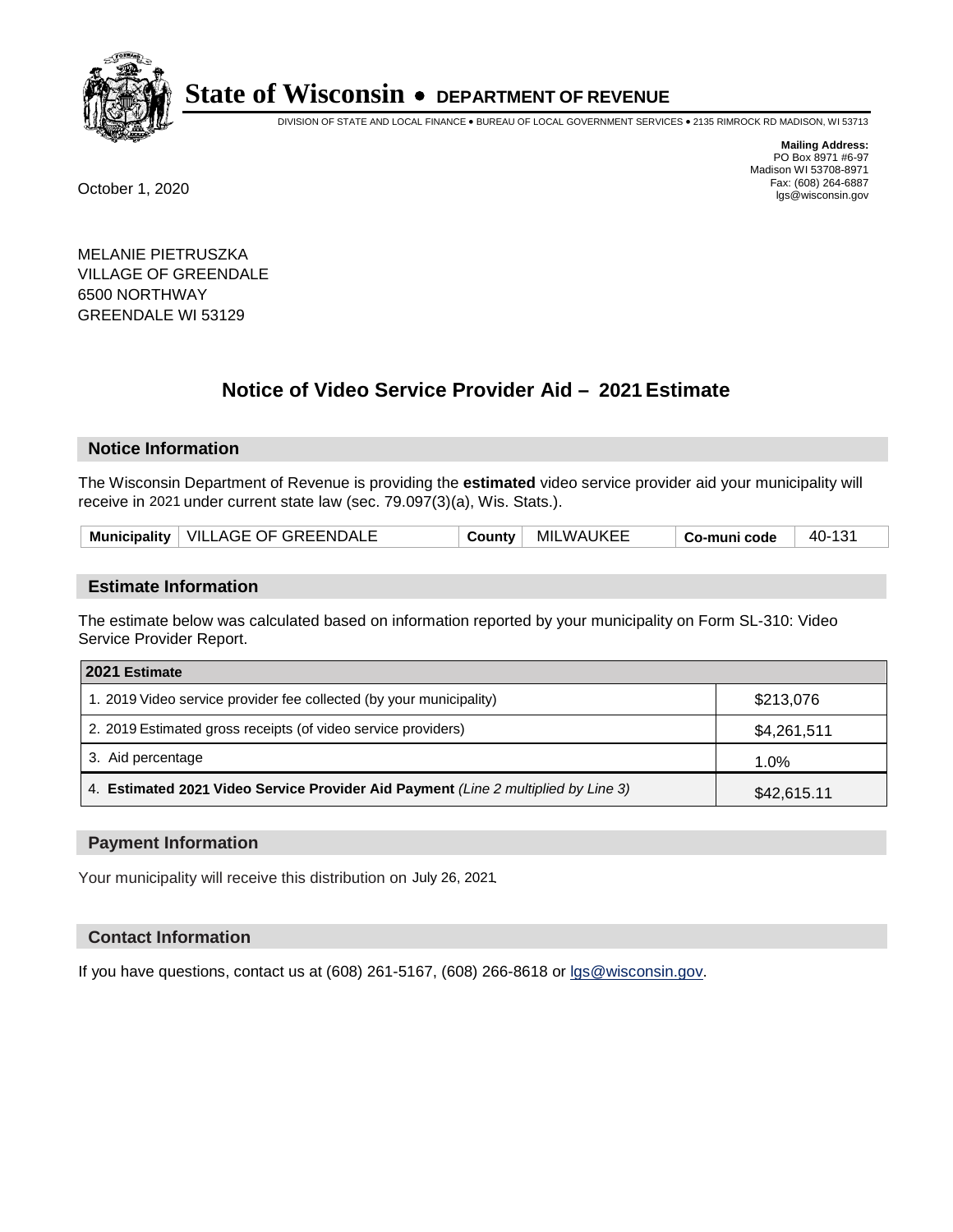# State of Wisconsin • DEPARTMENT OF REVENUE

DIVISION OF STATE AND LOCAL FINANCE • BUREAU OF LOCAL GOVERNMENT SERVICES • 2135 RIMROCK RD MADISON, WI 53713

**Mailing Address:**
PO Box 8971 #6-97
Madison WI 53708-8971
Fax: (608) 264-6887
lgs@wisconsin.gov

October 1, 2020

MELANIE PIETRUSZKA
VILLAGE OF GREENDALE
6500 NORTHWAY
GREENDALE WI 53129

## Notice of Video Service Provider Aid – 2021 Estimate

### Notice Information

The Wisconsin Department of Revenue is providing the **estimated** video service provider aid your municipality will receive in 2021 under current state law (sec. 79.097(3)(a), Wis. Stats.).

| Municipality | VILLAGE OF GREENDALE | County | MILWAUKEE | Co-muni code | 40-131 |
|---|---|---|---|---|---|

### Estimate Information

The estimate below was calculated based on information reported by your municipality on Form SL-310: Video Service Provider Report.

| 2021 Estimate | |
|---|---|
| 1. 2019 Video service provider fee collected (by your municipality) | $213,076 |
| 2. 2019 Estimated gross receipts (of video service providers) | $4,261,511 |
| 3. Aid percentage | 1.0% |
| 4. **Estimated 2021 Video Service Provider Aid Payment** *(Line 2 multiplied by Line 3)* | $42,615.11 |

### Payment Information

Your municipality will receive this distribution on July 26, 2021.

### Contact Information

If you have questions, contact us at (608) 261-5167, (608) 266-8618 or lgs@wisconsin.gov.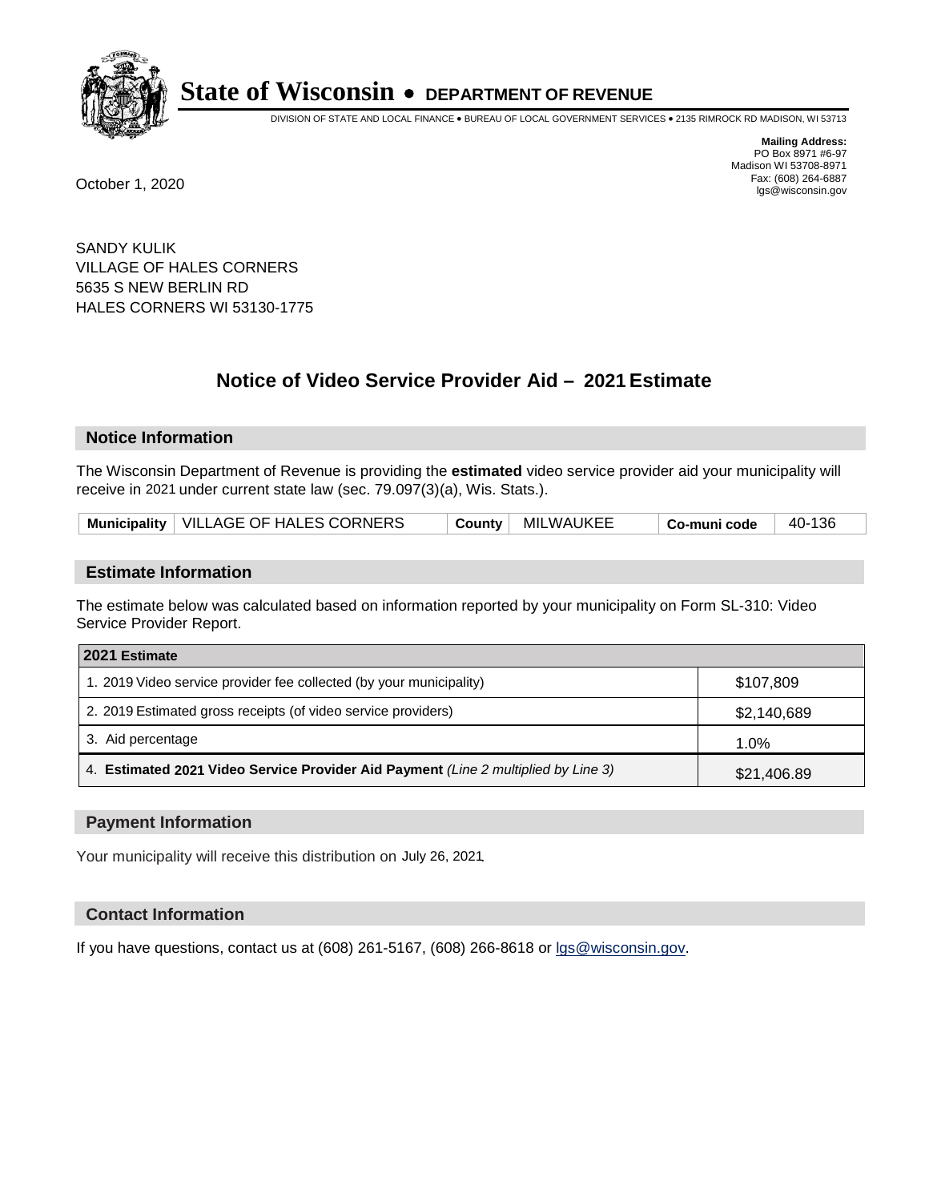# State of Wisconsin • DEPARTMENT OF REVENUE

DIVISION OF STATE AND LOCAL FINANCE • BUREAU OF LOCAL GOVERNMENT SERVICES • 2135 RIMROCK RD MADISON, WI 53713

**Mailing Address:**
PO Box 8971 #6-97
Madison WI 53708-8971
Fax: (608) 264-6887
lgs@wisconsin.gov

October 1, 2020

SANDY KULIK
VILLAGE OF HALES CORNERS
5635 S NEW BERLIN RD
HALES CORNERS WI 53130-1775

## Notice of Video Service Provider Aid – 2021 Estimate

### Notice Information

The Wisconsin Department of Revenue is providing the **estimated** video service provider aid your municipality will receive in 2021 under current state law (sec. 79.097(3)(a), Wis. Stats.).

| Municipality | VILLAGE OF HALES CORNERS | County | MILWAUKEE | Co-muni code | 40-136 |
|---|---|---|---|---|---|

### Estimate Information

The estimate below was calculated based on information reported by your municipality on Form SL-310: Video Service Provider Report.

| 2021 Estimate | |
|---|---|
| 1. 2019 Video service provider fee collected (by your municipality) | $107,809 |
| 2. 2019 Estimated gross receipts (of video service providers) | $2,140,689 |
| 3. Aid percentage | 1.0% |
| 4. **Estimated 2021 Video Service Provider Aid Payment** *(Line 2 multiplied by Line 3)* | $21,406.89 |

### Payment Information

Your municipality will receive this distribution on July 26, 2021.

### Contact Information

If you have questions, contact us at (608) 261-5167, (608) 266-8618 or lgs@wisconsin.gov.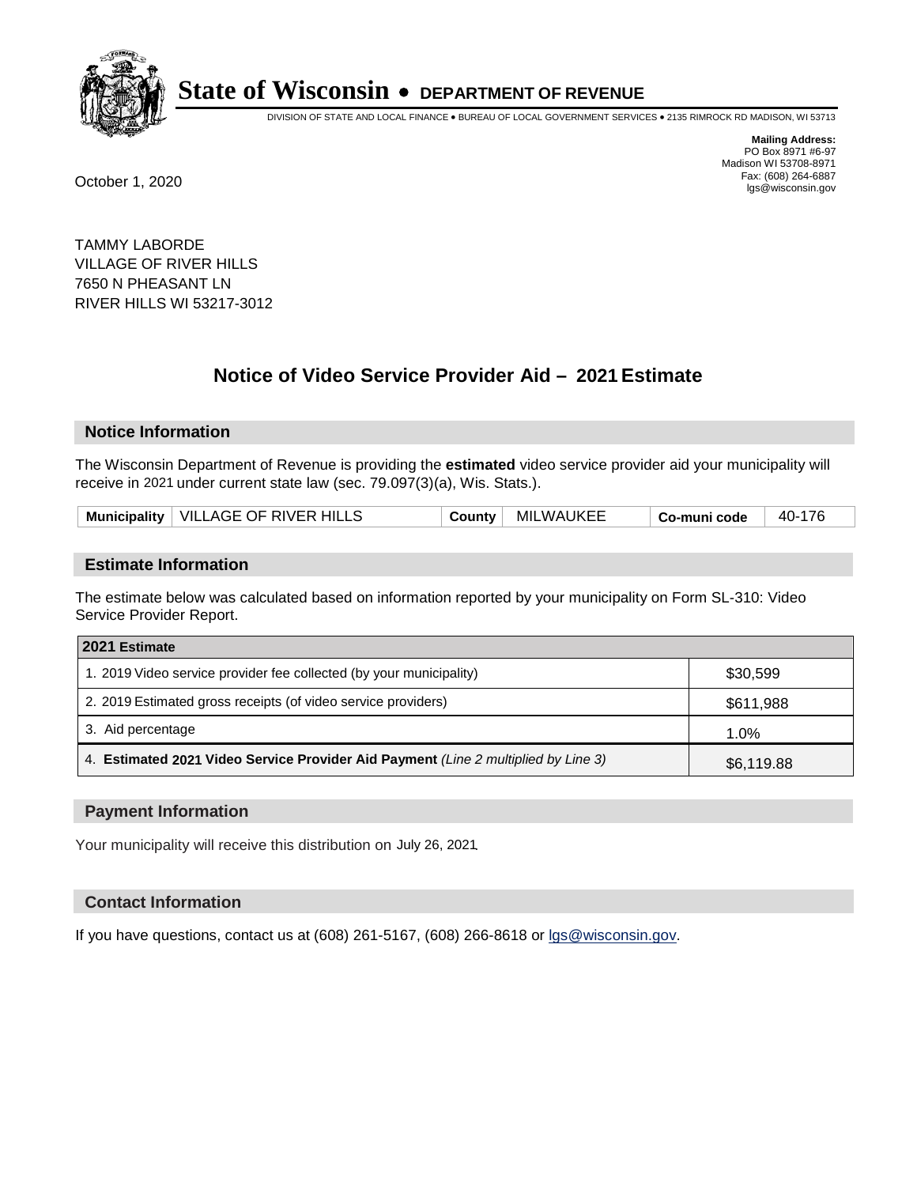# State of Wisconsin • DEPARTMENT OF REVENUE

DIVISION OF STATE AND LOCAL FINANCE • BUREAU OF LOCAL GOVERNMENT SERVICES • 2135 RIMROCK RD MADISON, WI 53713

**Mailing Address:**
PO Box 8971 #6-97
Madison WI 53708-8971
Fax: (608) 264-6887
lgs@wisconsin.gov

October 1, 2020

TAMMY LABORDE
VILLAGE OF RIVER HILLS
7650 N PHEASANT LN
RIVER HILLS WI 53217-3012

## Notice of Video Service Provider Aid – 2021 Estimate

### Notice Information

The Wisconsin Department of Revenue is providing the **estimated** video service provider aid your municipality will receive in 2021 under current state law (sec. 79.097(3)(a), Wis. Stats.).

| Municipality | VILLAGE OF RIVER HILLS | County | MILWAUKEE | Co-muni code | 40-176 |
|---|---|---|---|---|---|

### Estimate Information

The estimate below was calculated based on information reported by your municipality on Form SL-310: Video Service Provider Report.

| 2021 Estimate | |
|---|---|
| 1. 2019 Video service provider fee collected (by your municipality) | $30,599 |
| 2. 2019 Estimated gross receipts (of video service providers) | $611,988 |
| 3. Aid percentage | 1.0% |
| 4. **Estimated 2021 Video Service Provider Aid Payment** *(Line 2 multiplied by Line 3)* | $6,119.88 |

### Payment Information

Your municipality will receive this distribution on July 26, 2021.

### Contact Information

If you have questions, contact us at (608) 261-5167, (608) 266-8618 or lgs@wisconsin.gov.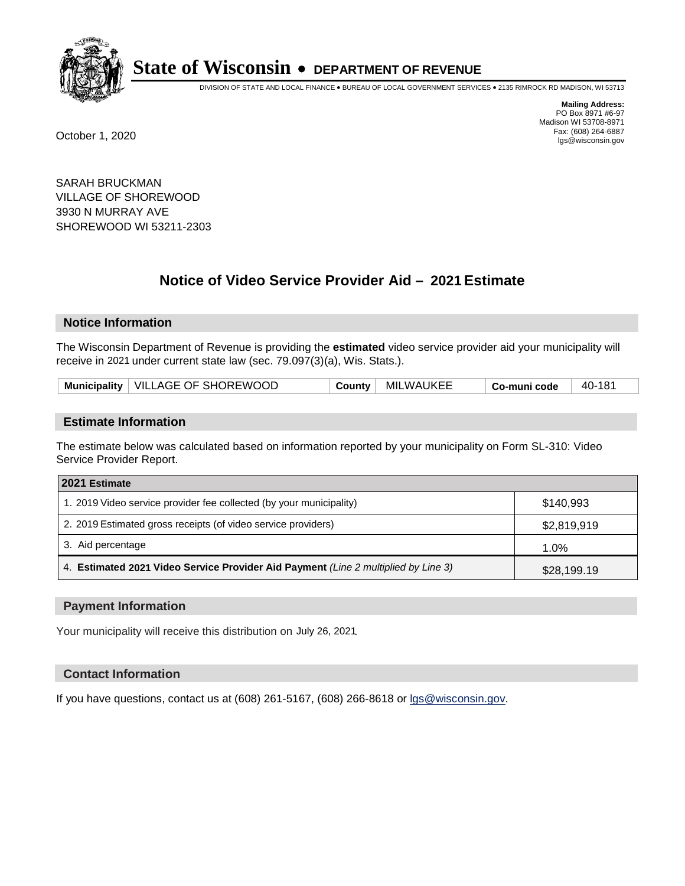# State of Wisconsin • DEPARTMENT OF REVENUE

DIVISION OF STATE AND LOCAL FINANCE • BUREAU OF LOCAL GOVERNMENT SERVICES • 2135 RIMROCK RD MADISON, WI 53713

**Mailing Address:**
PO Box 8971 #6-97
Madison WI 53708-8971
Fax: (608) 264-6887
lgs@wisconsin.gov

October 1, 2020

SARAH BRUCKMAN
VILLAGE OF SHOREWOOD
3930 N MURRAY AVE
SHOREWOOD WI 53211-2303

## Notice of Video Service Provider Aid – 2021 Estimate

### Notice Information

The Wisconsin Department of Revenue is providing the **estimated** video service provider aid your municipality will receive in 2021 under current state law (sec. 79.097(3)(a), Wis. Stats.).

| Municipality | VILLAGE OF SHOREWOOD | County | MILWAUKEE | Co-muni code | 40-181 |
|---|---|---|---|---|---|

### Estimate Information

The estimate below was calculated based on information reported by your municipality on Form SL-310: Video Service Provider Report.

| 2021 Estimate | |
|---|---|
| 1. 2019 Video service provider fee collected (by your municipality) | $140,993 |
| 2. 2019 Estimated gross receipts (of video service providers) | $2,819,919 |
| 3. Aid percentage | 1.0% |
| 4. **Estimated 2021 Video Service Provider Aid Payment** *(Line 2 multiplied by Line 3)* | $28,199.19 |

### Payment Information

Your municipality will receive this distribution on July 26, 2021.

### Contact Information

If you have questions, contact us at (608) 261-5167, (608) 266-8618 or lgs@wisconsin.gov.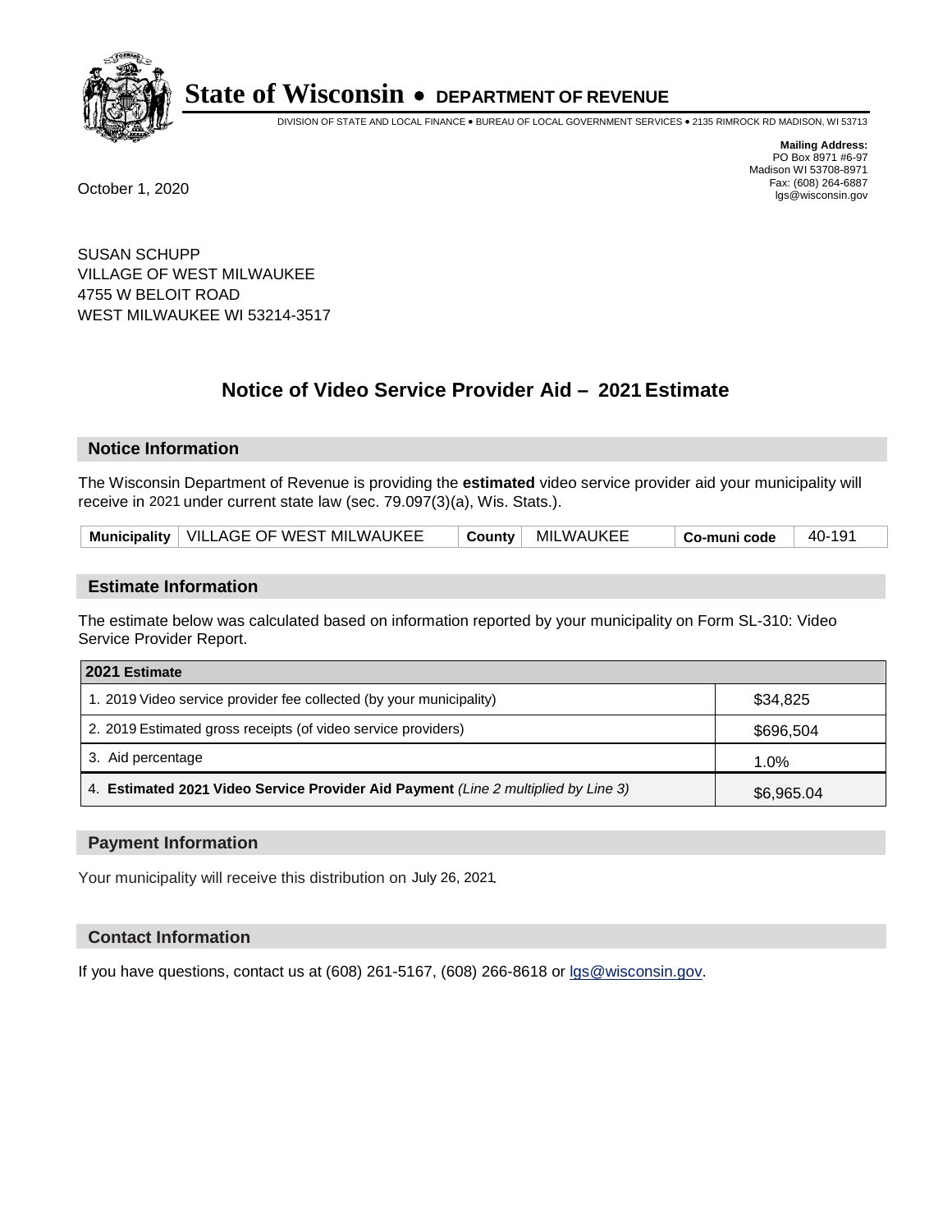# State of Wisconsin • DEPARTMENT OF REVENUE

DIVISION OF STATE AND LOCAL FINANCE • BUREAU OF LOCAL GOVERNMENT SERVICES • 2135 RIMROCK RD MADISON, WI 53713

**Mailing Address:**
PO Box 8971 #6-97
Madison WI 53708-8971
Fax: (608) 264-6887
lgs@wisconsin.gov

October 1, 2020

SUSAN SCHUPP
VILLAGE OF WEST MILWAUKEE
4755 W BELOIT ROAD
WEST MILWAUKEE WI 53214-3517

## Notice of Video Service Provider Aid – 2021 Estimate

### Notice Information

The Wisconsin Department of Revenue is providing the **estimated** video service provider aid your municipality will receive in 2021 under current state law (sec. 79.097(3)(a), Wis. Stats.).

| Municipality | VILLAGE OF WEST MILWAUKEE | County | MILWAUKEE | Co-muni code | 40-191 |
|---|---|---|---|---|---|

### Estimate Information

The estimate below was calculated based on information reported by your municipality on Form SL-310: Video Service Provider Report.

| 2021 Estimate | |
|---|---|
| 1. 2019 Video service provider fee collected (by your municipality) | $34,825 |
| 2. 2019 Estimated gross receipts (of video service providers) | $696,504 |
| 3. Aid percentage | 1.0% |
| 4. **Estimated 2021 Video Service Provider Aid Payment** *(Line 2 multiplied by Line 3)* | $6,965.04 |

### Payment Information

Your municipality will receive this distribution on July 26, 2021.

### Contact Information

If you have questions, contact us at (608) 261-5167, (608) 266-8618 or lgs@wisconsin.gov.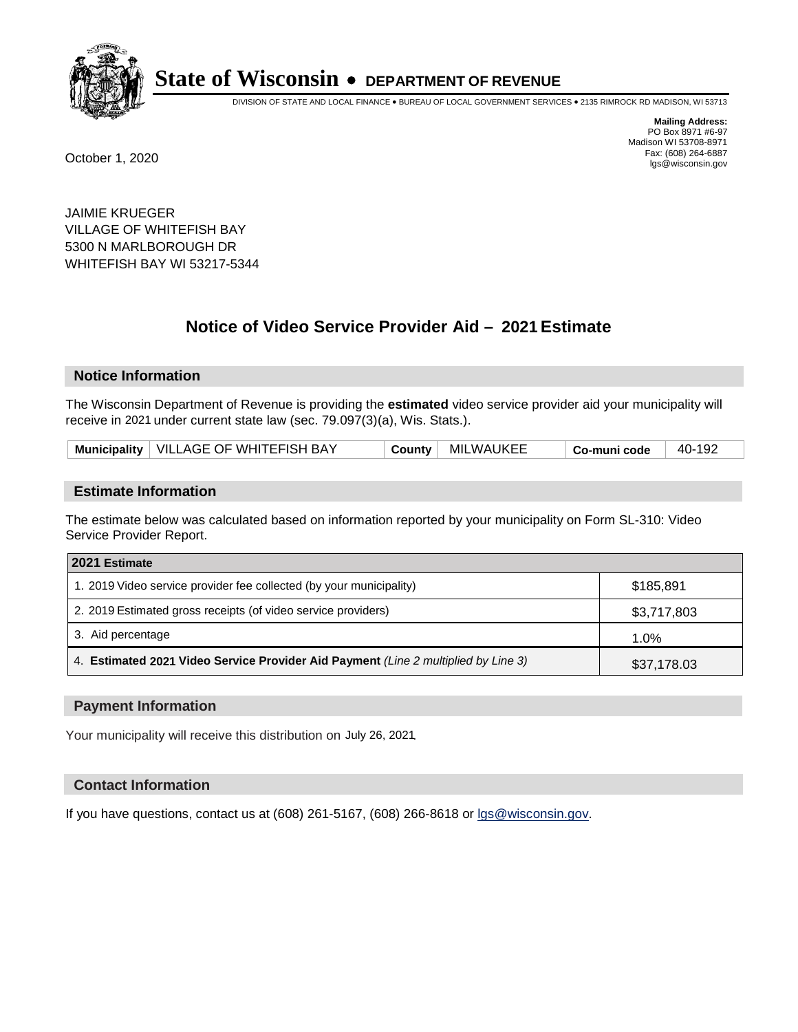# State of Wisconsin • DEPARTMENT OF REVENUE

DIVISION OF STATE AND LOCAL FINANCE • BUREAU OF LOCAL GOVERNMENT SERVICES • 2135 RIMROCK RD MADISON, WI 53713

**Mailing Address:**
PO Box 8971 #6-97
Madison WI 53708-8971
Fax: (608) 264-6887
lgs@wisconsin.gov

October 1, 2020

JAIMIE KRUEGER
VILLAGE OF WHITEFISH BAY
5300 N MARLBOROUGH DR
WHITEFISH BAY WI 53217-5344

## Notice of Video Service Provider Aid – 2021 Estimate

### Notice Information

The Wisconsin Department of Revenue is providing the **estimated** video service provider aid your municipality will receive in 2021 under current state law (sec. 79.097(3)(a), Wis. Stats.).

| Municipality | VILLAGE OF WHITEFISH BAY | County | MILWAUKEE | Co-muni code | 40-192 |
|---|---|---|---|---|---|

### Estimate Information

The estimate below was calculated based on information reported by your municipality on Form SL-310: Video Service Provider Report.

| 2021 Estimate | |
|---|---|
| 1. 2019 Video service provider fee collected (by your municipality) | $185,891 |
| 2. 2019 Estimated gross receipts (of video service providers) | $3,717,803 |
| 3. Aid percentage | 1.0% |
| 4. **Estimated 2021 Video Service Provider Aid Payment** *(Line 2 multiplied by Line 3)* | $37,178.03 |

### Payment Information

Your municipality will receive this distribution on July 26, 2021.

### Contact Information

If you have questions, contact us at (608) 261-5167, (608) 266-8618 or lgs@wisconsin.gov.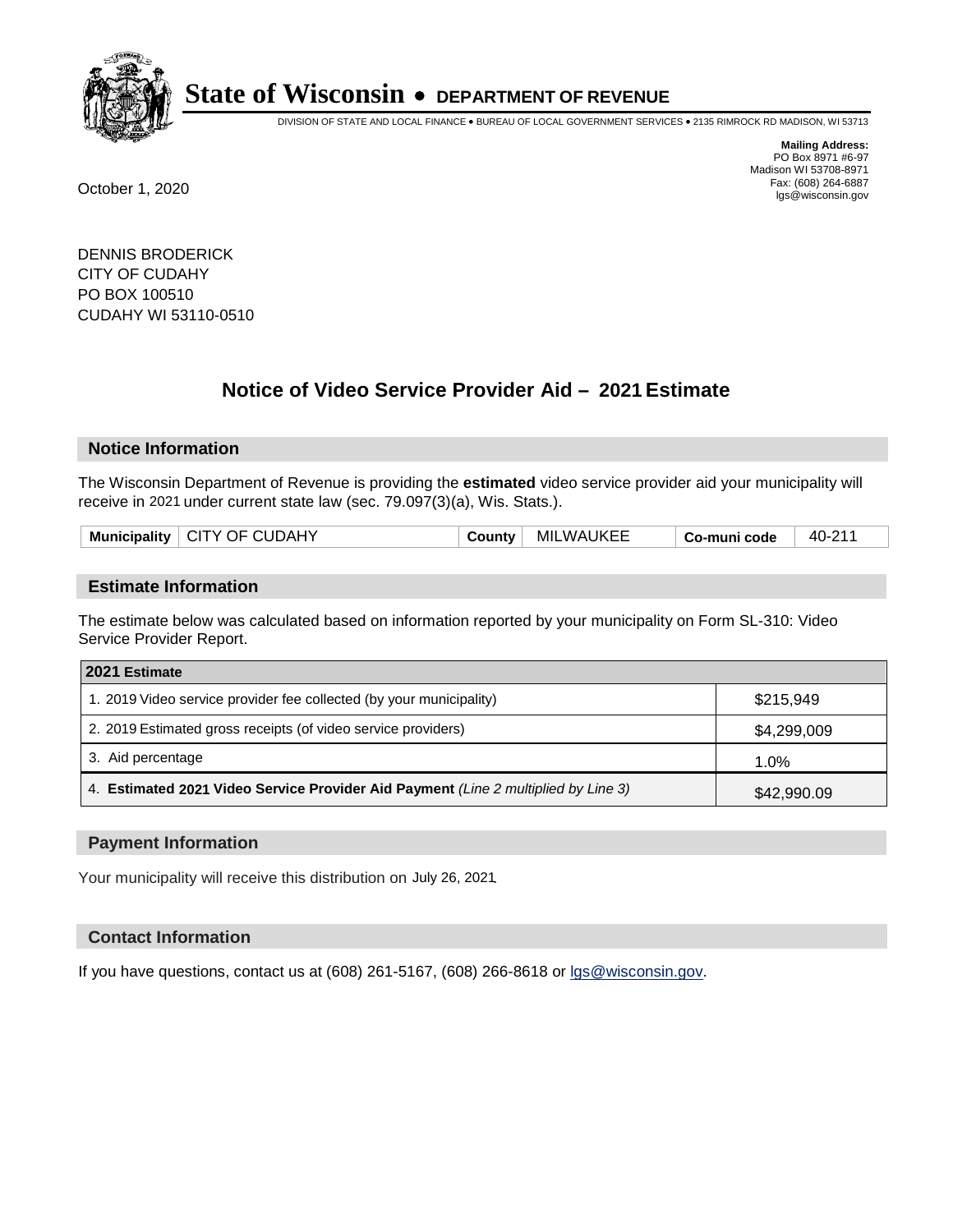# State of Wisconsin • DEPARTMENT OF REVENUE

DIVISION OF STATE AND LOCAL FINANCE • BUREAU OF LOCAL GOVERNMENT SERVICES • 2135 RIMROCK RD MADISON, WI 53713

**Mailing Address:**
PO Box 8971 #6-97
Madison WI 53708-8971
Fax: (608) 264-6887
lgs@wisconsin.gov

October 1, 2020

DENNIS BRODERICK
CITY OF CUDAHY
PO BOX 100510
CUDAHY WI 53110-0510

## Notice of Video Service Provider Aid – 2021 Estimate

### Notice Information

The Wisconsin Department of Revenue is providing the **estimated** video service provider aid your municipality will receive in 2021 under current state law (sec. 79.097(3)(a), Wis. Stats.).

| Municipality | CITY OF CUDAHY | County | MILWAUKEE | Co-muni code | 40-211 |
|---|---|---|---|---|---|

### Estimate Information

The estimate below was calculated based on information reported by your municipality on Form SL-310: Video Service Provider Report.

| 2021 Estimate | |
|---|---|
| 1. 2019 Video service provider fee collected (by your municipality) | $215,949 |
| 2. 2019 Estimated gross receipts (of video service providers) | $4,299,009 |
| 3. Aid percentage | 1.0% |
| 4. **Estimated 2021 Video Service Provider Aid Payment** *(Line 2 multiplied by Line 3)* | $42,990.09 |

### Payment Information

Your municipality will receive this distribution on July 26, 2021.

### Contact Information

If you have questions, contact us at (608) 261-5167, (608) 266-8618 or lgs@wisconsin.gov.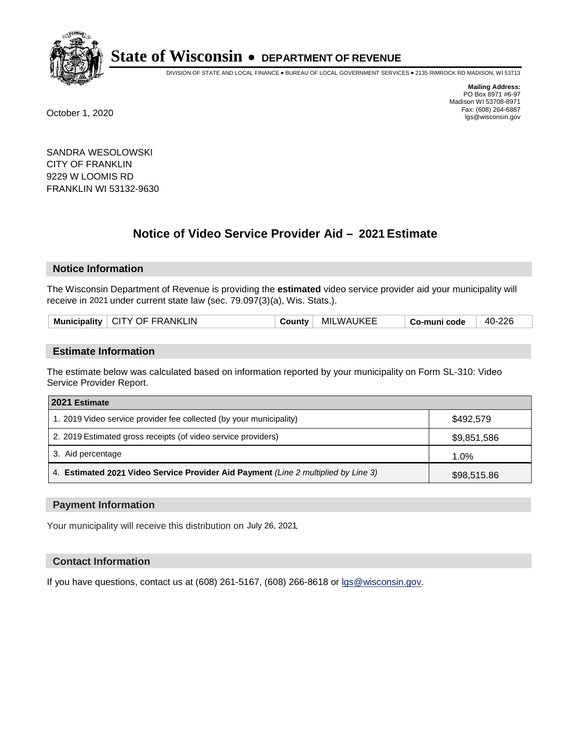# State of Wisconsin • DEPARTMENT OF REVENUE

DIVISION OF STATE AND LOCAL FINANCE • BUREAU OF LOCAL GOVERNMENT SERVICES • 2135 RIMROCK RD MADISON, WI 53713

**Mailing Address:**
PO Box 8971 #6-97
Madison WI 53708-8971
Fax: (608) 264-6887
lgs@wisconsin.gov

October 1, 2020

SANDRA WESOLOWSKI
CITY OF FRANKLIN
9229 W LOOMIS RD
FRANKLIN WI 53132-9630

## Notice of Video Service Provider Aid – 2021 Estimate

### Notice Information

The Wisconsin Department of Revenue is providing the **estimated** video service provider aid your municipality will receive in 2021 under current state law (sec. 79.097(3)(a), Wis. Stats.).

| Municipality | CITY OF FRANKLIN | County | MILWAUKEE | Co-muni code | 40-226 |
|---|---|---|---|---|---|

### Estimate Information

The estimate below was calculated based on information reported by your municipality on Form SL-310: Video Service Provider Report.

| 2021 Estimate | |
|---|---|
| 1. 2019 Video service provider fee collected (by your municipality) | $492,579 |
| 2. 2019 Estimated gross receipts (of video service providers) | $9,851,586 |
| 3. Aid percentage | 1.0% |
| 4. **Estimated 2021 Video Service Provider Aid Payment** *(Line 2 multiplied by Line 3)* | $98,515.86 |

### Payment Information

Your municipality will receive this distribution on July 26, 2021.

### Contact Information

If you have questions, contact us at (608) 261-5167, (608) 266-8618 or lgs@wisconsin.gov.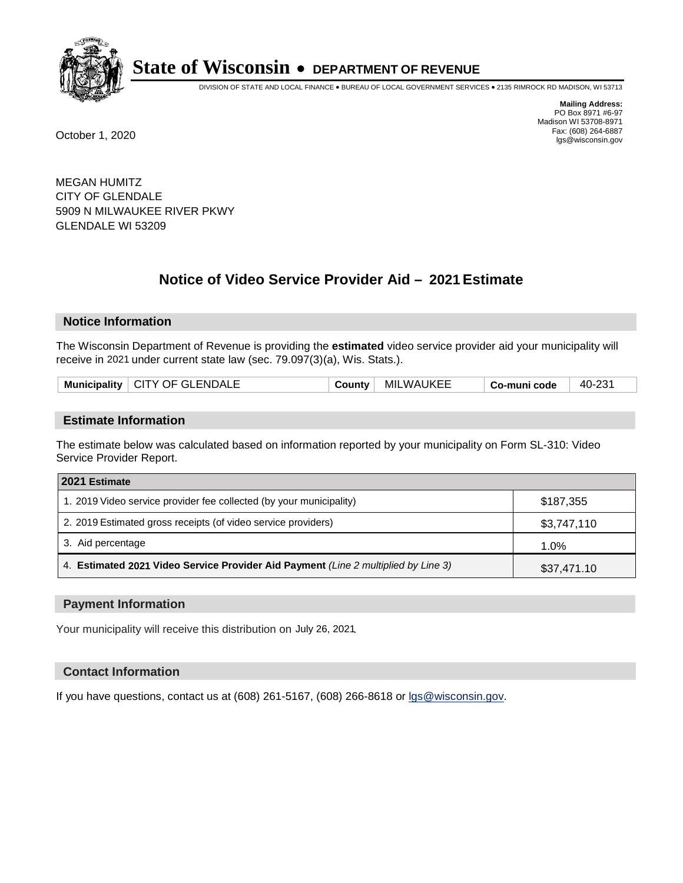# State of Wisconsin • DEPARTMENT OF REVENUE

DIVISION OF STATE AND LOCAL FINANCE • BUREAU OF LOCAL GOVERNMENT SERVICES • 2135 RIMROCK RD MADISON, WI 53713

**Mailing Address:**
PO Box 8971 #6-97
Madison WI 53708-8971
Fax: (608) 264-6887
lgs@wisconsin.gov

October 1, 2020

MEGAN HUMITZ
CITY OF GLENDALE
5909 N MILWAUKEE RIVER PKWY
GLENDALE WI 53209

## Notice of Video Service Provider Aid – 2021 Estimate

### Notice Information

The Wisconsin Department of Revenue is providing the **estimated** video service provider aid your municipality will receive in 2021 under current state law (sec. 79.097(3)(a), Wis. Stats.).

| Municipality | CITY OF GLENDALE | County | MILWAUKEE | Co-muni code | 40-231 |
|---|---|---|---|---|---|

### Estimate Information

The estimate below was calculated based on information reported by your municipality on Form SL-310: Video Service Provider Report.

| 2021 Estimate | |
|---|---|
| 1. 2019 Video service provider fee collected (by your municipality) | $187,355 |
| 2. 2019 Estimated gross receipts (of video service providers) | $3,747,110 |
| 3. Aid percentage | 1.0% |
| 4. **Estimated 2021 Video Service Provider Aid Payment** *(Line 2 multiplied by Line 3)* | $37,471.10 |

### Payment Information

Your municipality will receive this distribution on July 26, 2021.

### Contact Information

If you have questions, contact us at (608) 261-5167, (608) 266-8618 or lgs@wisconsin.gov.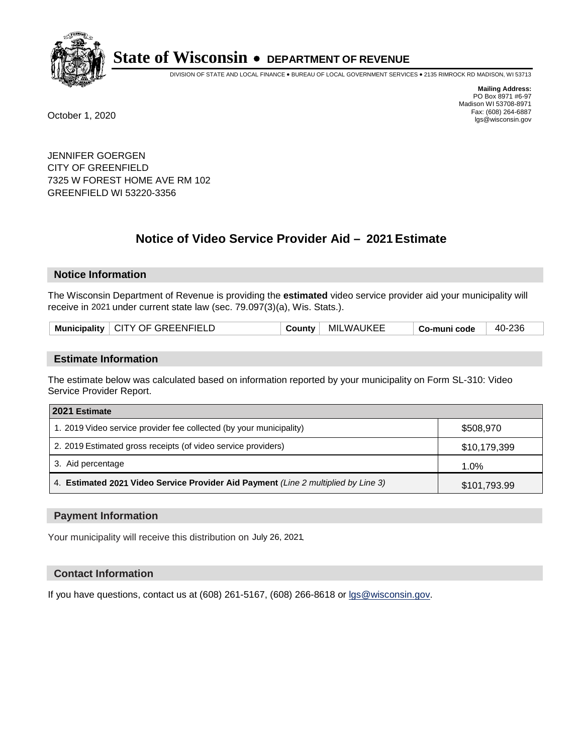# State of Wisconsin • DEPARTMENT OF REVENUE

DIVISION OF STATE AND LOCAL FINANCE • BUREAU OF LOCAL GOVERNMENT SERVICES • 2135 RIMROCK RD MADISON, WI 53713

**Mailing Address:**
PO Box 8971 #6-97
Madison WI 53708-8971
Fax: (608) 264-6887
lgs@wisconsin.gov

October 1, 2020

JENNIFER GOERGEN
CITY OF GREENFIELD
7325 W FOREST HOME AVE RM 102
GREENFIELD WI 53220-3356

## Notice of Video Service Provider Aid – 2021 Estimate

### Notice Information

The Wisconsin Department of Revenue is providing the **estimated** video service provider aid your municipality will receive in 2021 under current state law (sec. 79.097(3)(a), Wis. Stats.).

| Municipality | CITY OF GREENFIELD | County | MILWAUKEE | Co-muni code | 40-236 |
|---|---|---|---|---|---|

### Estimate Information

The estimate below was calculated based on information reported by your municipality on Form SL-310: Video Service Provider Report.

| 2021 Estimate | |
|---|---|
| 1. 2019 Video service provider fee collected (by your municipality) | $508,970 |
| 2. 2019 Estimated gross receipts (of video service providers) | $10,179,399 |
| 3. Aid percentage | 1.0% |
| 4. **Estimated 2021 Video Service Provider Aid Payment** *(Line 2 multiplied by Line 3)* | $101,793.99 |

### Payment Information

Your municipality will receive this distribution on July 26, 2021.

### Contact Information

If you have questions, contact us at (608) 261-5167, (608) 266-8618 or lgs@wisconsin.gov.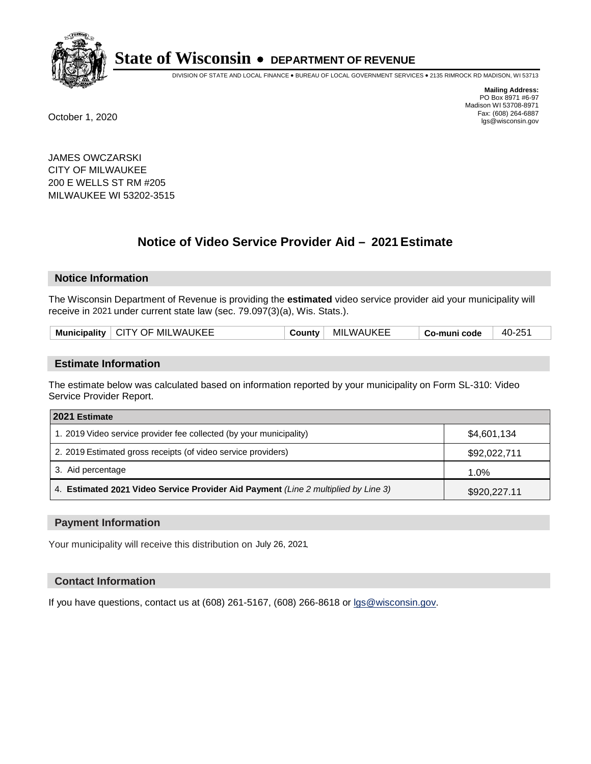# State of Wisconsin • DEPARTMENT OF REVENUE

DIVISION OF STATE AND LOCAL FINANCE • BUREAU OF LOCAL GOVERNMENT SERVICES • 2135 RIMROCK RD MADISON, WI 53713

**Mailing Address:**
PO Box 8971 #6-97
Madison WI 53708-8971
Fax: (608) 264-6887
lgs@wisconsin.gov

October 1, 2020

JAMES OWCZARSKI
CITY OF MILWAUKEE
200 E WELLS ST RM #205
MILWAUKEE WI 53202-3515

## Notice of Video Service Provider Aid – 2021 Estimate

### Notice Information

The Wisconsin Department of Revenue is providing the **estimated** video service provider aid your municipality will receive in 2021 under current state law (sec. 79.097(3)(a), Wis. Stats.).

| Municipality | CITY OF MILWAUKEE | County | MILWAUKEE | Co-muni code | 40-251 |
|---|---|---|---|---|---|

### Estimate Information

The estimate below was calculated based on information reported by your municipality on Form SL-310: Video Service Provider Report.

| 2021 Estimate | |
|---|---|
| 1. 2019 Video service provider fee collected (by your municipality) | $4,601,134 |
| 2. 2019 Estimated gross receipts (of video service providers) | $92,022,711 |
| 3. Aid percentage | 1.0% |
| 4. **Estimated 2021 Video Service Provider Aid Payment** *(Line 2 multiplied by Line 3)* | $920,227.11 |

### Payment Information

Your municipality will receive this distribution on July 26, 2021.

### Contact Information

If you have questions, contact us at (608) 261-5167, (608) 266-8618 or lgs@wisconsin.gov.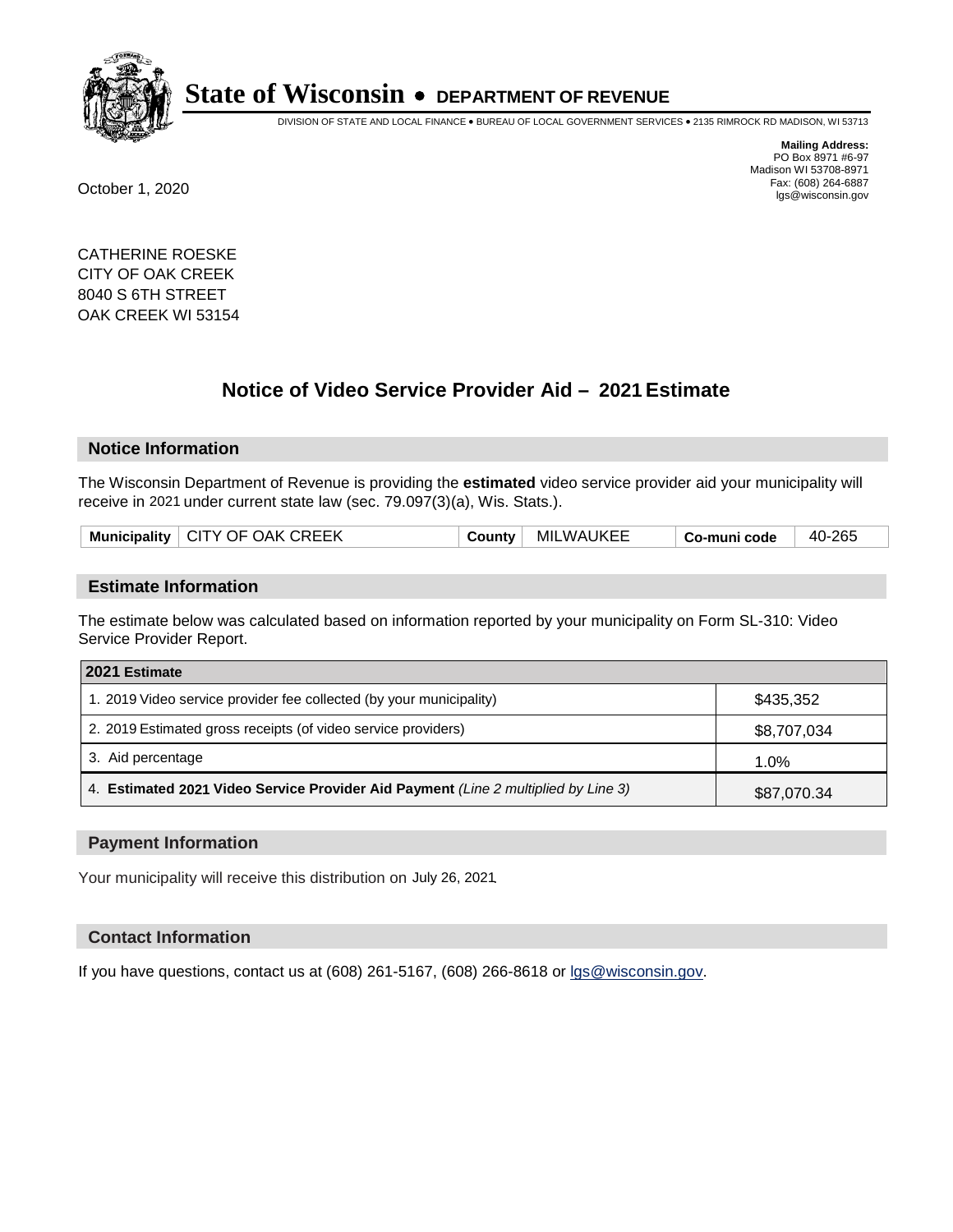# State of Wisconsin • DEPARTMENT OF REVENUE

DIVISION OF STATE AND LOCAL FINANCE • BUREAU OF LOCAL GOVERNMENT SERVICES • 2135 RIMROCK RD MADISON, WI 53713

**Mailing Address:**
PO Box 8971 #6-97
Madison WI 53708-8971
Fax: (608) 264-6887
lgs@wisconsin.gov

October 1, 2020

CATHERINE ROESKE
CITY OF OAK CREEK
8040 S 6TH STREET
OAK CREEK WI 53154

## Notice of Video Service Provider Aid – 2021 Estimate

### Notice Information

The Wisconsin Department of Revenue is providing the **estimated** video service provider aid your municipality will receive in 2021 under current state law (sec. 79.097(3)(a), Wis. Stats.).

| Municipality | CITY OF OAK CREEK | County | MILWAUKEE | Co-muni code | 40-265 |
|---|---|---|---|---|---|

### Estimate Information

The estimate below was calculated based on information reported by your municipality on Form SL-310: Video Service Provider Report.

| 2021 Estimate | |
|---|---|
| 1. 2019 Video service provider fee collected (by your municipality) | $435,352 |
| 2. 2019 Estimated gross receipts (of video service providers) | $8,707,034 |
| 3. Aid percentage | 1.0% |
| 4. **Estimated 2021 Video Service Provider Aid Payment** *(Line 2 multiplied by Line 3)* | $87,070.34 |

### Payment Information

Your municipality will receive this distribution on July 26, 2021.

### Contact Information

If you have questions, contact us at (608) 261-5167, (608) 266-8618 or lgs@wisconsin.gov.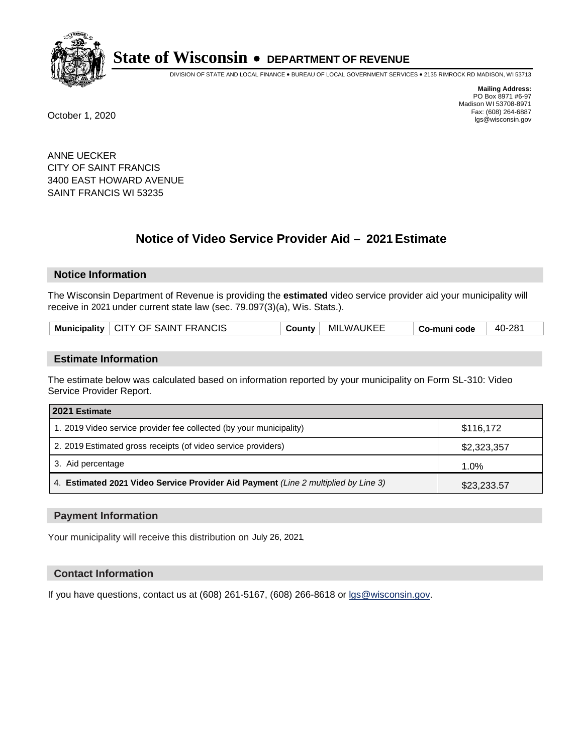# State of Wisconsin • DEPARTMENT OF REVENUE

DIVISION OF STATE AND LOCAL FINANCE • BUREAU OF LOCAL GOVERNMENT SERVICES • 2135 RIMROCK RD MADISON, WI 53713

**Mailing Address:**
PO Box 8971 #6-97
Madison WI 53708-8971
Fax: (608) 264-6887
lgs@wisconsin.gov

October 1, 2020

ANNE UECKER
CITY OF SAINT FRANCIS
3400 EAST HOWARD AVENUE
SAINT FRANCIS WI 53235

## Notice of Video Service Provider Aid – 2021 Estimate

### Notice Information

The Wisconsin Department of Revenue is providing the **estimated** video service provider aid your municipality will receive in 2021 under current state law (sec. 79.097(3)(a), Wis. Stats.).

| Municipality | CITY OF SAINT FRANCIS | County | MILWAUKEE | Co-muni code | 40-281 |
|---|---|---|---|---|---|

### Estimate Information

The estimate below was calculated based on information reported by your municipality on Form SL-310: Video Service Provider Report.

| 2021 Estimate | |
|---|---|
| 1. 2019 Video service provider fee collected (by your municipality) | $116,172 |
| 2. 2019 Estimated gross receipts (of video service providers) | $2,323,357 |
| 3. Aid percentage | 1.0% |
| 4. **Estimated 2021 Video Service Provider Aid Payment** *(Line 2 multiplied by Line 3)* | $23,233.57 |

### Payment Information

Your municipality will receive this distribution on July 26, 2021.

### Contact Information

If you have questions, contact us at (608) 261-5167, (608) 266-8618 or lgs@wisconsin.gov.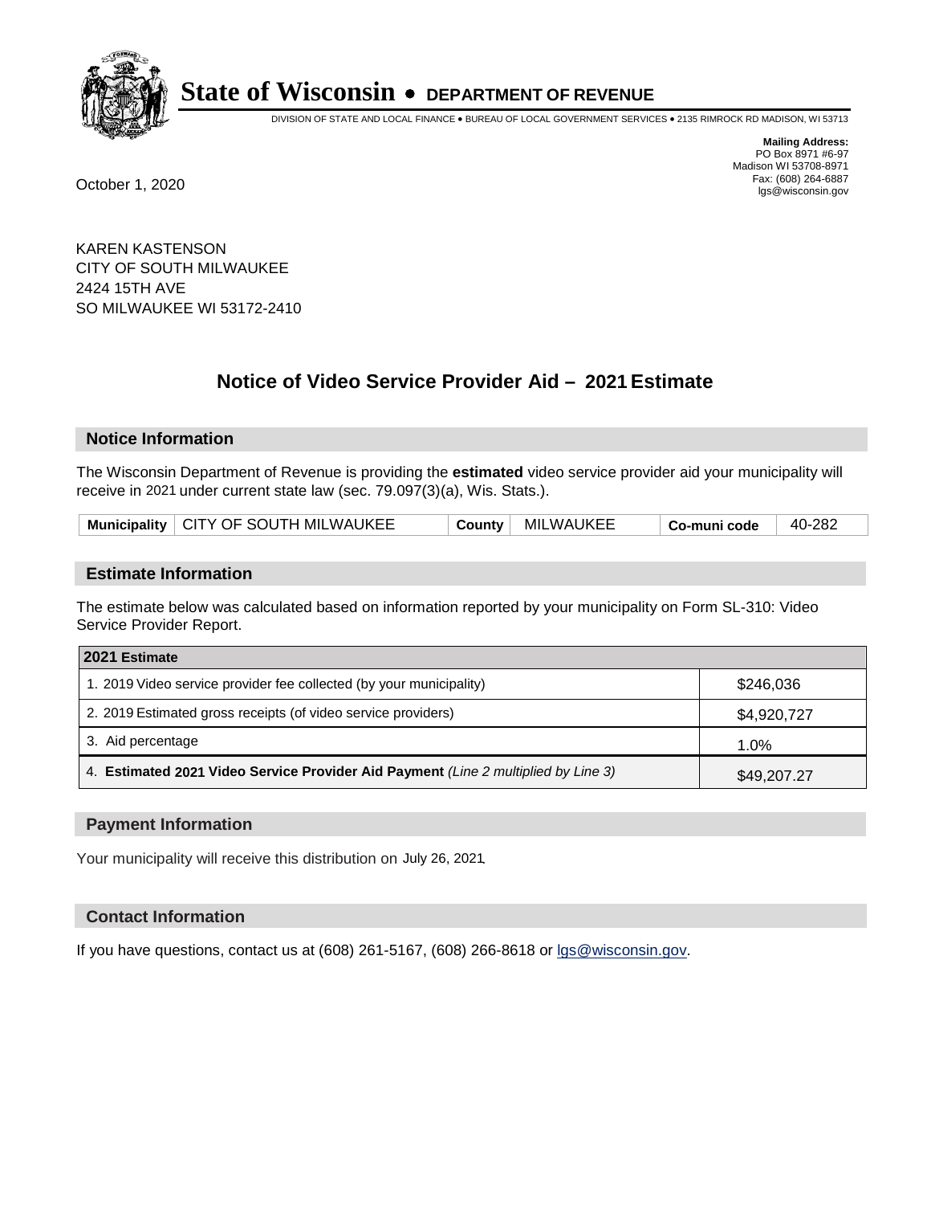# State of Wisconsin • DEPARTMENT OF REVENUE

DIVISION OF STATE AND LOCAL FINANCE • BUREAU OF LOCAL GOVERNMENT SERVICES • 2135 RIMROCK RD MADISON, WI 53713

**Mailing Address:**
PO Box 8971 #6-97
Madison WI 53708-8971
Fax: (608) 264-6887
lgs@wisconsin.gov

October 1, 2020

KAREN KASTENSON
CITY OF SOUTH MILWAUKEE
2424 15TH AVE
SO MILWAUKEE WI 53172-2410

## Notice of Video Service Provider Aid – 2021 Estimate

### Notice Information

The Wisconsin Department of Revenue is providing the **estimated** video service provider aid your municipality will receive in 2021 under current state law (sec. 79.097(3)(a), Wis. Stats.).

| Municipality | CITY OF SOUTH MILWAUKEE | County | MILWAUKEE | Co-muni code | 40-282 |
|---|---|---|---|---|---|

### Estimate Information

The estimate below was calculated based on information reported by your municipality on Form SL-310: Video Service Provider Report.

| 2021 Estimate | |
|---|---|
| 1. 2019 Video service provider fee collected (by your municipality) | $246,036 |
| 2. 2019 Estimated gross receipts (of video service providers) | $4,920,727 |
| 3. Aid percentage | 1.0% |
| 4. **Estimated 2021 Video Service Provider Aid Payment** *(Line 2 multiplied by Line 3)* | $49,207.27 |

### Payment Information

Your municipality will receive this distribution on July 26, 2021.

### Contact Information

If you have questions, contact us at (608) 261-5167, (608) 266-8618 or lgs@wisconsin.gov.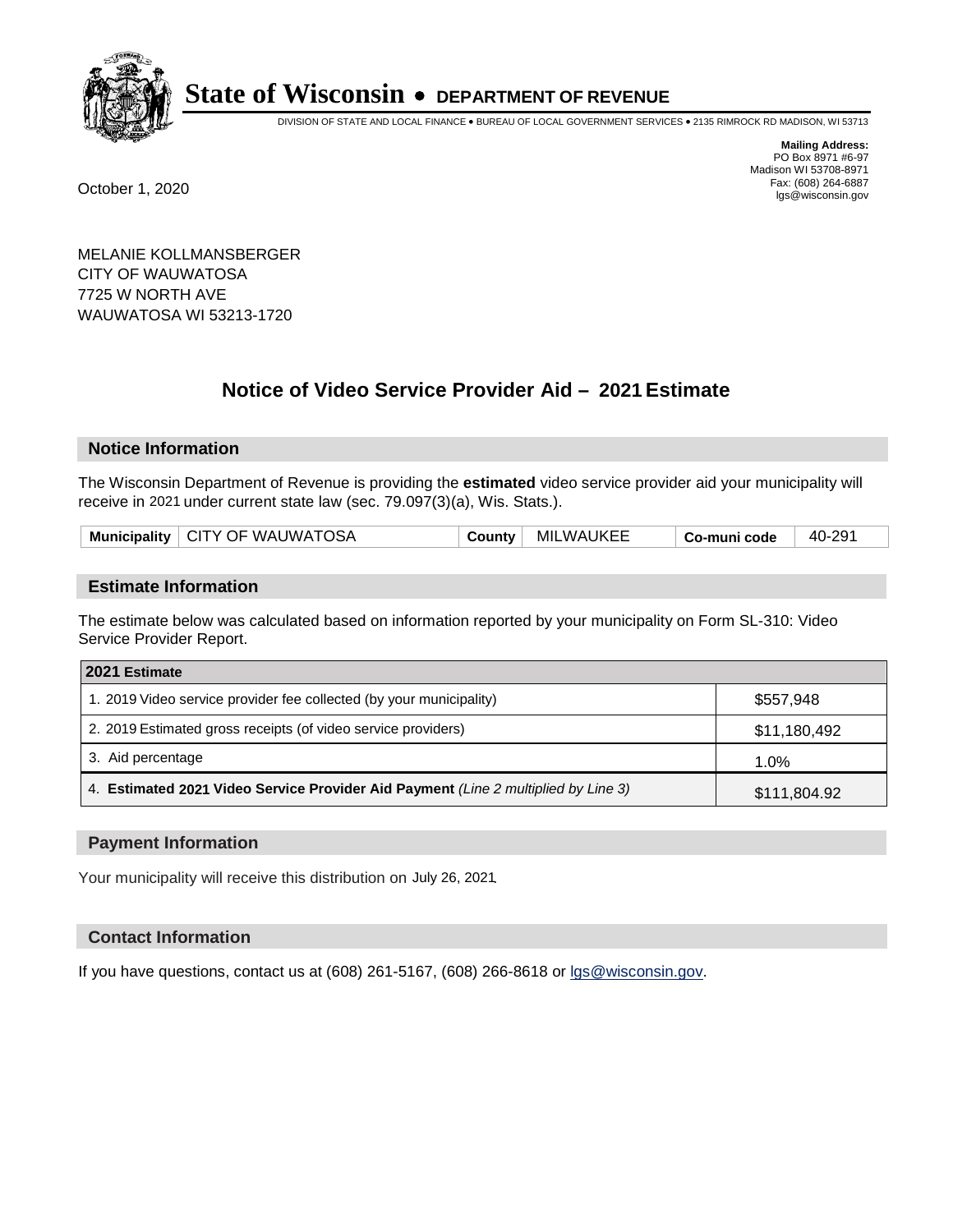# State of Wisconsin • DEPARTMENT OF REVENUE

DIVISION OF STATE AND LOCAL FINANCE • BUREAU OF LOCAL GOVERNMENT SERVICES • 2135 RIMROCK RD MADISON, WI 53713

**Mailing Address:**
PO Box 8971 #6-97
Madison WI 53708-8971
Fax: (608) 264-6887
lgs@wisconsin.gov

October 1, 2020

MELANIE KOLLMANSBERGER
CITY OF WAUWATOSA
7725 W NORTH AVE
WAUWATOSA WI 53213-1720

## Notice of Video Service Provider Aid – 2021 Estimate

### Notice Information

The Wisconsin Department of Revenue is providing the **estimated** video service provider aid your municipality will receive in 2021 under current state law (sec. 79.097(3)(a), Wis. Stats.).

| Municipality | CITY OF WAUWATOSA | County | MILWAUKEE | Co-muni code | 40-291 |
|---|---|---|---|---|---|

### Estimate Information

The estimate below was calculated based on information reported by your municipality on Form SL-310: Video Service Provider Report.

| 2021 Estimate | |
|---|---|
| 1. 2019 Video service provider fee collected (by your municipality) | $557,948 |
| 2. 2019 Estimated gross receipts (of video service providers) | $11,180,492 |
| 3. Aid percentage | 1.0% |
| 4. **Estimated 2021 Video Service Provider Aid Payment** *(Line 2 multiplied by Line 3)* | $111,804.92 |

### Payment Information

Your municipality will receive this distribution on July 26, 2021.

### Contact Information

If you have questions, contact us at (608) 261-5167, (608) 266-8618 or lgs@wisconsin.gov.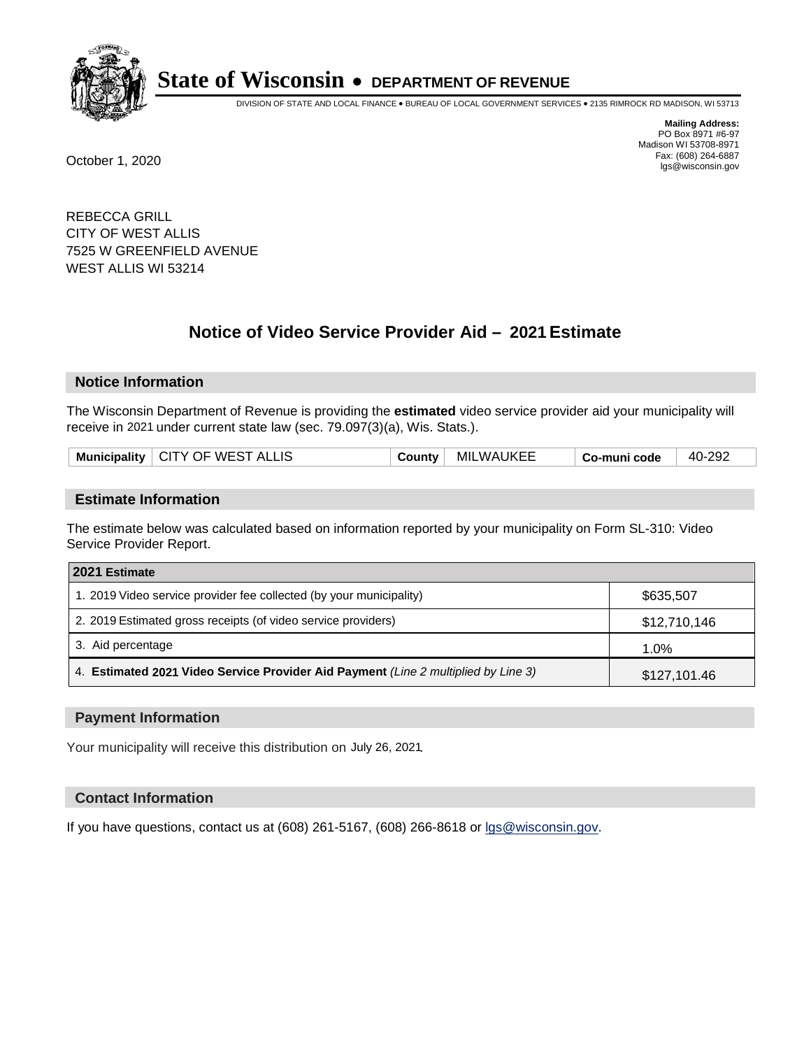# State of Wisconsin • DEPARTMENT OF REVENUE

DIVISION OF STATE AND LOCAL FINANCE • BUREAU OF LOCAL GOVERNMENT SERVICES • 2135 RIMROCK RD MADISON, WI 53713

**Mailing Address:**
PO Box 8971 #6-97
Madison WI 53708-8971
Fax: (608) 264-6887
lgs@wisconsin.gov

October 1, 2020

REBECCA GRILL
CITY OF WEST ALLIS
7525 W GREENFIELD AVENUE
WEST ALLIS WI 53214

## Notice of Video Service Provider Aid – 2021 Estimate

### Notice Information

The Wisconsin Department of Revenue is providing the **estimated** video service provider aid your municipality will receive in 2021 under current state law (sec. 79.097(3)(a), Wis. Stats.).

| Municipality | CITY OF WEST ALLIS | County | MILWAUKEE | Co-muni code | 40-292 |
|---|---|---|---|---|---|

### Estimate Information

The estimate below was calculated based on information reported by your municipality on Form SL-310: Video Service Provider Report.

| 2021 Estimate | |
|---|---|
| 1. 2019 Video service provider fee collected (by your municipality) | $635,507 |
| 2. 2019 Estimated gross receipts (of video service providers) | $12,710,146 |
| 3. Aid percentage | 1.0% |
| 4. **Estimated 2021 Video Service Provider Aid Payment** *(Line 2 multiplied by Line 3)* | $127,101.46 |

### Payment Information

Your municipality will receive this distribution on July 26, 2021.

### Contact Information

If you have questions, contact us at (608) 261-5167, (608) 266-8618 or lgs@wisconsin.gov.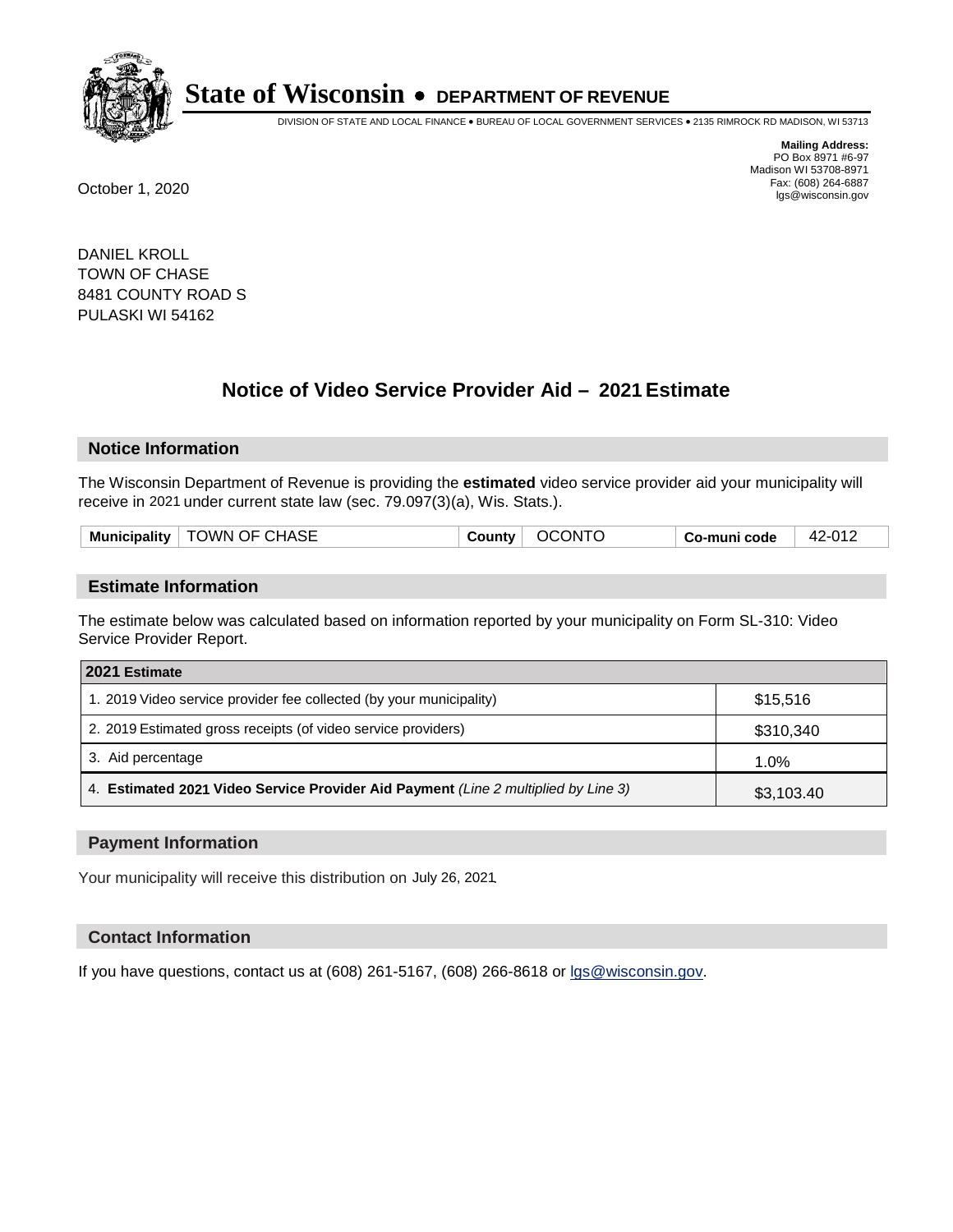# State of Wisconsin • DEPARTMENT OF REVENUE

DIVISION OF STATE AND LOCAL FINANCE • BUREAU OF LOCAL GOVERNMENT SERVICES • 2135 RIMROCK RD MADISON, WI 53713

**Mailing Address:**
PO Box 8971 #6-97
Madison WI 53708-8971
Fax: (608) 264-6887
lgs@wisconsin.gov

October 1, 2020

DANIEL KROLL
TOWN OF CHASE
8481 COUNTY ROAD S
PULASKI WI 54162

## Notice of Video Service Provider Aid – 2021 Estimate

### Notice Information

The Wisconsin Department of Revenue is providing the **estimated** video service provider aid your municipality will receive in 2021 under current state law (sec. 79.097(3)(a), Wis. Stats.).

| Municipality | TOWN OF CHASE | County | OCONTO | Co-muni code | 42-012 |
|---|---|---|---|---|---|

### Estimate Information

The estimate below was calculated based on information reported by your municipality on Form SL-310: Video Service Provider Report.

| 2021 Estimate | |
|---|---|
| 1. 2019 Video service provider fee collected (by your municipality) | $15,516 |
| 2. 2019 Estimated gross receipts (of video service providers) | $310,340 |
| 3. Aid percentage | 1.0% |
| 4. **Estimated 2021 Video Service Provider Aid Payment** *(Line 2 multiplied by Line 3)* | $3,103.40 |

### Payment Information

Your municipality will receive this distribution on July 26, 2021.

### Contact Information

If you have questions, contact us at (608) 261-5167, (608) 266-8618 or lgs@wisconsin.gov.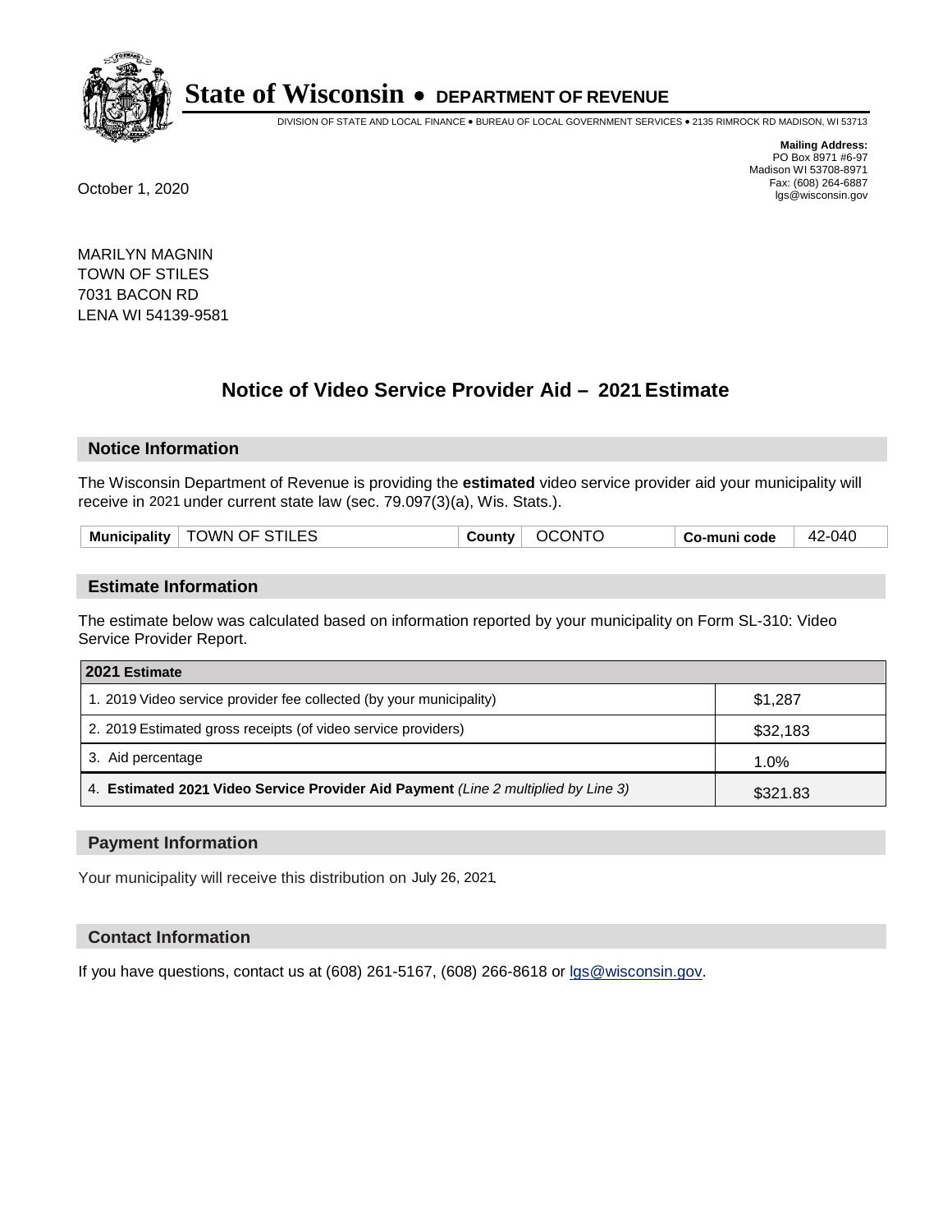# State of Wisconsin • DEPARTMENT OF REVENUE

DIVISION OF STATE AND LOCAL FINANCE • BUREAU OF LOCAL GOVERNMENT SERVICES • 2135 RIMROCK RD MADISON, WI 53713

**Mailing Address:**
PO Box 8971 #6-97
Madison WI 53708-8971
Fax: (608) 264-6887
lgs@wisconsin.gov

October 1, 2020

MARILYN MAGNIN
TOWN OF STILES
7031 BACON RD
LENA WI 54139-9581

## Notice of Video Service Provider Aid – 2021 Estimate

### Notice Information

The Wisconsin Department of Revenue is providing the **estimated** video service provider aid your municipality will receive in 2021 under current state law (sec. 79.097(3)(a), Wis. Stats.).

| Municipality | TOWN OF STILES | County | OCONTO | Co-muni code | 42-040 |
|---|---|---|---|---|---|

### Estimate Information

The estimate below was calculated based on information reported by your municipality on Form SL-310: Video Service Provider Report.

| 2021 Estimate | |
|---|---|
| 1. 2019 Video service provider fee collected (by your municipality) | $1,287 |
| 2. 2019 Estimated gross receipts (of video service providers) | $32,183 |
| 3. Aid percentage | 1.0% |
| 4. **Estimated 2021 Video Service Provider Aid Payment** *(Line 2 multiplied by Line 3)* | $321.83 |

### Payment Information

Your municipality will receive this distribution on July 26, 2021.

### Contact Information

If you have questions, contact us at (608) 261-5167, (608) 266-8618 or lgs@wisconsin.gov.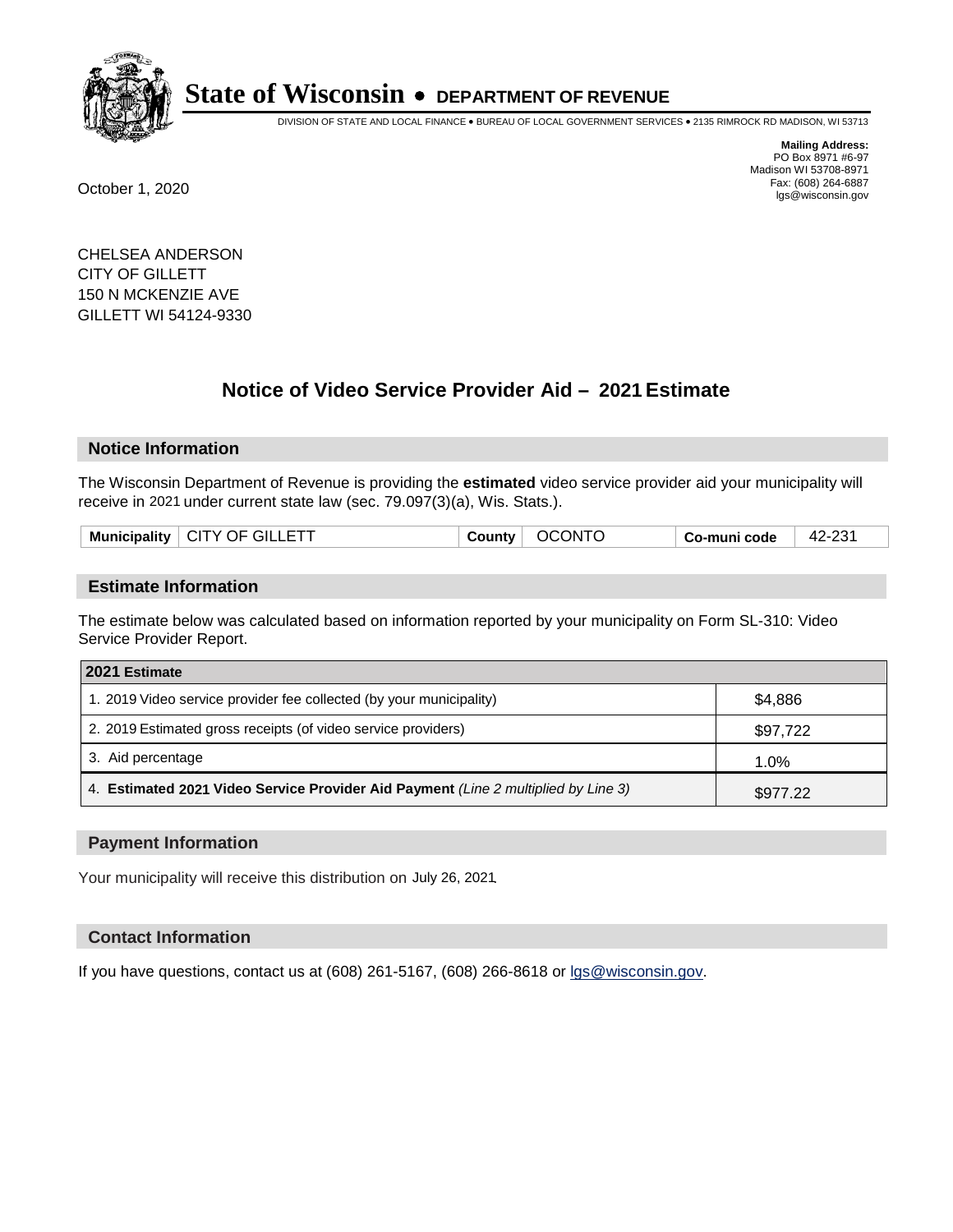# State of Wisconsin • DEPARTMENT OF REVENUE

DIVISION OF STATE AND LOCAL FINANCE • BUREAU OF LOCAL GOVERNMENT SERVICES • 2135 RIMROCK RD MADISON, WI 53713

**Mailing Address:**
PO Box 8971 #6-97
Madison WI 53708-8971
Fax: (608) 264-6887
lgs@wisconsin.gov

October 1, 2020

CHELSEA ANDERSON
CITY OF GILLETT
150 N MCKENZIE AVE
GILLETT WI 54124-9330

## Notice of Video Service Provider Aid – 2021 Estimate

### Notice Information

The Wisconsin Department of Revenue is providing the **estimated** video service provider aid your municipality will receive in 2021 under current state law (sec. 79.097(3)(a), Wis. Stats.).

| Municipality | CITY OF GILLETT | County | OCONTO | Co-muni code | 42-231 |
|---|---|---|---|---|---|

### Estimate Information

The estimate below was calculated based on information reported by your municipality on Form SL-310: Video Service Provider Report.

| 2021 Estimate | |
|---|---|
| 1. 2019 Video service provider fee collected (by your municipality) | $4,886 |
| 2. 2019 Estimated gross receipts (of video service providers) | $97,722 |
| 3. Aid percentage | 1.0% |
| 4. **Estimated 2021 Video Service Provider Aid Payment** *(Line 2 multiplied by Line 3)* | $977.22 |

### Payment Information

Your municipality will receive this distribution on July 26, 2021.

### Contact Information

If you have questions, contact us at (608) 261-5167, (608) 266-8618 or lgs@wisconsin.gov.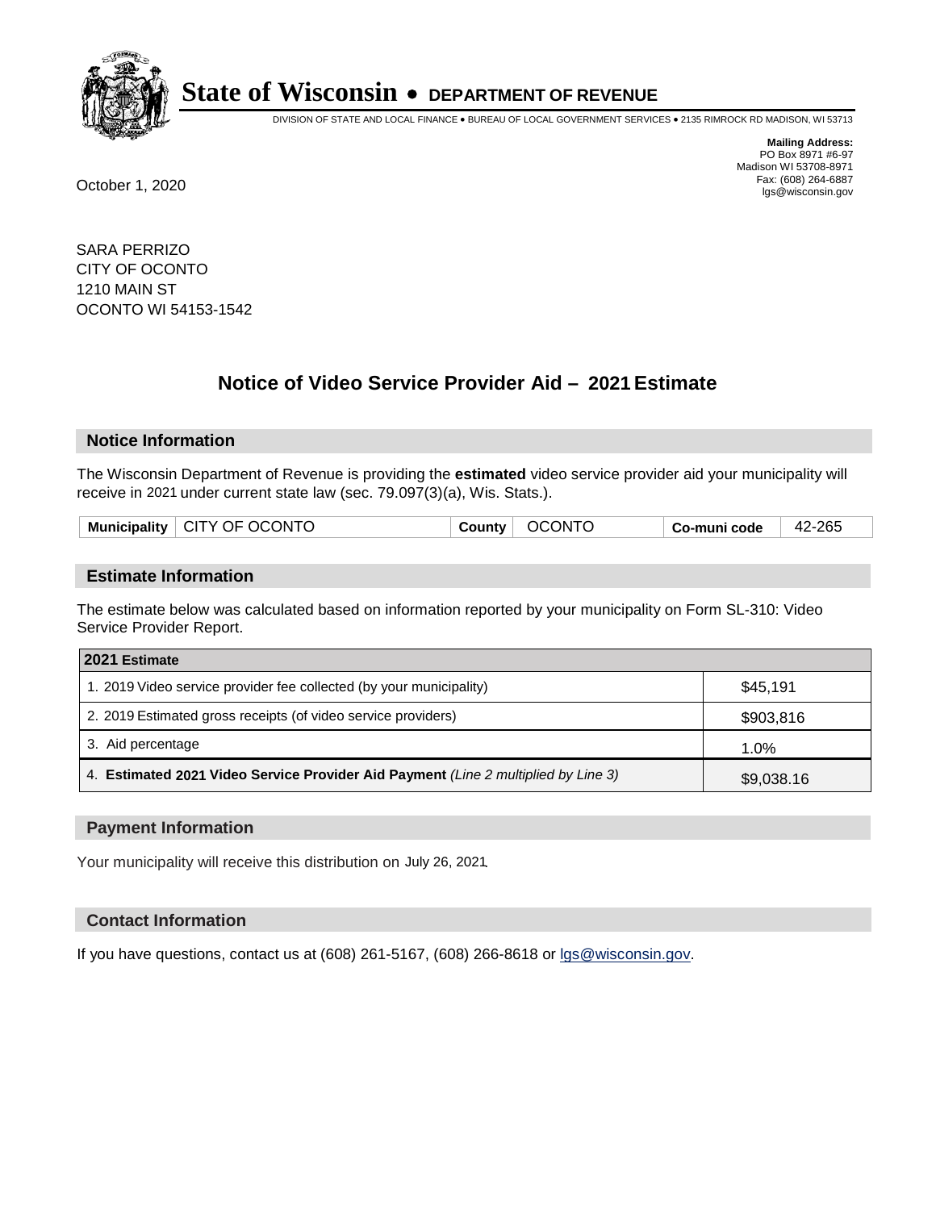# State of Wisconsin • DEPARTMENT OF REVENUE

DIVISION OF STATE AND LOCAL FINANCE • BUREAU OF LOCAL GOVERNMENT SERVICES • 2135 RIMROCK RD MADISON, WI 53713

**Mailing Address:**
PO Box 8971 #6-97
Madison WI 53708-8971
Fax: (608) 264-6887
lgs@wisconsin.gov

October 1, 2020

SARA PERRIZO
CITY OF OCONTO
1210 MAIN ST
OCONTO WI 54153-1542

## Notice of Video Service Provider Aid – 2021 Estimate

### Notice Information

The Wisconsin Department of Revenue is providing the **estimated** video service provider aid your municipality will receive in 2021 under current state law (sec. 79.097(3)(a), Wis. Stats.).

| Municipality | CITY OF OCONTO | County | OCONTO | Co-muni code | 42-265 |
|---|---|---|---|---|---|

### Estimate Information

The estimate below was calculated based on information reported by your municipality on Form SL-310: Video Service Provider Report.

| 2021 Estimate | |
|---|---|
| 1. 2019 Video service provider fee collected (by your municipality) | $45,191 |
| 2. 2019 Estimated gross receipts (of video service providers) | $903,816 |
| 3. Aid percentage | 1.0% |
| 4. **Estimated 2021 Video Service Provider Aid Payment** *(Line 2 multiplied by Line 3)* | $9,038.16 |

### Payment Information

Your municipality will receive this distribution on July 26, 2021.

### Contact Information

If you have questions, contact us at (608) 261-5167, (608) 266-8618 or lgs@wisconsin.gov.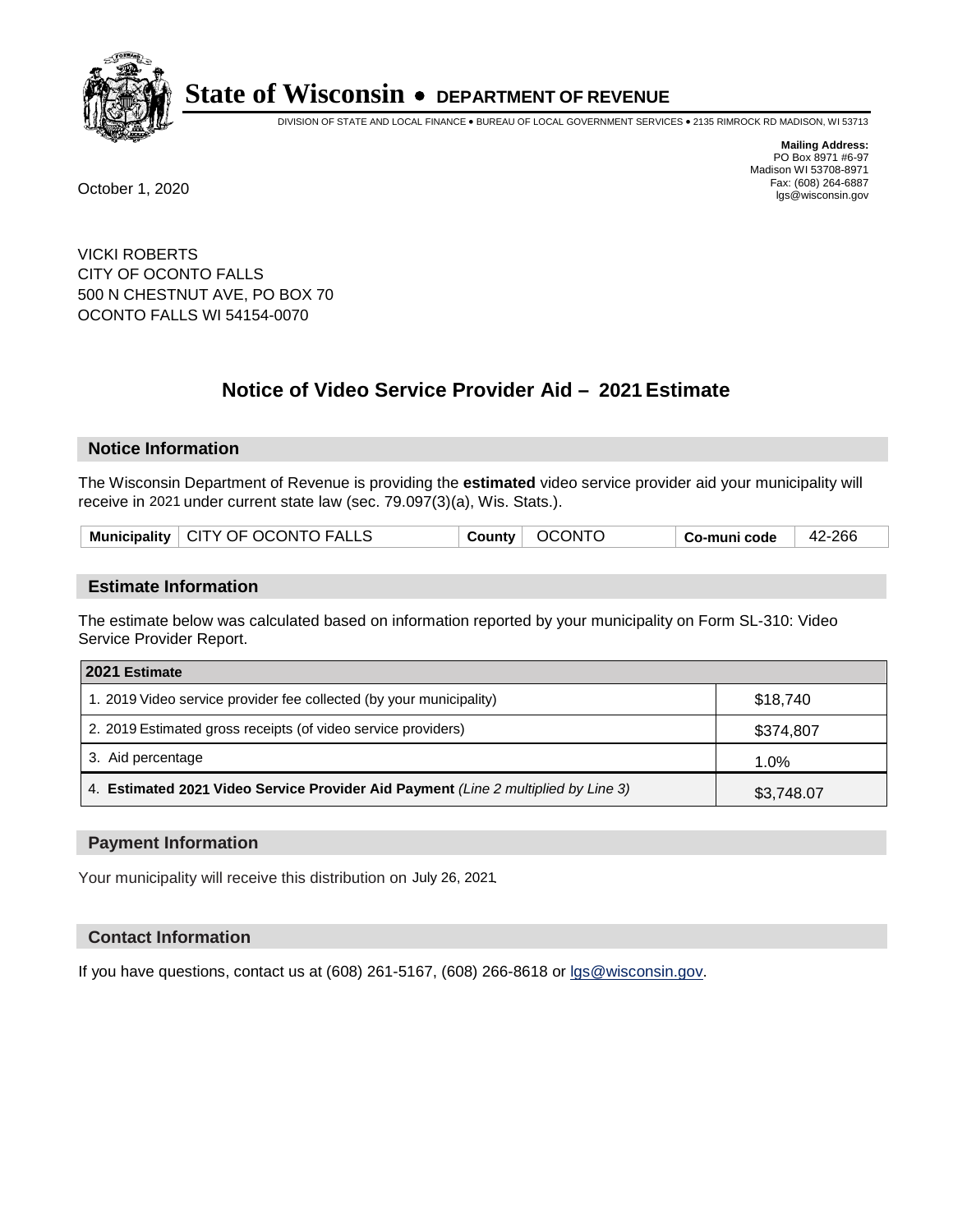# State of Wisconsin • DEPARTMENT OF REVENUE

DIVISION OF STATE AND LOCAL FINANCE • BUREAU OF LOCAL GOVERNMENT SERVICES • 2135 RIMROCK RD MADISON, WI 53713

**Mailing Address:**
PO Box 8971 #6-97
Madison WI 53708-8971
Fax: (608) 264-6887
lgs@wisconsin.gov

October 1, 2020

VICKI ROBERTS
CITY OF OCONTO FALLS
500 N CHESTNUT AVE, PO BOX 70
OCONTO FALLS WI 54154-0070

## Notice of Video Service Provider Aid – 2021 Estimate

### Notice Information

The Wisconsin Department of Revenue is providing the **estimated** video service provider aid your municipality will receive in 2021 under current state law (sec. 79.097(3)(a), Wis. Stats.).

| Municipality | CITY OF OCONTO FALLS | County | OCONTO | Co-muni code | 42-266 |
|---|---|---|---|---|---|

### Estimate Information

The estimate below was calculated based on information reported by your municipality on Form SL-310: Video Service Provider Report.

| 2021 Estimate | |
|---|---|
| 1. 2019 Video service provider fee collected (by your municipality) | $18,740 |
| 2. 2019 Estimated gross receipts (of video service providers) | $374,807 |
| 3. Aid percentage | 1.0% |
| 4. **Estimated 2021 Video Service Provider Aid Payment** *(Line 2 multiplied by Line 3)* | $3,748.07 |

### Payment Information

Your municipality will receive this distribution on July 26, 2021.

### Contact Information

If you have questions, contact us at (608) 261-5167, (608) 266-8618 or lgs@wisconsin.gov.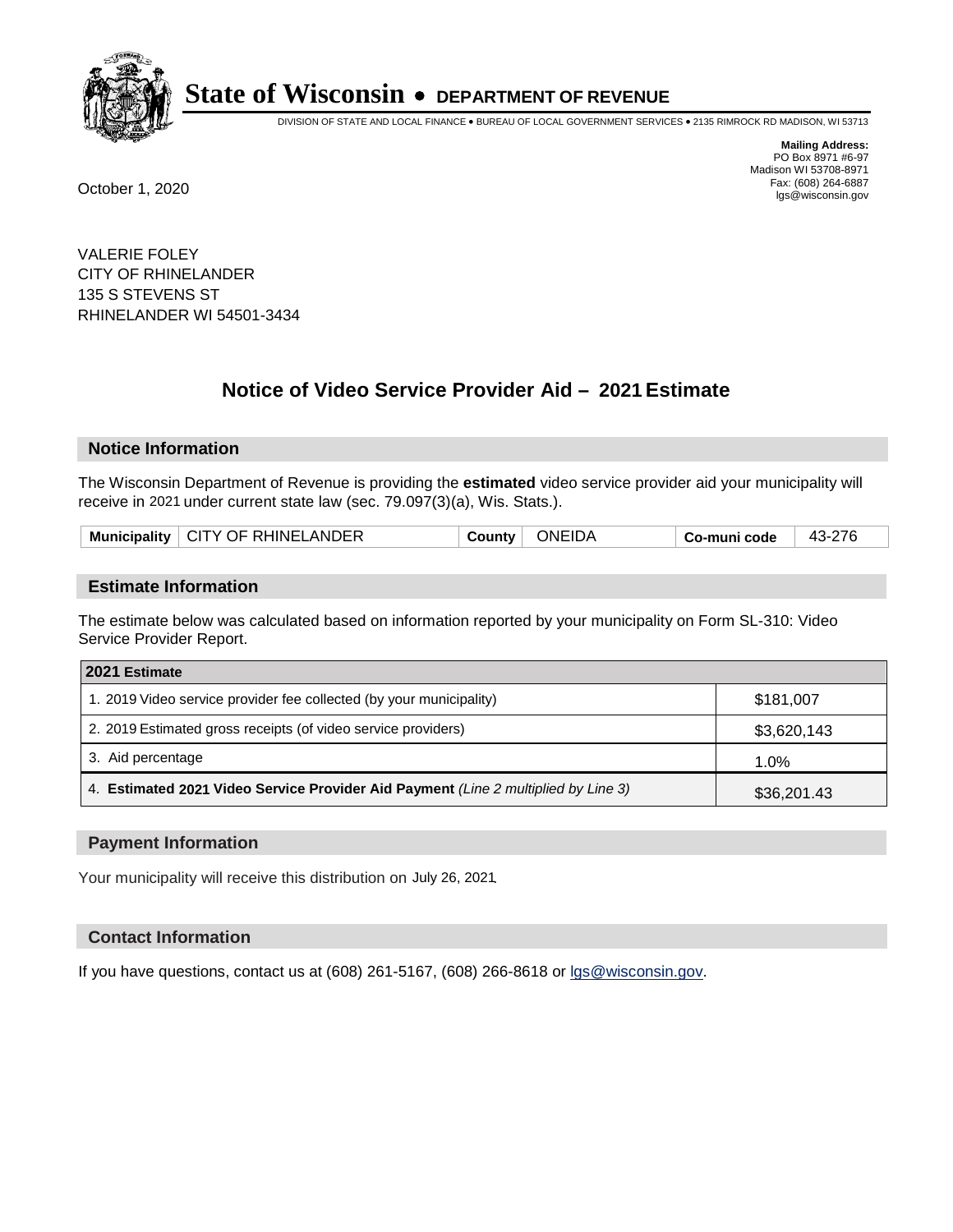# State of Wisconsin • DEPARTMENT OF REVENUE

DIVISION OF STATE AND LOCAL FINANCE • BUREAU OF LOCAL GOVERNMENT SERVICES • 2135 RIMROCK RD MADISON, WI 53713

**Mailing Address:**
PO Box 8971 #6-97
Madison WI 53708-8971
Fax: (608) 264-6887
lgs@wisconsin.gov

October 1, 2020

VALERIE FOLEY
CITY OF RHINELANDER
135 S STEVENS ST
RHINELANDER WI 54501-3434

## Notice of Video Service Provider Aid – 2021 Estimate

### Notice Information

The Wisconsin Department of Revenue is providing the **estimated** video service provider aid your municipality will receive in 2021 under current state law (sec. 79.097(3)(a), Wis. Stats.).

| Municipality | CITY OF RHINELANDER | County | ONEIDA | Co-muni code | 43-276 |
|---|---|---|---|---|---|

### Estimate Information

The estimate below was calculated based on information reported by your municipality on Form SL-310: Video Service Provider Report.

| 2021 Estimate | |
|---|---|
| 1. 2019 Video service provider fee collected (by your municipality) | $181,007 |
| 2. 2019 Estimated gross receipts (of video service providers) | $3,620,143 |
| 3. Aid percentage | 1.0% |
| 4. **Estimated 2021 Video Service Provider Aid Payment** *(Line 2 multiplied by Line 3)* | $36,201.43 |

### Payment Information

Your municipality will receive this distribution on July 26, 2021.

### Contact Information

If you have questions, contact us at (608) 261-5167, (608) 266-8618 or lgs@wisconsin.gov.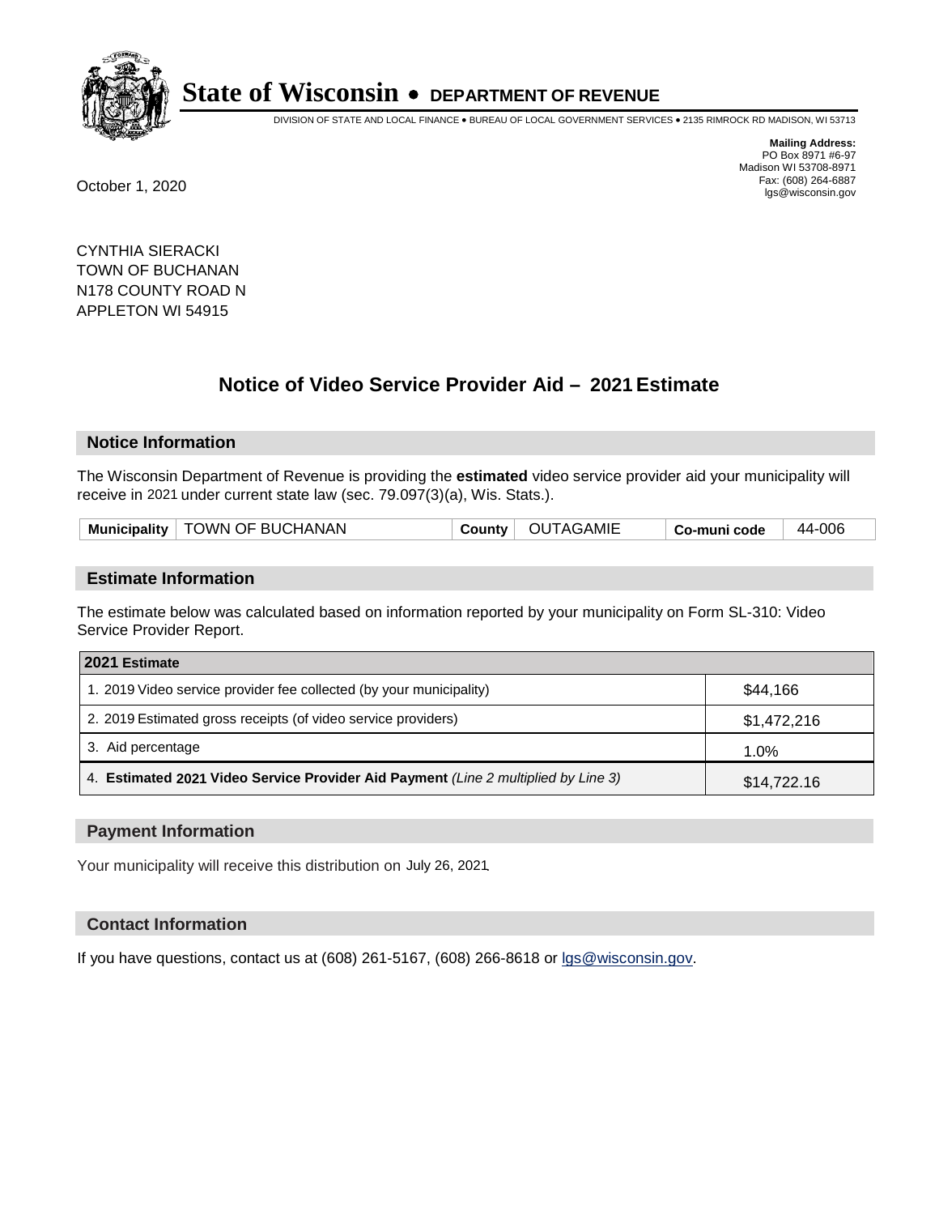# State of Wisconsin • DEPARTMENT OF REVENUE

DIVISION OF STATE AND LOCAL FINANCE • BUREAU OF LOCAL GOVERNMENT SERVICES • 2135 RIMROCK RD MADISON, WI 53713

**Mailing Address:**
PO Box 8971 #6-97
Madison WI 53708-8971
Fax: (608) 264-6887
lgs@wisconsin.gov

October 1, 2020

CYNTHIA SIERACKI
TOWN OF BUCHANAN
N178 COUNTY ROAD N
APPLETON WI 54915

## Notice of Video Service Provider Aid – 2021 Estimate

### Notice Information

The Wisconsin Department of Revenue is providing the **estimated** video service provider aid your municipality will receive in 2021 under current state law (sec. 79.097(3)(a), Wis. Stats.).

| Municipality | TOWN OF BUCHANAN | County | OUTAGAMIE | Co-muni code | 44-006 |
|---|---|---|---|---|---|

### Estimate Information

The estimate below was calculated based on information reported by your municipality on Form SL-310: Video Service Provider Report.

| 2021 Estimate | |
|---|---|
| 1. 2019 Video service provider fee collected (by your municipality) | $44,166 |
| 2. 2019 Estimated gross receipts (of video service providers) | $1,472,216 |
| 3. Aid percentage | 1.0% |
| 4. **Estimated 2021 Video Service Provider Aid Payment** *(Line 2 multiplied by Line 3)* | $14,722.16 |

### Payment Information

Your municipality will receive this distribution on July 26, 2021.

### Contact Information

If you have questions, contact us at (608) 261-5167, (608) 266-8618 or lgs@wisconsin.gov.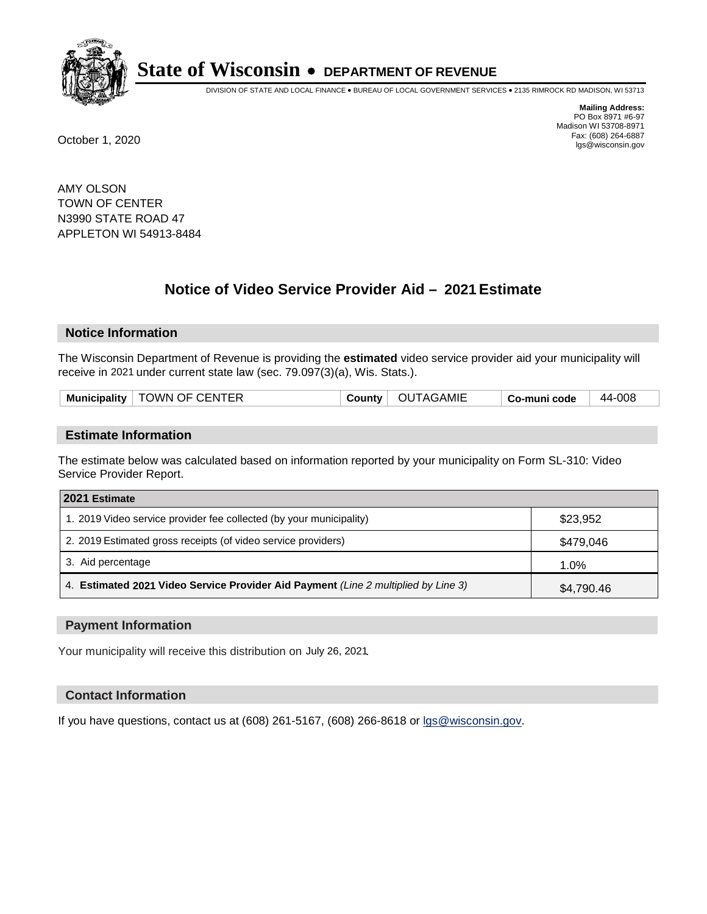# State of Wisconsin • DEPARTMENT OF REVENUE

DIVISION OF STATE AND LOCAL FINANCE • BUREAU OF LOCAL GOVERNMENT SERVICES • 2135 RIMROCK RD MADISON, WI 53713

**Mailing Address:**
PO Box 8971 #6-97
Madison WI 53708-8971
Fax: (608) 264-6887
lgs@wisconsin.gov

October 1, 2020

AMY OLSON
TOWN OF CENTER
N3990 STATE ROAD 47
APPLETON WI 54913-8484

## Notice of Video Service Provider Aid – 2021 Estimate

### Notice Information

The Wisconsin Department of Revenue is providing the **estimated** video service provider aid your municipality will receive in 2021 under current state law (sec. 79.097(3)(a), Wis. Stats.).

| Municipality | TOWN OF CENTER | County | OUTAGAMIE | Co-muni code | 44-008 |
|---|---|---|---|---|---|

### Estimate Information

The estimate below was calculated based on information reported by your municipality on Form SL-310: Video Service Provider Report.

| 2021 Estimate | |
|---|---|
| 1. 2019 Video service provider fee collected (by your municipality) | $23,952 |
| 2. 2019 Estimated gross receipts (of video service providers) | $479,046 |
| 3. Aid percentage | 1.0% |
| 4. **Estimated 2021 Video Service Provider Aid Payment** *(Line 2 multiplied by Line 3)* | $4,790.46 |

### Payment Information

Your municipality will receive this distribution on July 26, 2021.

### Contact Information

If you have questions, contact us at (608) 261-5167, (608) 266-8618 or lgs@wisconsin.gov.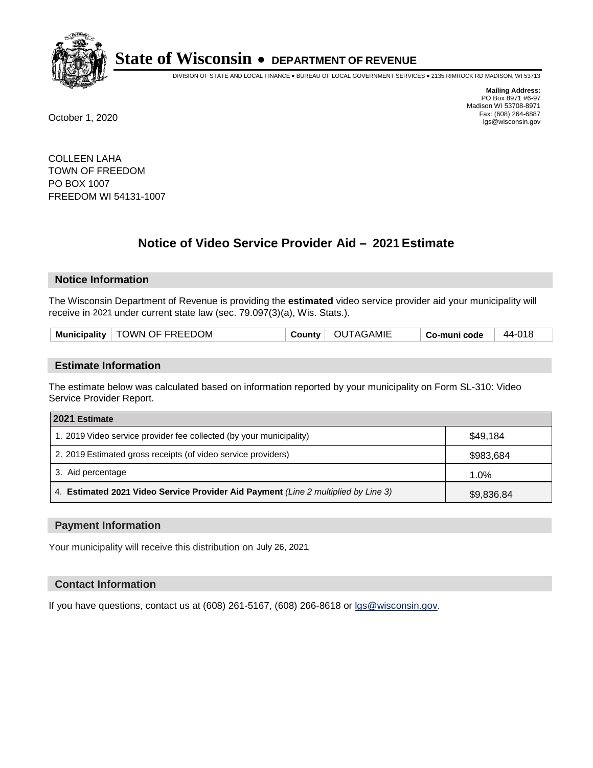# State of Wisconsin • DEPARTMENT OF REVENUE

DIVISION OF STATE AND LOCAL FINANCE • BUREAU OF LOCAL GOVERNMENT SERVICES • 2135 RIMROCK RD MADISON, WI 53713

**Mailing Address:**
PO Box 8971 #6-97
Madison WI 53708-8971
Fax: (608) 264-6887
lgs@wisconsin.gov

October 1, 2020

COLLEEN LAHA
TOWN OF FREEDOM
PO BOX 1007
FREEDOM WI 54131-1007

## Notice of Video Service Provider Aid – 2021 Estimate

### Notice Information

The Wisconsin Department of Revenue is providing the **estimated** video service provider aid your municipality will receive in 2021 under current state law (sec. 79.097(3)(a), Wis. Stats.).

| Municipality | TOWN OF FREEDOM | County | OUTAGAMIE | Co-muni code | 44-018 |
|---|---|---|---|---|---|

### Estimate Information

The estimate below was calculated based on information reported by your municipality on Form SL-310: Video Service Provider Report.

| 2021 Estimate | |
|---|---|
| 1. 2019 Video service provider fee collected (by your municipality) | $49,184 |
| 2. 2019 Estimated gross receipts (of video service providers) | $983,684 |
| 3. Aid percentage | 1.0% |
| 4. **Estimated 2021 Video Service Provider Aid Payment** *(Line 2 multiplied by Line 3)* | $9,836.84 |

### Payment Information

Your municipality will receive this distribution on July 26, 2021.

### Contact Information

If you have questions, contact us at (608) 261-5167, (608) 266-8618 or lgs@wisconsin.gov.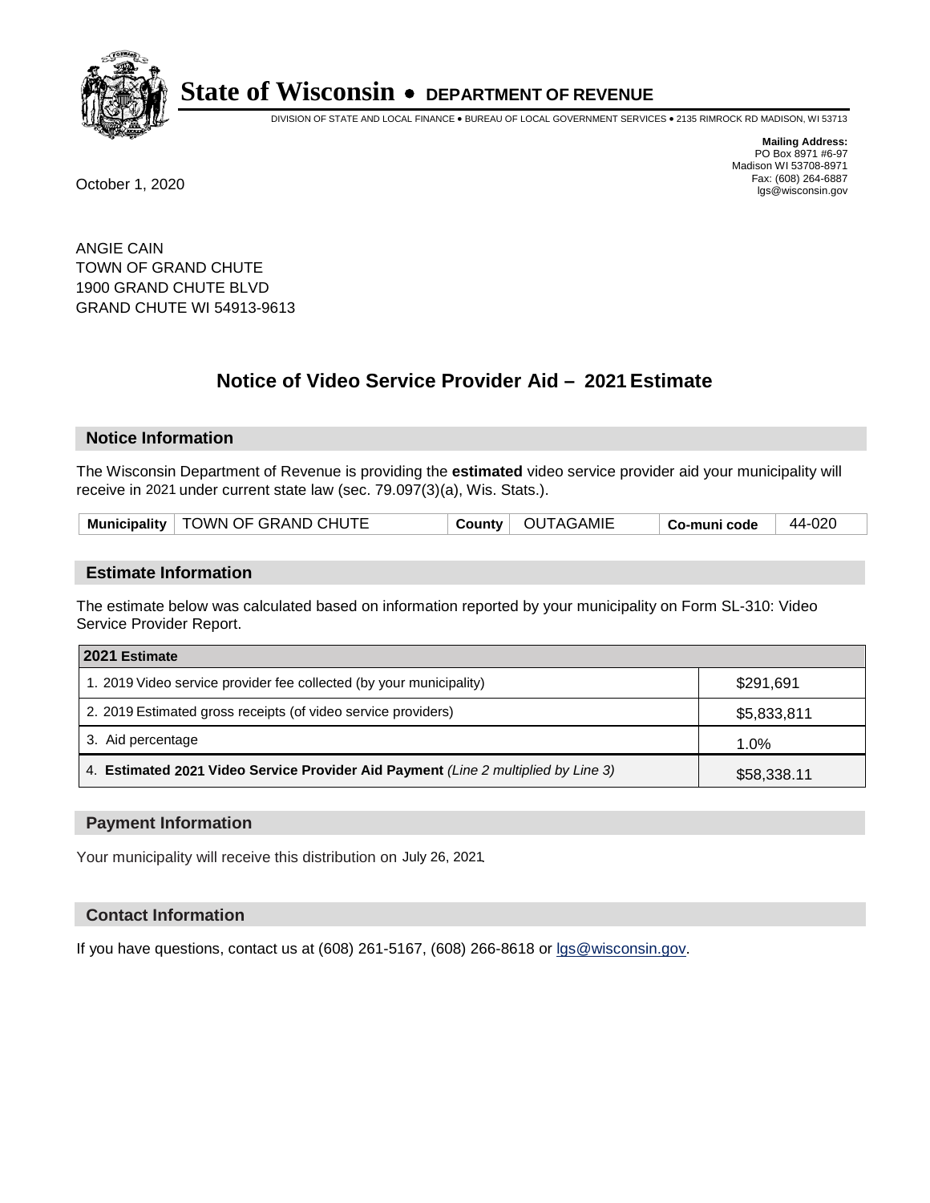# State of Wisconsin • DEPARTMENT OF REVENUE

DIVISION OF STATE AND LOCAL FINANCE • BUREAU OF LOCAL GOVERNMENT SERVICES • 2135 RIMROCK RD MADISON, WI 53713

**Mailing Address:**
PO Box 8971 #6-97
Madison WI 53708-8971
Fax: (608) 264-6887
lgs@wisconsin.gov

October 1, 2020

ANGIE CAIN
TOWN OF GRAND CHUTE
1900 GRAND CHUTE BLVD
GRAND CHUTE WI 54913-9613

## Notice of Video Service Provider Aid – 2021 Estimate

### Notice Information

The Wisconsin Department of Revenue is providing the **estimated** video service provider aid your municipality will receive in 2021 under current state law (sec. 79.097(3)(a), Wis. Stats.).

| Municipality | TOWN OF GRAND CHUTE | County | OUTAGAMIE | Co-muni code | 44-020 |
|---|---|---|---|---|---|

### Estimate Information

The estimate below was calculated based on information reported by your municipality on Form SL-310: Video Service Provider Report.

| 2021 Estimate | |
|---|---|
| 1. 2019 Video service provider fee collected (by your municipality) | $291,691 |
| 2. 2019 Estimated gross receipts (of video service providers) | $5,833,811 |
| 3. Aid percentage | 1.0% |
| 4. **Estimated 2021 Video Service Provider Aid Payment** *(Line 2 multiplied by Line 3)* | $58,338.11 |

### Payment Information

Your municipality will receive this distribution on July 26, 2021.

### Contact Information

If you have questions, contact us at (608) 261-5167, (608) 266-8618 or lgs@wisconsin.gov.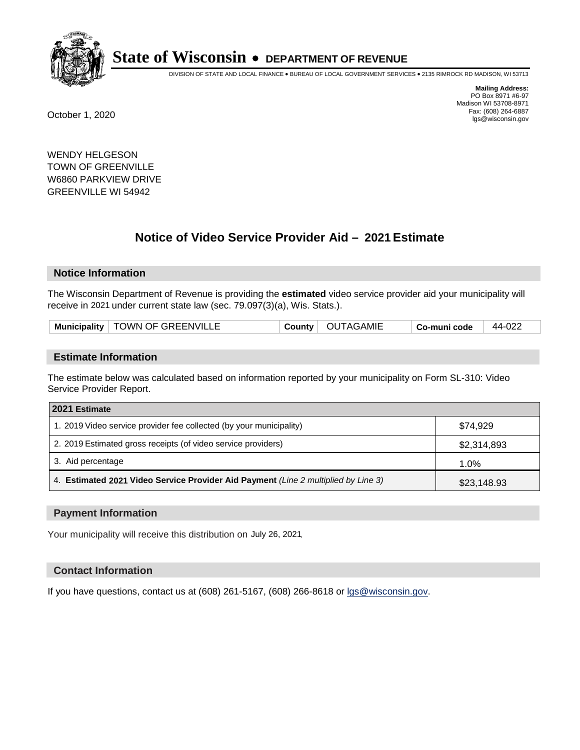**State of Wisconsin • DEPARTMENT OF REVENUE**

DIVISION OF STATE AND LOCAL FINANCE • BUREAU OF LOCAL GOVERNMENT SERVICES • 2135 RIMROCK RD MADISON, WI 53713

**Mailing Address:**
PO Box 8971 #6-97
Madison WI 53708-8971
Fax: (608) 264-6887
lgs@wisconsin.gov

October 1, 2020

WENDY HELGESON
TOWN OF GREENVILLE
W6860 PARKVIEW DRIVE
GREENVILLE WI 54942

## Notice of Video Service Provider Aid – 2021 Estimate

### Notice Information

The Wisconsin Department of Revenue is providing the **estimated** video service provider aid your municipality will receive in 2021 under current state law (sec. 79.097(3)(a), Wis. Stats.).

| Municipality | TOWN OF GREENVILLE | County | OUTAGAMIE | Co-muni code | 44-022 |
|---|---|---|---|---|---|

### Estimate Information

The estimate below was calculated based on information reported by your municipality on Form SL-310: Video Service Provider Report.

| 2021 Estimate | |
|---|---|
| 1. 2019 Video service provider fee collected (by your municipality) | $74,929 |
| 2. 2019 Estimated gross receipts (of video service providers) | $2,314,893 |
| 3. Aid percentage | 1.0% |
| 4. **Estimated 2021 Video Service Provider Aid Payment** *(Line 2 multiplied by Line 3)* | $23,148.93 |

### Payment Information

Your municipality will receive this distribution on July 26, 2021.

### Contact Information

If you have questions, contact us at (608) 261-5167, (608) 266-8618 or lgs@wisconsin.gov.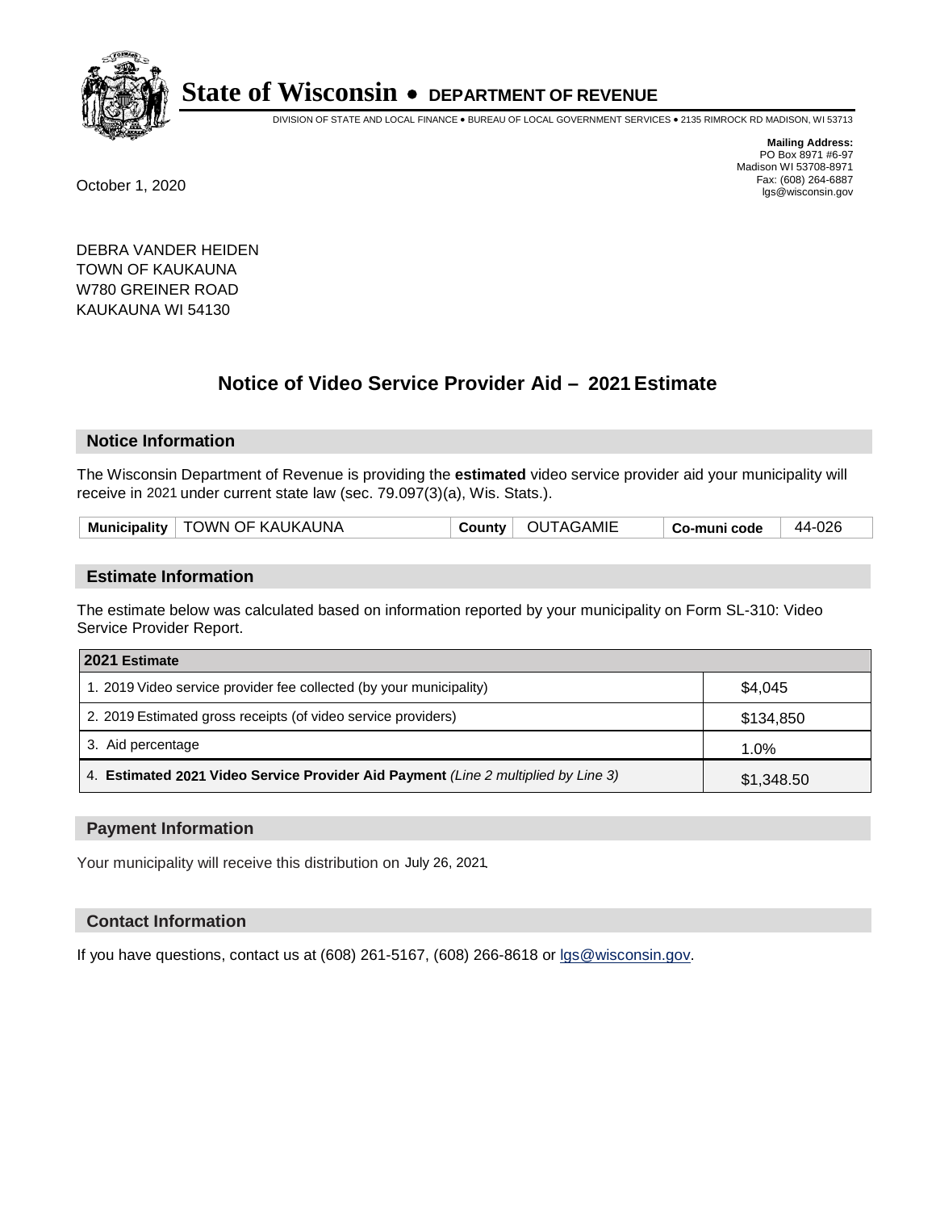# State of Wisconsin • DEPARTMENT OF REVENUE

DIVISION OF STATE AND LOCAL FINANCE • BUREAU OF LOCAL GOVERNMENT SERVICES • 2135 RIMROCK RD MADISON, WI 53713

**Mailing Address:**
PO Box 8971 #6-97
Madison WI 53708-8971
Fax: (608) 264-6887
lgs@wisconsin.gov

October 1, 2020

DEBRA VANDER HEIDEN
TOWN OF KAUKAUNA
W780 GREINER ROAD
KAUKAUNA WI 54130

## Notice of Video Service Provider Aid – 2021 Estimate

### Notice Information

The Wisconsin Department of Revenue is providing the **estimated** video service provider aid your municipality will receive in 2021 under current state law (sec. 79.097(3)(a), Wis. Stats.).

| Municipality | TOWN OF KAUKAUNA | County | OUTAGAMIE | Co-muni code | 44-026 |
|---|---|---|---|---|---|

### Estimate Information

The estimate below was calculated based on information reported by your municipality on Form SL-310: Video Service Provider Report.

| 2021 Estimate | |
|---|---|
| 1. 2019 Video service provider fee collected (by your municipality) | $4,045 |
| 2. 2019 Estimated gross receipts (of video service providers) | $134,850 |
| 3. Aid percentage | 1.0% |
| 4. **Estimated 2021 Video Service Provider Aid Payment** *(Line 2 multiplied by Line 3)* | $1,348.50 |

### Payment Information

Your municipality will receive this distribution on July 26, 2021.

### Contact Information

If you have questions, contact us at (608) 261-5167, (608) 266-8618 or lgs@wisconsin.gov.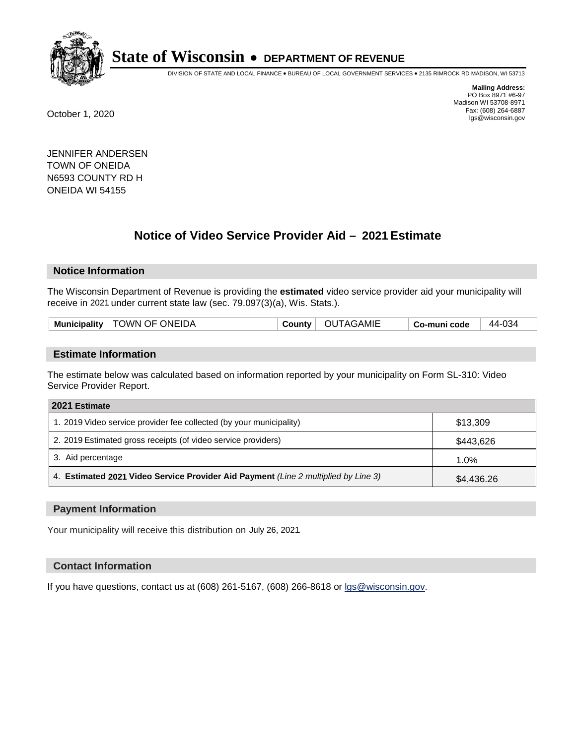# State of Wisconsin • DEPARTMENT OF REVENUE

DIVISION OF STATE AND LOCAL FINANCE • BUREAU OF LOCAL GOVERNMENT SERVICES • 2135 RIMROCK RD MADISON, WI 53713

**Mailing Address:**
PO Box 8971 #6-97
Madison WI 53708-8971
Fax: (608) 264-6887
lgs@wisconsin.gov

October 1, 2020

JENNIFER ANDERSEN
TOWN OF ONEIDA
N6593 COUNTY RD H
ONEIDA WI 54155

## Notice of Video Service Provider Aid – 2021 Estimate

### Notice Information

The Wisconsin Department of Revenue is providing the **estimated** video service provider aid your municipality will receive in 2021 under current state law (sec. 79.097(3)(a), Wis. Stats.).

| Municipality | TOWN OF ONEIDA | County | OUTAGAMIE | Co-muni code | 44-034 |
|---|---|---|---|---|---|

### Estimate Information

The estimate below was calculated based on information reported by your municipality on Form SL-310: Video Service Provider Report.

| 2021 Estimate | |
|---|---|
| 1. 2019 Video service provider fee collected (by your municipality) | $13,309 |
| 2. 2019 Estimated gross receipts (of video service providers) | $443,626 |
| 3. Aid percentage | 1.0% |
| 4. **Estimated 2021 Video Service Provider Aid Payment** *(Line 2 multiplied by Line 3)* | $4,436.26 |

### Payment Information

Your municipality will receive this distribution on July 26, 2021.

### Contact Information

If you have questions, contact us at (608) 261-5167, (608) 266-8618 or lgs@wisconsin.gov.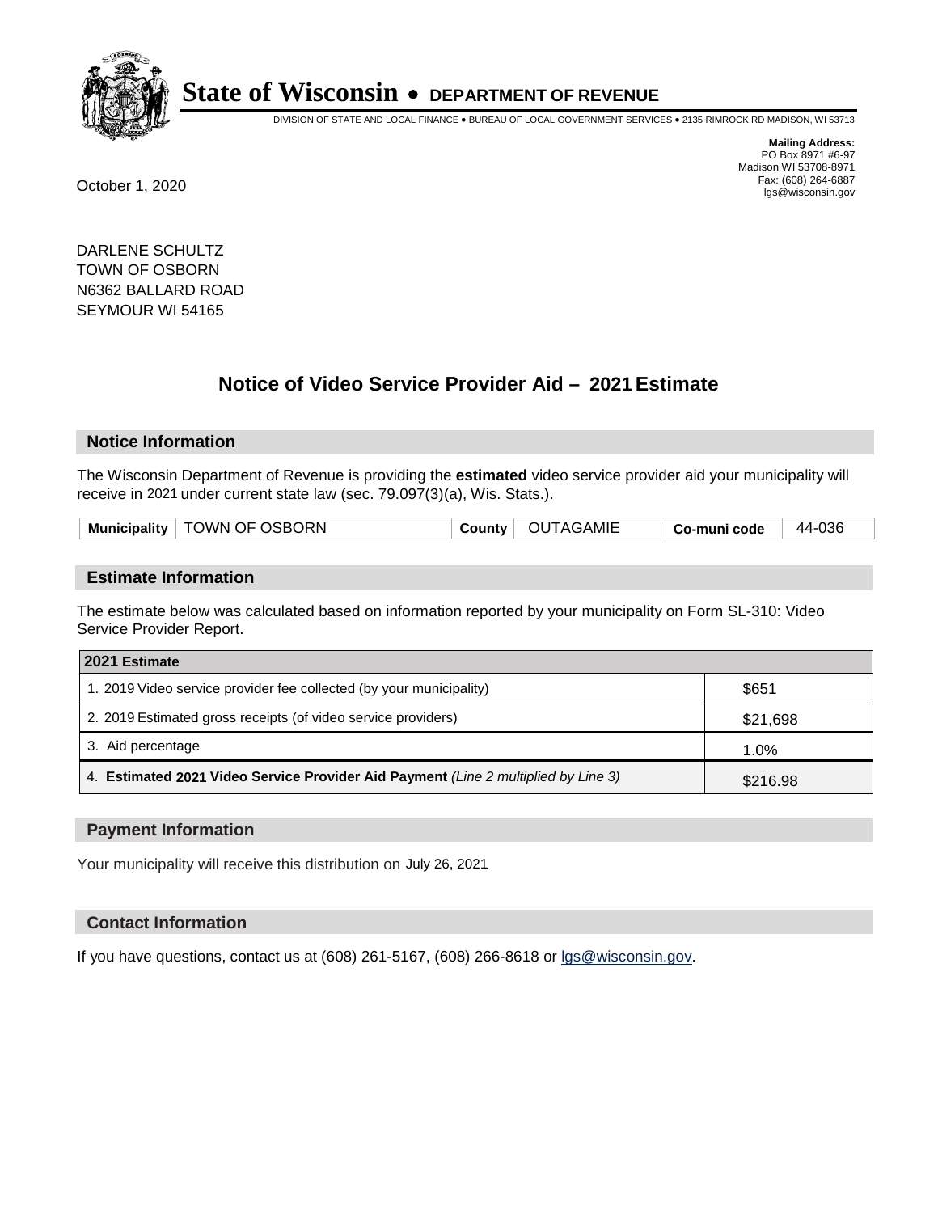# State of Wisconsin • DEPARTMENT OF REVENUE

DIVISION OF STATE AND LOCAL FINANCE • BUREAU OF LOCAL GOVERNMENT SERVICES • 2135 RIMROCK RD MADISON, WI 53713

**Mailing Address:**
PO Box 8971 #6-97
Madison WI 53708-8971
Fax: (608) 264-6887
lgs@wisconsin.gov

October 1, 2020

DARLENE SCHULTZ
TOWN OF OSBORN
N6362 BALLARD ROAD
SEYMOUR WI 54165

## Notice of Video Service Provider Aid – 2021 Estimate

### Notice Information

The Wisconsin Department of Revenue is providing the **estimated** video service provider aid your municipality will receive in 2021 under current state law (sec. 79.097(3)(a), Wis. Stats.).

| **Municipality** | TOWN OF OSBORN | **County** | OUTAGAMIE | **Co-muni code** | 44-036 |
|---|---|---|---|---|---|

### Estimate Information

The estimate below was calculated based on information reported by your municipality on Form SL-310: Video Service Provider Report.

| **2021 Estimate** | |
|---|---|
| 1. 2019 Video service provider fee collected (by your municipality) | $651 |
| 2. 2019 Estimated gross receipts (of video service providers) | $21,698 |
| 3. Aid percentage | 1.0% |
| 4. **Estimated 2021 Video Service Provider Aid Payment** *(Line 2 multiplied by Line 3)* | $216.98 |

### Payment Information

Your municipality will receive this distribution on July 26, 2021.

### Contact Information

If you have questions, contact us at (608) 261-5167, (608) 266-8618 or lgs@wisconsin.gov.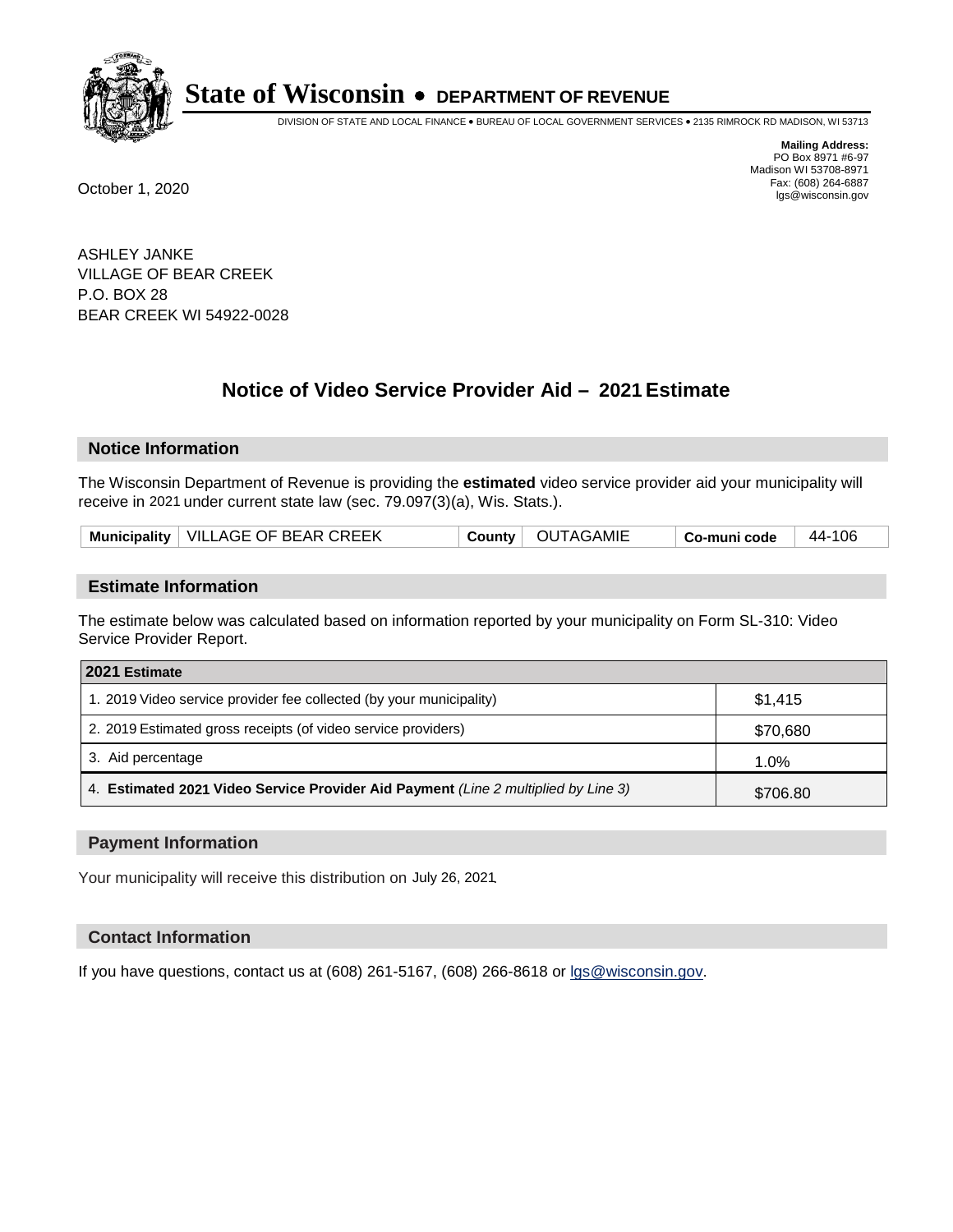# State of Wisconsin • DEPARTMENT OF REVENUE

DIVISION OF STATE AND LOCAL FINANCE • BUREAU OF LOCAL GOVERNMENT SERVICES • 2135 RIMROCK RD MADISON, WI 53713

**Mailing Address:**
PO Box 8971 #6-97
Madison WI 53708-8971
Fax: (608) 264-6887
lgs@wisconsin.gov

October 1, 2020

ASHLEY JANKE
VILLAGE OF BEAR CREEK
P.O. BOX 28
BEAR CREEK WI 54922-0028

## Notice of Video Service Provider Aid – 2021 Estimate

### Notice Information

The Wisconsin Department of Revenue is providing the **estimated** video service provider aid your municipality will receive in 2021 under current state law (sec. 79.097(3)(a), Wis. Stats.).

| Municipality | VILLAGE OF BEAR CREEK | County | OUTAGAMIE | Co-muni code | 44-106 |
|---|---|---|---|---|---|

### Estimate Information

The estimate below was calculated based on information reported by your municipality on Form SL-310: Video Service Provider Report.

| 2021 Estimate | |
|---|---|
| 1. 2019 Video service provider fee collected (by your municipality) | $1,415 |
| 2. 2019 Estimated gross receipts (of video service providers) | $70,680 |
| 3. Aid percentage | 1.0% |
| 4. **Estimated 2021 Video Service Provider Aid Payment** *(Line 2 multiplied by Line 3)* | $706.80 |

### Payment Information

Your municipality will receive this distribution on July 26, 2021.

### Contact Information

If you have questions, contact us at (608) 261-5167, (608) 266-8618 or lgs@wisconsin.gov.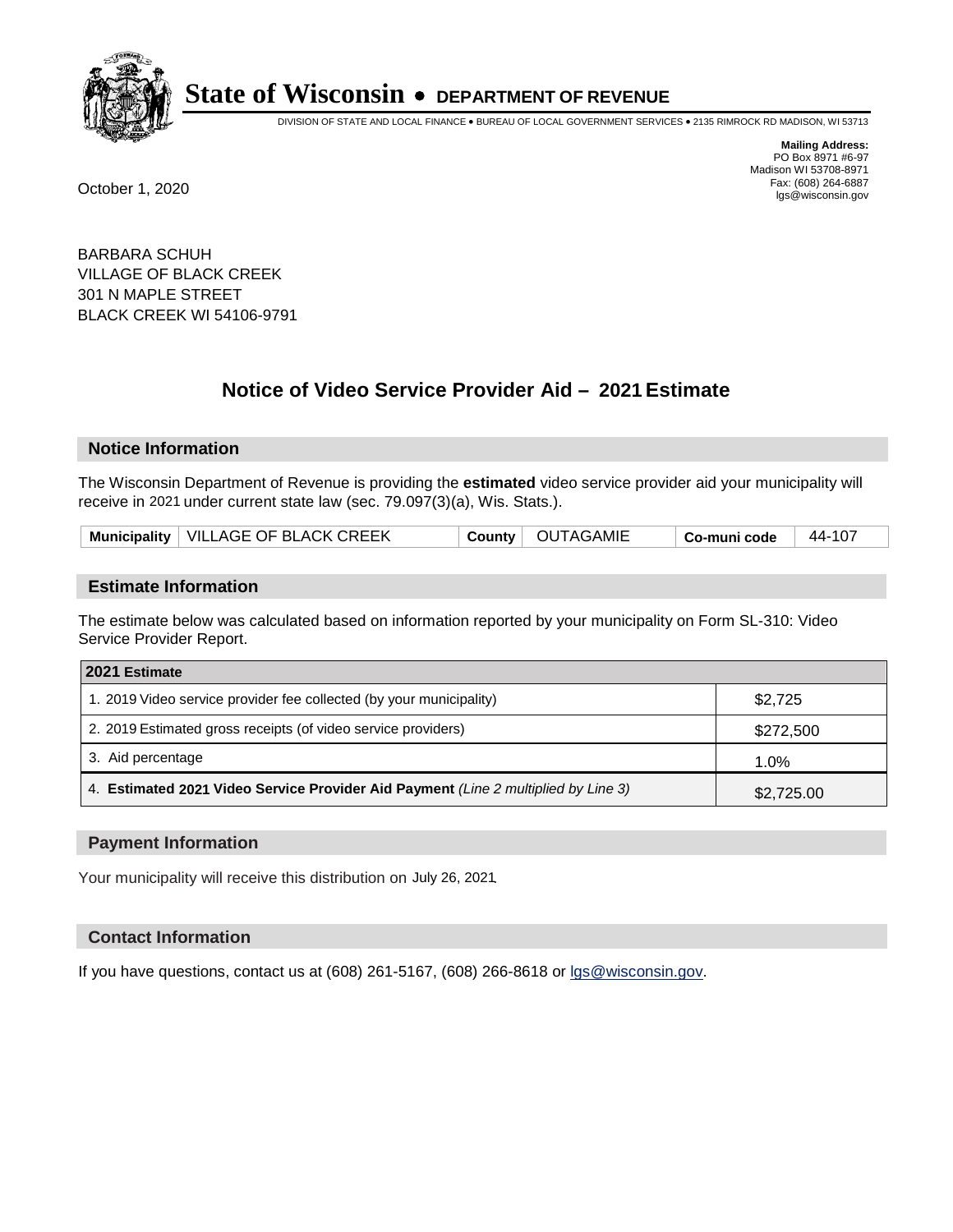# State of Wisconsin • DEPARTMENT OF REVENUE

DIVISION OF STATE AND LOCAL FINANCE • BUREAU OF LOCAL GOVERNMENT SERVICES • 2135 RIMROCK RD MADISON, WI 53713

**Mailing Address:**
PO Box 8971 #6-97
Madison WI 53708-8971
Fax: (608) 264-6887
lgs@wisconsin.gov

October 1, 2020

BARBARA SCHUH
VILLAGE OF BLACK CREEK
301 N MAPLE STREET
BLACK CREEK WI 54106-9791

## Notice of Video Service Provider Aid – 2021 Estimate

### Notice Information

The Wisconsin Department of Revenue is providing the **estimated** video service provider aid your municipality will receive in 2021 under current state law (sec. 79.097(3)(a), Wis. Stats.).

| Municipality | VILLAGE OF BLACK CREEK | County | OUTAGAMIE | Co-muni code | 44-107 |
|---|---|---|---|---|---|

### Estimate Information

The estimate below was calculated based on information reported by your municipality on Form SL-310: Video Service Provider Report.

| 2021 Estimate | |
|---|---|
| 1. 2019 Video service provider fee collected (by your municipality) | $2,725 |
| 2. 2019 Estimated gross receipts (of video service providers) | $272,500 |
| 3. Aid percentage | 1.0% |
| 4. **Estimated 2021 Video Service Provider Aid Payment** *(Line 2 multiplied by Line 3)* | $2,725.00 |

### Payment Information

Your municipality will receive this distribution on July 26, 2021.

### Contact Information

If you have questions, contact us at (608) 261-5167, (608) 266-8618 or lgs@wisconsin.gov.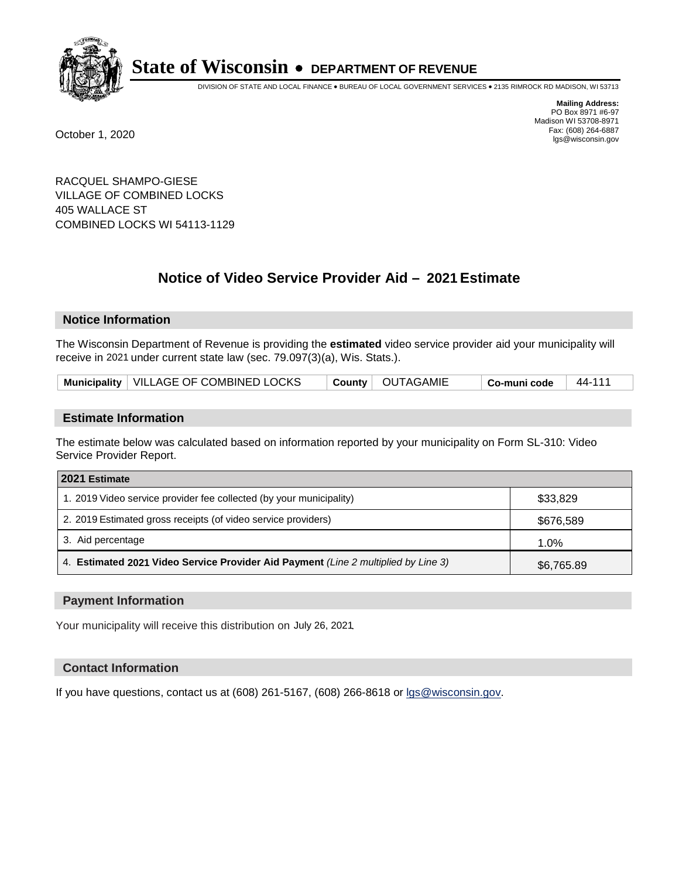# State of Wisconsin • DEPARTMENT OF REVENUE

DIVISION OF STATE AND LOCAL FINANCE • BUREAU OF LOCAL GOVERNMENT SERVICES • 2135 RIMROCK RD MADISON, WI 53713

**Mailing Address:**
PO Box 8971 #6-97
Madison WI 53708-8971
Fax: (608) 264-6887
lgs@wisconsin.gov

October 1, 2020

RACQUEL SHAMPO-GIESE
VILLAGE OF COMBINED LOCKS
405 WALLACE ST
COMBINED LOCKS WI 54113-1129

## Notice of Video Service Provider Aid – 2021 Estimate

### Notice Information

The Wisconsin Department of Revenue is providing the **estimated** video service provider aid your municipality will receive in 2021 under current state law (sec. 79.097(3)(a), Wis. Stats.).

| Municipality | VILLAGE OF COMBINED LOCKS | County | OUTAGAMIE | Co-muni code | 44-111 |
|---|---|---|---|---|---|

### Estimate Information

The estimate below was calculated based on information reported by your municipality on Form SL-310: Video Service Provider Report.

| 2021 Estimate | |
|---|---|
| 1. 2019 Video service provider fee collected (by your municipality) | $33,829 |
| 2. 2019 Estimated gross receipts (of video service providers) | $676,589 |
| 3. Aid percentage | 1.0% |
| 4. **Estimated 2021 Video Service Provider Aid Payment** *(Line 2 multiplied by Line 3)* | $6,765.89 |

### Payment Information

Your municipality will receive this distribution on July 26, 2021.

### Contact Information

If you have questions, contact us at (608) 261-5167, (608) 266-8618 or lgs@wisconsin.gov.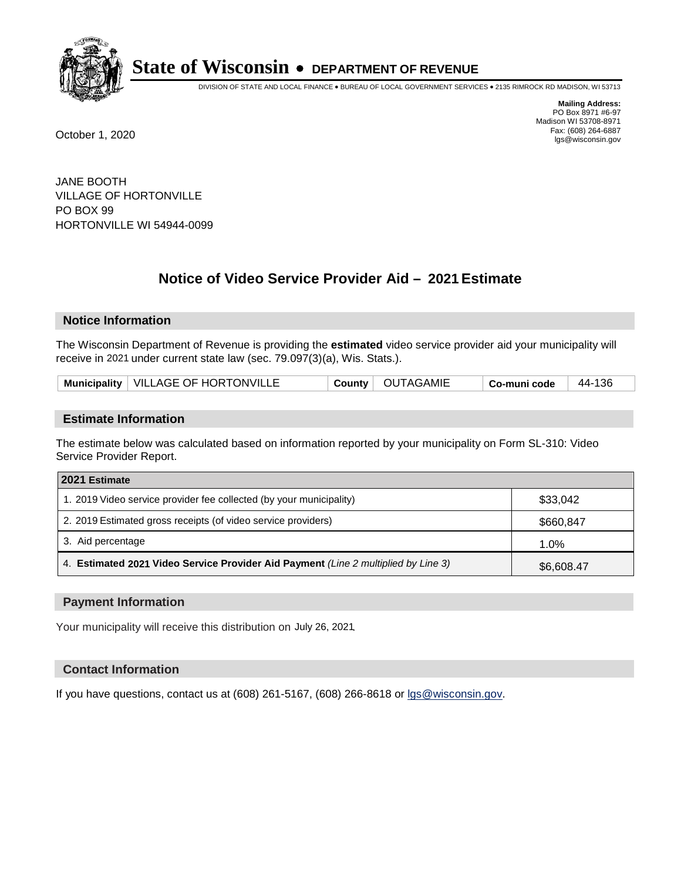# State of Wisconsin • DEPARTMENT OF REVENUE

DIVISION OF STATE AND LOCAL FINANCE • BUREAU OF LOCAL GOVERNMENT SERVICES • 2135 RIMROCK RD MADISON, WI 53713

**Mailing Address:**
PO Box 8971 #6-97
Madison WI 53708-8971
Fax: (608) 264-6887
lgs@wisconsin.gov

October 1, 2020

JANE BOOTH
VILLAGE OF HORTONVILLE
PO BOX 99
HORTONVILLE WI 54944-0099

## Notice of Video Service Provider Aid – 2021 Estimate

### Notice Information

The Wisconsin Department of Revenue is providing the **estimated** video service provider aid your municipality will receive in 2021 under current state law (sec. 79.097(3)(a), Wis. Stats.).

| Municipality | VILLAGE OF HORTONVILLE | County | OUTAGAMIE | Co-muni code | 44-136 |
|---|---|---|---|---|---|

### Estimate Information

The estimate below was calculated based on information reported by your municipality on Form SL-310: Video Service Provider Report.

| 2021 Estimate | |
|---|---|
| 1. 2019 Video service provider fee collected (by your municipality) | $33,042 |
| 2. 2019 Estimated gross receipts (of video service providers) | $660,847 |
| 3. Aid percentage | 1.0% |
| 4. **Estimated 2021 Video Service Provider Aid Payment** *(Line 2 multiplied by Line 3)* | $6,608.47 |

### Payment Information

Your municipality will receive this distribution on July 26, 2021.

### Contact Information

If you have questions, contact us at (608) 261-5167, (608) 266-8618 or lgs@wisconsin.gov.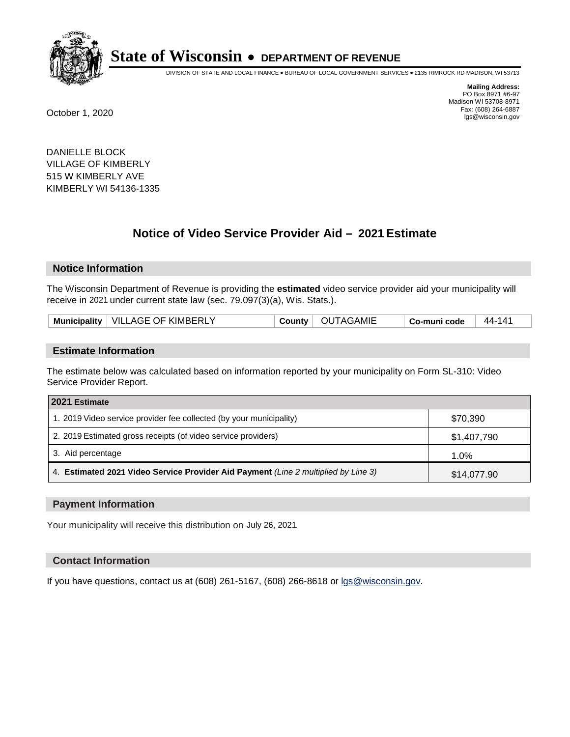**State of Wisconsin • DEPARTMENT OF REVENUE**

DIVISION OF STATE AND LOCAL FINANCE • BUREAU OF LOCAL GOVERNMENT SERVICES • 2135 RIMROCK RD MADISON, WI 53713

**Mailing Address:**
PO Box 8971 #6-97
Madison WI 53708-8971
Fax: (608) 264-6887
lgs@wisconsin.gov

October 1, 2020

DANIELLE BLOCK
VILLAGE OF KIMBERLY
515 W KIMBERLY AVE
KIMBERLY WI 54136-1335

## Notice of Video Service Provider Aid – 2021 Estimate

### Notice Information

The Wisconsin Department of Revenue is providing the **estimated** video service provider aid your municipality will receive in 2021 under current state law (sec. 79.097(3)(a), Wis. Stats.).

| Municipality | VILLAGE OF KIMBERLY | County | OUTAGAMIE | Co-muni code | 44-141 |
|---|---|---|---|---|---|

### Estimate Information

The estimate below was calculated based on information reported by your municipality on Form SL-310: Video Service Provider Report.

| 2021 Estimate | |
|---|---|
| 1. 2019 Video service provider fee collected (by your municipality) | $70,390 |
| 2. 2019 Estimated gross receipts (of video service providers) | $1,407,790 |
| 3. Aid percentage | 1.0% |
| 4. **Estimated 2021 Video Service Provider Aid Payment** *(Line 2 multiplied by Line 3)* | $14,077.90 |

### Payment Information

Your municipality will receive this distribution on July 26, 2021.

### Contact Information

If you have questions, contact us at (608) 261-5167, (608) 266-8618 or lgs@wisconsin.gov.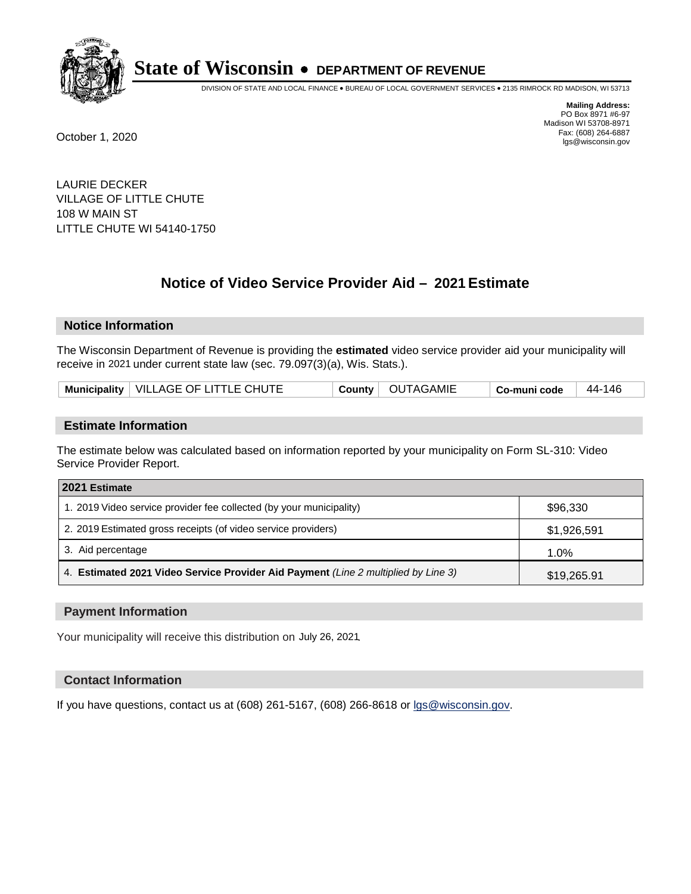**State of Wisconsin • DEPARTMENT OF REVENUE**

DIVISION OF STATE AND LOCAL FINANCE • BUREAU OF LOCAL GOVERNMENT SERVICES • 2135 RIMROCK RD MADISON, WI 53713

**Mailing Address:**
PO Box 8971 #6-97
Madison WI 53708-8971
Fax: (608) 264-6887
lgs@wisconsin.gov

October 1, 2020

LAURIE DECKER
VILLAGE OF LITTLE CHUTE
108 W MAIN ST
LITTLE CHUTE WI 54140-1750

# Notice of Video Service Provider Aid – 2021 Estimate

## Notice Information

The Wisconsin Department of Revenue is providing the **estimated** video service provider aid your municipality will receive in 2021 under current state law (sec. 79.097(3)(a), Wis. Stats.).

| Municipality | VILLAGE OF LITTLE CHUTE | County | OUTAGAMIE | Co-muni code | 44-146 |
|---|---|---|---|---|---|

## Estimate Information

The estimate below was calculated based on information reported by your municipality on Form SL-310: Video Service Provider Report.

| 2021 Estimate | |
|---|---|
| 1. 2019 Video service provider fee collected (by your municipality) | $96,330 |
| 2. 2019 Estimated gross receipts (of video service providers) | $1,926,591 |
| 3. Aid percentage | 1.0% |
| 4. **Estimated 2021 Video Service Provider Aid Payment** *(Line 2 multiplied by Line 3)* | $19,265.91 |

## Payment Information

Your municipality will receive this distribution on July 26, 2021.

## Contact Information

If you have questions, contact us at (608) 261-5167, (608) 266-8618 or lgs@wisconsin.gov.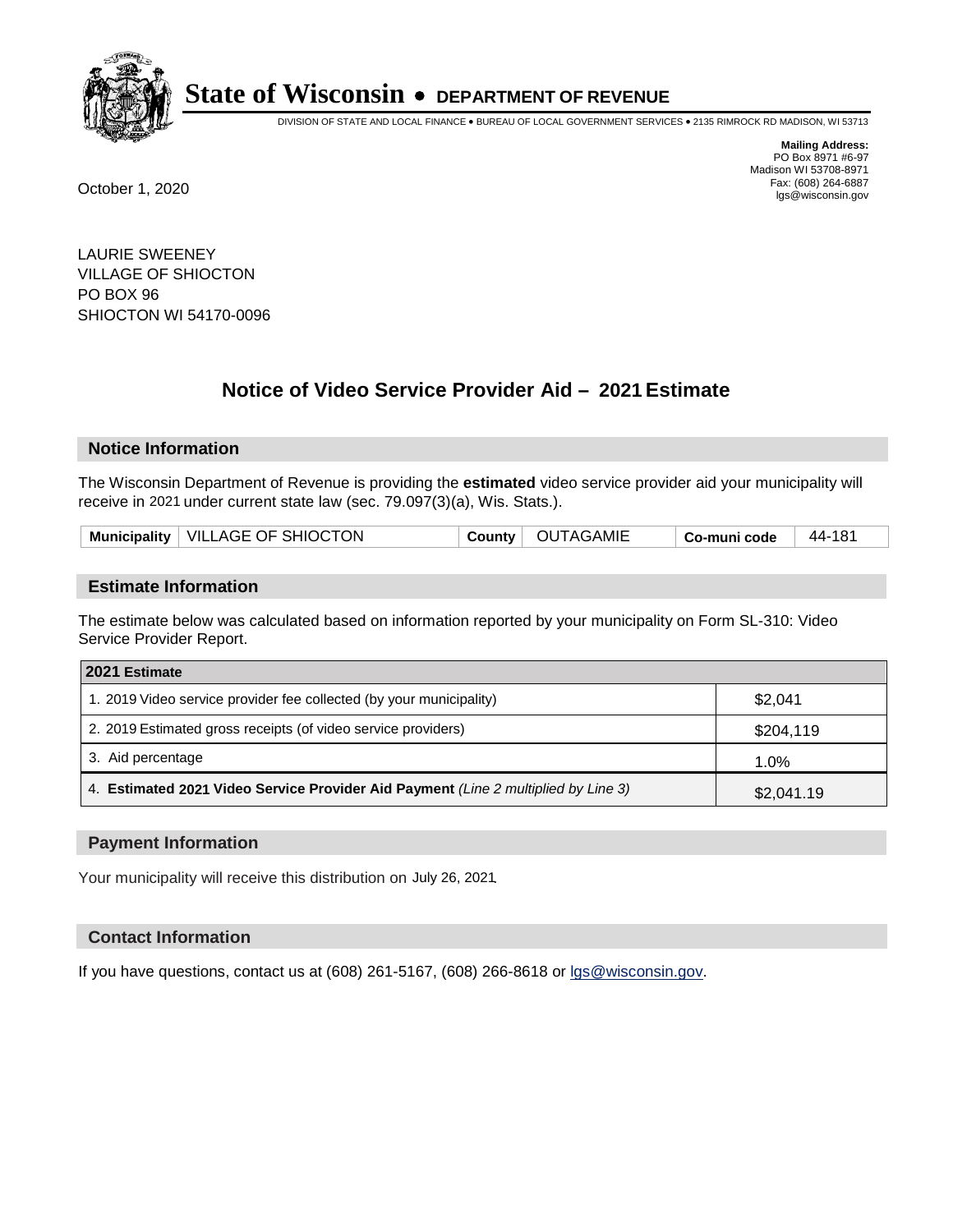# State of Wisconsin • DEPARTMENT OF REVENUE

DIVISION OF STATE AND LOCAL FINANCE • BUREAU OF LOCAL GOVERNMENT SERVICES • 2135 RIMROCK RD MADISON, WI 53713

**Mailing Address:**
PO Box 8971 #6-97
Madison WI 53708-8971
Fax: (608) 264-6887
lgs@wisconsin.gov

October 1, 2020

LAURIE SWEENEY
VILLAGE OF SHIOCTON
PO BOX 96
SHIOCTON WI 54170-0096

## Notice of Video Service Provider Aid – 2021 Estimate

### Notice Information

The Wisconsin Department of Revenue is providing the **estimated** video service provider aid your municipality will receive in 2021 under current state law (sec. 79.097(3)(a), Wis. Stats.).

| Municipality | VILLAGE OF SHIOCTON | County | OUTAGAMIE | Co-muni code | 44-181 |
|---|---|---|---|---|---|

### Estimate Information

The estimate below was calculated based on information reported by your municipality on Form SL-310: Video Service Provider Report.

| 2021 Estimate | |
|---|---|
| 1. 2019 Video service provider fee collected (by your municipality) | $2,041 |
| 2. 2019 Estimated gross receipts (of video service providers) | $204,119 |
| 3. Aid percentage | 1.0% |
| 4. **Estimated 2021 Video Service Provider Aid Payment** *(Line 2 multiplied by Line 3)* | $2,041.19 |

### Payment Information

Your municipality will receive this distribution on July 26, 2021.

### Contact Information

If you have questions, contact us at (608) 261-5167, (608) 266-8618 or lgs@wisconsin.gov.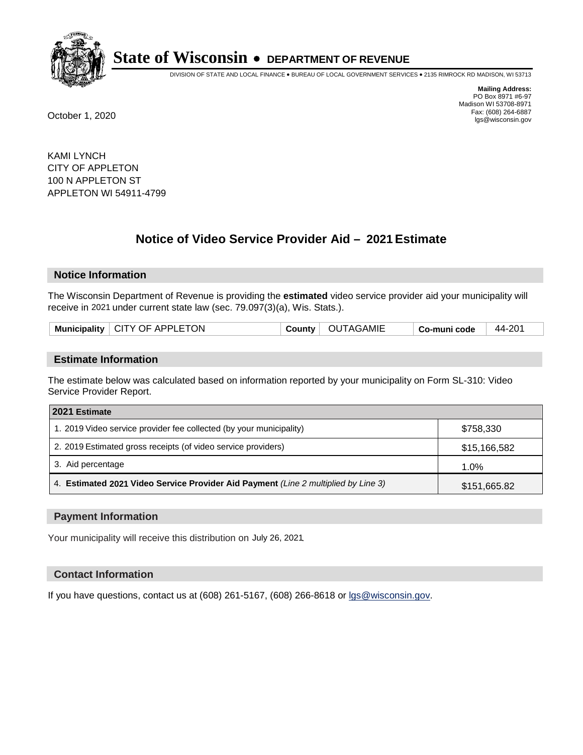# State of Wisconsin • DEPARTMENT OF REVENUE

DIVISION OF STATE AND LOCAL FINANCE • BUREAU OF LOCAL GOVERNMENT SERVICES • 2135 RIMROCK RD MADISON, WI 53713

**Mailing Address:**
PO Box 8971 #6-97
Madison WI 53708-8971
Fax: (608) 264-6887
lgs@wisconsin.gov

October 1, 2020

KAMI LYNCH
CITY OF APPLETON
100 N APPLETON ST
APPLETON WI 54911-4799

## Notice of Video Service Provider Aid – 2021 Estimate

### Notice Information

The Wisconsin Department of Revenue is providing the **estimated** video service provider aid your municipality will receive in 2021 under current state law (sec. 79.097(3)(a), Wis. Stats.).

| Municipality | CITY OF APPLETON | County | OUTAGAMIE | Co-muni code | 44-201 |
|---|---|---|---|---|---|

### Estimate Information

The estimate below was calculated based on information reported by your municipality on Form SL-310: Video Service Provider Report.

| 2021 Estimate | |
|---|---|
| 1. 2019 Video service provider fee collected (by your municipality) | $758,330 |
| 2. 2019 Estimated gross receipts (of video service providers) | $15,166,582 |
| 3. Aid percentage | 1.0% |
| 4. **Estimated 2021 Video Service Provider Aid Payment** *(Line 2 multiplied by Line 3)* | $151,665.82 |

### Payment Information

Your municipality will receive this distribution on July 26, 2021.

### Contact Information

If you have questions, contact us at (608) 261-5167, (608) 266-8618 or lgs@wisconsin.gov.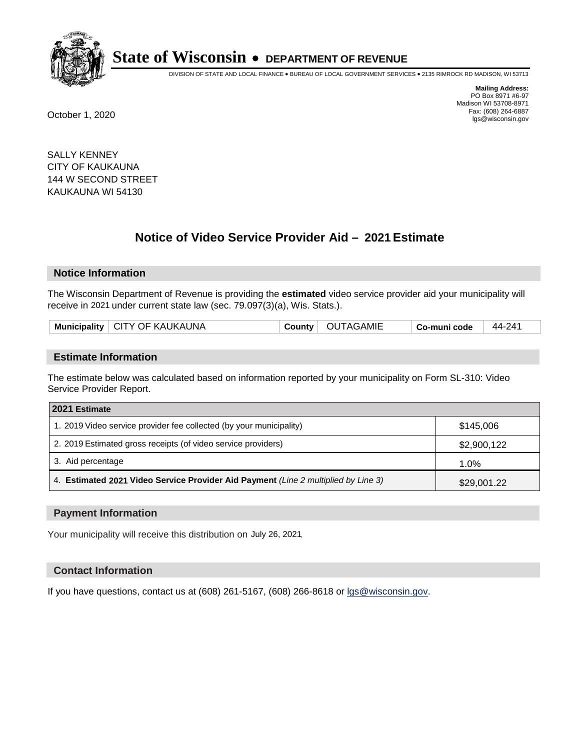# State of Wisconsin • DEPARTMENT OF REVENUE

DIVISION OF STATE AND LOCAL FINANCE • BUREAU OF LOCAL GOVERNMENT SERVICES • 2135 RIMROCK RD MADISON, WI 53713

**Mailing Address:**
PO Box 8971 #6-97
Madison WI 53708-8971
Fax: (608) 264-6887
lgs@wisconsin.gov

October 1, 2020

SALLY KENNEY
CITY OF KAUKAUNA
144 W SECOND STREET
KAUKAUNA WI 54130

## Notice of Video Service Provider Aid – 2021 Estimate

### Notice Information

The Wisconsin Department of Revenue is providing the **estimated** video service provider aid your municipality will receive in 2021 under current state law (sec. 79.097(3)(a), Wis. Stats.).

| Municipality | CITY OF KAUKAUNA | County | OUTAGAMIE | Co-muni code | 44-241 |
|---|---|---|---|---|---|

### Estimate Information

The estimate below was calculated based on information reported by your municipality on Form SL-310: Video Service Provider Report.

| 2021 Estimate | |
|---|---|
| 1. 2019 Video service provider fee collected (by your municipality) | $145,006 |
| 2. 2019 Estimated gross receipts (of video service providers) | $2,900,122 |
| 3. Aid percentage | 1.0% |
| 4. **Estimated 2021 Video Service Provider Aid Payment** *(Line 2 multiplied by Line 3)* | $29,001.22 |

### Payment Information

Your municipality will receive this distribution on July 26, 2021.

### Contact Information

If you have questions, contact us at (608) 261-5167, (608) 266-8618 or lgs@wisconsin.gov.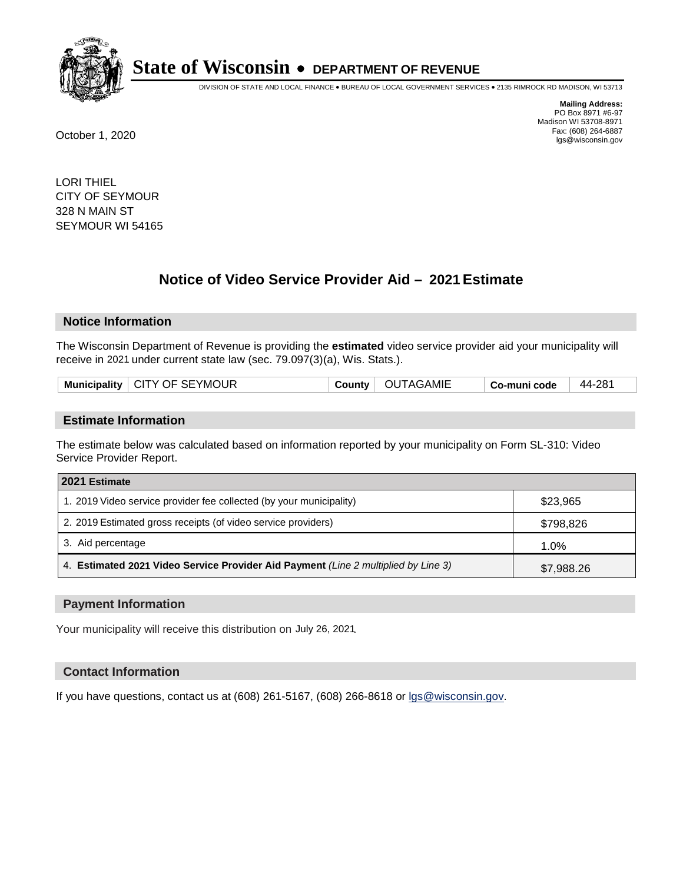# State of Wisconsin • DEPARTMENT OF REVENUE

DIVISION OF STATE AND LOCAL FINANCE • BUREAU OF LOCAL GOVERNMENT SERVICES • 2135 RIMROCK RD MADISON, WI 53713

**Mailing Address:**
PO Box 8971 #6-97
Madison WI 53708-8971
Fax: (608) 264-6887
lgs@wisconsin.gov

October 1, 2020

LORI THIEL
CITY OF SEYMOUR
328 N MAIN ST
SEYMOUR WI 54165

## Notice of Video Service Provider Aid – 2021 Estimate

### Notice Information

The Wisconsin Department of Revenue is providing the **estimated** video service provider aid your municipality will receive in 2021 under current state law (sec. 79.097(3)(a), Wis. Stats.).

| Municipality | CITY OF SEYMOUR | County | OUTAGAMIE | Co-muni code | 44-281 |
|---|---|---|---|---|---|

### Estimate Information

The estimate below was calculated based on information reported by your municipality on Form SL-310: Video Service Provider Report.

| 2021 Estimate | |
|---|---|
| 1. 2019 Video service provider fee collected (by your municipality) | $23,965 |
| 2. 2019 Estimated gross receipts (of video service providers) | $798,826 |
| 3. Aid percentage | 1.0% |
| 4. **Estimated 2021 Video Service Provider Aid Payment** *(Line 2 multiplied by Line 3)* | $7,988.26 |

### Payment Information

Your municipality will receive this distribution on July 26, 2021.

### Contact Information

If you have questions, contact us at (608) 261-5167, (608) 266-8618 or lgs@wisconsin.gov.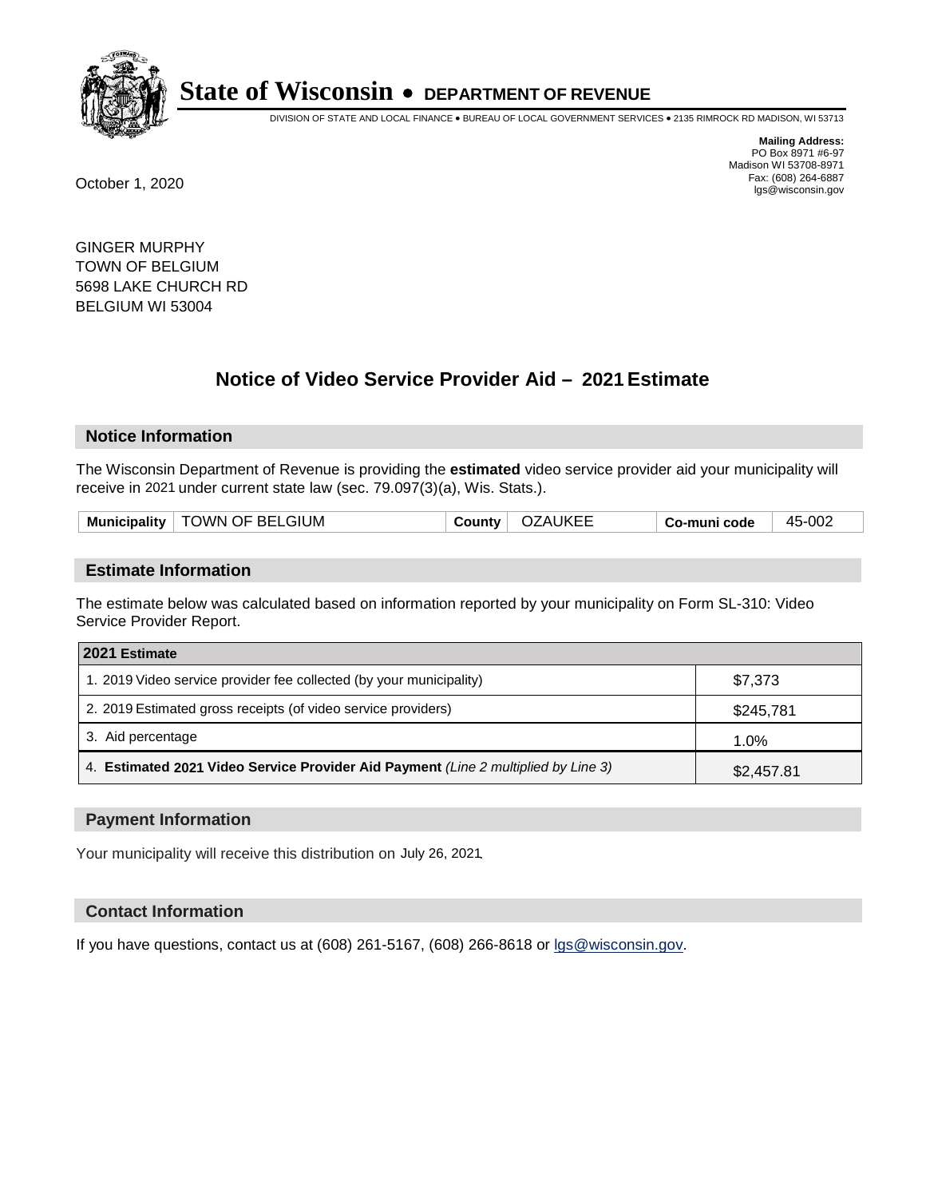# State of Wisconsin • DEPARTMENT OF REVENUE

DIVISION OF STATE AND LOCAL FINANCE • BUREAU OF LOCAL GOVERNMENT SERVICES • 2135 RIMROCK RD MADISON, WI 53713

**Mailing Address:**
PO Box 8971 #6-97
Madison WI 53708-8971
Fax: (608) 264-6887
lgs@wisconsin.gov

October 1, 2020

GINGER MURPHY
TOWN OF BELGIUM
5698 LAKE CHURCH RD
BELGIUM WI 53004

## Notice of Video Service Provider Aid – 2021 Estimate

### Notice Information

The Wisconsin Department of Revenue is providing the **estimated** video service provider aid your municipality will receive in 2021 under current state law (sec. 79.097(3)(a), Wis. Stats.).

| Municipality | TOWN OF BELGIUM | County | OZAUKEE | Co-muni code | 45-002 |
|---|---|---|---|---|---|

### Estimate Information

The estimate below was calculated based on information reported by your municipality on Form SL-310: Video Service Provider Report.

| 2021 Estimate | |
|---|---|
| 1. 2019 Video service provider fee collected (by your municipality) | $7,373 |
| 2. 2019 Estimated gross receipts (of video service providers) | $245,781 |
| 3. Aid percentage | 1.0% |
| 4. **Estimated 2021 Video Service Provider Aid Payment** *(Line 2 multiplied by Line 3)* | $2,457.81 |

### Payment Information

Your municipality will receive this distribution on July 26, 2021.

### Contact Information

If you have questions, contact us at (608) 261-5167, (608) 266-8618 or lgs@wisconsin.gov.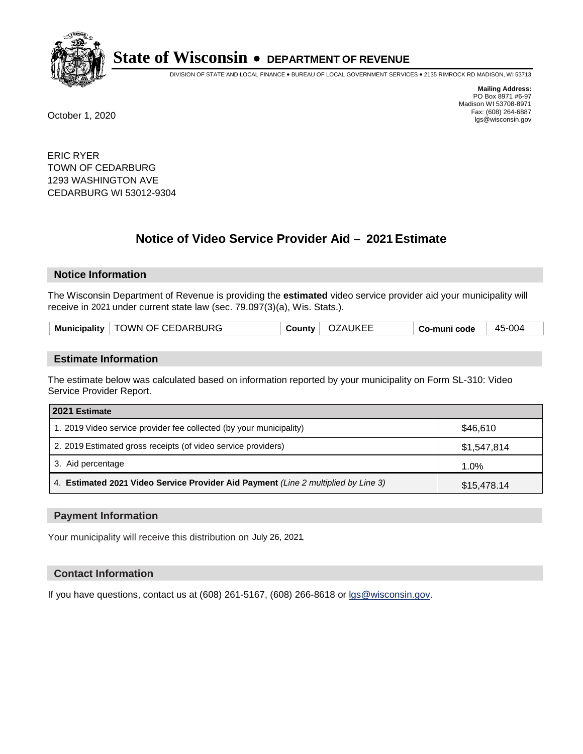**State of Wisconsin • DEPARTMENT OF REVENUE**

DIVISION OF STATE AND LOCAL FINANCE • BUREAU OF LOCAL GOVERNMENT SERVICES • 2135 RIMROCK RD MADISON, WI 53713

**Mailing Address:**
PO Box 8971 #6-97
Madison WI 53708-8971
Fax: (608) 264-6887
lgs@wisconsin.gov

October 1, 2020

ERIC RYER
TOWN OF CEDARBURG
1293 WASHINGTON AVE
CEDARBURG WI 53012-9304

## Notice of Video Service Provider Aid – 2021 Estimate

### Notice Information

The Wisconsin Department of Revenue is providing the **estimated** video service provider aid your municipality will receive in 2021 under current state law (sec. 79.097(3)(a), Wis. Stats.).

| **Municipality** | TOWN OF CEDARBURG | **County** | OZAUKEE | **Co-muni code** | 45-004 |
|---|---|---|---|---|---|

### Estimate Information

The estimate below was calculated based on information reported by your municipality on Form SL-310: Video Service Provider Report.

| 2021 Estimate | |
|---|---|
| 1. 2019 Video service provider fee collected (by your municipality) | $46,610 |
| 2. 2019 Estimated gross receipts (of video service providers) | $1,547,814 |
| 3. Aid percentage | 1.0% |
| 4. **Estimated 2021 Video Service Provider Aid Payment** *(Line 2 multiplied by Line 3)* | $15,478.14 |

### Payment Information

Your municipality will receive this distribution on July 26, 2021.

### Contact Information

If you have questions, contact us at (608) 261-5167, (608) 266-8618 or lgs@wisconsin.gov.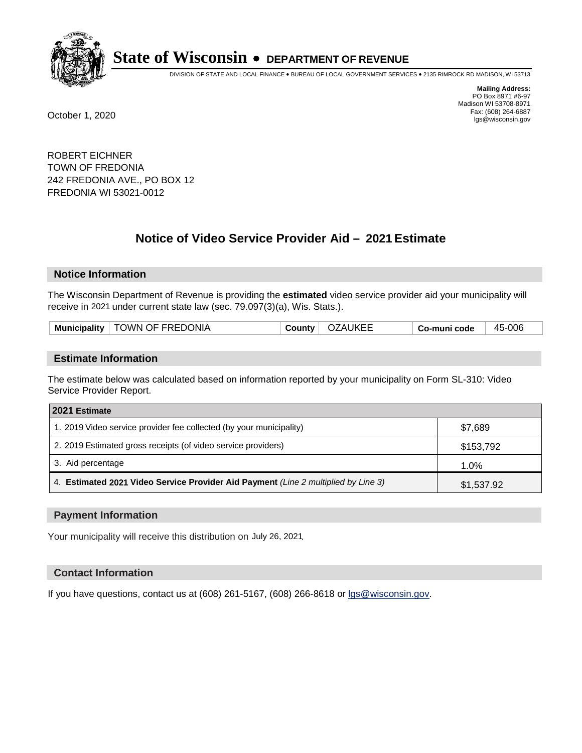# State of Wisconsin • DEPARTMENT OF REVENUE

DIVISION OF STATE AND LOCAL FINANCE • BUREAU OF LOCAL GOVERNMENT SERVICES • 2135 RIMROCK RD MADISON, WI 53713

**Mailing Address:**
PO Box 8971 #6-97
Madison WI 53708-8971
Fax: (608) 264-6887
lgs@wisconsin.gov

October 1, 2020

ROBERT EICHNER
TOWN OF FREDONIA
242 FREDONIA AVE., PO BOX 12
FREDONIA WI 53021-0012

## Notice of Video Service Provider Aid – 2021 Estimate

### Notice Information

The Wisconsin Department of Revenue is providing the **estimated** video service provider aid your municipality will receive in 2021 under current state law (sec. 79.097(3)(a), Wis. Stats.).

| Municipality | TOWN OF FREDONIA | County | OZAUKEE | Co-muni code | 45-006 |
|---|---|---|---|---|---|

### Estimate Information

The estimate below was calculated based on information reported by your municipality on Form SL-310: Video Service Provider Report.

| 2021 Estimate | |
|---|---|
| 1. 2019 Video service provider fee collected (by your municipality) | $7,689 |
| 2. 2019 Estimated gross receipts (of video service providers) | $153,792 |
| 3. Aid percentage | 1.0% |
| 4. **Estimated 2021 Video Service Provider Aid Payment** *(Line 2 multiplied by Line 3)* | $1,537.92 |

### Payment Information

Your municipality will receive this distribution on July 26, 2021.

### Contact Information

If you have questions, contact us at (608) 261-5167, (608) 266-8618 or lgs@wisconsin.gov.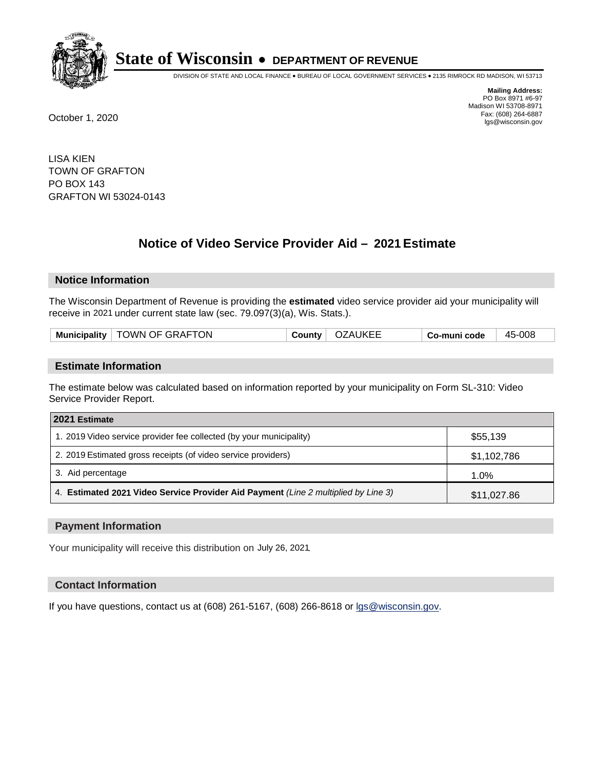# State of Wisconsin • DEPARTMENT OF REVENUE

DIVISION OF STATE AND LOCAL FINANCE • BUREAU OF LOCAL GOVERNMENT SERVICES • 2135 RIMROCK RD MADISON, WI 53713

**Mailing Address:**
PO Box 8971 #6-97
Madison WI 53708-8971
Fax: (608) 264-6887
lgs@wisconsin.gov

October 1, 2020

LISA KIEN
TOWN OF GRAFTON
PO BOX 143
GRAFTON WI 53024-0143

## Notice of Video Service Provider Aid – 2021 Estimate

### Notice Information

The Wisconsin Department of Revenue is providing the **estimated** video service provider aid your municipality will receive in 2021 under current state law (sec. 79.097(3)(a), Wis. Stats.).

| Municipality | TOWN OF GRAFTON | County | OZAUKEE | Co-muni code | 45-008 |
|---|---|---|---|---|---|

### Estimate Information

The estimate below was calculated based on information reported by your municipality on Form SL-310: Video Service Provider Report.

| 2021 Estimate | |
|---|---|
| 1. 2019 Video service provider fee collected (by your municipality) | $55,139 |
| 2. 2019 Estimated gross receipts (of video service providers) | $1,102,786 |
| 3. Aid percentage | 1.0% |
| 4. **Estimated 2021 Video Service Provider Aid Payment** *(Line 2 multiplied by Line 3)* | $11,027.86 |

### Payment Information

Your municipality will receive this distribution on July 26, 2021.

### Contact Information

If you have questions, contact us at (608) 261-5167, (608) 266-8618 or lgs@wisconsin.gov.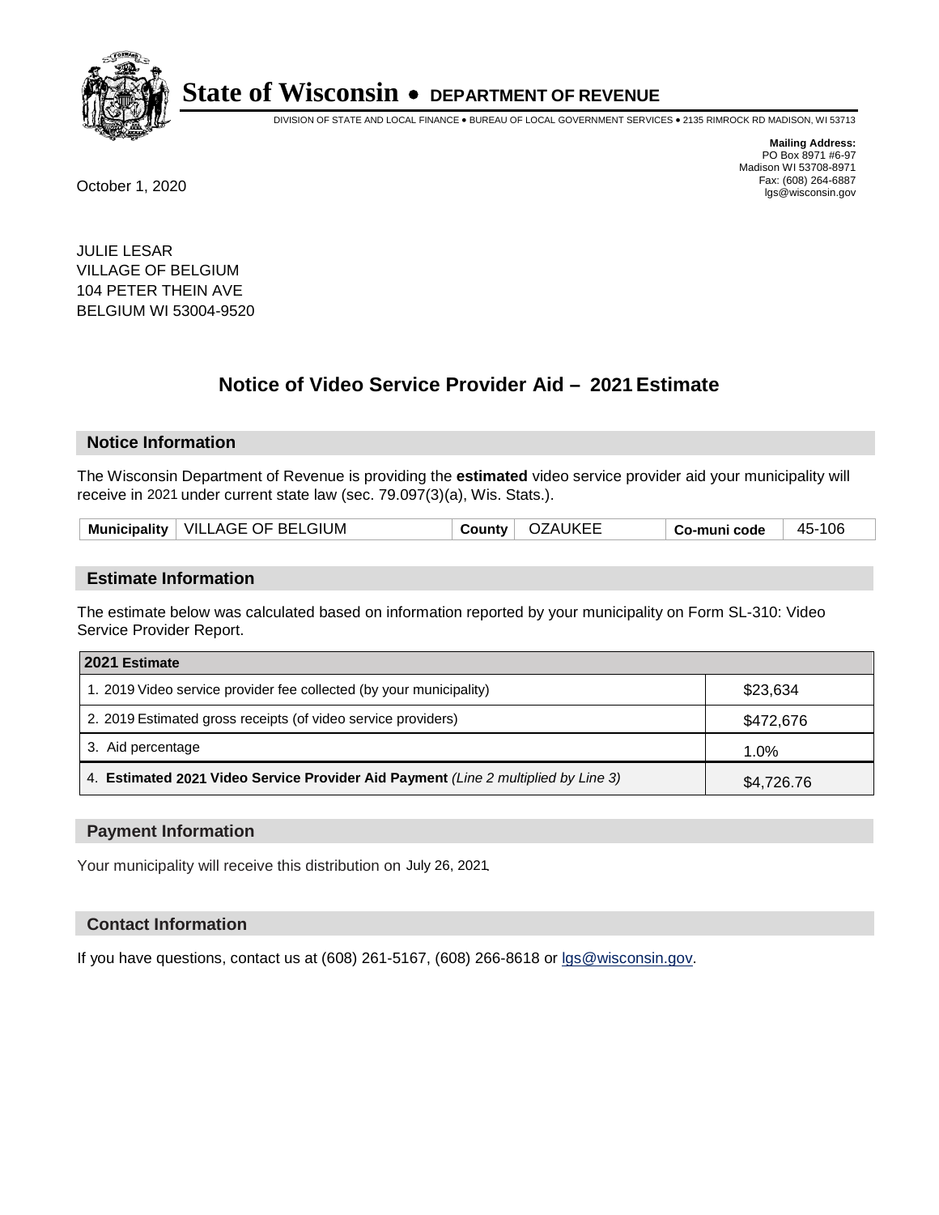# State of Wisconsin • DEPARTMENT OF REVENUE

DIVISION OF STATE AND LOCAL FINANCE • BUREAU OF LOCAL GOVERNMENT SERVICES • 2135 RIMROCK RD MADISON, WI 53713

**Mailing Address:**
PO Box 8971 #6-97
Madison WI 53708-8971
Fax: (608) 264-6887
lgs@wisconsin.gov

October 1, 2020

JULIE LESAR
VILLAGE OF BELGIUM
104 PETER THEIN AVE
BELGIUM WI 53004-9520

## Notice of Video Service Provider Aid – 2021 Estimate

### Notice Information

The Wisconsin Department of Revenue is providing the **estimated** video service provider aid your municipality will receive in 2021 under current state law (sec. 79.097(3)(a), Wis. Stats.).

| Municipality | VILLAGE OF BELGIUM | County | OZAUKEE | Co-muni code | 45-106 |
|---|---|---|---|---|---|

### Estimate Information

The estimate below was calculated based on information reported by your municipality on Form SL-310: Video Service Provider Report.

| 2021 Estimate | |
|---|---|
| 1. 2019 Video service provider fee collected (by your municipality) | $23,634 |
| 2. 2019 Estimated gross receipts (of video service providers) | $472,676 |
| 3. Aid percentage | 1.0% |
| 4. **Estimated 2021 Video Service Provider Aid Payment** *(Line 2 multiplied by Line 3)* | $4,726.76 |

### Payment Information

Your municipality will receive this distribution on July 26, 2021.

### Contact Information

If you have questions, contact us at (608) 261-5167, (608) 266-8618 or lgs@wisconsin.gov.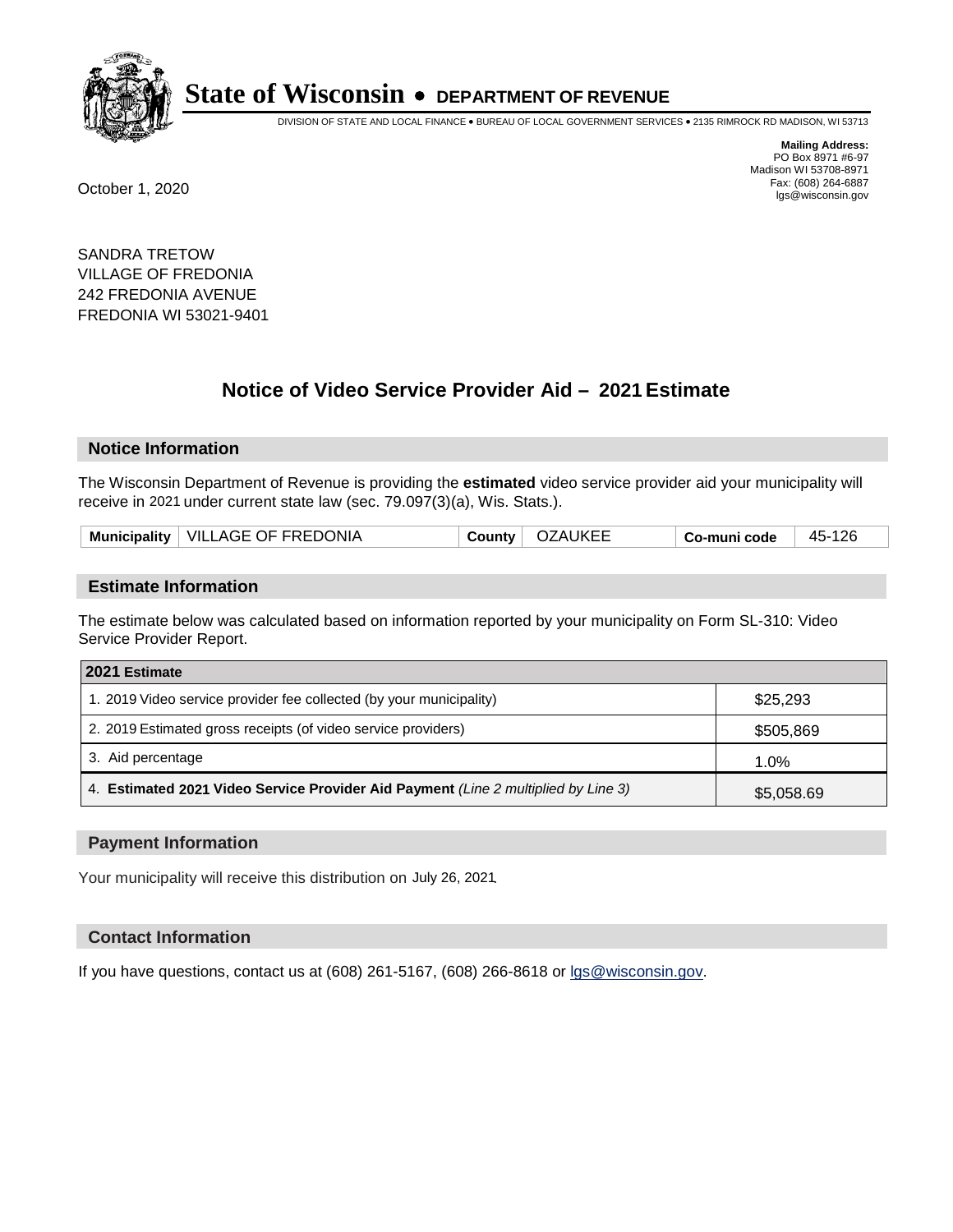# State of Wisconsin • DEPARTMENT OF REVENUE

DIVISION OF STATE AND LOCAL FINANCE • BUREAU OF LOCAL GOVERNMENT SERVICES • 2135 RIMROCK RD MADISON, WI 53713

**Mailing Address:**
PO Box 8971 #6-97
Madison WI 53708-8971
Fax: (608) 264-6887
lgs@wisconsin.gov

October 1, 2020

SANDRA TRETOW
VILLAGE OF FREDONIA
242 FREDONIA AVENUE
FREDONIA WI 53021-9401

## Notice of Video Service Provider Aid – 2021 Estimate

### Notice Information

The Wisconsin Department of Revenue is providing the **estimated** video service provider aid your municipality will receive in 2021 under current state law (sec. 79.097(3)(a), Wis. Stats.).

| Municipality | VILLAGE OF FREDONIA | County | OZAUKEE | Co-muni code | 45-126 |
|---|---|---|---|---|---|

### Estimate Information

The estimate below was calculated based on information reported by your municipality on Form SL-310: Video Service Provider Report.

| 2021 Estimate | |
|---|---|
| 1. 2019 Video service provider fee collected (by your municipality) | $25,293 |
| 2. 2019 Estimated gross receipts (of video service providers) | $505,869 |
| 3. Aid percentage | 1.0% |
| 4. **Estimated 2021 Video Service Provider Aid Payment** *(Line 2 multiplied by Line 3)* | $5,058.69 |

### Payment Information

Your municipality will receive this distribution on July 26, 2021.

### Contact Information

If you have questions, contact us at (608) 261-5167, (608) 266-8618 or lgs@wisconsin.gov.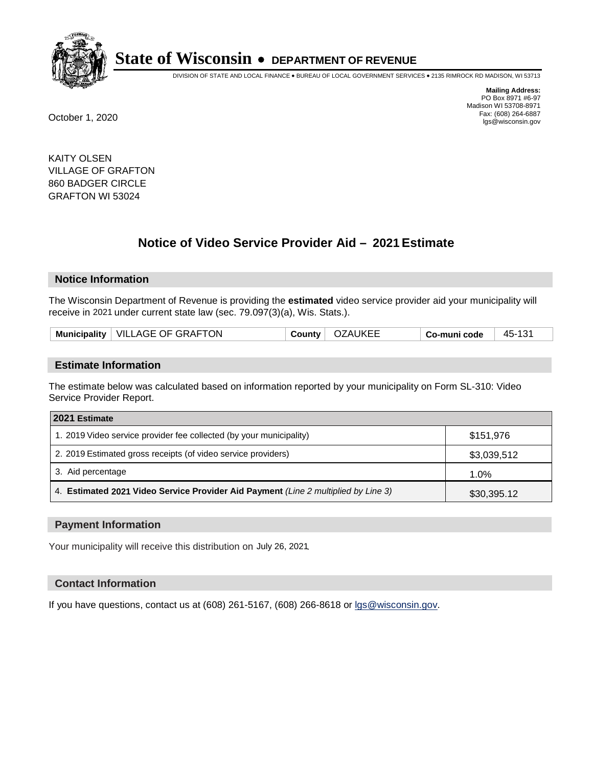# State of Wisconsin • DEPARTMENT OF REVENUE

DIVISION OF STATE AND LOCAL FINANCE • BUREAU OF LOCAL GOVERNMENT SERVICES • 2135 RIMROCK RD MADISON, WI 53713

**Mailing Address:**
PO Box 8971 #6-97
Madison WI 53708-8971
Fax: (608) 264-6887
lgs@wisconsin.gov

October 1, 2020

KAITY OLSEN
VILLAGE OF GRAFTON
860 BADGER CIRCLE
GRAFTON WI 53024

## Notice of Video Service Provider Aid – 2021 Estimate

### Notice Information

The Wisconsin Department of Revenue is providing the **estimated** video service provider aid your municipality will receive in 2021 under current state law (sec. 79.097(3)(a), Wis. Stats.).

| Municipality | VILLAGE OF GRAFTON | County | OZAUKEE | Co-muni code | 45-131 |
|---|---|---|---|---|---|

### Estimate Information

The estimate below was calculated based on information reported by your municipality on Form SL-310: Video Service Provider Report.

| 2021 Estimate | |
|---|---|
| 1. 2019 Video service provider fee collected (by your municipality) | $151,976 |
| 2. 2019 Estimated gross receipts (of video service providers) | $3,039,512 |
| 3. Aid percentage | 1.0% |
| 4. **Estimated 2021 Video Service Provider Aid Payment** *(Line 2 multiplied by Line 3)* | $30,395.12 |

### Payment Information

Your municipality will receive this distribution on July 26, 2021.

### Contact Information

If you have questions, contact us at (608) 261-5167, (608) 266-8618 or lgs@wisconsin.gov.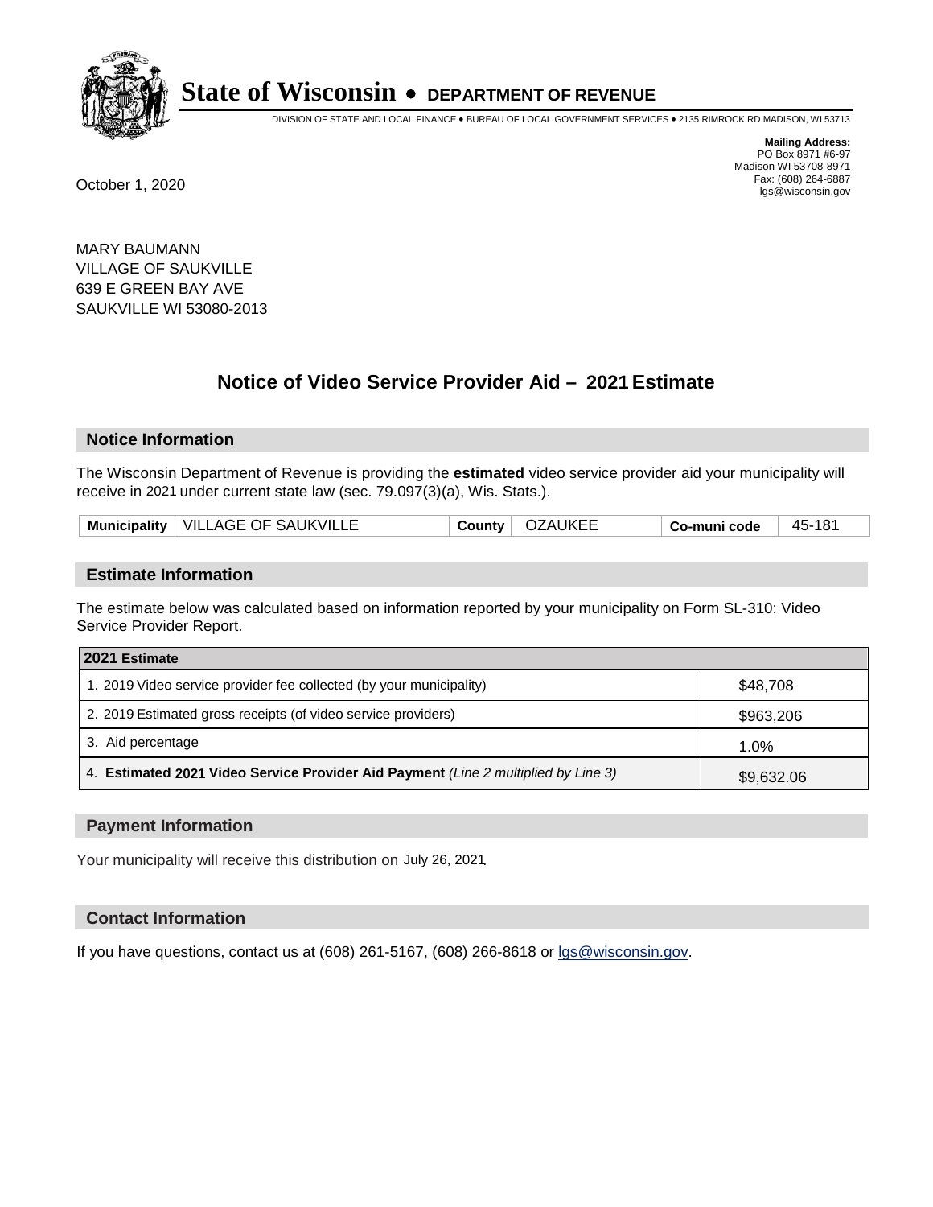# State of Wisconsin • DEPARTMENT OF REVENUE

DIVISION OF STATE AND LOCAL FINANCE • BUREAU OF LOCAL GOVERNMENT SERVICES • 2135 RIMROCK RD MADISON, WI 53713

**Mailing Address:**
PO Box 8971 #6-97
Madison WI 53708-8971
Fax: (608) 264-6887
lgs@wisconsin.gov

October 1, 2020

MARY BAUMANN
VILLAGE OF SAUKVILLE
639 E GREEN BAY AVE
SAUKVILLE WI 53080-2013

## Notice of Video Service Provider Aid – 2021 Estimate

### Notice Information

The Wisconsin Department of Revenue is providing the **estimated** video service provider aid your municipality will receive in 2021 under current state law (sec. 79.097(3)(a), Wis. Stats.).

| Municipality | VILLAGE OF SAUKVILLE | County | OZAUKEE | Co-muni code | 45-181 |
|---|---|---|---|---|---|

### Estimate Information

The estimate below was calculated based on information reported by your municipality on Form SL-310: Video Service Provider Report.

| 2021 Estimate | |
|---|---|
| 1. 2019 Video service provider fee collected (by your municipality) | $48,708 |
| 2. 2019 Estimated gross receipts (of video service providers) | $963,206 |
| 3. Aid percentage | 1.0% |
| 4. **Estimated 2021 Video Service Provider Aid Payment** *(Line 2 multiplied by Line 3)* | $9,632.06 |

### Payment Information

Your municipality will receive this distribution on July 26, 2021.

### Contact Information

If you have questions, contact us at (608) 261-5167, (608) 266-8618 or lgs@wisconsin.gov.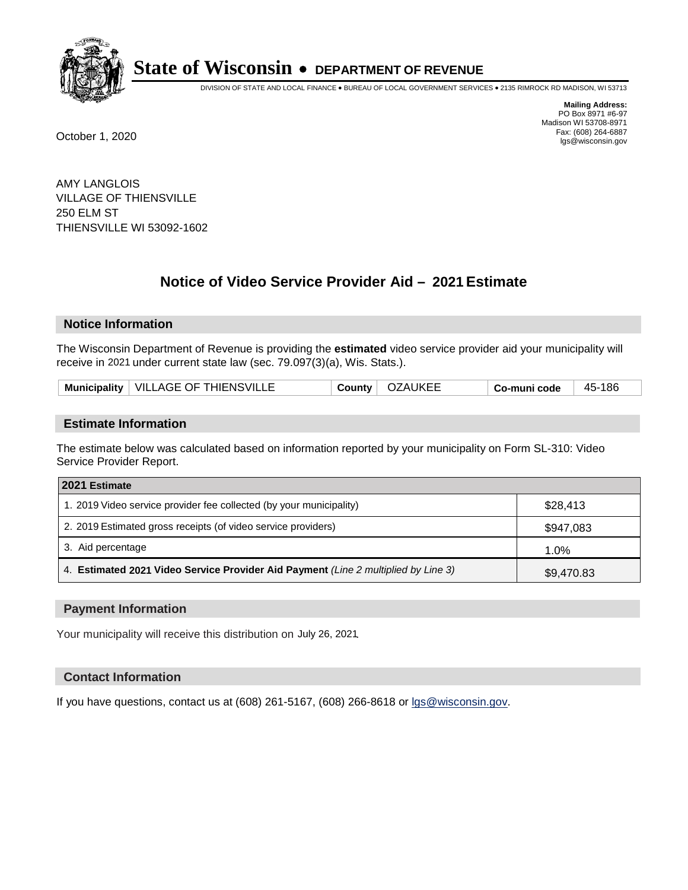# State of Wisconsin • DEPARTMENT OF REVENUE

DIVISION OF STATE AND LOCAL FINANCE • BUREAU OF LOCAL GOVERNMENT SERVICES • 2135 RIMROCK RD MADISON, WI 53713

**Mailing Address:**
PO Box 8971 #6-97
Madison WI 53708-8971
Fax: (608) 264-6887
lgs@wisconsin.gov

October 1, 2020

AMY LANGLOIS
VILLAGE OF THIENSVILLE
250 ELM ST
THIENSVILLE WI 53092-1602

## Notice of Video Service Provider Aid – 2021 Estimate

### Notice Information

The Wisconsin Department of Revenue is providing the **estimated** video service provider aid your municipality will receive in 2021 under current state law (sec. 79.097(3)(a), Wis. Stats.).

| Municipality | VILLAGE OF THIENSVILLE | County | OZAUKEE | Co-muni code | 45-186 |
|---|---|---|---|---|---|

### Estimate Information

The estimate below was calculated based on information reported by your municipality on Form SL-310: Video Service Provider Report.

| 2021 Estimate | |
|---|---|
| 1. 2019 Video service provider fee collected (by your municipality) | $28,413 |
| 2. 2019 Estimated gross receipts (of video service providers) | $947,083 |
| 3. Aid percentage | 1.0% |
| 4. **Estimated 2021 Video Service Provider Aid Payment** *(Line 2 multiplied by Line 3)* | $9,470.83 |

### Payment Information

Your municipality will receive this distribution on July 26, 2021.

### Contact Information

If you have questions, contact us at (608) 261-5167, (608) 266-8618 or lgs@wisconsin.gov.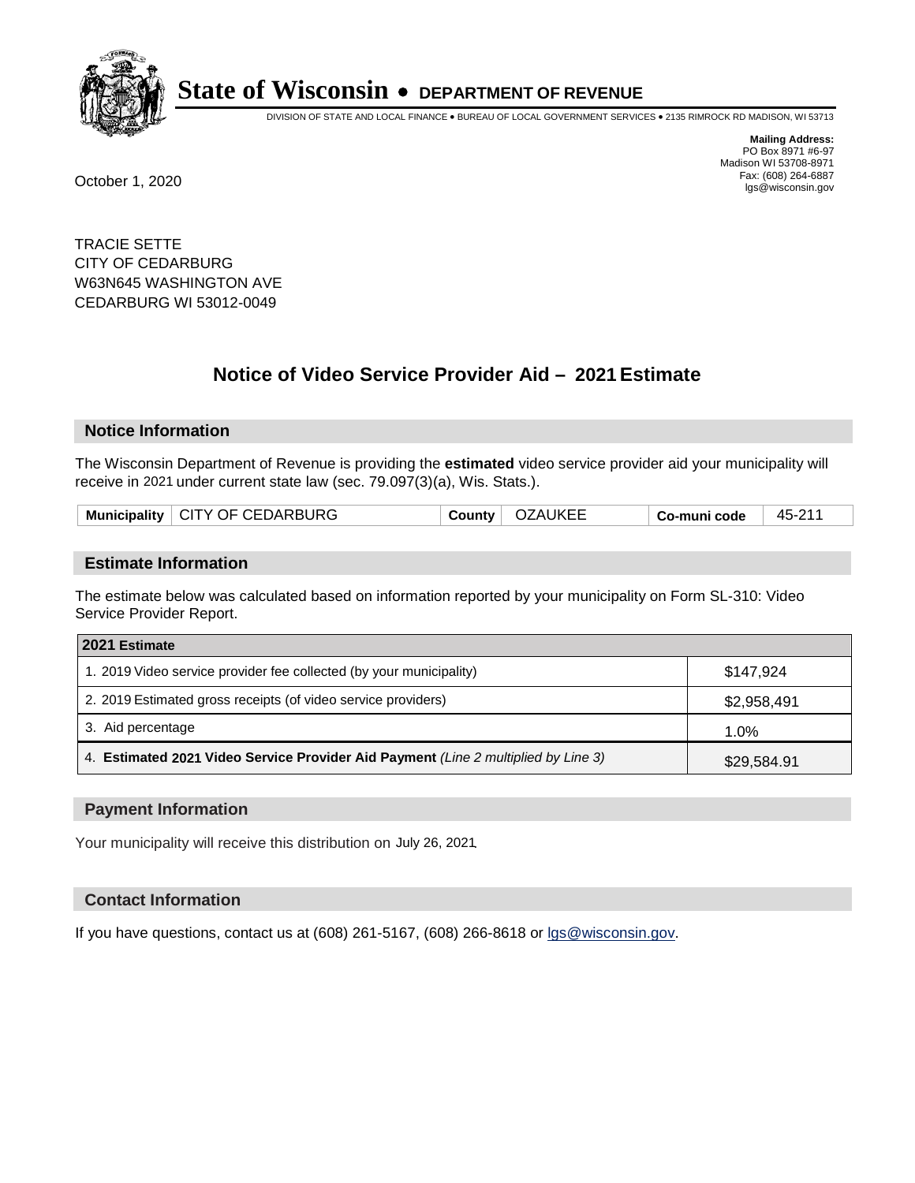# State of Wisconsin • DEPARTMENT OF REVENUE

DIVISION OF STATE AND LOCAL FINANCE • BUREAU OF LOCAL GOVERNMENT SERVICES • 2135 RIMROCK RD MADISON, WI 53713

**Mailing Address:**
PO Box 8971 #6-97
Madison WI 53708-8971
Fax: (608) 264-6887
lgs@wisconsin.gov

October 1, 2020

TRACIE SETTE
CITY OF CEDARBURG
W63N645 WASHINGTON AVE
CEDARBURG WI 53012-0049

## Notice of Video Service Provider Aid – 2021 Estimate

### Notice Information

The Wisconsin Department of Revenue is providing the **estimated** video service provider aid your municipality will receive in 2021 under current state law (sec. 79.097(3)(a), Wis. Stats.).

| Municipality | CITY OF CEDARBURG | County | OZAUKEE | Co-muni code | 45-211 |
|---|---|---|---|---|---|

### Estimate Information

The estimate below was calculated based on information reported by your municipality on Form SL-310: Video Service Provider Report.

| 2021 Estimate | |
|---|---|
| 1. 2019 Video service provider fee collected (by your municipality) | $147,924 |
| 2. 2019 Estimated gross receipts (of video service providers) | $2,958,491 |
| 3. Aid percentage | 1.0% |
| 4. **Estimated 2021 Video Service Provider Aid Payment** *(Line 2 multiplied by Line 3)* | $29,584.91 |

### Payment Information

Your municipality will receive this distribution on July 26, 2021.

### Contact Information

If you have questions, contact us at (608) 261-5167, (608) 266-8618 or lgs@wisconsin.gov.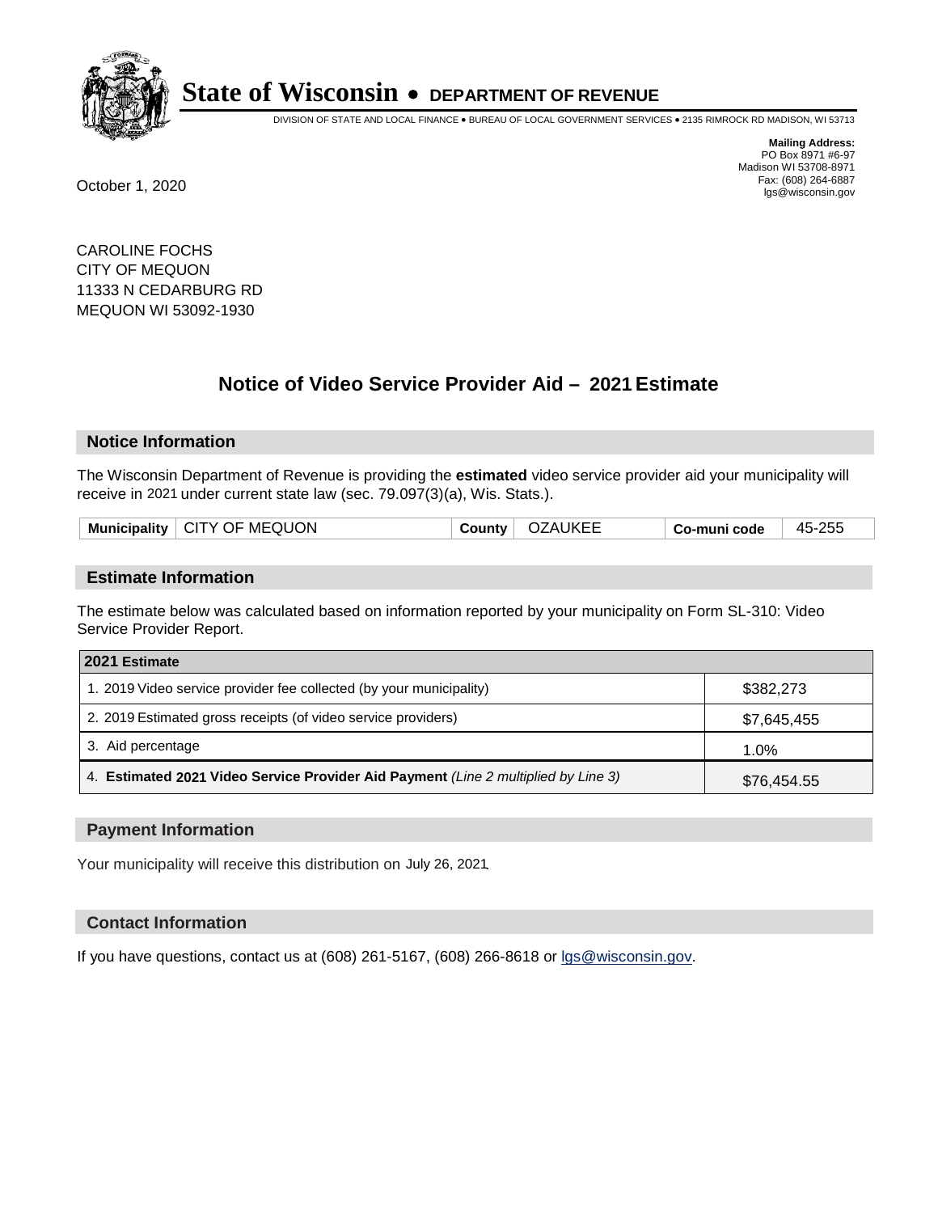# State of Wisconsin • DEPARTMENT OF REVENUE

DIVISION OF STATE AND LOCAL FINANCE • BUREAU OF LOCAL GOVERNMENT SERVICES • 2135 RIMROCK RD MADISON, WI 53713

**Mailing Address:**
PO Box 8971 #6-97
Madison WI 53708-8971
Fax: (608) 264-6887
lgs@wisconsin.gov

October 1, 2020

CAROLINE FOCHS
CITY OF MEQUON
11333 N CEDARBURG RD
MEQUON WI 53092-1930

## Notice of Video Service Provider Aid – 2021 Estimate

### Notice Information

The Wisconsin Department of Revenue is providing the **estimated** video service provider aid your municipality will receive in 2021 under current state law (sec. 79.097(3)(a), Wis. Stats.).

| Municipality | CITY OF MEQUON | County | OZAUKEE | Co-muni code | 45-255 |
|---|---|---|---|---|---|

### Estimate Information

The estimate below was calculated based on information reported by your municipality on Form SL-310: Video Service Provider Report.

| 2021 Estimate | |
|---|---|
| 1. 2019 Video service provider fee collected (by your municipality) | $382,273 |
| 2. 2019 Estimated gross receipts (of video service providers) | $7,645,455 |
| 3. Aid percentage | 1.0% |
| 4. **Estimated 2021 Video Service Provider Aid Payment** *(Line 2 multiplied by Line 3)* | $76,454.55 |

### Payment Information

Your municipality will receive this distribution on July 26, 2021.

### Contact Information

If you have questions, contact us at (608) 261-5167, (608) 266-8618 or lgs@wisconsin.gov.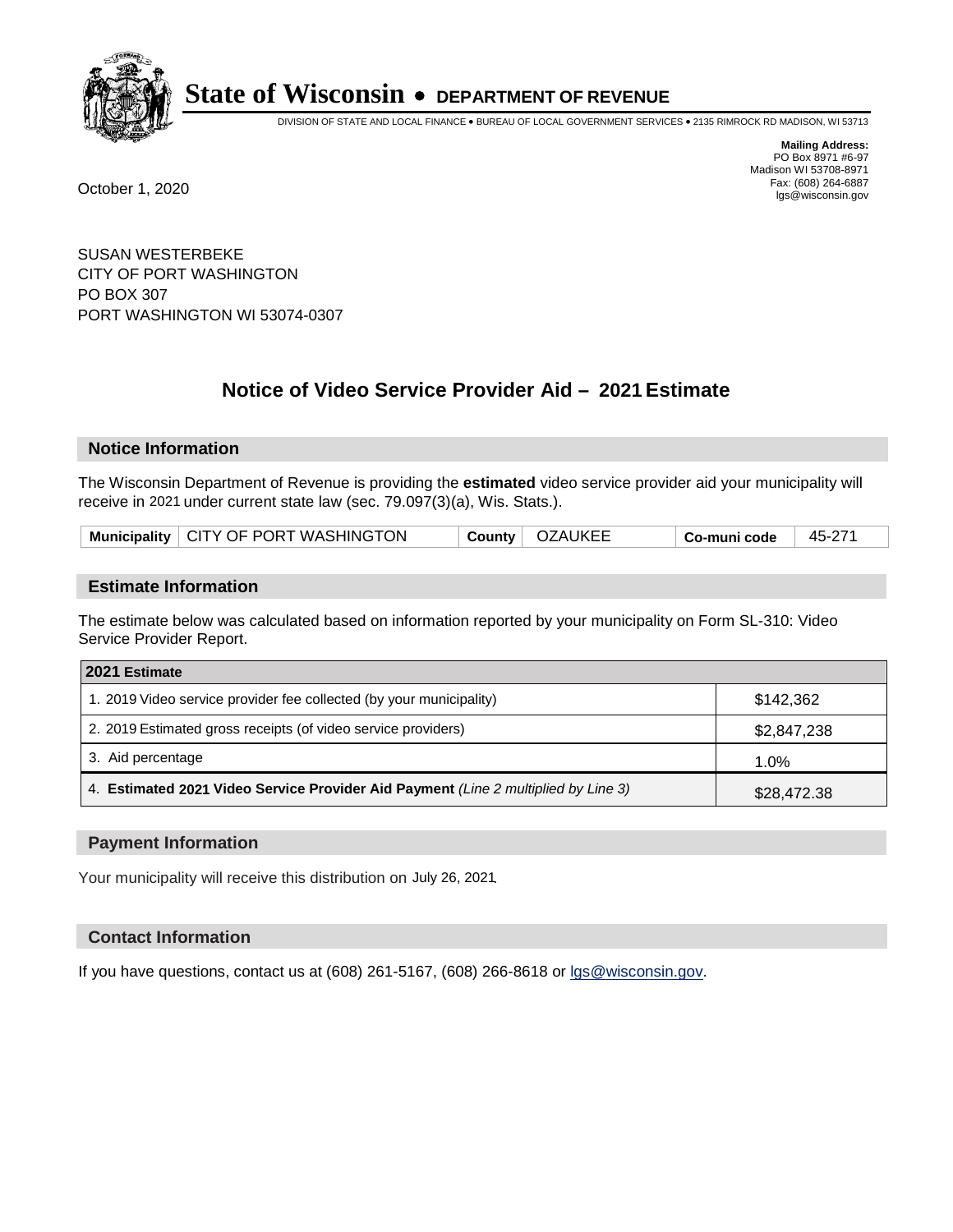# State of Wisconsin • DEPARTMENT OF REVENUE

DIVISION OF STATE AND LOCAL FINANCE • BUREAU OF LOCAL GOVERNMENT SERVICES • 2135 RIMROCK RD MADISON, WI 53713

**Mailing Address:**
PO Box 8971 #6-97
Madison WI 53708-8971
Fax: (608) 264-6887
lgs@wisconsin.gov

October 1, 2020

SUSAN WESTERBEKE
CITY OF PORT WASHINGTON
PO BOX 307
PORT WASHINGTON WI 53074-0307

## Notice of Video Service Provider Aid – 2021 Estimate

### Notice Information

The Wisconsin Department of Revenue is providing the **estimated** video service provider aid your municipality will receive in 2021 under current state law (sec. 79.097(3)(a), Wis. Stats.).

| Municipality | CITY OF PORT WASHINGTON | County | OZAUKEE | Co-muni code | 45-271 |
|---|---|---|---|---|---|

### Estimate Information

The estimate below was calculated based on information reported by your municipality on Form SL-310: Video Service Provider Report.

| 2021 Estimate | |
|---|---|
| 1. 2019 Video service provider fee collected (by your municipality) | $142,362 |
| 2. 2019 Estimated gross receipts (of video service providers) | $2,847,238 |
| 3. Aid percentage | 1.0% |
| 4. **Estimated 2021 Video Service Provider Aid Payment** *(Line 2 multiplied by Line 3)* | $28,472.38 |

### Payment Information

Your municipality will receive this distribution on July 26, 2021.

### Contact Information

If you have questions, contact us at (608) 261-5167, (608) 266-8618 or lgs@wisconsin.gov.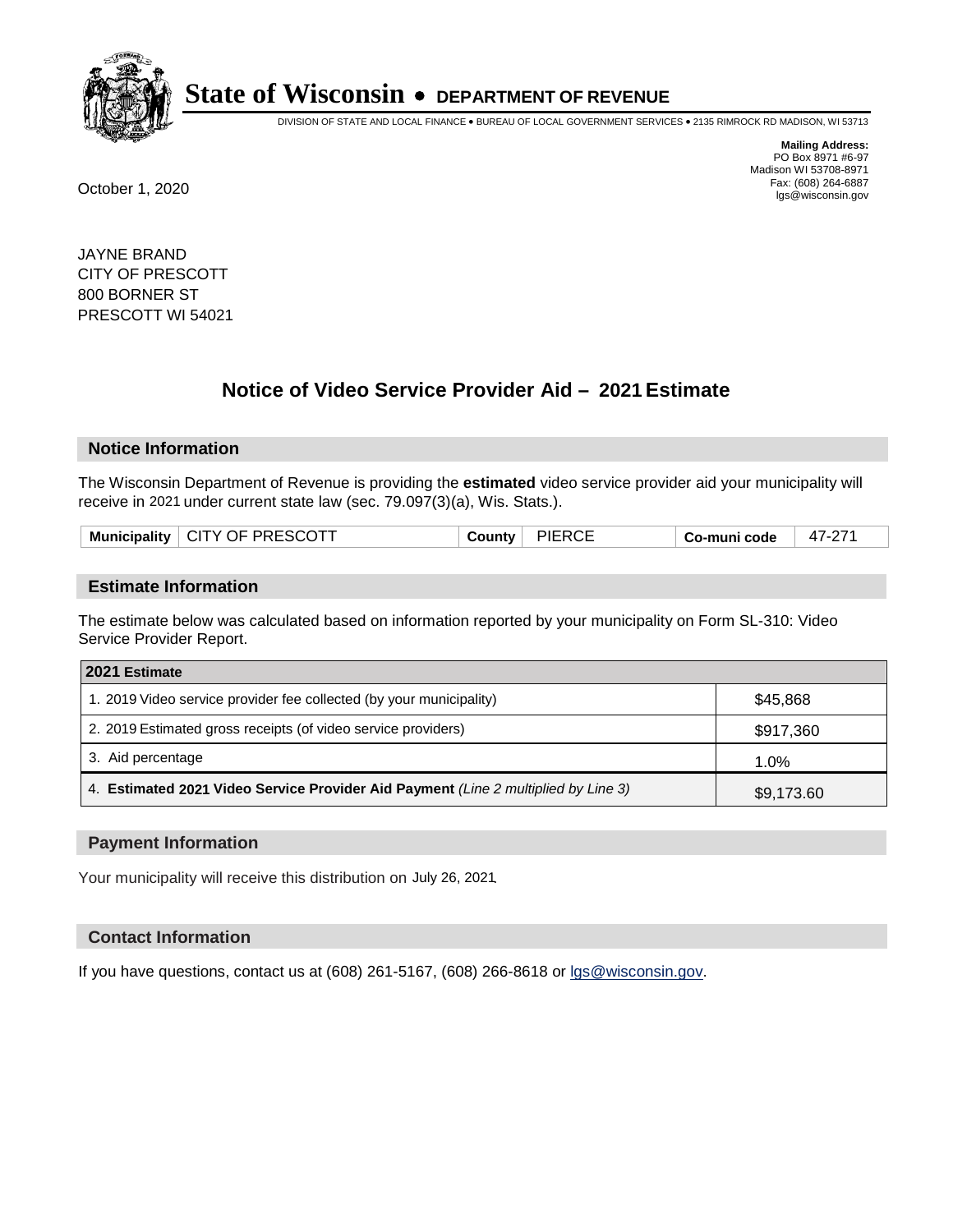# State of Wisconsin • DEPARTMENT OF REVENUE

DIVISION OF STATE AND LOCAL FINANCE • BUREAU OF LOCAL GOVERNMENT SERVICES • 2135 RIMROCK RD MADISON, WI 53713

**Mailing Address:**
PO Box 8971 #6-97
Madison WI 53708-8971
Fax: (608) 264-6887
lgs@wisconsin.gov

October 1, 2020

JAYNE BRAND
CITY OF PRESCOTT
800 BORNER ST
PRESCOTT WI 54021

## Notice of Video Service Provider Aid – 2021 Estimate

### Notice Information

The Wisconsin Department of Revenue is providing the **estimated** video service provider aid your municipality will receive in 2021 under current state law (sec. 79.097(3)(a), Wis. Stats.).

| Municipality | CITY OF PRESCOTT | County | PIERCE | Co-muni code | 47-271 |
|---|---|---|---|---|---|

### Estimate Information

The estimate below was calculated based on information reported by your municipality on Form SL-310: Video Service Provider Report.

| 2021 Estimate | |
|---|---|
| 1. 2019 Video service provider fee collected (by your municipality) | $45,868 |
| 2. 2019 Estimated gross receipts (of video service providers) | $917,360 |
| 3. Aid percentage | 1.0% |
| 4. **Estimated 2021 Video Service Provider Aid Payment** *(Line 2 multiplied by Line 3)* | $9,173.60 |

### Payment Information

Your municipality will receive this distribution on July 26, 2021.

### Contact Information

If you have questions, contact us at (608) 261-5167, (608) 266-8618 or lgs@wisconsin.gov.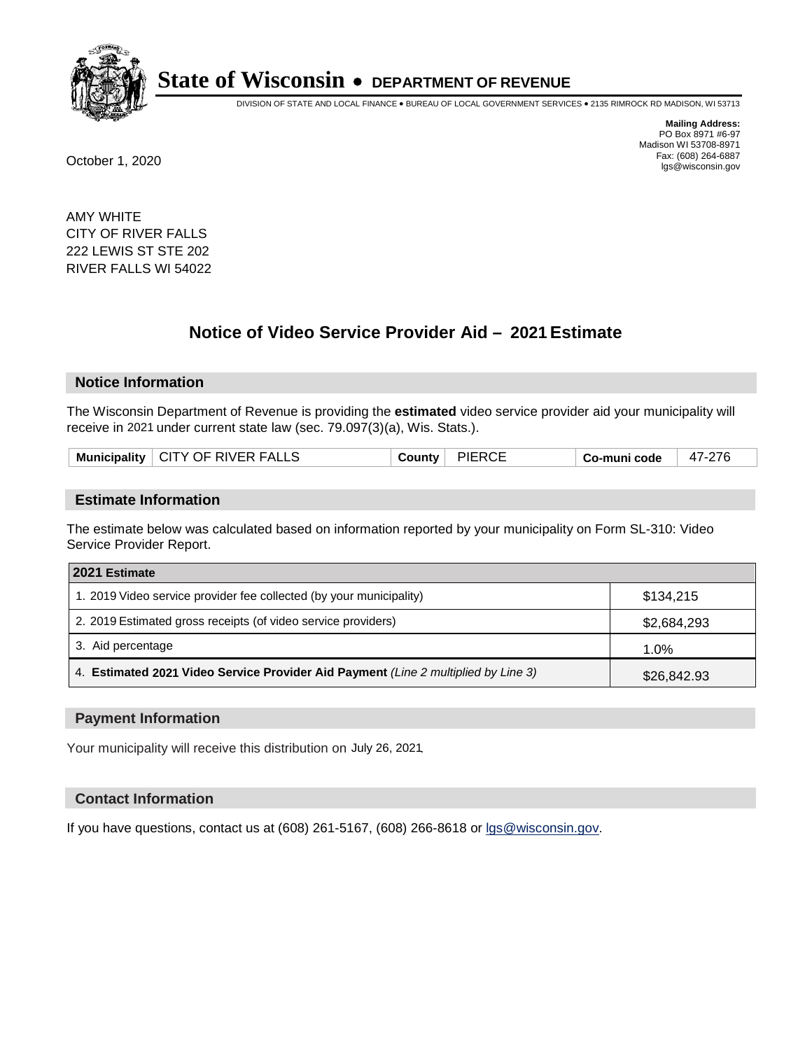# State of Wisconsin • DEPARTMENT OF REVENUE

DIVISION OF STATE AND LOCAL FINANCE • BUREAU OF LOCAL GOVERNMENT SERVICES • 2135 RIMROCK RD MADISON, WI 53713

**Mailing Address:**
PO Box 8971 #6-97
Madison WI 53708-8971
Fax: (608) 264-6887
lgs@wisconsin.gov

October 1, 2020

AMY WHITE
CITY OF RIVER FALLS
222 LEWIS ST STE 202
RIVER FALLS WI 54022

## Notice of Video Service Provider Aid – 2021 Estimate

### Notice Information

The Wisconsin Department of Revenue is providing the **estimated** video service provider aid your municipality will receive in 2021 under current state law (sec. 79.097(3)(a), Wis. Stats.).

| Municipality | CITY OF RIVER FALLS | County | PIERCE | Co-muni code | 47-276 |
|---|---|---|---|---|---|

### Estimate Information

The estimate below was calculated based on information reported by your municipality on Form SL-310: Video Service Provider Report.

| 2021 Estimate | |
|---|---|
| 1. 2019 Video service provider fee collected (by your municipality) | $134,215 |
| 2. 2019 Estimated gross receipts (of video service providers) | $2,684,293 |
| 3. Aid percentage | 1.0% |
| 4. **Estimated 2021 Video Service Provider Aid Payment** *(Line 2 multiplied by Line 3)* | $26,842.93 |

### Payment Information

Your municipality will receive this distribution on July 26, 2021.

### Contact Information

If you have questions, contact us at (608) 261-5167, (608) 266-8618 or lgs@wisconsin.gov.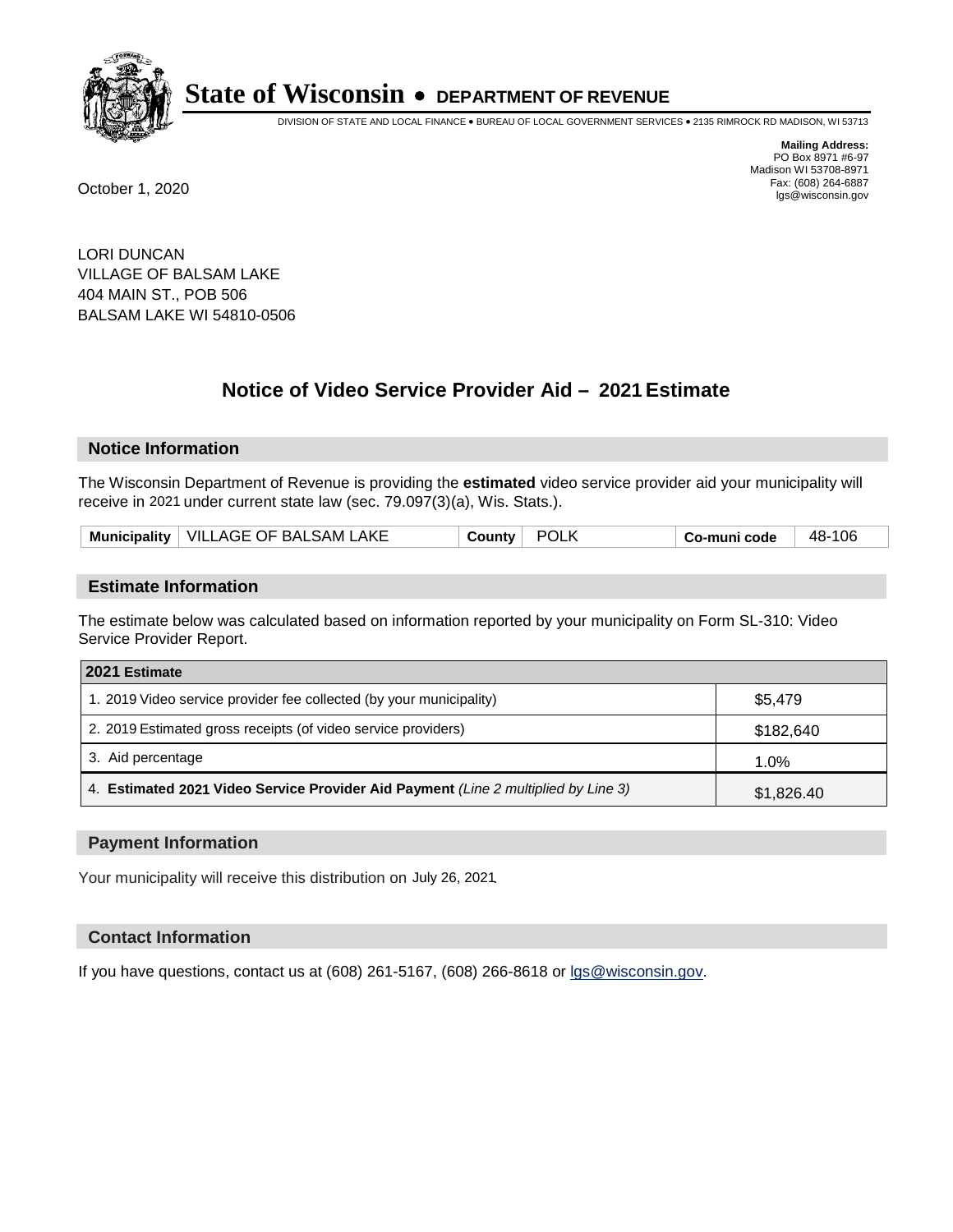# State of Wisconsin • DEPARTMENT OF REVENUE

DIVISION OF STATE AND LOCAL FINANCE • BUREAU OF LOCAL GOVERNMENT SERVICES • 2135 RIMROCK RD MADISON, WI 53713

**Mailing Address:**
PO Box 8971 #6-97
Madison WI 53708-8971
Fax: (608) 264-6887
lgs@wisconsin.gov

October 1, 2020

LORI DUNCAN
VILLAGE OF BALSAM LAKE
404 MAIN ST., POB 506
BALSAM LAKE WI 54810-0506

## Notice of Video Service Provider Aid – 2021 Estimate

### Notice Information

The Wisconsin Department of Revenue is providing the **estimated** video service provider aid your municipality will receive in 2021 under current state law (sec. 79.097(3)(a), Wis. Stats.).

| Municipality | VILLAGE OF BALSAM LAKE | County | POLK | Co-muni code | 48-106 |
|---|---|---|---|---|---|

### Estimate Information

The estimate below was calculated based on information reported by your municipality on Form SL-310: Video Service Provider Report.

| 2021 Estimate | |
|---|---|
| 1. 2019 Video service provider fee collected (by your municipality) | $5,479 |
| 2. 2019 Estimated gross receipts (of video service providers) | $182,640 |
| 3. Aid percentage | 1.0% |
| 4. **Estimated 2021 Video Service Provider Aid Payment** *(Line 2 multiplied by Line 3)* | $1,826.40 |

### Payment Information

Your municipality will receive this distribution on July 26, 2021.

### Contact Information

If you have questions, contact us at (608) 261-5167, (608) 266-8618 or lgs@wisconsin.gov.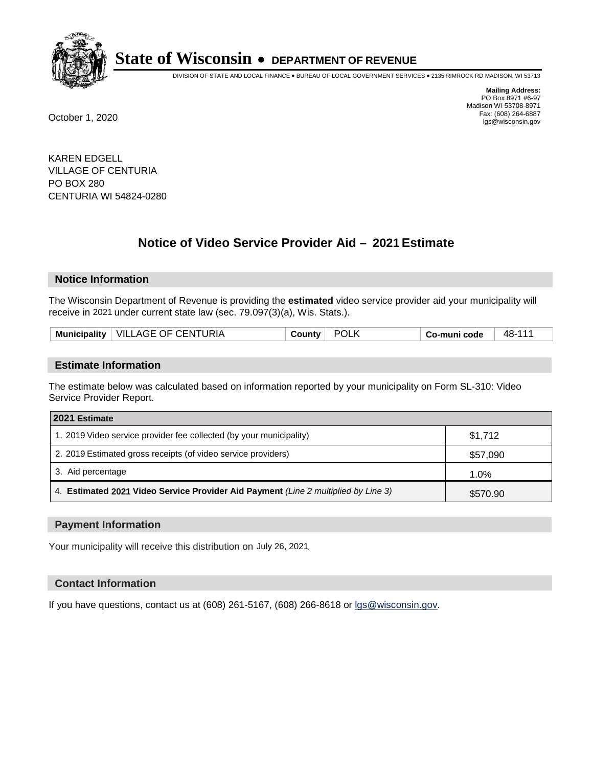# State of Wisconsin • DEPARTMENT OF REVENUE

DIVISION OF STATE AND LOCAL FINANCE • BUREAU OF LOCAL GOVERNMENT SERVICES • 2135 RIMROCK RD MADISON, WI 53713

**Mailing Address:**
PO Box 8971 #6-97
Madison WI 53708-8971
Fax: (608) 264-6887
lgs@wisconsin.gov

October 1, 2020

KAREN EDGELL
VILLAGE OF CENTURIA
PO BOX 280
CENTURIA WI 54824-0280

## Notice of Video Service Provider Aid – 2021 Estimate

### Notice Information

The Wisconsin Department of Revenue is providing the **estimated** video service provider aid your municipality will receive in 2021 under current state law (sec. 79.097(3)(a), Wis. Stats.).

| Municipality | VILLAGE OF CENTURIA | County | POLK | Co-muni code | 48-111 |
|---|---|---|---|---|---|

### Estimate Information

The estimate below was calculated based on information reported by your municipality on Form SL-310: Video Service Provider Report.

| 2021 Estimate | |
|---|---|
| 1. 2019 Video service provider fee collected (by your municipality) | $1,712 |
| 2. 2019 Estimated gross receipts (of video service providers) | $57,090 |
| 3. Aid percentage | 1.0% |
| 4. **Estimated 2021 Video Service Provider Aid Payment** *(Line 2 multiplied by Line 3)* | $570.90 |

### Payment Information

Your municipality will receive this distribution on July 26, 2021.

### Contact Information

If you have questions, contact us at (608) 261-5167, (608) 266-8618 or lgs@wisconsin.gov.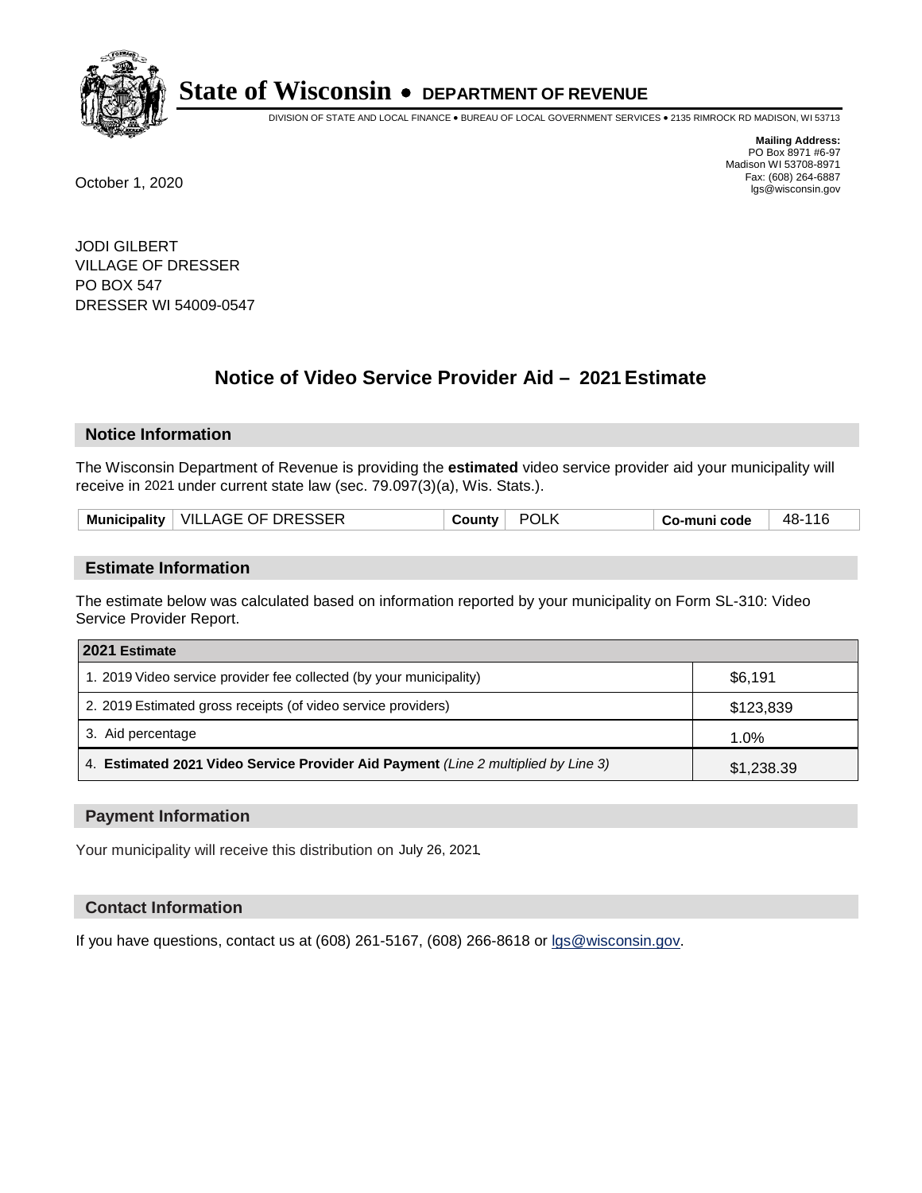# State of Wisconsin • DEPARTMENT OF REVENUE

DIVISION OF STATE AND LOCAL FINANCE • BUREAU OF LOCAL GOVERNMENT SERVICES • 2135 RIMROCK RD MADISON, WI 53713

**Mailing Address:**
PO Box 8971 #6-97
Madison WI 53708-8971
Fax: (608) 264-6887
lgs@wisconsin.gov

October 1, 2020

JODI GILBERT
VILLAGE OF DRESSER
PO BOX 547
DRESSER WI 54009-0547

## Notice of Video Service Provider Aid – 2021 Estimate

### Notice Information

The Wisconsin Department of Revenue is providing the **estimated** video service provider aid your municipality will receive in 2021 under current state law (sec. 79.097(3)(a), Wis. Stats.).

| Municipality | VILLAGE OF DRESSER | County | POLK | Co-muni code | 48-116 |
|---|---|---|---|---|---|

### Estimate Information

The estimate below was calculated based on information reported by your municipality on Form SL-310: Video Service Provider Report.

| 2021 Estimate | |
|---|---|
| 1. 2019 Video service provider fee collected (by your municipality) | $6,191 |
| 2. 2019 Estimated gross receipts (of video service providers) | $123,839 |
| 3. Aid percentage | 1.0% |
| 4. **Estimated 2021 Video Service Provider Aid Payment** *(Line 2 multiplied by Line 3)* | $1,238.39 |

### Payment Information

Your municipality will receive this distribution on July 26, 2021.

### Contact Information

If you have questions, contact us at (608) 261-5167, (608) 266-8618 or lgs@wisconsin.gov.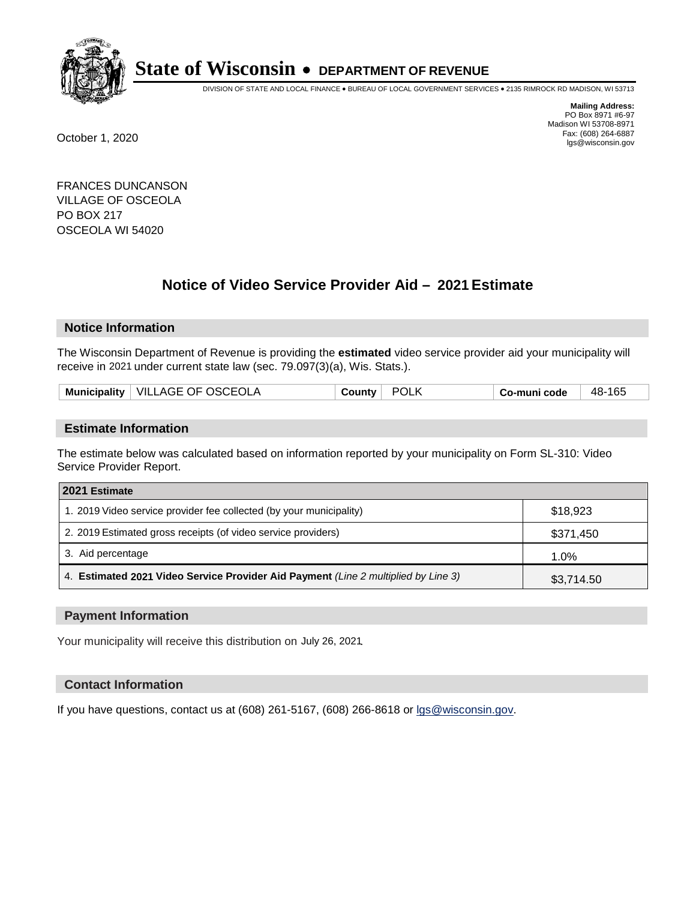# State of Wisconsin • DEPARTMENT OF REVENUE

DIVISION OF STATE AND LOCAL FINANCE • BUREAU OF LOCAL GOVERNMENT SERVICES • 2135 RIMROCK RD MADISON, WI 53713

**Mailing Address:**
PO Box 8971 #6-97
Madison WI 53708-8971
Fax: (608) 264-6887
lgs@wisconsin.gov

October 1, 2020

FRANCES DUNCANSON
VILLAGE OF OSCEOLA
PO BOX 217
OSCEOLA WI 54020

## Notice of Video Service Provider Aid – 2021 Estimate

### Notice Information

The Wisconsin Department of Revenue is providing the **estimated** video service provider aid your municipality will receive in 2021 under current state law (sec. 79.097(3)(a), Wis. Stats.).

| Municipality | VILLAGE OF OSCEOLA | County | POLK | Co-muni code | 48-165 |
|---|---|---|---|---|---|

### Estimate Information

The estimate below was calculated based on information reported by your municipality on Form SL-310: Video Service Provider Report.

| 2021 Estimate | |
|---|---|
| 1. 2019 Video service provider fee collected (by your municipality) | $18,923 |
| 2. 2019 Estimated gross receipts (of video service providers) | $371,450 |
| 3. Aid percentage | 1.0% |
| 4. **Estimated 2021 Video Service Provider Aid Payment** *(Line 2 multiplied by Line 3)* | $3,714.50 |

### Payment Information

Your municipality will receive this distribution on July 26, 2021.

### Contact Information

If you have questions, contact us at (608) 261-5167, (608) 266-8618 or lgs@wisconsin.gov.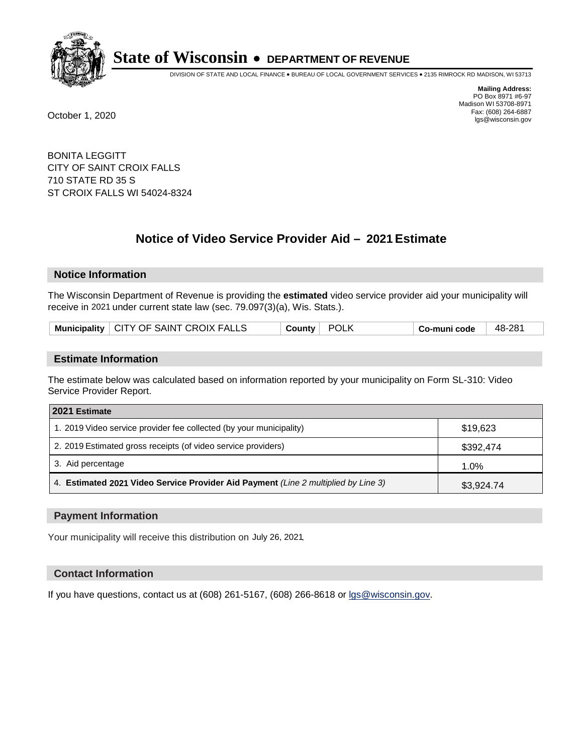# State of Wisconsin • DEPARTMENT OF REVENUE

DIVISION OF STATE AND LOCAL FINANCE • BUREAU OF LOCAL GOVERNMENT SERVICES • 2135 RIMROCK RD MADISON, WI 53713

**Mailing Address:**
PO Box 8971 #6-97
Madison WI 53708-8971
Fax: (608) 264-6887
lgs@wisconsin.gov

October 1, 2020

BONITA LEGGITT
CITY OF SAINT CROIX FALLS
710 STATE RD 35 S
ST CROIX FALLS WI 54024-8324

## Notice of Video Service Provider Aid – 2021 Estimate

### Notice Information

The Wisconsin Department of Revenue is providing the **estimated** video service provider aid your municipality will receive in 2021 under current state law (sec. 79.097(3)(a), Wis. Stats.).

| Municipality | CITY OF SAINT CROIX FALLS | County | POLK | Co-muni code | 48-281 |
|---|---|---|---|---|---|

### Estimate Information

The estimate below was calculated based on information reported by your municipality on Form SL-310: Video Service Provider Report.

| 2021 Estimate | |
|---|---|
| 1. 2019 Video service provider fee collected (by your municipality) | $19,623 |
| 2. 2019 Estimated gross receipts (of video service providers) | $392,474 |
| 3. Aid percentage | 1.0% |
| 4. **Estimated 2021 Video Service Provider Aid Payment** *(Line 2 multiplied by Line 3)* | $3,924.74 |

### Payment Information

Your municipality will receive this distribution on July 26, 2021.

### Contact Information

If you have questions, contact us at (608) 261-5167, (608) 266-8618 or lgs@wisconsin.gov.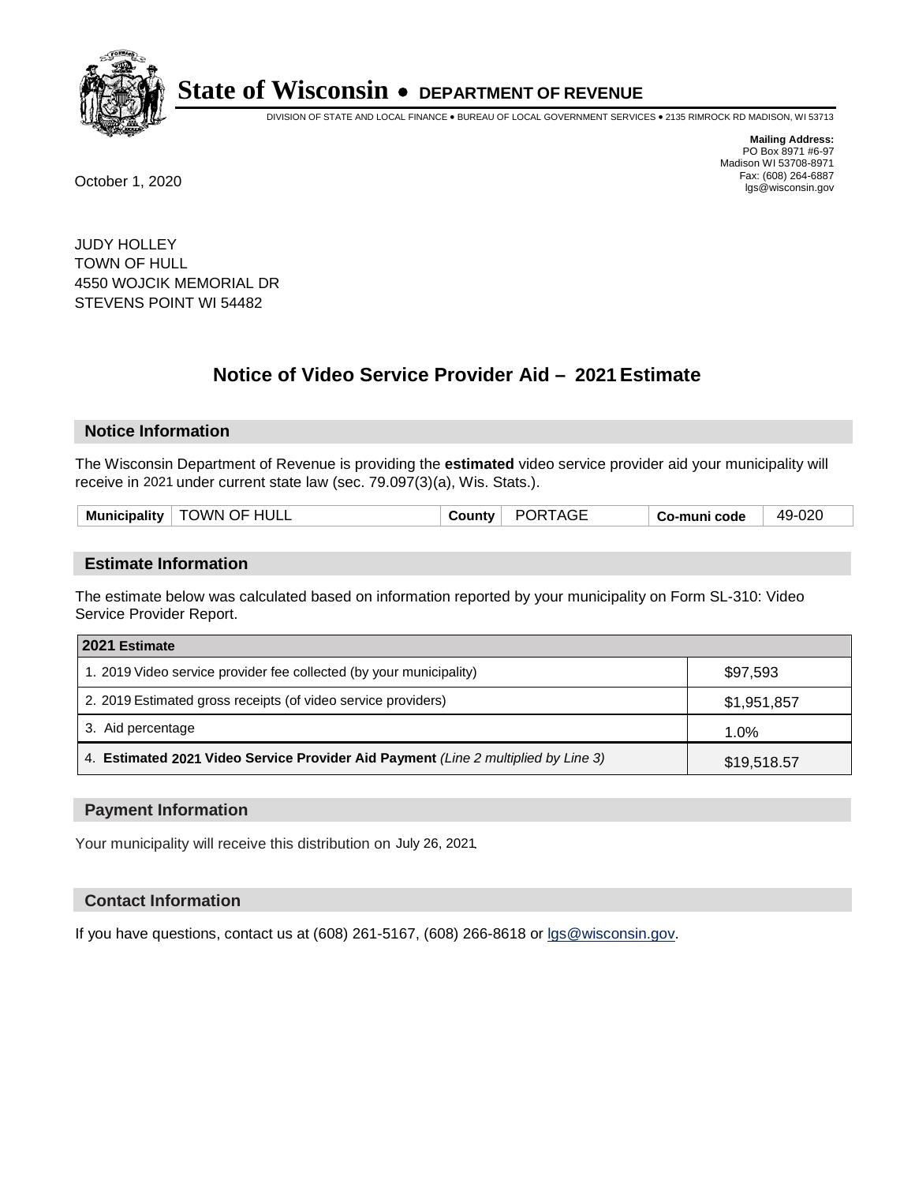# State of Wisconsin • DEPARTMENT OF REVENUE

DIVISION OF STATE AND LOCAL FINANCE • BUREAU OF LOCAL GOVERNMENT SERVICES • 2135 RIMROCK RD MADISON, WI 53713

**Mailing Address:**
PO Box 8971 #6-97
Madison WI 53708-8971
Fax: (608) 264-6887
lgs@wisconsin.gov

October 1, 2020

JUDY HOLLEY
TOWN OF HULL
4550 WOJCIK MEMORIAL DR
STEVENS POINT WI 54482

## Notice of Video Service Provider Aid – 2021 Estimate

### Notice Information

The Wisconsin Department of Revenue is providing the **estimated** video service provider aid your municipality will receive in 2021 under current state law (sec. 79.097(3)(a), Wis. Stats.).

| Municipality | TOWN OF HULL | County | PORTAGE | Co-muni code | 49-020 |
|---|---|---|---|---|---|

### Estimate Information

The estimate below was calculated based on information reported by your municipality on Form SL-310: Video Service Provider Report.

| 2021 Estimate | |
|---|---|
| 1. 2019 Video service provider fee collected (by your municipality) | $97,593 |
| 2. 2019 Estimated gross receipts (of video service providers) | $1,951,857 |
| 3. Aid percentage | 1.0% |
| 4. **Estimated 2021 Video Service Provider Aid Payment** *(Line 2 multiplied by Line 3)* | $19,518.57 |

### Payment Information

Your municipality will receive this distribution on July 26, 2021.

### Contact Information

If you have questions, contact us at (608) 261-5167, (608) 266-8618 or lgs@wisconsin.gov.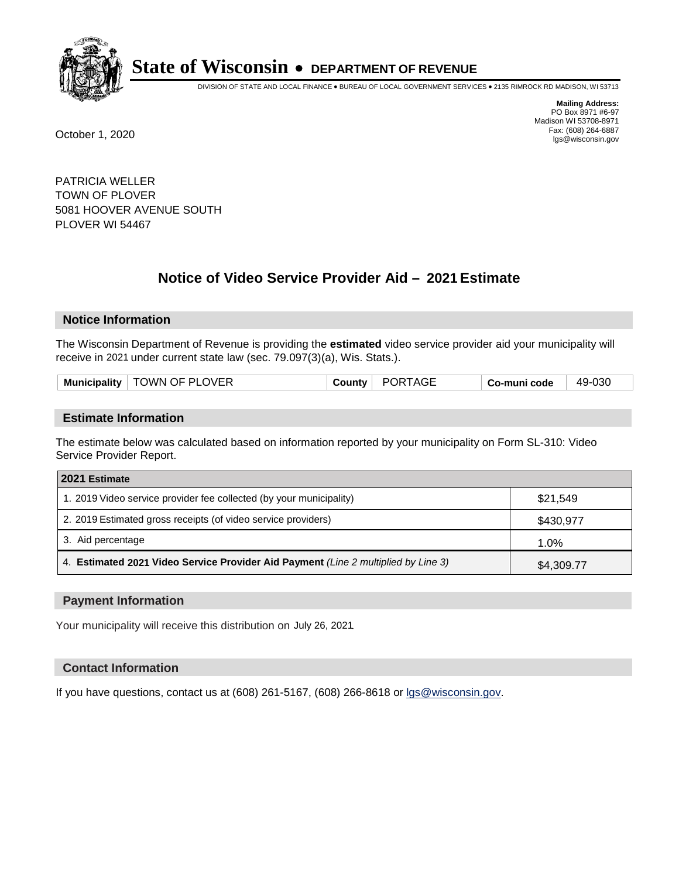# State of Wisconsin • DEPARTMENT OF REVENUE

DIVISION OF STATE AND LOCAL FINANCE • BUREAU OF LOCAL GOVERNMENT SERVICES • 2135 RIMROCK RD MADISON, WI 53713

**Mailing Address:**
PO Box 8971 #6-97
Madison WI 53708-8971
Fax: (608) 264-6887
lgs@wisconsin.gov

October 1, 2020

PATRICIA WELLER
TOWN OF PLOVER
5081 HOOVER AVENUE SOUTH
PLOVER WI 54467

## Notice of Video Service Provider Aid – 2021 Estimate

### Notice Information

The Wisconsin Department of Revenue is providing the **estimated** video service provider aid your municipality will receive in 2021 under current state law (sec. 79.097(3)(a), Wis. Stats.).

| Municipality | TOWN OF PLOVER | County | PORTAGE | Co-muni code | 49-030 |
|---|---|---|---|---|---|

### Estimate Information

The estimate below was calculated based on information reported by your municipality on Form SL-310: Video Service Provider Report.

| 2021 Estimate | |
|---|---|
| 1. 2019 Video service provider fee collected (by your municipality) | $21,549 |
| 2. 2019 Estimated gross receipts (of video service providers) | $430,977 |
| 3. Aid percentage | 1.0% |
| 4. **Estimated 2021 Video Service Provider Aid Payment** *(Line 2 multiplied by Line 3)* | $4,309.77 |

### Payment Information

Your municipality will receive this distribution on July 26, 2021.

### Contact Information

If you have questions, contact us at (608) 261-5167, (608) 266-8618 or lgs@wisconsin.gov.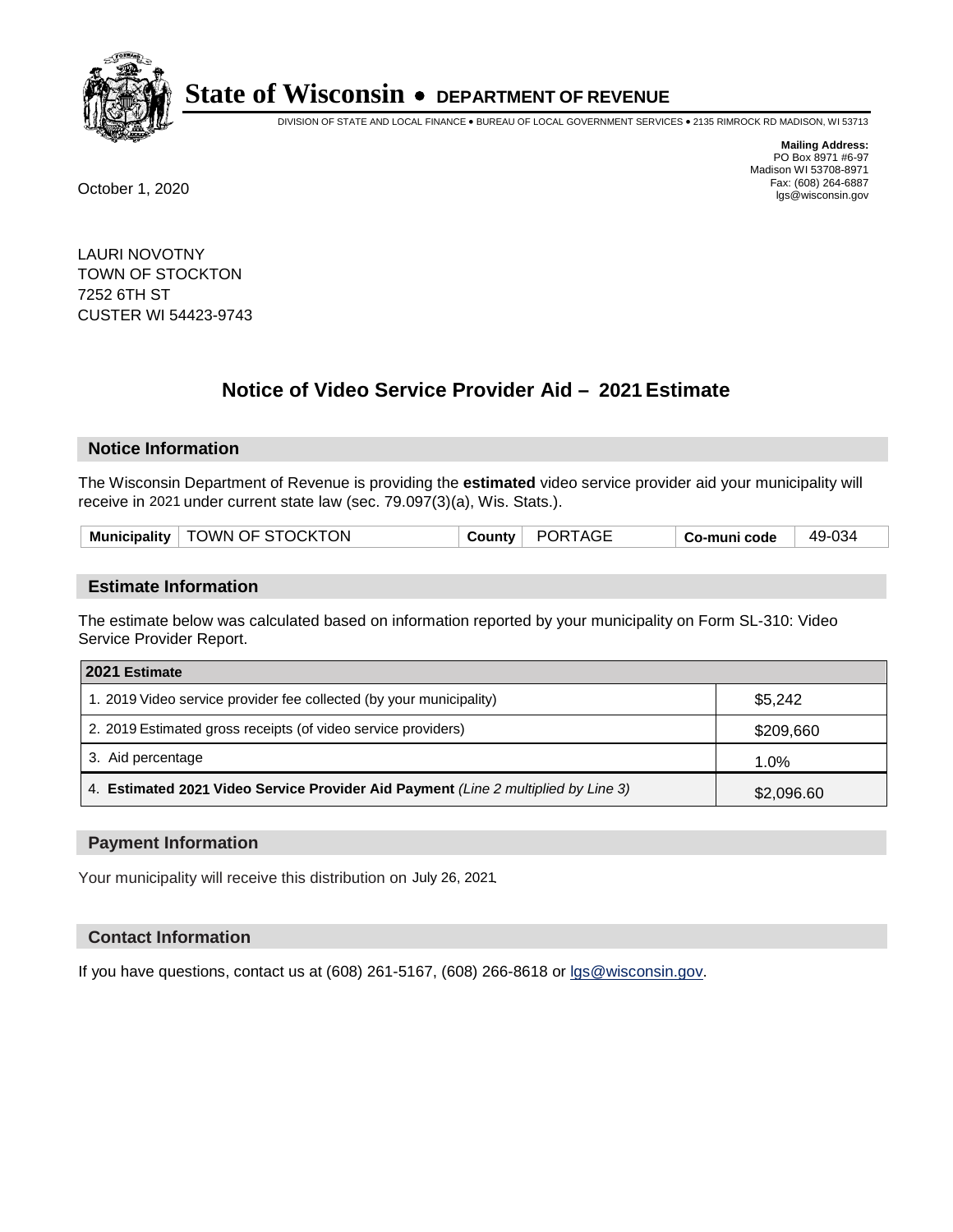# State of Wisconsin • DEPARTMENT OF REVENUE

DIVISION OF STATE AND LOCAL FINANCE • BUREAU OF LOCAL GOVERNMENT SERVICES • 2135 RIMROCK RD MADISON, WI 53713

**Mailing Address:**
PO Box 8971 #6-97
Madison WI 53708-8971
Fax: (608) 264-6887
lgs@wisconsin.gov

October 1, 2020

LAURI NOVOTNY
TOWN OF STOCKTON
7252 6TH ST
CUSTER WI 54423-9743

## Notice of Video Service Provider Aid – 2021 Estimate

### Notice Information

The Wisconsin Department of Revenue is providing the **estimated** video service provider aid your municipality will receive in 2021 under current state law (sec. 79.097(3)(a), Wis. Stats.).

| Municipality | TOWN OF STOCKTON | County | PORTAGE | Co-muni code | 49-034 |
|---|---|---|---|---|---|

### Estimate Information

The estimate below was calculated based on information reported by your municipality on Form SL-310: Video Service Provider Report.

| 2021 Estimate | |
|---|---|
| 1. 2019 Video service provider fee collected (by your municipality) | $5,242 |
| 2. 2019 Estimated gross receipts (of video service providers) | $209,660 |
| 3. Aid percentage | 1.0% |
| 4. **Estimated 2021 Video Service Provider Aid Payment** *(Line 2 multiplied by Line 3)* | $2,096.60 |

### Payment Information

Your municipality will receive this distribution on July 26, 2021.

### Contact Information

If you have questions, contact us at (608) 261-5167, (608) 266-8618 or lgs@wisconsin.gov.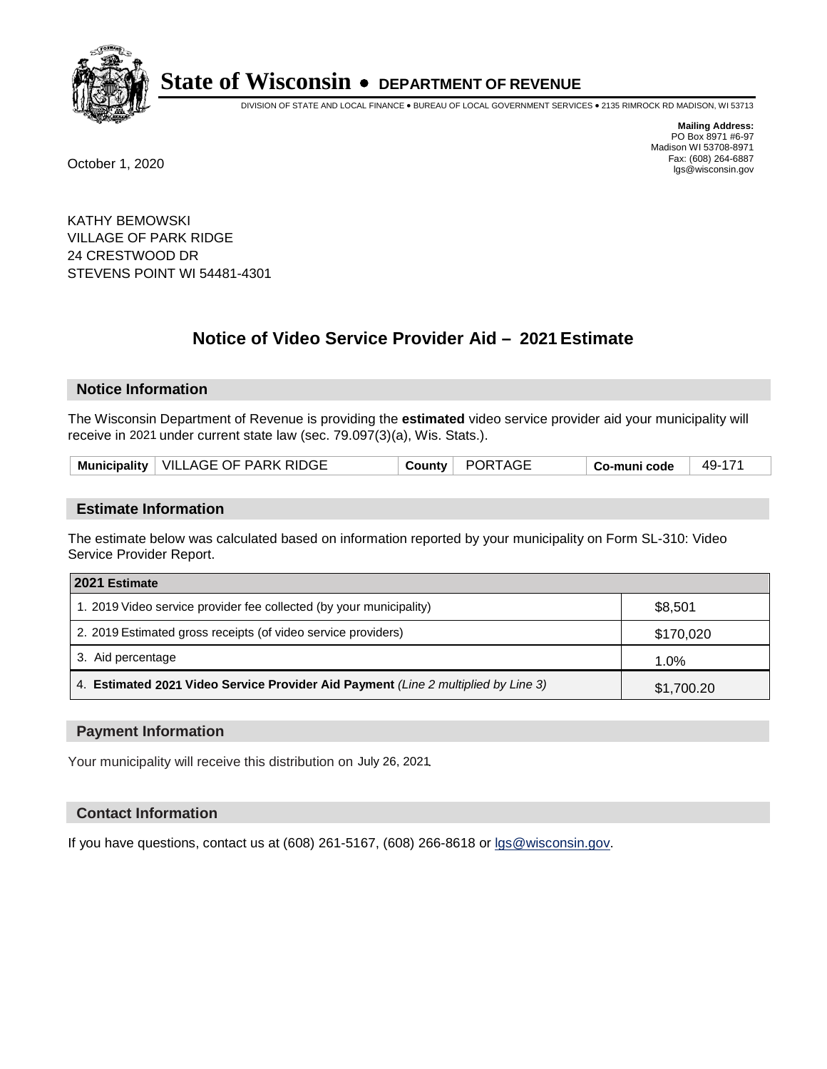**State of Wisconsin • DEPARTMENT OF REVENUE**

DIVISION OF STATE AND LOCAL FINANCE • BUREAU OF LOCAL GOVERNMENT SERVICES • 2135 RIMROCK RD MADISON, WI 53713

**Mailing Address:**
PO Box 8971 #6-97
Madison WI 53708-8971
Fax: (608) 264-6887
lgs@wisconsin.gov

October 1, 2020

KATHY BEMOWSKI
VILLAGE OF PARK RIDGE
24 CRESTWOOD DR
STEVENS POINT WI 54481-4301

## Notice of Video Service Provider Aid – 2021 Estimate

### Notice Information

The Wisconsin Department of Revenue is providing the **estimated** video service provider aid your municipality will receive in 2021 under current state law (sec. 79.097(3)(a), Wis. Stats.).

| Municipality | VILLAGE OF PARK RIDGE | County | PORTAGE | Co-muni code | 49-171 |
|---|---|---|---|---|---|

### Estimate Information

The estimate below was calculated based on information reported by your municipality on Form SL-310: Video Service Provider Report.

| 2021 Estimate | |
|---|---|
| 1. 2019 Video service provider fee collected (by your municipality) | $8,501 |
| 2. 2019 Estimated gross receipts (of video service providers) | $170,020 |
| 3. Aid percentage | 1.0% |
| 4. **Estimated 2021 Video Service Provider Aid Payment** *(Line 2 multiplied by Line 3)* | $1,700.20 |

### Payment Information

Your municipality will receive this distribution on July 26, 2021.

### Contact Information

If you have questions, contact us at (608) 261-5167, (608) 266-8618 or lgs@wisconsin.gov.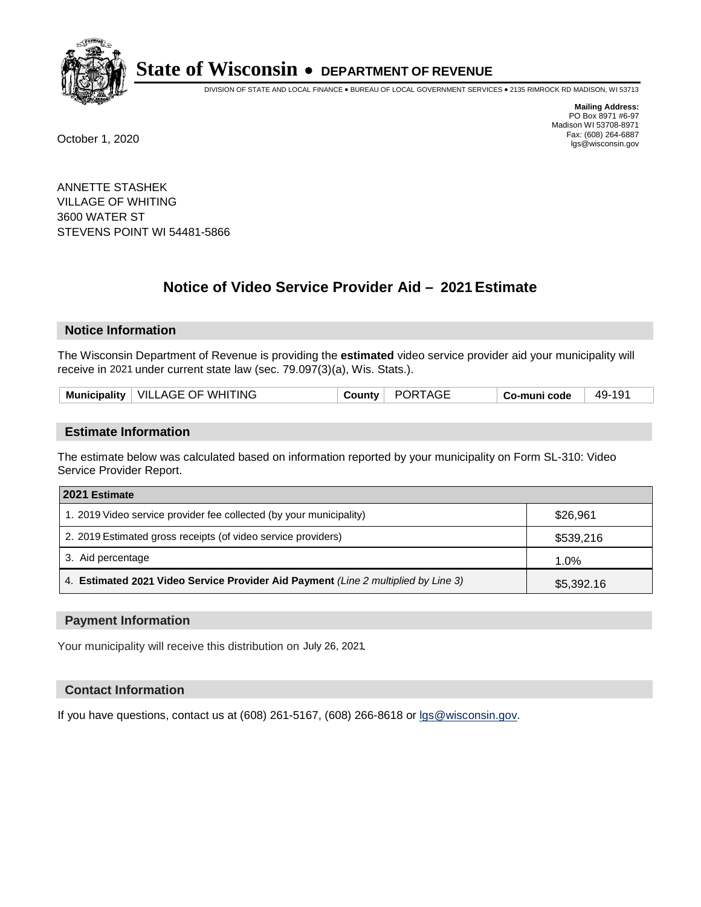# State of Wisconsin • DEPARTMENT OF REVENUE

DIVISION OF STATE AND LOCAL FINANCE • BUREAU OF LOCAL GOVERNMENT SERVICES • 2135 RIMROCK RD MADISON, WI 53713

**Mailing Address:**
PO Box 8971 #6-97
Madison WI 53708-8971
Fax: (608) 264-6887
lgs@wisconsin.gov

October 1, 2020

ANNETTE STASHEK
VILLAGE OF WHITING
3600 WATER ST
STEVENS POINT WI 54481-5866

## Notice of Video Service Provider Aid – 2021 Estimate

### Notice Information

The Wisconsin Department of Revenue is providing the **estimated** video service provider aid your municipality will receive in 2021 under current state law (sec. 79.097(3)(a), Wis. Stats.).

| Municipality | VILLAGE OF WHITING | County | PORTAGE | Co-muni code | 49-191 |
|---|---|---|---|---|---|

### Estimate Information

The estimate below was calculated based on information reported by your municipality on Form SL-310: Video Service Provider Report.

| 2021 Estimate | |
|---|---|
| 1. 2019 Video service provider fee collected (by your municipality) | $26,961 |
| 2. 2019 Estimated gross receipts (of video service providers) | $539,216 |
| 3. Aid percentage | 1.0% |
| 4. **Estimated 2021 Video Service Provider Aid Payment** *(Line 2 multiplied by Line 3)* | $5,392.16 |

### Payment Information

Your municipality will receive this distribution on July 26, 2021.

### Contact Information

If you have questions, contact us at (608) 261-5167, (608) 266-8618 or lgs@wisconsin.gov.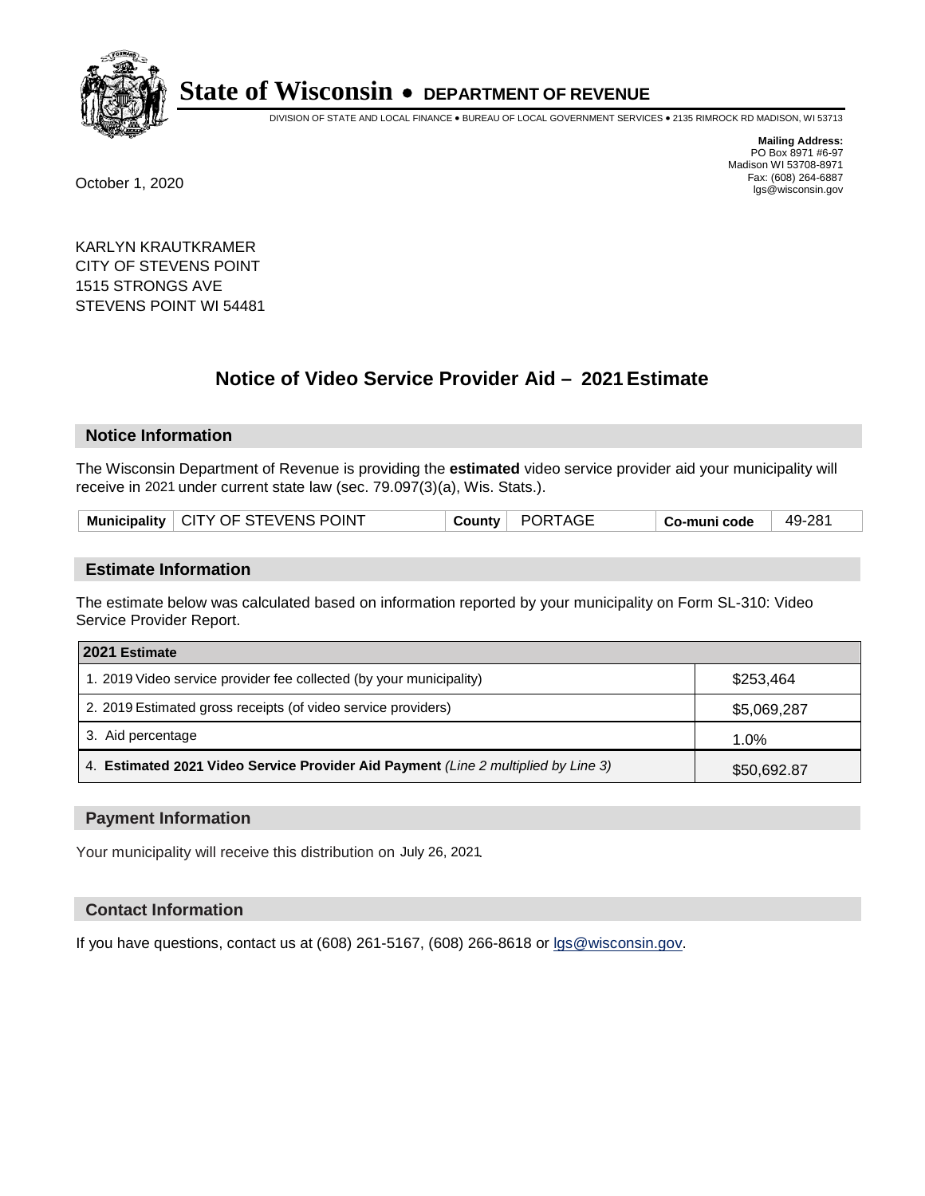# State of Wisconsin • DEPARTMENT OF REVENUE

DIVISION OF STATE AND LOCAL FINANCE • BUREAU OF LOCAL GOVERNMENT SERVICES • 2135 RIMROCK RD MADISON, WI 53713

**Mailing Address:**
PO Box 8971 #6-97
Madison WI 53708-8971
Fax: (608) 264-6887
lgs@wisconsin.gov

October 1, 2020

KARLYN KRAUTKRAMER
CITY OF STEVENS POINT
1515 STRONGS AVE
STEVENS POINT WI 54481

## Notice of Video Service Provider Aid – 2021 Estimate

### Notice Information

The Wisconsin Department of Revenue is providing the **estimated** video service provider aid your municipality will receive in 2021 under current state law (sec. 79.097(3)(a), Wis. Stats.).

| Municipality | CITY OF STEVENS POINT | County | PORTAGE | Co-muni code | 49-281 |
|---|---|---|---|---|---|

### Estimate Information

The estimate below was calculated based on information reported by your municipality on Form SL-310: Video Service Provider Report.

| 2021 Estimate | |
|---|---|
| 1. 2019 Video service provider fee collected (by your municipality) | $253,464 |
| 2. 2019 Estimated gross receipts (of video service providers) | $5,069,287 |
| 3. Aid percentage | 1.0% |
| 4. **Estimated 2021 Video Service Provider Aid Payment** *(Line 2 multiplied by Line 3)* | $50,692.87 |

### Payment Information

Your municipality will receive this distribution on July 26, 2021.

### Contact Information

If you have questions, contact us at (608) 261-5167, (608) 266-8618 or lgs@wisconsin.gov.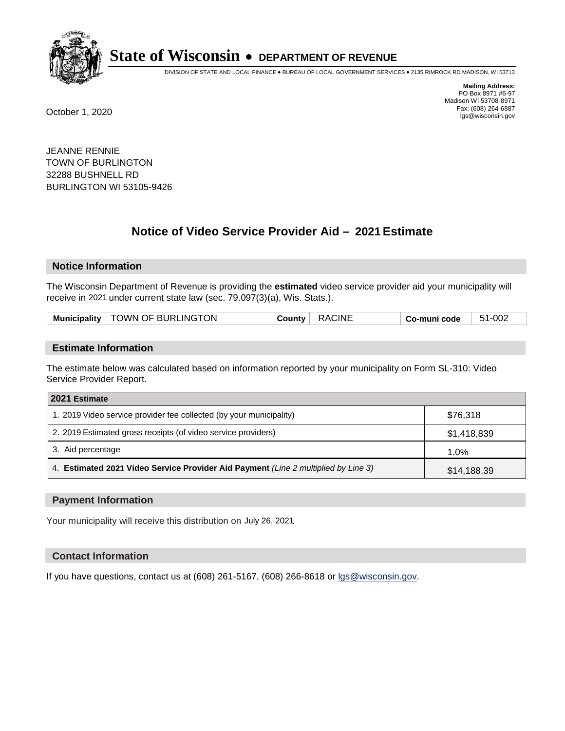# State of Wisconsin • DEPARTMENT OF REVENUE

DIVISION OF STATE AND LOCAL FINANCE • BUREAU OF LOCAL GOVERNMENT SERVICES • 2135 RIMROCK RD MADISON, WI 53713

**Mailing Address:**
PO Box 8971 #6-97
Madison WI 53708-8971
Fax: (608) 264-6887
lgs@wisconsin.gov

October 1, 2020

JEANNE RENNIE
TOWN OF BURLINGTON
32288 BUSHNELL RD
BURLINGTON WI 53105-9426

## Notice of Video Service Provider Aid – 2021 Estimate

### Notice Information

The Wisconsin Department of Revenue is providing the **estimated** video service provider aid your municipality will receive in 2021 under current state law (sec. 79.097(3)(a), Wis. Stats.).

| Municipality | TOWN OF BURLINGTON | County | RACINE | Co-muni code | 51-002 |
|---|---|---|---|---|---|

### Estimate Information

The estimate below was calculated based on information reported by your municipality on Form SL-310: Video Service Provider Report.

| 2021 Estimate | |
|---|---|
| 1. 2019 Video service provider fee collected (by your municipality) | $76,318 |
| 2. 2019 Estimated gross receipts (of video service providers) | $1,418,839 |
| 3. Aid percentage | 1.0% |
| 4. **Estimated 2021 Video Service Provider Aid Payment** *(Line 2 multiplied by Line 3)* | $14,188.39 |

### Payment Information

Your municipality will receive this distribution on July 26, 2021.

### Contact Information

If you have questions, contact us at (608) 261-5167, (608) 266-8618 or lgs@wisconsin.gov.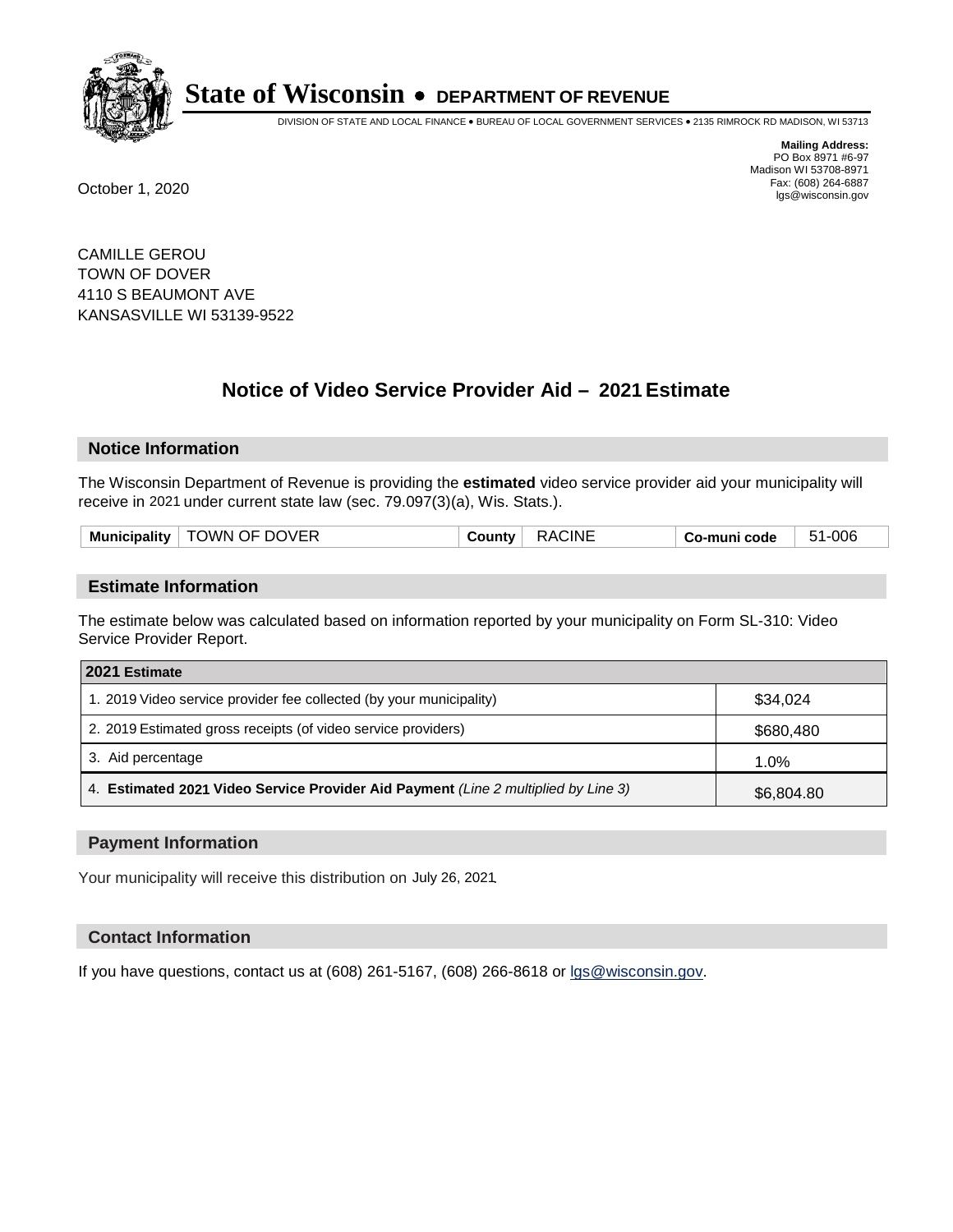# State of Wisconsin • DEPARTMENT OF REVENUE

DIVISION OF STATE AND LOCAL FINANCE • BUREAU OF LOCAL GOVERNMENT SERVICES • 2135 RIMROCK RD MADISON, WI 53713

**Mailing Address:**
PO Box 8971 #6-97
Madison WI 53708-8971
Fax: (608) 264-6887
lgs@wisconsin.gov

October 1, 2020

CAMILLE GEROU
TOWN OF DOVER
4110 S BEAUMONT AVE
KANSASVILLE WI 53139-9522

## Notice of Video Service Provider Aid – 2021 Estimate

### Notice Information

The Wisconsin Department of Revenue is providing the **estimated** video service provider aid your municipality will receive in 2021 under current state law (sec. 79.097(3)(a), Wis. Stats.).

| Municipality | TOWN OF DOVER | County | RACINE | Co-muni code | 51-006 |
|---|---|---|---|---|---|

### Estimate Information

The estimate below was calculated based on information reported by your municipality on Form SL-310: Video Service Provider Report.

| 2021 Estimate | |
|---|---|
| 1. 2019 Video service provider fee collected (by your municipality) | $34,024 |
| 2. 2019 Estimated gross receipts (of video service providers) | $680,480 |
| 3. Aid percentage | 1.0% |
| 4. **Estimated 2021 Video Service Provider Aid Payment** *(Line 2 multiplied by Line 3)* | $6,804.80 |

### Payment Information

Your municipality will receive this distribution on July 26, 2021.

### Contact Information

If you have questions, contact us at (608) 261-5167, (608) 266-8618 or lgs@wisconsin.gov.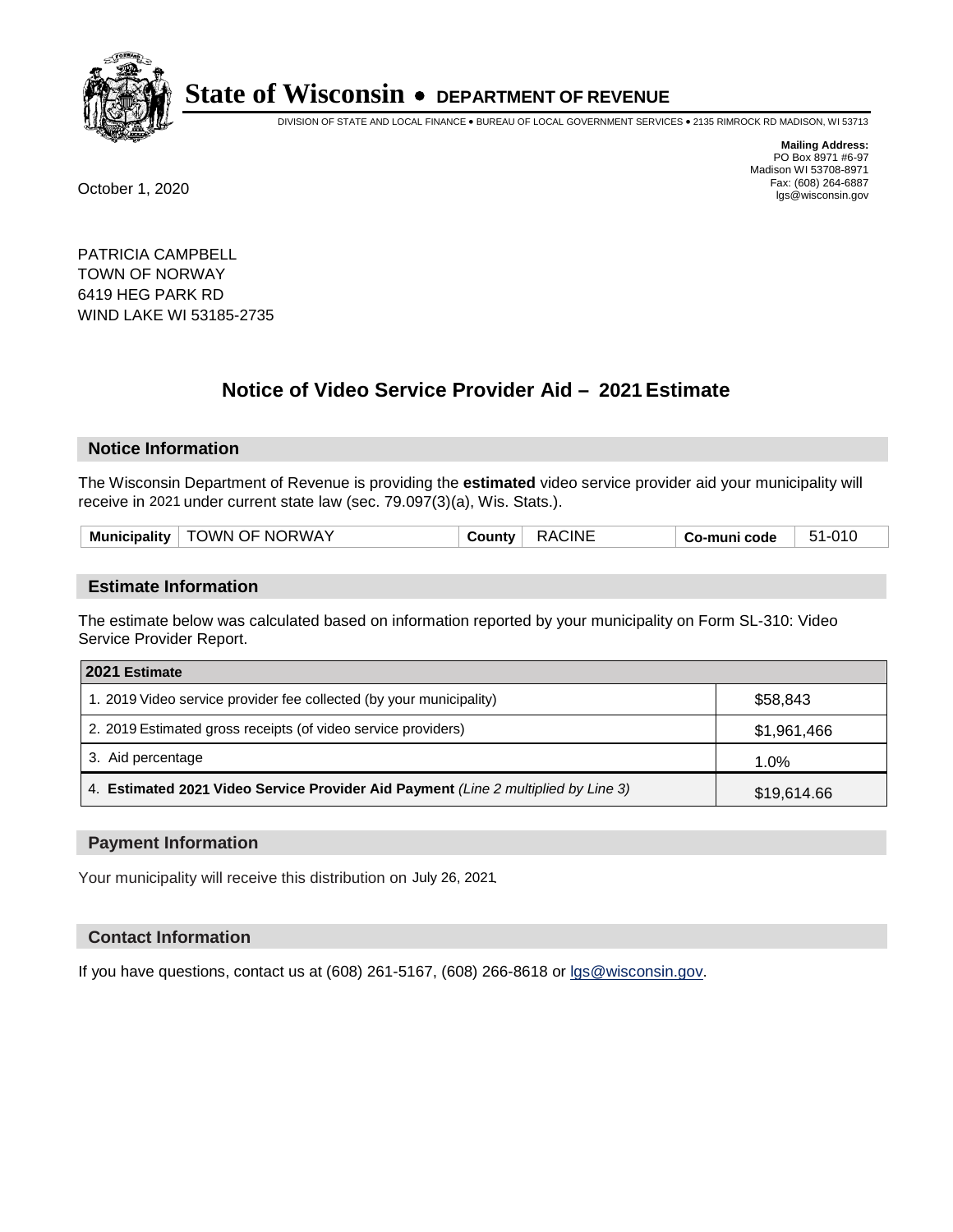# State of Wisconsin • DEPARTMENT OF REVENUE

DIVISION OF STATE AND LOCAL FINANCE • BUREAU OF LOCAL GOVERNMENT SERVICES • 2135 RIMROCK RD MADISON, WI 53713

**Mailing Address:**
PO Box 8971 #6-97
Madison WI 53708-8971
Fax: (608) 264-6887
lgs@wisconsin.gov

October 1, 2020

PATRICIA CAMPBELL
TOWN OF NORWAY
6419 HEG PARK RD
WIND LAKE WI 53185-2735

## Notice of Video Service Provider Aid – 2021 Estimate

### Notice Information

The Wisconsin Department of Revenue is providing the **estimated** video service provider aid your municipality will receive in 2021 under current state law (sec. 79.097(3)(a), Wis. Stats.).

| Municipality | TOWN OF NORWAY | County | RACINE | Co-muni code | 51-010 |
|---|---|---|---|---|---|

### Estimate Information

The estimate below was calculated based on information reported by your municipality on Form SL-310: Video Service Provider Report.

| 2021 Estimate | |
|---|---|
| 1. 2019 Video service provider fee collected (by your municipality) | $58,843 |
| 2. 2019 Estimated gross receipts (of video service providers) | $1,961,466 |
| 3. Aid percentage | 1.0% |
| 4. **Estimated 2021 Video Service Provider Aid Payment** *(Line 2 multiplied by Line 3)* | $19,614.66 |

### Payment Information

Your municipality will receive this distribution on July 26, 2021.

### Contact Information

If you have questions, contact us at (608) 261-5167, (608) 266-8618 or lgs@wisconsin.gov.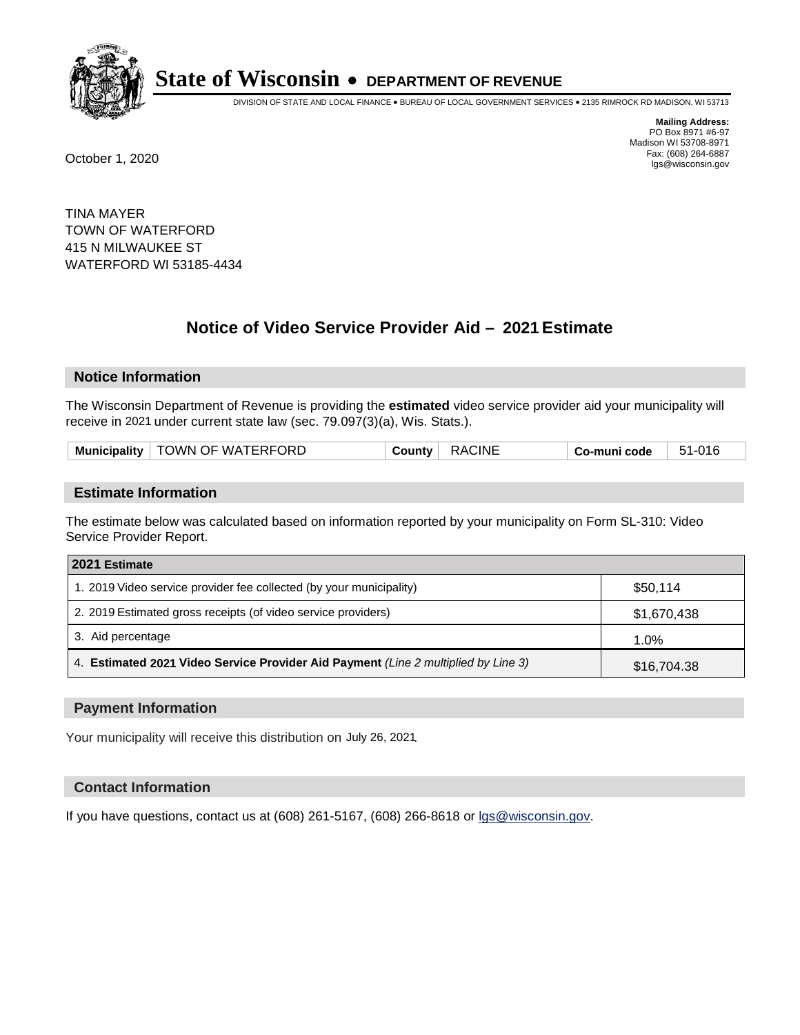# State of Wisconsin • DEPARTMENT OF REVENUE

DIVISION OF STATE AND LOCAL FINANCE • BUREAU OF LOCAL GOVERNMENT SERVICES • 2135 RIMROCK RD MADISON, WI 53713

**Mailing Address:**
PO Box 8971 #6-97
Madison WI 53708-8971
Fax: (608) 264-6887
lgs@wisconsin.gov

October 1, 2020

TINA MAYER
TOWN OF WATERFORD
415 N MILWAUKEE ST
WATERFORD WI 53185-4434

## Notice of Video Service Provider Aid – 2021 Estimate

### Notice Information

The Wisconsin Department of Revenue is providing the **estimated** video service provider aid your municipality will receive in 2021 under current state law (sec. 79.097(3)(a), Wis. Stats.).

| **Municipality** | TOWN OF WATERFORD | **County** | RACINE | **Co-muni code** | 51-016 |
|---|---|---|---|---|---|

### Estimate Information

The estimate below was calculated based on information reported by your municipality on Form SL-310: Video Service Provider Report.

| **2021 Estimate** | |
|---|---|
| 1. 2019 Video service provider fee collected (by your municipality) | $50,114 |
| 2. 2019 Estimated gross receipts (of video service providers) | $1,670,438 |
| 3. Aid percentage | 1.0% |
| 4. **Estimated 2021 Video Service Provider Aid Payment** *(Line 2 multiplied by Line 3)* | $16,704.38 |

### Payment Information

Your municipality will receive this distribution on July 26, 2021.

### Contact Information

If you have questions, contact us at (608) 261-5167, (608) 266-8618 or lgs@wisconsin.gov.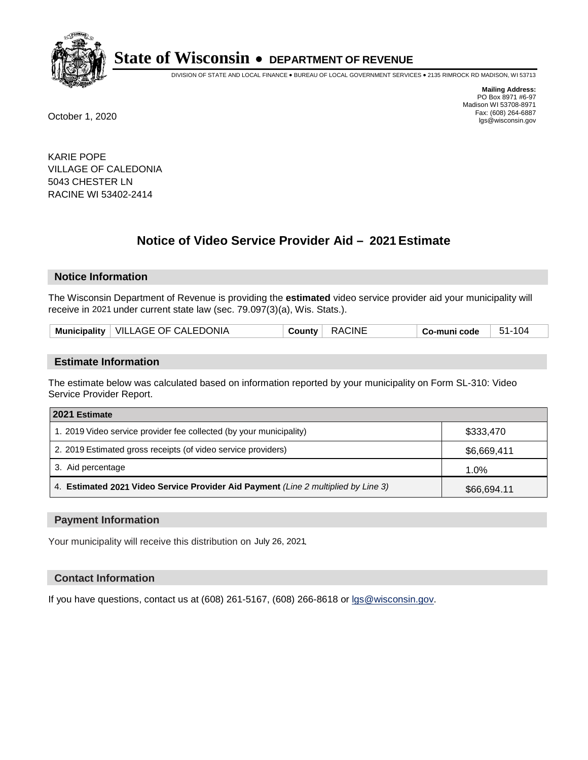# State of Wisconsin • DEPARTMENT OF REVENUE

DIVISION OF STATE AND LOCAL FINANCE • BUREAU OF LOCAL GOVERNMENT SERVICES • 2135 RIMROCK RD MADISON, WI 53713

**Mailing Address:**
PO Box 8971 #6-97
Madison WI 53708-8971
Fax: (608) 264-6887
lgs@wisconsin.gov

October 1, 2020

KARIE POPE
VILLAGE OF CALEDONIA
5043 CHESTER LN
RACINE WI 53402-2414

## Notice of Video Service Provider Aid – 2021 Estimate

### Notice Information

The Wisconsin Department of Revenue is providing the **estimated** video service provider aid your municipality will receive in 2021 under current state law (sec. 79.097(3)(a), Wis. Stats.).

| Municipality | VILLAGE OF CALEDONIA | County | RACINE | Co-muni code | 51-104 |
|---|---|---|---|---|---|

### Estimate Information

The estimate below was calculated based on information reported by your municipality on Form SL-310: Video Service Provider Report.

| 2021 Estimate | |
|---|---|
| 1. 2019 Video service provider fee collected (by your municipality) | $333,470 |
| 2. 2019 Estimated gross receipts (of video service providers) | $6,669,411 |
| 3. Aid percentage | 1.0% |
| 4. **Estimated 2021 Video Service Provider Aid Payment** *(Line 2 multiplied by Line 3)* | $66,694.11 |

### Payment Information

Your municipality will receive this distribution on July 26, 2021.

### Contact Information

If you have questions, contact us at (608) 261-5167, (608) 266-8618 or lgs@wisconsin.gov.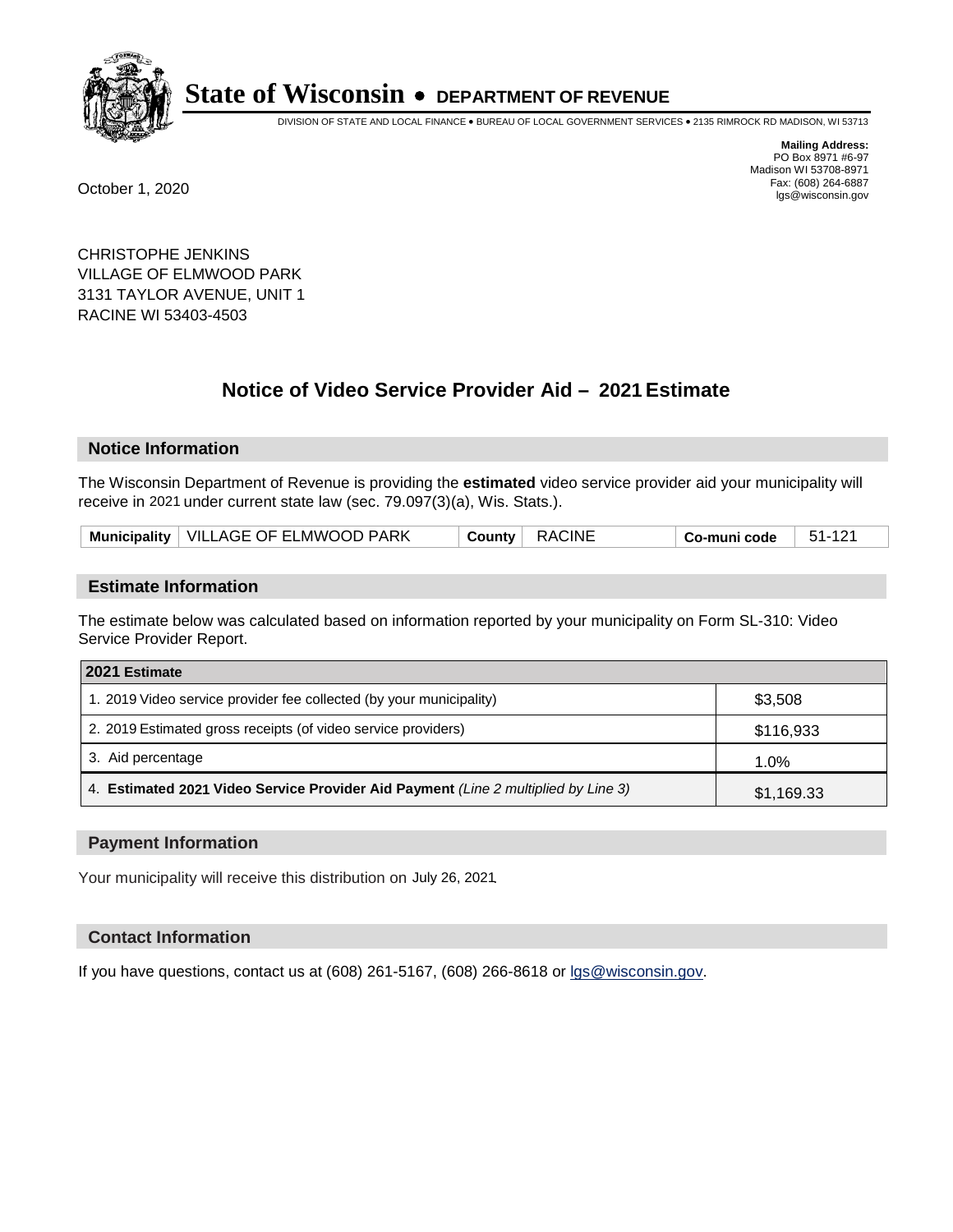# State of Wisconsin • DEPARTMENT OF REVENUE

DIVISION OF STATE AND LOCAL FINANCE • BUREAU OF LOCAL GOVERNMENT SERVICES • 2135 RIMROCK RD MADISON, WI 53713

**Mailing Address:**
PO Box 8971 #6-97
Madison WI 53708-8971
Fax: (608) 264-6887
lgs@wisconsin.gov

October 1, 2020

CHRISTOPHE JENKINS
VILLAGE OF ELMWOOD PARK
3131 TAYLOR AVENUE, UNIT 1
RACINE WI 53403-4503

## Notice of Video Service Provider Aid – 2021 Estimate

### Notice Information

The Wisconsin Department of Revenue is providing the **estimated** video service provider aid your municipality will receive in 2021 under current state law (sec. 79.097(3)(a), Wis. Stats.).

| Municipality | VILLAGE OF ELMWOOD PARK | County | RACINE | Co-muni code | 51-121 |
|---|---|---|---|---|---|

### Estimate Information

The estimate below was calculated based on information reported by your municipality on Form SL-310: Video Service Provider Report.

| 2021 Estimate | |
|---|---|
| 1. 2019 Video service provider fee collected (by your municipality) | $3,508 |
| 2. 2019 Estimated gross receipts (of video service providers) | $116,933 |
| 3. Aid percentage | 1.0% |
| 4. **Estimated 2021 Video Service Provider Aid Payment** *(Line 2 multiplied by Line 3)* | $1,169.33 |

### Payment Information

Your municipality will receive this distribution on July 26, 2021.

### Contact Information

If you have questions, contact us at (608) 261-5167, (608) 266-8618 or lgs@wisconsin.gov.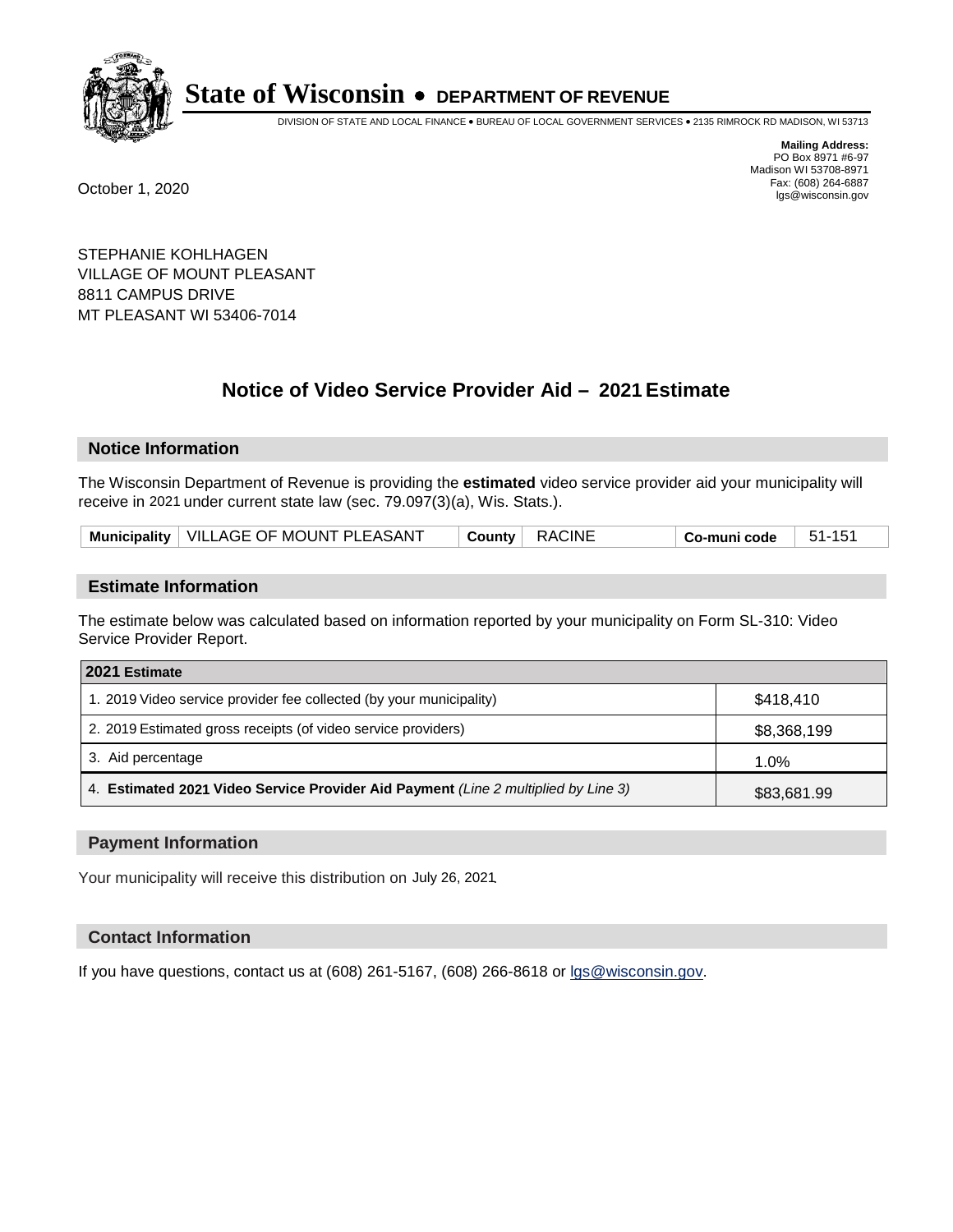# State of Wisconsin • DEPARTMENT OF REVENUE

DIVISION OF STATE AND LOCAL FINANCE • BUREAU OF LOCAL GOVERNMENT SERVICES • 2135 RIMROCK RD MADISON, WI 53713

**Mailing Address:**
PO Box 8971 #6-97
Madison WI 53708-8971
Fax: (608) 264-6887
lgs@wisconsin.gov

October 1, 2020

STEPHANIE KOHLHAGEN
VILLAGE OF MOUNT PLEASANT
8811 CAMPUS DRIVE
MT PLEASANT WI 53406-7014

## Notice of Video Service Provider Aid – 2021 Estimate

### Notice Information

The Wisconsin Department of Revenue is providing the **estimated** video service provider aid your municipality will receive in 2021 under current state law (sec. 79.097(3)(a), Wis. Stats.).

| Municipality | VILLAGE OF MOUNT PLEASANT | County | RACINE | Co-muni code | 51-151 |
|---|---|---|---|---|---|

### Estimate Information

The estimate below was calculated based on information reported by your municipality on Form SL-310: Video Service Provider Report.

| 2021 Estimate | |
|---|---|
| 1. 2019 Video service provider fee collected (by your municipality) | $418,410 |
| 2. 2019 Estimated gross receipts (of video service providers) | $8,368,199 |
| 3. Aid percentage | 1.0% |
| 4. **Estimated 2021 Video Service Provider Aid Payment** *(Line 2 multiplied by Line 3)* | $83,681.99 |

### Payment Information

Your municipality will receive this distribution on July 26, 2021.

### Contact Information

If you have questions, contact us at (608) 261-5167, (608) 266-8618 or lgs@wisconsin.gov.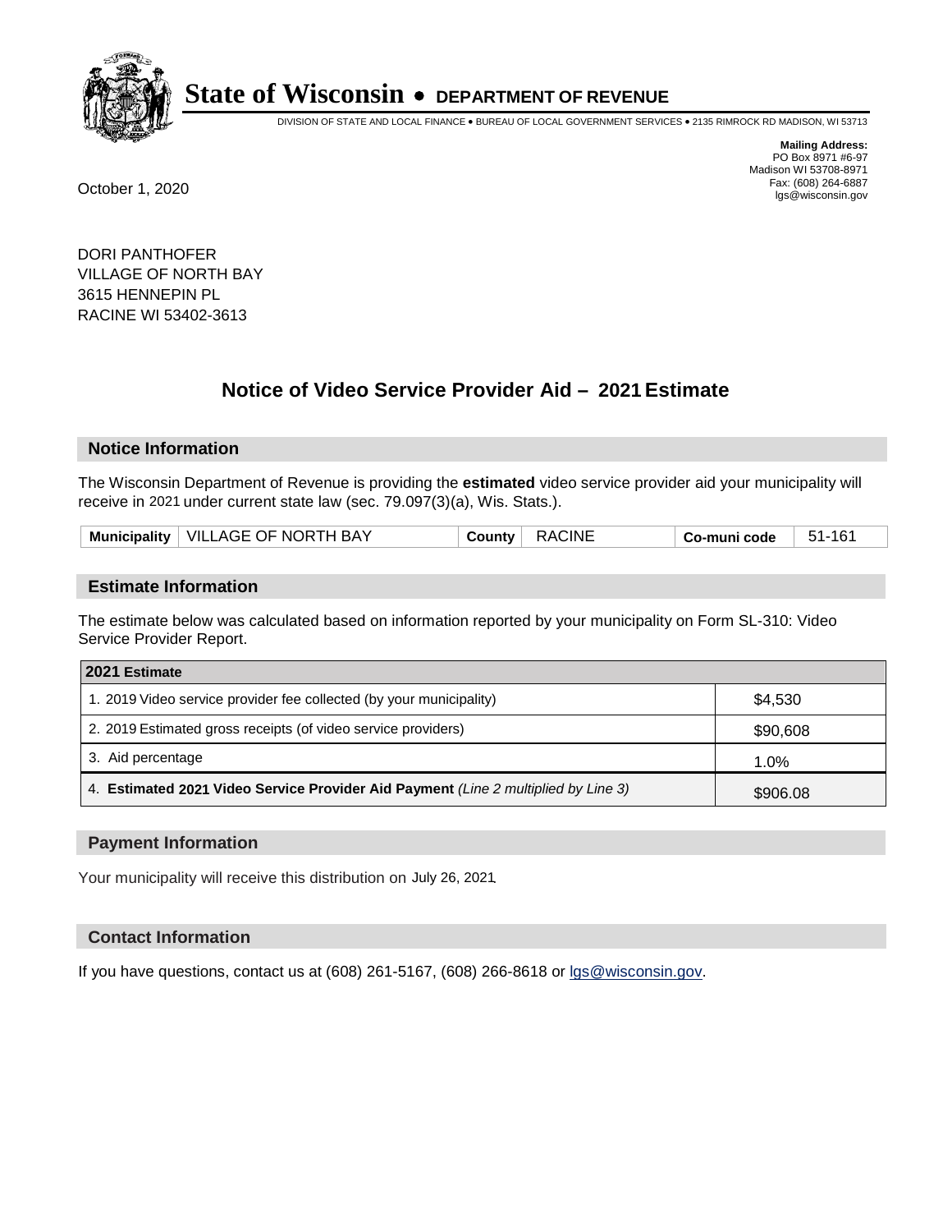# State of Wisconsin • DEPARTMENT OF REVENUE

DIVISION OF STATE AND LOCAL FINANCE • BUREAU OF LOCAL GOVERNMENT SERVICES • 2135 RIMROCK RD MADISON, WI 53713

**Mailing Address:**
PO Box 8971 #6-97
Madison WI 53708-8971
Fax: (608) 264-6887
lgs@wisconsin.gov

October 1, 2020

DORI PANTHOFER
VILLAGE OF NORTH BAY
3615 HENNEPIN PL
RACINE WI 53402-3613

## Notice of Video Service Provider Aid – 2021 Estimate

### Notice Information

The Wisconsin Department of Revenue is providing the **estimated** video service provider aid your municipality will receive in 2021 under current state law (sec. 79.097(3)(a), Wis. Stats.).

| Municipality | VILLAGE OF NORTH BAY | County | RACINE | Co-muni code | 51-161 |
|---|---|---|---|---|---|

### Estimate Information

The estimate below was calculated based on information reported by your municipality on Form SL-310: Video Service Provider Report.

| 2021 Estimate | |
|---|---|
| 1. 2019 Video service provider fee collected (by your municipality) | $4,530 |
| 2. 2019 Estimated gross receipts (of video service providers) | $90,608 |
| 3. Aid percentage | 1.0% |
| 4. **Estimated 2021 Video Service Provider Aid Payment** *(Line 2 multiplied by Line 3)* | $906.08 |

### Payment Information

Your municipality will receive this distribution on July 26, 2021.

### Contact Information

If you have questions, contact us at (608) 261-5167, (608) 266-8618 or lgs@wisconsin.gov.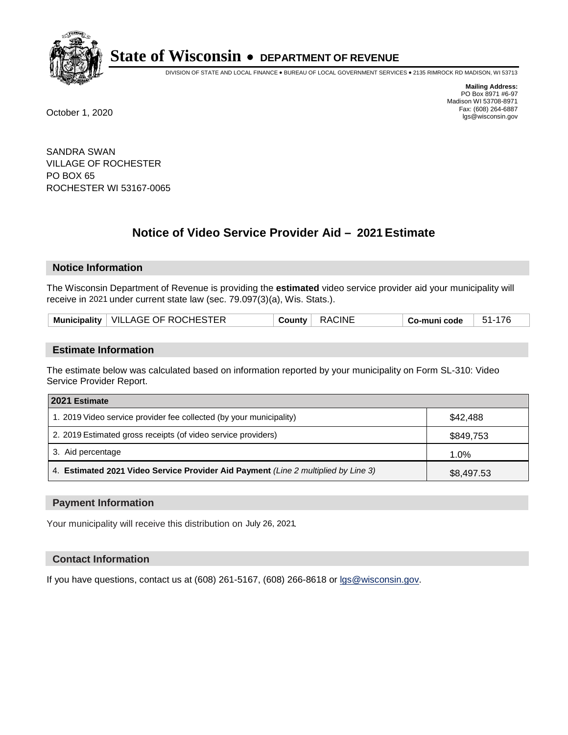# State of Wisconsin • DEPARTMENT OF REVENUE

DIVISION OF STATE AND LOCAL FINANCE • BUREAU OF LOCAL GOVERNMENT SERVICES • 2135 RIMROCK RD MADISON, WI 53713

**Mailing Address:**
PO Box 8971 #6-97
Madison WI 53708-8971
Fax: (608) 264-6887
lgs@wisconsin.gov

October 1, 2020

SANDRA SWAN
VILLAGE OF ROCHESTER
PO BOX 65
ROCHESTER WI 53167-0065

## Notice of Video Service Provider Aid – 2021 Estimate

### Notice Information

The Wisconsin Department of Revenue is providing the **estimated** video service provider aid your municipality will receive in 2021 under current state law (sec. 79.097(3)(a), Wis. Stats.).

| Municipality | VILLAGE OF ROCHESTER | County | RACINE | Co-muni code | 51-176 |
|---|---|---|---|---|---|

### Estimate Information

The estimate below was calculated based on information reported by your municipality on Form SL-310: Video Service Provider Report.

| 2021 Estimate | |
|---|---|
| 1. 2019 Video service provider fee collected (by your municipality) | $42,488 |
| 2. 2019 Estimated gross receipts (of video service providers) | $849,753 |
| 3. Aid percentage | 1.0% |
| 4. **Estimated 2021 Video Service Provider Aid Payment** *(Line 2 multiplied by Line 3)* | $8,497.53 |

### Payment Information

Your municipality will receive this distribution on July 26, 2021.

### Contact Information

If you have questions, contact us at (608) 261-5167, (608) 266-8618 or lgs@wisconsin.gov.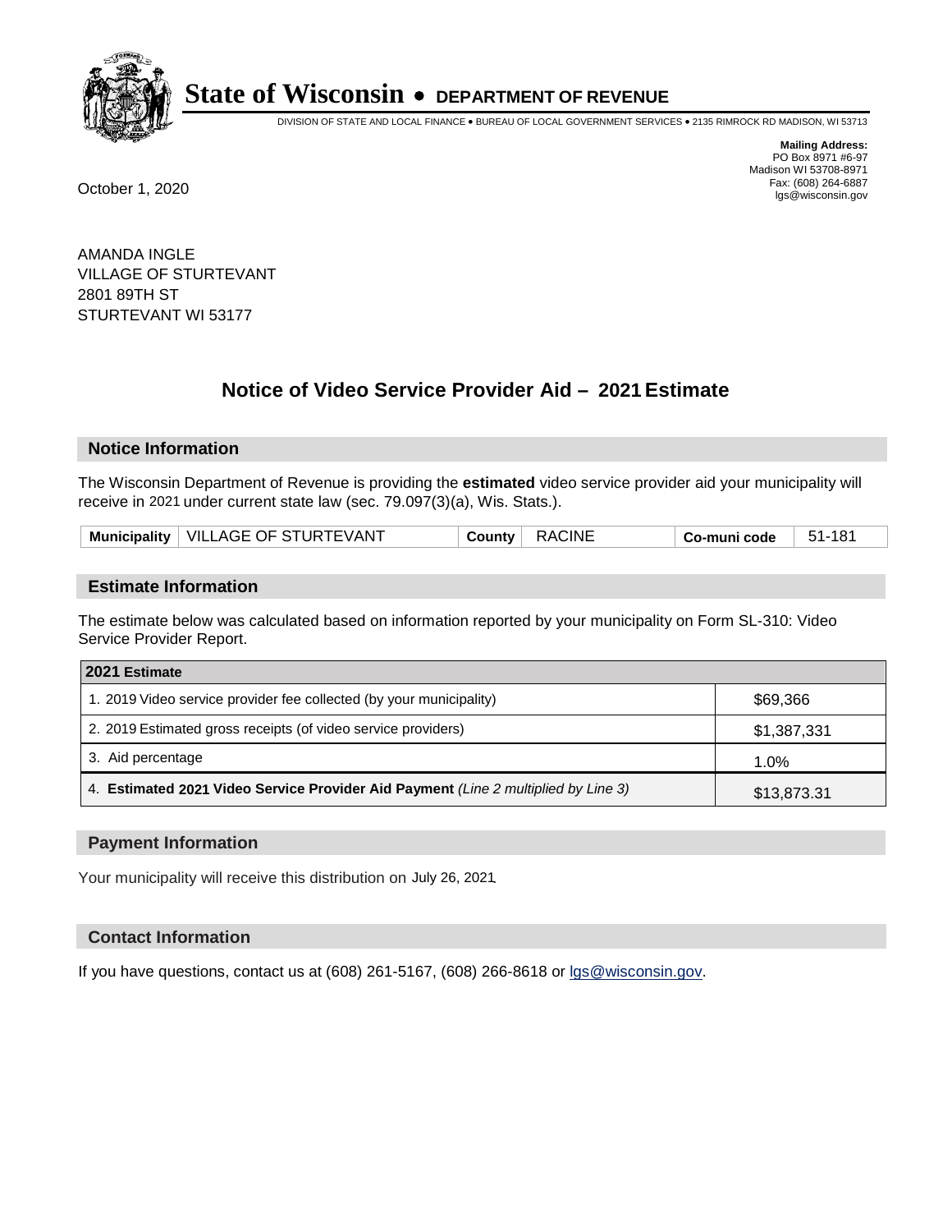# State of Wisconsin • DEPARTMENT OF REVENUE

DIVISION OF STATE AND LOCAL FINANCE • BUREAU OF LOCAL GOVERNMENT SERVICES • 2135 RIMROCK RD MADISON, WI 53713

**Mailing Address:**
PO Box 8971 #6-97
Madison WI 53708-8971
Fax: (608) 264-6887
lgs@wisconsin.gov

October 1, 2020

AMANDA INGLE
VILLAGE OF STURTEVANT
2801 89TH ST
STURTEVANT WI 53177

## Notice of Video Service Provider Aid – 2021 Estimate

### Notice Information

The Wisconsin Department of Revenue is providing the **estimated** video service provider aid your municipality will receive in 2021 under current state law (sec. 79.097(3)(a), Wis. Stats.).

| Municipality | VILLAGE OF STURTEVANT | County | RACINE | Co-muni code | 51-181 |
|---|---|---|---|---|---|

### Estimate Information

The estimate below was calculated based on information reported by your municipality on Form SL-310: Video Service Provider Report.

| 2021 Estimate | |
|---|---|
| 1. 2019 Video service provider fee collected (by your municipality) | $69,366 |
| 2. 2019 Estimated gross receipts (of video service providers) | $1,387,331 |
| 3. Aid percentage | 1.0% |
| 4. **Estimated 2021 Video Service Provider Aid Payment** *(Line 2 multiplied by Line 3)* | $13,873.31 |

### Payment Information

Your municipality will receive this distribution on July 26, 2021.

### Contact Information

If you have questions, contact us at (608) 261-5167, (608) 266-8618 or lgs@wisconsin.gov.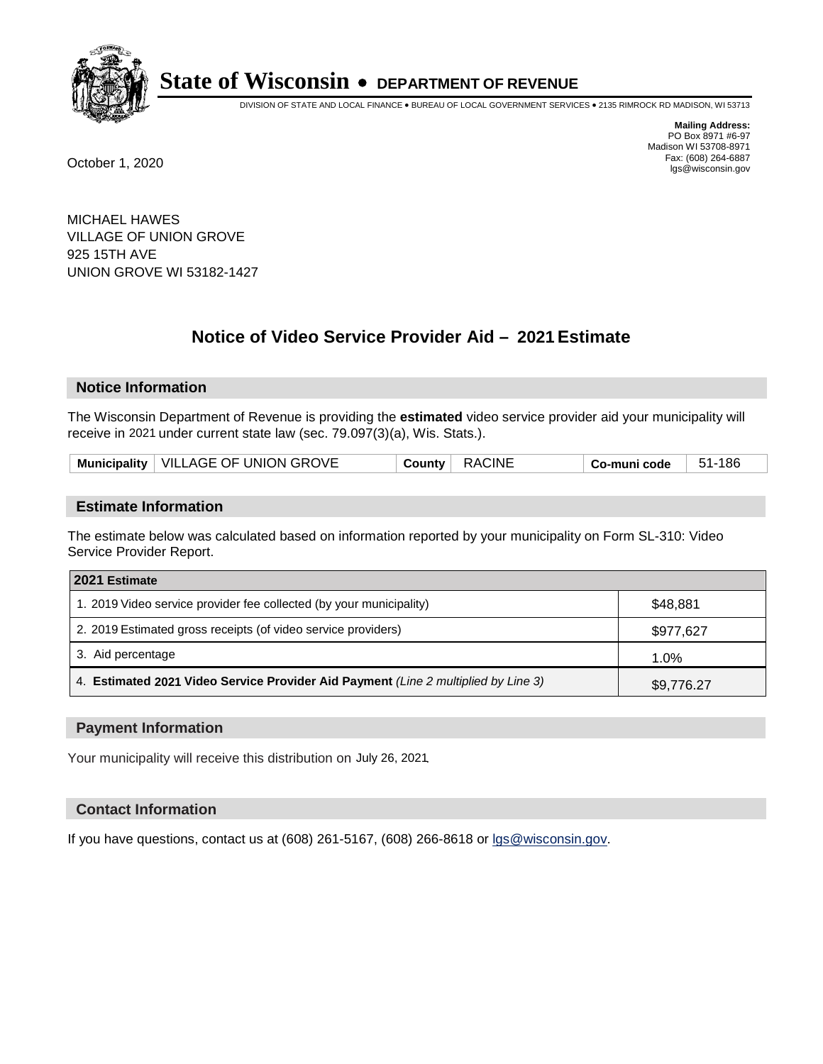# State of Wisconsin • DEPARTMENT OF REVENUE

DIVISION OF STATE AND LOCAL FINANCE • BUREAU OF LOCAL GOVERNMENT SERVICES • 2135 RIMROCK RD MADISON, WI 53713

**Mailing Address:**
PO Box 8971 #6-97
Madison WI 53708-8971
Fax: (608) 264-6887
lgs@wisconsin.gov

October 1, 2020

MICHAEL HAWES
VILLAGE OF UNION GROVE
925 15TH AVE
UNION GROVE WI 53182-1427

## Notice of Video Service Provider Aid – 2021 Estimate

### Notice Information

The Wisconsin Department of Revenue is providing the **estimated** video service provider aid your municipality will receive in 2021 under current state law (sec. 79.097(3)(a), Wis. Stats.).

| Municipality | VILLAGE OF UNION GROVE | County | RACINE | Co-muni code | 51-186 |
|---|---|---|---|---|---|

### Estimate Information

The estimate below was calculated based on information reported by your municipality on Form SL-310: Video Service Provider Report.

| 2021 Estimate | |
|---|---|
| 1. 2019 Video service provider fee collected (by your municipality) | $48,881 |
| 2. 2019 Estimated gross receipts (of video service providers) | $977,627 |
| 3. Aid percentage | 1.0% |
| 4. **Estimated 2021 Video Service Provider Aid Payment** *(Line 2 multiplied by Line 3)* | $9,776.27 |

### Payment Information

Your municipality will receive this distribution on July 26, 2021.

### Contact Information

If you have questions, contact us at (608) 261-5167, (608) 266-8618 or lgs@wisconsin.gov.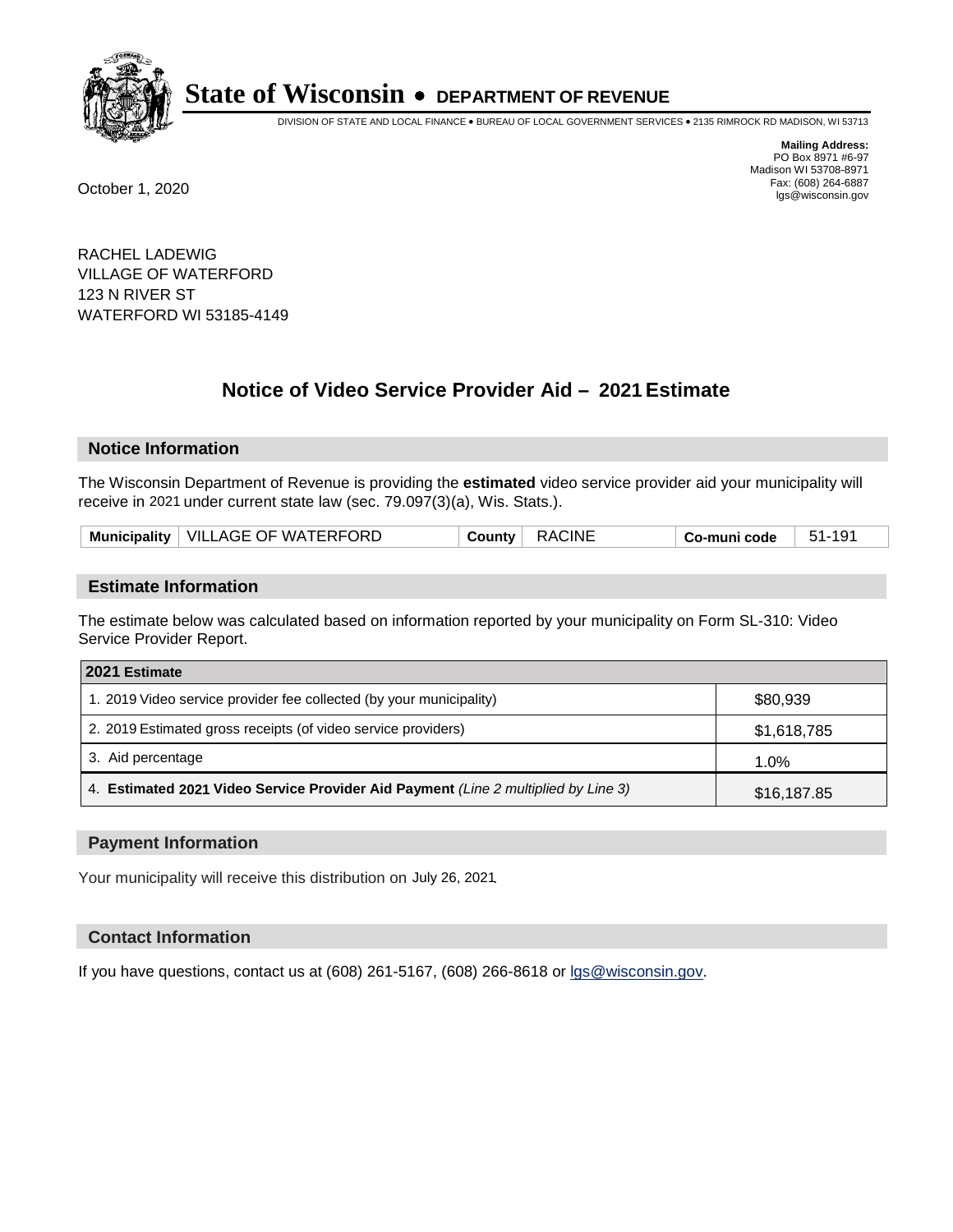# State of Wisconsin • DEPARTMENT OF REVENUE

DIVISION OF STATE AND LOCAL FINANCE • BUREAU OF LOCAL GOVERNMENT SERVICES • 2135 RIMROCK RD MADISON, WI 53713

**Mailing Address:**
PO Box 8971 #6-97
Madison WI 53708-8971
Fax: (608) 264-6887
lgs@wisconsin.gov

October 1, 2020

RACHEL LADEWIG
VILLAGE OF WATERFORD
123 N RIVER ST
WATERFORD WI 53185-4149

## Notice of Video Service Provider Aid – 2021 Estimate

### Notice Information

The Wisconsin Department of Revenue is providing the **estimated** video service provider aid your municipality will receive in 2021 under current state law (sec. 79.097(3)(a), Wis. Stats.).

| **Municipality** | VILLAGE OF WATERFORD | **County** | RACINE | **Co-muni code** | 51-191 |
|---|---|---|---|---|---|

### Estimate Information

The estimate below was calculated based on information reported by your municipality on Form SL-310: Video Service Provider Report.

| **2021 Estimate** | |
|---|---|
| 1. 2019 Video service provider fee collected (by your municipality) | $80,939 |
| 2. 2019 Estimated gross receipts (of video service providers) | $1,618,785 |
| 3. Aid percentage | 1.0% |
| 4. **Estimated 2021 Video Service Provider Aid Payment** *(Line 2 multiplied by Line 3)* | $16,187.85 |

### Payment Information

Your municipality will receive this distribution on July 26, 2021.

### Contact Information

If you have questions, contact us at (608) 261-5167, (608) 266-8618 or lgs@wisconsin.gov.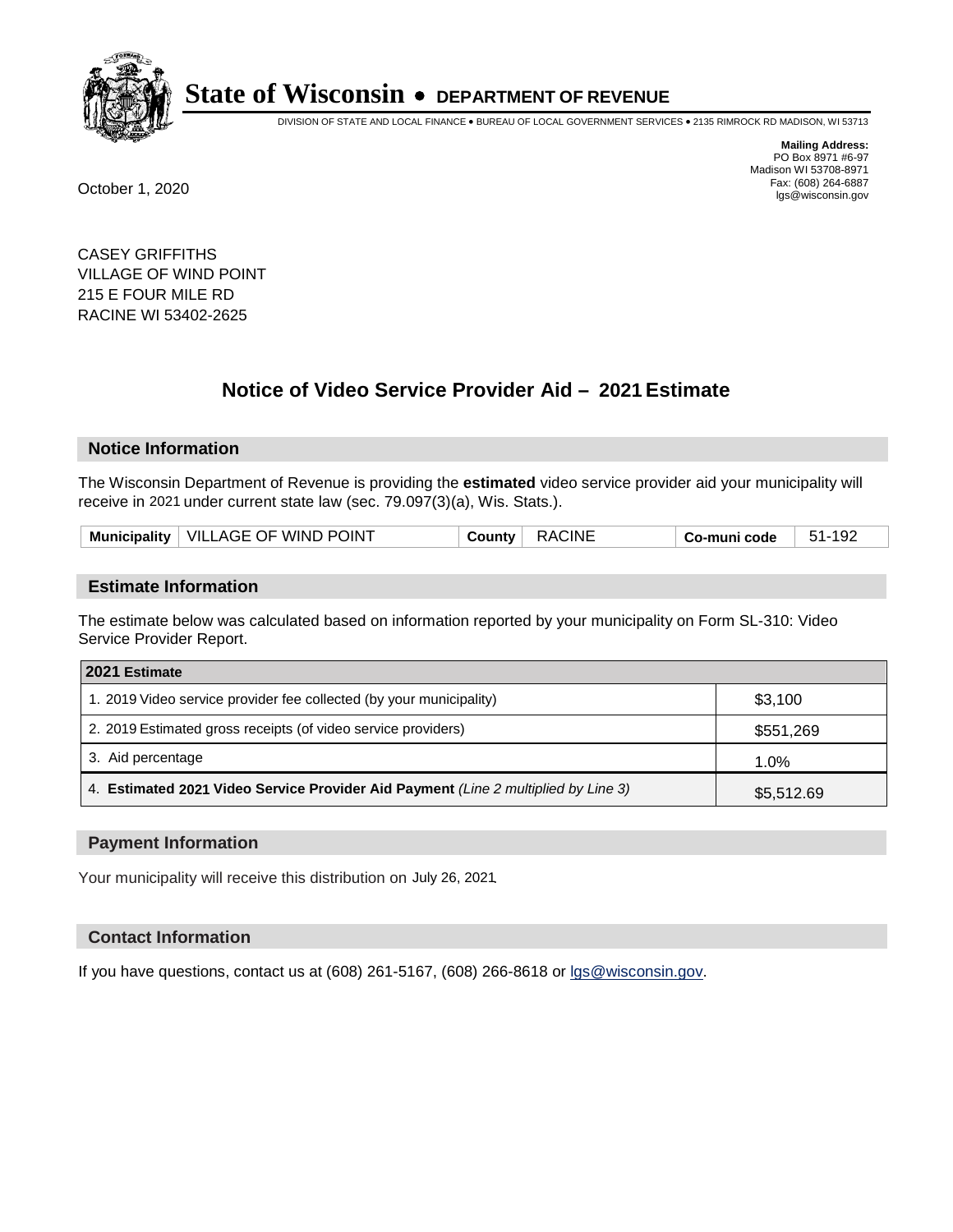# State of Wisconsin • DEPARTMENT OF REVENUE

DIVISION OF STATE AND LOCAL FINANCE • BUREAU OF LOCAL GOVERNMENT SERVICES • 2135 RIMROCK RD MADISON, WI 53713

**Mailing Address:**
PO Box 8971 #6-97
Madison WI 53708-8971
Fax: (608) 264-6887
lgs@wisconsin.gov

October 1, 2020

CASEY GRIFFITHS
VILLAGE OF WIND POINT
215 E FOUR MILE RD
RACINE WI 53402-2625

## Notice of Video Service Provider Aid – 2021 Estimate

### Notice Information

The Wisconsin Department of Revenue is providing the **estimated** video service provider aid your municipality will receive in 2021 under current state law (sec. 79.097(3)(a), Wis. Stats.).

| Municipality | VILLAGE OF WIND POINT | County | RACINE | Co-muni code | 51-192 |
|---|---|---|---|---|---|

### Estimate Information

The estimate below was calculated based on information reported by your municipality on Form SL-310: Video Service Provider Report.

| 2021 Estimate | |
|---|---|
| 1. 2019 Video service provider fee collected (by your municipality) | $3,100 |
| 2. 2019 Estimated gross receipts (of video service providers) | $551,269 |
| 3. Aid percentage | 1.0% |
| 4. **Estimated 2021 Video Service Provider Aid Payment** *(Line 2 multiplied by Line 3)* | $5,512.69 |

### Payment Information

Your municipality will receive this distribution on July 26, 2021.

### Contact Information

If you have questions, contact us at (608) 261-5167, (608) 266-8618 or lgs@wisconsin.gov.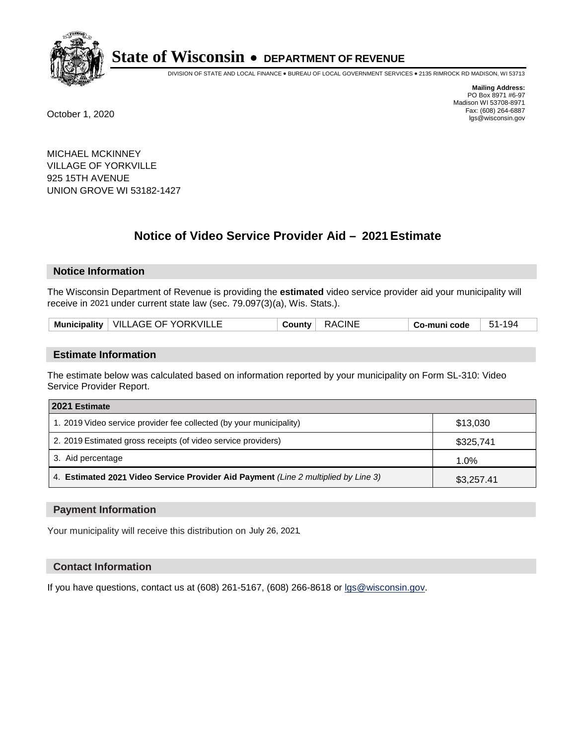# State of Wisconsin • DEPARTMENT OF REVENUE

DIVISION OF STATE AND LOCAL FINANCE • BUREAU OF LOCAL GOVERNMENT SERVICES • 2135 RIMROCK RD MADISON, WI 53713

**Mailing Address:**
PO Box 8971 #6-97
Madison WI 53708-8971
Fax: (608) 264-6887
lgs@wisconsin.gov

October 1, 2020

MICHAEL MCKINNEY
VILLAGE OF YORKVILLE
925 15TH AVENUE
UNION GROVE WI 53182-1427

## Notice of Video Service Provider Aid – 2021 Estimate

### Notice Information

The Wisconsin Department of Revenue is providing the **estimated** video service provider aid your municipality will receive in 2021 under current state law (sec. 79.097(3)(a), Wis. Stats.).

| Municipality | VILLAGE OF YORKVILLE | County | RACINE | Co-muni code | 51-194 |
|---|---|---|---|---|---|

### Estimate Information

The estimate below was calculated based on information reported by your municipality on Form SL-310: Video Service Provider Report.

| 2021 Estimate | |
|---|---|
| 1. 2019 Video service provider fee collected (by your municipality) | $13,030 |
| 2. 2019 Estimated gross receipts (of video service providers) | $325,741 |
| 3. Aid percentage | 1.0% |
| 4. **Estimated 2021 Video Service Provider Aid Payment** *(Line 2 multiplied by Line 3)* | $3,257.41 |

### Payment Information

Your municipality will receive this distribution on July 26, 2021.

### Contact Information

If you have questions, contact us at (608) 261-5167, (608) 266-8618 or lgs@wisconsin.gov.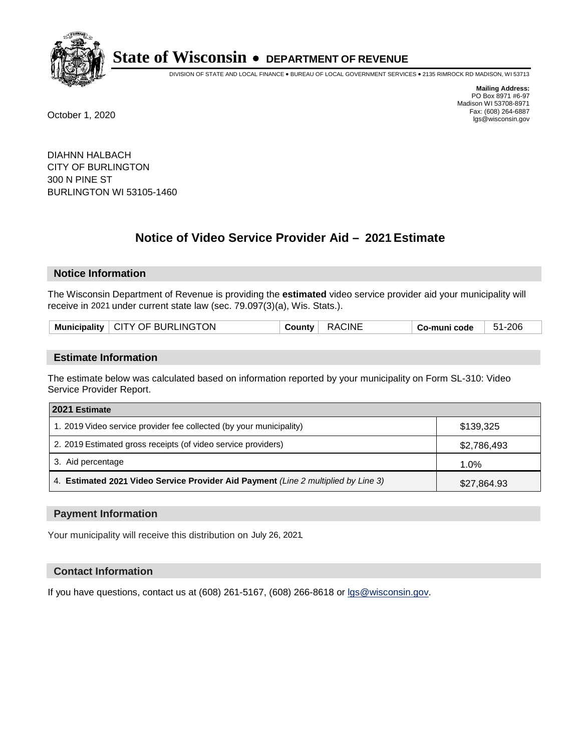# State of Wisconsin • DEPARTMENT OF REVENUE

DIVISION OF STATE AND LOCAL FINANCE • BUREAU OF LOCAL GOVERNMENT SERVICES • 2135 RIMROCK RD MADISON, WI 53713

**Mailing Address:**
PO Box 8971 #6-97
Madison WI 53708-8971
Fax: (608) 264-6887
lgs@wisconsin.gov

October 1, 2020

DIAHNN HALBACH
CITY OF BURLINGTON
300 N PINE ST
BURLINGTON WI 53105-1460

## Notice of Video Service Provider Aid – 2021 Estimate

### Notice Information

The Wisconsin Department of Revenue is providing the **estimated** video service provider aid your municipality will receive in 2021 under current state law (sec. 79.097(3)(a), Wis. Stats.).

| Municipality | CITY OF BURLINGTON | County | RACINE | Co-muni code | 51-206 |
|---|---|---|---|---|---|

### Estimate Information

The estimate below was calculated based on information reported by your municipality on Form SL-310: Video Service Provider Report.

| 2021 Estimate | |
|---|---|
| 1. 2019 Video service provider fee collected (by your municipality) | $139,325 |
| 2. 2019 Estimated gross receipts (of video service providers) | $2,786,493 |
| 3. Aid percentage | 1.0% |
| 4. **Estimated 2021 Video Service Provider Aid Payment** *(Line 2 multiplied by Line 3)* | $27,864.93 |

### Payment Information

Your municipality will receive this distribution on July 26, 2021.

### Contact Information

If you have questions, contact us at (608) 261-5167, (608) 266-8618 or lgs@wisconsin.gov.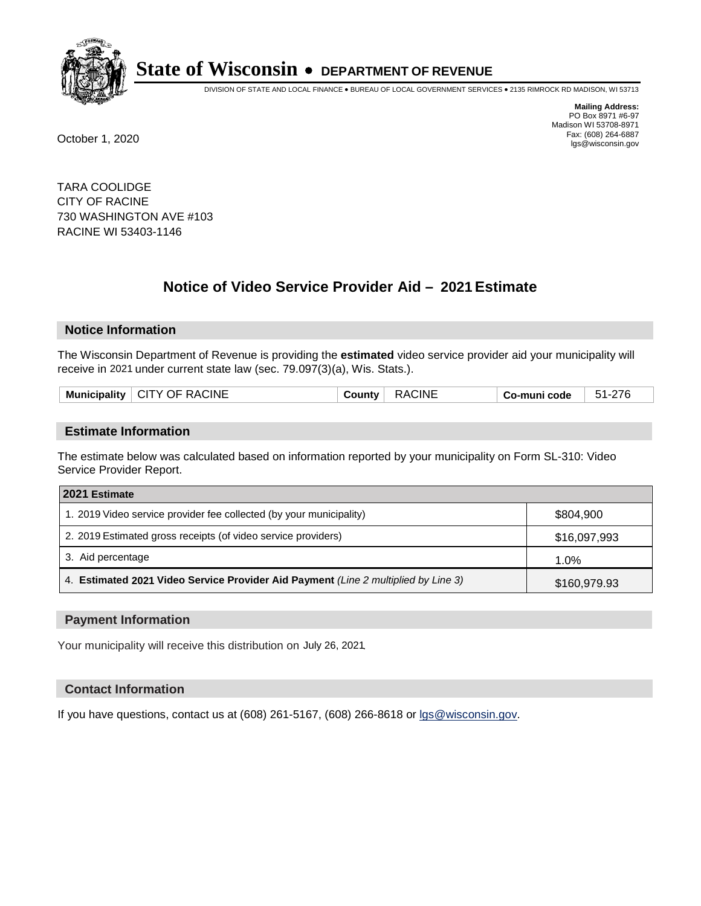# State of Wisconsin • DEPARTMENT OF REVENUE

DIVISION OF STATE AND LOCAL FINANCE • BUREAU OF LOCAL GOVERNMENT SERVICES • 2135 RIMROCK RD MADISON, WI 53713

**Mailing Address:**
PO Box 8971 #6-97
Madison WI 53708-8971
Fax: (608) 264-6887
lgs@wisconsin.gov

October 1, 2020

TARA COOLIDGE
CITY OF RACINE
730 WASHINGTON AVE #103
RACINE WI 53403-1146

## Notice of Video Service Provider Aid – 2021 Estimate

### Notice Information

The Wisconsin Department of Revenue is providing the **estimated** video service provider aid your municipality will receive in 2021 under current state law (sec. 79.097(3)(a), Wis. Stats.).

| Municipality | CITY OF RACINE | County | RACINE | Co-muni code | 51-276 |
|---|---|---|---|---|---|

### Estimate Information

The estimate below was calculated based on information reported by your municipality on Form SL-310: Video Service Provider Report.

| 2021 Estimate | |
|---|---|
| 1. 2019 Video service provider fee collected (by your municipality) | $804,900 |
| 2. 2019 Estimated gross receipts (of video service providers) | $16,097,993 |
| 3. Aid percentage | 1.0% |
| 4. **Estimated 2021 Video Service Provider Aid Payment** *(Line 2 multiplied by Line 3)* | $160,979.93 |

### Payment Information

Your municipality will receive this distribution on July 26, 2021.

### Contact Information

If you have questions, contact us at (608) 261-5167, (608) 266-8618 or lgs@wisconsin.gov.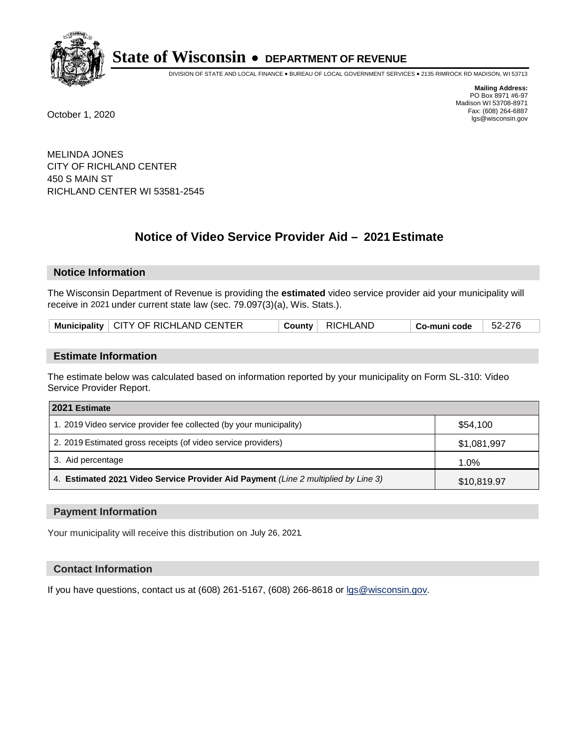# State of Wisconsin • DEPARTMENT OF REVENUE

DIVISION OF STATE AND LOCAL FINANCE • BUREAU OF LOCAL GOVERNMENT SERVICES • 2135 RIMROCK RD MADISON, WI 53713

**Mailing Address:**
PO Box 8971 #6-97
Madison WI 53708-8971
Fax: (608) 264-6887
lgs@wisconsin.gov

October 1, 2020

MELINDA JONES
CITY OF RICHLAND CENTER
450 S MAIN ST
RICHLAND CENTER WI 53581-2545

## Notice of Video Service Provider Aid – 2021 Estimate

### Notice Information

The Wisconsin Department of Revenue is providing the **estimated** video service provider aid your municipality will receive in 2021 under current state law (sec. 79.097(3)(a), Wis. Stats.).

| Municipality | CITY OF RICHLAND CENTER | County | RICHLAND | Co-muni code | 52-276 |
|---|---|---|---|---|---|

### Estimate Information

The estimate below was calculated based on information reported by your municipality on Form SL-310: Video Service Provider Report.

| 2021 Estimate | |
|---|---|
| 1. 2019 Video service provider fee collected (by your municipality) | $54,100 |
| 2. 2019 Estimated gross receipts (of video service providers) | $1,081,997 |
| 3. Aid percentage | 1.0% |
| 4. **Estimated 2021 Video Service Provider Aid Payment** *(Line 2 multiplied by Line 3)* | $10,819.97 |

### Payment Information

Your municipality will receive this distribution on July 26, 2021.

### Contact Information

If you have questions, contact us at (608) 261-5167, (608) 266-8618 or lgs@wisconsin.gov.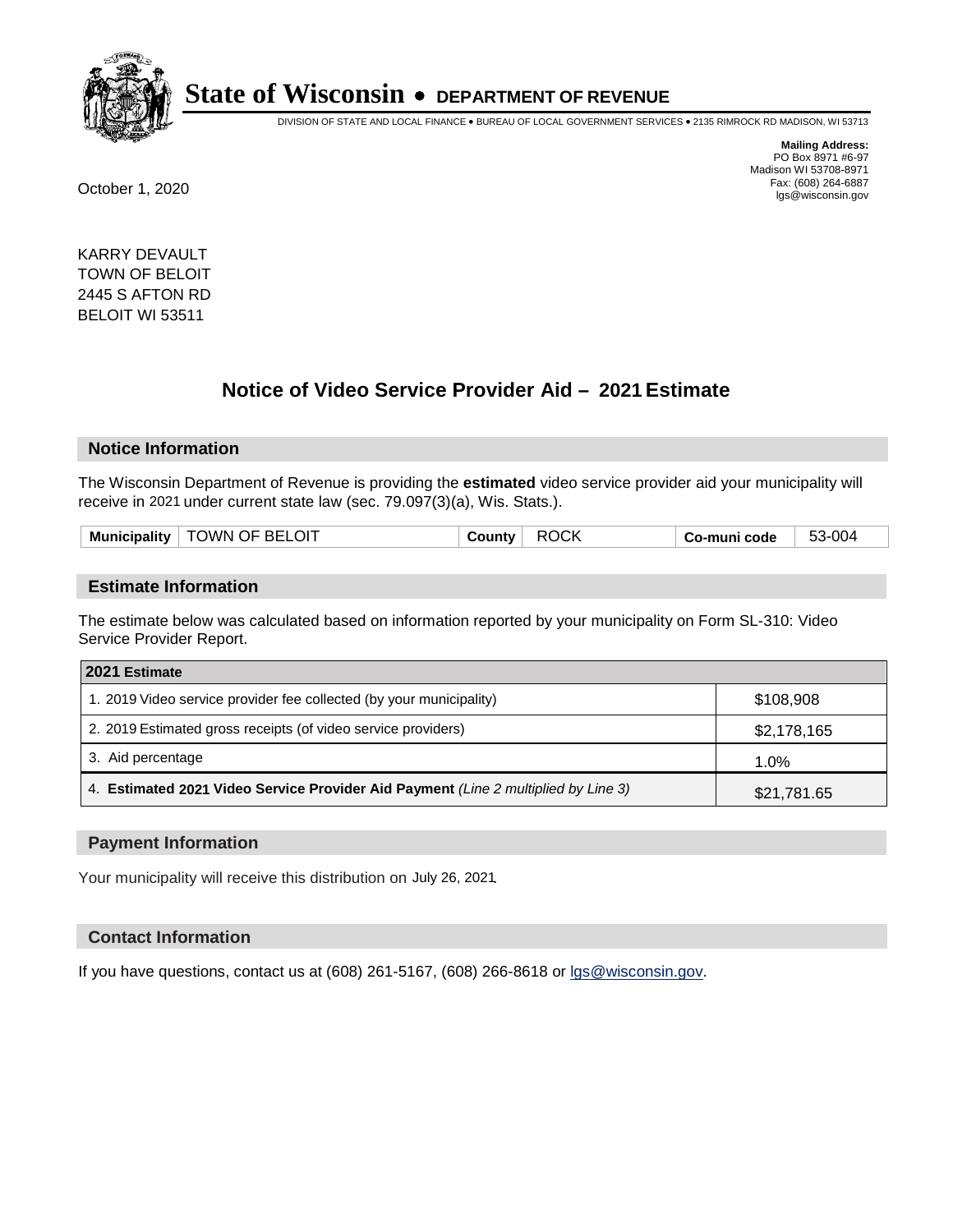# State of Wisconsin • DEPARTMENT OF REVENUE

DIVISION OF STATE AND LOCAL FINANCE • BUREAU OF LOCAL GOVERNMENT SERVICES • 2135 RIMROCK RD MADISON, WI 53713

**Mailing Address:**
PO Box 8971 #6-97
Madison WI 53708-8971
Fax: (608) 264-6887
lgs@wisconsin.gov

October 1, 2020

KARRY DEVAULT
TOWN OF BELOIT
2445 S AFTON RD
BELOIT WI 53511

## Notice of Video Service Provider Aid – 2021 Estimate

### Notice Information

The Wisconsin Department of Revenue is providing the **estimated** video service provider aid your municipality will receive in 2021 under current state law (sec. 79.097(3)(a), Wis. Stats.).

| Municipality | TOWN OF BELOIT | County | ROCK | Co-muni code | 53-004 |
|---|---|---|---|---|---|

### Estimate Information

The estimate below was calculated based on information reported by your municipality on Form SL-310: Video Service Provider Report.

| 2021 Estimate | |
|---|---|
| 1. 2019 Video service provider fee collected (by your municipality) | $108,908 |
| 2. 2019 Estimated gross receipts (of video service providers) | $2,178,165 |
| 3. Aid percentage | 1.0% |
| 4. **Estimated 2021 Video Service Provider Aid Payment** *(Line 2 multiplied by Line 3)* | $21,781.65 |

### Payment Information

Your municipality will receive this distribution on July 26, 2021.

### Contact Information

If you have questions, contact us at (608) 261-5167, (608) 266-8618 or lgs@wisconsin.gov.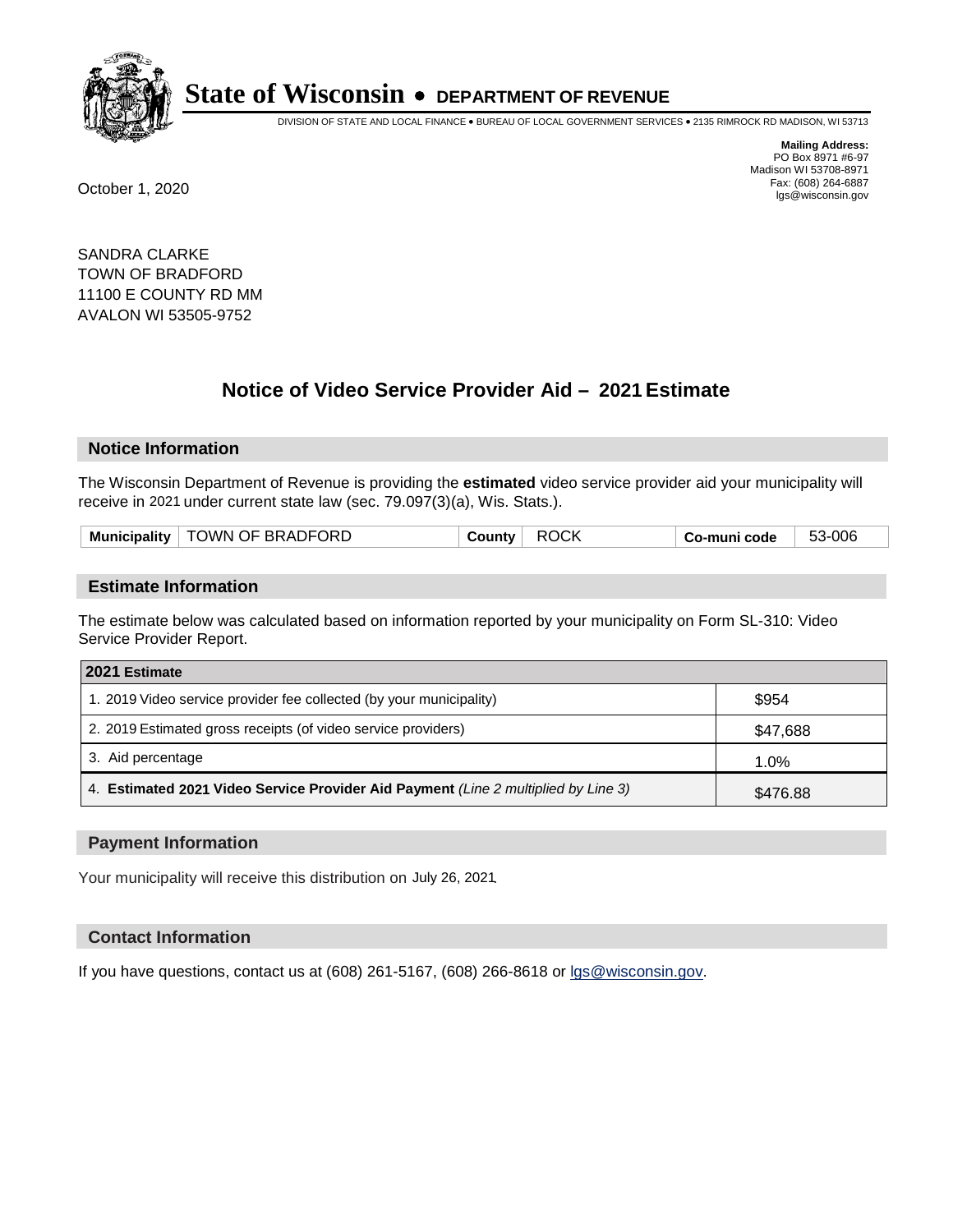# State of Wisconsin • DEPARTMENT OF REVENUE

DIVISION OF STATE AND LOCAL FINANCE • BUREAU OF LOCAL GOVERNMENT SERVICES • 2135 RIMROCK RD MADISON, WI 53713

**Mailing Address:**
PO Box 8971 #6-97
Madison WI 53708-8971
Fax: (608) 264-6887
lgs@wisconsin.gov

October 1, 2020

SANDRA CLARKE
TOWN OF BRADFORD
11100 E COUNTY RD MM
AVALON WI 53505-9752

## Notice of Video Service Provider Aid – 2021 Estimate

### Notice Information

The Wisconsin Department of Revenue is providing the **estimated** video service provider aid your municipality will receive in 2021 under current state law (sec. 79.097(3)(a), Wis. Stats.).

| Municipality | TOWN OF BRADFORD | County | ROCK | Co-muni code | 53-006 |
|---|---|---|---|---|---|

### Estimate Information

The estimate below was calculated based on information reported by your municipality on Form SL-310: Video Service Provider Report.

| 2021 Estimate | |
|---|---|
| 1. 2019 Video service provider fee collected (by your municipality) | $954 |
| 2. 2019 Estimated gross receipts (of video service providers) | $47,688 |
| 3. Aid percentage | 1.0% |
| 4. **Estimated 2021 Video Service Provider Aid Payment** *(Line 2 multiplied by Line 3)* | $476.88 |

### Payment Information

Your municipality will receive this distribution on July 26, 2021.

### Contact Information

If you have questions, contact us at (608) 261-5167, (608) 266-8618 or lgs@wisconsin.gov.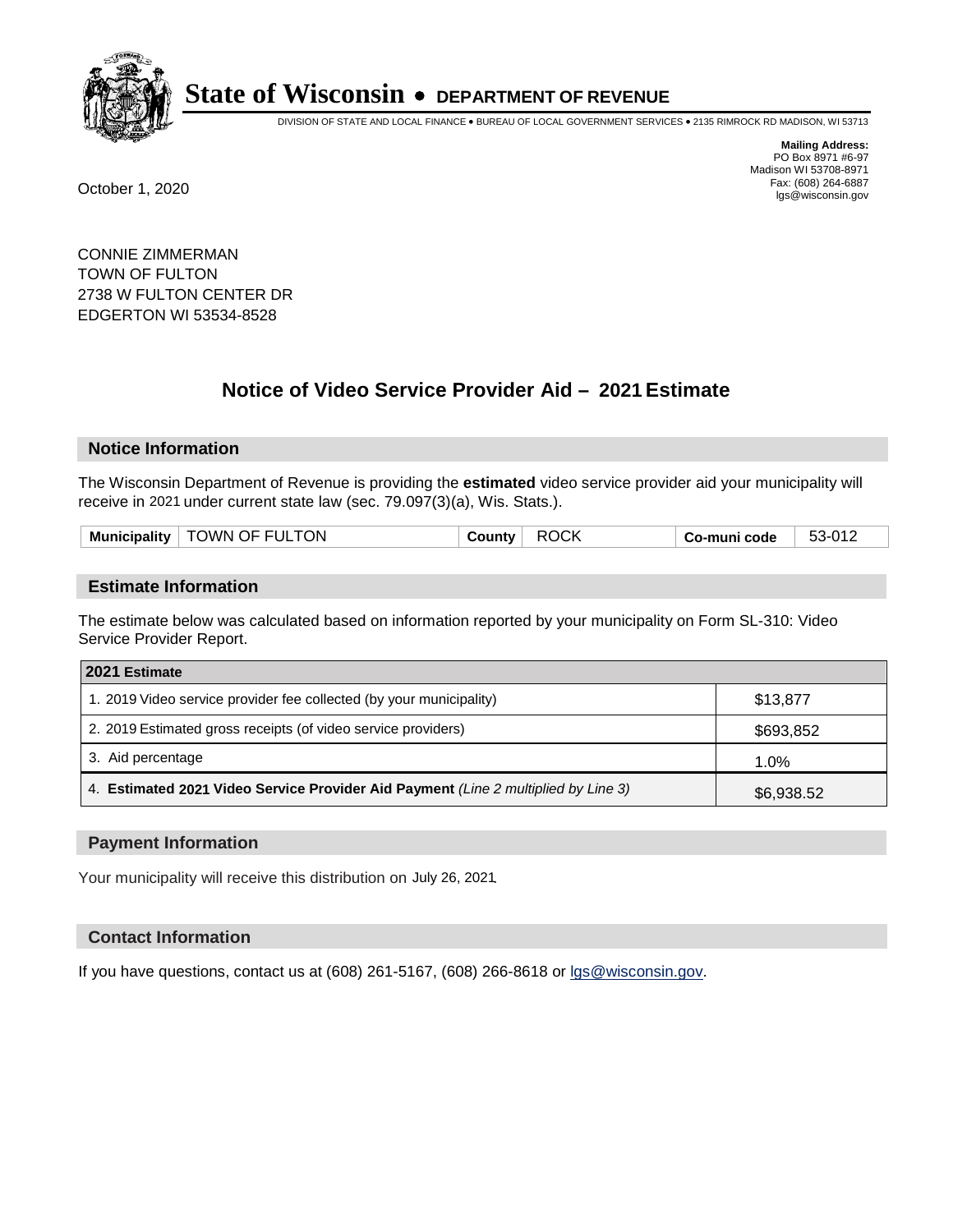# State of Wisconsin • DEPARTMENT OF REVENUE

DIVISION OF STATE AND LOCAL FINANCE • BUREAU OF LOCAL GOVERNMENT SERVICES • 2135 RIMROCK RD MADISON, WI 53713

**Mailing Address:**
PO Box 8971 #6-97
Madison WI 53708-8971
Fax: (608) 264-6887
lgs@wisconsin.gov

October 1, 2020

CONNIE ZIMMERMAN
TOWN OF FULTON
2738 W FULTON CENTER DR
EDGERTON WI 53534-8528

## Notice of Video Service Provider Aid – 2021 Estimate

### Notice Information

The Wisconsin Department of Revenue is providing the **estimated** video service provider aid your municipality will receive in 2021 under current state law (sec. 79.097(3)(a), Wis. Stats.).

| Municipality | TOWN OF FULTON | County | ROCK | Co-muni code | 53-012 |
|---|---|---|---|---|---|

### Estimate Information

The estimate below was calculated based on information reported by your municipality on Form SL-310: Video Service Provider Report.

| 2021 Estimate | |
|---|---|
| 1. 2019 Video service provider fee collected (by your municipality) | $13,877 |
| 2. 2019 Estimated gross receipts (of video service providers) | $693,852 |
| 3. Aid percentage | 1.0% |
| 4. **Estimated 2021 Video Service Provider Aid Payment** *(Line 2 multiplied by Line 3)* | $6,938.52 |

### Payment Information

Your municipality will receive this distribution on July 26, 2021.

### Contact Information

If you have questions, contact us at (608) 261-5167, (608) 266-8618 or lgs@wisconsin.gov.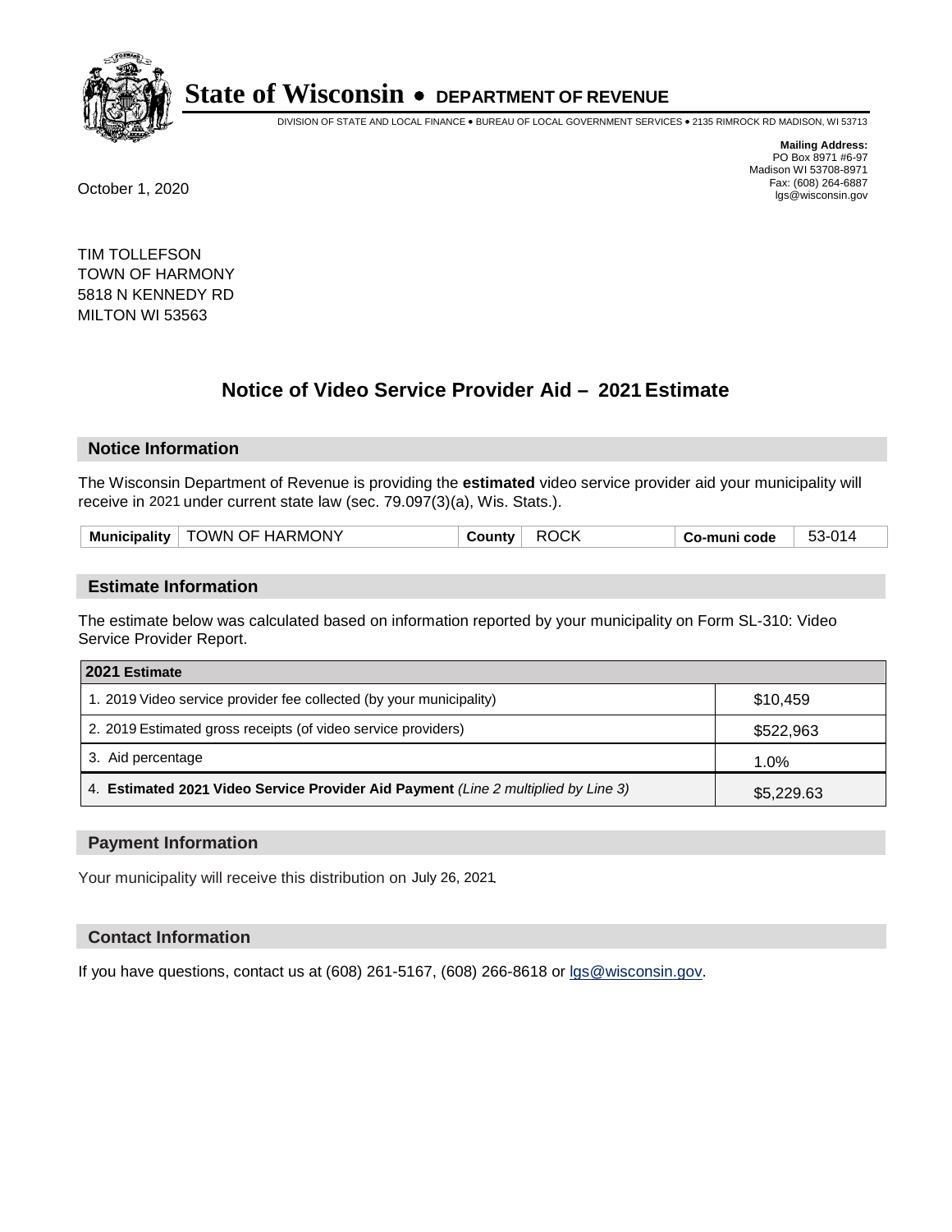# State of Wisconsin • DEPARTMENT OF REVENUE

DIVISION OF STATE AND LOCAL FINANCE • BUREAU OF LOCAL GOVERNMENT SERVICES • 2135 RIMROCK RD MADISON, WI 53713

**Mailing Address:**
PO Box 8971 #6-97
Madison WI 53708-8971
Fax: (608) 264-6887
lgs@wisconsin.gov

October 1, 2020

TIM TOLLEFSON
TOWN OF HARMONY
5818 N KENNEDY RD
MILTON WI 53563

## Notice of Video Service Provider Aid – 2021 Estimate

### Notice Information

The Wisconsin Department of Revenue is providing the **estimated** video service provider aid your municipality will receive in 2021 under current state law (sec. 79.097(3)(a), Wis. Stats.).

| Municipality | TOWN OF HARMONY | County | ROCK | Co-muni code | 53-014 |
|---|---|---|---|---|---|

### Estimate Information

The estimate below was calculated based on information reported by your municipality on Form SL-310: Video Service Provider Report.

| 2021 Estimate | |
|---|---|
| 1. 2019 Video service provider fee collected (by your municipality) | $10,459 |
| 2. 2019 Estimated gross receipts (of video service providers) | $522,963 |
| 3. Aid percentage | 1.0% |
| 4. **Estimated 2021 Video Service Provider Aid Payment** *(Line 2 multiplied by Line 3)* | $5,229.63 |

### Payment Information

Your municipality will receive this distribution on July 26, 2021.

### Contact Information

If you have questions, contact us at (608) 261-5167, (608) 266-8618 or lgs@wisconsin.gov.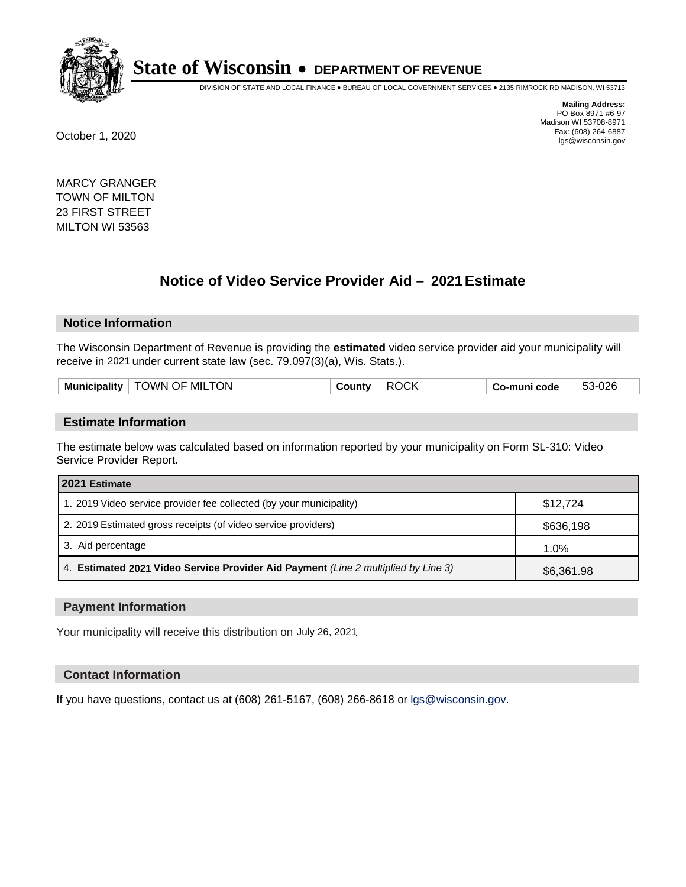# State of Wisconsin • DEPARTMENT OF REVENUE

DIVISION OF STATE AND LOCAL FINANCE • BUREAU OF LOCAL GOVERNMENT SERVICES • 2135 RIMROCK RD MADISON, WI 53713

**Mailing Address:**
PO Box 8971 #6-97
Madison WI 53708-8971
Fax: (608) 264-6887
lgs@wisconsin.gov

October 1, 2020

MARCY GRANGER
TOWN OF MILTON
23 FIRST STREET
MILTON WI 53563

## Notice of Video Service Provider Aid – 2021 Estimate

### Notice Information

The Wisconsin Department of Revenue is providing the **estimated** video service provider aid your municipality will receive in 2021 under current state law (sec. 79.097(3)(a), Wis. Stats.).

| Municipality | TOWN OF MILTON | County | ROCK | Co-muni code | 53-026 |
|---|---|---|---|---|---|

### Estimate Information

The estimate below was calculated based on information reported by your municipality on Form SL-310: Video Service Provider Report.

| 2021 Estimate | |
|---|---|
| 1. 2019 Video service provider fee collected (by your municipality) | $12,724 |
| 2. 2019 Estimated gross receipts (of video service providers) | $636,198 |
| 3. Aid percentage | 1.0% |
| 4. **Estimated 2021 Video Service Provider Aid Payment** *(Line 2 multiplied by Line 3)* | $6,361.98 |

### Payment Information

Your municipality will receive this distribution on July 26, 2021.

### Contact Information

If you have questions, contact us at (608) 261-5167, (608) 266-8618 or lgs@wisconsin.gov.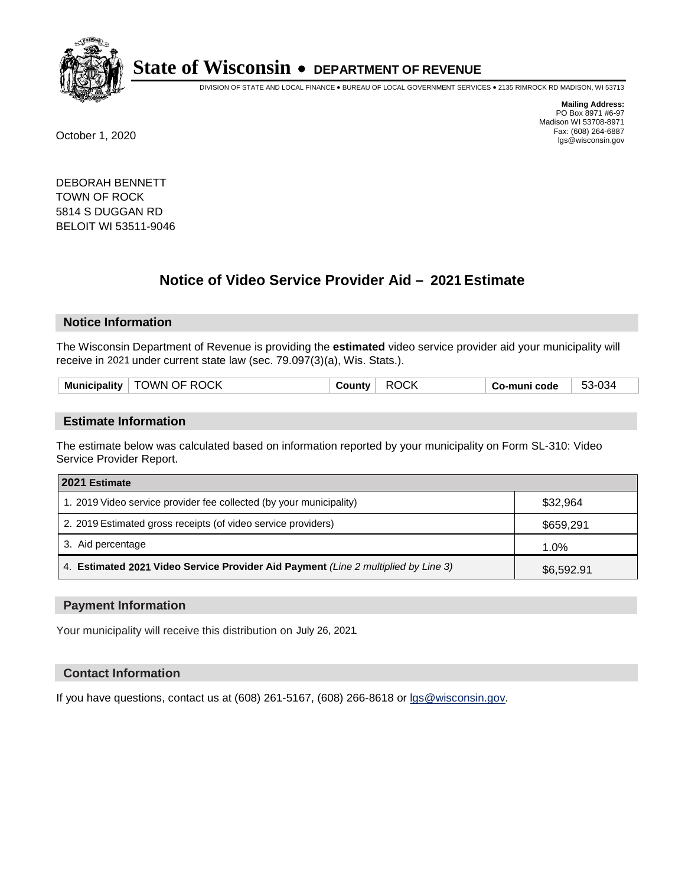# State of Wisconsin • DEPARTMENT OF REVENUE

DIVISION OF STATE AND LOCAL FINANCE • BUREAU OF LOCAL GOVERNMENT SERVICES • 2135 RIMROCK RD MADISON, WI 53713

**Mailing Address:**
PO Box 8971 #6-97
Madison WI 53708-8971
Fax: (608) 264-6887
lgs@wisconsin.gov

October 1, 2020

DEBORAH BENNETT
TOWN OF ROCK
5814 S DUGGAN RD
BELOIT WI 53511-9046

## Notice of Video Service Provider Aid – 2021 Estimate

### Notice Information

The Wisconsin Department of Revenue is providing the **estimated** video service provider aid your municipality will receive in 2021 under current state law (sec. 79.097(3)(a), Wis. Stats.).

| Municipality | TOWN OF ROCK | County | ROCK | Co-muni code | 53-034 |
|---|---|---|---|---|---|

### Estimate Information

The estimate below was calculated based on information reported by your municipality on Form SL-310: Video Service Provider Report.

| 2021 Estimate | |
|---|---|
| 1. 2019 Video service provider fee collected (by your municipality) | $32,964 |
| 2. 2019 Estimated gross receipts (of video service providers) | $659,291 |
| 3. Aid percentage | 1.0% |
| 4. **Estimated 2021 Video Service Provider Aid Payment** *(Line 2 multiplied by Line 3)* | $6,592.91 |

### Payment Information

Your municipality will receive this distribution on July 26, 2021.

### Contact Information

If you have questions, contact us at (608) 261-5167, (608) 266-8618 or lgs@wisconsin.gov.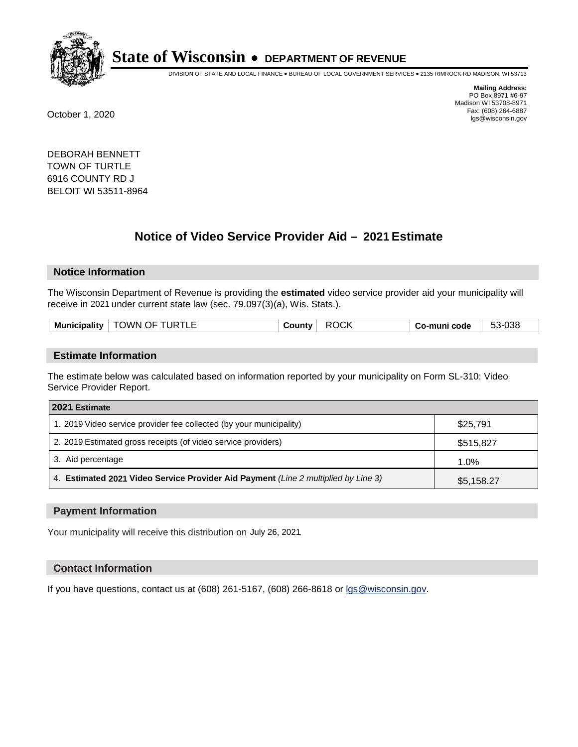# State of Wisconsin • DEPARTMENT OF REVENUE

DIVISION OF STATE AND LOCAL FINANCE • BUREAU OF LOCAL GOVERNMENT SERVICES • 2135 RIMROCK RD MADISON, WI 53713

**Mailing Address:**
PO Box 8971 #6-97
Madison WI 53708-8971
Fax: (608) 264-6887
lgs@wisconsin.gov

October 1, 2020

DEBORAH BENNETT
TOWN OF TURTLE
6916 COUNTY RD J
BELOIT WI 53511-8964

## Notice of Video Service Provider Aid – 2021 Estimate

### Notice Information

The Wisconsin Department of Revenue is providing the **estimated** video service provider aid your municipality will receive in 2021 under current state law (sec. 79.097(3)(a), Wis. Stats.).

| Municipality | TOWN OF TURTLE | County | ROCK | Co-muni code | 53-038 |
|---|---|---|---|---|---|

### Estimate Information

The estimate below was calculated based on information reported by your municipality on Form SL-310: Video Service Provider Report.

| 2021 Estimate | |
|---|---|
| 1. 2019 Video service provider fee collected (by your municipality) | $25,791 |
| 2. 2019 Estimated gross receipts (of video service providers) | $515,827 |
| 3. Aid percentage | 1.0% |
| 4. **Estimated 2021 Video Service Provider Aid Payment** *(Line 2 multiplied by Line 3)* | $5,158.27 |

### Payment Information

Your municipality will receive this distribution on July 26, 2021.

### Contact Information

If you have questions, contact us at (608) 261-5167, (608) 266-8618 or lgs@wisconsin.gov.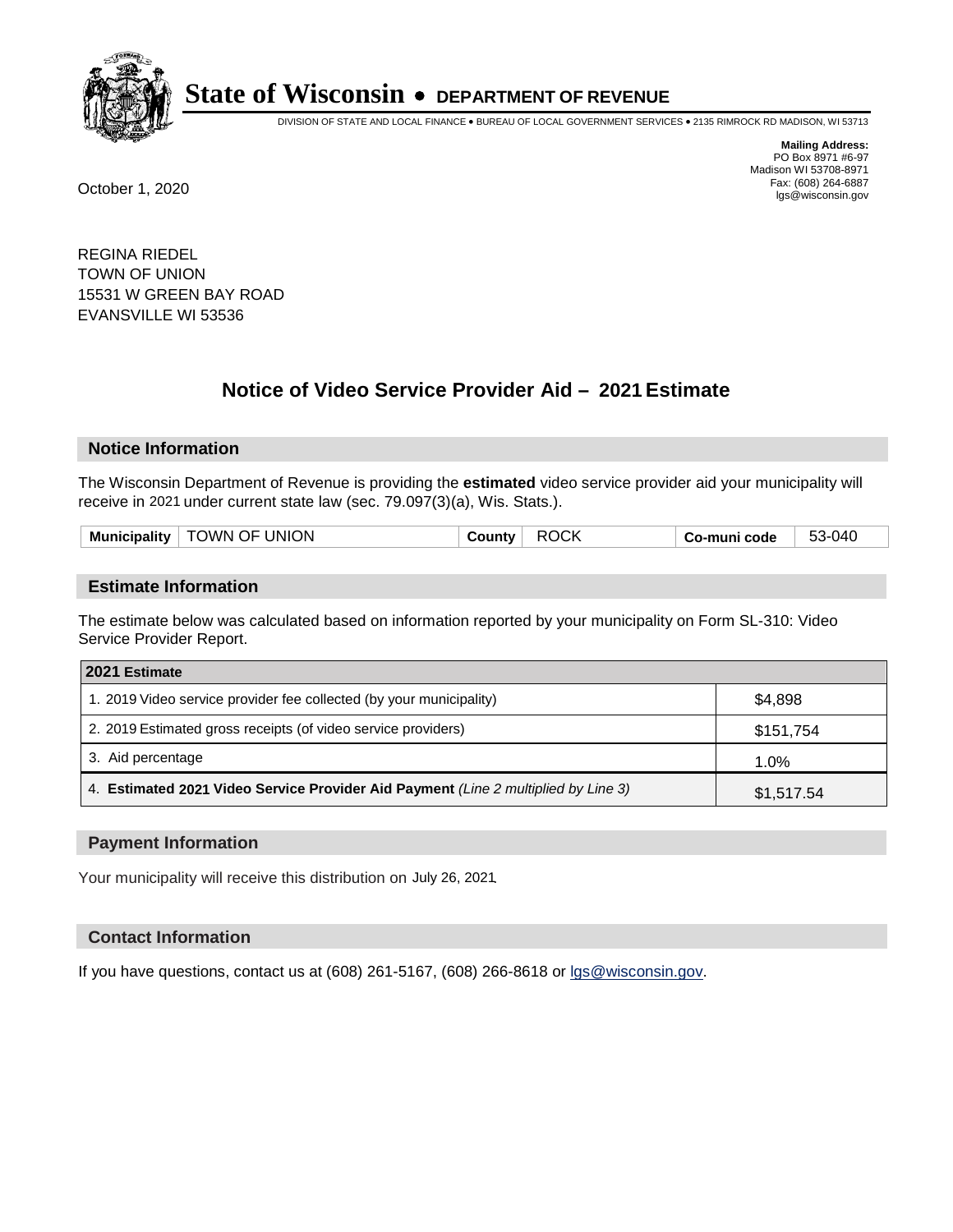# State of Wisconsin • DEPARTMENT OF REVENUE

DIVISION OF STATE AND LOCAL FINANCE • BUREAU OF LOCAL GOVERNMENT SERVICES • 2135 RIMROCK RD MADISON, WI 53713

**Mailing Address:**
PO Box 8971 #6-97
Madison WI 53708-8971
Fax: (608) 264-6887
lgs@wisconsin.gov

October 1, 2020

REGINA RIEDEL
TOWN OF UNION
15531 W GREEN BAY ROAD
EVANSVILLE WI 53536

## Notice of Video Service Provider Aid – 2021 Estimate

### Notice Information

The Wisconsin Department of Revenue is providing the **estimated** video service provider aid your municipality will receive in 2021 under current state law (sec. 79.097(3)(a), Wis. Stats.).

| Municipality | TOWN OF UNION | County | ROCK | Co-muni code | 53-040 |
|---|---|---|---|---|---|

### Estimate Information

The estimate below was calculated based on information reported by your municipality on Form SL-310: Video Service Provider Report.

| 2021 Estimate | |
|---|---|
| 1. 2019 Video service provider fee collected (by your municipality) | $4,898 |
| 2. 2019 Estimated gross receipts (of video service providers) | $151,754 |
| 3. Aid percentage | 1.0% |
| 4. **Estimated 2021 Video Service Provider Aid Payment** *(Line 2 multiplied by Line 3)* | $1,517.54 |

### Payment Information

Your municipality will receive this distribution on July 26, 2021.

### Contact Information

If you have questions, contact us at (608) 261-5167, (608) 266-8618 or lgs@wisconsin.gov.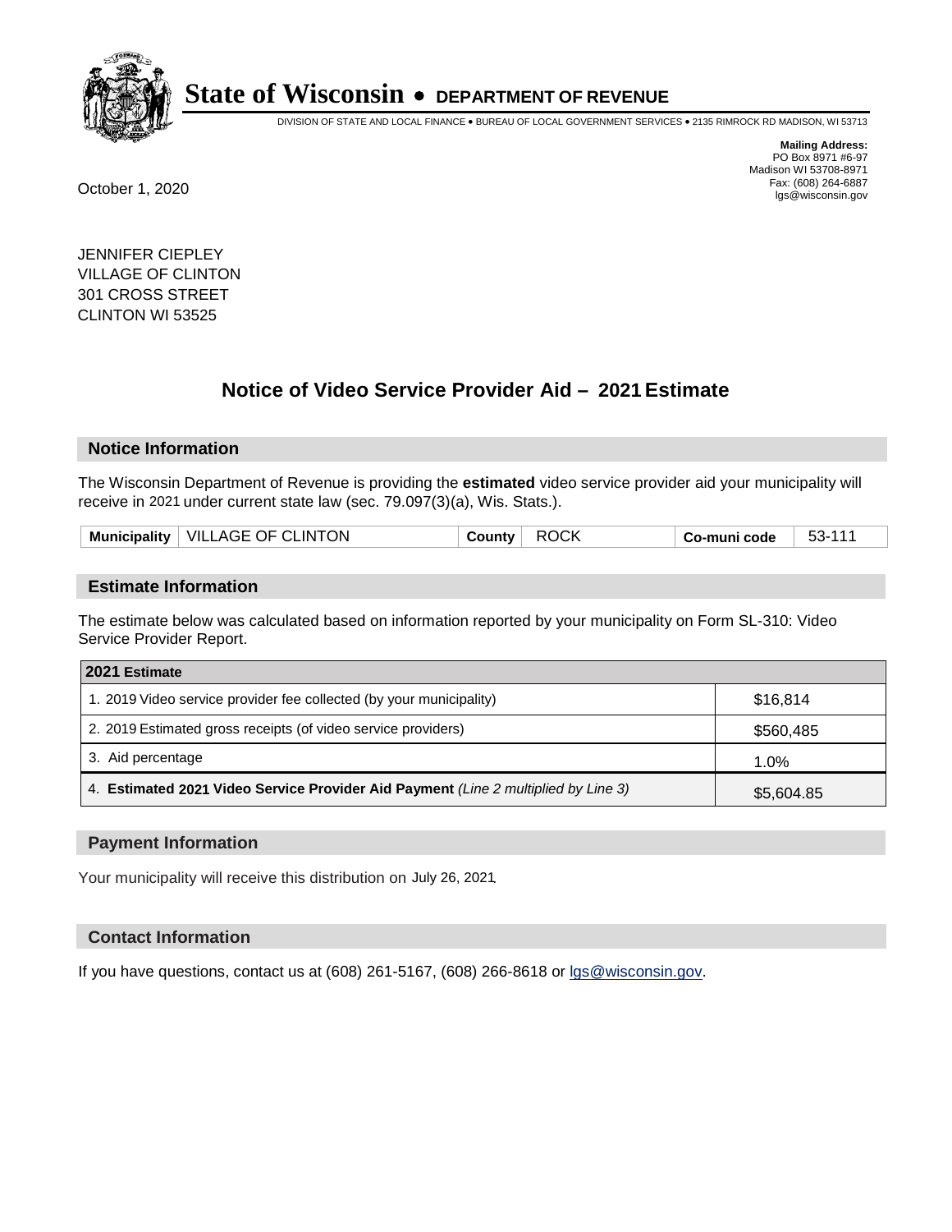**State of Wisconsin • DEPARTMENT OF REVENUE**

DIVISION OF STATE AND LOCAL FINANCE • BUREAU OF LOCAL GOVERNMENT SERVICES • 2135 RIMROCK RD MADISON, WI 53713

**Mailing Address:**
PO Box 8971 #6-97
Madison WI 53708-8971
Fax: (608) 264-6887
lgs@wisconsin.gov

October 1, 2020

JENNIFER CIEPLEY
VILLAGE OF CLINTON
301 CROSS STREET
CLINTON WI 53525

## Notice of Video Service Provider Aid – 2021 Estimate

### Notice Information

The Wisconsin Department of Revenue is providing the **estimated** video service provider aid your municipality will receive in 2021 under current state law (sec. 79.097(3)(a), Wis. Stats.).

| Municipality | VILLAGE OF CLINTON | County | ROCK | Co-muni code | 53-111 |
|---|---|---|---|---|---|

### Estimate Information

The estimate below was calculated based on information reported by your municipality on Form SL-310: Video Service Provider Report.

| 2021 Estimate | |
|---|---|
| 1. 2019 Video service provider fee collected (by your municipality) | $16,814 |
| 2. 2019 Estimated gross receipts (of video service providers) | $560,485 |
| 3. Aid percentage | 1.0% |
| 4. **Estimated 2021 Video Service Provider Aid Payment** *(Line 2 multiplied by Line 3)* | $5,604.85 |

### Payment Information

Your municipality will receive this distribution on July 26, 2021.

### Contact Information

If you have questions, contact us at (608) 261-5167, (608) 266-8618 or lgs@wisconsin.gov.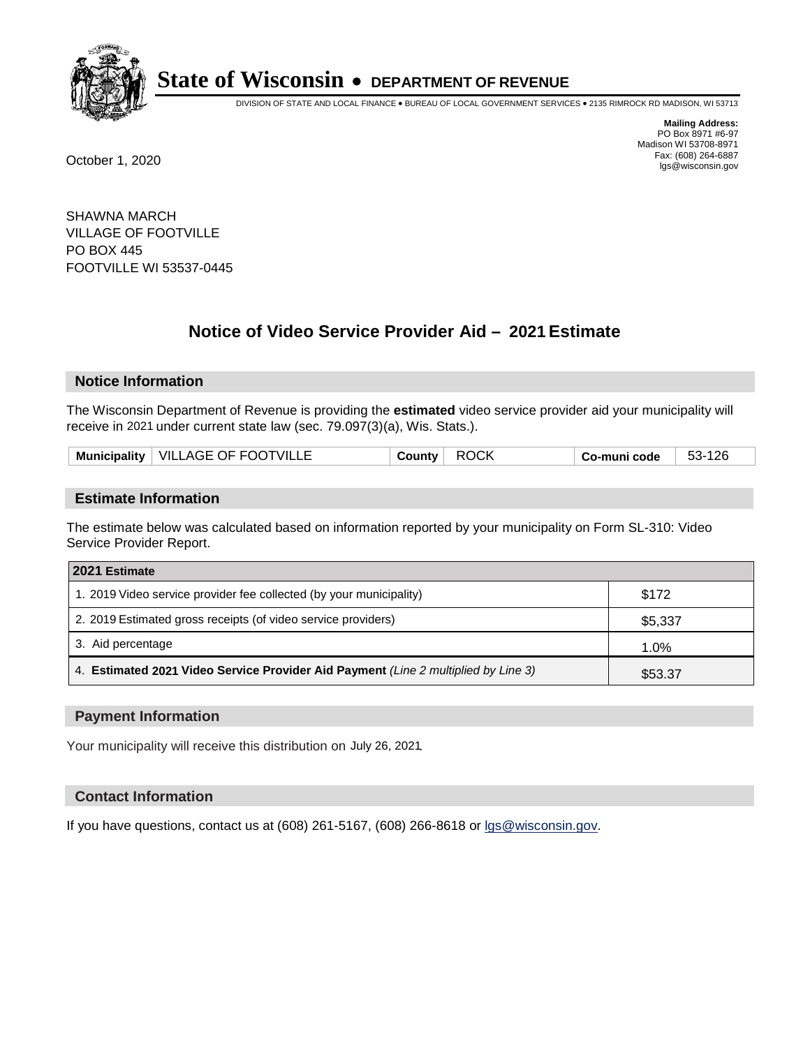**State of Wisconsin • DEPARTMENT OF REVENUE**

DIVISION OF STATE AND LOCAL FINANCE • BUREAU OF LOCAL GOVERNMENT SERVICES • 2135 RIMROCK RD MADISON, WI 53713

**Mailing Address:**
PO Box 8971 #6-97
Madison WI 53708-8971
Fax: (608) 264-6887
lgs@wisconsin.gov

October 1, 2020

SHAWNA MARCH
VILLAGE OF FOOTVILLE
PO BOX 445
FOOTVILLE WI 53537-0445

## Notice of Video Service Provider Aid – 2021 Estimate

### Notice Information

The Wisconsin Department of Revenue is providing the **estimated** video service provider aid your municipality will receive in 2021 under current state law (sec. 79.097(3)(a), Wis. Stats.).

| Municipality | VILLAGE OF FOOTVILLE | County | ROCK | Co-muni code | 53-126 |
|---|---|---|---|---|---|

### Estimate Information

The estimate below was calculated based on information reported by your municipality on Form SL-310: Video Service Provider Report.

| 2021 Estimate | |
|---|---|
| 1. 2019 Video service provider fee collected (by your municipality) | $172 |
| 2. 2019 Estimated gross receipts (of video service providers) | $5,337 |
| 3. Aid percentage | 1.0% |
| 4. **Estimated 2021 Video Service Provider Aid Payment** *(Line 2 multiplied by Line 3)* | $53.37 |

### Payment Information

Your municipality will receive this distribution on July 26, 2021.

### Contact Information

If you have questions, contact us at (608) 261-5167, (608) 266-8618 or lgs@wisconsin.gov.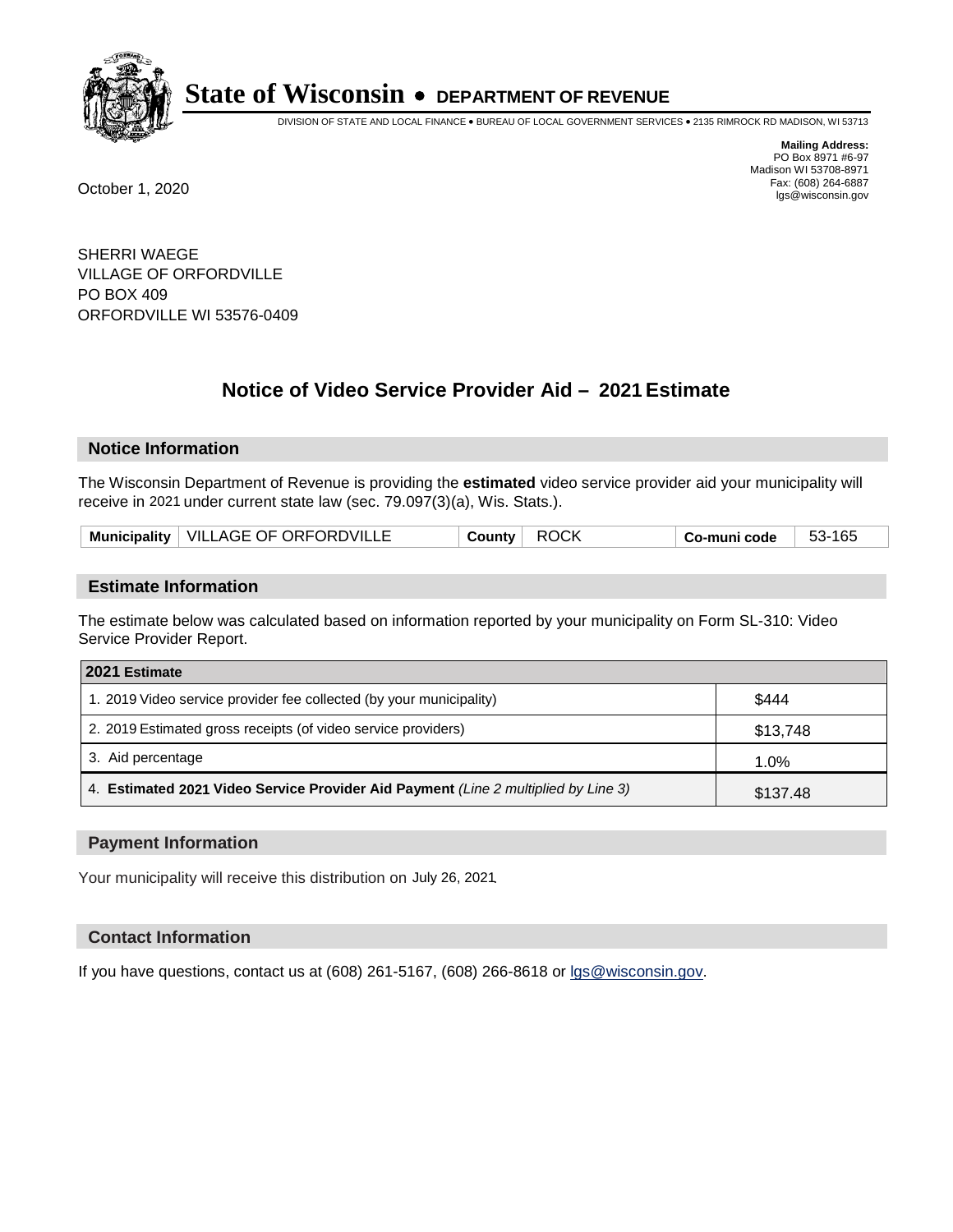# State of Wisconsin • DEPARTMENT OF REVENUE

DIVISION OF STATE AND LOCAL FINANCE • BUREAU OF LOCAL GOVERNMENT SERVICES • 2135 RIMROCK RD MADISON, WI 53713

**Mailing Address:**
PO Box 8971 #6-97
Madison WI 53708-8971
Fax: (608) 264-6887
lgs@wisconsin.gov

October 1, 2020

SHERRI WAEGE
VILLAGE OF ORFORDVILLE
PO BOX 409
ORFORDVILLE WI 53576-0409

## Notice of Video Service Provider Aid – 2021 Estimate

### Notice Information

The Wisconsin Department of Revenue is providing the **estimated** video service provider aid your municipality will receive in 2021 under current state law (sec. 79.097(3)(a), Wis. Stats.).

| Municipality | VILLAGE OF ORFORDVILLE | County | ROCK | Co-muni code | 53-165 |
|---|---|---|---|---|---|

### Estimate Information

The estimate below was calculated based on information reported by your municipality on Form SL-310: Video Service Provider Report.

| 2021 Estimate | |
|---|---|
| 1. 2019 Video service provider fee collected (by your municipality) | $444 |
| 2. 2019 Estimated gross receipts (of video service providers) | $13,748 |
| 3. Aid percentage | 1.0% |
| 4. **Estimated 2021 Video Service Provider Aid Payment** *(Line 2 multiplied by Line 3)* | $137.48 |

### Payment Information

Your municipality will receive this distribution on July 26, 2021.

### Contact Information

If you have questions, contact us at (608) 261-5167, (608) 266-8618 or lgs@wisconsin.gov.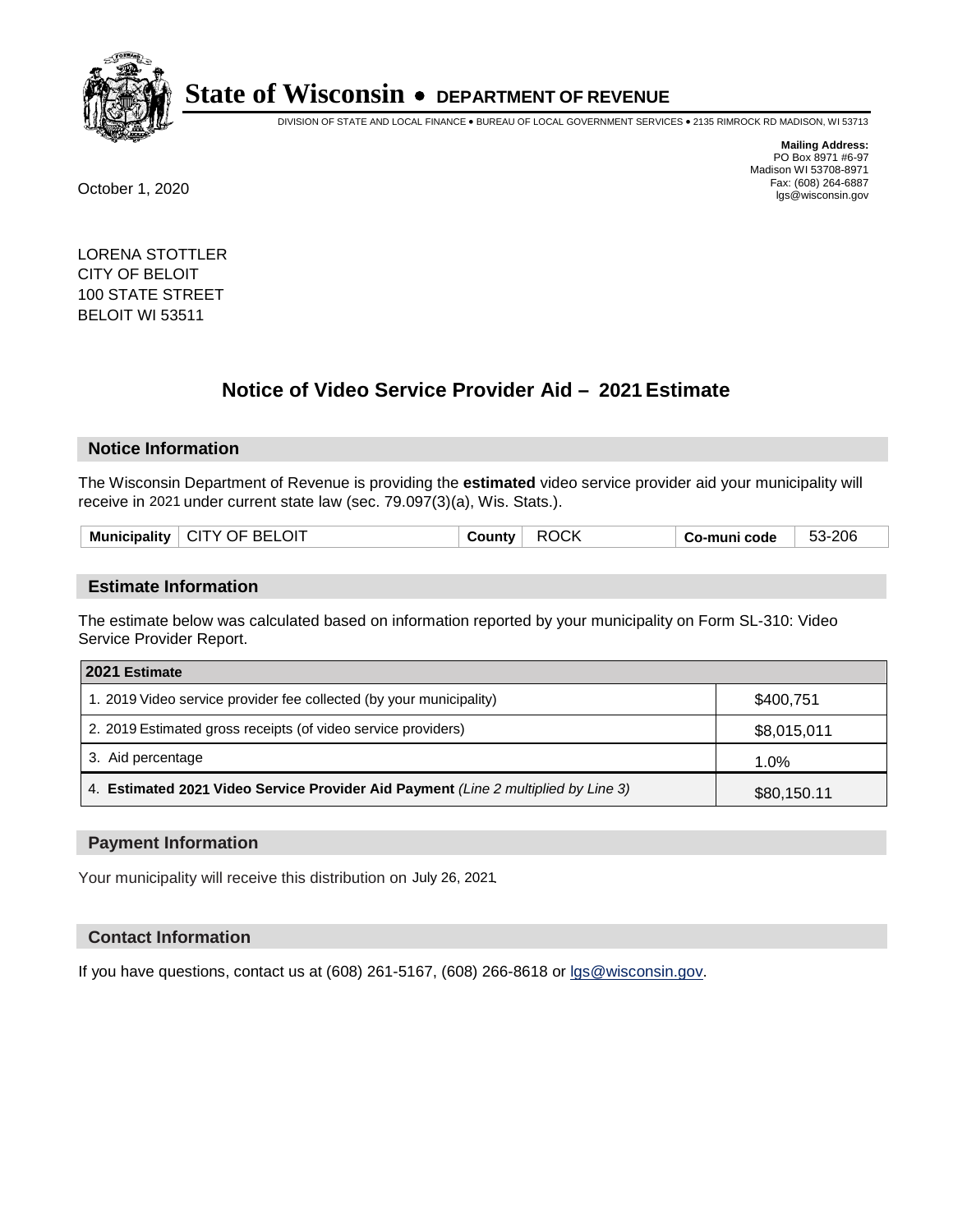# State of Wisconsin • DEPARTMENT OF REVENUE

DIVISION OF STATE AND LOCAL FINANCE • BUREAU OF LOCAL GOVERNMENT SERVICES • 2135 RIMROCK RD MADISON, WI 53713

**Mailing Address:**
PO Box 8971 #6-97
Madison WI 53708-8971
Fax: (608) 264-6887
lgs@wisconsin.gov

October 1, 2020

LORENA STOTTLER
CITY OF BELOIT
100 STATE STREET
BELOIT WI 53511

## Notice of Video Service Provider Aid – 2021 Estimate

### Notice Information

The Wisconsin Department of Revenue is providing the **estimated** video service provider aid your municipality will receive in 2021 under current state law (sec. 79.097(3)(a), Wis. Stats.).

| Municipality | CITY OF BELOIT | County | ROCK | Co-muni code | 53-206 |
|---|---|---|---|---|---|

### Estimate Information

The estimate below was calculated based on information reported by your municipality on Form SL-310: Video Service Provider Report.

| 2021 Estimate | |
|---|---|
| 1. 2019 Video service provider fee collected (by your municipality) | $400,751 |
| 2. 2019 Estimated gross receipts (of video service providers) | $8,015,011 |
| 3. Aid percentage | 1.0% |
| 4. **Estimated 2021 Video Service Provider Aid Payment** *(Line 2 multiplied by Line 3)* | $80,150.11 |

### Payment Information

Your municipality will receive this distribution on July 26, 2021.

### Contact Information

If you have questions, contact us at (608) 261-5167, (608) 266-8618 or lgs@wisconsin.gov.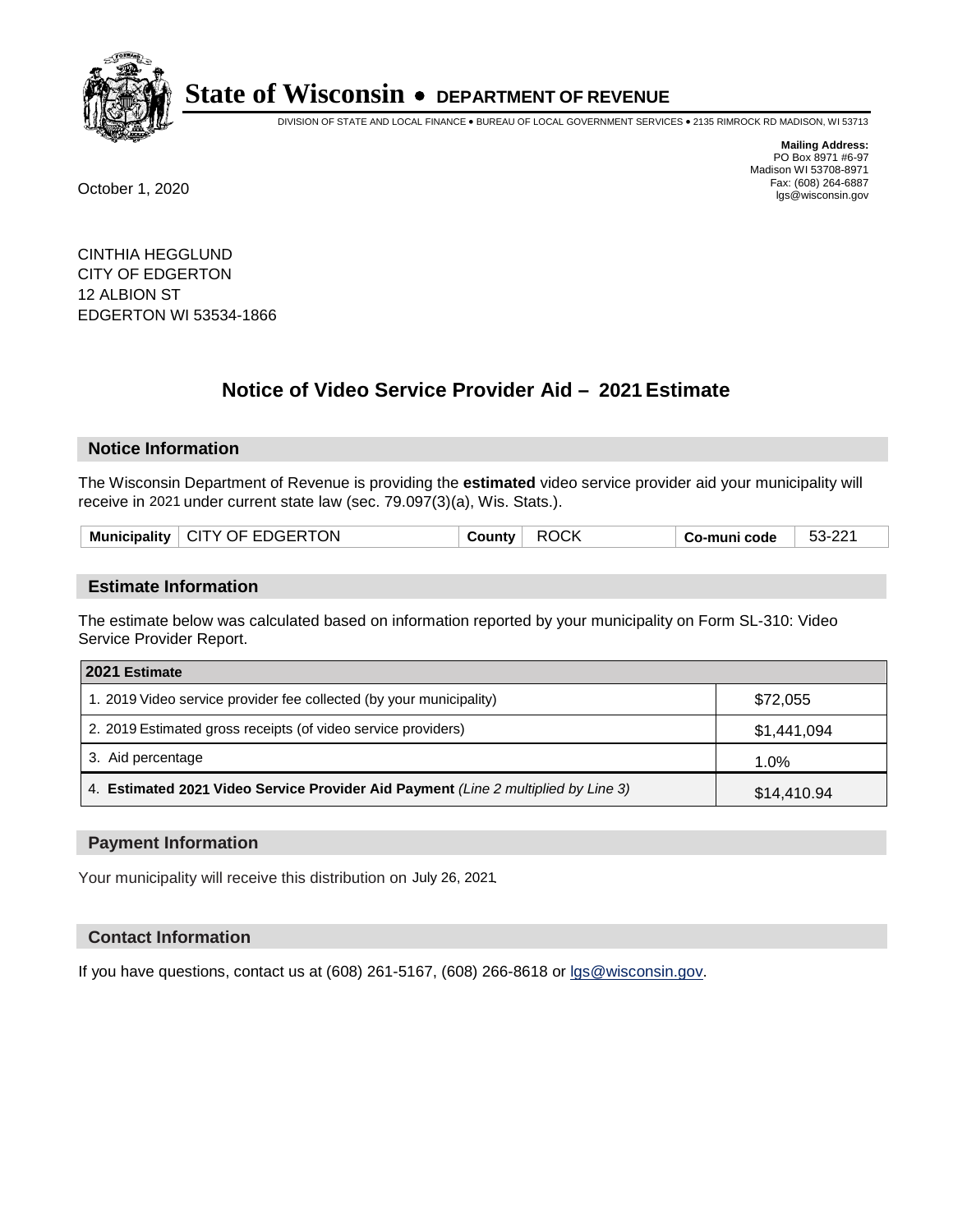# State of Wisconsin • DEPARTMENT OF REVENUE

DIVISION OF STATE AND LOCAL FINANCE • BUREAU OF LOCAL GOVERNMENT SERVICES • 2135 RIMROCK RD MADISON, WI 53713

**Mailing Address:**
PO Box 8971 #6-97
Madison WI 53708-8971
Fax: (608) 264-6887
lgs@wisconsin.gov

October 1, 2020

CINTHIA HEGGLUND
CITY OF EDGERTON
12 ALBION ST
EDGERTON WI 53534-1866

## Notice of Video Service Provider Aid – 2021 Estimate

### Notice Information

The Wisconsin Department of Revenue is providing the **estimated** video service provider aid your municipality will receive in 2021 under current state law (sec. 79.097(3)(a), Wis. Stats.).

| Municipality | CITY OF EDGERTON | County | ROCK | Co-muni code | 53-221 |
|---|---|---|---|---|---|

### Estimate Information

The estimate below was calculated based on information reported by your municipality on Form SL-310: Video Service Provider Report.

| 2021 Estimate | |
|---|---|
| 1. 2019 Video service provider fee collected (by your municipality) | $72,055 |
| 2. 2019 Estimated gross receipts (of video service providers) | $1,441,094 |
| 3. Aid percentage | 1.0% |
| 4. **Estimated 2021 Video Service Provider Aid Payment** *(Line 2 multiplied by Line 3)* | $14,410.94 |

### Payment Information

Your municipality will receive this distribution on July 26, 2021.

### Contact Information

If you have questions, contact us at (608) 261-5167, (608) 266-8618 or lgs@wisconsin.gov.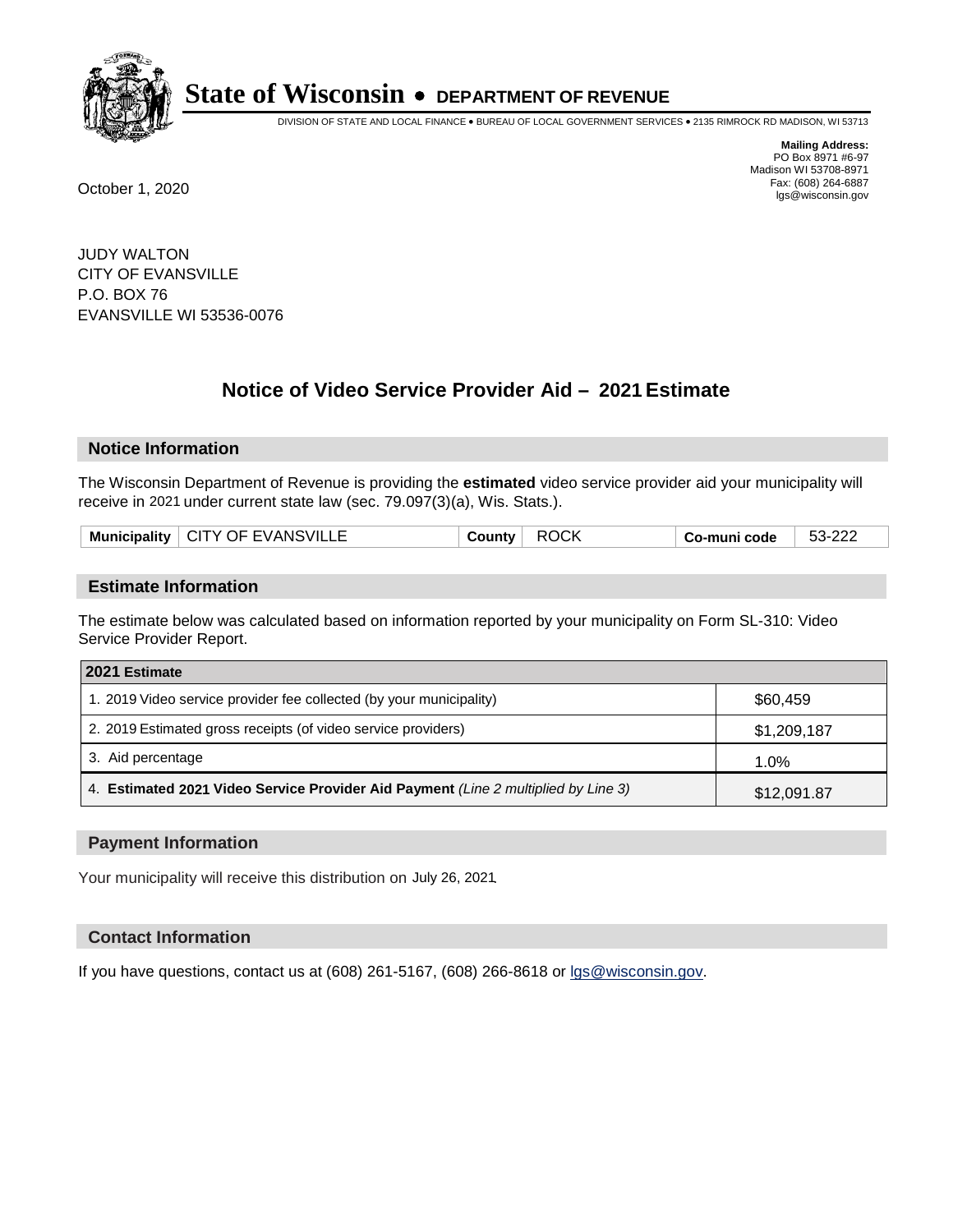# State of Wisconsin • DEPARTMENT OF REVENUE

DIVISION OF STATE AND LOCAL FINANCE • BUREAU OF LOCAL GOVERNMENT SERVICES • 2135 RIMROCK RD MADISON, WI 53713

**Mailing Address:**
PO Box 8971 #6-97
Madison WI 53708-8971
Fax: (608) 264-6887
lgs@wisconsin.gov

October 1, 2020

JUDY WALTON
CITY OF EVANSVILLE
P.O. BOX 76
EVANSVILLE WI 53536-0076

## Notice of Video Service Provider Aid – 2021 Estimate

### Notice Information

The Wisconsin Department of Revenue is providing the **estimated** video service provider aid your municipality will receive in 2021 under current state law (sec. 79.097(3)(a), Wis. Stats.).

| Municipality | CITY OF EVANSVILLE | County | ROCK | Co-muni code | 53-222 |
|---|---|---|---|---|---|

### Estimate Information

The estimate below was calculated based on information reported by your municipality on Form SL-310: Video Service Provider Report.

| 2021 Estimate | |
|---|---|
| 1. 2019 Video service provider fee collected (by your municipality) | $60,459 |
| 2. 2019 Estimated gross receipts (of video service providers) | $1,209,187 |
| 3. Aid percentage | 1.0% |
| 4. **Estimated 2021 Video Service Provider Aid Payment** *(Line 2 multiplied by Line 3)* | $12,091.87 |

### Payment Information

Your municipality will receive this distribution on July 26, 2021.

### Contact Information

If you have questions, contact us at (608) 261-5167, (608) 266-8618 or lgs@wisconsin.gov.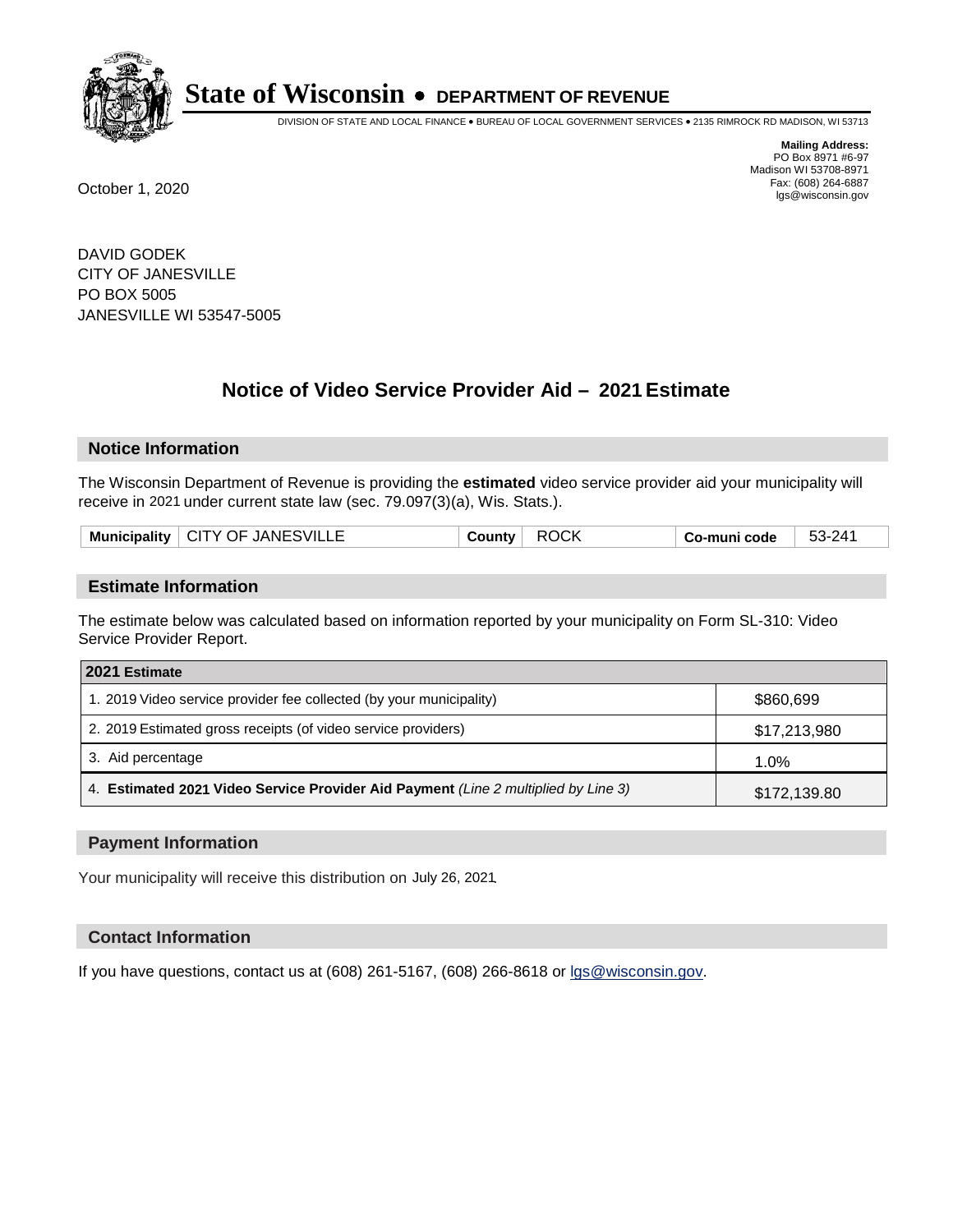# State of Wisconsin • DEPARTMENT OF REVENUE

DIVISION OF STATE AND LOCAL FINANCE • BUREAU OF LOCAL GOVERNMENT SERVICES • 2135 RIMROCK RD MADISON, WI 53713

**Mailing Address:**
PO Box 8971 #6-97
Madison WI 53708-8971
Fax: (608) 264-6887
lgs@wisconsin.gov

October 1, 2020

DAVID GODEK
CITY OF JANESVILLE
PO BOX 5005
JANESVILLE WI 53547-5005

## Notice of Video Service Provider Aid – 2021 Estimate

### Notice Information

The Wisconsin Department of Revenue is providing the **estimated** video service provider aid your municipality will receive in 2021 under current state law (sec. 79.097(3)(a), Wis. Stats.).

| **Municipality** | CITY OF JANESVILLE | **County** | ROCK | **Co-muni code** | 53-241 |
|---|---|---|---|---|---|

### Estimate Information

The estimate below was calculated based on information reported by your municipality on Form SL-310: Video Service Provider Report.

| **2021 Estimate** | |
|---|---|
| 1. 2019 Video service provider fee collected (by your municipality) | $860,699 |
| 2. 2019 Estimated gross receipts (of video service providers) | $17,213,980 |
| 3. Aid percentage | 1.0% |
| 4. **Estimated 2021 Video Service Provider Aid Payment** *(Line 2 multiplied by Line 3)* | $172,139.80 |

### Payment Information

Your municipality will receive this distribution on July 26, 2021.

### Contact Information

If you have questions, contact us at (608) 261-5167, (608) 266-8618 or lgs@wisconsin.gov.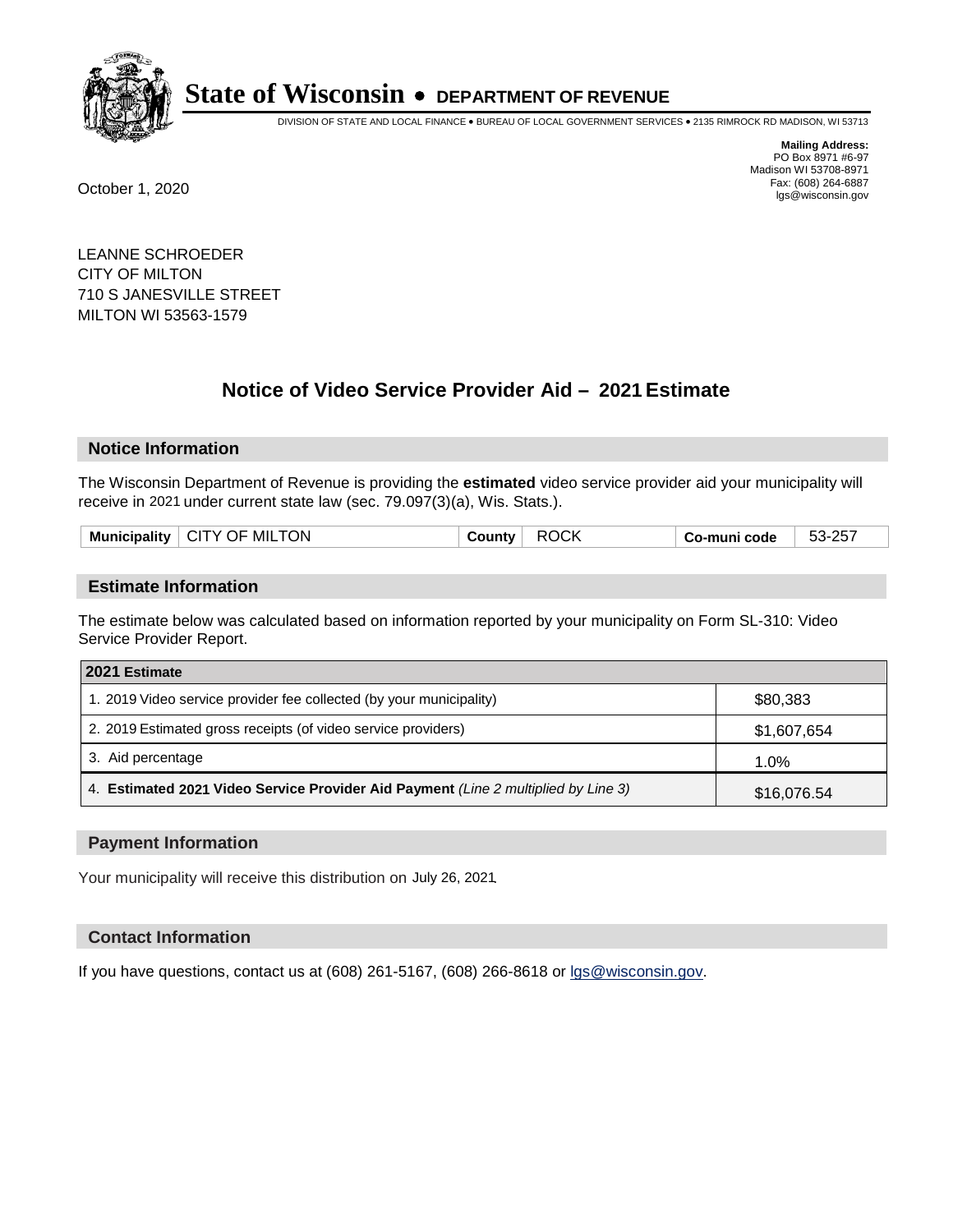# State of Wisconsin • DEPARTMENT OF REVENUE

DIVISION OF STATE AND LOCAL FINANCE • BUREAU OF LOCAL GOVERNMENT SERVICES • 2135 RIMROCK RD MADISON, WI 53713

**Mailing Address:**
PO Box 8971 #6-97
Madison WI 53708-8971
Fax: (608) 264-6887
lgs@wisconsin.gov

October 1, 2020

LEANNE SCHROEDER
CITY OF MILTON
710 S JANESVILLE STREET
MILTON WI 53563-1579

## Notice of Video Service Provider Aid – 2021 Estimate

### Notice Information

The Wisconsin Department of Revenue is providing the **estimated** video service provider aid your municipality will receive in 2021 under current state law (sec. 79.097(3)(a), Wis. Stats.).

| Municipality | CITY OF MILTON | County | ROCK | Co-muni code | 53-257 |
|---|---|---|---|---|---|

### Estimate Information

The estimate below was calculated based on information reported by your municipality on Form SL-310: Video Service Provider Report.

| 2021 Estimate | |
|---|---|
| 1. 2019 Video service provider fee collected (by your municipality) | $80,383 |
| 2. 2019 Estimated gross receipts (of video service providers) | $1,607,654 |
| 3. Aid percentage | 1.0% |
| 4. **Estimated 2021 Video Service Provider Aid Payment** *(Line 2 multiplied by Line 3)* | $16,076.54 |

### Payment Information

Your municipality will receive this distribution on July 26, 2021.

### Contact Information

If you have questions, contact us at (608) 261-5167, (608) 266-8618 or lgs@wisconsin.gov.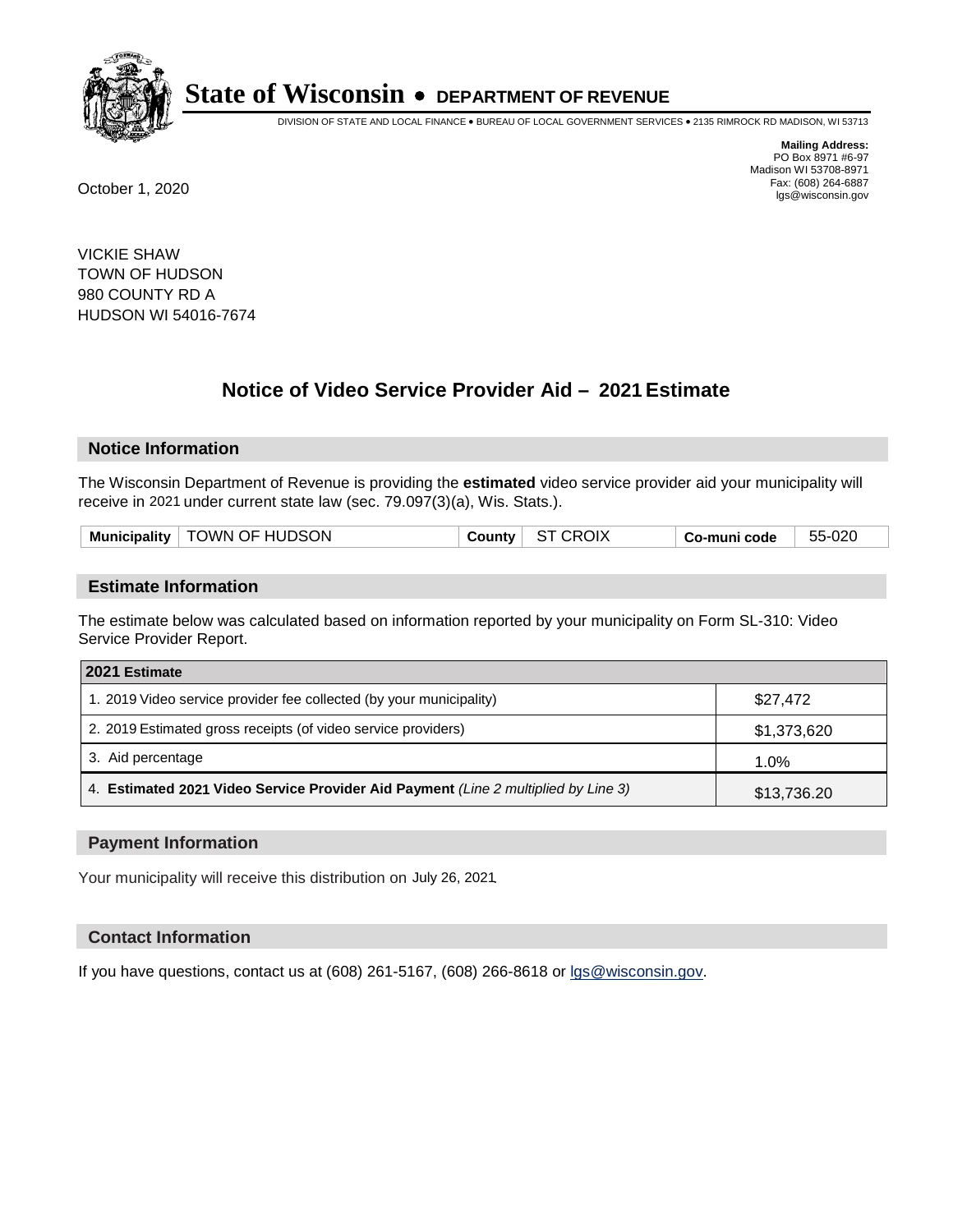# State of Wisconsin • DEPARTMENT OF REVENUE

DIVISION OF STATE AND LOCAL FINANCE • BUREAU OF LOCAL GOVERNMENT SERVICES • 2135 RIMROCK RD MADISON, WI 53713

**Mailing Address:**
PO Box 8971 #6-97
Madison WI 53708-8971
Fax: (608) 264-6887
lgs@wisconsin.gov

October 1, 2020

VICKIE SHAW
TOWN OF HUDSON
980 COUNTY RD A
HUDSON WI 54016-7674

## Notice of Video Service Provider Aid – 2021 Estimate

### Notice Information

The Wisconsin Department of Revenue is providing the **estimated** video service provider aid your municipality will receive in 2021 under current state law (sec. 79.097(3)(a), Wis. Stats.).

| Municipality | TOWN OF HUDSON | County | ST CROIX | Co-muni code | 55-020 |
|---|---|---|---|---|---|

### Estimate Information

The estimate below was calculated based on information reported by your municipality on Form SL-310: Video Service Provider Report.

| 2021 Estimate | |
|---|---|
| 1. 2019 Video service provider fee collected (by your municipality) | $27,472 |
| 2. 2019 Estimated gross receipts (of video service providers) | $1,373,620 |
| 3. Aid percentage | 1.0% |
| 4. **Estimated 2021 Video Service Provider Aid Payment** *(Line 2 multiplied by Line 3)* | $13,736.20 |

### Payment Information

Your municipality will receive this distribution on July 26, 2021.

### Contact Information

If you have questions, contact us at (608) 261-5167, (608) 266-8618 or lgs@wisconsin.gov.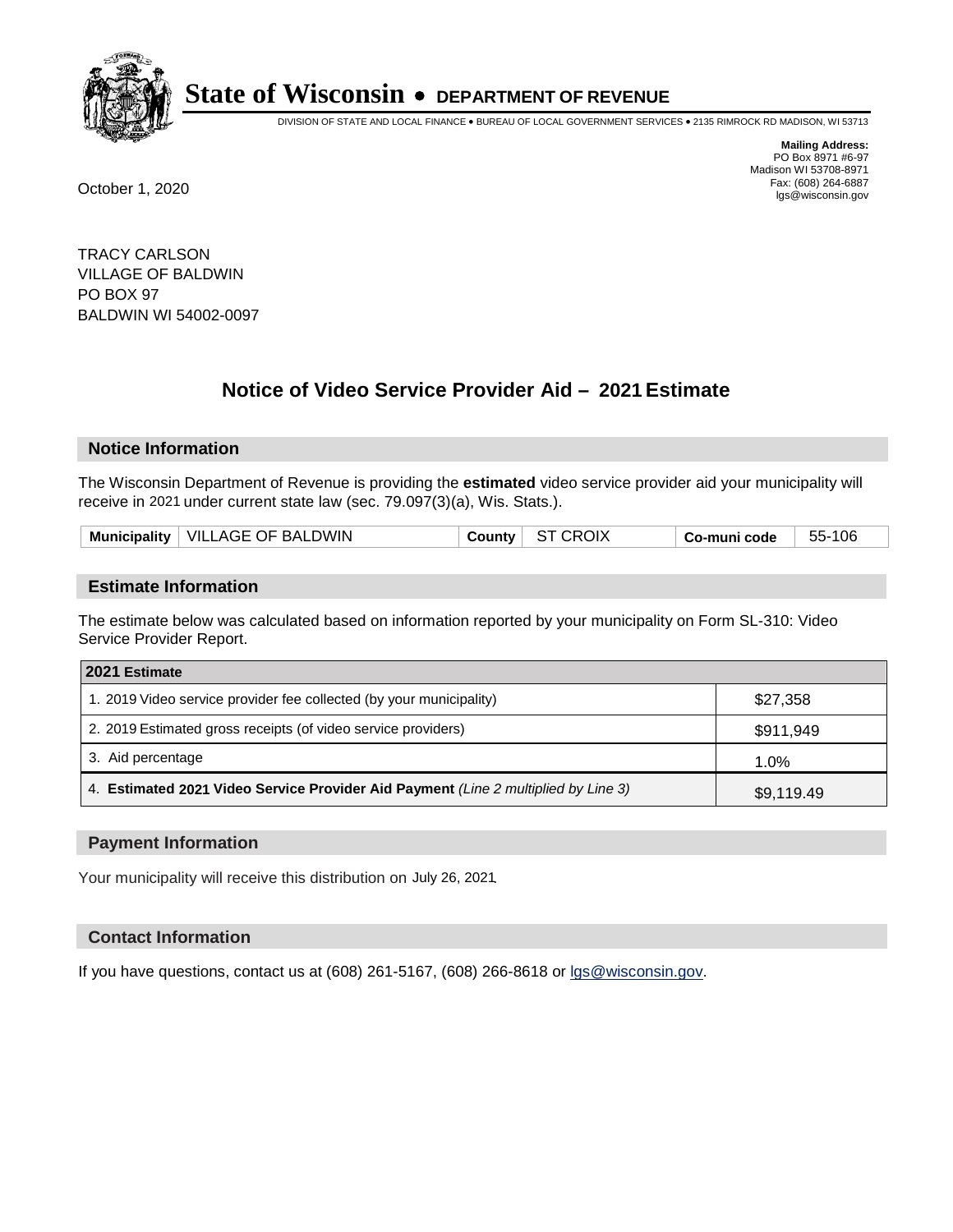# State of Wisconsin • DEPARTMENT OF REVENUE

DIVISION OF STATE AND LOCAL FINANCE • BUREAU OF LOCAL GOVERNMENT SERVICES • 2135 RIMROCK RD MADISON, WI 53713

**Mailing Address:**
PO Box 8971 #6-97
Madison WI 53708-8971
Fax: (608) 264-6887
lgs@wisconsin.gov

October 1, 2020

TRACY CARLSON
VILLAGE OF BALDWIN
PO BOX 97
BALDWIN WI 54002-0097

## Notice of Video Service Provider Aid – 2021 Estimate

### Notice Information

The Wisconsin Department of Revenue is providing the **estimated** video service provider aid your municipality will receive in 2021 under current state law (sec. 79.097(3)(a), Wis. Stats.).

| Municipality | VILLAGE OF BALDWIN | County | ST CROIX | Co-muni code | 55-106 |
|---|---|---|---|---|---|

### Estimate Information

The estimate below was calculated based on information reported by your municipality on Form SL-310: Video Service Provider Report.

| 2021 Estimate | |
|---|---|
| 1. 2019 Video service provider fee collected (by your municipality) | $27,358 |
| 2. 2019 Estimated gross receipts (of video service providers) | $911,949 |
| 3. Aid percentage | 1.0% |
| 4. **Estimated 2021 Video Service Provider Aid Payment** *(Line 2 multiplied by Line 3)* | $9,119.49 |

### Payment Information

Your municipality will receive this distribution on July 26, 2021.

### Contact Information

If you have questions, contact us at (608) 261-5167, (608) 266-8618 or lgs@wisconsin.gov.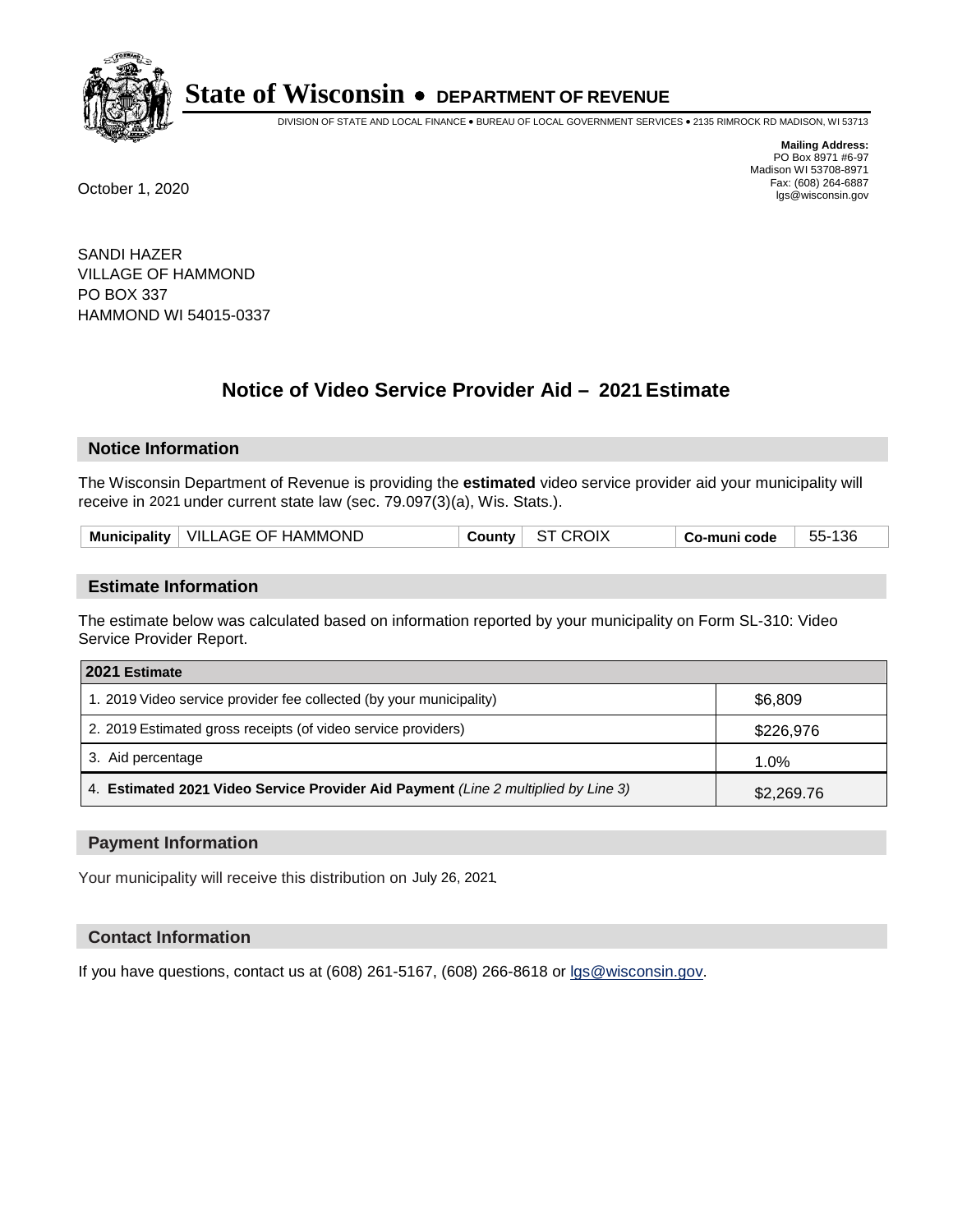# State of Wisconsin • DEPARTMENT OF REVENUE

DIVISION OF STATE AND LOCAL FINANCE • BUREAU OF LOCAL GOVERNMENT SERVICES • 2135 RIMROCK RD MADISON, WI 53713

**Mailing Address:**
PO Box 8971 #6-97
Madison WI 53708-8971
Fax: (608) 264-6887
lgs@wisconsin.gov

October 1, 2020

SANDI HAZER
VILLAGE OF HAMMOND
PO BOX 337
HAMMOND WI 54015-0337

## Notice of Video Service Provider Aid – 2021 Estimate

### Notice Information

The Wisconsin Department of Revenue is providing the **estimated** video service provider aid your municipality will receive in 2021 under current state law (sec. 79.097(3)(a), Wis. Stats.).

| Municipality | VILLAGE OF HAMMOND | County | ST CROIX | Co-muni code | 55-136 |
|---|---|---|---|---|---|

### Estimate Information

The estimate below was calculated based on information reported by your municipality on Form SL-310: Video Service Provider Report.

| 2021 Estimate | |
|---|---|
| 1. 2019 Video service provider fee collected (by your municipality) | $6,809 |
| 2. 2019 Estimated gross receipts (of video service providers) | $226,976 |
| 3. Aid percentage | 1.0% |
| 4. **Estimated 2021 Video Service Provider Aid Payment** *(Line 2 multiplied by Line 3)* | $2,269.76 |

### Payment Information

Your municipality will receive this distribution on July 26, 2021.

### Contact Information

If you have questions, contact us at (608) 261-5167, (608) 266-8618 or lgs@wisconsin.gov.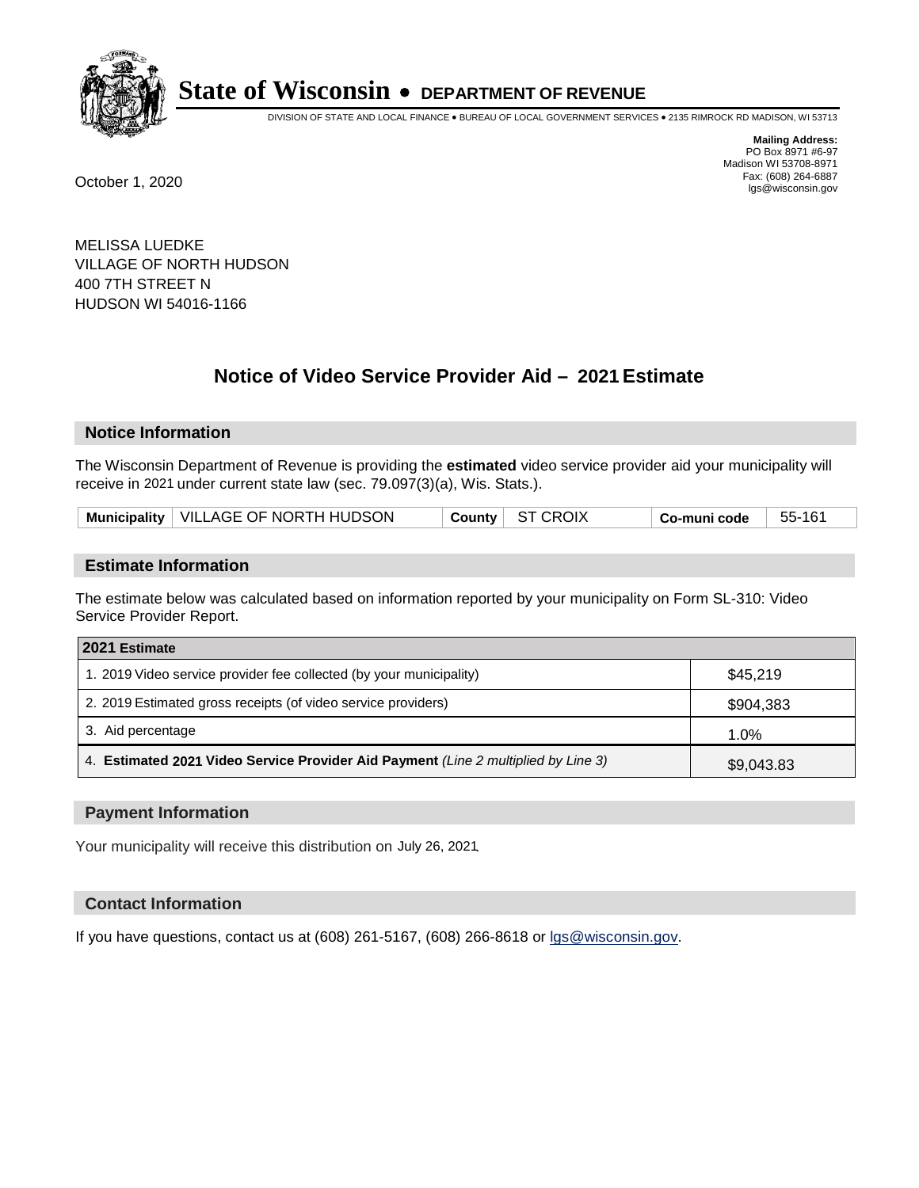# State of Wisconsin • DEPARTMENT OF REVENUE

DIVISION OF STATE AND LOCAL FINANCE • BUREAU OF LOCAL GOVERNMENT SERVICES • 2135 RIMROCK RD MADISON, WI 53713

**Mailing Address:**
PO Box 8971 #6-97
Madison WI 53708-8971
Fax: (608) 264-6887
lgs@wisconsin.gov

October 1, 2020

MELISSA LUEDKE
VILLAGE OF NORTH HUDSON
400 7TH STREET N
HUDSON WI 54016-1166

## Notice of Video Service Provider Aid – 2021 Estimate

### Notice Information

The Wisconsin Department of Revenue is providing the **estimated** video service provider aid your municipality will receive in 2021 under current state law (sec. 79.097(3)(a), Wis. Stats.).

| **Municipality** | VILLAGE OF NORTH HUDSON | **County** | ST CROIX | **Co-muni code** | 55-161 |
|---|---|---|---|---|---|

### Estimate Information

The estimate below was calculated based on information reported by your municipality on Form SL-310: Video Service Provider Report.

| **2021 Estimate** | |
|---|---|
| 1. 2019 Video service provider fee collected (by your municipality) | $45,219 |
| 2. 2019 Estimated gross receipts (of video service providers) | $904,383 |
| 3. Aid percentage | 1.0% |
| 4. **Estimated 2021 Video Service Provider Aid Payment** *(Line 2 multiplied by Line 3)* | $9,043.83 |

### Payment Information

Your municipality will receive this distribution on July 26, 2021.

### Contact Information

If you have questions, contact us at (608) 261-5167, (608) 266-8618 or lgs@wisconsin.gov.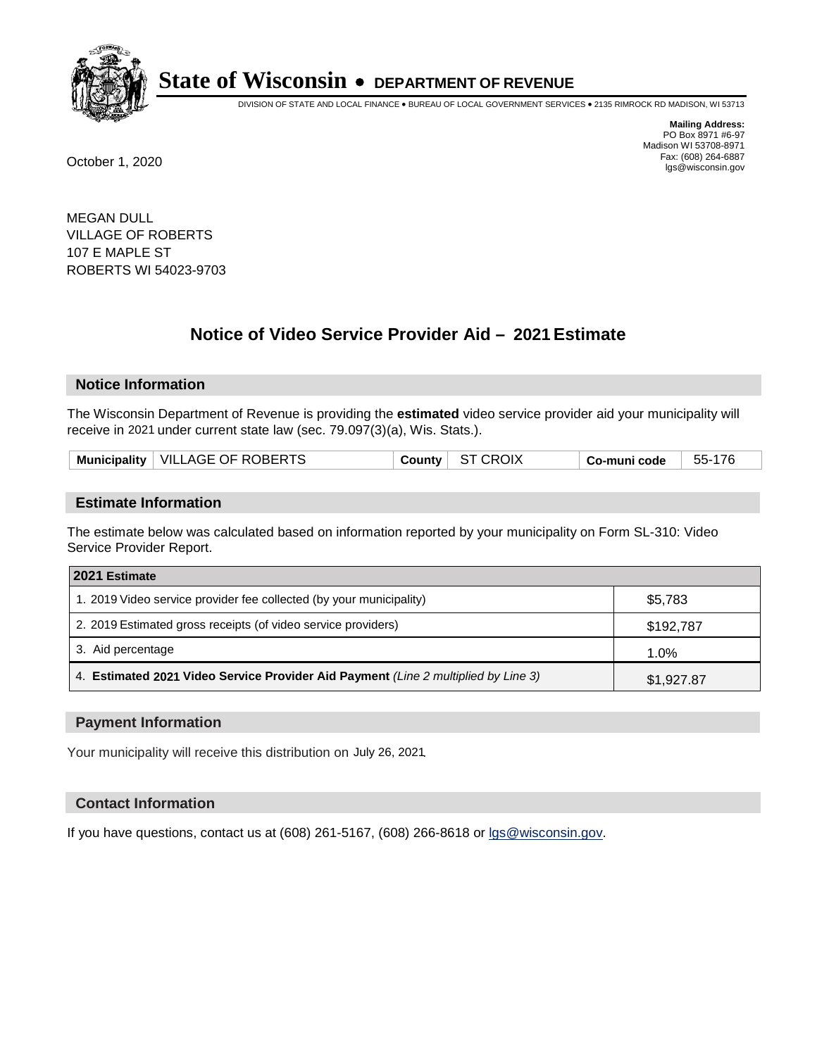# State of Wisconsin • DEPARTMENT OF REVENUE

DIVISION OF STATE AND LOCAL FINANCE • BUREAU OF LOCAL GOVERNMENT SERVICES • 2135 RIMROCK RD MADISON, WI 53713

**Mailing Address:**
PO Box 8971 #6-97
Madison WI 53708-8971
Fax: (608) 264-6887
lgs@wisconsin.gov

October 1, 2020

MEGAN DULL
VILLAGE OF ROBERTS
107 E MAPLE ST
ROBERTS WI 54023-9703

## Notice of Video Service Provider Aid – 2021 Estimate

### Notice Information

The Wisconsin Department of Revenue is providing the **estimated** video service provider aid your municipality will receive in 2021 under current state law (sec. 79.097(3)(a), Wis. Stats.).

| Municipality | VILLAGE OF ROBERTS | County | ST CROIX | Co-muni code | 55-176 |
|---|---|---|---|---|---|

### Estimate Information

The estimate below was calculated based on information reported by your municipality on Form SL-310: Video Service Provider Report.

| 2021 Estimate | |
|---|---|
| 1. 2019 Video service provider fee collected (by your municipality) | $5,783 |
| 2. 2019 Estimated gross receipts (of video service providers) | $192,787 |
| 3. Aid percentage | 1.0% |
| 4. **Estimated 2021 Video Service Provider Aid Payment** *(Line 2 multiplied by Line 3)* | $1,927.87 |

### Payment Information

Your municipality will receive this distribution on July 26, 2021.

### Contact Information

If you have questions, contact us at (608) 261-5167, (608) 266-8618 or lgs@wisconsin.gov.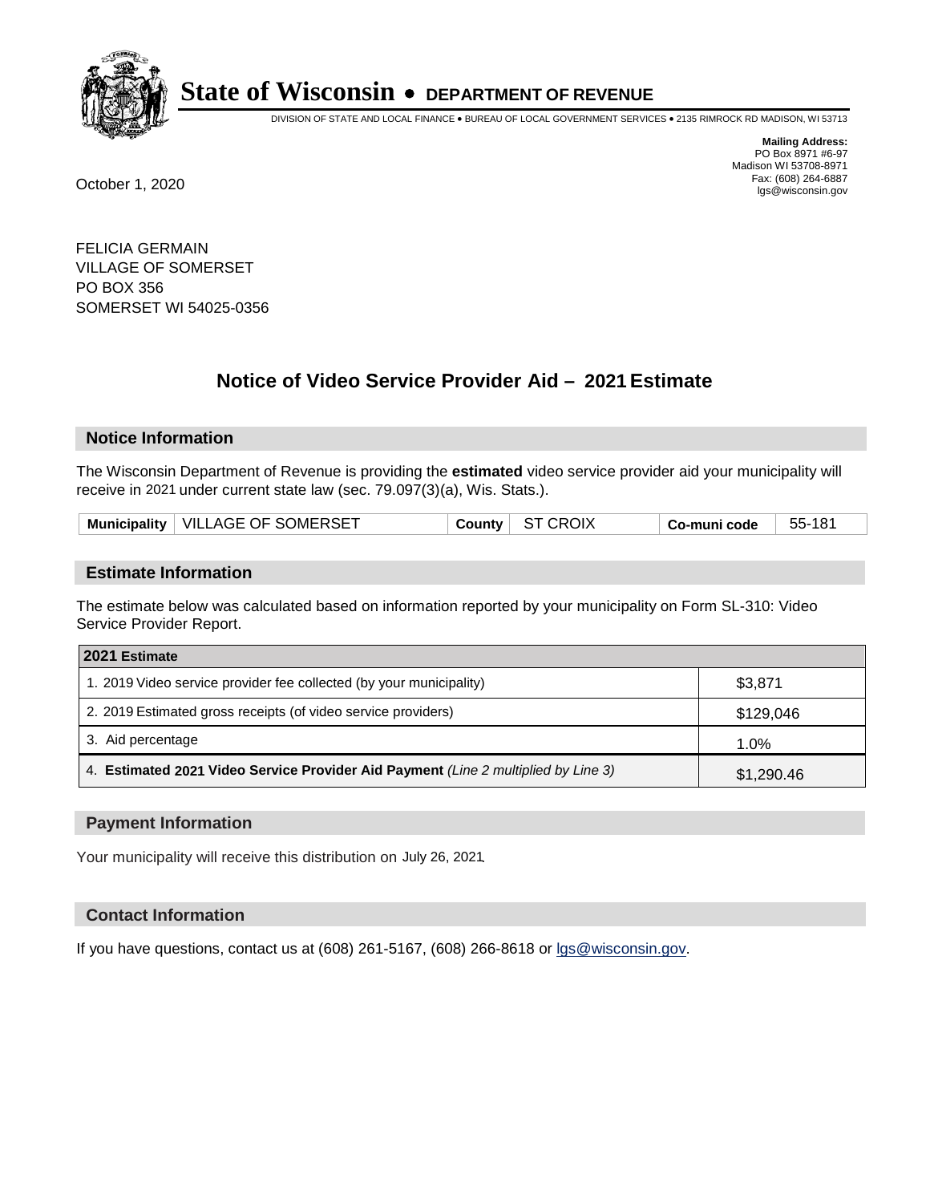# State of Wisconsin • DEPARTMENT OF REVENUE

DIVISION OF STATE AND LOCAL FINANCE • BUREAU OF LOCAL GOVERNMENT SERVICES • 2135 RIMROCK RD MADISON, WI 53713

**Mailing Address:**
PO Box 8971 #6-97
Madison WI 53708-8971
Fax: (608) 264-6887
lgs@wisconsin.gov

October 1, 2020

FELICIA GERMAIN
VILLAGE OF SOMERSET
PO BOX 356
SOMERSET WI 54025-0356

## Notice of Video Service Provider Aid – 2021 Estimate

### Notice Information

The Wisconsin Department of Revenue is providing the **estimated** video service provider aid your municipality will receive in 2021 under current state law (sec. 79.097(3)(a), Wis. Stats.).

| Municipality | VILLAGE OF SOMERSET | County | ST CROIX | Co-muni code | 55-181 |
|---|---|---|---|---|---|

### Estimate Information

The estimate below was calculated based on information reported by your municipality on Form SL-310: Video Service Provider Report.

| 2021 Estimate | |
|---|---|
| 1. 2019 Video service provider fee collected (by your municipality) | $3,871 |
| 2. 2019 Estimated gross receipts (of video service providers) | $129,046 |
| 3. Aid percentage | 1.0% |
| 4. **Estimated 2021 Video Service Provider Aid Payment** *(Line 2 multiplied by Line 3)* | $1,290.46 |

### Payment Information

Your municipality will receive this distribution on July 26, 2021.

### Contact Information

If you have questions, contact us at (608) 261-5167, (608) 266-8618 or lgs@wisconsin.gov.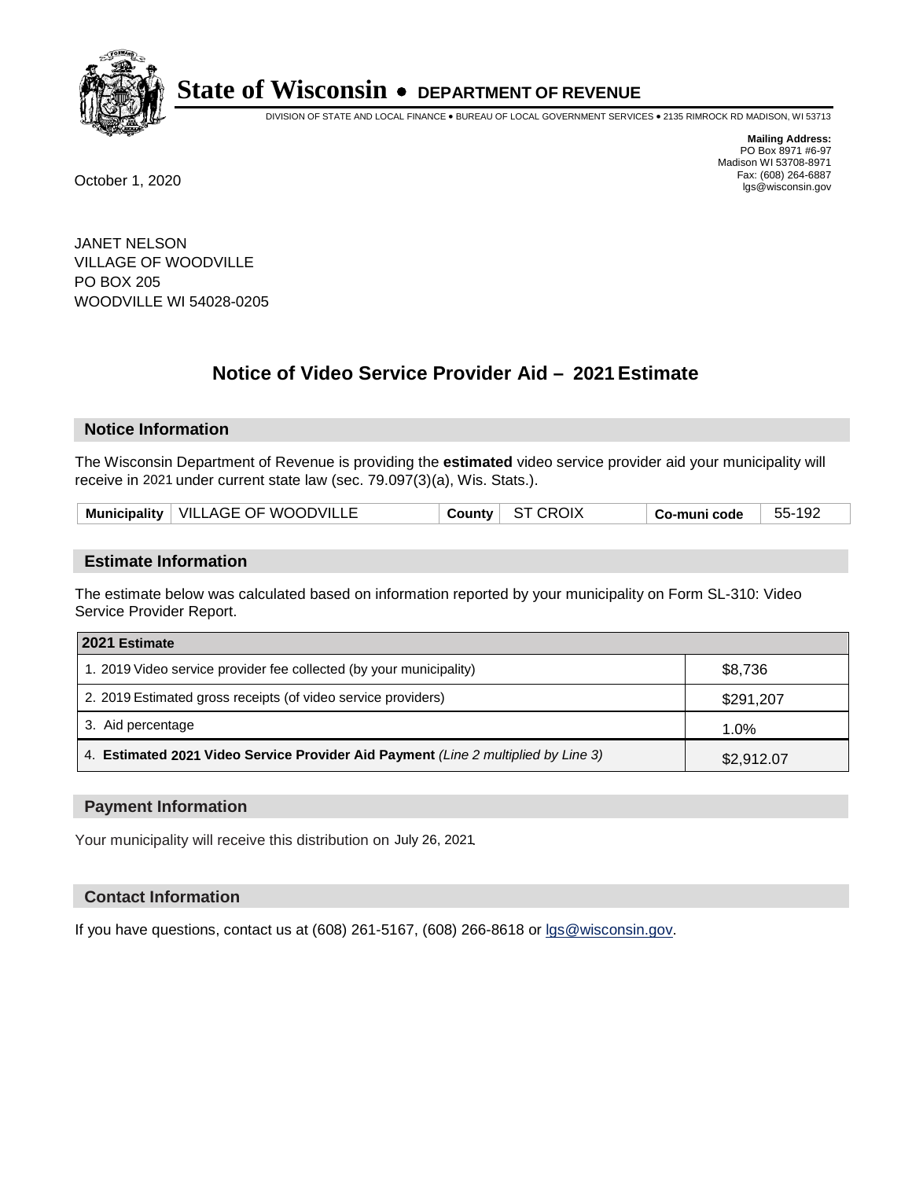# State of Wisconsin • DEPARTMENT OF REVENUE

DIVISION OF STATE AND LOCAL FINANCE • BUREAU OF LOCAL GOVERNMENT SERVICES • 2135 RIMROCK RD MADISON, WI 53713

**Mailing Address:**
PO Box 8971 #6-97
Madison WI 53708-8971
Fax: (608) 264-6887
lgs@wisconsin.gov

October 1, 2020

JANET NELSON
VILLAGE OF WOODVILLE
PO BOX 205
WOODVILLE WI 54028-0205

## Notice of Video Service Provider Aid – 2021 Estimate

### Notice Information

The Wisconsin Department of Revenue is providing the **estimated** video service provider aid your municipality will receive in 2021 under current state law (sec. 79.097(3)(a), Wis. Stats.).

| Municipality | VILLAGE OF WOODVILLE | County | ST CROIX | Co-muni code | 55-192 |
|---|---|---|---|---|---|

### Estimate Information

The estimate below was calculated based on information reported by your municipality on Form SL-310: Video Service Provider Report.

| 2021 Estimate | |
|---|---|
| 1. 2019 Video service provider fee collected (by your municipality) | $8,736 |
| 2. 2019 Estimated gross receipts (of video service providers) | $291,207 |
| 3. Aid percentage | 1.0% |
| 4. **Estimated 2021 Video Service Provider Aid Payment** *(Line 2 multiplied by Line 3)* | $2,912.07 |

### Payment Information

Your municipality will receive this distribution on July 26, 2021.

### Contact Information

If you have questions, contact us at (608) 261-5167, (608) 266-8618 or lgs@wisconsin.gov.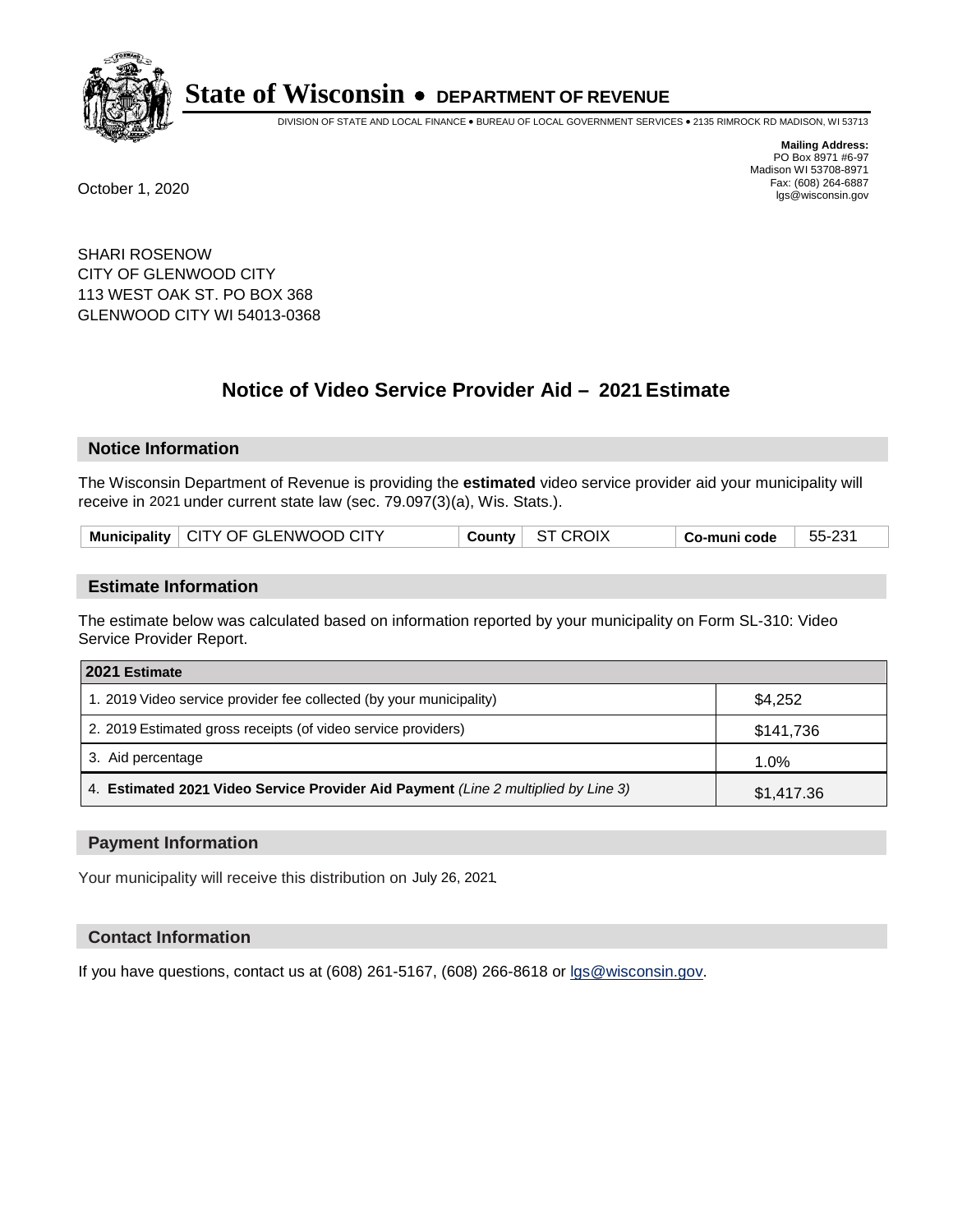# State of Wisconsin • DEPARTMENT OF REVENUE

DIVISION OF STATE AND LOCAL FINANCE • BUREAU OF LOCAL GOVERNMENT SERVICES • 2135 RIMROCK RD MADISON, WI 53713

**Mailing Address:**
PO Box 8971 #6-97
Madison WI 53708-8971
Fax: (608) 264-6887
lgs@wisconsin.gov

October 1, 2020

SHARI ROSENOW
CITY OF GLENWOOD CITY
113 WEST OAK ST. PO BOX 368
GLENWOOD CITY WI 54013-0368

## Notice of Video Service Provider Aid – 2021 Estimate

### Notice Information

The Wisconsin Department of Revenue is providing the **estimated** video service provider aid your municipality will receive in 2021 under current state law (sec. 79.097(3)(a), Wis. Stats.).

| Municipality | CITY OF GLENWOOD CITY | County | ST CROIX | Co-muni code | 55-231 |
|---|---|---|---|---|---|

### Estimate Information

The estimate below was calculated based on information reported by your municipality on Form SL-310: Video Service Provider Report.

| 2021 Estimate | |
|---|---|
| 1. 2019 Video service provider fee collected (by your municipality) | $4,252 |
| 2. 2019 Estimated gross receipts (of video service providers) | $141,736 |
| 3. Aid percentage | 1.0% |
| 4. **Estimated 2021 Video Service Provider Aid Payment** *(Line 2 multiplied by Line 3)* | $1,417.36 |

### Payment Information

Your municipality will receive this distribution on July 26, 2021.

### Contact Information

If you have questions, contact us at (608) 261-5167, (608) 266-8618 or lgs@wisconsin.gov.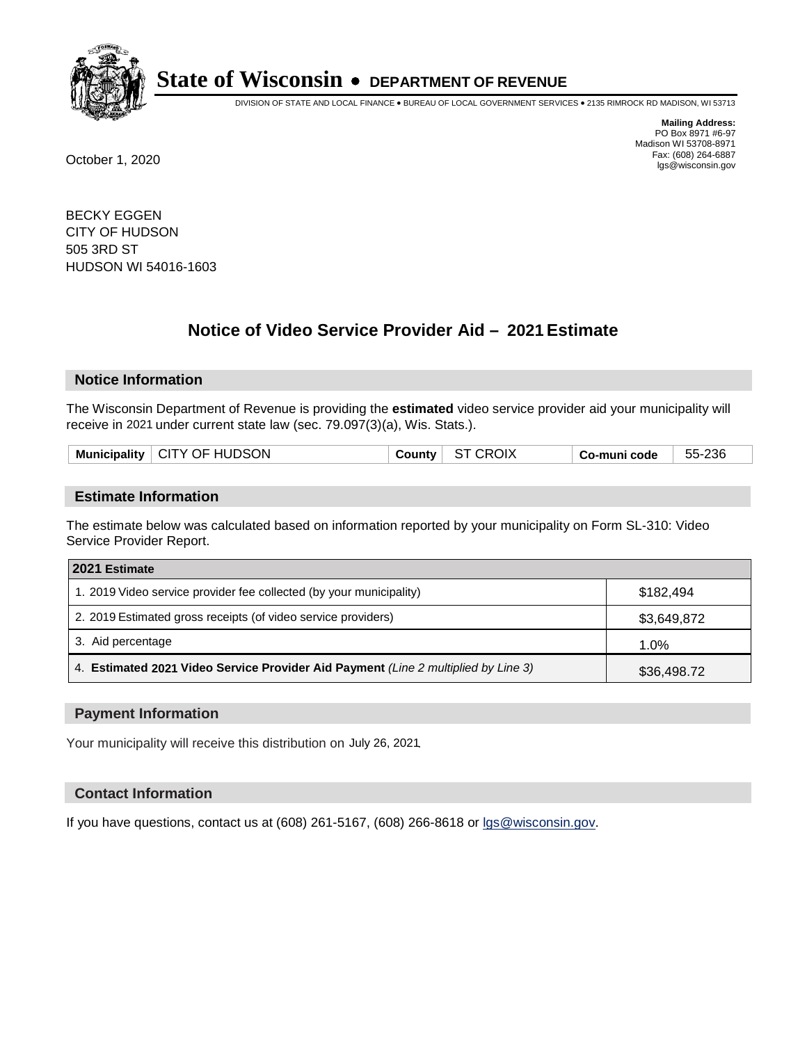# State of Wisconsin • DEPARTMENT OF REVENUE

DIVISION OF STATE AND LOCAL FINANCE • BUREAU OF LOCAL GOVERNMENT SERVICES • 2135 RIMROCK RD MADISON, WI 53713

**Mailing Address:**
PO Box 8971 #6-97
Madison WI 53708-8971
Fax: (608) 264-6887
lgs@wisconsin.gov

October 1, 2020

BECKY EGGEN
CITY OF HUDSON
505 3RD ST
HUDSON WI 54016-1603

## Notice of Video Service Provider Aid – 2021 Estimate

### Notice Information

The Wisconsin Department of Revenue is providing the **estimated** video service provider aid your municipality will receive in 2021 under current state law (sec. 79.097(3)(a), Wis. Stats.).

| Municipality | CITY OF HUDSON | County | ST CROIX | Co-muni code | 55-236 |
|---|---|---|---|---|---|

### Estimate Information

The estimate below was calculated based on information reported by your municipality on Form SL-310: Video Service Provider Report.

| 2021 Estimate | |
|---|---|
| 1. 2019 Video service provider fee collected (by your municipality) | $182,494 |
| 2. 2019 Estimated gross receipts (of video service providers) | $3,649,872 |
| 3. Aid percentage | 1.0% |
| 4. **Estimated 2021 Video Service Provider Aid Payment** *(Line 2 multiplied by Line 3)* | $36,498.72 |

### Payment Information

Your municipality will receive this distribution on July 26, 2021.

### Contact Information

If you have questions, contact us at (608) 261-5167, (608) 266-8618 or lgs@wisconsin.gov.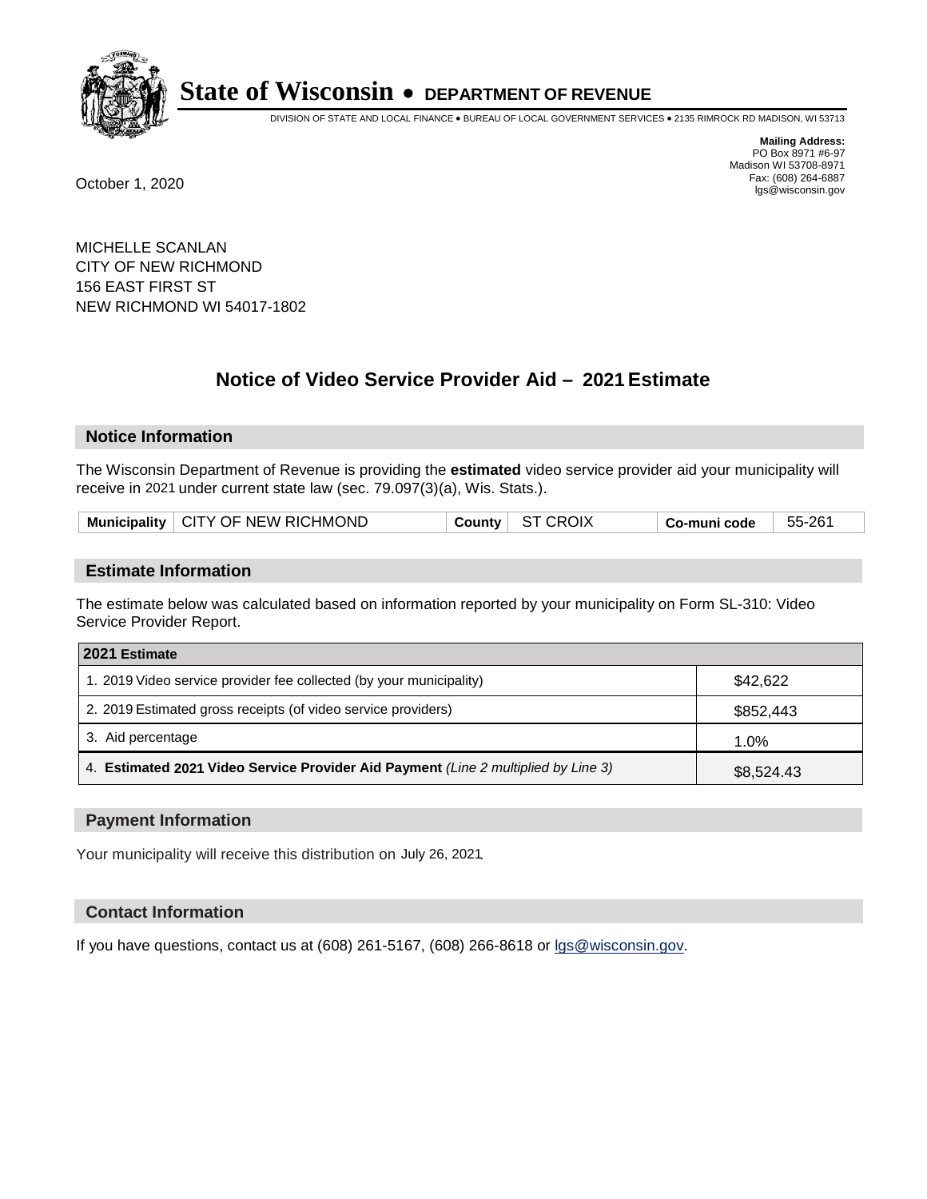# State of Wisconsin • DEPARTMENT OF REVENUE

DIVISION OF STATE AND LOCAL FINANCE • BUREAU OF LOCAL GOVERNMENT SERVICES • 2135 RIMROCK RD MADISON, WI 53713

**Mailing Address:**
PO Box 8971 #6-97
Madison WI 53708-8971
Fax: (608) 264-6887
lgs@wisconsin.gov

October 1, 2020

MICHELLE SCANLAN
CITY OF NEW RICHMOND
156 EAST FIRST ST
NEW RICHMOND WI 54017-1802

## Notice of Video Service Provider Aid – 2021 Estimate

### Notice Information

The Wisconsin Department of Revenue is providing the **estimated** video service provider aid your municipality will receive in 2021 under current state law (sec. 79.097(3)(a), Wis. Stats.).

| **Municipality** | CITY OF NEW RICHMOND | **County** | ST CROIX | **Co-muni code** | 55-261 |
|---|---|---|---|---|---|

### Estimate Information

The estimate below was calculated based on information reported by your municipality on Form SL-310: Video Service Provider Report.

| 2021 Estimate | |
|---|---|
| 1. 2019 Video service provider fee collected (by your municipality) | $42,622 |
| 2. 2019 Estimated gross receipts (of video service providers) | $852,443 |
| 3. Aid percentage | 1.0% |
| 4. **Estimated 2021 Video Service Provider Aid Payment** *(Line 2 multiplied by Line 3)* | $8,524.43 |

### Payment Information

Your municipality will receive this distribution on July 26, 2021.

### Contact Information

If you have questions, contact us at (608) 261-5167, (608) 266-8618 or lgs@wisconsin.gov.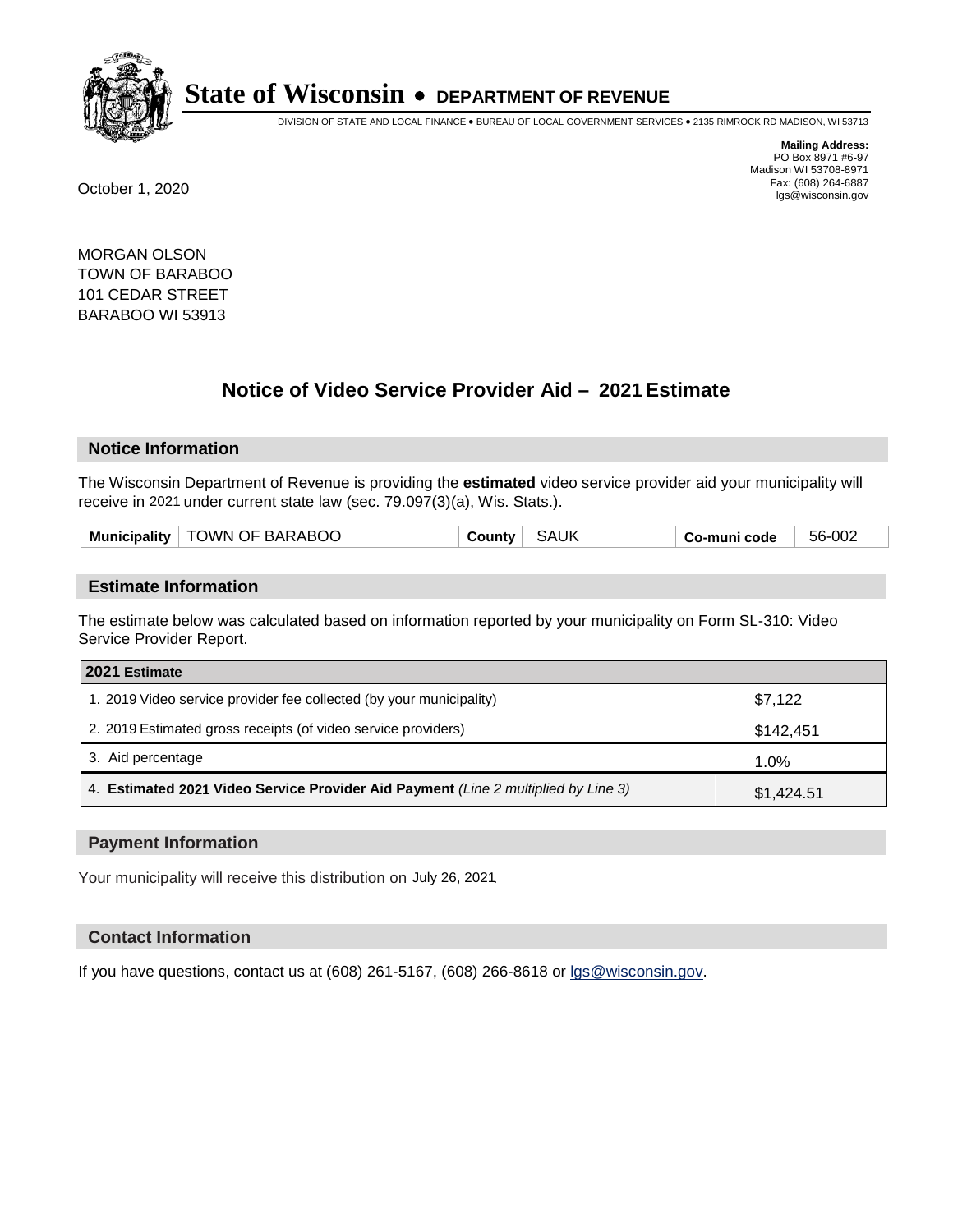# State of Wisconsin • DEPARTMENT OF REVENUE

DIVISION OF STATE AND LOCAL FINANCE • BUREAU OF LOCAL GOVERNMENT SERVICES • 2135 RIMROCK RD MADISON, WI 53713

**Mailing Address:**
PO Box 8971 #6-97
Madison WI 53708-8971
Fax: (608) 264-6887
lgs@wisconsin.gov

October 1, 2020

MORGAN OLSON
TOWN OF BARABOO
101 CEDAR STREET
BARABOO WI 53913

## Notice of Video Service Provider Aid – 2021 Estimate

### Notice Information

The Wisconsin Department of Revenue is providing the **estimated** video service provider aid your municipality will receive in 2021 under current state law (sec. 79.097(3)(a), Wis. Stats.).

| Municipality | TOWN OF BARABOO | County | SAUK | Co-muni code | 56-002 |
|---|---|---|---|---|---|

### Estimate Information

The estimate below was calculated based on information reported by your municipality on Form SL-310: Video Service Provider Report.

| 2021 Estimate | |
|---|---|
| 1. 2019 Video service provider fee collected (by your municipality) | $7,122 |
| 2. 2019 Estimated gross receipts (of video service providers) | $142,451 |
| 3. Aid percentage | 1.0% |
| 4. **Estimated 2021 Video Service Provider Aid Payment** *(Line 2 multiplied by Line 3)* | $1,424.51 |

### Payment Information

Your municipality will receive this distribution on July 26, 2021.

### Contact Information

If you have questions, contact us at (608) 261-5167, (608) 266-8618 or lgs@wisconsin.gov.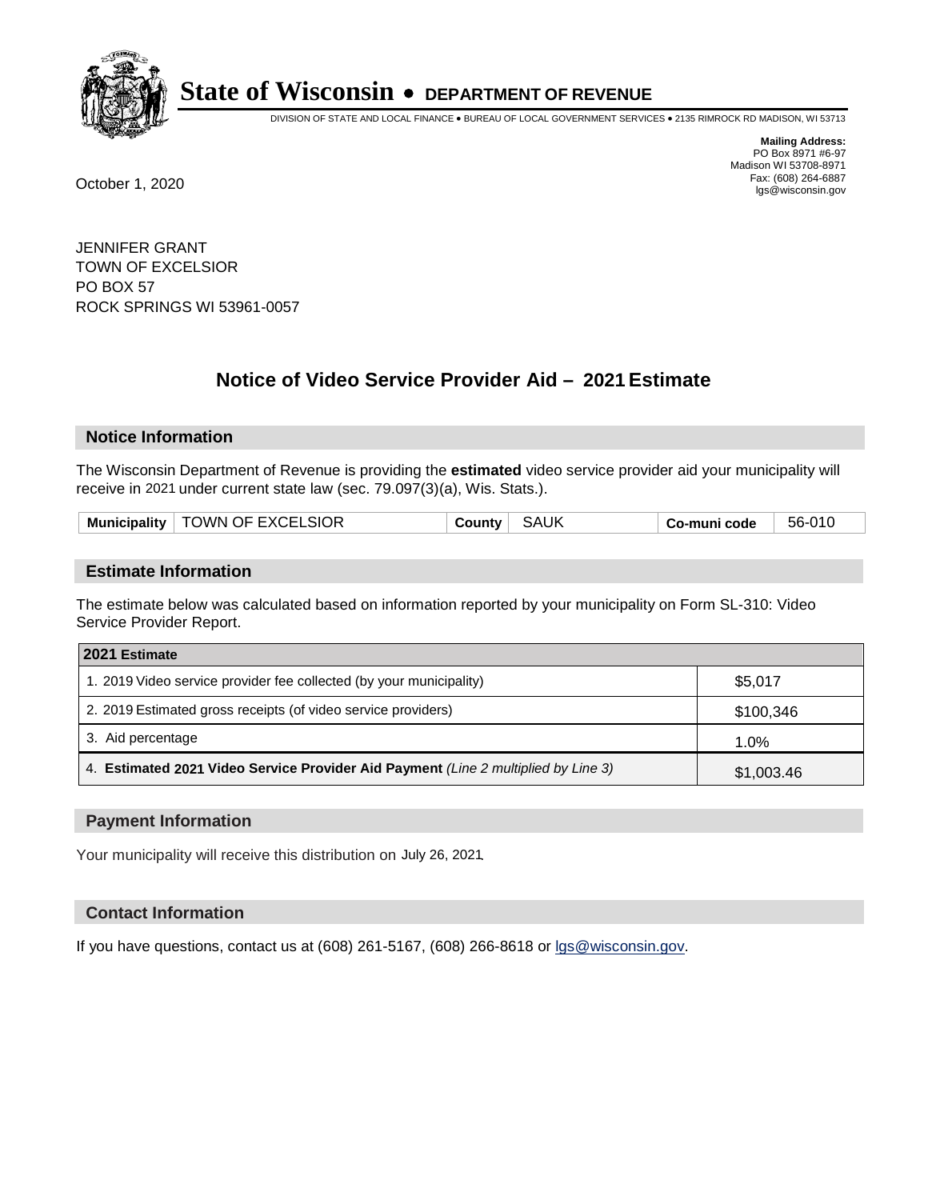# State of Wisconsin • DEPARTMENT OF REVENUE

DIVISION OF STATE AND LOCAL FINANCE • BUREAU OF LOCAL GOVERNMENT SERVICES • 2135 RIMROCK RD MADISON, WI 53713

**Mailing Address:**
PO Box 8971 #6-97
Madison WI 53708-8971
Fax: (608) 264-6887
lgs@wisconsin.gov

October 1, 2020

JENNIFER GRANT
TOWN OF EXCELSIOR
PO BOX 57
ROCK SPRINGS WI 53961-0057

## Notice of Video Service Provider Aid – 2021 Estimate

### Notice Information

The Wisconsin Department of Revenue is providing the **estimated** video service provider aid your municipality will receive in 2021 under current state law (sec. 79.097(3)(a), Wis. Stats.).

| Municipality | TOWN OF EXCELSIOR | County | SAUK | Co-muni code | 56-010 |
|---|---|---|---|---|---|

### Estimate Information

The estimate below was calculated based on information reported by your municipality on Form SL-310: Video Service Provider Report.

| 2021 Estimate | |
|---|---|
| 1. 2019 Video service provider fee collected (by your municipality) | $5,017 |
| 2. 2019 Estimated gross receipts (of video service providers) | $100,346 |
| 3. Aid percentage | 1.0% |
| 4. **Estimated 2021 Video Service Provider Aid Payment** *(Line 2 multiplied by Line 3)* | $1,003.46 |

### Payment Information

Your municipality will receive this distribution on July 26, 2021.

### Contact Information

If you have questions, contact us at (608) 261-5167, (608) 266-8618 or lgs@wisconsin.gov.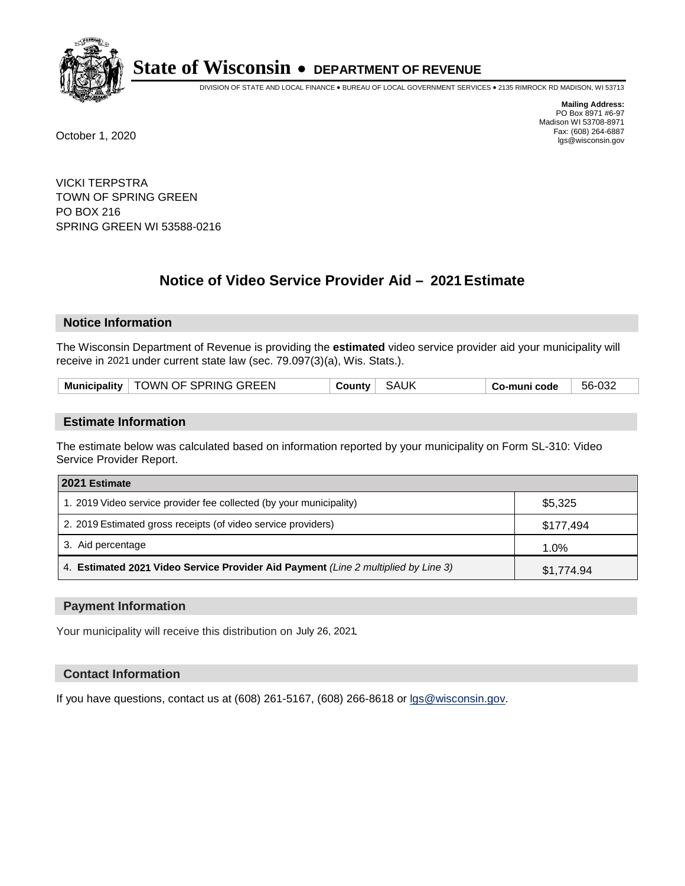# State of Wisconsin • DEPARTMENT OF REVENUE

DIVISION OF STATE AND LOCAL FINANCE • BUREAU OF LOCAL GOVERNMENT SERVICES • 2135 RIMROCK RD MADISON, WI 53713

**Mailing Address:**
PO Box 8971 #6-97
Madison WI 53708-8971
Fax: (608) 264-6887
lgs@wisconsin.gov

October 1, 2020

VICKI TERPSTRA
TOWN OF SPRING GREEN
PO BOX 216
SPRING GREEN WI 53588-0216

## Notice of Video Service Provider Aid – 2021 Estimate

### Notice Information

The Wisconsin Department of Revenue is providing the **estimated** video service provider aid your municipality will receive in 2021 under current state law (sec. 79.097(3)(a), Wis. Stats.).

| Municipality | TOWN OF SPRING GREEN | County | SAUK | Co-muni code | 56-032 |
|---|---|---|---|---|---|

### Estimate Information

The estimate below was calculated based on information reported by your municipality on Form SL-310: Video Service Provider Report.

| 2021 Estimate | |
|---|---|
| 1. 2019 Video service provider fee collected (by your municipality) | $5,325 |
| 2. 2019 Estimated gross receipts (of video service providers) | $177,494 |
| 3. Aid percentage | 1.0% |
| 4. **Estimated 2021 Video Service Provider Aid Payment** *(Line 2 multiplied by Line 3)* | $1,774.94 |

### Payment Information

Your municipality will receive this distribution on July 26, 2021.

### Contact Information

If you have questions, contact us at (608) 261-5167, (608) 266-8618 or lgs@wisconsin.gov.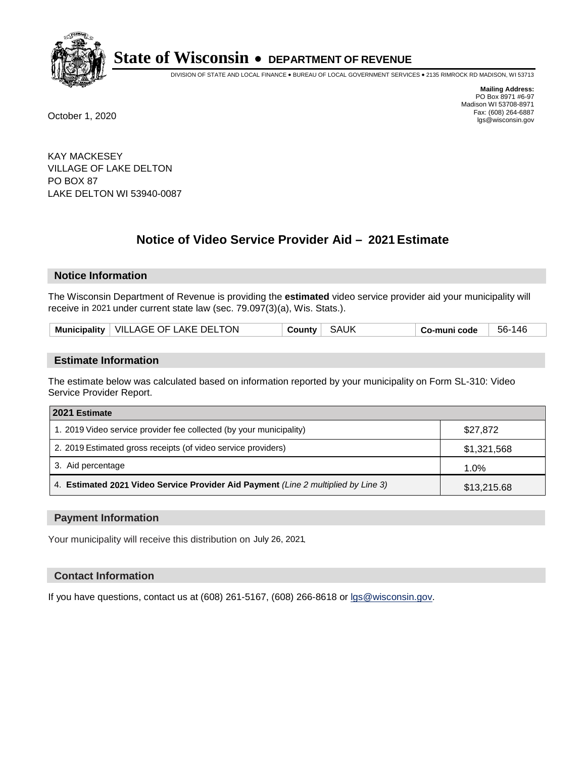# State of Wisconsin • DEPARTMENT OF REVENUE

DIVISION OF STATE AND LOCAL FINANCE • BUREAU OF LOCAL GOVERNMENT SERVICES • 2135 RIMROCK RD MADISON, WI 53713

**Mailing Address:**
PO Box 8971 #6-97
Madison WI 53708-8971
Fax: (608) 264-6887
lgs@wisconsin.gov

October 1, 2020

KAY MACKESEY
VILLAGE OF LAKE DELTON
PO BOX 87
LAKE DELTON WI 53940-0087

## Notice of Video Service Provider Aid – 2021 Estimate

### Notice Information

The Wisconsin Department of Revenue is providing the **estimated** video service provider aid your municipality will receive in 2021 under current state law (sec. 79.097(3)(a), Wis. Stats.).

| Municipality | VILLAGE OF LAKE DELTON | County | SAUK | Co-muni code | 56-146 |
|---|---|---|---|---|---|

### Estimate Information

The estimate below was calculated based on information reported by your municipality on Form SL-310: Video Service Provider Report.

| 2021 Estimate | |
|---|---|
| 1. 2019 Video service provider fee collected (by your municipality) | $27,872 |
| 2. 2019 Estimated gross receipts (of video service providers) | $1,321,568 |
| 3. Aid percentage | 1.0% |
| 4. **Estimated 2021 Video Service Provider Aid Payment** *(Line 2 multiplied by Line 3)* | $13,215.68 |

### Payment Information

Your municipality will receive this distribution on July 26, 2021.

### Contact Information

If you have questions, contact us at (608) 261-5167, (608) 266-8618 or lgs@wisconsin.gov.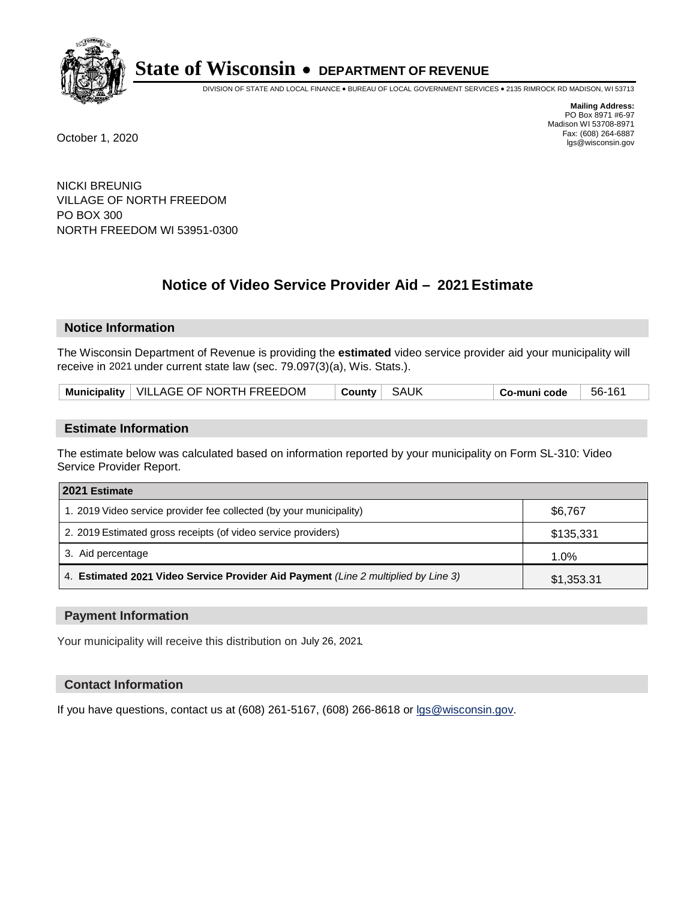# State of Wisconsin • DEPARTMENT OF REVENUE

DIVISION OF STATE AND LOCAL FINANCE • BUREAU OF LOCAL GOVERNMENT SERVICES • 2135 RIMROCK RD MADISON, WI 53713

**Mailing Address:**
PO Box 8971 #6-97
Madison WI 53708-8971
Fax: (608) 264-6887
lgs@wisconsin.gov

October 1, 2020

NICKI BREUNIG
VILLAGE OF NORTH FREEDOM
PO BOX 300
NORTH FREEDOM WI 53951-0300

## Notice of Video Service Provider Aid – 2021 Estimate

### Notice Information

The Wisconsin Department of Revenue is providing the **estimated** video service provider aid your municipality will receive in 2021 under current state law (sec. 79.097(3)(a), Wis. Stats.).

| Municipality | VILLAGE OF NORTH FREEDOM | County | SAUK | Co-muni code | 56-161 |
|---|---|---|---|---|---|

### Estimate Information

The estimate below was calculated based on information reported by your municipality on Form SL-310: Video Service Provider Report.

| 2021 Estimate | |
|---|---|
| 1. 2019 Video service provider fee collected (by your municipality) | $6,767 |
| 2. 2019 Estimated gross receipts (of video service providers) | $135,331 |
| 3. Aid percentage | 1.0% |
| 4. **Estimated 2021 Video Service Provider Aid Payment** *(Line 2 multiplied by Line 3)* | $1,353.31 |

### Payment Information

Your municipality will receive this distribution on July 26, 2021.

### Contact Information

If you have questions, contact us at (608) 261-5167, (608) 266-8618 or lgs@wisconsin.gov.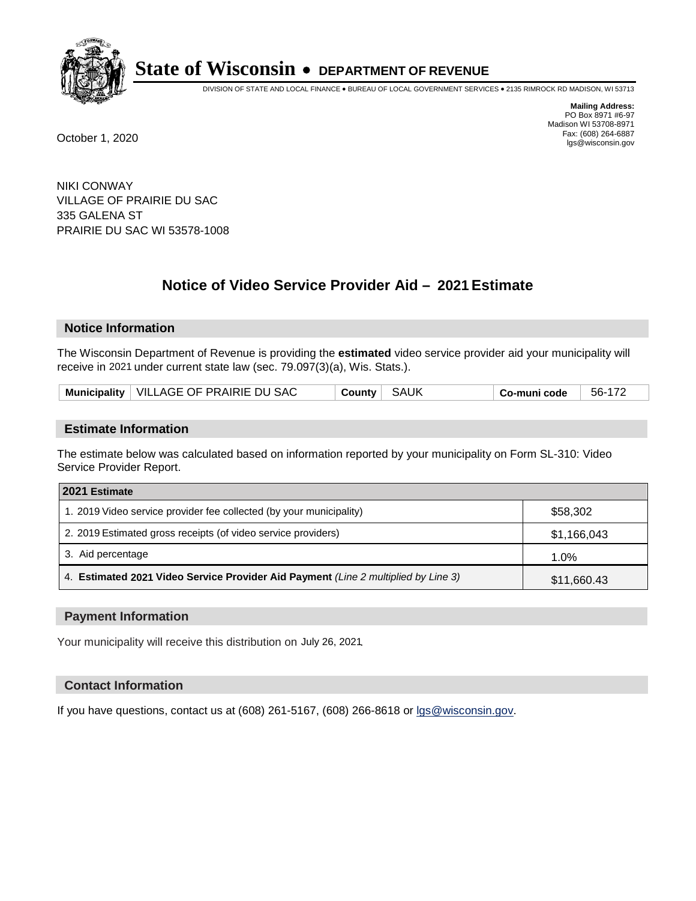# State of Wisconsin • DEPARTMENT OF REVENUE

DIVISION OF STATE AND LOCAL FINANCE • BUREAU OF LOCAL GOVERNMENT SERVICES • 2135 RIMROCK RD MADISON, WI 53713

**Mailing Address:**
PO Box 8971 #6-97
Madison WI 53708-8971
Fax: (608) 264-6887
lgs@wisconsin.gov

October 1, 2020

NIKI CONWAY
VILLAGE OF PRAIRIE DU SAC
335 GALENA ST
PRAIRIE DU SAC WI 53578-1008

## Notice of Video Service Provider Aid – 2021 Estimate

### Notice Information

The Wisconsin Department of Revenue is providing the **estimated** video service provider aid your municipality will receive in 2021 under current state law (sec. 79.097(3)(a), Wis. Stats.).

| Municipality | VILLAGE OF PRAIRIE DU SAC | County | SAUK | Co-muni code | 56-172 |
|---|---|---|---|---|---|

### Estimate Information

The estimate below was calculated based on information reported by your municipality on Form SL-310: Video Service Provider Report.

| 2021 Estimate | |
|---|---|
| 1. 2019 Video service provider fee collected (by your municipality) | $58,302 |
| 2. 2019 Estimated gross receipts (of video service providers) | $1,166,043 |
| 3. Aid percentage | 1.0% |
| 4. **Estimated 2021 Video Service Provider Aid Payment** *(Line 2 multiplied by Line 3)* | $11,660.43 |

### Payment Information

Your municipality will receive this distribution on July 26, 2021.

### Contact Information

If you have questions, contact us at (608) 261-5167, (608) 266-8618 or lgs@wisconsin.gov.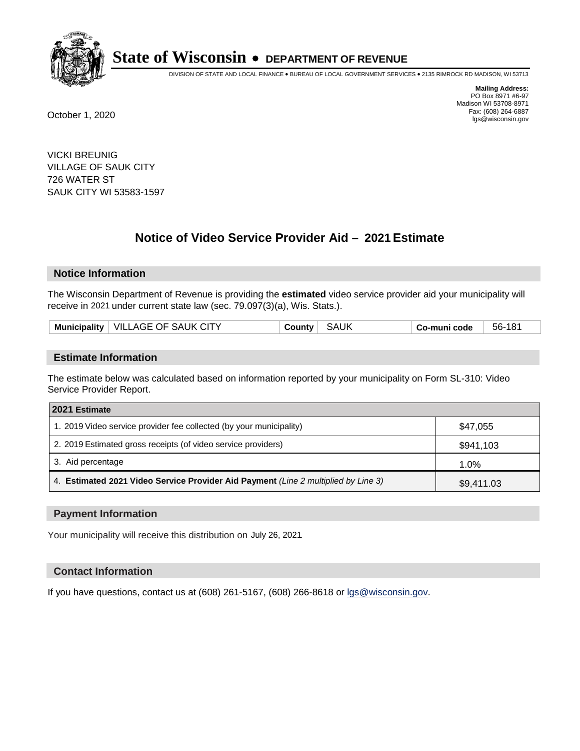# State of Wisconsin • DEPARTMENT OF REVENUE

DIVISION OF STATE AND LOCAL FINANCE • BUREAU OF LOCAL GOVERNMENT SERVICES • 2135 RIMROCK RD MADISON, WI 53713

**Mailing Address:**
PO Box 8971 #6-97
Madison WI 53708-8971
Fax: (608) 264-6887
lgs@wisconsin.gov

October 1, 2020

VICKI BREUNIG
VILLAGE OF SAUK CITY
726 WATER ST
SAUK CITY WI 53583-1597

## Notice of Video Service Provider Aid – 2021 Estimate

### Notice Information

The Wisconsin Department of Revenue is providing the **estimated** video service provider aid your municipality will receive in 2021 under current state law (sec. 79.097(3)(a), Wis. Stats.).

| Municipality | VILLAGE OF SAUK CITY | County | SAUK | Co-muni code | 56-181 |
|---|---|---|---|---|---|

### Estimate Information

The estimate below was calculated based on information reported by your municipality on Form SL-310: Video Service Provider Report.

| 2021 Estimate | |
|---|---|
| 1. 2019 Video service provider fee collected (by your municipality) | $47,055 |
| 2. 2019 Estimated gross receipts (of video service providers) | $941,103 |
| 3. Aid percentage | 1.0% |
| 4. **Estimated 2021 Video Service Provider Aid Payment** *(Line 2 multiplied by Line 3)* | $9,411.03 |

### Payment Information

Your municipality will receive this distribution on July 26, 2021.

### Contact Information

If you have questions, contact us at (608) 261-5167, (608) 266-8618 or lgs@wisconsin.gov.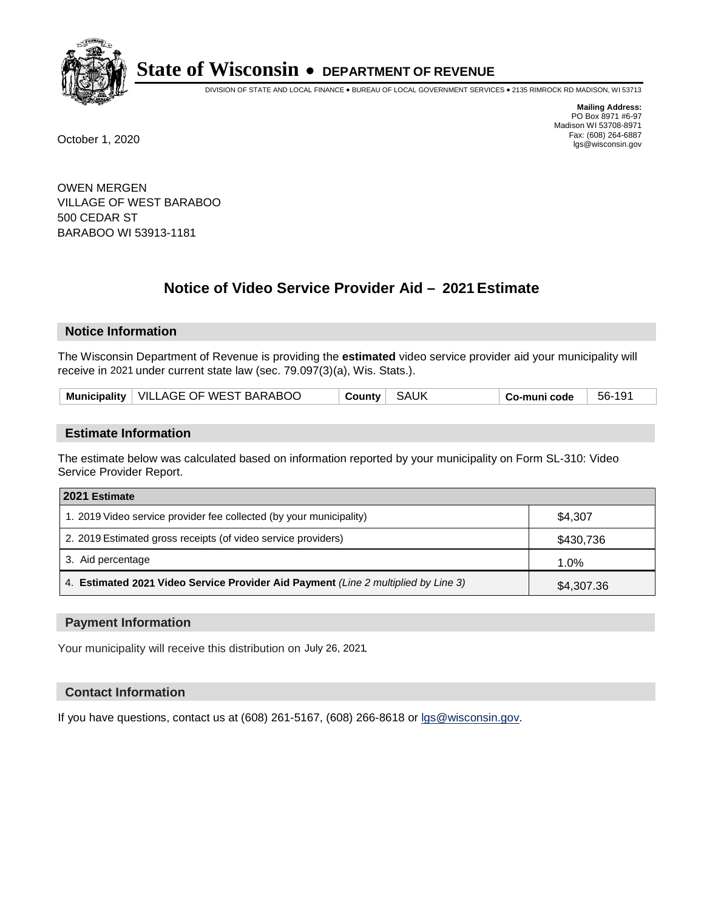# State of Wisconsin • DEPARTMENT OF REVENUE

DIVISION OF STATE AND LOCAL FINANCE • BUREAU OF LOCAL GOVERNMENT SERVICES • 2135 RIMROCK RD MADISON, WI 53713

**Mailing Address:**
PO Box 8971 #6-97
Madison WI 53708-8971
Fax: (608) 264-6887
lgs@wisconsin.gov

October 1, 2020

OWEN MERGEN
VILLAGE OF WEST BARABOO
500 CEDAR ST
BARABOO WI 53913-1181

## Notice of Video Service Provider Aid – 2021 Estimate

### Notice Information

The Wisconsin Department of Revenue is providing the **estimated** video service provider aid your municipality will receive in 2021 under current state law (sec. 79.097(3)(a), Wis. Stats.).

| Municipality | VILLAGE OF WEST BARABOO | County | SAUK | Co-muni code | 56-191 |
|---|---|---|---|---|---|

### Estimate Information

The estimate below was calculated based on information reported by your municipality on Form SL-310: Video Service Provider Report.

| 2021 Estimate | |
|---|---|
| 1. 2019 Video service provider fee collected (by your municipality) | $4,307 |
| 2. 2019 Estimated gross receipts (of video service providers) | $430,736 |
| 3. Aid percentage | 1.0% |
| 4. **Estimated 2021 Video Service Provider Aid Payment** *(Line 2 multiplied by Line 3)* | $4,307.36 |

### Payment Information

Your municipality will receive this distribution on July 26, 2021.

### Contact Information

If you have questions, contact us at (608) 261-5167, (608) 266-8618 or lgs@wisconsin.gov.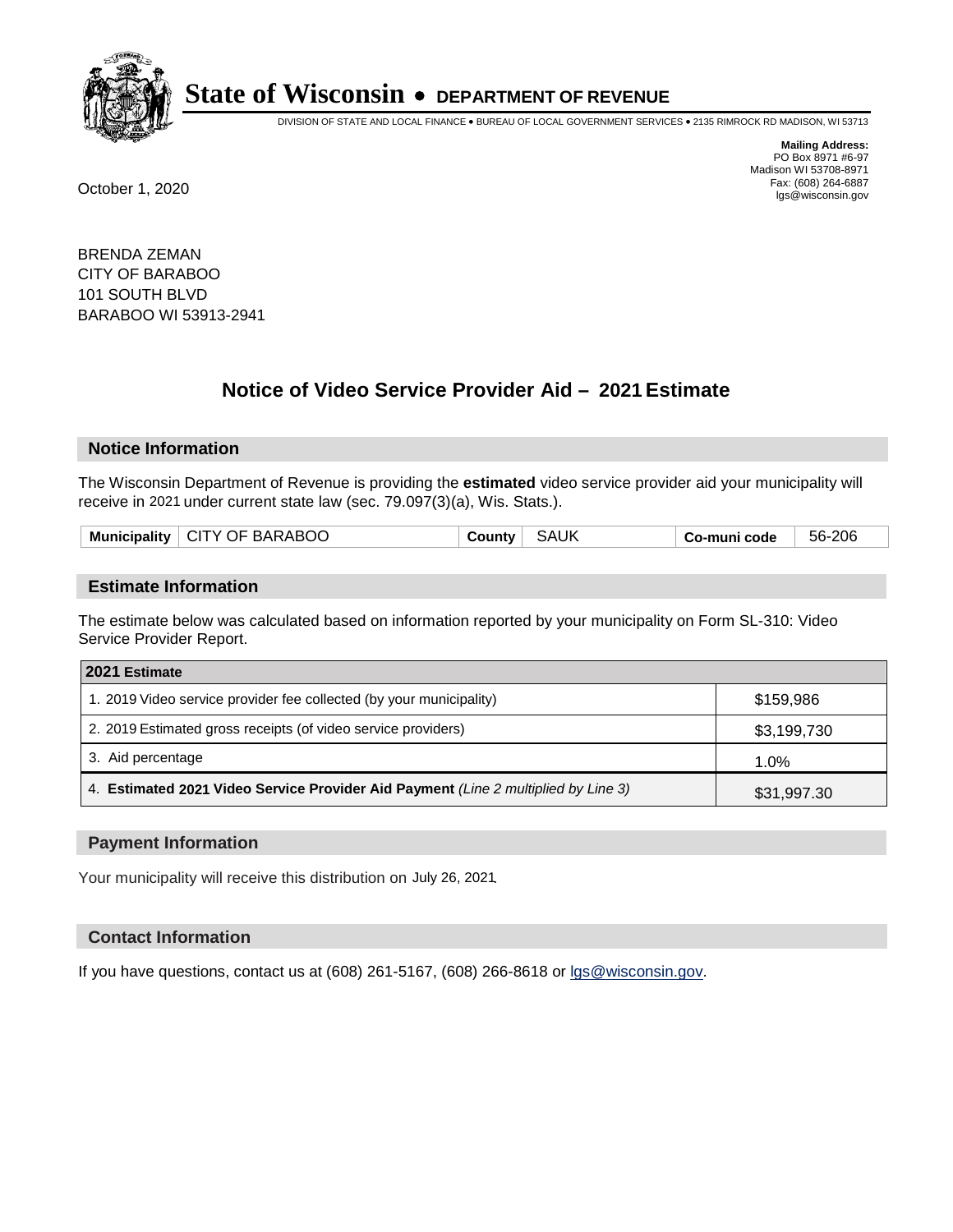# State of Wisconsin • DEPARTMENT OF REVENUE

DIVISION OF STATE AND LOCAL FINANCE • BUREAU OF LOCAL GOVERNMENT SERVICES • 2135 RIMROCK RD MADISON, WI 53713

**Mailing Address:**
PO Box 8971 #6-97
Madison WI 53708-8971
Fax: (608) 264-6887
lgs@wisconsin.gov

October 1, 2020

BRENDA ZEMAN
CITY OF BARABOO
101 SOUTH BLVD
BARABOO WI 53913-2941

## Notice of Video Service Provider Aid – 2021 Estimate

### Notice Information

The Wisconsin Department of Revenue is providing the **estimated** video service provider aid your municipality will receive in 2021 under current state law (sec. 79.097(3)(a), Wis. Stats.).

| Municipality | CITY OF BARABOO | County | SAUK | Co-muni code | 56-206 |
|---|---|---|---|---|---|

### Estimate Information

The estimate below was calculated based on information reported by your municipality on Form SL-310: Video Service Provider Report.

| 2021 Estimate | |
|---|---|
| 1. 2019 Video service provider fee collected (by your municipality) | $159,986 |
| 2. 2019 Estimated gross receipts (of video service providers) | $3,199,730 |
| 3. Aid percentage | 1.0% |
| 4. **Estimated 2021 Video Service Provider Aid Payment** *(Line 2 multiplied by Line 3)* | $31,997.30 |

### Payment Information

Your municipality will receive this distribution on July 26, 2021.

### Contact Information

If you have questions, contact us at (608) 261-5167, (608) 266-8618 or lgs@wisconsin.gov.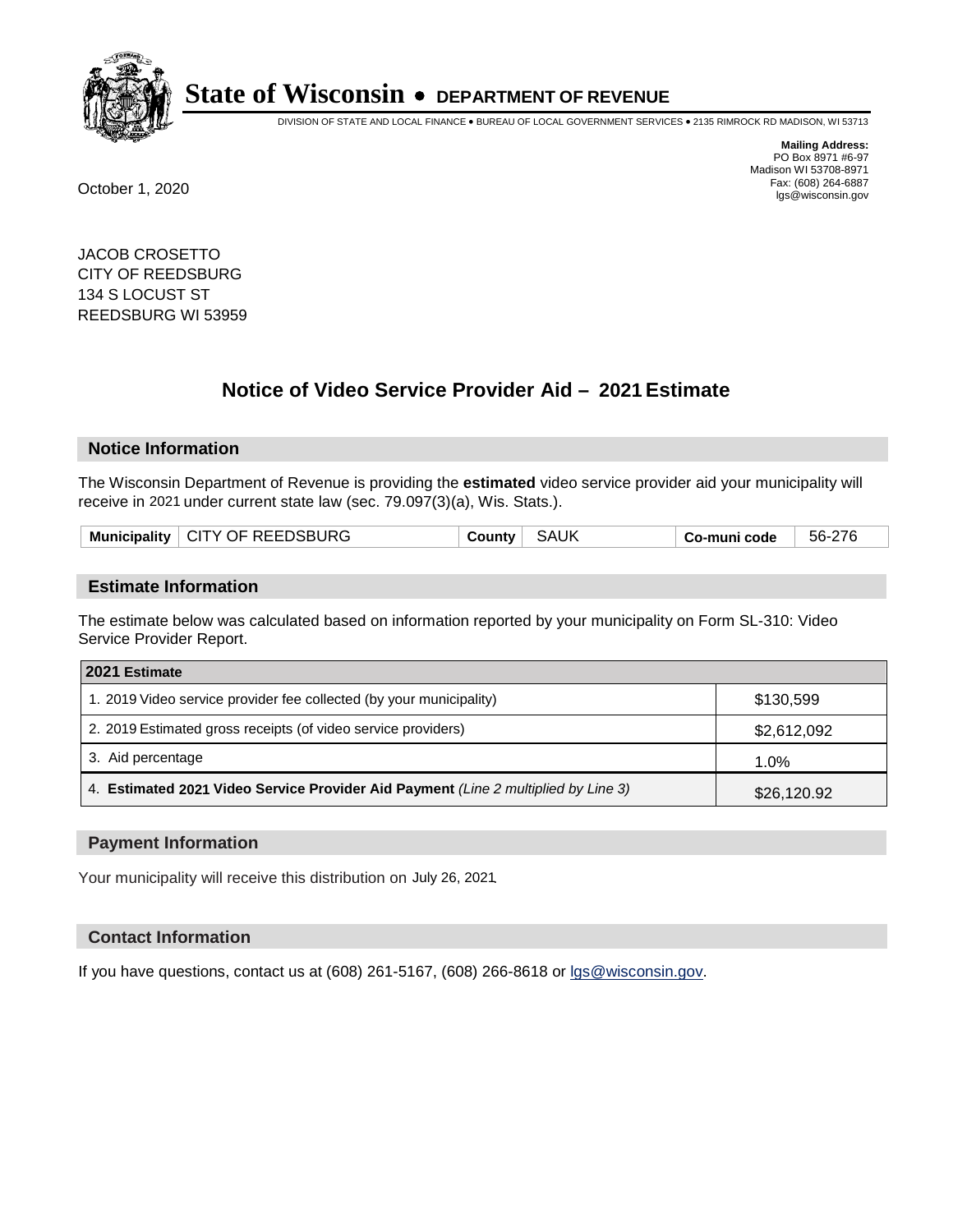# State of Wisconsin • DEPARTMENT OF REVENUE

DIVISION OF STATE AND LOCAL FINANCE • BUREAU OF LOCAL GOVERNMENT SERVICES • 2135 RIMROCK RD MADISON, WI 53713

**Mailing Address:**
PO Box 8971 #6-97
Madison WI 53708-8971
Fax: (608) 264-6887
lgs@wisconsin.gov

October 1, 2020

JACOB CROSETTO
CITY OF REEDSBURG
134 S LOCUST ST
REEDSBURG WI 53959

## Notice of Video Service Provider Aid – 2021 Estimate

### Notice Information

The Wisconsin Department of Revenue is providing the **estimated** video service provider aid your municipality will receive in 2021 under current state law (sec. 79.097(3)(a), Wis. Stats.).

| Municipality | CITY OF REEDSBURG | County | SAUK | Co-muni code | 56-276 |
|---|---|---|---|---|---|

### Estimate Information

The estimate below was calculated based on information reported by your municipality on Form SL-310: Video Service Provider Report.

| 2021 Estimate | |
|---|---|
| 1. 2019 Video service provider fee collected (by your municipality) | $130,599 |
| 2. 2019 Estimated gross receipts (of video service providers) | $2,612,092 |
| 3. Aid percentage | 1.0% |
| 4. **Estimated 2021 Video Service Provider Aid Payment** *(Line 2 multiplied by Line 3)* | $26,120.92 |

### Payment Information

Your municipality will receive this distribution on July 26, 2021.

### Contact Information

If you have questions, contact us at (608) 261-5167, (608) 266-8618 or lgs@wisconsin.gov.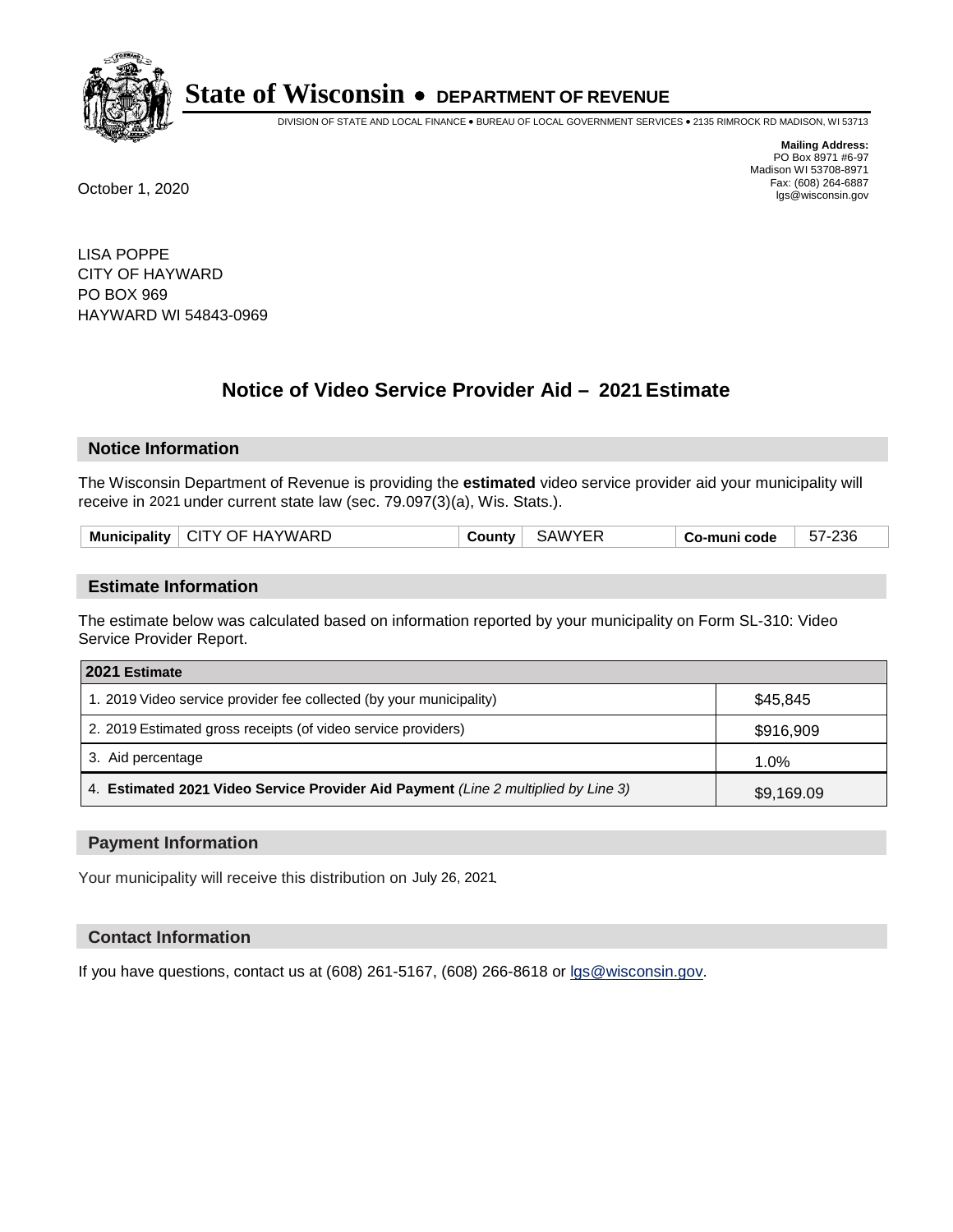# State of Wisconsin • DEPARTMENT OF REVENUE

DIVISION OF STATE AND LOCAL FINANCE • BUREAU OF LOCAL GOVERNMENT SERVICES • 2135 RIMROCK RD MADISON, WI 53713

**Mailing Address:**
PO Box 8971 #6-97
Madison WI 53708-8971
Fax: (608) 264-6887
lgs@wisconsin.gov

October 1, 2020

LISA POPPE
CITY OF HAYWARD
PO BOX 969
HAYWARD WI 54843-0969

## Notice of Video Service Provider Aid – 2021 Estimate

### Notice Information

The Wisconsin Department of Revenue is providing the **estimated** video service provider aid your municipality will receive in 2021 under current state law (sec. 79.097(3)(a), Wis. Stats.).

| Municipality | CITY OF HAYWARD | County | SAWYER | Co-muni code | 57-236 |
|---|---|---|---|---|---|

### Estimate Information

The estimate below was calculated based on information reported by your municipality on Form SL-310: Video Service Provider Report.

| 2021 Estimate | |
|---|---|
| 1. 2019 Video service provider fee collected (by your municipality) | $45,845 |
| 2. 2019 Estimated gross receipts (of video service providers) | $916,909 |
| 3. Aid percentage | 1.0% |
| 4. **Estimated 2021 Video Service Provider Aid Payment** *(Line 2 multiplied by Line 3)* | $9,169.09 |

### Payment Information

Your municipality will receive this distribution on July 26, 2021.

### Contact Information

If you have questions, contact us at (608) 261-5167, (608) 266-8618 or lgs@wisconsin.gov.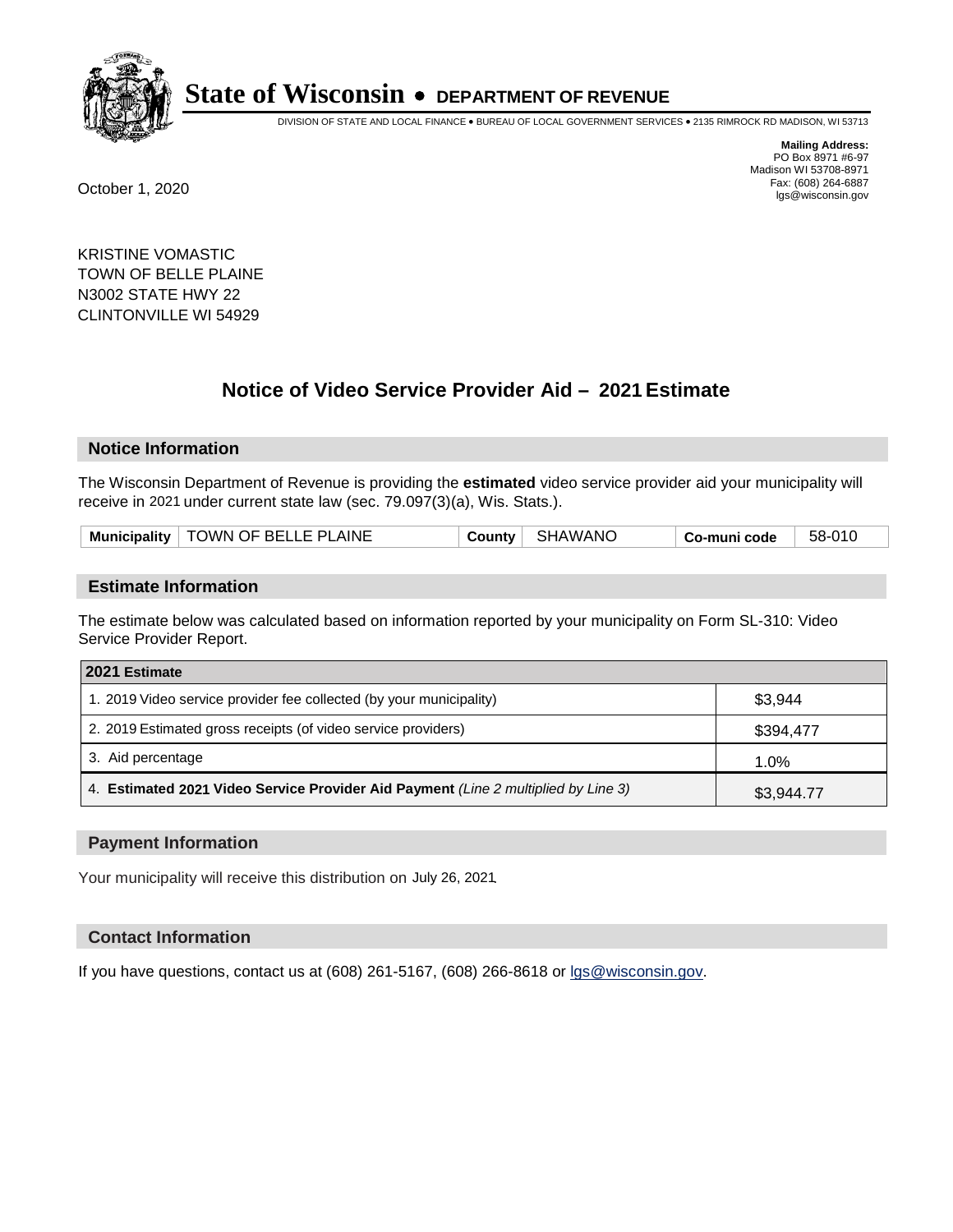# State of Wisconsin • DEPARTMENT OF REVENUE

DIVISION OF STATE AND LOCAL FINANCE • BUREAU OF LOCAL GOVERNMENT SERVICES • 2135 RIMROCK RD MADISON, WI 53713

**Mailing Address:**
PO Box 8971 #6-97
Madison WI 53708-8971
Fax: (608) 264-6887
lgs@wisconsin.gov

October 1, 2020

KRISTINE VOMASTIC
TOWN OF BELLE PLAINE
N3002 STATE HWY 22
CLINTONVILLE WI 54929

## Notice of Video Service Provider Aid – 2021 Estimate

### Notice Information

The Wisconsin Department of Revenue is providing the **estimated** video service provider aid your municipality will receive in 2021 under current state law (sec. 79.097(3)(a), Wis. Stats.).

| Municipality | TOWN OF BELLE PLAINE | County | SHAWANO | Co-muni code | 58-010 |
|---|---|---|---|---|---|

### Estimate Information

The estimate below was calculated based on information reported by your municipality on Form SL-310: Video Service Provider Report.

| 2021 Estimate | |
|---|---|
| 1. 2019 Video service provider fee collected (by your municipality) | $3,944 |
| 2. 2019 Estimated gross receipts (of video service providers) | $394,477 |
| 3. Aid percentage | 1.0% |
| 4. **Estimated 2021 Video Service Provider Aid Payment** *(Line 2 multiplied by Line 3)* | $3,944.77 |

### Payment Information

Your municipality will receive this distribution on July 26, 2021.

### Contact Information

If you have questions, contact us at (608) 261-5167, (608) 266-8618 or lgs@wisconsin.gov.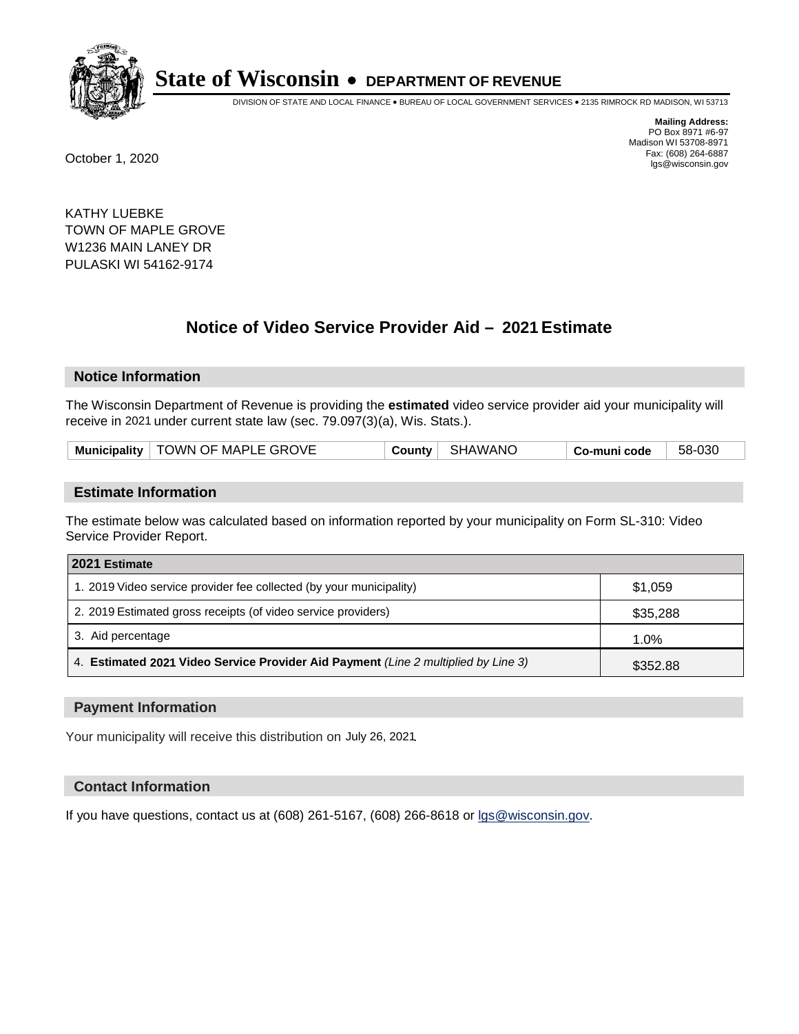# State of Wisconsin • DEPARTMENT OF REVENUE

DIVISION OF STATE AND LOCAL FINANCE • BUREAU OF LOCAL GOVERNMENT SERVICES • 2135 RIMROCK RD MADISON, WI 53713

**Mailing Address:**
PO Box 8971 #6-97
Madison WI 53708-8971
Fax: (608) 264-6887
lgs@wisconsin.gov

October 1, 2020

KATHY LUEBKE
TOWN OF MAPLE GROVE
W1236 MAIN LANEY DR
PULASKI WI 54162-9174

## Notice of Video Service Provider Aid – 2021 Estimate

### Notice Information

The Wisconsin Department of Revenue is providing the **estimated** video service provider aid your municipality will receive in 2021 under current state law (sec. 79.097(3)(a), Wis. Stats.).

| Municipality | TOWN OF MAPLE GROVE | County | SHAWANO | Co-muni code | 58-030 |
|---|---|---|---|---|---|

### Estimate Information

The estimate below was calculated based on information reported by your municipality on Form SL-310: Video Service Provider Report.

| 2021 Estimate | |
|---|---|
| 1. 2019 Video service provider fee collected (by your municipality) | $1,059 |
| 2. 2019 Estimated gross receipts (of video service providers) | $35,288 |
| 3. Aid percentage | 1.0% |
| 4. **Estimated 2021 Video Service Provider Aid Payment** *(Line 2 multiplied by Line 3)* | $352.88 |

### Payment Information

Your municipality will receive this distribution on July 26, 2021.

### Contact Information

If you have questions, contact us at (608) 261-5167, (608) 266-8618 or lgs@wisconsin.gov.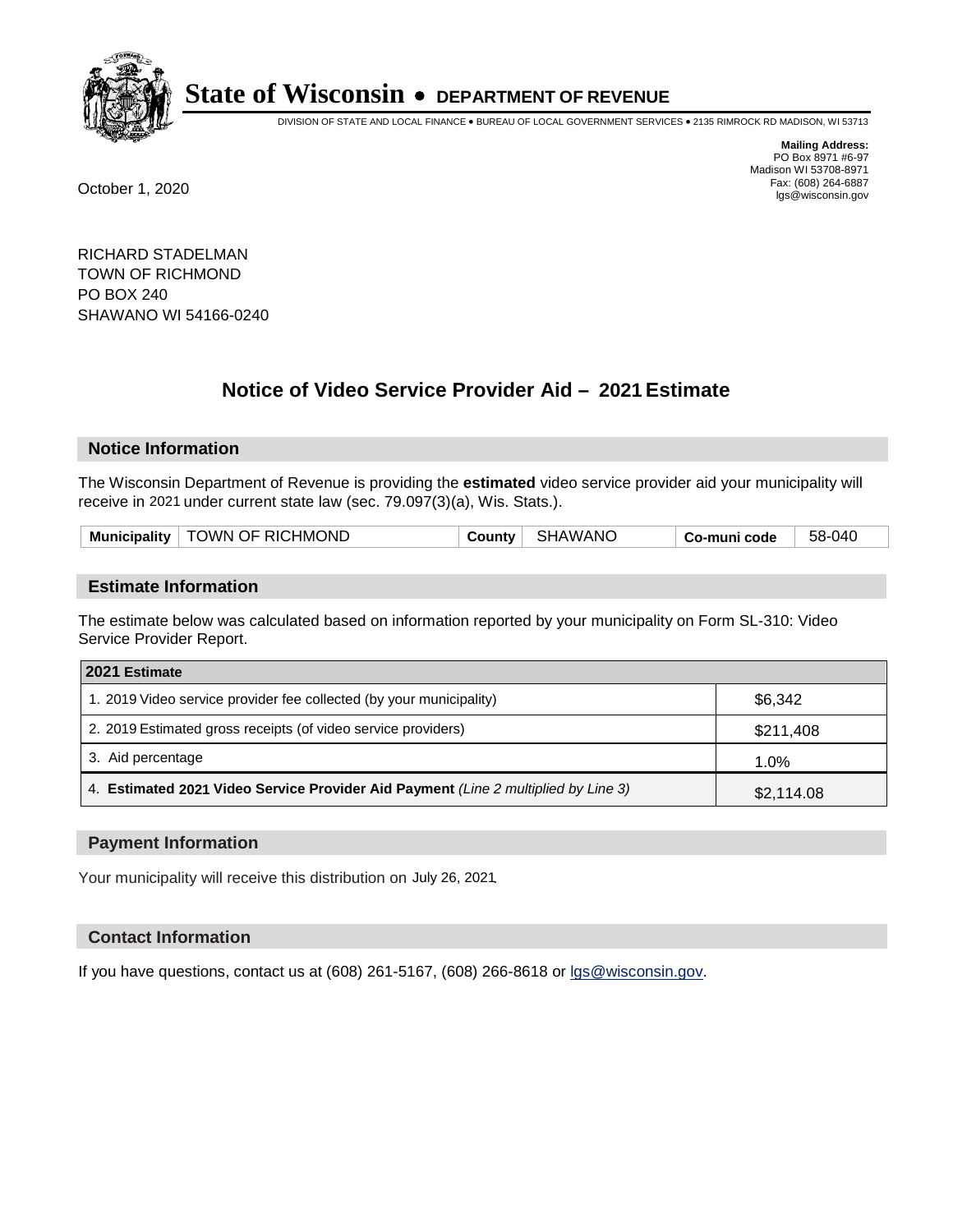# State of Wisconsin • DEPARTMENT OF REVENUE

DIVISION OF STATE AND LOCAL FINANCE • BUREAU OF LOCAL GOVERNMENT SERVICES • 2135 RIMROCK RD MADISON, WI 53713

**Mailing Address:**
PO Box 8971 #6-97
Madison WI 53708-8971
Fax: (608) 264-6887
lgs@wisconsin.gov

October 1, 2020

RICHARD STADELMAN
TOWN OF RICHMOND
PO BOX 240
SHAWANO WI 54166-0240

## Notice of Video Service Provider Aid – 2021 Estimate

### Notice Information

The Wisconsin Department of Revenue is providing the **estimated** video service provider aid your municipality will receive in 2021 under current state law (sec. 79.097(3)(a), Wis. Stats.).

| Municipality | TOWN OF RICHMOND | County | SHAWANO | Co-muni code | 58-040 |
|---|---|---|---|---|---|

### Estimate Information

The estimate below was calculated based on information reported by your municipality on Form SL-310: Video Service Provider Report.

| 2021 Estimate | |
|---|---|
| 1. 2019 Video service provider fee collected (by your municipality) | $6,342 |
| 2. 2019 Estimated gross receipts (of video service providers) | $211,408 |
| 3. Aid percentage | 1.0% |
| 4. **Estimated 2021 Video Service Provider Aid Payment** *(Line 2 multiplied by Line 3)* | $2,114.08 |

### Payment Information

Your municipality will receive this distribution on July 26, 2021.

### Contact Information

If you have questions, contact us at (608) 261-5167, (608) 266-8618 or lgs@wisconsin.gov.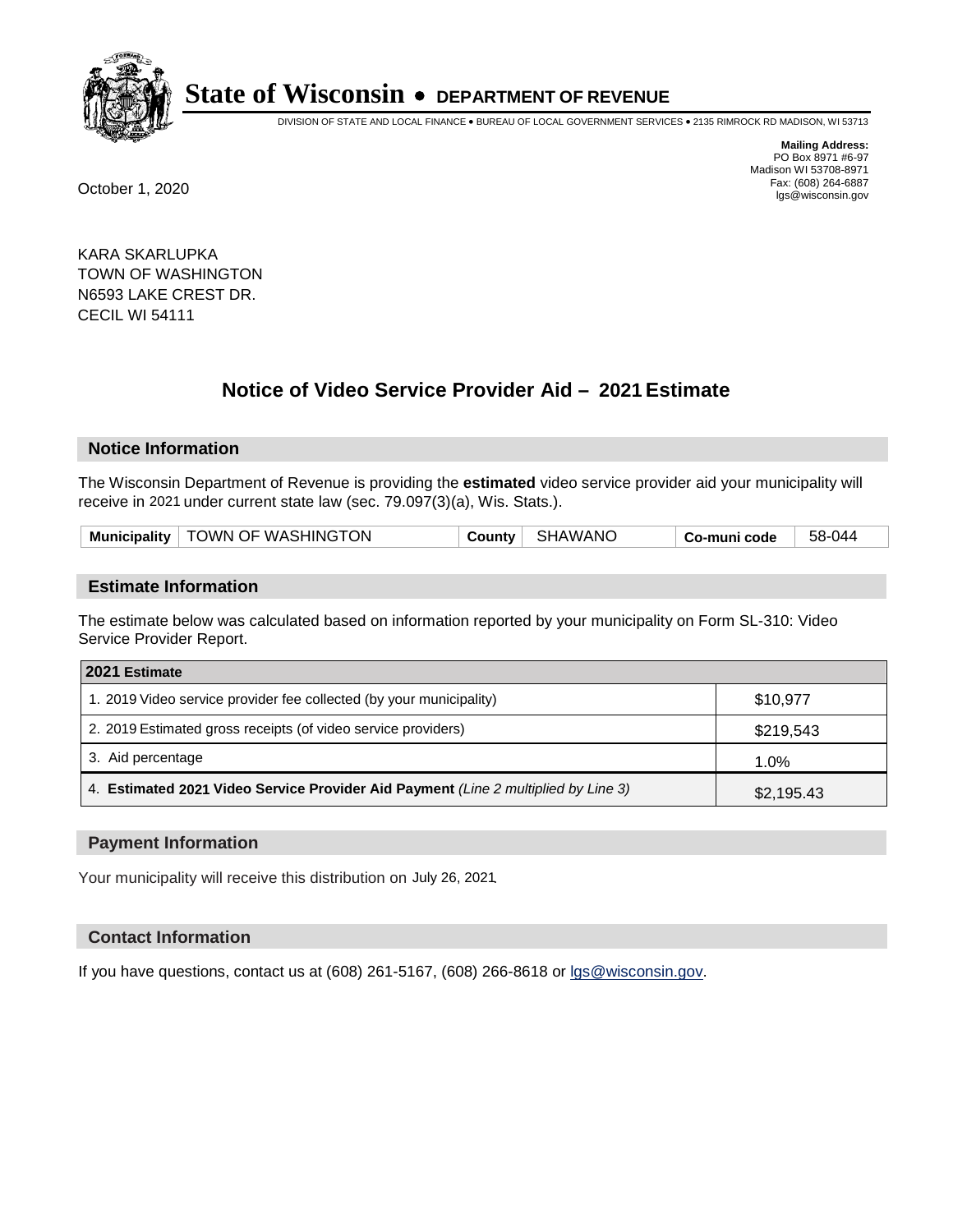# State of Wisconsin • DEPARTMENT OF REVENUE

DIVISION OF STATE AND LOCAL FINANCE • BUREAU OF LOCAL GOVERNMENT SERVICES • 2135 RIMROCK RD MADISON, WI 53713

**Mailing Address:**
PO Box 8971 #6-97
Madison WI 53708-8971
Fax: (608) 264-6887
lgs@wisconsin.gov

October 1, 2020

KARA SKARLUPKA
TOWN OF WASHINGTON
N6593 LAKE CREST DR.
CECIL WI 54111

## Notice of Video Service Provider Aid – 2021 Estimate

### Notice Information

The Wisconsin Department of Revenue is providing the **estimated** video service provider aid your municipality will receive in 2021 under current state law (sec. 79.097(3)(a), Wis. Stats.).

| Municipality | TOWN OF WASHINGTON | County | SHAWANO | Co-muni code | 58-044 |
|---|---|---|---|---|---|

### Estimate Information

The estimate below was calculated based on information reported by your municipality on Form SL-310: Video Service Provider Report.

| 2021 Estimate | |
|---|---|
| 1. 2019 Video service provider fee collected (by your municipality) | $10,977 |
| 2. 2019 Estimated gross receipts (of video service providers) | $219,543 |
| 3. Aid percentage | 1.0% |
| 4. **Estimated 2021 Video Service Provider Aid Payment** *(Line 2 multiplied by Line 3)* | $2,195.43 |

### Payment Information

Your municipality will receive this distribution on July 26, 2021.

### Contact Information

If you have questions, contact us at (608) 261-5167, (608) 266-8618 or lgs@wisconsin.gov.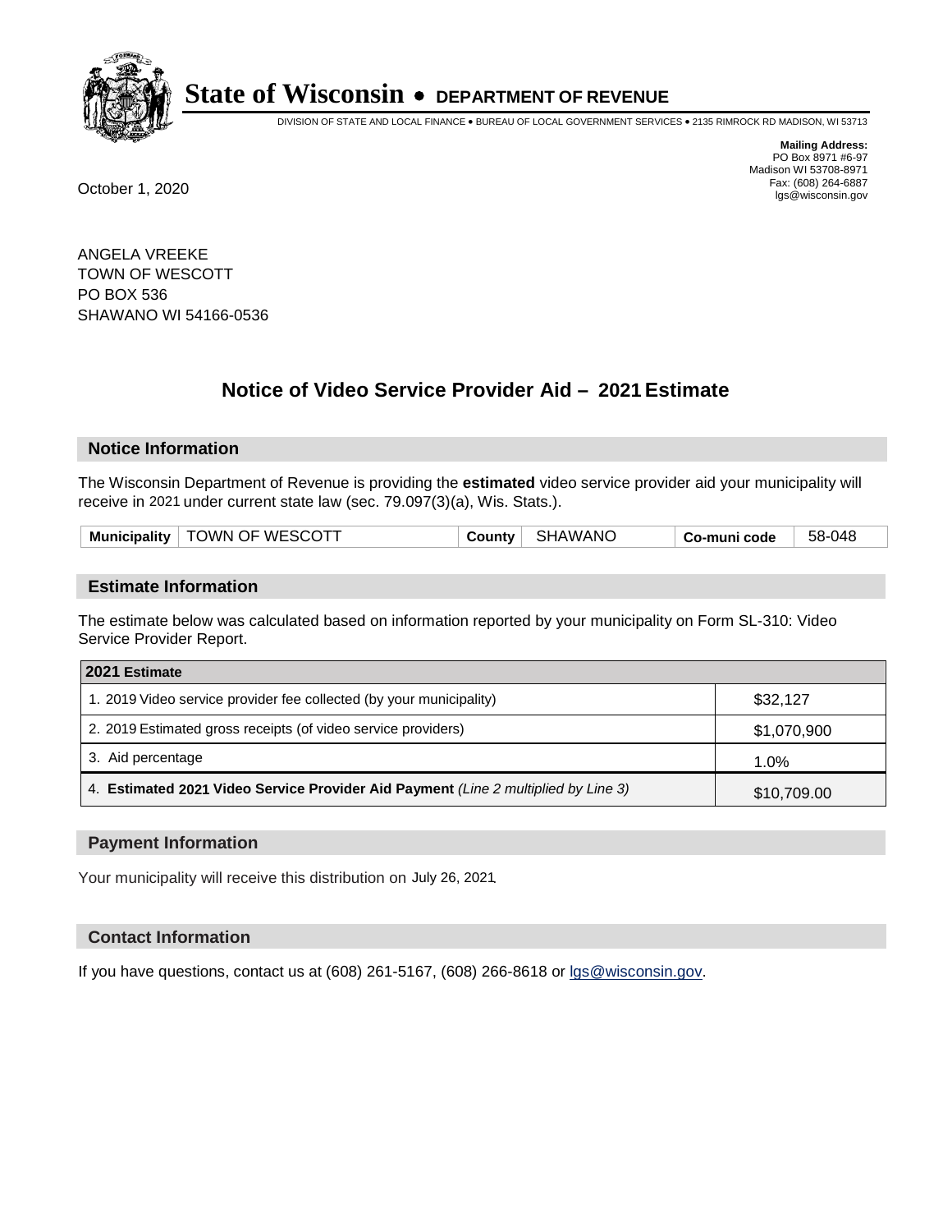# State of Wisconsin • DEPARTMENT OF REVENUE

DIVISION OF STATE AND LOCAL FINANCE • BUREAU OF LOCAL GOVERNMENT SERVICES • 2135 RIMROCK RD MADISON, WI 53713

**Mailing Address:**
PO Box 8971 #6-97
Madison WI 53708-8971
Fax: (608) 264-6887
lgs@wisconsin.gov

October 1, 2020

ANGELA VREEKE
TOWN OF WESCOTT
PO BOX 536
SHAWANO WI 54166-0536

## Notice of Video Service Provider Aid – 2021 Estimate

### Notice Information

The Wisconsin Department of Revenue is providing the **estimated** video service provider aid your municipality will receive in 2021 under current state law (sec. 79.097(3)(a), Wis. Stats.).

| Municipality | TOWN OF WESCOTT | County | SHAWANO | Co-muni code | 58-048 |
|---|---|---|---|---|---|

### Estimate Information

The estimate below was calculated based on information reported by your municipality on Form SL-310: Video Service Provider Report.

| 2021 Estimate | |
|---|---|
| 1. 2019 Video service provider fee collected (by your municipality) | $32,127 |
| 2. 2019 Estimated gross receipts (of video service providers) | $1,070,900 |
| 3. Aid percentage | 1.0% |
| 4. **Estimated 2021 Video Service Provider Aid Payment** *(Line 2 multiplied by Line 3)* | $10,709.00 |

### Payment Information

Your municipality will receive this distribution on July 26, 2021.

### Contact Information

If you have questions, contact us at (608) 261-5167, (608) 266-8618 or lgs@wisconsin.gov.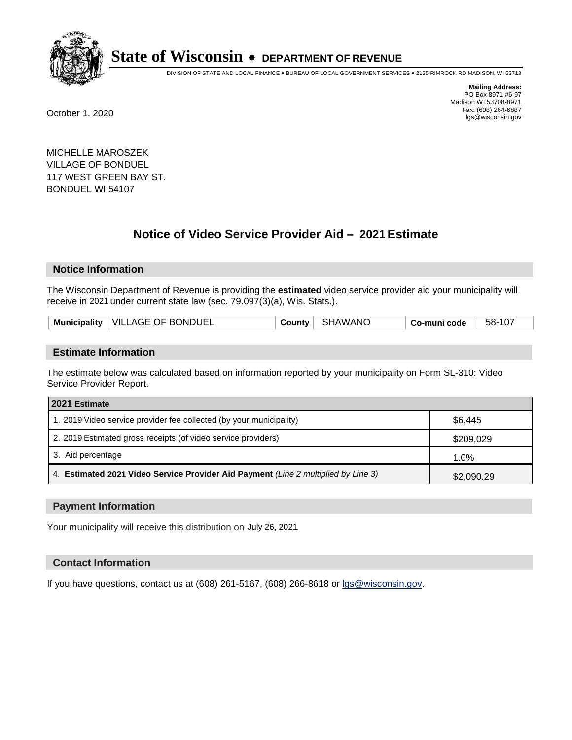# State of Wisconsin • DEPARTMENT OF REVENUE

DIVISION OF STATE AND LOCAL FINANCE • BUREAU OF LOCAL GOVERNMENT SERVICES • 2135 RIMROCK RD MADISON, WI 53713

**Mailing Address:**
PO Box 8971 #6-97
Madison WI 53708-8971
Fax: (608) 264-6887
lgs@wisconsin.gov

October 1, 2020

MICHELLE MAROSZEK
VILLAGE OF BONDUEL
117 WEST GREEN BAY ST.
BONDUEL WI 54107

## Notice of Video Service Provider Aid – 2021 Estimate

### Notice Information

The Wisconsin Department of Revenue is providing the **estimated** video service provider aid your municipality will receive in 2021 under current state law (sec. 79.097(3)(a), Wis. Stats.).

| Municipality | VILLAGE OF BONDUEL | County | SHAWANO | Co-muni code | 58-107 |
|---|---|---|---|---|---|

### Estimate Information

The estimate below was calculated based on information reported by your municipality on Form SL-310: Video Service Provider Report.

| 2021 Estimate | |
|---|---|
| 1. 2019 Video service provider fee collected (by your municipality) | $6,445 |
| 2. 2019 Estimated gross receipts (of video service providers) | $209,029 |
| 3. Aid percentage | 1.0% |
| 4. **Estimated 2021 Video Service Provider Aid Payment** *(Line 2 multiplied by Line 3)* | $2,090.29 |

### Payment Information

Your municipality will receive this distribution on July 26, 2021.

### Contact Information

If you have questions, contact us at (608) 261-5167, (608) 266-8618 or lgs@wisconsin.gov.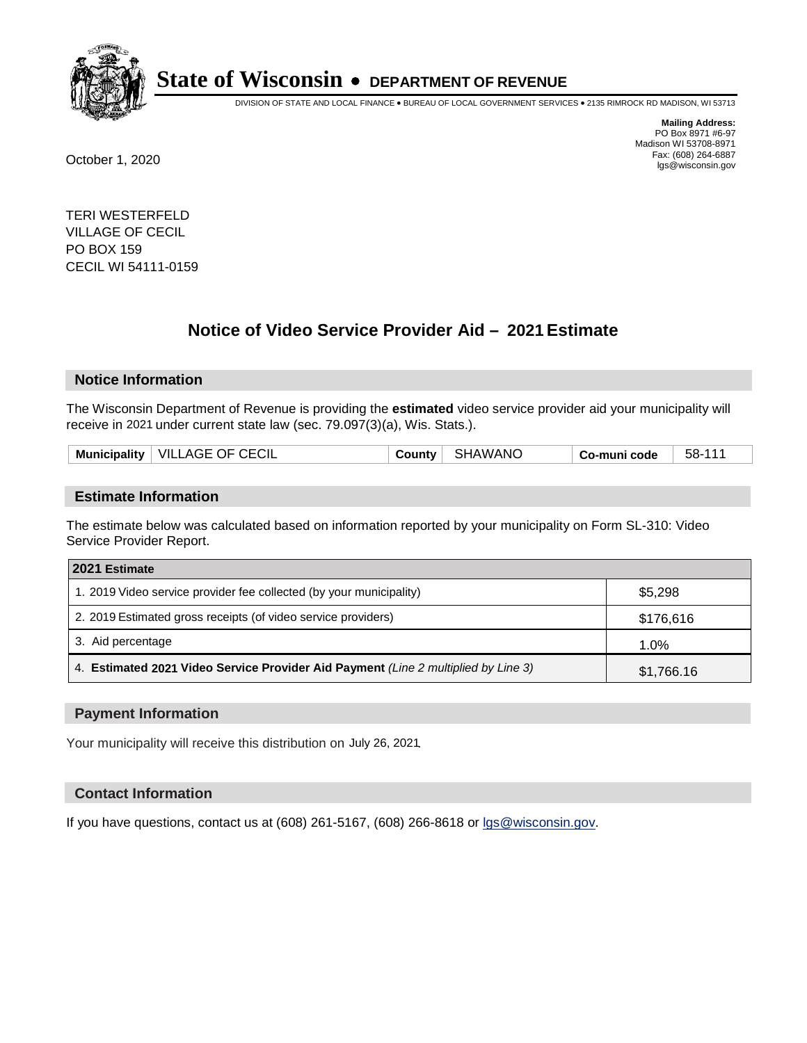# State of Wisconsin • DEPARTMENT OF REVENUE

DIVISION OF STATE AND LOCAL FINANCE • BUREAU OF LOCAL GOVERNMENT SERVICES • 2135 RIMROCK RD MADISON, WI 53713

**Mailing Address:**
PO Box 8971 #6-97
Madison WI 53708-8971
Fax: (608) 264-6887
lgs@wisconsin.gov

October 1, 2020

TERI WESTERFELD
VILLAGE OF CECIL
PO BOX 159
CECIL WI 54111-0159

## Notice of Video Service Provider Aid – 2021 Estimate

### Notice Information

The Wisconsin Department of Revenue is providing the **estimated** video service provider aid your municipality will receive in 2021 under current state law (sec. 79.097(3)(a), Wis. Stats.).

| Municipality | VILLAGE OF CECIL | County | SHAWANO | Co-muni code | 58-111 |
|---|---|---|---|---|---|

### Estimate Information

The estimate below was calculated based on information reported by your municipality on Form SL-310: Video Service Provider Report.

| 2021 Estimate | |
|---|---|
| 1. 2019 Video service provider fee collected (by your municipality) | $5,298 |
| 2. 2019 Estimated gross receipts (of video service providers) | $176,616 |
| 3. Aid percentage | 1.0% |
| 4. **Estimated 2021 Video Service Provider Aid Payment** *(Line 2 multiplied by Line 3)* | $1,766.16 |

### Payment Information

Your municipality will receive this distribution on July 26, 2021.

### Contact Information

If you have questions, contact us at (608) 261-5167, (608) 266-8618 or lgs@wisconsin.gov.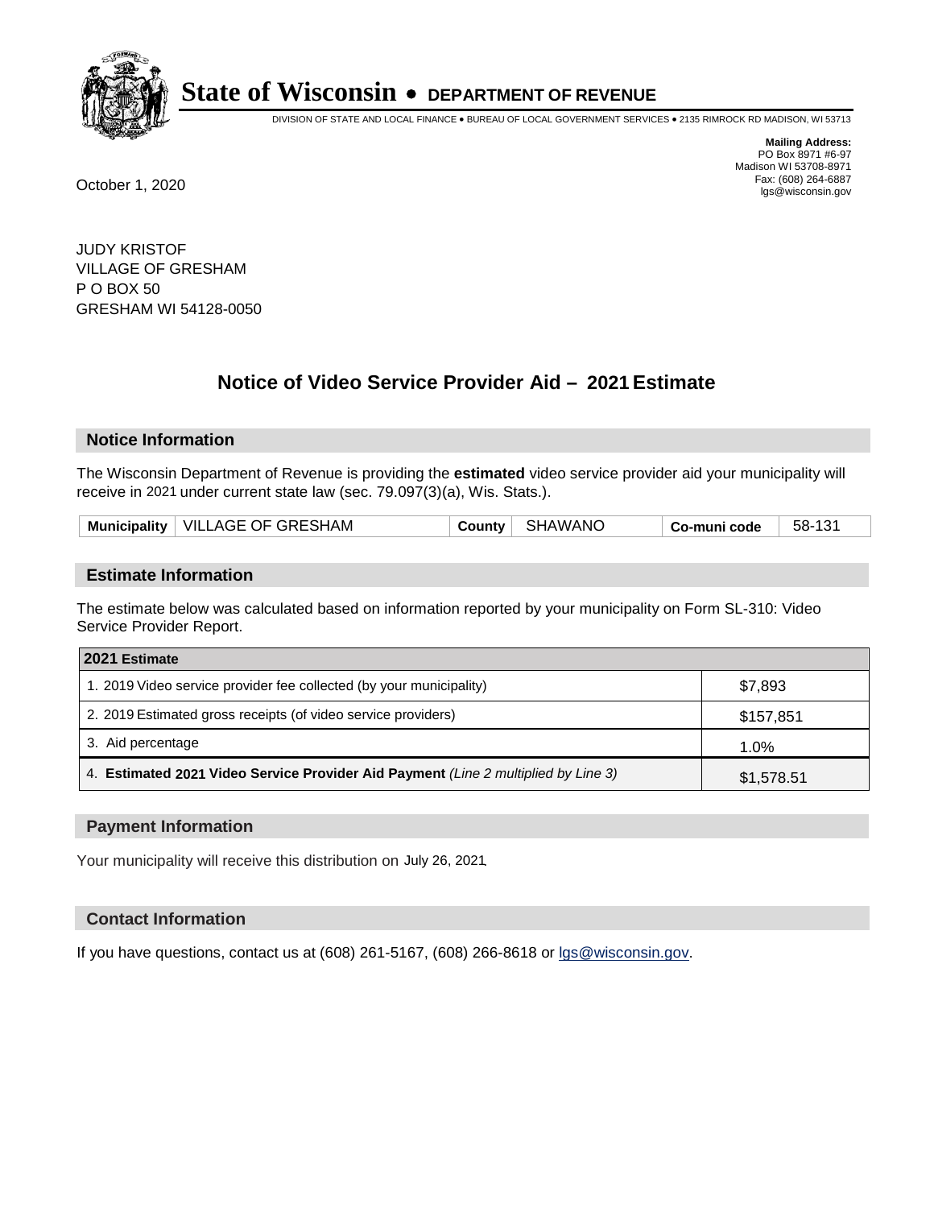# State of Wisconsin • DEPARTMENT OF REVENUE

DIVISION OF STATE AND LOCAL FINANCE • BUREAU OF LOCAL GOVERNMENT SERVICES • 2135 RIMROCK RD MADISON, WI 53713

**Mailing Address:**
PO Box 8971 #6-97
Madison WI 53708-8971
Fax: (608) 264-6887
lgs@wisconsin.gov

October 1, 2020

JUDY KRISTOF
VILLAGE OF GRESHAM
P O BOX 50
GRESHAM WI 54128-0050

## Notice of Video Service Provider Aid – 2021 Estimate

### Notice Information

The Wisconsin Department of Revenue is providing the **estimated** video service provider aid your municipality will receive in 2021 under current state law (sec. 79.097(3)(a), Wis. Stats.).

| Municipality | VILLAGE OF GRESHAM | County | SHAWANO | Co-muni code | 58-131 |
|---|---|---|---|---|---|

### Estimate Information

The estimate below was calculated based on information reported by your municipality on Form SL-310: Video Service Provider Report.

| 2021 Estimate | |
|---|---|
| 1. 2019 Video service provider fee collected (by your municipality) | $7,893 |
| 2. 2019 Estimated gross receipts (of video service providers) | $157,851 |
| 3. Aid percentage | 1.0% |
| 4. **Estimated 2021 Video Service Provider Aid Payment** *(Line 2 multiplied by Line 3)* | $1,578.51 |

### Payment Information

Your municipality will receive this distribution on July 26, 2021.

### Contact Information

If you have questions, contact us at (608) 261-5167, (608) 266-8618 or lgs@wisconsin.gov.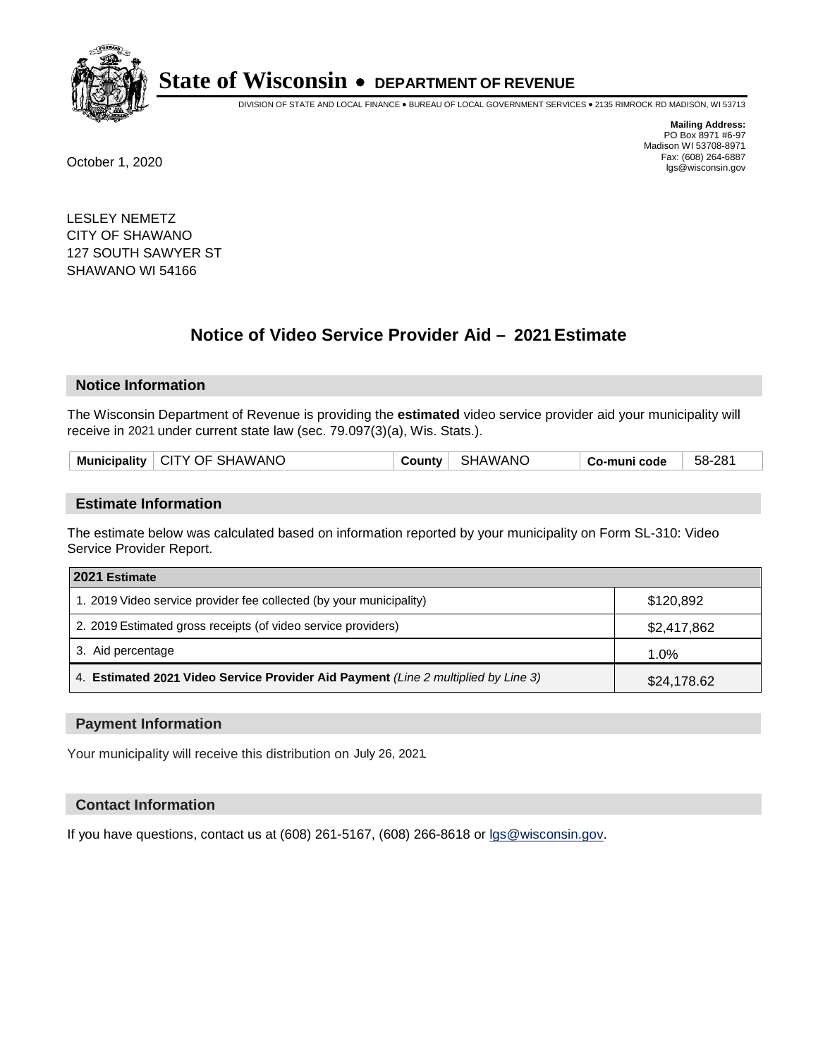# State of Wisconsin • DEPARTMENT OF REVENUE

DIVISION OF STATE AND LOCAL FINANCE • BUREAU OF LOCAL GOVERNMENT SERVICES • 2135 RIMROCK RD MADISON, WI 53713

**Mailing Address:**
PO Box 8971 #6-97
Madison WI 53708-8971
Fax: (608) 264-6887
lgs@wisconsin.gov

October 1, 2020

LESLEY NEMETZ
CITY OF SHAWANO
127 SOUTH SAWYER ST
SHAWANO WI 54166

## Notice of Video Service Provider Aid – 2021 Estimate

### Notice Information

The Wisconsin Department of Revenue is providing the **estimated** video service provider aid your municipality will receive in 2021 under current state law (sec. 79.097(3)(a), Wis. Stats.).

| Municipality | CITY OF SHAWANO | County | SHAWANO | Co-muni code | 58-281 |
|---|---|---|---|---|---|

### Estimate Information

The estimate below was calculated based on information reported by your municipality on Form SL-310: Video Service Provider Report.

| 2021 Estimate | |
|---|---|
| 1. 2019 Video service provider fee collected (by your municipality) | $120,892 |
| 2. 2019 Estimated gross receipts (of video service providers) | $2,417,862 |
| 3. Aid percentage | 1.0% |
| 4. **Estimated 2021 Video Service Provider Aid Payment** *(Line 2 multiplied by Line 3)* | $24,178.62 |

### Payment Information

Your municipality will receive this distribution on July 26, 2021.

### Contact Information

If you have questions, contact us at (608) 261-5167, (608) 266-8618 or lgs@wisconsin.gov.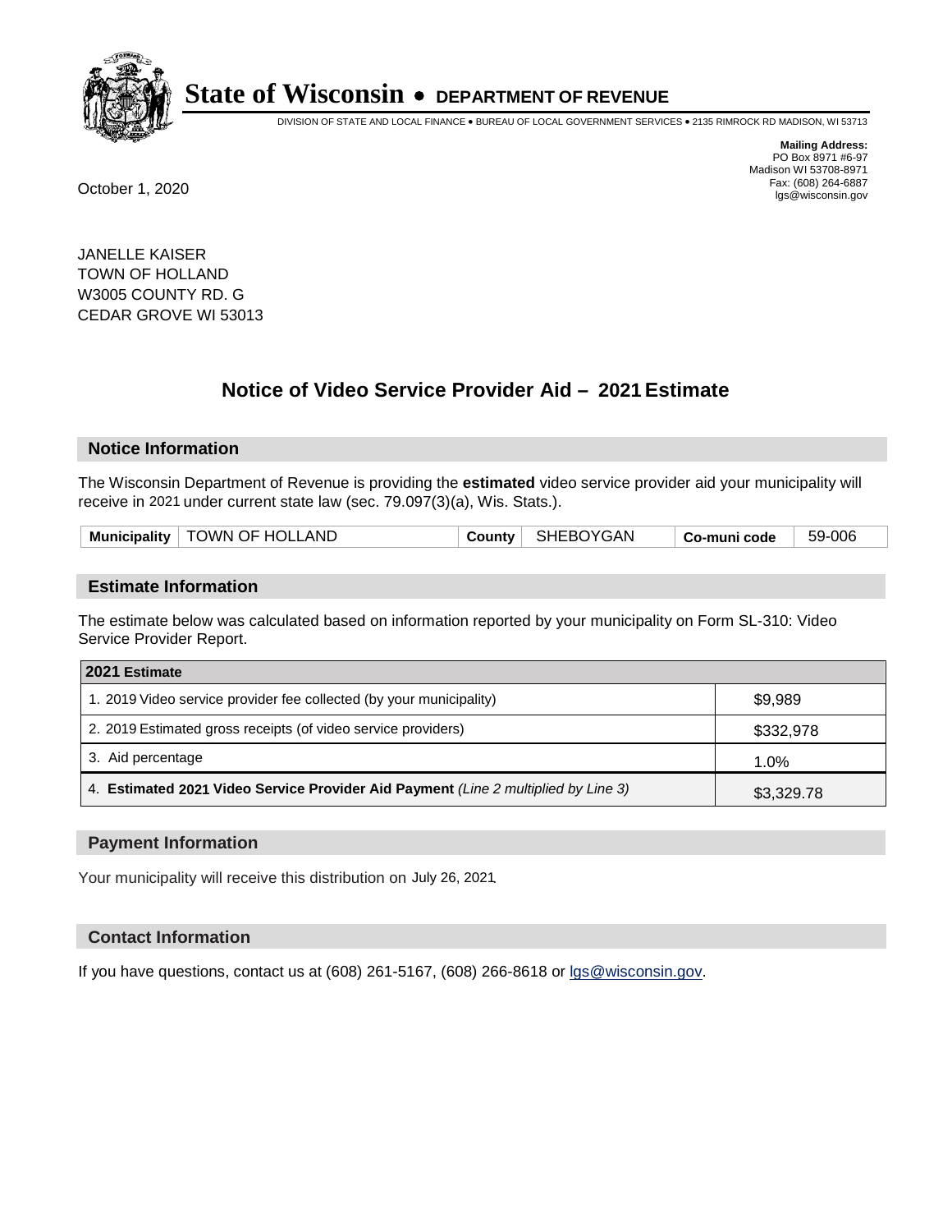# State of Wisconsin • DEPARTMENT OF REVENUE

DIVISION OF STATE AND LOCAL FINANCE • BUREAU OF LOCAL GOVERNMENT SERVICES • 2135 RIMROCK RD MADISON, WI 53713

**Mailing Address:**
PO Box 8971 #6-97
Madison WI 53708-8971
Fax: (608) 264-6887
lgs@wisconsin.gov

October 1, 2020

JANELLE KAISER
TOWN OF HOLLAND
W3005 COUNTY RD. G
CEDAR GROVE WI 53013

## Notice of Video Service Provider Aid – 2021 Estimate

### Notice Information

The Wisconsin Department of Revenue is providing the **estimated** video service provider aid your municipality will receive in 2021 under current state law (sec. 79.097(3)(a), Wis. Stats.).

| Municipality | TOWN OF HOLLAND | County | SHEBOYGAN | Co-muni code | 59-006 |
|---|---|---|---|---|---|

### Estimate Information

The estimate below was calculated based on information reported by your municipality on Form SL-310: Video Service Provider Report.

| 2021 Estimate | |
|---|---|
| 1. 2019 Video service provider fee collected (by your municipality) | $9,989 |
| 2. 2019 Estimated gross receipts (of video service providers) | $332,978 |
| 3. Aid percentage | 1.0% |
| 4. **Estimated 2021 Video Service Provider Aid Payment** *(Line 2 multiplied by Line 3)* | $3,329.78 |

### Payment Information

Your municipality will receive this distribution on July 26, 2021.

### Contact Information

If you have questions, contact us at (608) 261-5167, (608) 266-8618 or lgs@wisconsin.gov.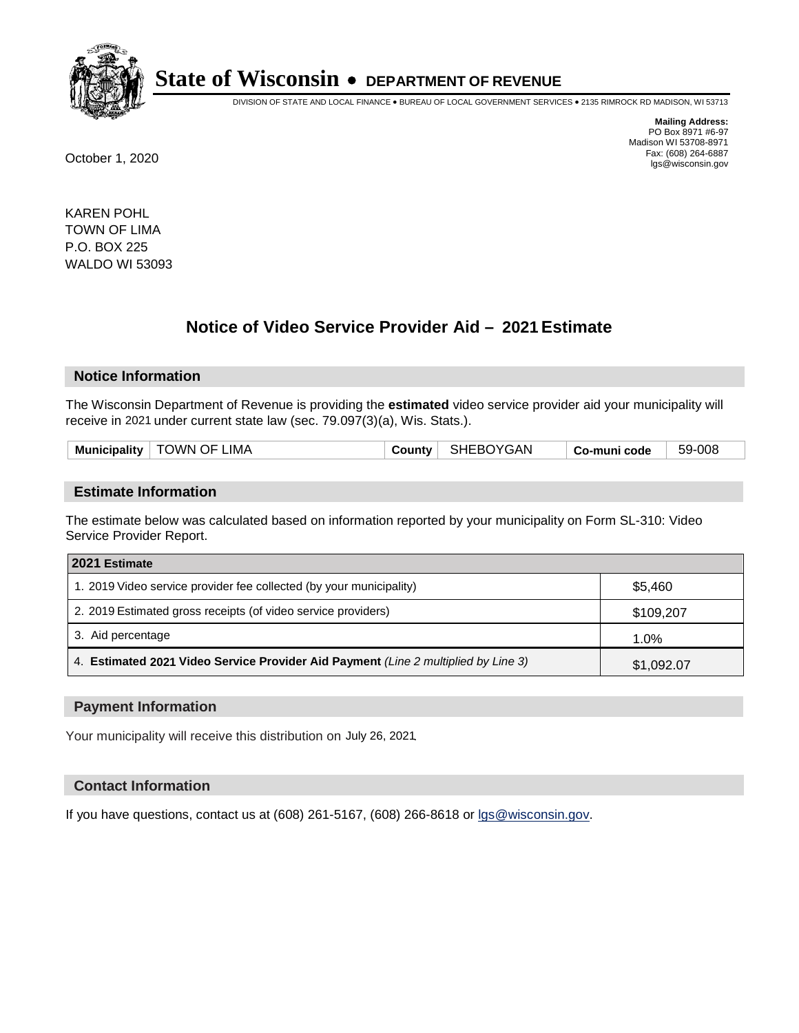# State of Wisconsin • DEPARTMENT OF REVENUE

DIVISION OF STATE AND LOCAL FINANCE • BUREAU OF LOCAL GOVERNMENT SERVICES • 2135 RIMROCK RD MADISON, WI 53713

**Mailing Address:**
PO Box 8971 #6-97
Madison WI 53708-8971
Fax: (608) 264-6887
lgs@wisconsin.gov

October 1, 2020

KAREN POHL
TOWN OF LIMA
P.O. BOX 225
WALDO WI 53093

## Notice of Video Service Provider Aid – 2021 Estimate

### Notice Information

The Wisconsin Department of Revenue is providing the **estimated** video service provider aid your municipality will receive in 2021 under current state law (sec. 79.097(3)(a), Wis. Stats.).

| Municipality | TOWN OF LIMA | County | SHEBOYGAN | Co-muni code | 59-008 |
|---|---|---|---|---|---|

### Estimate Information

The estimate below was calculated based on information reported by your municipality on Form SL-310: Video Service Provider Report.

| 2021 Estimate | |
|---|---|
| 1. 2019 Video service provider fee collected (by your municipality) | $5,460 |
| 2. 2019 Estimated gross receipts (of video service providers) | $109,207 |
| 3. Aid percentage | 1.0% |
| 4. **Estimated 2021 Video Service Provider Aid Payment** *(Line 2 multiplied by Line 3)* | $1,092.07 |

### Payment Information

Your municipality will receive this distribution on July 26, 2021.

### Contact Information

If you have questions, contact us at (608) 261-5167, (608) 266-8618 or lgs@wisconsin.gov.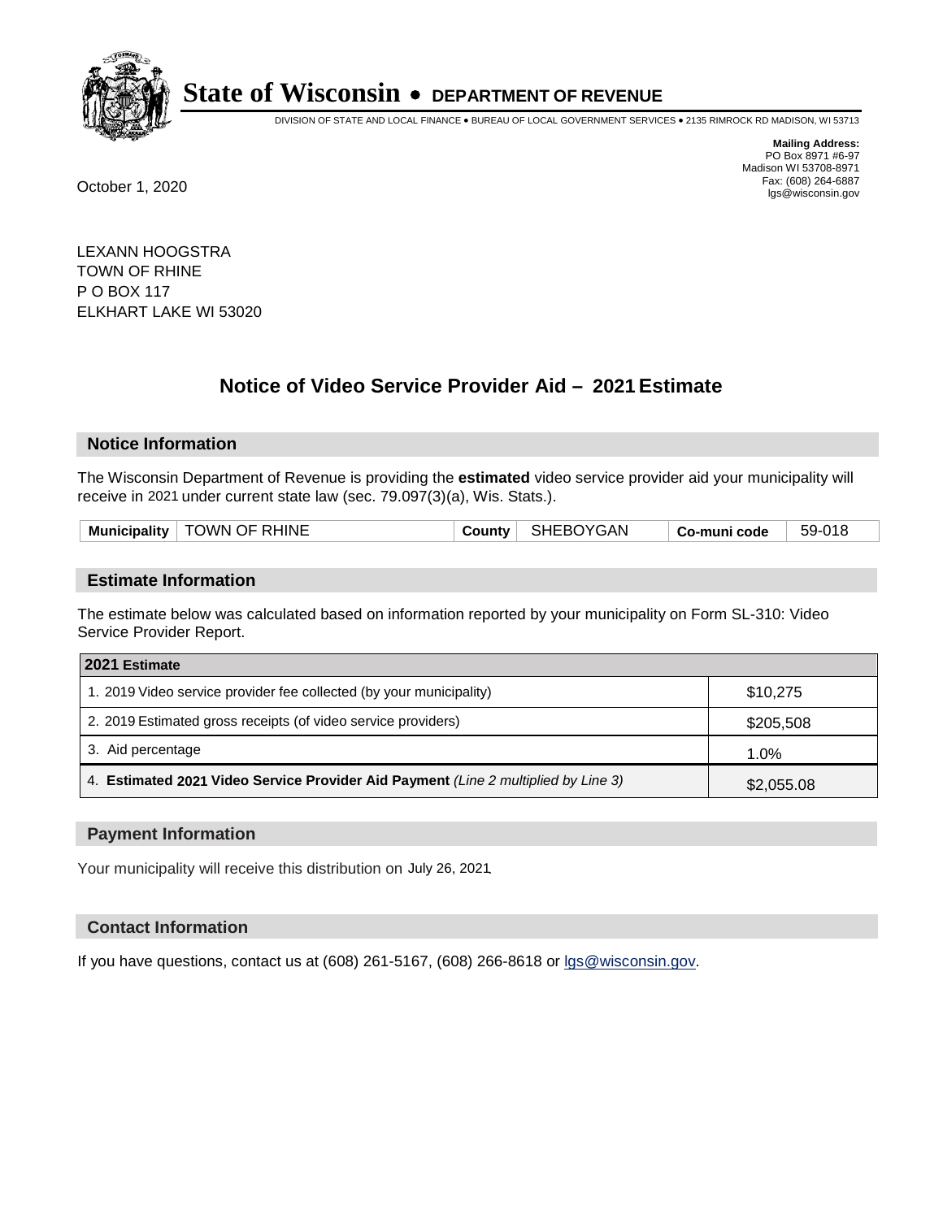# State of Wisconsin • DEPARTMENT OF REVENUE

DIVISION OF STATE AND LOCAL FINANCE • BUREAU OF LOCAL GOVERNMENT SERVICES • 2135 RIMROCK RD MADISON, WI 53713

**Mailing Address:**
PO Box 8971 #6-97
Madison WI 53708-8971
Fax: (608) 264-6887
lgs@wisconsin.gov

October 1, 2020

LEXANN HOOGSTRA
TOWN OF RHINE
P O BOX 117
ELKHART LAKE WI 53020

## Notice of Video Service Provider Aid – 2021 Estimate

### Notice Information

The Wisconsin Department of Revenue is providing the **estimated** video service provider aid your municipality will receive in 2021 under current state law (sec. 79.097(3)(a), Wis. Stats.).

| Municipality | TOWN OF RHINE | County | SHEBOYGAN | Co-muni code | 59-018 |
|---|---|---|---|---|---|

### Estimate Information

The estimate below was calculated based on information reported by your municipality on Form SL-310: Video Service Provider Report.

| 2021 Estimate | |
|---|---|
| 1. 2019 Video service provider fee collected (by your municipality) | $10,275 |
| 2. 2019 Estimated gross receipts (of video service providers) | $205,508 |
| 3. Aid percentage | 1.0% |
| 4. **Estimated 2021 Video Service Provider Aid Payment** *(Line 2 multiplied by Line 3)* | $2,055.08 |

### Payment Information

Your municipality will receive this distribution on July 26, 2021.

### Contact Information

If you have questions, contact us at (608) 261-5167, (608) 266-8618 or lgs@wisconsin.gov.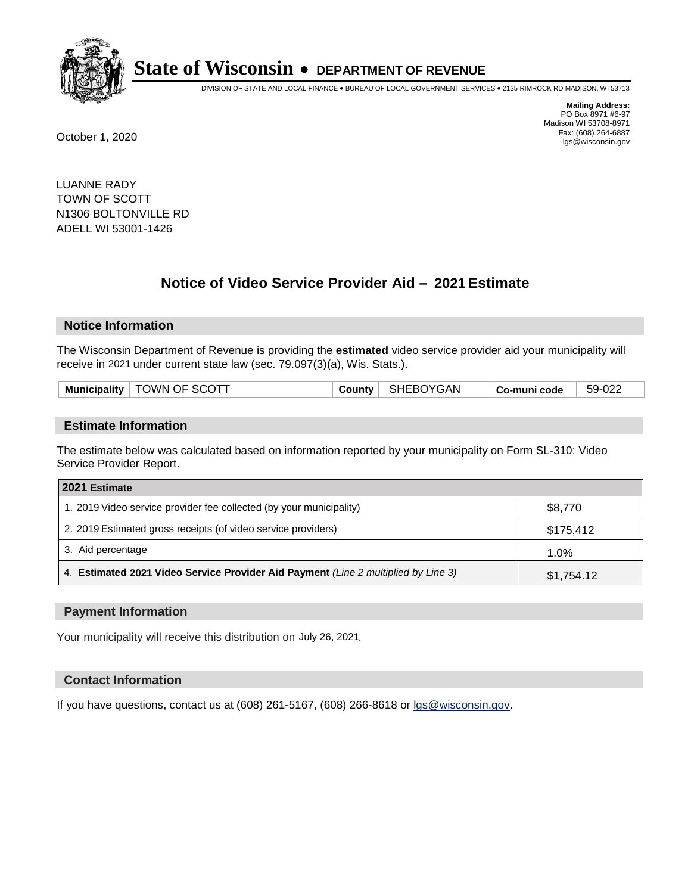# State of Wisconsin • DEPARTMENT OF REVENUE

DIVISION OF STATE AND LOCAL FINANCE • BUREAU OF LOCAL GOVERNMENT SERVICES • 2135 RIMROCK RD MADISON, WI 53713

**Mailing Address:**
PO Box 8971 #6-97
Madison WI 53708-8971
Fax: (608) 264-6887
lgs@wisconsin.gov

October 1, 2020

LUANNE RADY
TOWN OF SCOTT
N1306 BOLTONVILLE RD
ADELL WI 53001-1426

## Notice of Video Service Provider Aid – 2021 Estimate

### Notice Information

The Wisconsin Department of Revenue is providing the **estimated** video service provider aid your municipality will receive in 2021 under current state law (sec. 79.097(3)(a), Wis. Stats.).

| Municipality | TOWN OF SCOTT | County | SHEBOYGAN | Co-muni code | 59-022 |
|---|---|---|---|---|---|

### Estimate Information

The estimate below was calculated based on information reported by your municipality on Form SL-310: Video Service Provider Report.

| 2021 Estimate | |
|---|---|
| 1. 2019 Video service provider fee collected (by your municipality) | $8,770 |
| 2. 2019 Estimated gross receipts (of video service providers) | $175,412 |
| 3. Aid percentage | 1.0% |
| 4. **Estimated 2021 Video Service Provider Aid Payment** *(Line 2 multiplied by Line 3)* | $1,754.12 |

### Payment Information

Your municipality will receive this distribution on July 26, 2021.

### Contact Information

If you have questions, contact us at (608) 261-5167, (608) 266-8618 or lgs@wisconsin.gov.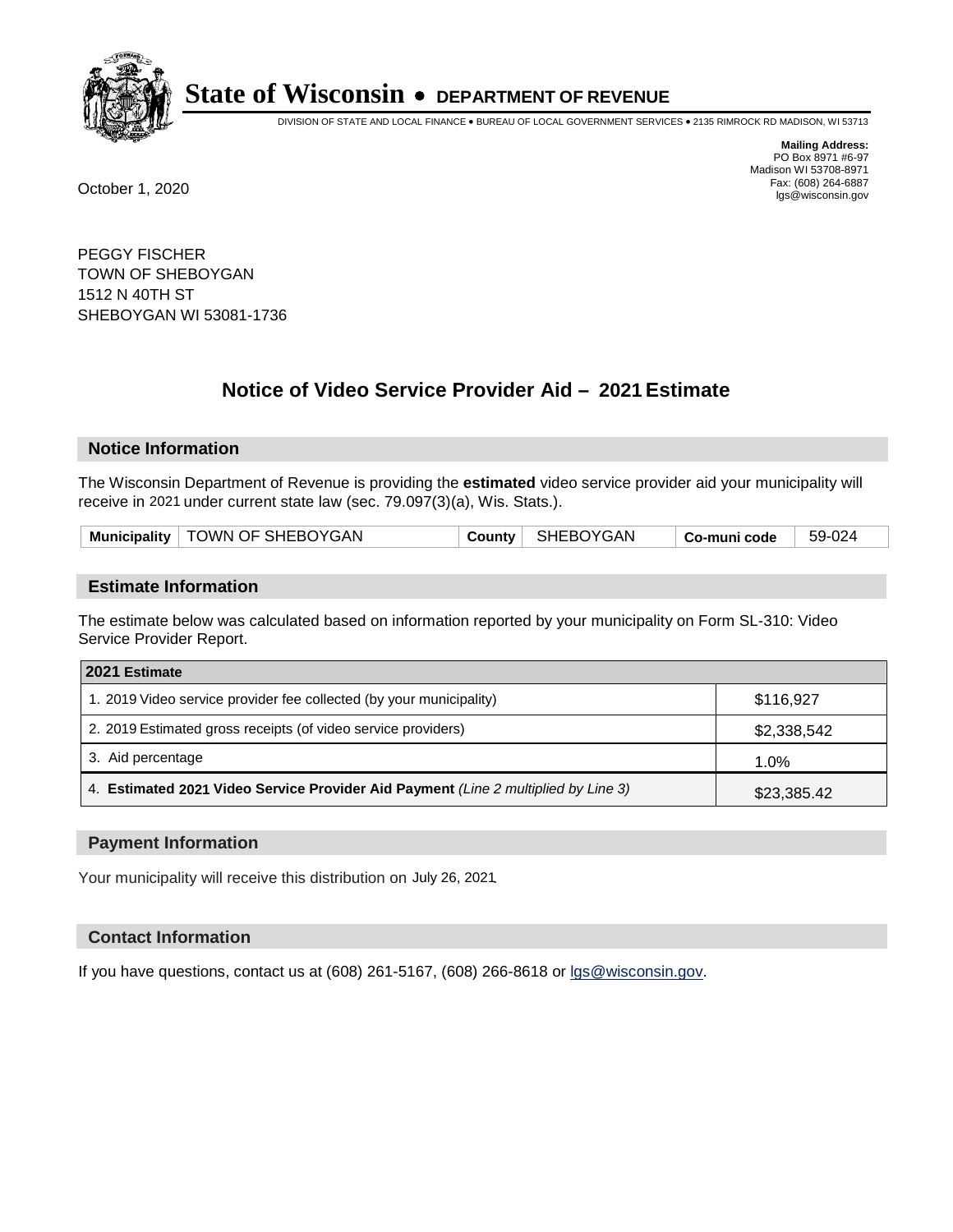# State of Wisconsin • DEPARTMENT OF REVENUE

DIVISION OF STATE AND LOCAL FINANCE • BUREAU OF LOCAL GOVERNMENT SERVICES • 2135 RIMROCK RD MADISON, WI 53713

**Mailing Address:**
PO Box 8971 #6-97
Madison WI 53708-8971
Fax: (608) 264-6887
lgs@wisconsin.gov

October 1, 2020

PEGGY FISCHER
TOWN OF SHEBOYGAN
1512 N 40TH ST
SHEBOYGAN WI 53081-1736

## Notice of Video Service Provider Aid – 2021 Estimate

### Notice Information

The Wisconsin Department of Revenue is providing the **estimated** video service provider aid your municipality will receive in 2021 under current state law (sec. 79.097(3)(a), Wis. Stats.).

| Municipality | TOWN OF SHEBOYGAN | County | SHEBOYGAN | Co-muni code | 59-024 |
|---|---|---|---|---|---|

### Estimate Information

The estimate below was calculated based on information reported by your municipality on Form SL-310: Video Service Provider Report.

| 2021 Estimate | |
|---|---|
| 1. 2019 Video service provider fee collected (by your municipality) | $116,927 |
| 2. 2019 Estimated gross receipts (of video service providers) | $2,338,542 |
| 3. Aid percentage | 1.0% |
| 4. **Estimated 2021 Video Service Provider Aid Payment** *(Line 2 multiplied by Line 3)* | $23,385.42 |

### Payment Information

Your municipality will receive this distribution on July 26, 2021.

### Contact Information

If you have questions, contact us at (608) 261-5167, (608) 266-8618 or lgs@wisconsin.gov.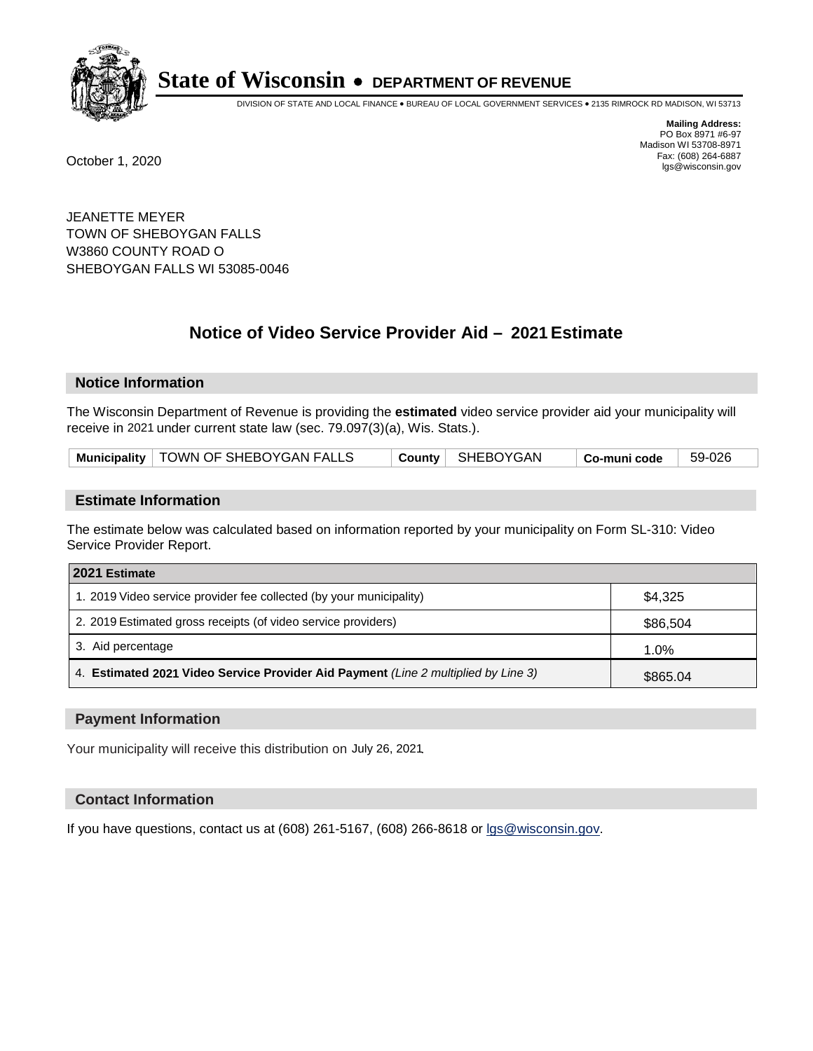**State of Wisconsin • DEPARTMENT OF REVENUE**

DIVISION OF STATE AND LOCAL FINANCE • BUREAU OF LOCAL GOVERNMENT SERVICES • 2135 RIMROCK RD MADISON, WI 53713

**Mailing Address:**
PO Box 8971 #6-97
Madison WI 53708-8971
Fax: (608) 264-6887
lgs@wisconsin.gov

October 1, 2020

JEANETTE MEYER
TOWN OF SHEBOYGAN FALLS
W3860 COUNTY ROAD O
SHEBOYGAN FALLS WI 53085-0046

## Notice of Video Service Provider Aid – 2021 Estimate

### Notice Information

The Wisconsin Department of Revenue is providing the **estimated** video service provider aid your municipality will receive in 2021 under current state law (sec. 79.097(3)(a), Wis. Stats.).

| Municipality | TOWN OF SHEBOYGAN FALLS | County | SHEBOYGAN | Co-muni code | 59-026 |
|---|---|---|---|---|---|

### Estimate Information

The estimate below was calculated based on information reported by your municipality on Form SL-310: Video Service Provider Report.

| 2021 Estimate | |
|---|---|
| 1. 2019 Video service provider fee collected (by your municipality) | $4,325 |
| 2. 2019 Estimated gross receipts (of video service providers) | $86,504 |
| 3. Aid percentage | 1.0% |
| 4. **Estimated 2021 Video Service Provider Aid Payment** *(Line 2 multiplied by Line 3)* | $865.04 |

### Payment Information

Your municipality will receive this distribution on July 26, 2021.

### Contact Information

If you have questions, contact us at (608) 261-5167, (608) 266-8618 or lgs@wisconsin.gov.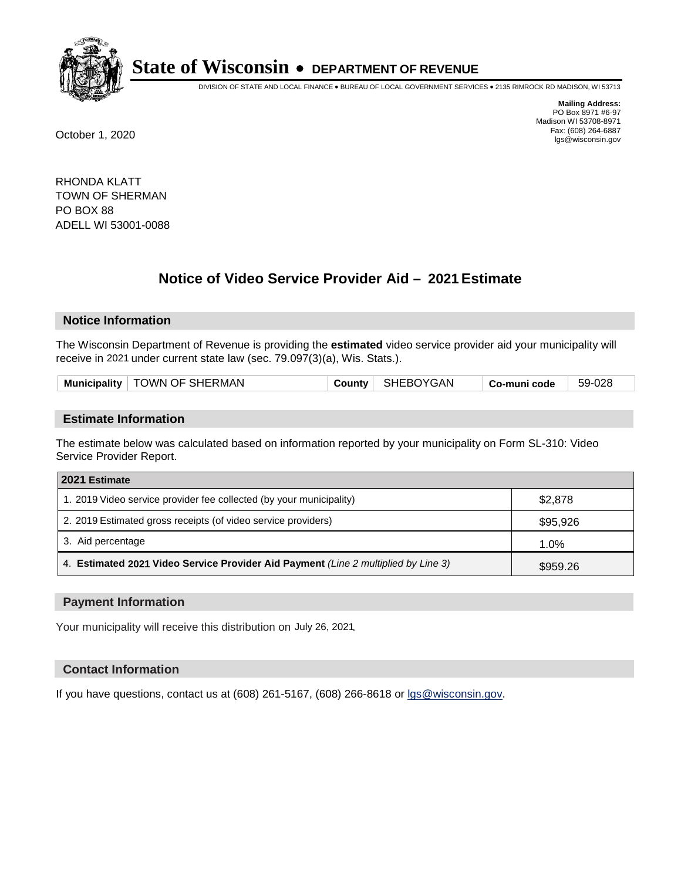# State of Wisconsin • DEPARTMENT OF REVENUE

DIVISION OF STATE AND LOCAL FINANCE • BUREAU OF LOCAL GOVERNMENT SERVICES • 2135 RIMROCK RD MADISON, WI 53713

**Mailing Address:**
PO Box 8971 #6-97
Madison WI 53708-8971
Fax: (608) 264-6887
lgs@wisconsin.gov

October 1, 2020

RHONDA KLATT
TOWN OF SHERMAN
PO BOX 88
ADELL WI 53001-0088

## Notice of Video Service Provider Aid – 2021 Estimate

### Notice Information

The Wisconsin Department of Revenue is providing the **estimated** video service provider aid your municipality will receive in 2021 under current state law (sec. 79.097(3)(a), Wis. Stats.).

| Municipality | TOWN OF SHERMAN | County | SHEBOYGAN | Co-muni code | 59-028 |
|---|---|---|---|---|---|

### Estimate Information

The estimate below was calculated based on information reported by your municipality on Form SL-310: Video Service Provider Report.

| 2021 Estimate | |
|---|---|
| 1. 2019 Video service provider fee collected (by your municipality) | $2,878 |
| 2. 2019 Estimated gross receipts (of video service providers) | $95,926 |
| 3. Aid percentage | 1.0% |
| 4. **Estimated 2021 Video Service Provider Aid Payment** *(Line 2 multiplied by Line 3)* | $959.26 |

### Payment Information

Your municipality will receive this distribution on July 26, 2021.

### Contact Information

If you have questions, contact us at (608) 261-5167, (608) 266-8618 or lgs@wisconsin.gov.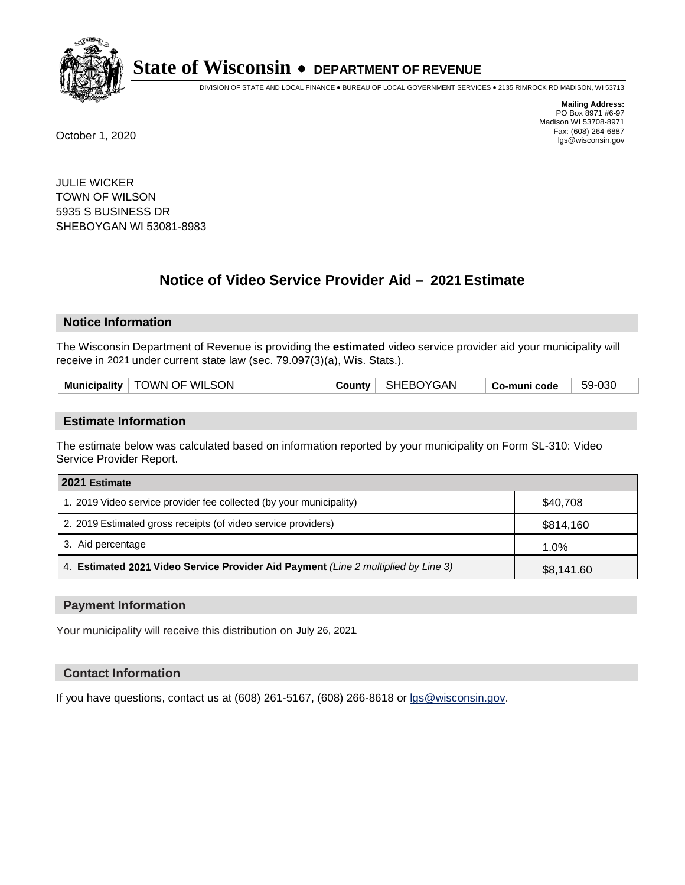# State of Wisconsin • DEPARTMENT OF REVENUE

DIVISION OF STATE AND LOCAL FINANCE • BUREAU OF LOCAL GOVERNMENT SERVICES • 2135 RIMROCK RD MADISON, WI 53713

**Mailing Address:**
PO Box 8971 #6-97
Madison WI 53708-8971
Fax: (608) 264-6887
lgs@wisconsin.gov

October 1, 2020

JULIE WICKER
TOWN OF WILSON
5935 S BUSINESS DR
SHEBOYGAN WI 53081-8983

## Notice of Video Service Provider Aid – 2021 Estimate

### Notice Information

The Wisconsin Department of Revenue is providing the **estimated** video service provider aid your municipality will receive in 2021 under current state law (sec. 79.097(3)(a), Wis. Stats.).

| **Municipality** | TOWN OF WILSON | **County** | SHEBOYGAN | **Co-muni code** | 59-030 |
|---|---|---|---|---|---|

### Estimate Information

The estimate below was calculated based on information reported by your municipality on Form SL-310: Video Service Provider Report.

| **2021 Estimate** | |
|---|---|
| 1. 2019 Video service provider fee collected (by your municipality) | $40,708 |
| 2. 2019 Estimated gross receipts (of video service providers) | $814,160 |
| 3. Aid percentage | 1.0% |
| 4. **Estimated 2021 Video Service Provider Aid Payment** *(Line 2 multiplied by Line 3)* | $8,141.60 |

### Payment Information

Your municipality will receive this distribution on July 26, 2021.

### Contact Information

If you have questions, contact us at (608) 261-5167, (608) 266-8618 or lgs@wisconsin.gov.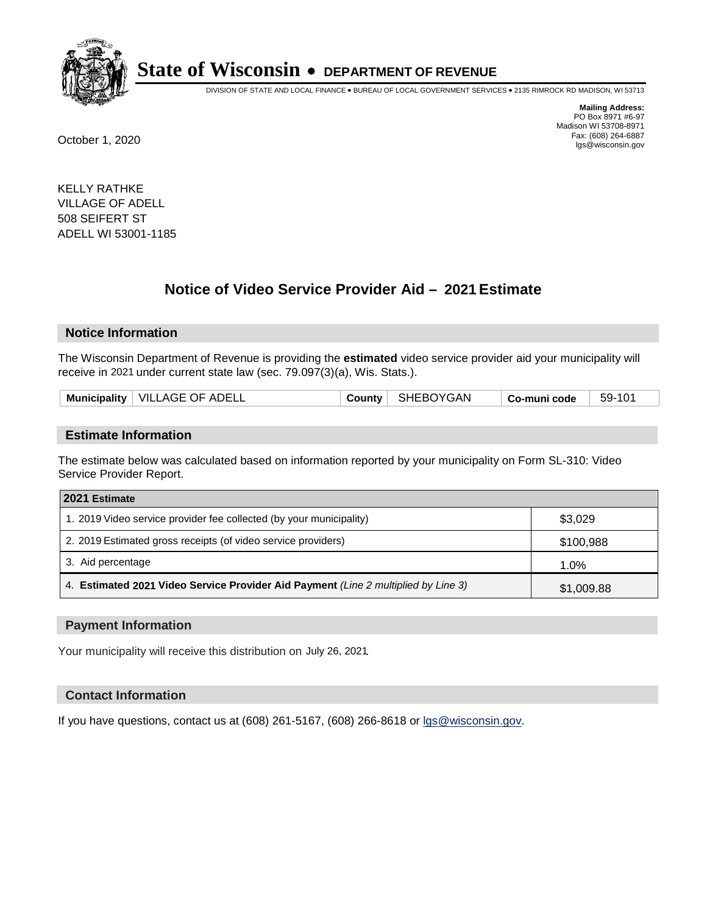# State of Wisconsin • DEPARTMENT OF REVENUE

DIVISION OF STATE AND LOCAL FINANCE • BUREAU OF LOCAL GOVERNMENT SERVICES • 2135 RIMROCK RD MADISON, WI 53713

**Mailing Address:**
PO Box 8971 #6-97
Madison WI 53708-8971
Fax: (608) 264-6887
lgs@wisconsin.gov

October 1, 2020

KELLY RATHKE
VILLAGE OF ADELL
508 SEIFERT ST
ADELL WI 53001-1185

## Notice of Video Service Provider Aid – 2021 Estimate

### Notice Information

The Wisconsin Department of Revenue is providing the **estimated** video service provider aid your municipality will receive in 2021 under current state law (sec. 79.097(3)(a), Wis. Stats.).

| Municipality | VILLAGE OF ADELL | County | SHEBOYGAN | Co-muni code | 59-101 |
|---|---|---|---|---|---|

### Estimate Information

The estimate below was calculated based on information reported by your municipality on Form SL-310: Video Service Provider Report.

| 2021 Estimate | |
|---|---|
| 1. 2019 Video service provider fee collected (by your municipality) | $3,029 |
| 2. 2019 Estimated gross receipts (of video service providers) | $100,988 |
| 3. Aid percentage | 1.0% |
| 4. **Estimated 2021 Video Service Provider Aid Payment** *(Line 2 multiplied by Line 3)* | $1,009.88 |

### Payment Information

Your municipality will receive this distribution on July 26, 2021.

### Contact Information

If you have questions, contact us at (608) 261-5167, (608) 266-8618 or lgs@wisconsin.gov.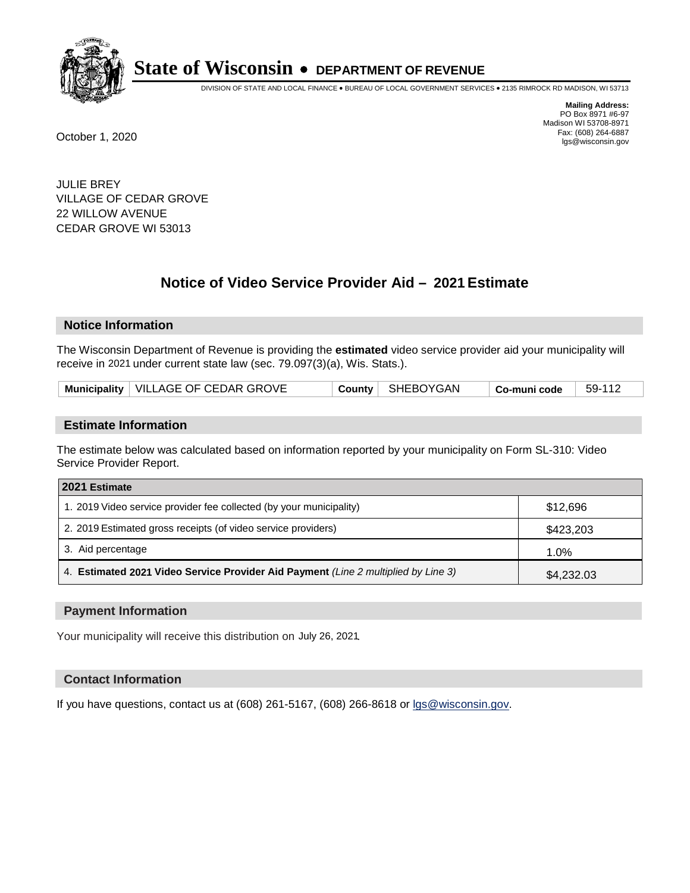# State of Wisconsin • DEPARTMENT OF REVENUE

DIVISION OF STATE AND LOCAL FINANCE • BUREAU OF LOCAL GOVERNMENT SERVICES • 2135 RIMROCK RD MADISON, WI 53713

**Mailing Address:**
PO Box 8971 #6-97
Madison WI 53708-8971
Fax: (608) 264-6887
lgs@wisconsin.gov

October 1, 2020

JULIE BREY
VILLAGE OF CEDAR GROVE
22 WILLOW AVENUE
CEDAR GROVE WI 53013

## Notice of Video Service Provider Aid – 2021 Estimate

### Notice Information

The Wisconsin Department of Revenue is providing the **estimated** video service provider aid your municipality will receive in 2021 under current state law (sec. 79.097(3)(a), Wis. Stats.).

| Municipality | VILLAGE OF CEDAR GROVE | County | SHEBOYGAN | Co-muni code | 59-112 |
|---|---|---|---|---|---|

### Estimate Information

The estimate below was calculated based on information reported by your municipality on Form SL-310: Video Service Provider Report.

| 2021 Estimate | |
|---|---|
| 1. 2019 Video service provider fee collected (by your municipality) | $12,696 |
| 2. 2019 Estimated gross receipts (of video service providers) | $423,203 |
| 3. Aid percentage | 1.0% |
| 4. **Estimated 2021 Video Service Provider Aid Payment** *(Line 2 multiplied by Line 3)* | $4,232.03 |

### Payment Information

Your municipality will receive this distribution on July 26, 2021.

### Contact Information

If you have questions, contact us at (608) 261-5167, (608) 266-8618 or lgs@wisconsin.gov.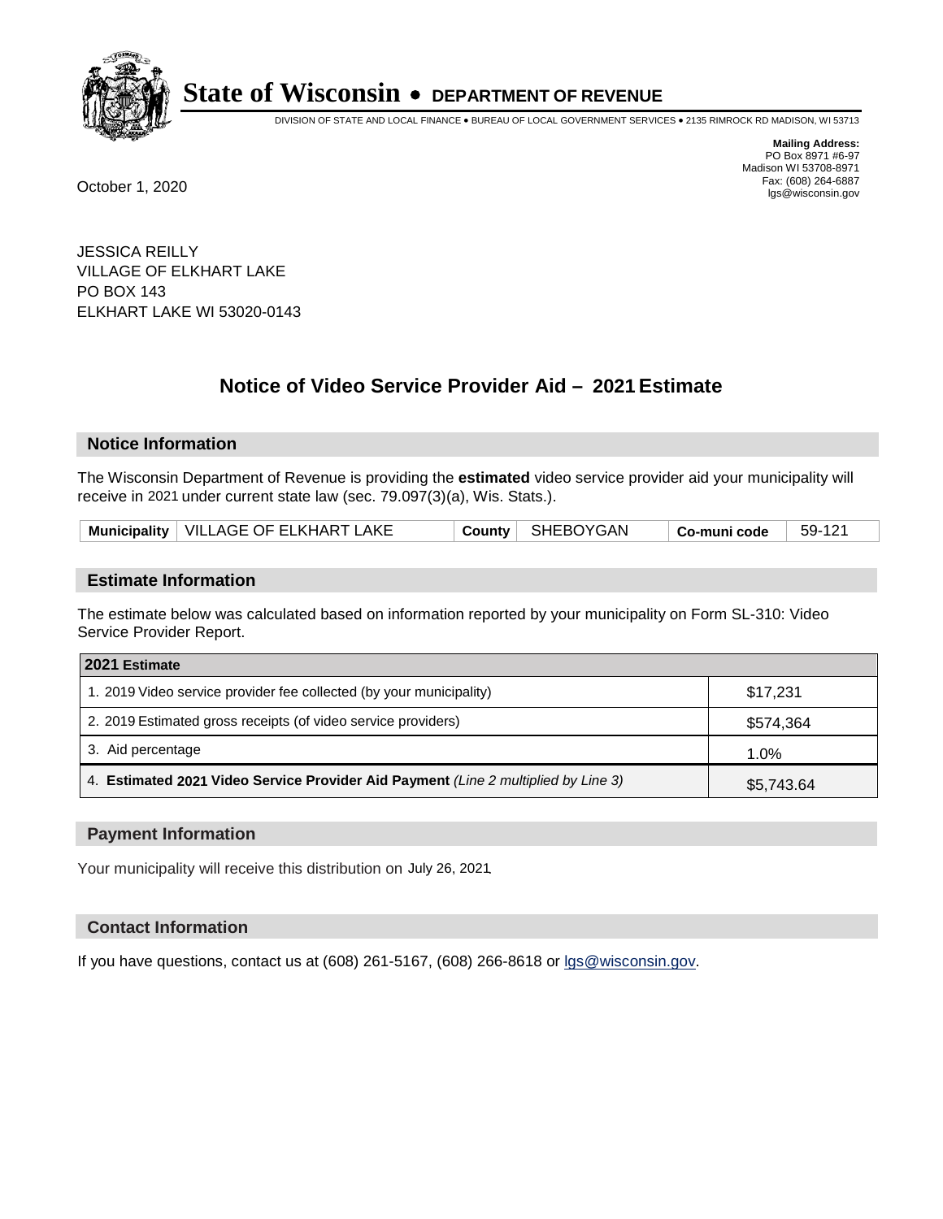# State of Wisconsin • DEPARTMENT OF REVENUE

DIVISION OF STATE AND LOCAL FINANCE • BUREAU OF LOCAL GOVERNMENT SERVICES • 2135 RIMROCK RD MADISON, WI 53713

**Mailing Address:**
PO Box 8971 #6-97
Madison WI 53708-8971
Fax: (608) 264-6887
lgs@wisconsin.gov

October 1, 2020

JESSICA REILLY
VILLAGE OF ELKHART LAKE
PO BOX 143
ELKHART LAKE WI 53020-0143

## Notice of Video Service Provider Aid – 2021 Estimate

### Notice Information

The Wisconsin Department of Revenue is providing the **estimated** video service provider aid your municipality will receive in 2021 under current state law (sec. 79.097(3)(a), Wis. Stats.).

| Municipality | VILLAGE OF ELKHART LAKE | County | SHEBOYGAN | Co-muni code | 59-121 |
|---|---|---|---|---|---|

### Estimate Information

The estimate below was calculated based on information reported by your municipality on Form SL-310: Video Service Provider Report.

| 2021 Estimate | |
|---|---|
| 1. 2019 Video service provider fee collected (by your municipality) | $17,231 |
| 2. 2019 Estimated gross receipts (of video service providers) | $574,364 |
| 3. Aid percentage | 1.0% |
| 4. **Estimated 2021 Video Service Provider Aid Payment** *(Line 2 multiplied by Line 3)* | $5,743.64 |

### Payment Information

Your municipality will receive this distribution on July 26, 2021.

### Contact Information

If you have questions, contact us at (608) 261-5167, (608) 266-8618 or lgs@wisconsin.gov.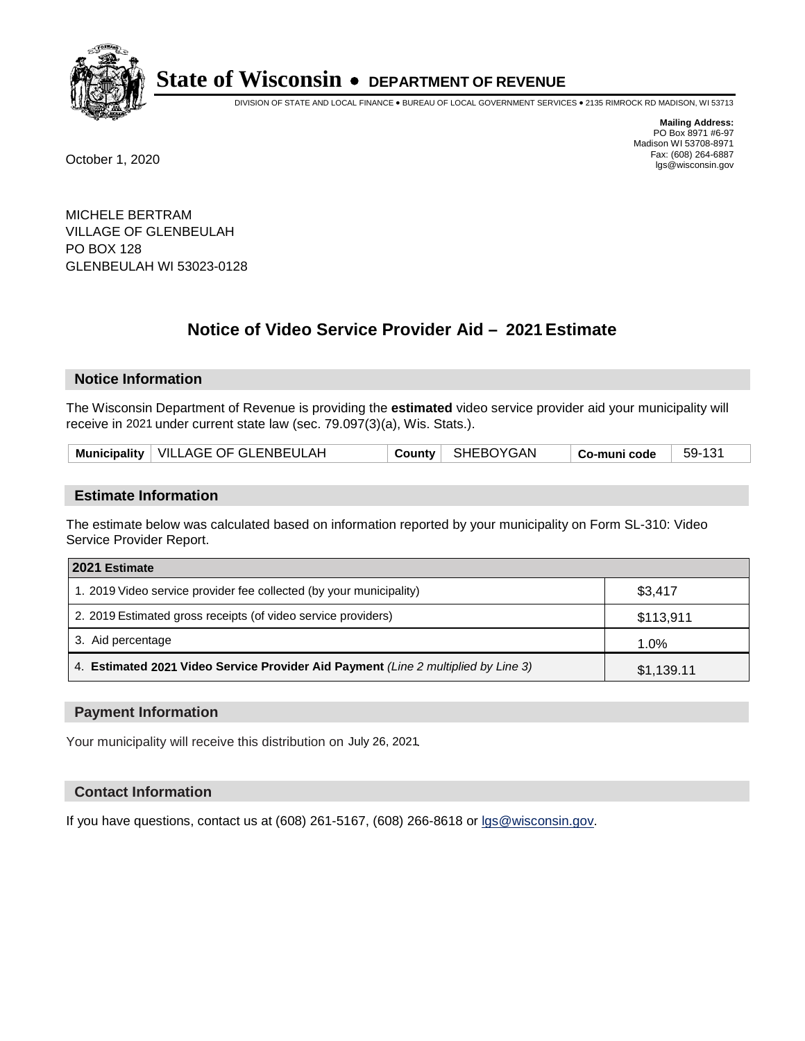# State of Wisconsin • DEPARTMENT OF REVENUE

DIVISION OF STATE AND LOCAL FINANCE • BUREAU OF LOCAL GOVERNMENT SERVICES • 2135 RIMROCK RD MADISON, WI 53713

**Mailing Address:**
PO Box 8971 #6-97
Madison WI 53708-8971
Fax: (608) 264-6887
lgs@wisconsin.gov

October 1, 2020

MICHELE BERTRAM
VILLAGE OF GLENBEULAH
PO BOX 128
GLENBEULAH WI 53023-0128

## Notice of Video Service Provider Aid – 2021 Estimate

### Notice Information

The Wisconsin Department of Revenue is providing the **estimated** video service provider aid your municipality will receive in 2021 under current state law (sec. 79.097(3)(a), Wis. Stats.).

| Municipality | VILLAGE OF GLENBEULAH | County | SHEBOYGAN | Co-muni code | 59-131 |
|---|---|---|---|---|---|

### Estimate Information

The estimate below was calculated based on information reported by your municipality on Form SL-310: Video Service Provider Report.

| 2021 Estimate | |
|---|---|
| 1. 2019 Video service provider fee collected (by your municipality) | $3,417 |
| 2. 2019 Estimated gross receipts (of video service providers) | $113,911 |
| 3. Aid percentage | 1.0% |
| 4. **Estimated 2021 Video Service Provider Aid Payment** *(Line 2 multiplied by Line 3)* | $1,139.11 |

### Payment Information

Your municipality will receive this distribution on July 26, 2021.

### Contact Information

If you have questions, contact us at (608) 261-5167, (608) 266-8618 or lgs@wisconsin.gov.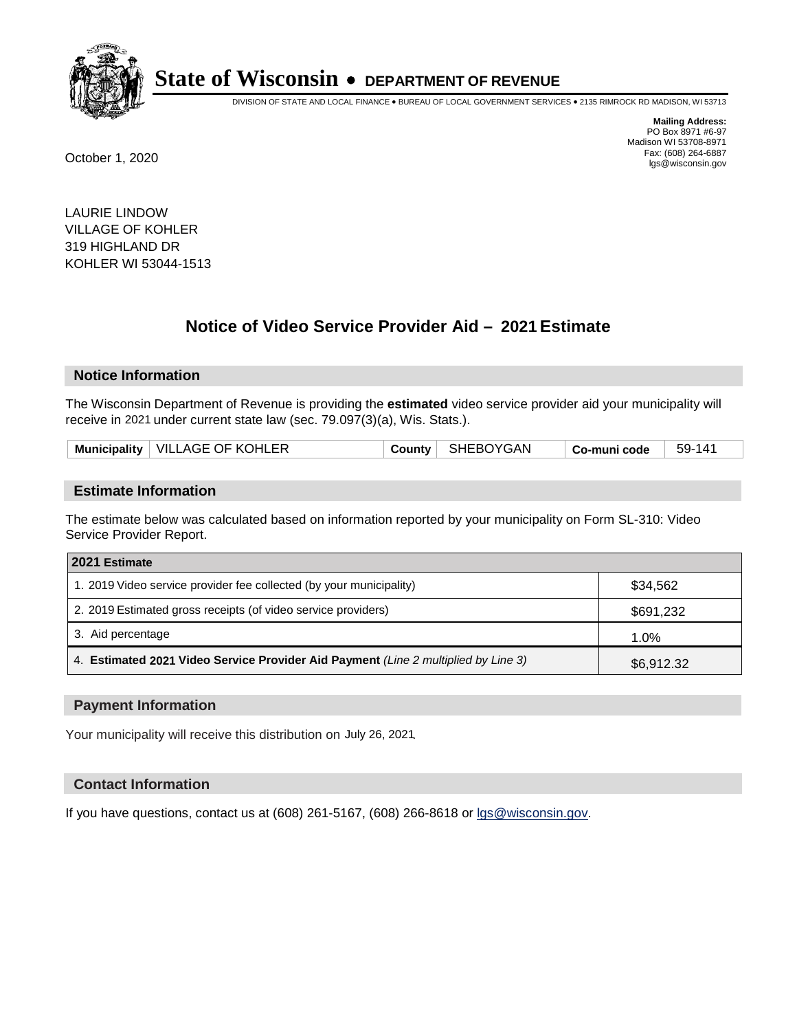# State of Wisconsin • DEPARTMENT OF REVENUE

DIVISION OF STATE AND LOCAL FINANCE • BUREAU OF LOCAL GOVERNMENT SERVICES • 2135 RIMROCK RD MADISON, WI 53713

**Mailing Address:**
PO Box 8971 #6-97
Madison WI 53708-8971
Fax: (608) 264-6887
lgs@wisconsin.gov

October 1, 2020

LAURIE LINDOW
VILLAGE OF KOHLER
319 HIGHLAND DR
KOHLER WI 53044-1513

## Notice of Video Service Provider Aid – 2021 Estimate

### Notice Information

The Wisconsin Department of Revenue is providing the **estimated** video service provider aid your municipality will receive in 2021 under current state law (sec. 79.097(3)(a), Wis. Stats.).

| Municipality | VILLAGE OF KOHLER | County | SHEBOYGAN | Co-muni code | 59-141 |
|---|---|---|---|---|---|

### Estimate Information

The estimate below was calculated based on information reported by your municipality on Form SL-310: Video Service Provider Report.

| 2021 Estimate | |
|---|---|
| 1. 2019 Video service provider fee collected (by your municipality) | $34,562 |
| 2. 2019 Estimated gross receipts (of video service providers) | $691,232 |
| 3. Aid percentage | 1.0% |
| 4. **Estimated 2021 Video Service Provider Aid Payment** *(Line 2 multiplied by Line 3)* | $6,912.32 |

### Payment Information

Your municipality will receive this distribution on July 26, 2021.

### Contact Information

If you have questions, contact us at (608) 261-5167, (608) 266-8618 or lgs@wisconsin.gov.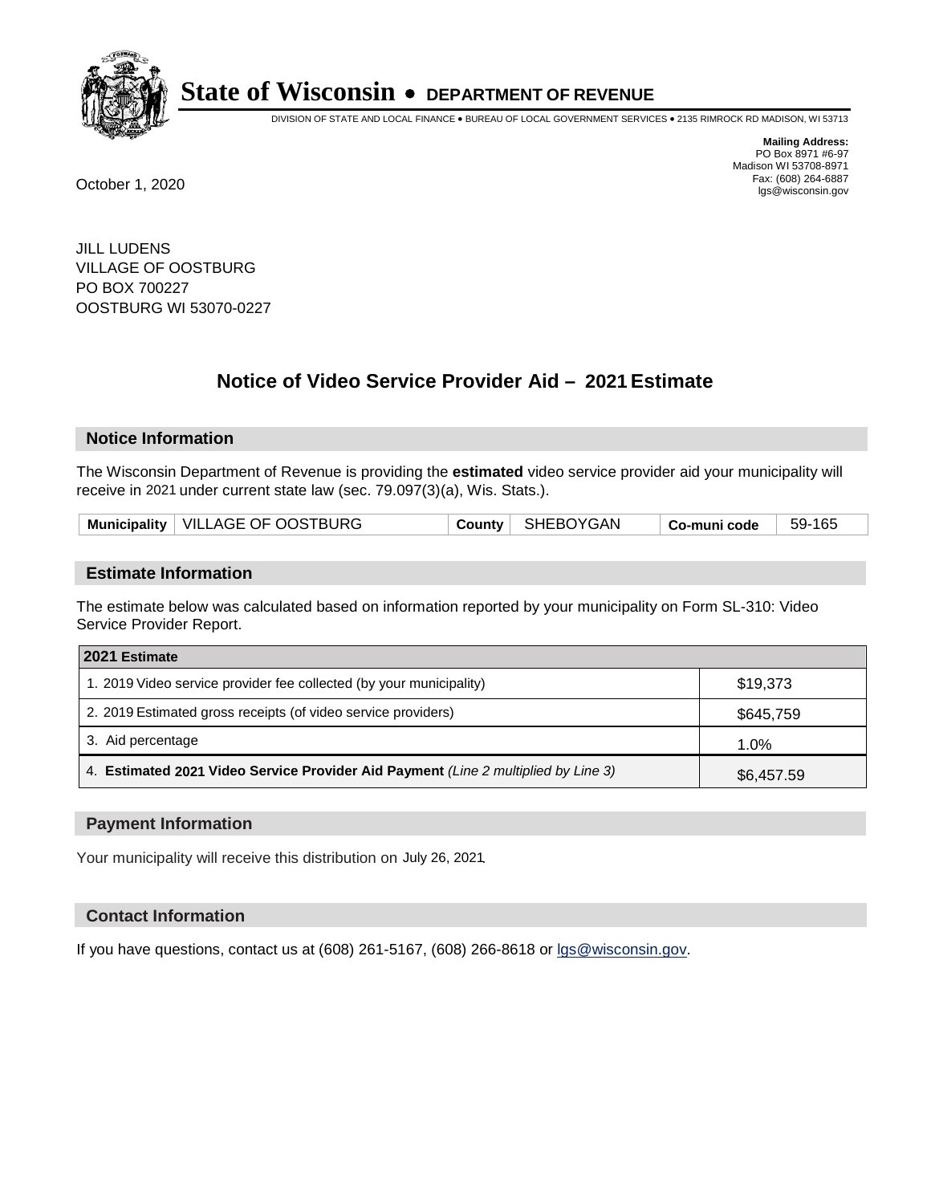# State of Wisconsin • DEPARTMENT OF REVENUE

DIVISION OF STATE AND LOCAL FINANCE • BUREAU OF LOCAL GOVERNMENT SERVICES • 2135 RIMROCK RD MADISON, WI 53713

**Mailing Address:**
PO Box 8971 #6-97
Madison WI 53708-8971
Fax: (608) 264-6887
lgs@wisconsin.gov

October 1, 2020

JILL LUDENS
VILLAGE OF OOSTBURG
PO BOX 700227
OOSTBURG WI 53070-0227

## Notice of Video Service Provider Aid – 2021 Estimate

### Notice Information

The Wisconsin Department of Revenue is providing the **estimated** video service provider aid your municipality will receive in 2021 under current state law (sec. 79.097(3)(a), Wis. Stats.).

| Municipality | VILLAGE OF OOSTBURG | County | SHEBOYGAN | Co-muni code | 59-165 |
|---|---|---|---|---|---|

### Estimate Information

The estimate below was calculated based on information reported by your municipality on Form SL-310: Video Service Provider Report.

| 2021 Estimate | |
|---|---|
| 1. 2019 Video service provider fee collected (by your municipality) | $19,373 |
| 2. 2019 Estimated gross receipts (of video service providers) | $645,759 |
| 3. Aid percentage | 1.0% |
| 4. **Estimated 2021 Video Service Provider Aid Payment** *(Line 2 multiplied by Line 3)* | $6,457.59 |

### Payment Information

Your municipality will receive this distribution on July 26, 2021.

### Contact Information

If you have questions, contact us at (608) 261-5167, (608) 266-8618 or lgs@wisconsin.gov.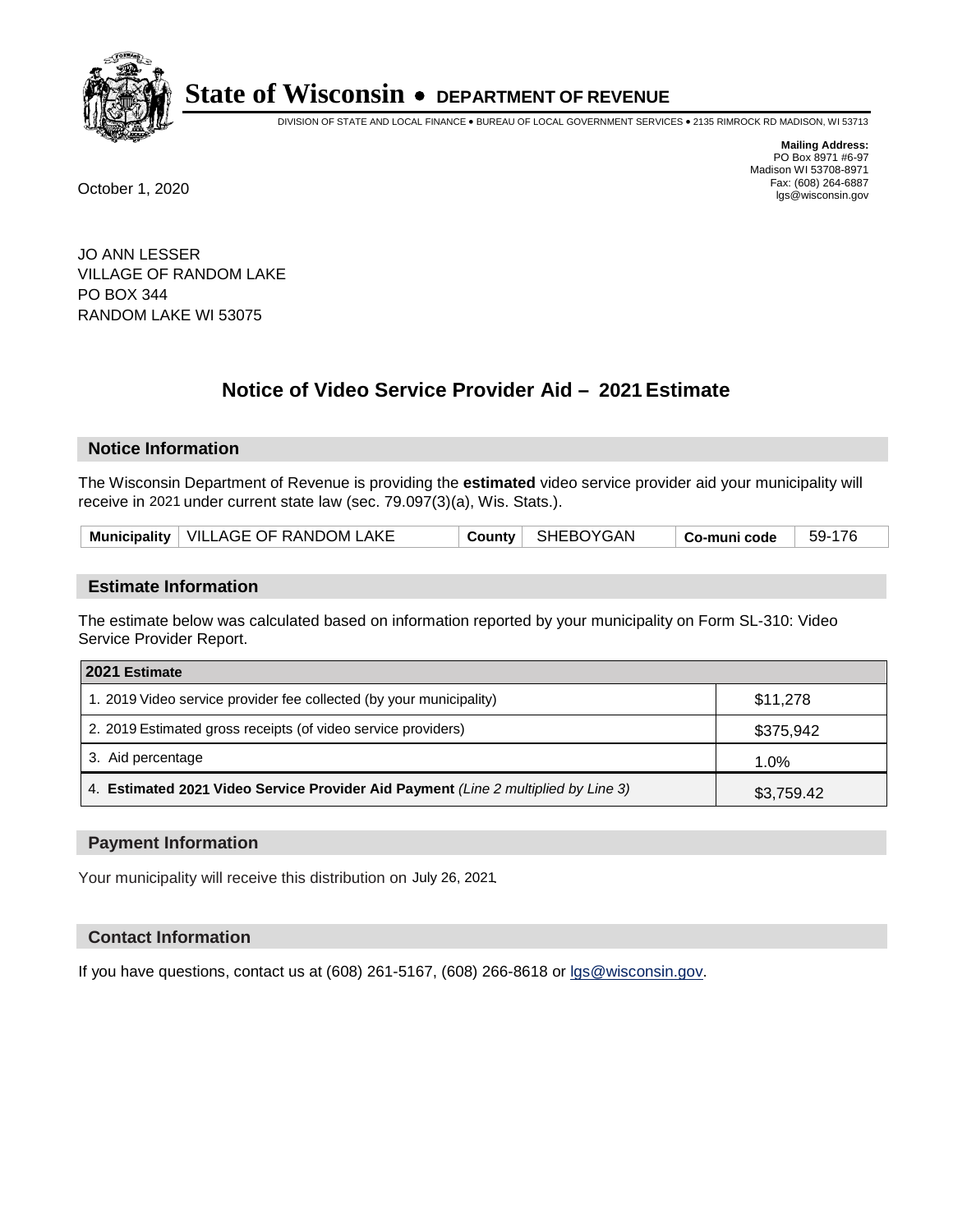# State of Wisconsin • DEPARTMENT OF REVENUE

DIVISION OF STATE AND LOCAL FINANCE • BUREAU OF LOCAL GOVERNMENT SERVICES • 2135 RIMROCK RD MADISON, WI 53713

**Mailing Address:**
PO Box 8971 #6-97
Madison WI 53708-8971
Fax: (608) 264-6887
lgs@wisconsin.gov

October 1, 2020

JO ANN LESSER
VILLAGE OF RANDOM LAKE
PO BOX 344
RANDOM LAKE WI 53075

## Notice of Video Service Provider Aid – 2021 Estimate

### Notice Information

The Wisconsin Department of Revenue is providing the **estimated** video service provider aid your municipality will receive in 2021 under current state law (sec. 79.097(3)(a), Wis. Stats.).

| Municipality | VILLAGE OF RANDOM LAKE | County | SHEBOYGAN | Co-muni code | 59-176 |
|---|---|---|---|---|---|

### Estimate Information

The estimate below was calculated based on information reported by your municipality on Form SL-310: Video Service Provider Report.

| 2021 Estimate | |
|---|---|
| 1. 2019 Video service provider fee collected (by your municipality) | $11,278 |
| 2. 2019 Estimated gross receipts (of video service providers) | $375,942 |
| 3. Aid percentage | 1.0% |
| 4. **Estimated 2021 Video Service Provider Aid Payment** *(Line 2 multiplied by Line 3)* | $3,759.42 |

### Payment Information

Your municipality will receive this distribution on July 26, 2021.

### Contact Information

If you have questions, contact us at (608) 261-5167, (608) 266-8618 or lgs@wisconsin.gov.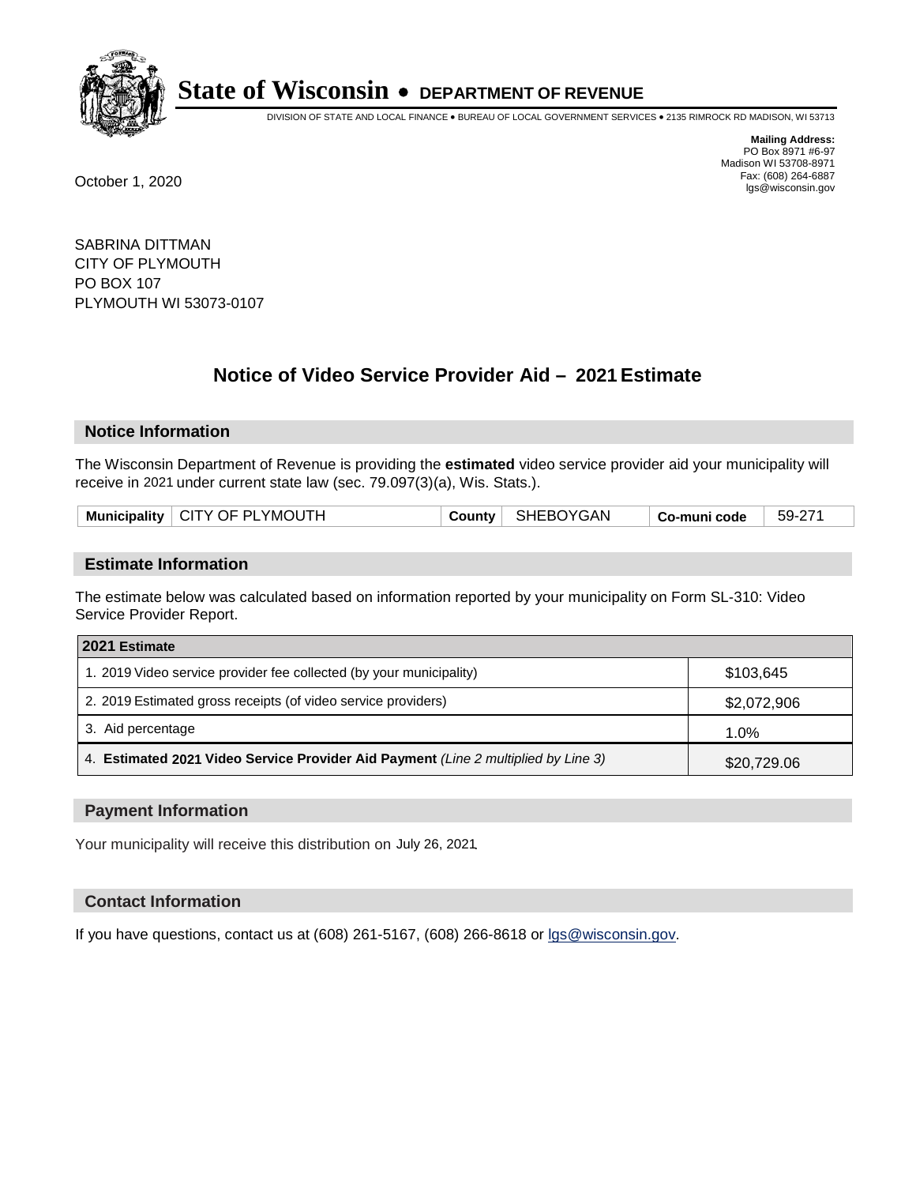# State of Wisconsin • DEPARTMENT OF REVENUE

DIVISION OF STATE AND LOCAL FINANCE • BUREAU OF LOCAL GOVERNMENT SERVICES • 2135 RIMROCK RD MADISON, WI 53713

**Mailing Address:**
PO Box 8971 #6-97
Madison WI 53708-8971
Fax: (608) 264-6887
lgs@wisconsin.gov

October 1, 2020

SABRINA DITTMAN
CITY OF PLYMOUTH
PO BOX 107
PLYMOUTH WI 53073-0107

## Notice of Video Service Provider Aid – 2021 Estimate

### Notice Information

The Wisconsin Department of Revenue is providing the **estimated** video service provider aid your municipality will receive in 2021 under current state law (sec. 79.097(3)(a), Wis. Stats.).

| Municipality | CITY OF PLYMOUTH | County | SHEBOYGAN | Co-muni code | 59-271 |
|---|---|---|---|---|---|

### Estimate Information

The estimate below was calculated based on information reported by your municipality on Form SL-310: Video Service Provider Report.

| 2021 Estimate | |
|---|---|
| 1. 2019 Video service provider fee collected (by your municipality) | $103,645 |
| 2. 2019 Estimated gross receipts (of video service providers) | $2,072,906 |
| 3. Aid percentage | 1.0% |
| 4. **Estimated 2021 Video Service Provider Aid Payment** *(Line 2 multiplied by Line 3)* | $20,729.06 |

### Payment Information

Your municipality will receive this distribution on July 26, 2021.

### Contact Information

If you have questions, contact us at (608) 261-5167, (608) 266-8618 or lgs@wisconsin.gov.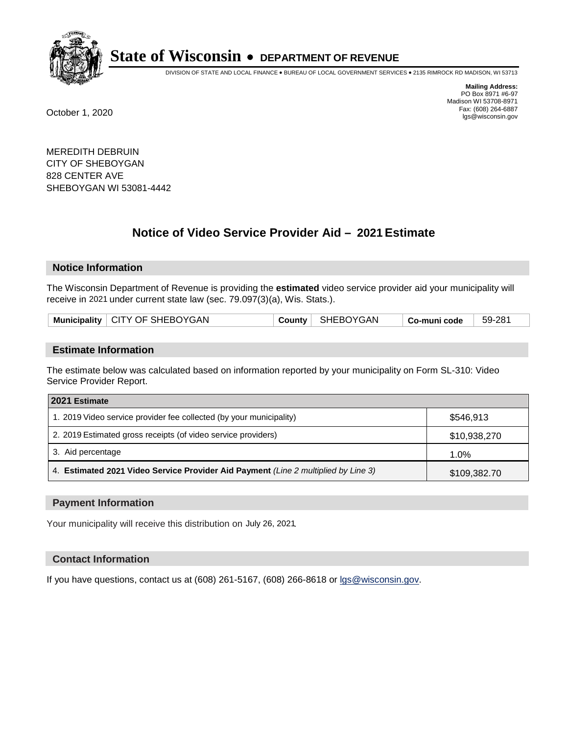# State of Wisconsin • DEPARTMENT OF REVENUE

DIVISION OF STATE AND LOCAL FINANCE • BUREAU OF LOCAL GOVERNMENT SERVICES • 2135 RIMROCK RD MADISON, WI 53713

**Mailing Address:**
PO Box 8971 #6-97
Madison WI 53708-8971
Fax: (608) 264-6887
lgs@wisconsin.gov

October 1, 2020

MEREDITH DEBRUIN
CITY OF SHEBOYGAN
828 CENTER AVE
SHEBOYGAN WI 53081-4442

## Notice of Video Service Provider Aid – 2021 Estimate

### Notice Information

The Wisconsin Department of Revenue is providing the **estimated** video service provider aid your municipality will receive in 2021 under current state law (sec. 79.097(3)(a), Wis. Stats.).

| Municipality | CITY OF SHEBOYGAN | County | SHEBOYGAN | Co-muni code | 59-281 |
|---|---|---|---|---|---|

### Estimate Information

The estimate below was calculated based on information reported by your municipality on Form SL-310: Video Service Provider Report.

| 2021 Estimate | |
|---|---|
| 1. 2019 Video service provider fee collected (by your municipality) | $546,913 |
| 2. 2019 Estimated gross receipts (of video service providers) | $10,938,270 |
| 3. Aid percentage | 1.0% |
| 4. **Estimated 2021 Video Service Provider Aid Payment** *(Line 2 multiplied by Line 3)* | $109,382.70 |

### Payment Information

Your municipality will receive this distribution on July 26, 2021.

### Contact Information

If you have questions, contact us at (608) 261-5167, (608) 266-8618 or lgs@wisconsin.gov.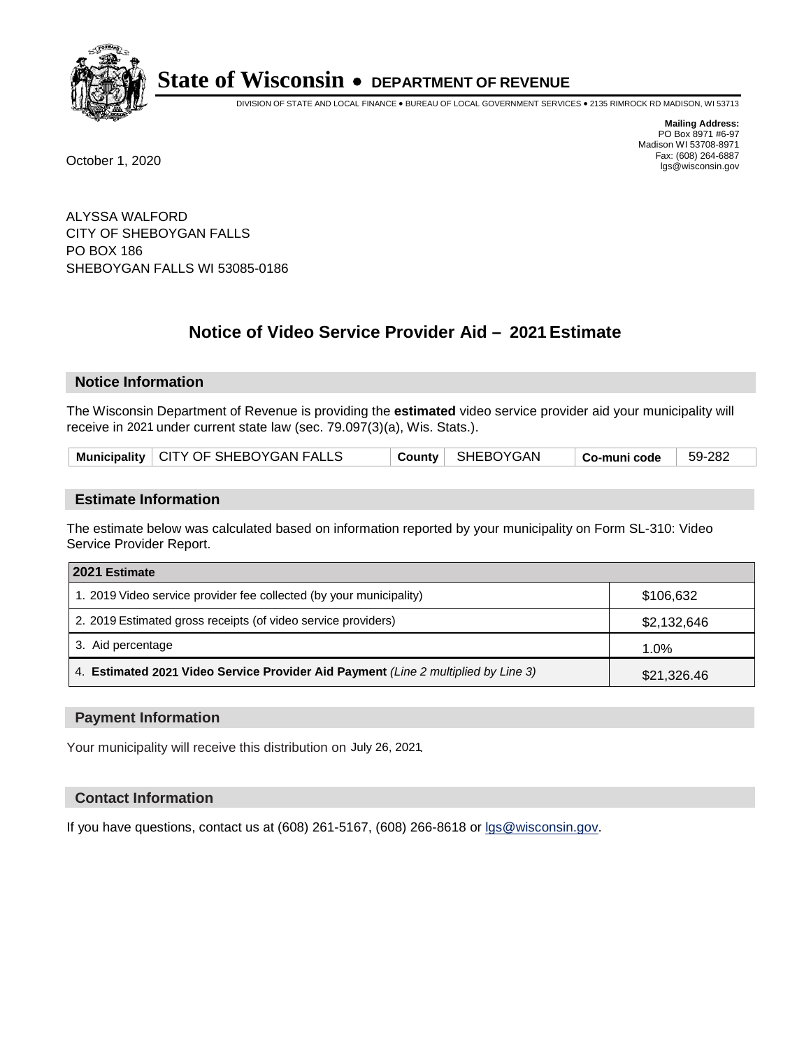# State of Wisconsin • DEPARTMENT OF REVENUE

DIVISION OF STATE AND LOCAL FINANCE • BUREAU OF LOCAL GOVERNMENT SERVICES • 2135 RIMROCK RD MADISON, WI 53713

**Mailing Address:**
PO Box 8971 #6-97
Madison WI 53708-8971
Fax: (608) 264-6887
lgs@wisconsin.gov

October 1, 2020

ALYSSA WALFORD
CITY OF SHEBOYGAN FALLS
PO BOX 186
SHEBOYGAN FALLS WI 53085-0186

## Notice of Video Service Provider Aid – 2021 Estimate

### Notice Information

The Wisconsin Department of Revenue is providing the **estimated** video service provider aid your municipality will receive in 2021 under current state law (sec. 79.097(3)(a), Wis. Stats.).

| Municipality | CITY OF SHEBOYGAN FALLS | County | SHEBOYGAN | Co-muni code | 59-282 |
|---|---|---|---|---|---|

### Estimate Information

The estimate below was calculated based on information reported by your municipality on Form SL-310: Video Service Provider Report.

| 2021 Estimate | |
|---|---|
| 1. 2019 Video service provider fee collected (by your municipality) | $106,632 |
| 2. 2019 Estimated gross receipts (of video service providers) | $2,132,646 |
| 3. Aid percentage | 1.0% |
| 4. **Estimated 2021 Video Service Provider Aid Payment** *(Line 2 multiplied by Line 3)* | $21,326.46 |

### Payment Information

Your municipality will receive this distribution on July 26, 2021.

### Contact Information

If you have questions, contact us at (608) 261-5167, (608) 266-8618 or lgs@wisconsin.gov.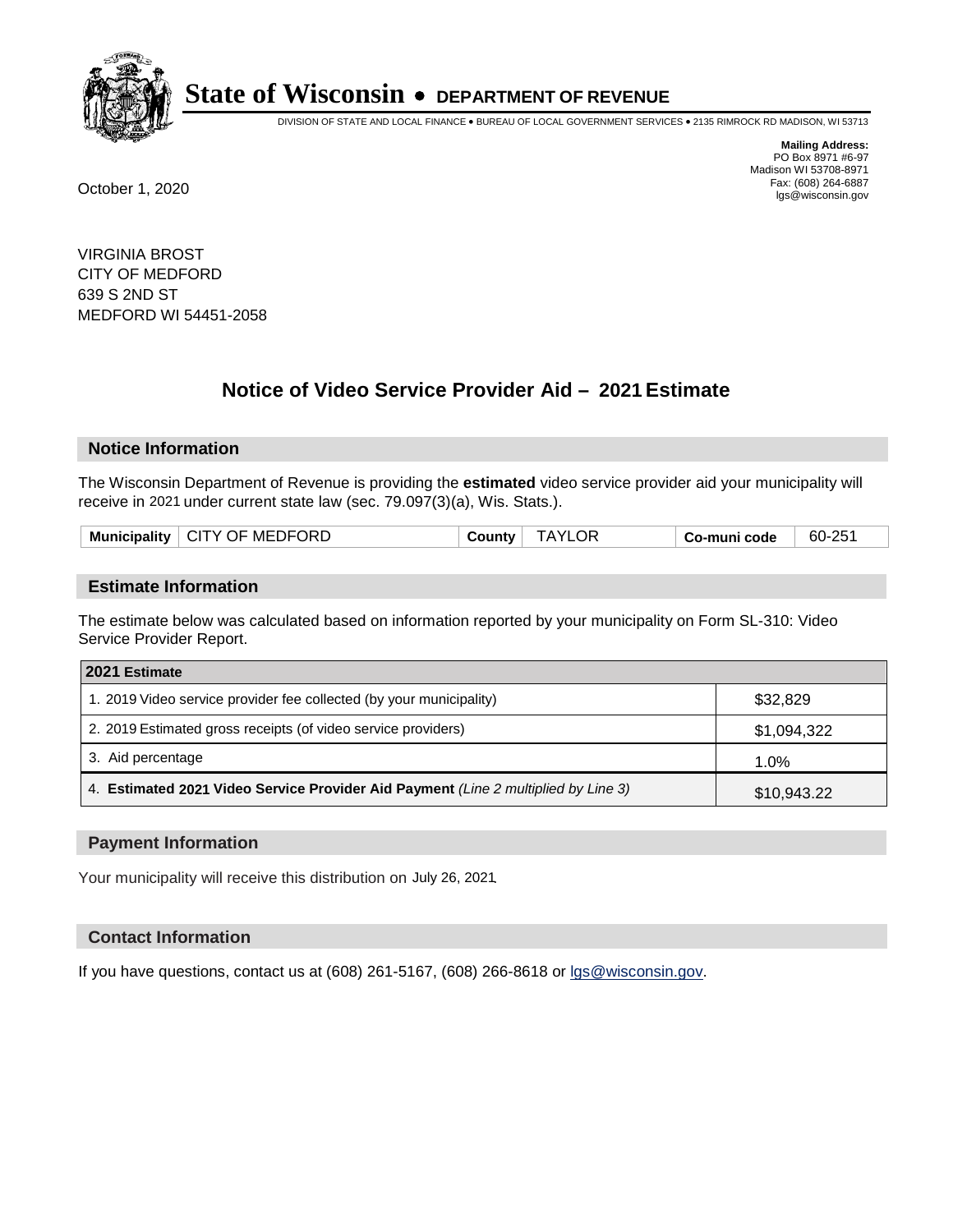# State of Wisconsin • DEPARTMENT OF REVENUE

DIVISION OF STATE AND LOCAL FINANCE • BUREAU OF LOCAL GOVERNMENT SERVICES • 2135 RIMROCK RD MADISON, WI 53713

**Mailing Address:**
PO Box 8971 #6-97
Madison WI 53708-8971
Fax: (608) 264-6887
lgs@wisconsin.gov

October 1, 2020

VIRGINIA BROST
CITY OF MEDFORD
639 S 2ND ST
MEDFORD WI 54451-2058

## Notice of Video Service Provider Aid – 2021 Estimate

### Notice Information

The Wisconsin Department of Revenue is providing the **estimated** video service provider aid your municipality will receive in 2021 under current state law (sec. 79.097(3)(a), Wis. Stats.).

| Municipality | CITY OF MEDFORD | County | TAYLOR | Co-muni code | 60-251 |
|---|---|---|---|---|---|

### Estimate Information

The estimate below was calculated based on information reported by your municipality on Form SL-310: Video Service Provider Report.

| 2021 Estimate | |
|---|---|
| 1. 2019 Video service provider fee collected (by your municipality) | $32,829 |
| 2. 2019 Estimated gross receipts (of video service providers) | $1,094,322 |
| 3. Aid percentage | 1.0% |
| 4. **Estimated 2021 Video Service Provider Aid Payment** *(Line 2 multiplied by Line 3)* | $10,943.22 |

### Payment Information

Your municipality will receive this distribution on July 26, 2021.

### Contact Information

If you have questions, contact us at (608) 261-5167, (608) 266-8618 or lgs@wisconsin.gov.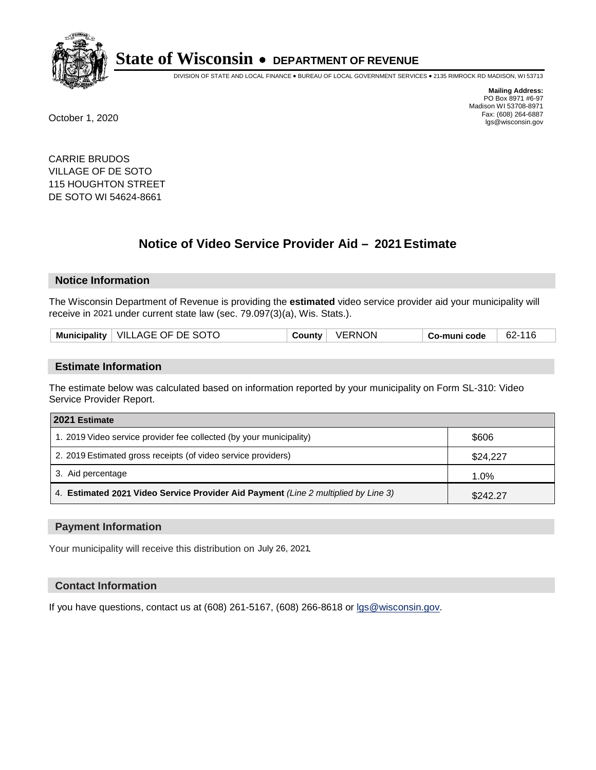# State of Wisconsin • DEPARTMENT OF REVENUE

DIVISION OF STATE AND LOCAL FINANCE • BUREAU OF LOCAL GOVERNMENT SERVICES • 2135 RIMROCK RD MADISON, WI 53713

**Mailing Address:**
PO Box 8971 #6-97
Madison WI 53708-8971
Fax: (608) 264-6887
lgs@wisconsin.gov

October 1, 2020

CARRIE BRUDOS
VILLAGE OF DE SOTO
115 HOUGHTON STREET
DE SOTO WI 54624-8661

## Notice of Video Service Provider Aid – 2021 Estimate

### Notice Information

The Wisconsin Department of Revenue is providing the **estimated** video service provider aid your municipality will receive in 2021 under current state law (sec. 79.097(3)(a), Wis. Stats.).

| Municipality | VILLAGE OF DE SOTO | County | VERNON | Co-muni code | 62-116 |
|---|---|---|---|---|---|

### Estimate Information

The estimate below was calculated based on information reported by your municipality on Form SL-310: Video Service Provider Report.

| 2021 Estimate | |
|---|---|
| 1. 2019 Video service provider fee collected (by your municipality) | $606 |
| 2. 2019 Estimated gross receipts (of video service providers) | $24,227 |
| 3. Aid percentage | 1.0% |
| 4. **Estimated 2021 Video Service Provider Aid Payment** *(Line 2 multiplied by Line 3)* | $242.27 |

### Payment Information

Your municipality will receive this distribution on July 26, 2021.

### Contact Information

If you have questions, contact us at (608) 261-5167, (608) 266-8618 or lgs@wisconsin.gov.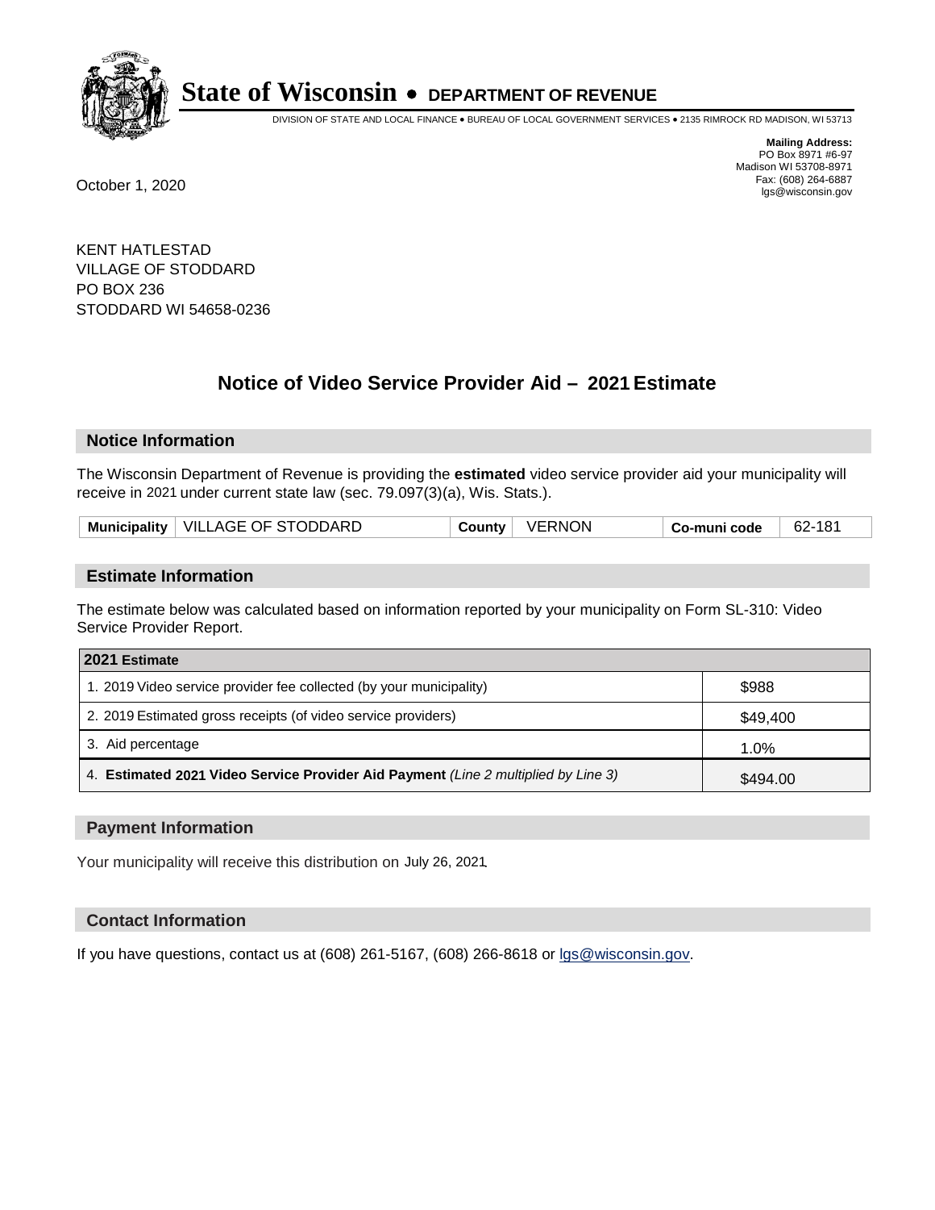# State of Wisconsin • DEPARTMENT OF REVENUE

DIVISION OF STATE AND LOCAL FINANCE • BUREAU OF LOCAL GOVERNMENT SERVICES • 2135 RIMROCK RD MADISON, WI 53713

**Mailing Address:**
PO Box 8971 #6-97
Madison WI 53708-8971
Fax: (608) 264-6887
lgs@wisconsin.gov

October 1, 2020

KENT HATLESTAD
VILLAGE OF STODDARD
PO BOX 236
STODDARD WI 54658-0236

## Notice of Video Service Provider Aid – 2021 Estimate

### Notice Information

The Wisconsin Department of Revenue is providing the **estimated** video service provider aid your municipality will receive in 2021 under current state law (sec. 79.097(3)(a), Wis. Stats.).

| Municipality | VILLAGE OF STODDARD | County | VERNON | Co-muni code | 62-181 |
|---|---|---|---|---|---|

### Estimate Information

The estimate below was calculated based on information reported by your municipality on Form SL-310: Video Service Provider Report.

| 2021 Estimate | |
|---|---|
| 1. 2019 Video service provider fee collected (by your municipality) | $988 |
| 2. 2019 Estimated gross receipts (of video service providers) | $49,400 |
| 3. Aid percentage | 1.0% |
| 4. **Estimated 2021 Video Service Provider Aid Payment** *(Line 2 multiplied by Line 3)* | $494.00 |

### Payment Information

Your municipality will receive this distribution on July 26, 2021.

### Contact Information

If you have questions, contact us at (608) 261-5167, (608) 266-8618 or lgs@wisconsin.gov.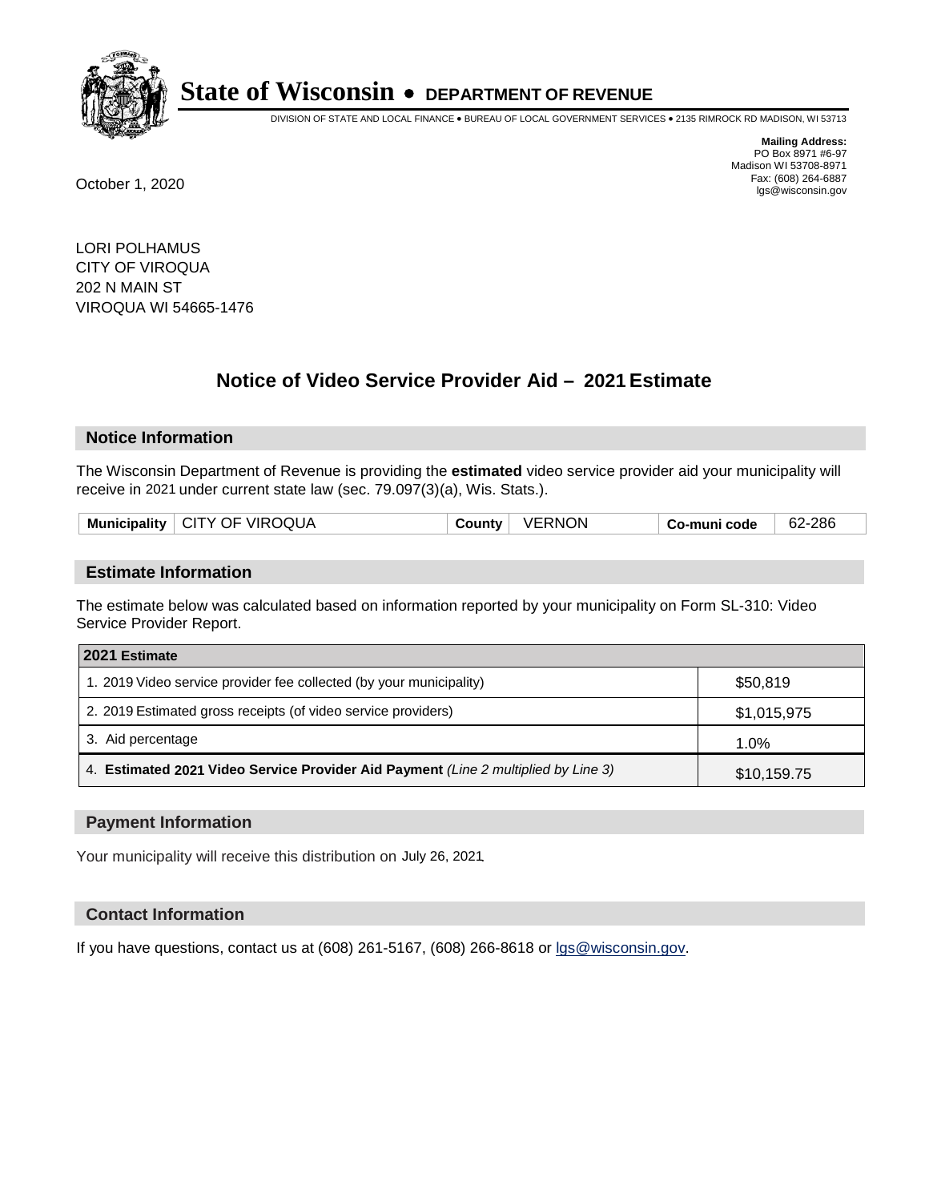# State of Wisconsin • DEPARTMENT OF REVENUE

DIVISION OF STATE AND LOCAL FINANCE • BUREAU OF LOCAL GOVERNMENT SERVICES • 2135 RIMROCK RD MADISON, WI 53713

**Mailing Address:**
PO Box 8971 #6-97
Madison WI 53708-8971
Fax: (608) 264-6887
lgs@wisconsin.gov

October 1, 2020

LORI POLHAMUS
CITY OF VIROQUA
202 N MAIN ST
VIROQUA WI 54665-1476

## Notice of Video Service Provider Aid – 2021 Estimate

### Notice Information

The Wisconsin Department of Revenue is providing the **estimated** video service provider aid your municipality will receive in 2021 under current state law (sec. 79.097(3)(a), Wis. Stats.).

| Municipality | CITY OF VIROQUA | County | VERNON | Co-muni code | 62-286 |
|---|---|---|---|---|---|

### Estimate Information

The estimate below was calculated based on information reported by your municipality on Form SL-310: Video Service Provider Report.

| 2021 Estimate | |
|---|---|
| 1. 2019 Video service provider fee collected (by your municipality) | $50,819 |
| 2. 2019 Estimated gross receipts (of video service providers) | $1,015,975 |
| 3. Aid percentage | 1.0% |
| 4. **Estimated 2021 Video Service Provider Aid Payment** *(Line 2 multiplied by Line 3)* | $10,159.75 |

### Payment Information

Your municipality will receive this distribution on July 26, 2021.

### Contact Information

If you have questions, contact us at (608) 261-5167, (608) 266-8618 or lgs@wisconsin.gov.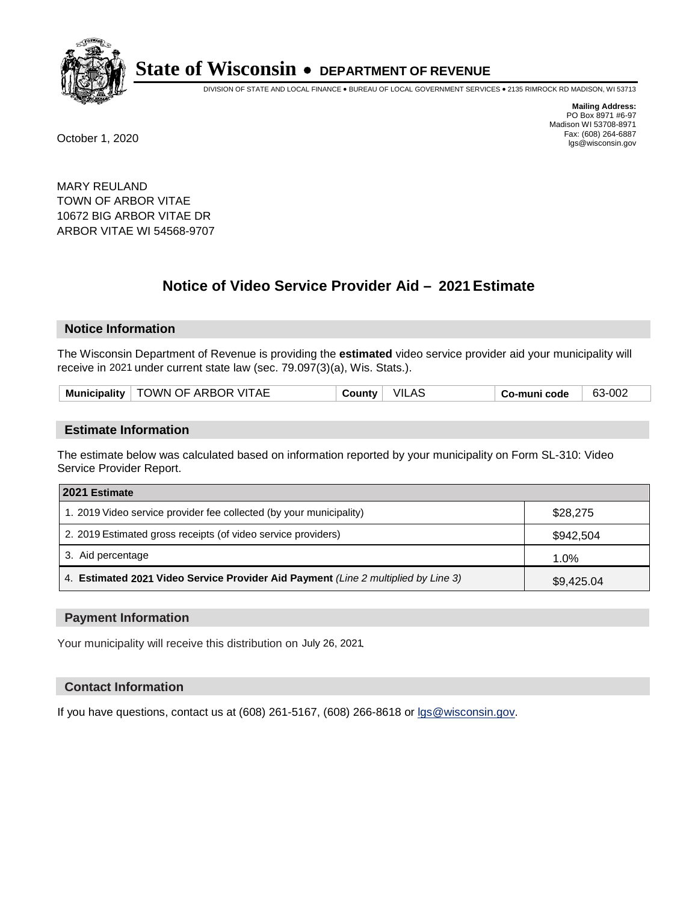# State of Wisconsin • DEPARTMENT OF REVENUE

DIVISION OF STATE AND LOCAL FINANCE • BUREAU OF LOCAL GOVERNMENT SERVICES • 2135 RIMROCK RD MADISON, WI 53713

**Mailing Address:**
PO Box 8971 #6-97
Madison WI 53708-8971
Fax: (608) 264-6887
lgs@wisconsin.gov

October 1, 2020

MARY REULAND
TOWN OF ARBOR VITAE
10672 BIG ARBOR VITAE DR
ARBOR VITAE WI 54568-9707

## Notice of Video Service Provider Aid – 2021 Estimate

### Notice Information

The Wisconsin Department of Revenue is providing the **estimated** video service provider aid your municipality will receive in 2021 under current state law (sec. 79.097(3)(a), Wis. Stats.).

| Municipality | TOWN OF ARBOR VITAE | County | VILAS | Co-muni code | 63-002 |
|---|---|---|---|---|---|

### Estimate Information

The estimate below was calculated based on information reported by your municipality on Form SL-310: Video Service Provider Report.

| 2021 Estimate | |
|---|---|
| 1. 2019 Video service provider fee collected (by your municipality) | $28,275 |
| 2. 2019 Estimated gross receipts (of video service providers) | $942,504 |
| 3. Aid percentage | 1.0% |
| 4. **Estimated 2021 Video Service Provider Aid Payment** *(Line 2 multiplied by Line 3)* | $9,425.04 |

### Payment Information

Your municipality will receive this distribution on July 26, 2021.

### Contact Information

If you have questions, contact us at (608) 261-5167, (608) 266-8618 or lgs@wisconsin.gov.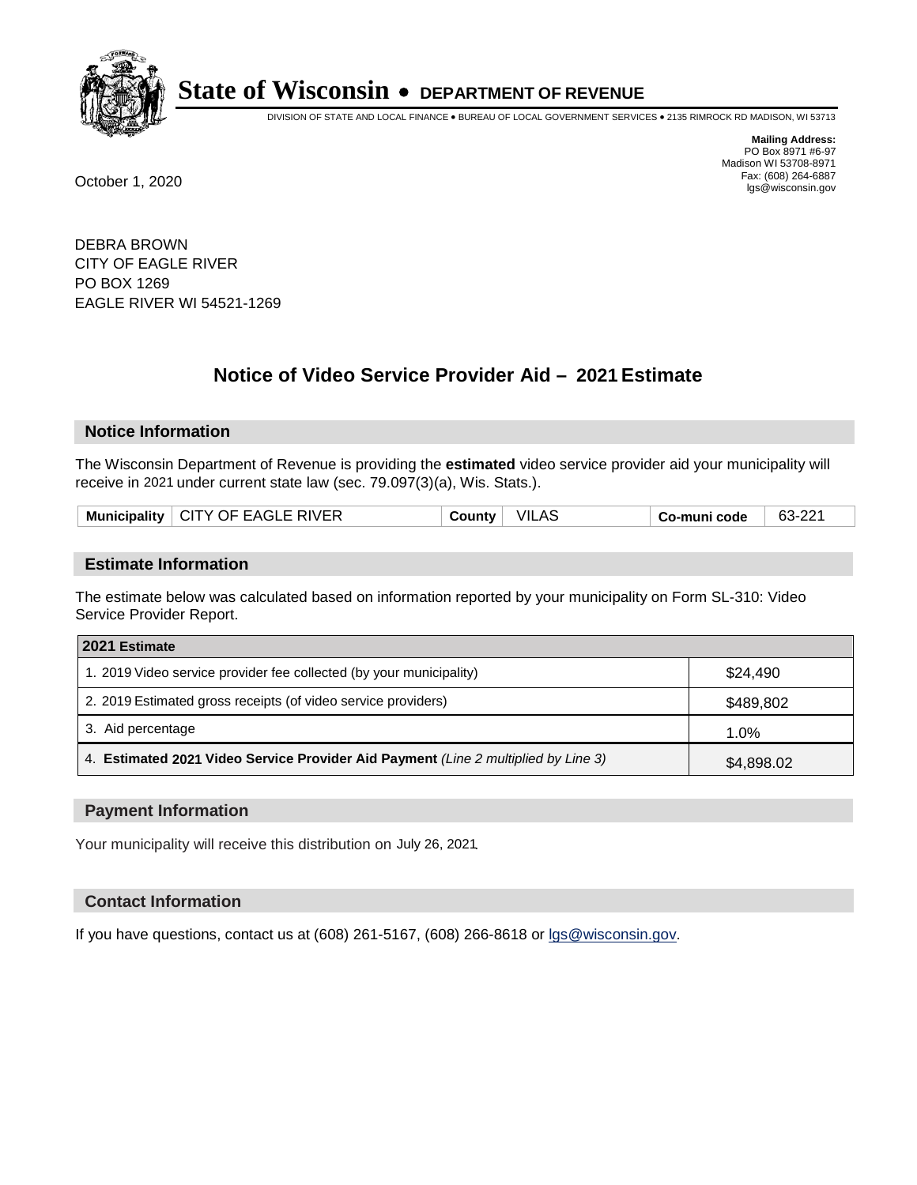# State of Wisconsin • DEPARTMENT OF REVENUE

DIVISION OF STATE AND LOCAL FINANCE • BUREAU OF LOCAL GOVERNMENT SERVICES • 2135 RIMROCK RD MADISON, WI 53713

**Mailing Address:**
PO Box 8971 #6-97
Madison WI 53708-8971
Fax: (608) 264-6887
lgs@wisconsin.gov

October 1, 2020

DEBRA BROWN
CITY OF EAGLE RIVER
PO BOX 1269
EAGLE RIVER WI 54521-1269

## Notice of Video Service Provider Aid – 2021 Estimate

### Notice Information

The Wisconsin Department of Revenue is providing the **estimated** video service provider aid your municipality will receive in 2021 under current state law (sec. 79.097(3)(a), Wis. Stats.).

| Municipality | CITY OF EAGLE RIVER | County | VILAS | Co-muni code | 63-221 |
|---|---|---|---|---|---|

### Estimate Information

The estimate below was calculated based on information reported by your municipality on Form SL-310: Video Service Provider Report.

| 2021 Estimate | |
|---|---|
| 1. 2019 Video service provider fee collected (by your municipality) | $24,490 |
| 2. 2019 Estimated gross receipts (of video service providers) | $489,802 |
| 3. Aid percentage | 1.0% |
| 4. **Estimated 2021 Video Service Provider Aid Payment** *(Line 2 multiplied by Line 3)* | $4,898.02 |

### Payment Information

Your municipality will receive this distribution on July 26, 2021.

### Contact Information

If you have questions, contact us at (608) 261-5167, (608) 266-8618 or lgs@wisconsin.gov.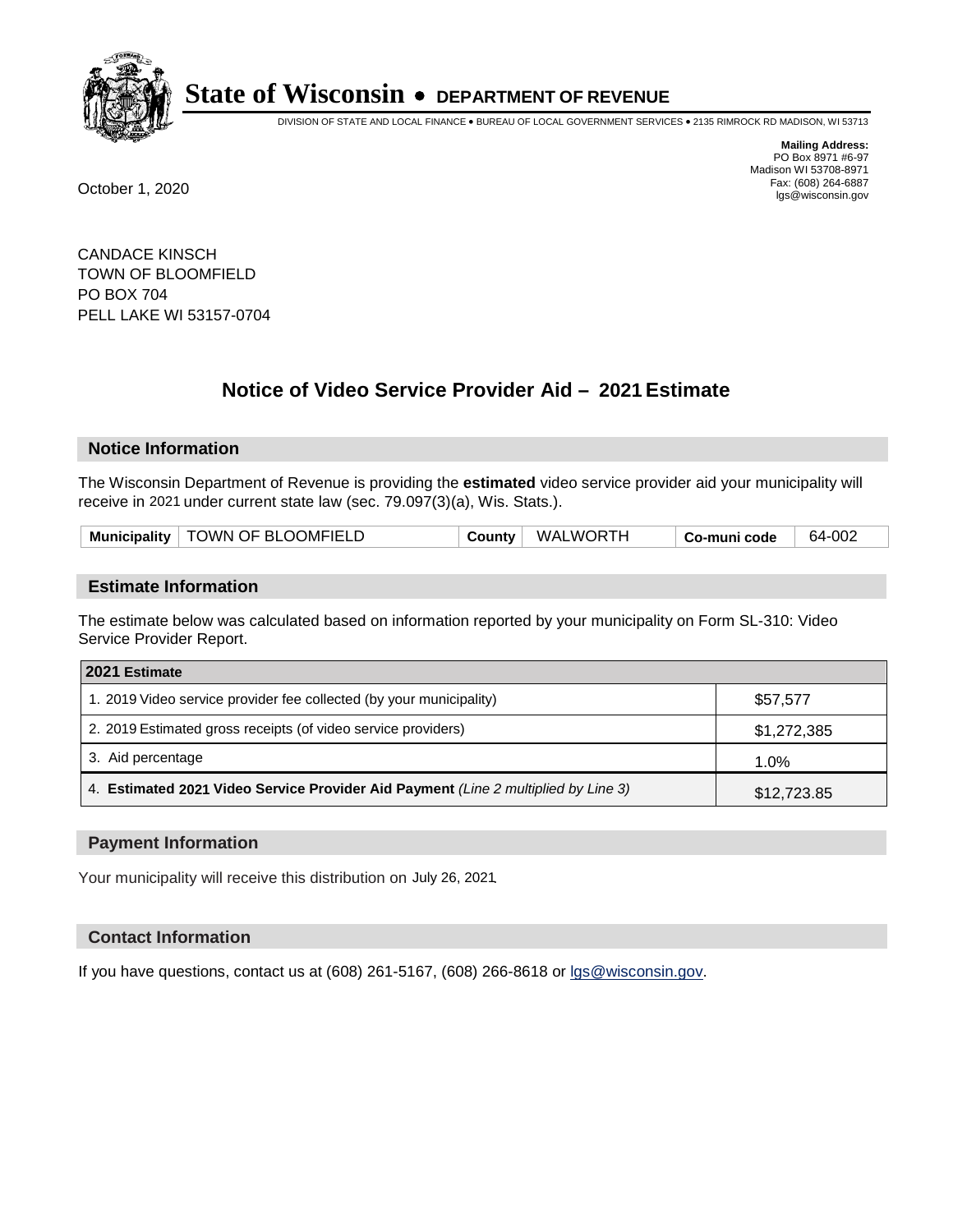# State of Wisconsin • DEPARTMENT OF REVENUE

DIVISION OF STATE AND LOCAL FINANCE • BUREAU OF LOCAL GOVERNMENT SERVICES • 2135 RIMROCK RD MADISON, WI 53713

**Mailing Address:**
PO Box 8971 #6-97
Madison WI 53708-8971
Fax: (608) 264-6887
lgs@wisconsin.gov

October 1, 2020

CANDACE KINSCH
TOWN OF BLOOMFIELD
PO BOX 704
PELL LAKE WI 53157-0704

## Notice of Video Service Provider Aid – 2021 Estimate

### Notice Information

The Wisconsin Department of Revenue is providing the **estimated** video service provider aid your municipality will receive in 2021 under current state law (sec. 79.097(3)(a), Wis. Stats.).

| Municipality | TOWN OF BLOOMFIELD | County | WALWORTH | Co-muni code | 64-002 |
|---|---|---|---|---|---|

### Estimate Information

The estimate below was calculated based on information reported by your municipality on Form SL-310: Video Service Provider Report.

| 2021 Estimate | |
|---|---|
| 1. 2019 Video service provider fee collected (by your municipality) | $57,577 |
| 2. 2019 Estimated gross receipts (of video service providers) | $1,272,385 |
| 3. Aid percentage | 1.0% |
| 4. **Estimated 2021 Video Service Provider Aid Payment** *(Line 2 multiplied by Line 3)* | $12,723.85 |

### Payment Information

Your municipality will receive this distribution on July 26, 2021.

### Contact Information

If you have questions, contact us at (608) 261-5167, (608) 266-8618 or lgs@wisconsin.gov.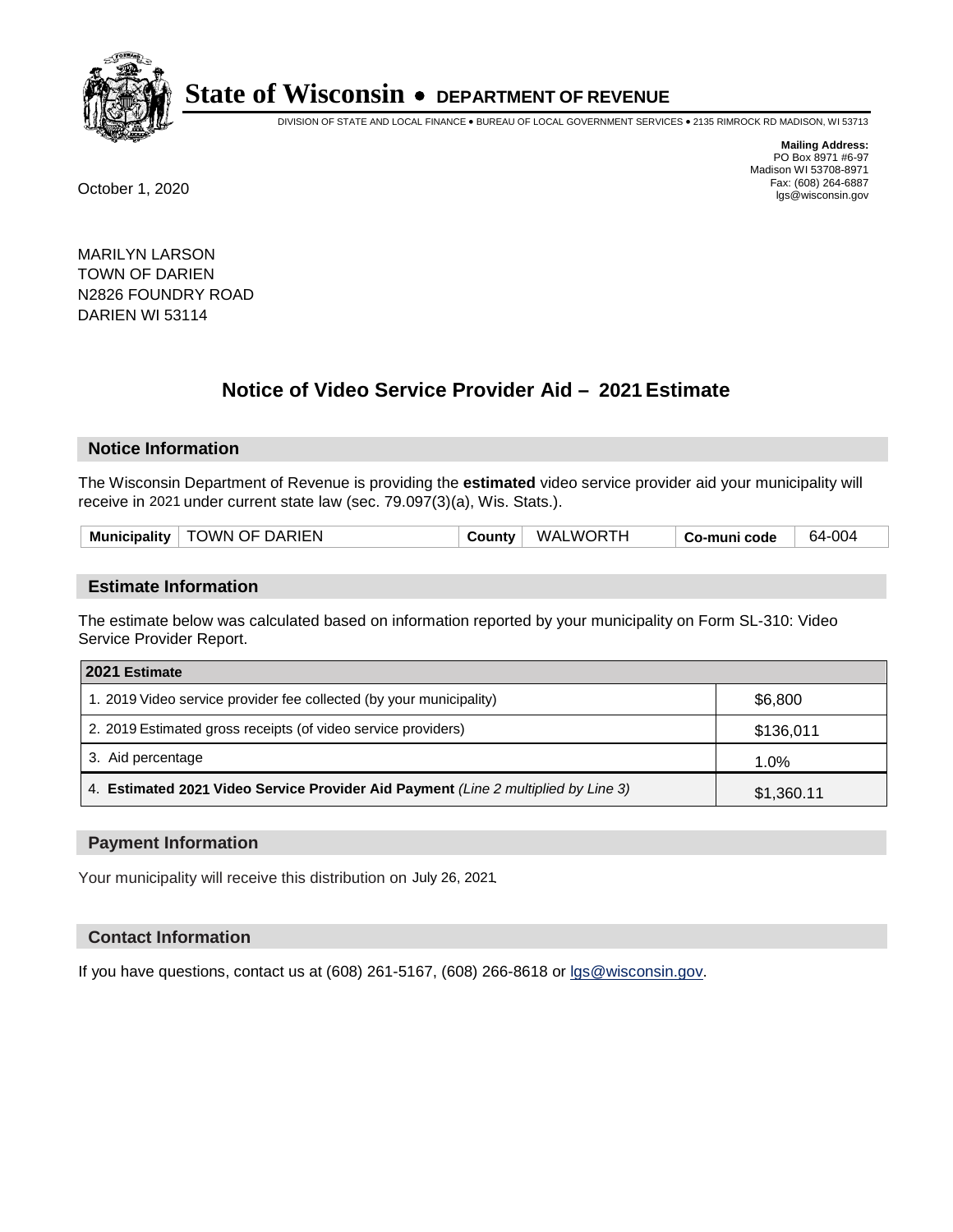**State of Wisconsin • DEPARTMENT OF REVENUE**

DIVISION OF STATE AND LOCAL FINANCE • BUREAU OF LOCAL GOVERNMENT SERVICES • 2135 RIMROCK RD MADISON, WI 53713

**Mailing Address:**
PO Box 8971 #6-97
Madison WI 53708-8971
Fax: (608) 264-6887
lgs@wisconsin.gov

October 1, 2020

MARILYN LARSON
TOWN OF DARIEN
N2826 FOUNDRY ROAD
DARIEN WI 53114

## Notice of Video Service Provider Aid – 2021 Estimate

### Notice Information

The Wisconsin Department of Revenue is providing the **estimated** video service provider aid your municipality will receive in 2021 under current state law (sec. 79.097(3)(a), Wis. Stats.).

| Municipality | TOWN OF DARIEN | County | WALWORTH | Co-muni code | 64-004 |
|---|---|---|---|---|---|

### Estimate Information

The estimate below was calculated based on information reported by your municipality on Form SL-310: Video Service Provider Report.

| 2021 Estimate | |
|---|---|
| 1. 2019 Video service provider fee collected (by your municipality) | $6,800 |
| 2. 2019 Estimated gross receipts (of video service providers) | $136,011 |
| 3. Aid percentage | 1.0% |
| 4. **Estimated 2021 Video Service Provider Aid Payment** *(Line 2 multiplied by Line 3)* | $1,360.11 |

### Payment Information

Your municipality will receive this distribution on July 26, 2021.

### Contact Information

If you have questions, contact us at (608) 261-5167, (608) 266-8618 or lgs@wisconsin.gov.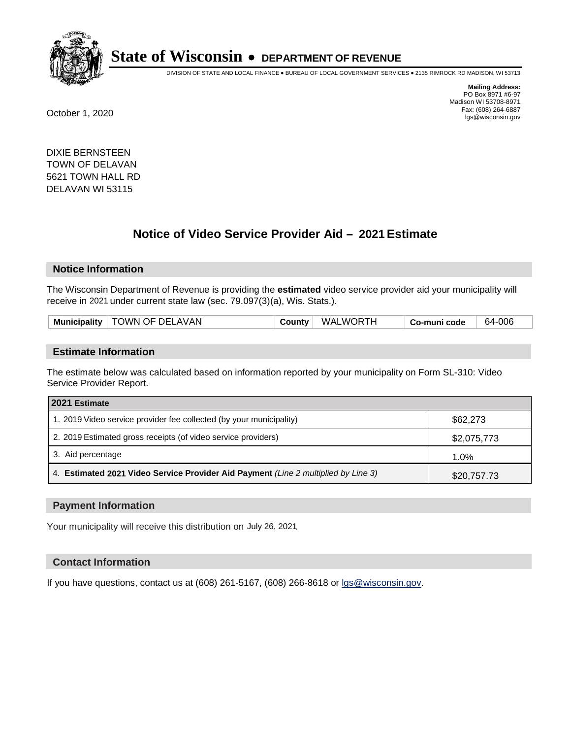# State of Wisconsin • DEPARTMENT OF REVENUE

DIVISION OF STATE AND LOCAL FINANCE • BUREAU OF LOCAL GOVERNMENT SERVICES • 2135 RIMROCK RD MADISON, WI 53713

**Mailing Address:**
PO Box 8971 #6-97
Madison WI 53708-8971
Fax: (608) 264-6887
lgs@wisconsin.gov

October 1, 2020

DIXIE BERNSTEEN
TOWN OF DELAVAN
5621 TOWN HALL RD
DELAVAN WI 53115

## Notice of Video Service Provider Aid – 2021 Estimate

### Notice Information

The Wisconsin Department of Revenue is providing the **estimated** video service provider aid your municipality will receive in 2021 under current state law (sec. 79.097(3)(a), Wis. Stats.).

| Municipality | TOWN OF DELAVAN | County | WALWORTH | Co-muni code | 64-006 |
|---|---|---|---|---|---|

### Estimate Information

The estimate below was calculated based on information reported by your municipality on Form SL-310: Video Service Provider Report.

| 2021 Estimate | |
|---|---|
| 1. 2019 Video service provider fee collected (by your municipality) | $62,273 |
| 2. 2019 Estimated gross receipts (of video service providers) | $2,075,773 |
| 3. Aid percentage | 1.0% |
| 4. **Estimated 2021 Video Service Provider Aid Payment** *(Line 2 multiplied by Line 3)* | $20,757.73 |

### Payment Information

Your municipality will receive this distribution on July 26, 2021.

### Contact Information

If you have questions, contact us at (608) 261-5167, (608) 266-8618 or lgs@wisconsin.gov.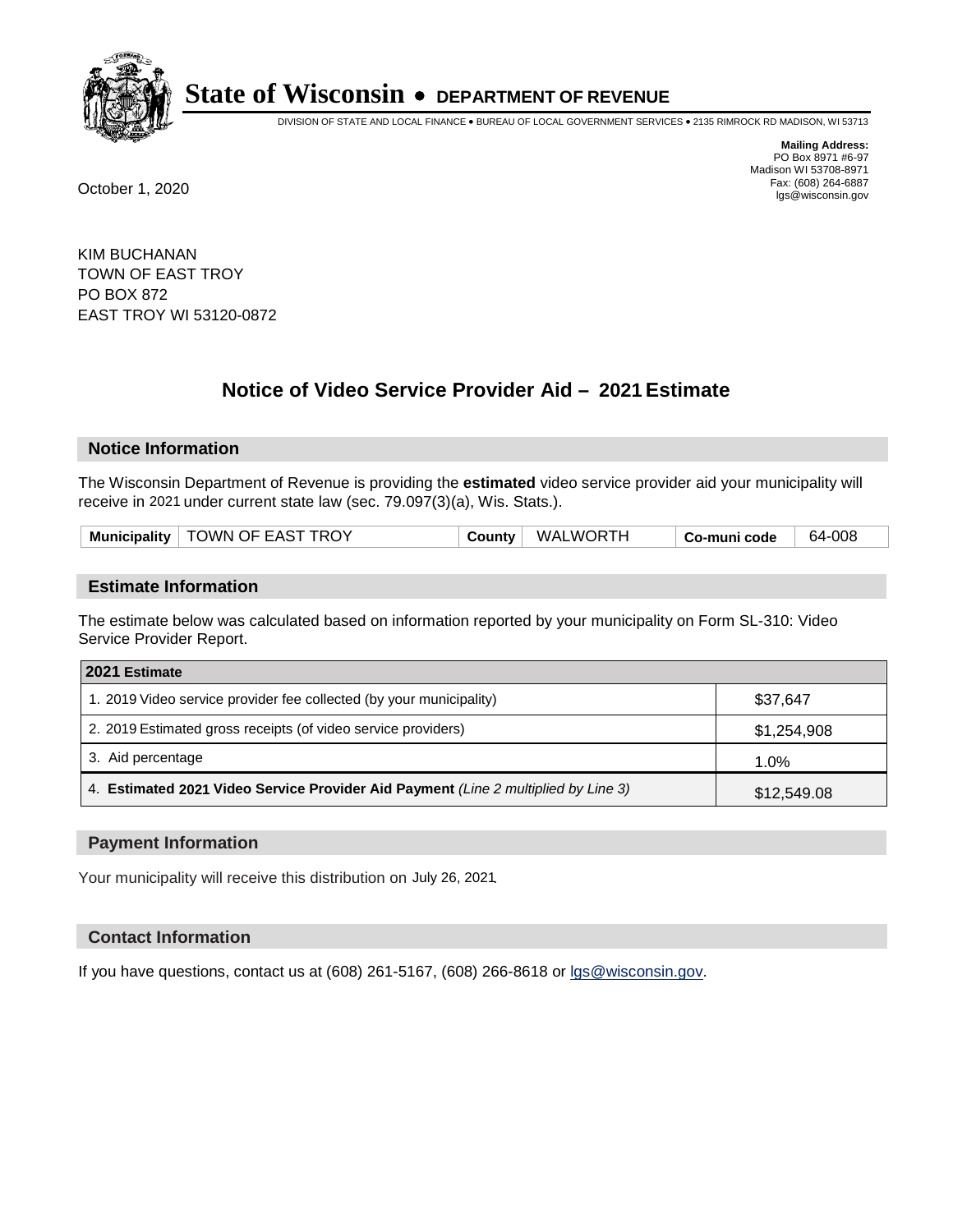# State of Wisconsin • DEPARTMENT OF REVENUE

DIVISION OF STATE AND LOCAL FINANCE • BUREAU OF LOCAL GOVERNMENT SERVICES • 2135 RIMROCK RD MADISON, WI 53713

**Mailing Address:**
PO Box 8971 #6-97
Madison WI 53708-8971
Fax: (608) 264-6887
lgs@wisconsin.gov

October 1, 2020

KIM BUCHANAN
TOWN OF EAST TROY
PO BOX 872
EAST TROY WI 53120-0872

## Notice of Video Service Provider Aid – 2021 Estimate

### Notice Information

The Wisconsin Department of Revenue is providing the **estimated** video service provider aid your municipality will receive in 2021 under current state law (sec. 79.097(3)(a), Wis. Stats.).

| Municipality | TOWN OF EAST TROY | County | WALWORTH | Co-muni code | 64-008 |
|---|---|---|---|---|---|

### Estimate Information

The estimate below was calculated based on information reported by your municipality on Form SL-310: Video Service Provider Report.

| 2021 Estimate | |
|---|---|
| 1. 2019 Video service provider fee collected (by your municipality) | $37,647 |
| 2. 2019 Estimated gross receipts (of video service providers) | $1,254,908 |
| 3. Aid percentage | 1.0% |
| 4. **Estimated 2021 Video Service Provider Aid Payment** *(Line 2 multiplied by Line 3)* | $12,549.08 |

### Payment Information

Your municipality will receive this distribution on July 26, 2021.

### Contact Information

If you have questions, contact us at (608) 261-5167, (608) 266-8618 or lgs@wisconsin.gov.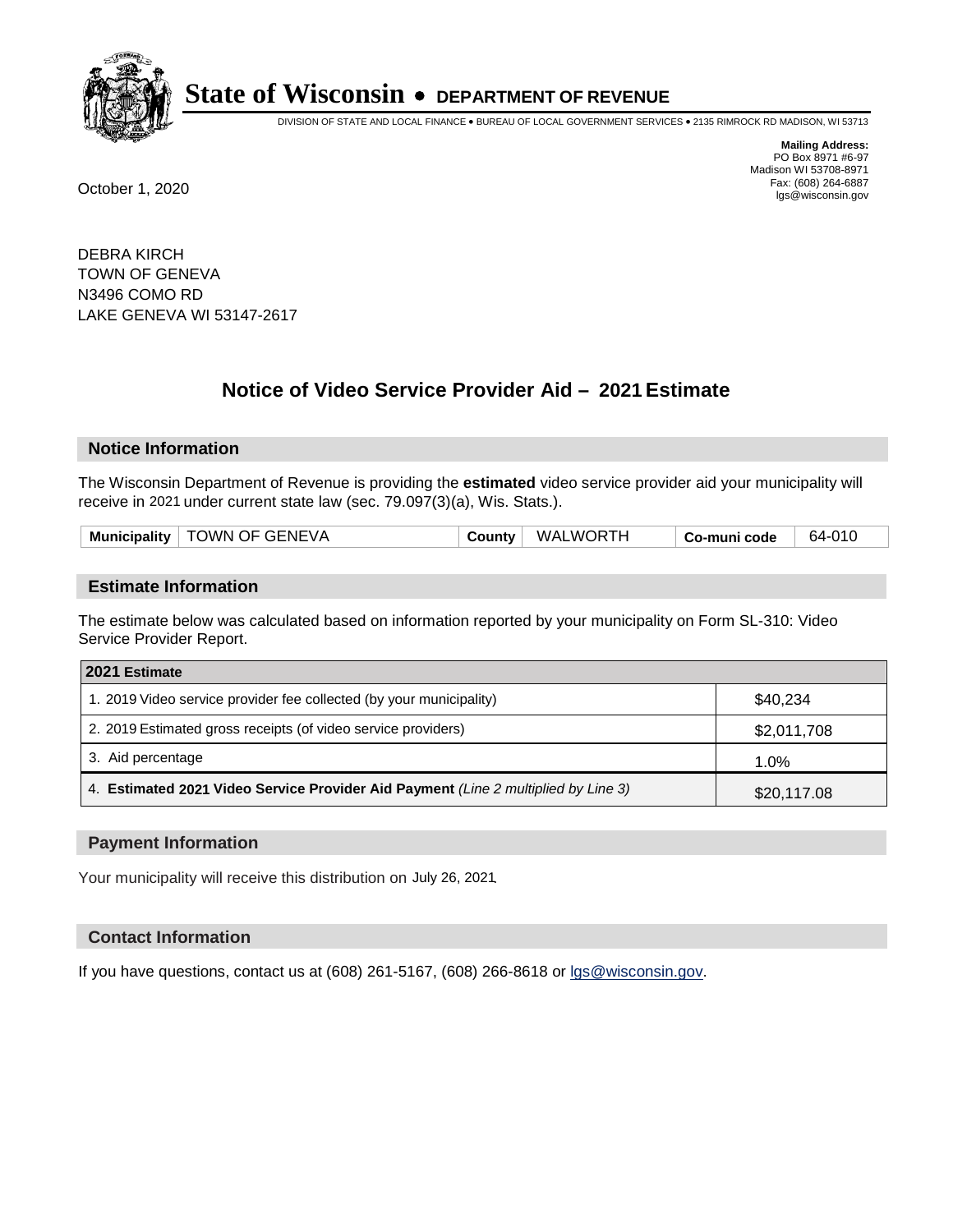**State of Wisconsin • DEPARTMENT OF REVENUE**

DIVISION OF STATE AND LOCAL FINANCE • BUREAU OF LOCAL GOVERNMENT SERVICES • 2135 RIMROCK RD MADISON, WI 53713

**Mailing Address:**
PO Box 8971 #6-97
Madison WI 53708-8971
Fax: (608) 264-6887
lgs@wisconsin.gov

October 1, 2020

DEBRA KIRCH
TOWN OF GENEVA
N3496 COMO RD
LAKE GENEVA WI 53147-2617

## Notice of Video Service Provider Aid – 2021 Estimate

### Notice Information

The Wisconsin Department of Revenue is providing the **estimated** video service provider aid your municipality will receive in 2021 under current state law (sec. 79.097(3)(a), Wis. Stats.).

| Municipality | TOWN OF GENEVA | County | WALWORTH | Co-muni code | 64-010 |
|---|---|---|---|---|---|

### Estimate Information

The estimate below was calculated based on information reported by your municipality on Form SL-310: Video Service Provider Report.

| 2021 Estimate | |
|---|---|
| 1. 2019 Video service provider fee collected (by your municipality) | $40,234 |
| 2. 2019 Estimated gross receipts (of video service providers) | $2,011,708 |
| 3. Aid percentage | 1.0% |
| 4. **Estimated 2021 Video Service Provider Aid Payment** *(Line 2 multiplied by Line 3)* | $20,117.08 |

### Payment Information

Your municipality will receive this distribution on July 26, 2021.

### Contact Information

If you have questions, contact us at (608) 261-5167, (608) 266-8618 or lgs@wisconsin.gov.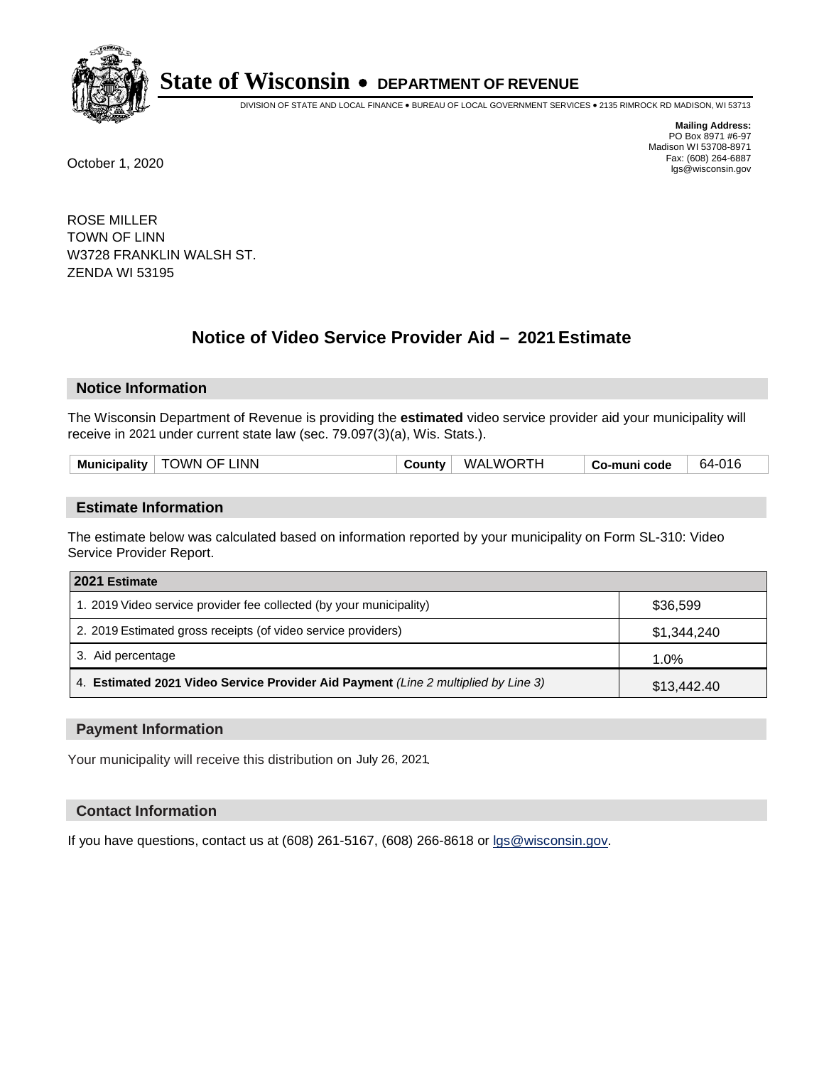# State of Wisconsin • DEPARTMENT OF REVENUE

DIVISION OF STATE AND LOCAL FINANCE • BUREAU OF LOCAL GOVERNMENT SERVICES • 2135 RIMROCK RD MADISON, WI 53713

**Mailing Address:**
PO Box 8971 #6-97
Madison WI 53708-8971
Fax: (608) 264-6887
lgs@wisconsin.gov

October 1, 2020

ROSE MILLER
TOWN OF LINN
W3728 FRANKLIN WALSH ST.
ZENDA WI 53195

## Notice of Video Service Provider Aid – 2021 Estimate

### Notice Information

The Wisconsin Department of Revenue is providing the **estimated** video service provider aid your municipality will receive in 2021 under current state law (sec. 79.097(3)(a), Wis. Stats.).

| Municipality | TOWN OF LINN | County | WALWORTH | Co-muni code | 64-016 |
|---|---|---|---|---|---|

### Estimate Information

The estimate below was calculated based on information reported by your municipality on Form SL-310: Video Service Provider Report.

| 2021 Estimate | |
|---|---|
| 1. 2019 Video service provider fee collected (by your municipality) | $36,599 |
| 2. 2019 Estimated gross receipts (of video service providers) | $1,344,240 |
| 3. Aid percentage | 1.0% |
| 4. **Estimated 2021 Video Service Provider Aid Payment** *(Line 2 multiplied by Line 3)* | $13,442.40 |

### Payment Information

Your municipality will receive this distribution on July 26, 2021.

### Contact Information

If you have questions, contact us at (608) 261-5167, (608) 266-8618 or lgs@wisconsin.gov.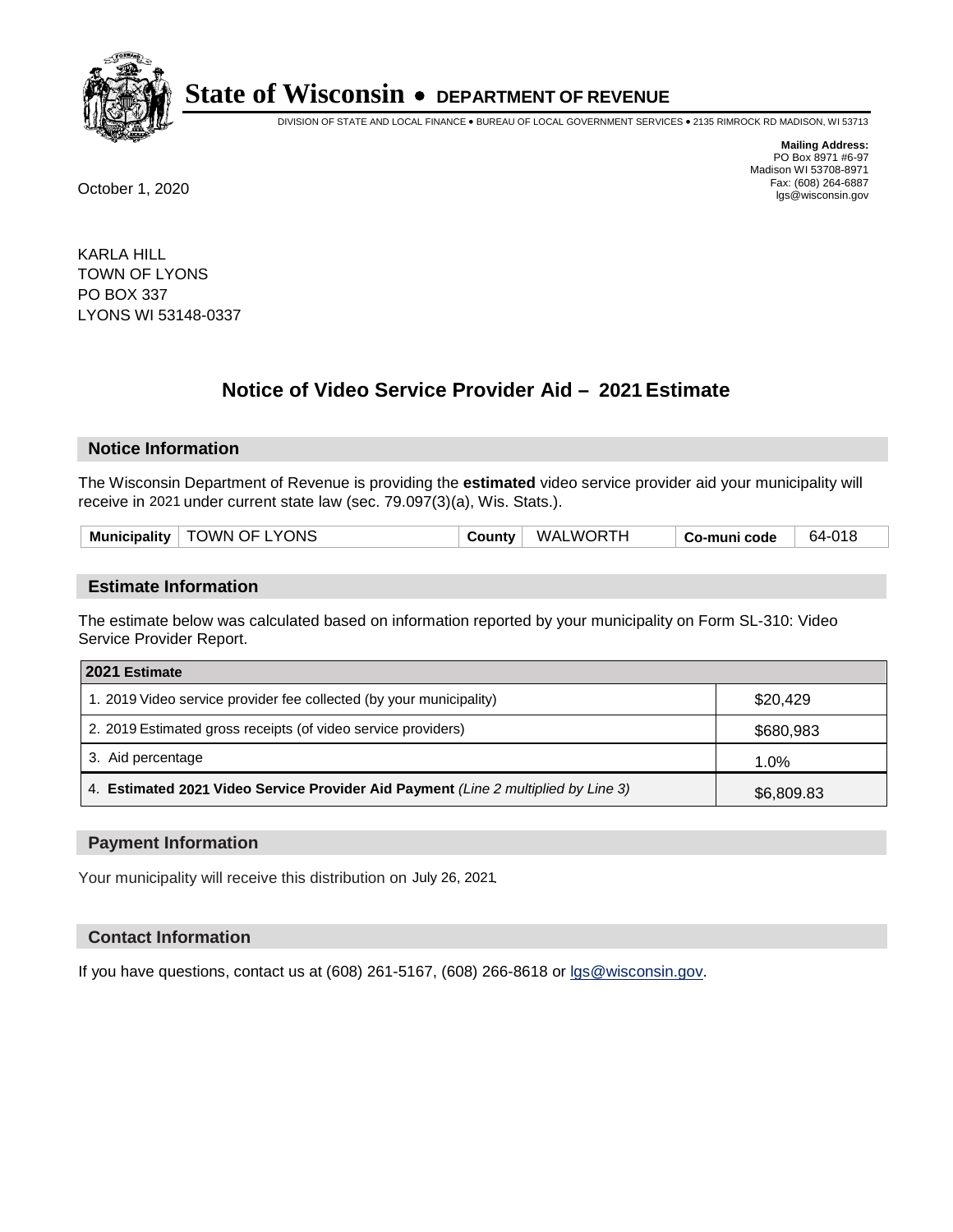# State of Wisconsin • DEPARTMENT OF REVENUE

DIVISION OF STATE AND LOCAL FINANCE • BUREAU OF LOCAL GOVERNMENT SERVICES • 2135 RIMROCK RD MADISON, WI 53713

**Mailing Address:**
PO Box 8971 #6-97
Madison WI 53708-8971
Fax: (608) 264-6887
lgs@wisconsin.gov

October 1, 2020

KARLA HILL
TOWN OF LYONS
PO BOX 337
LYONS WI 53148-0337

## Notice of Video Service Provider Aid – 2021 Estimate

### Notice Information

The Wisconsin Department of Revenue is providing the **estimated** video service provider aid your municipality will receive in 2021 under current state law (sec. 79.097(3)(a), Wis. Stats.).

| Municipality | TOWN OF LYONS | County | WALWORTH | Co-muni code | 64-018 |
|---|---|---|---|---|---|

### Estimate Information

The estimate below was calculated based on information reported by your municipality on Form SL-310: Video Service Provider Report.

| 2021 Estimate | |
|---|---|
| 1. 2019 Video service provider fee collected (by your municipality) | $20,429 |
| 2. 2019 Estimated gross receipts (of video service providers) | $680,983 |
| 3. Aid percentage | 1.0% |
| 4. **Estimated 2021 Video Service Provider Aid Payment** *(Line 2 multiplied by Line 3)* | $6,809.83 |

### Payment Information

Your municipality will receive this distribution on July 26, 2021.

### Contact Information

If you have questions, contact us at (608) 261-5167, (608) 266-8618 or lgs@wisconsin.gov.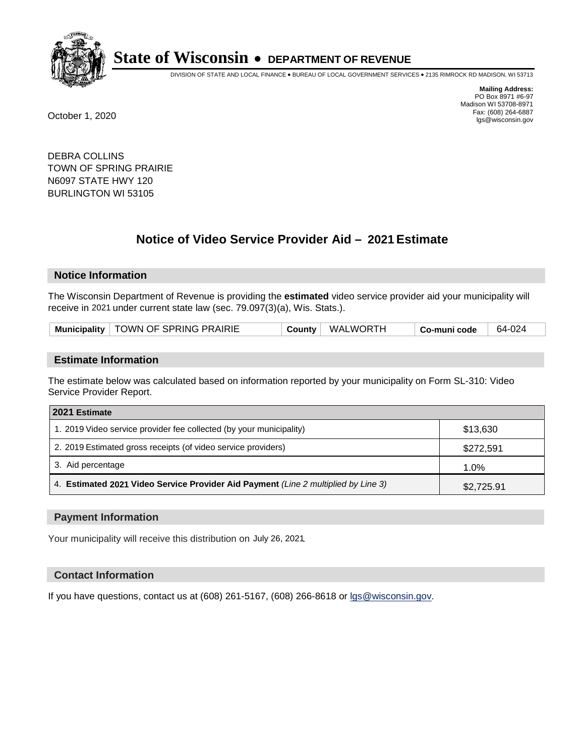# State of Wisconsin • DEPARTMENT OF REVENUE

DIVISION OF STATE AND LOCAL FINANCE • BUREAU OF LOCAL GOVERNMENT SERVICES • 2135 RIMROCK RD MADISON, WI 53713

**Mailing Address:**
PO Box 8971 #6-97
Madison WI 53708-8971
Fax: (608) 264-6887
lgs@wisconsin.gov

October 1, 2020

DEBRA COLLINS
TOWN OF SPRING PRAIRIE
N6097 STATE HWY 120
BURLINGTON WI 53105

## Notice of Video Service Provider Aid – 2021 Estimate

### Notice Information

The Wisconsin Department of Revenue is providing the **estimated** video service provider aid your municipality will receive in 2021 under current state law (sec. 79.097(3)(a), Wis. Stats.).

| Municipality | TOWN OF SPRING PRAIRIE | County | WALWORTH | Co-muni code | 64-024 |
|---|---|---|---|---|---|

### Estimate Information

The estimate below was calculated based on information reported by your municipality on Form SL-310: Video Service Provider Report.

| 2021 Estimate | |
|---|---|
| 1. 2019 Video service provider fee collected (by your municipality) | $13,630 |
| 2. 2019 Estimated gross receipts (of video service providers) | $272,591 |
| 3. Aid percentage | 1.0% |
| 4. **Estimated 2021 Video Service Provider Aid Payment** *(Line 2 multiplied by Line 3)* | $2,725.91 |

### Payment Information

Your municipality will receive this distribution on July 26, 2021.

### Contact Information

If you have questions, contact us at (608) 261-5167, (608) 266-8618 or lgs@wisconsin.gov.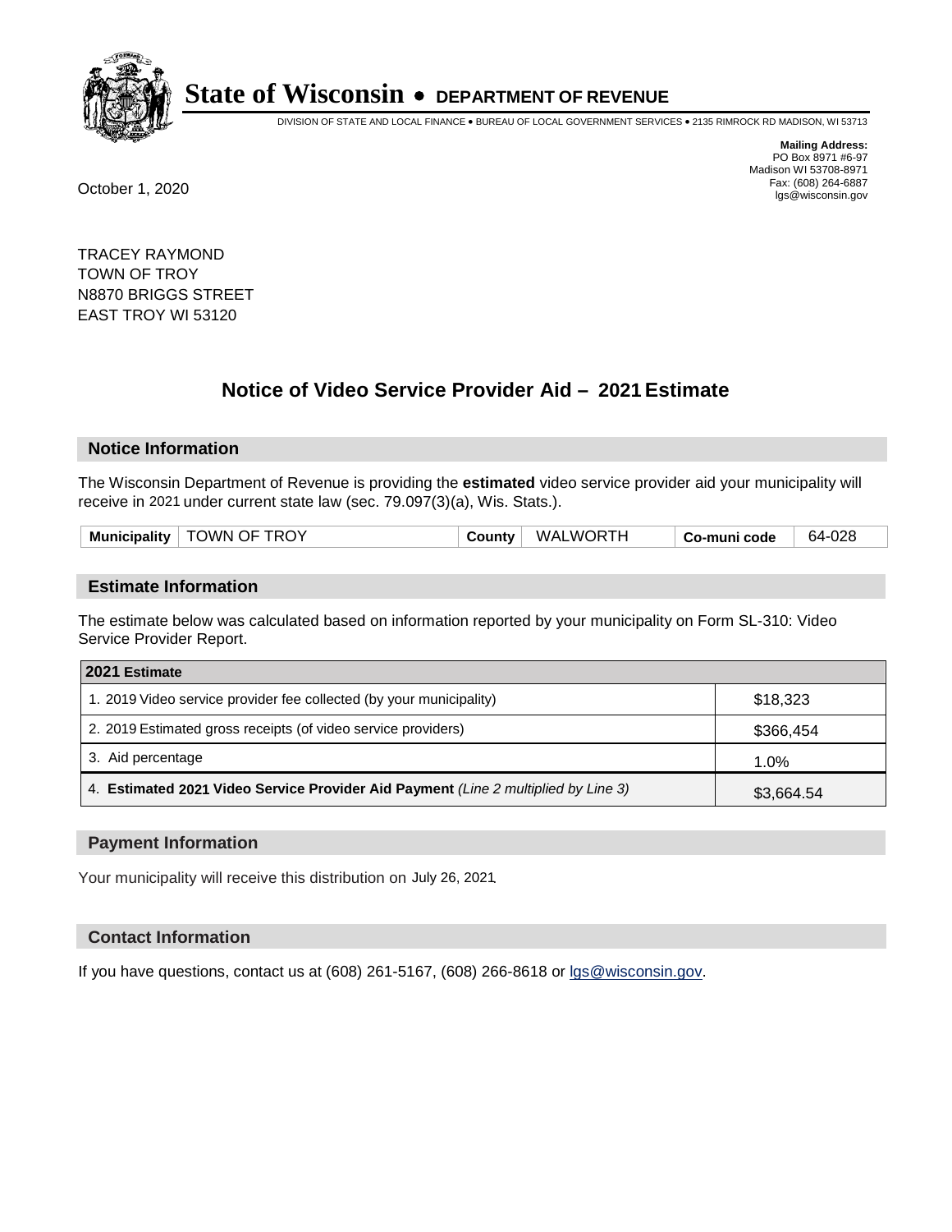# State of Wisconsin • DEPARTMENT OF REVENUE

DIVISION OF STATE AND LOCAL FINANCE • BUREAU OF LOCAL GOVERNMENT SERVICES • 2135 RIMROCK RD MADISON, WI 53713

**Mailing Address:**
PO Box 8971 #6-97
Madison WI 53708-8971
Fax: (608) 264-6887
lgs@wisconsin.gov

October 1, 2020

TRACEY RAYMOND
TOWN OF TROY
N8870 BRIGGS STREET
EAST TROY WI 53120

## Notice of Video Service Provider Aid – 2021 Estimate

### Notice Information

The Wisconsin Department of Revenue is providing the **estimated** video service provider aid your municipality will receive in 2021 under current state law (sec. 79.097(3)(a), Wis. Stats.).

| Municipality | TOWN OF TROY | County | WALWORTH | Co-muni code | 64-028 |
|---|---|---|---|---|---|

### Estimate Information

The estimate below was calculated based on information reported by your municipality on Form SL-310: Video Service Provider Report.

| 2021 Estimate | |
|---|---|
| 1. 2019 Video service provider fee collected (by your municipality) | $18,323 |
| 2. 2019 Estimated gross receipts (of video service providers) | $366,454 |
| 3. Aid percentage | 1.0% |
| 4. **Estimated 2021 Video Service Provider Aid Payment** *(Line 2 multiplied by Line 3)* | $3,664.54 |

### Payment Information

Your municipality will receive this distribution on July 26, 2021.

### Contact Information

If you have questions, contact us at (608) 261-5167, (608) 266-8618 or lgs@wisconsin.gov.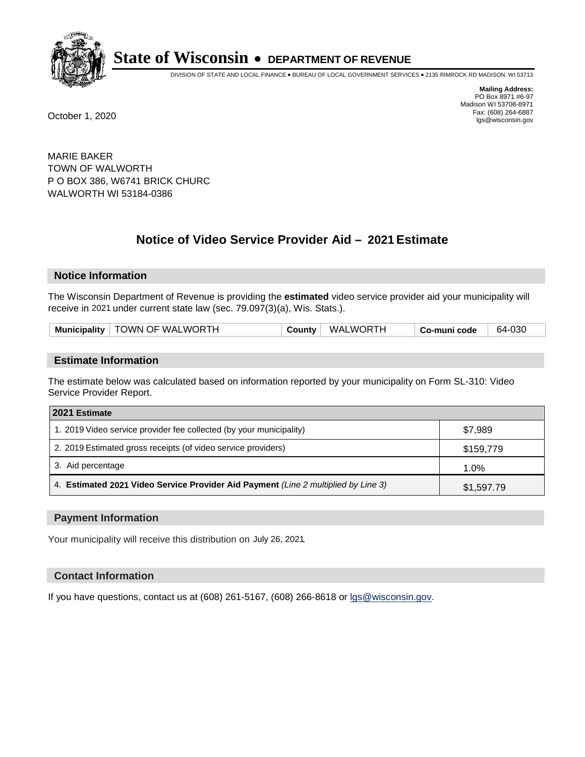# State of Wisconsin • DEPARTMENT OF REVENUE

DIVISION OF STATE AND LOCAL FINANCE • BUREAU OF LOCAL GOVERNMENT SERVICES • 2135 RIMROCK RD MADISON, WI 53713

**Mailing Address:**
PO Box 8971 #6-97
Madison WI 53708-8971
Fax: (608) 264-6887
lgs@wisconsin.gov

October 1, 2020

MARIE BAKER
TOWN OF WALWORTH
P O BOX 386, W6741 BRICK CHURC
WALWORTH WI 53184-0386

## Notice of Video Service Provider Aid – 2021 Estimate

### Notice Information

The Wisconsin Department of Revenue is providing the **estimated** video service provider aid your municipality will receive in 2021 under current state law (sec. 79.097(3)(a), Wis. Stats.).

| Municipality | TOWN OF WALWORTH | County | WALWORTH | Co-muni code | 64-030 |
|---|---|---|---|---|---|

### Estimate Information

The estimate below was calculated based on information reported by your municipality on Form SL-310: Video Service Provider Report.

| 2021 Estimate | |
|---|---|
| 1. 2019 Video service provider fee collected (by your municipality) | $7,989 |
| 2. 2019 Estimated gross receipts (of video service providers) | $159,779 |
| 3. Aid percentage | 1.0% |
| 4. **Estimated 2021 Video Service Provider Aid Payment** *(Line 2 multiplied by Line 3)* | $1,597.79 |

### Payment Information

Your municipality will receive this distribution on July 26, 2021.

### Contact Information

If you have questions, contact us at (608) 261-5167, (608) 266-8618 or lgs@wisconsin.gov.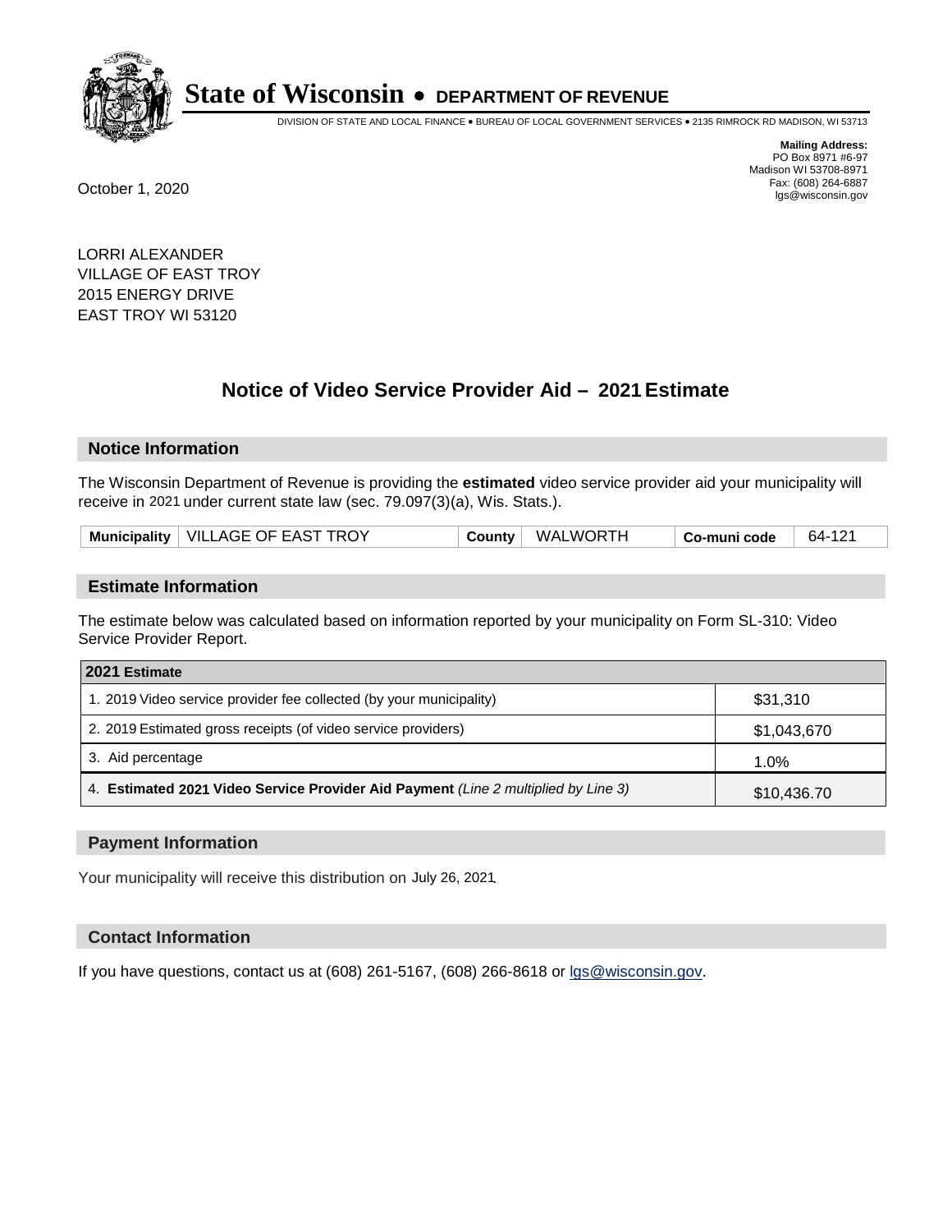# State of Wisconsin • DEPARTMENT OF REVENUE

DIVISION OF STATE AND LOCAL FINANCE • BUREAU OF LOCAL GOVERNMENT SERVICES • 2135 RIMROCK RD MADISON, WI 53713

**Mailing Address:**
PO Box 8971 #6-97
Madison WI 53708-8971
Fax: (608) 264-6887
lgs@wisconsin.gov

October 1, 2020

LORRI ALEXANDER
VILLAGE OF EAST TROY
2015 ENERGY DRIVE
EAST TROY WI 53120

## Notice of Video Service Provider Aid – 2021 Estimate

### Notice Information

The Wisconsin Department of Revenue is providing the **estimated** video service provider aid your municipality will receive in 2021 under current state law (sec. 79.097(3)(a), Wis. Stats.).

| **Municipality** | VILLAGE OF EAST TROY | **County** | WALWORTH | **Co-muni code** | 64-121 |
|---|---|---|---|---|---|

### Estimate Information

The estimate below was calculated based on information reported by your municipality on Form SL-310: Video Service Provider Report.

| **2021 Estimate** | |
|---|---|
| 1. 2019 Video service provider fee collected (by your municipality) | $31,310 |
| 2. 2019 Estimated gross receipts (of video service providers) | $1,043,670 |
| 3. Aid percentage | 1.0% |
| 4. **Estimated 2021 Video Service Provider Aid Payment** *(Line 2 multiplied by Line 3)* | $10,436.70 |

### Payment Information

Your municipality will receive this distribution on July 26, 2021.

### Contact Information

If you have questions, contact us at (608) 261-5167, (608) 266-8618 or lgs@wisconsin.gov.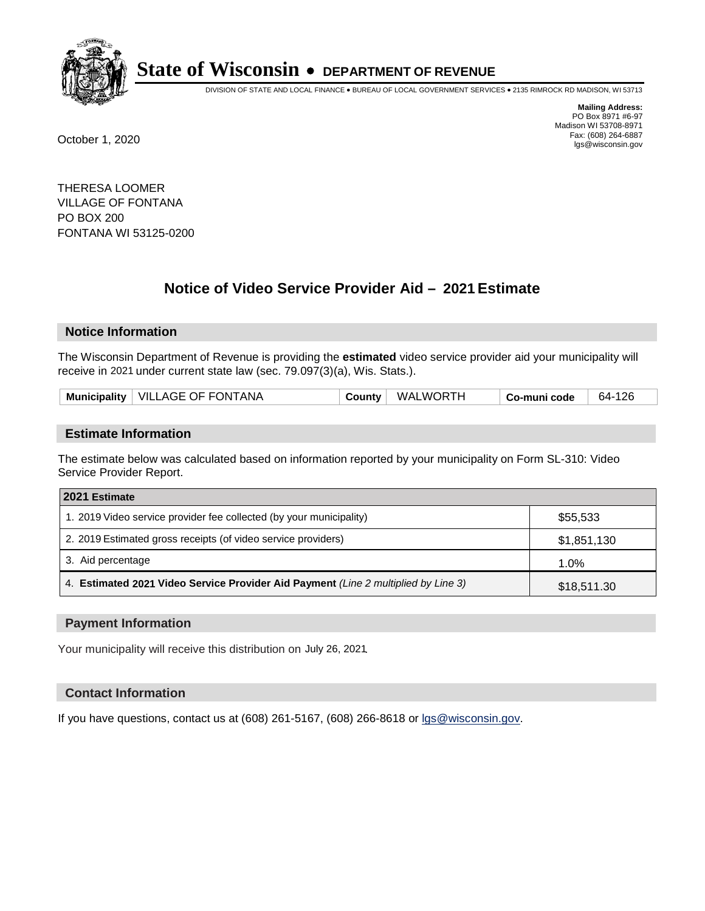# State of Wisconsin • DEPARTMENT OF REVENUE

DIVISION OF STATE AND LOCAL FINANCE • BUREAU OF LOCAL GOVERNMENT SERVICES • 2135 RIMROCK RD MADISON, WI 53713

**Mailing Address:**
PO Box 8971 #6-97
Madison WI 53708-8971
Fax: (608) 264-6887
lgs@wisconsin.gov

October 1, 2020

THERESA LOOMER
VILLAGE OF FONTANA
PO BOX 200
FONTANA WI 53125-0200

## Notice of Video Service Provider Aid – 2021 Estimate

### Notice Information

The Wisconsin Department of Revenue is providing the **estimated** video service provider aid your municipality will receive in 2021 under current state law (sec. 79.097(3)(a), Wis. Stats.).

| **Municipality** | VILLAGE OF FONTANA | **County** | WALWORTH | **Co-muni code** | 64-126 |
|---|---|---|---|---|---|

### Estimate Information

The estimate below was calculated based on information reported by your municipality on Form SL-310: Video Service Provider Report.

| **2021 Estimate** | |
|---|---|
| 1. 2019 Video service provider fee collected (by your municipality) | $55,533 |
| 2. 2019 Estimated gross receipts (of video service providers) | $1,851,130 |
| 3. Aid percentage | 1.0% |
| 4. **Estimated 2021 Video Service Provider Aid Payment** *(Line 2 multiplied by Line 3)* | $18,511.30 |

### Payment Information

Your municipality will receive this distribution on July 26, 2021.

### Contact Information

If you have questions, contact us at (608) 261-5167, (608) 266-8618 or lgs@wisconsin.gov.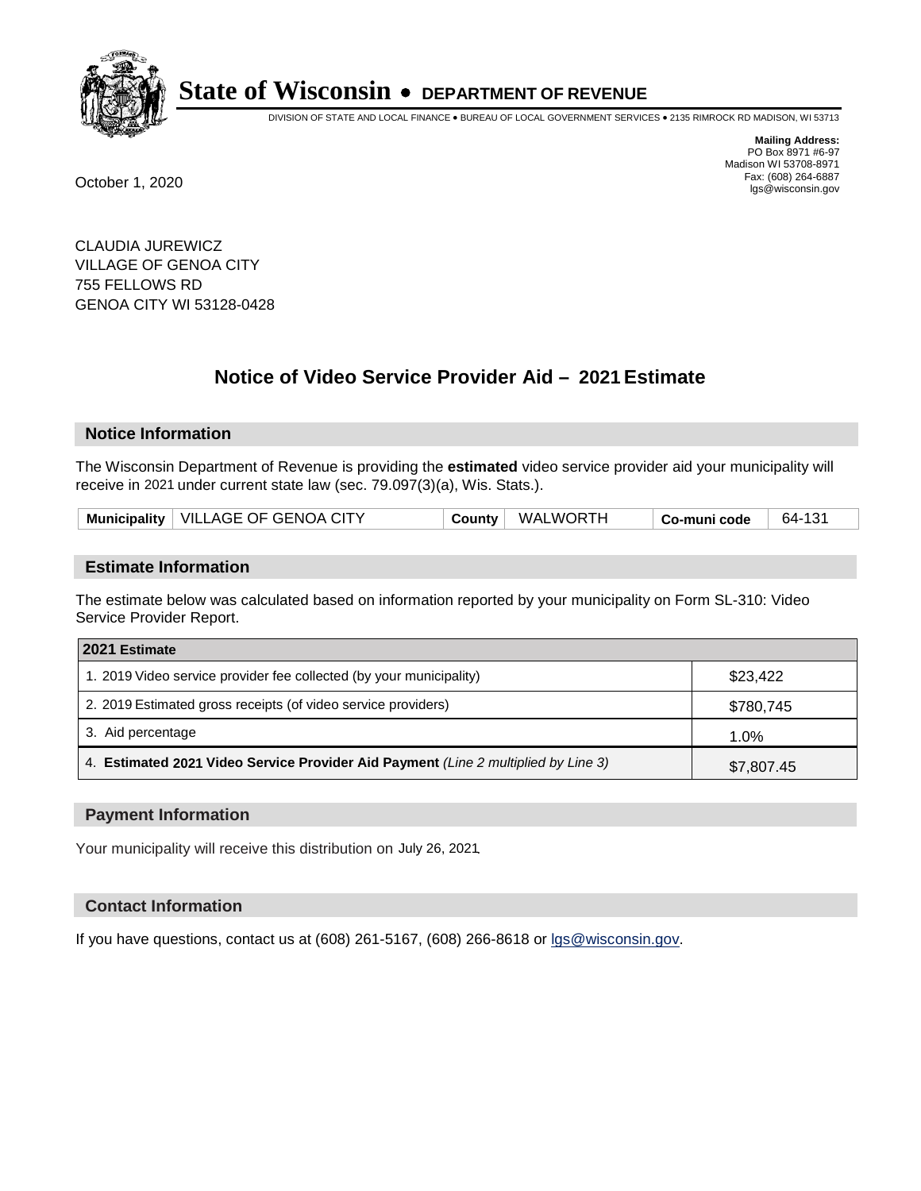# State of Wisconsin • DEPARTMENT OF REVENUE

DIVISION OF STATE AND LOCAL FINANCE • BUREAU OF LOCAL GOVERNMENT SERVICES • 2135 RIMROCK RD MADISON, WI 53713

**Mailing Address:**
PO Box 8971 #6-97
Madison WI 53708-8971
Fax: (608) 264-6887
lgs@wisconsin.gov

October 1, 2020

CLAUDIA JUREWICZ
VILLAGE OF GENOA CITY
755 FELLOWS RD
GENOA CITY WI 53128-0428

## Notice of Video Service Provider Aid – 2021 Estimate

### Notice Information

The Wisconsin Department of Revenue is providing the **estimated** video service provider aid your municipality will receive in 2021 under current state law (sec. 79.097(3)(a), Wis. Stats.).

| Municipality | VILLAGE OF GENOA CITY | County | WALWORTH | Co-muni code | 64-131 |
|---|---|---|---|---|---|

### Estimate Information

The estimate below was calculated based on information reported by your municipality on Form SL-310: Video Service Provider Report.

| 2021 Estimate | |
|---|---|
| 1. 2019 Video service provider fee collected (by your municipality) | $23,422 |
| 2. 2019 Estimated gross receipts (of video service providers) | $780,745 |
| 3. Aid percentage | 1.0% |
| 4. **Estimated 2021 Video Service Provider Aid Payment** *(Line 2 multiplied by Line 3)* | $7,807.45 |

### Payment Information

Your municipality will receive this distribution on July 26, 2021.

### Contact Information

If you have questions, contact us at (608) 261-5167, (608) 266-8618 or lgs@wisconsin.gov.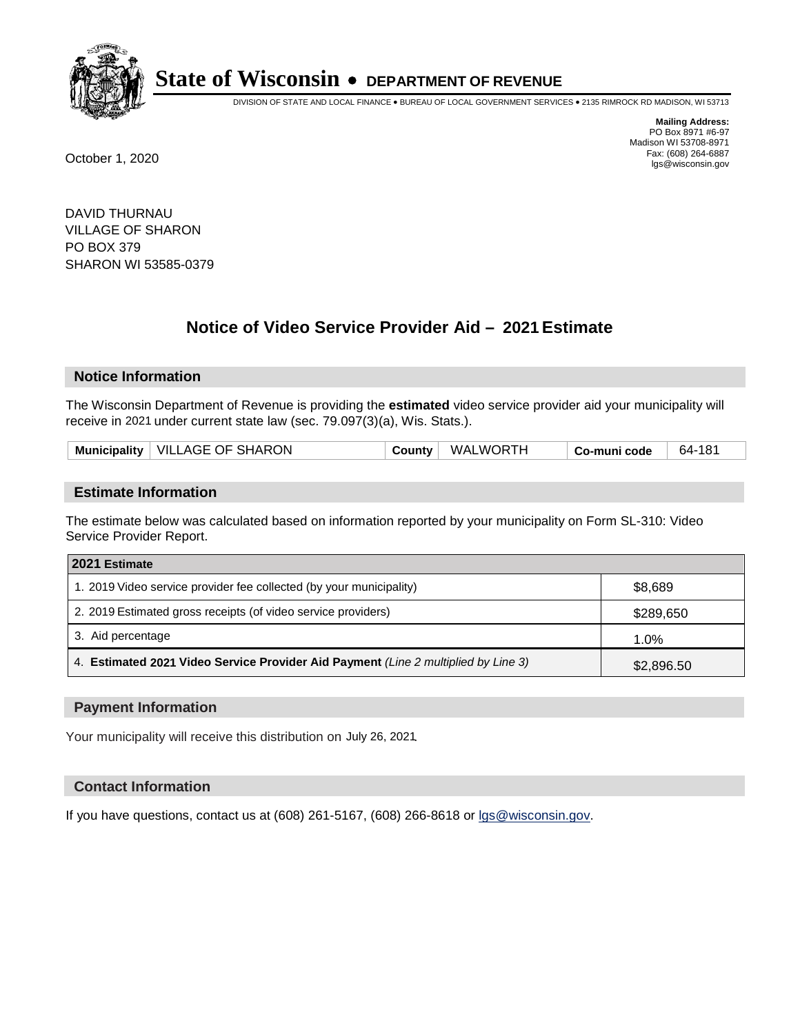# State of Wisconsin • DEPARTMENT OF REVENUE

DIVISION OF STATE AND LOCAL FINANCE • BUREAU OF LOCAL GOVERNMENT SERVICES • 2135 RIMROCK RD MADISON, WI 53713

**Mailing Address:**
PO Box 8971 #6-97
Madison WI 53708-8971
Fax: (608) 264-6887
lgs@wisconsin.gov

October 1, 2020

DAVID THURNAU
VILLAGE OF SHARON
PO BOX 379
SHARON WI 53585-0379

## Notice of Video Service Provider Aid – 2021 Estimate

### Notice Information

The Wisconsin Department of Revenue is providing the **estimated** video service provider aid your municipality will receive in 2021 under current state law (sec. 79.097(3)(a), Wis. Stats.).

| Municipality | VILLAGE OF SHARON | County | WALWORTH | Co-muni code | 64-181 |
|---|---|---|---|---|---|

### Estimate Information

The estimate below was calculated based on information reported by your municipality on Form SL-310: Video Service Provider Report.

| 2021 Estimate | |
|---|---|
| 1. 2019 Video service provider fee collected (by your municipality) | $8,689 |
| 2. 2019 Estimated gross receipts (of video service providers) | $289,650 |
| 3. Aid percentage | 1.0% |
| 4. **Estimated 2021 Video Service Provider Aid Payment** *(Line 2 multiplied by Line 3)* | $2,896.50 |

### Payment Information

Your municipality will receive this distribution on July 26, 2021.

### Contact Information

If you have questions, contact us at (608) 261-5167, (608) 266-8618 or lgs@wisconsin.gov.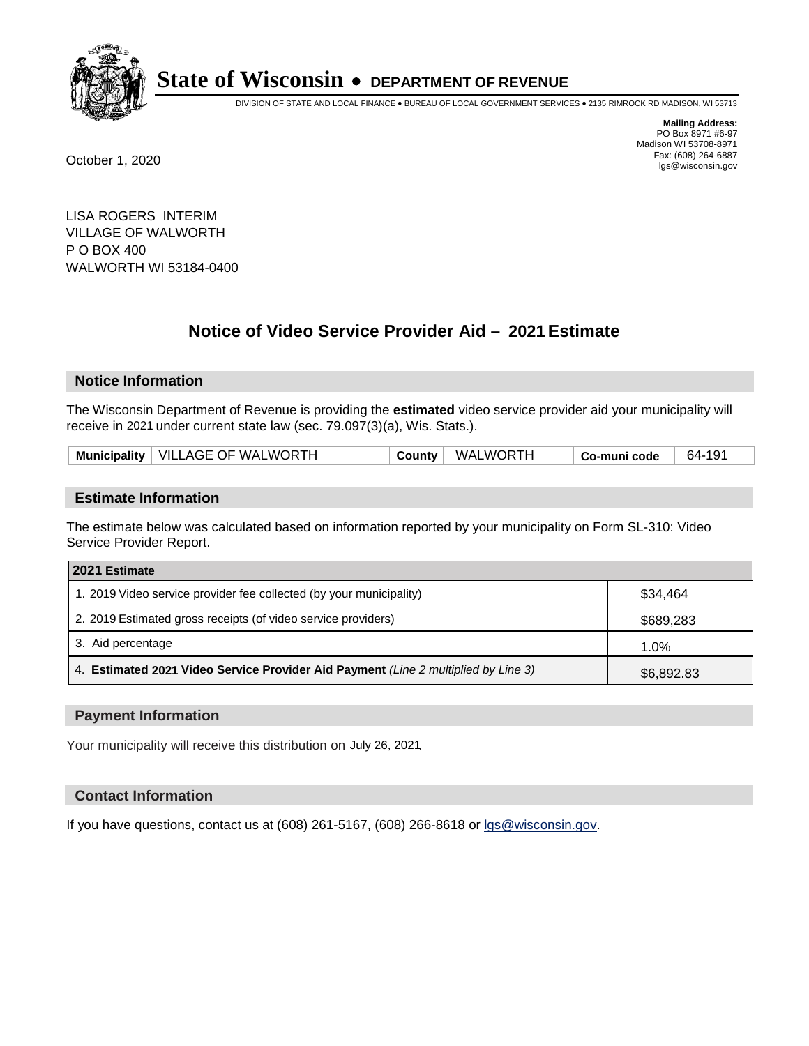# State of Wisconsin • DEPARTMENT OF REVENUE

DIVISION OF STATE AND LOCAL FINANCE • BUREAU OF LOCAL GOVERNMENT SERVICES • 2135 RIMROCK RD MADISON, WI 53713

**Mailing Address:**
PO Box 8971 #6-97
Madison WI 53708-8971
Fax: (608) 264-6887
lgs@wisconsin.gov

October 1, 2020

LISA ROGERS INTERIM
VILLAGE OF WALWORTH
P O BOX 400
WALWORTH WI 53184-0400

## Notice of Video Service Provider Aid – 2021 Estimate

### Notice Information

The Wisconsin Department of Revenue is providing the **estimated** video service provider aid your municipality will receive in 2021 under current state law (sec. 79.097(3)(a), Wis. Stats.).

| Municipality | VILLAGE OF WALWORTH | County | WALWORTH | Co-muni code | 64-191 |
|---|---|---|---|---|---|

### Estimate Information

The estimate below was calculated based on information reported by your municipality on Form SL-310: Video Service Provider Report.

| 2021 Estimate | |
|---|---|
| 1. 2019 Video service provider fee collected (by your municipality) | $34,464 |
| 2. 2019 Estimated gross receipts (of video service providers) | $689,283 |
| 3. Aid percentage | 1.0% |
| 4. **Estimated 2021 Video Service Provider Aid Payment** *(Line 2 multiplied by Line 3)* | $6,892.83 |

### Payment Information

Your municipality will receive this distribution on July 26, 2021.

### Contact Information

If you have questions, contact us at (608) 261-5167, (608) 266-8618 or lgs@wisconsin.gov.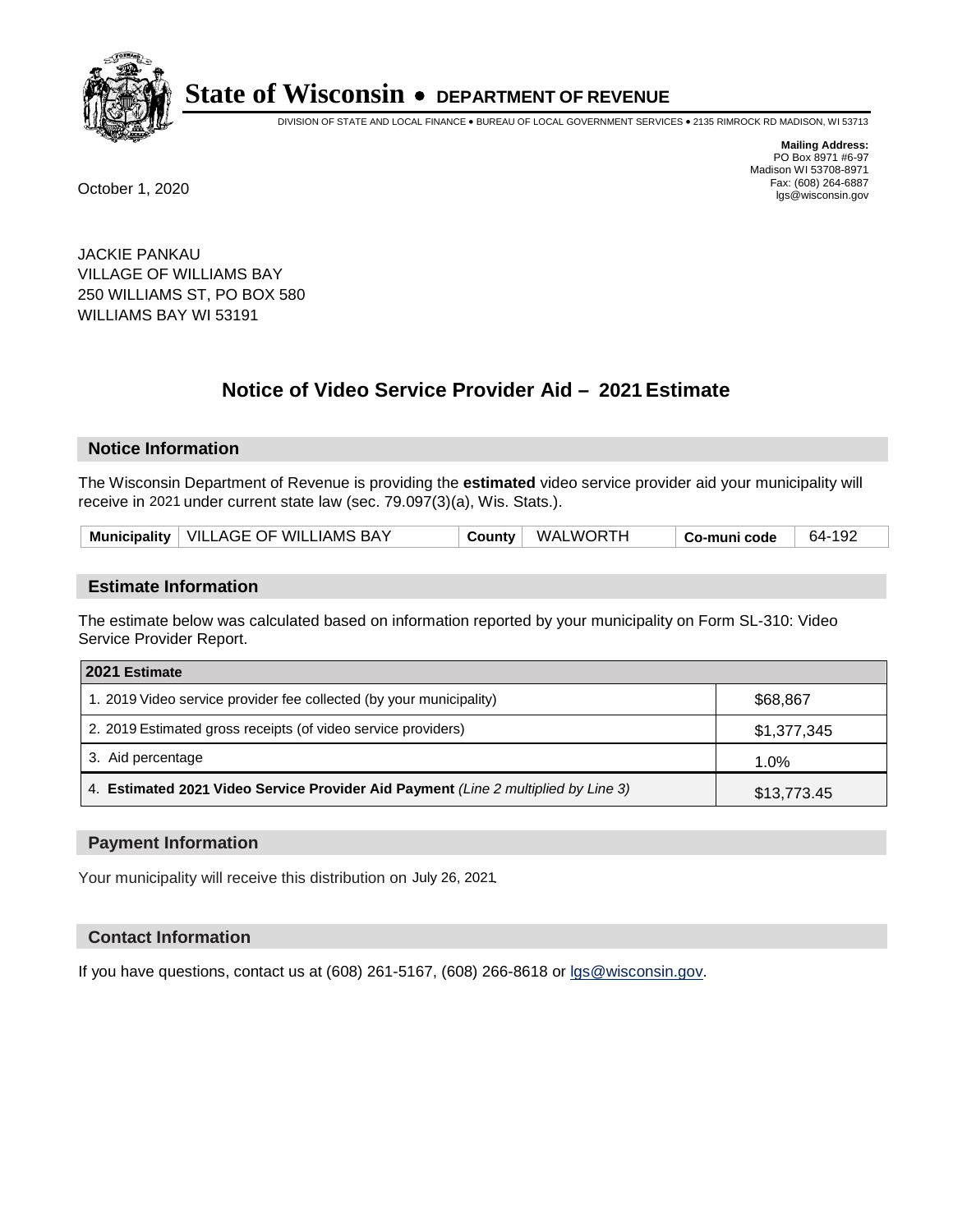# State of Wisconsin • DEPARTMENT OF REVENUE

DIVISION OF STATE AND LOCAL FINANCE • BUREAU OF LOCAL GOVERNMENT SERVICES • 2135 RIMROCK RD MADISON, WI 53713

**Mailing Address:**
PO Box 8971 #6-97
Madison WI 53708-8971
Fax: (608) 264-6887
lgs@wisconsin.gov

October 1, 2020

JACKIE PANKAU
VILLAGE OF WILLIAMS BAY
250 WILLIAMS ST, PO BOX 580
WILLIAMS BAY WI 53191

## Notice of Video Service Provider Aid – 2021 Estimate

### Notice Information

The Wisconsin Department of Revenue is providing the **estimated** video service provider aid your municipality will receive in 2021 under current state law (sec. 79.097(3)(a), Wis. Stats.).

| Municipality | VILLAGE OF WILLIAMS BAY | County | WALWORTH | Co-muni code | 64-192 |
|---|---|---|---|---|---|

### Estimate Information

The estimate below was calculated based on information reported by your municipality on Form SL-310: Video Service Provider Report.

| 2021 Estimate | |
|---|---|
| 1. 2019 Video service provider fee collected (by your municipality) | $68,867 |
| 2. 2019 Estimated gross receipts (of video service providers) | $1,377,345 |
| 3. Aid percentage | 1.0% |
| 4. **Estimated 2021 Video Service Provider Aid Payment** *(Line 2 multiplied by Line 3)* | $13,773.45 |

### Payment Information

Your municipality will receive this distribution on July 26, 2021.

### Contact Information

If you have questions, contact us at (608) 261-5167, (608) 266-8618 or lgs@wisconsin.gov.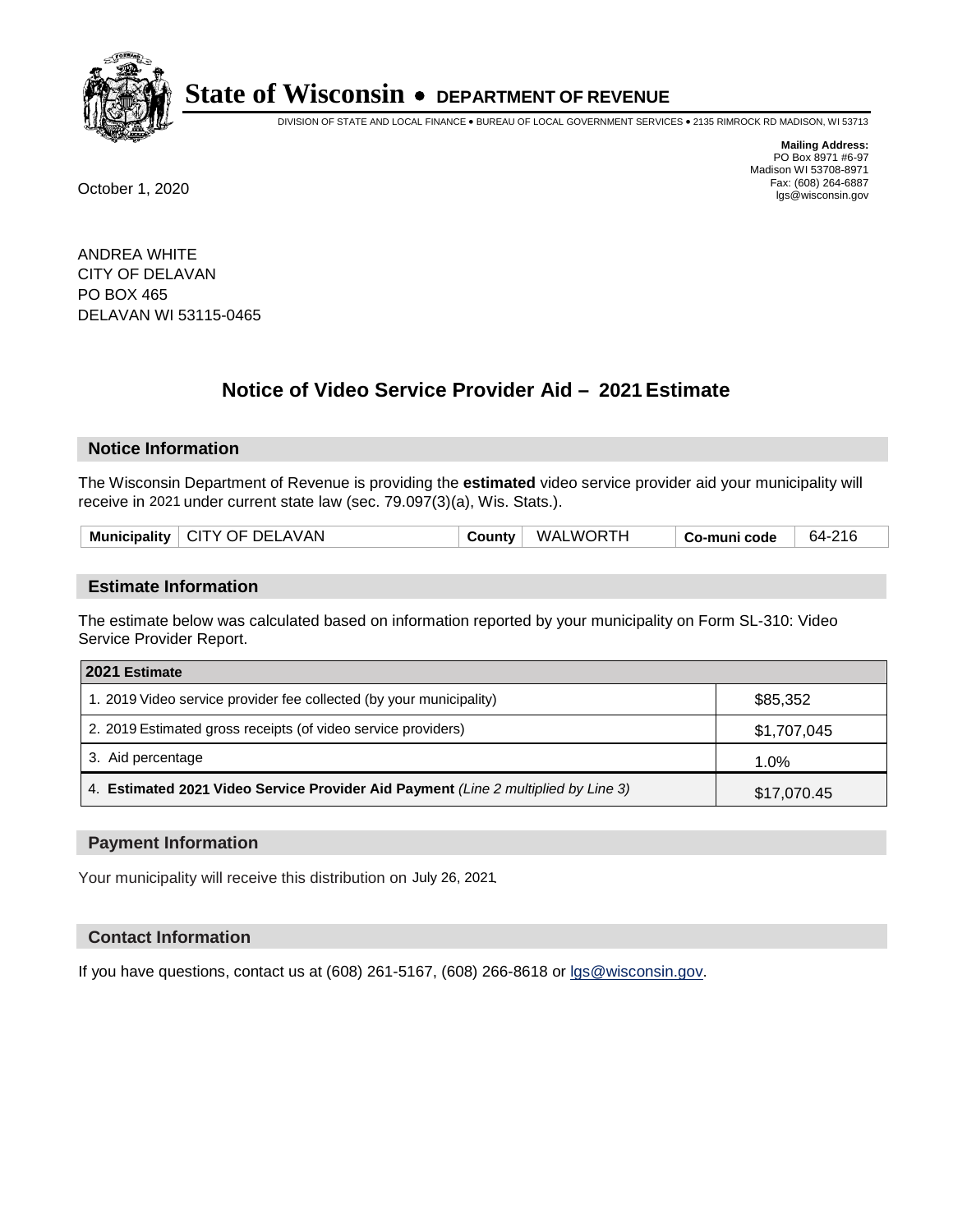# State of Wisconsin • DEPARTMENT OF REVENUE

DIVISION OF STATE AND LOCAL FINANCE • BUREAU OF LOCAL GOVERNMENT SERVICES • 2135 RIMROCK RD MADISON, WI 53713

**Mailing Address:**
PO Box 8971 #6-97
Madison WI 53708-8971
Fax: (608) 264-6887
lgs@wisconsin.gov

October 1, 2020

ANDREA WHITE
CITY OF DELAVAN
PO BOX 465
DELAVAN WI 53115-0465

## Notice of Video Service Provider Aid – 2021 Estimate

### Notice Information

The Wisconsin Department of Revenue is providing the **estimated** video service provider aid your municipality will receive in 2021 under current state law (sec. 79.097(3)(a), Wis. Stats.).

| Municipality | CITY OF DELAVAN | County | WALWORTH | Co-muni code | 64-216 |
|---|---|---|---|---|---|

### Estimate Information

The estimate below was calculated based on information reported by your municipality on Form SL-310: Video Service Provider Report.

| 2021 Estimate | |
|---|---|
| 1. 2019 Video service provider fee collected (by your municipality) | $85,352 |
| 2. 2019 Estimated gross receipts (of video service providers) | $1,707,045 |
| 3. Aid percentage | 1.0% |
| 4. **Estimated 2021 Video Service Provider Aid Payment** *(Line 2 multiplied by Line 3)* | $17,070.45 |

### Payment Information

Your municipality will receive this distribution on July 26, 2021.

### Contact Information

If you have questions, contact us at (608) 261-5167, (608) 266-8618 or lgs@wisconsin.gov.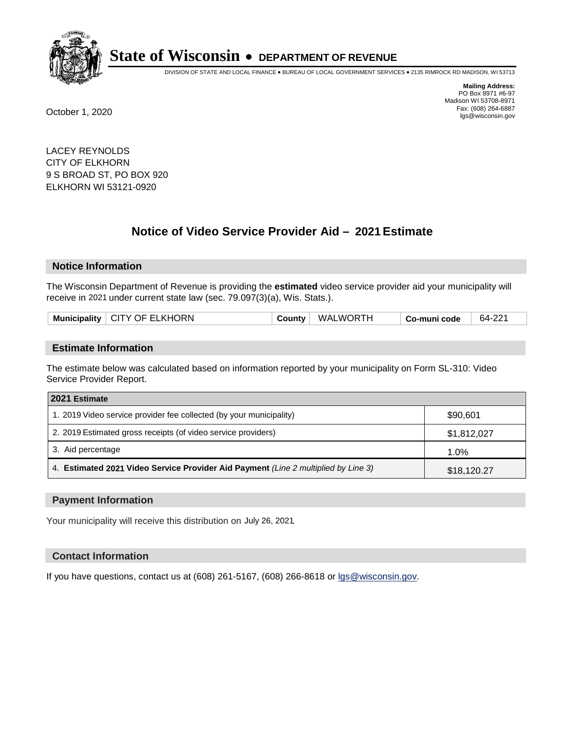# State of Wisconsin • DEPARTMENT OF REVENUE

DIVISION OF STATE AND LOCAL FINANCE • BUREAU OF LOCAL GOVERNMENT SERVICES • 2135 RIMROCK RD MADISON, WI 53713

**Mailing Address:**
PO Box 8971 #6-97
Madison WI 53708-8971
Fax: (608) 264-6887
lgs@wisconsin.gov

October 1, 2020

LACEY REYNOLDS
CITY OF ELKHORN
9 S BROAD ST, PO BOX 920
ELKHORN WI 53121-0920

## Notice of Video Service Provider Aid – 2021 Estimate

### Notice Information

The Wisconsin Department of Revenue is providing the **estimated** video service provider aid your municipality will receive in 2021 under current state law (sec. 79.097(3)(a), Wis. Stats.).

| Municipality | CITY OF ELKHORN | County | WALWORTH | Co-muni code | 64-221 |
|---|---|---|---|---|---|

### Estimate Information

The estimate below was calculated based on information reported by your municipality on Form SL-310: Video Service Provider Report.

| 2021 Estimate | |
|---|---|
| 1. 2019 Video service provider fee collected (by your municipality) | $90,601 |
| 2. 2019 Estimated gross receipts (of video service providers) | $1,812,027 |
| 3. Aid percentage | 1.0% |
| 4. **Estimated 2021 Video Service Provider Aid Payment** *(Line 2 multiplied by Line 3)* | $18,120.27 |

### Payment Information

Your municipality will receive this distribution on July 26, 2021.

### Contact Information

If you have questions, contact us at (608) 261-5167, (608) 266-8618 or lgs@wisconsin.gov.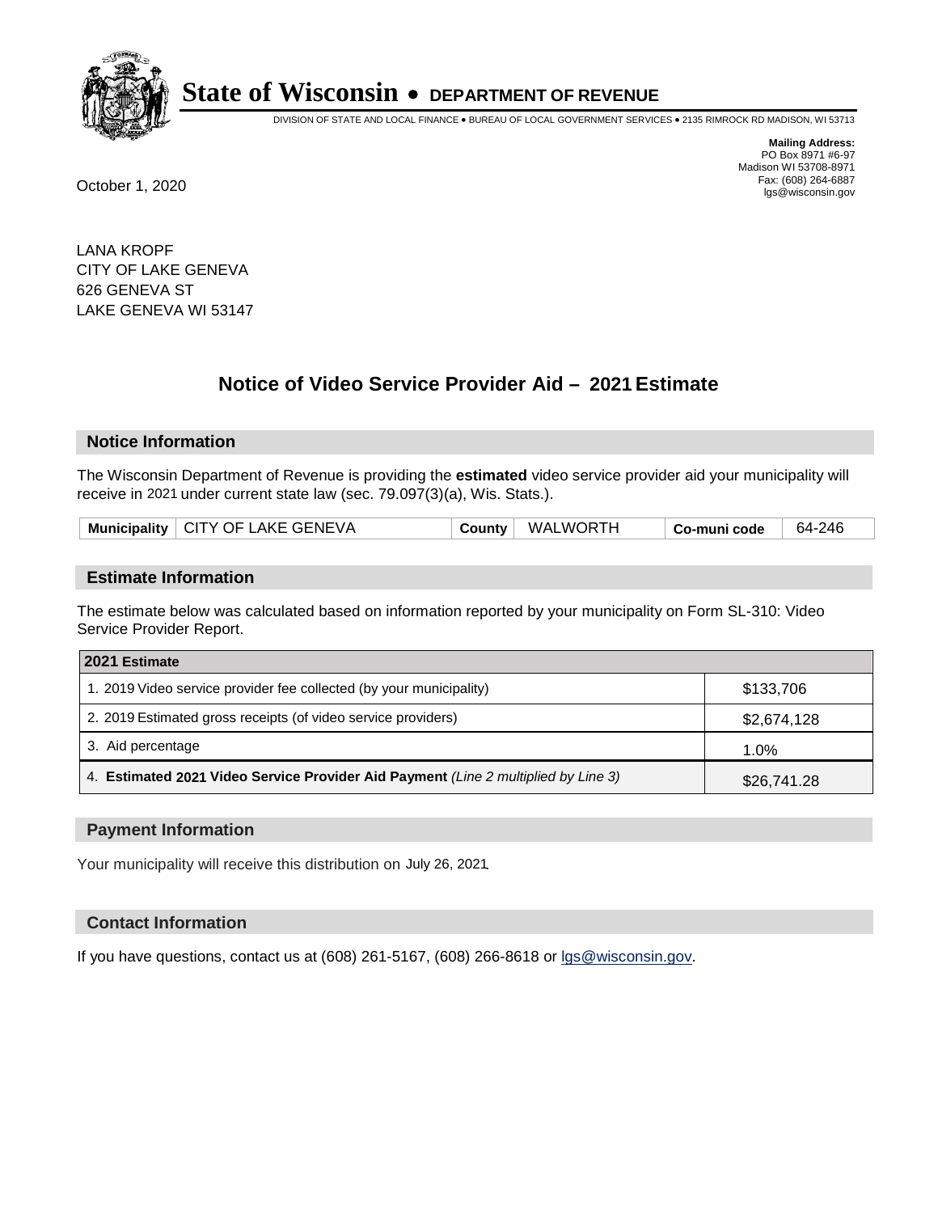# State of Wisconsin • DEPARTMENT OF REVENUE

DIVISION OF STATE AND LOCAL FINANCE • BUREAU OF LOCAL GOVERNMENT SERVICES • 2135 RIMROCK RD MADISON, WI 53713

**Mailing Address:**
PO Box 8971 #6-97
Madison WI 53708-8971
Fax: (608) 264-6887
lgs@wisconsin.gov

October 1, 2020

LANA KROPF
CITY OF LAKE GENEVA
626 GENEVA ST
LAKE GENEVA WI 53147

## Notice of Video Service Provider Aid – 2021 Estimate

### Notice Information

The Wisconsin Department of Revenue is providing the **estimated** video service provider aid your municipality will receive in 2021 under current state law (sec. 79.097(3)(a), Wis. Stats.).

| Municipality | CITY OF LAKE GENEVA | County | WALWORTH | Co-muni code | 64-246 |
|---|---|---|---|---|---|

### Estimate Information

The estimate below was calculated based on information reported by your municipality on Form SL-310: Video Service Provider Report.

| 2021 Estimate | |
|---|---|
| 1. 2019 Video service provider fee collected (by your municipality) | $133,706 |
| 2. 2019 Estimated gross receipts (of video service providers) | $2,674,128 |
| 3. Aid percentage | 1.0% |
| 4. **Estimated 2021 Video Service Provider Aid Payment** *(Line 2 multiplied by Line 3)* | $26,741.28 |

### Payment Information

Your municipality will receive this distribution on July 26, 2021.

### Contact Information

If you have questions, contact us at (608) 261-5167, (608) 266-8618 or lgs@wisconsin.gov.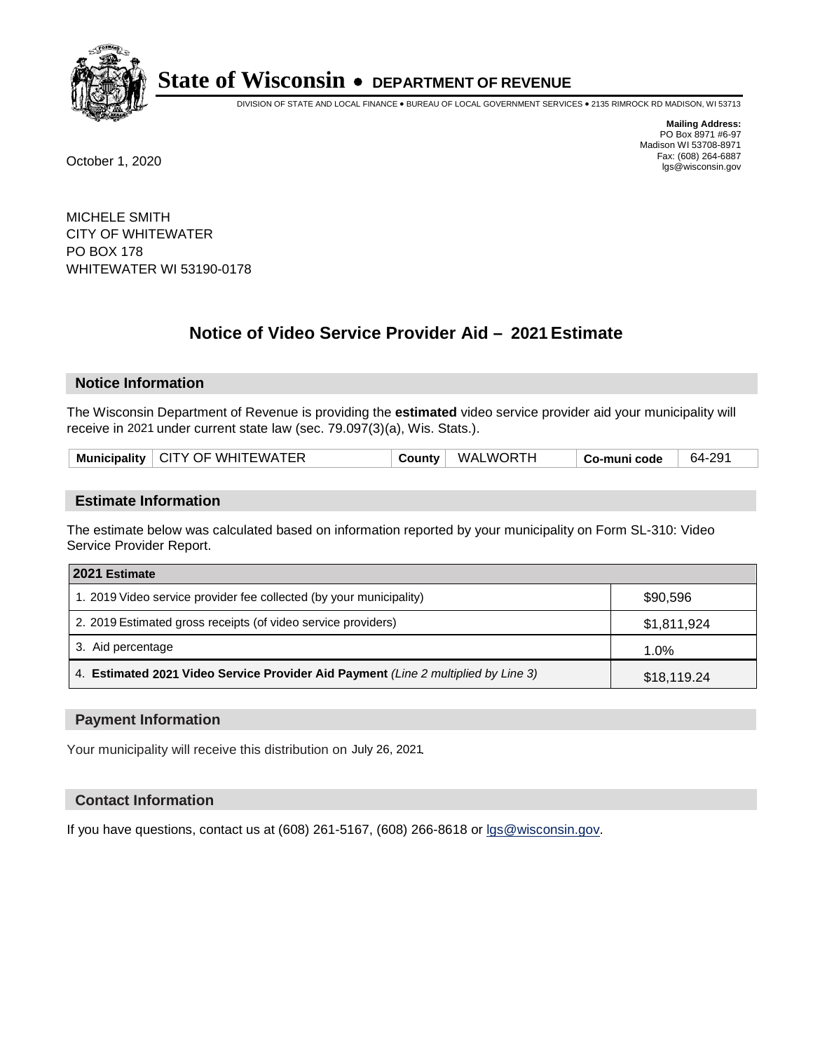# State of Wisconsin • DEPARTMENT OF REVENUE

DIVISION OF STATE AND LOCAL FINANCE • BUREAU OF LOCAL GOVERNMENT SERVICES • 2135 RIMROCK RD MADISON, WI 53713

**Mailing Address:**
PO Box 8971 #6-97
Madison WI 53708-8971
Fax: (608) 264-6887
lgs@wisconsin.gov

October 1, 2020

MICHELE SMITH
CITY OF WHITEWATER
PO BOX 178
WHITEWATER WI 53190-0178

## Notice of Video Service Provider Aid – 2021 Estimate

### Notice Information

The Wisconsin Department of Revenue is providing the **estimated** video service provider aid your municipality will receive in 2021 under current state law (sec. 79.097(3)(a), Wis. Stats.).

| Municipality | CITY OF WHITEWATER | County | WALWORTH | Co-muni code | 64-291 |
|---|---|---|---|---|---|

### Estimate Information

The estimate below was calculated based on information reported by your municipality on Form SL-310: Video Service Provider Report.

| 2021 Estimate | |
|---|---|
| 1. 2019 Video service provider fee collected (by your municipality) | $90,596 |
| 2. 2019 Estimated gross receipts (of video service providers) | $1,811,924 |
| 3. Aid percentage | 1.0% |
| 4. **Estimated 2021 Video Service Provider Aid Payment** *(Line 2 multiplied by Line 3)* | $18,119.24 |

### Payment Information

Your municipality will receive this distribution on July 26, 2021.

### Contact Information

If you have questions, contact us at (608) 261-5167, (608) 266-8618 or lgs@wisconsin.gov.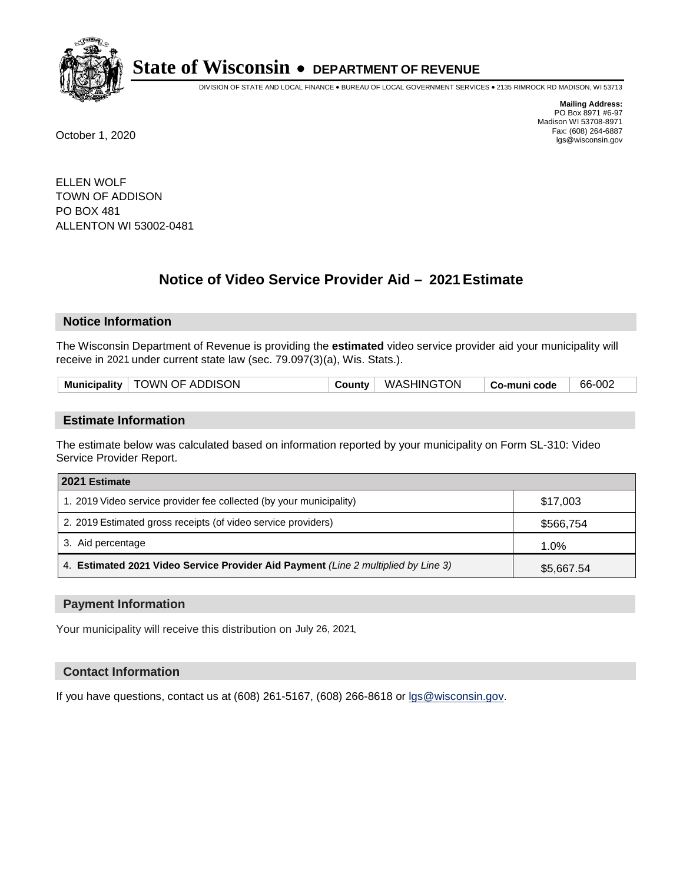# State of Wisconsin • DEPARTMENT OF REVENUE

DIVISION OF STATE AND LOCAL FINANCE • BUREAU OF LOCAL GOVERNMENT SERVICES • 2135 RIMROCK RD MADISON, WI 53713

**Mailing Address:**
PO Box 8971 #6-97
Madison WI 53708-8971
Fax: (608) 264-6887
lgs@wisconsin.gov

October 1, 2020

ELLEN WOLF
TOWN OF ADDISON
PO BOX 481
ALLENTON WI 53002-0481

## Notice of Video Service Provider Aid – 2021 Estimate

### Notice Information

The Wisconsin Department of Revenue is providing the **estimated** video service provider aid your municipality will receive in 2021 under current state law (sec. 79.097(3)(a), Wis. Stats.).

| Municipality | TOWN OF ADDISON | County | WASHINGTON | Co-muni code | 66-002 |
|---|---|---|---|---|---|

### Estimate Information

The estimate below was calculated based on information reported by your municipality on Form SL-310: Video Service Provider Report.

| 2021 Estimate | |
|---|---|
| 1. 2019 Video service provider fee collected (by your municipality) | $17,003 |
| 2. 2019 Estimated gross receipts (of video service providers) | $566,754 |
| 3. Aid percentage | 1.0% |
| 4. **Estimated 2021 Video Service Provider Aid Payment** *(Line 2 multiplied by Line 3)* | $5,667.54 |

### Payment Information

Your municipality will receive this distribution on July 26, 2021.

### Contact Information

If you have questions, contact us at (608) 261-5167, (608) 266-8618 or lgs@wisconsin.gov.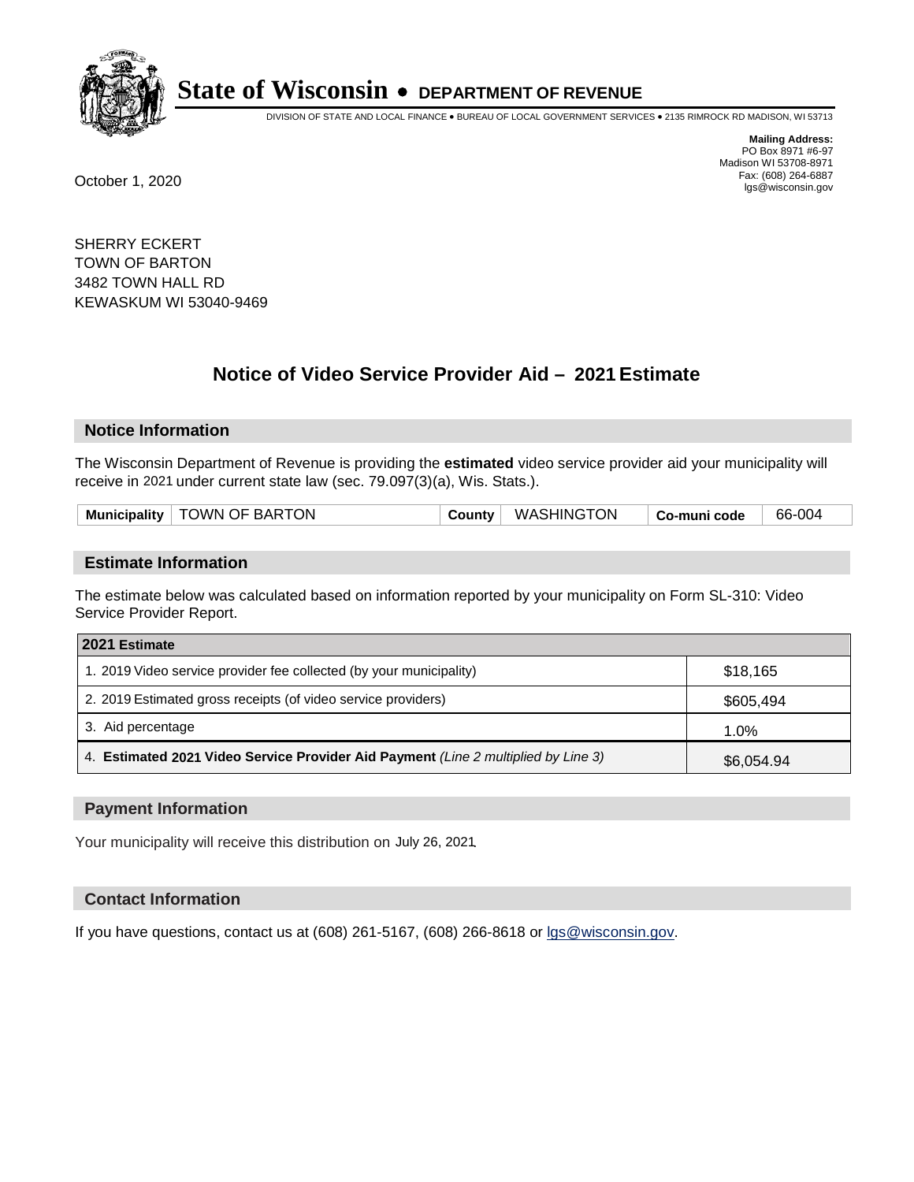# State of Wisconsin • DEPARTMENT OF REVENUE

DIVISION OF STATE AND LOCAL FINANCE • BUREAU OF LOCAL GOVERNMENT SERVICES • 2135 RIMROCK RD MADISON, WI 53713

**Mailing Address:**
PO Box 8971 #6-97
Madison WI 53708-8971
Fax: (608) 264-6887
lgs@wisconsin.gov

October 1, 2020

SHERRY ECKERT
TOWN OF BARTON
3482 TOWN HALL RD
KEWASKUM WI 53040-9469

## Notice of Video Service Provider Aid – 2021 Estimate

### Notice Information

The Wisconsin Department of Revenue is providing the **estimated** video service provider aid your municipality will receive in 2021 under current state law (sec. 79.097(3)(a), Wis. Stats.).

| Municipality | TOWN OF BARTON | County | WASHINGTON | Co-muni code | 66-004 |
|---|---|---|---|---|---|

### Estimate Information

The estimate below was calculated based on information reported by your municipality on Form SL-310: Video Service Provider Report.

| 2021 Estimate | |
|---|---|
| 1. 2019 Video service provider fee collected (by your municipality) | $18,165 |
| 2. 2019 Estimated gross receipts (of video service providers) | $605,494 |
| 3. Aid percentage | 1.0% |
| 4. **Estimated 2021 Video Service Provider Aid Payment** *(Line 2 multiplied by Line 3)* | $6,054.94 |

### Payment Information

Your municipality will receive this distribution on July 26, 2021.

### Contact Information

If you have questions, contact us at (608) 261-5167, (608) 266-8618 or lgs@wisconsin.gov.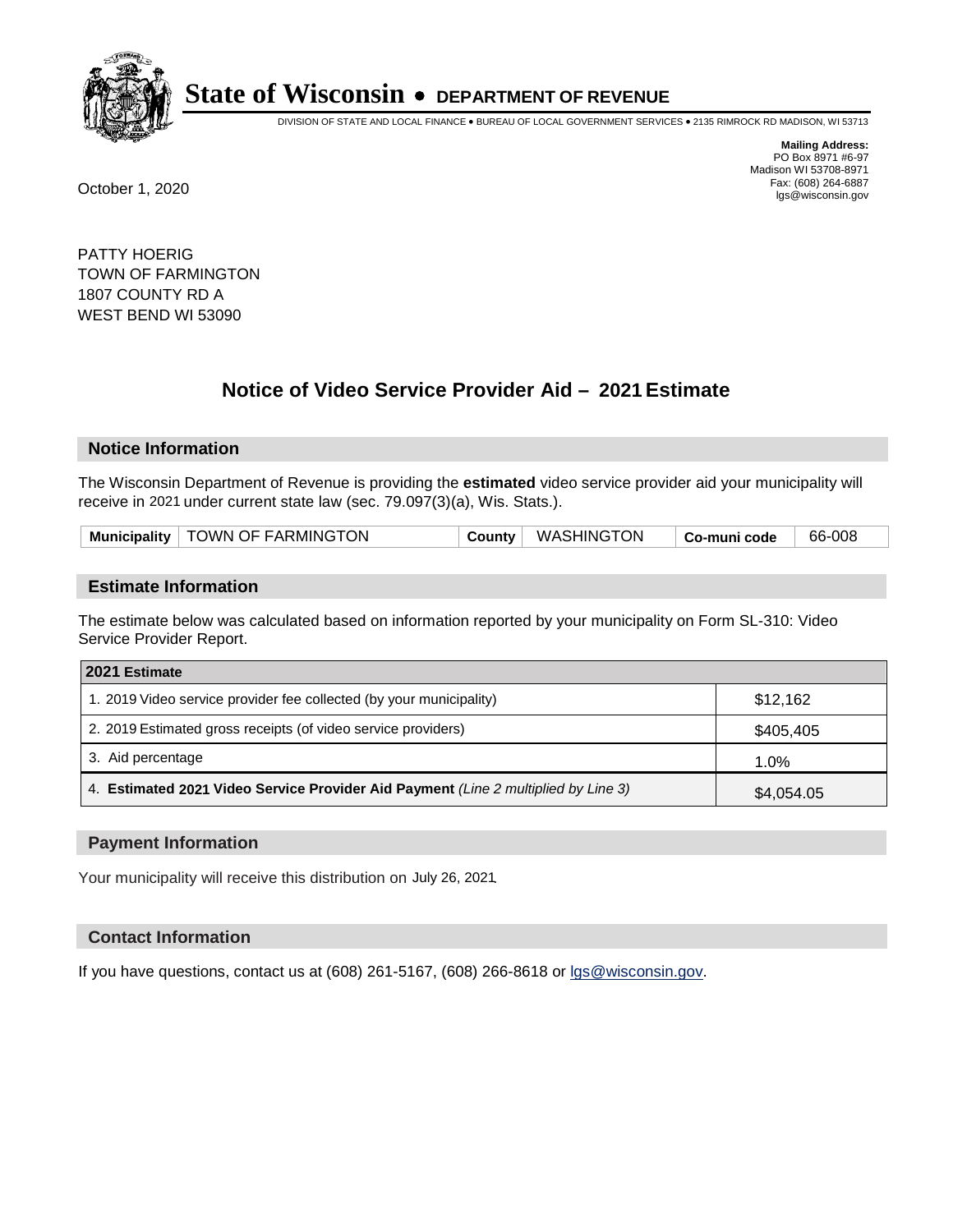# State of Wisconsin • DEPARTMENT OF REVENUE

DIVISION OF STATE AND LOCAL FINANCE • BUREAU OF LOCAL GOVERNMENT SERVICES • 2135 RIMROCK RD MADISON, WI 53713

**Mailing Address:**
PO Box 8971 #6-97
Madison WI 53708-8971
Fax: (608) 264-6887
lgs@wisconsin.gov

October 1, 2020

PATTY HOERIG
TOWN OF FARMINGTON
1807 COUNTY RD A
WEST BEND WI 53090

## Notice of Video Service Provider Aid – 2021 Estimate

### Notice Information

The Wisconsin Department of Revenue is providing the **estimated** video service provider aid your municipality will receive in 2021 under current state law (sec. 79.097(3)(a), Wis. Stats.).

| Municipality | TOWN OF FARMINGTON | County | WASHINGTON | Co-muni code | 66-008 |
|---|---|---|---|---|---|

### Estimate Information

The estimate below was calculated based on information reported by your municipality on Form SL-310: Video Service Provider Report.

| 2021 Estimate | |
|---|---|
| 1. 2019 Video service provider fee collected (by your municipality) | $12,162 |
| 2. 2019 Estimated gross receipts (of video service providers) | $405,405 |
| 3. Aid percentage | 1.0% |
| 4. **Estimated 2021 Video Service Provider Aid Payment** *(Line 2 multiplied by Line 3)* | $4,054.05 |

### Payment Information

Your municipality will receive this distribution on July 26, 2021.

### Contact Information

If you have questions, contact us at (608) 261-5167, (608) 266-8618 or lgs@wisconsin.gov.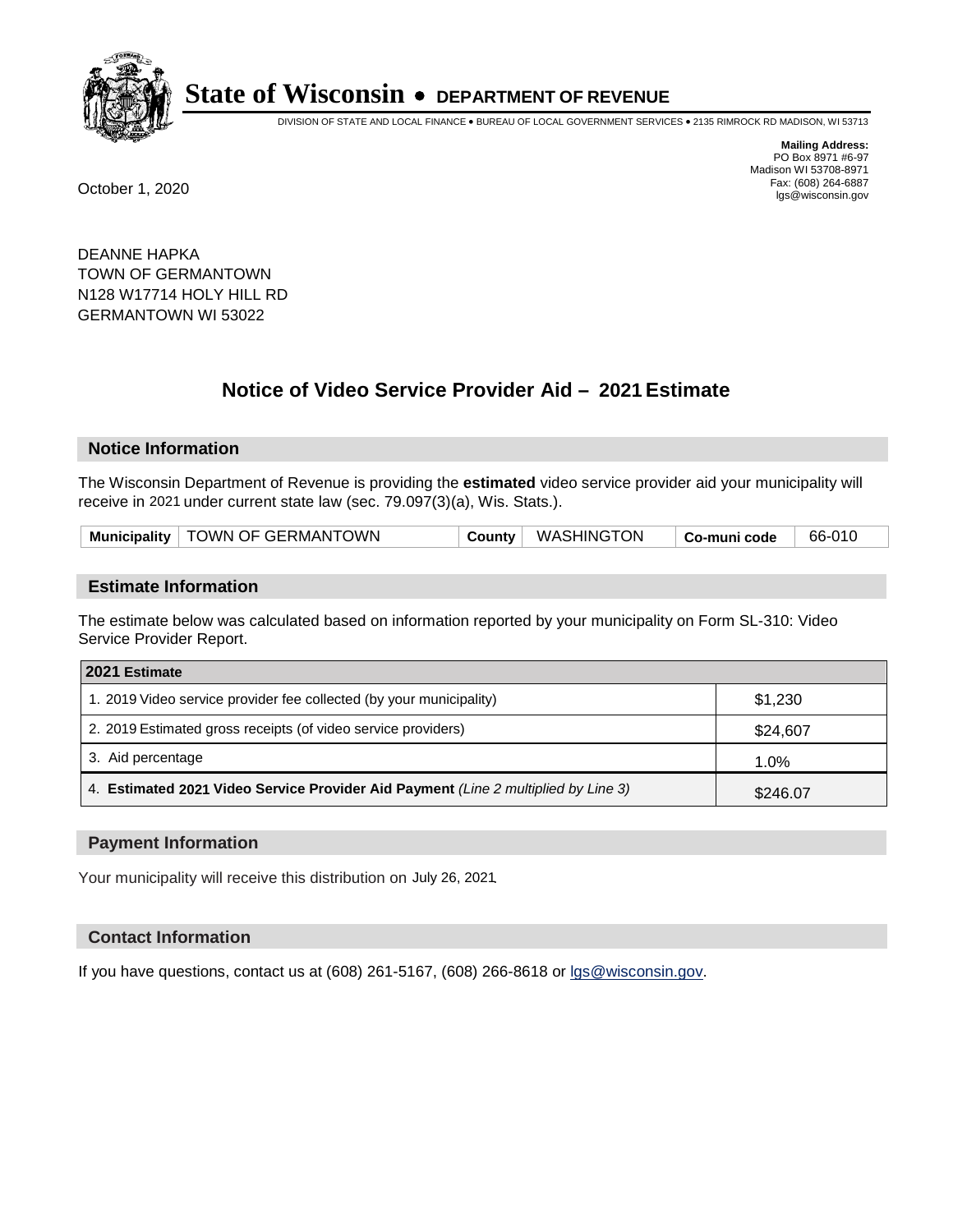# State of Wisconsin • DEPARTMENT OF REVENUE

DIVISION OF STATE AND LOCAL FINANCE • BUREAU OF LOCAL GOVERNMENT SERVICES • 2135 RIMROCK RD MADISON, WI 53713

**Mailing Address:**
PO Box 8971 #6-97
Madison WI 53708-8971
Fax: (608) 264-6887
lgs@wisconsin.gov

October 1, 2020

DEANNE HAPKA
TOWN OF GERMANTOWN
N128 W17714 HOLY HILL RD
GERMANTOWN WI 53022

## Notice of Video Service Provider Aid – 2021 Estimate

### Notice Information

The Wisconsin Department of Revenue is providing the **estimated** video service provider aid your municipality will receive in 2021 under current state law (sec. 79.097(3)(a), Wis. Stats.).

| Municipality | TOWN OF GERMANTOWN | County | WASHINGTON | Co-muni code | 66-010 |
|---|---|---|---|---|---|

### Estimate Information

The estimate below was calculated based on information reported by your municipality on Form SL-310: Video Service Provider Report.

| 2021 Estimate | |
|---|---|
| 1. 2019 Video service provider fee collected (by your municipality) | $1,230 |
| 2. 2019 Estimated gross receipts (of video service providers) | $24,607 |
| 3. Aid percentage | 1.0% |
| 4. **Estimated 2021 Video Service Provider Aid Payment** *(Line 2 multiplied by Line 3)* | $246.07 |

### Payment Information

Your municipality will receive this distribution on July 26, 2021.

### Contact Information

If you have questions, contact us at (608) 261-5167, (608) 266-8618 or lgs@wisconsin.gov.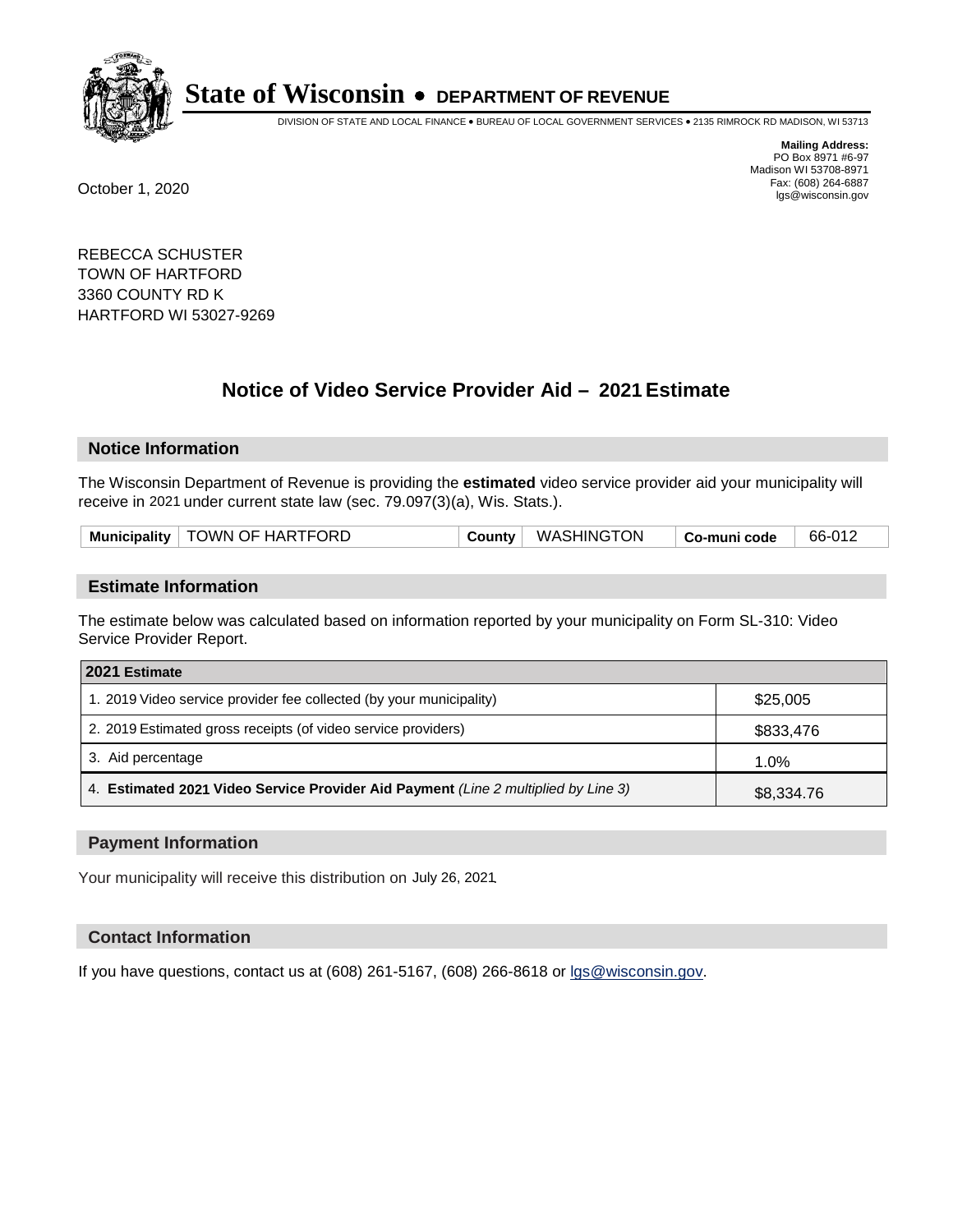# State of Wisconsin • DEPARTMENT OF REVENUE

DIVISION OF STATE AND LOCAL FINANCE • BUREAU OF LOCAL GOVERNMENT SERVICES • 2135 RIMROCK RD MADISON, WI 53713

**Mailing Address:**
PO Box 8971 #6-97
Madison WI 53708-8971
Fax: (608) 264-6887
lgs@wisconsin.gov

October 1, 2020

REBECCA SCHUSTER
TOWN OF HARTFORD
3360 COUNTY RD K
HARTFORD WI 53027-9269

## Notice of Video Service Provider Aid – 2021 Estimate

### Notice Information

The Wisconsin Department of Revenue is providing the **estimated** video service provider aid your municipality will receive in 2021 under current state law (sec. 79.097(3)(a), Wis. Stats.).

| Municipality | TOWN OF HARTFORD | County | WASHINGTON | Co-muni code | 66-012 |
|---|---|---|---|---|---|

### Estimate Information

The estimate below was calculated based on information reported by your municipality on Form SL-310: Video Service Provider Report.

| 2021 Estimate | |
|---|---|
| 1. 2019 Video service provider fee collected (by your municipality) | $25,005 |
| 2. 2019 Estimated gross receipts (of video service providers) | $833,476 |
| 3. Aid percentage | 1.0% |
| 4. **Estimated 2021 Video Service Provider Aid Payment** *(Line 2 multiplied by Line 3)* | $8,334.76 |

### Payment Information

Your municipality will receive this distribution on July 26, 2021.

### Contact Information

If you have questions, contact us at (608) 261-5167, (608) 266-8618 or lgs@wisconsin.gov.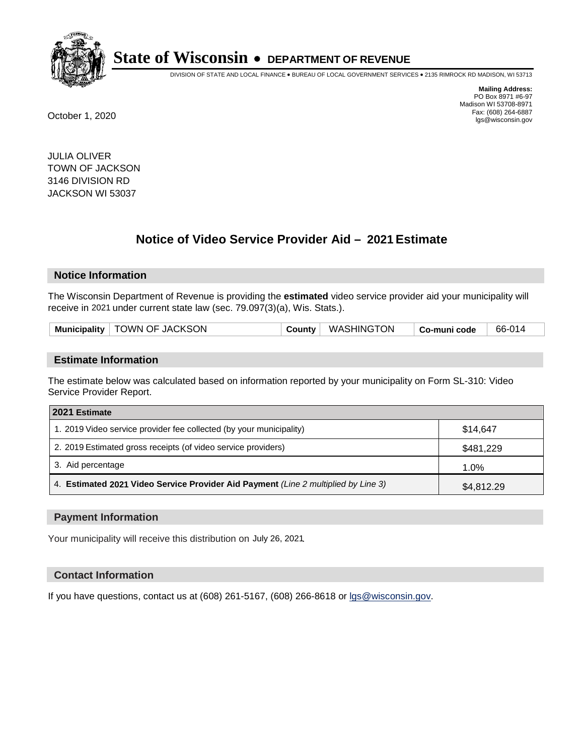# State of Wisconsin • DEPARTMENT OF REVENUE

DIVISION OF STATE AND LOCAL FINANCE • BUREAU OF LOCAL GOVERNMENT SERVICES • 2135 RIMROCK RD MADISON, WI 53713

**Mailing Address:**
PO Box 8971 #6-97
Madison WI 53708-8971
Fax: (608) 264-6887
lgs@wisconsin.gov

October 1, 2020

JULIA OLIVER
TOWN OF JACKSON
3146 DIVISION RD
JACKSON WI 53037

## Notice of Video Service Provider Aid – 2021 Estimate

### Notice Information

The Wisconsin Department of Revenue is providing the **estimated** video service provider aid your municipality will receive in 2021 under current state law (sec. 79.097(3)(a), Wis. Stats.).

| Municipality | TOWN OF JACKSON | County | WASHINGTON | Co-muni code | 66-014 |
|---|---|---|---|---|---|

### Estimate Information

The estimate below was calculated based on information reported by your municipality on Form SL-310: Video Service Provider Report.

| 2021 Estimate | |
|---|---|
| 1. 2019 Video service provider fee collected (by your municipality) | $14,647 |
| 2. 2019 Estimated gross receipts (of video service providers) | $481,229 |
| 3. Aid percentage | 1.0% |
| 4. **Estimated 2021 Video Service Provider Aid Payment** *(Line 2 multiplied by Line 3)* | $4,812.29 |

### Payment Information

Your municipality will receive this distribution on July 26, 2021.

### Contact Information

If you have questions, contact us at (608) 261-5167, (608) 266-8618 or lgs@wisconsin.gov.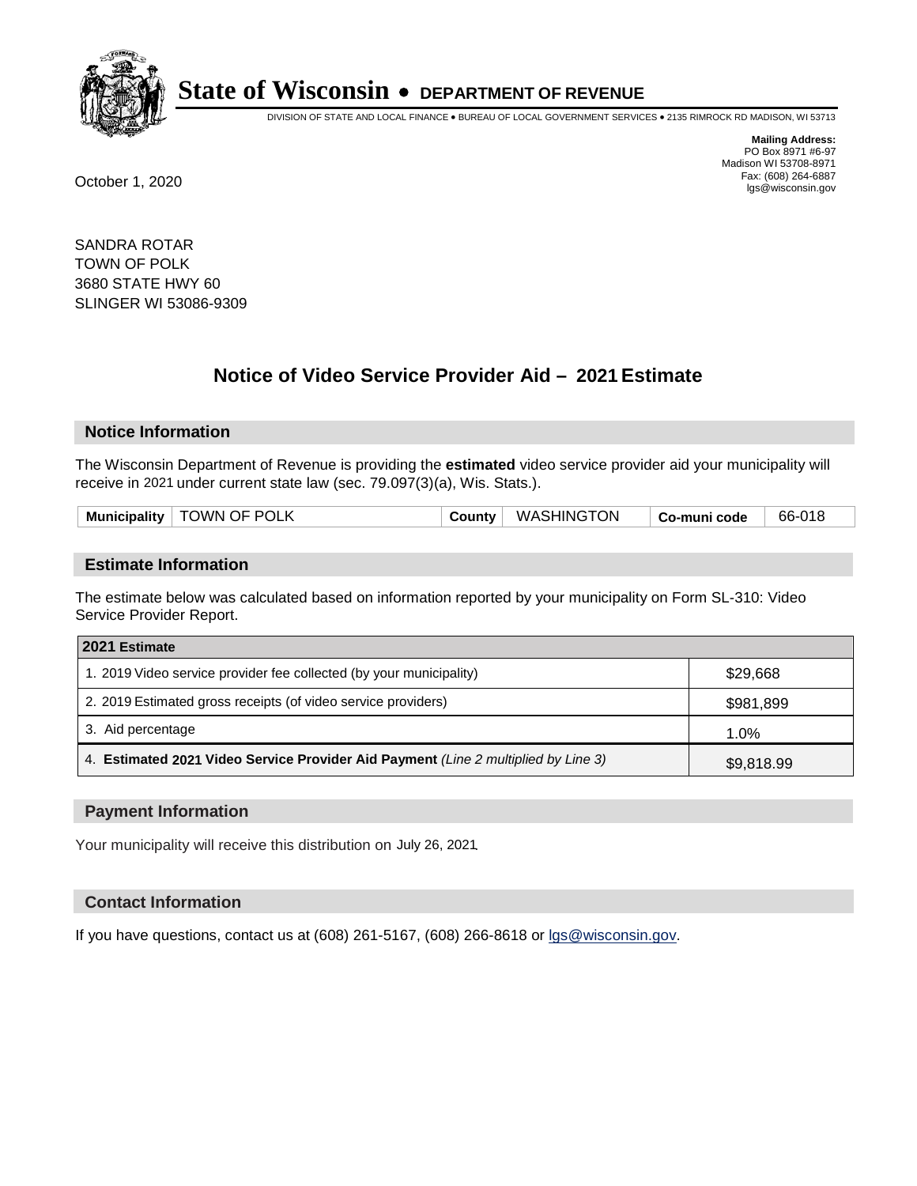# State of Wisconsin • DEPARTMENT OF REVENUE

DIVISION OF STATE AND LOCAL FINANCE • BUREAU OF LOCAL GOVERNMENT SERVICES • 2135 RIMROCK RD MADISON, WI 53713

**Mailing Address:**
PO Box 8971 #6-97
Madison WI 53708-8971
Fax: (608) 264-6887
lgs@wisconsin.gov

October 1, 2020

SANDRA ROTAR
TOWN OF POLK
3680 STATE HWY 60
SLINGER WI 53086-9309

## Notice of Video Service Provider Aid – 2021 Estimate

### Notice Information

The Wisconsin Department of Revenue is providing the **estimated** video service provider aid your municipality will receive in 2021 under current state law (sec. 79.097(3)(a), Wis. Stats.).

| Municipality | TOWN OF POLK | County | WASHINGTON | Co-muni code | 66-018 |
|---|---|---|---|---|---|

### Estimate Information

The estimate below was calculated based on information reported by your municipality on Form SL-310: Video Service Provider Report.

| 2021 Estimate | |
|---|---|
| 1. 2019 Video service provider fee collected (by your municipality) | $29,668 |
| 2. 2019 Estimated gross receipts (of video service providers) | $981,899 |
| 3. Aid percentage | 1.0% |
| 4. **Estimated 2021 Video Service Provider Aid Payment** *(Line 2 multiplied by Line 3)* | $9,818.99 |

### Payment Information

Your municipality will receive this distribution on July 26, 2021.

### Contact Information

If you have questions, contact us at (608) 261-5167, (608) 266-8618 or lgs@wisconsin.gov.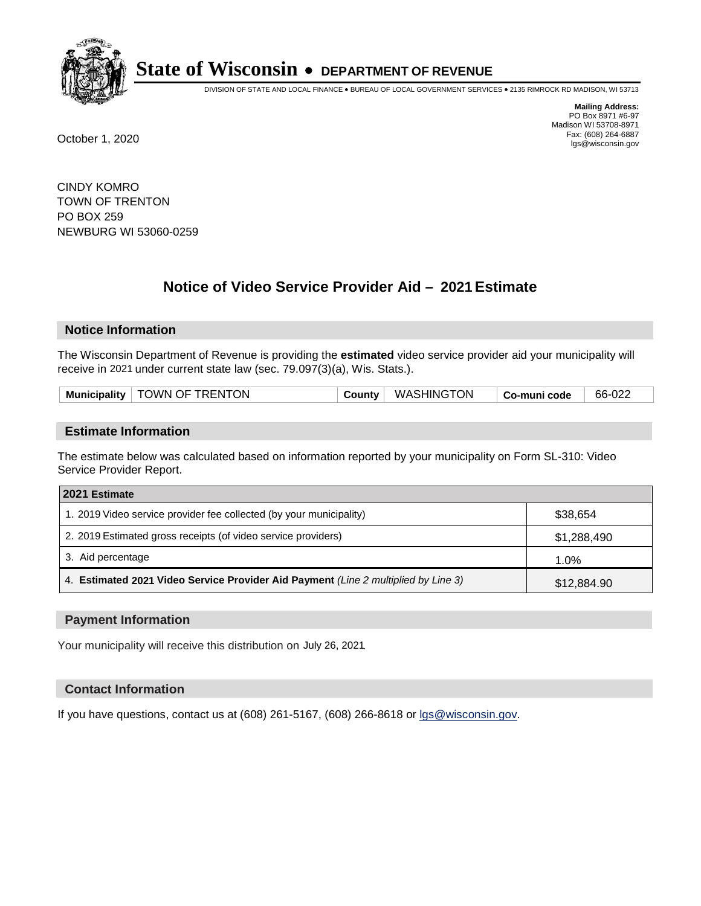# State of Wisconsin • DEPARTMENT OF REVENUE

DIVISION OF STATE AND LOCAL FINANCE • BUREAU OF LOCAL GOVERNMENT SERVICES • 2135 RIMROCK RD MADISON, WI 53713

**Mailing Address:**
PO Box 8971 #6-97
Madison WI 53708-8971
Fax: (608) 264-6887
lgs@wisconsin.gov

October 1, 2020

CINDY KOMRO
TOWN OF TRENTON
PO BOX 259
NEWBURG WI 53060-0259

## Notice of Video Service Provider Aid – 2021 Estimate

### Notice Information

The Wisconsin Department of Revenue is providing the **estimated** video service provider aid your municipality will receive in 2021 under current state law (sec. 79.097(3)(a), Wis. Stats.).

| Municipality | TOWN OF TRENTON | County | WASHINGTON | Co-muni code | 66-022 |
|---|---|---|---|---|---|

### Estimate Information

The estimate below was calculated based on information reported by your municipality on Form SL-310: Video Service Provider Report.

| 2021 Estimate | |
|---|---|
| 1. 2019 Video service provider fee collected (by your municipality) | $38,654 |
| 2. 2019 Estimated gross receipts (of video service providers) | $1,288,490 |
| 3. Aid percentage | 1.0% |
| 4. **Estimated 2021 Video Service Provider Aid Payment** *(Line 2 multiplied by Line 3)* | $12,884.90 |

### Payment Information

Your municipality will receive this distribution on July 26, 2021.

### Contact Information

If you have questions, contact us at (608) 261-5167, (608) 266-8618 or lgs@wisconsin.gov.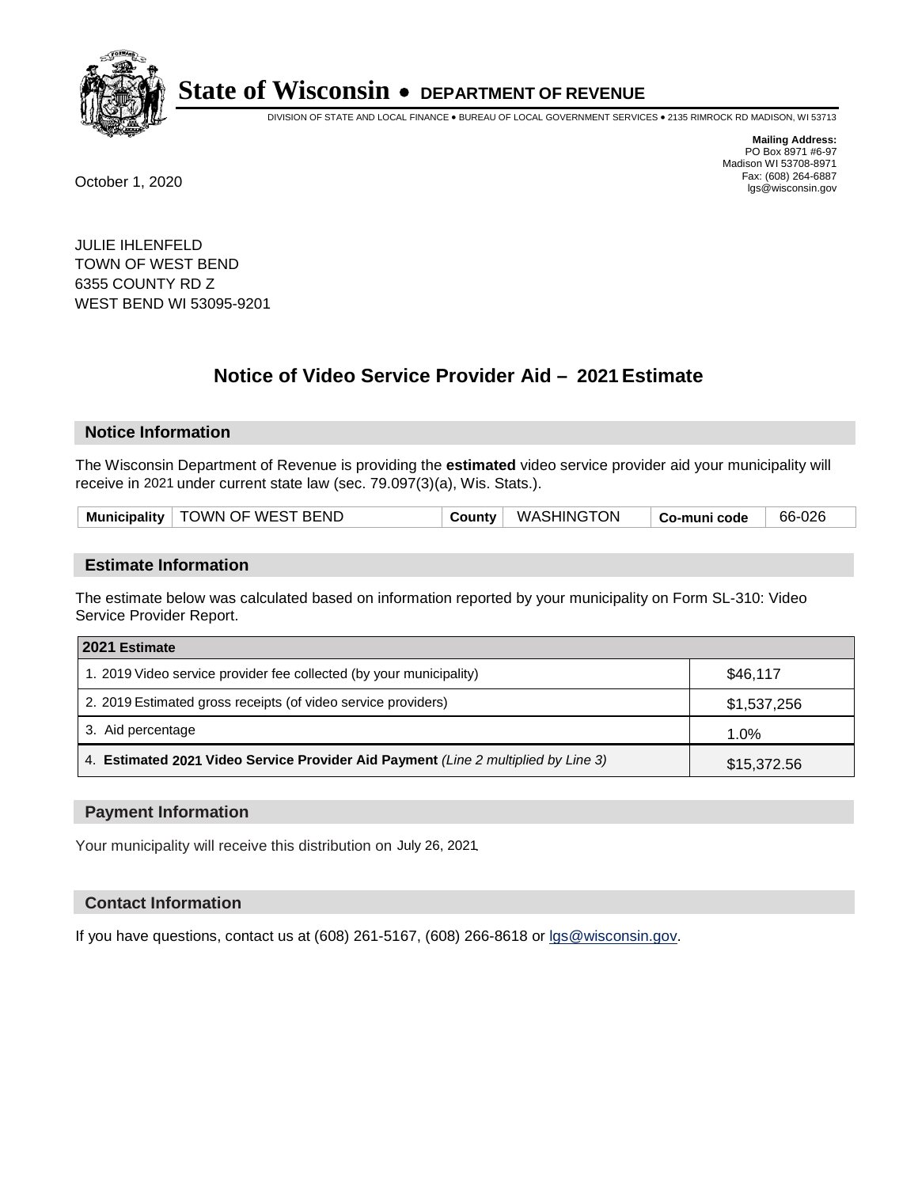# State of Wisconsin • DEPARTMENT OF REVENUE

DIVISION OF STATE AND LOCAL FINANCE • BUREAU OF LOCAL GOVERNMENT SERVICES • 2135 RIMROCK RD MADISON, WI 53713

**Mailing Address:**
PO Box 8971 #6-97
Madison WI 53708-8971
Fax: (608) 264-6887
lgs@wisconsin.gov

October 1, 2020

JULIE IHLENFELD
TOWN OF WEST BEND
6355 COUNTY RD Z
WEST BEND WI 53095-9201

## Notice of Video Service Provider Aid – 2021 Estimate

### Notice Information

The Wisconsin Department of Revenue is providing the **estimated** video service provider aid your municipality will receive in 2021 under current state law (sec. 79.097(3)(a), Wis. Stats.).

| **Municipality** | TOWN OF WEST BEND | **County** | WASHINGTON | **Co-muni code** | 66-026 |
|---|---|---|---|---|---|

### Estimate Information

The estimate below was calculated based on information reported by your municipality on Form SL-310: Video Service Provider Report.

| **2021 Estimate** | |
|---|---|
| 1. 2019 Video service provider fee collected (by your municipality) | $46,117 |
| 2. 2019 Estimated gross receipts (of video service providers) | $1,537,256 |
| 3. Aid percentage | 1.0% |
| 4. **Estimated 2021 Video Service Provider Aid Payment** *(Line 2 multiplied by Line 3)* | $15,372.56 |

### Payment Information

Your municipality will receive this distribution on July 26, 2021.

### Contact Information

If you have questions, contact us at (608) 261-5167, (608) 266-8618 or lgs@wisconsin.gov.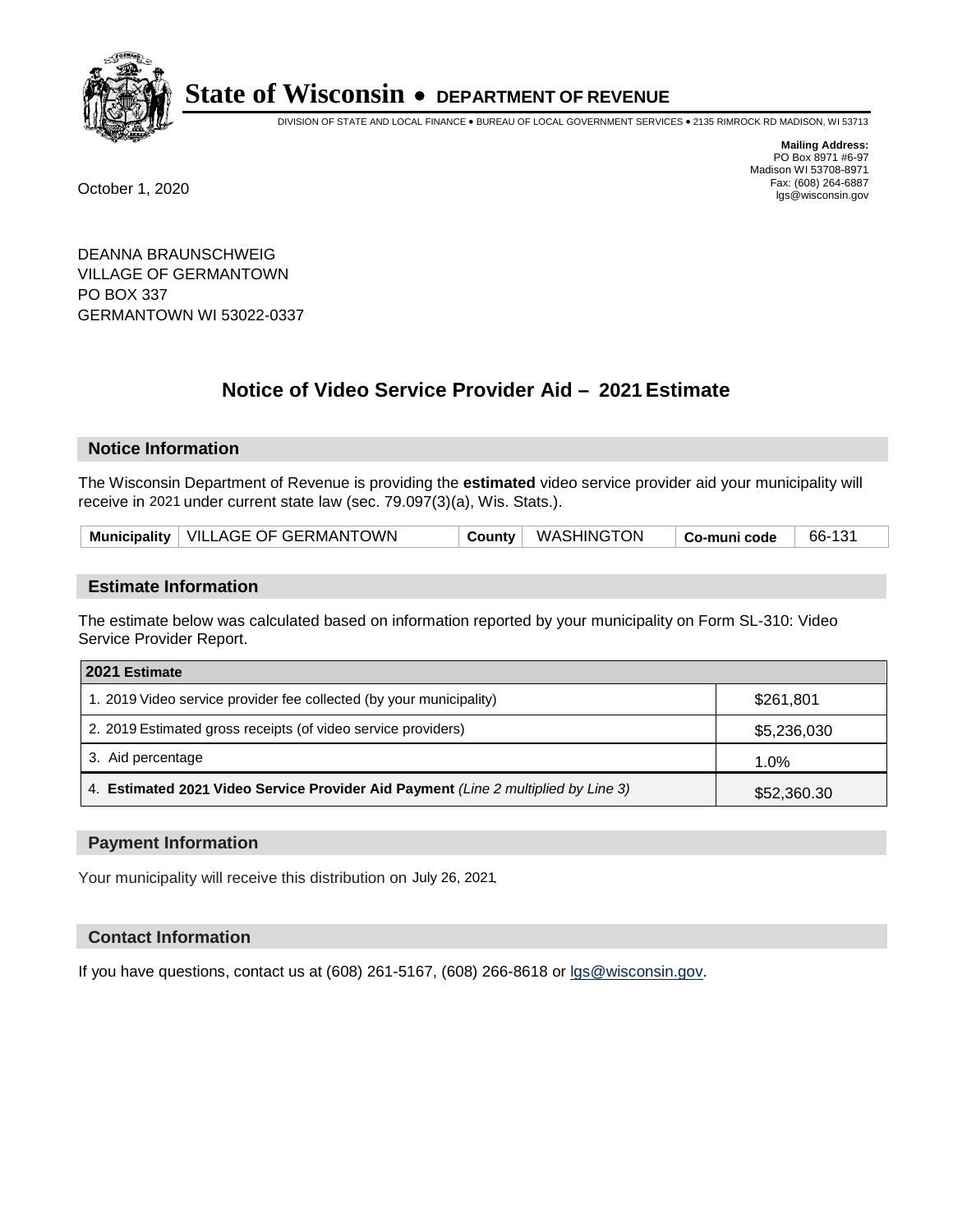# State of Wisconsin • DEPARTMENT OF REVENUE

DIVISION OF STATE AND LOCAL FINANCE • BUREAU OF LOCAL GOVERNMENT SERVICES • 2135 RIMROCK RD MADISON, WI 53713

**Mailing Address:**
PO Box 8971 #6-97
Madison WI 53708-8971
Fax: (608) 264-6887
lgs@wisconsin.gov

October 1, 2020

DEANNA BRAUNSCHWEIG
VILLAGE OF GERMANTOWN
PO BOX 337
GERMANTOWN WI 53022-0337

## Notice of Video Service Provider Aid – 2021 Estimate

### Notice Information

The Wisconsin Department of Revenue is providing the **estimated** video service provider aid your municipality will receive in 2021 under current state law (sec. 79.097(3)(a), Wis. Stats.).

| Municipality | VILLAGE OF GERMANTOWN | County | WASHINGTON | Co-muni code | 66-131 |
|---|---|---|---|---|---|

### Estimate Information

The estimate below was calculated based on information reported by your municipality on Form SL-310: Video Service Provider Report.

| 2021 Estimate | |
|---|---|
| 1. 2019 Video service provider fee collected (by your municipality) | $261,801 |
| 2. 2019 Estimated gross receipts (of video service providers) | $5,236,030 |
| 3. Aid percentage | 1.0% |
| 4. **Estimated 2021 Video Service Provider Aid Payment** *(Line 2 multiplied by Line 3)* | $52,360.30 |

### Payment Information

Your municipality will receive this distribution on July 26, 2021.

### Contact Information

If you have questions, contact us at (608) 261-5167, (608) 266-8618 or lgs@wisconsin.gov.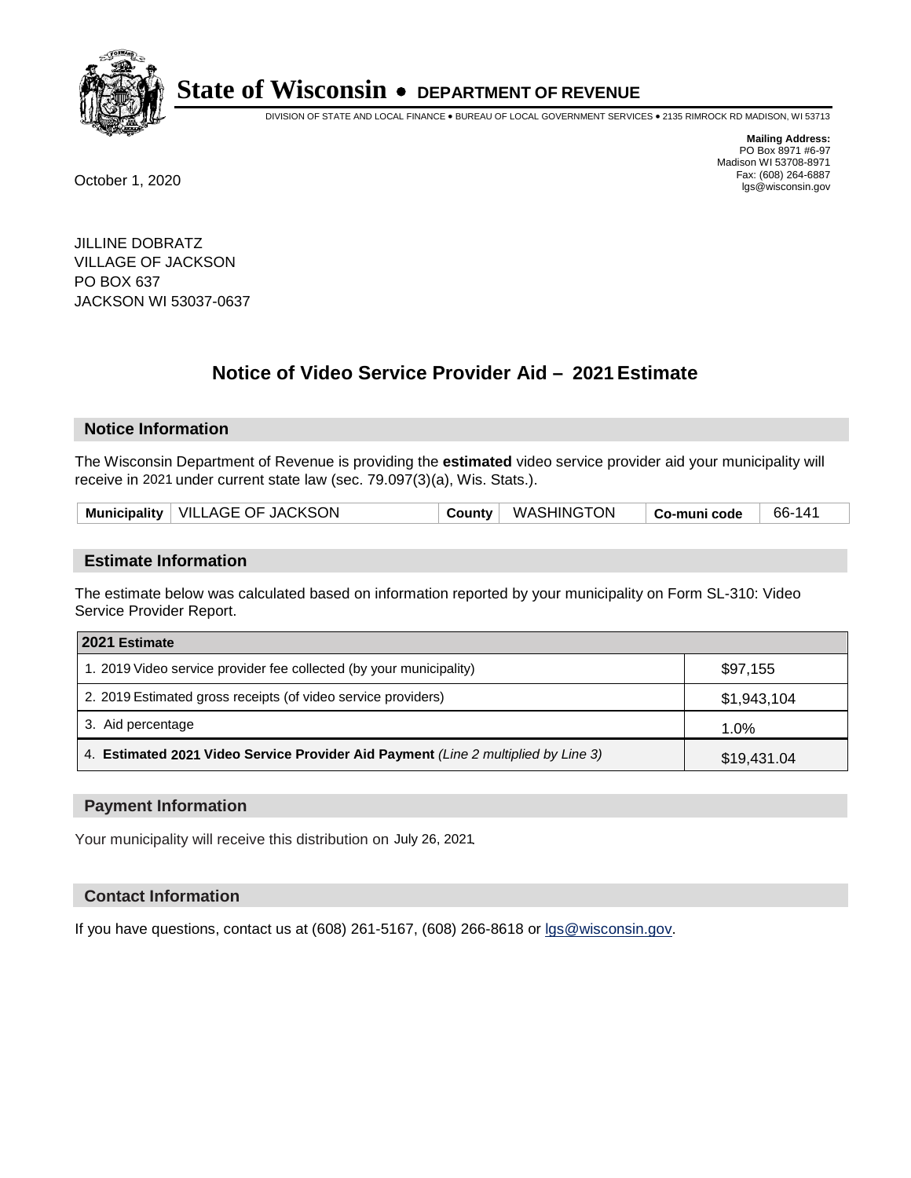# State of Wisconsin • DEPARTMENT OF REVENUE

DIVISION OF STATE AND LOCAL FINANCE • BUREAU OF LOCAL GOVERNMENT SERVICES • 2135 RIMROCK RD MADISON, WI 53713

**Mailing Address:**
PO Box 8971 #6-97
Madison WI 53708-8971
Fax: (608) 264-6887
lgs@wisconsin.gov

October 1, 2020

JILLINE DOBRATZ
VILLAGE OF JACKSON
PO BOX 637
JACKSON WI 53037-0637

## Notice of Video Service Provider Aid – 2021 Estimate

### Notice Information

The Wisconsin Department of Revenue is providing the **estimated** video service provider aid your municipality will receive in 2021 under current state law (sec. 79.097(3)(a), Wis. Stats.).

| Municipality | VILLAGE OF JACKSON | County | WASHINGTON | Co-muni code | 66-141 |
|---|---|---|---|---|---|

### Estimate Information

The estimate below was calculated based on information reported by your municipality on Form SL-310: Video Service Provider Report.

| 2021 Estimate | |
|---|---|
| 1. 2019 Video service provider fee collected (by your municipality) | $97,155 |
| 2. 2019 Estimated gross receipts (of video service providers) | $1,943,104 |
| 3. Aid percentage | 1.0% |
| 4. **Estimated 2021 Video Service Provider Aid Payment** *(Line 2 multiplied by Line 3)* | $19,431.04 |

### Payment Information

Your municipality will receive this distribution on July 26, 2021.

### Contact Information

If you have questions, contact us at (608) 261-5167, (608) 266-8618 or lgs@wisconsin.gov.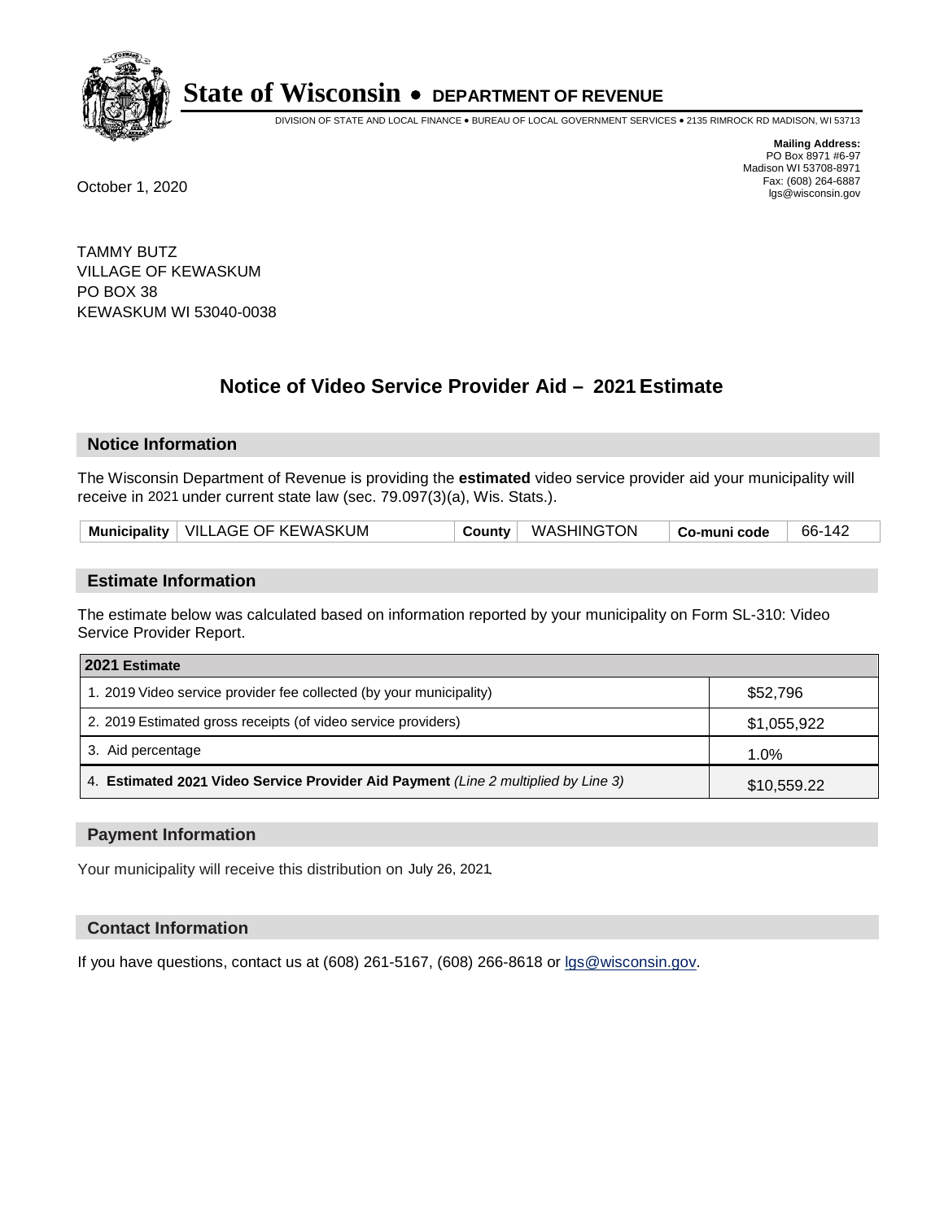# State of Wisconsin • DEPARTMENT OF REVENUE

DIVISION OF STATE AND LOCAL FINANCE • BUREAU OF LOCAL GOVERNMENT SERVICES • 2135 RIMROCK RD MADISON, WI 53713

**Mailing Address:**
PO Box 8971 #6-97
Madison WI 53708-8971
Fax: (608) 264-6887
lgs@wisconsin.gov

October 1, 2020

TAMMY BUTZ
VILLAGE OF KEWASKUM
PO BOX 38
KEWASKUM WI 53040-0038

## Notice of Video Service Provider Aid – 2021 Estimate

### Notice Information

The Wisconsin Department of Revenue is providing the **estimated** video service provider aid your municipality will receive in 2021 under current state law (sec. 79.097(3)(a), Wis. Stats.).

| Municipality | VILLAGE OF KEWASKUM | County | WASHINGTON | Co-muni code | 66-142 |
|---|---|---|---|---|---|

### Estimate Information

The estimate below was calculated based on information reported by your municipality on Form SL-310: Video Service Provider Report.

| 2021 Estimate | |
|---|---|
| 1. 2019 Video service provider fee collected (by your municipality) | $52,796 |
| 2. 2019 Estimated gross receipts (of video service providers) | $1,055,922 |
| 3. Aid percentage | 1.0% |
| 4. **Estimated 2021 Video Service Provider Aid Payment** *(Line 2 multiplied by Line 3)* | $10,559.22 |

### Payment Information

Your municipality will receive this distribution on July 26, 2021.

### Contact Information

If you have questions, contact us at (608) 261-5167, (608) 266-8618 or lgs@wisconsin.gov.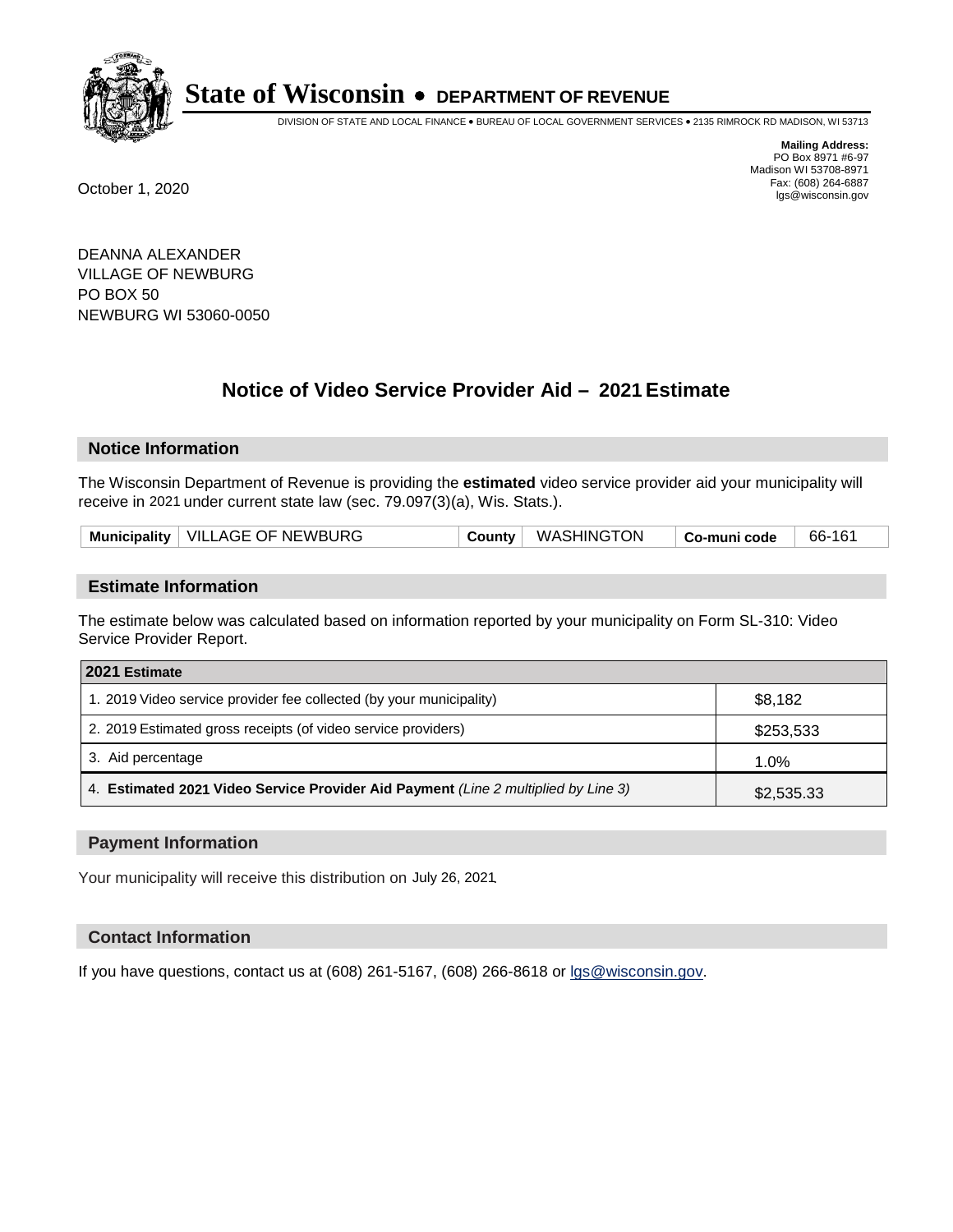# State of Wisconsin • DEPARTMENT OF REVENUE

DIVISION OF STATE AND LOCAL FINANCE • BUREAU OF LOCAL GOVERNMENT SERVICES • 2135 RIMROCK RD MADISON, WI 53713

**Mailing Address:**
PO Box 8971 #6-97
Madison WI 53708-8971
Fax: (608) 264-6887
lgs@wisconsin.gov

October 1, 2020

DEANNA ALEXANDER
VILLAGE OF NEWBURG
PO BOX 50
NEWBURG WI 53060-0050

## Notice of Video Service Provider Aid – 2021 Estimate

### Notice Information

The Wisconsin Department of Revenue is providing the **estimated** video service provider aid your municipality will receive in 2021 under current state law (sec. 79.097(3)(a), Wis. Stats.).

| Municipality | VILLAGE OF NEWBURG | County | WASHINGTON | Co-muni code | 66-161 |
|---|---|---|---|---|---|

### Estimate Information

The estimate below was calculated based on information reported by your municipality on Form SL-310: Video Service Provider Report.

| 2021 Estimate | |
|---|---|
| 1. 2019 Video service provider fee collected (by your municipality) | $8,182 |
| 2. 2019 Estimated gross receipts (of video service providers) | $253,533 |
| 3. Aid percentage | 1.0% |
| 4. **Estimated 2021 Video Service Provider Aid Payment** *(Line 2 multiplied by Line 3)* | $2,535.33 |

### Payment Information

Your municipality will receive this distribution on July 26, 2021.

### Contact Information

If you have questions, contact us at (608) 261-5167, (608) 266-8618 or lgs@wisconsin.gov.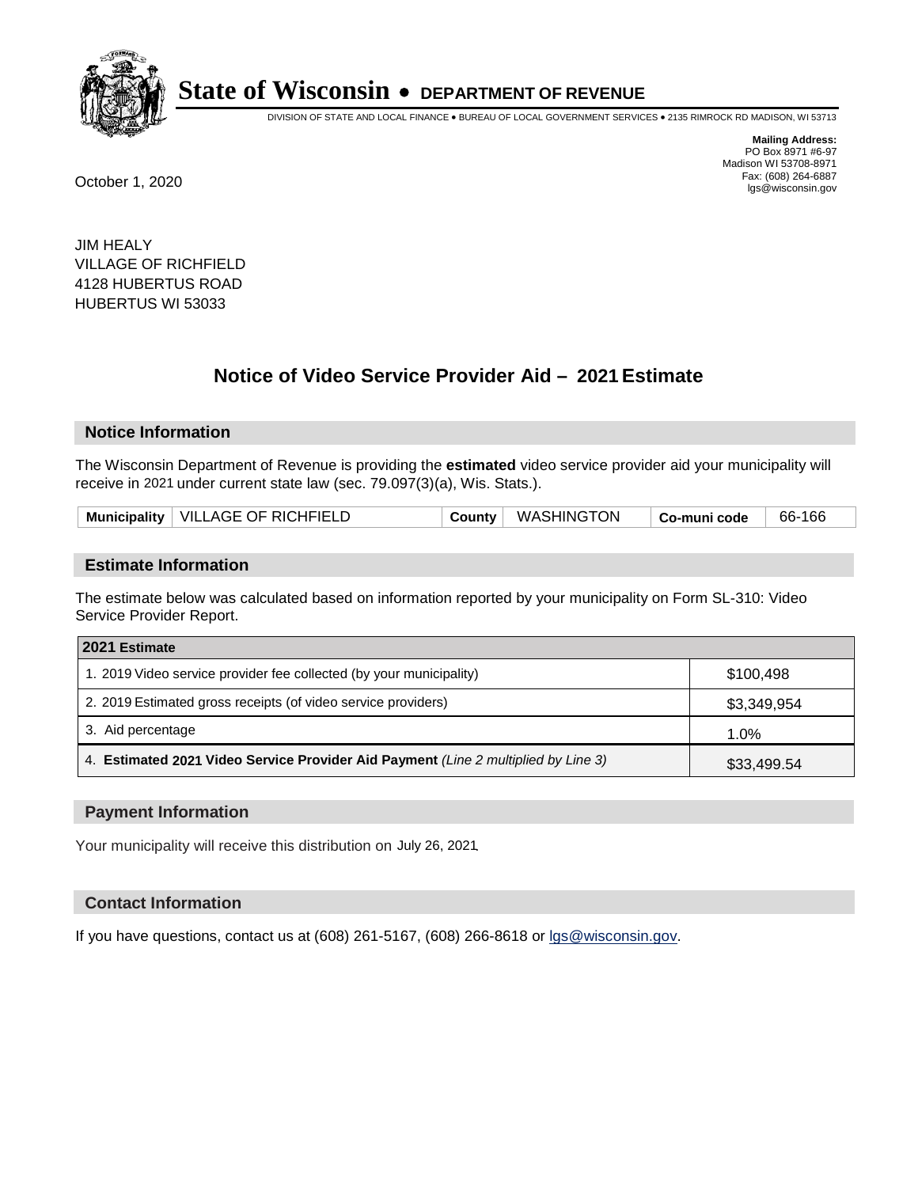# State of Wisconsin • DEPARTMENT OF REVENUE

DIVISION OF STATE AND LOCAL FINANCE • BUREAU OF LOCAL GOVERNMENT SERVICES • 2135 RIMROCK RD MADISON, WI 53713

**Mailing Address:**
PO Box 8971 #6-97
Madison WI 53708-8971
Fax: (608) 264-6887
lgs@wisconsin.gov

October 1, 2020

JIM HEALY
VILLAGE OF RICHFIELD
4128 HUBERTUS ROAD
HUBERTUS WI 53033

## Notice of Video Service Provider Aid – 2021 Estimate

### Notice Information

The Wisconsin Department of Revenue is providing the **estimated** video service provider aid your municipality will receive in 2021 under current state law (sec. 79.097(3)(a), Wis. Stats.).

| Municipality | VILLAGE OF RICHFIELD | County | WASHINGTON | Co-muni code | 66-166 |
|---|---|---|---|---|---|

### Estimate Information

The estimate below was calculated based on information reported by your municipality on Form SL-310: Video Service Provider Report.

| 2021 Estimate | |
|---|---|
| 1. 2019 Video service provider fee collected (by your municipality) | $100,498 |
| 2. 2019 Estimated gross receipts (of video service providers) | $3,349,954 |
| 3. Aid percentage | 1.0% |
| 4. **Estimated 2021 Video Service Provider Aid Payment** *(Line 2 multiplied by Line 3)* | $33,499.54 |

### Payment Information

Your municipality will receive this distribution on July 26, 2021.

### Contact Information

If you have questions, contact us at (608) 261-5167, (608) 266-8618 or lgs@wisconsin.gov.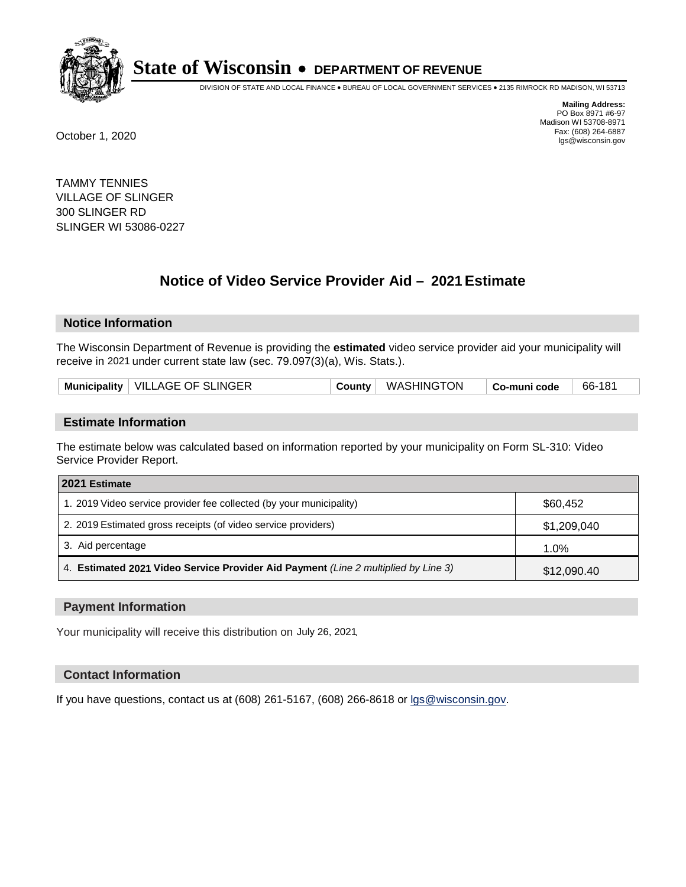# State of Wisconsin • DEPARTMENT OF REVENUE

DIVISION OF STATE AND LOCAL FINANCE • BUREAU OF LOCAL GOVERNMENT SERVICES • 2135 RIMROCK RD MADISON, WI 53713

**Mailing Address:**
PO Box 8971 #6-97
Madison WI 53708-8971
Fax: (608) 264-6887
lgs@wisconsin.gov

October 1, 2020

TAMMY TENNIES
VILLAGE OF SLINGER
300 SLINGER RD
SLINGER WI 53086-0227

## Notice of Video Service Provider Aid – 2021 Estimate

### Notice Information

The Wisconsin Department of Revenue is providing the **estimated** video service provider aid your municipality will receive in 2021 under current state law (sec. 79.097(3)(a), Wis. Stats.).

| Municipality | VILLAGE OF SLINGER | County | WASHINGTON | Co-muni code | 66-181 |
|---|---|---|---|---|---|

### Estimate Information

The estimate below was calculated based on information reported by your municipality on Form SL-310: Video Service Provider Report.

| 2021 Estimate | |
|---|---|
| 1. 2019 Video service provider fee collected (by your municipality) | $60,452 |
| 2. 2019 Estimated gross receipts (of video service providers) | $1,209,040 |
| 3. Aid percentage | 1.0% |
| 4. **Estimated 2021 Video Service Provider Aid Payment** *(Line 2 multiplied by Line 3)* | $12,090.40 |

### Payment Information

Your municipality will receive this distribution on July 26, 2021.

### Contact Information

If you have questions, contact us at (608) 261-5167, (608) 266-8618 or lgs@wisconsin.gov.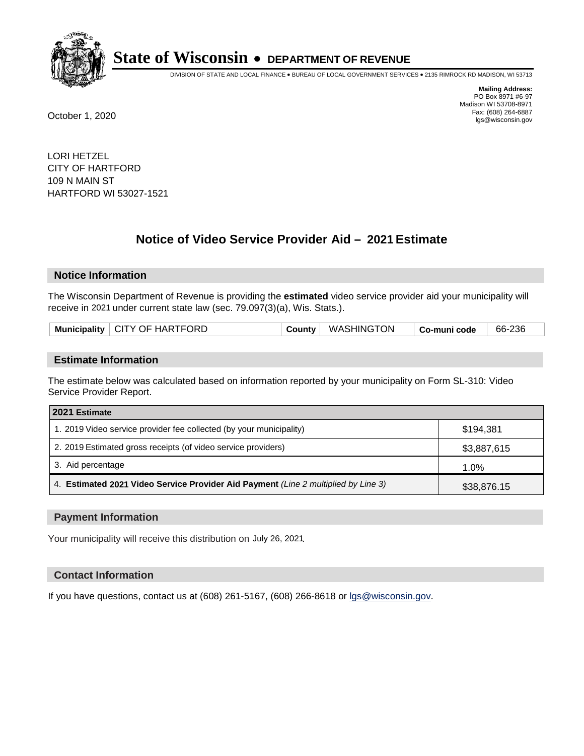# State of Wisconsin • DEPARTMENT OF REVENUE

DIVISION OF STATE AND LOCAL FINANCE • BUREAU OF LOCAL GOVERNMENT SERVICES • 2135 RIMROCK RD MADISON, WI 53713

**Mailing Address:**
PO Box 8971 #6-97
Madison WI 53708-8971
Fax: (608) 264-6887
lgs@wisconsin.gov

October 1, 2020

LORI HETZEL
CITY OF HARTFORD
109 N MAIN ST
HARTFORD WI 53027-1521

## Notice of Video Service Provider Aid – 2021 Estimate

### Notice Information

The Wisconsin Department of Revenue is providing the **estimated** video service provider aid your municipality will receive in 2021 under current state law (sec. 79.097(3)(a), Wis. Stats.).

| Municipality | CITY OF HARTFORD | County | WASHINGTON | Co-muni code | 66-236 |
|---|---|---|---|---|---|

### Estimate Information

The estimate below was calculated based on information reported by your municipality on Form SL-310: Video Service Provider Report.

| 2021 Estimate | |
|---|---|
| 1. 2019 Video service provider fee collected (by your municipality) | $194,381 |
| 2. 2019 Estimated gross receipts (of video service providers) | $3,887,615 |
| 3. Aid percentage | 1.0% |
| 4. **Estimated 2021 Video Service Provider Aid Payment** *(Line 2 multiplied by Line 3)* | $38,876.15 |

### Payment Information

Your municipality will receive this distribution on July 26, 2021.

### Contact Information

If you have questions, contact us at (608) 261-5167, (608) 266-8618 or lgs@wisconsin.gov.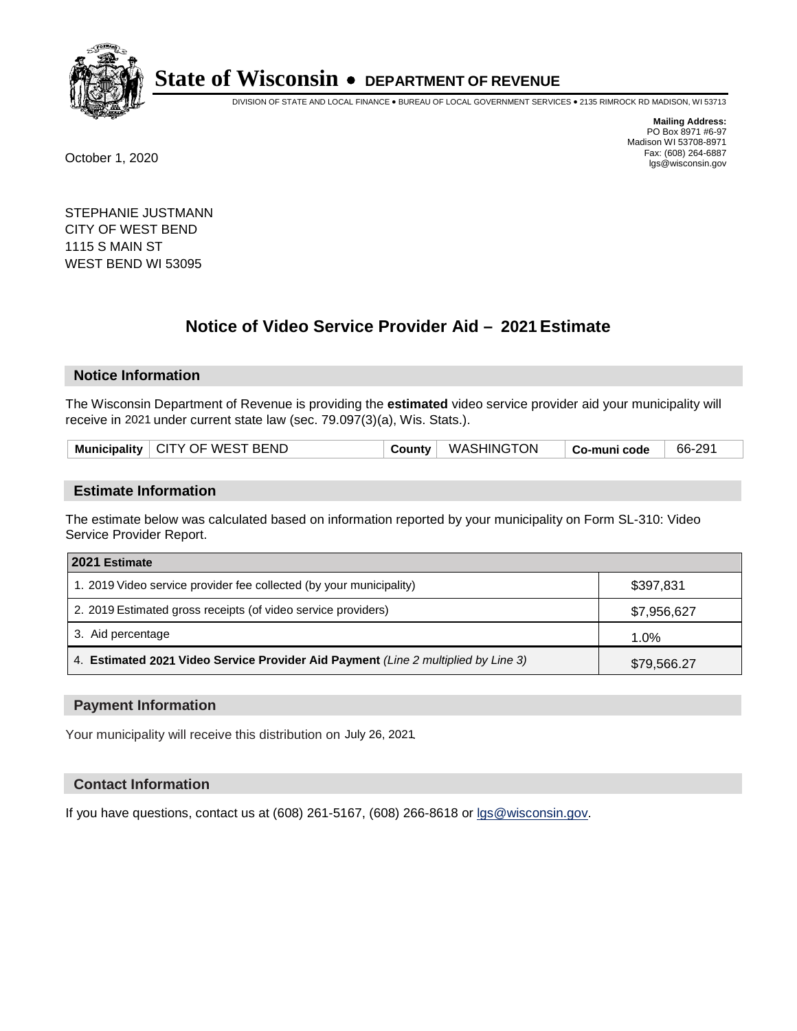# State of Wisconsin • DEPARTMENT OF REVENUE

DIVISION OF STATE AND LOCAL FINANCE • BUREAU OF LOCAL GOVERNMENT SERVICES • 2135 RIMROCK RD MADISON, WI 53713

**Mailing Address:**
PO Box 8971 #6-97
Madison WI 53708-8971
Fax: (608) 264-6887
lgs@wisconsin.gov

October 1, 2020

STEPHANIE JUSTMANN
CITY OF WEST BEND
1115 S MAIN ST
WEST BEND WI 53095

## Notice of Video Service Provider Aid – 2021 Estimate

### Notice Information

The Wisconsin Department of Revenue is providing the **estimated** video service provider aid your municipality will receive in 2021 under current state law (sec. 79.097(3)(a), Wis. Stats.).

| Municipality | CITY OF WEST BEND | County | WASHINGTON | Co-muni code | 66-291 |
|---|---|---|---|---|---|

### Estimate Information

The estimate below was calculated based on information reported by your municipality on Form SL-310: Video Service Provider Report.

| 2021 Estimate | |
|---|---|
| 1. 2019 Video service provider fee collected (by your municipality) | $397,831 |
| 2. 2019 Estimated gross receipts (of video service providers) | $7,956,627 |
| 3. Aid percentage | 1.0% |
| 4. **Estimated 2021 Video Service Provider Aid Payment** *(Line 2 multiplied by Line 3)* | $79,566.27 |

### Payment Information

Your municipality will receive this distribution on July 26, 2021.

### Contact Information

If you have questions, contact us at (608) 261-5167, (608) 266-8618 or lgs@wisconsin.gov.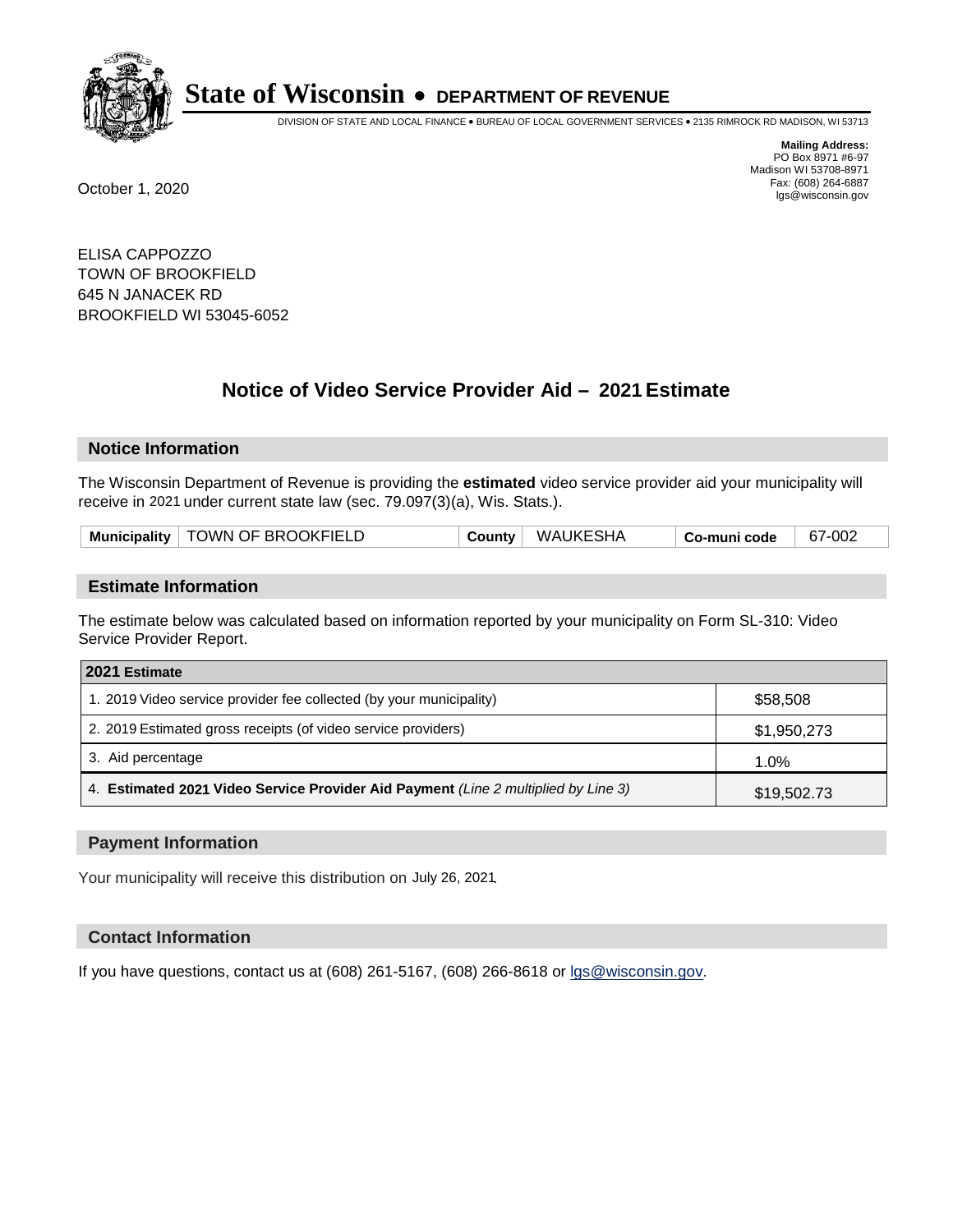# State of Wisconsin • DEPARTMENT OF REVENUE

DIVISION OF STATE AND LOCAL FINANCE • BUREAU OF LOCAL GOVERNMENT SERVICES • 2135 RIMROCK RD MADISON, WI 53713

**Mailing Address:**
PO Box 8971 #6-97
Madison WI 53708-8971
Fax: (608) 264-6887
lgs@wisconsin.gov

October 1, 2020

ELISA CAPPOZZO
TOWN OF BROOKFIELD
645 N JANACEK RD
BROOKFIELD WI 53045-6052

## Notice of Video Service Provider Aid – 2021 Estimate

### Notice Information

The Wisconsin Department of Revenue is providing the **estimated** video service provider aid your municipality will receive in 2021 under current state law (sec. 79.097(3)(a), Wis. Stats.).

| Municipality | TOWN OF BROOKFIELD | County | WAUKESHA | Co-muni code | 67-002 |
|---|---|---|---|---|---|

### Estimate Information

The estimate below was calculated based on information reported by your municipality on Form SL-310: Video Service Provider Report.

| 2021 Estimate | |
|---|---|
| 1. 2019 Video service provider fee collected (by your municipality) | $58,508 |
| 2. 2019 Estimated gross receipts (of video service providers) | $1,950,273 |
| 3. Aid percentage | 1.0% |
| 4. **Estimated 2021 Video Service Provider Aid Payment** *(Line 2 multiplied by Line 3)* | $19,502.73 |

### Payment Information

Your municipality will receive this distribution on July 26, 2021.

### Contact Information

If you have questions, contact us at (608) 261-5167, (608) 266-8618 or lgs@wisconsin.gov.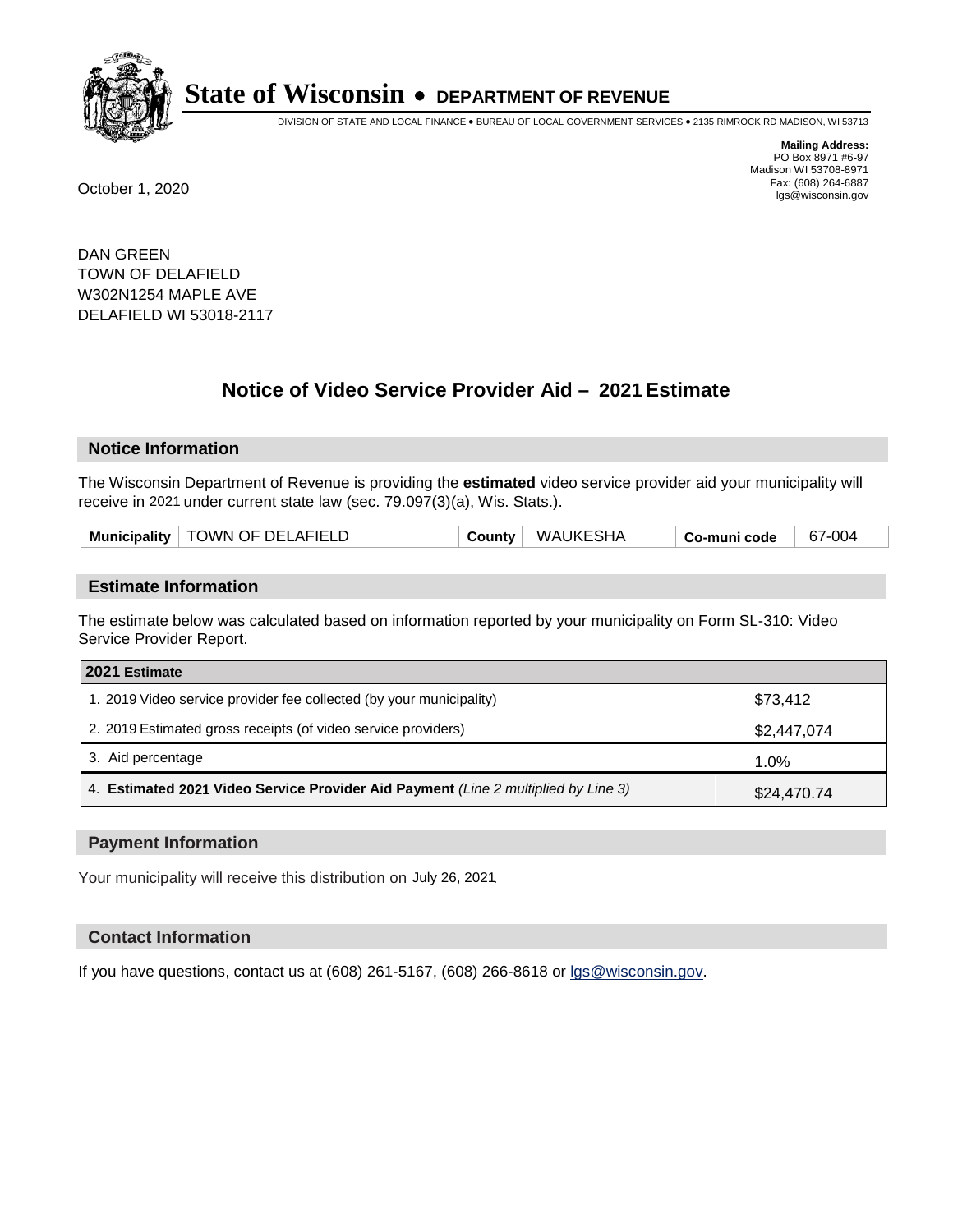# State of Wisconsin • DEPARTMENT OF REVENUE

DIVISION OF STATE AND LOCAL FINANCE • BUREAU OF LOCAL GOVERNMENT SERVICES • 2135 RIMROCK RD MADISON, WI 53713

**Mailing Address:**
PO Box 8971 #6-97
Madison WI 53708-8971
Fax: (608) 264-6887
lgs@wisconsin.gov

October 1, 2020

DAN GREEN
TOWN OF DELAFIELD
W302N1254 MAPLE AVE
DELAFIELD WI 53018-2117

## Notice of Video Service Provider Aid – 2021 Estimate

### Notice Information

The Wisconsin Department of Revenue is providing the **estimated** video service provider aid your municipality will receive in 2021 under current state law (sec. 79.097(3)(a), Wis. Stats.).

| Municipality | TOWN OF DELAFIELD | County | WAUKESHA | Co-muni code | 67-004 |
|---|---|---|---|---|---|

### Estimate Information

The estimate below was calculated based on information reported by your municipality on Form SL-310: Video Service Provider Report.

| 2021 Estimate | |
|---|---|
| 1. 2019 Video service provider fee collected (by your municipality) | $73,412 |
| 2. 2019 Estimated gross receipts (of video service providers) | $2,447,074 |
| 3. Aid percentage | 1.0% |
| 4. **Estimated 2021 Video Service Provider Aid Payment** *(Line 2 multiplied by Line 3)* | $24,470.74 |

### Payment Information

Your municipality will receive this distribution on July 26, 2021.

### Contact Information

If you have questions, contact us at (608) 261-5167, (608) 266-8618 or lgs@wisconsin.gov.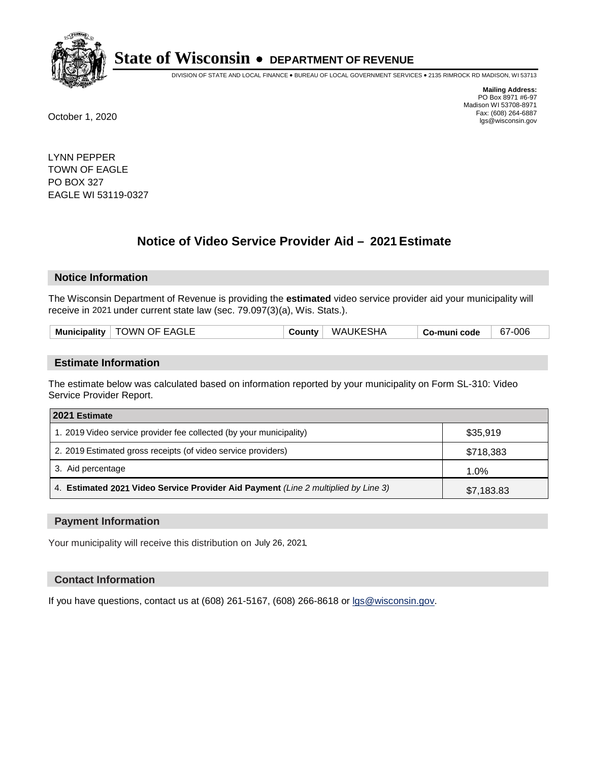# State of Wisconsin • DEPARTMENT OF REVENUE

DIVISION OF STATE AND LOCAL FINANCE • BUREAU OF LOCAL GOVERNMENT SERVICES • 2135 RIMROCK RD MADISON, WI 53713

**Mailing Address:**
PO Box 8971 #6-97
Madison WI 53708-8971
Fax: (608) 264-6887
lgs@wisconsin.gov

October 1, 2020

LYNN PEPPER
TOWN OF EAGLE
PO BOX 327
EAGLE WI 53119-0327

## Notice of Video Service Provider Aid – 2021 Estimate

### Notice Information

The Wisconsin Department of Revenue is providing the **estimated** video service provider aid your municipality will receive in 2021 under current state law (sec. 79.097(3)(a), Wis. Stats.).

| Municipality | TOWN OF EAGLE | County | WAUKESHA | Co-muni code | 67-006 |
|---|---|---|---|---|---|

### Estimate Information

The estimate below was calculated based on information reported by your municipality on Form SL-310: Video Service Provider Report.

| 2021 Estimate | |
|---|---|
| 1. 2019 Video service provider fee collected (by your municipality) | $35,919 |
| 2. 2019 Estimated gross receipts (of video service providers) | $718,383 |
| 3. Aid percentage | 1.0% |
| 4. **Estimated 2021 Video Service Provider Aid Payment** *(Line 2 multiplied by Line 3)* | $7,183.83 |

### Payment Information

Your municipality will receive this distribution on July 26, 2021.

### Contact Information

If you have questions, contact us at (608) 261-5167, (608) 266-8618 or lgs@wisconsin.gov.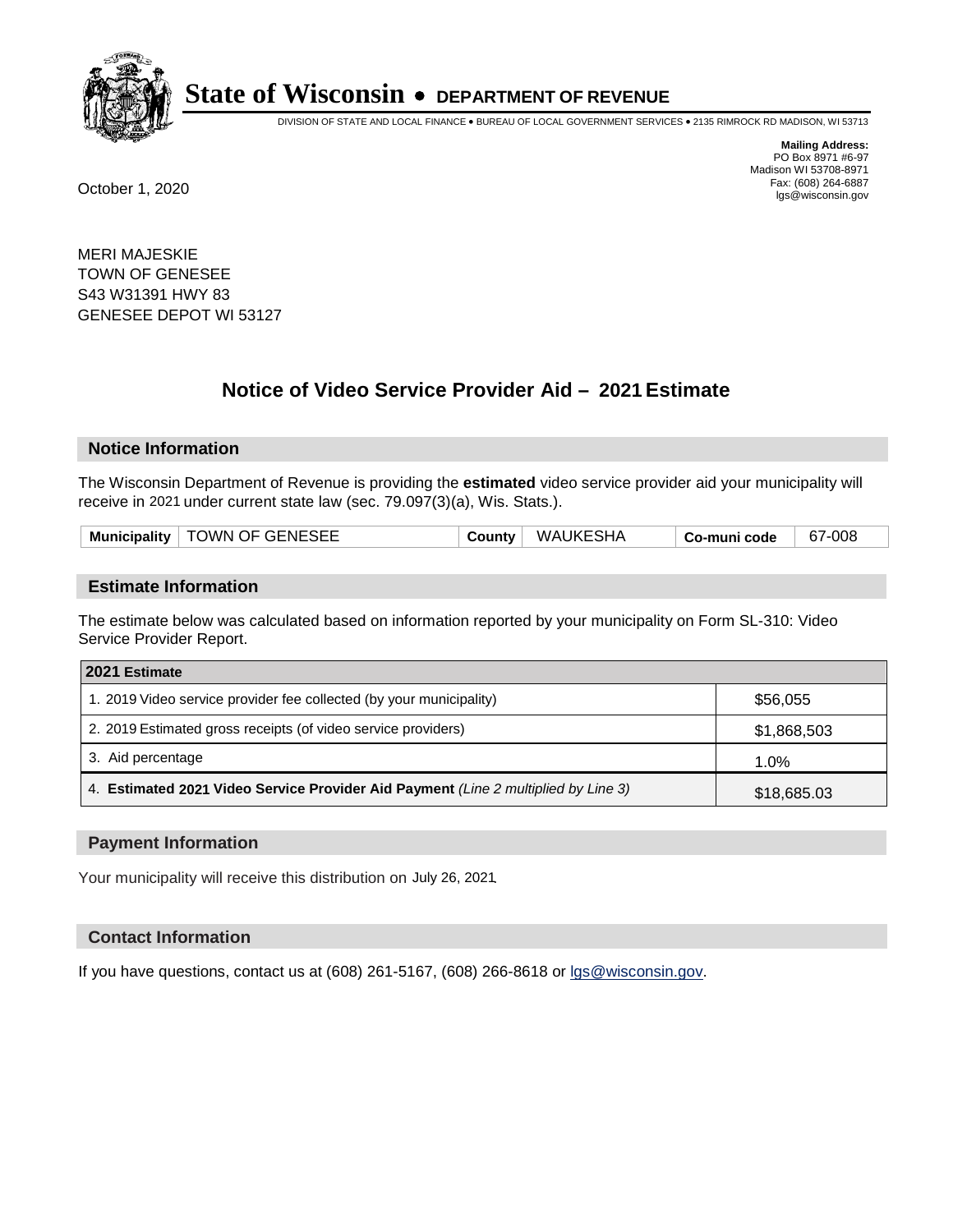# State of Wisconsin • DEPARTMENT OF REVENUE

DIVISION OF STATE AND LOCAL FINANCE • BUREAU OF LOCAL GOVERNMENT SERVICES • 2135 RIMROCK RD MADISON, WI 53713

**Mailing Address:**
PO Box 8971 #6-97
Madison WI 53708-8971
Fax: (608) 264-6887
lgs@wisconsin.gov

October 1, 2020

MERI MAJESKIE
TOWN OF GENESEE
S43 W31391 HWY 83
GENESEE DEPOT WI 53127

## Notice of Video Service Provider Aid – 2021 Estimate

### Notice Information

The Wisconsin Department of Revenue is providing the **estimated** video service provider aid your municipality will receive in 2021 under current state law (sec. 79.097(3)(a), Wis. Stats.).

| Municipality | TOWN OF GENESEE | County | WAUKESHA | Co-muni code | 67-008 |
|---|---|---|---|---|---|

### Estimate Information

The estimate below was calculated based on information reported by your municipality on Form SL-310: Video Service Provider Report.

| 2021 Estimate | |
|---|---|
| 1. 2019 Video service provider fee collected (by your municipality) | $56,055 |
| 2. 2019 Estimated gross receipts (of video service providers) | $1,868,503 |
| 3. Aid percentage | 1.0% |
| 4. **Estimated 2021 Video Service Provider Aid Payment** *(Line 2 multiplied by Line 3)* | $18,685.03 |

### Payment Information

Your municipality will receive this distribution on July 26, 2021.

### Contact Information

If you have questions, contact us at (608) 261-5167, (608) 266-8618 or lgs@wisconsin.gov.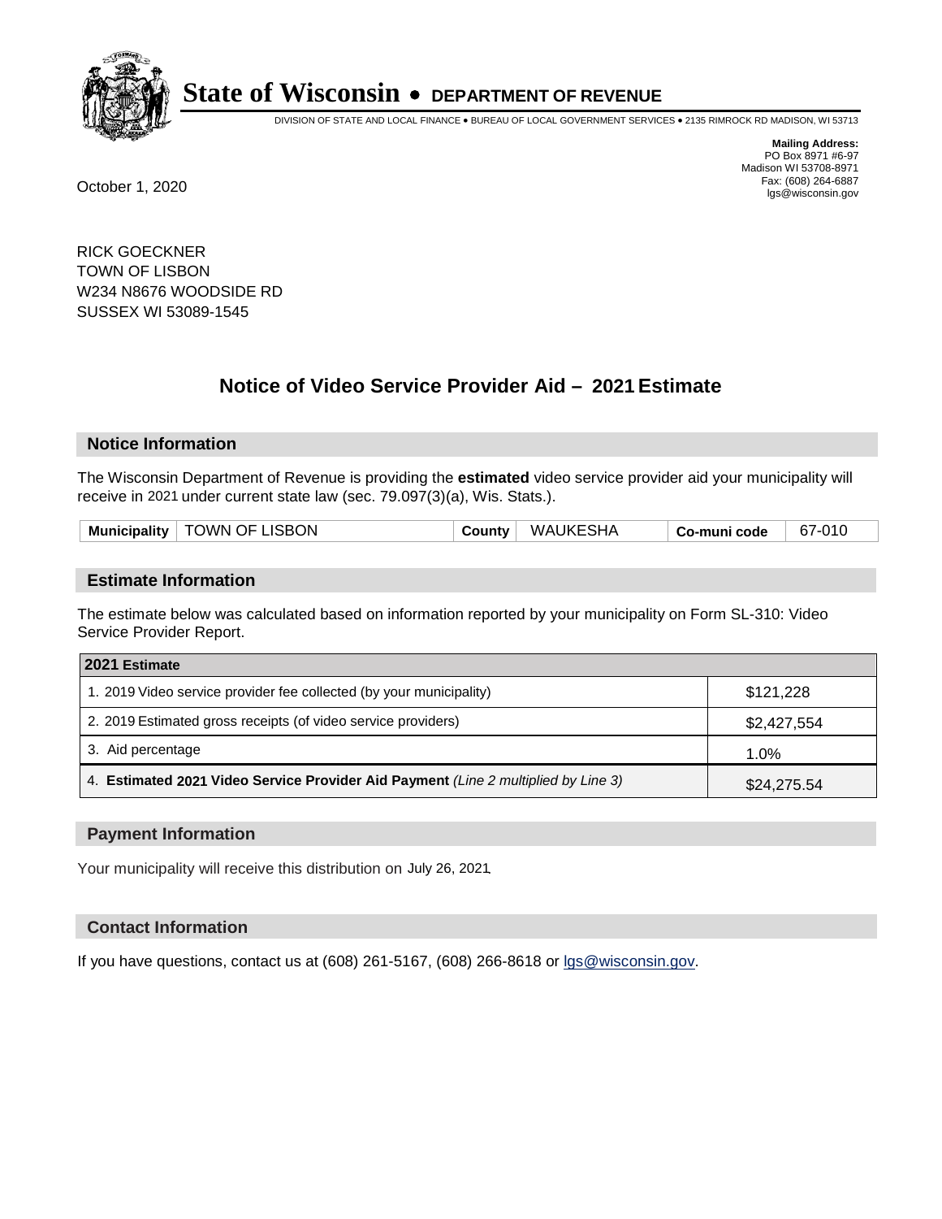# State of Wisconsin • DEPARTMENT OF REVENUE

DIVISION OF STATE AND LOCAL FINANCE • BUREAU OF LOCAL GOVERNMENT SERVICES • 2135 RIMROCK RD MADISON, WI 53713

**Mailing Address:**
PO Box 8971 #6-97
Madison WI 53708-8971
Fax: (608) 264-6887
lgs@wisconsin.gov

October 1, 2020

RICK GOECKNER
TOWN OF LISBON
W234 N8676 WOODSIDE RD
SUSSEX WI 53089-1545

## Notice of Video Service Provider Aid – 2021 Estimate

### Notice Information

The Wisconsin Department of Revenue is providing the **estimated** video service provider aid your municipality will receive in 2021 under current state law (sec. 79.097(3)(a), Wis. Stats.).

| Municipality | TOWN OF LISBON | County | WAUKESHA | Co-muni code | 67-010 |
|---|---|---|---|---|---|

### Estimate Information

The estimate below was calculated based on information reported by your municipality on Form SL-310: Video Service Provider Report.

| 2021 Estimate | |
|---|---|
| 1. 2019 Video service provider fee collected (by your municipality) | $121,228 |
| 2. 2019 Estimated gross receipts (of video service providers) | $2,427,554 |
| 3. Aid percentage | 1.0% |
| 4. **Estimated 2021 Video Service Provider Aid Payment** *(Line 2 multiplied by Line 3)* | $24,275.54 |

### Payment Information

Your municipality will receive this distribution on July 26, 2021.

### Contact Information

If you have questions, contact us at (608) 261-5167, (608) 266-8618 or lgs@wisconsin.gov.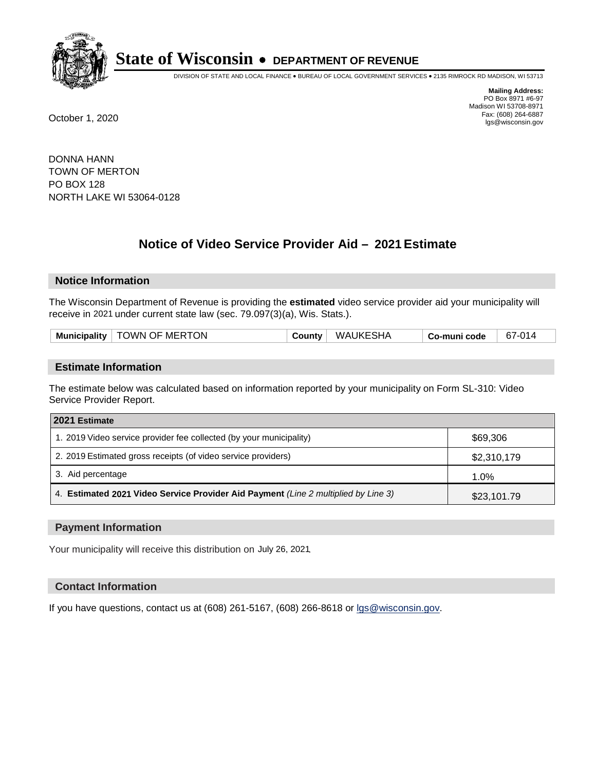# State of Wisconsin • DEPARTMENT OF REVENUE

DIVISION OF STATE AND LOCAL FINANCE • BUREAU OF LOCAL GOVERNMENT SERVICES • 2135 RIMROCK RD MADISON, WI 53713

**Mailing Address:**
PO Box 8971 #6-97
Madison WI 53708-8971
Fax: (608) 264-6887
lgs@wisconsin.gov

October 1, 2020

DONNA HANN
TOWN OF MERTON
PO BOX 128
NORTH LAKE WI 53064-0128

## Notice of Video Service Provider Aid – 2021 Estimate

### Notice Information

The Wisconsin Department of Revenue is providing the **estimated** video service provider aid your municipality will receive in 2021 under current state law (sec. 79.097(3)(a), Wis. Stats.).

| Municipality | TOWN OF MERTON | County | WAUKESHA | Co-muni code | 67-014 |
|---|---|---|---|---|---|

### Estimate Information

The estimate below was calculated based on information reported by your municipality on Form SL-310: Video Service Provider Report.

| 2021 Estimate | |
|---|---|
| 1. 2019 Video service provider fee collected (by your municipality) | $69,306 |
| 2. 2019 Estimated gross receipts (of video service providers) | $2,310,179 |
| 3. Aid percentage | 1.0% |
| 4. **Estimated 2021 Video Service Provider Aid Payment** *(Line 2 multiplied by Line 3)* | $23,101.79 |

### Payment Information

Your municipality will receive this distribution on July 26, 2021.

### Contact Information

If you have questions, contact us at (608) 261-5167, (608) 266-8618 or lgs@wisconsin.gov.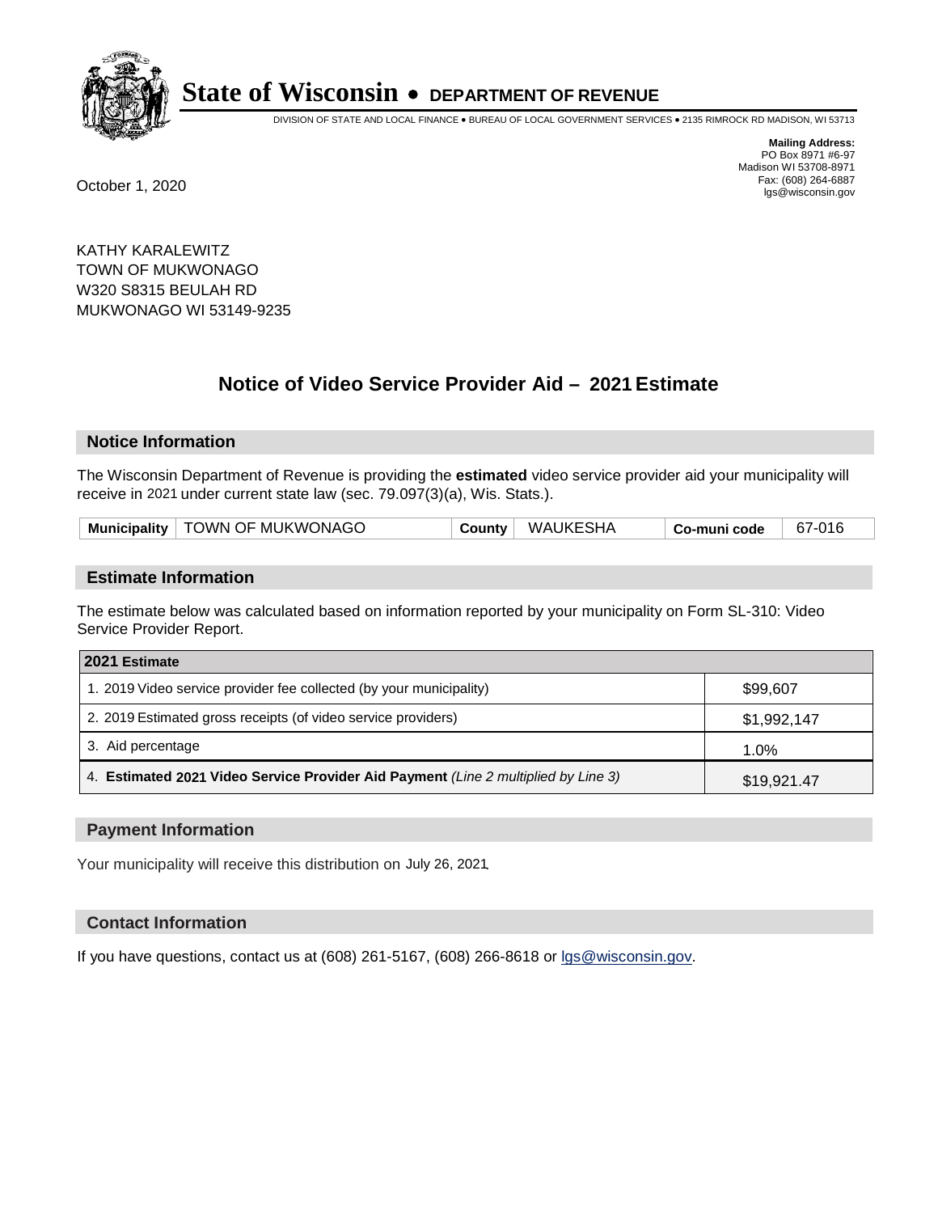# State of Wisconsin • DEPARTMENT OF REVENUE

DIVISION OF STATE AND LOCAL FINANCE • BUREAU OF LOCAL GOVERNMENT SERVICES • 2135 RIMROCK RD MADISON, WI 53713

**Mailing Address:**
PO Box 8971 #6-97
Madison WI 53708-8971
Fax: (608) 264-6887
lgs@wisconsin.gov

October 1, 2020

KATHY KARALEWITZ
TOWN OF MUKWONAGO
W320 S8315 BEULAH RD
MUKWONAGO WI 53149-9235

## Notice of Video Service Provider Aid – 2021 Estimate

### Notice Information

The Wisconsin Department of Revenue is providing the **estimated** video service provider aid your municipality will receive in 2021 under current state law (sec. 79.097(3)(a), Wis. Stats.).

| Municipality | TOWN OF MUKWONAGO | County | WAUKESHA | Co-muni code | 67-016 |
|---|---|---|---|---|---|

### Estimate Information

The estimate below was calculated based on information reported by your municipality on Form SL-310: Video Service Provider Report.

| 2021 Estimate | |
|---|---|
| 1. 2019 Video service provider fee collected (by your municipality) | $99,607 |
| 2. 2019 Estimated gross receipts (of video service providers) | $1,992,147 |
| 3. Aid percentage | 1.0% |
| 4. **Estimated 2021 Video Service Provider Aid Payment** *(Line 2 multiplied by Line 3)* | $19,921.47 |

### Payment Information

Your municipality will receive this distribution on July 26, 2021.

### Contact Information

If you have questions, contact us at (608) 261-5167, (608) 266-8618 or lgs@wisconsin.gov.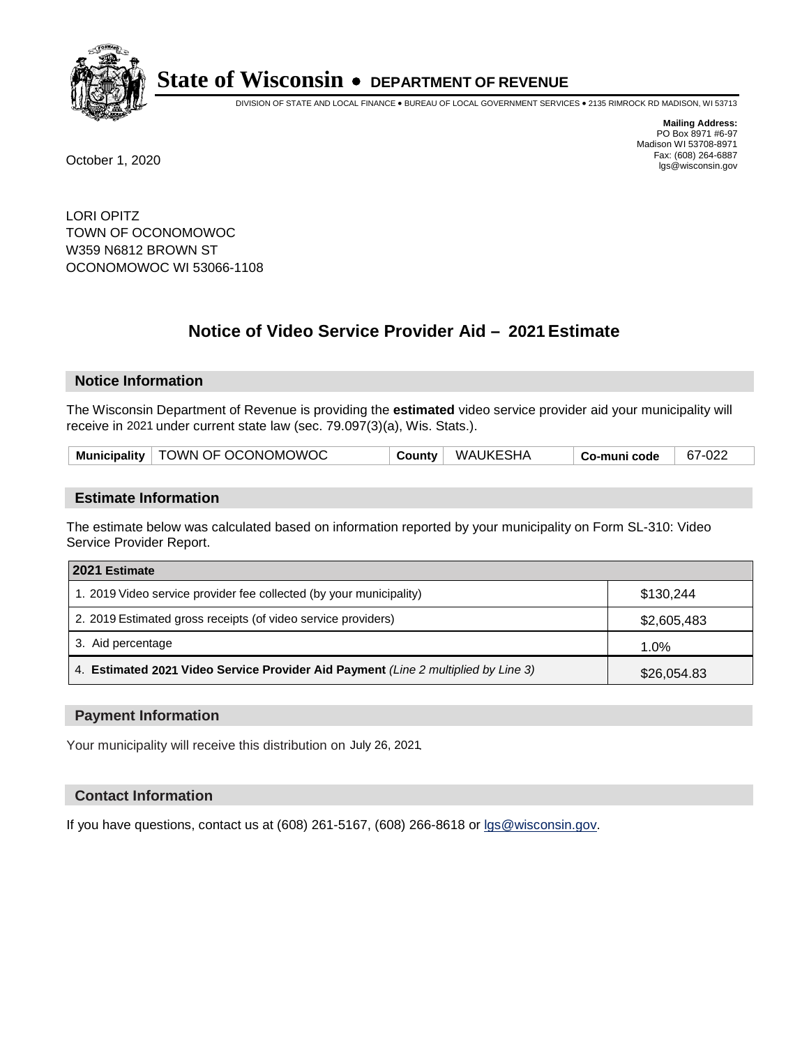# State of Wisconsin • DEPARTMENT OF REVENUE

DIVISION OF STATE AND LOCAL FINANCE • BUREAU OF LOCAL GOVERNMENT SERVICES • 2135 RIMROCK RD MADISON, WI 53713

**Mailing Address:**
PO Box 8971 #6-97
Madison WI 53708-8971
Fax: (608) 264-6887
lgs@wisconsin.gov

October 1, 2020

LORI OPITZ
TOWN OF OCONOMOWOC
W359 N6812 BROWN ST
OCONOMOWOC WI 53066-1108

## Notice of Video Service Provider Aid – 2021 Estimate

### Notice Information

The Wisconsin Department of Revenue is providing the **estimated** video service provider aid your municipality will receive in 2021 under current state law (sec. 79.097(3)(a), Wis. Stats.).

| Municipality | TOWN OF OCONOMOWOC | County | WAUKESHA | Co-muni code | 67-022 |
|---|---|---|---|---|---|

### Estimate Information

The estimate below was calculated based on information reported by your municipality on Form SL-310: Video Service Provider Report.

| 2021 Estimate | |
|---|---|
| 1. 2019 Video service provider fee collected (by your municipality) | $130,244 |
| 2. 2019 Estimated gross receipts (of video service providers) | $2,605,483 |
| 3. Aid percentage | 1.0% |
| 4. **Estimated 2021 Video Service Provider Aid Payment** *(Line 2 multiplied by Line 3)* | $26,054.83 |

### Payment Information

Your municipality will receive this distribution on July 26, 2021.

### Contact Information

If you have questions, contact us at (608) 261-5167, (608) 266-8618 or lgs@wisconsin.gov.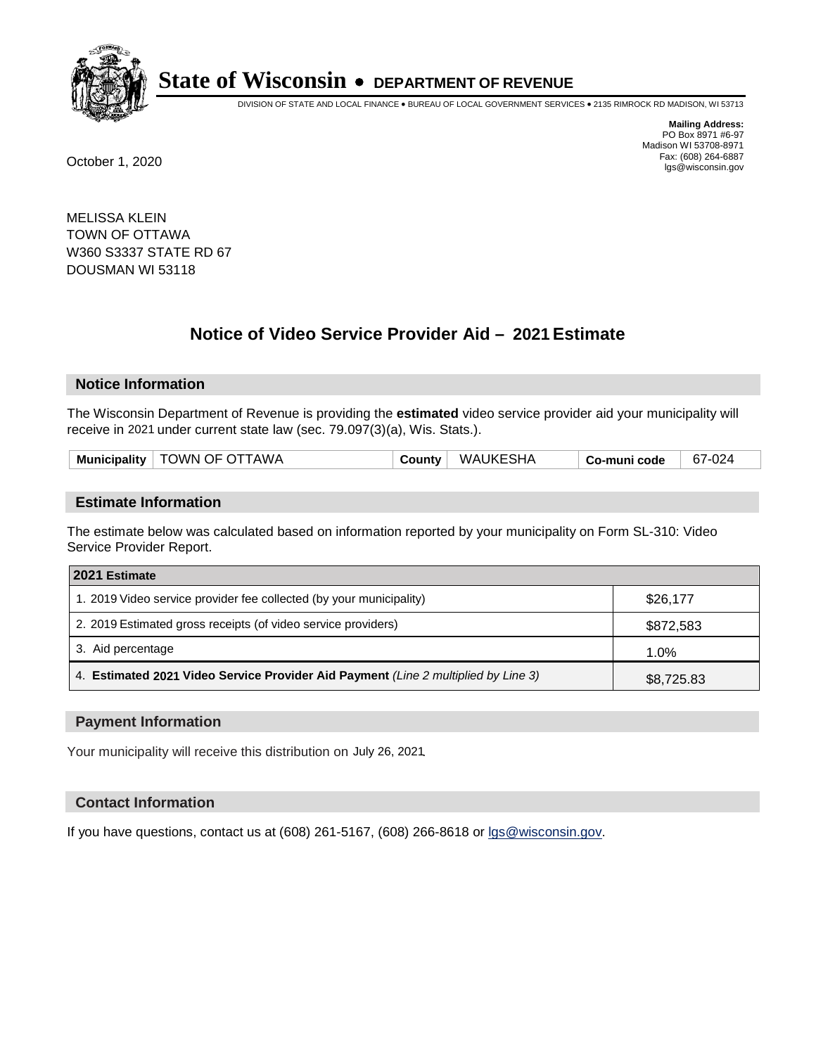# State of Wisconsin • DEPARTMENT OF REVENUE

DIVISION OF STATE AND LOCAL FINANCE • BUREAU OF LOCAL GOVERNMENT SERVICES • 2135 RIMROCK RD MADISON, WI 53713

**Mailing Address:**
PO Box 8971 #6-97
Madison WI 53708-8971
Fax: (608) 264-6887
lgs@wisconsin.gov

October 1, 2020

MELISSA KLEIN
TOWN OF OTTAWA
W360 S3337 STATE RD 67
DOUSMAN WI 53118

## Notice of Video Service Provider Aid – 2021 Estimate

### Notice Information

The Wisconsin Department of Revenue is providing the **estimated** video service provider aid your municipality will receive in 2021 under current state law (sec. 79.097(3)(a), Wis. Stats.).

| Municipality | TOWN OF OTTAWA | County | WAUKESHA | Co-muni code | 67-024 |
|---|---|---|---|---|---|

### Estimate Information

The estimate below was calculated based on information reported by your municipality on Form SL-310: Video Service Provider Report.

| 2021 Estimate | |
|---|---|
| 1. 2019 Video service provider fee collected (by your municipality) | $26,177 |
| 2. 2019 Estimated gross receipts (of video service providers) | $872,583 |
| 3. Aid percentage | 1.0% |
| 4. **Estimated 2021 Video Service Provider Aid Payment** *(Line 2 multiplied by Line 3)* | $8,725.83 |

### Payment Information

Your municipality will receive this distribution on July 26, 2021.

### Contact Information

If you have questions, contact us at (608) 261-5167, (608) 266-8618 or lgs@wisconsin.gov.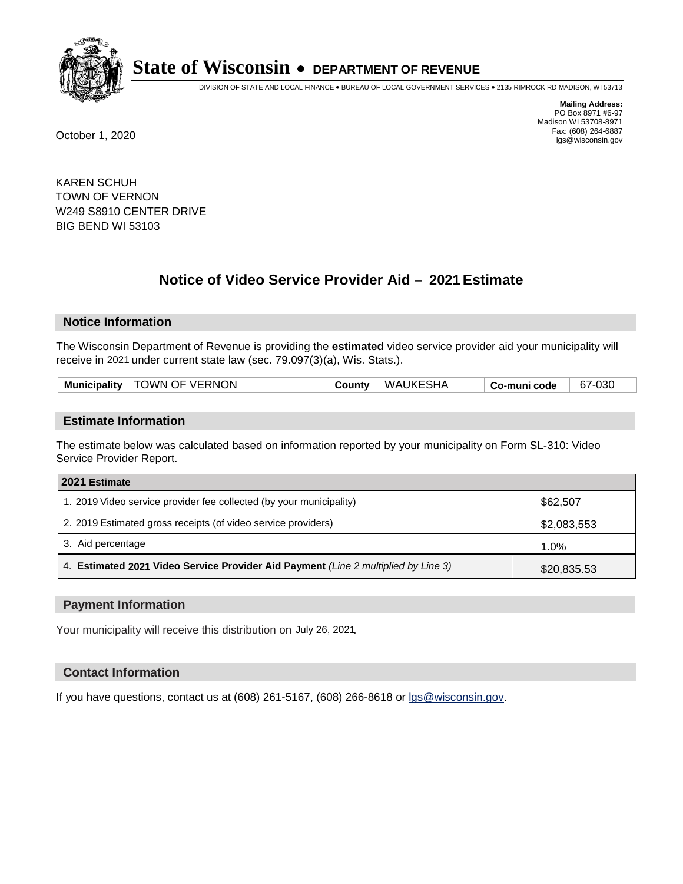# State of Wisconsin • DEPARTMENT OF REVENUE

DIVISION OF STATE AND LOCAL FINANCE • BUREAU OF LOCAL GOVERNMENT SERVICES • 2135 RIMROCK RD MADISON, WI 53713

**Mailing Address:**
PO Box 8971 #6-97
Madison WI 53708-8971
Fax: (608) 264-6887
lgs@wisconsin.gov

October 1, 2020

KAREN SCHUH
TOWN OF VERNON
W249 S8910 CENTER DRIVE
BIG BEND WI 53103

## Notice of Video Service Provider Aid – 2021 Estimate

### Notice Information

The Wisconsin Department of Revenue is providing the **estimated** video service provider aid your municipality will receive in 2021 under current state law (sec. 79.097(3)(a), Wis. Stats.).

| Municipality | TOWN OF VERNON | County | WAUKESHA | Co-muni code | 67-030 |
|---|---|---|---|---|---|

### Estimate Information

The estimate below was calculated based on information reported by your municipality on Form SL-310: Video Service Provider Report.

| 2021 Estimate | |
|---|---|
| 1. 2019 Video service provider fee collected (by your municipality) | $62,507 |
| 2. 2019 Estimated gross receipts (of video service providers) | $2,083,553 |
| 3. Aid percentage | 1.0% |
| 4. **Estimated 2021 Video Service Provider Aid Payment** *(Line 2 multiplied by Line 3)* | $20,835.53 |

### Payment Information

Your municipality will receive this distribution on July 26, 2021.

### Contact Information

If you have questions, contact us at (608) 261-5167, (608) 266-8618 or lgs@wisconsin.gov.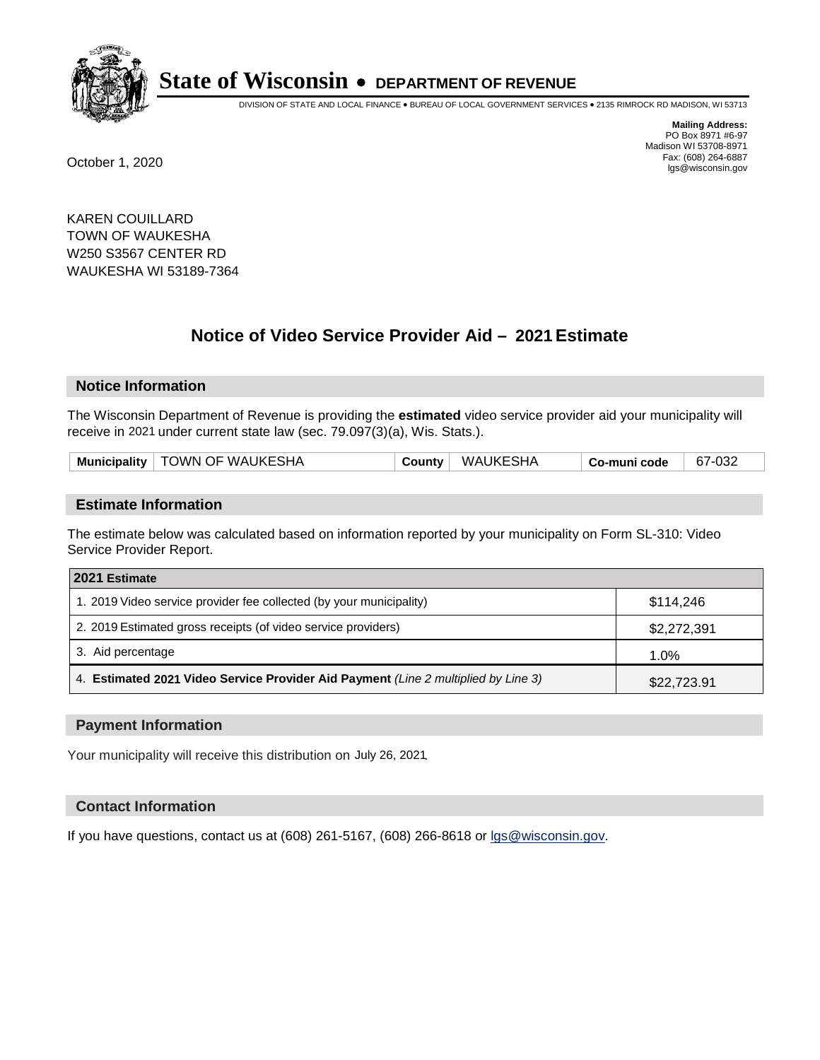# State of Wisconsin • DEPARTMENT OF REVENUE

DIVISION OF STATE AND LOCAL FINANCE • BUREAU OF LOCAL GOVERNMENT SERVICES • 2135 RIMROCK RD MADISON, WI 53713

**Mailing Address:**
PO Box 8971 #6-97
Madison WI 53708-8971
Fax: (608) 264-6887
lgs@wisconsin.gov

October 1, 2020

KAREN COUILLARD
TOWN OF WAUKESHA
W250 S3567 CENTER RD
WAUKESHA WI 53189-7364

## Notice of Video Service Provider Aid – 2021 Estimate

### Notice Information

The Wisconsin Department of Revenue is providing the **estimated** video service provider aid your municipality will receive in 2021 under current state law (sec. 79.097(3)(a), Wis. Stats.).

| Municipality | TOWN OF WAUKESHA | County | WAUKESHA | Co-muni code | 67-032 |
|---|---|---|---|---|---|

### Estimate Information

The estimate below was calculated based on information reported by your municipality on Form SL-310: Video Service Provider Report.

| 2021 Estimate | |
|---|---|
| 1. 2019 Video service provider fee collected (by your municipality) | $114,246 |
| 2. 2019 Estimated gross receipts (of video service providers) | $2,272,391 |
| 3. Aid percentage | 1.0% |
| 4. **Estimated 2021 Video Service Provider Aid Payment** *(Line 2 multiplied by Line 3)* | $22,723.91 |

### Payment Information

Your municipality will receive this distribution on July 26, 2021.

### Contact Information

If you have questions, contact us at (608) 261-5167, (608) 266-8618 or lgs@wisconsin.gov.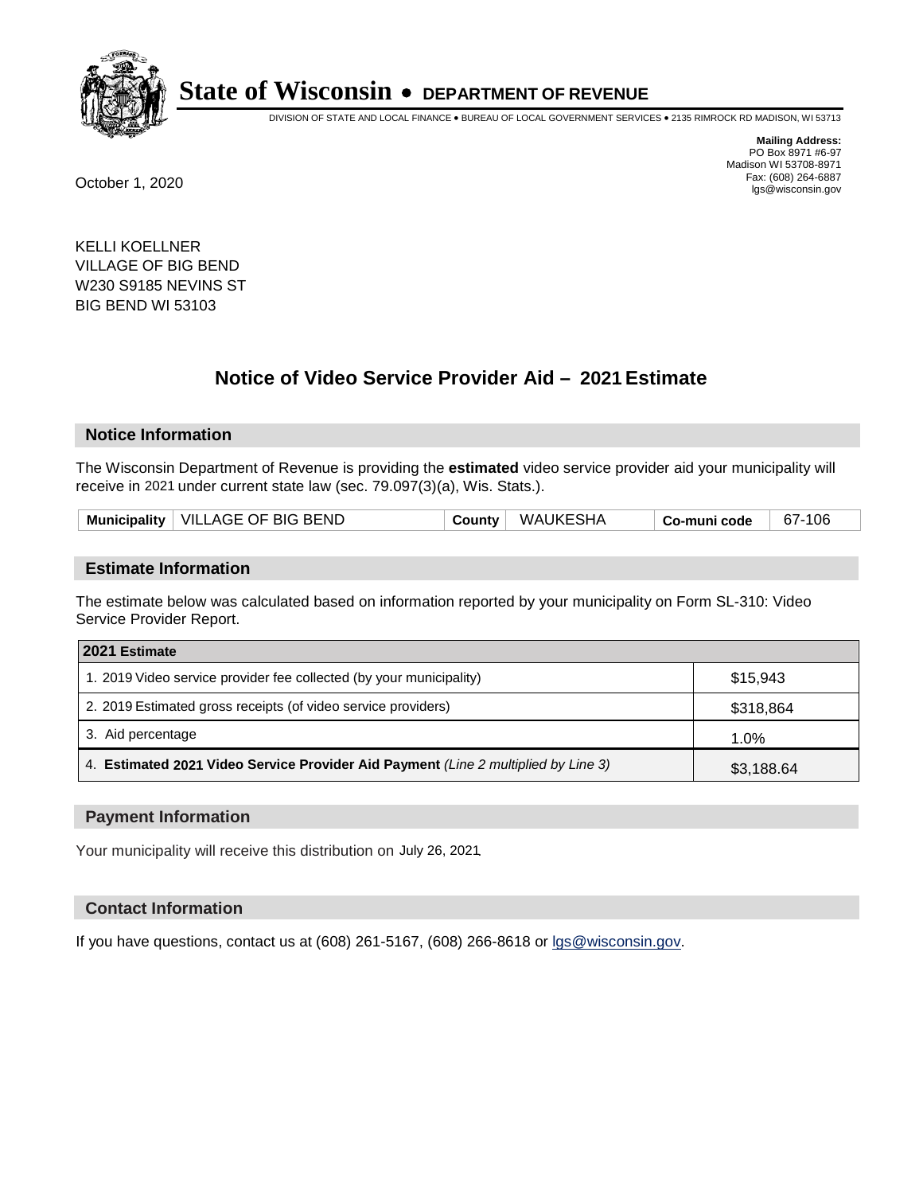# State of Wisconsin • DEPARTMENT OF REVENUE

DIVISION OF STATE AND LOCAL FINANCE • BUREAU OF LOCAL GOVERNMENT SERVICES • 2135 RIMROCK RD MADISON, WI 53713

**Mailing Address:**
PO Box 8971 #6-97
Madison WI 53708-8971
Fax: (608) 264-6887
lgs@wisconsin.gov

October 1, 2020

KELLI KOELLNER
VILLAGE OF BIG BEND
W230 S9185 NEVINS ST
BIG BEND WI 53103

## Notice of Video Service Provider Aid – 2021 Estimate

### Notice Information

The Wisconsin Department of Revenue is providing the **estimated** video service provider aid your municipality will receive in 2021 under current state law (sec. 79.097(3)(a), Wis. Stats.).

| Municipality | VILLAGE OF BIG BEND | County | WAUKESHA | Co-muni code | 67-106 |
|---|---|---|---|---|---|

### Estimate Information

The estimate below was calculated based on information reported by your municipality on Form SL-310: Video Service Provider Report.

| 2021 Estimate | |
|---|---|
| 1. 2019 Video service provider fee collected (by your municipality) | $15,943 |
| 2. 2019 Estimated gross receipts (of video service providers) | $318,864 |
| 3. Aid percentage | 1.0% |
| 4. **Estimated 2021 Video Service Provider Aid Payment** *(Line 2 multiplied by Line 3)* | $3,188.64 |

### Payment Information

Your municipality will receive this distribution on July 26, 2021.

### Contact Information

If you have questions, contact us at (608) 261-5167, (608) 266-8618 or lgs@wisconsin.gov.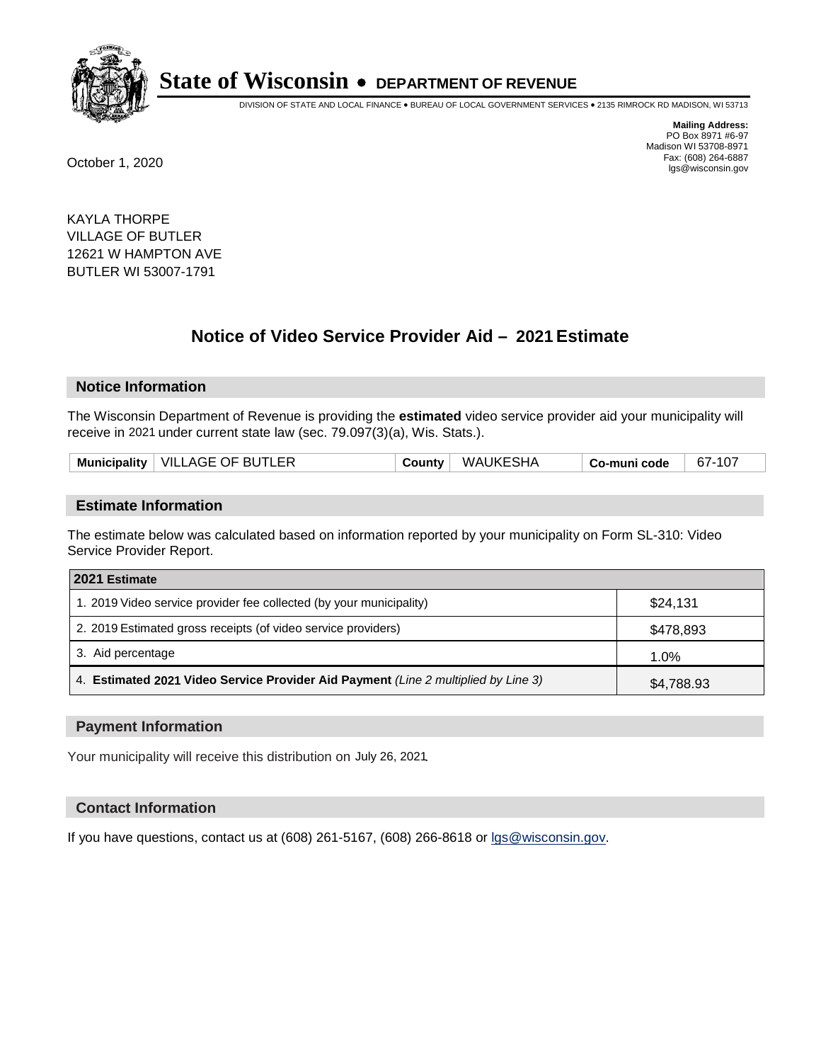# State of Wisconsin • DEPARTMENT OF REVENUE

DIVISION OF STATE AND LOCAL FINANCE • BUREAU OF LOCAL GOVERNMENT SERVICES • 2135 RIMROCK RD MADISON, WI 53713

**Mailing Address:**
PO Box 8971 #6-97
Madison WI 53708-8971
Fax: (608) 264-6887
lgs@wisconsin.gov

October 1, 2020

KAYLA THORPE
VILLAGE OF BUTLER
12621 W HAMPTON AVE
BUTLER WI 53007-1791

## Notice of Video Service Provider Aid – 2021 Estimate

### Notice Information

The Wisconsin Department of Revenue is providing the **estimated** video service provider aid your municipality will receive in 2021 under current state law (sec. 79.097(3)(a), Wis. Stats.).

| Municipality | VILLAGE OF BUTLER | County | WAUKESHA | Co-muni code | 67-107 |
|---|---|---|---|---|---|

### Estimate Information

The estimate below was calculated based on information reported by your municipality on Form SL-310: Video Service Provider Report.

| 2021 Estimate | |
|---|---|
| 1. 2019 Video service provider fee collected (by your municipality) | $24,131 |
| 2. 2019 Estimated gross receipts (of video service providers) | $478,893 |
| 3. Aid percentage | 1.0% |
| 4. **Estimated 2021 Video Service Provider Aid Payment** *(Line 2 multiplied by Line 3)* | $4,788.93 |

### Payment Information

Your municipality will receive this distribution on July 26, 2021.

### Contact Information

If you have questions, contact us at (608) 261-5167, (608) 266-8618 or lgs@wisconsin.gov.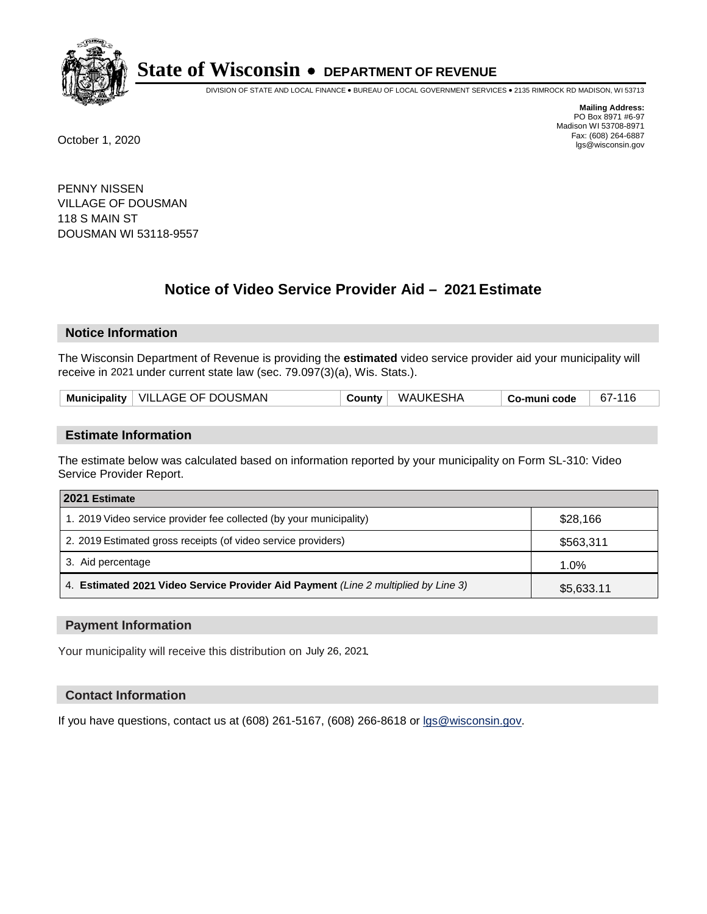# State of Wisconsin • DEPARTMENT OF REVENUE

DIVISION OF STATE AND LOCAL FINANCE • BUREAU OF LOCAL GOVERNMENT SERVICES • 2135 RIMROCK RD MADISON, WI 53713

**Mailing Address:**
PO Box 8971 #6-97
Madison WI 53708-8971
Fax: (608) 264-6887
lgs@wisconsin.gov

October 1, 2020

PENNY NISSEN
VILLAGE OF DOUSMAN
118 S MAIN ST
DOUSMAN WI 53118-9557

## Notice of Video Service Provider Aid – 2021 Estimate

### Notice Information

The Wisconsin Department of Revenue is providing the **estimated** video service provider aid your municipality will receive in 2021 under current state law (sec. 79.097(3)(a), Wis. Stats.).

| Municipality | VILLAGE OF DOUSMAN | County | WAUKESHA | Co-muni code | 67-116 |
|---|---|---|---|---|---|

### Estimate Information

The estimate below was calculated based on information reported by your municipality on Form SL-310: Video Service Provider Report.

| 2021 Estimate | |
|---|---|
| 1. 2019 Video service provider fee collected (by your municipality) | $28,166 |
| 2. 2019 Estimated gross receipts (of video service providers) | $563,311 |
| 3. Aid percentage | 1.0% |
| 4. **Estimated 2021 Video Service Provider Aid Payment** *(Line 2 multiplied by Line 3)* | $5,633.11 |

### Payment Information

Your municipality will receive this distribution on July 26, 2021.

### Contact Information

If you have questions, contact us at (608) 261-5167, (608) 266-8618 or lgs@wisconsin.gov.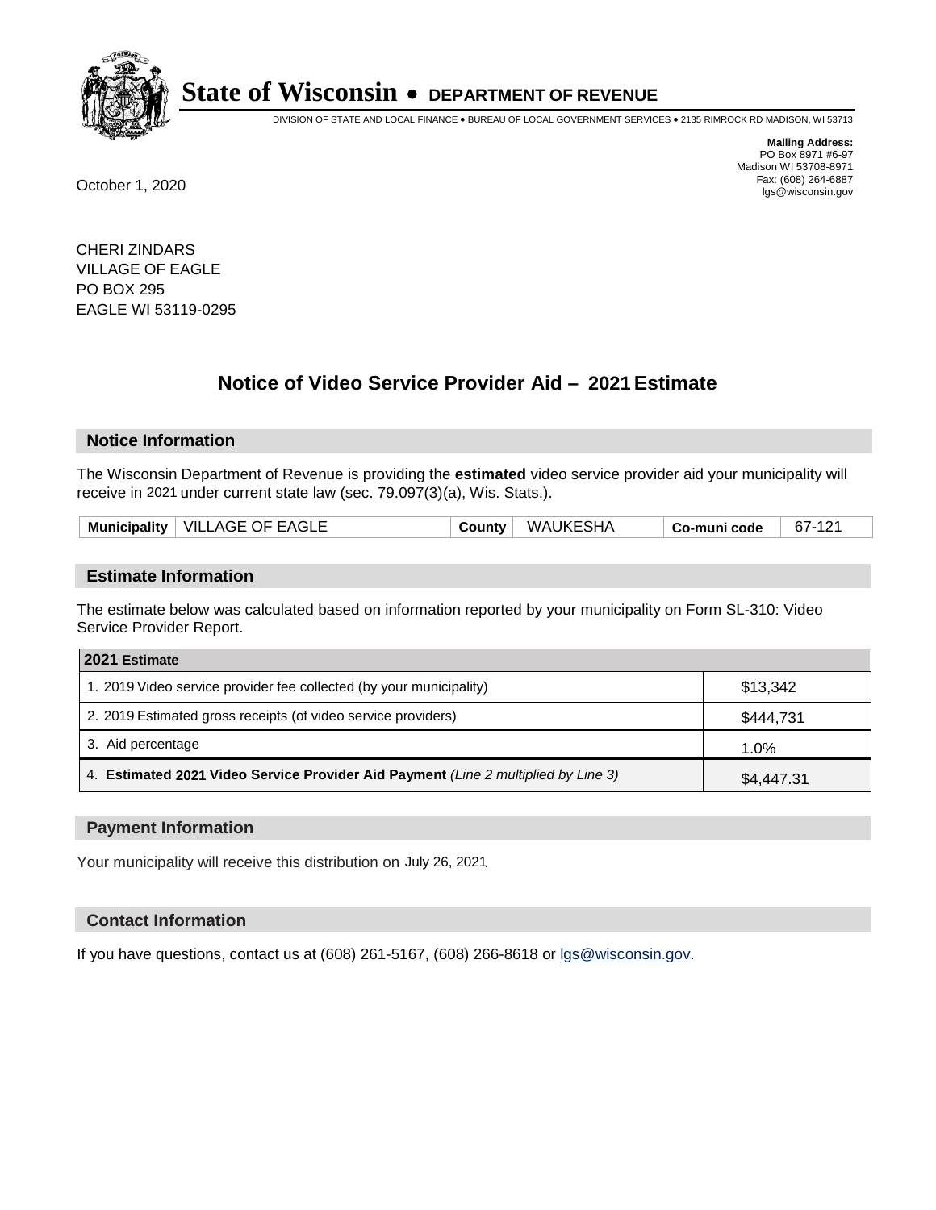# State of Wisconsin • DEPARTMENT OF REVENUE

DIVISION OF STATE AND LOCAL FINANCE • BUREAU OF LOCAL GOVERNMENT SERVICES • 2135 RIMROCK RD MADISON, WI 53713

**Mailing Address:**
PO Box 8971 #6-97
Madison WI 53708-8971
Fax: (608) 264-6887
lgs@wisconsin.gov

October 1, 2020

CHERI ZINDARS
VILLAGE OF EAGLE
PO BOX 295
EAGLE WI 53119-0295

## Notice of Video Service Provider Aid – 2021 Estimate

### Notice Information

The Wisconsin Department of Revenue is providing the **estimated** video service provider aid your municipality will receive in 2021 under current state law (sec. 79.097(3)(a), Wis. Stats.).

| Municipality | VILLAGE OF EAGLE | County | WAUKESHA | Co-muni code | 67-121 |
|---|---|---|---|---|---|

### Estimate Information

The estimate below was calculated based on information reported by your municipality on Form SL-310: Video Service Provider Report.

| 2021 Estimate | |
|---|---|
| 1. 2019 Video service provider fee collected (by your municipality) | $13,342 |
| 2. 2019 Estimated gross receipts (of video service providers) | $444,731 |
| 3. Aid percentage | 1.0% |
| 4. **Estimated 2021 Video Service Provider Aid Payment** *(Line 2 multiplied by Line 3)* | $4,447.31 |

### Payment Information

Your municipality will receive this distribution on July 26, 2021.

### Contact Information

If you have questions, contact us at (608) 261-5167, (608) 266-8618 or lgs@wisconsin.gov.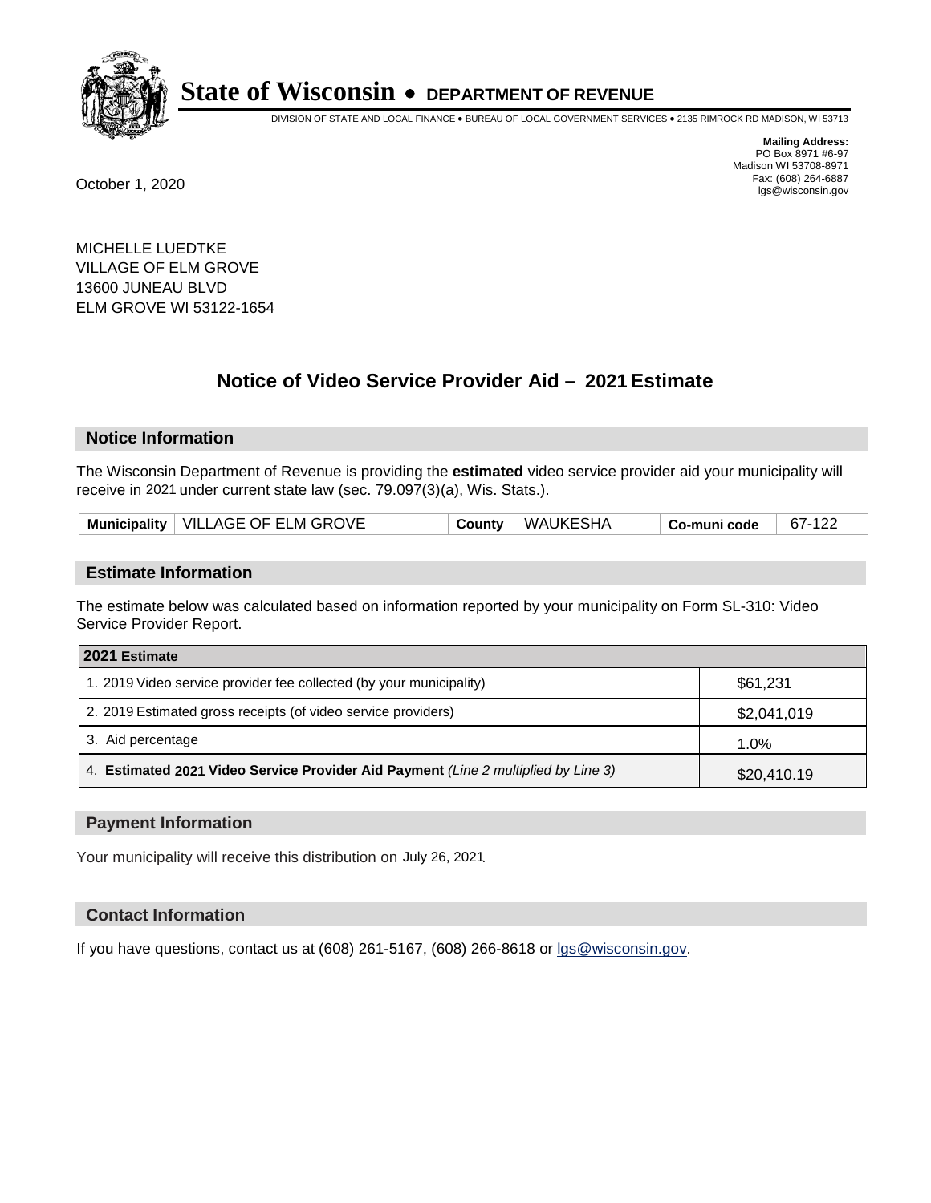# State of Wisconsin • DEPARTMENT OF REVENUE

DIVISION OF STATE AND LOCAL FINANCE • BUREAU OF LOCAL GOVERNMENT SERVICES • 2135 RIMROCK RD MADISON, WI 53713

**Mailing Address:**
PO Box 8971 #6-97
Madison WI 53708-8971
Fax: (608) 264-6887
lgs@wisconsin.gov

October 1, 2020

MICHELLE LUEDTKE
VILLAGE OF ELM GROVE
13600 JUNEAU BLVD
ELM GROVE WI 53122-1654

## Notice of Video Service Provider Aid – 2021 Estimate

### Notice Information

The Wisconsin Department of Revenue is providing the **estimated** video service provider aid your municipality will receive in 2021 under current state law (sec. 79.097(3)(a), Wis. Stats.).

| Municipality | VILLAGE OF ELM GROVE | County | WAUKESHA | Co-muni code | 67-122 |
|---|---|---|---|---|---|

### Estimate Information

The estimate below was calculated based on information reported by your municipality on Form SL-310: Video Service Provider Report.

| 2021 Estimate | |
|---|---|
| 1. 2019 Video service provider fee collected (by your municipality) | $61,231 |
| 2. 2019 Estimated gross receipts (of video service providers) | $2,041,019 |
| 3. Aid percentage | 1.0% |
| 4. **Estimated 2021 Video Service Provider Aid Payment** *(Line 2 multiplied by Line 3)* | $20,410.19 |

### Payment Information

Your municipality will receive this distribution on July 26, 2021.

### Contact Information

If you have questions, contact us at (608) 261-5167, (608) 266-8618 or lgs@wisconsin.gov.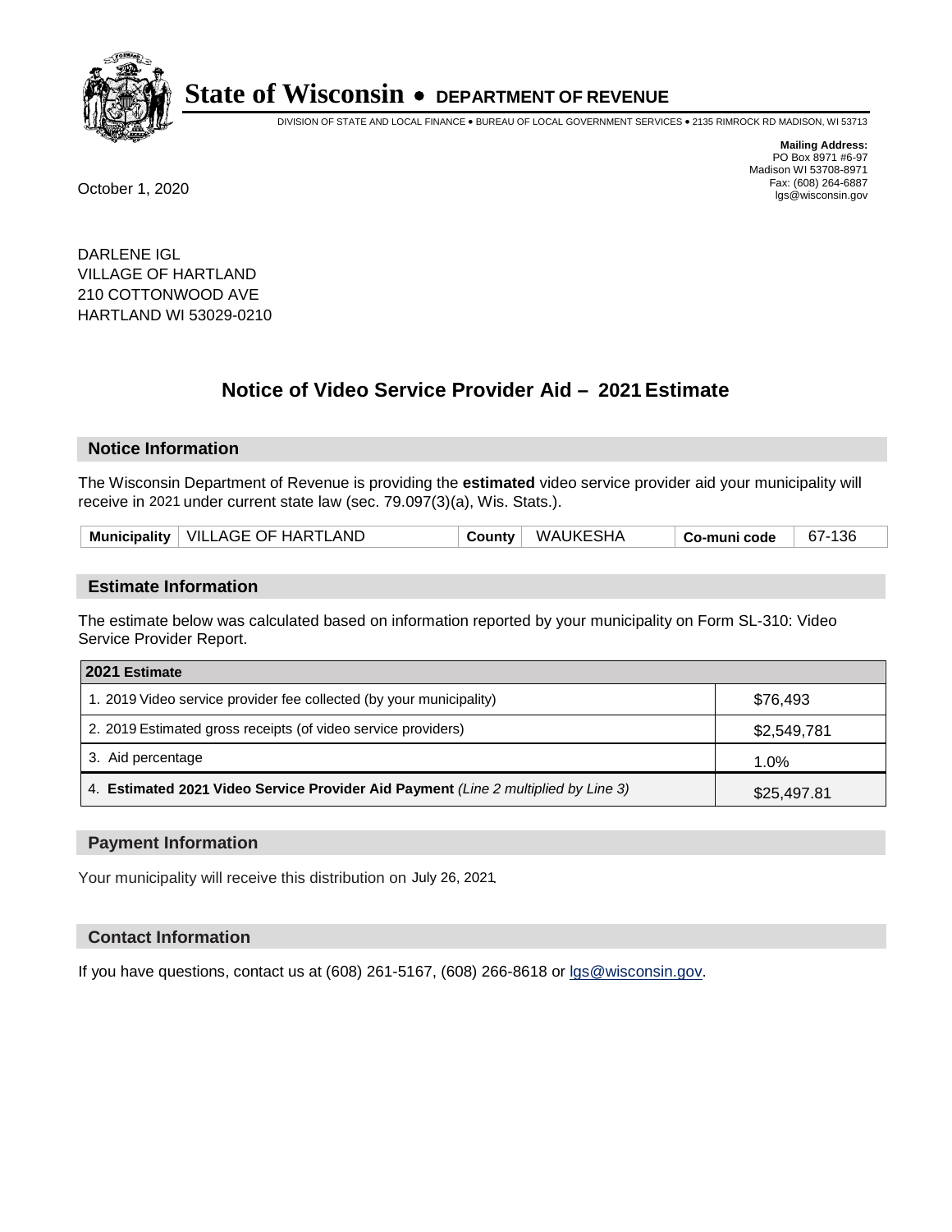# State of Wisconsin • DEPARTMENT OF REVENUE

DIVISION OF STATE AND LOCAL FINANCE • BUREAU OF LOCAL GOVERNMENT SERVICES • 2135 RIMROCK RD MADISON, WI 53713

**Mailing Address:**
PO Box 8971 #6-97
Madison WI 53708-8971
Fax: (608) 264-6887
lgs@wisconsin.gov

October 1, 2020

DARLENE IGL
VILLAGE OF HARTLAND
210 COTTONWOOD AVE
HARTLAND WI 53029-0210

## Notice of Video Service Provider Aid – 2021 Estimate

### Notice Information

The Wisconsin Department of Revenue is providing the **estimated** video service provider aid your municipality will receive in 2021 under current state law (sec. 79.097(3)(a), Wis. Stats.).

| Municipality | VILLAGE OF HARTLAND | County | WAUKESHA | Co-muni code | 67-136 |
|---|---|---|---|---|---|

### Estimate Information

The estimate below was calculated based on information reported by your municipality on Form SL-310: Video Service Provider Report.

| 2021 Estimate | |
|---|---|
| 1. 2019 Video service provider fee collected (by your municipality) | $76,493 |
| 2. 2019 Estimated gross receipts (of video service providers) | $2,549,781 |
| 3. Aid percentage | 1.0% |
| 4. **Estimated 2021 Video Service Provider Aid Payment** *(Line 2 multiplied by Line 3)* | $25,497.81 |

### Payment Information

Your municipality will receive this distribution on July 26, 2021.

### Contact Information

If you have questions, contact us at (608) 261-5167, (608) 266-8618 or lgs@wisconsin.gov.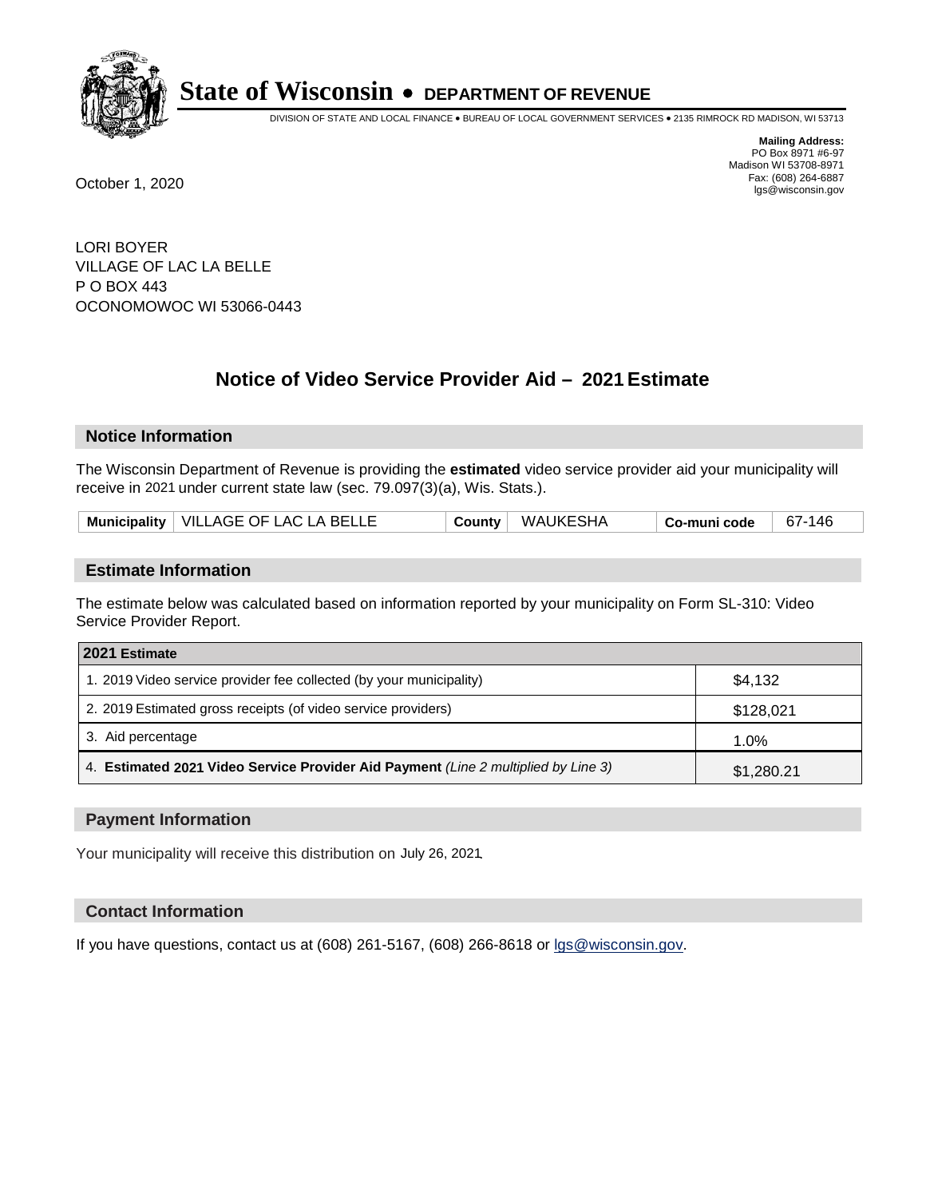**State of Wisconsin • DEPARTMENT OF REVENUE**

DIVISION OF STATE AND LOCAL FINANCE • BUREAU OF LOCAL GOVERNMENT SERVICES • 2135 RIMROCK RD MADISON, WI 53713

**Mailing Address:**
PO Box 8971 #6-97
Madison WI 53708-8971
Fax: (608) 264-6887
lgs@wisconsin.gov

October 1, 2020

LORI BOYER
VILLAGE OF LAC LA BELLE
P O BOX 443
OCONOMOWOC WI 53066-0443

# Notice of Video Service Provider Aid – 2021 Estimate

## Notice Information

The Wisconsin Department of Revenue is providing the **estimated** video service provider aid your municipality will receive in 2021 under current state law (sec. 79.097(3)(a), Wis. Stats.).

| Municipality | VILLAGE OF LAC LA BELLE | County | WAUKESHA | Co-muni code | 67-146 |
|---|---|---|---|---|---|

## Estimate Information

The estimate below was calculated based on information reported by your municipality on Form SL-310: Video Service Provider Report.

| 2021 Estimate | |
|---|---|
| 1. 2019 Video service provider fee collected (by your municipality) | $4,132 |
| 2. 2019 Estimated gross receipts (of video service providers) | $128,021 |
| 3. Aid percentage | 1.0% |
| 4. **Estimated 2021 Video Service Provider Aid Payment** *(Line 2 multiplied by Line 3)* | $1,280.21 |

## Payment Information

Your municipality will receive this distribution on July 26, 2021.

## Contact Information

If you have questions, contact us at (608) 261-5167, (608) 266-8618 or lgs@wisconsin.gov.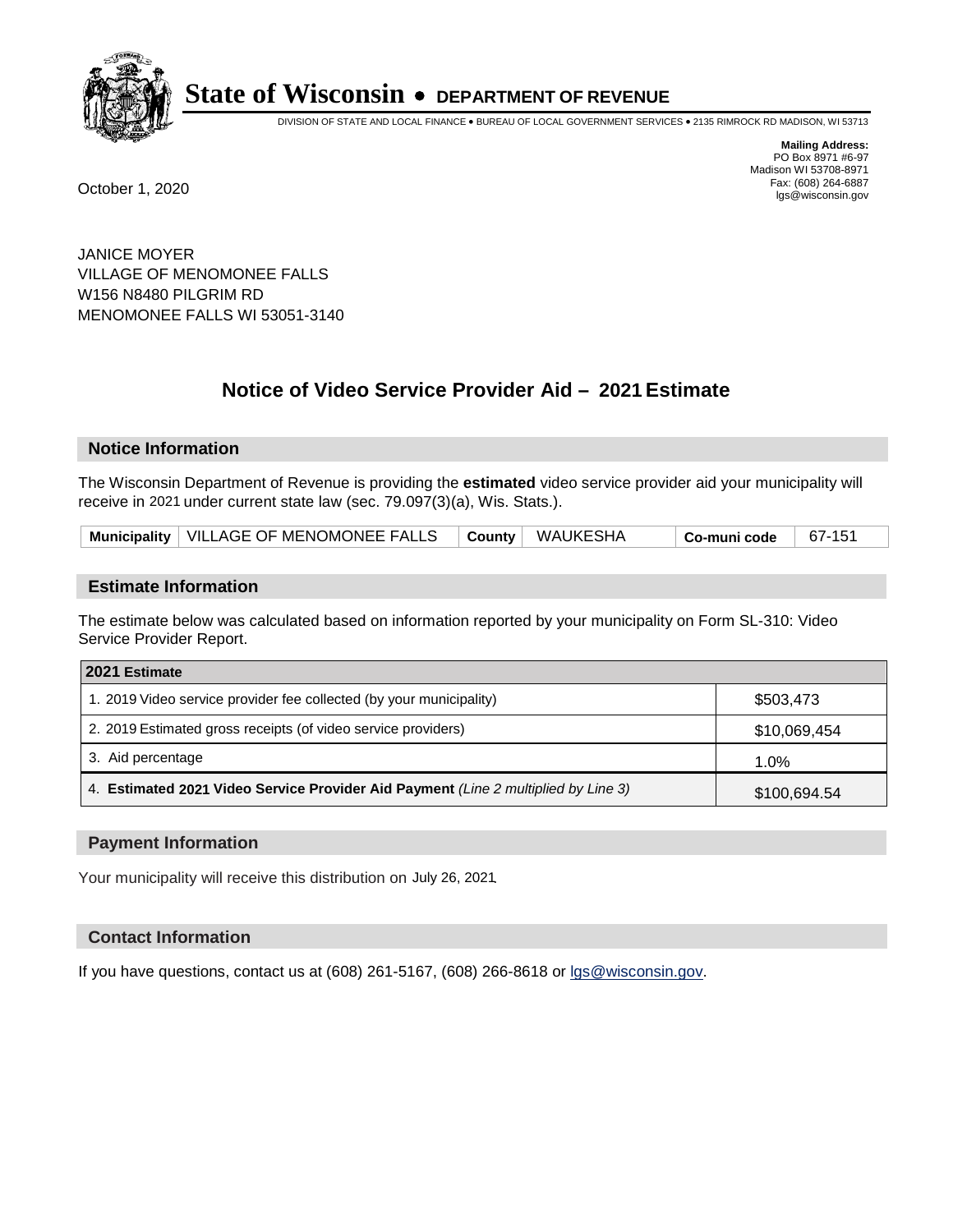# State of Wisconsin • DEPARTMENT OF REVENUE

DIVISION OF STATE AND LOCAL FINANCE • BUREAU OF LOCAL GOVERNMENT SERVICES • 2135 RIMROCK RD MADISON, WI 53713

**Mailing Address:**
PO Box 8971 #6-97
Madison WI 53708-8971
Fax: (608) 264-6887
lgs@wisconsin.gov

October 1, 2020

JANICE MOYER
VILLAGE OF MENOMONEE FALLS
W156 N8480 PILGRIM RD
MENOMONEE FALLS WI 53051-3140

## Notice of Video Service Provider Aid – 2021 Estimate

### Notice Information

The Wisconsin Department of Revenue is providing the **estimated** video service provider aid your municipality will receive in 2021 under current state law (sec. 79.097(3)(a), Wis. Stats.).

| Municipality | VILLAGE OF MENOMONEE FALLS | County | WAUKESHA | Co-muni code | 67-151 |
|---|---|---|---|---|---|

### Estimate Information

The estimate below was calculated based on information reported by your municipality on Form SL-310: Video Service Provider Report.

| 2021 Estimate | |
|---|---|
| 1. 2019 Video service provider fee collected (by your municipality) | $503,473 |
| 2. 2019 Estimated gross receipts (of video service providers) | $10,069,454 |
| 3. Aid percentage | 1.0% |
| 4. **Estimated 2021 Video Service Provider Aid Payment** *(Line 2 multiplied by Line 3)* | $100,694.54 |

### Payment Information

Your municipality will receive this distribution on July 26, 2021.

### Contact Information

If you have questions, contact us at (608) 261-5167, (608) 266-8618 or lgs@wisconsin.gov.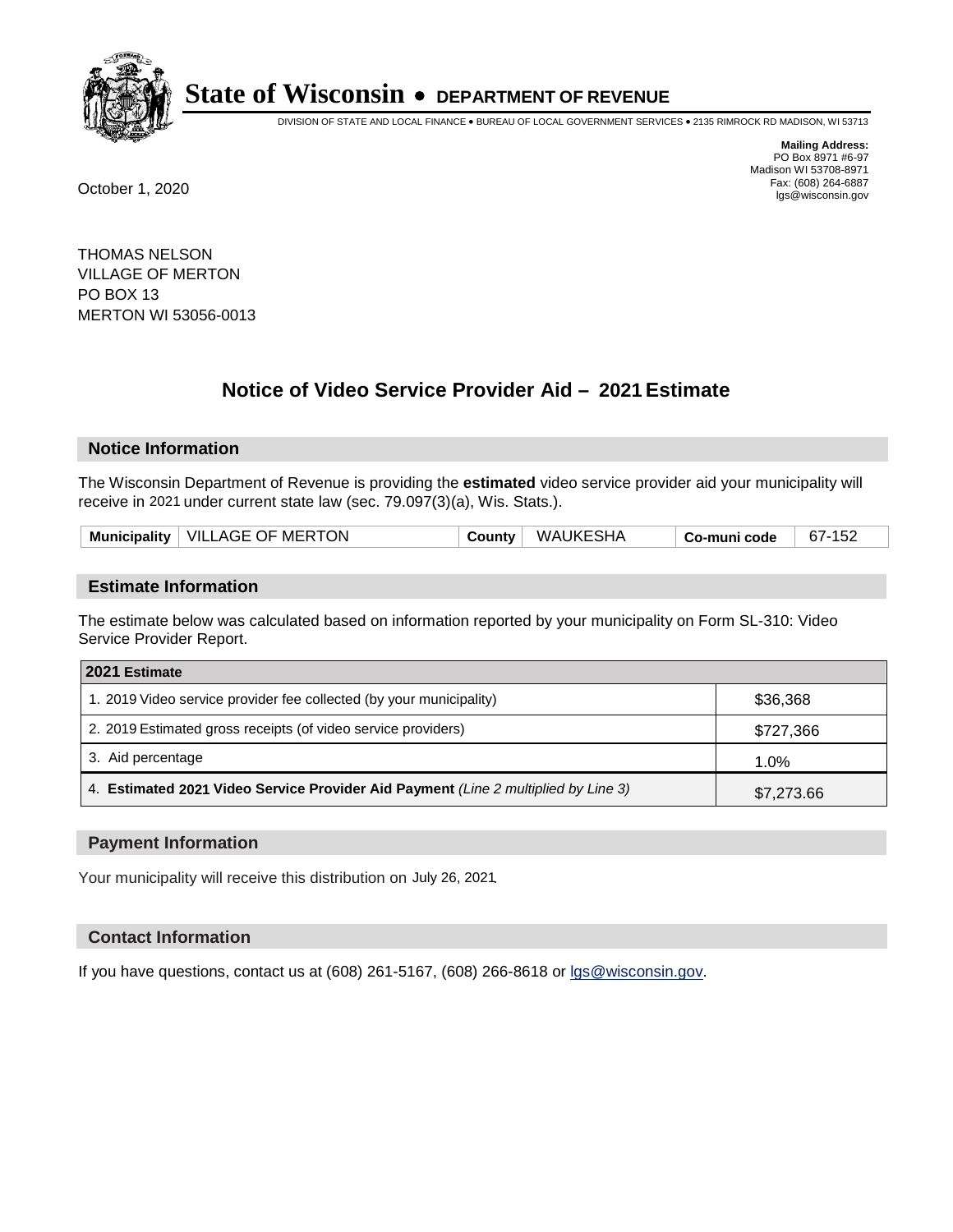# State of Wisconsin • DEPARTMENT OF REVENUE

DIVISION OF STATE AND LOCAL FINANCE • BUREAU OF LOCAL GOVERNMENT SERVICES • 2135 RIMROCK RD MADISON, WI 53713

**Mailing Address:**
PO Box 8971 #6-97
Madison WI 53708-8971
Fax: (608) 264-6887
lgs@wisconsin.gov

October 1, 2020

THOMAS NELSON
VILLAGE OF MERTON
PO BOX 13
MERTON WI 53056-0013

## Notice of Video Service Provider Aid – 2021 Estimate

### Notice Information

The Wisconsin Department of Revenue is providing the **estimated** video service provider aid your municipality will receive in 2021 under current state law (sec. 79.097(3)(a), Wis. Stats.).

| Municipality | VILLAGE OF MERTON | County | WAUKESHA | Co-muni code | 67-152 |
|---|---|---|---|---|---|

### Estimate Information

The estimate below was calculated based on information reported by your municipality on Form SL-310: Video Service Provider Report.

| 2021 Estimate | |
|---|---|
| 1. 2019 Video service provider fee collected (by your municipality) | $36,368 |
| 2. 2019 Estimated gross receipts (of video service providers) | $727,366 |
| 3. Aid percentage | 1.0% |
| 4. **Estimated 2021 Video Service Provider Aid Payment** *(Line 2 multiplied by Line 3)* | $7,273.66 |

### Payment Information

Your municipality will receive this distribution on July 26, 2021.

### Contact Information

If you have questions, contact us at (608) 261-5167, (608) 266-8618 or lgs@wisconsin.gov.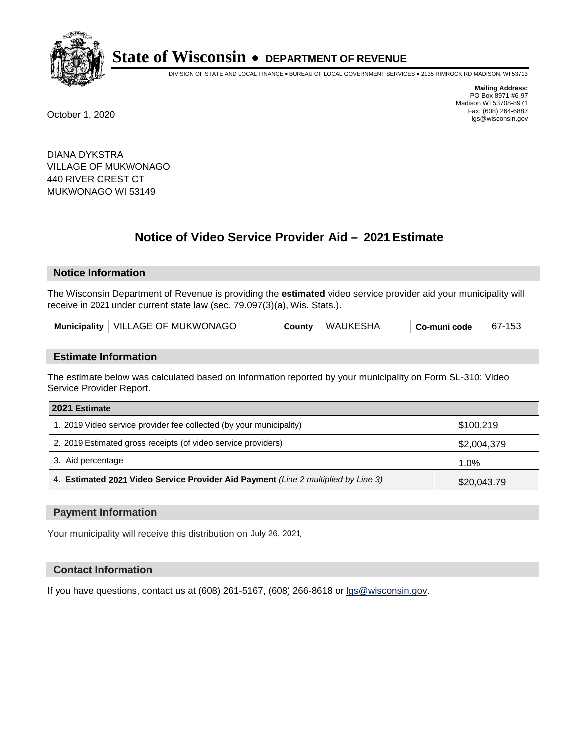# State of Wisconsin • DEPARTMENT OF REVENUE

DIVISION OF STATE AND LOCAL FINANCE • BUREAU OF LOCAL GOVERNMENT SERVICES • 2135 RIMROCK RD MADISON, WI 53713

**Mailing Address:**
PO Box 8971 #6-97
Madison WI 53708-8971
Fax: (608) 264-6887
lgs@wisconsin.gov

October 1, 2020

DIANA DYKSTRA
VILLAGE OF MUKWONAGO
440 RIVER CREST CT
MUKWONAGO WI 53149

## Notice of Video Service Provider Aid – 2021 Estimate

### Notice Information

The Wisconsin Department of Revenue is providing the **estimated** video service provider aid your municipality will receive in 2021 under current state law (sec. 79.097(3)(a), Wis. Stats.).

| Municipality | VILLAGE OF MUKWONAGO | County | WAUKESHA | Co-muni code | 67-153 |
|---|---|---|---|---|---|

### Estimate Information

The estimate below was calculated based on information reported by your municipality on Form SL-310: Video Service Provider Report.

| 2021 Estimate | |
|---|---|
| 1. 2019 Video service provider fee collected (by your municipality) | $100,219 |
| 2. 2019 Estimated gross receipts (of video service providers) | $2,004,379 |
| 3. Aid percentage | 1.0% |
| 4. **Estimated 2021 Video Service Provider Aid Payment** *(Line 2 multiplied by Line 3)* | $20,043.79 |

### Payment Information

Your municipality will receive this distribution on July 26, 2021.

### Contact Information

If you have questions, contact us at (608) 261-5167, (608) 266-8618 or lgs@wisconsin.gov.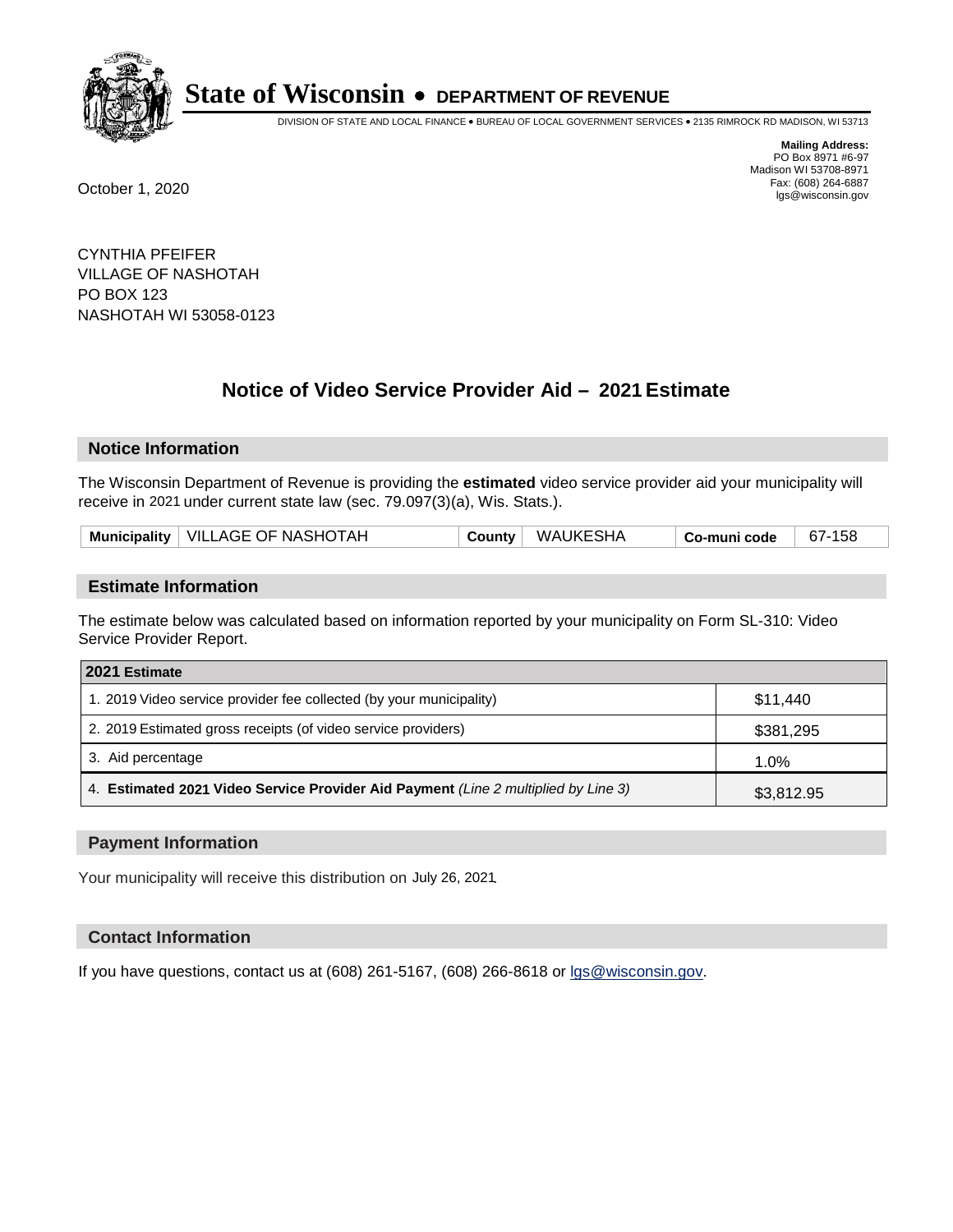# State of Wisconsin • DEPARTMENT OF REVENUE

DIVISION OF STATE AND LOCAL FINANCE • BUREAU OF LOCAL GOVERNMENT SERVICES • 2135 RIMROCK RD MADISON, WI 53713

**Mailing Address:**
PO Box 8971 #6-97
Madison WI 53708-8971
Fax: (608) 264-6887
lgs@wisconsin.gov

October 1, 2020

CYNTHIA PFEIFER
VILLAGE OF NASHOTAH
PO BOX 123
NASHOTAH WI 53058-0123

## Notice of Video Service Provider Aid – 2021 Estimate

### Notice Information

The Wisconsin Department of Revenue is providing the **estimated** video service provider aid your municipality will receive in 2021 under current state law (sec. 79.097(3)(a), Wis. Stats.).

| Municipality | VILLAGE OF NASHOTAH | County | WAUKESHA | Co-muni code | 67-158 |
|---|---|---|---|---|---|

### Estimate Information

The estimate below was calculated based on information reported by your municipality on Form SL-310: Video Service Provider Report.

| 2021 Estimate | |
|---|---|
| 1. 2019 Video service provider fee collected (by your municipality) | $11,440 |
| 2. 2019 Estimated gross receipts (of video service providers) | $381,295 |
| 3. Aid percentage | 1.0% |
| 4. **Estimated 2021 Video Service Provider Aid Payment** *(Line 2 multiplied by Line 3)* | $3,812.95 |

### Payment Information

Your municipality will receive this distribution on July 26, 2021.

### Contact Information

If you have questions, contact us at (608) 261-5167, (608) 266-8618 or lgs@wisconsin.gov.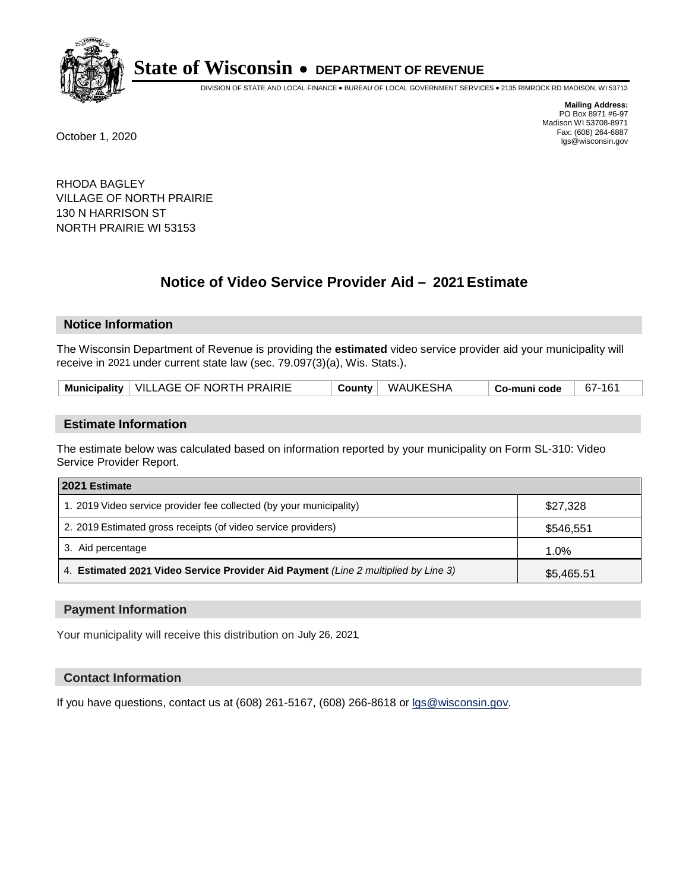# State of Wisconsin • DEPARTMENT OF REVENUE

DIVISION OF STATE AND LOCAL FINANCE • BUREAU OF LOCAL GOVERNMENT SERVICES • 2135 RIMROCK RD MADISON, WI 53713

**Mailing Address:**
PO Box 8971 #6-97
Madison WI 53708-8971
Fax: (608) 264-6887
lgs@wisconsin.gov

October 1, 2020

RHODA BAGLEY
VILLAGE OF NORTH PRAIRIE
130 N HARRISON ST
NORTH PRAIRIE WI 53153

## Notice of Video Service Provider Aid – 2021 Estimate

### Notice Information

The Wisconsin Department of Revenue is providing the **estimated** video service provider aid your municipality will receive in 2021 under current state law (sec. 79.097(3)(a), Wis. Stats.).

| Municipality | VILLAGE OF NORTH PRAIRIE | County | WAUKESHA | Co-muni code | 67-161 |
|---|---|---|---|---|---|

### Estimate Information

The estimate below was calculated based on information reported by your municipality on Form SL-310: Video Service Provider Report.

| 2021 Estimate | |
|---|---|
| 1. 2019 Video service provider fee collected (by your municipality) | $27,328 |
| 2. 2019 Estimated gross receipts (of video service providers) | $546,551 |
| 3. Aid percentage | 1.0% |
| 4. **Estimated 2021 Video Service Provider Aid Payment** *(Line 2 multiplied by Line 3)* | $5,465.51 |

### Payment Information

Your municipality will receive this distribution on July 26, 2021.

### Contact Information

If you have questions, contact us at (608) 261-5167, (608) 266-8618 or lgs@wisconsin.gov.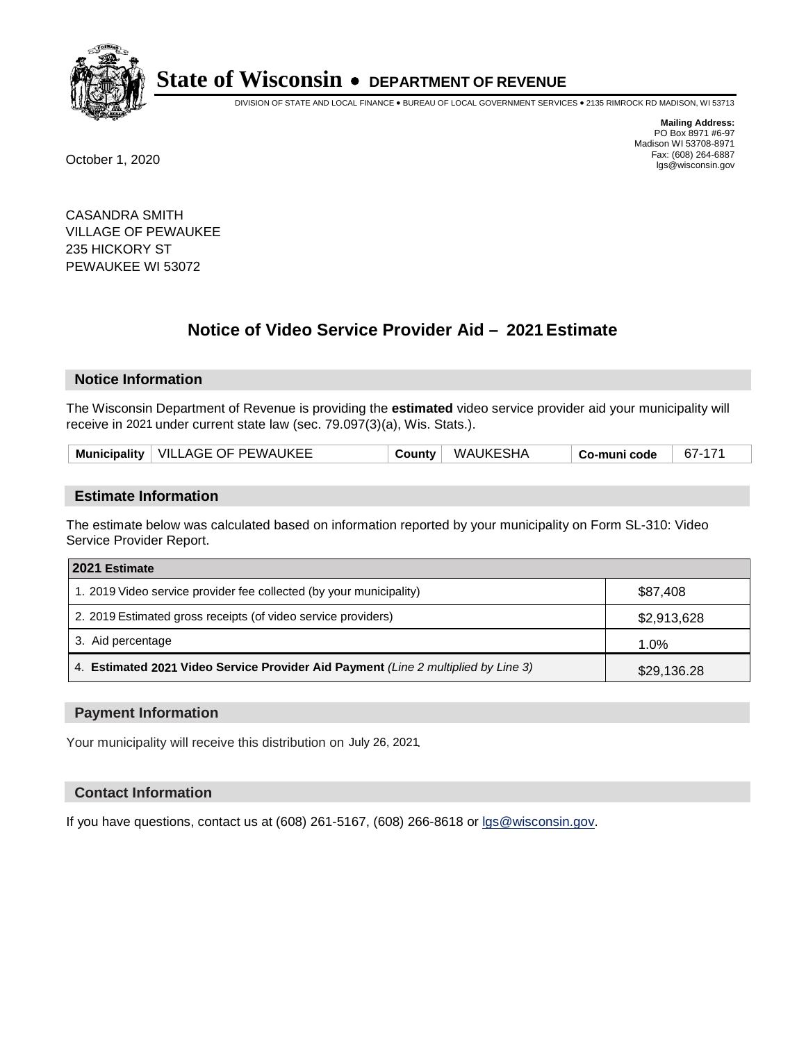# State of Wisconsin • DEPARTMENT OF REVENUE

DIVISION OF STATE AND LOCAL FINANCE • BUREAU OF LOCAL GOVERNMENT SERVICES • 2135 RIMROCK RD MADISON, WI 53713

**Mailing Address:**
PO Box 8971 #6-97
Madison WI 53708-8971
Fax: (608) 264-6887
lgs@wisconsin.gov

October 1, 2020

CASANDRA SMITH
VILLAGE OF PEWAUKEE
235 HICKORY ST
PEWAUKEE WI 53072

## Notice of Video Service Provider Aid – 2021 Estimate

### Notice Information

The Wisconsin Department of Revenue is providing the **estimated** video service provider aid your municipality will receive in 2021 under current state law (sec. 79.097(3)(a), Wis. Stats.).

| Municipality | VILLAGE OF PEWAUKEE | County | WAUKESHA | Co-muni code | 67-171 |
|---|---|---|---|---|---|

### Estimate Information

The estimate below was calculated based on information reported by your municipality on Form SL-310: Video Service Provider Report.

| 2021 Estimate | |
|---|---|
| 1. 2019 Video service provider fee collected (by your municipality) | $87,408 |
| 2. 2019 Estimated gross receipts (of video service providers) | $2,913,628 |
| 3. Aid percentage | 1.0% |
| 4. **Estimated 2021 Video Service Provider Aid Payment** *(Line 2 multiplied by Line 3)* | $29,136.28 |

### Payment Information

Your municipality will receive this distribution on July 26, 2021.

### Contact Information

If you have questions, contact us at (608) 261-5167, (608) 266-8618 or lgs@wisconsin.gov.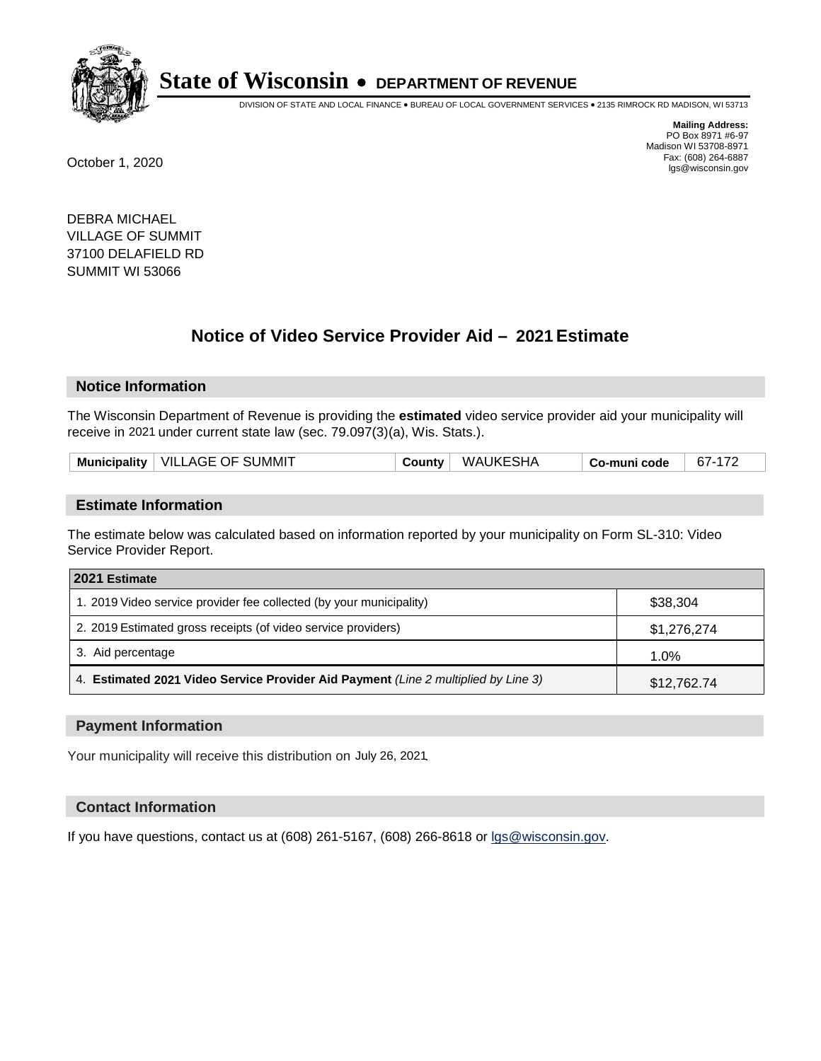# State of Wisconsin • DEPARTMENT OF REVENUE

DIVISION OF STATE AND LOCAL FINANCE • BUREAU OF LOCAL GOVERNMENT SERVICES • 2135 RIMROCK RD MADISON, WI 53713

**Mailing Address:**
PO Box 8971 #6-97
Madison WI 53708-8971
Fax: (608) 264-6887
lgs@wisconsin.gov

October 1, 2020

DEBRA MICHAEL
VILLAGE OF SUMMIT
37100 DELAFIELD RD
SUMMIT WI 53066

## Notice of Video Service Provider Aid – 2021 Estimate

### Notice Information

The Wisconsin Department of Revenue is providing the **estimated** video service provider aid your municipality will receive in 2021 under current state law (sec. 79.097(3)(a), Wis. Stats.).

| Municipality | VILLAGE OF SUMMIT | County | WAUKESHA | Co-muni code | 67-172 |
|---|---|---|---|---|---|

### Estimate Information

The estimate below was calculated based on information reported by your municipality on Form SL-310: Video Service Provider Report.

| 2021 Estimate | |
|---|---|
| 1. 2019 Video service provider fee collected (by your municipality) | $38,304 |
| 2. 2019 Estimated gross receipts (of video service providers) | $1,276,274 |
| 3. Aid percentage | 1.0% |
| 4. **Estimated 2021 Video Service Provider Aid Payment** *(Line 2 multiplied by Line 3)* | $12,762.74 |

### Payment Information

Your municipality will receive this distribution on July 26, 2021.

### Contact Information

If you have questions, contact us at (608) 261-5167, (608) 266-8618 or lgs@wisconsin.gov.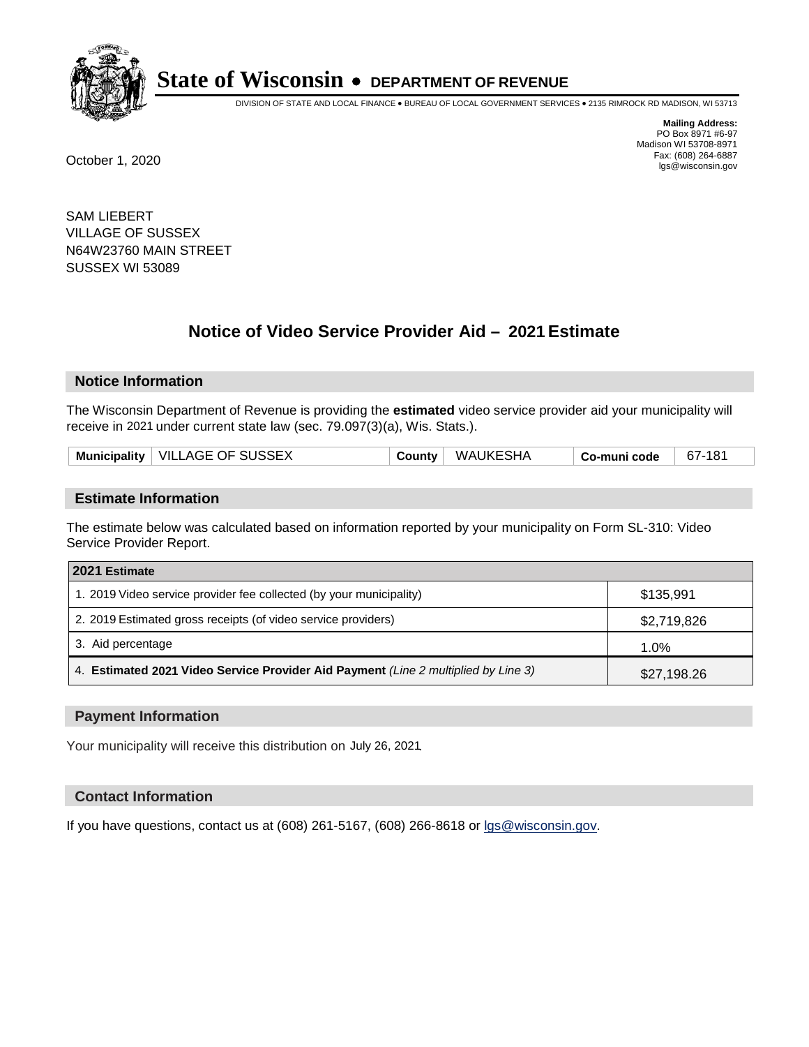# State of Wisconsin • DEPARTMENT OF REVENUE

DIVISION OF STATE AND LOCAL FINANCE • BUREAU OF LOCAL GOVERNMENT SERVICES • 2135 RIMROCK RD MADISON, WI 53713

**Mailing Address:**
PO Box 8971 #6-97
Madison WI 53708-8971
Fax: (608) 264-6887
lgs@wisconsin.gov

October 1, 2020

SAM LIEBERT
VILLAGE OF SUSSEX
N64W23760 MAIN STREET
SUSSEX WI 53089

## Notice of Video Service Provider Aid – 2021 Estimate

### Notice Information

The Wisconsin Department of Revenue is providing the **estimated** video service provider aid your municipality will receive in 2021 under current state law (sec. 79.097(3)(a), Wis. Stats.).

| Municipality | VILLAGE OF SUSSEX | County | WAUKESHA | Co-muni code | 67-181 |
|---|---|---|---|---|---|

### Estimate Information

The estimate below was calculated based on information reported by your municipality on Form SL-310: Video Service Provider Report.

| 2021 Estimate | |
|---|---|
| 1. 2019 Video service provider fee collected (by your municipality) | $135,991 |
| 2. 2019 Estimated gross receipts (of video service providers) | $2,719,826 |
| 3. Aid percentage | 1.0% |
| 4. **Estimated 2021 Video Service Provider Aid Payment** *(Line 2 multiplied by Line 3)* | $27,198.26 |

### Payment Information

Your municipality will receive this distribution on July 26, 2021.

### Contact Information

If you have questions, contact us at (608) 261-5167, (608) 266-8618 or lgs@wisconsin.gov.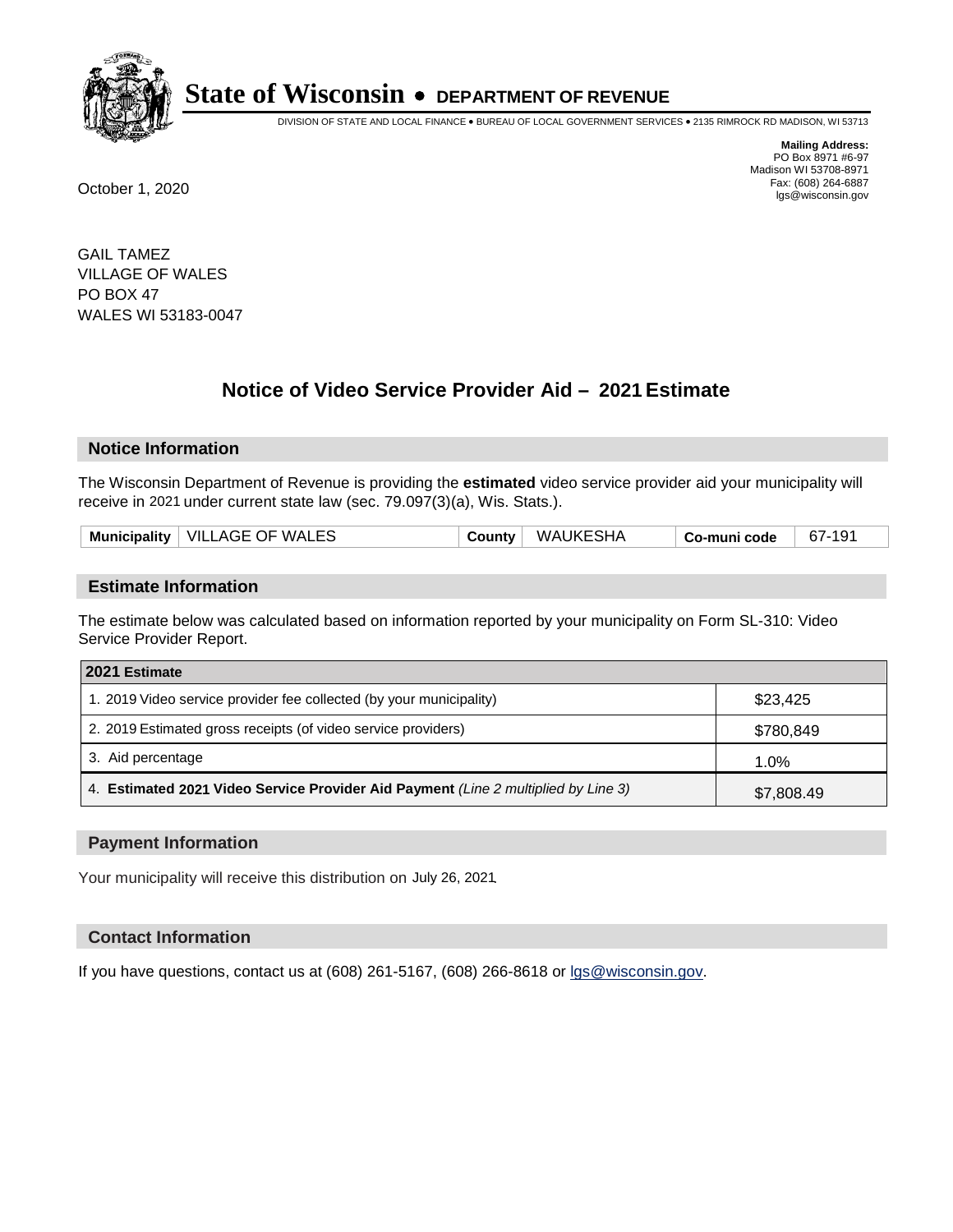# State of Wisconsin • DEPARTMENT OF REVENUE

DIVISION OF STATE AND LOCAL FINANCE • BUREAU OF LOCAL GOVERNMENT SERVICES • 2135 RIMROCK RD MADISON, WI 53713

**Mailing Address:**
PO Box 8971 #6-97
Madison WI 53708-8971
Fax: (608) 264-6887
lgs@wisconsin.gov

October 1, 2020

GAIL TAMEZ
VILLAGE OF WALES
PO BOX 47
WALES WI 53183-0047

## Notice of Video Service Provider Aid – 2021 Estimate

### Notice Information

The Wisconsin Department of Revenue is providing the **estimated** video service provider aid your municipality will receive in 2021 under current state law (sec. 79.097(3)(a), Wis. Stats.).

| Municipality | VILLAGE OF WALES | County | WAUKESHA | Co-muni code | 67-191 |
|---|---|---|---|---|---|

### Estimate Information

The estimate below was calculated based on information reported by your municipality on Form SL-310: Video Service Provider Report.

| 2021 Estimate | |
|---|---|
| 1. 2019 Video service provider fee collected (by your municipality) | $23,425 |
| 2. 2019 Estimated gross receipts (of video service providers) | $780,849 |
| 3. Aid percentage | 1.0% |
| 4. **Estimated 2021 Video Service Provider Aid Payment** *(Line 2 multiplied by Line 3)* | $7,808.49 |

### Payment Information

Your municipality will receive this distribution on July 26, 2021.

### Contact Information

If you have questions, contact us at (608) 261-5167, (608) 266-8618 or lgs@wisconsin.gov.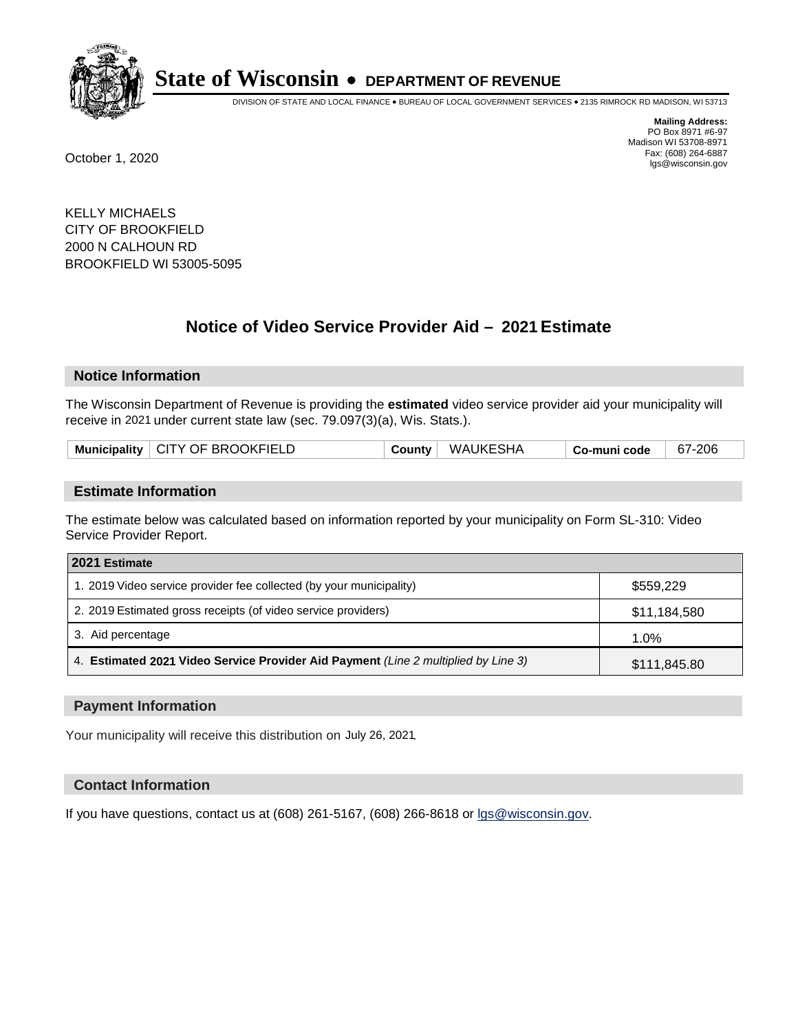# State of Wisconsin • DEPARTMENT OF REVENUE

DIVISION OF STATE AND LOCAL FINANCE • BUREAU OF LOCAL GOVERNMENT SERVICES • 2135 RIMROCK RD MADISON, WI 53713

**Mailing Address:**
PO Box 8971 #6-97
Madison WI 53708-8971
Fax: (608) 264-6887
lgs@wisconsin.gov

October 1, 2020

KELLY MICHAELS
CITY OF BROOKFIELD
2000 N CALHOUN RD
BROOKFIELD WI 53005-5095

## Notice of Video Service Provider Aid – 2021 Estimate

### Notice Information

The Wisconsin Department of Revenue is providing the **estimated** video service provider aid your municipality will receive in 2021 under current state law (sec. 79.097(3)(a), Wis. Stats.).

| Municipality | CITY OF BROOKFIELD | County | WAUKESHA | Co-muni code | 67-206 |
|---|---|---|---|---|---|

### Estimate Information

The estimate below was calculated based on information reported by your municipality on Form SL-310: Video Service Provider Report.

| 2021 Estimate | |
|---|---|
| 1. 2019 Video service provider fee collected (by your municipality) | $559,229 |
| 2. 2019 Estimated gross receipts (of video service providers) | $11,184,580 |
| 3. Aid percentage | 1.0% |
| 4. **Estimated 2021 Video Service Provider Aid Payment** *(Line 2 multiplied by Line 3)* | $111,845.80 |

### Payment Information

Your municipality will receive this distribution on July 26, 2021.

### Contact Information

If you have questions, contact us at (608) 261-5167, (608) 266-8618 or lgs@wisconsin.gov.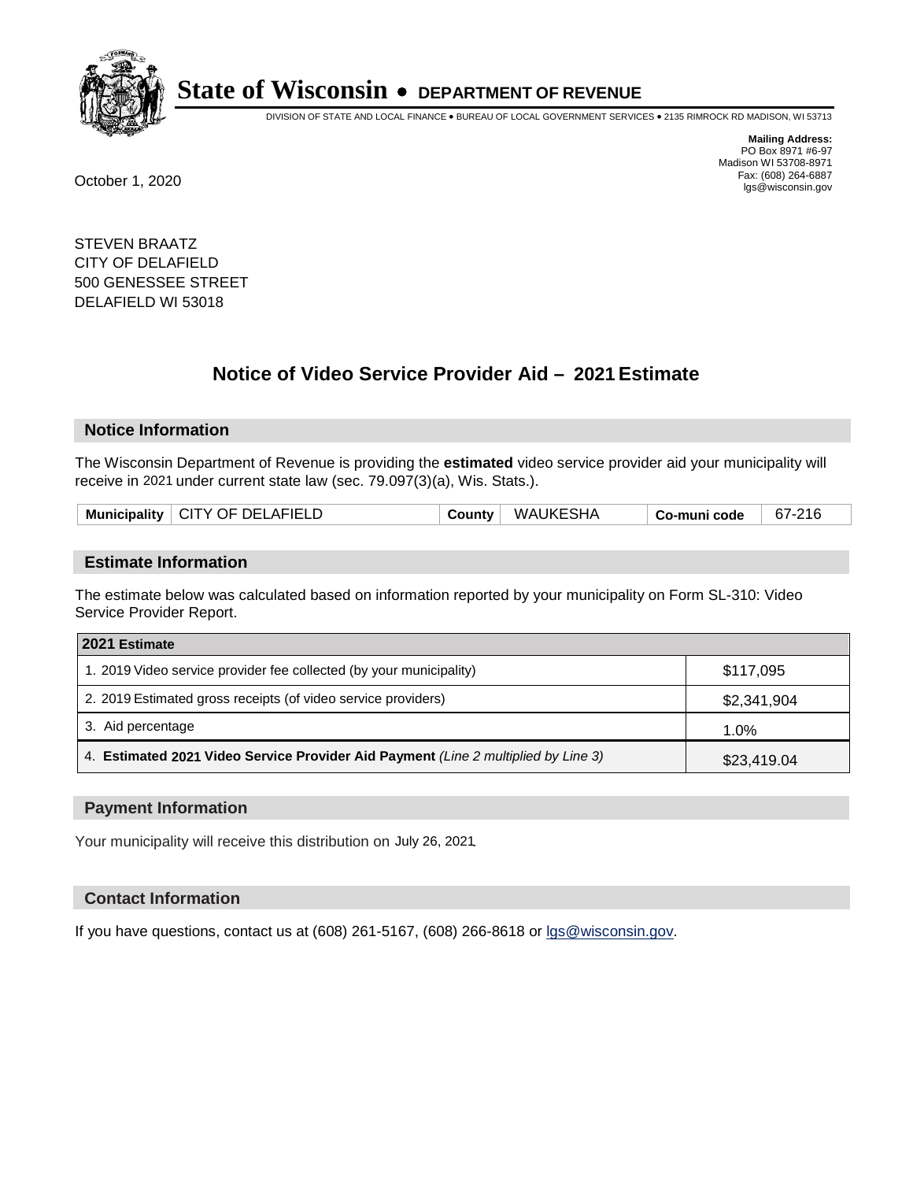# State of Wisconsin • DEPARTMENT OF REVENUE

DIVISION OF STATE AND LOCAL FINANCE • BUREAU OF LOCAL GOVERNMENT SERVICES • 2135 RIMROCK RD MADISON, WI 53713

**Mailing Address:**
PO Box 8971 #6-97
Madison WI 53708-8971
Fax: (608) 264-6887
lgs@wisconsin.gov

October 1, 2020

STEVEN BRAATZ
CITY OF DELAFIELD
500 GENESSEE STREET
DELAFIELD WI 53018

## Notice of Video Service Provider Aid – 2021 Estimate

### Notice Information

The Wisconsin Department of Revenue is providing the **estimated** video service provider aid your municipality will receive in 2021 under current state law (sec. 79.097(3)(a), Wis. Stats.).

| Municipality | CITY OF DELAFIELD | County | WAUKESHA | Co-muni code | 67-216 |
|---|---|---|---|---|---|

### Estimate Information

The estimate below was calculated based on information reported by your municipality on Form SL-310: Video Service Provider Report.

| 2021 Estimate | |
|---|---|
| 1. 2019 Video service provider fee collected (by your municipality) | $117,095 |
| 2. 2019 Estimated gross receipts (of video service providers) | $2,341,904 |
| 3. Aid percentage | 1.0% |
| 4. **Estimated 2021 Video Service Provider Aid Payment** *(Line 2 multiplied by Line 3)* | $23,419.04 |

### Payment Information

Your municipality will receive this distribution on July 26, 2021.

### Contact Information

If you have questions, contact us at (608) 261-5167, (608) 266-8618 or lgs@wisconsin.gov.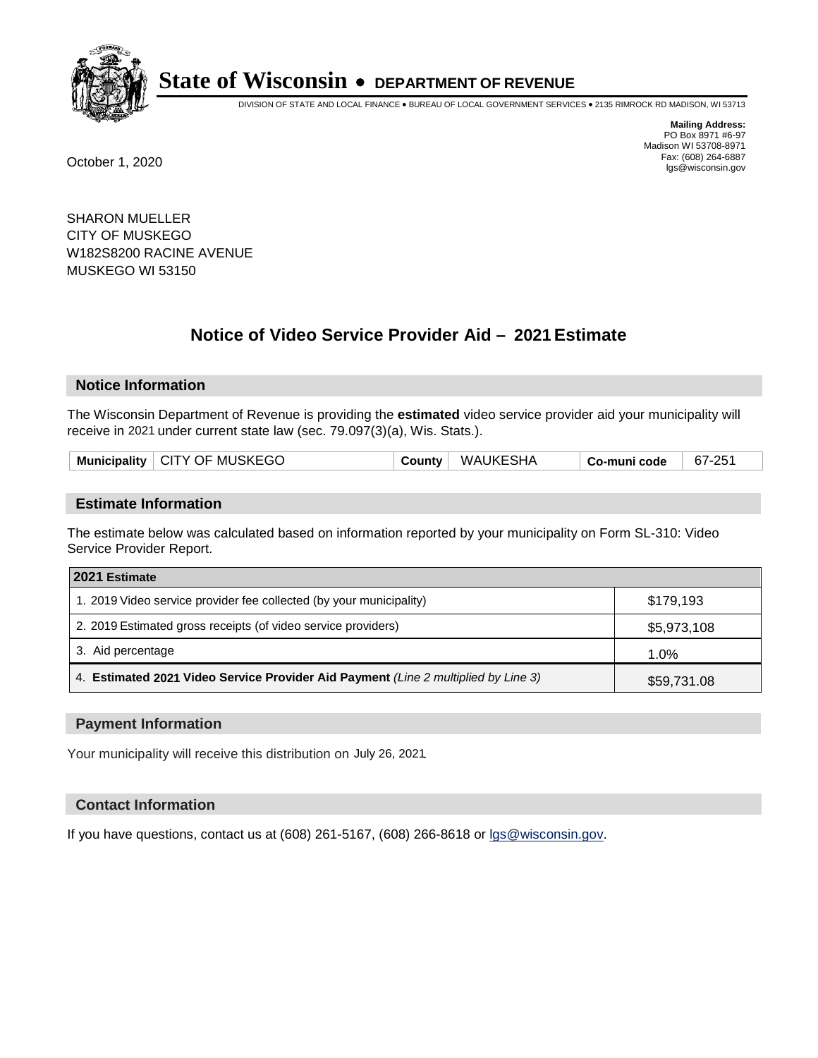# State of Wisconsin • DEPARTMENT OF REVENUE

DIVISION OF STATE AND LOCAL FINANCE • BUREAU OF LOCAL GOVERNMENT SERVICES • 2135 RIMROCK RD MADISON, WI 53713

**Mailing Address:**
PO Box 8971 #6-97
Madison WI 53708-8971
Fax: (608) 264-6887
lgs@wisconsin.gov

October 1, 2020

SHARON MUELLER
CITY OF MUSKEGO
W182S8200 RACINE AVENUE
MUSKEGO WI 53150

## Notice of Video Service Provider Aid – 2021 Estimate

### Notice Information

The Wisconsin Department of Revenue is providing the **estimated** video service provider aid your municipality will receive in 2021 under current state law (sec. 79.097(3)(a), Wis. Stats.).

| Municipality | CITY OF MUSKEGO | County | WAUKESHA | Co-muni code | 67-251 |
|---|---|---|---|---|---|

### Estimate Information

The estimate below was calculated based on information reported by your municipality on Form SL-310: Video Service Provider Report.

| 2021 Estimate | |
|---|---|
| 1. 2019 Video service provider fee collected (by your municipality) | $179,193 |
| 2. 2019 Estimated gross receipts (of video service providers) | $5,973,108 |
| 3. Aid percentage | 1.0% |
| 4. **Estimated 2021 Video Service Provider Aid Payment** *(Line 2 multiplied by Line 3)* | $59,731.08 |

### Payment Information

Your municipality will receive this distribution on July 26, 2021.

### Contact Information

If you have questions, contact us at (608) 261-5167, (608) 266-8618 or lgs@wisconsin.gov.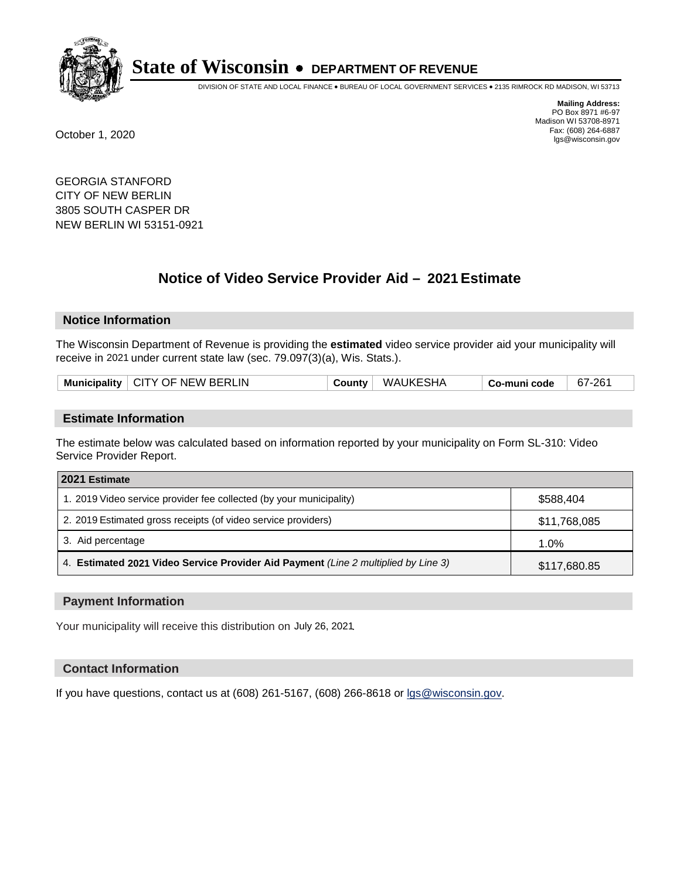# State of Wisconsin • DEPARTMENT OF REVENUE

DIVISION OF STATE AND LOCAL FINANCE • BUREAU OF LOCAL GOVERNMENT SERVICES • 2135 RIMROCK RD MADISON, WI 53713

**Mailing Address:**
PO Box 8971 #6-97
Madison WI 53708-8971
Fax: (608) 264-6887
lgs@wisconsin.gov

October 1, 2020

GEORGIA STANFORD
CITY OF NEW BERLIN
3805 SOUTH CASPER DR
NEW BERLIN WI 53151-0921

## Notice of Video Service Provider Aid – 2021 Estimate

### Notice Information

The Wisconsin Department of Revenue is providing the **estimated** video service provider aid your municipality will receive in 2021 under current state law (sec. 79.097(3)(a), Wis. Stats.).

| Municipality | CITY OF NEW BERLIN | County | WAUKESHA | Co-muni code | 67-261 |
|---|---|---|---|---|---|

### Estimate Information

The estimate below was calculated based on information reported by your municipality on Form SL-310: Video Service Provider Report.

| 2021 Estimate | |
|---|---|
| 1. 2019 Video service provider fee collected (by your municipality) | $588,404 |
| 2. 2019 Estimated gross receipts (of video service providers) | $11,768,085 |
| 3. Aid percentage | 1.0% |
| 4. **Estimated 2021 Video Service Provider Aid Payment** *(Line 2 multiplied by Line 3)* | $117,680.85 |

### Payment Information

Your municipality will receive this distribution on July 26, 2021.

### Contact Information

If you have questions, contact us at (608) 261-5167, (608) 266-8618 or lgs@wisconsin.gov.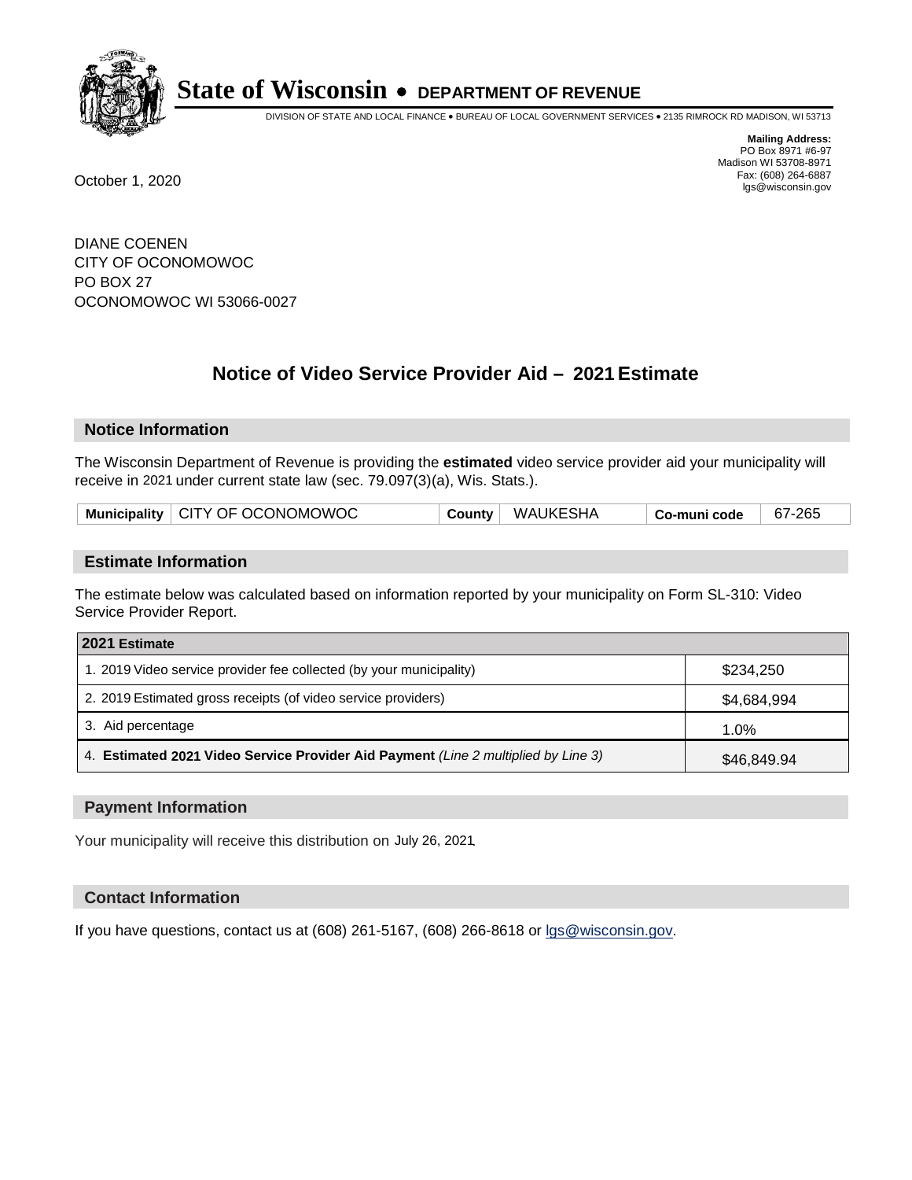# State of Wisconsin • DEPARTMENT OF REVENUE

DIVISION OF STATE AND LOCAL FINANCE • BUREAU OF LOCAL GOVERNMENT SERVICES • 2135 RIMROCK RD MADISON, WI 53713

**Mailing Address:**
PO Box 8971 #6-97
Madison WI 53708-8971
Fax: (608) 264-6887
lgs@wisconsin.gov

October 1, 2020

DIANE COENEN
CITY OF OCONOMOWOC
PO BOX 27
OCONOMOWOC WI 53066-0027

## Notice of Video Service Provider Aid – 2021 Estimate

### Notice Information

The Wisconsin Department of Revenue is providing the **estimated** video service provider aid your municipality will receive in 2021 under current state law (sec. 79.097(3)(a), Wis. Stats.).

| Municipality | CITY OF OCONOMOWOC | County | WAUKESHA | Co-muni code | 67-265 |
|---|---|---|---|---|---|

### Estimate Information

The estimate below was calculated based on information reported by your municipality on Form SL-310: Video Service Provider Report.

| 2021 Estimate | |
|---|---|
| 1. 2019 Video service provider fee collected (by your municipality) | $234,250 |
| 2. 2019 Estimated gross receipts (of video service providers) | $4,684,994 |
| 3. Aid percentage | 1.0% |
| 4. **Estimated 2021 Video Service Provider Aid Payment** *(Line 2 multiplied by Line 3)* | $46,849.94 |

### Payment Information

Your municipality will receive this distribution on July 26, 2021.

### Contact Information

If you have questions, contact us at (608) 261-5167, (608) 266-8618 or lgs@wisconsin.gov.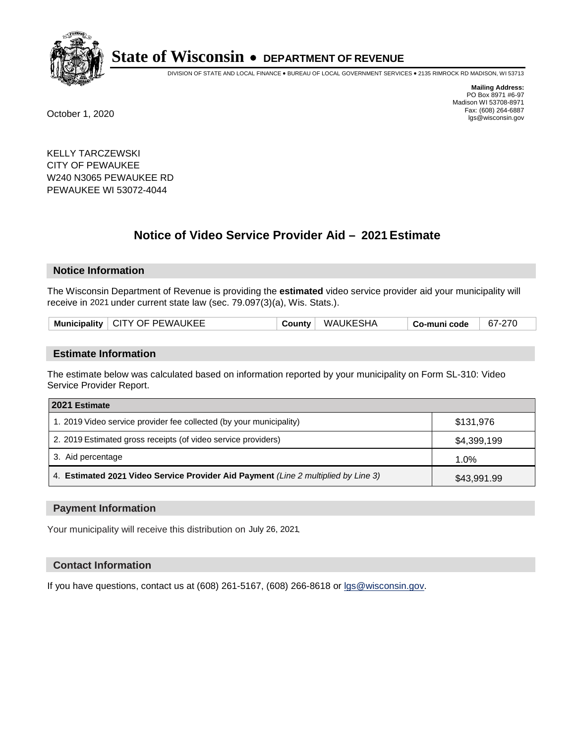# State of Wisconsin • DEPARTMENT OF REVENUE

DIVISION OF STATE AND LOCAL FINANCE • BUREAU OF LOCAL GOVERNMENT SERVICES • 2135 RIMROCK RD MADISON, WI 53713

**Mailing Address:**
PO Box 8971 #6-97
Madison WI 53708-8971
Fax: (608) 264-6887
lgs@wisconsin.gov

October 1, 2020

KELLY TARCZEWSKI
CITY OF PEWAUKEE
W240 N3065 PEWAUKEE RD
PEWAUKEE WI 53072-4044

## Notice of Video Service Provider Aid – 2021 Estimate

### Notice Information

The Wisconsin Department of Revenue is providing the **estimated** video service provider aid your municipality will receive in 2021 under current state law (sec. 79.097(3)(a), Wis. Stats.).

| Municipality | CITY OF PEWAUKEE | County | WAUKESHA | Co-muni code | 67-270 |
|---|---|---|---|---|---|

### Estimate Information

The estimate below was calculated based on information reported by your municipality on Form SL-310: Video Service Provider Report.

| 2021 Estimate | |
|---|---|
| 1. 2019 Video service provider fee collected (by your municipality) | $131,976 |
| 2. 2019 Estimated gross receipts (of video service providers) | $4,399,199 |
| 3. Aid percentage | 1.0% |
| 4. **Estimated 2021 Video Service Provider Aid Payment** *(Line 2 multiplied by Line 3)* | $43,991.99 |

### Payment Information

Your municipality will receive this distribution on July 26, 2021.

### Contact Information

If you have questions, contact us at (608) 261-5167, (608) 266-8618 or lgs@wisconsin.gov.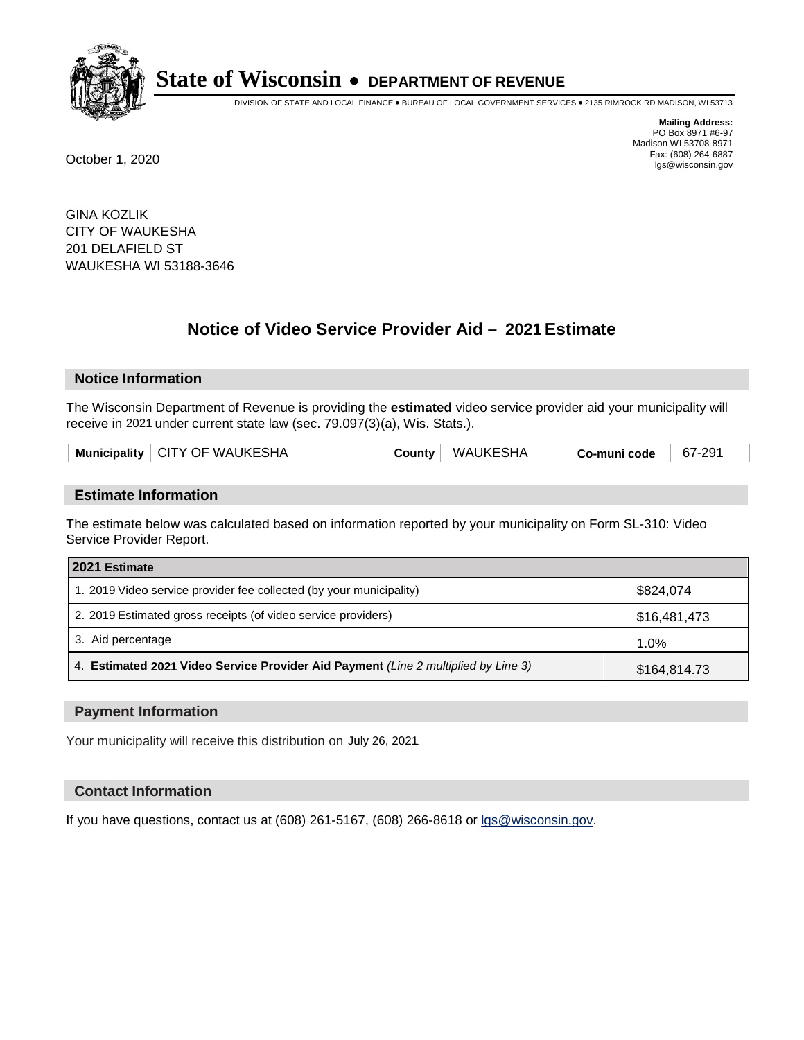# State of Wisconsin • DEPARTMENT OF REVENUE

DIVISION OF STATE AND LOCAL FINANCE • BUREAU OF LOCAL GOVERNMENT SERVICES • 2135 RIMROCK RD MADISON, WI 53713

**Mailing Address:**
PO Box 8971 #6-97
Madison WI 53708-8971
Fax: (608) 264-6887
lgs@wisconsin.gov

October 1, 2020

GINA KOZLIK
CITY OF WAUKESHA
201 DELAFIELD ST
WAUKESHA WI 53188-3646

## Notice of Video Service Provider Aid – 2021 Estimate

### Notice Information

The Wisconsin Department of Revenue is providing the **estimated** video service provider aid your municipality will receive in 2021 under current state law (sec. 79.097(3)(a), Wis. Stats.).

| Municipality | CITY OF WAUKESHA | County | WAUKESHA | Co-muni code | 67-291 |
|---|---|---|---|---|---|

### Estimate Information

The estimate below was calculated based on information reported by your municipality on Form SL-310: Video Service Provider Report.

| 2021 Estimate | |
|---|---|
| 1. 2019 Video service provider fee collected (by your municipality) | $824,074 |
| 2. 2019 Estimated gross receipts (of video service providers) | $16,481,473 |
| 3. Aid percentage | 1.0% |
| 4. **Estimated 2021 Video Service Provider Aid Payment** *(Line 2 multiplied by Line 3)* | $164,814.73 |

### Payment Information

Your municipality will receive this distribution on July 26, 2021.

### Contact Information

If you have questions, contact us at (608) 261-5167, (608) 266-8618 or lgs@wisconsin.gov.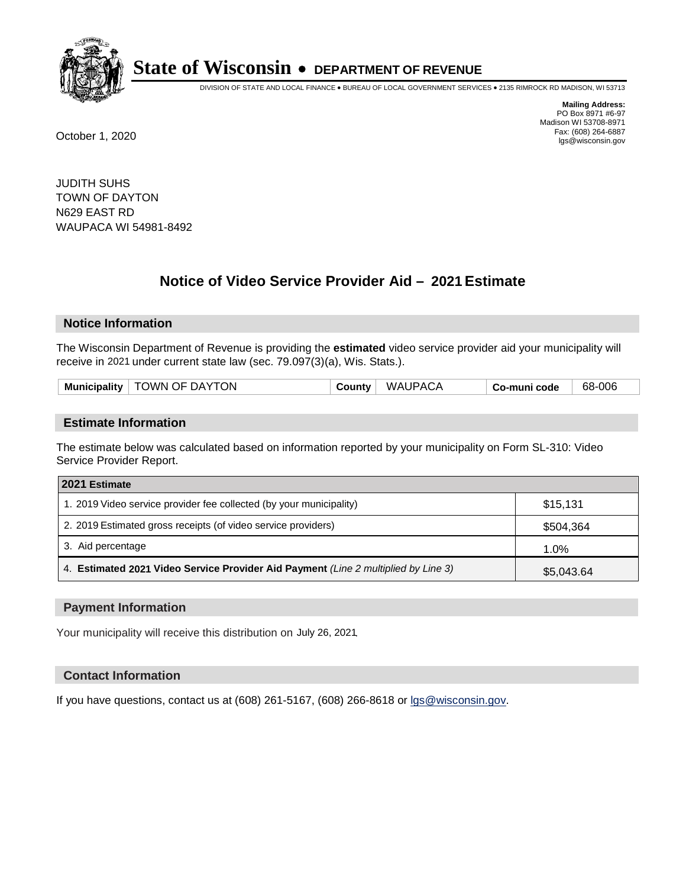# State of Wisconsin • DEPARTMENT OF REVENUE

DIVISION OF STATE AND LOCAL FINANCE • BUREAU OF LOCAL GOVERNMENT SERVICES • 2135 RIMROCK RD MADISON, WI 53713

**Mailing Address:**
PO Box 8971 #6-97
Madison WI 53708-8971
Fax: (608) 264-6887
lgs@wisconsin.gov

October 1, 2020

JUDITH SUHS
TOWN OF DAYTON
N629 EAST RD
WAUPACA WI 54981-8492

## Notice of Video Service Provider Aid – 2021 Estimate

### Notice Information

The Wisconsin Department of Revenue is providing the **estimated** video service provider aid your municipality will receive in 2021 under current state law (sec. 79.097(3)(a), Wis. Stats.).

| Municipality | TOWN OF DAYTON | County | WAUPACA | Co-muni code | 68-006 |
|---|---|---|---|---|---|

### Estimate Information

The estimate below was calculated based on information reported by your municipality on Form SL-310: Video Service Provider Report.

| 2021 Estimate | |
|---|---|
| 1. 2019 Video service provider fee collected (by your municipality) | $15,131 |
| 2. 2019 Estimated gross receipts (of video service providers) | $504,364 |
| 3. Aid percentage | 1.0% |
| 4. **Estimated 2021 Video Service Provider Aid Payment** *(Line 2 multiplied by Line 3)* | $5,043.64 |

### Payment Information

Your municipality will receive this distribution on July 26, 2021.

### Contact Information

If you have questions, contact us at (608) 261-5167, (608) 266-8618 or lgs@wisconsin.gov.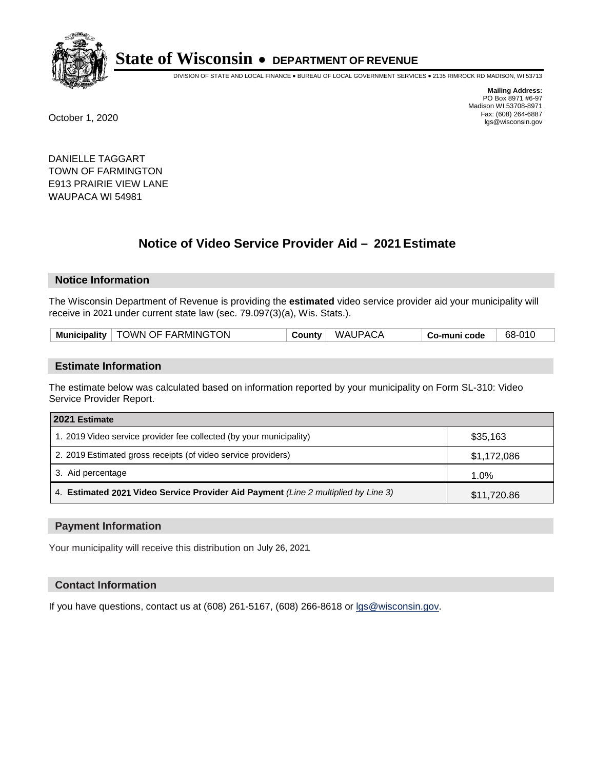# State of Wisconsin • DEPARTMENT OF REVENUE

DIVISION OF STATE AND LOCAL FINANCE • BUREAU OF LOCAL GOVERNMENT SERVICES • 2135 RIMROCK RD MADISON, WI 53713

**Mailing Address:**
PO Box 8971 #6-97
Madison WI 53708-8971
Fax: (608) 264-6887
lgs@wisconsin.gov

October 1, 2020

DANIELLE TAGGART
TOWN OF FARMINGTON
E913 PRAIRIE VIEW LANE
WAUPACA WI 54981

## Notice of Video Service Provider Aid – 2021 Estimate

### Notice Information

The Wisconsin Department of Revenue is providing the **estimated** video service provider aid your municipality will receive in 2021 under current state law (sec. 79.097(3)(a), Wis. Stats.).

| Municipality | TOWN OF FARMINGTON | County | WAUPACA | Co-muni code | 68-010 |
|---|---|---|---|---|---|

### Estimate Information

The estimate below was calculated based on information reported by your municipality on Form SL-310: Video Service Provider Report.

| 2021 Estimate | |
|---|---|
| 1. 2019 Video service provider fee collected (by your municipality) | $35,163 |
| 2. 2019 Estimated gross receipts (of video service providers) | $1,172,086 |
| 3. Aid percentage | 1.0% |
| 4. **Estimated 2021 Video Service Provider Aid Payment** *(Line 2 multiplied by Line 3)* | $11,720.86 |

### Payment Information

Your municipality will receive this distribution on July 26, 2021.

### Contact Information

If you have questions, contact us at (608) 261-5167, (608) 266-8618 or lgs@wisconsin.gov.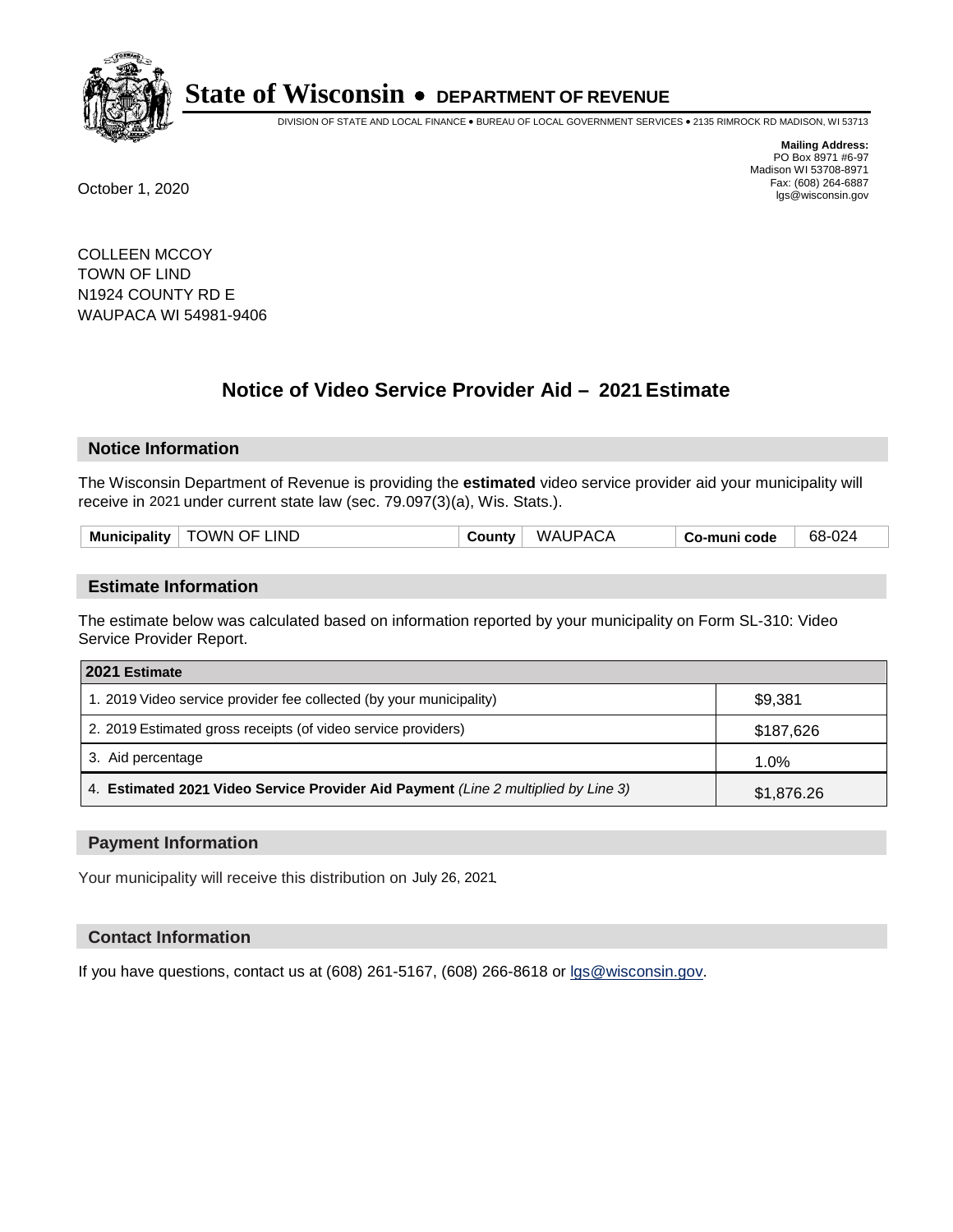# State of Wisconsin • DEPARTMENT OF REVENUE

DIVISION OF STATE AND LOCAL FINANCE • BUREAU OF LOCAL GOVERNMENT SERVICES • 2135 RIMROCK RD MADISON, WI 53713

**Mailing Address:**
PO Box 8971 #6-97
Madison WI 53708-8971
Fax: (608) 264-6887
lgs@wisconsin.gov

October 1, 2020

COLLEEN MCCOY
TOWN OF LIND
N1924 COUNTY RD E
WAUPACA WI 54981-9406

## Notice of Video Service Provider Aid – 2021 Estimate

### Notice Information

The Wisconsin Department of Revenue is providing the **estimated** video service provider aid your municipality will receive in 2021 under current state law (sec. 79.097(3)(a), Wis. Stats.).

| Municipality | TOWN OF LIND | County | WAUPACA | Co-muni code | 68-024 |
|---|---|---|---|---|---|

### Estimate Information

The estimate below was calculated based on information reported by your municipality on Form SL-310: Video Service Provider Report.

| 2021 Estimate | |
|---|---|
| 1. 2019 Video service provider fee collected (by your municipality) | $9,381 |
| 2. 2019 Estimated gross receipts (of video service providers) | $187,626 |
| 3. Aid percentage | 1.0% |
| 4. **Estimated 2021 Video Service Provider Aid Payment** *(Line 2 multiplied by Line 3)* | $1,876.26 |

### Payment Information

Your municipality will receive this distribution on July 26, 2021.

### Contact Information

If you have questions, contact us at (608) 261-5167, (608) 266-8618 or lgs@wisconsin.gov.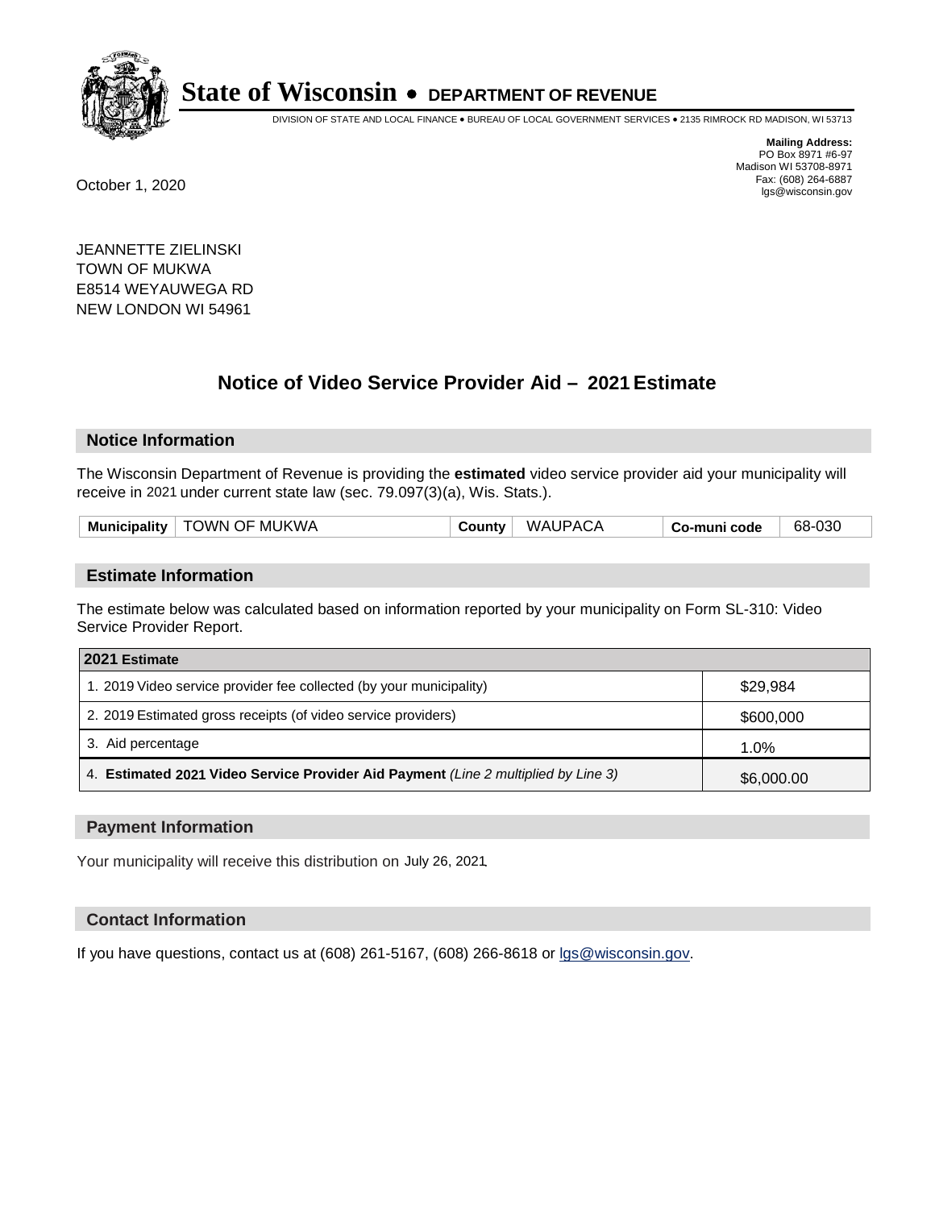# State of Wisconsin • DEPARTMENT OF REVENUE

DIVISION OF STATE AND LOCAL FINANCE • BUREAU OF LOCAL GOVERNMENT SERVICES • 2135 RIMROCK RD MADISON, WI 53713

**Mailing Address:**
PO Box 8971 #6-97
Madison WI 53708-8971
Fax: (608) 264-6887
lgs@wisconsin.gov

October 1, 2020

JEANNETTE ZIELINSKI
TOWN OF MUKWA
E8514 WEYAUWEGA RD
NEW LONDON WI 54961

## Notice of Video Service Provider Aid – 2021 Estimate

### Notice Information

The Wisconsin Department of Revenue is providing the **estimated** video service provider aid your municipality will receive in 2021 under current state law (sec. 79.097(3)(a), Wis. Stats.).

| Municipality | TOWN OF MUKWA | County | WAUPACA | Co-muni code | 68-030 |
|---|---|---|---|---|---|

### Estimate Information

The estimate below was calculated based on information reported by your municipality on Form SL-310: Video Service Provider Report.

| 2021 Estimate | |
|---|---|
| 1. 2019 Video service provider fee collected (by your municipality) | $29,984 |
| 2. 2019 Estimated gross receipts (of video service providers) | $600,000 |
| 3. Aid percentage | 1.0% |
| 4. **Estimated 2021 Video Service Provider Aid Payment** *(Line 2 multiplied by Line 3)* | $6,000.00 |

### Payment Information

Your municipality will receive this distribution on July 26, 2021.

### Contact Information

If you have questions, contact us at (608) 261-5167, (608) 266-8618 or lgs@wisconsin.gov.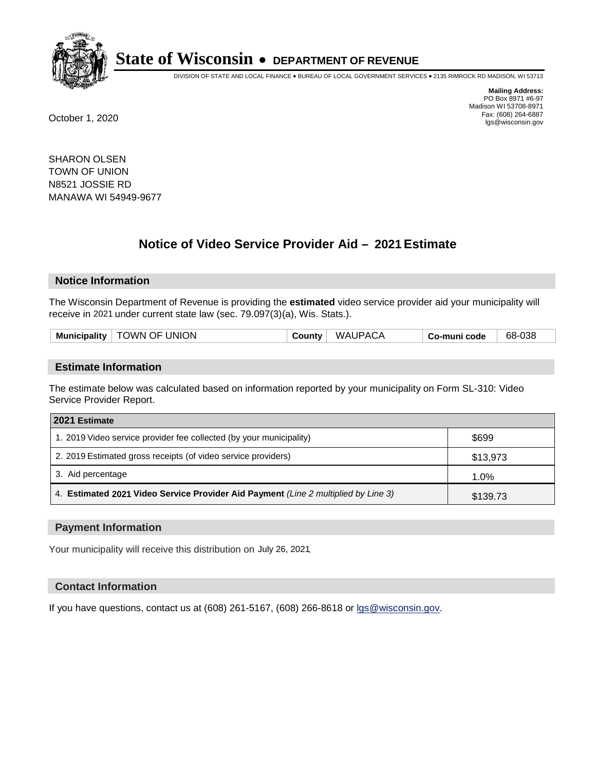# State of Wisconsin • DEPARTMENT OF REVENUE

DIVISION OF STATE AND LOCAL FINANCE • BUREAU OF LOCAL GOVERNMENT SERVICES • 2135 RIMROCK RD MADISON, WI 53713

**Mailing Address:**
PO Box 8971 #6-97
Madison WI 53708-8971
Fax: (608) 264-6887
lgs@wisconsin.gov

October 1, 2020

SHARON OLSEN
TOWN OF UNION
N8521 JOSSIE RD
MANAWA WI 54949-9677

## Notice of Video Service Provider Aid – 2021 Estimate

### Notice Information

The Wisconsin Department of Revenue is providing the **estimated** video service provider aid your municipality will receive in 2021 under current state law (sec. 79.097(3)(a), Wis. Stats.).

| Municipality | TOWN OF UNION | County | WAUPACA | Co-muni code | 68-038 |
|---|---|---|---|---|---|

### Estimate Information

The estimate below was calculated based on information reported by your municipality on Form SL-310: Video Service Provider Report.

| 2021 Estimate | |
|---|---|
| 1. 2019 Video service provider fee collected (by your municipality) | $699 |
| 2. 2019 Estimated gross receipts (of video service providers) | $13,973 |
| 3. Aid percentage | 1.0% |
| 4. **Estimated 2021 Video Service Provider Aid Payment** *(Line 2 multiplied by Line 3)* | $139.73 |

### Payment Information

Your municipality will receive this distribution on July 26, 2021.

### Contact Information

If you have questions, contact us at (608) 261-5167, (608) 266-8618 or lgs@wisconsin.gov.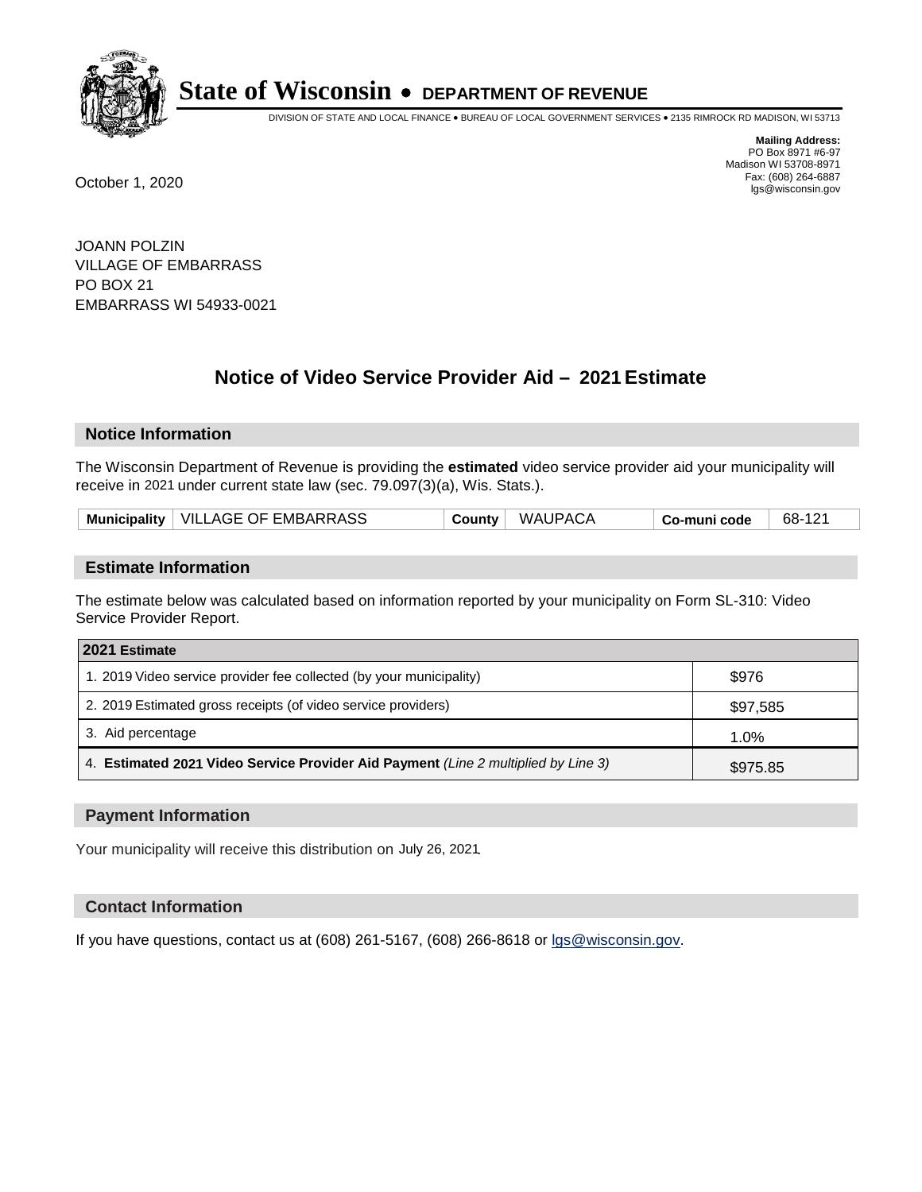# State of Wisconsin • DEPARTMENT OF REVENUE

DIVISION OF STATE AND LOCAL FINANCE • BUREAU OF LOCAL GOVERNMENT SERVICES • 2135 RIMROCK RD MADISON, WI 53713

**Mailing Address:**
PO Box 8971 #6-97
Madison WI 53708-8971
Fax: (608) 264-6887
lgs@wisconsin.gov

October 1, 2020

JOANN POLZIN
VILLAGE OF EMBARRASS
PO BOX 21
EMBARRASS WI 54933-0021

## Notice of Video Service Provider Aid – 2021 Estimate

### Notice Information

The Wisconsin Department of Revenue is providing the **estimated** video service provider aid your municipality will receive in 2021 under current state law (sec. 79.097(3)(a), Wis. Stats.).

| Municipality | VILLAGE OF EMBARRASS | County | WAUPACA | Co-muni code | 68-121 |
|---|---|---|---|---|---|

### Estimate Information

The estimate below was calculated based on information reported by your municipality on Form SL-310: Video Service Provider Report.

| 2021 Estimate | |
|---|---|
| 1. 2019 Video service provider fee collected (by your municipality) | $976 |
| 2. 2019 Estimated gross receipts (of video service providers) | $97,585 |
| 3. Aid percentage | 1.0% |
| 4. **Estimated 2021 Video Service Provider Aid Payment** *(Line 2 multiplied by Line 3)* | $975.85 |

### Payment Information

Your municipality will receive this distribution on July 26, 2021.

### Contact Information

If you have questions, contact us at (608) 261-5167, (608) 266-8618 or lgs@wisconsin.gov.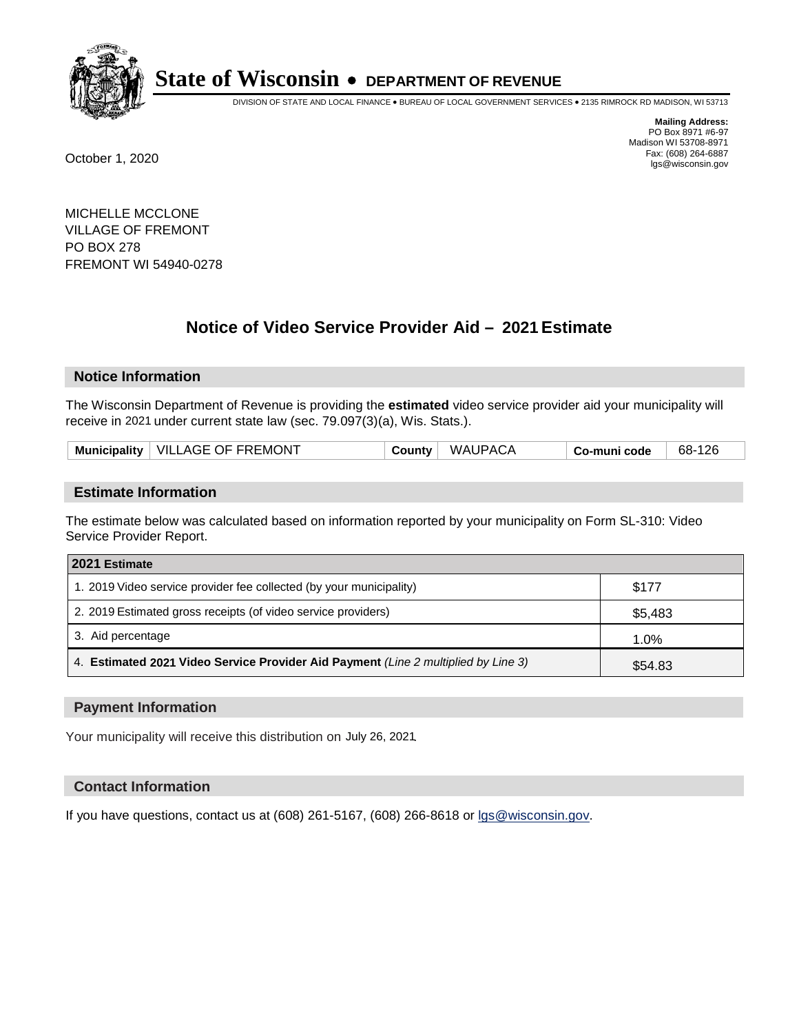# State of Wisconsin • DEPARTMENT OF REVENUE

DIVISION OF STATE AND LOCAL FINANCE • BUREAU OF LOCAL GOVERNMENT SERVICES • 2135 RIMROCK RD MADISON, WI 53713

**Mailing Address:**
PO Box 8971 #6-97
Madison WI 53708-8971
Fax: (608) 264-6887
lgs@wisconsin.gov

October 1, 2020

MICHELLE MCCLONE
VILLAGE OF FREMONT
PO BOX 278
FREMONT WI 54940-0278

## Notice of Video Service Provider Aid – 2021 Estimate

### Notice Information

The Wisconsin Department of Revenue is providing the **estimated** video service provider aid your municipality will receive in 2021 under current state law (sec. 79.097(3)(a), Wis. Stats.).

| Municipality | VILLAGE OF FREMONT | County | WAUPACA | Co-muni code | 68-126 |
|---|---|---|---|---|---|

### Estimate Information

The estimate below was calculated based on information reported by your municipality on Form SL-310: Video Service Provider Report.

| 2021 Estimate | |
|---|---|
| 1. 2019 Video service provider fee collected (by your municipality) | $177 |
| 2. 2019 Estimated gross receipts (of video service providers) | $5,483 |
| 3. Aid percentage | 1.0% |
| 4. **Estimated 2021 Video Service Provider Aid Payment** *(Line 2 multiplied by Line 3)* | $54.83 |

### Payment Information

Your municipality will receive this distribution on July 26, 2021.

### Contact Information

If you have questions, contact us at (608) 261-5167, (608) 266-8618 or lgs@wisconsin.gov.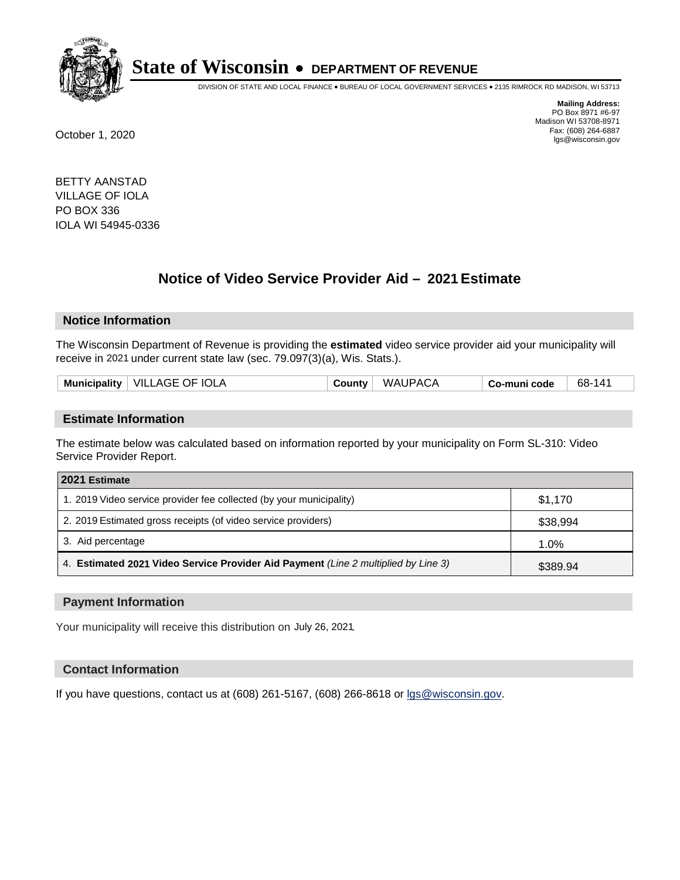# State of Wisconsin • DEPARTMENT OF REVENUE

DIVISION OF STATE AND LOCAL FINANCE • BUREAU OF LOCAL GOVERNMENT SERVICES • 2135 RIMROCK RD MADISON, WI 53713

**Mailing Address:**
PO Box 8971 #6-97
Madison WI 53708-8971
Fax: (608) 264-6887
lgs@wisconsin.gov

October 1, 2020

BETTY AANSTAD
VILLAGE OF IOLA
PO BOX 336
IOLA WI 54945-0336

## Notice of Video Service Provider Aid – 2021 Estimate

### Notice Information

The Wisconsin Department of Revenue is providing the **estimated** video service provider aid your municipality will receive in 2021 under current state law (sec. 79.097(3)(a), Wis. Stats.).

| Municipality | VILLAGE OF IOLA | County | WAUPACA | Co-muni code | 68-141 |
|---|---|---|---|---|---|

### Estimate Information

The estimate below was calculated based on information reported by your municipality on Form SL-310: Video Service Provider Report.

| 2021 Estimate | |
|---|---|
| 1. 2019 Video service provider fee collected (by your municipality) | $1,170 |
| 2. 2019 Estimated gross receipts (of video service providers) | $38,994 |
| 3. Aid percentage | 1.0% |
| 4. **Estimated 2021 Video Service Provider Aid Payment** *(Line 2 multiplied by Line 3)* | $389.94 |

### Payment Information

Your municipality will receive this distribution on July 26, 2021.

### Contact Information

If you have questions, contact us at (608) 261-5167, (608) 266-8618 or lgs@wisconsin.gov.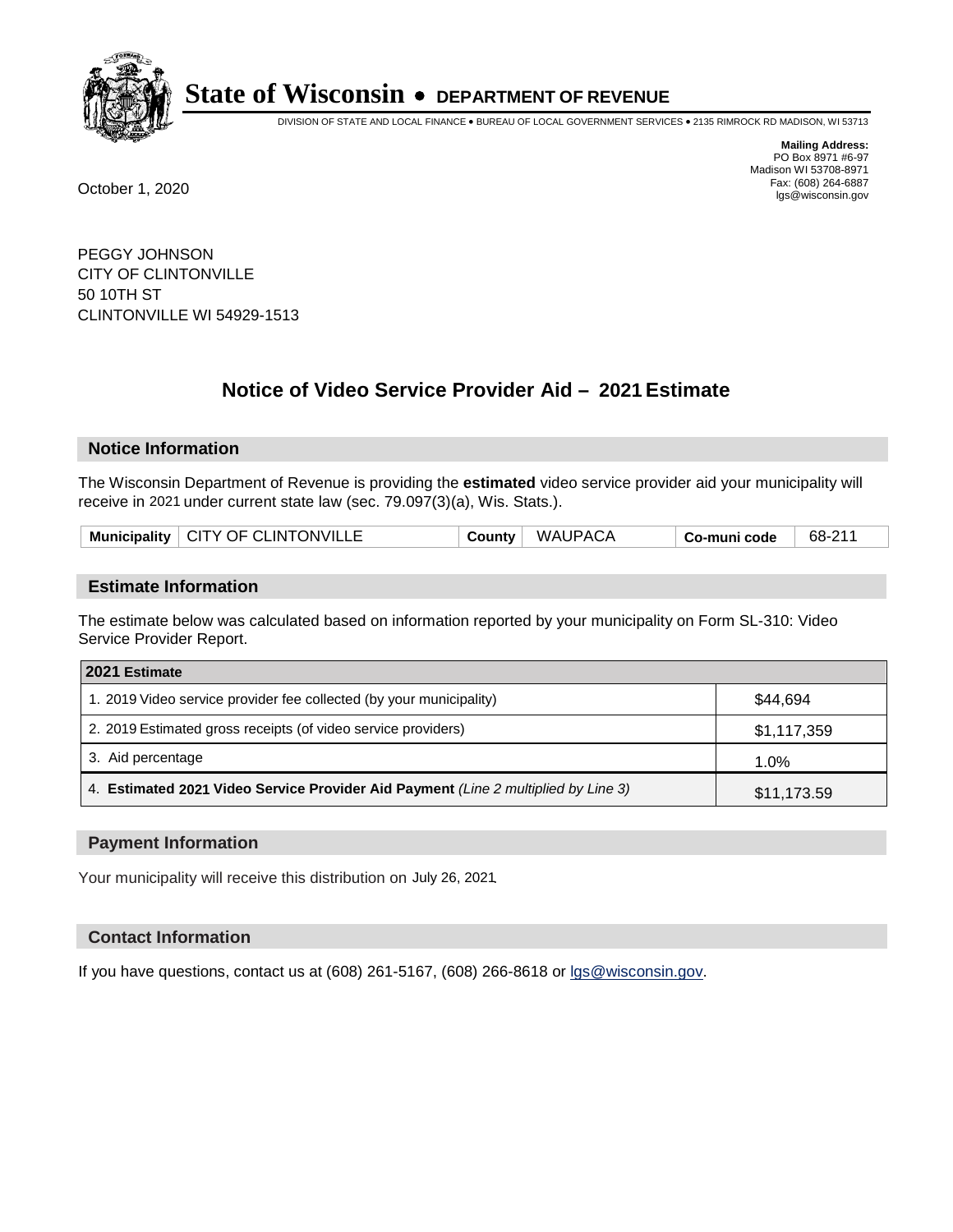# State of Wisconsin • DEPARTMENT OF REVENUE

DIVISION OF STATE AND LOCAL FINANCE • BUREAU OF LOCAL GOVERNMENT SERVICES • 2135 RIMROCK RD MADISON, WI 53713

**Mailing Address:**
PO Box 8971 #6-97
Madison WI 53708-8971
Fax: (608) 264-6887
lgs@wisconsin.gov

October 1, 2020

PEGGY JOHNSON
CITY OF CLINTONVILLE
50 10TH ST
CLINTONVILLE WI 54929-1513

## Notice of Video Service Provider Aid – 2021 Estimate

### Notice Information

The Wisconsin Department of Revenue is providing the **estimated** video service provider aid your municipality will receive in 2021 under current state law (sec. 79.097(3)(a), Wis. Stats.).

| Municipality | CITY OF CLINTONVILLE | County | WAUPACA | Co-muni code | 68-211 |
|---|---|---|---|---|---|

### Estimate Information

The estimate below was calculated based on information reported by your municipality on Form SL-310: Video Service Provider Report.

| 2021 Estimate | |
|---|---|
| 1. 2019 Video service provider fee collected (by your municipality) | $44,694 |
| 2. 2019 Estimated gross receipts (of video service providers) | $1,117,359 |
| 3. Aid percentage | 1.0% |
| 4. **Estimated 2021 Video Service Provider Aid Payment** *(Line 2 multiplied by Line 3)* | $11,173.59 |

### Payment Information

Your municipality will receive this distribution on July 26, 2021.

### Contact Information

If you have questions, contact us at (608) 261-5167, (608) 266-8618 or lgs@wisconsin.gov.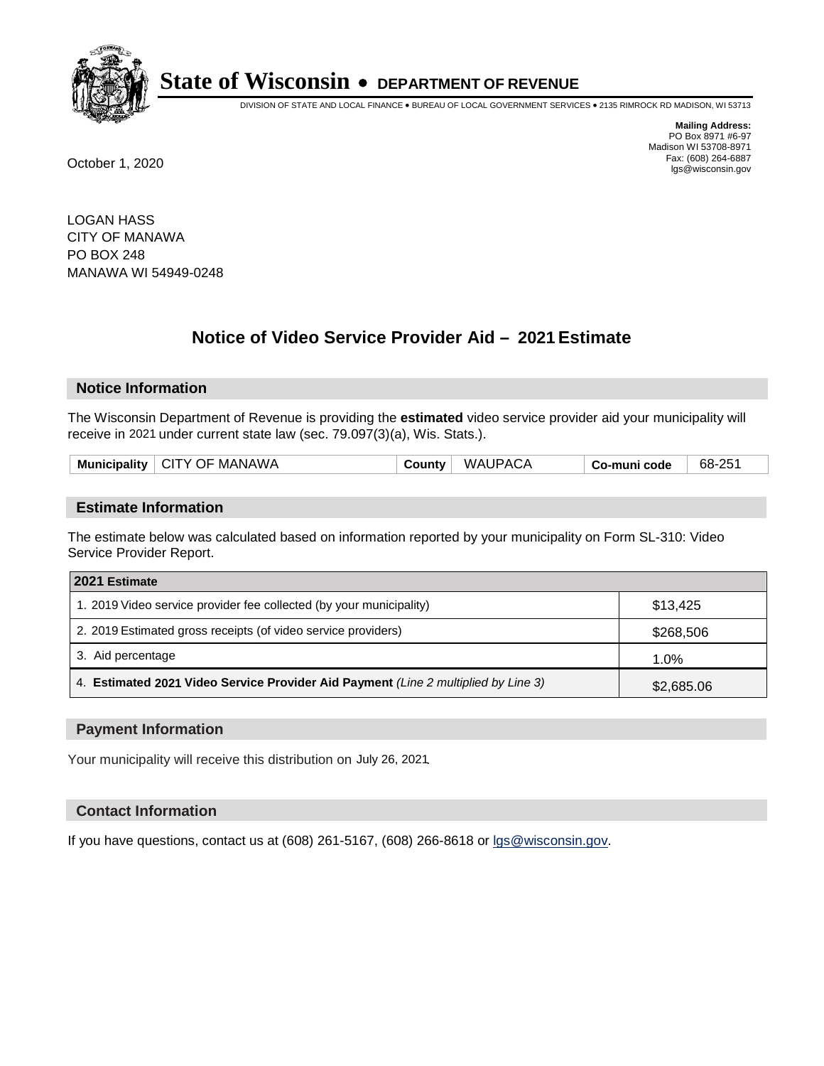# State of Wisconsin • DEPARTMENT OF REVENUE

DIVISION OF STATE AND LOCAL FINANCE • BUREAU OF LOCAL GOVERNMENT SERVICES • 2135 RIMROCK RD MADISON, WI 53713

**Mailing Address:**
PO Box 8971 #6-97
Madison WI 53708-8971
Fax: (608) 264-6887
lgs@wisconsin.gov

October 1, 2020

LOGAN HASS
CITY OF MANAWA
PO BOX 248
MANAWA WI 54949-0248

## Notice of Video Service Provider Aid – 2021 Estimate

### Notice Information

The Wisconsin Department of Revenue is providing the **estimated** video service provider aid your municipality will receive in 2021 under current state law (sec. 79.097(3)(a), Wis. Stats.).

| Municipality | CITY OF MANAWA | County | WAUPACA | Co-muni code | 68-251 |
|---|---|---|---|---|---|

### Estimate Information

The estimate below was calculated based on information reported by your municipality on Form SL-310: Video Service Provider Report.

| 2021 Estimate | |
|---|---|
| 1. 2019 Video service provider fee collected (by your municipality) | $13,425 |
| 2. 2019 Estimated gross receipts (of video service providers) | $268,506 |
| 3. Aid percentage | 1.0% |
| 4. **Estimated 2021 Video Service Provider Aid Payment** *(Line 2 multiplied by Line 3)* | $2,685.06 |

### Payment Information

Your municipality will receive this distribution on July 26, 2021.

### Contact Information

If you have questions, contact us at (608) 261-5167, (608) 266-8618 or lgs@wisconsin.gov.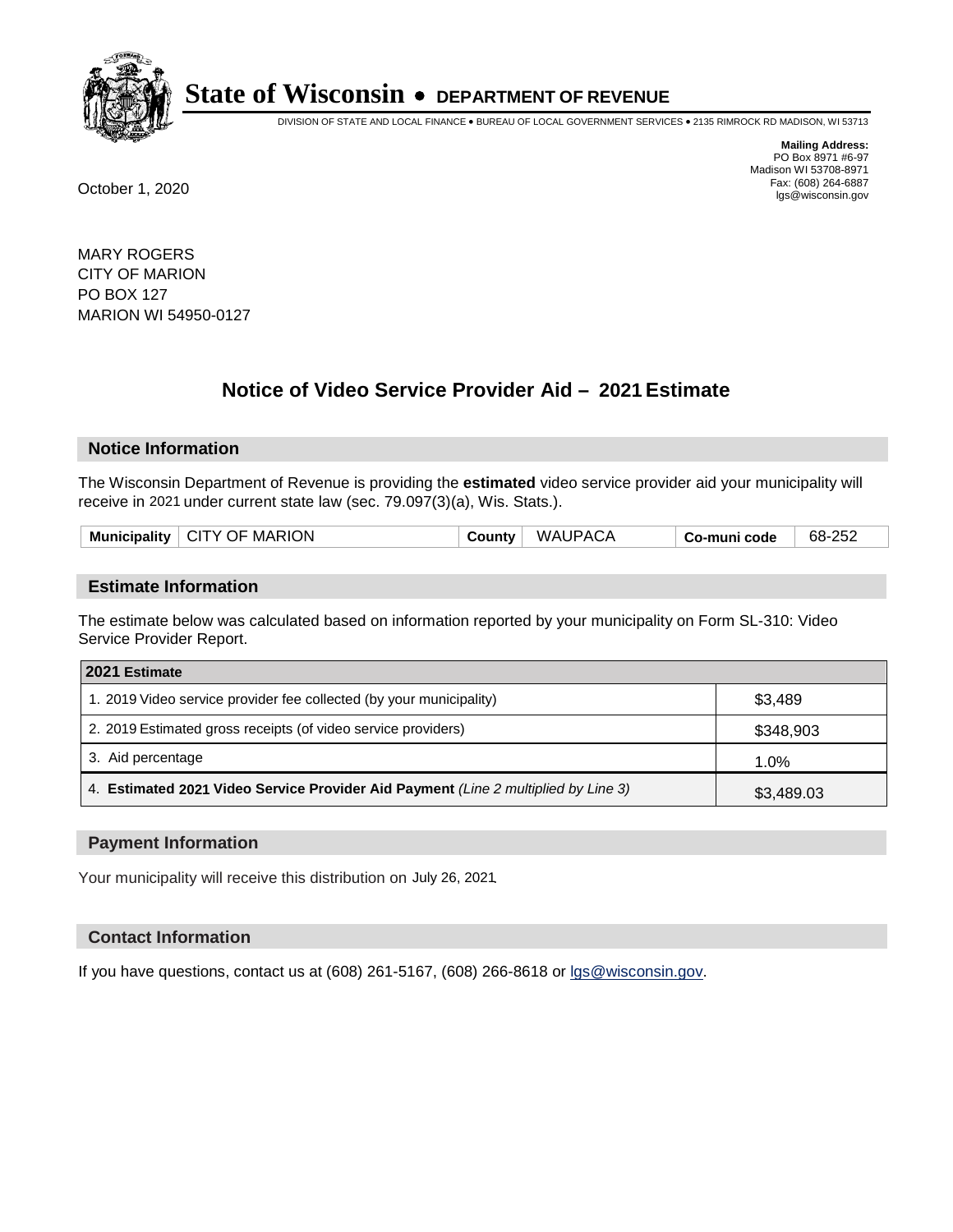# State of Wisconsin • DEPARTMENT OF REVENUE

DIVISION OF STATE AND LOCAL FINANCE • BUREAU OF LOCAL GOVERNMENT SERVICES • 2135 RIMROCK RD MADISON, WI 53713

**Mailing Address:**
PO Box 8971 #6-97
Madison WI 53708-8971
Fax: (608) 264-6887
lgs@wisconsin.gov

October 1, 2020

MARY ROGERS
CITY OF MARION
PO BOX 127
MARION WI 54950-0127

## Notice of Video Service Provider Aid – 2021 Estimate

### Notice Information

The Wisconsin Department of Revenue is providing the **estimated** video service provider aid your municipality will receive in 2021 under current state law (sec. 79.097(3)(a), Wis. Stats.).

| Municipality | CITY OF MARION | County | WAUPACA | Co-muni code | 68-252 |
|---|---|---|---|---|---|

### Estimate Information

The estimate below was calculated based on information reported by your municipality on Form SL-310: Video Service Provider Report.

| 2021 Estimate | |
|---|---|
| 1. 2019 Video service provider fee collected (by your municipality) | $3,489 |
| 2. 2019 Estimated gross receipts (of video service providers) | $348,903 |
| 3. Aid percentage | 1.0% |
| 4. **Estimated 2021 Video Service Provider Aid Payment** *(Line 2 multiplied by Line 3)* | $3,489.03 |

### Payment Information

Your municipality will receive this distribution on July 26, 2021.

### Contact Information

If you have questions, contact us at (608) 261-5167, (608) 266-8618 or lgs@wisconsin.gov.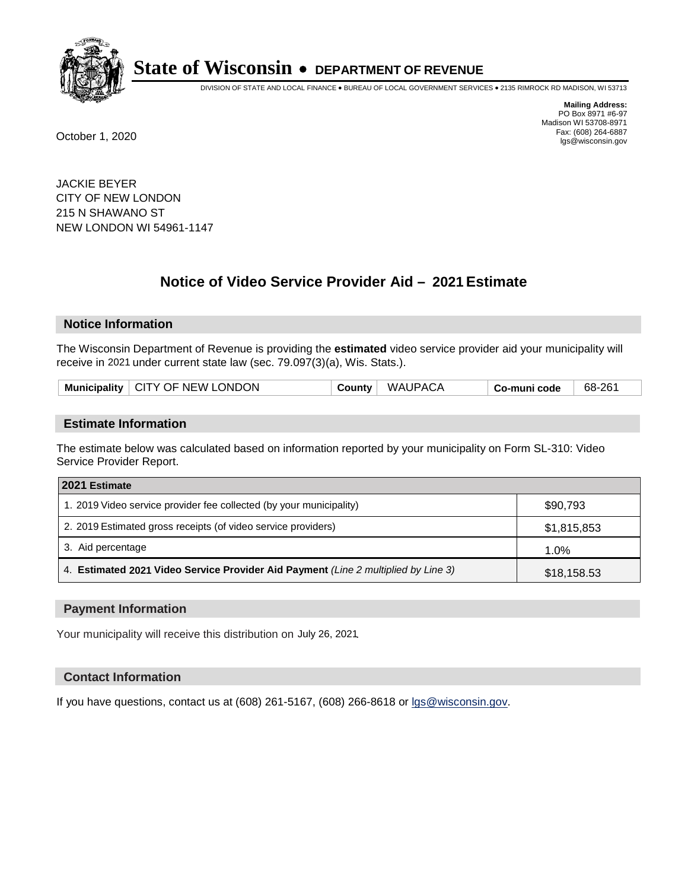# State of Wisconsin • DEPARTMENT OF REVENUE

DIVISION OF STATE AND LOCAL FINANCE • BUREAU OF LOCAL GOVERNMENT SERVICES • 2135 RIMROCK RD MADISON, WI 53713

**Mailing Address:**
PO Box 8971 #6-97
Madison WI 53708-8971
Fax: (608) 264-6887
lgs@wisconsin.gov

October 1, 2020

JACKIE BEYER
CITY OF NEW LONDON
215 N SHAWANO ST
NEW LONDON WI 54961-1147

## Notice of Video Service Provider Aid – 2021 Estimate

### Notice Information

The Wisconsin Department of Revenue is providing the **estimated** video service provider aid your municipality will receive in 2021 under current state law (sec. 79.097(3)(a), Wis. Stats.).

| Municipality | CITY OF NEW LONDON | County | WAUPACA | Co-muni code | 68-261 |
|---|---|---|---|---|---|

### Estimate Information

The estimate below was calculated based on information reported by your municipality on Form SL-310: Video Service Provider Report.

| 2021 Estimate | |
|---|---|
| 1. 2019 Video service provider fee collected (by your municipality) | $90,793 |
| 2. 2019 Estimated gross receipts (of video service providers) | $1,815,853 |
| 3. Aid percentage | 1.0% |
| 4. **Estimated 2021 Video Service Provider Aid Payment** *(Line 2 multiplied by Line 3)* | $18,158.53 |

### Payment Information

Your municipality will receive this distribution on July 26, 2021.

### Contact Information

If you have questions, contact us at (608) 261-5167, (608) 266-8618 or lgs@wisconsin.gov.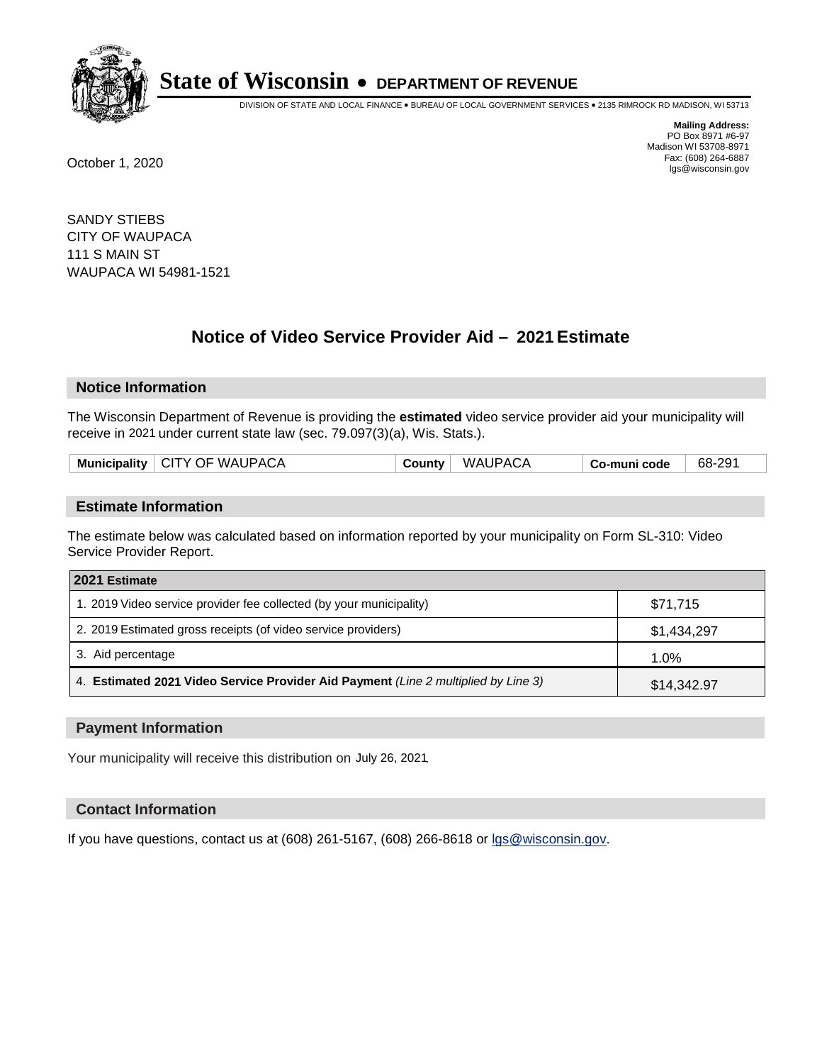# State of Wisconsin • DEPARTMENT OF REVENUE

DIVISION OF STATE AND LOCAL FINANCE • BUREAU OF LOCAL GOVERNMENT SERVICES • 2135 RIMROCK RD MADISON, WI 53713

**Mailing Address:**
PO Box 8971 #6-97
Madison WI 53708-8971
Fax: (608) 264-6887
lgs@wisconsin.gov

October 1, 2020

SANDY STIEBS
CITY OF WAUPACA
111 S MAIN ST
WAUPACA WI 54981-1521

## Notice of Video Service Provider Aid – 2021 Estimate

### Notice Information

The Wisconsin Department of Revenue is providing the **estimated** video service provider aid your municipality will receive in 2021 under current state law (sec. 79.097(3)(a), Wis. Stats.).

| Municipality | CITY OF WAUPACA | County | WAUPACA | Co-muni code | 68-291 |
|---|---|---|---|---|---|

### Estimate Information

The estimate below was calculated based on information reported by your municipality on Form SL-310: Video Service Provider Report.

| 2021 Estimate | |
|---|---|
| 1. 2019 Video service provider fee collected (by your municipality) | $71,715 |
| 2. 2019 Estimated gross receipts (of video service providers) | $1,434,297 |
| 3. Aid percentage | 1.0% |
| 4. **Estimated 2021 Video Service Provider Aid Payment** *(Line 2 multiplied by Line 3)* | $14,342.97 |

### Payment Information

Your municipality will receive this distribution on July 26, 2021.

### Contact Information

If you have questions, contact us at (608) 261-5167, (608) 266-8618 or lgs@wisconsin.gov.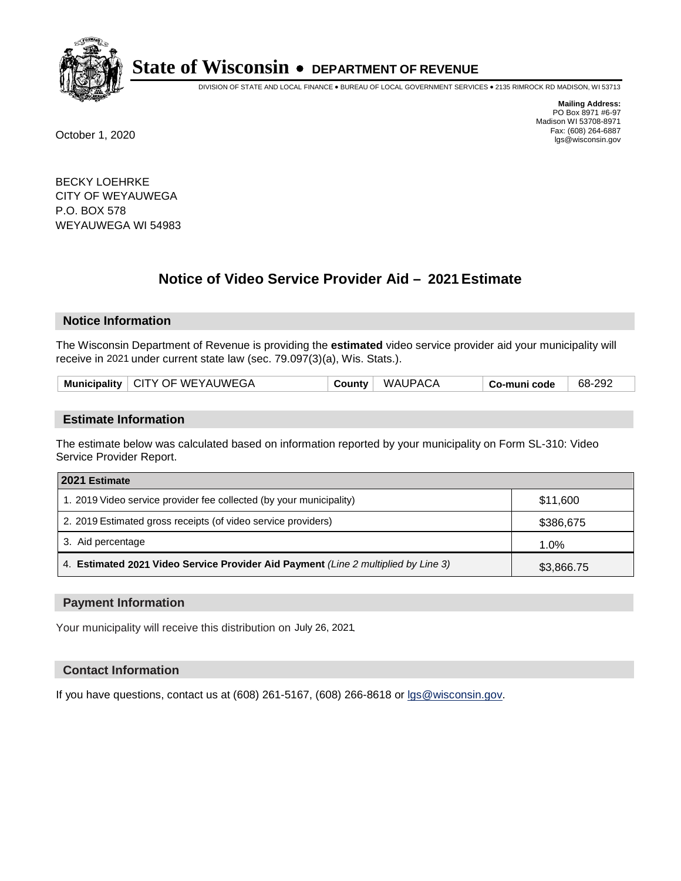# State of Wisconsin • DEPARTMENT OF REVENUE

DIVISION OF STATE AND LOCAL FINANCE • BUREAU OF LOCAL GOVERNMENT SERVICES • 2135 RIMROCK RD MADISON, WI 53713

**Mailing Address:**
PO Box 8971 #6-97
Madison WI 53708-8971
Fax: (608) 264-6887
lgs@wisconsin.gov

October 1, 2020

BECKY LOEHRKE
CITY OF WEYAUWEGA
P.O. BOX 578
WEYAUWEGA WI 54983

## Notice of Video Service Provider Aid – 2021 Estimate

### Notice Information

The Wisconsin Department of Revenue is providing the **estimated** video service provider aid your municipality will receive in 2021 under current state law (sec. 79.097(3)(a), Wis. Stats.).

| Municipality | CITY OF WEYAUWEGA | County | WAUPACA | Co-muni code | 68-292 |
|---|---|---|---|---|---|

### Estimate Information

The estimate below was calculated based on information reported by your municipality on Form SL-310: Video Service Provider Report.

| 2021 Estimate | |
|---|---|
| 1. 2019 Video service provider fee collected (by your municipality) | $11,600 |
| 2. 2019 Estimated gross receipts (of video service providers) | $386,675 |
| 3. Aid percentage | 1.0% |
| 4. **Estimated 2021 Video Service Provider Aid Payment** *(Line 2 multiplied by Line 3)* | $3,866.75 |

### Payment Information

Your municipality will receive this distribution on July 26, 2021.

### Contact Information

If you have questions, contact us at (608) 261-5167, (608) 266-8618 or lgs@wisconsin.gov.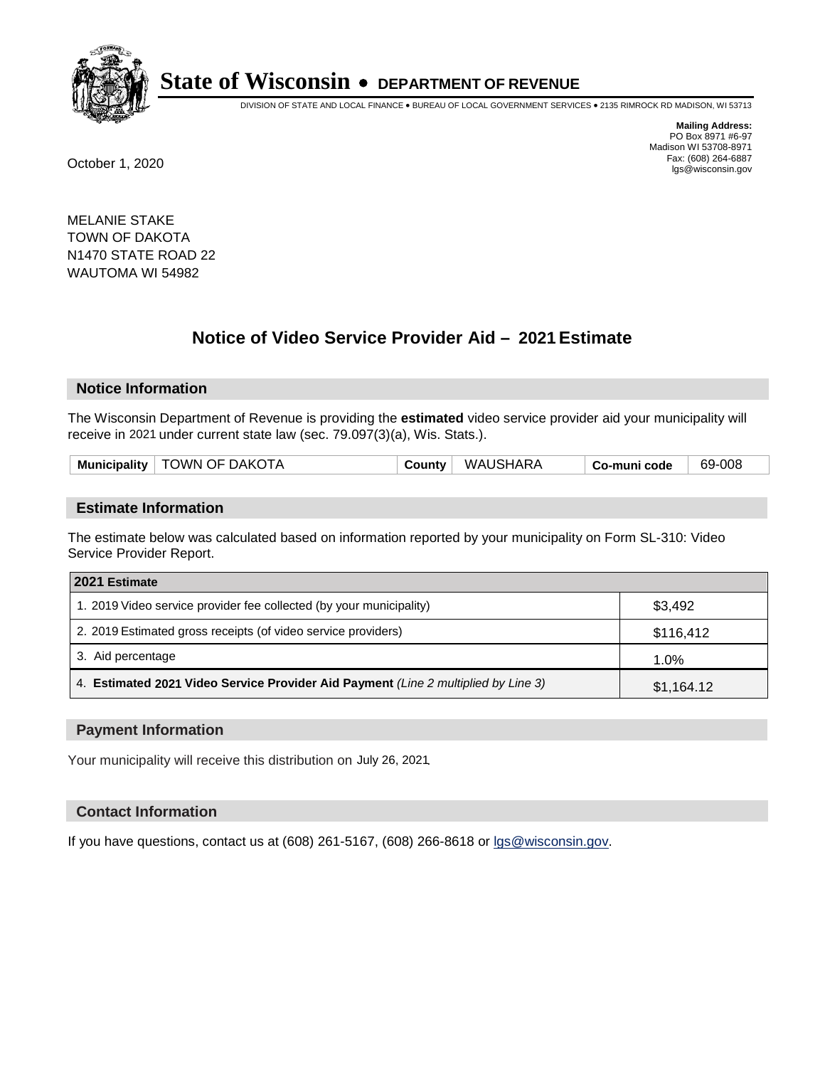# State of Wisconsin • DEPARTMENT OF REVENUE

DIVISION OF STATE AND LOCAL FINANCE • BUREAU OF LOCAL GOVERNMENT SERVICES • 2135 RIMROCK RD MADISON, WI 53713

**Mailing Address:**
PO Box 8971 #6-97
Madison WI 53708-8971
Fax: (608) 264-6887
lgs@wisconsin.gov

October 1, 2020

MELANIE STAKE
TOWN OF DAKOTA
N1470 STATE ROAD 22
WAUTOMA WI 54982

## Notice of Video Service Provider Aid – 2021 Estimate

### Notice Information

The Wisconsin Department of Revenue is providing the **estimated** video service provider aid your municipality will receive in 2021 under current state law (sec. 79.097(3)(a), Wis. Stats.).

| Municipality | TOWN OF DAKOTA | County | WAUSHARA | Co-muni code | 69-008 |
|---|---|---|---|---|---|

### Estimate Information

The estimate below was calculated based on information reported by your municipality on Form SL-310: Video Service Provider Report.

| 2021 Estimate | |
|---|---|
| 1. 2019 Video service provider fee collected (by your municipality) | $3,492 |
| 2. 2019 Estimated gross receipts (of video service providers) | $116,412 |
| 3. Aid percentage | 1.0% |
| 4. **Estimated 2021 Video Service Provider Aid Payment** *(Line 2 multiplied by Line 3)* | $1,164.12 |

### Payment Information

Your municipality will receive this distribution on July 26, 2021.

### Contact Information

If you have questions, contact us at (608) 261-5167, (608) 266-8618 or lgs@wisconsin.gov.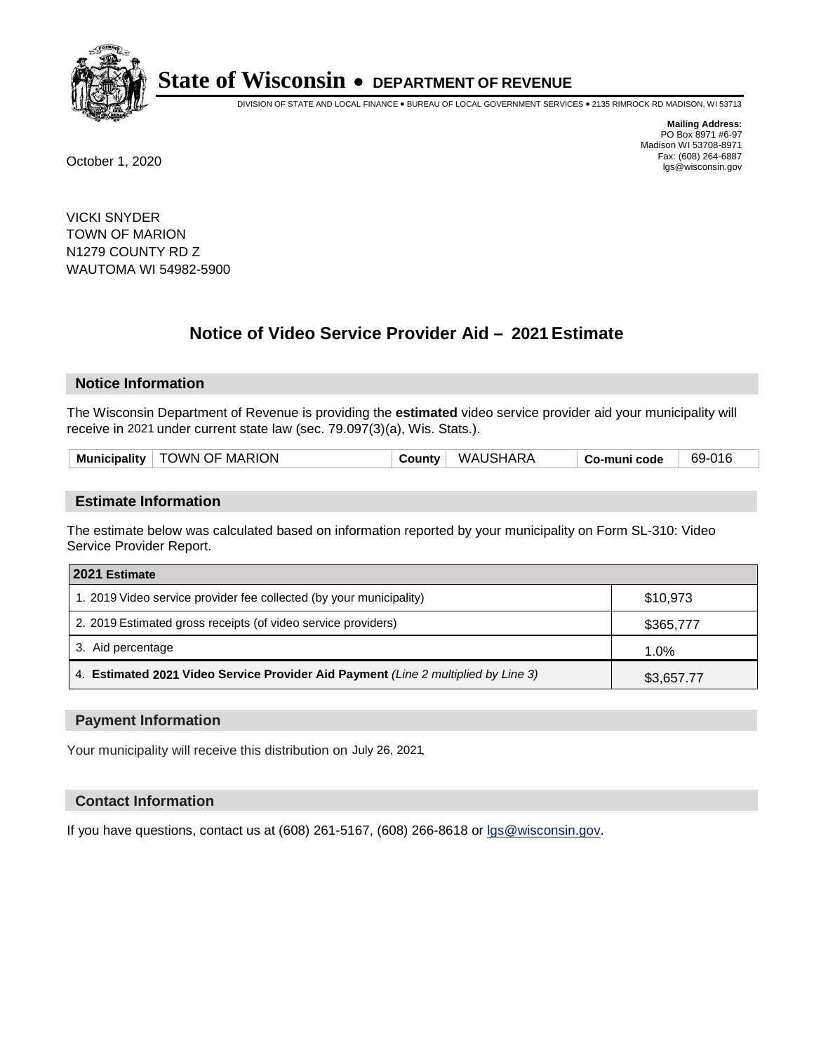# State of Wisconsin • DEPARTMENT OF REVENUE

DIVISION OF STATE AND LOCAL FINANCE • BUREAU OF LOCAL GOVERNMENT SERVICES • 2135 RIMROCK RD MADISON, WI 53713

**Mailing Address:**
PO Box 8971 #6-97
Madison WI 53708-8971
Fax: (608) 264-6887
lgs@wisconsin.gov

October 1, 2020

VICKI SNYDER
TOWN OF MARION
N1279 COUNTY RD Z
WAUTOMA WI 54982-5900

## Notice of Video Service Provider Aid – 2021 Estimate

### Notice Information

The Wisconsin Department of Revenue is providing the **estimated** video service provider aid your municipality will receive in 2021 under current state law (sec. 79.097(3)(a), Wis. Stats.).

| Municipality | TOWN OF MARION | County | WAUSHARA | Co-muni code | 69-016 |
|---|---|---|---|---|---|

### Estimate Information

The estimate below was calculated based on information reported by your municipality on Form SL-310: Video Service Provider Report.

| 2021 Estimate | |
|---|---|
| 1. 2019 Video service provider fee collected (by your municipality) | $10,973 |
| 2. 2019 Estimated gross receipts (of video service providers) | $365,777 |
| 3. Aid percentage | 1.0% |
| 4. **Estimated 2021 Video Service Provider Aid Payment** *(Line 2 multiplied by Line 3)* | $3,657.77 |

### Payment Information

Your municipality will receive this distribution on July 26, 2021.

### Contact Information

If you have questions, contact us at (608) 261-5167, (608) 266-8618 or lgs@wisconsin.gov.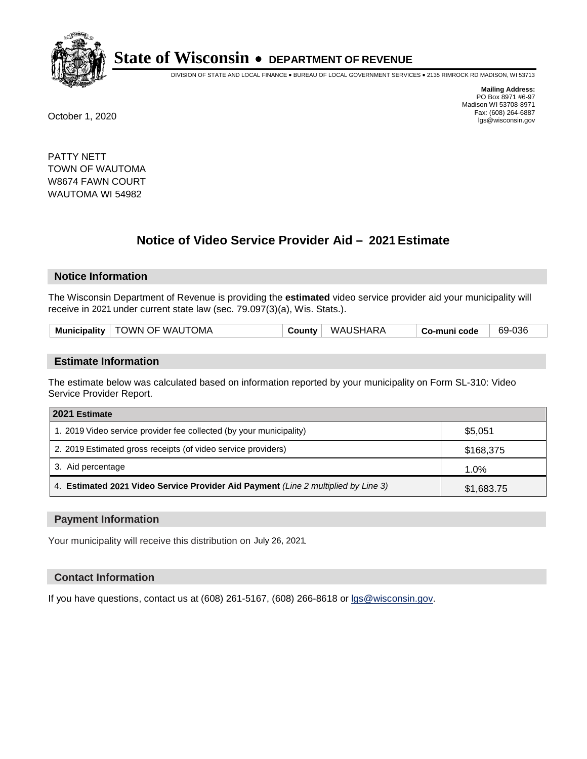# State of Wisconsin • DEPARTMENT OF REVENUE

DIVISION OF STATE AND LOCAL FINANCE • BUREAU OF LOCAL GOVERNMENT SERVICES • 2135 RIMROCK RD MADISON, WI 53713

**Mailing Address:**
PO Box 8971 #6-97
Madison WI 53708-8971
Fax: (608) 264-6887
lgs@wisconsin.gov

October 1, 2020

PATTY NETT
TOWN OF WAUTOMA
W8674 FAWN COURT
WAUTOMA WI 54982

## Notice of Video Service Provider Aid – 2021 Estimate

### Notice Information

The Wisconsin Department of Revenue is providing the **estimated** video service provider aid your municipality will receive in 2021 under current state law (sec. 79.097(3)(a), Wis. Stats.).

| Municipality | TOWN OF WAUTOMA | County | WAUSHARA | Co-muni code | 69-036 |
|---|---|---|---|---|---|

### Estimate Information

The estimate below was calculated based on information reported by your municipality on Form SL-310: Video Service Provider Report.

| 2021 Estimate | |
|---|---|
| 1. 2019 Video service provider fee collected (by your municipality) | $5,051 |
| 2. 2019 Estimated gross receipts (of video service providers) | $168,375 |
| 3. Aid percentage | 1.0% |
| 4. **Estimated 2021 Video Service Provider Aid Payment** *(Line 2 multiplied by Line 3)* | $1,683.75 |

### Payment Information

Your municipality will receive this distribution on July 26, 2021.

### Contact Information

If you have questions, contact us at (608) 261-5167, (608) 266-8618 or lgs@wisconsin.gov.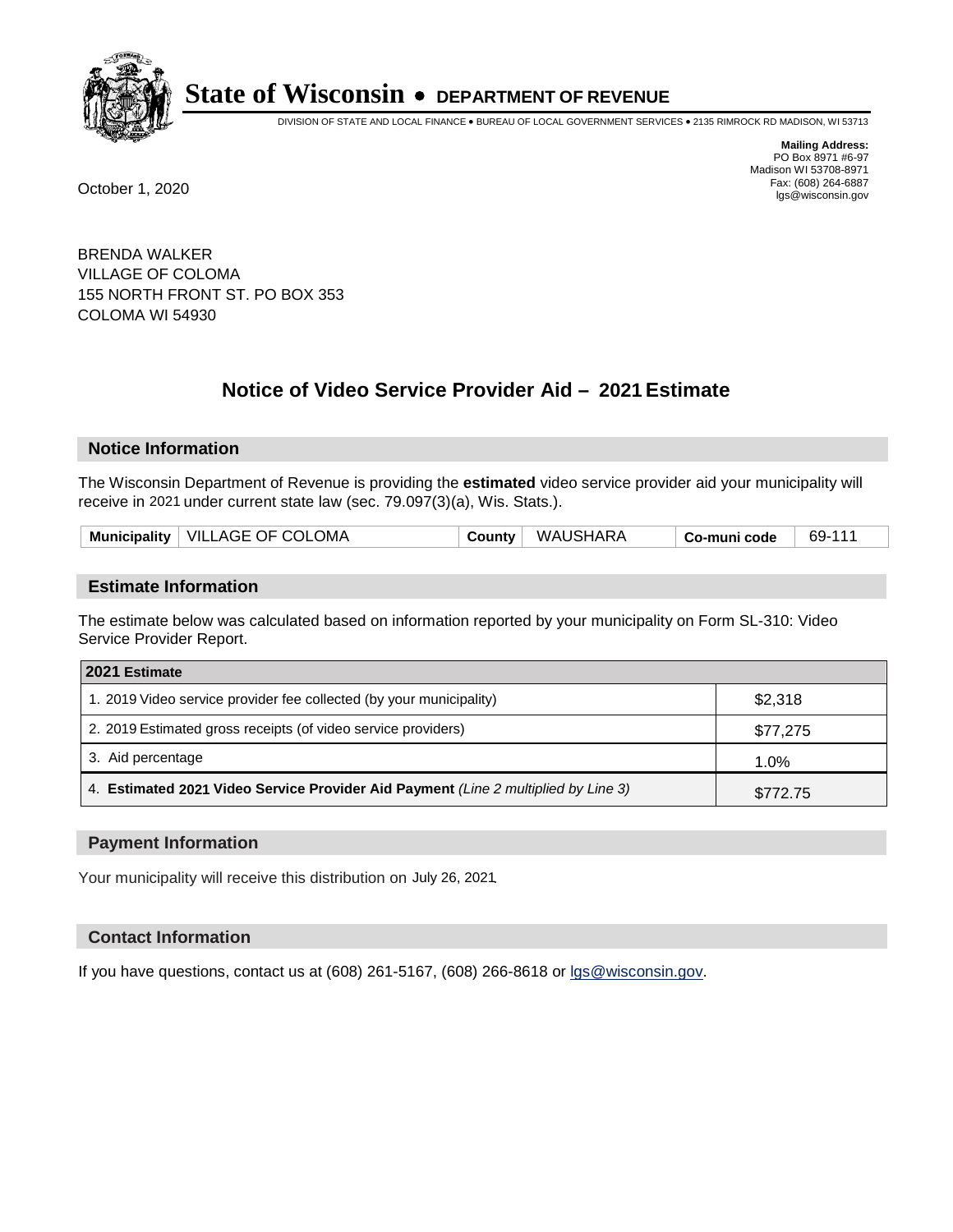**State of Wisconsin • DEPARTMENT OF REVENUE**

DIVISION OF STATE AND LOCAL FINANCE • BUREAU OF LOCAL GOVERNMENT SERVICES • 2135 RIMROCK RD MADISON, WI 53713

**Mailing Address:**
PO Box 8971 #6-97
Madison WI 53708-8971
Fax: (608) 264-6887
lgs@wisconsin.gov

October 1, 2020

BRENDA WALKER
VILLAGE OF COLOMA
155 NORTH FRONT ST. PO BOX 353
COLOMA WI 54930

## Notice of Video Service Provider Aid – 2021 Estimate

### Notice Information

The Wisconsin Department of Revenue is providing the **estimated** video service provider aid your municipality will receive in 2021 under current state law (sec. 79.097(3)(a), Wis. Stats.).

| **Municipality** | VILLAGE OF COLOMA | **County** | WAUSHARA | **Co-muni code** | 69-111 |
|---|---|---|---|---|---|

### Estimate Information

The estimate below was calculated based on information reported by your municipality on Form SL-310: Video Service Provider Report.

| **2021 Estimate** | |
|---|---|
| 1. 2019 Video service provider fee collected (by your municipality) | $2,318 |
| 2. 2019 Estimated gross receipts (of video service providers) | $77,275 |
| 3. Aid percentage | 1.0% |
| 4. **Estimated 2021 Video Service Provider Aid Payment** *(Line 2 multiplied by Line 3)* | $772.75 |

### Payment Information

Your municipality will receive this distribution on July 26, 2021.

### Contact Information

If you have questions, contact us at (608) 261-5167, (608) 266-8618 or lgs@wisconsin.gov.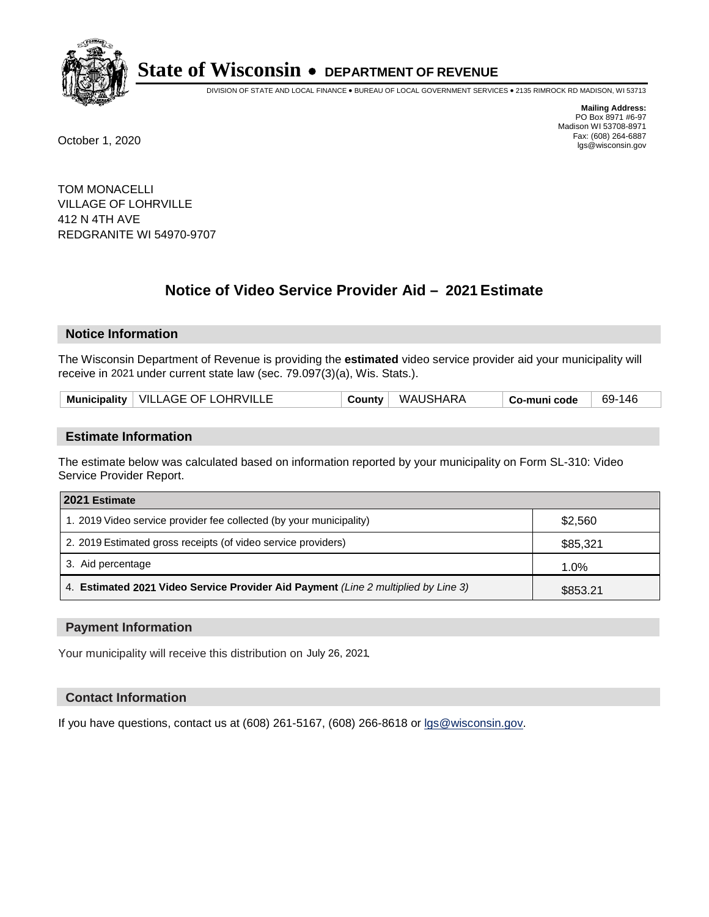# State of Wisconsin • DEPARTMENT OF REVENUE

DIVISION OF STATE AND LOCAL FINANCE • BUREAU OF LOCAL GOVERNMENT SERVICES • 2135 RIMROCK RD MADISON, WI 53713

**Mailing Address:**
PO Box 8971 #6-97
Madison WI 53708-8971
Fax: (608) 264-6887
lgs@wisconsin.gov

October 1, 2020

TOM MONACELLI
VILLAGE OF LOHRVILLE
412 N 4TH AVE
REDGRANITE WI 54970-9707

## Notice of Video Service Provider Aid – 2021 Estimate

### Notice Information

The Wisconsin Department of Revenue is providing the **estimated** video service provider aid your municipality will receive in 2021 under current state law (sec. 79.097(3)(a), Wis. Stats.).

| Municipality | VILLAGE OF LOHRVILLE | County | WAUSHARA | Co-muni code | 69-146 |
|---|---|---|---|---|---|

### Estimate Information

The estimate below was calculated based on information reported by your municipality on Form SL-310: Video Service Provider Report.

| 2021 Estimate | |
|---|---|
| 1. 2019 Video service provider fee collected (by your municipality) | $2,560 |
| 2. 2019 Estimated gross receipts (of video service providers) | $85,321 |
| 3. Aid percentage | 1.0% |
| 4. **Estimated 2021 Video Service Provider Aid Payment** *(Line 2 multiplied by Line 3)* | $853.21 |

### Payment Information

Your municipality will receive this distribution on July 26, 2021.

### Contact Information

If you have questions, contact us at (608) 261-5167, (608) 266-8618 or lgs@wisconsin.gov.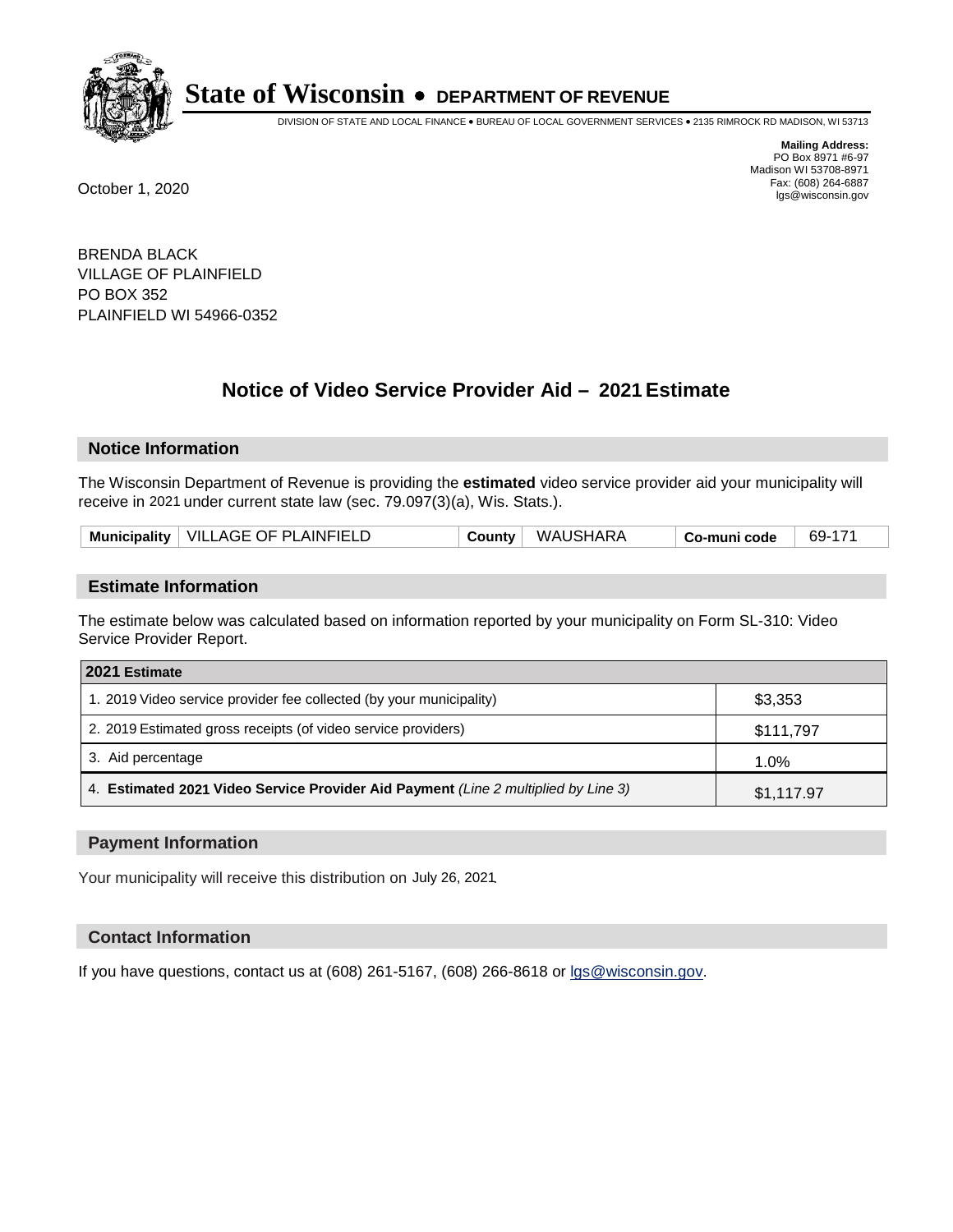# State of Wisconsin • DEPARTMENT OF REVENUE

DIVISION OF STATE AND LOCAL FINANCE • BUREAU OF LOCAL GOVERNMENT SERVICES • 2135 RIMROCK RD MADISON, WI 53713

**Mailing Address:**
PO Box 8971 #6-97
Madison WI 53708-8971
Fax: (608) 264-6887
lgs@wisconsin.gov

October 1, 2020

BRENDA BLACK
VILLAGE OF PLAINFIELD
PO BOX 352
PLAINFIELD WI 54966-0352

## Notice of Video Service Provider Aid – 2021 Estimate

### Notice Information

The Wisconsin Department of Revenue is providing the **estimated** video service provider aid your municipality will receive in 2021 under current state law (sec. 79.097(3)(a), Wis. Stats.).

| Municipality | VILLAGE OF PLAINFIELD | County | WAUSHARA | Co-muni code | 69-171 |
|---|---|---|---|---|---|

### Estimate Information

The estimate below was calculated based on information reported by your municipality on Form SL-310: Video Service Provider Report.

| 2021 Estimate | |
|---|---|
| 1. 2019 Video service provider fee collected (by your municipality) | $3,353 |
| 2. 2019 Estimated gross receipts (of video service providers) | $111,797 |
| 3. Aid percentage | 1.0% |
| 4. **Estimated 2021 Video Service Provider Aid Payment** *(Line 2 multiplied by Line 3)* | $1,117.97 |

### Payment Information

Your municipality will receive this distribution on July 26, 2021.

### Contact Information

If you have questions, contact us at (608) 261-5167, (608) 266-8618 or lgs@wisconsin.gov.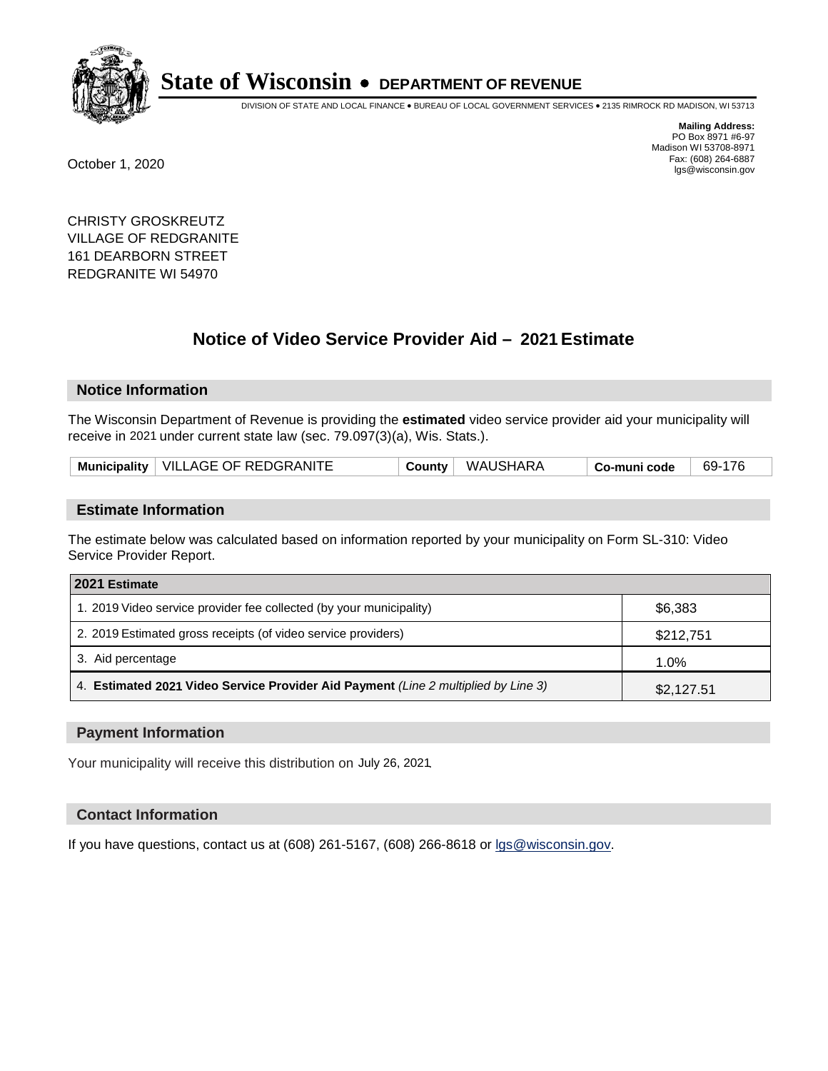# State of Wisconsin • DEPARTMENT OF REVENUE

DIVISION OF STATE AND LOCAL FINANCE • BUREAU OF LOCAL GOVERNMENT SERVICES • 2135 RIMROCK RD MADISON, WI 53713

**Mailing Address:**
PO Box 8971 #6-97
Madison WI 53708-8971
Fax: (608) 264-6887
lgs@wisconsin.gov

October 1, 2020

CHRISTY GROSKREUTZ
VILLAGE OF REDGRANITE
161 DEARBORN STREET
REDGRANITE WI 54970

## Notice of Video Service Provider Aid – 2021 Estimate

### Notice Information

The Wisconsin Department of Revenue is providing the **estimated** video service provider aid your municipality will receive in 2021 under current state law (sec. 79.097(3)(a), Wis. Stats.).

| Municipality | VILLAGE OF REDGRANITE | County | WAUSHARA | Co-muni code | 69-176 |
|---|---|---|---|---|---|

### Estimate Information

The estimate below was calculated based on information reported by your municipality on Form SL-310: Video Service Provider Report.

| 2021 Estimate | |
|---|---|
| 1. 2019 Video service provider fee collected (by your municipality) | $6,383 |
| 2. 2019 Estimated gross receipts (of video service providers) | $212,751 |
| 3. Aid percentage | 1.0% |
| 4. **Estimated 2021 Video Service Provider Aid Payment** *(Line 2 multiplied by Line 3)* | $2,127.51 |

### Payment Information

Your municipality will receive this distribution on July 26, 2021.

### Contact Information

If you have questions, contact us at (608) 261-5167, (608) 266-8618 or lgs@wisconsin.gov.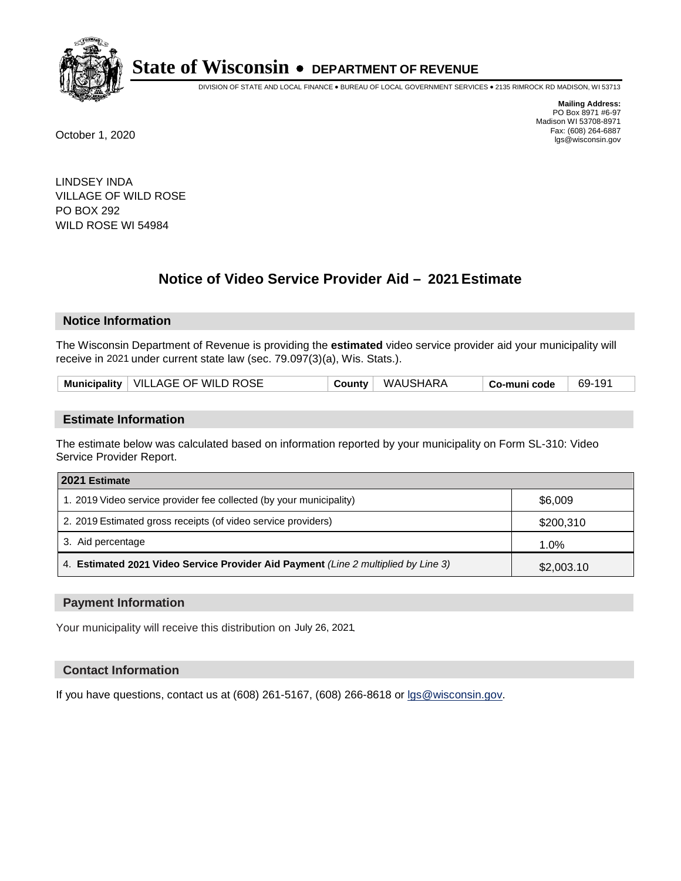# State of Wisconsin • DEPARTMENT OF REVENUE

DIVISION OF STATE AND LOCAL FINANCE • BUREAU OF LOCAL GOVERNMENT SERVICES • 2135 RIMROCK RD MADISON, WI 53713

**Mailing Address:**
PO Box 8971 #6-97
Madison WI 53708-8971
Fax: (608) 264-6887
lgs@wisconsin.gov

October 1, 2020

LINDSEY INDA
VILLAGE OF WILD ROSE
PO BOX 292
WILD ROSE WI 54984

## Notice of Video Service Provider Aid – 2021 Estimate

### Notice Information

The Wisconsin Department of Revenue is providing the **estimated** video service provider aid your municipality will receive in 2021 under current state law (sec. 79.097(3)(a), Wis. Stats.).

| Municipality | VILLAGE OF WILD ROSE | County | WAUSHARA | Co-muni code | 69-191 |
|---|---|---|---|---|---|

### Estimate Information

The estimate below was calculated based on information reported by your municipality on Form SL-310: Video Service Provider Report.

| 2021 Estimate | |
|---|---|
| 1. 2019 Video service provider fee collected (by your municipality) | $6,009 |
| 2. 2019 Estimated gross receipts (of video service providers) | $200,310 |
| 3. Aid percentage | 1.0% |
| 4. **Estimated 2021 Video Service Provider Aid Payment** *(Line 2 multiplied by Line 3)* | $2,003.10 |

### Payment Information

Your municipality will receive this distribution on July 26, 2021.

### Contact Information

If you have questions, contact us at (608) 261-5167, (608) 266-8618 or lgs@wisconsin.gov.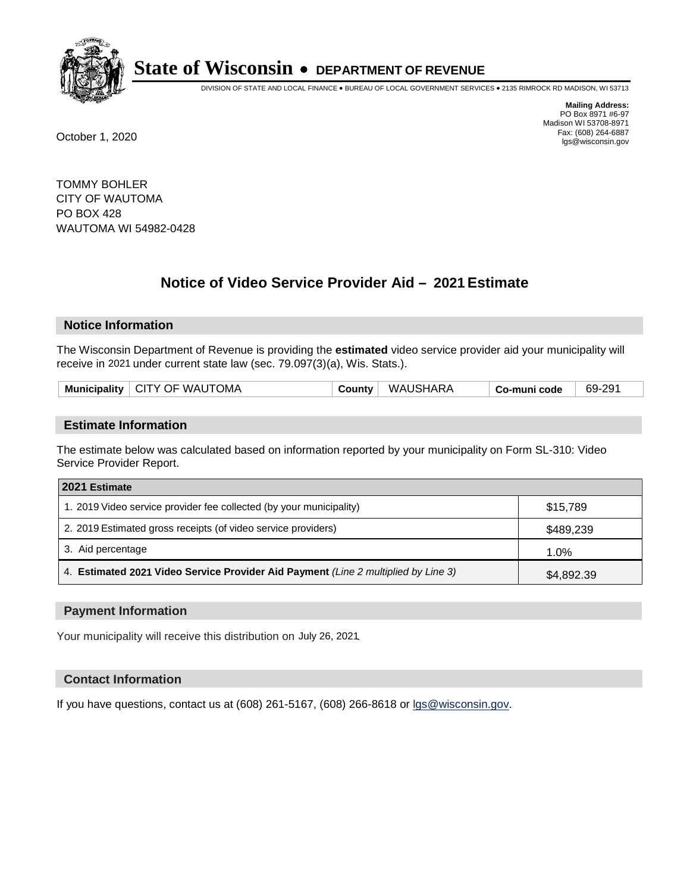# State of Wisconsin • DEPARTMENT OF REVENUE

DIVISION OF STATE AND LOCAL FINANCE • BUREAU OF LOCAL GOVERNMENT SERVICES • 2135 RIMROCK RD MADISON, WI 53713

**Mailing Address:**
PO Box 8971 #6-97
Madison WI 53708-8971
Fax: (608) 264-6887
lgs@wisconsin.gov

October 1, 2020

TOMMY BOHLER
CITY OF WAUTOMA
PO BOX 428
WAUTOMA WI 54982-0428

## Notice of Video Service Provider Aid – 2021 Estimate

### Notice Information

The Wisconsin Department of Revenue is providing the **estimated** video service provider aid your municipality will receive in 2021 under current state law (sec. 79.097(3)(a), Wis. Stats.).

| Municipality | CITY OF WAUTOMA | County | WAUSHARA | Co-muni code | 69-291 |
|---|---|---|---|---|---|

### Estimate Information

The estimate below was calculated based on information reported by your municipality on Form SL-310: Video Service Provider Report.

| 2021 Estimate | |
|---|---|
| 1. 2019 Video service provider fee collected (by your municipality) | $15,789 |
| 2. 2019 Estimated gross receipts (of video service providers) | $489,239 |
| 3. Aid percentage | 1.0% |
| 4. **Estimated 2021 Video Service Provider Aid Payment** *(Line 2 multiplied by Line 3)* | $4,892.39 |

### Payment Information

Your municipality will receive this distribution on July 26, 2021.

### Contact Information

If you have questions, contact us at (608) 261-5167, (608) 266-8618 or lgs@wisconsin.gov.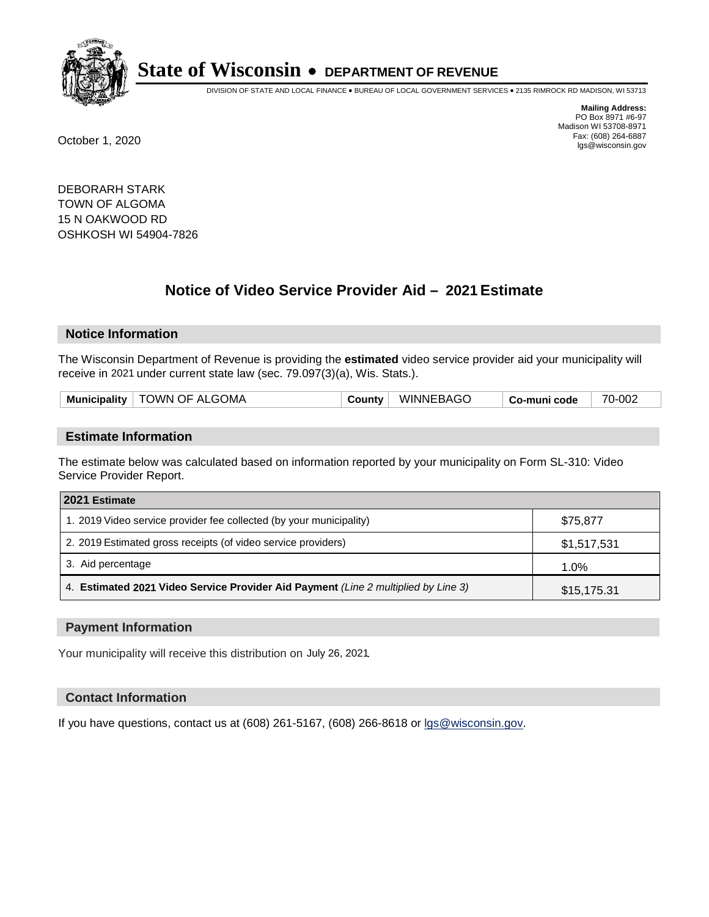# State of Wisconsin • DEPARTMENT OF REVENUE

DIVISION OF STATE AND LOCAL FINANCE • BUREAU OF LOCAL GOVERNMENT SERVICES • 2135 RIMROCK RD MADISON, WI 53713

**Mailing Address:**
PO Box 8971 #6-97
Madison WI 53708-8971
Fax: (608) 264-6887
lgs@wisconsin.gov

October 1, 2020

DEBORARH STARK
TOWN OF ALGOMA
15 N OAKWOOD RD
OSHKOSH WI 54904-7826

## Notice of Video Service Provider Aid – 2021 Estimate

### Notice Information

The Wisconsin Department of Revenue is providing the **estimated** video service provider aid your municipality will receive in 2021 under current state law (sec. 79.097(3)(a), Wis. Stats.).

| Municipality | TOWN OF ALGOMA | County | WINNEBAGO | Co-muni code | 70-002 |
|---|---|---|---|---|---|

### Estimate Information

The estimate below was calculated based on information reported by your municipality on Form SL-310: Video Service Provider Report.

| 2021 Estimate | |
|---|---|
| 1. 2019 Video service provider fee collected (by your municipality) | $75,877 |
| 2. 2019 Estimated gross receipts (of video service providers) | $1,517,531 |
| 3. Aid percentage | 1.0% |
| 4. **Estimated 2021 Video Service Provider Aid Payment** *(Line 2 multiplied by Line 3)* | $15,175.31 |

### Payment Information

Your municipality will receive this distribution on July 26, 2021.

### Contact Information

If you have questions, contact us at (608) 261-5167, (608) 266-8618 or lgs@wisconsin.gov.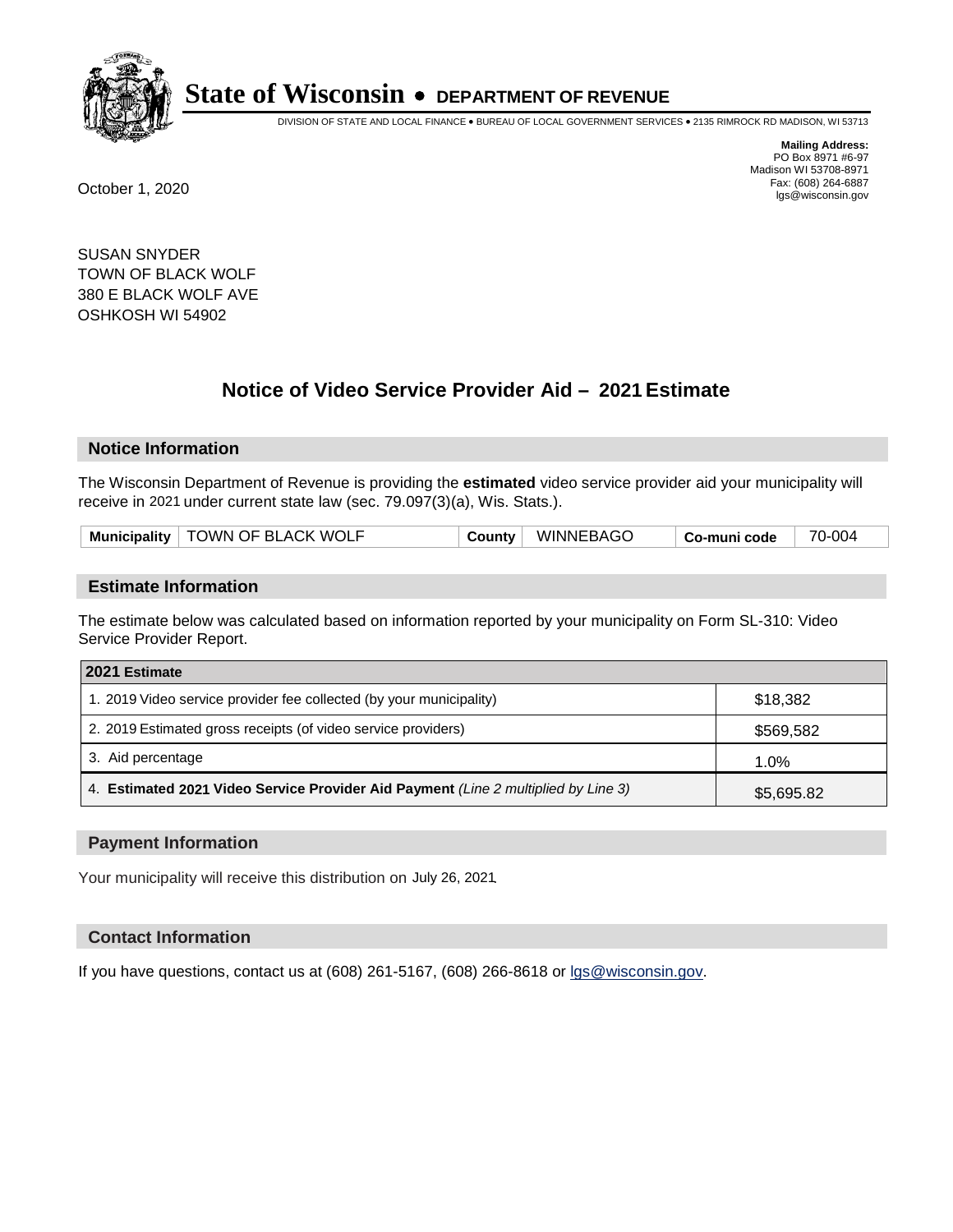# State of Wisconsin • DEPARTMENT OF REVENUE

DIVISION OF STATE AND LOCAL FINANCE • BUREAU OF LOCAL GOVERNMENT SERVICES • 2135 RIMROCK RD MADISON, WI 53713

**Mailing Address:**
PO Box 8971 #6-97
Madison WI 53708-8971
Fax: (608) 264-6887
lgs@wisconsin.gov

October 1, 2020

SUSAN SNYDER
TOWN OF BLACK WOLF
380 E BLACK WOLF AVE
OSHKOSH WI 54902

## Notice of Video Service Provider Aid – 2021 Estimate

### Notice Information

The Wisconsin Department of Revenue is providing the **estimated** video service provider aid your municipality will receive in 2021 under current state law (sec. 79.097(3)(a), Wis. Stats.).

| Municipality | TOWN OF BLACK WOLF | County | WINNEBAGO | Co-muni code | 70-004 |
|---|---|---|---|---|---|

### Estimate Information

The estimate below was calculated based on information reported by your municipality on Form SL-310: Video Service Provider Report.

| 2021 Estimate | |
|---|---|
| 1. 2019 Video service provider fee collected (by your municipality) | $18,382 |
| 2. 2019 Estimated gross receipts (of video service providers) | $569,582 |
| 3. Aid percentage | 1.0% |
| 4. **Estimated 2021 Video Service Provider Aid Payment** *(Line 2 multiplied by Line 3)* | $5,695.82 |

### Payment Information

Your municipality will receive this distribution on July 26, 2021.

### Contact Information

If you have questions, contact us at (608) 261-5167, (608) 266-8618 or lgs@wisconsin.gov.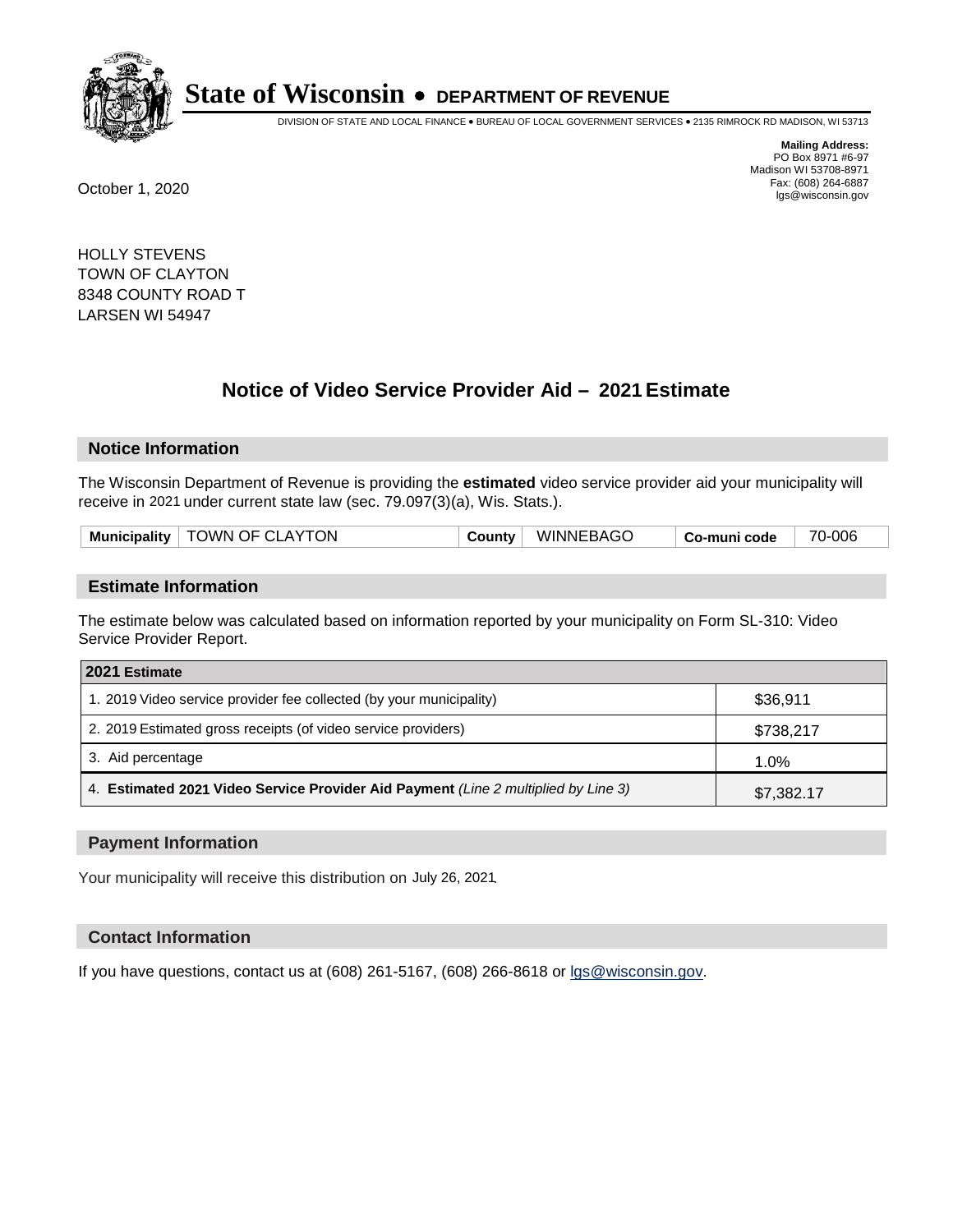# State of Wisconsin • DEPARTMENT OF REVENUE

DIVISION OF STATE AND LOCAL FINANCE • BUREAU OF LOCAL GOVERNMENT SERVICES • 2135 RIMROCK RD MADISON, WI 53713

**Mailing Address:**
PO Box 8971 #6-97
Madison WI 53708-8971
Fax: (608) 264-6887
lgs@wisconsin.gov

October 1, 2020

HOLLY STEVENS
TOWN OF CLAYTON
8348 COUNTY ROAD T
LARSEN WI 54947

## Notice of Video Service Provider Aid – 2021 Estimate

### Notice Information

The Wisconsin Department of Revenue is providing the **estimated** video service provider aid your municipality will receive in 2021 under current state law (sec. 79.097(3)(a), Wis. Stats.).

| Municipality | TOWN OF CLAYTON | County | WINNEBAGO | Co-muni code | 70-006 |
|---|---|---|---|---|---|

### Estimate Information

The estimate below was calculated based on information reported by your municipality on Form SL-310: Video Service Provider Report.

| 2021 Estimate | |
|---|---|
| 1. 2019 Video service provider fee collected (by your municipality) | $36,911 |
| 2. 2019 Estimated gross receipts (of video service providers) | $738,217 |
| 3. Aid percentage | 1.0% |
| 4. **Estimated 2021 Video Service Provider Aid Payment** *(Line 2 multiplied by Line 3)* | $7,382.17 |

### Payment Information

Your municipality will receive this distribution on July 26, 2021.

### Contact Information

If you have questions, contact us at (608) 261-5167, (608) 266-8618 or lgs@wisconsin.gov.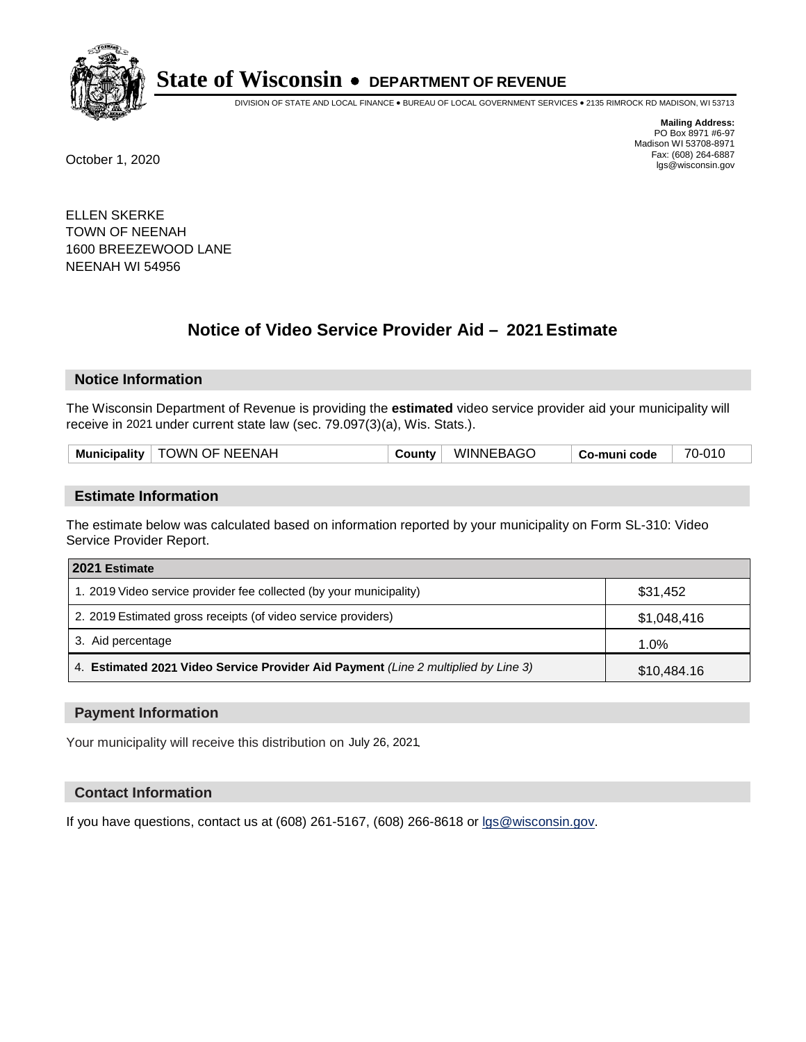# State of Wisconsin • DEPARTMENT OF REVENUE

DIVISION OF STATE AND LOCAL FINANCE • BUREAU OF LOCAL GOVERNMENT SERVICES • 2135 RIMROCK RD MADISON, WI 53713

**Mailing Address:**
PO Box 8971 #6-97
Madison WI 53708-8971
Fax: (608) 264-6887
lgs@wisconsin.gov

October 1, 2020

ELLEN SKERKE
TOWN OF NEENAH
1600 BREEZEWOOD LANE
NEENAH WI 54956

## Notice of Video Service Provider Aid – 2021 Estimate

### Notice Information

The Wisconsin Department of Revenue is providing the **estimated** video service provider aid your municipality will receive in 2021 under current state law (sec. 79.097(3)(a), Wis. Stats.).

| Municipality | TOWN OF NEENAH | County | WINNEBAGO | Co-muni code | 70-010 |
|---|---|---|---|---|---|

### Estimate Information

The estimate below was calculated based on information reported by your municipality on Form SL-310: Video Service Provider Report.

| 2021 Estimate | |
|---|---|
| 1. 2019 Video service provider fee collected (by your municipality) | $31,452 |
| 2. 2019 Estimated gross receipts (of video service providers) | $1,048,416 |
| 3. Aid percentage | 1.0% |
| 4. **Estimated 2021 Video Service Provider Aid Payment** *(Line 2 multiplied by Line 3)* | $10,484.16 |

### Payment Information

Your municipality will receive this distribution on July 26, 2021.

### Contact Information

If you have questions, contact us at (608) 261-5167, (608) 266-8618 or lgs@wisconsin.gov.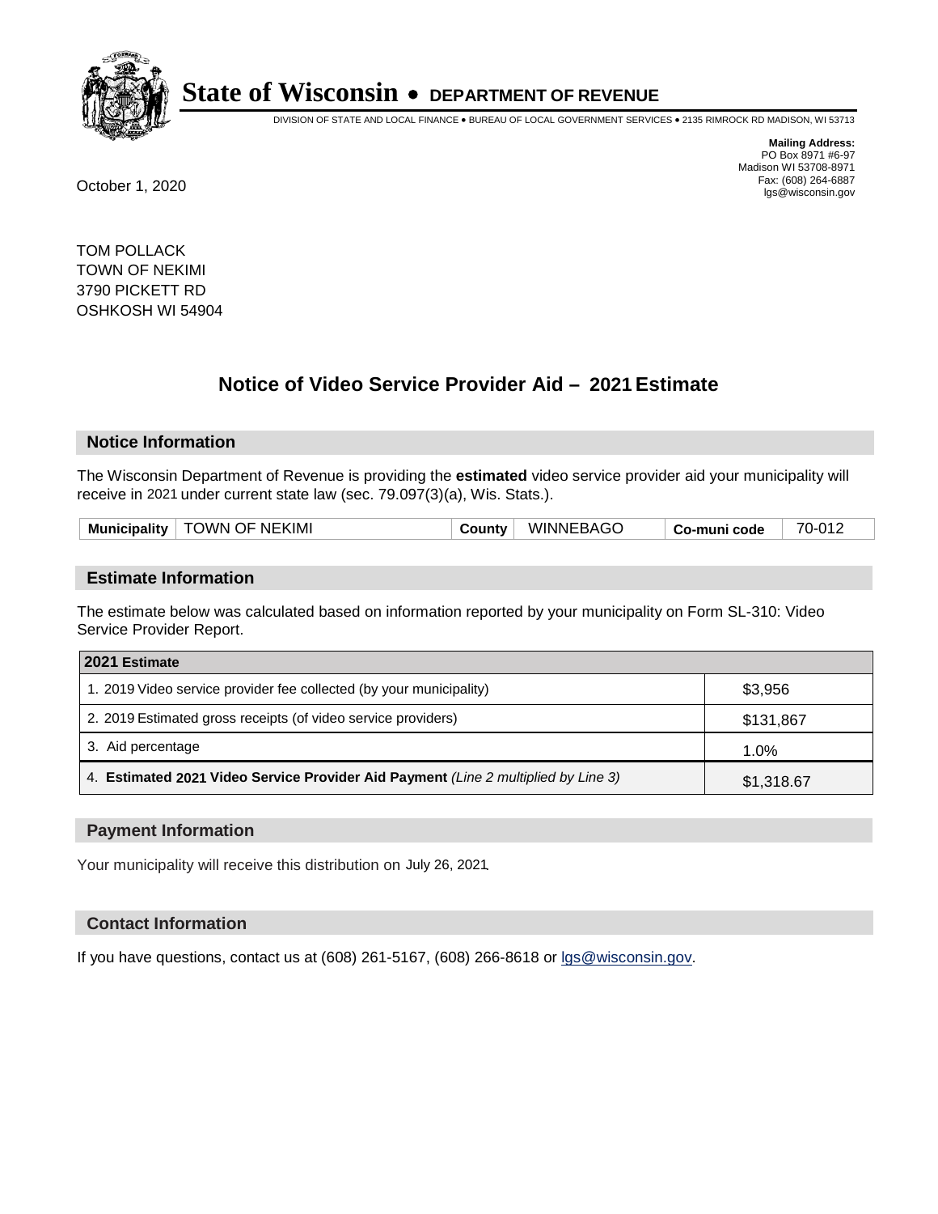# State of Wisconsin • DEPARTMENT OF REVENUE

DIVISION OF STATE AND LOCAL FINANCE • BUREAU OF LOCAL GOVERNMENT SERVICES • 2135 RIMROCK RD MADISON, WI 53713

**Mailing Address:**
PO Box 8971 #6-97
Madison WI 53708-8971
Fax: (608) 264-6887
lgs@wisconsin.gov

October 1, 2020

TOM POLLACK
TOWN OF NEKIMI
3790 PICKETT RD
OSHKOSH WI 54904

## Notice of Video Service Provider Aid – 2021 Estimate

### Notice Information

The Wisconsin Department of Revenue is providing the **estimated** video service provider aid your municipality will receive in 2021 under current state law (sec. 79.097(3)(a), Wis. Stats.).

| Municipality | TOWN OF NEKIMI | County | WINNEBAGO | Co-muni code | 70-012 |
|---|---|---|---|---|---|

### Estimate Information

The estimate below was calculated based on information reported by your municipality on Form SL-310: Video Service Provider Report.

| 2021 Estimate | |
|---|---|
| 1. 2019 Video service provider fee collected (by your municipality) | $3,956 |
| 2. 2019 Estimated gross receipts (of video service providers) | $131,867 |
| 3. Aid percentage | 1.0% |
| 4. **Estimated 2021 Video Service Provider Aid Payment** *(Line 2 multiplied by Line 3)* | $1,318.67 |

### Payment Information

Your municipality will receive this distribution on July 26, 2021.

### Contact Information

If you have questions, contact us at (608) 261-5167, (608) 266-8618 or lgs@wisconsin.gov.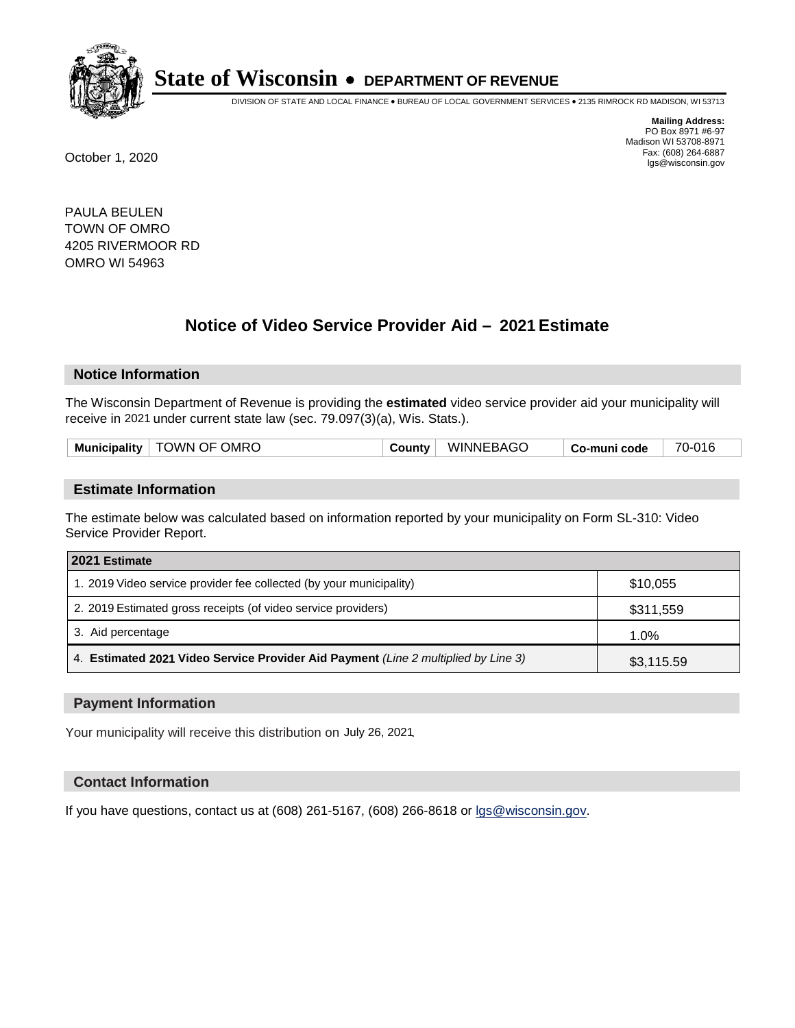# State of Wisconsin • DEPARTMENT OF REVENUE

DIVISION OF STATE AND LOCAL FINANCE • BUREAU OF LOCAL GOVERNMENT SERVICES • 2135 RIMROCK RD MADISON, WI 53713

**Mailing Address:**
PO Box 8971 #6-97
Madison WI 53708-8971
Fax: (608) 264-6887
lgs@wisconsin.gov

October 1, 2020

PAULA BEULEN
TOWN OF OMRO
4205 RIVERMOOR RD
OMRO WI 54963

## Notice of Video Service Provider Aid – 2021 Estimate

### Notice Information

The Wisconsin Department of Revenue is providing the **estimated** video service provider aid your municipality will receive in 2021 under current state law (sec. 79.097(3)(a), Wis. Stats.).

| Municipality | TOWN OF OMRO | County | WINNEBAGO | Co-muni code | 70-016 |
|---|---|---|---|---|---|

### Estimate Information

The estimate below was calculated based on information reported by your municipality on Form SL-310: Video Service Provider Report.

| 2021 Estimate | |
|---|---|
| 1. 2019 Video service provider fee collected (by your municipality) | $10,055 |
| 2. 2019 Estimated gross receipts (of video service providers) | $311,559 |
| 3. Aid percentage | 1.0% |
| 4. **Estimated 2021 Video Service Provider Aid Payment** *(Line 2 multiplied by Line 3)* | $3,115.59 |

### Payment Information

Your municipality will receive this distribution on July 26, 2021.

### Contact Information

If you have questions, contact us at (608) 261-5167, (608) 266-8618 or lgs@wisconsin.gov.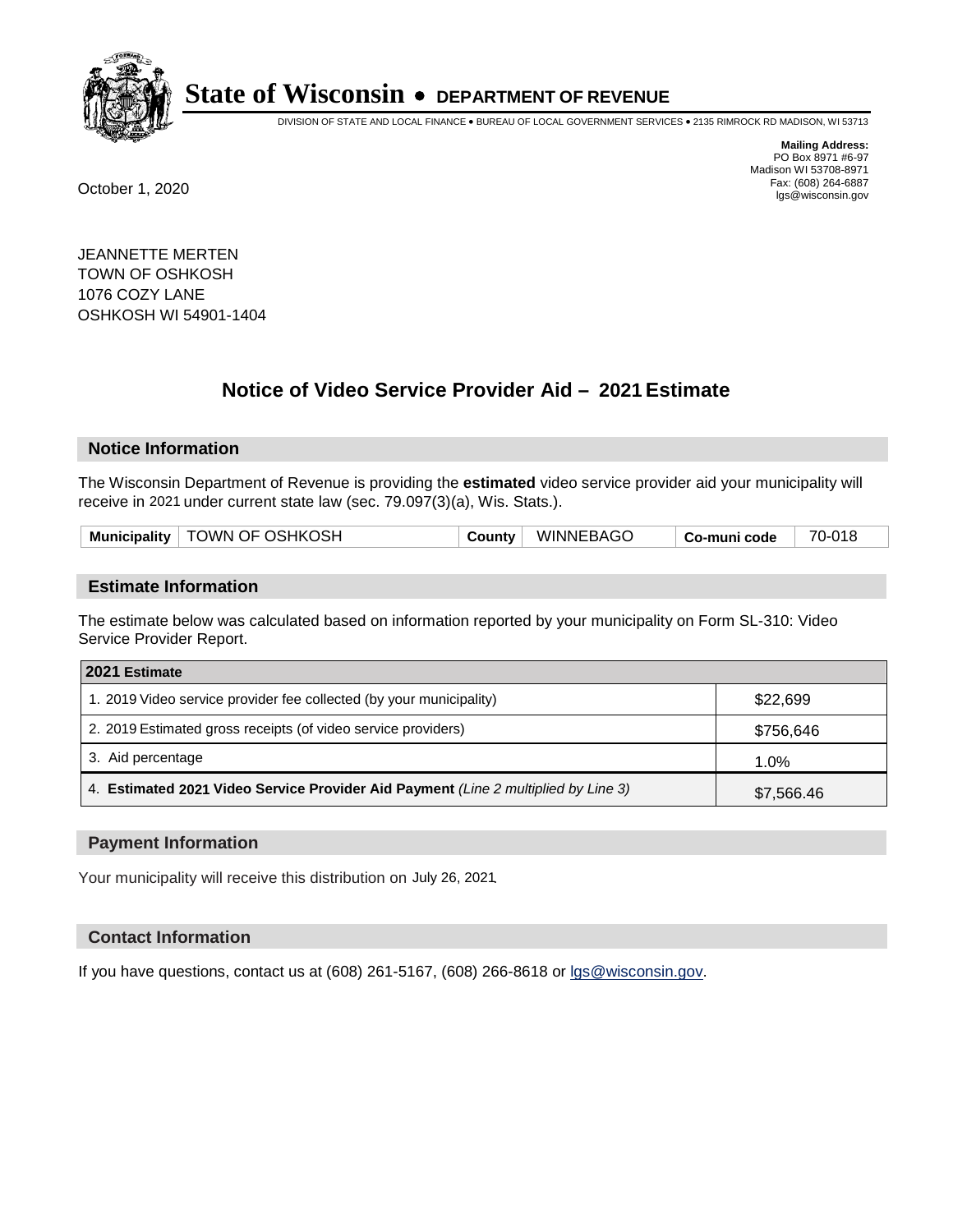# State of Wisconsin • DEPARTMENT OF REVENUE

DIVISION OF STATE AND LOCAL FINANCE • BUREAU OF LOCAL GOVERNMENT SERVICES • 2135 RIMROCK RD MADISON, WI 53713

**Mailing Address:**
PO Box 8971 #6-97
Madison WI 53708-8971
Fax: (608) 264-6887
lgs@wisconsin.gov

October 1, 2020

JEANNETTE MERTEN
TOWN OF OSHKOSH
1076 COZY LANE
OSHKOSH WI 54901-1404

## Notice of Video Service Provider Aid – 2021 Estimate

### Notice Information

The Wisconsin Department of Revenue is providing the **estimated** video service provider aid your municipality will receive in 2021 under current state law (sec. 79.097(3)(a), Wis. Stats.).

| Municipality | TOWN OF OSHKOSH | County | WINNEBAGO | Co-muni code | 70-018 |
|---|---|---|---|---|---|

### Estimate Information

The estimate below was calculated based on information reported by your municipality on Form SL-310: Video Service Provider Report.

| 2021 Estimate | |
|---|---|
| 1. 2019 Video service provider fee collected (by your municipality) | $22,699 |
| 2. 2019 Estimated gross receipts (of video service providers) | $756,646 |
| 3. Aid percentage | 1.0% |
| 4. **Estimated 2021 Video Service Provider Aid Payment** *(Line 2 multiplied by Line 3)* | $7,566.46 |

### Payment Information

Your municipality will receive this distribution on July 26, 2021.

### Contact Information

If you have questions, contact us at (608) 261-5167, (608) 266-8618 or lgs@wisconsin.gov.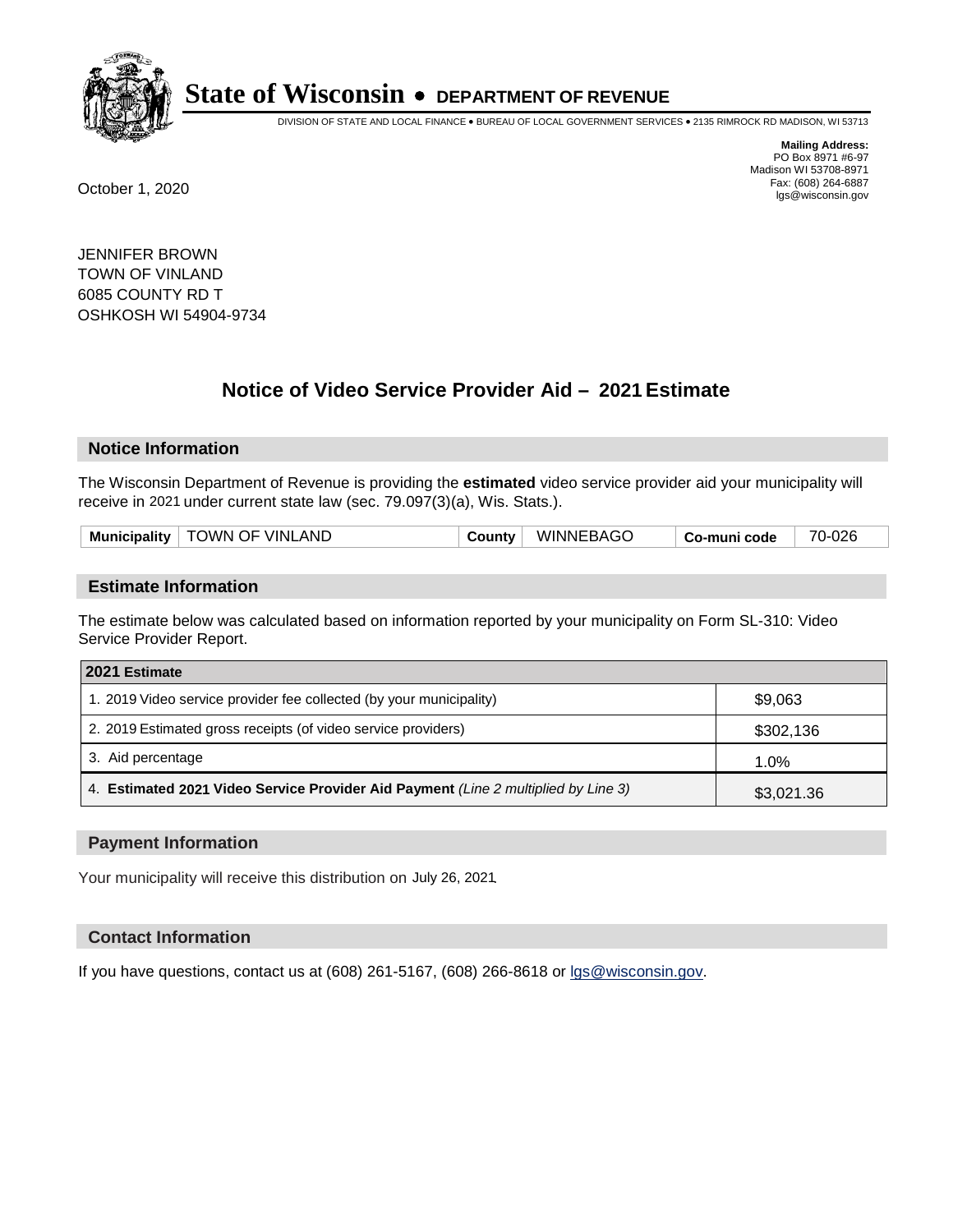# State of Wisconsin • DEPARTMENT OF REVENUE

DIVISION OF STATE AND LOCAL FINANCE • BUREAU OF LOCAL GOVERNMENT SERVICES • 2135 RIMROCK RD MADISON, WI 53713

**Mailing Address:**
PO Box 8971 #6-97
Madison WI 53708-8971
Fax: (608) 264-6887
lgs@wisconsin.gov

October 1, 2020

JENNIFER BROWN
TOWN OF VINLAND
6085 COUNTY RD T
OSHKOSH WI 54904-9734

## Notice of Video Service Provider Aid – 2021 Estimate

### Notice Information

The Wisconsin Department of Revenue is providing the **estimated** video service provider aid your municipality will receive in 2021 under current state law (sec. 79.097(3)(a), Wis. Stats.).

| Municipality | TOWN OF VINLAND | County | WINNEBAGO | Co-muni code | 70-026 |
|---|---|---|---|---|---|

### Estimate Information

The estimate below was calculated based on information reported by your municipality on Form SL-310: Video Service Provider Report.

| 2021 Estimate | |
|---|---|
| 1. 2019 Video service provider fee collected (by your municipality) | $9,063 |
| 2. 2019 Estimated gross receipts (of video service providers) | $302,136 |
| 3. Aid percentage | 1.0% |
| 4. **Estimated 2021 Video Service Provider Aid Payment** *(Line 2 multiplied by Line 3)* | $3,021.36 |

### Payment Information

Your municipality will receive this distribution on July 26, 2021.

### Contact Information

If you have questions, contact us at (608) 261-5167, (608) 266-8618 or lgs@wisconsin.gov.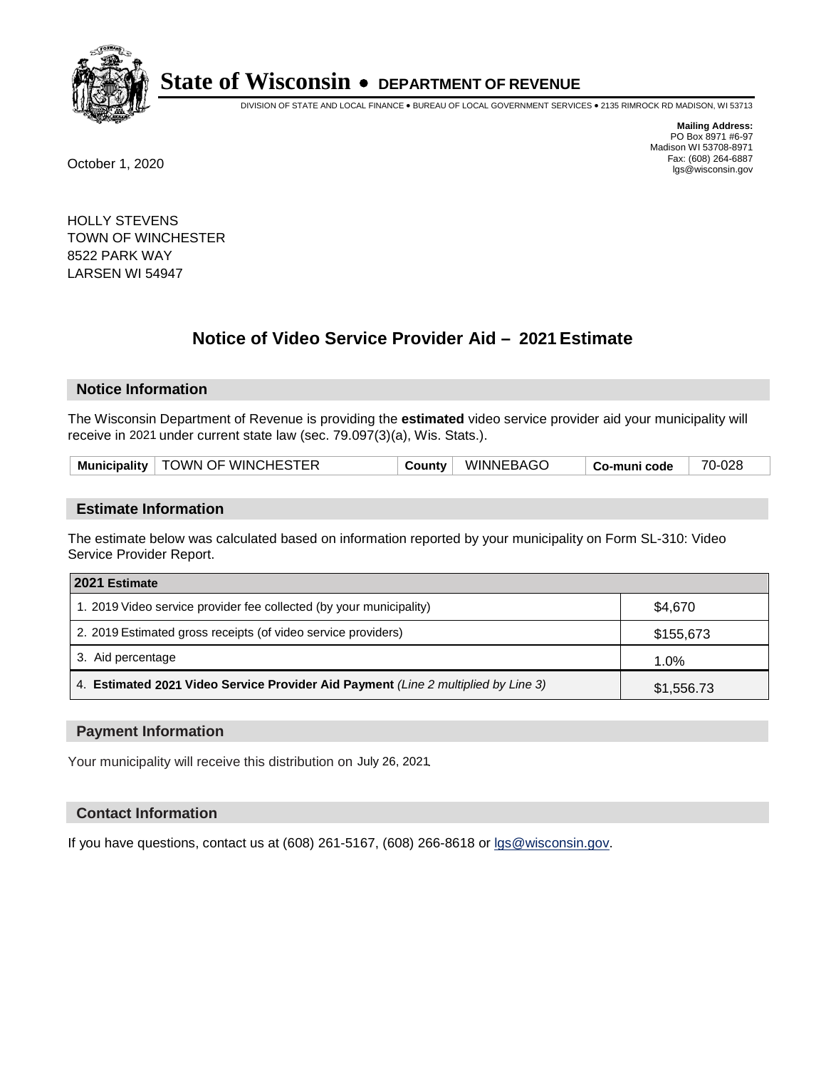# State of Wisconsin • DEPARTMENT OF REVENUE

DIVISION OF STATE AND LOCAL FINANCE • BUREAU OF LOCAL GOVERNMENT SERVICES • 2135 RIMROCK RD MADISON, WI 53713

**Mailing Address:**
PO Box 8971 #6-97
Madison WI 53708-8971
Fax: (608) 264-6887
lgs@wisconsin.gov

October 1, 2020

HOLLY STEVENS
TOWN OF WINCHESTER
8522 PARK WAY
LARSEN WI 54947

## Notice of Video Service Provider Aid – 2021 Estimate

### Notice Information

The Wisconsin Department of Revenue is providing the **estimated** video service provider aid your municipality will receive in 2021 under current state law (sec. 79.097(3)(a), Wis. Stats.).

| Municipality | TOWN OF WINCHESTER | County | WINNEBAGO | Co-muni code | 70-028 |
|---|---|---|---|---|---|

### Estimate Information

The estimate below was calculated based on information reported by your municipality on Form SL-310: Video Service Provider Report.

| 2021 Estimate | |
|---|---|
| 1. 2019 Video service provider fee collected (by your municipality) | $4,670 |
| 2. 2019 Estimated gross receipts (of video service providers) | $155,673 |
| 3. Aid percentage | 1.0% |
| 4. **Estimated 2021 Video Service Provider Aid Payment** *(Line 2 multiplied by Line 3)* | $1,556.73 |

### Payment Information

Your municipality will receive this distribution on July 26, 2021.

### Contact Information

If you have questions, contact us at (608) 261-5167, (608) 266-8618 or lgs@wisconsin.gov.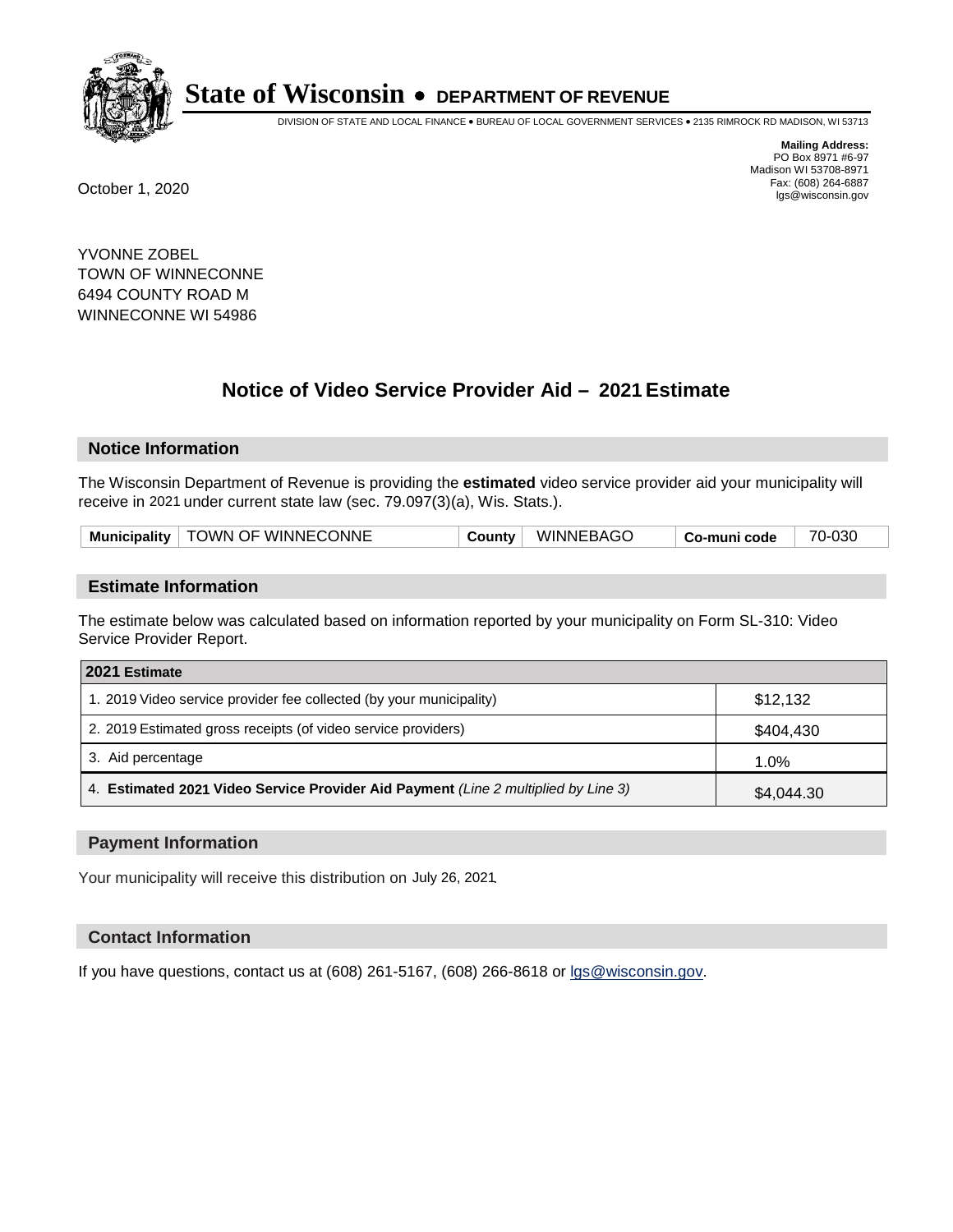# State of Wisconsin • DEPARTMENT OF REVENUE

DIVISION OF STATE AND LOCAL FINANCE • BUREAU OF LOCAL GOVERNMENT SERVICES • 2135 RIMROCK RD MADISON, WI 53713

**Mailing Address:**
PO Box 8971 #6-97
Madison WI 53708-8971
Fax: (608) 264-6887
lgs@wisconsin.gov

October 1, 2020

YVONNE ZOBEL
TOWN OF WINNECONNE
6494 COUNTY ROAD M
WINNECONNE WI 54986

## Notice of Video Service Provider Aid – 2021 Estimate

### Notice Information

The Wisconsin Department of Revenue is providing the **estimated** video service provider aid your municipality will receive in 2021 under current state law (sec. 79.097(3)(a), Wis. Stats.).

| Municipality | TOWN OF WINNECONNE | County | WINNEBAGO | Co-muni code | 70-030 |
|---|---|---|---|---|---|

### Estimate Information

The estimate below was calculated based on information reported by your municipality on Form SL-310: Video Service Provider Report.

| 2021 Estimate | |
|---|---|
| 1. 2019 Video service provider fee collected (by your municipality) | $12,132 |
| 2. 2019 Estimated gross receipts (of video service providers) | $404,430 |
| 3. Aid percentage | 1.0% |
| 4. **Estimated 2021 Video Service Provider Aid Payment** *(Line 2 multiplied by Line 3)* | $4,044.30 |

### Payment Information

Your municipality will receive this distribution on July 26, 2021.

### Contact Information

If you have questions, contact us at (608) 261-5167, (608) 266-8618 or lgs@wisconsin.gov.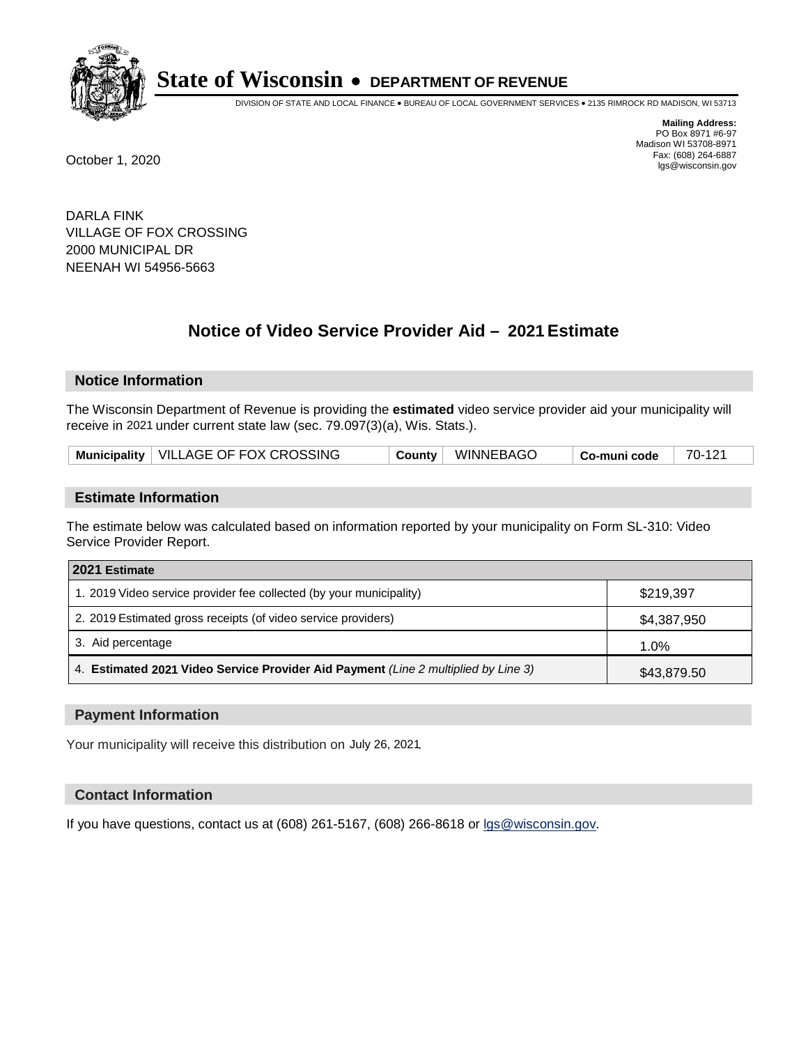# State of Wisconsin • DEPARTMENT OF REVENUE

DIVISION OF STATE AND LOCAL FINANCE • BUREAU OF LOCAL GOVERNMENT SERVICES • 2135 RIMROCK RD MADISON, WI 53713

**Mailing Address:**
PO Box 8971 #6-97
Madison WI 53708-8971
Fax: (608) 264-6887
lgs@wisconsin.gov

October 1, 2020

DARLA FINK
VILLAGE OF FOX CROSSING
2000 MUNICIPAL DR
NEENAH WI 54956-5663

## Notice of Video Service Provider Aid – 2021 Estimate

### Notice Information

The Wisconsin Department of Revenue is providing the **estimated** video service provider aid your municipality will receive in 2021 under current state law (sec. 79.097(3)(a), Wis. Stats.).

| Municipality | VILLAGE OF FOX CROSSING | County | WINNEBAGO | Co-muni code | 70-121 |
|---|---|---|---|---|---|

### Estimate Information

The estimate below was calculated based on information reported by your municipality on Form SL-310: Video Service Provider Report.

| 2021 Estimate | |
|---|---|
| 1. 2019 Video service provider fee collected (by your municipality) | $219,397 |
| 2. 2019 Estimated gross receipts (of video service providers) | $4,387,950 |
| 3. Aid percentage | 1.0% |
| 4. **Estimated 2021 Video Service Provider Aid Payment** *(Line 2 multiplied by Line 3)* | $43,879.50 |

### Payment Information

Your municipality will receive this distribution on July 26, 2021.

### Contact Information

If you have questions, contact us at (608) 261-5167, (608) 266-8618 or lgs@wisconsin.gov.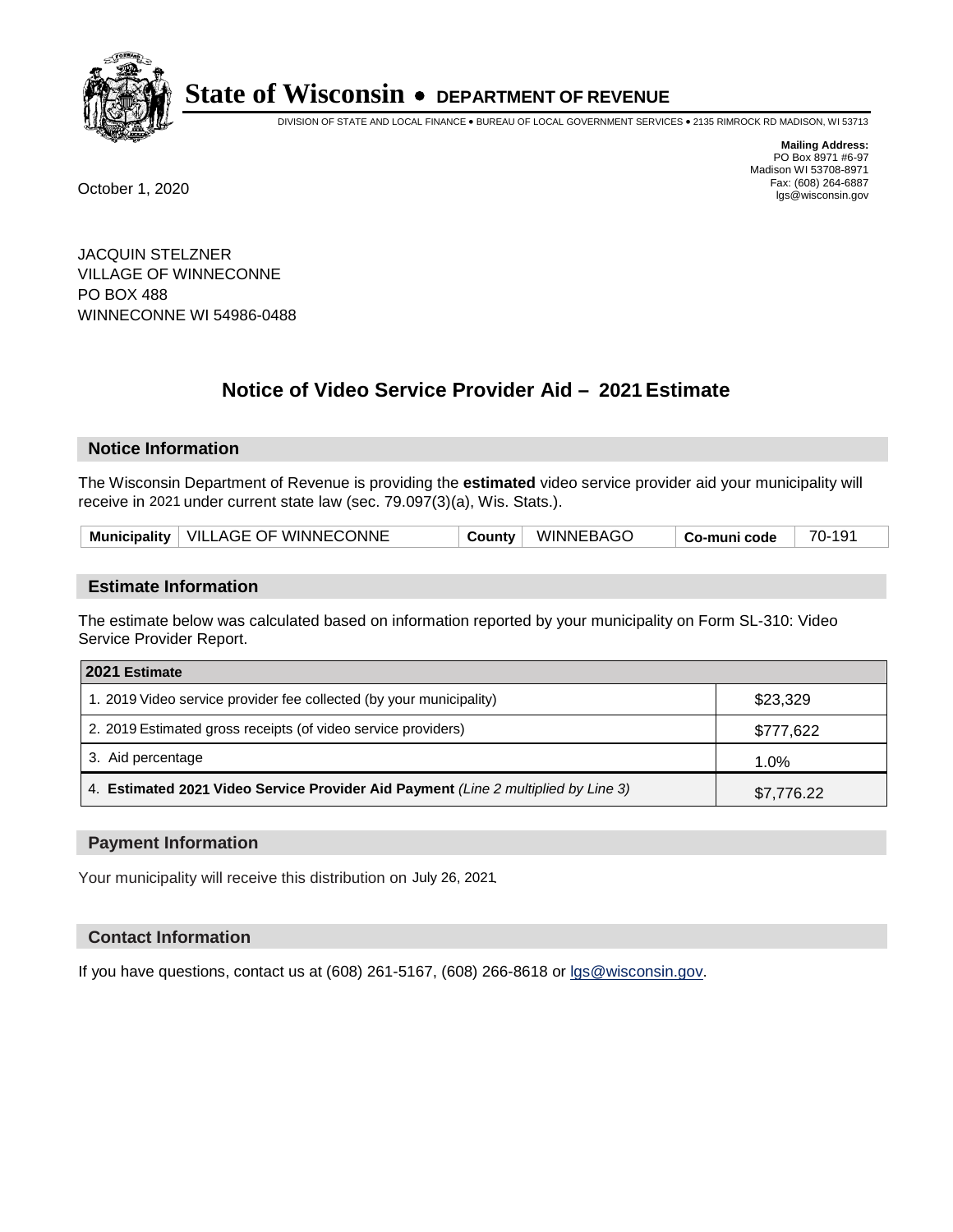# State of Wisconsin • DEPARTMENT OF REVENUE

DIVISION OF STATE AND LOCAL FINANCE • BUREAU OF LOCAL GOVERNMENT SERVICES • 2135 RIMROCK RD MADISON, WI 53713

**Mailing Address:**
PO Box 8971 #6-97
Madison WI 53708-8971
Fax: (608) 264-6887
lgs@wisconsin.gov

October 1, 2020

JACQUIN STELZNER
VILLAGE OF WINNECONNE
PO BOX 488
WINNECONNE WI 54986-0488

## Notice of Video Service Provider Aid – 2021 Estimate

### Notice Information

The Wisconsin Department of Revenue is providing the **estimated** video service provider aid your municipality will receive in 2021 under current state law (sec. 79.097(3)(a), Wis. Stats.).

| Municipality | VILLAGE OF WINNECONNE | County | WINNEBAGO | Co-muni code | 70-191 |
|---|---|---|---|---|---|

### Estimate Information

The estimate below was calculated based on information reported by your municipality on Form SL-310: Video Service Provider Report.

| 2021 Estimate | |
|---|---|
| 1. 2019 Video service provider fee collected (by your municipality) | $23,329 |
| 2. 2019 Estimated gross receipts (of video service providers) | $777,622 |
| 3. Aid percentage | 1.0% |
| 4. **Estimated 2021 Video Service Provider Aid Payment** *(Line 2 multiplied by Line 3)* | $7,776.22 |

### Payment Information

Your municipality will receive this distribution on July 26, 2021.

### Contact Information

If you have questions, contact us at (608) 261-5167, (608) 266-8618 or lgs@wisconsin.gov.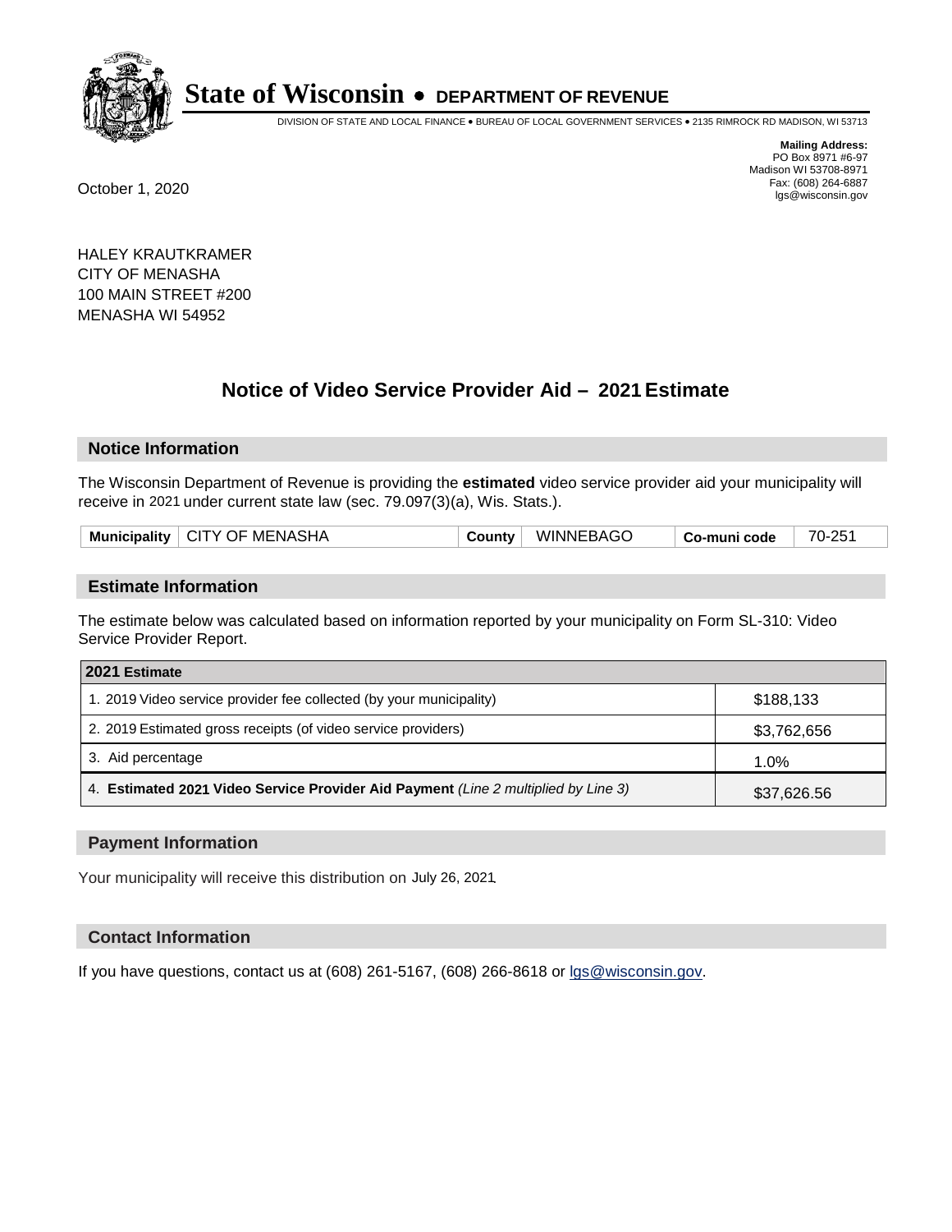# State of Wisconsin • DEPARTMENT OF REVENUE

DIVISION OF STATE AND LOCAL FINANCE • BUREAU OF LOCAL GOVERNMENT SERVICES • 2135 RIMROCK RD MADISON, WI 53713

**Mailing Address:**
PO Box 8971 #6-97
Madison WI 53708-8971
Fax: (608) 264-6887
lgs@wisconsin.gov

October 1, 2020

HALEY KRAUTKRAMER
CITY OF MENASHA
100 MAIN STREET #200
MENASHA WI 54952

## Notice of Video Service Provider Aid – 2021 Estimate

### Notice Information

The Wisconsin Department of Revenue is providing the **estimated** video service provider aid your municipality will receive in 2021 under current state law (sec. 79.097(3)(a), Wis. Stats.).

| **Municipality** | CITY OF MENASHA | **County** | WINNEBAGO | **Co-muni code** | 70-251 |
|---|---|---|---|---|---|

### Estimate Information

The estimate below was calculated based on information reported by your municipality on Form SL-310: Video Service Provider Report.

| **2021 Estimate** | |
|---|---|
| 1. 2019 Video service provider fee collected (by your municipality) | $188,133 |
| 2. 2019 Estimated gross receipts (of video service providers) | $3,762,656 |
| 3. Aid percentage | 1.0% |
| 4. **Estimated 2021 Video Service Provider Aid Payment** *(Line 2 multiplied by Line 3)* | $37,626.56 |

### Payment Information

Your municipality will receive this distribution on July 26, 2021.

### Contact Information

If you have questions, contact us at (608) 261-5167, (608) 266-8618 or lgs@wisconsin.gov.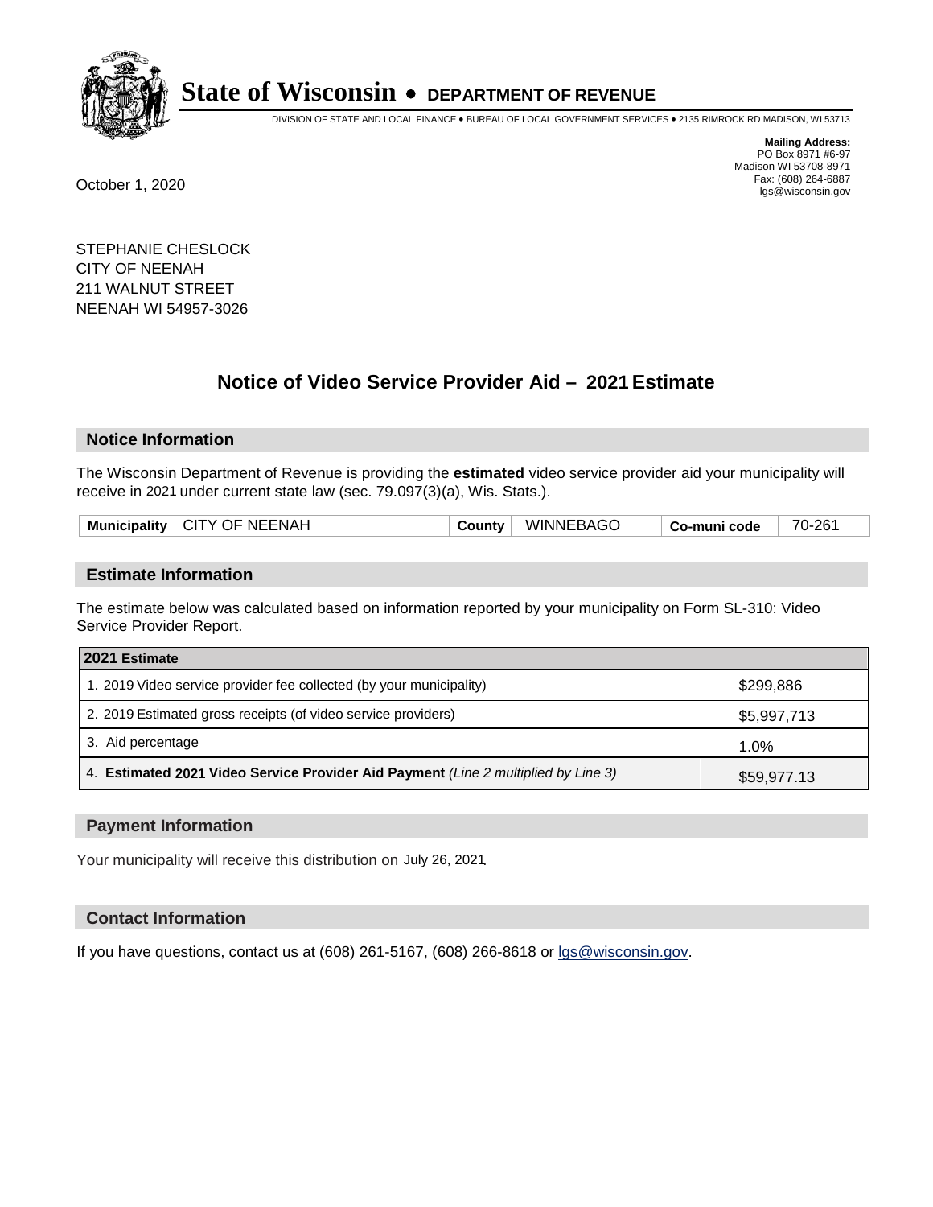# State of Wisconsin • DEPARTMENT OF REVENUE

DIVISION OF STATE AND LOCAL FINANCE • BUREAU OF LOCAL GOVERNMENT SERVICES • 2135 RIMROCK RD MADISON, WI 53713

**Mailing Address:**
PO Box 8971 #6-97
Madison WI 53708-8971
Fax: (608) 264-6887
lgs@wisconsin.gov

October 1, 2020

STEPHANIE CHESLOCK
CITY OF NEENAH
211 WALNUT STREET
NEENAH WI 54957-3026

## Notice of Video Service Provider Aid – 2021 Estimate

### Notice Information

The Wisconsin Department of Revenue is providing the **estimated** video service provider aid your municipality will receive in 2021 under current state law (sec. 79.097(3)(a), Wis. Stats.).

| Municipality | CITY OF NEENAH | County | WINNEBAGO | Co-muni code | 70-261 |
|---|---|---|---|---|---|

### Estimate Information

The estimate below was calculated based on information reported by your municipality on Form SL-310: Video Service Provider Report.

| 2021 Estimate | |
|---|---|
| 1. 2019 Video service provider fee collected (by your municipality) | $299,886 |
| 2. 2019 Estimated gross receipts (of video service providers) | $5,997,713 |
| 3. Aid percentage | 1.0% |
| 4. **Estimated 2021 Video Service Provider Aid Payment** *(Line 2 multiplied by Line 3)* | $59,977.13 |

### Payment Information

Your municipality will receive this distribution on July 26, 2021.

### Contact Information

If you have questions, contact us at (608) 261-5167, (608) 266-8618 or lgs@wisconsin.gov.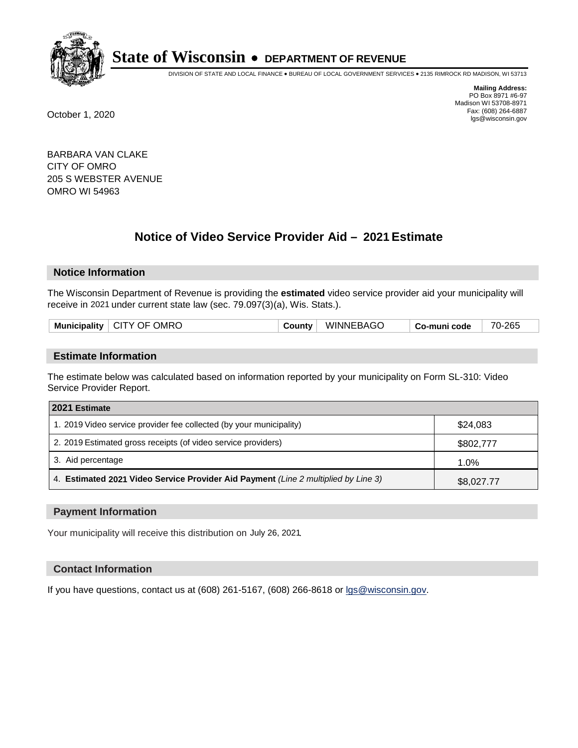# State of Wisconsin • DEPARTMENT OF REVENUE

DIVISION OF STATE AND LOCAL FINANCE • BUREAU OF LOCAL GOVERNMENT SERVICES • 2135 RIMROCK RD MADISON, WI 53713

**Mailing Address:**
PO Box 8971 #6-97
Madison WI 53708-8971
Fax: (608) 264-6887
lgs@wisconsin.gov

October 1, 2020

BARBARA VAN CLAKE
CITY OF OMRO
205 S WEBSTER AVENUE
OMRO WI 54963

## Notice of Video Service Provider Aid – 2021 Estimate

### Notice Information

The Wisconsin Department of Revenue is providing the **estimated** video service provider aid your municipality will receive in 2021 under current state law (sec. 79.097(3)(a), Wis. Stats.).

| Municipality | CITY OF OMRO | County | WINNEBAGO | Co-muni code | 70-265 |
|---|---|---|---|---|---|

### Estimate Information

The estimate below was calculated based on information reported by your municipality on Form SL-310: Video Service Provider Report.

| 2021 Estimate | |
|---|---|
| 1. 2019 Video service provider fee collected (by your municipality) | $24,083 |
| 2. 2019 Estimated gross receipts (of video service providers) | $802,777 |
| 3. Aid percentage | 1.0% |
| 4. **Estimated 2021 Video Service Provider Aid Payment** *(Line 2 multiplied by Line 3)* | $8,027.77 |

### Payment Information

Your municipality will receive this distribution on July 26, 2021.

### Contact Information

If you have questions, contact us at (608) 261-5167, (608) 266-8618 or lgs@wisconsin.gov.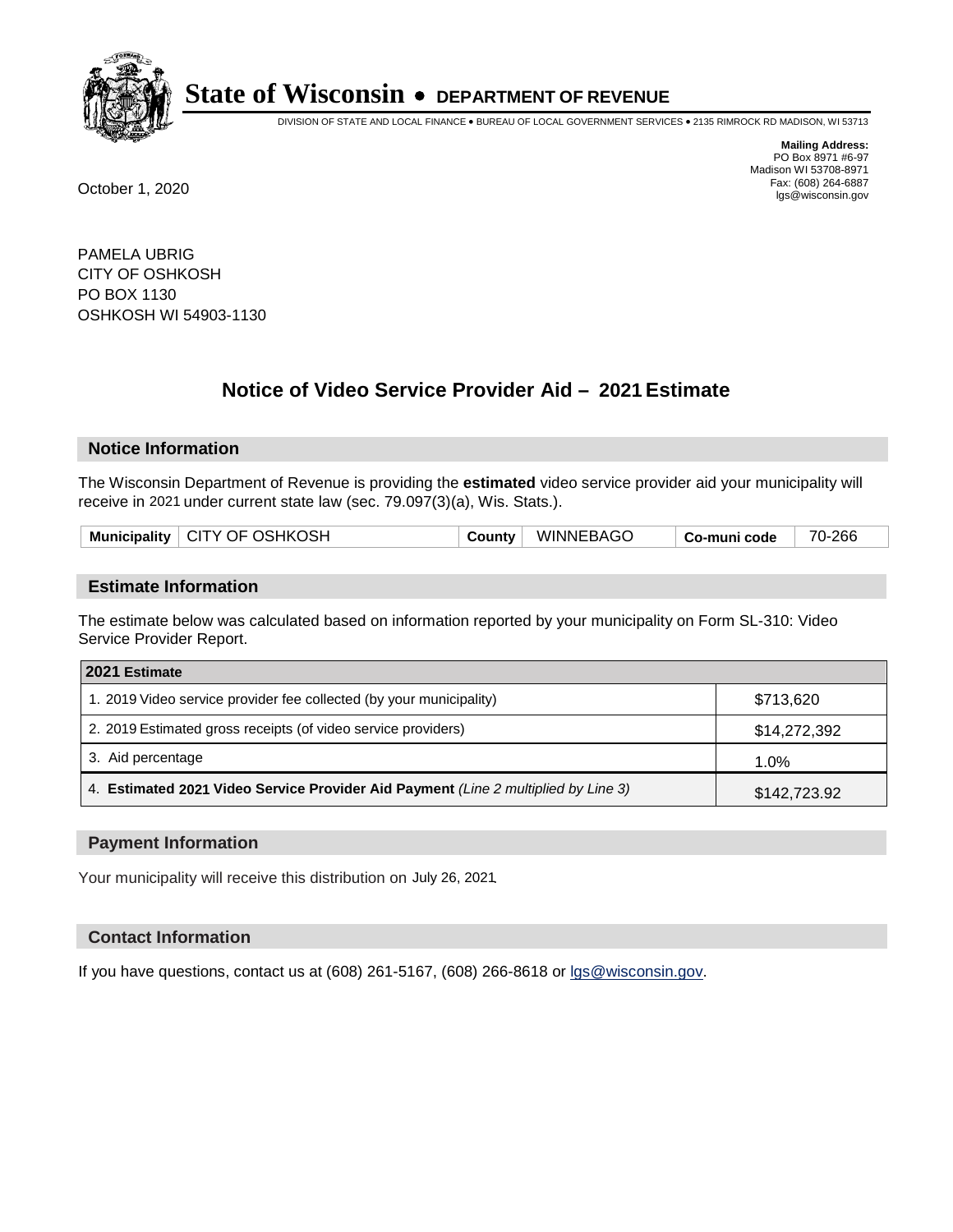# State of Wisconsin • DEPARTMENT OF REVENUE

DIVISION OF STATE AND LOCAL FINANCE • BUREAU OF LOCAL GOVERNMENT SERVICES • 2135 RIMROCK RD MADISON, WI 53713

**Mailing Address:**
PO Box 8971 #6-97
Madison WI 53708-8971
Fax: (608) 264-6887
lgs@wisconsin.gov

October 1, 2020

PAMELA UBRIG
CITY OF OSHKOSH
PO BOX 1130
OSHKOSH WI 54903-1130

## Notice of Video Service Provider Aid – 2021 Estimate

### Notice Information

The Wisconsin Department of Revenue is providing the **estimated** video service provider aid your municipality will receive in 2021 under current state law (sec. 79.097(3)(a), Wis. Stats.).

| Municipality | CITY OF OSHKOSH | County | WINNEBAGO | Co-muni code | 70-266 |
|---|---|---|---|---|---|

### Estimate Information

The estimate below was calculated based on information reported by your municipality on Form SL-310: Video Service Provider Report.

| 2021 Estimate | |
|---|---|
| 1. 2019 Video service provider fee collected (by your municipality) | $713,620 |
| 2. 2019 Estimated gross receipts (of video service providers) | $14,272,392 |
| 3. Aid percentage | 1.0% |
| 4. **Estimated 2021 Video Service Provider Aid Payment** *(Line 2 multiplied by Line 3)* | $142,723.92 |

### Payment Information

Your municipality will receive this distribution on July 26, 2021.

### Contact Information

If you have questions, contact us at (608) 261-5167, (608) 266-8618 or lgs@wisconsin.gov.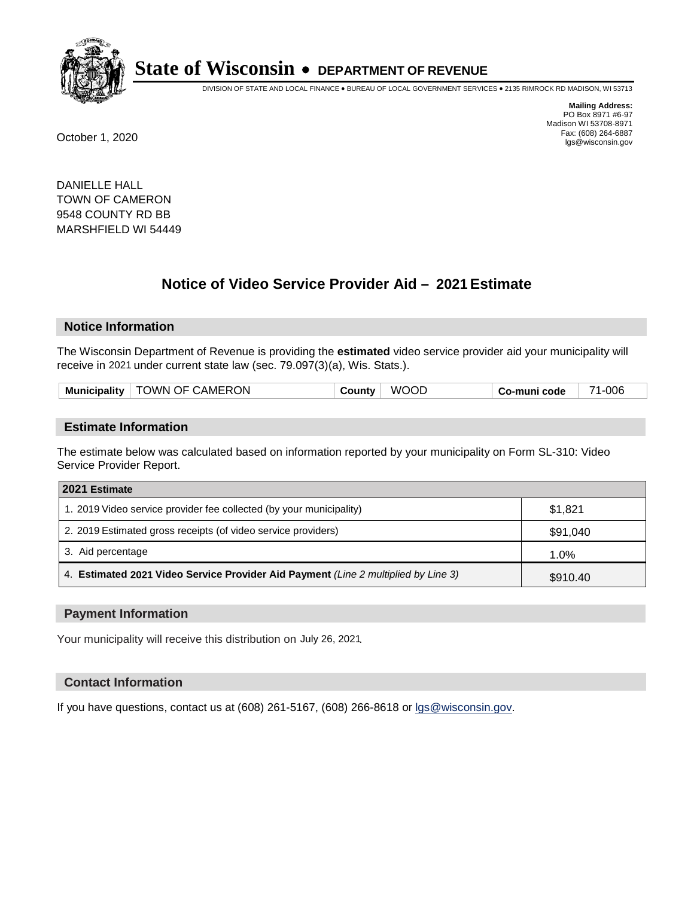# State of Wisconsin • DEPARTMENT OF REVENUE

DIVISION OF STATE AND LOCAL FINANCE • BUREAU OF LOCAL GOVERNMENT SERVICES • 2135 RIMROCK RD MADISON, WI 53713

**Mailing Address:**
PO Box 8971 #6-97
Madison WI 53708-8971
Fax: (608) 264-6887
lgs@wisconsin.gov

October 1, 2020

DANIELLE HALL
TOWN OF CAMERON
9548 COUNTY RD BB
MARSHFIELD WI 54449

## Notice of Video Service Provider Aid – 2021 Estimate

### Notice Information

The Wisconsin Department of Revenue is providing the **estimated** video service provider aid your municipality will receive in 2021 under current state law (sec. 79.097(3)(a), Wis. Stats.).

| Municipality | TOWN OF CAMERON | County | WOOD | Co-muni code | 71-006 |
|---|---|---|---|---|---|

### Estimate Information

The estimate below was calculated based on information reported by your municipality on Form SL-310: Video Service Provider Report.

| 2021 Estimate | |
|---|---|
| 1. 2019 Video service provider fee collected (by your municipality) | $1,821 |
| 2. 2019 Estimated gross receipts (of video service providers) | $91,040 |
| 3. Aid percentage | 1.0% |
| 4. **Estimated 2021 Video Service Provider Aid Payment** *(Line 2 multiplied by Line 3)* | $910.40 |

### Payment Information

Your municipality will receive this distribution on July 26, 2021.

### Contact Information

If you have questions, contact us at (608) 261-5167, (608) 266-8618 or lgs@wisconsin.gov.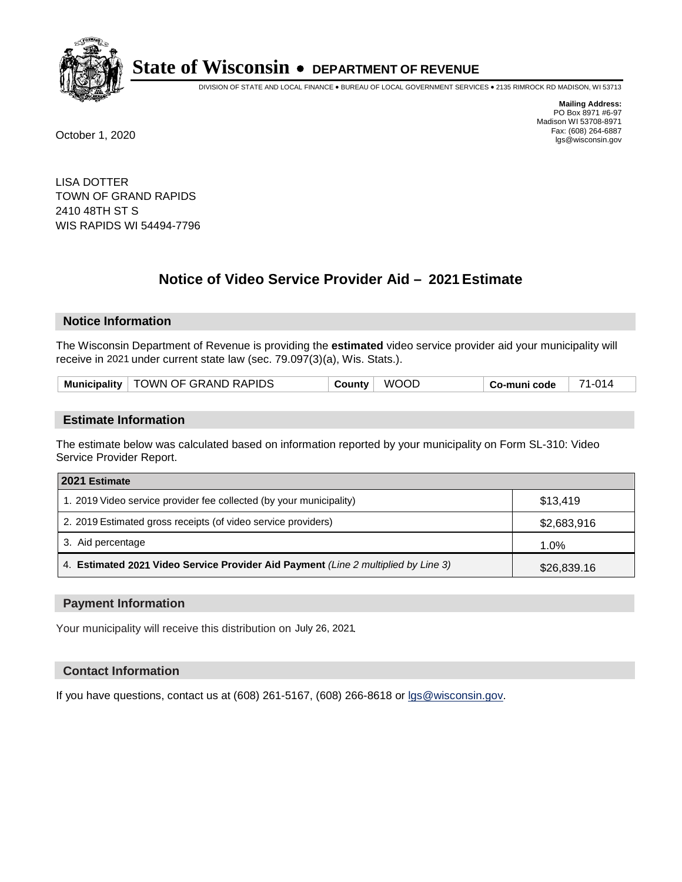# State of Wisconsin • DEPARTMENT OF REVENUE

DIVISION OF STATE AND LOCAL FINANCE • BUREAU OF LOCAL GOVERNMENT SERVICES • 2135 RIMROCK RD MADISON, WI 53713

**Mailing Address:**
PO Box 8971 #6-97
Madison WI 53708-8971
Fax: (608) 264-6887
lgs@wisconsin.gov

October 1, 2020

LISA DOTTER
TOWN OF GRAND RAPIDS
2410 48TH ST S
WIS RAPIDS WI 54494-7796

## Notice of Video Service Provider Aid – 2021 Estimate

### Notice Information

The Wisconsin Department of Revenue is providing the **estimated** video service provider aid your municipality will receive in 2021 under current state law (sec. 79.097(3)(a), Wis. Stats.).

| Municipality | TOWN OF GRAND RAPIDS | County | WOOD | Co-muni code | 71-014 |
|---|---|---|---|---|---|

### Estimate Information

The estimate below was calculated based on information reported by your municipality on Form SL-310: Video Service Provider Report.

| 2021 Estimate | |
|---|---|
| 1. 2019 Video service provider fee collected (by your municipality) | $13,419 |
| 2. 2019 Estimated gross receipts (of video service providers) | $2,683,916 |
| 3. Aid percentage | 1.0% |
| 4. **Estimated 2021 Video Service Provider Aid Payment** *(Line 2 multiplied by Line 3)* | $26,839.16 |

### Payment Information

Your municipality will receive this distribution on July 26, 2021.

### Contact Information

If you have questions, contact us at (608) 261-5167, (608) 266-8618 or lgs@wisconsin.gov.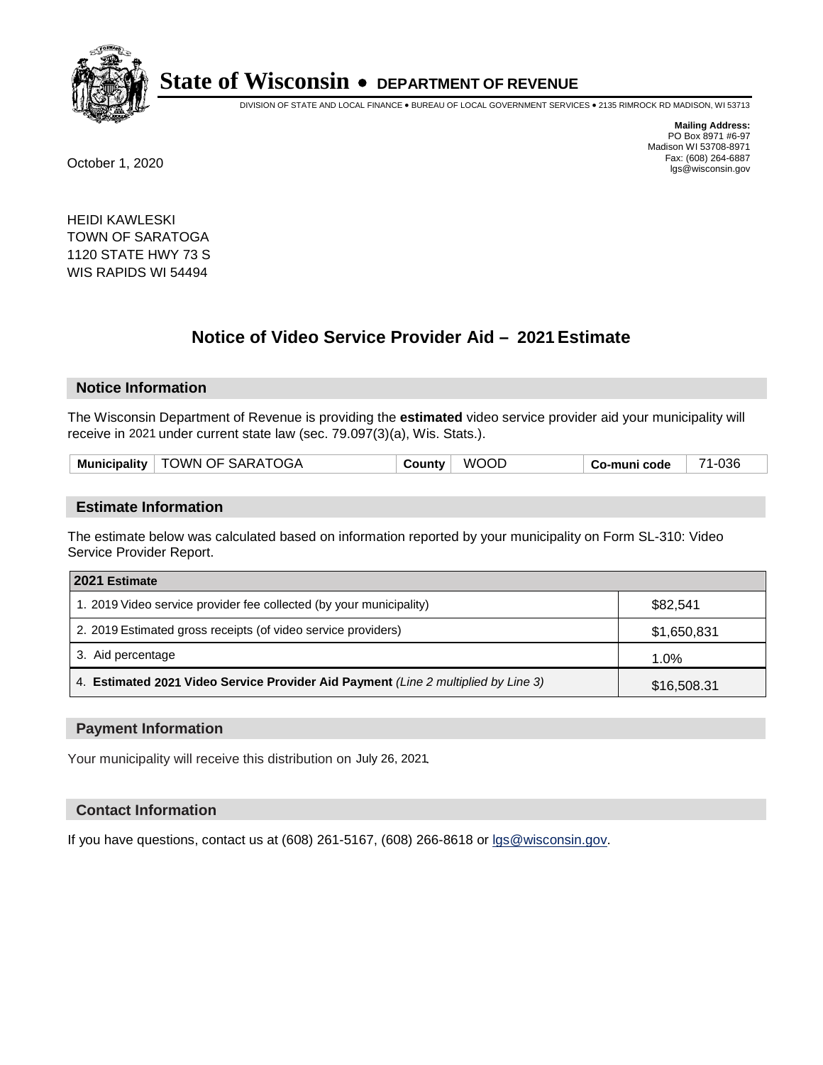# State of Wisconsin • DEPARTMENT OF REVENUE

DIVISION OF STATE AND LOCAL FINANCE • BUREAU OF LOCAL GOVERNMENT SERVICES • 2135 RIMROCK RD MADISON, WI 53713

**Mailing Address:**
PO Box 8971 #6-97
Madison WI 53708-8971
Fax: (608) 264-6887
lgs@wisconsin.gov

October 1, 2020

HEIDI KAWLESKI
TOWN OF SARATOGA
1120 STATE HWY 73 S
WIS RAPIDS WI 54494

## Notice of Video Service Provider Aid – 2021 Estimate

### Notice Information

The Wisconsin Department of Revenue is providing the **estimated** video service provider aid your municipality will receive in 2021 under current state law (sec. 79.097(3)(a), Wis. Stats.).

| Municipality | TOWN OF SARATOGA | County | WOOD | Co-muni code | 71-036 |
|---|---|---|---|---|---|

### Estimate Information

The estimate below was calculated based on information reported by your municipality on Form SL-310: Video Service Provider Report.

| 2021 Estimate | |
|---|---|
| 1. 2019 Video service provider fee collected (by your municipality) | $82,541 |
| 2. 2019 Estimated gross receipts (of video service providers) | $1,650,831 |
| 3. Aid percentage | 1.0% |
| 4. **Estimated 2021 Video Service Provider Aid Payment** *(Line 2 multiplied by Line 3)* | $16,508.31 |

### Payment Information

Your municipality will receive this distribution on July 26, 2021.

### Contact Information

If you have questions, contact us at (608) 261-5167, (608) 266-8618 or lgs@wisconsin.gov.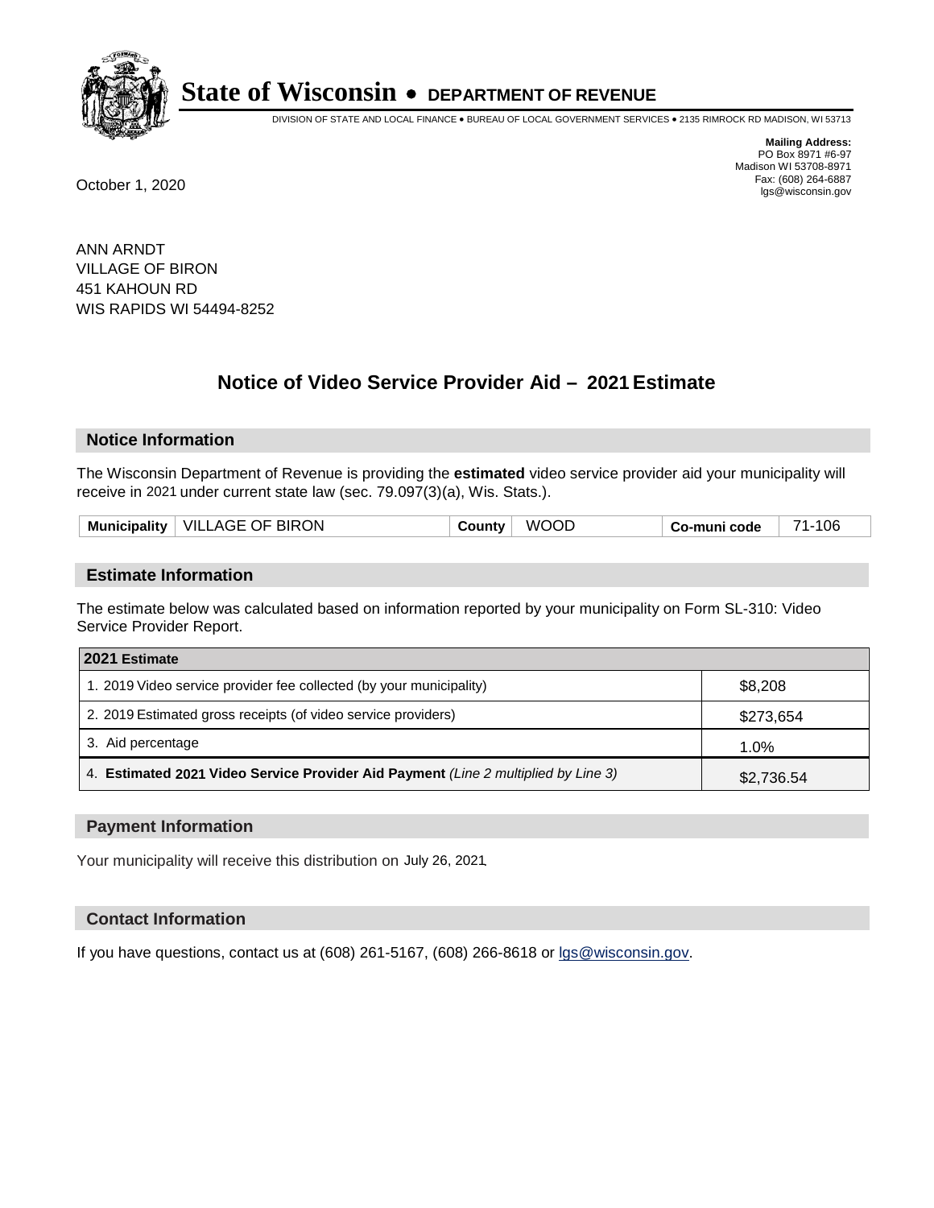# State of Wisconsin • DEPARTMENT OF REVENUE

DIVISION OF STATE AND LOCAL FINANCE • BUREAU OF LOCAL GOVERNMENT SERVICES • 2135 RIMROCK RD MADISON, WI 53713

**Mailing Address:**
PO Box 8971 #6-97
Madison WI 53708-8971
Fax: (608) 264-6887
lgs@wisconsin.gov

October 1, 2020

ANN ARNDT
VILLAGE OF BIRON
451 KAHOUN RD
WIS RAPIDS WI 54494-8252

## Notice of Video Service Provider Aid – 2021 Estimate

### Notice Information

The Wisconsin Department of Revenue is providing the **estimated** video service provider aid your municipality will receive in 2021 under current state law (sec. 79.097(3)(a), Wis. Stats.).

| Municipality | VILLAGE OF BIRON | County | WOOD | Co-muni code | 71-106 |
|---|---|---|---|---|---|

### Estimate Information

The estimate below was calculated based on information reported by your municipality on Form SL-310: Video Service Provider Report.

| 2021 Estimate | |
|---|---|
| 1. 2019 Video service provider fee collected (by your municipality) | $8,208 |
| 2. 2019 Estimated gross receipts (of video service providers) | $273,654 |
| 3. Aid percentage | 1.0% |
| 4. **Estimated 2021 Video Service Provider Aid Payment** *(Line 2 multiplied by Line 3)* | $2,736.54 |

### Payment Information

Your municipality will receive this distribution on July 26, 2021.

### Contact Information

If you have questions, contact us at (608) 261-5167, (608) 266-8618 or lgs@wisconsin.gov.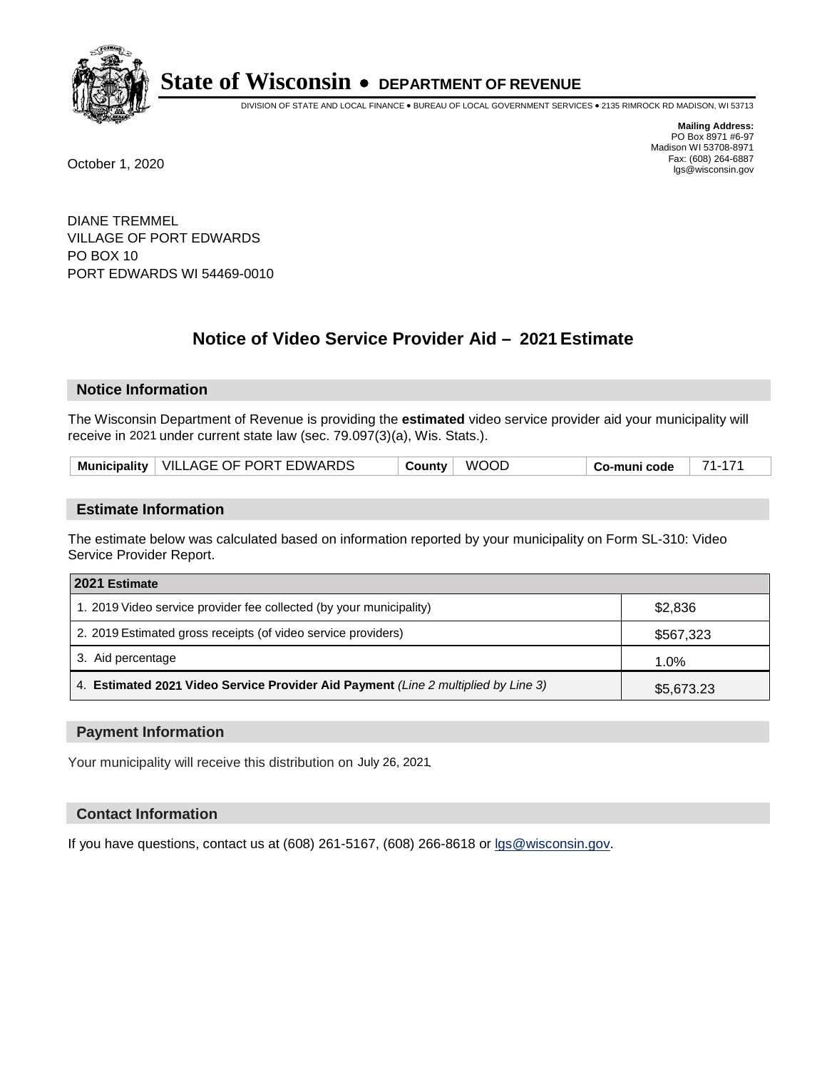# State of Wisconsin • DEPARTMENT OF REVENUE

DIVISION OF STATE AND LOCAL FINANCE • BUREAU OF LOCAL GOVERNMENT SERVICES • 2135 RIMROCK RD MADISON, WI 53713

**Mailing Address:**
PO Box 8971 #6-97
Madison WI 53708-8971
Fax: (608) 264-6887
lgs@wisconsin.gov

October 1, 2020

DIANE TREMMEL
VILLAGE OF PORT EDWARDS
PO BOX 10
PORT EDWARDS WI 54469-0010

## Notice of Video Service Provider Aid – 2021 Estimate

### Notice Information

The Wisconsin Department of Revenue is providing the **estimated** video service provider aid your municipality will receive in 2021 under current state law (sec. 79.097(3)(a), Wis. Stats.).

| Municipality | VILLAGE OF PORT EDWARDS | County | WOOD | Co-muni code | 71-171 |
|---|---|---|---|---|---|

### Estimate Information

The estimate below was calculated based on information reported by your municipality on Form SL-310: Video Service Provider Report.

| 2021 Estimate | |
|---|---|
| 1. 2019 Video service provider fee collected (by your municipality) | $2,836 |
| 2. 2019 Estimated gross receipts (of video service providers) | $567,323 |
| 3. Aid percentage | 1.0% |
| 4. **Estimated 2021 Video Service Provider Aid Payment** *(Line 2 multiplied by Line 3)* | $5,673.23 |

### Payment Information

Your municipality will receive this distribution on July 26, 2021.

### Contact Information

If you have questions, contact us at (608) 261-5167, (608) 266-8618 or lgs@wisconsin.gov.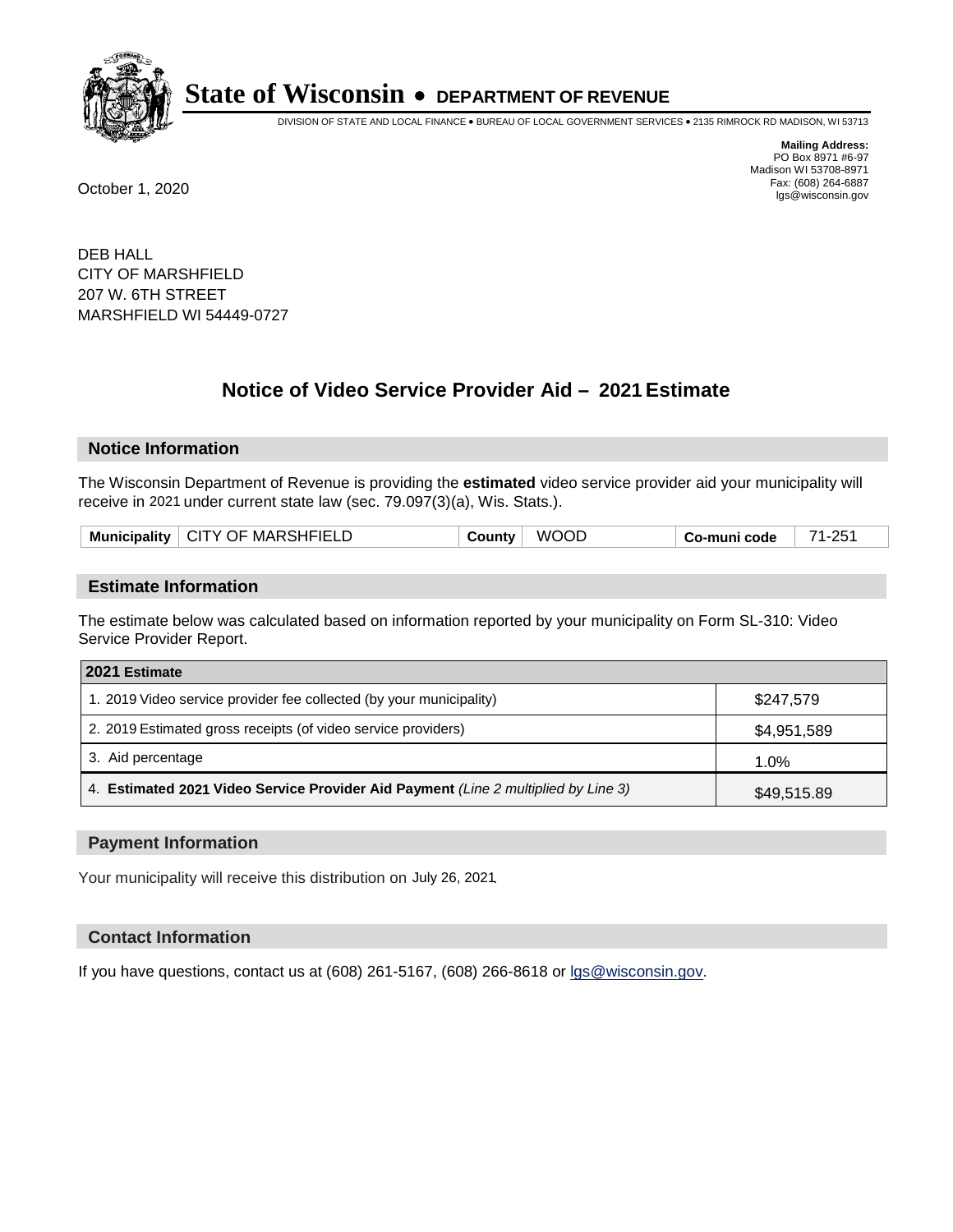# State of Wisconsin • DEPARTMENT OF REVENUE

DIVISION OF STATE AND LOCAL FINANCE • BUREAU OF LOCAL GOVERNMENT SERVICES • 2135 RIMROCK RD MADISON, WI 53713

**Mailing Address:**
PO Box 8971 #6-97
Madison WI 53708-8971
Fax: (608) 264-6887
lgs@wisconsin.gov

October 1, 2020

DEB HALL
CITY OF MARSHFIELD
207 W. 6TH STREET
MARSHFIELD WI 54449-0727

## Notice of Video Service Provider Aid – 2021 Estimate

### Notice Information

The Wisconsin Department of Revenue is providing the **estimated** video service provider aid your municipality will receive in 2021 under current state law (sec. 79.097(3)(a), Wis. Stats.).

| Municipality | CITY OF MARSHFIELD | County | WOOD | Co-muni code | 71-251 |
|---|---|---|---|---|---|

### Estimate Information

The estimate below was calculated based on information reported by your municipality on Form SL-310: Video Service Provider Report.

| 2021 Estimate | |
|---|---|
| 1. 2019 Video service provider fee collected (by your municipality) | $247,579 |
| 2. 2019 Estimated gross receipts (of video service providers) | $4,951,589 |
| 3. Aid percentage | 1.0% |
| 4. **Estimated 2021 Video Service Provider Aid Payment** *(Line 2 multiplied by Line 3)* | $49,515.89 |

### Payment Information

Your municipality will receive this distribution on July 26, 2021.

### Contact Information

If you have questions, contact us at (608) 261-5167, (608) 266-8618 or lgs@wisconsin.gov.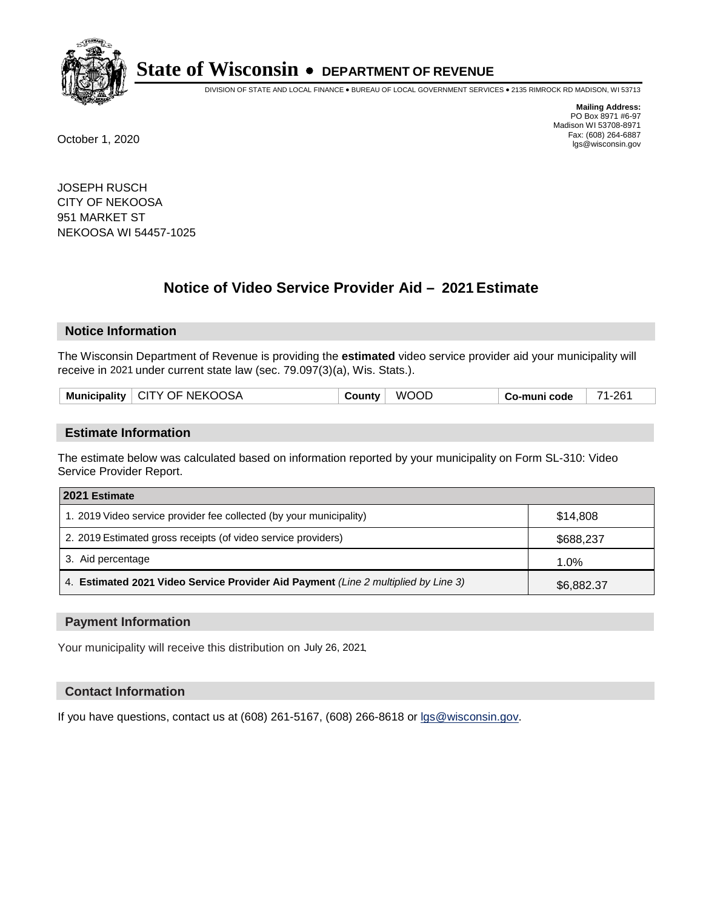# State of Wisconsin • DEPARTMENT OF REVENUE

DIVISION OF STATE AND LOCAL FINANCE • BUREAU OF LOCAL GOVERNMENT SERVICES • 2135 RIMROCK RD MADISON, WI 53713

**Mailing Address:**
PO Box 8971 #6-97
Madison WI 53708-8971
Fax: (608) 264-6887
lgs@wisconsin.gov

October 1, 2020

JOSEPH RUSCH
CITY OF NEKOOSA
951 MARKET ST
NEKOOSA WI 54457-1025

## Notice of Video Service Provider Aid – 2021 Estimate

### Notice Information

The Wisconsin Department of Revenue is providing the **estimated** video service provider aid your municipality will receive in 2021 under current state law (sec. 79.097(3)(a), Wis. Stats.).

| Municipality | CITY OF NEKOOSA | County | WOOD | Co-muni code | 71-261 |
|---|---|---|---|---|---|

### Estimate Information

The estimate below was calculated based on information reported by your municipality on Form SL-310: Video Service Provider Report.

| 2021 Estimate | |
|---|---|
| 1. 2019 Video service provider fee collected (by your municipality) | $14,808 |
| 2. 2019 Estimated gross receipts (of video service providers) | $688,237 |
| 3. Aid percentage | 1.0% |
| 4. **Estimated 2021 Video Service Provider Aid Payment** *(Line 2 multiplied by Line 3)* | $6,882.37 |

### Payment Information

Your municipality will receive this distribution on July 26, 2021.

### Contact Information

If you have questions, contact us at (608) 261-5167, (608) 266-8618 or lgs@wisconsin.gov.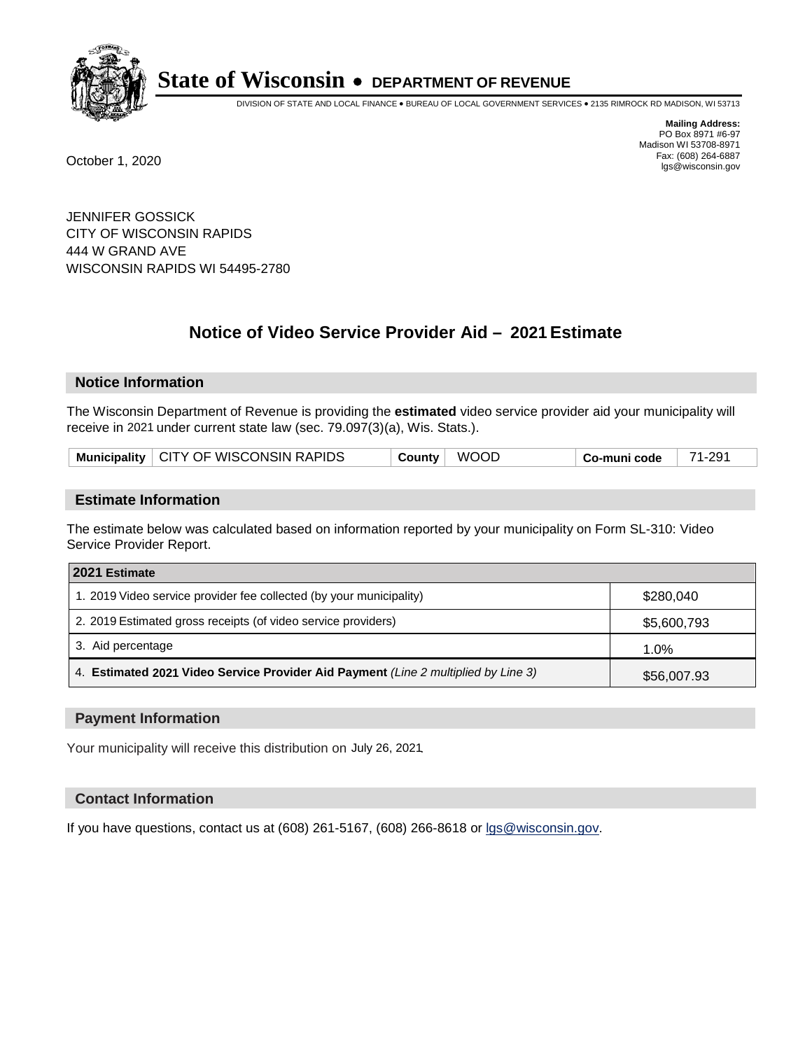**State of Wisconsin • DEPARTMENT OF REVENUE**

DIVISION OF STATE AND LOCAL FINANCE • BUREAU OF LOCAL GOVERNMENT SERVICES • 2135 RIMROCK RD MADISON, WI 53713

**Mailing Address:**
PO Box 8971 #6-97
Madison WI 53708-8971
Fax: (608) 264-6887
lgs@wisconsin.gov

October 1, 2020

JENNIFER GOSSICK
CITY OF WISCONSIN RAPIDS
444 W GRAND AVE
WISCONSIN RAPIDS WI 54495-2780

## Notice of Video Service Provider Aid – 2021 Estimate

### Notice Information

The Wisconsin Department of Revenue is providing the **estimated** video service provider aid your municipality will receive in 2021 under current state law (sec. 79.097(3)(a), Wis. Stats.).

| Municipality | CITY OF WISCONSIN RAPIDS | County | WOOD | Co-muni code | 71-291 |
|---|---|---|---|---|---|

### Estimate Information

The estimate below was calculated based on information reported by your municipality on Form SL-310: Video Service Provider Report.

| 2021 Estimate | |
|---|---|
| 1. 2019 Video service provider fee collected (by your municipality) | $280,040 |
| 2. 2019 Estimated gross receipts (of video service providers) | $5,600,793 |
| 3. Aid percentage | 1.0% |
| 4. **Estimated 2021 Video Service Provider Aid Payment** *(Line 2 multiplied by Line 3)* | $56,007.93 |

### Payment Information

Your municipality will receive this distribution on July 26, 2021.

### Contact Information

If you have questions, contact us at (608) 261-5167, (608) 266-8618 or lgs@wisconsin.gov.